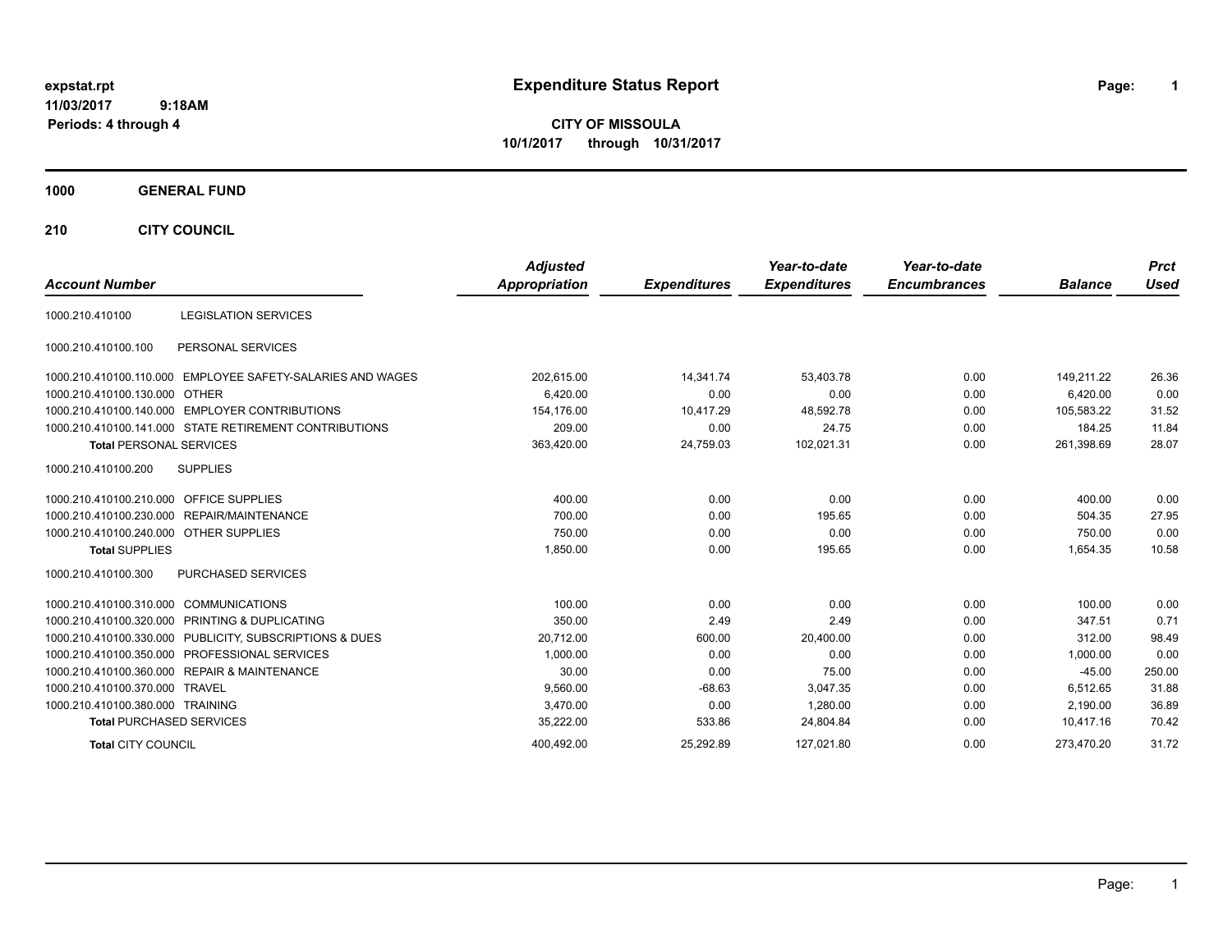expstat.rpt
11/03/2017 9:18AM
Periods: 4 through 4

# Expenditure Status Report

**CITY OF MISSOULA**
**10/1/2017 through 10/31/2017**

## 1000 GENERAL FUND

### 210 CITY COUNCIL

| Account Number | | Adjusted Appropriation | Expenditures | Year-to-date Expenditures | Year-to-date Encumbrances | Balance | Prct Used |
|---|---|---|---|---|---|---|---|
| 1000.210.410100 | LEGISLATION SERVICES | | | | | | |
| 1000.210.410100.100 | PERSONAL SERVICES | | | | | | |
| 1000.210.410100.110.000 | EMPLOYEE SAFETY-SALARIES AND WAGES | 202,615.00 | 14,341.74 | 53,403.78 | 0.00 | 149,211.22 | 26.36 |
| 1000.210.410100.130.000 | OTHER | 6,420.00 | 0.00 | 0.00 | 0.00 | 6,420.00 | 0.00 |
| 1000.210.410100.140.000 | EMPLOYER CONTRIBUTIONS | 154,176.00 | 10,417.29 | 48,592.78 | 0.00 | 105,583.22 | 31.52 |
| 1000.210.410100.141.000 | STATE RETIREMENT CONTRIBUTIONS | 209.00 | 0.00 | 24.75 | 0.00 | 184.25 | 11.84 |
| **Total** PERSONAL SERVICES | | 363,420.00 | 24,759.03 | 102,021.31 | 0.00 | 261,398.69 | 28.07 |
| 1000.210.410100.200 | SUPPLIES | | | | | | |
| 1000.210.410100.210.000 | OFFICE SUPPLIES | 400.00 | 0.00 | 0.00 | 0.00 | 400.00 | 0.00 |
| 1000.210.410100.230.000 | REPAIR/MAINTENANCE | 700.00 | 0.00 | 195.65 | 0.00 | 504.35 | 27.95 |
| 1000.210.410100.240.000 | OTHER SUPPLIES | 750.00 | 0.00 | 0.00 | 0.00 | 750.00 | 0.00 |
| **Total** SUPPLIES | | 1,850.00 | 0.00 | 195.65 | 0.00 | 1,654.35 | 10.58 |
| 1000.210.410100.300 | PURCHASED SERVICES | | | | | | |
| 1000.210.410100.310.000 | COMMUNICATIONS | 100.00 | 0.00 | 0.00 | 0.00 | 100.00 | 0.00 |
| 1000.210.410100.320.000 | PRINTING & DUPLICATING | 350.00 | 2.49 | 2.49 | 0.00 | 347.51 | 0.71 |
| 1000.210.410100.330.000 | PUBLICITY, SUBSCRIPTIONS & DUES | 20,712.00 | 600.00 | 20,400.00 | 0.00 | 312.00 | 98.49 |
| 1000.210.410100.350.000 | PROFESSIONAL SERVICES | 1,000.00 | 0.00 | 0.00 | 0.00 | 1,000.00 | 0.00 |
| 1000.210.410100.360.000 | REPAIR & MAINTENANCE | 30.00 | 0.00 | 75.00 | 0.00 | -45.00 | 250.00 |
| 1000.210.410100.370.000 | TRAVEL | 9,560.00 | -68.63 | 3,047.35 | 0.00 | 6,512.65 | 31.88 |
| 1000.210.410100.380.000 | TRAINING | 3,470.00 | 0.00 | 1,280.00 | 0.00 | 2,190.00 | 36.89 |
| **Total** PURCHASED SERVICES | | 35,222.00 | 533.86 | 24,804.84 | 0.00 | 10,417.16 | 70.42 |
| **Total** CITY COUNCIL | | 400,492.00 | 25,292.89 | 127,021.80 | 0.00 | 273,470.20 | 31.72 |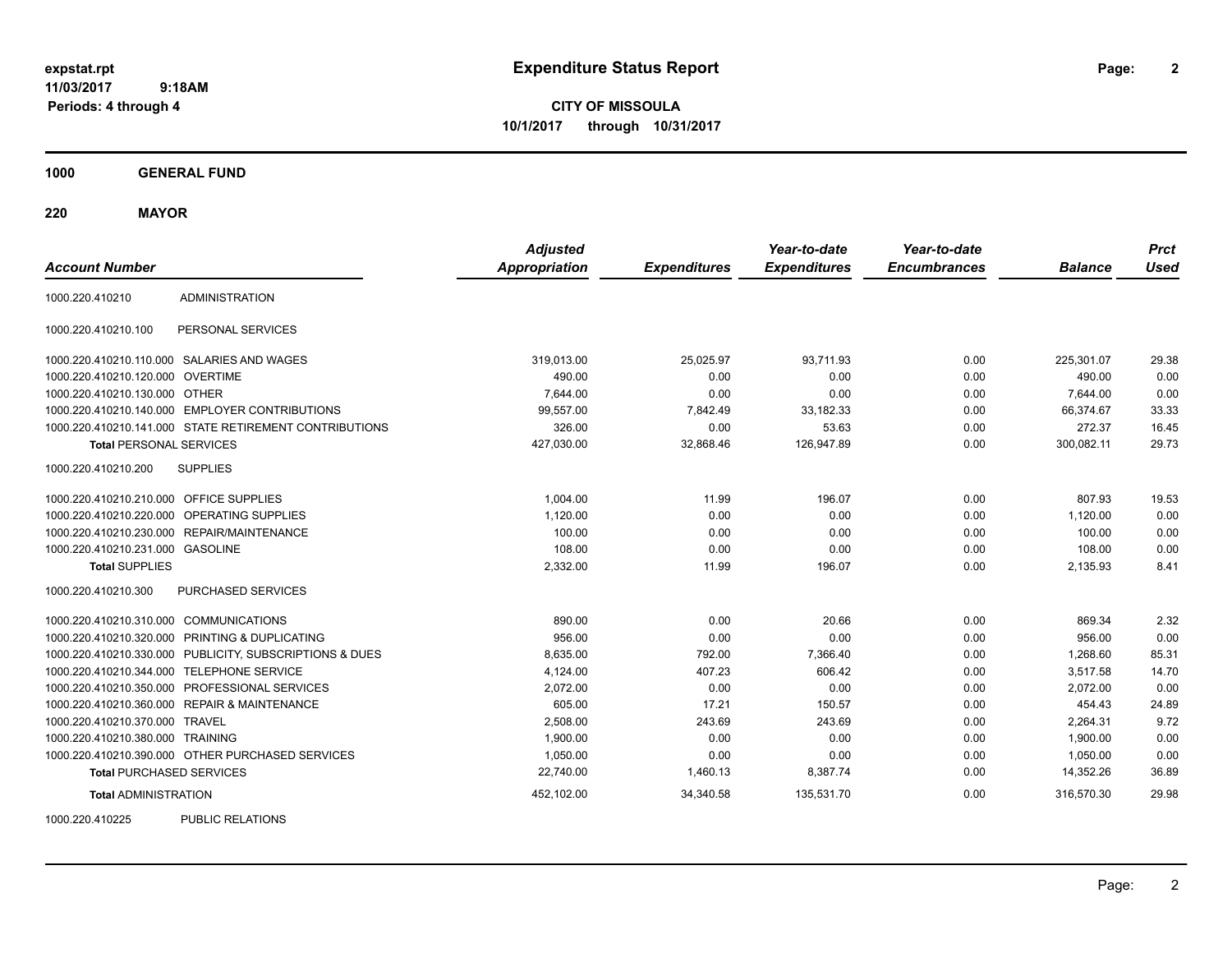# Expenditure Status Report

expstat.rpt
11/03/2017 9:18AM
Periods: 4 through 4

**CITY OF MISSOULA**
**10/1/2017 through 10/31/2017**

**1000 GENERAL FUND**

**220 MAYOR**

| Account Number | | Adjusted Appropriation | Expenditures | Year-to-date Expenditures | Year-to-date Encumbrances | Balance | Prct Used |
|---|---|---|---|---|---|---|---|
| 1000.220.410210 | ADMINISTRATION | | | | | | |
| 1000.220.410210.100 | PERSONAL SERVICES | | | | | | |
| 1000.220.410210.110.000 | SALARIES AND WAGES | 319,013.00 | 25,025.97 | 93,711.93 | 0.00 | 225,301.07 | 29.38 |
| 1000.220.410210.120.000 | OVERTIME | 490.00 | 0.00 | 0.00 | 0.00 | 490.00 | 0.00 |
| 1000.220.410210.130.000 | OTHER | 7,644.00 | 0.00 | 0.00 | 0.00 | 7,644.00 | 0.00 |
| 1000.220.410210.140.000 | EMPLOYER CONTRIBUTIONS | 99,557.00 | 7,842.49 | 33,182.33 | 0.00 | 66,374.67 | 33.33 |
| 1000.220.410210.141.000 | STATE RETIREMENT CONTRIBUTIONS | 326.00 | 0.00 | 53.63 | 0.00 | 272.37 | 16.45 |
| **Total** PERSONAL SERVICES | | 427,030.00 | 32,868.46 | 126,947.89 | 0.00 | 300,082.11 | 29.73 |
| 1000.220.410210.200 | SUPPLIES | | | | | | |
| 1000.220.410210.210.000 | OFFICE SUPPLIES | 1,004.00 | 11.99 | 196.07 | 0.00 | 807.93 | 19.53 |
| 1000.220.410210.220.000 | OPERATING SUPPLIES | 1,120.00 | 0.00 | 0.00 | 0.00 | 1,120.00 | 0.00 |
| 1000.220.410210.230.000 | REPAIR/MAINTENANCE | 100.00 | 0.00 | 0.00 | 0.00 | 100.00 | 0.00 |
| 1000.220.410210.231.000 | GASOLINE | 108.00 | 0.00 | 0.00 | 0.00 | 108.00 | 0.00 |
| **Total** SUPPLIES | | 2,332.00 | 11.99 | 196.07 | 0.00 | 2,135.93 | 8.41 |
| 1000.220.410210.300 | PURCHASED SERVICES | | | | | | |
| 1000.220.410210.310.000 | COMMUNICATIONS | 890.00 | 0.00 | 20.66 | 0.00 | 869.34 | 2.32 |
| 1000.220.410210.320.000 | PRINTING & DUPLICATING | 956.00 | 0.00 | 0.00 | 0.00 | 956.00 | 0.00 |
| 1000.220.410210.330.000 | PUBLICITY, SUBSCRIPTIONS & DUES | 8,635.00 | 792.00 | 7,366.40 | 0.00 | 1,268.60 | 85.31 |
| 1000.220.410210.344.000 | TELEPHONE SERVICE | 4,124.00 | 407.23 | 606.42 | 0.00 | 3,517.58 | 14.70 |
| 1000.220.410210.350.000 | PROFESSIONAL SERVICES | 2,072.00 | 0.00 | 0.00 | 0.00 | 2,072.00 | 0.00 |
| 1000.220.410210.360.000 | REPAIR & MAINTENANCE | 605.00 | 17.21 | 150.57 | 0.00 | 454.43 | 24.89 |
| 1000.220.410210.370.000 | TRAVEL | 2,508.00 | 243.69 | 243.69 | 0.00 | 2,264.31 | 9.72 |
| 1000.220.410210.380.000 | TRAINING | 1,900.00 | 0.00 | 0.00 | 0.00 | 1,900.00 | 0.00 |
| 1000.220.410210.390.000 | OTHER PURCHASED SERVICES | 1,050.00 | 0.00 | 0.00 | 0.00 | 1,050.00 | 0.00 |
| **Total** PURCHASED SERVICES | | 22,740.00 | 1,460.13 | 8,387.74 | 0.00 | 14,352.26 | 36.89 |
| **Total** ADMINISTRATION | | 452,102.00 | 34,340.58 | 135,531.70 | 0.00 | 316,570.30 | 29.98 |
| 1000.220.410225 | PUBLIC RELATIONS | | | | | | |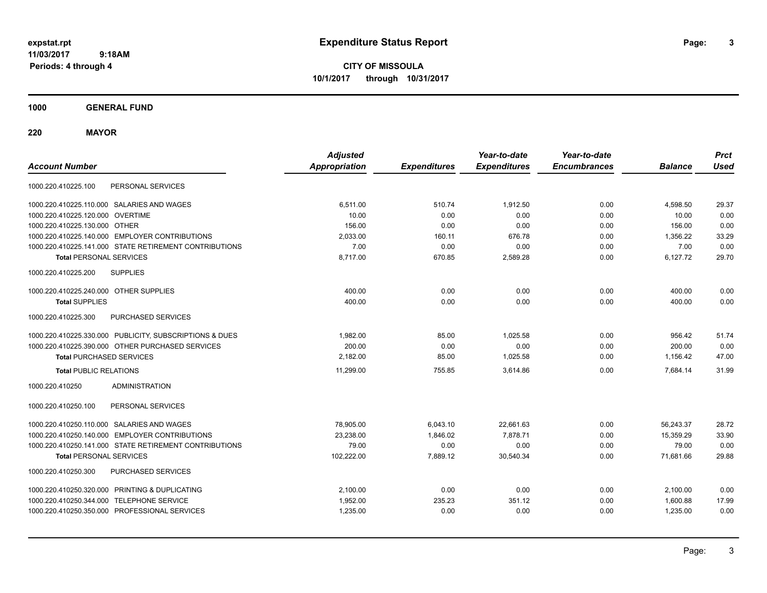**expstat.rpt**
**11/03/2017 9:18AM**
**Periods: 4 through 4**

# Expenditure Status Report

**CITY OF MISSOULA**
**10/1/2017 through 10/31/2017**

## 1000 GENERAL FUND

### 220 MAYOR

| Account Number | | Adjusted Appropriation | Expenditures | Year-to-date Expenditures | Year-to-date Encumbrances | Balance | Prct Used |
|---|---|---|---|---|---|---|---|
| 1000.220.410225.100 | PERSONAL SERVICES | | | | | | |
| 1000.220.410225.110.000 | SALARIES AND WAGES | 6,511.00 | 510.74 | 1,912.50 | 0.00 | 4,598.50 | 29.37 |
| 1000.220.410225.120.000 | OVERTIME | 10.00 | 0.00 | 0.00 | 0.00 | 10.00 | 0.00 |
| 1000.220.410225.130.000 | OTHER | 156.00 | 0.00 | 0.00 | 0.00 | 156.00 | 0.00 |
| 1000.220.410225.140.000 | EMPLOYER CONTRIBUTIONS | 2,033.00 | 160.11 | 676.78 | 0.00 | 1,356.22 | 33.29 |
| 1000.220.410225.141.000 | STATE RETIREMENT CONTRIBUTIONS | 7.00 | 0.00 | 0.00 | 0.00 | 7.00 | 0.00 |
| **Total** PERSONAL SERVICES | | 8,717.00 | 670.85 | 2,589.28 | 0.00 | 6,127.72 | 29.70 |
| 1000.220.410225.200 | SUPPLIES | | | | | | |
| 1000.220.410225.240.000 | OTHER SUPPLIES | 400.00 | 0.00 | 0.00 | 0.00 | 400.00 | 0.00 |
| **Total** SUPPLIES | | 400.00 | 0.00 | 0.00 | 0.00 | 400.00 | 0.00 |
| 1000.220.410225.300 | PURCHASED SERVICES | | | | | | |
| 1000.220.410225.330.000 | PUBLICITY, SUBSCRIPTIONS & DUES | 1,982.00 | 85.00 | 1,025.58 | 0.00 | 956.42 | 51.74 |
| 1000.220.410225.390.000 | OTHER PURCHASED SERVICES | 200.00 | 0.00 | 0.00 | 0.00 | 200.00 | 0.00 |
| **Total** PURCHASED SERVICES | | 2,182.00 | 85.00 | 1,025.58 | 0.00 | 1,156.42 | 47.00 |
| **Total** PUBLIC RELATIONS | | 11,299.00 | 755.85 | 3,614.86 | 0.00 | 7,684.14 | 31.99 |
| 1000.220.410250 | ADMINISTRATION | | | | | | |
| 1000.220.410250.100 | PERSONAL SERVICES | | | | | | |
| 1000.220.410250.110.000 | SALARIES AND WAGES | 78,905.00 | 6,043.10 | 22,661.63 | 0.00 | 56,243.37 | 28.72 |
| 1000.220.410250.140.000 | EMPLOYER CONTRIBUTIONS | 23,238.00 | 1,846.02 | 7,878.71 | 0.00 | 15,359.29 | 33.90 |
| 1000.220.410250.141.000 | STATE RETIREMENT CONTRIBUTIONS | 79.00 | 0.00 | 0.00 | 0.00 | 79.00 | 0.00 |
| **Total** PERSONAL SERVICES | | 102,222.00 | 7,889.12 | 30,540.34 | 0.00 | 71,681.66 | 29.88 |
| 1000.220.410250.300 | PURCHASED SERVICES | | | | | | |
| 1000.220.410250.320.000 | PRINTING & DUPLICATING | 2,100.00 | 0.00 | 0.00 | 0.00 | 2,100.00 | 0.00 |
| 1000.220.410250.344.000 | TELEPHONE SERVICE | 1,952.00 | 235.23 | 351.12 | 0.00 | 1,600.88 | 17.99 |
| 1000.220.410250.350.000 | PROFESSIONAL SERVICES | 1,235.00 | 0.00 | 0.00 | 0.00 | 1,235.00 | 0.00 |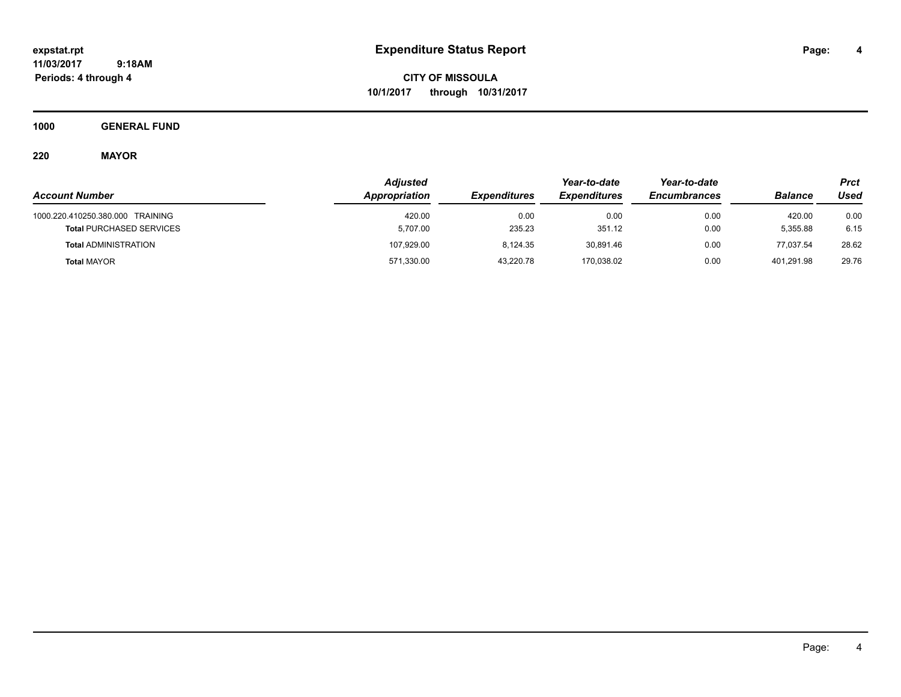expstat.rpt
11/03/2017 9:18AM
Periods: 4 through 4

# Expenditure Status Report

**CITY OF MISSOULA**
**10/1/2017 through 10/31/2017**

**1000 GENERAL FUND**

**220 MAYOR**

| Account Number | Adjusted Appropriation | Expenditures | Year-to-date Expenditures | Year-to-date Encumbrances | Balance | Prct Used |
|---|---|---|---|---|---|---|
| 1000.220.410250.380.000 TRAINING | 420.00 | 0.00 | 0.00 | 0.00 | 420.00 | 0.00 |
| **Total** PURCHASED SERVICES | 5,707.00 | 235.23 | 351.12 | 0.00 | 5,355.88 | 6.15 |
| **Total** ADMINISTRATION | 107,929.00 | 8,124.35 | 30,891.46 | 0.00 | 77,037.54 | 28.62 |
| **Total** MAYOR | 571,330.00 | 43,220.78 | 170,038.02 | 0.00 | 401,291.98 | 29.76 |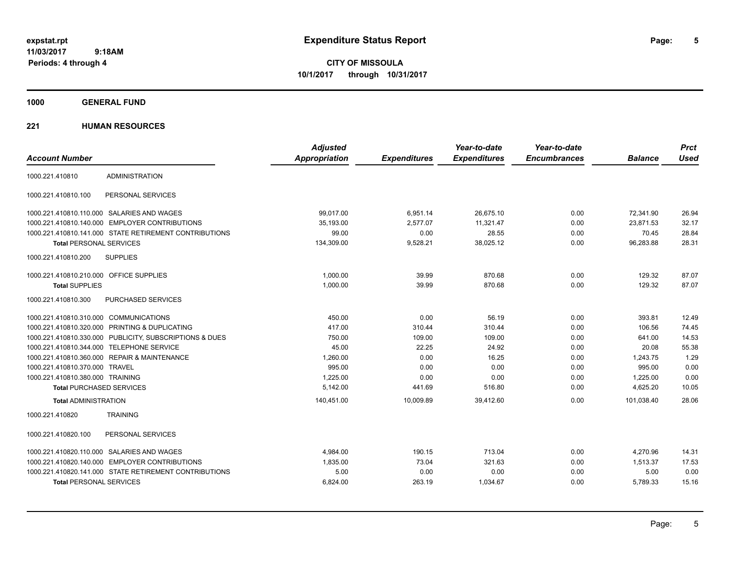# Expenditure Status Report

expstat.rpt
11/03/2017 9:18AM
Periods: 4 through 4

**CITY OF MISSOULA**
**10/1/2017 through 10/31/2017**

## 1000 GENERAL FUND

### 221 HUMAN RESOURCES

| Account Number | | Adjusted Appropriation | Expenditures | Year-to-date Expenditures | Year-to-date Encumbrances | Balance | Prct Used |
|---|---|---|---|---|---|---|---|
| 1000.221.410810 | ADMINISTRATION | | | | | | |
| 1000.221.410810.100 | PERSONAL SERVICES | | | | | | |
| 1000.221.410810.110.000 | SALARIES AND WAGES | 99,017.00 | 6,951.14 | 26,675.10 | 0.00 | 72,341.90 | 26.94 |
| 1000.221.410810.140.000 | EMPLOYER CONTRIBUTIONS | 35,193.00 | 2,577.07 | 11,321.47 | 0.00 | 23,871.53 | 32.17 |
| 1000.221.410810.141.000 | STATE RETIREMENT CONTRIBUTIONS | 99.00 | 0.00 | 28.55 | 0.00 | 70.45 | 28.84 |
| **Total** PERSONAL SERVICES | | 134,309.00 | 9,528.21 | 38,025.12 | 0.00 | 96,283.88 | 28.31 |
| 1000.221.410810.200 | SUPPLIES | | | | | | |
| 1000.221.410810.210.000 | OFFICE SUPPLIES | 1,000.00 | 39.99 | 870.68 | 0.00 | 129.32 | 87.07 |
| **Total** SUPPLIES | | 1,000.00 | 39.99 | 870.68 | 0.00 | 129.32 | 87.07 |
| 1000.221.410810.300 | PURCHASED SERVICES | | | | | | |
| 1000.221.410810.310.000 | COMMUNICATIONS | 450.00 | 0.00 | 56.19 | 0.00 | 393.81 | 12.49 |
| 1000.221.410810.320.000 | PRINTING & DUPLICATING | 417.00 | 310.44 | 310.44 | 0.00 | 106.56 | 74.45 |
| 1000.221.410810.330.000 | PUBLICITY, SUBSCRIPTIONS & DUES | 750.00 | 109.00 | 109.00 | 0.00 | 641.00 | 14.53 |
| 1000.221.410810.344.000 | TELEPHONE SERVICE | 45.00 | 22.25 | 24.92 | 0.00 | 20.08 | 55.38 |
| 1000.221.410810.360.000 | REPAIR & MAINTENANCE | 1,260.00 | 0.00 | 16.25 | 0.00 | 1,243.75 | 1.29 |
| 1000.221.410810.370.000 | TRAVEL | 995.00 | 0.00 | 0.00 | 0.00 | 995.00 | 0.00 |
| 1000.221.410810.380.000 | TRAINING | 1,225.00 | 0.00 | 0.00 | 0.00 | 1,225.00 | 0.00 |
| **Total** PURCHASED SERVICES | | 5,142.00 | 441.69 | 516.80 | 0.00 | 4,625.20 | 10.05 |
| **Total** ADMINISTRATION | | 140,451.00 | 10,009.89 | 39,412.60 | 0.00 | 101,038.40 | 28.06 |
| 1000.221.410820 | TRAINING | | | | | | |
| 1000.221.410820.100 | PERSONAL SERVICES | | | | | | |
| 1000.221.410820.110.000 | SALARIES AND WAGES | 4,984.00 | 190.15 | 713.04 | 0.00 | 4,270.96 | 14.31 |
| 1000.221.410820.140.000 | EMPLOYER CONTRIBUTIONS | 1,835.00 | 73.04 | 321.63 | 0.00 | 1,513.37 | 17.53 |
| 1000.221.410820.141.000 | STATE RETIREMENT CONTRIBUTIONS | 5.00 | 0.00 | 0.00 | 0.00 | 5.00 | 0.00 |
| **Total** PERSONAL SERVICES | | 6,824.00 | 263.19 | 1,034.67 | 0.00 | 5,789.33 | 15.16 |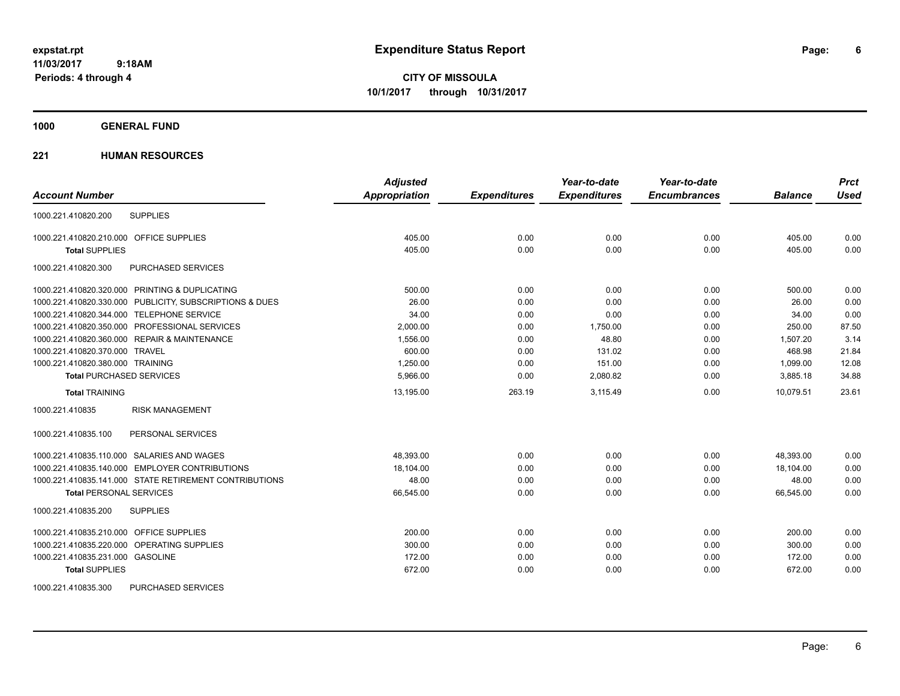# Expenditure Status Report

expstat.rpt
11/03/2017 9:18AM
Periods: 4 through 4

**CITY OF MISSOULA**
**10/1/2017 through 10/31/2017**

## 1000 GENERAL FUND

### 221 HUMAN RESOURCES

| Account Number | | Adjusted Appropriation | Expenditures | Year-to-date Expenditures | Year-to-date Encumbrances | Balance | Prct Used |
|---|---|---|---|---|---|---|---|
| 1000.221.410820.200 | SUPPLIES | | | | | | |
| 1000.221.410820.210.000 | OFFICE SUPPLIES | 405.00 | 0.00 | 0.00 | 0.00 | 405.00 | 0.00 |
| **Total** SUPPLIES | | 405.00 | 0.00 | 0.00 | 0.00 | 405.00 | 0.00 |
| 1000.221.410820.300 | PURCHASED SERVICES | | | | | | |
| 1000.221.410820.320.000 | PRINTING & DUPLICATING | 500.00 | 0.00 | 0.00 | 0.00 | 500.00 | 0.00 |
| 1000.221.410820.330.000 | PUBLICITY, SUBSCRIPTIONS & DUES | 26.00 | 0.00 | 0.00 | 0.00 | 26.00 | 0.00 |
| 1000.221.410820.344.000 | TELEPHONE SERVICE | 34.00 | 0.00 | 0.00 | 0.00 | 34.00 | 0.00 |
| 1000.221.410820.350.000 | PROFESSIONAL SERVICES | 2,000.00 | 0.00 | 1,750.00 | 0.00 | 250.00 | 87.50 |
| 1000.221.410820.360.000 | REPAIR & MAINTENANCE | 1,556.00 | 0.00 | 48.80 | 0.00 | 1,507.20 | 3.14 |
| 1000.221.410820.370.000 | TRAVEL | 600.00 | 0.00 | 131.02 | 0.00 | 468.98 | 21.84 |
| 1000.221.410820.380.000 | TRAINING | 1,250.00 | 0.00 | 151.00 | 0.00 | 1,099.00 | 12.08 |
| **Total** PURCHASED SERVICES | | 5,966.00 | 0.00 | 2,080.82 | 0.00 | 3,885.18 | 34.88 |
| **Total** TRAINING | | 13,195.00 | 263.19 | 3,115.49 | 0.00 | 10,079.51 | 23.61 |
| 1000.221.410835 | RISK MANAGEMENT | | | | | | |
| 1000.221.410835.100 | PERSONAL SERVICES | | | | | | |
| 1000.221.410835.110.000 | SALARIES AND WAGES | 48,393.00 | 0.00 | 0.00 | 0.00 | 48,393.00 | 0.00 |
| 1000.221.410835.140.000 | EMPLOYER CONTRIBUTIONS | 18,104.00 | 0.00 | 0.00 | 0.00 | 18,104.00 | 0.00 |
| 1000.221.410835.141.000 | STATE RETIREMENT CONTRIBUTIONS | 48.00 | 0.00 | 0.00 | 0.00 | 48.00 | 0.00 |
| **Total** PERSONAL SERVICES | | 66,545.00 | 0.00 | 0.00 | 0.00 | 66,545.00 | 0.00 |
| 1000.221.410835.200 | SUPPLIES | | | | | | |
| 1000.221.410835.210.000 | OFFICE SUPPLIES | 200.00 | 0.00 | 0.00 | 0.00 | 200.00 | 0.00 |
| 1000.221.410835.220.000 | OPERATING SUPPLIES | 300.00 | 0.00 | 0.00 | 0.00 | 300.00 | 0.00 |
| 1000.221.410835.231.000 | GASOLINE | 172.00 | 0.00 | 0.00 | 0.00 | 172.00 | 0.00 |
| **Total** SUPPLIES | | 672.00 | 0.00 | 0.00 | 0.00 | 672.00 | 0.00 |
| 1000.221.410835.300 | PURCHASED SERVICES | | | | | | |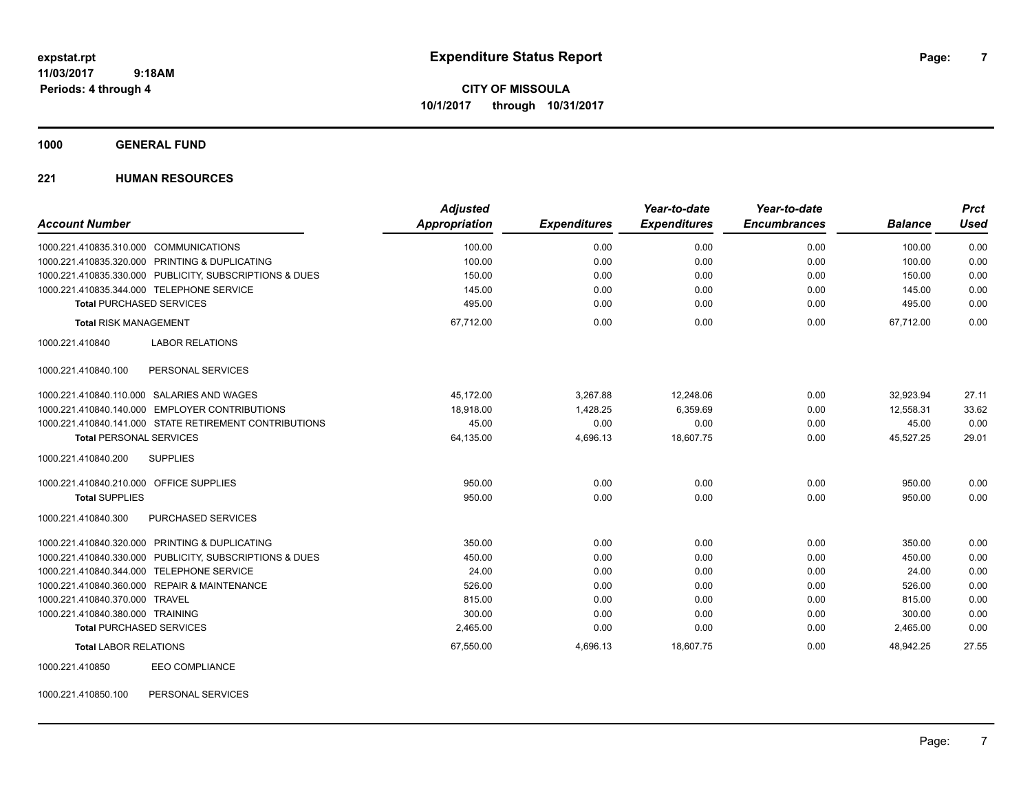# Expenditure Status Report

**CITY OF MISSOULA**

**10/1/2017 through 10/31/2017**

expstat.rpt
11/03/2017 9:18AM
Periods: 4 through 4

**1000 GENERAL FUND**

**221 HUMAN RESOURCES**

| Account Number | Adjusted Appropriation | Expenditures | Year-to-date Expenditures | Year-to-date Encumbrances | Balance | Prct Used |
|---|---|---|---|---|---|---|
| 1000.221.410835.310.000 COMMUNICATIONS | 100.00 | 0.00 | 0.00 | 0.00 | 100.00 | 0.00 |
| 1000.221.410835.320.000 PRINTING & DUPLICATING | 100.00 | 0.00 | 0.00 | 0.00 | 100.00 | 0.00 |
| 1000.221.410835.330.000 PUBLICITY, SUBSCRIPTIONS & DUES | 150.00 | 0.00 | 0.00 | 0.00 | 150.00 | 0.00 |
| 1000.221.410835.344.000 TELEPHONE SERVICE | 145.00 | 0.00 | 0.00 | 0.00 | 145.00 | 0.00 |
| **Total** PURCHASED SERVICES | 495.00 | 0.00 | 0.00 | 0.00 | 495.00 | 0.00 |
| **Total** RISK MANAGEMENT | 67,712.00 | 0.00 | 0.00 | 0.00 | 67,712.00 | 0.00 |
| 1000.221.410840 LABOR RELATIONS | | | | | | |
| 1000.221.410840.100 PERSONAL SERVICES | | | | | | |
| 1000.221.410840.110.000 SALARIES AND WAGES | 45,172.00 | 3,267.88 | 12,248.06 | 0.00 | 32,923.94 | 27.11 |
| 1000.221.410840.140.000 EMPLOYER CONTRIBUTIONS | 18,918.00 | 1,428.25 | 6,359.69 | 0.00 | 12,558.31 | 33.62 |
| 1000.221.410840.141.000 STATE RETIREMENT CONTRIBUTIONS | 45.00 | 0.00 | 0.00 | 0.00 | 45.00 | 0.00 |
| **Total** PERSONAL SERVICES | 64,135.00 | 4,696.13 | 18,607.75 | 0.00 | 45,527.25 | 29.01 |
| 1000.221.410840.200 SUPPLIES | | | | | | |
| 1000.221.410840.210.000 OFFICE SUPPLIES | 950.00 | 0.00 | 0.00 | 0.00 | 950.00 | 0.00 |
| **Total** SUPPLIES | 950.00 | 0.00 | 0.00 | 0.00 | 950.00 | 0.00 |
| 1000.221.410840.300 PURCHASED SERVICES | | | | | | |
| 1000.221.410840.320.000 PRINTING & DUPLICATING | 350.00 | 0.00 | 0.00 | 0.00 | 350.00 | 0.00 |
| 1000.221.410840.330.000 PUBLICITY, SUBSCRIPTIONS & DUES | 450.00 | 0.00 | 0.00 | 0.00 | 450.00 | 0.00 |
| 1000.221.410840.344.000 TELEPHONE SERVICE | 24.00 | 0.00 | 0.00 | 0.00 | 24.00 | 0.00 |
| 1000.221.410840.360.000 REPAIR & MAINTENANCE | 526.00 | 0.00 | 0.00 | 0.00 | 526.00 | 0.00 |
| 1000.221.410840.370.000 TRAVEL | 815.00 | 0.00 | 0.00 | 0.00 | 815.00 | 0.00 |
| 1000.221.410840.380.000 TRAINING | 300.00 | 0.00 | 0.00 | 0.00 | 300.00 | 0.00 |
| **Total** PURCHASED SERVICES | 2,465.00 | 0.00 | 0.00 | 0.00 | 2,465.00 | 0.00 |
| **Total** LABOR RELATIONS | 67,550.00 | 4,696.13 | 18,607.75 | 0.00 | 48,942.25 | 27.55 |
| 1000.221.410850 EEO COMPLIANCE | | | | | | |
| 1000.221.410850.100 PERSONAL SERVICES | | | | | | |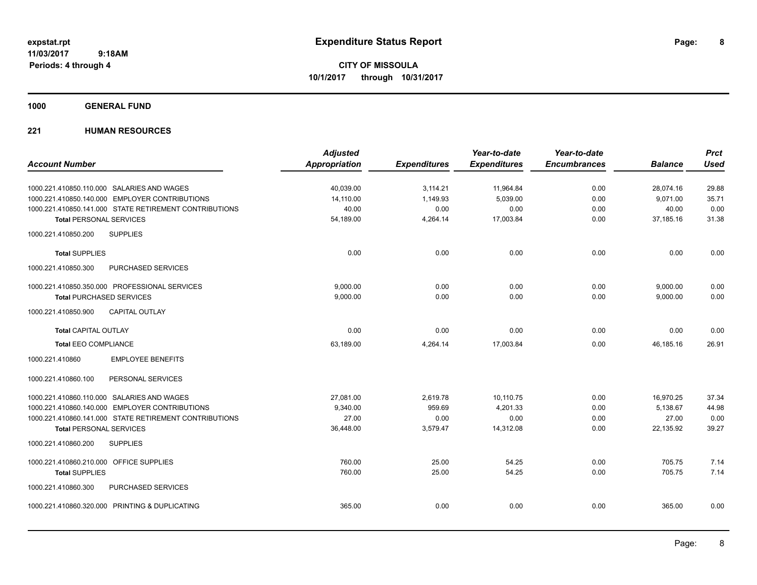**expstat.rpt**
**11/03/2017 9:18AM**
**Periods: 4 through 4**

# Expenditure Status Report

**CITY OF MISSOULA**
**10/1/2017 through 10/31/2017**

## 1000 GENERAL FUND

### 221 HUMAN RESOURCES

| Account Number | Adjusted Appropriation | Expenditures | Year-to-date Expenditures | Year-to-date Encumbrances | Balance | Prct Used |
|---|---|---|---|---|---|---|
| 1000.221.410850.110.000 SALARIES AND WAGES | 40,039.00 | 3,114.21 | 11,964.84 | 0.00 | 28,074.16 | 29.88 |
| 1000.221.410850.140.000 EMPLOYER CONTRIBUTIONS | 14,110.00 | 1,149.93 | 5,039.00 | 0.00 | 9,071.00 | 35.71 |
| 1000.221.410850.141.000 STATE RETIREMENT CONTRIBUTIONS | 40.00 | 0.00 | 0.00 | 0.00 | 40.00 | 0.00 |
| **Total** PERSONAL SERVICES | 54,189.00 | 4,264.14 | 17,003.84 | 0.00 | 37,185.16 | 31.38 |
| 1000.221.410850.200 SUPPLIES | | | | | | |
| **Total** SUPPLIES | 0.00 | 0.00 | 0.00 | 0.00 | 0.00 | 0.00 |
| 1000.221.410850.300 PURCHASED SERVICES | | | | | | |
| 1000.221.410850.350.000 PROFESSIONAL SERVICES | 9,000.00 | 0.00 | 0.00 | 0.00 | 9,000.00 | 0.00 |
| **Total** PURCHASED SERVICES | 9,000.00 | 0.00 | 0.00 | 0.00 | 9,000.00 | 0.00 |
| 1000.221.410850.900 CAPITAL OUTLAY | | | | | | |
| **Total** CAPITAL OUTLAY | 0.00 | 0.00 | 0.00 | 0.00 | 0.00 | 0.00 |
| **Total** EEO COMPLIANCE | 63,189.00 | 4,264.14 | 17,003.84 | 0.00 | 46,185.16 | 26.91 |
| 1000.221.410860 EMPLOYEE BENEFITS | | | | | | |
| 1000.221.410860.100 PERSONAL SERVICES | | | | | | |
| 1000.221.410860.110.000 SALARIES AND WAGES | 27,081.00 | 2,619.78 | 10,110.75 | 0.00 | 16,970.25 | 37.34 |
| 1000.221.410860.140.000 EMPLOYER CONTRIBUTIONS | 9,340.00 | 959.69 | 4,201.33 | 0.00 | 5,138.67 | 44.98 |
| 1000.221.410860.141.000 STATE RETIREMENT CONTRIBUTIONS | 27.00 | 0.00 | 0.00 | 0.00 | 27.00 | 0.00 |
| **Total** PERSONAL SERVICES | 36,448.00 | 3,579.47 | 14,312.08 | 0.00 | 22,135.92 | 39.27 |
| 1000.221.410860.200 SUPPLIES | | | | | | |
| 1000.221.410860.210.000 OFFICE SUPPLIES | 760.00 | 25.00 | 54.25 | 0.00 | 705.75 | 7.14 |
| **Total** SUPPLIES | 760.00 | 25.00 | 54.25 | 0.00 | 705.75 | 7.14 |
| 1000.221.410860.300 PURCHASED SERVICES | | | | | | |
| 1000.221.410860.320.000 PRINTING & DUPLICATING | 365.00 | 0.00 | 0.00 | 0.00 | 365.00 | 0.00 |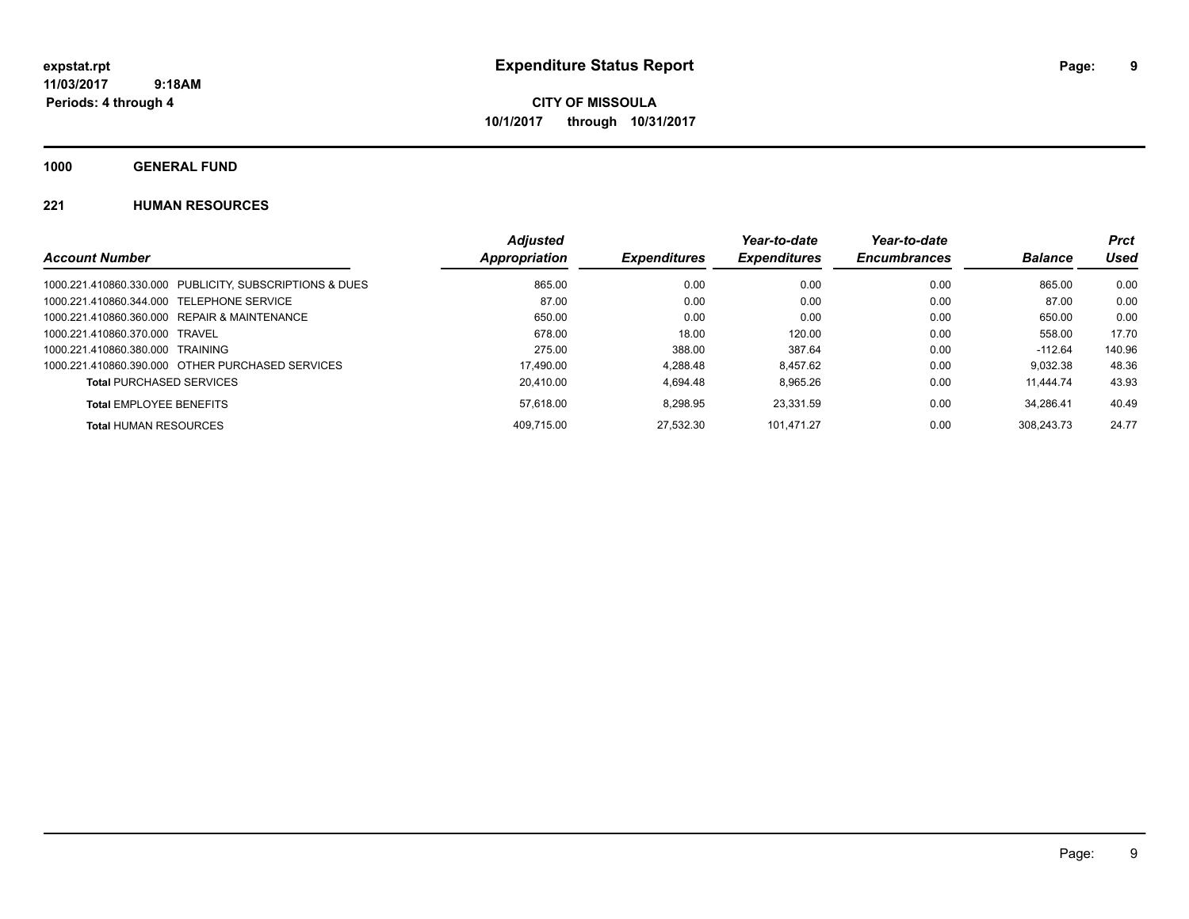# Expenditure Status Report

expstat.rpt
11/03/2017 9:18AM
Periods: 4 through 4

**CITY OF MISSOULA**
**10/1/2017 through 10/31/2017**

## 1000 GENERAL FUND

### 221 HUMAN RESOURCES

| Account Number | Adjusted Appropriation | Expenditures | Year-to-date Expenditures | Year-to-date Encumbrances | Balance | Prct Used |
|---|---|---|---|---|---|---|
| 1000.221.410860.330.000 PUBLICITY, SUBSCRIPTIONS & DUES | 865.00 | 0.00 | 0.00 | 0.00 | 865.00 | 0.00 |
| 1000.221.410860.344.000 TELEPHONE SERVICE | 87.00 | 0.00 | 0.00 | 0.00 | 87.00 | 0.00 |
| 1000.221.410860.360.000 REPAIR & MAINTENANCE | 650.00 | 0.00 | 0.00 | 0.00 | 650.00 | 0.00 |
| 1000.221.410860.370.000 TRAVEL | 678.00 | 18.00 | 120.00 | 0.00 | 558.00 | 17.70 |
| 1000.221.410860.380.000 TRAINING | 275.00 | 388.00 | 387.64 | 0.00 | -112.64 | 140.96 |
| 1000.221.410860.390.000 OTHER PURCHASED SERVICES | 17,490.00 | 4,288.48 | 8,457.62 | 0.00 | 9,032.38 | 48.36 |
| **Total** PURCHASED SERVICES | 20,410.00 | 4,694.48 | 8,965.26 | 0.00 | 11,444.74 | 43.93 |
| **Total** EMPLOYEE BENEFITS | 57,618.00 | 8,298.95 | 23,331.59 | 0.00 | 34,286.41 | 40.49 |
| **Total** HUMAN RESOURCES | 409,715.00 | 27,532.30 | 101,471.27 | 0.00 | 308,243.73 | 24.77 |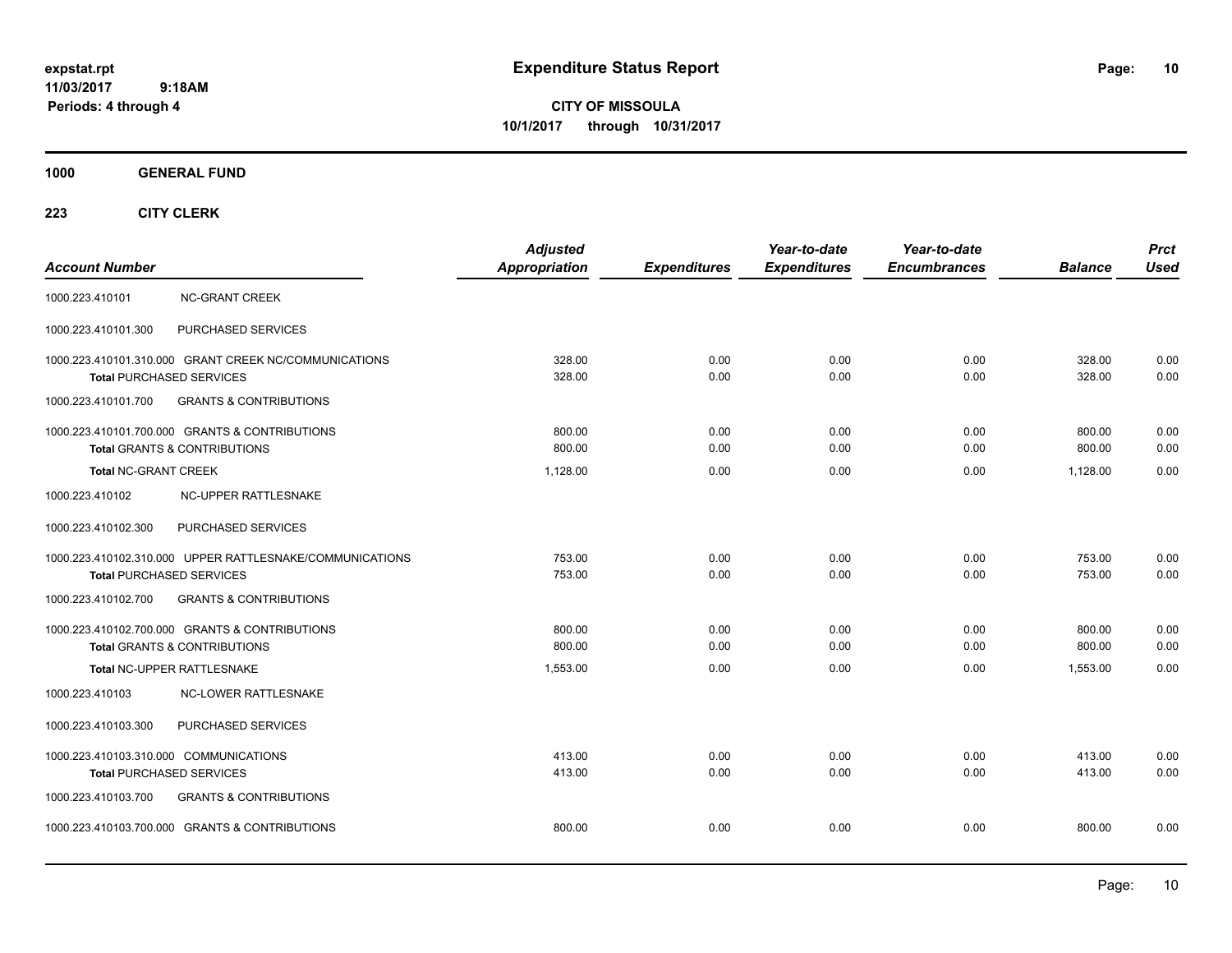# Expenditure Status Report

expstat.rpt
11/03/2017 9:18AM
Periods: 4 through 4

**CITY OF MISSOULA**
**10/1/2017 through 10/31/2017**

**1000 GENERAL FUND**

**223 CITY CLERK**

| Account Number | | Adjusted Appropriation | Expenditures | Year-to-date Expenditures | Year-to-date Encumbrances | Balance | Prct Used |
|---|---|---|---|---|---|---|---|
| 1000.223.410101 | NC-GRANT CREEK | | | | | | |
| 1000.223.410101.300 | PURCHASED SERVICES | | | | | | |
| 1000.223.410101.310.000 | GRANT CREEK NC/COMMUNICATIONS | 328.00 | 0.00 | 0.00 | 0.00 | 328.00 | 0.00 |
| **Total** PURCHASED SERVICES | | 328.00 | 0.00 | 0.00 | 0.00 | 328.00 | 0.00 |
| 1000.223.410101.700 | GRANTS & CONTRIBUTIONS | | | | | | |
| 1000.223.410101.700.000 | GRANTS & CONTRIBUTIONS | 800.00 | 0.00 | 0.00 | 0.00 | 800.00 | 0.00 |
| **Total** GRANTS & CONTRIBUTIONS | | 800.00 | 0.00 | 0.00 | 0.00 | 800.00 | 0.00 |
| **Total** NC-GRANT CREEK | | 1,128.00 | 0.00 | 0.00 | 0.00 | 1,128.00 | 0.00 |
| 1000.223.410102 | NC-UPPER RATTLESNAKE | | | | | | |
| 1000.223.410102.300 | PURCHASED SERVICES | | | | | | |
| 1000.223.410102.310.000 | UPPER RATTLESNAKE/COMMUNICATIONS | 753.00 | 0.00 | 0.00 | 0.00 | 753.00 | 0.00 |
| **Total** PURCHASED SERVICES | | 753.00 | 0.00 | 0.00 | 0.00 | 753.00 | 0.00 |
| 1000.223.410102.700 | GRANTS & CONTRIBUTIONS | | | | | | |
| 1000.223.410102.700.000 | GRANTS & CONTRIBUTIONS | 800.00 | 0.00 | 0.00 | 0.00 | 800.00 | 0.00 |
| **Total** GRANTS & CONTRIBUTIONS | | 800.00 | 0.00 | 0.00 | 0.00 | 800.00 | 0.00 |
| **Total** NC-UPPER RATTLESNAKE | | 1,553.00 | 0.00 | 0.00 | 0.00 | 1,553.00 | 0.00 |
| 1000.223.410103 | NC-LOWER RATTLESNAKE | | | | | | |
| 1000.223.410103.300 | PURCHASED SERVICES | | | | | | |
| 1000.223.410103.310.000 | COMMUNICATIONS | 413.00 | 0.00 | 0.00 | 0.00 | 413.00 | 0.00 |
| **Total** PURCHASED SERVICES | | 413.00 | 0.00 | 0.00 | 0.00 | 413.00 | 0.00 |
| 1000.223.410103.700 | GRANTS & CONTRIBUTIONS | | | | | | |
| 1000.223.410103.700.000 | GRANTS & CONTRIBUTIONS | 800.00 | 0.00 | 0.00 | 0.00 | 800.00 | 0.00 |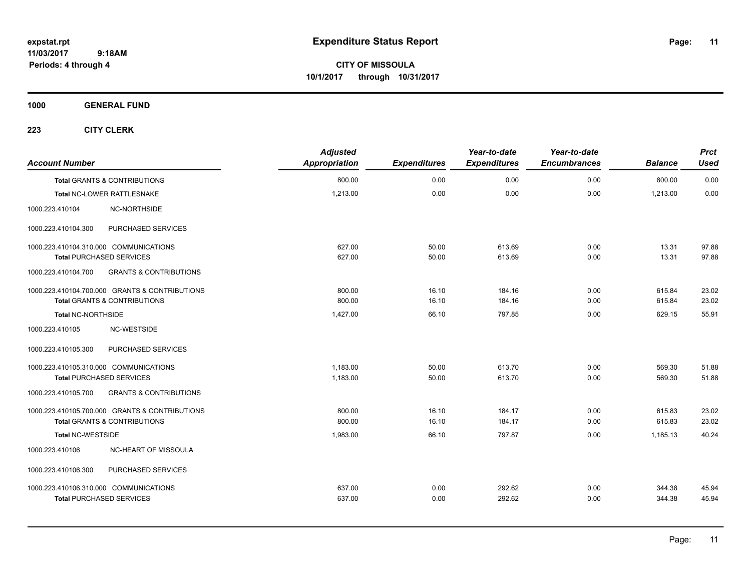# Expenditure Status Report

**CITY OF MISSOULA**
**10/1/2017 through 10/31/2017**

expstat.rpt
11/03/2017 9:18AM
Periods: 4 through 4

## 1000 GENERAL FUND

### 223 CITY CLERK

| Account Number | | Adjusted Appropriation | Expenditures | Year-to-date Expenditures | Year-to-date Encumbrances | Balance | Prct Used |
|---|---|---|---|---|---|---|---|
| **Total** GRANTS & CONTRIBUTIONS | | 800.00 | 0.00 | 0.00 | 0.00 | 800.00 | 0.00 |
| **Total** NC-LOWER RATTLESNAKE | | 1,213.00 | 0.00 | 0.00 | 0.00 | 1,213.00 | 0.00 |
| 1000.223.410104 | NC-NORTHSIDE | | | | | | |
| 1000.223.410104.300 | PURCHASED SERVICES | | | | | | |
| 1000.223.410104.310.000 COMMUNICATIONS | | 627.00 | 50.00 | 613.69 | 0.00 | 13.31 | 97.88 |
| **Total** PURCHASED SERVICES | | 627.00 | 50.00 | 613.69 | 0.00 | 13.31 | 97.88 |
| 1000.223.410104.700 | GRANTS & CONTRIBUTIONS | | | | | | |
| 1000.223.410104.700.000 GRANTS & CONTRIBUTIONS | | 800.00 | 16.10 | 184.16 | 0.00 | 615.84 | 23.02 |
| **Total** GRANTS & CONTRIBUTIONS | | 800.00 | 16.10 | 184.16 | 0.00 | 615.84 | 23.02 |
| **Total** NC-NORTHSIDE | | 1,427.00 | 66.10 | 797.85 | 0.00 | 629.15 | 55.91 |
| 1000.223.410105 | NC-WESTSIDE | | | | | | |
| 1000.223.410105.300 | PURCHASED SERVICES | | | | | | |
| 1000.223.410105.310.000 COMMUNICATIONS | | 1,183.00 | 50.00 | 613.70 | 0.00 | 569.30 | 51.88 |
| **Total** PURCHASED SERVICES | | 1,183.00 | 50.00 | 613.70 | 0.00 | 569.30 | 51.88 |
| 1000.223.410105.700 | GRANTS & CONTRIBUTIONS | | | | | | |
| 1000.223.410105.700.000 GRANTS & CONTRIBUTIONS | | 800.00 | 16.10 | 184.17 | 0.00 | 615.83 | 23.02 |
| **Total** GRANTS & CONTRIBUTIONS | | 800.00 | 16.10 | 184.17 | 0.00 | 615.83 | 23.02 |
| **Total** NC-WESTSIDE | | 1,983.00 | 66.10 | 797.87 | 0.00 | 1,185.13 | 40.24 |
| 1000.223.410106 | NC-HEART OF MISSOULA | | | | | | |
| 1000.223.410106.300 | PURCHASED SERVICES | | | | | | |
| 1000.223.410106.310.000 COMMUNICATIONS | | 637.00 | 0.00 | 292.62 | 0.00 | 344.38 | 45.94 |
| **Total** PURCHASED SERVICES | | 637.00 | 0.00 | 292.62 | 0.00 | 344.38 | 45.94 |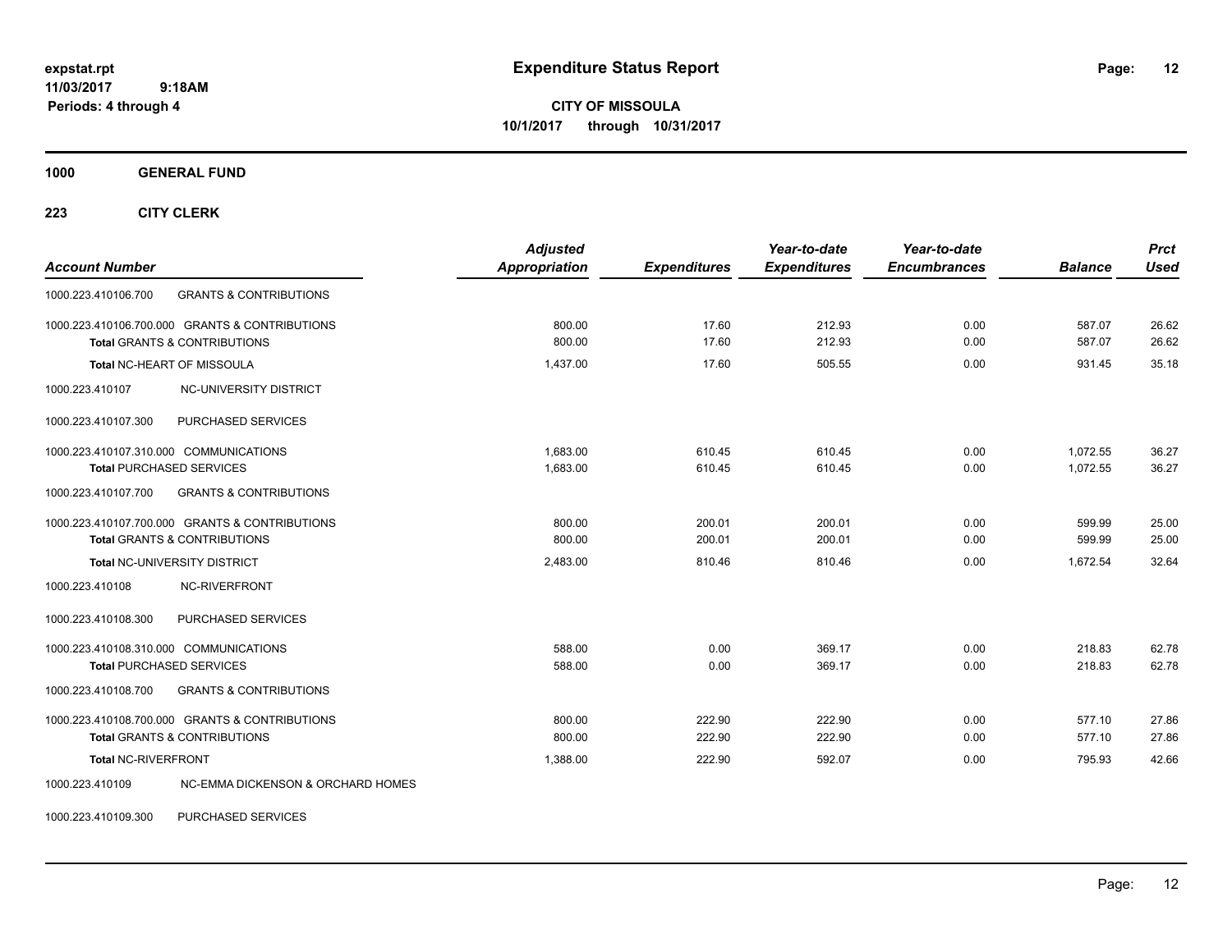**expstat.rpt**
**11/03/2017 9:18AM**
**Periods: 4 through 4**

# Expenditure Status Report

**CITY OF MISSOULA**
**10/1/2017 through 10/31/2017**

**1000 GENERAL FUND**

**223 CITY CLERK**

| Account Number | | Adjusted Appropriation | Expenditures | Year-to-date Expenditures | Year-to-date Encumbrances | Balance | Prct Used |
|---|---|---|---|---|---|---|---|
| 1000.223.410106.700 | GRANTS & CONTRIBUTIONS | | | | | | |
| 1000.223.410106.700.000 GRANTS & CONTRIBUTIONS | | 800.00 | 17.60 | 212.93 | 0.00 | 587.07 | 26.62 |
| **Total** GRANTS & CONTRIBUTIONS | | 800.00 | 17.60 | 212.93 | 0.00 | 587.07 | 26.62 |
| **Total** NC-HEART OF MISSOULA | | 1,437.00 | 17.60 | 505.55 | 0.00 | 931.45 | 35.18 |
| 1000.223.410107 | NC-UNIVERSITY DISTRICT | | | | | | |
| 1000.223.410107.300 | PURCHASED SERVICES | | | | | | |
| 1000.223.410107.310.000 COMMUNICATIONS | | 1,683.00 | 610.45 | 610.45 | 0.00 | 1,072.55 | 36.27 |
| **Total** PURCHASED SERVICES | | 1,683.00 | 610.45 | 610.45 | 0.00 | 1,072.55 | 36.27 |
| 1000.223.410107.700 | GRANTS & CONTRIBUTIONS | | | | | | |
| 1000.223.410107.700.000 GRANTS & CONTRIBUTIONS | | 800.00 | 200.01 | 200.01 | 0.00 | 599.99 | 25.00 |
| **Total** GRANTS & CONTRIBUTIONS | | 800.00 | 200.01 | 200.01 | 0.00 | 599.99 | 25.00 |
| **Total** NC-UNIVERSITY DISTRICT | | 2,483.00 | 810.46 | 810.46 | 0.00 | 1,672.54 | 32.64 |
| 1000.223.410108 | NC-RIVERFRONT | | | | | | |
| 1000.223.410108.300 | PURCHASED SERVICES | | | | | | |
| 1000.223.410108.310.000 COMMUNICATIONS | | 588.00 | 0.00 | 369.17 | 0.00 | 218.83 | 62.78 |
| **Total** PURCHASED SERVICES | | 588.00 | 0.00 | 369.17 | 0.00 | 218.83 | 62.78 |
| 1000.223.410108.700 | GRANTS & CONTRIBUTIONS | | | | | | |
| 1000.223.410108.700.000 GRANTS & CONTRIBUTIONS | | 800.00 | 222.90 | 222.90 | 0.00 | 577.10 | 27.86 |
| **Total** GRANTS & CONTRIBUTIONS | | 800.00 | 222.90 | 222.90 | 0.00 | 577.10 | 27.86 |
| **Total** NC-RIVERFRONT | | 1,388.00 | 222.90 | 592.07 | 0.00 | 795.93 | 42.66 |
| 1000.223.410109 | NC-EMMA DICKENSON & ORCHARD HOMES | | | | | | |
| 1000.223.410109.300 | PURCHASED SERVICES | | | | | | |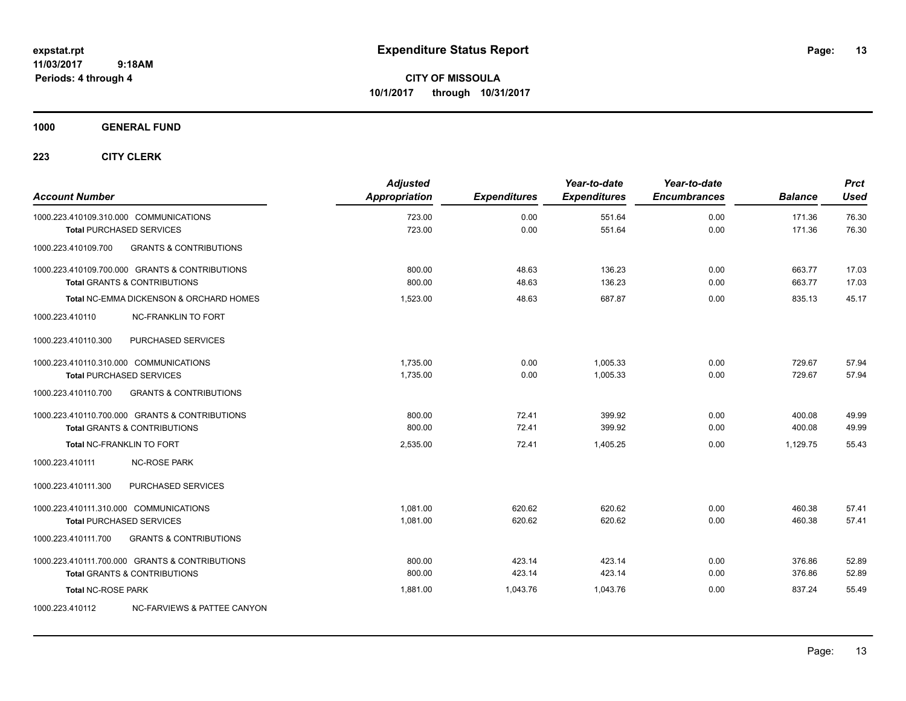# Expenditure Status Report

**CITY OF MISSOULA**
**10/1/2017 through 10/31/2017**

expstat.rpt
11/03/2017 9:18AM
Periods: 4 through 4

**1000 GENERAL FUND**

**223 CITY CLERK**

| Account Number | Adjusted Appropriation | Expenditures | Year-to-date Expenditures | Year-to-date Encumbrances | Balance | Prct Used |
|---|---|---|---|---|---|---|
| 1000.223.410109.310.000 COMMUNICATIONS | 723.00 | 0.00 | 551.64 | 0.00 | 171.36 | 76.30 |
| **Total** PURCHASED SERVICES | 723.00 | 0.00 | 551.64 | 0.00 | 171.36 | 76.30 |
| 1000.223.410109.700 GRANTS & CONTRIBUTIONS | | | | | | |
| 1000.223.410109.700.000 GRANTS & CONTRIBUTIONS | 800.00 | 48.63 | 136.23 | 0.00 | 663.77 | 17.03 |
| **Total** GRANTS & CONTRIBUTIONS | 800.00 | 48.63 | 136.23 | 0.00 | 663.77 | 17.03 |
| **Total** NC-EMMA DICKENSON & ORCHARD HOMES | 1,523.00 | 48.63 | 687.87 | 0.00 | 835.13 | 45.17 |
| 1000.223.410110 NC-FRANKLIN TO FORT | | | | | | |
| 1000.223.410110.300 PURCHASED SERVICES | | | | | | |
| 1000.223.410110.310.000 COMMUNICATIONS | 1,735.00 | 0.00 | 1,005.33 | 0.00 | 729.67 | 57.94 |
| **Total** PURCHASED SERVICES | 1,735.00 | 0.00 | 1,005.33 | 0.00 | 729.67 | 57.94 |
| 1000.223.410110.700 GRANTS & CONTRIBUTIONS | | | | | | |
| 1000.223.410110.700.000 GRANTS & CONTRIBUTIONS | 800.00 | 72.41 | 399.92 | 0.00 | 400.08 | 49.99 |
| **Total** GRANTS & CONTRIBUTIONS | 800.00 | 72.41 | 399.92 | 0.00 | 400.08 | 49.99 |
| **Total** NC-FRANKLIN TO FORT | 2,535.00 | 72.41 | 1,405.25 | 0.00 | 1,129.75 | 55.43 |
| 1000.223.410111 NC-ROSE PARK | | | | | | |
| 1000.223.410111.300 PURCHASED SERVICES | | | | | | |
| 1000.223.410111.310.000 COMMUNICATIONS | 1,081.00 | 620.62 | 620.62 | 0.00 | 460.38 | 57.41 |
| **Total** PURCHASED SERVICES | 1,081.00 | 620.62 | 620.62 | 0.00 | 460.38 | 57.41 |
| 1000.223.410111.700 GRANTS & CONTRIBUTIONS | | | | | | |
| 1000.223.410111.700.000 GRANTS & CONTRIBUTIONS | 800.00 | 423.14 | 423.14 | 0.00 | 376.86 | 52.89 |
| **Total** GRANTS & CONTRIBUTIONS | 800.00 | 423.14 | 423.14 | 0.00 | 376.86 | 52.89 |
| **Total** NC-ROSE PARK | 1,881.00 | 1,043.76 | 1,043.76 | 0.00 | 837.24 | 55.49 |
| 1000.223.410112 NC-FARVIEWS & PATTEE CANYON | | | | | | |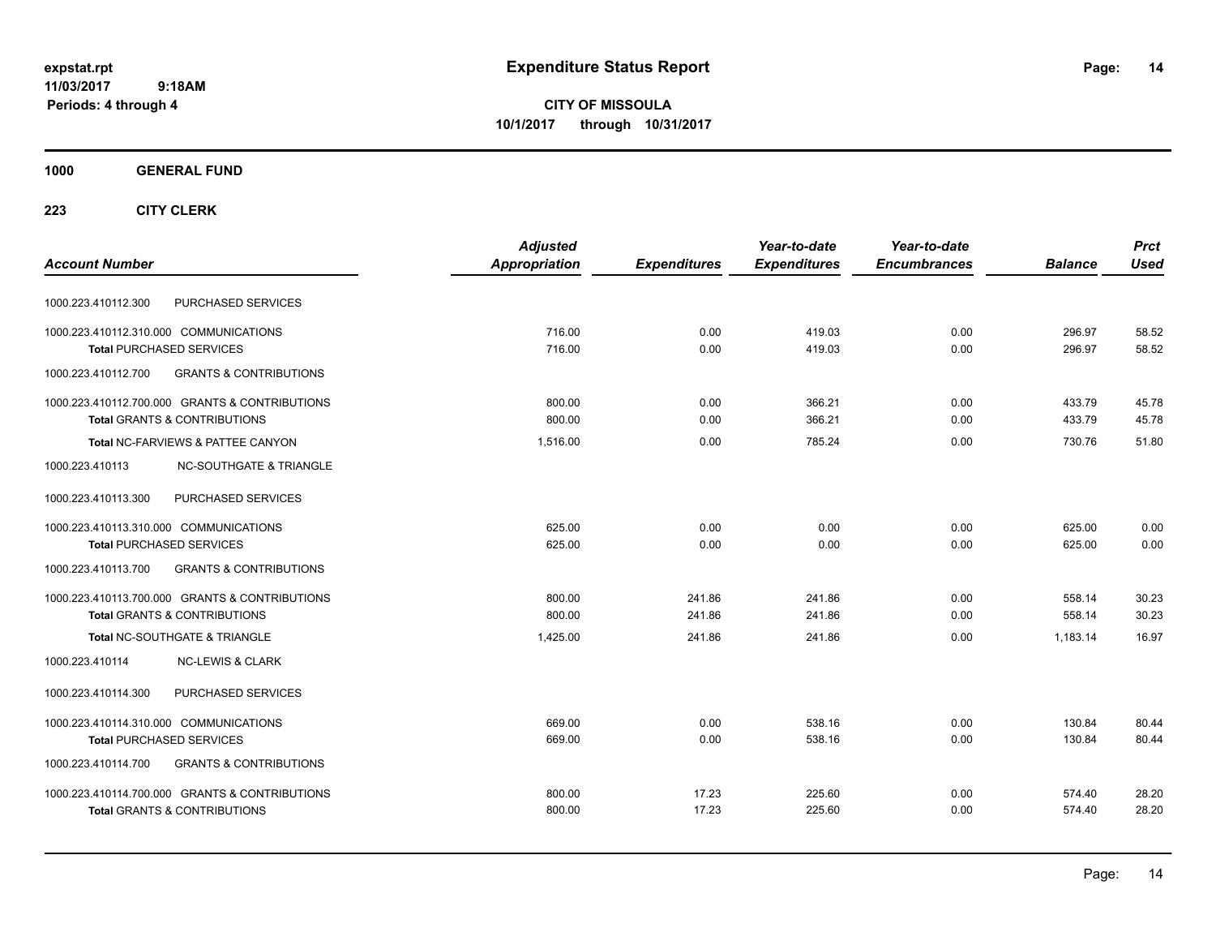# Expenditure Status Report

**CITY OF MISSOULA**
**10/1/2017 through 10/31/2017**

expstat.rpt
11/03/2017 9:18AM
Periods: 4 through 4

**1000 GENERAL FUND**

**223 CITY CLERK**

| Account Number | Adjusted Appropriation | Expenditures | Year-to-date Expenditures | Year-to-date Encumbrances | Balance | Prct Used |
|---|---|---|---|---|---|---|
| 1000.223.410112.300 PURCHASED SERVICES | | | | | | |
| 1000.223.410112.310.000 COMMUNICATIONS | 716.00 | 0.00 | 419.03 | 0.00 | 296.97 | 58.52 |
| **Total** PURCHASED SERVICES | 716.00 | 0.00 | 419.03 | 0.00 | 296.97 | 58.52 |
| 1000.223.410112.700 GRANTS & CONTRIBUTIONS | | | | | | |
| 1000.223.410112.700.000 GRANTS & CONTRIBUTIONS | 800.00 | 0.00 | 366.21 | 0.00 | 433.79 | 45.78 |
| **Total** GRANTS & CONTRIBUTIONS | 800.00 | 0.00 | 366.21 | 0.00 | 433.79 | 45.78 |
| **Total** NC-FARVIEWS & PATTEE CANYON | 1,516.00 | 0.00 | 785.24 | 0.00 | 730.76 | 51.80 |
| 1000.223.410113 NC-SOUTHGATE & TRIANGLE | | | | | | |
| 1000.223.410113.300 PURCHASED SERVICES | | | | | | |
| 1000.223.410113.310.000 COMMUNICATIONS | 625.00 | 0.00 | 0.00 | 0.00 | 625.00 | 0.00 |
| **Total** PURCHASED SERVICES | 625.00 | 0.00 | 0.00 | 0.00 | 625.00 | 0.00 |
| 1000.223.410113.700 GRANTS & CONTRIBUTIONS | | | | | | |
| 1000.223.410113.700.000 GRANTS & CONTRIBUTIONS | 800.00 | 241.86 | 241.86 | 0.00 | 558.14 | 30.23 |
| **Total** GRANTS & CONTRIBUTIONS | 800.00 | 241.86 | 241.86 | 0.00 | 558.14 | 30.23 |
| **Total** NC-SOUTHGATE & TRIANGLE | 1,425.00 | 241.86 | 241.86 | 0.00 | 1,183.14 | 16.97 |
| 1000.223.410114 NC-LEWIS & CLARK | | | | | | |
| 1000.223.410114.300 PURCHASED SERVICES | | | | | | |
| 1000.223.410114.310.000 COMMUNICATIONS | 669.00 | 0.00 | 538.16 | 0.00 | 130.84 | 80.44 |
| **Total** PURCHASED SERVICES | 669.00 | 0.00 | 538.16 | 0.00 | 130.84 | 80.44 |
| 1000.223.410114.700 GRANTS & CONTRIBUTIONS | | | | | | |
| 1000.223.410114.700.000 GRANTS & CONTRIBUTIONS | 800.00 | 17.23 | 225.60 | 0.00 | 574.40 | 28.20 |
| **Total** GRANTS & CONTRIBUTIONS | 800.00 | 17.23 | 225.60 | 0.00 | 574.40 | 28.20 |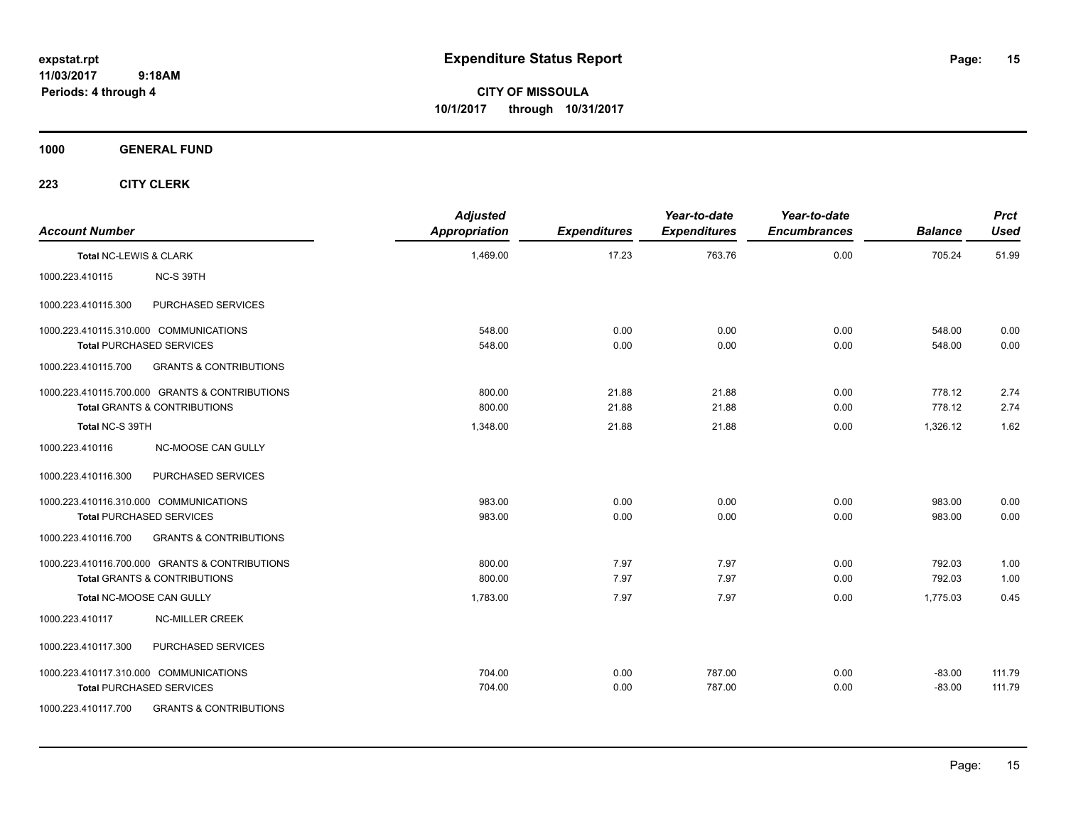# Expenditure Status Report

**CITY OF MISSOULA**
**10/1/2017 through 10/31/2017**

expstat.rpt
11/03/2017 9:18AM
Periods: 4 through 4

**1000 GENERAL FUND**

**223 CITY CLERK**

| Account Number | | Adjusted Appropriation | Expenditures | Year-to-date Expenditures | Year-to-date Encumbrances | Balance | Prct Used |
|---|---|---|---|---|---|---|---|
| **Total NC-LEWIS & CLARK** | | 1,469.00 | 17.23 | 763.76 | 0.00 | 705.24 | 51.99 |
| 1000.223.410115 | NC-S 39TH | | | | | | |
| 1000.223.410115.300 | PURCHASED SERVICES | | | | | | |
| 1000.223.410115.310.000 | COMMUNICATIONS | 548.00 | 0.00 | 0.00 | 0.00 | 548.00 | 0.00 |
| **Total** PURCHASED SERVICES | | 548.00 | 0.00 | 0.00 | 0.00 | 548.00 | 0.00 |
| 1000.223.410115.700 | GRANTS & CONTRIBUTIONS | | | | | | |
| 1000.223.410115.700.000 | GRANTS & CONTRIBUTIONS | 800.00 | 21.88 | 21.88 | 0.00 | 778.12 | 2.74 |
| **Total** GRANTS & CONTRIBUTIONS | | 800.00 | 21.88 | 21.88 | 0.00 | 778.12 | 2.74 |
| **Total NC-S 39TH** | | 1,348.00 | 21.88 | 21.88 | 0.00 | 1,326.12 | 1.62 |
| 1000.223.410116 | NC-MOOSE CAN GULLY | | | | | | |
| 1000.223.410116.300 | PURCHASED SERVICES | | | | | | |
| 1000.223.410116.310.000 | COMMUNICATIONS | 983.00 | 0.00 | 0.00 | 0.00 | 983.00 | 0.00 |
| **Total** PURCHASED SERVICES | | 983.00 | 0.00 | 0.00 | 0.00 | 983.00 | 0.00 |
| 1000.223.410116.700 | GRANTS & CONTRIBUTIONS | | | | | | |
| 1000.223.410116.700.000 | GRANTS & CONTRIBUTIONS | 800.00 | 7.97 | 7.97 | 0.00 | 792.03 | 1.00 |
| **Total** GRANTS & CONTRIBUTIONS | | 800.00 | 7.97 | 7.97 | 0.00 | 792.03 | 1.00 |
| **Total NC-MOOSE CAN GULLY** | | 1,783.00 | 7.97 | 7.97 | 0.00 | 1,775.03 | 0.45 |
| 1000.223.410117 | NC-MILLER CREEK | | | | | | |
| 1000.223.410117.300 | PURCHASED SERVICES | | | | | | |
| 1000.223.410117.310.000 | COMMUNICATIONS | 704.00 | 0.00 | 787.00 | 0.00 | -83.00 | 111.79 |
| **Total** PURCHASED SERVICES | | 704.00 | 0.00 | 787.00 | 0.00 | -83.00 | 111.79 |
| 1000.223.410117.700 | GRANTS & CONTRIBUTIONS | | | | | | |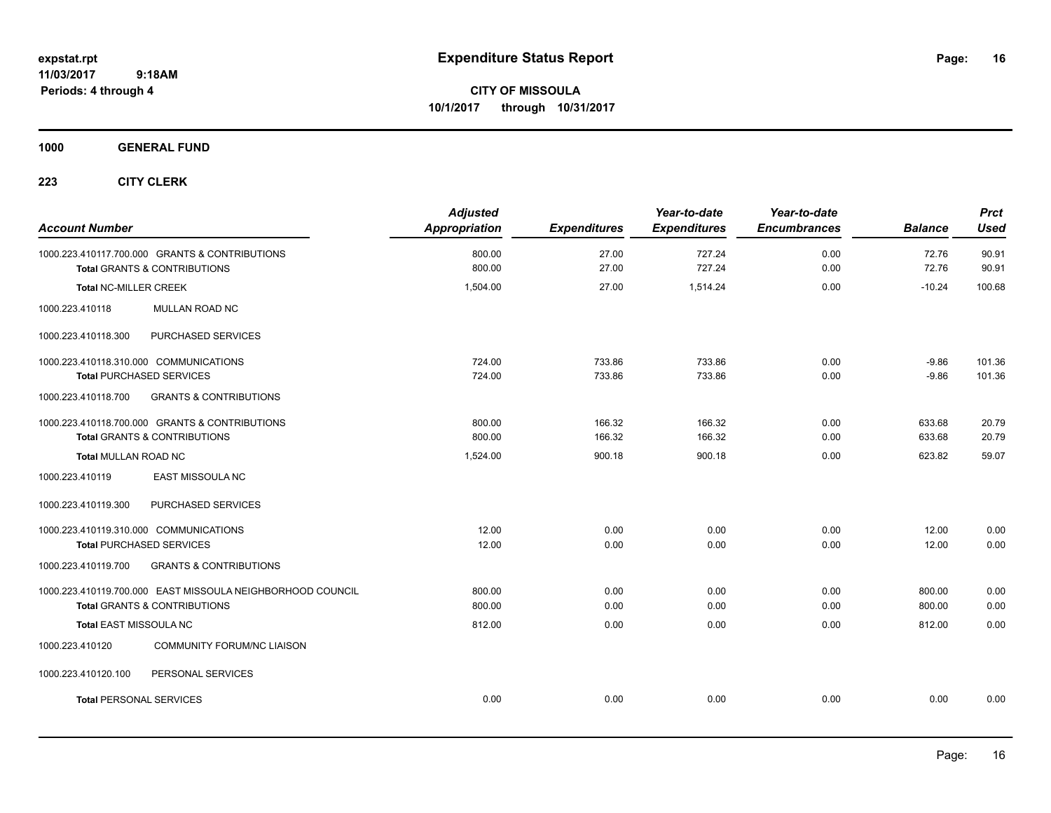# Expenditure Status Report

expstat.rpt
11/03/2017 9:18AM
Periods: 4 through 4

**CITY OF MISSOULA**
**10/1/2017 through 10/31/2017**

## 1000 GENERAL FUND

### 223 CITY CLERK

| Account Number | Adjusted Appropriation | Expenditures | Year-to-date Expenditures | Year-to-date Encumbrances | Balance | Prct Used |
|---|---|---|---|---|---|---|
| 1000.223.410117.700.000 GRANTS & CONTRIBUTIONS | 800.00 | 27.00 | 727.24 | 0.00 | 72.76 | 90.91 |
| **Total** GRANTS & CONTRIBUTIONS | 800.00 | 27.00 | 727.24 | 0.00 | 72.76 | 90.91 |
| **Total** NC-MILLER CREEK | 1,504.00 | 27.00 | 1,514.24 | 0.00 | -10.24 | 100.68 |
| 1000.223.410118 MULLAN ROAD NC | | | | | | |
| 1000.223.410118.300 PURCHASED SERVICES | | | | | | |
| 1000.223.410118.310.000 COMMUNICATIONS | 724.00 | 733.86 | 733.86 | 0.00 | -9.86 | 101.36 |
| **Total** PURCHASED SERVICES | 724.00 | 733.86 | 733.86 | 0.00 | -9.86 | 101.36 |
| 1000.223.410118.700 GRANTS & CONTRIBUTIONS | | | | | | |
| 1000.223.410118.700.000 GRANTS & CONTRIBUTIONS | 800.00 | 166.32 | 166.32 | 0.00 | 633.68 | 20.79 |
| **Total** GRANTS & CONTRIBUTIONS | 800.00 | 166.32 | 166.32 | 0.00 | 633.68 | 20.79 |
| **Total** MULLAN ROAD NC | 1,524.00 | 900.18 | 900.18 | 0.00 | 623.82 | 59.07 |
| 1000.223.410119 EAST MISSOULA NC | | | | | | |
| 1000.223.410119.300 PURCHASED SERVICES | | | | | | |
| 1000.223.410119.310.000 COMMUNICATIONS | 12.00 | 0.00 | 0.00 | 0.00 | 12.00 | 0.00 |
| **Total** PURCHASED SERVICES | 12.00 | 0.00 | 0.00 | 0.00 | 12.00 | 0.00 |
| 1000.223.410119.700 GRANTS & CONTRIBUTIONS | | | | | | |
| 1000.223.410119.700.000 EAST MISSOULA NEIGHBORHOOD COUNCIL | 800.00 | 0.00 | 0.00 | 0.00 | 800.00 | 0.00 |
| **Total** GRANTS & CONTRIBUTIONS | 800.00 | 0.00 | 0.00 | 0.00 | 800.00 | 0.00 |
| **Total** EAST MISSOULA NC | 812.00 | 0.00 | 0.00 | 0.00 | 812.00 | 0.00 |
| 1000.223.410120 COMMUNITY FORUM/NC LIAISON | | | | | | |
| 1000.223.410120.100 PERSONAL SERVICES | | | | | | |
| **Total** PERSONAL SERVICES | 0.00 | 0.00 | 0.00 | 0.00 | 0.00 | 0.00 |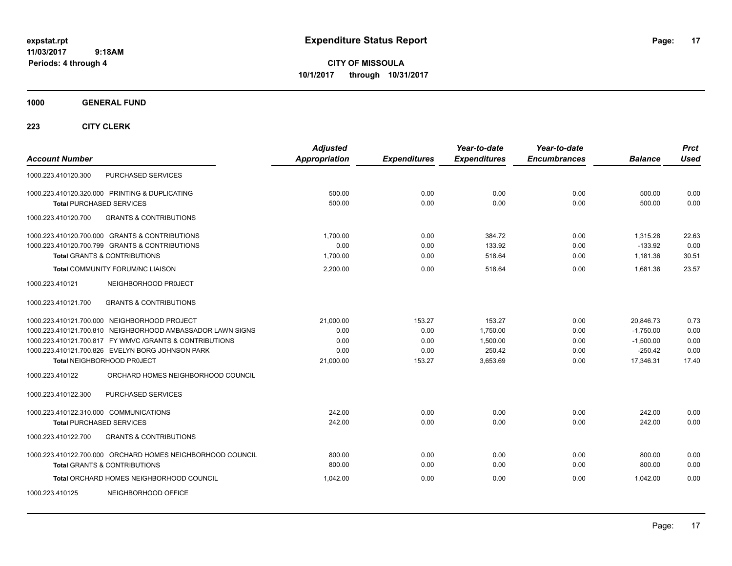expstat.rpt
11/03/2017 9:18AM
Periods: 4 through 4

# Expenditure Status Report

**CITY OF MISSOULA**
**10/1/2017 through 10/31/2017**

**1000 GENERAL FUND**

**223 CITY CLERK**

| Account Number | Adjusted Appropriation | Expenditures | Year-to-date Expenditures | Year-to-date Encumbrances | Balance | Prct Used |
|---|---|---|---|---|---|---|
| 1000.223.410120.300 PURCHASED SERVICES | | | | | | |
| 1000.223.410120.320.000 PRINTING & DUPLICATING | 500.00 | 0.00 | 0.00 | 0.00 | 500.00 | 0.00 |
| **Total** PURCHASED SERVICES | 500.00 | 0.00 | 0.00 | 0.00 | 500.00 | 0.00 |
| 1000.223.410120.700 GRANTS & CONTRIBUTIONS | | | | | | |
| 1000.223.410120.700.000 GRANTS & CONTRIBUTIONS | 1,700.00 | 0.00 | 384.72 | 0.00 | 1,315.28 | 22.63 |
| 1000.223.410120.700.799 GRANTS & CONTRIBUTIONS | 0.00 | 0.00 | 133.92 | 0.00 | -133.92 | 0.00 |
| **Total** GRANTS & CONTRIBUTIONS | 1,700.00 | 0.00 | 518.64 | 0.00 | 1,181.36 | 30.51 |
| **Total** COMMUNITY FORUM/NC LIAISON | 2,200.00 | 0.00 | 518.64 | 0.00 | 1,681.36 | 23.57 |
| 1000.223.410121 NEIGHBORHOOD PR0JECT | | | | | | |
| 1000.223.410121.700 GRANTS & CONTRIBUTIONS | | | | | | |
| 1000.223.410121.700.000 NEIGHBORHOOD PROJECT | 21,000.00 | 153.27 | 153.27 | 0.00 | 20,846.73 | 0.73 |
| 1000.223.410121.700.810 NEIGHBORHOOD AMBASSADOR LAWN SIGNS | 0.00 | 0.00 | 1,750.00 | 0.00 | -1,750.00 | 0.00 |
| 1000.223.410121.700.817 FY WMVC /GRANTS & CONTRIBUTIONS | 0.00 | 0.00 | 1,500.00 | 0.00 | -1,500.00 | 0.00 |
| 1000.223.410121.700.826 EVELYN BORG JOHNSON PARK | 0.00 | 0.00 | 250.42 | 0.00 | -250.42 | 0.00 |
| **Total** NEIGHBORHOOD PR0JECT | 21,000.00 | 153.27 | 3,653.69 | 0.00 | 17,346.31 | 17.40 |
| 1000.223.410122 ORCHARD HOMES NEIGHBORHOOD COUNCIL | | | | | | |
| 1000.223.410122.300 PURCHASED SERVICES | | | | | | |
| 1000.223.410122.310.000 COMMUNICATIONS | 242.00 | 0.00 | 0.00 | 0.00 | 242.00 | 0.00 |
| **Total** PURCHASED SERVICES | 242.00 | 0.00 | 0.00 | 0.00 | 242.00 | 0.00 |
| 1000.223.410122.700 GRANTS & CONTRIBUTIONS | | | | | | |
| 1000.223.410122.700.000 ORCHARD HOMES NEIGHBORHOOD COUNCIL | 800.00 | 0.00 | 0.00 | 0.00 | 800.00 | 0.00 |
| **Total** GRANTS & CONTRIBUTIONS | 800.00 | 0.00 | 0.00 | 0.00 | 800.00 | 0.00 |
| **Total** ORCHARD HOMES NEIGHBORHOOD COUNCIL | 1,042.00 | 0.00 | 0.00 | 0.00 | 1,042.00 | 0.00 |
| 1000.223.410125 NEIGHBORHOOD OFFICE | | | | | | |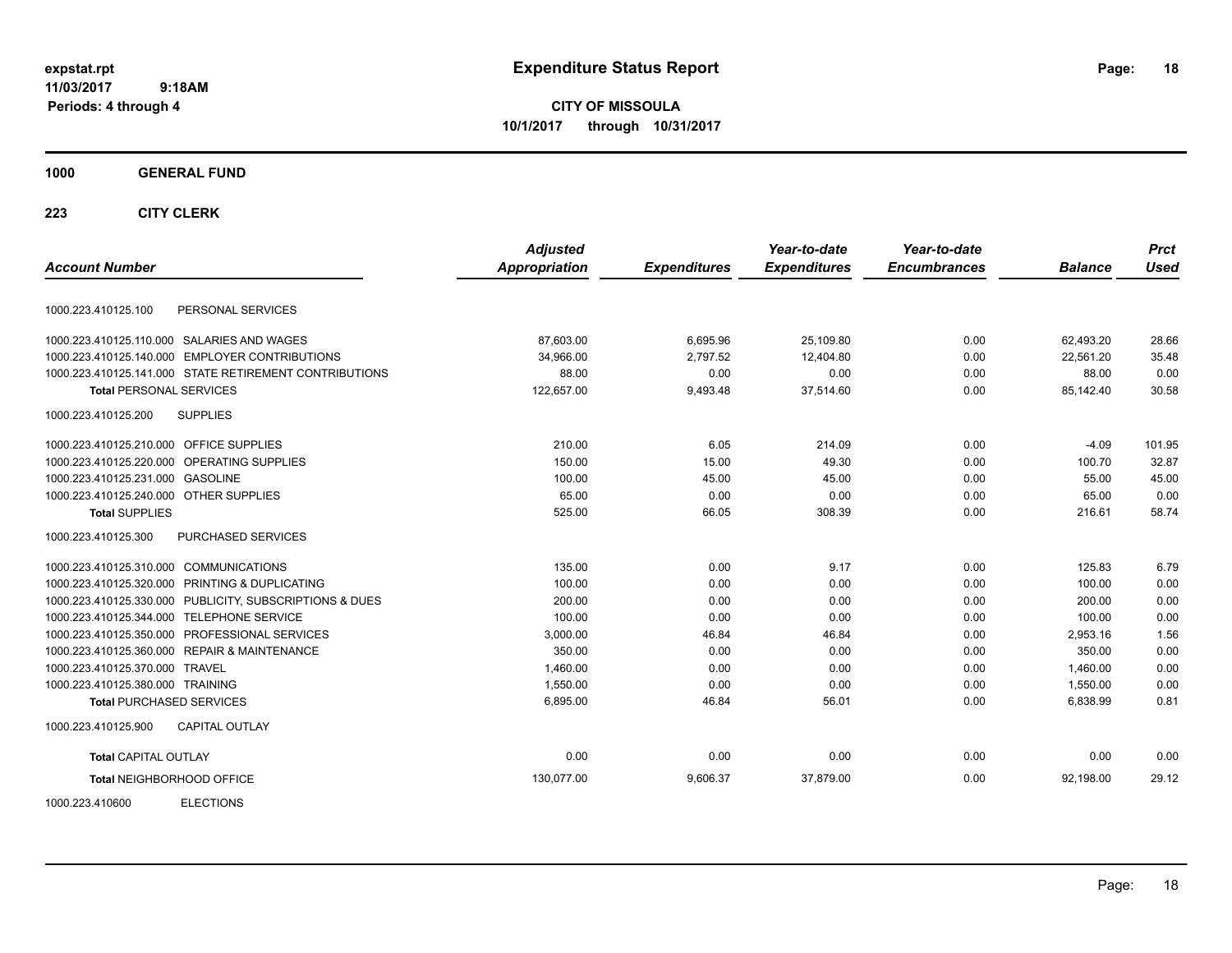**expstat.rpt**
**11/03/2017 9:18AM**
**Periods: 4 through 4**

# Expenditure Status Report

**CITY OF MISSOULA**
**10/1/2017 through 10/31/2017**

## 1000 GENERAL FUND

### 223 CITY CLERK

| Account Number | | Adjusted Appropriation | Expenditures | Year-to-date Expenditures | Year-to-date Encumbrances | Balance | Prct Used |
|---|---|---|---|---|---|---|---|
| 1000.223.410125.100 | PERSONAL SERVICES | | | | | | |
| 1000.223.410125.110.000 | SALARIES AND WAGES | 87,603.00 | 6,695.96 | 25,109.80 | 0.00 | 62,493.20 | 28.66 |
| 1000.223.410125.140.000 | EMPLOYER CONTRIBUTIONS | 34,966.00 | 2,797.52 | 12,404.80 | 0.00 | 22,561.20 | 35.48 |
| 1000.223.410125.141.000 | STATE RETIREMENT CONTRIBUTIONS | 88.00 | 0.00 | 0.00 | 0.00 | 88.00 | 0.00 |
| **Total** PERSONAL SERVICES | | 122,657.00 | 9,493.48 | 37,514.60 | 0.00 | 85,142.40 | 30.58 |
| 1000.223.410125.200 | SUPPLIES | | | | | | |
| 1000.223.410125.210.000 | OFFICE SUPPLIES | 210.00 | 6.05 | 214.09 | 0.00 | -4.09 | 101.95 |
| 1000.223.410125.220.000 | OPERATING SUPPLIES | 150.00 | 15.00 | 49.30 | 0.00 | 100.70 | 32.87 |
| 1000.223.410125.231.000 | GASOLINE | 100.00 | 45.00 | 45.00 | 0.00 | 55.00 | 45.00 |
| 1000.223.410125.240.000 | OTHER SUPPLIES | 65.00 | 0.00 | 0.00 | 0.00 | 65.00 | 0.00 |
| **Total** SUPPLIES | | 525.00 | 66.05 | 308.39 | 0.00 | 216.61 | 58.74 |
| 1000.223.410125.300 | PURCHASED SERVICES | | | | | | |
| 1000.223.410125.310.000 | COMMUNICATIONS | 135.00 | 0.00 | 9.17 | 0.00 | 125.83 | 6.79 |
| 1000.223.410125.320.000 | PRINTING & DUPLICATING | 100.00 | 0.00 | 0.00 | 0.00 | 100.00 | 0.00 |
| 1000.223.410125.330.000 | PUBLICITY, SUBSCRIPTIONS & DUES | 200.00 | 0.00 | 0.00 | 0.00 | 200.00 | 0.00 |
| 1000.223.410125.344.000 | TELEPHONE SERVICE | 100.00 | 0.00 | 0.00 | 0.00 | 100.00 | 0.00 |
| 1000.223.410125.350.000 | PROFESSIONAL SERVICES | 3,000.00 | 46.84 | 46.84 | 0.00 | 2,953.16 | 1.56 |
| 1000.223.410125.360.000 | REPAIR & MAINTENANCE | 350.00 | 0.00 | 0.00 | 0.00 | 350.00 | 0.00 |
| 1000.223.410125.370.000 | TRAVEL | 1,460.00 | 0.00 | 0.00 | 0.00 | 1,460.00 | 0.00 |
| 1000.223.410125.380.000 | TRAINING | 1,550.00 | 0.00 | 0.00 | 0.00 | 1,550.00 | 0.00 |
| **Total** PURCHASED SERVICES | | 6,895.00 | 46.84 | 56.01 | 0.00 | 6,838.99 | 0.81 |
| 1000.223.410125.900 | CAPITAL OUTLAY | | | | | | |
| **Total** CAPITAL OUTLAY | | 0.00 | 0.00 | 0.00 | 0.00 | 0.00 | 0.00 |
| **Total** NEIGHBORHOOD OFFICE | | 130,077.00 | 9,606.37 | 37,879.00 | 0.00 | 92,198.00 | 29.12 |
| 1000.223.410600 | ELECTIONS | | | | | | |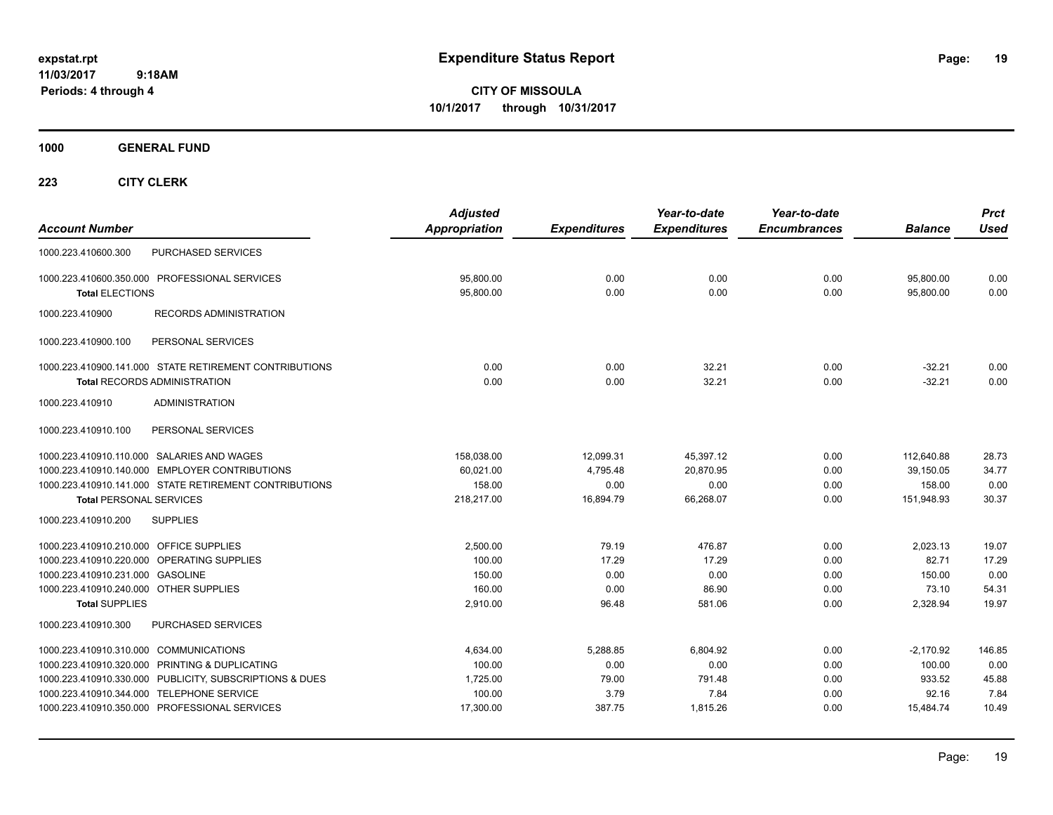expstat.rpt
11/03/2017 9:18AM
Periods: 4 through 4

# Expenditure Status Report

**CITY OF MISSOULA**
**10/1/2017 through 10/31/2017**

## 1000 GENERAL FUND

## 223 CITY CLERK

| Account Number | Adjusted Appropriation | Expenditures | Year-to-date Expenditures | Year-to-date Encumbrances | Balance | Prct Used |
|---|---|---|---|---|---|---|
| 1000.223.410600.300 PURCHASED SERVICES | | | | | | |
| 1000.223.410600.350.000 PROFESSIONAL SERVICES | 95,800.00 | 0.00 | 0.00 | 0.00 | 95,800.00 | 0.00 |
| **Total** ELECTIONS | 95,800.00 | 0.00 | 0.00 | 0.00 | 95,800.00 | 0.00 |
| 1000.223.410900 RECORDS ADMINISTRATION | | | | | | |
| 1000.223.410900.100 PERSONAL SERVICES | | | | | | |
| 1000.223.410900.141.000 STATE RETIREMENT CONTRIBUTIONS | 0.00 | 0.00 | 32.21 | 0.00 | -32.21 | 0.00 |
| **Total** RECORDS ADMINISTRATION | 0.00 | 0.00 | 32.21 | 0.00 | -32.21 | 0.00 |
| 1000.223.410910 ADMINISTRATION | | | | | | |
| 1000.223.410910.100 PERSONAL SERVICES | | | | | | |
| 1000.223.410910.110.000 SALARIES AND WAGES | 158,038.00 | 12,099.31 | 45,397.12 | 0.00 | 112,640.88 | 28.73 |
| 1000.223.410910.140.000 EMPLOYER CONTRIBUTIONS | 60,021.00 | 4,795.48 | 20,870.95 | 0.00 | 39,150.05 | 34.77 |
| 1000.223.410910.141.000 STATE RETIREMENT CONTRIBUTIONS | 158.00 | 0.00 | 0.00 | 0.00 | 158.00 | 0.00 |
| **Total** PERSONAL SERVICES | 218,217.00 | 16,894.79 | 66,268.07 | 0.00 | 151,948.93 | 30.37 |
| 1000.223.410910.200 SUPPLIES | | | | | | |
| 1000.223.410910.210.000 OFFICE SUPPLIES | 2,500.00 | 79.19 | 476.87 | 0.00 | 2,023.13 | 19.07 |
| 1000.223.410910.220.000 OPERATING SUPPLIES | 100.00 | 17.29 | 17.29 | 0.00 | 82.71 | 17.29 |
| 1000.223.410910.231.000 GASOLINE | 150.00 | 0.00 | 0.00 | 0.00 | 150.00 | 0.00 |
| 1000.223.410910.240.000 OTHER SUPPLIES | 160.00 | 0.00 | 86.90 | 0.00 | 73.10 | 54.31 |
| **Total** SUPPLIES | 2,910.00 | 96.48 | 581.06 | 0.00 | 2,328.94 | 19.97 |
| 1000.223.410910.300 PURCHASED SERVICES | | | | | | |
| 1000.223.410910.310.000 COMMUNICATIONS | 4,634.00 | 5,288.85 | 6,804.92 | 0.00 | -2,170.92 | 146.85 |
| 1000.223.410910.320.000 PRINTING & DUPLICATING | 100.00 | 0.00 | 0.00 | 0.00 | 100.00 | 0.00 |
| 1000.223.410910.330.000 PUBLICITY, SUBSCRIPTIONS & DUES | 1,725.00 | 79.00 | 791.48 | 0.00 | 933.52 | 45.88 |
| 1000.223.410910.344.000 TELEPHONE SERVICE | 100.00 | 3.79 | 7.84 | 0.00 | 92.16 | 7.84 |
| 1000.223.410910.350.000 PROFESSIONAL SERVICES | 17,300.00 | 387.75 | 1,815.26 | 0.00 | 15,484.74 | 10.49 |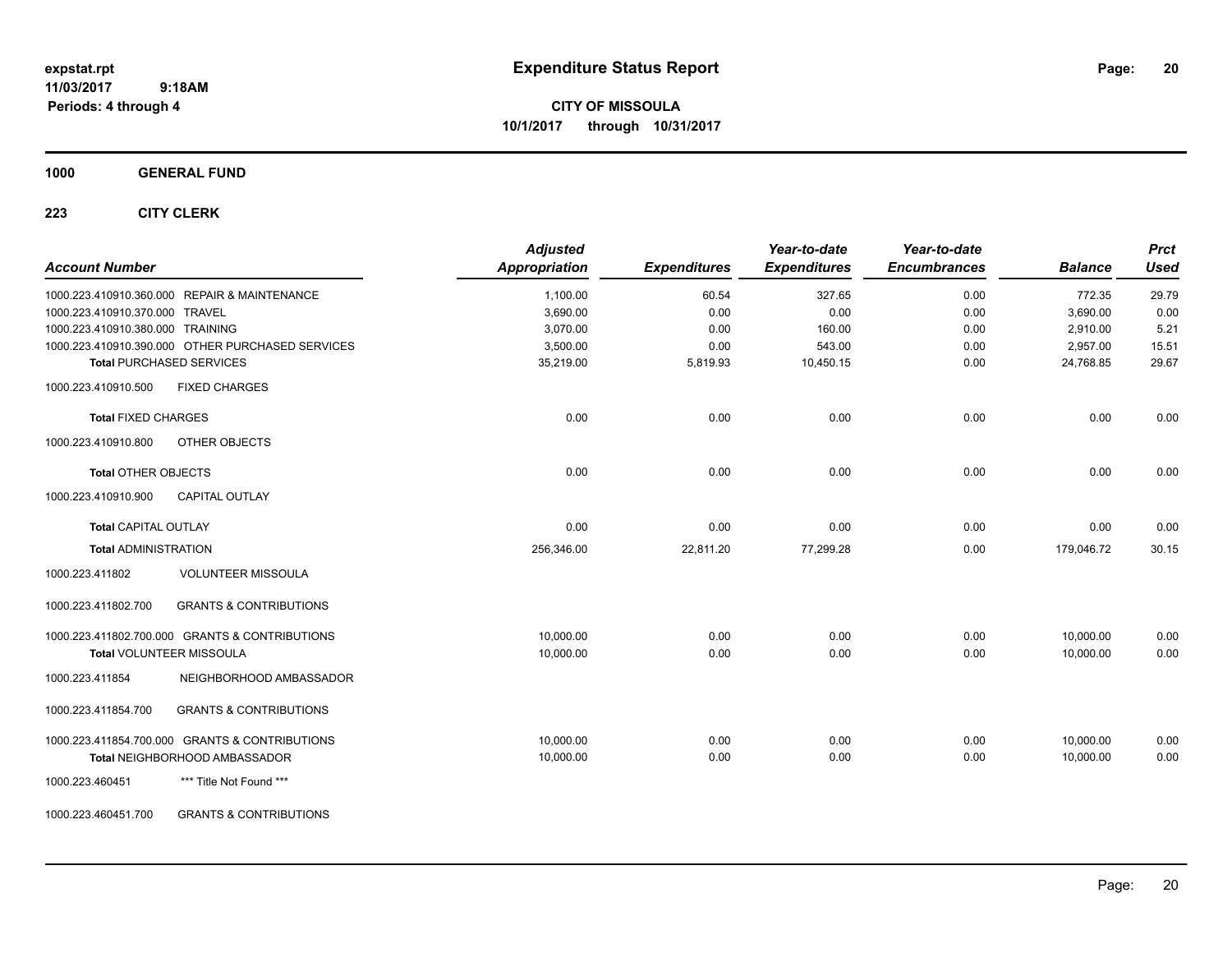# Expenditure Status Report

**CITY OF MISSOULA**
**10/1/2017 through 10/31/2017**

expstat.rpt
11/03/2017 9:18AM
Periods: 4 through 4

**1000 GENERAL FUND**

**223 CITY CLERK**

| Account Number | | Adjusted Appropriation | Expenditures | Year-to-date Expenditures | Year-to-date Encumbrances | Balance | Prct Used |
|---|---|---|---|---|---|---|---|
| 1000.223.410910.360.000 | REPAIR & MAINTENANCE | 1,100.00 | 60.54 | 327.65 | 0.00 | 772.35 | 29.79 |
| 1000.223.410910.370.000 | TRAVEL | 3,690.00 | 0.00 | 0.00 | 0.00 | 3,690.00 | 0.00 |
| 1000.223.410910.380.000 | TRAINING | 3,070.00 | 0.00 | 160.00 | 0.00 | 2,910.00 | 5.21 |
| 1000.223.410910.390.000 | OTHER PURCHASED SERVICES | 3,500.00 | 0.00 | 543.00 | 0.00 | 2,957.00 | 15.51 |
| **Total** PURCHASED SERVICES | | 35,219.00 | 5,819.93 | 10,450.15 | 0.00 | 24,768.85 | 29.67 |
| 1000.223.410910.500 | FIXED CHARGES | | | | | | |
| **Total** FIXED CHARGES | | 0.00 | 0.00 | 0.00 | 0.00 | 0.00 | 0.00 |
| 1000.223.410910.800 | OTHER OBJECTS | | | | | | |
| **Total** OTHER OBJECTS | | 0.00 | 0.00 | 0.00 | 0.00 | 0.00 | 0.00 |
| 1000.223.410910.900 | CAPITAL OUTLAY | | | | | | |
| **Total** CAPITAL OUTLAY | | 0.00 | 0.00 | 0.00 | 0.00 | 0.00 | 0.00 |
| **Total** ADMINISTRATION | | 256,346.00 | 22,811.20 | 77,299.28 | 0.00 | 179,046.72 | 30.15 |
| 1000.223.411802 | VOLUNTEER MISSOULA | | | | | | |
| 1000.223.411802.700 | GRANTS & CONTRIBUTIONS | | | | | | |
| 1000.223.411802.700.000 | GRANTS & CONTRIBUTIONS | 10,000.00 | 0.00 | 0.00 | 0.00 | 10,000.00 | 0.00 |
| **Total** VOLUNTEER MISSOULA | | 10,000.00 | 0.00 | 0.00 | 0.00 | 10,000.00 | 0.00 |
| 1000.223.411854 | NEIGHBORHOOD AMBASSADOR | | | | | | |
| 1000.223.411854.700 | GRANTS & CONTRIBUTIONS | | | | | | |
| 1000.223.411854.700.000 | GRANTS & CONTRIBUTIONS | 10,000.00 | 0.00 | 0.00 | 0.00 | 10,000.00 | 0.00 |
| **Total** NEIGHBORHOOD AMBASSADOR | | 10,000.00 | 0.00 | 0.00 | 0.00 | 10,000.00 | 0.00 |
| 1000.223.460451 | *** Title Not Found *** | | | | | | |
| 1000.223.460451.700 | GRANTS & CONTRIBUTIONS | | | | | | |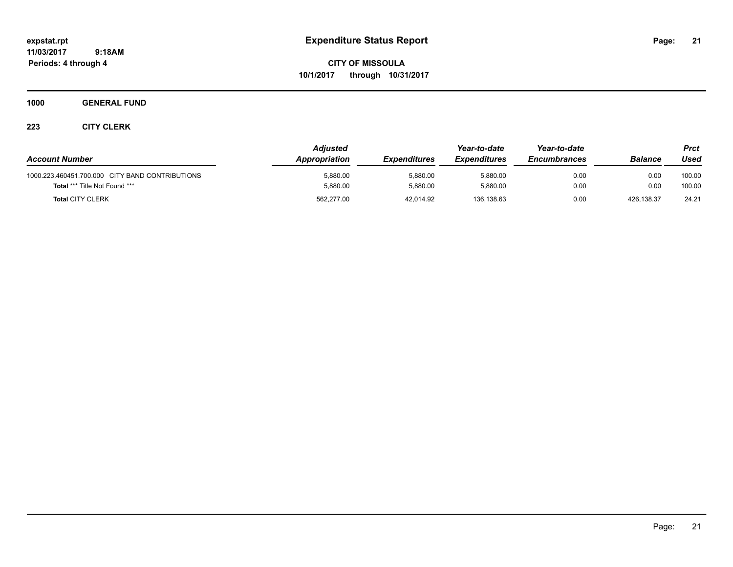**expstat.rpt**
**11/03/2017 9:18AM**
**Periods: 4 through 4**

# Expenditure Status Report

**CITY OF MISSOULA**
**10/1/2017 through 10/31/2017**

## 1000 GENERAL FUND

### 223 CITY CLERK

| Account Number | *Adjusted Appropriation* | *Expenditures* | *Year-to-date Expenditures* | *Year-to-date Encumbrances* | *Balance* | *Prct Used* |
|---|---|---|---|---|---|---|
| 1000.223.460451.700.000 CITY BAND CONTRIBUTIONS | 5,880.00 | 5,880.00 | 5,880.00 | 0.00 | 0.00 | 100.00 |
| **Total** *** Title Not Found *** | 5,880.00 | 5,880.00 | 5,880.00 | 0.00 | 0.00 | 100.00 |
| **Total** CITY CLERK | 562,277.00 | 42,014.92 | 136,138.63 | 0.00 | 426,138.37 | 24.21 |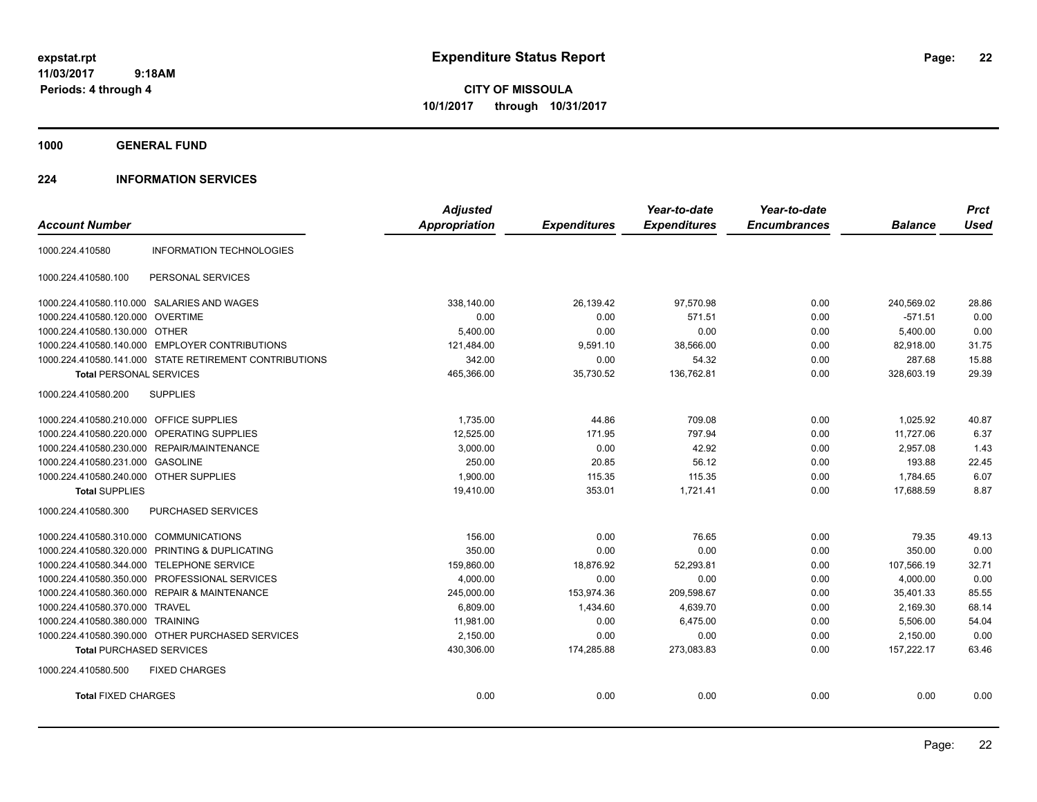**expstat.rpt**
**11/03/2017 9:18AM**
**Periods: 4 through 4**

# Expenditure Status Report

**CITY OF MISSOULA**
**10/1/2017 through 10/31/2017**

## 1000 GENERAL FUND

### 224 INFORMATION SERVICES

| Account Number | | Adjusted Appropriation | Expenditures | Year-to-date Expenditures | Year-to-date Encumbrances | Balance | Prct Used |
|---|---|---|---|---|---|---|---|
| 1000.224.410580 | INFORMATION TECHNOLOGIES | | | | | | |
| 1000.224.410580.100 | PERSONAL SERVICES | | | | | | |
| 1000.224.410580.110.000 | SALARIES AND WAGES | 338,140.00 | 26,139.42 | 97,570.98 | 0.00 | 240,569.02 | 28.86 |
| 1000.224.410580.120.000 | OVERTIME | 0.00 | 0.00 | 571.51 | 0.00 | -571.51 | 0.00 |
| 1000.224.410580.130.000 | OTHER | 5,400.00 | 0.00 | 0.00 | 0.00 | 5,400.00 | 0.00 |
| 1000.224.410580.140.000 | EMPLOYER CONTRIBUTIONS | 121,484.00 | 9,591.10 | 38,566.00 | 0.00 | 82,918.00 | 31.75 |
| 1000.224.410580.141.000 | STATE RETIREMENT CONTRIBUTIONS | 342.00 | 0.00 | 54.32 | 0.00 | 287.68 | 15.88 |
| **Total** PERSONAL SERVICES | | 465,366.00 | 35,730.52 | 136,762.81 | 0.00 | 328,603.19 | 29.39 |
| 1000.224.410580.200 | SUPPLIES | | | | | | |
| 1000.224.410580.210.000 | OFFICE SUPPLIES | 1,735.00 | 44.86 | 709.08 | 0.00 | 1,025.92 | 40.87 |
| 1000.224.410580.220.000 | OPERATING SUPPLIES | 12,525.00 | 171.95 | 797.94 | 0.00 | 11,727.06 | 6.37 |
| 1000.224.410580.230.000 | REPAIR/MAINTENANCE | 3,000.00 | 0.00 | 42.92 | 0.00 | 2,957.08 | 1.43 |
| 1000.224.410580.231.000 | GASOLINE | 250.00 | 20.85 | 56.12 | 0.00 | 193.88 | 22.45 |
| 1000.224.410580.240.000 | OTHER SUPPLIES | 1,900.00 | 115.35 | 115.35 | 0.00 | 1,784.65 | 6.07 |
| **Total** SUPPLIES | | 19,410.00 | 353.01 | 1,721.41 | 0.00 | 17,688.59 | 8.87 |
| 1000.224.410580.300 | PURCHASED SERVICES | | | | | | |
| 1000.224.410580.310.000 | COMMUNICATIONS | 156.00 | 0.00 | 76.65 | 0.00 | 79.35 | 49.13 |
| 1000.224.410580.320.000 | PRINTING & DUPLICATING | 350.00 | 0.00 | 0.00 | 0.00 | 350.00 | 0.00 |
| 1000.224.410580.344.000 | TELEPHONE SERVICE | 159,860.00 | 18,876.92 | 52,293.81 | 0.00 | 107,566.19 | 32.71 |
| 1000.224.410580.350.000 | PROFESSIONAL SERVICES | 4,000.00 | 0.00 | 0.00 | 0.00 | 4,000.00 | 0.00 |
| 1000.224.410580.360.000 | REPAIR & MAINTENANCE | 245,000.00 | 153,974.36 | 209,598.67 | 0.00 | 35,401.33 | 85.55 |
| 1000.224.410580.370.000 | TRAVEL | 6,809.00 | 1,434.60 | 4,639.70 | 0.00 | 2,169.30 | 68.14 |
| 1000.224.410580.380.000 | TRAINING | 11,981.00 | 0.00 | 6,475.00 | 0.00 | 5,506.00 | 54.04 |
| 1000.224.410580.390.000 | OTHER PURCHASED SERVICES | 2,150.00 | 0.00 | 0.00 | 0.00 | 2,150.00 | 0.00 |
| **Total** PURCHASED SERVICES | | 430,306.00 | 174,285.88 | 273,083.83 | 0.00 | 157,222.17 | 63.46 |
| 1000.224.410580.500 | FIXED CHARGES | | | | | | |
| **Total** FIXED CHARGES | | 0.00 | 0.00 | 0.00 | 0.00 | 0.00 | 0.00 |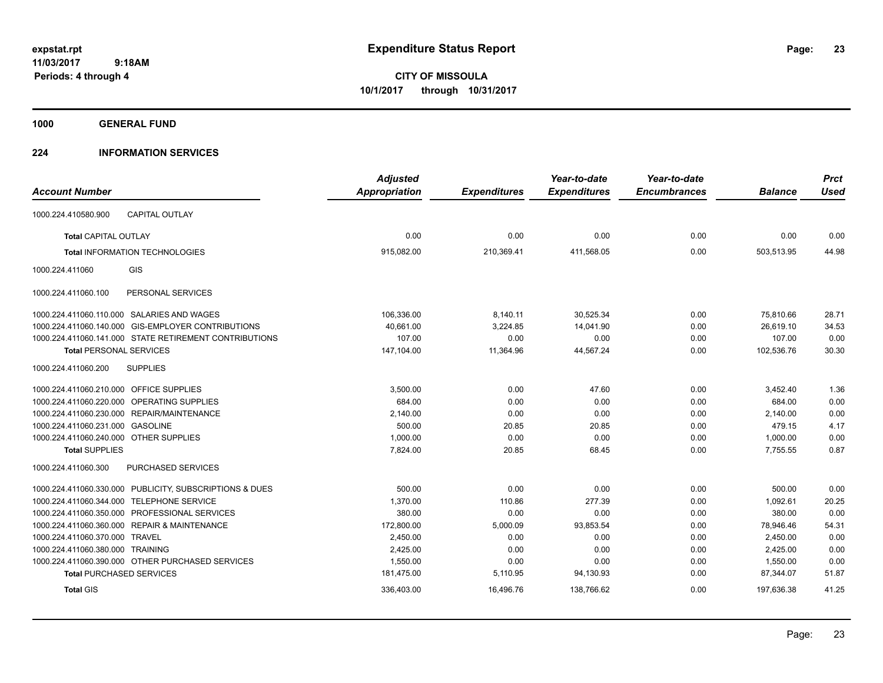# Expenditure Status Report

expstat.rpt
11/03/2017 9:18AM
Periods: 4 through 4

**CITY OF MISSOULA**
**10/1/2017 through 10/31/2017**

## 1000 GENERAL FUND

## 224 INFORMATION SERVICES

| Account Number | | Adjusted Appropriation | Expenditures | Year-to-date Expenditures | Year-to-date Encumbrances | Balance | Prct Used |
|---|---|---|---|---|---|---|---|
| 1000.224.410580.900 | CAPITAL OUTLAY | | | | | | |
| **Total** CAPITAL OUTLAY | | 0.00 | 0.00 | 0.00 | 0.00 | 0.00 | 0.00 |
| **Total** INFORMATION TECHNOLOGIES | | 915,082.00 | 210,369.41 | 411,568.05 | 0.00 | 503,513.95 | 44.98 |
| 1000.224.411060 | GIS | | | | | | |
| 1000.224.411060.100 | PERSONAL SERVICES | | | | | | |
| 1000.224.411060.110.000 | SALARIES AND WAGES | 106,336.00 | 8,140.11 | 30,525.34 | 0.00 | 75,810.66 | 28.71 |
| 1000.224.411060.140.000 | GIS-EMPLOYER CONTRIBUTIONS | 40,661.00 | 3,224.85 | 14,041.90 | 0.00 | 26,619.10 | 34.53 |
| 1000.224.411060.141.000 | STATE RETIREMENT CONTRIBUTIONS | 107.00 | 0.00 | 0.00 | 0.00 | 107.00 | 0.00 |
| **Total** PERSONAL SERVICES | | 147,104.00 | 11,364.96 | 44,567.24 | 0.00 | 102,536.76 | 30.30 |
| 1000.224.411060.200 | SUPPLIES | | | | | | |
| 1000.224.411060.210.000 | OFFICE SUPPLIES | 3,500.00 | 0.00 | 47.60 | 0.00 | 3,452.40 | 1.36 |
| 1000.224.411060.220.000 | OPERATING SUPPLIES | 684.00 | 0.00 | 0.00 | 0.00 | 684.00 | 0.00 |
| 1000.224.411060.230.000 | REPAIR/MAINTENANCE | 2,140.00 | 0.00 | 0.00 | 0.00 | 2,140.00 | 0.00 |
| 1000.224.411060.231.000 | GASOLINE | 500.00 | 20.85 | 20.85 | 0.00 | 479.15 | 4.17 |
| 1000.224.411060.240.000 | OTHER SUPPLIES | 1,000.00 | 0.00 | 0.00 | 0.00 | 1,000.00 | 0.00 |
| **Total** SUPPLIES | | 7,824.00 | 20.85 | 68.45 | 0.00 | 7,755.55 | 0.87 |
| 1000.224.411060.300 | PURCHASED SERVICES | | | | | | |
| 1000.224.411060.330.000 | PUBLICITY, SUBSCRIPTIONS & DUES | 500.00 | 0.00 | 0.00 | 0.00 | 500.00 | 0.00 |
| 1000.224.411060.344.000 | TELEPHONE SERVICE | 1,370.00 | 110.86 | 277.39 | 0.00 | 1,092.61 | 20.25 |
| 1000.224.411060.350.000 | PROFESSIONAL SERVICES | 380.00 | 0.00 | 0.00 | 0.00 | 380.00 | 0.00 |
| 1000.224.411060.360.000 | REPAIR & MAINTENANCE | 172,800.00 | 5,000.09 | 93,853.54 | 0.00 | 78,946.46 | 54.31 |
| 1000.224.411060.370.000 | TRAVEL | 2,450.00 | 0.00 | 0.00 | 0.00 | 2,450.00 | 0.00 |
| 1000.224.411060.380.000 | TRAINING | 2,425.00 | 0.00 | 0.00 | 0.00 | 2,425.00 | 0.00 |
| 1000.224.411060.390.000 | OTHER PURCHASED SERVICES | 1,550.00 | 0.00 | 0.00 | 0.00 | 1,550.00 | 0.00 |
| **Total** PURCHASED SERVICES | | 181,475.00 | 5,110.95 | 94,130.93 | 0.00 | 87,344.07 | 51.87 |
| **Total** GIS | | 336,403.00 | 16,496.76 | 138,766.62 | 0.00 | 197,636.38 | 41.25 |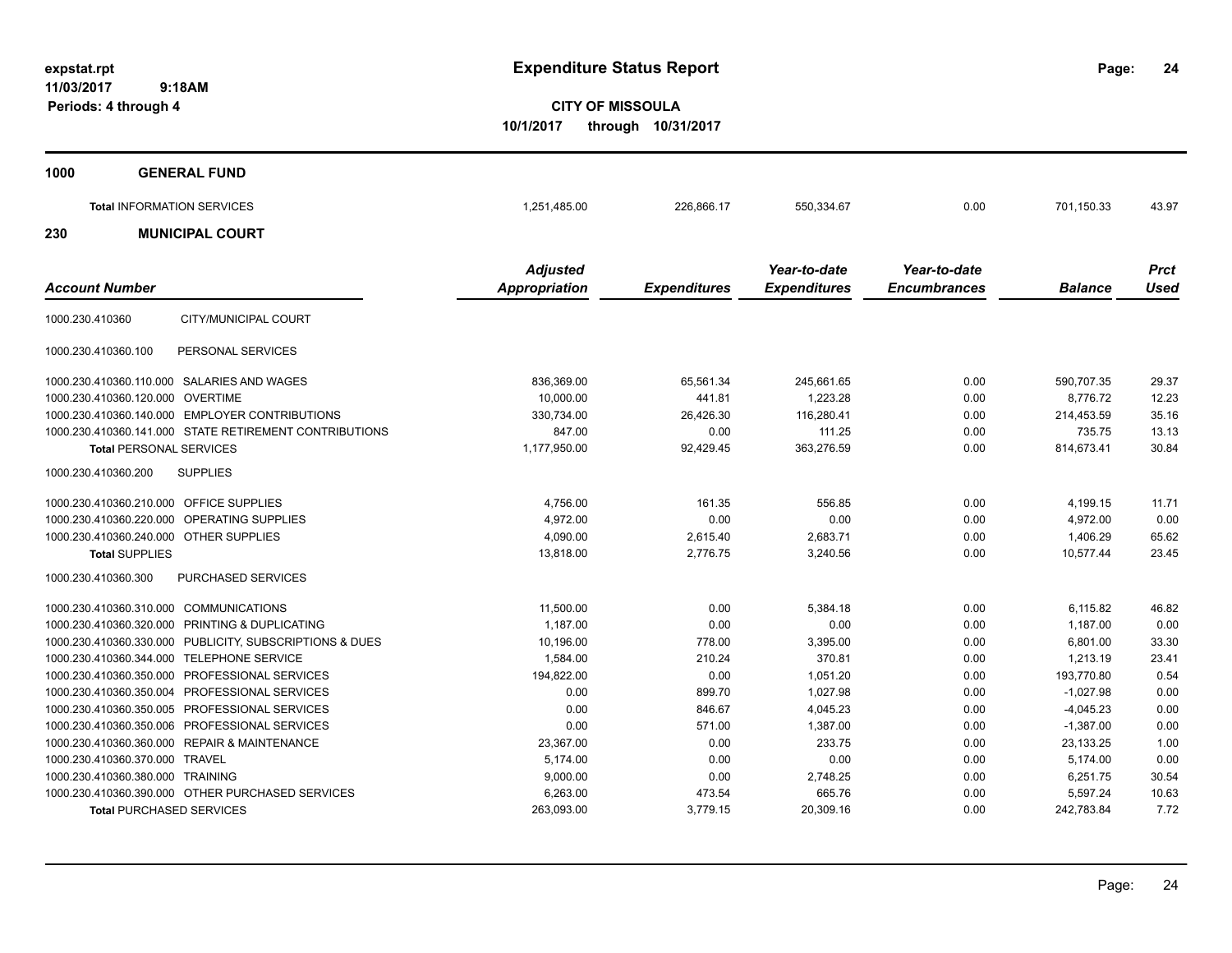# Expenditure Status Report

expstat.rpt
11/03/2017 9:18AM
Periods: 4 through 4

**CITY OF MISSOULA**
**10/1/2017 through 10/31/2017**

## 1000 GENERAL FUND

| | Adjusted Appropriation | Expenditures | Year-to-date Expenditures | Year-to-date Encumbrances | Balance | Prct Used |
|---|---|---|---|---|---|---|
| **Total** INFORMATION SERVICES | 1,251,485.00 | 226,866.17 | 550,334.67 | 0.00 | 701,150.33 | 43.97 |

## 230 MUNICIPAL COURT

| Account Number | | Adjusted Appropriation | Expenditures | Year-to-date Expenditures | Year-to-date Encumbrances | Balance | Prct Used |
|---|---|---|---|---|---|---|---|
| 1000.230.410360 | CITY/MUNICIPAL COURT | | | | | | |
| 1000.230.410360.100 | PERSONAL SERVICES | | | | | | |
| 1000.230.410360.110.000 | SALARIES AND WAGES | 836,369.00 | 65,561.34 | 245,661.65 | 0.00 | 590,707.35 | 29.37 |
| 1000.230.410360.120.000 | OVERTIME | 10,000.00 | 441.81 | 1,223.28 | 0.00 | 8,776.72 | 12.23 |
| 1000.230.410360.140.000 | EMPLOYER CONTRIBUTIONS | 330,734.00 | 26,426.30 | 116,280.41 | 0.00 | 214,453.59 | 35.16 |
| 1000.230.410360.141.000 | STATE RETIREMENT CONTRIBUTIONS | 847.00 | 0.00 | 111.25 | 0.00 | 735.75 | 13.13 |
| **Total** PERSONAL SERVICES | | 1,177,950.00 | 92,429.45 | 363,276.59 | 0.00 | 814,673.41 | 30.84 |
| 1000.230.410360.200 | SUPPLIES | | | | | | |
| 1000.230.410360.210.000 | OFFICE SUPPLIES | 4,756.00 | 161.35 | 556.85 | 0.00 | 4,199.15 | 11.71 |
| 1000.230.410360.220.000 | OPERATING SUPPLIES | 4,972.00 | 0.00 | 0.00 | 0.00 | 4,972.00 | 0.00 |
| 1000.230.410360.240.000 | OTHER SUPPLIES | 4,090.00 | 2,615.40 | 2,683.71 | 0.00 | 1,406.29 | 65.62 |
| **Total** SUPPLIES | | 13,818.00 | 2,776.75 | 3,240.56 | 0.00 | 10,577.44 | 23.45 |
| 1000.230.410360.300 | PURCHASED SERVICES | | | | | | |
| 1000.230.410360.310.000 | COMMUNICATIONS | 11,500.00 | 0.00 | 5,384.18 | 0.00 | 6,115.82 | 46.82 |
| 1000.230.410360.320.000 | PRINTING & DUPLICATING | 1,187.00 | 0.00 | 0.00 | 0.00 | 1,187.00 | 0.00 |
| 1000.230.410360.330.000 | PUBLICITY, SUBSCRIPTIONS & DUES | 10,196.00 | 778.00 | 3,395.00 | 0.00 | 6,801.00 | 33.30 |
| 1000.230.410360.344.000 | TELEPHONE SERVICE | 1,584.00 | 210.24 | 370.81 | 0.00 | 1,213.19 | 23.41 |
| 1000.230.410360.350.000 | PROFESSIONAL SERVICES | 194,822.00 | 0.00 | 1,051.20 | 0.00 | 193,770.80 | 0.54 |
| 1000.230.410360.350.004 | PROFESSIONAL SERVICES | 0.00 | 899.70 | 1,027.98 | 0.00 | -1,027.98 | 0.00 |
| 1000.230.410360.350.005 | PROFESSIONAL SERVICES | 0.00 | 846.67 | 4,045.23 | 0.00 | -4,045.23 | 0.00 |
| 1000.230.410360.350.006 | PROFESSIONAL SERVICES | 0.00 | 571.00 | 1,387.00 | 0.00 | -1,387.00 | 0.00 |
| 1000.230.410360.360.000 | REPAIR & MAINTENANCE | 23,367.00 | 0.00 | 233.75 | 0.00 | 23,133.25 | 1.00 |
| 1000.230.410360.370.000 | TRAVEL | 5,174.00 | 0.00 | 0.00 | 0.00 | 5,174.00 | 0.00 |
| 1000.230.410360.380.000 | TRAINING | 9,000.00 | 0.00 | 2,748.25 | 0.00 | 6,251.75 | 30.54 |
| 1000.230.410360.390.000 | OTHER PURCHASED SERVICES | 6,263.00 | 473.54 | 665.76 | 0.00 | 5,597.24 | 10.63 |
| **Total** PURCHASED SERVICES | | 263,093.00 | 3,779.15 | 20,309.16 | 0.00 | 242,783.84 | 7.72 |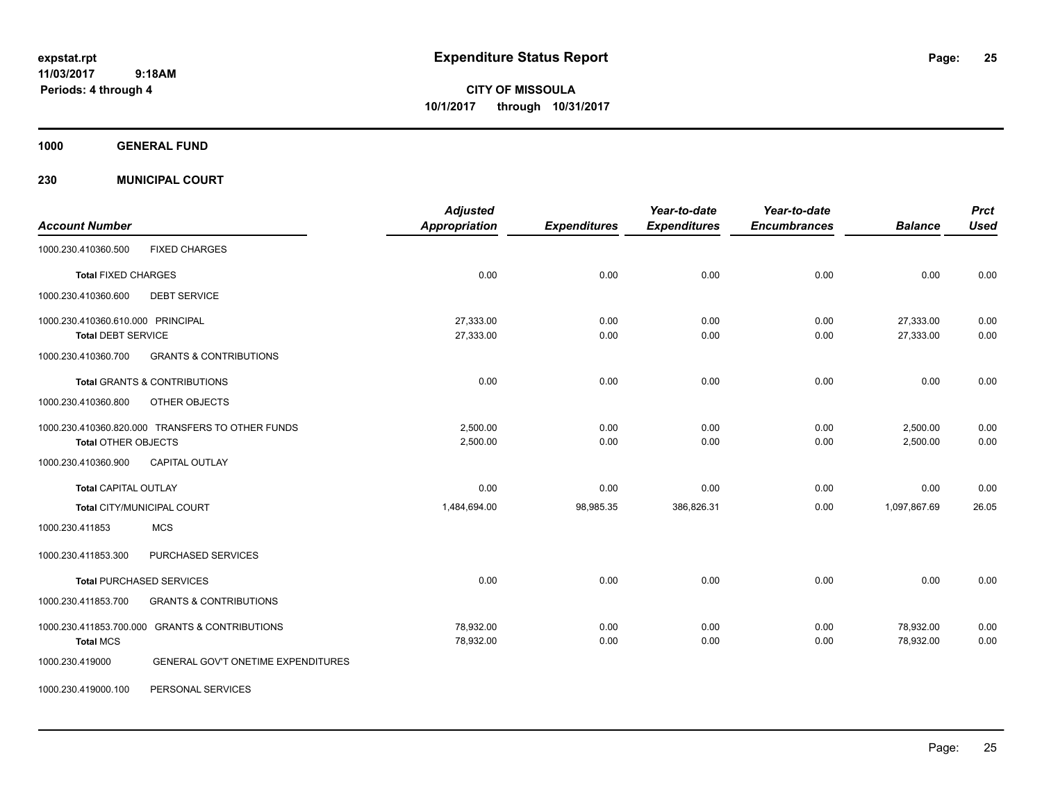**expstat.rpt**
**11/03/2017 9:18AM**
**Periods: 4 through 4**

# Expenditure Status Report

**CITY OF MISSOULA**
**10/1/2017 through 10/31/2017**

**1000 GENERAL FUND**

**230 MUNICIPAL COURT**

| Account Number | | Adjusted Appropriation | Expenditures | Year-to-date Expenditures | Year-to-date Encumbrances | Balance | Prct Used |
|---|---|---|---|---|---|---|---|
| 1000.230.410360.500 | FIXED CHARGES | | | | | | |
| **Total** FIXED CHARGES | | 0.00 | 0.00 | 0.00 | 0.00 | 0.00 | 0.00 |
| 1000.230.410360.600 | DEBT SERVICE | | | | | | |
| 1000.230.410360.610.000 | PRINCIPAL | 27,333.00 | 0.00 | 0.00 | 0.00 | 27,333.00 | 0.00 |
| **Total** DEBT SERVICE | | 27,333.00 | 0.00 | 0.00 | 0.00 | 27,333.00 | 0.00 |
| 1000.230.410360.700 | GRANTS & CONTRIBUTIONS | | | | | | |
| **Total** GRANTS & CONTRIBUTIONS | | 0.00 | 0.00 | 0.00 | 0.00 | 0.00 | 0.00 |
| 1000.230.410360.800 | OTHER OBJECTS | | | | | | |
| 1000.230.410360.820.000 | TRANSFERS TO OTHER FUNDS | 2,500.00 | 0.00 | 0.00 | 0.00 | 2,500.00 | 0.00 |
| **Total** OTHER OBJECTS | | 2,500.00 | 0.00 | 0.00 | 0.00 | 2,500.00 | 0.00 |
| 1000.230.410360.900 | CAPITAL OUTLAY | | | | | | |
| **Total** CAPITAL OUTLAY | | 0.00 | 0.00 | 0.00 | 0.00 | 0.00 | 0.00 |
| **Total** CITY/MUNICIPAL COURT | | 1,484,694.00 | 98,985.35 | 386,826.31 | 0.00 | 1,097,867.69 | 26.05 |
| 1000.230.411853 | MCS | | | | | | |
| 1000.230.411853.300 | PURCHASED SERVICES | | | | | | |
| **Total** PURCHASED SERVICES | | 0.00 | 0.00 | 0.00 | 0.00 | 0.00 | 0.00 |
| 1000.230.411853.700 | GRANTS & CONTRIBUTIONS | | | | | | |
| 1000.230.411853.700.000 | GRANTS & CONTRIBUTIONS | 78,932.00 | 0.00 | 0.00 | 0.00 | 78,932.00 | 0.00 |
| **Total** MCS | | 78,932.00 | 0.00 | 0.00 | 0.00 | 78,932.00 | 0.00 |
| 1000.230.419000 | GENERAL GOV'T ONETIME EXPENDITURES | | | | | | |
| 1000.230.419000.100 | PERSONAL SERVICES | | | | | | |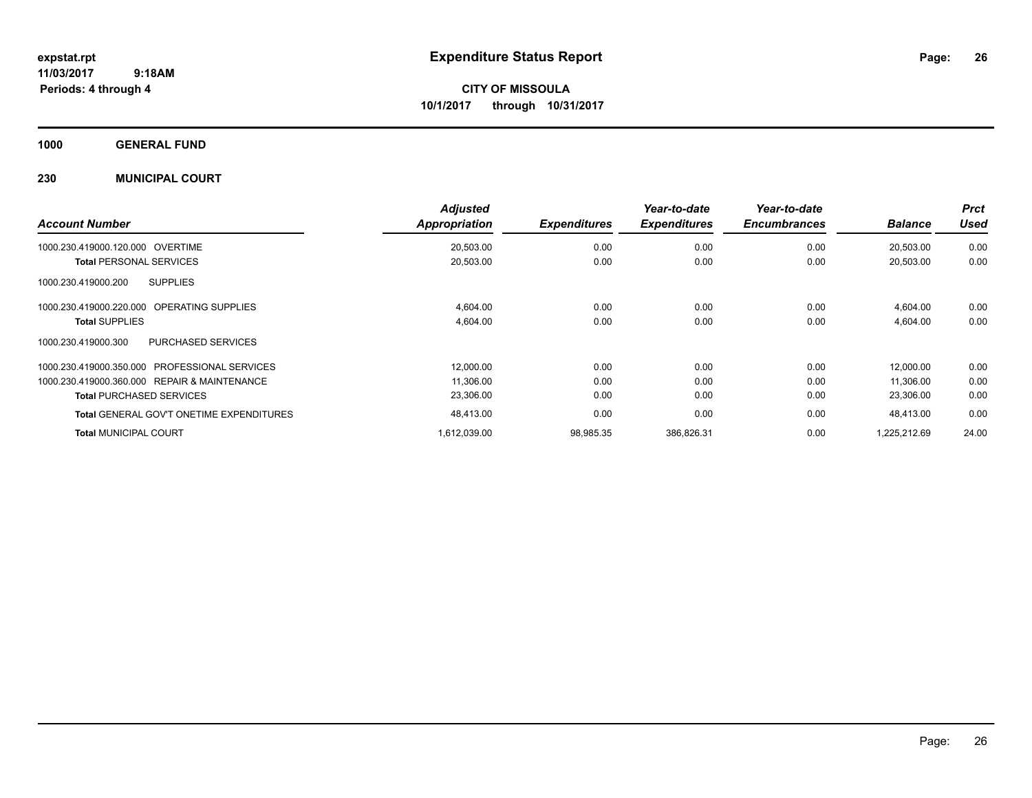# Expenditure Status Report

expstat.rpt
11/03/2017 9:18AM
Periods: 4 through 4

**CITY OF MISSOULA**
**10/1/2017 through 10/31/2017**

## 1000 GENERAL FUND

## 230 MUNICIPAL COURT

| Account Number | Adjusted Appropriation | Expenditures | Year-to-date Expenditures | Year-to-date Encumbrances | Balance | Prct Used |
|---|---|---|---|---|---|---|
| 1000.230.419000.120.000 OVERTIME | 20,503.00 | 0.00 | 0.00 | 0.00 | 20,503.00 | 0.00 |
| **Total** PERSONAL SERVICES | 20,503.00 | 0.00 | 0.00 | 0.00 | 20,503.00 | 0.00 |
| 1000.230.419000.200 SUPPLIES | | | | | | |
| 1000.230.419000.220.000 OPERATING SUPPLIES | 4,604.00 | 0.00 | 0.00 | 0.00 | 4,604.00 | 0.00 |
| **Total** SUPPLIES | 4,604.00 | 0.00 | 0.00 | 0.00 | 4,604.00 | 0.00 |
| 1000.230.419000.300 PURCHASED SERVICES | | | | | | |
| 1000.230.419000.350.000 PROFESSIONAL SERVICES | 12,000.00 | 0.00 | 0.00 | 0.00 | 12,000.00 | 0.00 |
| 1000.230.419000.360.000 REPAIR & MAINTENANCE | 11,306.00 | 0.00 | 0.00 | 0.00 | 11,306.00 | 0.00 |
| **Total** PURCHASED SERVICES | 23,306.00 | 0.00 | 0.00 | 0.00 | 23,306.00 | 0.00 |
| **Total** GENERAL GOV'T ONETIME EXPENDITURES | 48,413.00 | 0.00 | 0.00 | 0.00 | 48,413.00 | 0.00 |
| **Total** MUNICIPAL COURT | 1,612,039.00 | 98,985.35 | 386,826.31 | 0.00 | 1,225,212.69 | 24.00 |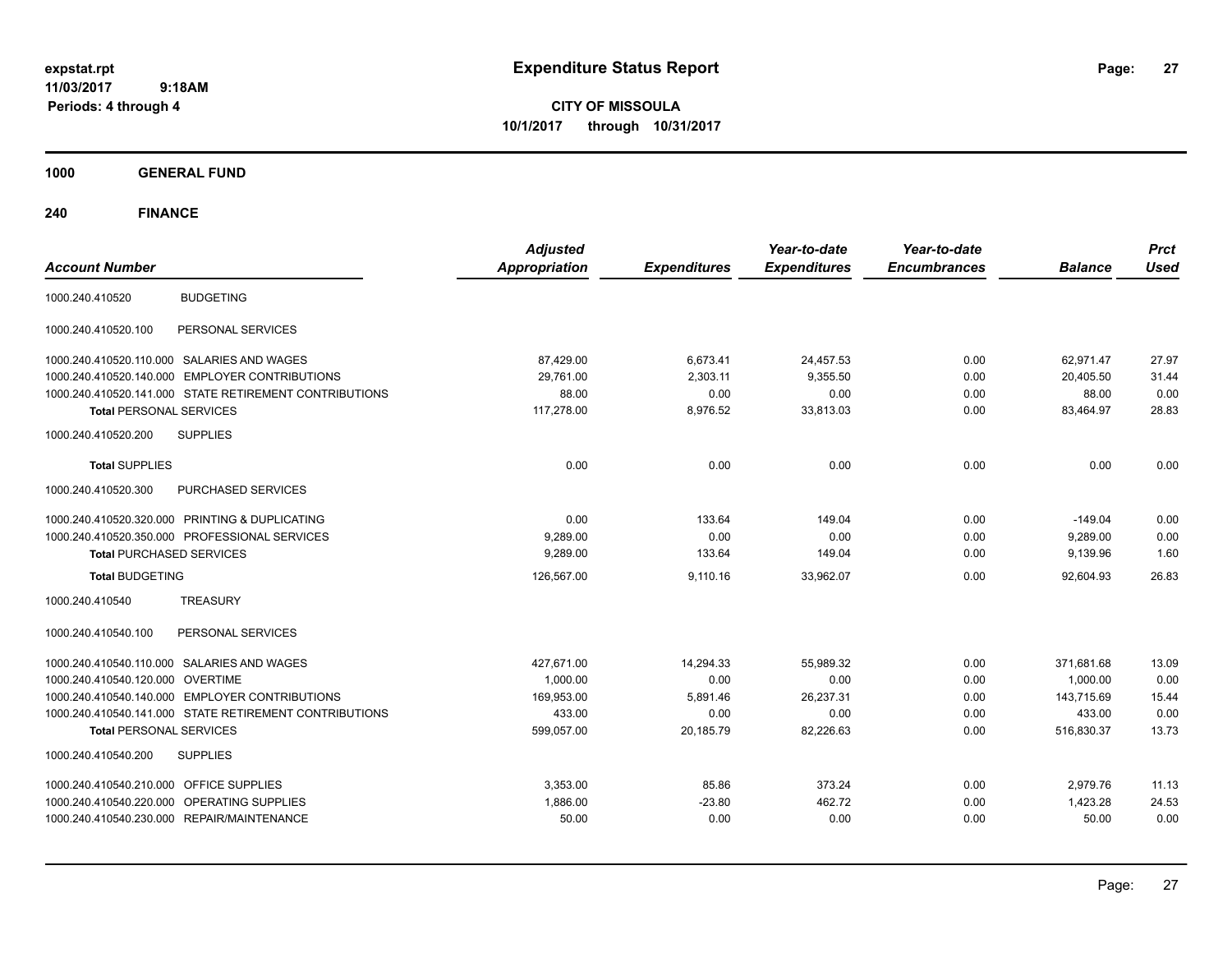# Expenditure Status Report

**CITY OF MISSOULA**
**10/1/2017 through 10/31/2017**

expstat.rpt
11/03/2017 9:18AM
Periods: 4 through 4

**1000 GENERAL FUND**

**240 FINANCE**

| Account Number | | Adjusted Appropriation | Expenditures | Year-to-date Expenditures | Year-to-date Encumbrances | Balance | Prct Used |
|---|---|---|---|---|---|---|---|
| 1000.240.410520 | BUDGETING | | | | | | |
| 1000.240.410520.100 | PERSONAL SERVICES | | | | | | |
| 1000.240.410520.110.000 | SALARIES AND WAGES | 87,429.00 | 6,673.41 | 24,457.53 | 0.00 | 62,971.47 | 27.97 |
| 1000.240.410520.140.000 | EMPLOYER CONTRIBUTIONS | 29,761.00 | 2,303.11 | 9,355.50 | 0.00 | 20,405.50 | 31.44 |
| 1000.240.410520.141.000 | STATE RETIREMENT CONTRIBUTIONS | 88.00 | 0.00 | 0.00 | 0.00 | 88.00 | 0.00 |
| Total PERSONAL SERVICES | | 117,278.00 | 8,976.52 | 33,813.03 | 0.00 | 83,464.97 | 28.83 |
| 1000.240.410520.200 | SUPPLIES | | | | | | |
| Total SUPPLIES | | 0.00 | 0.00 | 0.00 | 0.00 | 0.00 | 0.00 |
| 1000.240.410520.300 | PURCHASED SERVICES | | | | | | |
| 1000.240.410520.320.000 | PRINTING & DUPLICATING | 0.00 | 133.64 | 149.04 | 0.00 | -149.04 | 0.00 |
| 1000.240.410520.350.000 | PROFESSIONAL SERVICES | 9,289.00 | 0.00 | 0.00 | 0.00 | 9,289.00 | 0.00 |
| Total PURCHASED SERVICES | | 9,289.00 | 133.64 | 149.04 | 0.00 | 9,139.96 | 1.60 |
| Total BUDGETING | | 126,567.00 | 9,110.16 | 33,962.07 | 0.00 | 92,604.93 | 26.83 |
| 1000.240.410540 | TREASURY | | | | | | |
| 1000.240.410540.100 | PERSONAL SERVICES | | | | | | |
| 1000.240.410540.110.000 | SALARIES AND WAGES | 427,671.00 | 14,294.33 | 55,989.32 | 0.00 | 371,681.68 | 13.09 |
| 1000.240.410540.120.000 | OVERTIME | 1,000.00 | 0.00 | 0.00 | 0.00 | 1,000.00 | 0.00 |
| 1000.240.410540.140.000 | EMPLOYER CONTRIBUTIONS | 169,953.00 | 5,891.46 | 26,237.31 | 0.00 | 143,715.69 | 15.44 |
| 1000.240.410540.141.000 | STATE RETIREMENT CONTRIBUTIONS | 433.00 | 0.00 | 0.00 | 0.00 | 433.00 | 0.00 |
| Total PERSONAL SERVICES | | 599,057.00 | 20,185.79 | 82,226.63 | 0.00 | 516,830.37 | 13.73 |
| 1000.240.410540.200 | SUPPLIES | | | | | | |
| 1000.240.410540.210.000 | OFFICE SUPPLIES | 3,353.00 | 85.86 | 373.24 | 0.00 | 2,979.76 | 11.13 |
| 1000.240.410540.220.000 | OPERATING SUPPLIES | 1,886.00 | -23.80 | 462.72 | 0.00 | 1,423.28 | 24.53 |
| 1000.240.410540.230.000 | REPAIR/MAINTENANCE | 50.00 | 0.00 | 0.00 | 0.00 | 50.00 | 0.00 |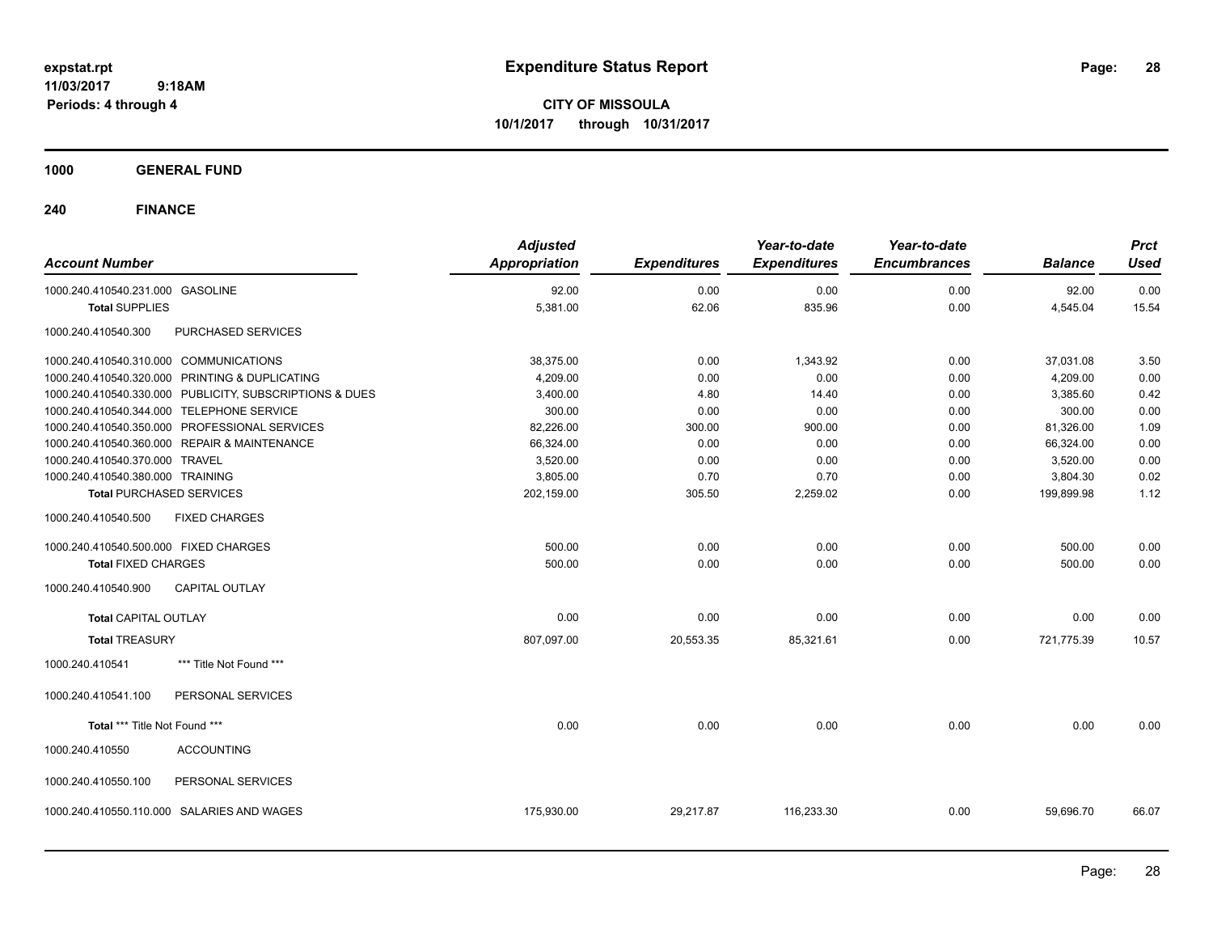# Expenditure Status Report

**CITY OF MISSOULA**
**10/1/2017 through 10/31/2017**

expstat.rpt
11/03/2017 9:18AM
Periods: 4 through 4

**1000 GENERAL FUND**

**240 FINANCE**

| Account Number | | Adjusted Appropriation | Expenditures | Year-to-date Expenditures | Year-to-date Encumbrances | Balance | Prct Used |
|---|---|---|---|---|---|---|---|
| 1000.240.410540.231.000 | GASOLINE | 92.00 | 0.00 | 0.00 | 0.00 | 92.00 | 0.00 |
| **Total** SUPPLIES | | 5,381.00 | 62.06 | 835.96 | 0.00 | 4,545.04 | 15.54 |
| 1000.240.410540.300 | PURCHASED SERVICES | | | | | | |
| 1000.240.410540.310.000 | COMMUNICATIONS | 38,375.00 | 0.00 | 1,343.92 | 0.00 | 37,031.08 | 3.50 |
| 1000.240.410540.320.000 | PRINTING & DUPLICATING | 4,209.00 | 0.00 | 0.00 | 0.00 | 4,209.00 | 0.00 |
| 1000.240.410540.330.000 | PUBLICITY, SUBSCRIPTIONS & DUES | 3,400.00 | 4.80 | 14.40 | 0.00 | 3,385.60 | 0.42 |
| 1000.240.410540.344.000 | TELEPHONE SERVICE | 300.00 | 0.00 | 0.00 | 0.00 | 300.00 | 0.00 |
| 1000.240.410540.350.000 | PROFESSIONAL SERVICES | 82,226.00 | 300.00 | 900.00 | 0.00 | 81,326.00 | 1.09 |
| 1000.240.410540.360.000 | REPAIR & MAINTENANCE | 66,324.00 | 0.00 | 0.00 | 0.00 | 66,324.00 | 0.00 |
| 1000.240.410540.370.000 | TRAVEL | 3,520.00 | 0.00 | 0.00 | 0.00 | 3,520.00 | 0.00 |
| 1000.240.410540.380.000 | TRAINING | 3,805.00 | 0.70 | 0.70 | 0.00 | 3,804.30 | 0.02 |
| **Total** PURCHASED SERVICES | | 202,159.00 | 305.50 | 2,259.02 | 0.00 | 199,899.98 | 1.12 |
| 1000.240.410540.500 | FIXED CHARGES | | | | | | |
| 1000.240.410540.500.000 | FIXED CHARGES | 500.00 | 0.00 | 0.00 | 0.00 | 500.00 | 0.00 |
| **Total** FIXED CHARGES | | 500.00 | 0.00 | 0.00 | 0.00 | 500.00 | 0.00 |
| 1000.240.410540.900 | CAPITAL OUTLAY | | | | | | |
| **Total** CAPITAL OUTLAY | | 0.00 | 0.00 | 0.00 | 0.00 | 0.00 | 0.00 |
| **Total** TREASURY | | 807,097.00 | 20,553.35 | 85,321.61 | 0.00 | 721,775.39 | 10.57 |
| 1000.240.410541 | *** Title Not Found *** | | | | | | |
| 1000.240.410541.100 | PERSONAL SERVICES | | | | | | |
| **Total** *** Title Not Found *** | | 0.00 | 0.00 | 0.00 | 0.00 | 0.00 | 0.00 |
| 1000.240.410550 | ACCOUNTING | | | | | | |
| 1000.240.410550.100 | PERSONAL SERVICES | | | | | | |
| 1000.240.410550.110.000 | SALARIES AND WAGES | 175,930.00 | 29,217.87 | 116,233.30 | 0.00 | 59,696.70 | 66.07 |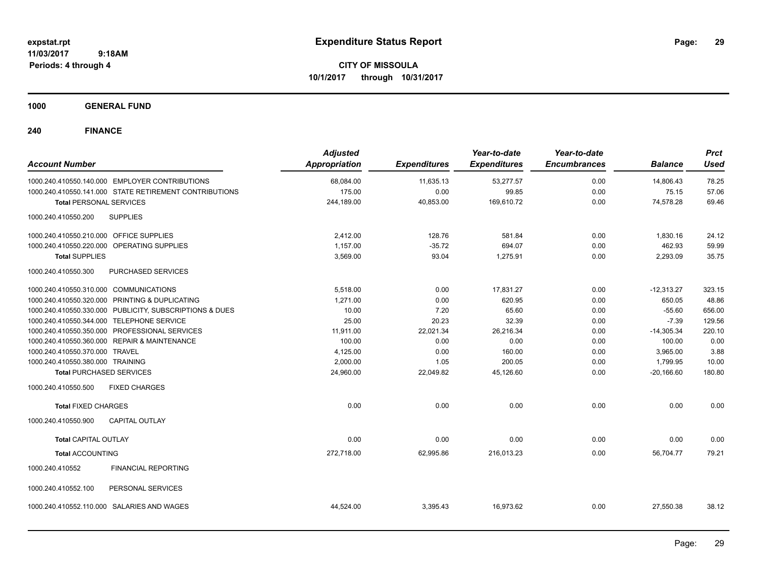# Expenditure Status Report

expstat.rpt
11/03/2017 9:18AM
Periods: 4 through 4

**CITY OF MISSOULA**
**10/1/2017 through 10/31/2017**

**1000 GENERAL FUND**

**240 FINANCE**

| Account Number | Adjusted Appropriation | Expenditures | Year-to-date Expenditures | Year-to-date Encumbrances | Balance | Prct Used |
|---|---|---|---|---|---|---|
| 1000.240.410550.140.000 EMPLOYER CONTRIBUTIONS | 68,084.00 | 11,635.13 | 53,277.57 | 0.00 | 14,806.43 | 78.25 |
| 1000.240.410550.141.000 STATE RETIREMENT CONTRIBUTIONS | 175.00 | 0.00 | 99.85 | 0.00 | 75.15 | 57.06 |
| **Total** PERSONAL SERVICES | 244,189.00 | 40,853.00 | 169,610.72 | 0.00 | 74,578.28 | 69.46 |
| 1000.240.410550.200 SUPPLIES | | | | | | |
| 1000.240.410550.210.000 OFFICE SUPPLIES | 2,412.00 | 128.76 | 581.84 | 0.00 | 1,830.16 | 24.12 |
| 1000.240.410550.220.000 OPERATING SUPPLIES | 1,157.00 | -35.72 | 694.07 | 0.00 | 462.93 | 59.99 |
| **Total SUPPLIES** | 3,569.00 | 93.04 | 1,275.91 | 0.00 | 2,293.09 | 35.75 |
| 1000.240.410550.300 PURCHASED SERVICES | | | | | | |
| 1000.240.410550.310.000 COMMUNICATIONS | 5,518.00 | 0.00 | 17,831.27 | 0.00 | -12,313.27 | 323.15 |
| 1000.240.410550.320.000 PRINTING & DUPLICATING | 1,271.00 | 0.00 | 620.95 | 0.00 | 650.05 | 48.86 |
| 1000.240.410550.330.000 PUBLICITY, SUBSCRIPTIONS & DUES | 10.00 | 7.20 | 65.60 | 0.00 | -55.60 | 656.00 |
| 1000.240.410550.344.000 TELEPHONE SERVICE | 25.00 | 20.23 | 32.39 | 0.00 | -7.39 | 129.56 |
| 1000.240.410550.350.000 PROFESSIONAL SERVICES | 11,911.00 | 22,021.34 | 26,216.34 | 0.00 | -14,305.34 | 220.10 |
| 1000.240.410550.360.000 REPAIR & MAINTENANCE | 100.00 | 0.00 | 0.00 | 0.00 | 100.00 | 0.00 |
| 1000.240.410550.370.000 TRAVEL | 4,125.00 | 0.00 | 160.00 | 0.00 | 3,965.00 | 3.88 |
| 1000.240.410550.380.000 TRAINING | 2,000.00 | 1.05 | 200.05 | 0.00 | 1,799.95 | 10.00 |
| **Total** PURCHASED SERVICES | 24,960.00 | 22,049.82 | 45,126.60 | 0.00 | -20,166.60 | 180.80 |
| 1000.240.410550.500 FIXED CHARGES | | | | | | |
| **Total** FIXED CHARGES | 0.00 | 0.00 | 0.00 | 0.00 | 0.00 | 0.00 |
| 1000.240.410550.900 CAPITAL OUTLAY | | | | | | |
| **Total** CAPITAL OUTLAY | 0.00 | 0.00 | 0.00 | 0.00 | 0.00 | 0.00 |
| **Total** ACCOUNTING | 272,718.00 | 62,995.86 | 216,013.23 | 0.00 | 56,704.77 | 79.21 |
| 1000.240.410552 FINANCIAL REPORTING | | | | | | |
| 1000.240.410552.100 PERSONAL SERVICES | | | | | | |
| 1000.240.410552.110.000 SALARIES AND WAGES | 44,524.00 | 3,395.43 | 16,973.62 | 0.00 | 27,550.38 | 38.12 |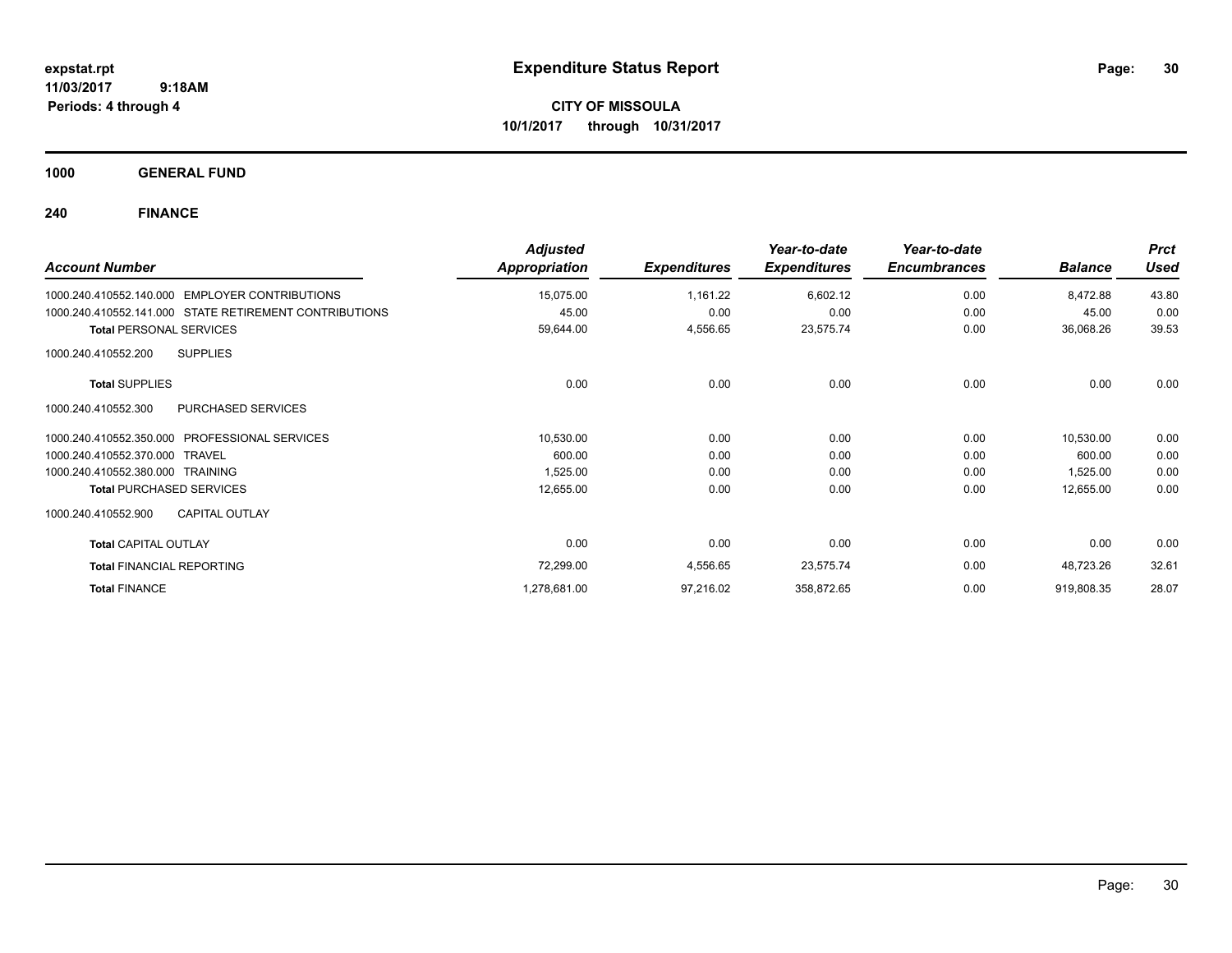**expstat.rpt**
**11/03/2017 9:18AM**
**Periods: 4 through 4**

# Expenditure Status Report

**CITY OF MISSOULA**
**10/1/2017 through 10/31/2017**

## 1000 GENERAL FUND

### 240 FINANCE

| Account Number | Adjusted Appropriation | Expenditures | Year-to-date Expenditures | Year-to-date Encumbrances | Balance | Prct Used |
|---|---|---|---|---|---|---|
| 1000.240.410552.140.000 EMPLOYER CONTRIBUTIONS | 15,075.00 | 1,161.22 | 6,602.12 | 0.00 | 8,472.88 | 43.80 |
| 1000.240.410552.141.000 STATE RETIREMENT CONTRIBUTIONS | 45.00 | 0.00 | 0.00 | 0.00 | 45.00 | 0.00 |
| **Total** PERSONAL SERVICES | 59,644.00 | 4,556.65 | 23,575.74 | 0.00 | 36,068.26 | 39.53 |
| 1000.240.410552.200 SUPPLIES | | | | | | |
| **Total** SUPPLIES | 0.00 | 0.00 | 0.00 | 0.00 | 0.00 | 0.00 |
| 1000.240.410552.300 PURCHASED SERVICES | | | | | | |
| 1000.240.410552.350.000 PROFESSIONAL SERVICES | 10,530.00 | 0.00 | 0.00 | 0.00 | 10,530.00 | 0.00 |
| 1000.240.410552.370.000 TRAVEL | 600.00 | 0.00 | 0.00 | 0.00 | 600.00 | 0.00 |
| 1000.240.410552.380.000 TRAINING | 1,525.00 | 0.00 | 0.00 | 0.00 | 1,525.00 | 0.00 |
| **Total** PURCHASED SERVICES | 12,655.00 | 0.00 | 0.00 | 0.00 | 12,655.00 | 0.00 |
| 1000.240.410552.900 CAPITAL OUTLAY | | | | | | |
| **Total** CAPITAL OUTLAY | 0.00 | 0.00 | 0.00 | 0.00 | 0.00 | 0.00 |
| **Total** FINANCIAL REPORTING | 72,299.00 | 4,556.65 | 23,575.74 | 0.00 | 48,723.26 | 32.61 |
| **Total** FINANCE | 1,278,681.00 | 97,216.02 | 358,872.65 | 0.00 | 919,808.35 | 28.07 |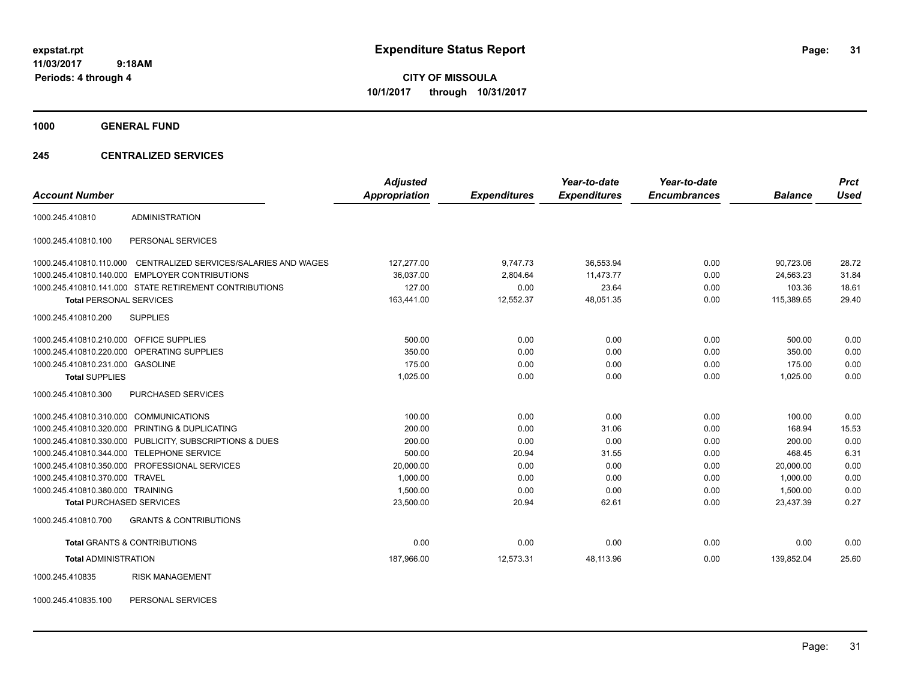# Expenditure Status Report

expstat.rpt
11/03/2017 9:18AM
Periods: 4 through 4

**CITY OF MISSOULA**
**10/1/2017 through 10/31/2017**

## 1000 GENERAL FUND

## 245 CENTRALIZED SERVICES

| Account Number | | Adjusted Appropriation | Expenditures | Year-to-date Expenditures | Year-to-date Encumbrances | Balance | Prct Used |
|---|---|---|---|---|---|---|---|
| 1000.245.410810 | ADMINISTRATION | | | | | | |
| 1000.245.410810.100 | PERSONAL SERVICES | | | | | | |
| 1000.245.410810.110.000 | CENTRALIZED SERVICES/SALARIES AND WAGES | 127,277.00 | 9,747.73 | 36,553.94 | 0.00 | 90,723.06 | 28.72 |
| 1000.245.410810.140.000 | EMPLOYER CONTRIBUTIONS | 36,037.00 | 2,804.64 | 11,473.77 | 0.00 | 24,563.23 | 31.84 |
| 1000.245.410810.141.000 | STATE RETIREMENT CONTRIBUTIONS | 127.00 | 0.00 | 23.64 | 0.00 | 103.36 | 18.61 |
| **Total** PERSONAL SERVICES | | 163,441.00 | 12,552.37 | 48,051.35 | 0.00 | 115,389.65 | 29.40 |
| 1000.245.410810.200 | SUPPLIES | | | | | | |
| 1000.245.410810.210.000 | OFFICE SUPPLIES | 500.00 | 0.00 | 0.00 | 0.00 | 500.00 | 0.00 |
| 1000.245.410810.220.000 | OPERATING SUPPLIES | 350.00 | 0.00 | 0.00 | 0.00 | 350.00 | 0.00 |
| 1000.245.410810.231.000 | GASOLINE | 175.00 | 0.00 | 0.00 | 0.00 | 175.00 | 0.00 |
| **Total** SUPPLIES | | 1,025.00 | 0.00 | 0.00 | 0.00 | 1,025.00 | 0.00 |
| 1000.245.410810.300 | PURCHASED SERVICES | | | | | | |
| 1000.245.410810.310.000 | COMMUNICATIONS | 100.00 | 0.00 | 0.00 | 0.00 | 100.00 | 0.00 |
| 1000.245.410810.320.000 | PRINTING & DUPLICATING | 200.00 | 0.00 | 31.06 | 0.00 | 168.94 | 15.53 |
| 1000.245.410810.330.000 | PUBLICITY, SUBSCRIPTIONS & DUES | 200.00 | 0.00 | 0.00 | 0.00 | 200.00 | 0.00 |
| 1000.245.410810.344.000 | TELEPHONE SERVICE | 500.00 | 20.94 | 31.55 | 0.00 | 468.45 | 6.31 |
| 1000.245.410810.350.000 | PROFESSIONAL SERVICES | 20,000.00 | 0.00 | 0.00 | 0.00 | 20,000.00 | 0.00 |
| 1000.245.410810.370.000 | TRAVEL | 1,000.00 | 0.00 | 0.00 | 0.00 | 1,000.00 | 0.00 |
| 1000.245.410810.380.000 | TRAINING | 1,500.00 | 0.00 | 0.00 | 0.00 | 1,500.00 | 0.00 |
| **Total** PURCHASED SERVICES | | 23,500.00 | 20.94 | 62.61 | 0.00 | 23,437.39 | 0.27 |
| 1000.245.410810.700 | GRANTS & CONTRIBUTIONS | | | | | | |
| **Total** GRANTS & CONTRIBUTIONS | | 0.00 | 0.00 | 0.00 | 0.00 | 0.00 | 0.00 |
| **Total** ADMINISTRATION | | 187,966.00 | 12,573.31 | 48,113.96 | 0.00 | 139,852.04 | 25.60 |
| 1000.245.410835 | RISK MANAGEMENT | | | | | | |
| 1000.245.410835.100 | PERSONAL SERVICES | | | | | | |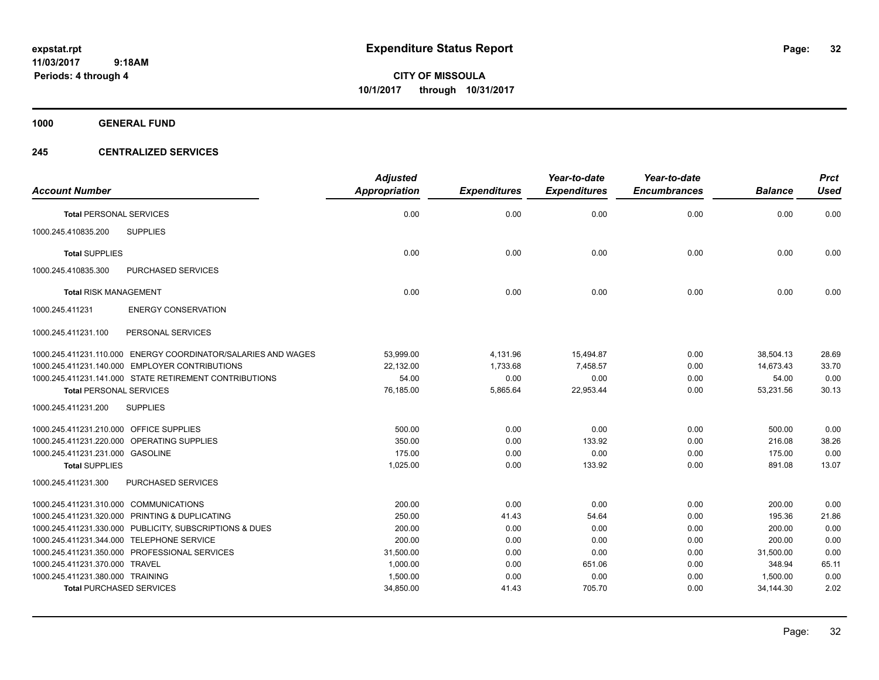# Expenditure Status Report

expstat.rpt
11/03/2017 9:18AM
Periods: 4 through 4

**CITY OF MISSOULA**
**10/1/2017 through 10/31/2017**

**1000 GENERAL FUND**

**245 CENTRALIZED SERVICES**

| Account Number | Adjusted Appropriation | Expenditures | Year-to-date Expenditures | Year-to-date Encumbrances | Balance | Prct Used |
|---|---|---|---|---|---|---|
| **Total** PERSONAL SERVICES | 0.00 | 0.00 | 0.00 | 0.00 | 0.00 | 0.00 |
| 1000.245.410835.200 SUPPLIES | | | | | | |
| **Total** SUPPLIES | 0.00 | 0.00 | 0.00 | 0.00 | 0.00 | 0.00 |
| 1000.245.410835.300 PURCHASED SERVICES | | | | | | |
| **Total** RISK MANAGEMENT | 0.00 | 0.00 | 0.00 | 0.00 | 0.00 | 0.00 |
| 1000.245.411231 ENERGY CONSERVATION | | | | | | |
| 1000.245.411231.100 PERSONAL SERVICES | | | | | | |
| 1000.245.411231.110.000 ENERGY COORDINATOR/SALARIES AND WAGES | 53,999.00 | 4,131.96 | 15,494.87 | 0.00 | 38,504.13 | 28.69 |
| 1000.245.411231.140.000 EMPLOYER CONTRIBUTIONS | 22,132.00 | 1,733.68 | 7,458.57 | 0.00 | 14,673.43 | 33.70 |
| 1000.245.411231.141.000 STATE RETIREMENT CONTRIBUTIONS | 54.00 | 0.00 | 0.00 | 0.00 | 54.00 | 0.00 |
| **Total** PERSONAL SERVICES | 76,185.00 | 5,865.64 | 22,953.44 | 0.00 | 53,231.56 | 30.13 |
| 1000.245.411231.200 SUPPLIES | | | | | | |
| 1000.245.411231.210.000 OFFICE SUPPLIES | 500.00 | 0.00 | 0.00 | 0.00 | 500.00 | 0.00 |
| 1000.245.411231.220.000 OPERATING SUPPLIES | 350.00 | 0.00 | 133.92 | 0.00 | 216.08 | 38.26 |
| 1000.245.411231.231.000 GASOLINE | 175.00 | 0.00 | 0.00 | 0.00 | 175.00 | 0.00 |
| **Total** SUPPLIES | 1,025.00 | 0.00 | 133.92 | 0.00 | 891.08 | 13.07 |
| 1000.245.411231.300 PURCHASED SERVICES | | | | | | |
| 1000.245.411231.310.000 COMMUNICATIONS | 200.00 | 0.00 | 0.00 | 0.00 | 200.00 | 0.00 |
| 1000.245.411231.320.000 PRINTING & DUPLICATING | 250.00 | 41.43 | 54.64 | 0.00 | 195.36 | 21.86 |
| 1000.245.411231.330.000 PUBLICITY, SUBSCRIPTIONS & DUES | 200.00 | 0.00 | 0.00 | 0.00 | 200.00 | 0.00 |
| 1000.245.411231.344.000 TELEPHONE SERVICE | 200.00 | 0.00 | 0.00 | 0.00 | 200.00 | 0.00 |
| 1000.245.411231.350.000 PROFESSIONAL SERVICES | 31,500.00 | 0.00 | 0.00 | 0.00 | 31,500.00 | 0.00 |
| 1000.245.411231.370.000 TRAVEL | 1,000.00 | 0.00 | 651.06 | 0.00 | 348.94 | 65.11 |
| 1000.245.411231.380.000 TRAINING | 1,500.00 | 0.00 | 0.00 | 0.00 | 1,500.00 | 0.00 |
| **Total** PURCHASED SERVICES | 34,850.00 | 41.43 | 705.70 | 0.00 | 34,144.30 | 2.02 |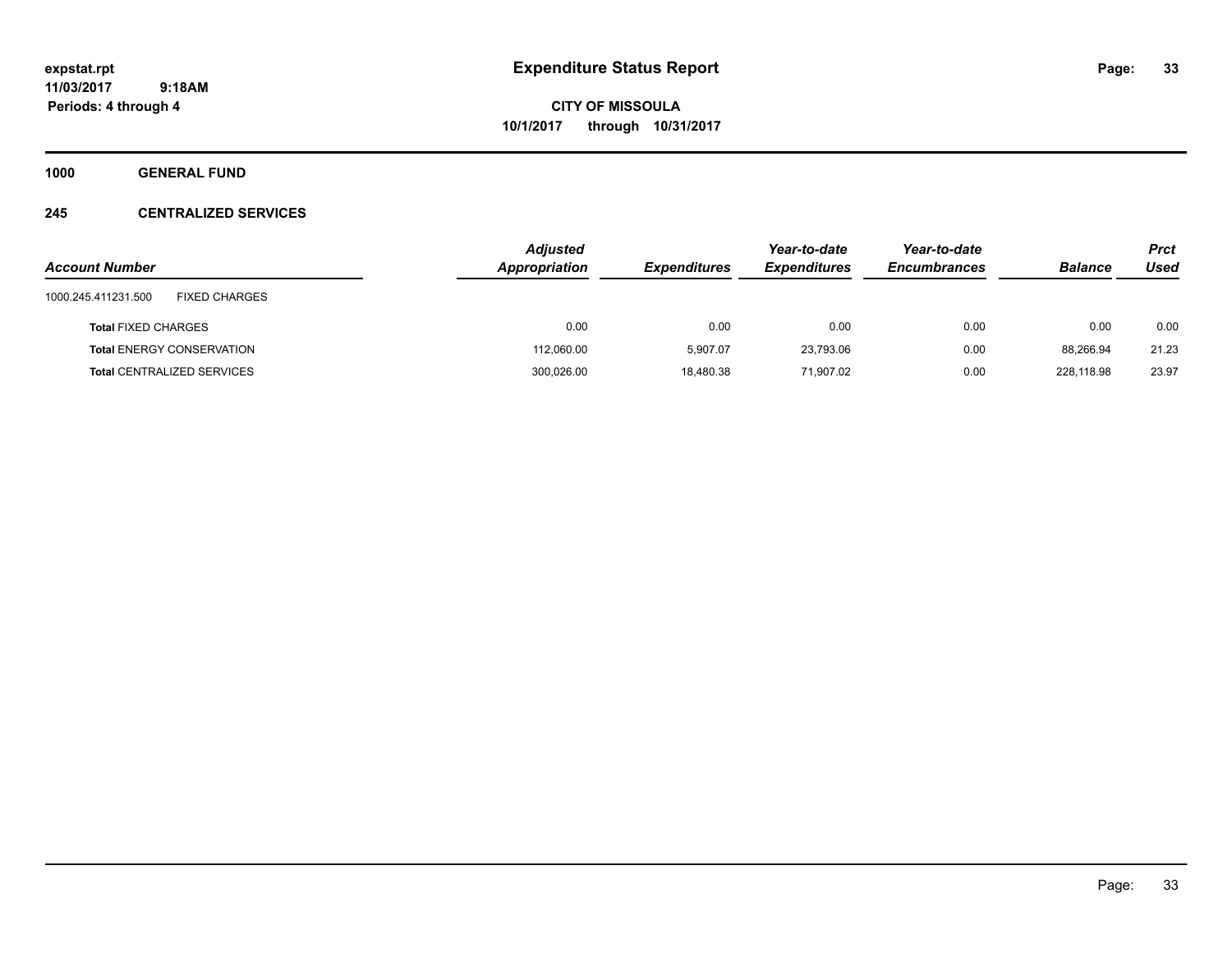expstat.rpt
11/03/2017 9:18AM
Periods: 4 through 4

# Expenditure Status Report

**CITY OF MISSOULA**
**10/1/2017 through 10/31/2017**

**1000 GENERAL FUND**

**245 CENTRALIZED SERVICES**

| Account Number | Adjusted Appropriation | Expenditures | Year-to-date Expenditures | Year-to-date Encumbrances | Balance | Prct Used |
|---|---|---|---|---|---|---|
| 1000.245.411231.500 FIXED CHARGES | | | | | | |
| **Total** FIXED CHARGES | 0.00 | 0.00 | 0.00 | 0.00 | 0.00 | 0.00 |
| **Total** ENERGY CONSERVATION | 112,060.00 | 5,907.07 | 23,793.06 | 0.00 | 88,266.94 | 21.23 |
| **Total** CENTRALIZED SERVICES | 300,026.00 | 18,480.38 | 71,907.02 | 0.00 | 228,118.98 | 23.97 |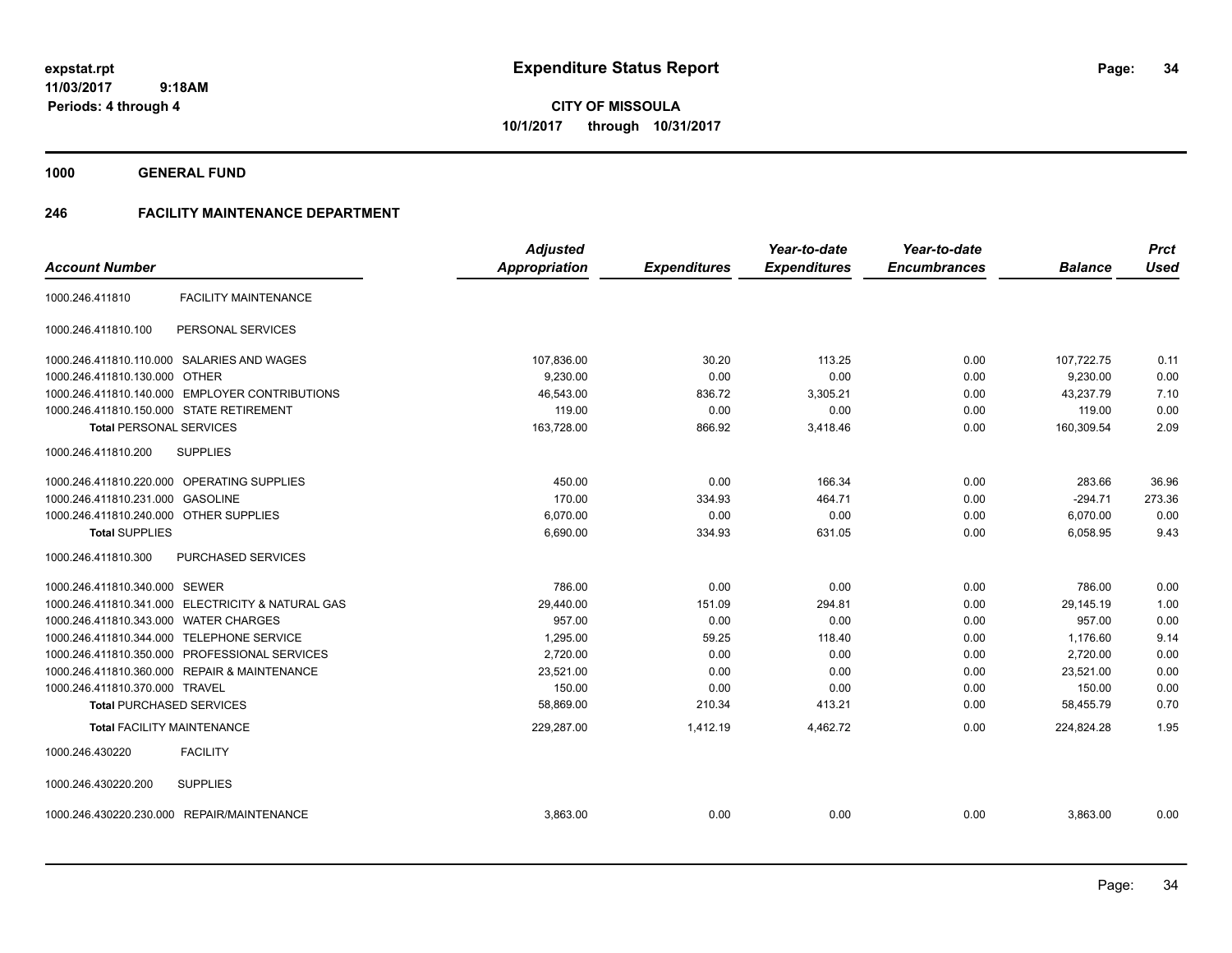# Expenditure Status Report

expstat.rpt
11/03/2017 9:18AM
Periods: 4 through 4

**CITY OF MISSOULA**
**10/1/2017 through 10/31/2017**

## 1000 GENERAL FUND

### 246 FACILITY MAINTENANCE DEPARTMENT

| Account Number | | Adjusted Appropriation | Expenditures | Year-to-date Expenditures | Year-to-date Encumbrances | Balance | Prct Used |
|---|---|---|---|---|---|---|---|
| 1000.246.411810 | FACILITY MAINTENANCE | | | | | | |
| 1000.246.411810.100 | PERSONAL SERVICES | | | | | | |
| 1000.246.411810.110.000 | SALARIES AND WAGES | 107,836.00 | 30.20 | 113.25 | 0.00 | 107,722.75 | 0.11 |
| 1000.246.411810.130.000 | OTHER | 9,230.00 | 0.00 | 0.00 | 0.00 | 9,230.00 | 0.00 |
| 1000.246.411810.140.000 | EMPLOYER CONTRIBUTIONS | 46,543.00 | 836.72 | 3,305.21 | 0.00 | 43,237.79 | 7.10 |
| 1000.246.411810.150.000 | STATE RETIREMENT | 119.00 | 0.00 | 0.00 | 0.00 | 119.00 | 0.00 |
| **Total** PERSONAL SERVICES | | 163,728.00 | 866.92 | 3,418.46 | 0.00 | 160,309.54 | 2.09 |
| 1000.246.411810.200 | SUPPLIES | | | | | | |
| 1000.246.411810.220.000 | OPERATING SUPPLIES | 450.00 | 0.00 | 166.34 | 0.00 | 283.66 | 36.96 |
| 1000.246.411810.231.000 | GASOLINE | 170.00 | 334.93 | 464.71 | 0.00 | -294.71 | 273.36 |
| 1000.246.411810.240.000 | OTHER SUPPLIES | 6,070.00 | 0.00 | 0.00 | 0.00 | 6,070.00 | 0.00 |
| **Total** SUPPLIES | | 6,690.00 | 334.93 | 631.05 | 0.00 | 6,058.95 | 9.43 |
| 1000.246.411810.300 | PURCHASED SERVICES | | | | | | |
| 1000.246.411810.340.000 | SEWER | 786.00 | 0.00 | 0.00 | 0.00 | 786.00 | 0.00 |
| 1000.246.411810.341.000 | ELECTRICITY & NATURAL GAS | 29,440.00 | 151.09 | 294.81 | 0.00 | 29,145.19 | 1.00 |
| 1000.246.411810.343.000 | WATER CHARGES | 957.00 | 0.00 | 0.00 | 0.00 | 957.00 | 0.00 |
| 1000.246.411810.344.000 | TELEPHONE SERVICE | 1,295.00 | 59.25 | 118.40 | 0.00 | 1,176.60 | 9.14 |
| 1000.246.411810.350.000 | PROFESSIONAL SERVICES | 2,720.00 | 0.00 | 0.00 | 0.00 | 2,720.00 | 0.00 |
| 1000.246.411810.360.000 | REPAIR & MAINTENANCE | 23,521.00 | 0.00 | 0.00 | 0.00 | 23,521.00 | 0.00 |
| 1000.246.411810.370.000 | TRAVEL | 150.00 | 0.00 | 0.00 | 0.00 | 150.00 | 0.00 |
| **Total** PURCHASED SERVICES | | 58,869.00 | 210.34 | 413.21 | 0.00 | 58,455.79 | 0.70 |
| **Total** FACILITY MAINTENANCE | | 229,287.00 | 1,412.19 | 4,462.72 | 0.00 | 224,824.28 | 1.95 |
| 1000.246.430220 | FACILITY | | | | | | |
| 1000.246.430220.200 | SUPPLIES | | | | | | |
| 1000.246.430220.230.000 | REPAIR/MAINTENANCE | 3,863.00 | 0.00 | 0.00 | 0.00 | 3,863.00 | 0.00 |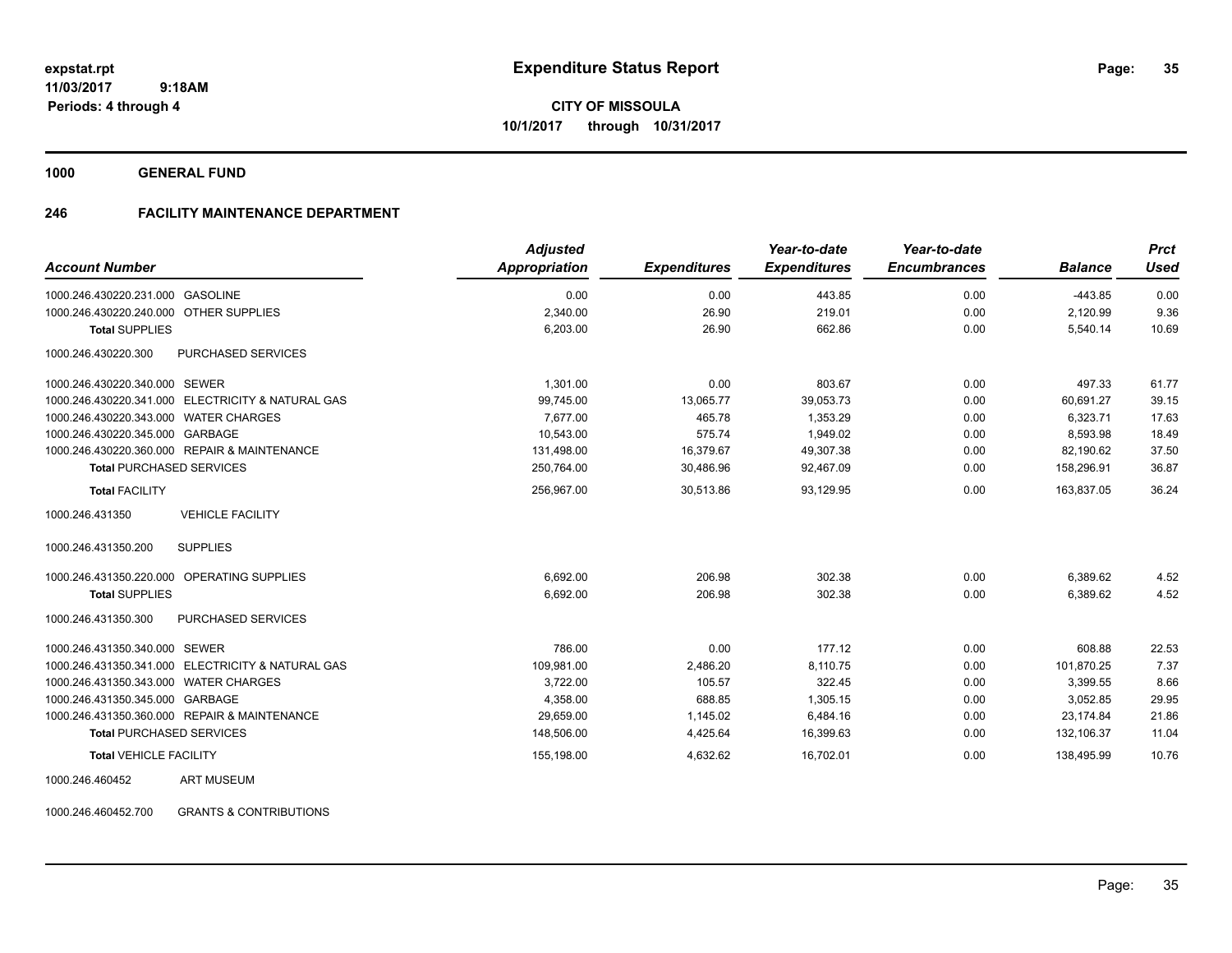# Expenditure Status Report

expstat.rpt
11/03/2017 9:18AM
Periods: 4 through 4

**CITY OF MISSOULA**
**10/1/2017 through 10/31/2017**

**1000 GENERAL FUND**

**246 FACILITY MAINTENANCE DEPARTMENT**

| Account Number | | Adjusted Appropriation | Expenditures | Year-to-date Expenditures | Year-to-date Encumbrances | Balance | Prct Used |
|---|---|---|---|---|---|---|---|
| 1000.246.430220.231.000 | GASOLINE | 0.00 | 0.00 | 443.85 | 0.00 | -443.85 | 0.00 |
| 1000.246.430220.240.000 | OTHER SUPPLIES | 2,340.00 | 26.90 | 219.01 | 0.00 | 2,120.99 | 9.36 |
| **Total SUPPLIES** | | 6,203.00 | 26.90 | 662.86 | 0.00 | 5,540.14 | 10.69 |
| 1000.246.430220.300 | PURCHASED SERVICES | | | | | | |
| 1000.246.430220.340.000 | SEWER | 1,301.00 | 0.00 | 803.67 | 0.00 | 497.33 | 61.77 |
| 1000.246.430220.341.000 | ELECTRICITY & NATURAL GAS | 99,745.00 | 13,065.77 | 39,053.73 | 0.00 | 60,691.27 | 39.15 |
| 1000.246.430220.343.000 | WATER CHARGES | 7,677.00 | 465.78 | 1,353.29 | 0.00 | 6,323.71 | 17.63 |
| 1000.246.430220.345.000 | GARBAGE | 10,543.00 | 575.74 | 1,949.02 | 0.00 | 8,593.98 | 18.49 |
| 1000.246.430220.360.000 | REPAIR & MAINTENANCE | 131,498.00 | 16,379.67 | 49,307.38 | 0.00 | 82,190.62 | 37.50 |
| **Total PURCHASED SERVICES** | | 250,764.00 | 30,486.96 | 92,467.09 | 0.00 | 158,296.91 | 36.87 |
| **Total FACILITY** | | 256,967.00 | 30,513.86 | 93,129.95 | 0.00 | 163,837.05 | 36.24 |
| 1000.246.431350 | VEHICLE FACILITY | | | | | | |
| 1000.246.431350.200 | SUPPLIES | | | | | | |
| 1000.246.431350.220.000 | OPERATING SUPPLIES | 6,692.00 | 206.98 | 302.38 | 0.00 | 6,389.62 | 4.52 |
| **Total SUPPLIES** | | 6,692.00 | 206.98 | 302.38 | 0.00 | 6,389.62 | 4.52 |
| 1000.246.431350.300 | PURCHASED SERVICES | | | | | | |
| 1000.246.431350.340.000 | SEWER | 786.00 | 0.00 | 177.12 | 0.00 | 608.88 | 22.53 |
| 1000.246.431350.341.000 | ELECTRICITY & NATURAL GAS | 109,981.00 | 2,486.20 | 8,110.75 | 0.00 | 101,870.25 | 7.37 |
| 1000.246.431350.343.000 | WATER CHARGES | 3,722.00 | 105.57 | 322.45 | 0.00 | 3,399.55 | 8.66 |
| 1000.246.431350.345.000 | GARBAGE | 4,358.00 | 688.85 | 1,305.15 | 0.00 | 3,052.85 | 29.95 |
| 1000.246.431350.360.000 | REPAIR & MAINTENANCE | 29,659.00 | 1,145.02 | 6,484.16 | 0.00 | 23,174.84 | 21.86 |
| **Total PURCHASED SERVICES** | | 148,506.00 | 4,425.64 | 16,399.63 | 0.00 | 132,106.37 | 11.04 |
| **Total VEHICLE FACILITY** | | 155,198.00 | 4,632.62 | 16,702.01 | 0.00 | 138,495.99 | 10.76 |
| 1000.246.460452 | ART MUSEUM | | | | | | |
| 1000.246.460452.700 | GRANTS & CONTRIBUTIONS | | | | | | |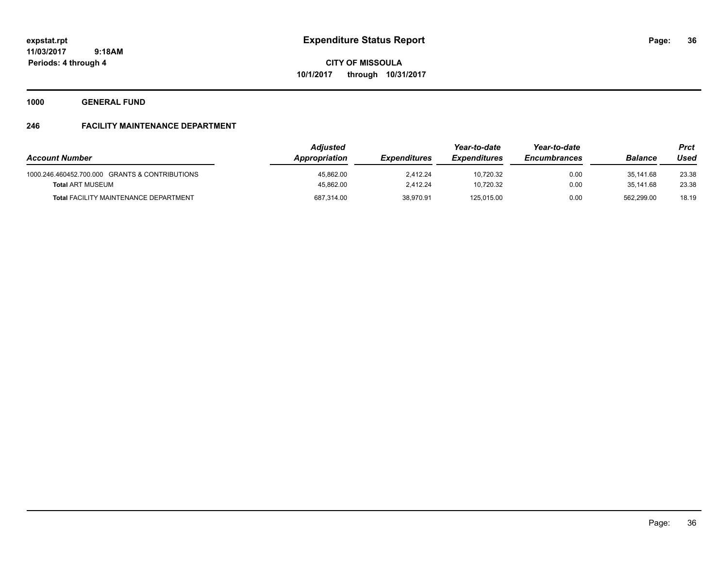# Expenditure Status Report

expstat.rpt
11/03/2017 9:18AM
Periods: 4 through 4

**CITY OF MISSOULA**
**10/1/2017 through 10/31/2017**

**1000 GENERAL FUND**

**246 FACILITY MAINTENANCE DEPARTMENT**

| *Account Number* | *Adjusted Appropriation* | *Expenditures* | *Year-to-date Expenditures* | *Year-to-date Encumbrances* | *Balance* | *Prct Used* |
|---|---|---|---|---|---|---|
| 1000.246.460452.700.000 GRANTS & CONTRIBUTIONS | 45,862.00 | 2,412.24 | 10,720.32 | 0.00 | 35,141.68 | 23.38 |
| **Total** ART MUSEUM | 45,862.00 | 2,412.24 | 10,720.32 | 0.00 | 35,141.68 | 23.38 |
| **Total** FACILITY MAINTENANCE DEPARTMENT | 687,314.00 | 38,970.91 | 125,015.00 | 0.00 | 562,299.00 | 18.19 |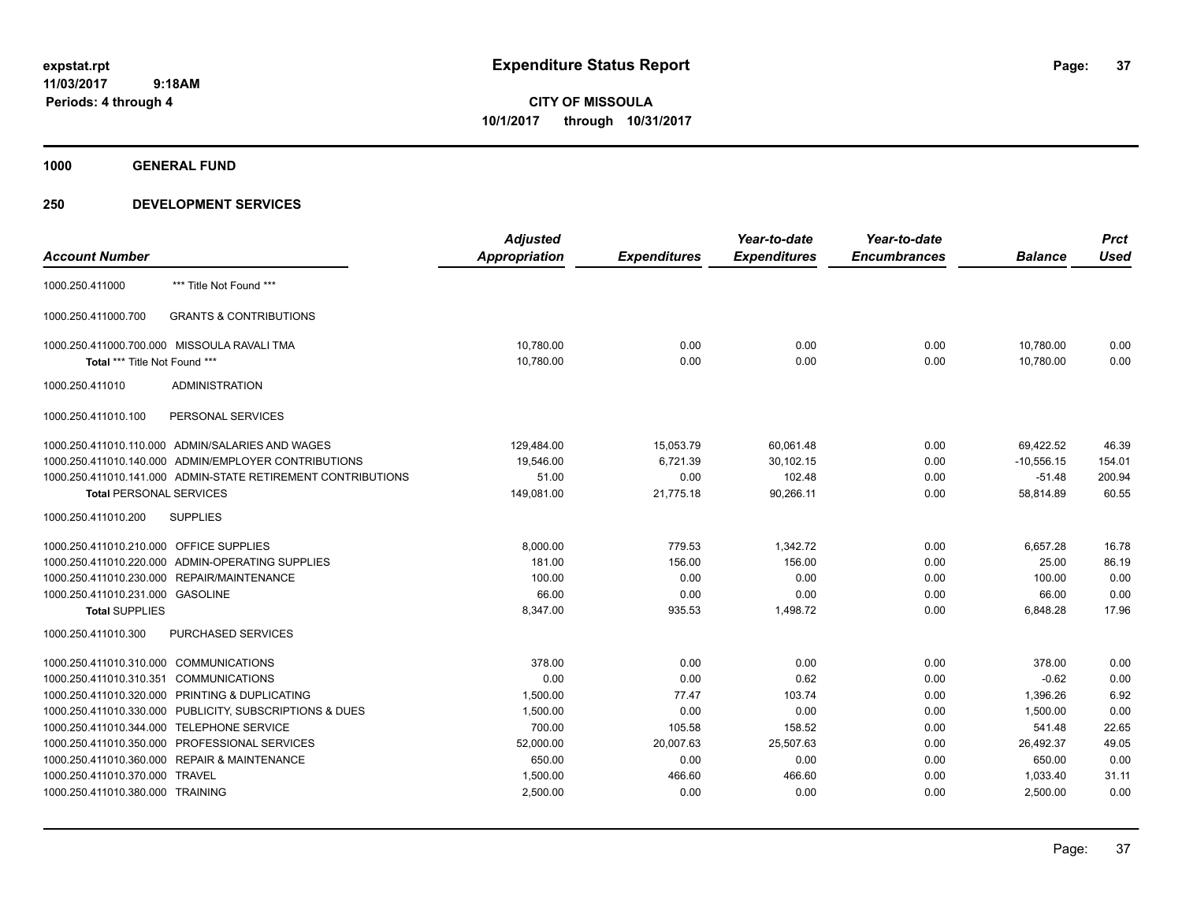# Expenditure Status Report

expstat.rpt
11/03/2017 9:18AM
Periods: 4 through 4

**CITY OF MISSOULA**
**10/1/2017 through 10/31/2017**

## 1000 GENERAL FUND

## 250 DEVELOPMENT SERVICES

| Account Number | | Adjusted Appropriation | Expenditures | Year-to-date Expenditures | Year-to-date Encumbrances | Balance | Prct Used |
|---|---|---|---|---|---|---|---|
| 1000.250.411000 | *** Title Not Found *** | | | | | | |
| 1000.250.411000.700 | GRANTS & CONTRIBUTIONS | | | | | | |
| 1000.250.411000.700.000 | MISSOULA RAVALI TMA | 10,780.00 | 0.00 | 0.00 | 0.00 | 10,780.00 | 0.00 |
| **Total** *** Title Not Found *** | | 10,780.00 | 0.00 | 0.00 | 0.00 | 10,780.00 | 0.00 |
| 1000.250.411010 | ADMINISTRATION | | | | | | |
| 1000.250.411010.100 | PERSONAL SERVICES | | | | | | |
| 1000.250.411010.110.000 | ADMIN/SALARIES AND WAGES | 129,484.00 | 15,053.79 | 60,061.48 | 0.00 | 69,422.52 | 46.39 |
| 1000.250.411010.140.000 | ADMIN/EMPLOYER CONTRIBUTIONS | 19,546.00 | 6,721.39 | 30,102.15 | 0.00 | -10,556.15 | 154.01 |
| 1000.250.411010.141.000 | ADMIN-STATE RETIREMENT CONTRIBUTIONS | 51.00 | 0.00 | 102.48 | 0.00 | -51.48 | 200.94 |
| **Total PERSONAL SERVICES** | | 149,081.00 | 21,775.18 | 90,266.11 | 0.00 | 58,814.89 | 60.55 |
| 1000.250.411010.200 | SUPPLIES | | | | | | |
| 1000.250.411010.210.000 | OFFICE SUPPLIES | 8,000.00 | 779.53 | 1,342.72 | 0.00 | 6,657.28 | 16.78 |
| 1000.250.411010.220.000 | ADMIN-OPERATING SUPPLIES | 181.00 | 156.00 | 156.00 | 0.00 | 25.00 | 86.19 |
| 1000.250.411010.230.000 | REPAIR/MAINTENANCE | 100.00 | 0.00 | 0.00 | 0.00 | 100.00 | 0.00 |
| 1000.250.411010.231.000 | GASOLINE | 66.00 | 0.00 | 0.00 | 0.00 | 66.00 | 0.00 |
| **Total SUPPLIES** | | 8,347.00 | 935.53 | 1,498.72 | 0.00 | 6,848.28 | 17.96 |
| 1000.250.411010.300 | PURCHASED SERVICES | | | | | | |
| 1000.250.411010.310.000 | COMMUNICATIONS | 378.00 | 0.00 | 0.00 | 0.00 | 378.00 | 0.00 |
| 1000.250.411010.310.351 | COMMUNICATIONS | 0.00 | 0.00 | 0.62 | 0.00 | -0.62 | 0.00 |
| 1000.250.411010.320.000 | PRINTING & DUPLICATING | 1,500.00 | 77.47 | 103.74 | 0.00 | 1,396.26 | 6.92 |
| 1000.250.411010.330.000 | PUBLICITY, SUBSCRIPTIONS & DUES | 1,500.00 | 0.00 | 0.00 | 0.00 | 1,500.00 | 0.00 |
| 1000.250.411010.344.000 | TELEPHONE SERVICE | 700.00 | 105.58 | 158.52 | 0.00 | 541.48 | 22.65 |
| 1000.250.411010.350.000 | PROFESSIONAL SERVICES | 52,000.00 | 20,007.63 | 25,507.63 | 0.00 | 26,492.37 | 49.05 |
| 1000.250.411010.360.000 | REPAIR & MAINTENANCE | 650.00 | 0.00 | 0.00 | 0.00 | 650.00 | 0.00 |
| 1000.250.411010.370.000 | TRAVEL | 1,500.00 | 466.60 | 466.60 | 0.00 | 1,033.40 | 31.11 |
| 1000.250.411010.380.000 | TRAINING | 2,500.00 | 0.00 | 0.00 | 0.00 | 2,500.00 | 0.00 |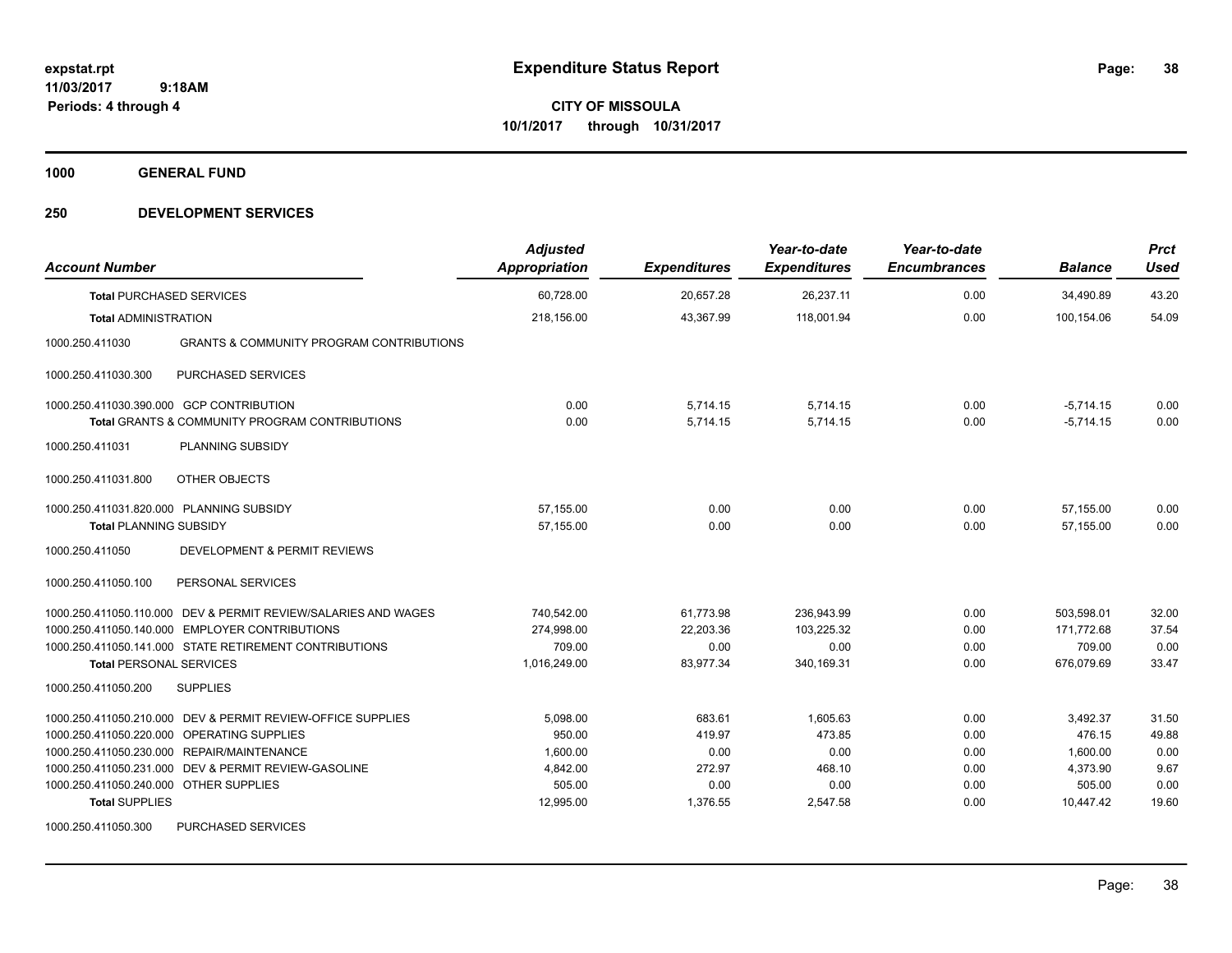# Expenditure Status Report

expstat.rpt
11/03/2017 9:18AM
Periods: 4 through 4

**CITY OF MISSOULA**
**10/1/2017 through 10/31/2017**

**1000 GENERAL FUND**

**250 DEVELOPMENT SERVICES**

| Account Number | | Adjusted Appropriation | Expenditures | Year-to-date Expenditures | Year-to-date Encumbrances | Balance | Prct Used |
|---|---|---|---|---|---|---|---|
| **Total** PURCHASED SERVICES | | 60,728.00 | 20,657.28 | 26,237.11 | 0.00 | 34,490.89 | 43.20 |
| **Total** ADMINISTRATION | | 218,156.00 | 43,367.99 | 118,001.94 | 0.00 | 100,154.06 | 54.09 |
| 1000.250.411030 | GRANTS & COMMUNITY PROGRAM CONTRIBUTIONS | | | | | | |
| 1000.250.411030.300 | PURCHASED SERVICES | | | | | | |
| 1000.250.411030.390.000 | GCP CONTRIBUTION | 0.00 | 5,714.15 | 5,714.15 | 0.00 | -5,714.15 | 0.00 |
| **Total** GRANTS & COMMUNITY PROGRAM CONTRIBUTIONS | | 0.00 | 5,714.15 | 5,714.15 | 0.00 | -5,714.15 | 0.00 |
| 1000.250.411031 | PLANNING SUBSIDY | | | | | | |
| 1000.250.411031.800 | OTHER OBJECTS | | | | | | |
| 1000.250.411031.820.000 | PLANNING SUBSIDY | 57,155.00 | 0.00 | 0.00 | 0.00 | 57,155.00 | 0.00 |
| **Total** PLANNING SUBSIDY | | 57,155.00 | 0.00 | 0.00 | 0.00 | 57,155.00 | 0.00 |
| 1000.250.411050 | DEVELOPMENT & PERMIT REVIEWS | | | | | | |
| 1000.250.411050.100 | PERSONAL SERVICES | | | | | | |
| 1000.250.411050.110.000 | DEV & PERMIT REVIEW/SALARIES AND WAGES | 740,542.00 | 61,773.98 | 236,943.99 | 0.00 | 503,598.01 | 32.00 |
| 1000.250.411050.140.000 | EMPLOYER CONTRIBUTIONS | 274,998.00 | 22,203.36 | 103,225.32 | 0.00 | 171,772.68 | 37.54 |
| 1000.250.411050.141.000 | STATE RETIREMENT CONTRIBUTIONS | 709.00 | 0.00 | 0.00 | 0.00 | 709.00 | 0.00 |
| **Total** PERSONAL SERVICES | | 1,016,249.00 | 83,977.34 | 340,169.31 | 0.00 | 676,079.69 | 33.47 |
| 1000.250.411050.200 | SUPPLIES | | | | | | |
| 1000.250.411050.210.000 | DEV & PERMIT REVIEW-OFFICE SUPPLIES | 5,098.00 | 683.61 | 1,605.63 | 0.00 | 3,492.37 | 31.50 |
| 1000.250.411050.220.000 | OPERATING SUPPLIES | 950.00 | 419.97 | 473.85 | 0.00 | 476.15 | 49.88 |
| 1000.250.411050.230.000 | REPAIR/MAINTENANCE | 1,600.00 | 0.00 | 0.00 | 0.00 | 1,600.00 | 0.00 |
| 1000.250.411050.231.000 | DEV & PERMIT REVIEW-GASOLINE | 4,842.00 | 272.97 | 468.10 | 0.00 | 4,373.90 | 9.67 |
| 1000.250.411050.240.000 | OTHER SUPPLIES | 505.00 | 0.00 | 0.00 | 0.00 | 505.00 | 0.00 |
| **Total** SUPPLIES | | 12,995.00 | 1,376.55 | 2,547.58 | 0.00 | 10,447.42 | 19.60 |
| 1000.250.411050.300 | PURCHASED SERVICES | | | | | | |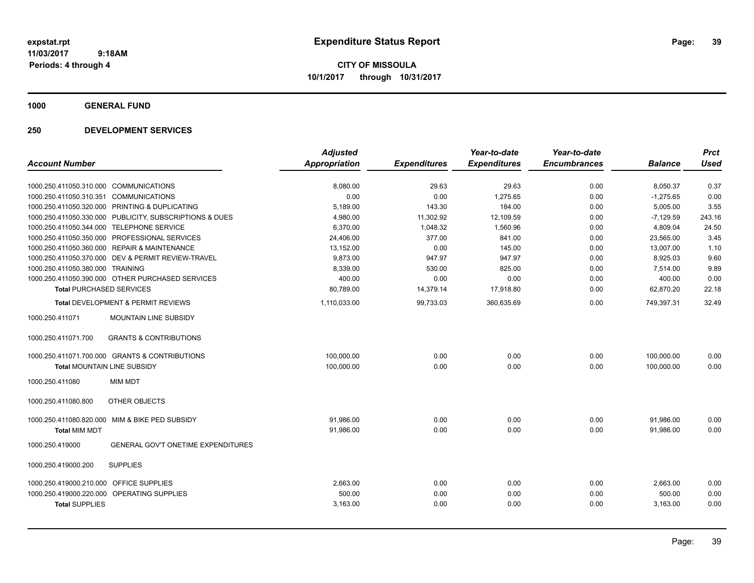**Expenditure Status Report**

**CITY OF MISSOULA**
**10/1/2017 through 10/31/2017**

expstat.rpt
11/03/2017 9:18AM
Periods: 4 through 4

**1000 GENERAL FUND**

**250 DEVELOPMENT SERVICES**

| Account Number | | Adjusted Appropriation | Expenditures | Year-to-date Expenditures | Year-to-date Encumbrances | Balance | Prct Used |
|---|---|---|---|---|---|---|---|
| 1000.250.411050.310.000 | COMMUNICATIONS | 8,080.00 | 29.63 | 29.63 | 0.00 | 8,050.37 | 0.37 |
| 1000.250.411050.310.351 | COMMUNICATIONS | 0.00 | 0.00 | 1,275.65 | 0.00 | -1,275.65 | 0.00 |
| 1000.250.411050.320.000 | PRINTING & DUPLICATING | 5,189.00 | 143.30 | 184.00 | 0.00 | 5,005.00 | 3.55 |
| 1000.250.411050.330.000 | PUBLICITY, SUBSCRIPTIONS & DUES | 4,980.00 | 11,302.92 | 12,109.59 | 0.00 | -7,129.59 | 243.16 |
| 1000.250.411050.344.000 | TELEPHONE SERVICE | 6,370.00 | 1,048.32 | 1,560.96 | 0.00 | 4,809.04 | 24.50 |
| 1000.250.411050.350.000 | PROFESSIONAL SERVICES | 24,406.00 | 377.00 | 841.00 | 0.00 | 23,565.00 | 3.45 |
| 1000.250.411050.360.000 | REPAIR & MAINTENANCE | 13,152.00 | 0.00 | 145.00 | 0.00 | 13,007.00 | 1.10 |
| 1000.250.411050.370.000 | DEV & PERMIT REVIEW-TRAVEL | 9,873.00 | 947.97 | 947.97 | 0.00 | 8,925.03 | 9.60 |
| 1000.250.411050.380.000 | TRAINING | 8,339.00 | 530.00 | 825.00 | 0.00 | 7,514.00 | 9.89 |
| 1000.250.411050.390.000 | OTHER PURCHASED SERVICES | 400.00 | 0.00 | 0.00 | 0.00 | 400.00 | 0.00 |
| **Total** PURCHASED SERVICES | | 80,789.00 | 14,379.14 | 17,918.80 | 0.00 | 62,870.20 | 22.18 |
| **Total** DEVELOPMENT & PERMIT REVIEWS | | 1,110,033.00 | 99,733.03 | 360,635.69 | 0.00 | 749,397.31 | 32.49 |
| 1000.250.411071 | MOUNTAIN LINE SUBSIDY | | | | | | |
| 1000.250.411071.700 | GRANTS & CONTRIBUTIONS | | | | | | |
| 1000.250.411071.700.000 | GRANTS & CONTRIBUTIONS | 100,000.00 | 0.00 | 0.00 | 0.00 | 100,000.00 | 0.00 |
| **Total** MOUNTAIN LINE SUBSIDY | | 100,000.00 | 0.00 | 0.00 | 0.00 | 100,000.00 | 0.00 |
| 1000.250.411080 | MIM MDT | | | | | | |
| 1000.250.411080.800 | OTHER OBJECTS | | | | | | |
| 1000.250.411080.820.000 | MIM & BIKE PED SUBSIDY | 91,986.00 | 0.00 | 0.00 | 0.00 | 91,986.00 | 0.00 |
| **Total** MIM MDT | | 91,986.00 | 0.00 | 0.00 | 0.00 | 91,986.00 | 0.00 |
| 1000.250.419000 | GENERAL GOV'T ONETIME EXPENDITURES | | | | | | |
| 1000.250.419000.200 | SUPPLIES | | | | | | |
| 1000.250.419000.210.000 | OFFICE SUPPLIES | 2,663.00 | 0.00 | 0.00 | 0.00 | 2,663.00 | 0.00 |
| 1000.250.419000.220.000 | OPERATING SUPPLIES | 500.00 | 0.00 | 0.00 | 0.00 | 500.00 | 0.00 |
| **Total** SUPPLIES | | 3,163.00 | 0.00 | 0.00 | 0.00 | 3,163.00 | 0.00 |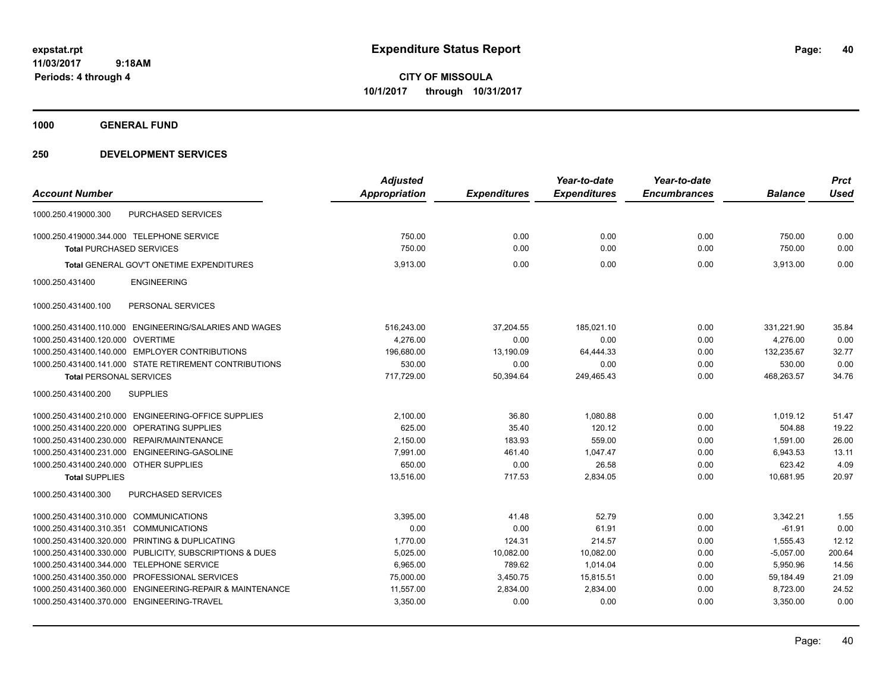**expstat.rpt**
**11/03/2017 9:18AM**
**Periods: 4 through 4**

# Expenditure Status Report

**CITY OF MISSOULA**
**10/1/2017 through 10/31/2017**

## 1000 GENERAL FUND

## 250 DEVELOPMENT SERVICES

| Account Number | Adjusted Appropriation | Expenditures | Year-to-date Expenditures | Year-to-date Encumbrances | Balance | Prct Used |
|---|---|---|---|---|---|---|
| 1000.250.419000.300 PURCHASED SERVICES | | | | | | |
| 1000.250.419000.344.000 TELEPHONE SERVICE | 750.00 | 0.00 | 0.00 | 0.00 | 750.00 | 0.00 |
| **Total** PURCHASED SERVICES | 750.00 | 0.00 | 0.00 | 0.00 | 750.00 | 0.00 |
| **Total** GENERAL GOV'T ONETIME EXPENDITURES | 3,913.00 | 0.00 | 0.00 | 0.00 | 3,913.00 | 0.00 |
| 1000.250.431400 ENGINEERING | | | | | | |
| 1000.250.431400.100 PERSONAL SERVICES | | | | | | |
| 1000.250.431400.110.000 ENGINEERING/SALARIES AND WAGES | 516,243.00 | 37,204.55 | 185,021.10 | 0.00 | 331,221.90 | 35.84 |
| 1000.250.431400.120.000 OVERTIME | 4,276.00 | 0.00 | 0.00 | 0.00 | 4,276.00 | 0.00 |
| 1000.250.431400.140.000 EMPLOYER CONTRIBUTIONS | 196,680.00 | 13,190.09 | 64,444.33 | 0.00 | 132,235.67 | 32.77 |
| 1000.250.431400.141.000 STATE RETIREMENT CONTRIBUTIONS | 530.00 | 0.00 | 0.00 | 0.00 | 530.00 | 0.00 |
| **Total** PERSONAL SERVICES | 717,729.00 | 50,394.64 | 249,465.43 | 0.00 | 468,263.57 | 34.76 |
| 1000.250.431400.200 SUPPLIES | | | | | | |
| 1000.250.431400.210.000 ENGINEERING-OFFICE SUPPLIES | 2,100.00 | 36.80 | 1,080.88 | 0.00 | 1,019.12 | 51.47 |
| 1000.250.431400.220.000 OPERATING SUPPLIES | 625.00 | 35.40 | 120.12 | 0.00 | 504.88 | 19.22 |
| 1000.250.431400.230.000 REPAIR/MAINTENANCE | 2,150.00 | 183.93 | 559.00 | 0.00 | 1,591.00 | 26.00 |
| 1000.250.431400.231.000 ENGINEERING-GASOLINE | 7,991.00 | 461.40 | 1,047.47 | 0.00 | 6,943.53 | 13.11 |
| 1000.250.431400.240.000 OTHER SUPPLIES | 650.00 | 0.00 | 26.58 | 0.00 | 623.42 | 4.09 |
| **Total** SUPPLIES | 13,516.00 | 717.53 | 2,834.05 | 0.00 | 10,681.95 | 20.97 |
| 1000.250.431400.300 PURCHASED SERVICES | | | | | | |
| 1000.250.431400.310.000 COMMUNICATIONS | 3,395.00 | 41.48 | 52.79 | 0.00 | 3,342.21 | 1.55 |
| 1000.250.431400.310.351 COMMUNICATIONS | 0.00 | 0.00 | 61.91 | 0.00 | -61.91 | 0.00 |
| 1000.250.431400.320.000 PRINTING & DUPLICATING | 1,770.00 | 124.31 | 214.57 | 0.00 | 1,555.43 | 12.12 |
| 1000.250.431400.330.000 PUBLICITY, SUBSCRIPTIONS & DUES | 5,025.00 | 10,082.00 | 10,082.00 | 0.00 | -5,057.00 | 200.64 |
| 1000.250.431400.344.000 TELEPHONE SERVICE | 6,965.00 | 789.62 | 1,014.04 | 0.00 | 5,950.96 | 14.56 |
| 1000.250.431400.350.000 PROFESSIONAL SERVICES | 75,000.00 | 3,450.75 | 15,815.51 | 0.00 | 59,184.49 | 21.09 |
| 1000.250.431400.360.000 ENGINEERING-REPAIR & MAINTENANCE | 11,557.00 | 2,834.00 | 2,834.00 | 0.00 | 8,723.00 | 24.52 |
| 1000.250.431400.370.000 ENGINEERING-TRAVEL | 3,350.00 | 0.00 | 0.00 | 0.00 | 3,350.00 | 0.00 |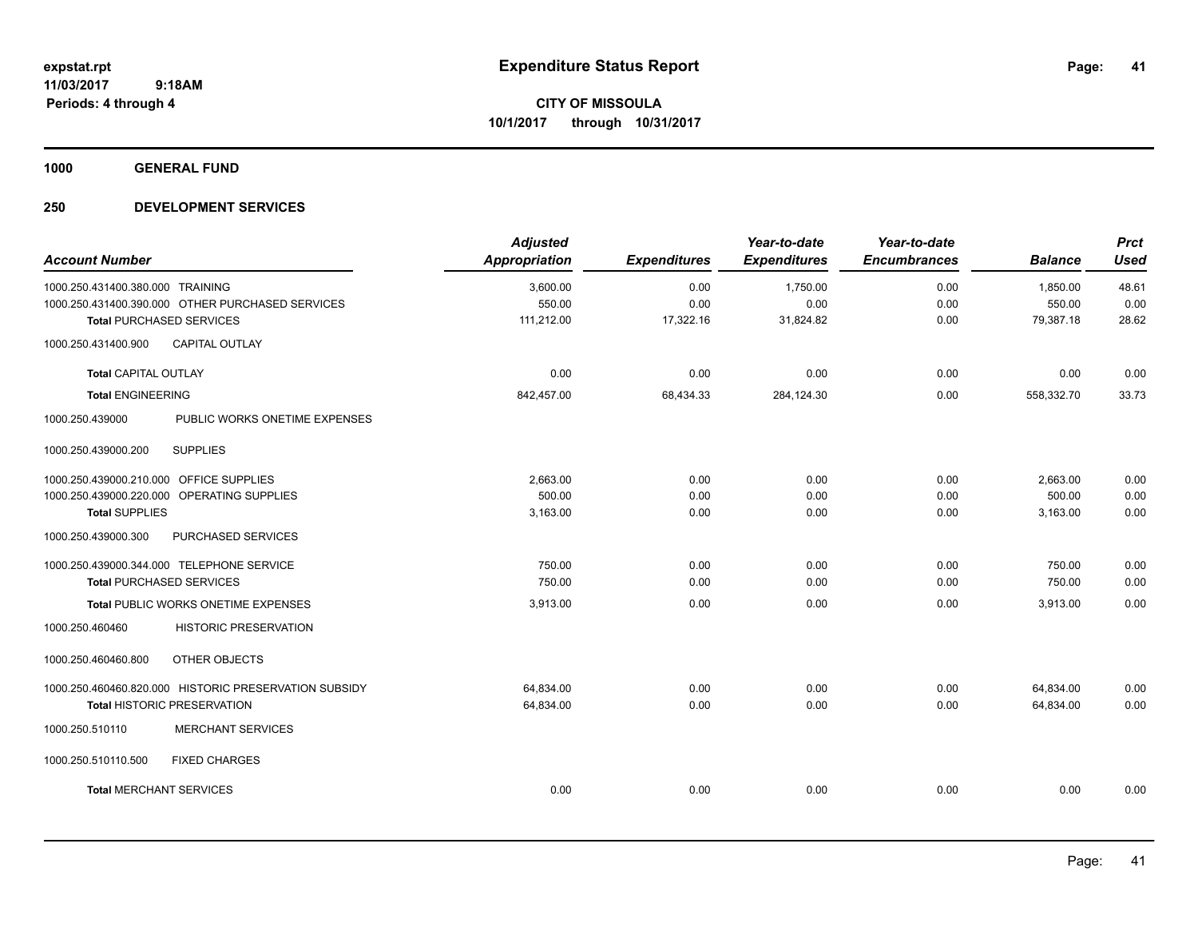**Expenditure Status Report**

**CITY OF MISSOULA**
**10/1/2017 through 10/31/2017**

expstat.rpt
11/03/2017 9:18AM
Periods: 4 through 4

**1000 GENERAL FUND**

**250 DEVELOPMENT SERVICES**

| Account Number | | Adjusted Appropriation | Expenditures | Year-to-date Expenditures | Year-to-date Encumbrances | Balance | Prct Used |
|---|---|---|---|---|---|---|---|
| 1000.250.431400.380.000 | TRAINING | 3,600.00 | 0.00 | 1,750.00 | 0.00 | 1,850.00 | 48.61 |
| 1000.250.431400.390.000 | OTHER PURCHASED SERVICES | 550.00 | 0.00 | 0.00 | 0.00 | 550.00 | 0.00 |
| **Total** PURCHASED SERVICES | | 111,212.00 | 17,322.16 | 31,824.82 | 0.00 | 79,387.18 | 28.62 |
| 1000.250.431400.900 | CAPITAL OUTLAY | | | | | | |
| **Total** CAPITAL OUTLAY | | 0.00 | 0.00 | 0.00 | 0.00 | 0.00 | 0.00 |
| **Total** ENGINEERING | | 842,457.00 | 68,434.33 | 284,124.30 | 0.00 | 558,332.70 | 33.73 |
| 1000.250.439000 | PUBLIC WORKS ONETIME EXPENSES | | | | | | |
| 1000.250.439000.200 | SUPPLIES | | | | | | |
| 1000.250.439000.210.000 | OFFICE SUPPLIES | 2,663.00 | 0.00 | 0.00 | 0.00 | 2,663.00 | 0.00 |
| 1000.250.439000.220.000 | OPERATING SUPPLIES | 500.00 | 0.00 | 0.00 | 0.00 | 500.00 | 0.00 |
| **Total** SUPPLIES | | 3,163.00 | 0.00 | 0.00 | 0.00 | 3,163.00 | 0.00 |
| 1000.250.439000.300 | PURCHASED SERVICES | | | | | | |
| 1000.250.439000.344.000 | TELEPHONE SERVICE | 750.00 | 0.00 | 0.00 | 0.00 | 750.00 | 0.00 |
| **Total** PURCHASED SERVICES | | 750.00 | 0.00 | 0.00 | 0.00 | 750.00 | 0.00 |
| **Total** PUBLIC WORKS ONETIME EXPENSES | | 3,913.00 | 0.00 | 0.00 | 0.00 | 3,913.00 | 0.00 |
| 1000.250.460460 | HISTORIC PRESERVATION | | | | | | |
| 1000.250.460460.800 | OTHER OBJECTS | | | | | | |
| 1000.250.460460.820.000 | HISTORIC PRESERVATION SUBSIDY | 64,834.00 | 0.00 | 0.00 | 0.00 | 64,834.00 | 0.00 |
| **Total** HISTORIC PRESERVATION | | 64,834.00 | 0.00 | 0.00 | 0.00 | 64,834.00 | 0.00 |
| 1000.250.510110 | MERCHANT SERVICES | | | | | | |
| 1000.250.510110.500 | FIXED CHARGES | | | | | | |
| **Total** MERCHANT SERVICES | | 0.00 | 0.00 | 0.00 | 0.00 | 0.00 | 0.00 |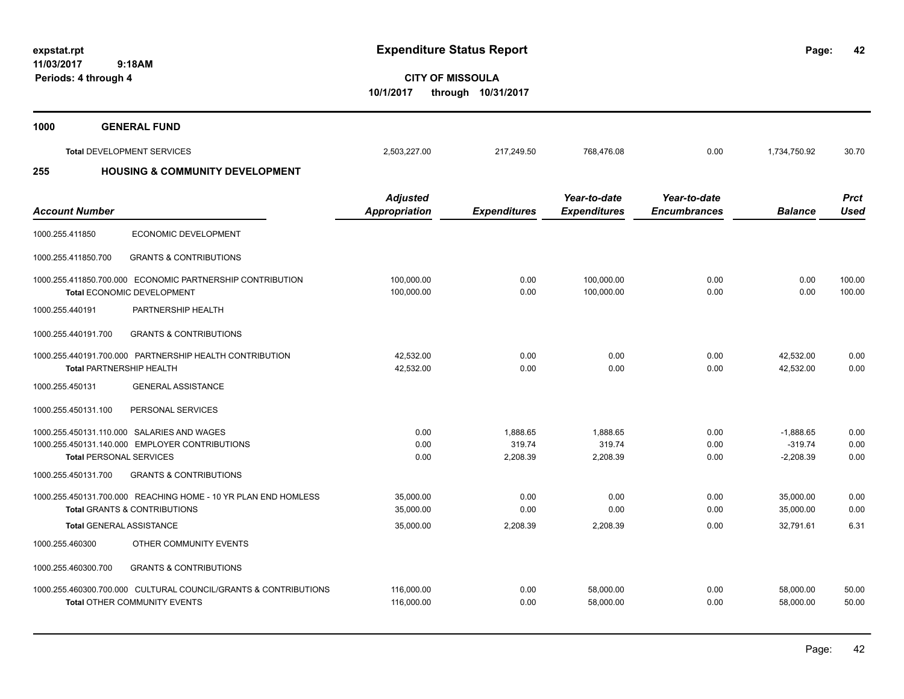**expstat.rpt**
**11/03/2017 9:18AM**
**Periods: 4 through 4**

# Expenditure Status Report

**CITY OF MISSOULA**
**10/1/2017 through 10/31/2017**

## 1000 GENERAL FUND

| | Adjusted Appropriation | Expenditures | Year-to-date Expenditures | Year-to-date Encumbrances | Balance | Prct Used |
|---|---|---|---|---|---|---|
| **Total** DEVELOPMENT SERVICES | 2,503,227.00 | 217,249.50 | 768,476.08 | 0.00 | 1,734,750.92 | 30.70 |

## 255 HOUSING & COMMUNITY DEVELOPMENT

| Account Number | Adjusted Appropriation | Expenditures | Year-to-date Expenditures | Year-to-date Encumbrances | Balance | Prct Used |
|---|---|---|---|---|---|---|
| 1000.255.411850 ECONOMIC DEVELOPMENT | | | | | | |
| 1000.255.411850.700 GRANTS & CONTRIBUTIONS | | | | | | |
| 1000.255.411850.700.000 ECONOMIC PARTNERSHIP CONTRIBUTION | 100,000.00 | 0.00 | 100,000.00 | 0.00 | 0.00 | 100.00 |
| **Total** ECONOMIC DEVELOPMENT | 100,000.00 | 0.00 | 100,000.00 | 0.00 | 0.00 | 100.00 |
| 1000.255.440191 PARTNERSHIP HEALTH | | | | | | |
| 1000.255.440191.700 GRANTS & CONTRIBUTIONS | | | | | | |
| 1000.255.440191.700.000 PARTNERSHIP HEALTH CONTRIBUTION | 42,532.00 | 0.00 | 0.00 | 0.00 | 42,532.00 | 0.00 |
| **Total** PARTNERSHIP HEALTH | 42,532.00 | 0.00 | 0.00 | 0.00 | 42,532.00 | 0.00 |
| 1000.255.450131 GENERAL ASSISTANCE | | | | | | |
| 1000.255.450131.100 PERSONAL SERVICES | | | | | | |
| 1000.255.450131.110.000 SALARIES AND WAGES | 0.00 | 1,888.65 | 1,888.65 | 0.00 | -1,888.65 | 0.00 |
| 1000.255.450131.140.000 EMPLOYER CONTRIBUTIONS | 0.00 | 319.74 | 319.74 | 0.00 | -319.74 | 0.00 |
| **Total** PERSONAL SERVICES | 0.00 | 2,208.39 | 2,208.39 | 0.00 | -2,208.39 | 0.00 |
| 1000.255.450131.700 GRANTS & CONTRIBUTIONS | | | | | | |
| 1000.255.450131.700.000 REACHING HOME - 10 YR PLAN END HOMLESS | 35,000.00 | 0.00 | 0.00 | 0.00 | 35,000.00 | 0.00 |
| **Total** GRANTS & CONTRIBUTIONS | 35,000.00 | 0.00 | 0.00 | 0.00 | 35,000.00 | 0.00 |
| **Total** GENERAL ASSISTANCE | 35,000.00 | 2,208.39 | 2,208.39 | 0.00 | 32,791.61 | 6.31 |
| 1000.255.460300 OTHER COMMUNITY EVENTS | | | | | | |
| 1000.255.460300.700 GRANTS & CONTRIBUTIONS | | | | | | |
| 1000.255.460300.700.000 CULTURAL COUNCIL/GRANTS & CONTRIBUTIONS | 116,000.00 | 0.00 | 58,000.00 | 0.00 | 58,000.00 | 50.00 |
| **Total** OTHER COMMUNITY EVENTS | 116,000.00 | 0.00 | 58,000.00 | 0.00 | 58,000.00 | 50.00 |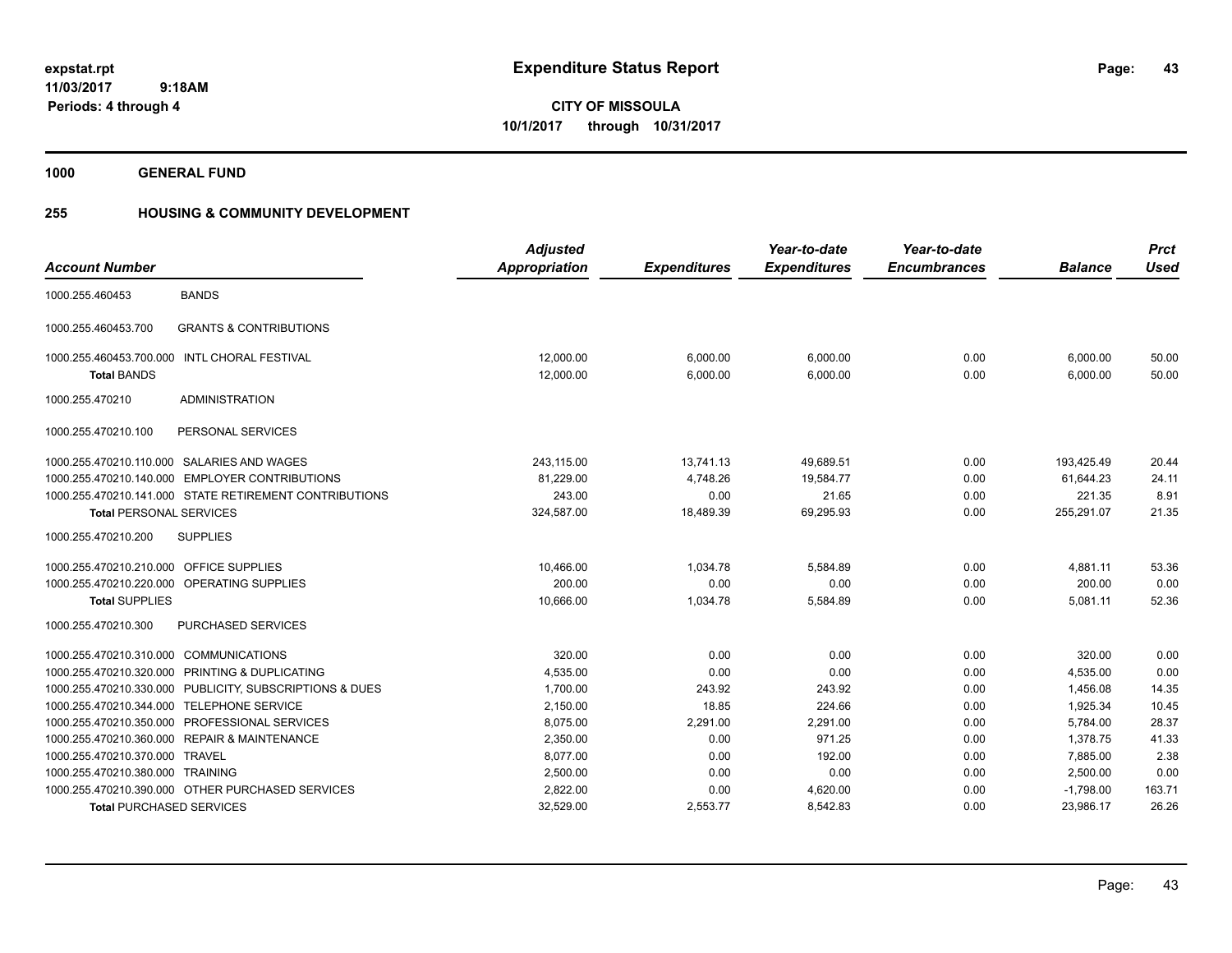**expstat.rpt**
**11/03/2017 9:18AM**
**Periods: 4 through 4**

# Expenditure Status Report

**CITY OF MISSOULA**
**10/1/2017 through 10/31/2017**

**1000 GENERAL FUND**

**255 HOUSING & COMMUNITY DEVELOPMENT**

| Account Number | | Adjusted Appropriation | Expenditures | Year-to-date Expenditures | Year-to-date Encumbrances | Balance | Prct Used |
|---|---|---|---|---|---|---|---|
| 1000.255.460453 | BANDS | | | | | | |
| 1000.255.460453.700 | GRANTS & CONTRIBUTIONS | | | | | | |
| 1000.255.460453.700.000 | INTL CHORAL FESTIVAL | 12,000.00 | 6,000.00 | 6,000.00 | 0.00 | 6,000.00 | 50.00 |
| **Total BANDS** | | 12,000.00 | 6,000.00 | 6,000.00 | 0.00 | 6,000.00 | 50.00 |
| 1000.255.470210 | ADMINISTRATION | | | | | | |
| 1000.255.470210.100 | PERSONAL SERVICES | | | | | | |
| 1000.255.470210.110.000 | SALARIES AND WAGES | 243,115.00 | 13,741.13 | 49,689.51 | 0.00 | 193,425.49 | 20.44 |
| 1000.255.470210.140.000 | EMPLOYER CONTRIBUTIONS | 81,229.00 | 4,748.26 | 19,584.77 | 0.00 | 61,644.23 | 24.11 |
| 1000.255.470210.141.000 | STATE RETIREMENT CONTRIBUTIONS | 243.00 | 0.00 | 21.65 | 0.00 | 221.35 | 8.91 |
| **Total PERSONAL SERVICES** | | 324,587.00 | 18,489.39 | 69,295.93 | 0.00 | 255,291.07 | 21.35 |
| 1000.255.470210.200 | SUPPLIES | | | | | | |
| 1000.255.470210.210.000 | OFFICE SUPPLIES | 10,466.00 | 1,034.78 | 5,584.89 | 0.00 | 4,881.11 | 53.36 |
| 1000.255.470210.220.000 | OPERATING SUPPLIES | 200.00 | 0.00 | 0.00 | 0.00 | 200.00 | 0.00 |
| **Total SUPPLIES** | | 10,666.00 | 1,034.78 | 5,584.89 | 0.00 | 5,081.11 | 52.36 |
| 1000.255.470210.300 | PURCHASED SERVICES | | | | | | |
| 1000.255.470210.310.000 | COMMUNICATIONS | 320.00 | 0.00 | 0.00 | 0.00 | 320.00 | 0.00 |
| 1000.255.470210.320.000 | PRINTING & DUPLICATING | 4,535.00 | 0.00 | 0.00 | 0.00 | 4,535.00 | 0.00 |
| 1000.255.470210.330.000 | PUBLICITY, SUBSCRIPTIONS & DUES | 1,700.00 | 243.92 | 243.92 | 0.00 | 1,456.08 | 14.35 |
| 1000.255.470210.344.000 | TELEPHONE SERVICE | 2,150.00 | 18.85 | 224.66 | 0.00 | 1,925.34 | 10.45 |
| 1000.255.470210.350.000 | PROFESSIONAL SERVICES | 8,075.00 | 2,291.00 | 2,291.00 | 0.00 | 5,784.00 | 28.37 |
| 1000.255.470210.360.000 | REPAIR & MAINTENANCE | 2,350.00 | 0.00 | 971.25 | 0.00 | 1,378.75 | 41.33 |
| 1000.255.470210.370.000 | TRAVEL | 8,077.00 | 0.00 | 192.00 | 0.00 | 7,885.00 | 2.38 |
| 1000.255.470210.380.000 | TRAINING | 2,500.00 | 0.00 | 0.00 | 0.00 | 2,500.00 | 0.00 |
| 1000.255.470210.390.000 | OTHER PURCHASED SERVICES | 2,822.00 | 0.00 | 4,620.00 | 0.00 | -1,798.00 | 163.71 |
| **Total PURCHASED SERVICES** | | 32,529.00 | 2,553.77 | 8,542.83 | 0.00 | 23,986.17 | 26.26 |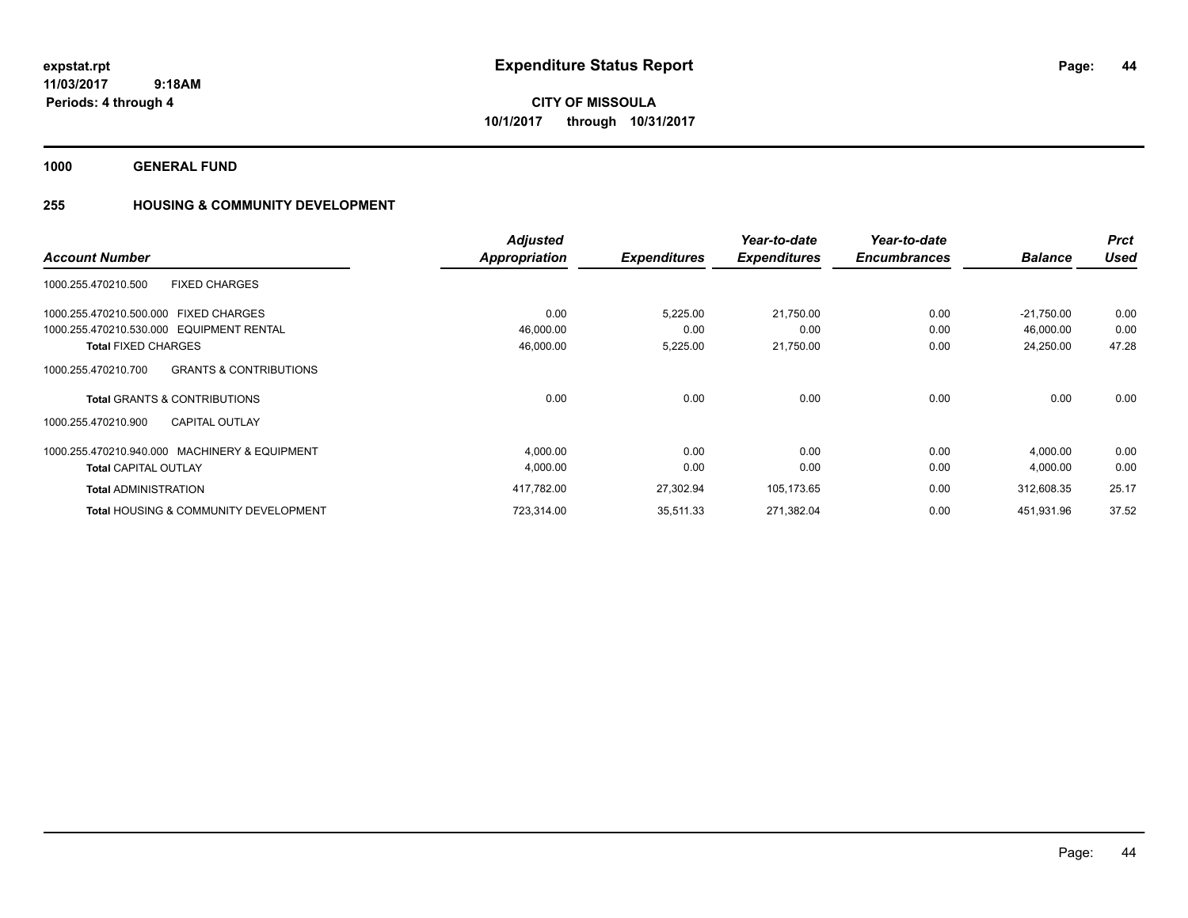# Expenditure Status Report

expstat.rpt
11/03/2017 9:18AM
Periods: 4 through 4

**CITY OF MISSOULA**
**10/1/2017 through 10/31/2017**

**1000 GENERAL FUND**

**255 HOUSING & COMMUNITY DEVELOPMENT**

| Account Number | | Adjusted Appropriation | Expenditures | Year-to-date Expenditures | Year-to-date Encumbrances | Balance | Prct Used |
|---|---|---|---|---|---|---|---|
| 1000.255.470210.500 | FIXED CHARGES | | | | | | |
| 1000.255.470210.500.000 | FIXED CHARGES | 0.00 | 5,225.00 | 21,750.00 | 0.00 | -21,750.00 | 0.00 |
| 1000.255.470210.530.000 | EQUIPMENT RENTAL | 46,000.00 | 0.00 | 0.00 | 0.00 | 46,000.00 | 0.00 |
| **Total** FIXED CHARGES | | 46,000.00 | 5,225.00 | 21,750.00 | 0.00 | 24,250.00 | 47.28 |
| 1000.255.470210.700 | GRANTS & CONTRIBUTIONS | | | | | | |
| **Total** GRANTS & CONTRIBUTIONS | | 0.00 | 0.00 | 0.00 | 0.00 | 0.00 | 0.00 |
| 1000.255.470210.900 | CAPITAL OUTLAY | | | | | | |
| 1000.255.470210.940.000 | MACHINERY & EQUIPMENT | 4,000.00 | 0.00 | 0.00 | 0.00 | 4,000.00 | 0.00 |
| **Total** CAPITAL OUTLAY | | 4,000.00 | 0.00 | 0.00 | 0.00 | 4,000.00 | 0.00 |
| **Total** ADMINISTRATION | | 417,782.00 | 27,302.94 | 105,173.65 | 0.00 | 312,608.35 | 25.17 |
| **Total** HOUSING & COMMUNITY DEVELOPMENT | | 723,314.00 | 35,511.33 | 271,382.04 | 0.00 | 451,931.96 | 37.52 |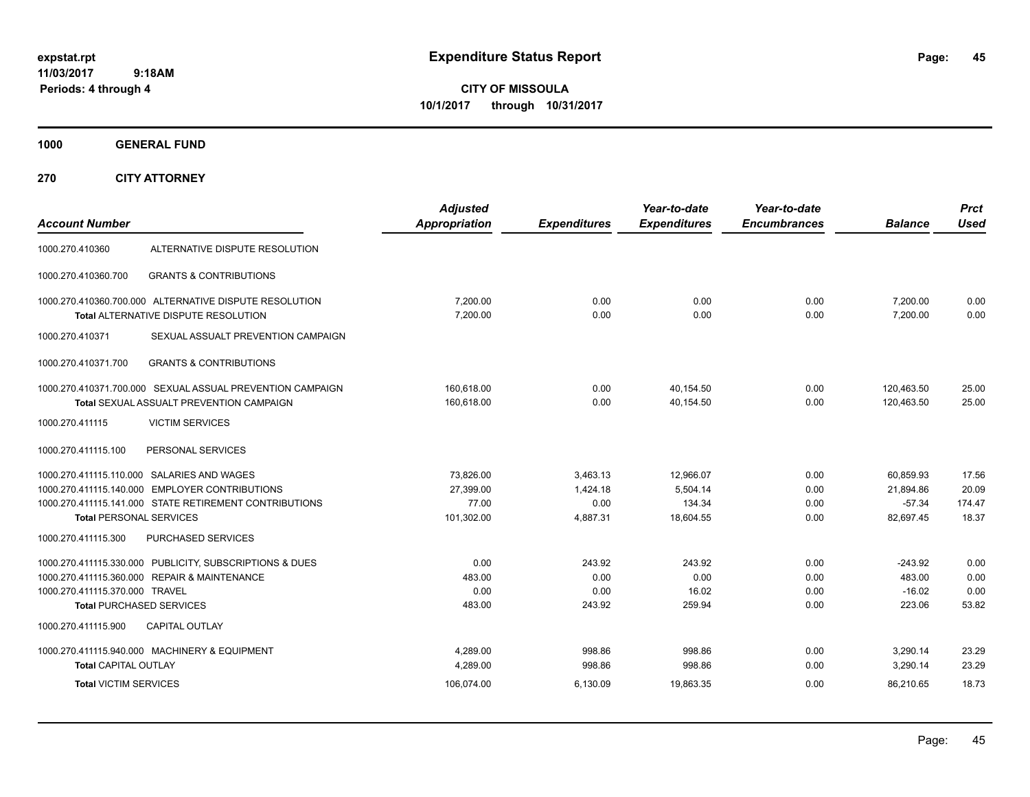# Expenditure Status Report

**CITY OF MISSOULA**
**10/1/2017 through 10/31/2017**

expstat.rpt
11/03/2017 9:18AM
Periods: 4 through 4

**1000 GENERAL FUND**

**270 CITY ATTORNEY**

| Account Number | | Adjusted Appropriation | Expenditures | Year-to-date Expenditures | Year-to-date Encumbrances | Balance | Prct Used |
|---|---|---|---|---|---|---|---|
| 1000.270.410360 | ALTERNATIVE DISPUTE RESOLUTION | | | | | | |
| 1000.270.410360.700 | GRANTS & CONTRIBUTIONS | | | | | | |
| 1000.270.410360.700.000 | ALTERNATIVE DISPUTE RESOLUTION | 7,200.00 | 0.00 | 0.00 | 0.00 | 7,200.00 | 0.00 |
| **Total** ALTERNATIVE DISPUTE RESOLUTION | | 7,200.00 | 0.00 | 0.00 | 0.00 | 7,200.00 | 0.00 |
| 1000.270.410371 | SEXUAL ASSAULT PREVENTION CAMPAIGN | | | | | | |
| 1000.270.410371.700 | GRANTS & CONTRIBUTIONS | | | | | | |
| 1000.270.410371.700.000 | SEXUAL ASSUAL PREVENTION CAMPAIGN | 160,618.00 | 0.00 | 40,154.50 | 0.00 | 120,463.50 | 25.00 |
| **Total** SEXUAL ASSUALT PREVENTION CAMPAIGN | | 160,618.00 | 0.00 | 40,154.50 | 0.00 | 120,463.50 | 25.00 |
| 1000.270.411115 | VICTIM SERVICES | | | | | | |
| 1000.270.411115.100 | PERSONAL SERVICES | | | | | | |
| 1000.270.411115.110.000 | SALARIES AND WAGES | 73,826.00 | 3,463.13 | 12,966.07 | 0.00 | 60,859.93 | 17.56 |
| 1000.270.411115.140.000 | EMPLOYER CONTRIBUTIONS | 27,399.00 | 1,424.18 | 5,504.14 | 0.00 | 21,894.86 | 20.09 |
| 1000.270.411115.141.000 | STATE RETIREMENT CONTRIBUTIONS | 77.00 | 0.00 | 134.34 | 0.00 | -57.34 | 174.47 |
| **Total** PERSONAL SERVICES | | 101,302.00 | 4,887.31 | 18,604.55 | 0.00 | 82,697.45 | 18.37 |
| 1000.270.411115.300 | PURCHASED SERVICES | | | | | | |
| 1000.270.411115.330.000 | PUBLICITY, SUBSCRIPTIONS & DUES | 0.00 | 243.92 | 243.92 | 0.00 | -243.92 | 0.00 |
| 1000.270.411115.360.000 | REPAIR & MAINTENANCE | 483.00 | 0.00 | 0.00 | 0.00 | 483.00 | 0.00 |
| 1000.270.411115.370.000 | TRAVEL | 0.00 | 0.00 | 16.02 | 0.00 | -16.02 | 0.00 |
| **Total** PURCHASED SERVICES | | 483.00 | 243.92 | 259.94 | 0.00 | 223.06 | 53.82 |
| 1000.270.411115.900 | CAPITAL OUTLAY | | | | | | |
| 1000.270.411115.940.000 | MACHINERY & EQUIPMENT | 4,289.00 | 998.86 | 998.86 | 0.00 | 3,290.14 | 23.29 |
| **Total** CAPITAL OUTLAY | | 4,289.00 | 998.86 | 998.86 | 0.00 | 3,290.14 | 23.29 |
| **Total** VICTIM SERVICES | | 106,074.00 | 6,130.09 | 19,863.35 | 0.00 | 86,210.65 | 18.73 |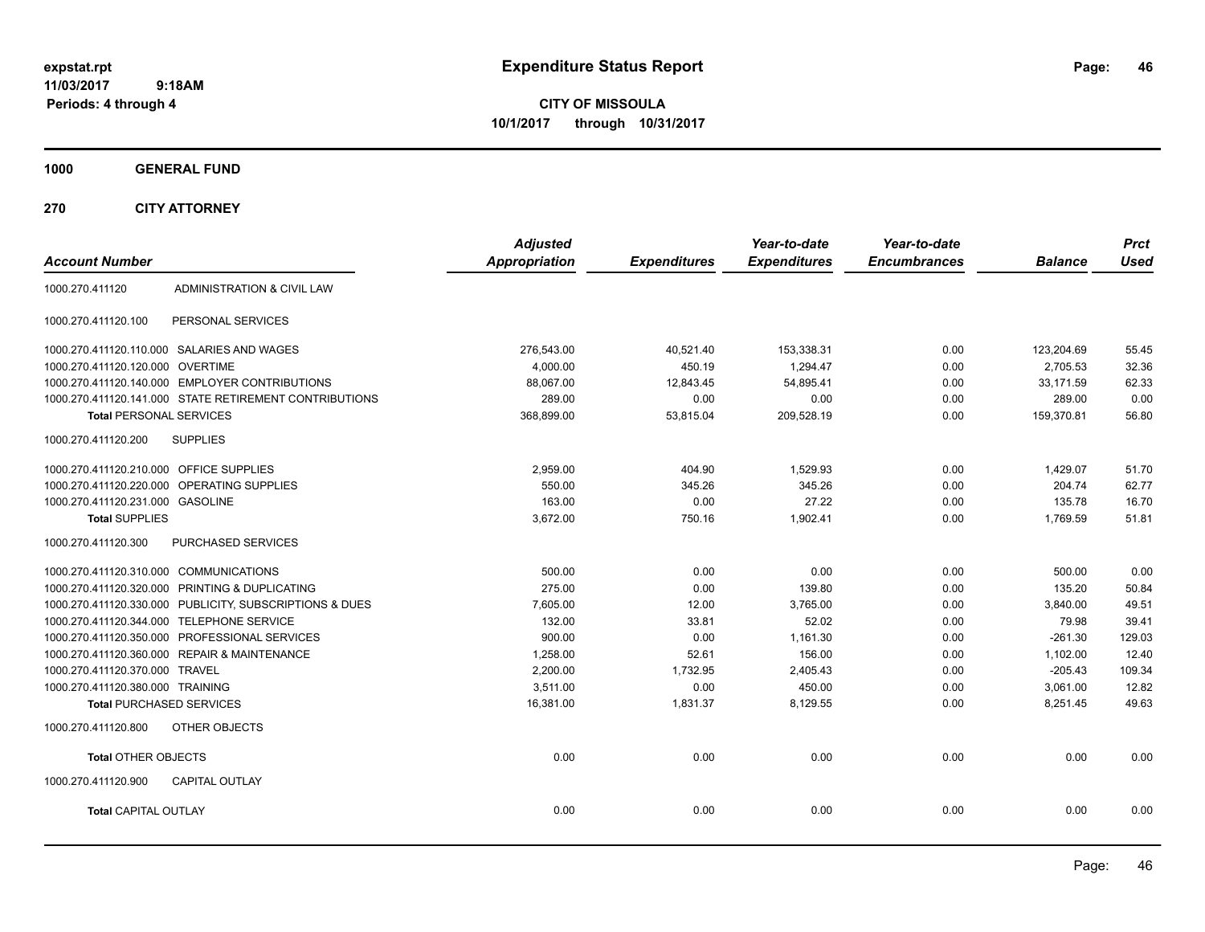# Expenditure Status Report

**CITY OF MISSOULA**
**10/1/2017 through 10/31/2017**

expstat.rpt
11/03/2017 9:18AM
Periods: 4 through 4

**1000 GENERAL FUND**

**270 CITY ATTORNEY**

| Account Number | | Adjusted Appropriation | Expenditures | Year-to-date Expenditures | Year-to-date Encumbrances | Balance | Prct Used |
|---|---|---|---|---|---|---|---|
| 1000.270.411120 | ADMINISTRATION & CIVIL LAW | | | | | | |
| 1000.270.411120.100 | PERSONAL SERVICES | | | | | | |
| 1000.270.411120.110.000 | SALARIES AND WAGES | 276,543.00 | 40,521.40 | 153,338.31 | 0.00 | 123,204.69 | 55.45 |
| 1000.270.411120.120.000 | OVERTIME | 4,000.00 | 450.19 | 1,294.47 | 0.00 | 2,705.53 | 32.36 |
| 1000.270.411120.140.000 | EMPLOYER CONTRIBUTIONS | 88,067.00 | 12,843.45 | 54,895.41 | 0.00 | 33,171.59 | 62.33 |
| 1000.270.411120.141.000 | STATE RETIREMENT CONTRIBUTIONS | 289.00 | 0.00 | 0.00 | 0.00 | 289.00 | 0.00 |
| **Total** PERSONAL SERVICES | | 368,899.00 | 53,815.04 | 209,528.19 | 0.00 | 159,370.81 | 56.80 |
| 1000.270.411120.200 | SUPPLIES | | | | | | |
| 1000.270.411120.210.000 | OFFICE SUPPLIES | 2,959.00 | 404.90 | 1,529.93 | 0.00 | 1,429.07 | 51.70 |
| 1000.270.411120.220.000 | OPERATING SUPPLIES | 550.00 | 345.26 | 345.26 | 0.00 | 204.74 | 62.77 |
| 1000.270.411120.231.000 | GASOLINE | 163.00 | 0.00 | 27.22 | 0.00 | 135.78 | 16.70 |
| **Total** SUPPLIES | | 3,672.00 | 750.16 | 1,902.41 | 0.00 | 1,769.59 | 51.81 |
| 1000.270.411120.300 | PURCHASED SERVICES | | | | | | |
| 1000.270.411120.310.000 | COMMUNICATIONS | 500.00 | 0.00 | 0.00 | 0.00 | 500.00 | 0.00 |
| 1000.270.411120.320.000 | PRINTING & DUPLICATING | 275.00 | 0.00 | 139.80 | 0.00 | 135.20 | 50.84 |
| 1000.270.411120.330.000 | PUBLICITY, SUBSCRIPTIONS & DUES | 7,605.00 | 12.00 | 3,765.00 | 0.00 | 3,840.00 | 49.51 |
| 1000.270.411120.344.000 | TELEPHONE SERVICE | 132.00 | 33.81 | 52.02 | 0.00 | 79.98 | 39.41 |
| 1000.270.411120.350.000 | PROFESSIONAL SERVICES | 900.00 | 0.00 | 1,161.30 | 0.00 | -261.30 | 129.03 |
| 1000.270.411120.360.000 | REPAIR & MAINTENANCE | 1,258.00 | 52.61 | 156.00 | 0.00 | 1,102.00 | 12.40 |
| 1000.270.411120.370.000 | TRAVEL | 2,200.00 | 1,732.95 | 2,405.43 | 0.00 | -205.43 | 109.34 |
| 1000.270.411120.380.000 | TRAINING | 3,511.00 | 0.00 | 450.00 | 0.00 | 3,061.00 | 12.82 |
| **Total** PURCHASED SERVICES | | 16,381.00 | 1,831.37 | 8,129.55 | 0.00 | 8,251.45 | 49.63 |
| 1000.270.411120.800 | OTHER OBJECTS | | | | | | |
| **Total** OTHER OBJECTS | | 0.00 | 0.00 | 0.00 | 0.00 | 0.00 | 0.00 |
| 1000.270.411120.900 | CAPITAL OUTLAY | | | | | | |
| **Total** CAPITAL OUTLAY | | 0.00 | 0.00 | 0.00 | 0.00 | 0.00 | 0.00 |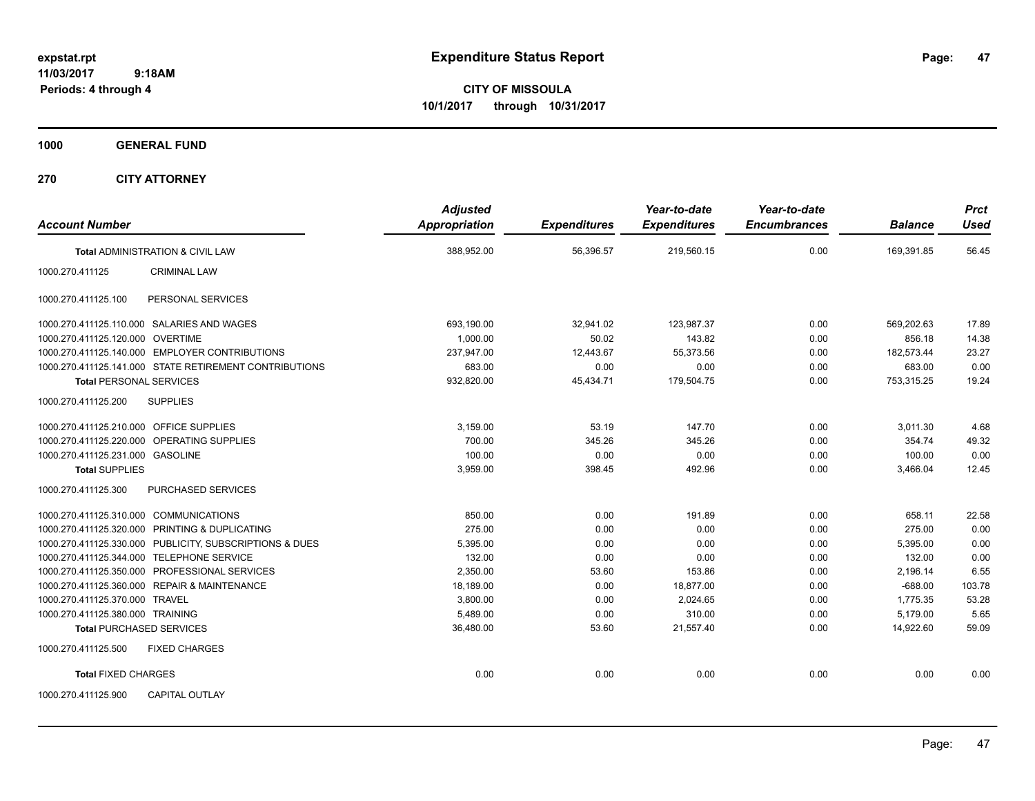expstat.rpt
11/03/2017 9:18AM
Periods: 4 through 4

# Expenditure Status Report

**CITY OF MISSOULA**
**10/1/2017 through 10/31/2017**

## 1000 GENERAL FUND

### 270 CITY ATTORNEY

| Account Number | | Adjusted Appropriation | Expenditures | Year-to-date Expenditures | Year-to-date Encumbrances | Balance | Prct Used |
|---|---|---|---|---|---|---|---|
| **Total** ADMINISTRATION & CIVIL LAW | | 388,952.00 | 56,396.57 | 219,560.15 | 0.00 | 169,391.85 | 56.45 |
| 1000.270.411125 | CRIMINAL LAW | | | | | | |
| 1000.270.411125.100 | PERSONAL SERVICES | | | | | | |
| 1000.270.411125.110.000 | SALARIES AND WAGES | 693,190.00 | 32,941.02 | 123,987.37 | 0.00 | 569,202.63 | 17.89 |
| 1000.270.411125.120.000 | OVERTIME | 1,000.00 | 50.02 | 143.82 | 0.00 | 856.18 | 14.38 |
| 1000.270.411125.140.000 | EMPLOYER CONTRIBUTIONS | 237,947.00 | 12,443.67 | 55,373.56 | 0.00 | 182,573.44 | 23.27 |
| 1000.270.411125.141.000 | STATE RETIREMENT CONTRIBUTIONS | 683.00 | 0.00 | 0.00 | 0.00 | 683.00 | 0.00 |
| **Total** PERSONAL SERVICES | | 932,820.00 | 45,434.71 | 179,504.75 | 0.00 | 753,315.25 | 19.24 |
| 1000.270.411125.200 | SUPPLIES | | | | | | |
| 1000.270.411125.210.000 | OFFICE SUPPLIES | 3,159.00 | 53.19 | 147.70 | 0.00 | 3,011.30 | 4.68 |
| 1000.270.411125.220.000 | OPERATING SUPPLIES | 700.00 | 345.26 | 345.26 | 0.00 | 354.74 | 49.32 |
| 1000.270.411125.231.000 | GASOLINE | 100.00 | 0.00 | 0.00 | 0.00 | 100.00 | 0.00 |
| **Total** SUPPLIES | | 3,959.00 | 398.45 | 492.96 | 0.00 | 3,466.04 | 12.45 |
| 1000.270.411125.300 | PURCHASED SERVICES | | | | | | |
| 1000.270.411125.310.000 | COMMUNICATIONS | 850.00 | 0.00 | 191.89 | 0.00 | 658.11 | 22.58 |
| 1000.270.411125.320.000 | PRINTING & DUPLICATING | 275.00 | 0.00 | 0.00 | 0.00 | 275.00 | 0.00 |
| 1000.270.411125.330.000 | PUBLICITY, SUBSCRIPTIONS & DUES | 5,395.00 | 0.00 | 0.00 | 0.00 | 5,395.00 | 0.00 |
| 1000.270.411125.344.000 | TELEPHONE SERVICE | 132.00 | 0.00 | 0.00 | 0.00 | 132.00 | 0.00 |
| 1000.270.411125.350.000 | PROFESSIONAL SERVICES | 2,350.00 | 53.60 | 153.86 | 0.00 | 2,196.14 | 6.55 |
| 1000.270.411125.360.000 | REPAIR & MAINTENANCE | 18,189.00 | 0.00 | 18,877.00 | 0.00 | -688.00 | 103.78 |
| 1000.270.411125.370.000 | TRAVEL | 3,800.00 | 0.00 | 2,024.65 | 0.00 | 1,775.35 | 53.28 |
| 1000.270.411125.380.000 | TRAINING | 5,489.00 | 0.00 | 310.00 | 0.00 | 5,179.00 | 5.65 |
| **Total** PURCHASED SERVICES | | 36,480.00 | 53.60 | 21,557.40 | 0.00 | 14,922.60 | 59.09 |
| 1000.270.411125.500 | FIXED CHARGES | | | | | | |
| **Total** FIXED CHARGES | | 0.00 | 0.00 | 0.00 | 0.00 | 0.00 | 0.00 |
| 1000.270.411125.900 | CAPITAL OUTLAY | | | | | | |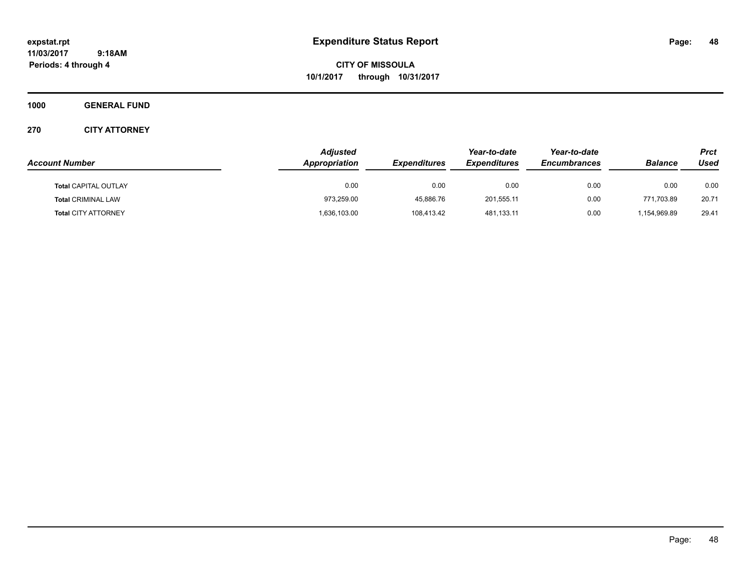# Expenditure Status Report

**CITY OF MISSOULA**
**10/1/2017 through 10/31/2017**

expstat.rpt
11/03/2017 9:18AM
Periods: 4 through 4

**1000 GENERAL FUND**

**270 CITY ATTORNEY**

| Account Number | Adjusted Appropriation | Expenditures | Year-to-date Expenditures | Year-to-date Encumbrances | Balance | Prct Used |
|---|---|---|---|---|---|---|
| **Total** CAPITAL OUTLAY | 0.00 | 0.00 | 0.00 | 0.00 | 0.00 | 0.00 |
| **Total** CRIMINAL LAW | 973,259.00 | 45,886.76 | 201,555.11 | 0.00 | 771,703.89 | 20.71 |
| **Total** CITY ATTORNEY | 1,636,103.00 | 108,413.42 | 481,133.11 | 0.00 | 1,154,969.89 | 29.41 |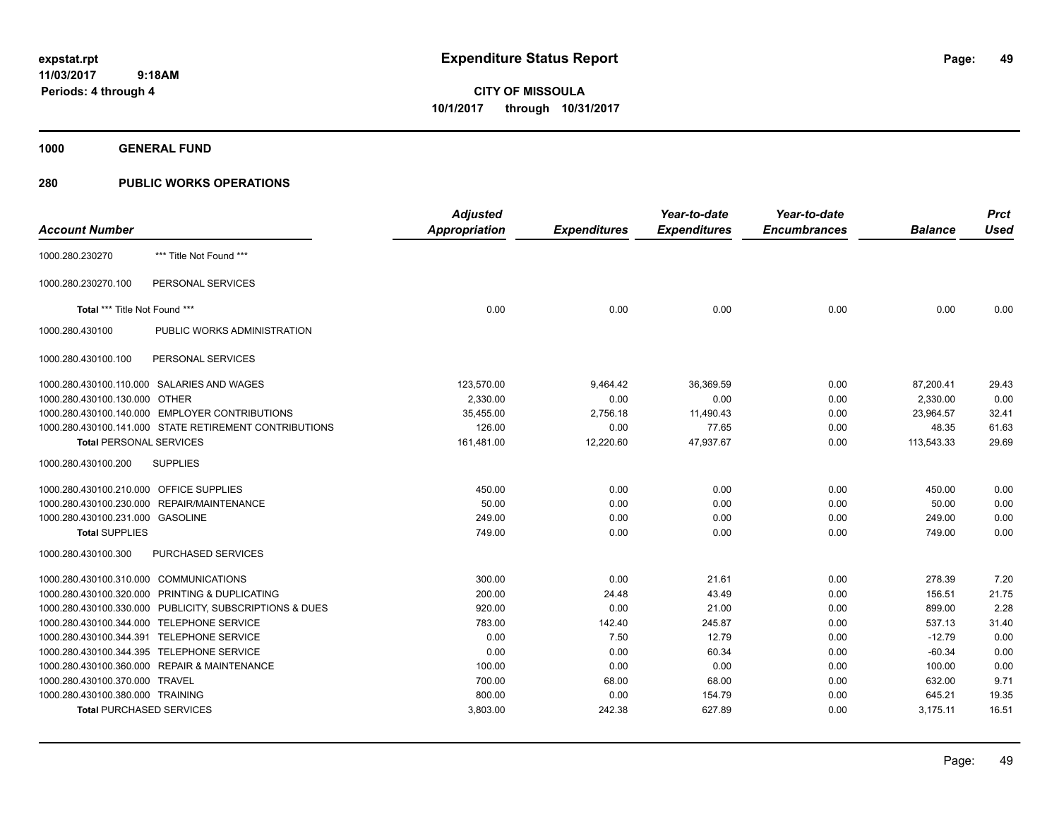# Expenditure Status Report

**CITY OF MISSOULA**

**10/1/2017 through 10/31/2017**

expstat.rpt
11/03/2017 9:18AM
Periods: 4 through 4

## 1000 GENERAL FUND

## 280 PUBLIC WORKS OPERATIONS

| Account Number | | Adjusted Appropriation | Expenditures | Year-to-date Expenditures | Year-to-date Encumbrances | Balance | Prct Used |
|---|---|---|---|---|---|---|---|
| 1000.280.230270 | *** Title Not Found *** | | | | | | |
| 1000.280.230270.100 | PERSONAL SERVICES | | | | | | |
| **Total** *** Title Not Found *** | | 0.00 | 0.00 | 0.00 | 0.00 | 0.00 | 0.00 |
| 1000.280.430100 | PUBLIC WORKS ADMINISTRATION | | | | | | |
| 1000.280.430100.100 | PERSONAL SERVICES | | | | | | |
| 1000.280.430100.110.000 | SALARIES AND WAGES | 123,570.00 | 9,464.42 | 36,369.59 | 0.00 | 87,200.41 | 29.43 |
| 1000.280.430100.130.000 | OTHER | 2,330.00 | 0.00 | 0.00 | 0.00 | 2,330.00 | 0.00 |
| 1000.280.430100.140.000 | EMPLOYER CONTRIBUTIONS | 35,455.00 | 2,756.18 | 11,490.43 | 0.00 | 23,964.57 | 32.41 |
| 1000.280.430100.141.000 | STATE RETIREMENT CONTRIBUTIONS | 126.00 | 0.00 | 77.65 | 0.00 | 48.35 | 61.63 |
| **Total** PERSONAL SERVICES | | 161,481.00 | 12,220.60 | 47,937.67 | 0.00 | 113,543.33 | 29.69 |
| 1000.280.430100.200 | SUPPLIES | | | | | | |
| 1000.280.430100.210.000 | OFFICE SUPPLIES | 450.00 | 0.00 | 0.00 | 0.00 | 450.00 | 0.00 |
| 1000.280.430100.230.000 | REPAIR/MAINTENANCE | 50.00 | 0.00 | 0.00 | 0.00 | 50.00 | 0.00 |
| 1000.280.430100.231.000 | GASOLINE | 249.00 | 0.00 | 0.00 | 0.00 | 249.00 | 0.00 |
| **Total** SUPPLIES | | 749.00 | 0.00 | 0.00 | 0.00 | 749.00 | 0.00 |
| 1000.280.430100.300 | PURCHASED SERVICES | | | | | | |
| 1000.280.430100.310.000 | COMMUNICATIONS | 300.00 | 0.00 | 21.61 | 0.00 | 278.39 | 7.20 |
| 1000.280.430100.320.000 | PRINTING & DUPLICATING | 200.00 | 24.48 | 43.49 | 0.00 | 156.51 | 21.75 |
| 1000.280.430100.330.000 | PUBLICITY, SUBSCRIPTIONS & DUES | 920.00 | 0.00 | 21.00 | 0.00 | 899.00 | 2.28 |
| 1000.280.430100.344.000 | TELEPHONE SERVICE | 783.00 | 142.40 | 245.87 | 0.00 | 537.13 | 31.40 |
| 1000.280.430100.344.391 | TELEPHONE SERVICE | 0.00 | 7.50 | 12.79 | 0.00 | -12.79 | 0.00 |
| 1000.280.430100.344.395 | TELEPHONE SERVICE | 0.00 | 0.00 | 60.34 | 0.00 | -60.34 | 0.00 |
| 1000.280.430100.360.000 | REPAIR & MAINTENANCE | 100.00 | 0.00 | 0.00 | 0.00 | 100.00 | 0.00 |
| 1000.280.430100.370.000 | TRAVEL | 700.00 | 68.00 | 68.00 | 0.00 | 632.00 | 9.71 |
| 1000.280.430100.380.000 | TRAINING | 800.00 | 0.00 | 154.79 | 0.00 | 645.21 | 19.35 |
| **Total** PURCHASED SERVICES | | 3,803.00 | 242.38 | 627.89 | 0.00 | 3,175.11 | 16.51 |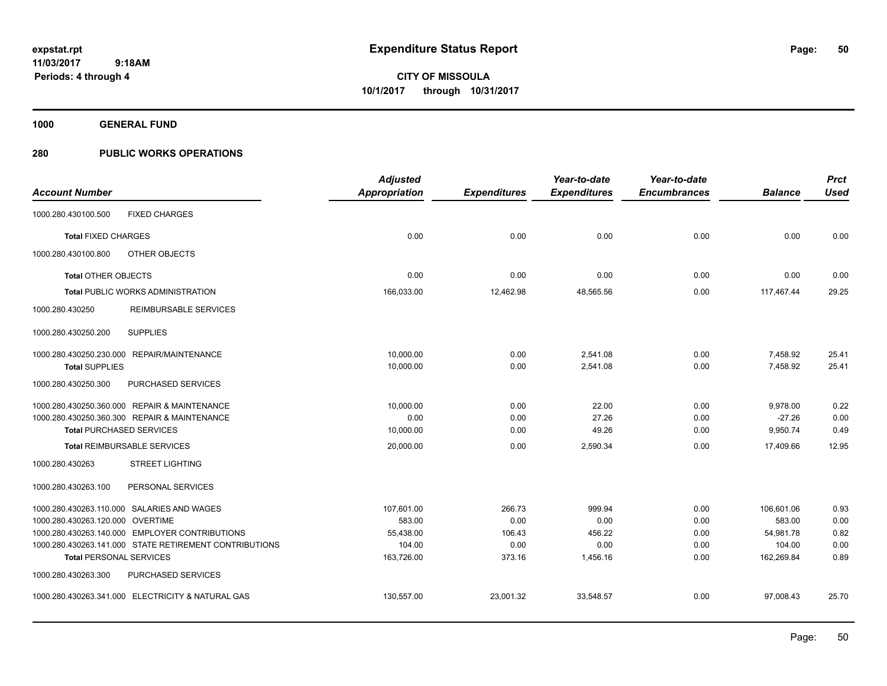# Expenditure Status Report

**CITY OF MISSOULA**
**10/1/2017 through 10/31/2017**

expstat.rpt
11/03/2017 9:18AM
Periods: 4 through 4

**1000 GENERAL FUND**

**280 PUBLIC WORKS OPERATIONS**

| Account Number | | Adjusted Appropriation | Expenditures | Year-to-date Expenditures | Year-to-date Encumbrances | Balance | Prct Used |
|---|---|---|---|---|---|---|---|
| 1000.280.430100.500 | FIXED CHARGES | | | | | | |
| **Total** FIXED CHARGES | | 0.00 | 0.00 | 0.00 | 0.00 | 0.00 | 0.00 |
| 1000.280.430100.800 | OTHER OBJECTS | | | | | | |
| **Total** OTHER OBJECTS | | 0.00 | 0.00 | 0.00 | 0.00 | 0.00 | 0.00 |
| **Total** PUBLIC WORKS ADMINISTRATION | | 166,033.00 | 12,462.98 | 48,565.56 | 0.00 | 117,467.44 | 29.25 |
| 1000.280.430250 | REIMBURSABLE SERVICES | | | | | | |
| 1000.280.430250.200 | SUPPLIES | | | | | | |
| 1000.280.430250.230.000 | REPAIR/MAINTENANCE | 10,000.00 | 0.00 | 2,541.08 | 0.00 | 7,458.92 | 25.41 |
| **Total** SUPPLIES | | 10,000.00 | 0.00 | 2,541.08 | 0.00 | 7,458.92 | 25.41 |
| 1000.280.430250.300 | PURCHASED SERVICES | | | | | | |
| 1000.280.430250.360.000 | REPAIR & MAINTENANCE | 10,000.00 | 0.00 | 22.00 | 0.00 | 9,978.00 | 0.22 |
| 1000.280.430250.360.300 | REPAIR & MAINTENANCE | 0.00 | 0.00 | 27.26 | 0.00 | -27.26 | 0.00 |
| **Total** PURCHASED SERVICES | | 10,000.00 | 0.00 | 49.26 | 0.00 | 9,950.74 | 0.49 |
| **Total** REIMBURSABLE SERVICES | | 20,000.00 | 0.00 | 2,590.34 | 0.00 | 17,409.66 | 12.95 |
| 1000.280.430263 | STREET LIGHTING | | | | | | |
| 1000.280.430263.100 | PERSONAL SERVICES | | | | | | |
| 1000.280.430263.110.000 | SALARIES AND WAGES | 107,601.00 | 266.73 | 999.94 | 0.00 | 106,601.06 | 0.93 |
| 1000.280.430263.120.000 | OVERTIME | 583.00 | 0.00 | 0.00 | 0.00 | 583.00 | 0.00 |
| 1000.280.430263.140.000 | EMPLOYER CONTRIBUTIONS | 55,438.00 | 106.43 | 456.22 | 0.00 | 54,981.78 | 0.82 |
| 1000.280.430263.141.000 | STATE RETIREMENT CONTRIBUTIONS | 104.00 | 0.00 | 0.00 | 0.00 | 104.00 | 0.00 |
| **Total** PERSONAL SERVICES | | 163,726.00 | 373.16 | 1,456.16 | 0.00 | 162,269.84 | 0.89 |
| 1000.280.430263.300 | PURCHASED SERVICES | | | | | | |
| 1000.280.430263.341.000 | ELECTRICITY & NATURAL GAS | 130,557.00 | 23,001.32 | 33,548.57 | 0.00 | 97,008.43 | 25.70 |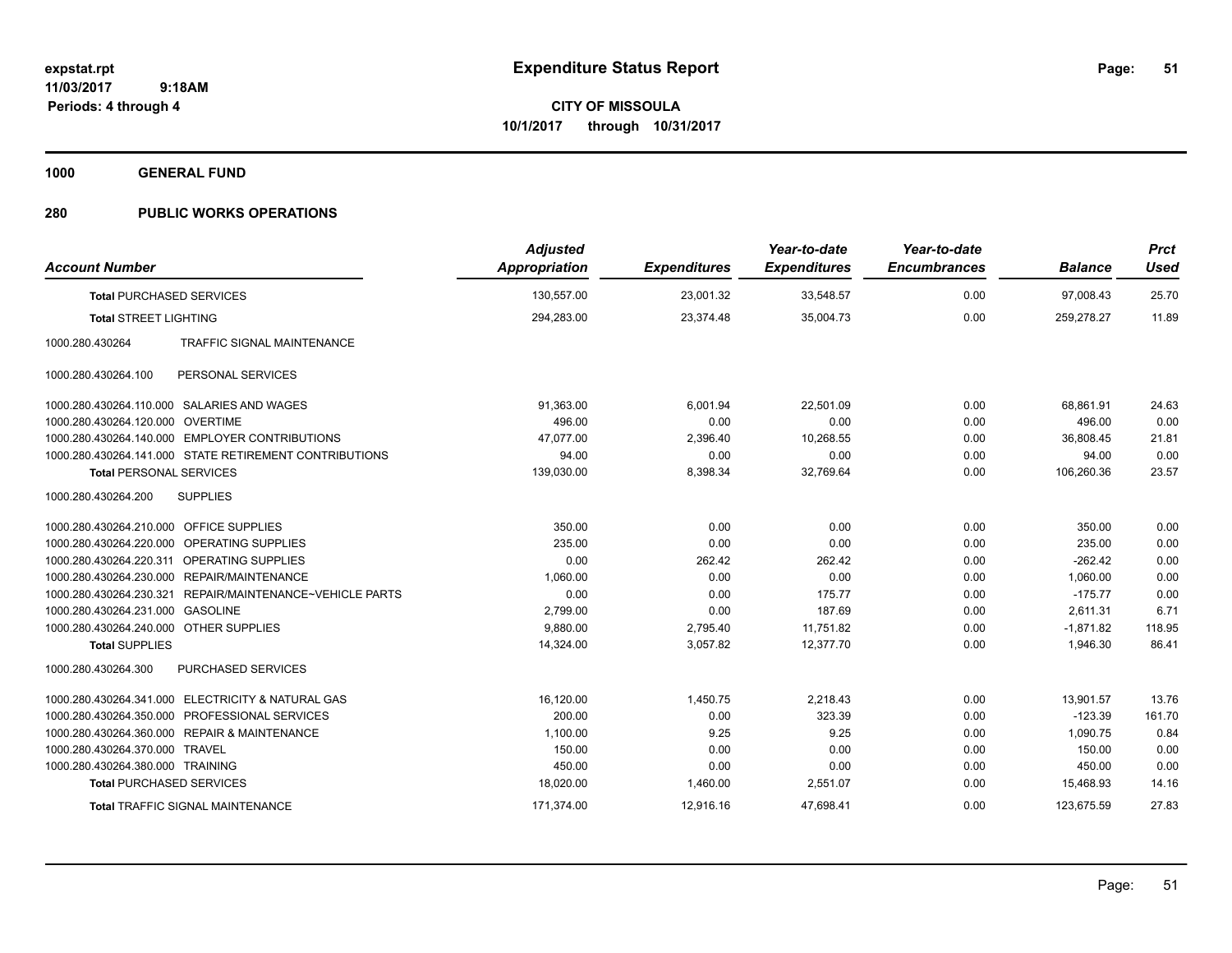**expstat.rpt**
**11/03/2017 9:18AM**
**Periods: 4 through 4**

# Expenditure Status Report

**CITY OF MISSOULA**
**10/1/2017 through 10/31/2017**

## 1000 GENERAL FUND

## 280 PUBLIC WORKS OPERATIONS

| Account Number | | Adjusted Appropriation | Expenditures | Year-to-date Expenditures | Year-to-date Encumbrances | Balance | Prct Used |
|---|---|---|---|---|---|---|---|
| **Total** PURCHASED SERVICES | | 130,557.00 | 23,001.32 | 33,548.57 | 0.00 | 97,008.43 | 25.70 |
| **Total** STREET LIGHTING | | 294,283.00 | 23,374.48 | 35,004.73 | 0.00 | 259,278.27 | 11.89 |
| 1000.280.430264 | TRAFFIC SIGNAL MAINTENANCE | | | | | | |
| 1000.280.430264.100 | PERSONAL SERVICES | | | | | | |
| 1000.280.430264.110.000 | SALARIES AND WAGES | 91,363.00 | 6,001.94 | 22,501.09 | 0.00 | 68,861.91 | 24.63 |
| 1000.280.430264.120.000 | OVERTIME | 496.00 | 0.00 | 0.00 | 0.00 | 496.00 | 0.00 |
| 1000.280.430264.140.000 | EMPLOYER CONTRIBUTIONS | 47,077.00 | 2,396.40 | 10,268.55 | 0.00 | 36,808.45 | 21.81 |
| 1000.280.430264.141.000 | STATE RETIREMENT CONTRIBUTIONS | 94.00 | 0.00 | 0.00 | 0.00 | 94.00 | 0.00 |
| **Total** PERSONAL SERVICES | | 139,030.00 | 8,398.34 | 32,769.64 | 0.00 | 106,260.36 | 23.57 |
| 1000.280.430264.200 | SUPPLIES | | | | | | |
| 1000.280.430264.210.000 | OFFICE SUPPLIES | 350.00 | 0.00 | 0.00 | 0.00 | 350.00 | 0.00 |
| 1000.280.430264.220.000 | OPERATING SUPPLIES | 235.00 | 0.00 | 0.00 | 0.00 | 235.00 | 0.00 |
| 1000.280.430264.220.311 | OPERATING SUPPLIES | 0.00 | 262.42 | 262.42 | 0.00 | -262.42 | 0.00 |
| 1000.280.430264.230.000 | REPAIR/MAINTENANCE | 1,060.00 | 0.00 | 0.00 | 0.00 | 1,060.00 | 0.00 |
| 1000.280.430264.230.321 | REPAIR/MAINTENANCE~VEHICLE PARTS | 0.00 | 0.00 | 175.77 | 0.00 | -175.77 | 0.00 |
| 1000.280.430264.231.000 | GASOLINE | 2,799.00 | 0.00 | 187.69 | 0.00 | 2,611.31 | 6.71 |
| 1000.280.430264.240.000 | OTHER SUPPLIES | 9,880.00 | 2,795.40 | 11,751.82 | 0.00 | -1,871.82 | 118.95 |
| **Total** SUPPLIES | | 14,324.00 | 3,057.82 | 12,377.70 | 0.00 | 1,946.30 | 86.41 |
| 1000.280.430264.300 | PURCHASED SERVICES | | | | | | |
| 1000.280.430264.341.000 | ELECTRICITY & NATURAL GAS | 16,120.00 | 1,450.75 | 2,218.43 | 0.00 | 13,901.57 | 13.76 |
| 1000.280.430264.350.000 | PROFESSIONAL SERVICES | 200.00 | 0.00 | 323.39 | 0.00 | -123.39 | 161.70 |
| 1000.280.430264.360.000 | REPAIR & MAINTENANCE | 1,100.00 | 9.25 | 9.25 | 0.00 | 1,090.75 | 0.84 |
| 1000.280.430264.370.000 | TRAVEL | 150.00 | 0.00 | 0.00 | 0.00 | 150.00 | 0.00 |
| 1000.280.430264.380.000 | TRAINING | 450.00 | 0.00 | 0.00 | 0.00 | 450.00 | 0.00 |
| **Total** PURCHASED SERVICES | | 18,020.00 | 1,460.00 | 2,551.07 | 0.00 | 15,468.93 | 14.16 |
| **Total** TRAFFIC SIGNAL MAINTENANCE | | 171,374.00 | 12,916.16 | 47,698.41 | 0.00 | 123,675.59 | 27.83 |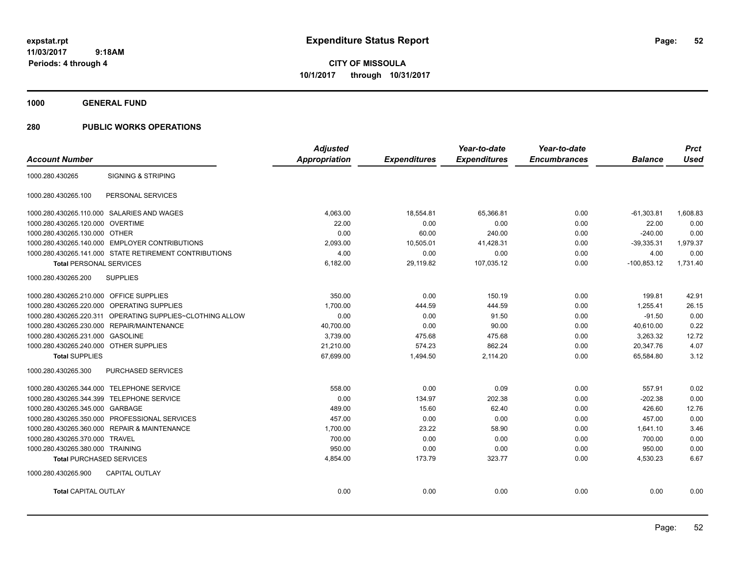# Expenditure Status Report

expstat.rpt
11/03/2017 9:18AM
Periods: 4 through 4

**CITY OF MISSOULA**
**10/1/2017 through 10/31/2017**

## 1000 GENERAL FUND

## 280 PUBLIC WORKS OPERATIONS

| Account Number | | Adjusted Appropriation | Expenditures | Year-to-date Expenditures | Year-to-date Encumbrances | Balance | Prct Used |
|---|---|---|---|---|---|---|---|
| 1000.280.430265 | SIGNING & STRIPING | | | | | | |
| 1000.280.430265.100 | PERSONAL SERVICES | | | | | | |
| 1000.280.430265.110.000 | SALARIES AND WAGES | 4,063.00 | 18,554.81 | 65,366.81 | 0.00 | -61,303.81 | 1,608.83 |
| 1000.280.430265.120.000 | OVERTIME | 22.00 | 0.00 | 0.00 | 0.00 | 22.00 | 0.00 |
| 1000.280.430265.130.000 | OTHER | 0.00 | 60.00 | 240.00 | 0.00 | -240.00 | 0.00 |
| 1000.280.430265.140.000 | EMPLOYER CONTRIBUTIONS | 2,093.00 | 10,505.01 | 41,428.31 | 0.00 | -39,335.31 | 1,979.37 |
| 1000.280.430265.141.000 | STATE RETIREMENT CONTRIBUTIONS | 4.00 | 0.00 | 0.00 | 0.00 | 4.00 | 0.00 |
| **Total** PERSONAL SERVICES | | 6,182.00 | 29,119.82 | 107,035.12 | 0.00 | -100,853.12 | 1,731.40 |
| 1000.280.430265.200 | SUPPLIES | | | | | | |
| 1000.280.430265.210.000 | OFFICE SUPPLIES | 350.00 | 0.00 | 150.19 | 0.00 | 199.81 | 42.91 |
| 1000.280.430265.220.000 | OPERATING SUPPLIES | 1,700.00 | 444.59 | 444.59 | 0.00 | 1,255.41 | 26.15 |
| 1000.280.430265.220.311 | OPERATING SUPPLIES~CLOTHING ALLOW | 0.00 | 0.00 | 91.50 | 0.00 | -91.50 | 0.00 |
| 1000.280.430265.230.000 | REPAIR/MAINTENANCE | 40,700.00 | 0.00 | 90.00 | 0.00 | 40,610.00 | 0.22 |
| 1000.280.430265.231.000 | GASOLINE | 3,739.00 | 475.68 | 475.68 | 0.00 | 3,263.32 | 12.72 |
| 1000.280.430265.240.000 | OTHER SUPPLIES | 21,210.00 | 574.23 | 862.24 | 0.00 | 20,347.76 | 4.07 |
| **Total** SUPPLIES | | 67,699.00 | 1,494.50 | 2,114.20 | 0.00 | 65,584.80 | 3.12 |
| 1000.280.430265.300 | PURCHASED SERVICES | | | | | | |
| 1000.280.430265.344.000 | TELEPHONE SERVICE | 558.00 | 0.00 | 0.09 | 0.00 | 557.91 | 0.02 |
| 1000.280.430265.344.399 | TELEPHONE SERVICE | 0.00 | 134.97 | 202.38 | 0.00 | -202.38 | 0.00 |
| 1000.280.430265.345.000 | GARBAGE | 489.00 | 15.60 | 62.40 | 0.00 | 426.60 | 12.76 |
| 1000.280.430265.350.000 | PROFESSIONAL SERVICES | 457.00 | 0.00 | 0.00 | 0.00 | 457.00 | 0.00 |
| 1000.280.430265.360.000 | REPAIR & MAINTENANCE | 1,700.00 | 23.22 | 58.90 | 0.00 | 1,641.10 | 3.46 |
| 1000.280.430265.370.000 | TRAVEL | 700.00 | 0.00 | 0.00 | 0.00 | 700.00 | 0.00 |
| 1000.280.430265.380.000 | TRAINING | 950.00 | 0.00 | 0.00 | 0.00 | 950.00 | 0.00 |
| **Total** PURCHASED SERVICES | | 4,854.00 | 173.79 | 323.77 | 0.00 | 4,530.23 | 6.67 |
| 1000.280.430265.900 | CAPITAL OUTLAY | | | | | | |
| **Total** CAPITAL OUTLAY | | 0.00 | 0.00 | 0.00 | 0.00 | 0.00 | 0.00 |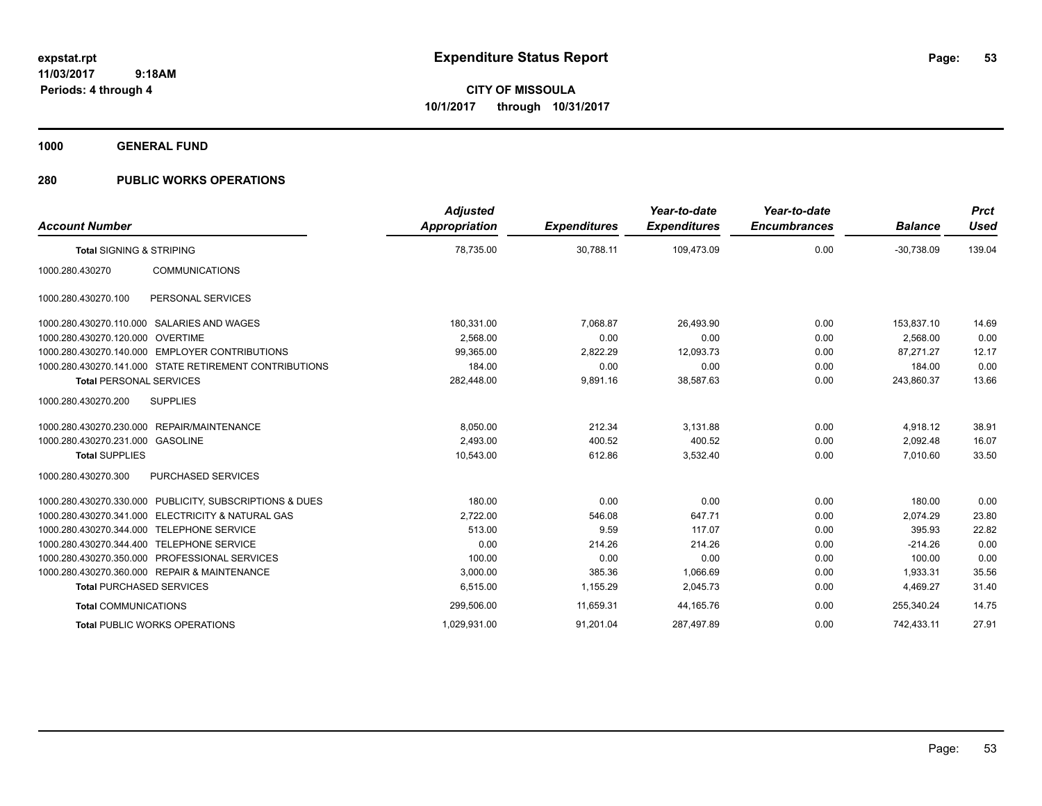**expstat.rpt**
**11/03/2017 9:18AM**
**Periods: 4 through 4**

# Expenditure Status Report

**CITY OF MISSOULA**
**10/1/2017 through 10/31/2017**

## 1000 GENERAL FUND

## 280 PUBLIC WORKS OPERATIONS

| Account Number | | Adjusted Appropriation | Expenditures | Year-to-date Expenditures | Year-to-date Encumbrances | Balance | Prct Used |
|---|---|---|---|---|---|---|---|
| **Total** SIGNING & STRIPING | | 78,735.00 | 30,788.11 | 109,473.09 | 0.00 | -30,738.09 | 139.04 |
| 1000.280.430270 | COMMUNICATIONS | | | | | | |
| 1000.280.430270.100 | PERSONAL SERVICES | | | | | | |
| 1000.280.430270.110.000 | SALARIES AND WAGES | 180,331.00 | 7,068.87 | 26,493.90 | 0.00 | 153,837.10 | 14.69 |
| 1000.280.430270.120.000 | OVERTIME | 2,568.00 | 0.00 | 0.00 | 0.00 | 2,568.00 | 0.00 |
| 1000.280.430270.140.000 | EMPLOYER CONTRIBUTIONS | 99,365.00 | 2,822.29 | 12,093.73 | 0.00 | 87,271.27 | 12.17 |
| 1000.280.430270.141.000 | STATE RETIREMENT CONTRIBUTIONS | 184.00 | 0.00 | 0.00 | 0.00 | 184.00 | 0.00 |
| **Total** PERSONAL SERVICES | | 282,448.00 | 9,891.16 | 38,587.63 | 0.00 | 243,860.37 | 13.66 |
| 1000.280.430270.200 | SUPPLIES | | | | | | |
| 1000.280.430270.230.000 | REPAIR/MAINTENANCE | 8,050.00 | 212.34 | 3,131.88 | 0.00 | 4,918.12 | 38.91 |
| 1000.280.430270.231.000 | GASOLINE | 2,493.00 | 400.52 | 400.52 | 0.00 | 2,092.48 | 16.07 |
| **Total** SUPPLIES | | 10,543.00 | 612.86 | 3,532.40 | 0.00 | 7,010.60 | 33.50 |
| 1000.280.430270.300 | PURCHASED SERVICES | | | | | | |
| 1000.280.430270.330.000 | PUBLICITY, SUBSCRIPTIONS & DUES | 180.00 | 0.00 | 0.00 | 0.00 | 180.00 | 0.00 |
| 1000.280.430270.341.000 | ELECTRICITY & NATURAL GAS | 2,722.00 | 546.08 | 647.71 | 0.00 | 2,074.29 | 23.80 |
| 1000.280.430270.344.000 | TELEPHONE SERVICE | 513.00 | 9.59 | 117.07 | 0.00 | 395.93 | 22.82 |
| 1000.280.430270.344.400 | TELEPHONE SERVICE | 0.00 | 214.26 | 214.26 | 0.00 | -214.26 | 0.00 |
| 1000.280.430270.350.000 | PROFESSIONAL SERVICES | 100.00 | 0.00 | 0.00 | 0.00 | 100.00 | 0.00 |
| 1000.280.430270.360.000 | REPAIR & MAINTENANCE | 3,000.00 | 385.36 | 1,066.69 | 0.00 | 1,933.31 | 35.56 |
| **Total** PURCHASED SERVICES | | 6,515.00 | 1,155.29 | 2,045.73 | 0.00 | 4,469.27 | 31.40 |
| **Total** COMMUNICATIONS | | 299,506.00 | 11,659.31 | 44,165.76 | 0.00 | 255,340.24 | 14.75 |
| **Total** PUBLIC WORKS OPERATIONS | | 1,029,931.00 | 91,201.04 | 287,497.89 | 0.00 | 742,433.11 | 27.91 |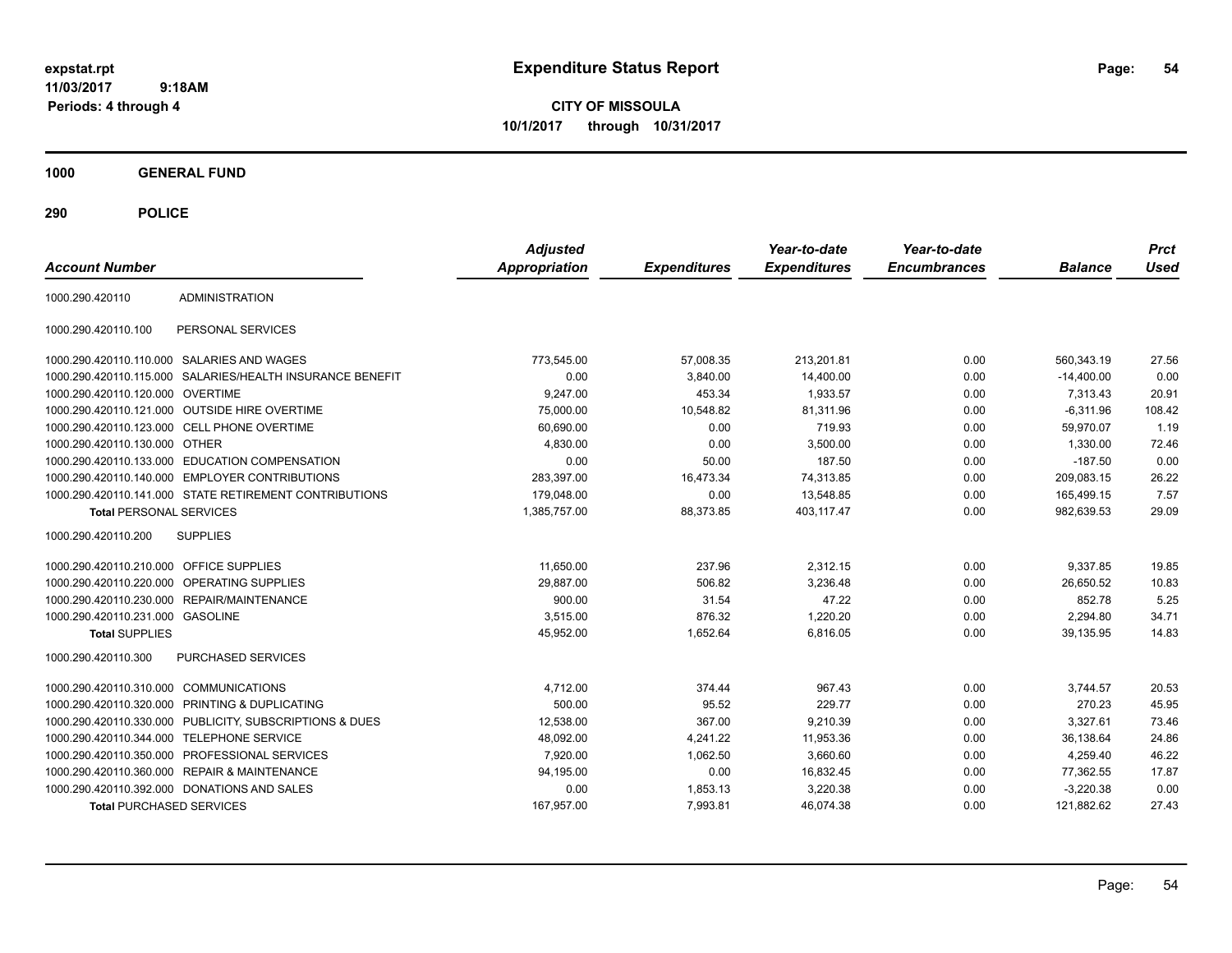expstat.rpt
11/03/2017 9:18AM
Periods: 4 through 4

# Expenditure Status Report

**CITY OF MISSOULA**
**10/1/2017 through 10/31/2017**

## 1000 GENERAL FUND

## 290 POLICE

| Account Number | | Adjusted Appropriation | Expenditures | Year-to-date Expenditures | Year-to-date Encumbrances | Balance | Prct Used |
|---|---|---|---|---|---|---|---|
| 1000.290.420110 | ADMINISTRATION | | | | | | |
| 1000.290.420110.100 | PERSONAL SERVICES | | | | | | |
| 1000.290.420110.110.000 | SALARIES AND WAGES | 773,545.00 | 57,008.35 | 213,201.81 | 0.00 | 560,343.19 | 27.56 |
| 1000.290.420110.115.000 | SALARIES/HEALTH INSURANCE BENEFIT | 0.00 | 3,840.00 | 14,400.00 | 0.00 | -14,400.00 | 0.00 |
| 1000.290.420110.120.000 | OVERTIME | 9,247.00 | 453.34 | 1,933.57 | 0.00 | 7,313.43 | 20.91 |
| 1000.290.420110.121.000 | OUTSIDE HIRE OVERTIME | 75,000.00 | 10,548.82 | 81,311.96 | 0.00 | -6,311.96 | 108.42 |
| 1000.290.420110.123.000 | CELL PHONE OVERTIME | 60,690.00 | 0.00 | 719.93 | 0.00 | 59,970.07 | 1.19 |
| 1000.290.420110.130.000 | OTHER | 4,830.00 | 0.00 | 3,500.00 | 0.00 | 1,330.00 | 72.46 |
| 1000.290.420110.133.000 | EDUCATION COMPENSATION | 0.00 | 50.00 | 187.50 | 0.00 | -187.50 | 0.00 |
| 1000.290.420110.140.000 | EMPLOYER CONTRIBUTIONS | 283,397.00 | 16,473.34 | 74,313.85 | 0.00 | 209,083.15 | 26.22 |
| 1000.290.420110.141.000 | STATE RETIREMENT CONTRIBUTIONS | 179,048.00 | 0.00 | 13,548.85 | 0.00 | 165,499.15 | 7.57 |
| **Total** PERSONAL SERVICES | | 1,385,757.00 | 88,373.85 | 403,117.47 | 0.00 | 982,639.53 | 29.09 |
| 1000.290.420110.200 | SUPPLIES | | | | | | |
| 1000.290.420110.210.000 | OFFICE SUPPLIES | 11,650.00 | 237.96 | 2,312.15 | 0.00 | 9,337.85 | 19.85 |
| 1000.290.420110.220.000 | OPERATING SUPPLIES | 29,887.00 | 506.82 | 3,236.48 | 0.00 | 26,650.52 | 10.83 |
| 1000.290.420110.230.000 | REPAIR/MAINTENANCE | 900.00 | 31.54 | 47.22 | 0.00 | 852.78 | 5.25 |
| 1000.290.420110.231.000 | GASOLINE | 3,515.00 | 876.32 | 1,220.20 | 0.00 | 2,294.80 | 34.71 |
| **Total** SUPPLIES | | 45,952.00 | 1,652.64 | 6,816.05 | 0.00 | 39,135.95 | 14.83 |
| 1000.290.420110.300 | PURCHASED SERVICES | | | | | | |
| 1000.290.420110.310.000 | COMMUNICATIONS | 4,712.00 | 374.44 | 967.43 | 0.00 | 3,744.57 | 20.53 |
| 1000.290.420110.320.000 | PRINTING & DUPLICATING | 500.00 | 95.52 | 229.77 | 0.00 | 270.23 | 45.95 |
| 1000.290.420110.330.000 | PUBLICITY, SUBSCRIPTIONS & DUES | 12,538.00 | 367.00 | 9,210.39 | 0.00 | 3,327.61 | 73.46 |
| 1000.290.420110.344.000 | TELEPHONE SERVICE | 48,092.00 | 4,241.22 | 11,953.36 | 0.00 | 36,138.64 | 24.86 |
| 1000.290.420110.350.000 | PROFESSIONAL SERVICES | 7,920.00 | 1,062.50 | 3,660.60 | 0.00 | 4,259.40 | 46.22 |
| 1000.290.420110.360.000 | REPAIR & MAINTENANCE | 94,195.00 | 0.00 | 16,832.45 | 0.00 | 77,362.55 | 17.87 |
| 1000.290.420110.392.000 | DONATIONS AND SALES | 0.00 | 1,853.13 | 3,220.38 | 0.00 | -3,220.38 | 0.00 |
| **Total** PURCHASED SERVICES | | 167,957.00 | 7,993.81 | 46,074.38 | 0.00 | 121,882.62 | 27.43 |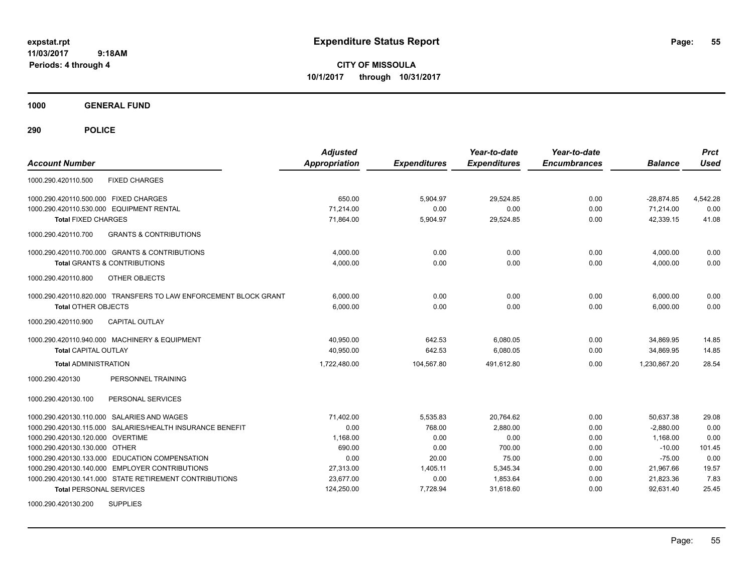# Expenditure Status Report

expstat.rpt
11/03/2017 9:18AM
Periods: 4 through 4

**CITY OF MISSOULA**
**10/1/2017 through 10/31/2017**

**1000 GENERAL FUND**

**290 POLICE**

| Account Number | Adjusted Appropriation | Expenditures | Year-to-date Expenditures | Year-to-date Encumbrances | Balance | Prct Used |
|---|---|---|---|---|---|---|
| 1000.290.420110.500 FIXED CHARGES | | | | | | |
| 1000.290.420110.500.000 FIXED CHARGES | 650.00 | 5,904.97 | 29,524.85 | 0.00 | -28,874.85 | 4,542.28 |
| 1000.290.420110.530.000 EQUIPMENT RENTAL | 71,214.00 | 0.00 | 0.00 | 0.00 | 71,214.00 | 0.00 |
| **Total** FIXED CHARGES | 71,864.00 | 5,904.97 | 29,524.85 | 0.00 | 42,339.15 | 41.08 |
| 1000.290.420110.700 GRANTS & CONTRIBUTIONS | | | | | | |
| 1000.290.420110.700.000 GRANTS & CONTRIBUTIONS | 4,000.00 | 0.00 | 0.00 | 0.00 | 4,000.00 | 0.00 |
| **Total** GRANTS & CONTRIBUTIONS | 4,000.00 | 0.00 | 0.00 | 0.00 | 4,000.00 | 0.00 |
| 1000.290.420110.800 OTHER OBJECTS | | | | | | |
| 1000.290.420110.820.000 TRANSFERS TO LAW ENFORCEMENT BLOCK GRANT | 6,000.00 | 0.00 | 0.00 | 0.00 | 6,000.00 | 0.00 |
| **Total** OTHER OBJECTS | 6,000.00 | 0.00 | 0.00 | 0.00 | 6,000.00 | 0.00 |
| 1000.290.420110.900 CAPITAL OUTLAY | | | | | | |
| 1000.290.420110.940.000 MACHINERY & EQUIPMENT | 40,950.00 | 642.53 | 6,080.05 | 0.00 | 34,869.95 | 14.85 |
| **Total** CAPITAL OUTLAY | 40,950.00 | 642.53 | 6,080.05 | 0.00 | 34,869.95 | 14.85 |
| **Total** ADMINISTRATION | 1,722,480.00 | 104,567.80 | 491,612.80 | 0.00 | 1,230,867.20 | 28.54 |
| 1000.290.420130 PERSONNEL TRAINING | | | | | | |
| 1000.290.420130.100 PERSONAL SERVICES | | | | | | |
| 1000.290.420130.110.000 SALARIES AND WAGES | 71,402.00 | 5,535.83 | 20,764.62 | 0.00 | 50,637.38 | 29.08 |
| 1000.290.420130.115.000 SALARIES/HEALTH INSURANCE BENEFIT | 0.00 | 768.00 | 2,880.00 | 0.00 | -2,880.00 | 0.00 |
| 1000.290.420130.120.000 OVERTIME | 1,168.00 | 0.00 | 0.00 | 0.00 | 1,168.00 | 0.00 |
| 1000.290.420130.130.000 OTHER | 690.00 | 0.00 | 700.00 | 0.00 | -10.00 | 101.45 |
| 1000.290.420130.133.000 EDUCATION COMPENSATION | 0.00 | 20.00 | 75.00 | 0.00 | -75.00 | 0.00 |
| 1000.290.420130.140.000 EMPLOYER CONTRIBUTIONS | 27,313.00 | 1,405.11 | 5,345.34 | 0.00 | 21,967.66 | 19.57 |
| 1000.290.420130.141.000 STATE RETIREMENT CONTRIBUTIONS | 23,677.00 | 0.00 | 1,853.64 | 0.00 | 21,823.36 | 7.83 |
| **Total** PERSONAL SERVICES | 124,250.00 | 7,728.94 | 31,618.60 | 0.00 | 92,631.40 | 25.45 |
| 1000.290.420130.200 SUPPLIES | | | | | | |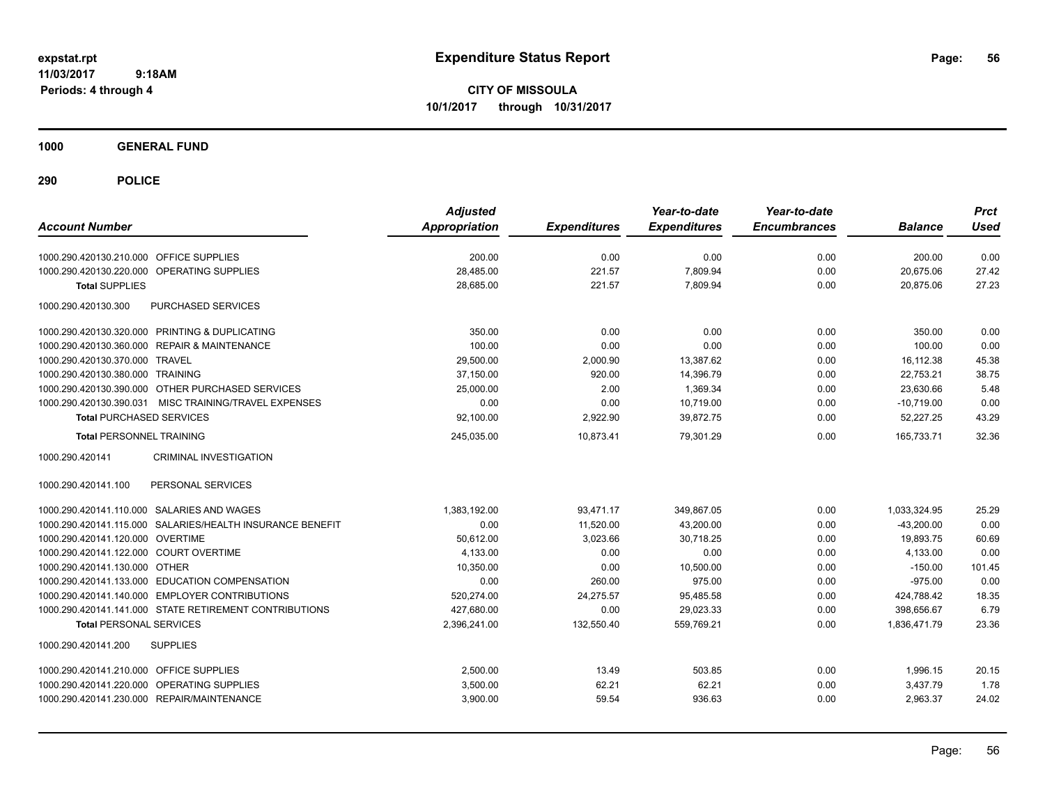# Expenditure Status Report

expstat.rpt
11/03/2017 9:18AM
Periods: 4 through 4

**CITY OF MISSOULA**
**10/1/2017 through 10/31/2017**

**1000 GENERAL FUND**

**290 POLICE**

| Account Number | | Adjusted Appropriation | Expenditures | Year-to-date Expenditures | Year-to-date Encumbrances | Balance | Prct Used |
|---|---|---|---|---|---|---|---|
| 1000.290.420130.210.000 | OFFICE SUPPLIES | 200.00 | 0.00 | 0.00 | 0.00 | 200.00 | 0.00 |
| 1000.290.420130.220.000 | OPERATING SUPPLIES | 28,485.00 | 221.57 | 7,809.94 | 0.00 | 20,675.06 | 27.42 |
| **Total** SUPPLIES | | 28,685.00 | 221.57 | 7,809.94 | 0.00 | 20,875.06 | 27.23 |
| 1000.290.420130.300 | PURCHASED SERVICES | | | | | | |
| 1000.290.420130.320.000 | PRINTING & DUPLICATING | 350.00 | 0.00 | 0.00 | 0.00 | 350.00 | 0.00 |
| 1000.290.420130.360.000 | REPAIR & MAINTENANCE | 100.00 | 0.00 | 0.00 | 0.00 | 100.00 | 0.00 |
| 1000.290.420130.370.000 | TRAVEL | 29,500.00 | 2,000.90 | 13,387.62 | 0.00 | 16,112.38 | 45.38 |
| 1000.290.420130.380.000 | TRAINING | 37,150.00 | 920.00 | 14,396.79 | 0.00 | 22,753.21 | 38.75 |
| 1000.290.420130.390.000 | OTHER PURCHASED SERVICES | 25,000.00 | 2.00 | 1,369.34 | 0.00 | 23,630.66 | 5.48 |
| 1000.290.420130.390.031 | MISC TRAINING/TRAVEL EXPENSES | 0.00 | 0.00 | 10,719.00 | 0.00 | -10,719.00 | 0.00 |
| **Total** PURCHASED SERVICES | | 92,100.00 | 2,922.90 | 39,872.75 | 0.00 | 52,227.25 | 43.29 |
| **Total** PERSONNEL TRAINING | | 245,035.00 | 10,873.41 | 79,301.29 | 0.00 | 165,733.71 | 32.36 |
| 1000.290.420141 | CRIMINAL INVESTIGATION | | | | | | |
| 1000.290.420141.100 | PERSONAL SERVICES | | | | | | |
| 1000.290.420141.110.000 | SALARIES AND WAGES | 1,383,192.00 | 93,471.17 | 349,867.05 | 0.00 | 1,033,324.95 | 25.29 |
| 1000.290.420141.115.000 | SALARIES/HEALTH INSURANCE BENEFIT | 0.00 | 11,520.00 | 43,200.00 | 0.00 | -43,200.00 | 0.00 |
| 1000.290.420141.120.000 | OVERTIME | 50,612.00 | 3,023.66 | 30,718.25 | 0.00 | 19,893.75 | 60.69 |
| 1000.290.420141.122.000 | COURT OVERTIME | 4,133.00 | 0.00 | 0.00 | 0.00 | 4,133.00 | 0.00 |
| 1000.290.420141.130.000 | OTHER | 10,350.00 | 0.00 | 10,500.00 | 0.00 | -150.00 | 101.45 |
| 1000.290.420141.133.000 | EDUCATION COMPENSATION | 0.00 | 260.00 | 975.00 | 0.00 | -975.00 | 0.00 |
| 1000.290.420141.140.000 | EMPLOYER CONTRIBUTIONS | 520,274.00 | 24,275.57 | 95,485.58 | 0.00 | 424,788.42 | 18.35 |
| 1000.290.420141.141.000 | STATE RETIREMENT CONTRIBUTIONS | 427,680.00 | 0.00 | 29,023.33 | 0.00 | 398,656.67 | 6.79 |
| **Total** PERSONAL SERVICES | | 2,396,241.00 | 132,550.40 | 559,769.21 | 0.00 | 1,836,471.79 | 23.36 |
| 1000.290.420141.200 | SUPPLIES | | | | | | |
| 1000.290.420141.210.000 | OFFICE SUPPLIES | 2,500.00 | 13.49 | 503.85 | 0.00 | 1,996.15 | 20.15 |
| 1000.290.420141.220.000 | OPERATING SUPPLIES | 3,500.00 | 62.21 | 62.21 | 0.00 | 3,437.79 | 1.78 |
| 1000.290.420141.230.000 | REPAIR/MAINTENANCE | 3,900.00 | 59.54 | 936.63 | 0.00 | 2,963.37 | 24.02 |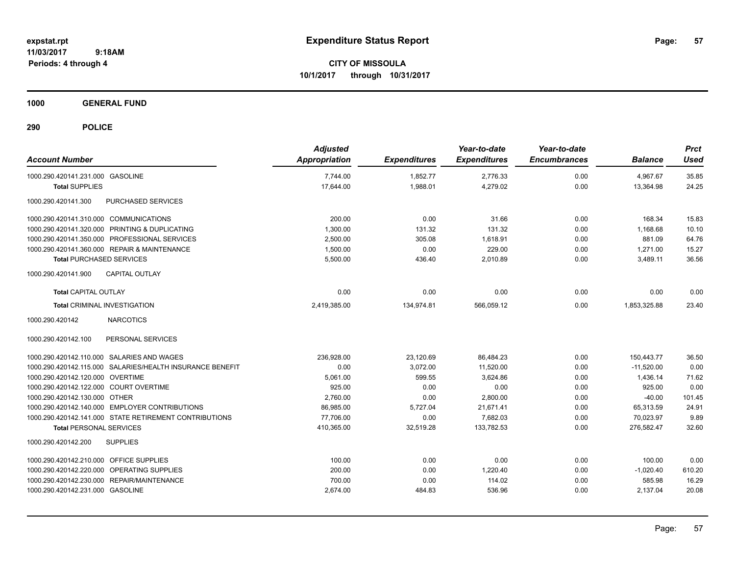expstat.rpt
11/03/2017 9:18AM
Periods: 4 through 4

# Expenditure Status Report

**CITY OF MISSOULA**
**10/1/2017 through 10/31/2017**

**1000 GENERAL FUND**

**290 POLICE**

| Account Number | Adjusted Appropriation | Expenditures | Year-to-date Expenditures | Year-to-date Encumbrances | Balance | Prct Used |
|---|---|---|---|---|---|---|
| 1000.290.420141.231.000 GASOLINE | 7,744.00 | 1,852.77 | 2,776.33 | 0.00 | 4,967.67 | 35.85 |
| **Total** SUPPLIES | 17,644.00 | 1,988.01 | 4,279.02 | 0.00 | 13,364.98 | 24.25 |
| 1000.290.420141.300 PURCHASED SERVICES | | | | | | |
| 1000.290.420141.310.000 COMMUNICATIONS | 200.00 | 0.00 | 31.66 | 0.00 | 168.34 | 15.83 |
| 1000.290.420141.320.000 PRINTING & DUPLICATING | 1,300.00 | 131.32 | 131.32 | 0.00 | 1,168.68 | 10.10 |
| 1000.290.420141.350.000 PROFESSIONAL SERVICES | 2,500.00 | 305.08 | 1,618.91 | 0.00 | 881.09 | 64.76 |
| 1000.290.420141.360.000 REPAIR & MAINTENANCE | 1,500.00 | 0.00 | 229.00 | 0.00 | 1,271.00 | 15.27 |
| **Total** PURCHASED SERVICES | 5,500.00 | 436.40 | 2,010.89 | 0.00 | 3,489.11 | 36.56 |
| 1000.290.420141.900 CAPITAL OUTLAY | | | | | | |
| **Total** CAPITAL OUTLAY | 0.00 | 0.00 | 0.00 | 0.00 | 0.00 | 0.00 |
| **Total** CRIMINAL INVESTIGATION | 2,419,385.00 | 134,974.81 | 566,059.12 | 0.00 | 1,853,325.88 | 23.40 |
| 1000.290.420142 NARCOTICS | | | | | | |
| 1000.290.420142.100 PERSONAL SERVICES | | | | | | |
| 1000.290.420142.110.000 SALARIES AND WAGES | 236,928.00 | 23,120.69 | 86,484.23 | 0.00 | 150,443.77 | 36.50 |
| 1000.290.420142.115.000 SALARIES/HEALTH INSURANCE BENEFIT | 0.00 | 3,072.00 | 11,520.00 | 0.00 | -11,520.00 | 0.00 |
| 1000.290.420142.120.000 OVERTIME | 5,061.00 | 599.55 | 3,624.86 | 0.00 | 1,436.14 | 71.62 |
| 1000.290.420142.122.000 COURT OVERTIME | 925.00 | 0.00 | 0.00 | 0.00 | 925.00 | 0.00 |
| 1000.290.420142.130.000 OTHER | 2,760.00 | 0.00 | 2,800.00 | 0.00 | -40.00 | 101.45 |
| 1000.290.420142.140.000 EMPLOYER CONTRIBUTIONS | 86,985.00 | 5,727.04 | 21,671.41 | 0.00 | 65,313.59 | 24.91 |
| 1000.290.420142.141.000 STATE RETIREMENT CONTRIBUTIONS | 77,706.00 | 0.00 | 7,682.03 | 0.00 | 70,023.97 | 9.89 |
| **Total** PERSONAL SERVICES | 410,365.00 | 32,519.28 | 133,782.53 | 0.00 | 276,582.47 | 32.60 |
| 1000.290.420142.200 SUPPLIES | | | | | | |
| 1000.290.420142.210.000 OFFICE SUPPLIES | 100.00 | 0.00 | 0.00 | 0.00 | 100.00 | 0.00 |
| 1000.290.420142.220.000 OPERATING SUPPLIES | 200.00 | 0.00 | 1,220.40 | 0.00 | -1,020.40 | 610.20 |
| 1000.290.420142.230.000 REPAIR/MAINTENANCE | 700.00 | 0.00 | 114.02 | 0.00 | 585.98 | 16.29 |
| 1000.290.420142.231.000 GASOLINE | 2,674.00 | 484.83 | 536.96 | 0.00 | 2,137.04 | 20.08 |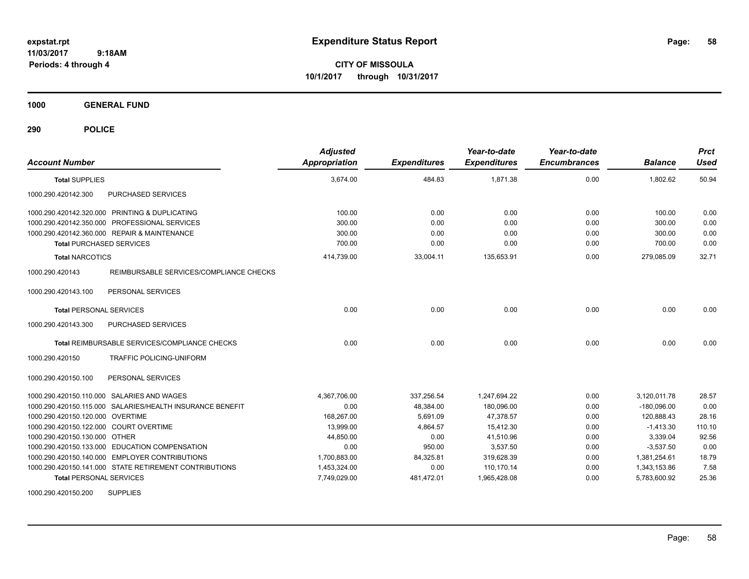expstat.rpt
11/03/2017 9:18AM
Periods: 4 through 4

# Expenditure Status Report

**CITY OF MISSOULA**
**10/1/2017 through 10/31/2017**

**1000 GENERAL FUND**

**290 POLICE**

| Account Number | | Adjusted Appropriation | Expenditures | Year-to-date Expenditures | Year-to-date Encumbrances | Balance | Prct Used |
|---|---|---|---|---|---|---|---|
| **Total** SUPPLIES | | 3,674.00 | 484.83 | 1,871.38 | 0.00 | 1,802.62 | 50.94 |
| 1000.290.420142.300 | PURCHASED SERVICES | | | | | | |
| 1000.290.420142.320.000 | PRINTING & DUPLICATING | 100.00 | 0.00 | 0.00 | 0.00 | 100.00 | 0.00 |
| 1000.290.420142.350.000 | PROFESSIONAL SERVICES | 300.00 | 0.00 | 0.00 | 0.00 | 300.00 | 0.00 |
| 1000.290.420142.360.000 | REPAIR & MAINTENANCE | 300.00 | 0.00 | 0.00 | 0.00 | 300.00 | 0.00 |
| **Total** PURCHASED SERVICES | | 700.00 | 0.00 | 0.00 | 0.00 | 700.00 | 0.00 |
| **Total** NARCOTICS | | 414,739.00 | 33,004.11 | 135,653.91 | 0.00 | 279,085.09 | 32.71 |
| 1000.290.420143 | REIMBURSABLE SERVICES/COMPLIANCE CHECKS | | | | | | |
| 1000.290.420143.100 | PERSONAL SERVICES | | | | | | |
| **Total** PERSONAL SERVICES | | 0.00 | 0.00 | 0.00 | 0.00 | 0.00 | 0.00 |
| 1000.290.420143.300 | PURCHASED SERVICES | | | | | | |
| **Total** REIMBURSABLE SERVICES/COMPLIANCE CHECKS | | 0.00 | 0.00 | 0.00 | 0.00 | 0.00 | 0.00 |
| 1000.290.420150 | TRAFFIC POLICING-UNIFORM | | | | | | |
| 1000.290.420150.100 | PERSONAL SERVICES | | | | | | |
| 1000.290.420150.110.000 | SALARIES AND WAGES | 4,367,706.00 | 337,256.54 | 1,247,694.22 | 0.00 | 3,120,011.78 | 28.57 |
| 1000.290.420150.115.000 | SALARIES/HEALTH INSURANCE BENEFIT | 0.00 | 48,384.00 | 180,096.00 | 0.00 | -180,096.00 | 0.00 |
| 1000.290.420150.120.000 | OVERTIME | 168,267.00 | 5,691.09 | 47,378.57 | 0.00 | 120,888.43 | 28.16 |
| 1000.290.420150.122.000 | COURT OVERTIME | 13,999.00 | 4,864.57 | 15,412.30 | 0.00 | -1,413.30 | 110.10 |
| 1000.290.420150.130.000 | OTHER | 44,850.00 | 0.00 | 41,510.96 | 0.00 | 3,339.04 | 92.56 |
| 1000.290.420150.133.000 | EDUCATION COMPENSATION | 0.00 | 950.00 | 3,537.50 | 0.00 | -3,537.50 | 0.00 |
| 1000.290.420150.140.000 | EMPLOYER CONTRIBUTIONS | 1,700,883.00 | 84,325.81 | 319,628.39 | 0.00 | 1,381,254.61 | 18.79 |
| 1000.290.420150.141.000 | STATE RETIREMENT CONTRIBUTIONS | 1,453,324.00 | 0.00 | 110,170.14 | 0.00 | 1,343,153.86 | 7.58 |
| **Total** PERSONAL SERVICES | | 7,749,029.00 | 481,472.01 | 1,965,428.08 | 0.00 | 5,783,600.92 | 25.36 |
| 1000.290.420150.200 | SUPPLIES | | | | | | |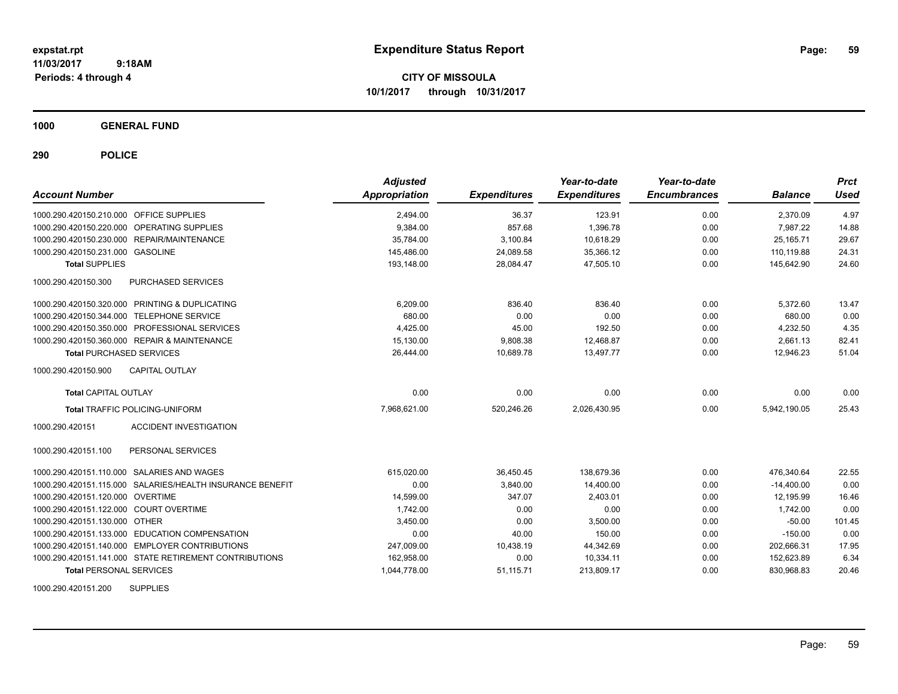# Expenditure Status Report

**CITY OF MISSOULA**

**10/1/2017 through 10/31/2017**

expstat.rpt
11/03/2017 9:18AM
Periods: 4 through 4

## 1000 GENERAL FUND

## 290 POLICE

| Account Number | | Adjusted Appropriation | Expenditures | Year-to-date Expenditures | Year-to-date Encumbrances | Balance | Prct Used |
|---|---|---|---|---|---|---|---|
| 1000.290.420150.210.000 | OFFICE SUPPLIES | 2,494.00 | 36.37 | 123.91 | 0.00 | 2,370.09 | 4.97 |
| 1000.290.420150.220.000 | OPERATING SUPPLIES | 9,384.00 | 857.68 | 1,396.78 | 0.00 | 7,987.22 | 14.88 |
| 1000.290.420150.230.000 | REPAIR/MAINTENANCE | 35,784.00 | 3,100.84 | 10,618.29 | 0.00 | 25,165.71 | 29.67 |
| 1000.290.420150.231.000 | GASOLINE | 145,486.00 | 24,089.58 | 35,366.12 | 0.00 | 110,119.88 | 24.31 |
| **Total SUPPLIES** | | 193,148.00 | 28,084.47 | 47,505.10 | 0.00 | 145,642.90 | 24.60 |
| 1000.290.420150.300 | PURCHASED SERVICES | | | | | | |
| 1000.290.420150.320.000 | PRINTING & DUPLICATING | 6,209.00 | 836.40 | 836.40 | 0.00 | 5,372.60 | 13.47 |
| 1000.290.420150.344.000 | TELEPHONE SERVICE | 680.00 | 0.00 | 0.00 | 0.00 | 680.00 | 0.00 |
| 1000.290.420150.350.000 | PROFESSIONAL SERVICES | 4,425.00 | 45.00 | 192.50 | 0.00 | 4,232.50 | 4.35 |
| 1000.290.420150.360.000 | REPAIR & MAINTENANCE | 15,130.00 | 9,808.38 | 12,468.87 | 0.00 | 2,661.13 | 82.41 |
| **Total PURCHASED SERVICES** | | 26,444.00 | 10,689.78 | 13,497.77 | 0.00 | 12,946.23 | 51.04 |
| 1000.290.420150.900 | CAPITAL OUTLAY | | | | | | |
| **Total CAPITAL OUTLAY** | | 0.00 | 0.00 | 0.00 | 0.00 | 0.00 | 0.00 |
| **Total TRAFFIC POLICING-UNIFORM** | | 7,968,621.00 | 520,246.26 | 2,026,430.95 | 0.00 | 5,942,190.05 | 25.43 |
| 1000.290.420151 | ACCIDENT INVESTIGATION | | | | | | |
| 1000.290.420151.100 | PERSONAL SERVICES | | | | | | |
| 1000.290.420151.110.000 | SALARIES AND WAGES | 615,020.00 | 36,450.45 | 138,679.36 | 0.00 | 476,340.64 | 22.55 |
| 1000.290.420151.115.000 | SALARIES/HEALTH INSURANCE BENEFIT | 0.00 | 3,840.00 | 14,400.00 | 0.00 | -14,400.00 | 0.00 |
| 1000.290.420151.120.000 | OVERTIME | 14,599.00 | 347.07 | 2,403.01 | 0.00 | 12,195.99 | 16.46 |
| 1000.290.420151.122.000 | COURT OVERTIME | 1,742.00 | 0.00 | 0.00 | 0.00 | 1,742.00 | 0.00 |
| 1000.290.420151.130.000 | OTHER | 3,450.00 | 0.00 | 3,500.00 | 0.00 | -50.00 | 101.45 |
| 1000.290.420151.133.000 | EDUCATION COMPENSATION | 0.00 | 40.00 | 150.00 | 0.00 | -150.00 | 0.00 |
| 1000.290.420151.140.000 | EMPLOYER CONTRIBUTIONS | 247,009.00 | 10,438.19 | 44,342.69 | 0.00 | 202,666.31 | 17.95 |
| 1000.290.420151.141.000 | STATE RETIREMENT CONTRIBUTIONS | 162,958.00 | 0.00 | 10,334.11 | 0.00 | 152,623.89 | 6.34 |
| **Total PERSONAL SERVICES** | | 1,044,778.00 | 51,115.71 | 213,809.17 | 0.00 | 830,968.83 | 20.46 |
| 1000.290.420151.200 | SUPPLIES | | | | | | |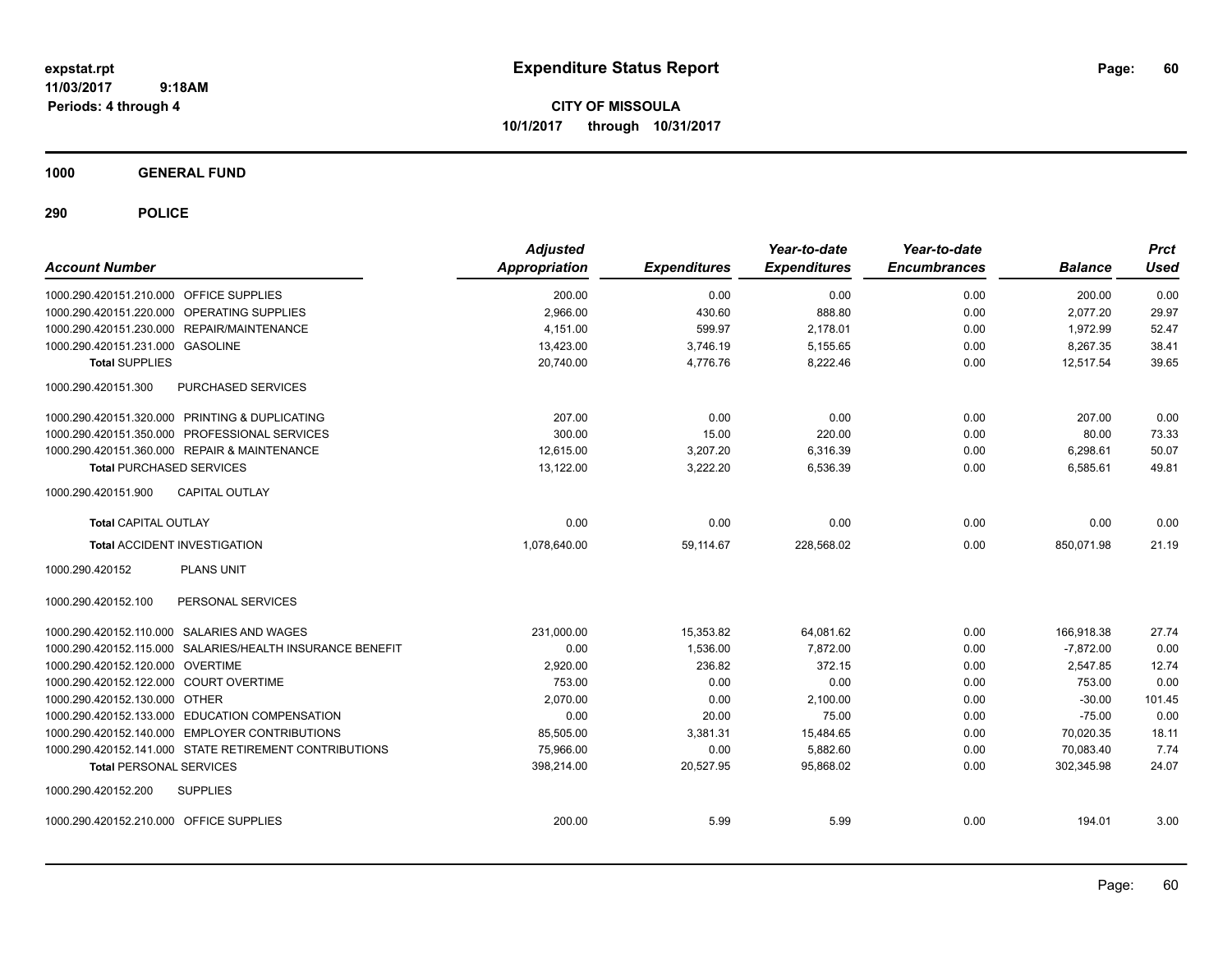# Expenditure Status Report

**CITY OF MISSOULA**
**10/1/2017 through 10/31/2017**

expstat.rpt
11/03/2017 9:18AM
Periods: 4 through 4

**1000 GENERAL FUND**

**290 POLICE**

| Account Number | Adjusted Appropriation | Expenditures | Year-to-date Expenditures | Year-to-date Encumbrances | Balance | Prct Used |
|---|---|---|---|---|---|---|
| 1000.290.420151.210.000 OFFICE SUPPLIES | 200.00 | 0.00 | 0.00 | 0.00 | 200.00 | 0.00 |
| 1000.290.420151.220.000 OPERATING SUPPLIES | 2,966.00 | 430.60 | 888.80 | 0.00 | 2,077.20 | 29.97 |
| 1000.290.420151.230.000 REPAIR/MAINTENANCE | 4,151.00 | 599.97 | 2,178.01 | 0.00 | 1,972.99 | 52.47 |
| 1000.290.420151.231.000 GASOLINE | 13,423.00 | 3,746.19 | 5,155.65 | 0.00 | 8,267.35 | 38.41 |
| **Total** SUPPLIES | 20,740.00 | 4,776.76 | 8,222.46 | 0.00 | 12,517.54 | 39.65 |
| 1000.290.420151.300 PURCHASED SERVICES | | | | | | |
| 1000.290.420151.320.000 PRINTING & DUPLICATING | 207.00 | 0.00 | 0.00 | 0.00 | 207.00 | 0.00 |
| 1000.290.420151.350.000 PROFESSIONAL SERVICES | 300.00 | 15.00 | 220.00 | 0.00 | 80.00 | 73.33 |
| 1000.290.420151.360.000 REPAIR & MAINTENANCE | 12,615.00 | 3,207.20 | 6,316.39 | 0.00 | 6,298.61 | 50.07 |
| **Total** PURCHASED SERVICES | 13,122.00 | 3,222.20 | 6,536.39 | 0.00 | 6,585.61 | 49.81 |
| 1000.290.420151.900 CAPITAL OUTLAY | | | | | | |
| **Total** CAPITAL OUTLAY | 0.00 | 0.00 | 0.00 | 0.00 | 0.00 | 0.00 |
| **Total** ACCIDENT INVESTIGATION | 1,078,640.00 | 59,114.67 | 228,568.02 | 0.00 | 850,071.98 | 21.19 |
| 1000.290.420152 PLANS UNIT | | | | | | |
| 1000.290.420152.100 PERSONAL SERVICES | | | | | | |
| 1000.290.420152.110.000 SALARIES AND WAGES | 231,000.00 | 15,353.82 | 64,081.62 | 0.00 | 166,918.38 | 27.74 |
| 1000.290.420152.115.000 SALARIES/HEALTH INSURANCE BENEFIT | 0.00 | 1,536.00 | 7,872.00 | 0.00 | -7,872.00 | 0.00 |
| 1000.290.420152.120.000 OVERTIME | 2,920.00 | 236.82 | 372.15 | 0.00 | 2,547.85 | 12.74 |
| 1000.290.420152.122.000 COURT OVERTIME | 753.00 | 0.00 | 0.00 | 0.00 | 753.00 | 0.00 |
| 1000.290.420152.130.000 OTHER | 2,070.00 | 0.00 | 2,100.00 | 0.00 | -30.00 | 101.45 |
| 1000.290.420152.133.000 EDUCATION COMPENSATION | 0.00 | 20.00 | 75.00 | 0.00 | -75.00 | 0.00 |
| 1000.290.420152.140.000 EMPLOYER CONTRIBUTIONS | 85,505.00 | 3,381.31 | 15,484.65 | 0.00 | 70,020.35 | 18.11 |
| 1000.290.420152.141.000 STATE RETIREMENT CONTRIBUTIONS | 75,966.00 | 0.00 | 5,882.60 | 0.00 | 70,083.40 | 7.74 |
| **Total** PERSONAL SERVICES | 398,214.00 | 20,527.95 | 95,868.02 | 0.00 | 302,345.98 | 24.07 |
| 1000.290.420152.200 SUPPLIES | | | | | | |
| 1000.290.420152.210.000 OFFICE SUPPLIES | 200.00 | 5.99 | 5.99 | 0.00 | 194.01 | 3.00 |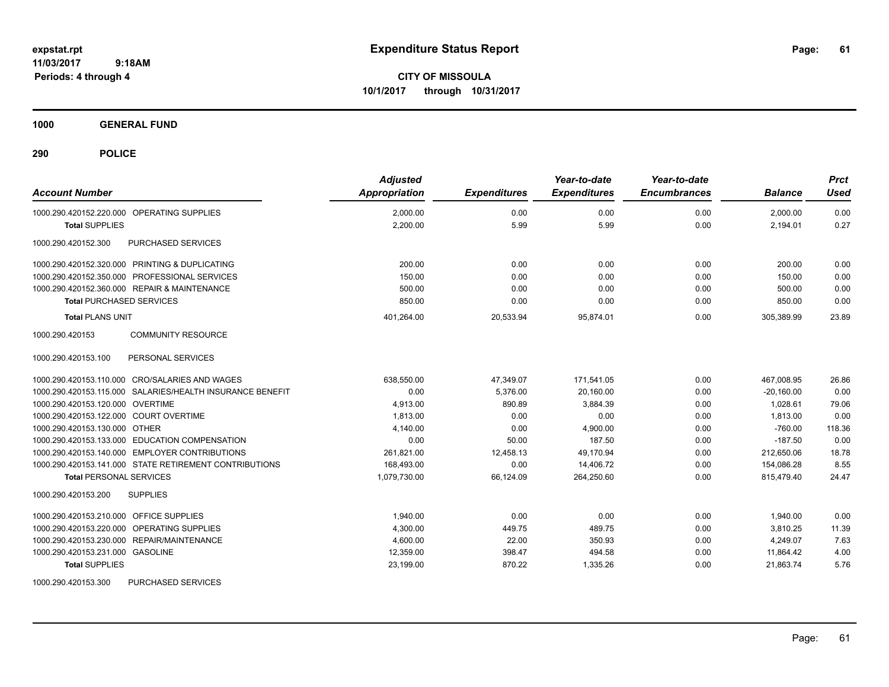**expstat.rpt**
**11/03/2017 9:18AM**
**Periods: 4 through 4**

# Expenditure Status Report

**CITY OF MISSOULA**
**10/1/2017 through 10/31/2017**

**1000 GENERAL FUND**

**290 POLICE**

| Account Number | Adjusted Appropriation | Expenditures | Year-to-date Expenditures | Year-to-date Encumbrances | Balance | Prct Used |
|---|---|---|---|---|---|---|
| 1000.290.420152.220.000 OPERATING SUPPLIES | 2,000.00 | 0.00 | 0.00 | 0.00 | 2,000.00 | 0.00 |
| **Total** SUPPLIES | 2,200.00 | 5.99 | 5.99 | 0.00 | 2,194.01 | 0.27 |
| 1000.290.420152.300 PURCHASED SERVICES | | | | | | |
| 1000.290.420152.320.000 PRINTING & DUPLICATING | 200.00 | 0.00 | 0.00 | 0.00 | 200.00 | 0.00 |
| 1000.290.420152.350.000 PROFESSIONAL SERVICES | 150.00 | 0.00 | 0.00 | 0.00 | 150.00 | 0.00 |
| 1000.290.420152.360.000 REPAIR & MAINTENANCE | 500.00 | 0.00 | 0.00 | 0.00 | 500.00 | 0.00 |
| **Total** PURCHASED SERVICES | 850.00 | 0.00 | 0.00 | 0.00 | 850.00 | 0.00 |
| **Total** PLANS UNIT | 401,264.00 | 20,533.94 | 95,874.01 | 0.00 | 305,389.99 | 23.89 |
| 1000.290.420153 COMMUNITY RESOURCE | | | | | | |
| 1000.290.420153.100 PERSONAL SERVICES | | | | | | |
| 1000.290.420153.110.000 CRO/SALARIES AND WAGES | 638,550.00 | 47,349.07 | 171,541.05 | 0.00 | 467,008.95 | 26.86 |
| 1000.290.420153.115.000 SALARIES/HEALTH INSURANCE BENEFIT | 0.00 | 5,376.00 | 20,160.00 | 0.00 | -20,160.00 | 0.00 |
| 1000.290.420153.120.000 OVERTIME | 4,913.00 | 890.89 | 3,884.39 | 0.00 | 1,028.61 | 79.06 |
| 1000.290.420153.122.000 COURT OVERTIME | 1,813.00 | 0.00 | 0.00 | 0.00 | 1,813.00 | 0.00 |
| 1000.290.420153.130.000 OTHER | 4,140.00 | 0.00 | 4,900.00 | 0.00 | -760.00 | 118.36 |
| 1000.290.420153.133.000 EDUCATION COMPENSATION | 0.00 | 50.00 | 187.50 | 0.00 | -187.50 | 0.00 |
| 1000.290.420153.140.000 EMPLOYER CONTRIBUTIONS | 261,821.00 | 12,458.13 | 49,170.94 | 0.00 | 212,650.06 | 18.78 |
| 1000.290.420153.141.000 STATE RETIREMENT CONTRIBUTIONS | 168,493.00 | 0.00 | 14,406.72 | 0.00 | 154,086.28 | 8.55 |
| **Total** PERSONAL SERVICES | 1,079,730.00 | 66,124.09 | 264,250.60 | 0.00 | 815,479.40 | 24.47 |
| 1000.290.420153.200 SUPPLIES | | | | | | |
| 1000.290.420153.210.000 OFFICE SUPPLIES | 1,940.00 | 0.00 | 0.00 | 0.00 | 1,940.00 | 0.00 |
| 1000.290.420153.220.000 OPERATING SUPPLIES | 4,300.00 | 449.75 | 489.75 | 0.00 | 3,810.25 | 11.39 |
| 1000.290.420153.230.000 REPAIR/MAINTENANCE | 4,600.00 | 22.00 | 350.93 | 0.00 | 4,249.07 | 7.63 |
| 1000.290.420153.231.000 GASOLINE | 12,359.00 | 398.47 | 494.58 | 0.00 | 11,864.42 | 4.00 |
| **Total** SUPPLIES | 23,199.00 | 870.22 | 1,335.26 | 0.00 | 21,863.74 | 5.76 |
| 1000.290.420153.300 PURCHASED SERVICES | | | | | | |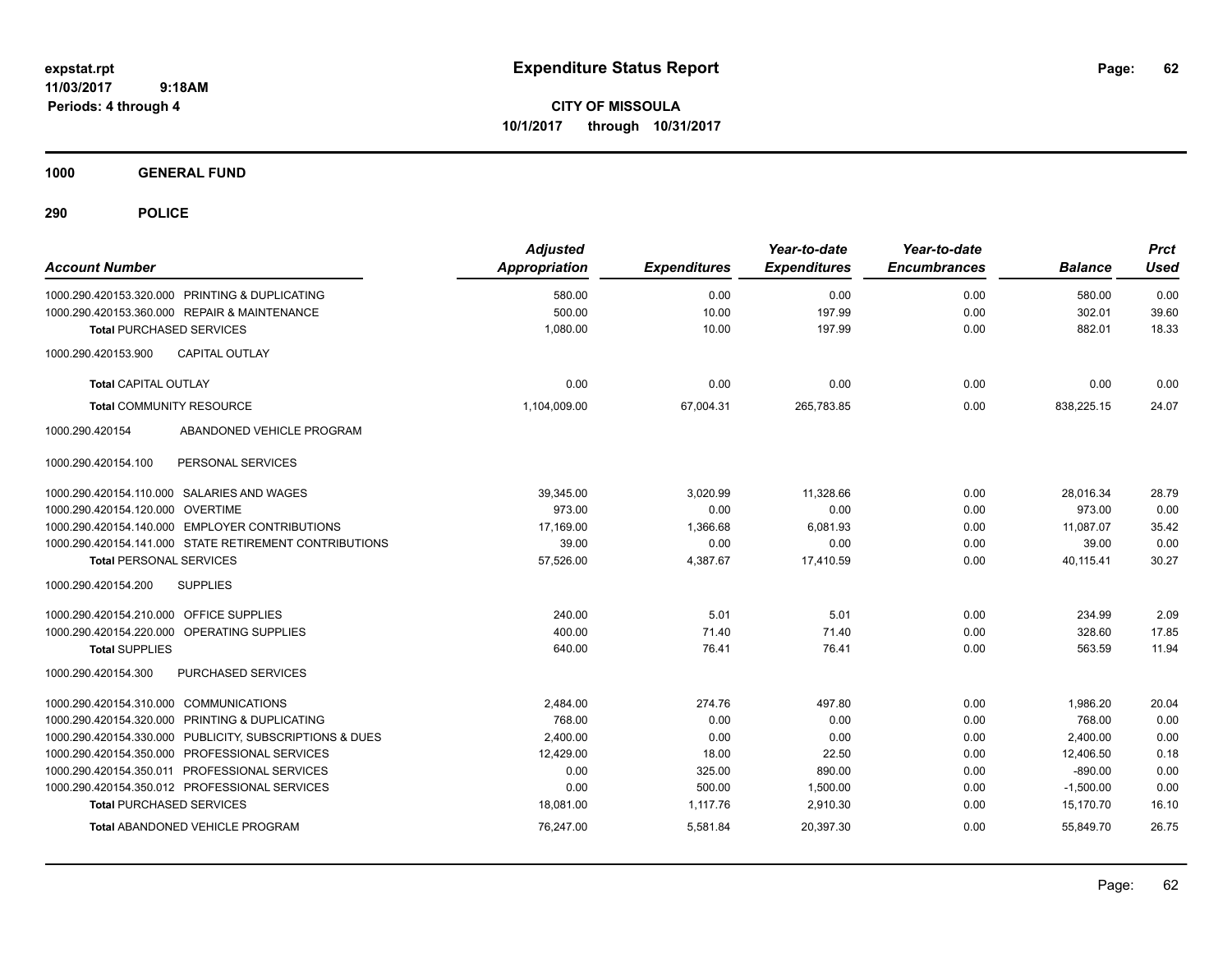expstat.rpt
11/03/2017 9:18AM
Periods: 4 through 4

# Expenditure Status Report

**CITY OF MISSOULA**
**10/1/2017 through 10/31/2017**

## 1000 GENERAL FUND

## 290 POLICE

| Account Number | Adjusted Appropriation | Expenditures | Year-to-date Expenditures | Year-to-date Encumbrances | Balance | Prct Used |
|---|---|---|---|---|---|---|
| 1000.290.420153.320.000 PRINTING & DUPLICATING | 580.00 | 0.00 | 0.00 | 0.00 | 580.00 | 0.00 |
| 1000.290.420153.360.000 REPAIR & MAINTENANCE | 500.00 | 10.00 | 197.99 | 0.00 | 302.01 | 39.60 |
| **Total** PURCHASED SERVICES | 1,080.00 | 10.00 | 197.99 | 0.00 | 882.01 | 18.33 |
| 1000.290.420153.900 CAPITAL OUTLAY | | | | | | |
| **Total** CAPITAL OUTLAY | 0.00 | 0.00 | 0.00 | 0.00 | 0.00 | 0.00 |
| **Total** COMMUNITY RESOURCE | 1,104,009.00 | 67,004.31 | 265,783.85 | 0.00 | 838,225.15 | 24.07 |
| 1000.290.420154 ABANDONED VEHICLE PROGRAM | | | | | | |
| 1000.290.420154.100 PERSONAL SERVICES | | | | | | |
| 1000.290.420154.110.000 SALARIES AND WAGES | 39,345.00 | 3,020.99 | 11,328.66 | 0.00 | 28,016.34 | 28.79 |
| 1000.290.420154.120.000 OVERTIME | 973.00 | 0.00 | 0.00 | 0.00 | 973.00 | 0.00 |
| 1000.290.420154.140.000 EMPLOYER CONTRIBUTIONS | 17,169.00 | 1,366.68 | 6,081.93 | 0.00 | 11,087.07 | 35.42 |
| 1000.290.420154.141.000 STATE RETIREMENT CONTRIBUTIONS | 39.00 | 0.00 | 0.00 | 0.00 | 39.00 | 0.00 |
| **Total** PERSONAL SERVICES | 57,526.00 | 4,387.67 | 17,410.59 | 0.00 | 40,115.41 | 30.27 |
| 1000.290.420154.200 SUPPLIES | | | | | | |
| 1000.290.420154.210.000 OFFICE SUPPLIES | 240.00 | 5.01 | 5.01 | 0.00 | 234.99 | 2.09 |
| 1000.290.420154.220.000 OPERATING SUPPLIES | 400.00 | 71.40 | 71.40 | 0.00 | 328.60 | 17.85 |
| **Total** SUPPLIES | 640.00 | 76.41 | 76.41 | 0.00 | 563.59 | 11.94 |
| 1000.290.420154.300 PURCHASED SERVICES | | | | | | |
| 1000.290.420154.310.000 COMMUNICATIONS | 2,484.00 | 274.76 | 497.80 | 0.00 | 1,986.20 | 20.04 |
| 1000.290.420154.320.000 PRINTING & DUPLICATING | 768.00 | 0.00 | 0.00 | 0.00 | 768.00 | 0.00 |
| 1000.290.420154.330.000 PUBLICITY, SUBSCRIPTIONS & DUES | 2,400.00 | 0.00 | 0.00 | 0.00 | 2,400.00 | 0.00 |
| 1000.290.420154.350.000 PROFESSIONAL SERVICES | 12,429.00 | 18.00 | 22.50 | 0.00 | 12,406.50 | 0.18 |
| 1000.290.420154.350.011 PROFESSIONAL SERVICES | 0.00 | 325.00 | 890.00 | 0.00 | -890.00 | 0.00 |
| 1000.290.420154.350.012 PROFESSIONAL SERVICES | 0.00 | 500.00 | 1,500.00 | 0.00 | -1,500.00 | 0.00 |
| **Total** PURCHASED SERVICES | 18,081.00 | 1,117.76 | 2,910.30 | 0.00 | 15,170.70 | 16.10 |
| **Total** ABANDONED VEHICLE PROGRAM | 76,247.00 | 5,581.84 | 20,397.30 | 0.00 | 55,849.70 | 26.75 |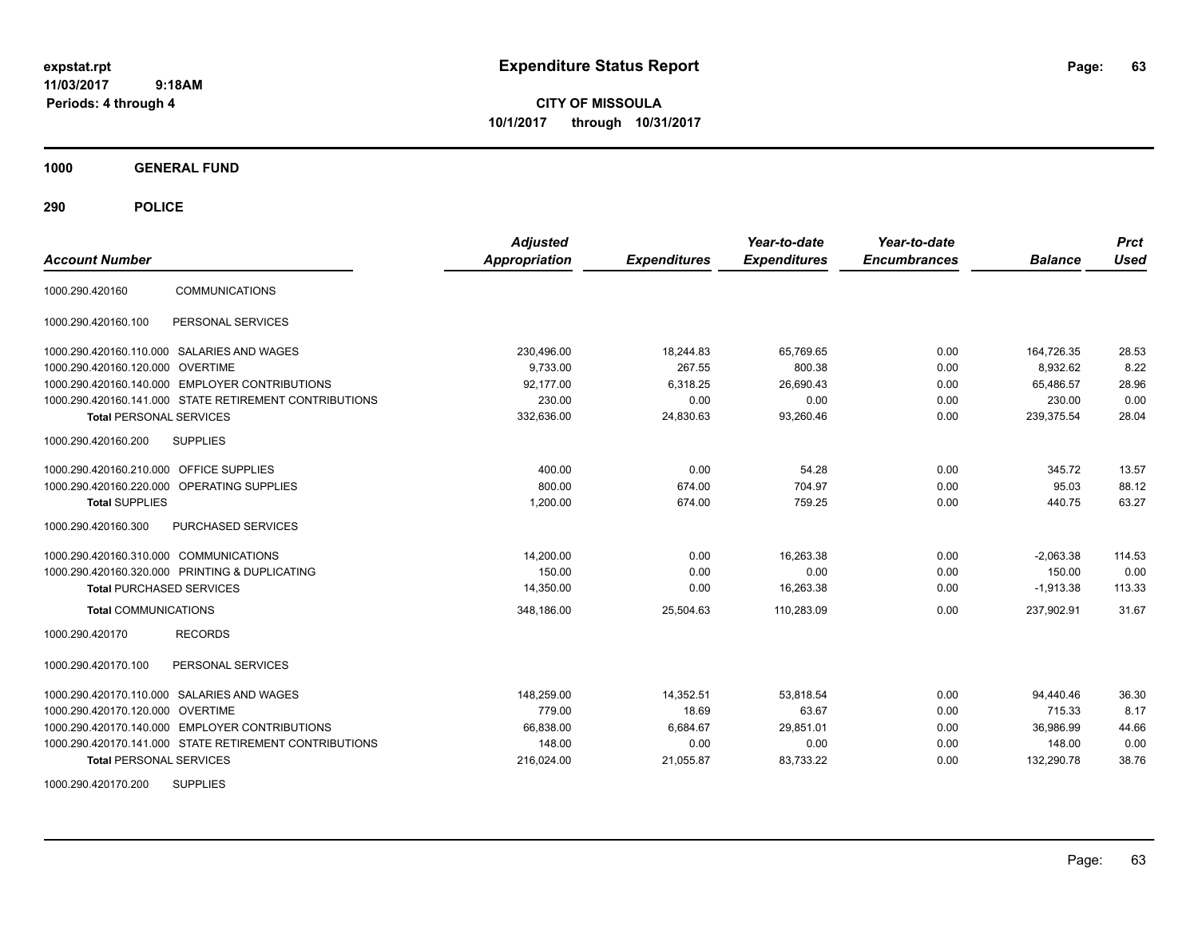# Expenditure Status Report

**CITY OF MISSOULA**

**10/1/2017 through 10/31/2017**

expstat.rpt
11/03/2017 9:18AM
Periods: 4 through 4

**1000 GENERAL FUND**

**290 POLICE**

| Account Number | | Adjusted Appropriation | Expenditures | Year-to-date Expenditures | Year-to-date Encumbrances | Balance | Prct Used |
|---|---|---|---|---|---|---|---|
| 1000.290.420160 | COMMUNICATIONS | | | | | | |
| 1000.290.420160.100 | PERSONAL SERVICES | | | | | | |
| 1000.290.420160.110.000 | SALARIES AND WAGES | 230,496.00 | 18,244.83 | 65,769.65 | 0.00 | 164,726.35 | 28.53 |
| 1000.290.420160.120.000 | OVERTIME | 9,733.00 | 267.55 | 800.38 | 0.00 | 8,932.62 | 8.22 |
| 1000.290.420160.140.000 | EMPLOYER CONTRIBUTIONS | 92,177.00 | 6,318.25 | 26,690.43 | 0.00 | 65,486.57 | 28.96 |
| 1000.290.420160.141.000 | STATE RETIREMENT CONTRIBUTIONS | 230.00 | 0.00 | 0.00 | 0.00 | 230.00 | 0.00 |
| **Total** PERSONAL SERVICES | | 332,636.00 | 24,830.63 | 93,260.46 | 0.00 | 239,375.54 | 28.04 |
| 1000.290.420160.200 | SUPPLIES | | | | | | |
| 1000.290.420160.210.000 | OFFICE SUPPLIES | 400.00 | 0.00 | 54.28 | 0.00 | 345.72 | 13.57 |
| 1000.290.420160.220.000 | OPERATING SUPPLIES | 800.00 | 674.00 | 704.97 | 0.00 | 95.03 | 88.12 |
| **Total** SUPPLIES | | 1,200.00 | 674.00 | 759.25 | 0.00 | 440.75 | 63.27 |
| 1000.290.420160.300 | PURCHASED SERVICES | | | | | | |
| 1000.290.420160.310.000 | COMMUNICATIONS | 14,200.00 | 0.00 | 16,263.38 | 0.00 | -2,063.38 | 114.53 |
| 1000.290.420160.320.000 | PRINTING & DUPLICATING | 150.00 | 0.00 | 0.00 | 0.00 | 150.00 | 0.00 |
| **Total** PURCHASED SERVICES | | 14,350.00 | 0.00 | 16,263.38 | 0.00 | -1,913.38 | 113.33 |
| **Total** COMMUNICATIONS | | 348,186.00 | 25,504.63 | 110,283.09 | 0.00 | 237,902.91 | 31.67 |
| 1000.290.420170 | RECORDS | | | | | | |
| 1000.290.420170.100 | PERSONAL SERVICES | | | | | | |
| 1000.290.420170.110.000 | SALARIES AND WAGES | 148,259.00 | 14,352.51 | 53,818.54 | 0.00 | 94,440.46 | 36.30 |
| 1000.290.420170.120.000 | OVERTIME | 779.00 | 18.69 | 63.67 | 0.00 | 715.33 | 8.17 |
| 1000.290.420170.140.000 | EMPLOYER CONTRIBUTIONS | 66,838.00 | 6,684.67 | 29,851.01 | 0.00 | 36,986.99 | 44.66 |
| 1000.290.420170.141.000 | STATE RETIREMENT CONTRIBUTIONS | 148.00 | 0.00 | 0.00 | 0.00 | 148.00 | 0.00 |
| **Total** PERSONAL SERVICES | | 216,024.00 | 21,055.87 | 83,733.22 | 0.00 | 132,290.78 | 38.76 |
| 1000.290.420170.200 | SUPPLIES | | | | | | |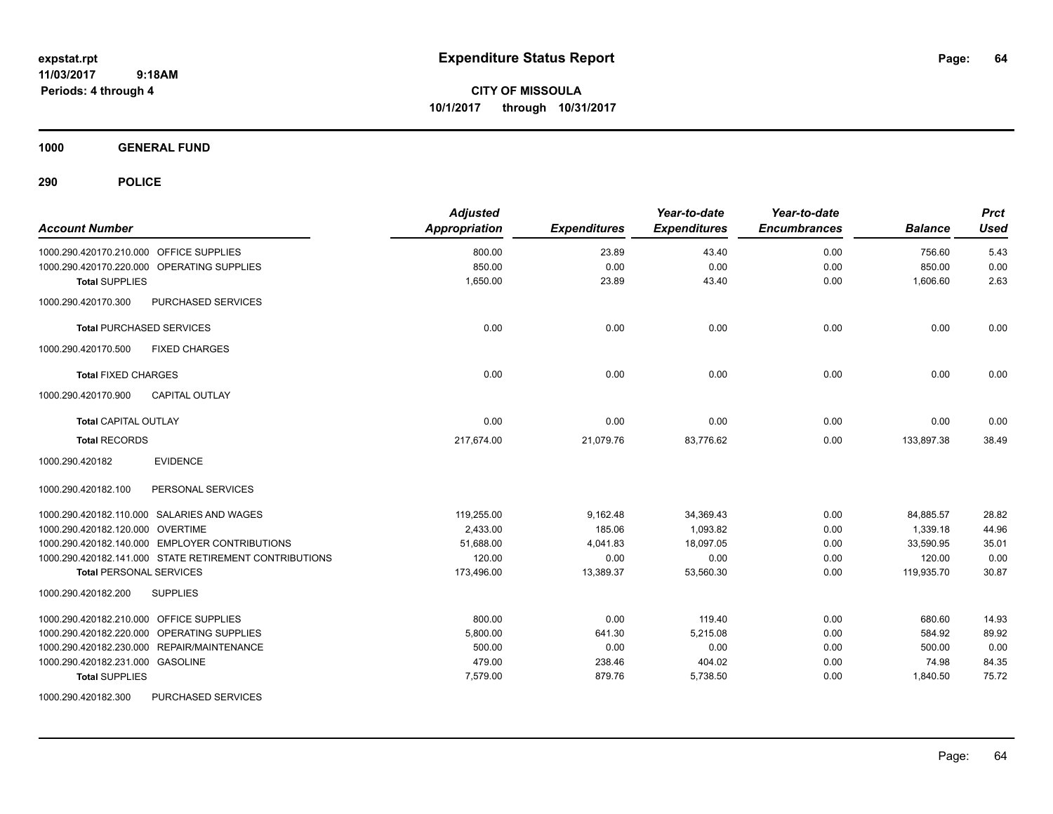# Expenditure Status Report

expstat.rpt
11/03/2017 9:18AM
Periods: 4 through 4

**CITY OF MISSOULA**
**10/1/2017 through 10/31/2017**

**1000 GENERAL FUND**

**290 POLICE**

| Account Number | Adjusted Appropriation | Expenditures | Year-to-date Expenditures | Year-to-date Encumbrances | Balance | Prct Used |
|---|---|---|---|---|---|---|
| 1000.290.420170.210.000 OFFICE SUPPLIES | 800.00 | 23.89 | 43.40 | 0.00 | 756.60 | 5.43 |
| 1000.290.420170.220.000 OPERATING SUPPLIES | 850.00 | 0.00 | 0.00 | 0.00 | 850.00 | 0.00 |
| **Total** SUPPLIES | 1,650.00 | 23.89 | 43.40 | 0.00 | 1,606.60 | 2.63 |
| 1000.290.420170.300 PURCHASED SERVICES | | | | | | |
| **Total** PURCHASED SERVICES | 0.00 | 0.00 | 0.00 | 0.00 | 0.00 | 0.00 |
| 1000.290.420170.500 FIXED CHARGES | | | | | | |
| **Total** FIXED CHARGES | 0.00 | 0.00 | 0.00 | 0.00 | 0.00 | 0.00 |
| 1000.290.420170.900 CAPITAL OUTLAY | | | | | | |
| **Total** CAPITAL OUTLAY | 0.00 | 0.00 | 0.00 | 0.00 | 0.00 | 0.00 |
| **Total** RECORDS | 217,674.00 | 21,079.76 | 83,776.62 | 0.00 | 133,897.38 | 38.49 |
| 1000.290.420182 EVIDENCE | | | | | | |
| 1000.290.420182.100 PERSONAL SERVICES | | | | | | |
| 1000.290.420182.110.000 SALARIES AND WAGES | 119,255.00 | 9,162.48 | 34,369.43 | 0.00 | 84,885.57 | 28.82 |
| 1000.290.420182.120.000 OVERTIME | 2,433.00 | 185.06 | 1,093.82 | 0.00 | 1,339.18 | 44.96 |
| 1000.290.420182.140.000 EMPLOYER CONTRIBUTIONS | 51,688.00 | 4,041.83 | 18,097.05 | 0.00 | 33,590.95 | 35.01 |
| 1000.290.420182.141.000 STATE RETIREMENT CONTRIBUTIONS | 120.00 | 0.00 | 0.00 | 0.00 | 120.00 | 0.00 |
| **Total** PERSONAL SERVICES | 173,496.00 | 13,389.37 | 53,560.30 | 0.00 | 119,935.70 | 30.87 |
| 1000.290.420182.200 SUPPLIES | | | | | | |
| 1000.290.420182.210.000 OFFICE SUPPLIES | 800.00 | 0.00 | 119.40 | 0.00 | 680.60 | 14.93 |
| 1000.290.420182.220.000 OPERATING SUPPLIES | 5,800.00 | 641.30 | 5,215.08 | 0.00 | 584.92 | 89.92 |
| 1000.290.420182.230.000 REPAIR/MAINTENANCE | 500.00 | 0.00 | 0.00 | 0.00 | 500.00 | 0.00 |
| 1000.290.420182.231.000 GASOLINE | 479.00 | 238.46 | 404.02 | 0.00 | 74.98 | 84.35 |
| **Total** SUPPLIES | 7,579.00 | 879.76 | 5,738.50 | 0.00 | 1,840.50 | 75.72 |
| 1000.290.420182.300 PURCHASED SERVICES | | | | | | |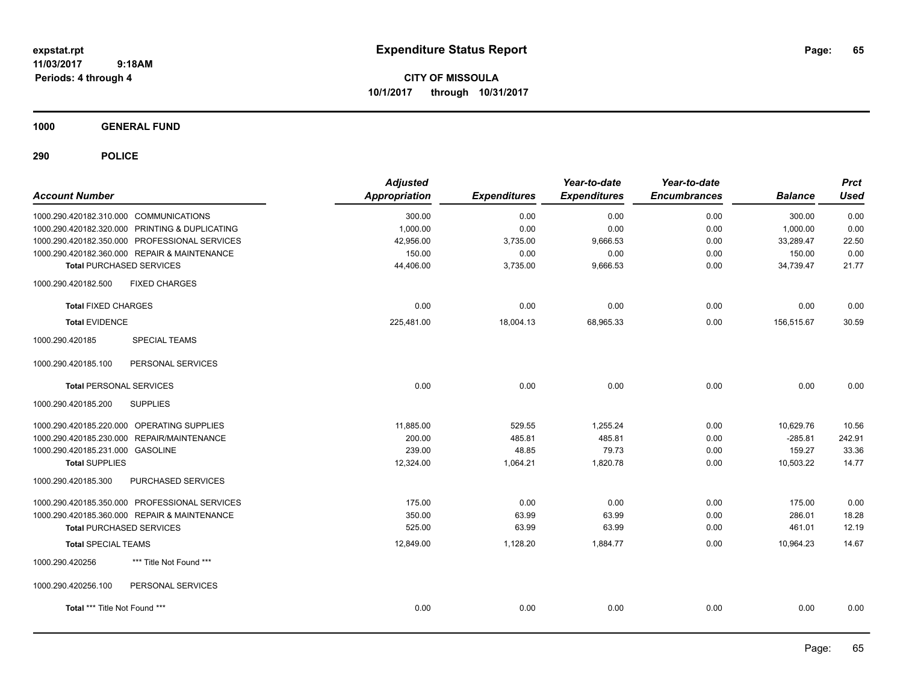# Expenditure Status Report

expstat.rpt
11/03/2017 9:18AM
Periods: 4 through 4

**CITY OF MISSOULA**
**10/1/2017 through 10/31/2017**

**1000 GENERAL FUND**

**290 POLICE**

| Account Number | Adjusted Appropriation | Expenditures | Year-to-date Expenditures | Year-to-date Encumbrances | Balance | Prct Used |
|---|---|---|---|---|---|---|
| 1000.290.420182.310.000 COMMUNICATIONS | 300.00 | 0.00 | 0.00 | 0.00 | 300.00 | 0.00 |
| 1000.290.420182.320.000 PRINTING & DUPLICATING | 1,000.00 | 0.00 | 0.00 | 0.00 | 1,000.00 | 0.00 |
| 1000.290.420182.350.000 PROFESSIONAL SERVICES | 42,956.00 | 3,735.00 | 9,666.53 | 0.00 | 33,289.47 | 22.50 |
| 1000.290.420182.360.000 REPAIR & MAINTENANCE | 150.00 | 0.00 | 0.00 | 0.00 | 150.00 | 0.00 |
| **Total** PURCHASED SERVICES | 44,406.00 | 3,735.00 | 9,666.53 | 0.00 | 34,739.47 | 21.77 |
| 1000.290.420182.500 FIXED CHARGES | | | | | | |
| **Total** FIXED CHARGES | 0.00 | 0.00 | 0.00 | 0.00 | 0.00 | 0.00 |
| **Total** EVIDENCE | 225,481.00 | 18,004.13 | 68,965.33 | 0.00 | 156,515.67 | 30.59 |
| 1000.290.420185 SPECIAL TEAMS | | | | | | |
| 1000.290.420185.100 PERSONAL SERVICES | | | | | | |
| **Total** PERSONAL SERVICES | 0.00 | 0.00 | 0.00 | 0.00 | 0.00 | 0.00 |
| 1000.290.420185.200 SUPPLIES | | | | | | |
| 1000.290.420185.220.000 OPERATING SUPPLIES | 11,885.00 | 529.55 | 1,255.24 | 0.00 | 10,629.76 | 10.56 |
| 1000.290.420185.230.000 REPAIR/MAINTENANCE | 200.00 | 485.81 | 485.81 | 0.00 | -285.81 | 242.91 |
| 1000.290.420185.231.000 GASOLINE | 239.00 | 48.85 | 79.73 | 0.00 | 159.27 | 33.36 |
| **Total** SUPPLIES | 12,324.00 | 1,064.21 | 1,820.78 | 0.00 | 10,503.22 | 14.77 |
| 1000.290.420185.300 PURCHASED SERVICES | | | | | | |
| 1000.290.420185.350.000 PROFESSIONAL SERVICES | 175.00 | 0.00 | 0.00 | 0.00 | 175.00 | 0.00 |
| 1000.290.420185.360.000 REPAIR & MAINTENANCE | 350.00 | 63.99 | 63.99 | 0.00 | 286.01 | 18.28 |
| **Total** PURCHASED SERVICES | 525.00 | 63.99 | 63.99 | 0.00 | 461.01 | 12.19 |
| **Total** SPECIAL TEAMS | 12,849.00 | 1,128.20 | 1,884.77 | 0.00 | 10,964.23 | 14.67 |
| 1000.290.420256 *** Title Not Found *** | | | | | | |
| 1000.290.420256.100 PERSONAL SERVICES | | | | | | |
| **Total** *** Title Not Found *** | 0.00 | 0.00 | 0.00 | 0.00 | 0.00 | 0.00 |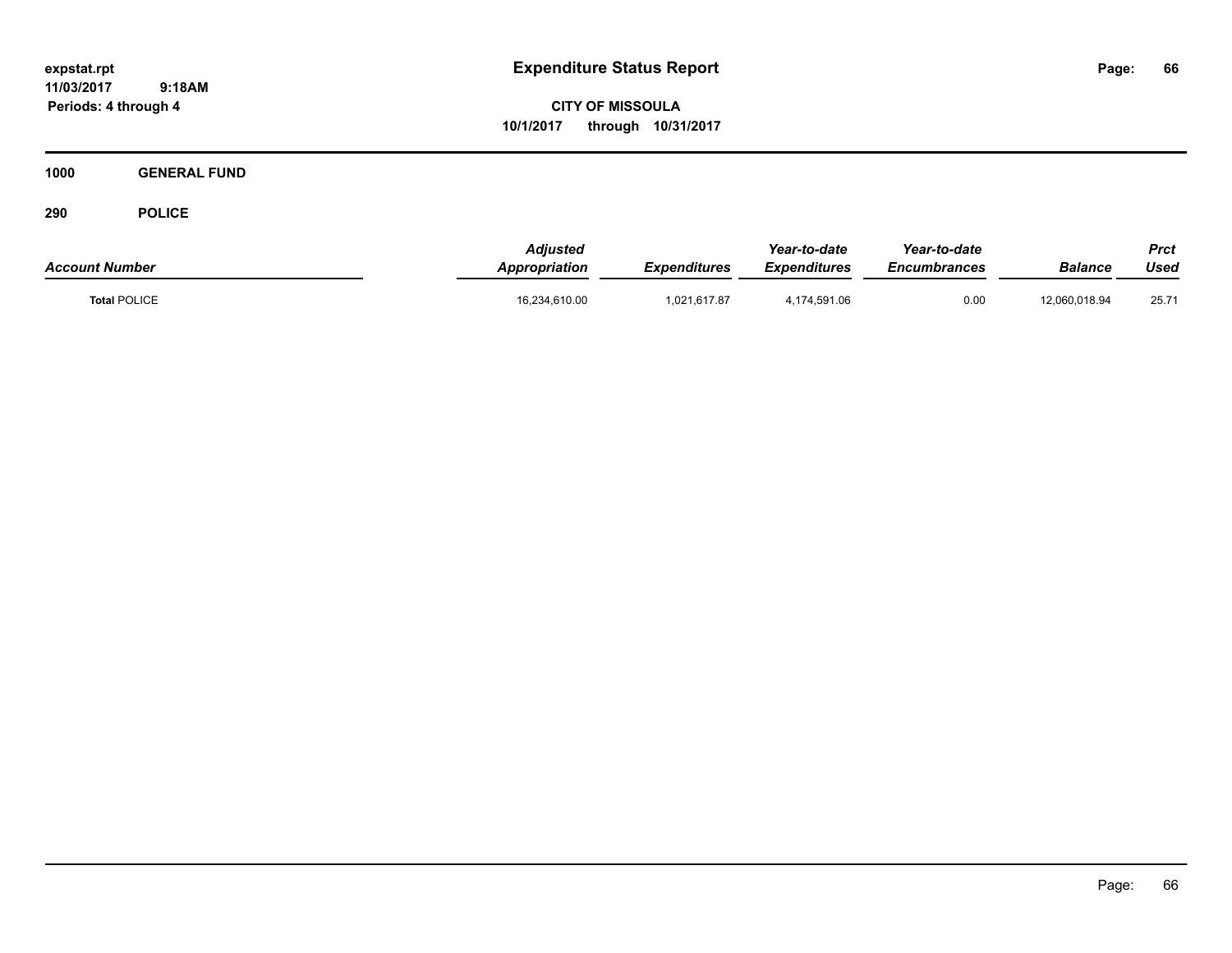# Expenditure Status Report

**expstat.rpt**
**11/03/2017 9:18AM**
**Periods: 4 through 4**

**CITY OF MISSOULA**
**10/1/2017 through 10/31/2017**

**1000 GENERAL FUND**

**290 POLICE**

| Account Number | Adjusted Appropriation | Expenditures | Year-to-date Expenditures | Year-to-date Encumbrances | Balance | Prct Used |
|---|---|---|---|---|---|---|
| **Total** POLICE | 16,234,610.00 | 1,021,617.87 | 4,174,591.06 | 0.00 | 12,060,018.94 | 25.71 |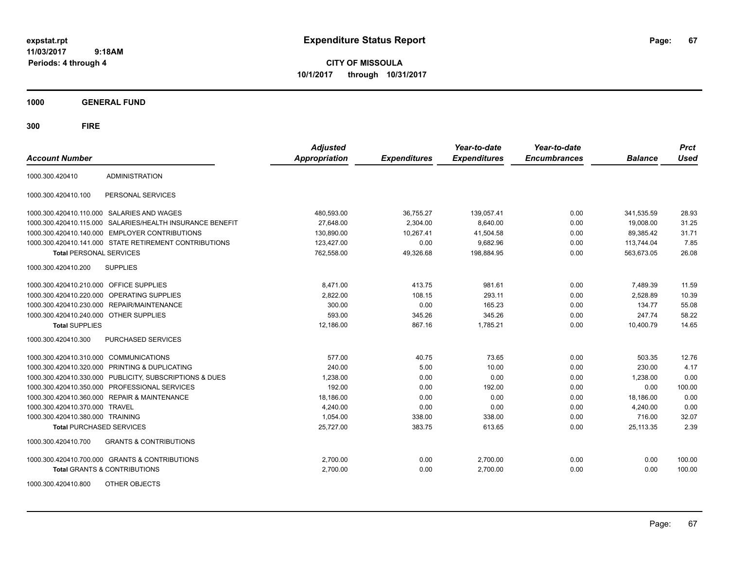expstat.rpt
11/03/2017 9:18AM
Periods: 4 through 4

# Expenditure Status Report

**CITY OF MISSOULA**
**10/1/2017 through 10/31/2017**

## 1000 GENERAL FUND

### 300 FIRE

| Account Number | | Adjusted Appropriation | Expenditures | Year-to-date Expenditures | Year-to-date Encumbrances | Balance | Prct Used |
|---|---|---|---|---|---|---|---|
| 1000.300.420410 | ADMINISTRATION | | | | | | |
| 1000.300.420410.100 | PERSONAL SERVICES | | | | | | |
| 1000.300.420410.110.000 | SALARIES AND WAGES | 480,593.00 | 36,755.27 | 139,057.41 | 0.00 | 341,535.59 | 28.93 |
| 1000.300.420410.115.000 | SALARIES/HEALTH INSURANCE BENEFIT | 27,648.00 | 2,304.00 | 8,640.00 | 0.00 | 19,008.00 | 31.25 |
| 1000.300.420410.140.000 | EMPLOYER CONTRIBUTIONS | 130,890.00 | 10,267.41 | 41,504.58 | 0.00 | 89,385.42 | 31.71 |
| 1000.300.420410.141.000 | STATE RETIREMENT CONTRIBUTIONS | 123,427.00 | 0.00 | 9,682.96 | 0.00 | 113,744.04 | 7.85 |
| **Total** PERSONAL SERVICES | | 762,558.00 | 49,326.68 | 198,884.95 | 0.00 | 563,673.05 | 26.08 |
| 1000.300.420410.200 | SUPPLIES | | | | | | |
| 1000.300.420410.210.000 | OFFICE SUPPLIES | 8,471.00 | 413.75 | 981.61 | 0.00 | 7,489.39 | 11.59 |
| 1000.300.420410.220.000 | OPERATING SUPPLIES | 2,822.00 | 108.15 | 293.11 | 0.00 | 2,528.89 | 10.39 |
| 1000.300.420410.230.000 | REPAIR/MAINTENANCE | 300.00 | 0.00 | 165.23 | 0.00 | 134.77 | 55.08 |
| 1000.300.420410.240.000 | OTHER SUPPLIES | 593.00 | 345.26 | 345.26 | 0.00 | 247.74 | 58.22 |
| **Total** SUPPLIES | | 12,186.00 | 867.16 | 1,785.21 | 0.00 | 10,400.79 | 14.65 |
| 1000.300.420410.300 | PURCHASED SERVICES | | | | | | |
| 1000.300.420410.310.000 | COMMUNICATIONS | 577.00 | 40.75 | 73.65 | 0.00 | 503.35 | 12.76 |
| 1000.300.420410.320.000 | PRINTING & DUPLICATING | 240.00 | 5.00 | 10.00 | 0.00 | 230.00 | 4.17 |
| 1000.300.420410.330.000 | PUBLICITY, SUBSCRIPTIONS & DUES | 1,238.00 | 0.00 | 0.00 | 0.00 | 1,238.00 | 0.00 |
| 1000.300.420410.350.000 | PROFESSIONAL SERVICES | 192.00 | 0.00 | 192.00 | 0.00 | 0.00 | 100.00 |
| 1000.300.420410.360.000 | REPAIR & MAINTENANCE | 18,186.00 | 0.00 | 0.00 | 0.00 | 18,186.00 | 0.00 |
| 1000.300.420410.370.000 | TRAVEL | 4,240.00 | 0.00 | 0.00 | 0.00 | 4,240.00 | 0.00 |
| 1000.300.420410.380.000 | TRAINING | 1,054.00 | 338.00 | 338.00 | 0.00 | 716.00 | 32.07 |
| **Total** PURCHASED SERVICES | | 25,727.00 | 383.75 | 613.65 | 0.00 | 25,113.35 | 2.39 |
| 1000.300.420410.700 | GRANTS & CONTRIBUTIONS | | | | | | |
| 1000.300.420410.700.000 | GRANTS & CONTRIBUTIONS | 2,700.00 | 0.00 | 2,700.00 | 0.00 | 0.00 | 100.00 |
| **Total** GRANTS & CONTRIBUTIONS | | 2,700.00 | 0.00 | 2,700.00 | 0.00 | 0.00 | 100.00 |
| 1000.300.420410.800 | OTHER OBJECTS | | | | | | |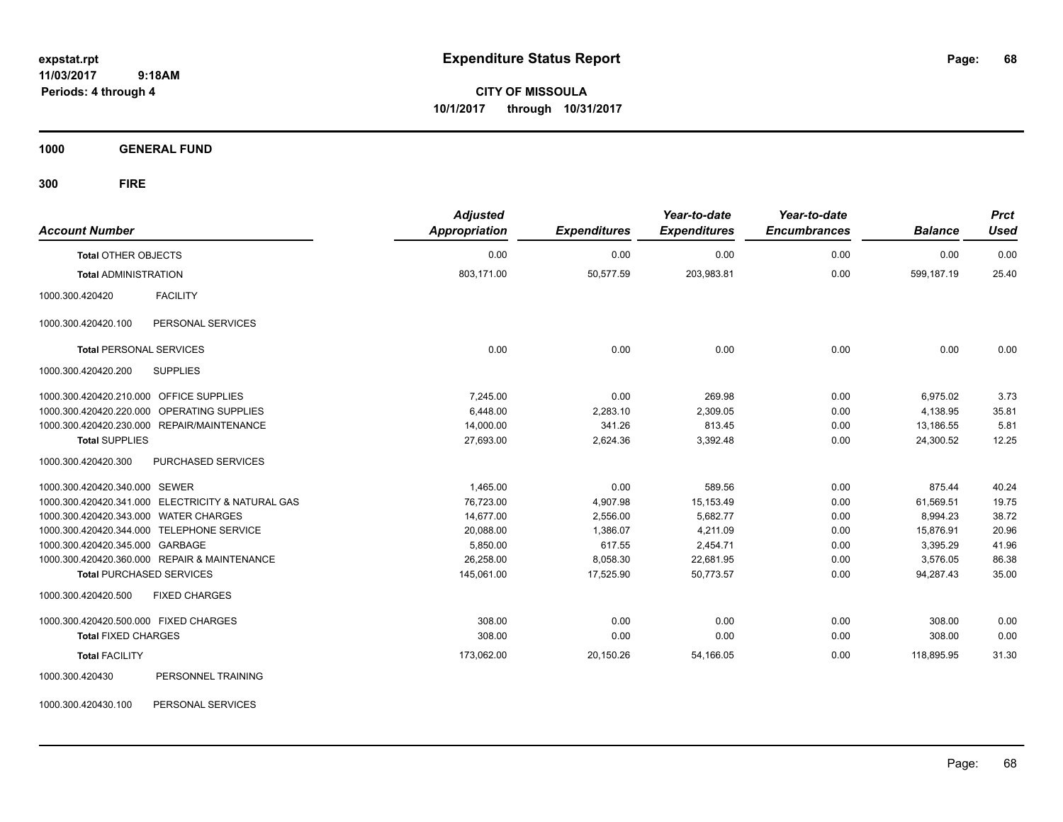**expstat.rpt**
**11/03/2017 9:18AM**
**Periods: 4 through 4**

# Expenditure Status Report

**CITY OF MISSOULA**
**10/1/2017 through 10/31/2017**

**1000 GENERAL FUND**

**300 FIRE**

| Account Number | | Adjusted Appropriation | Expenditures | Year-to-date Expenditures | Year-to-date Encumbrances | Balance | Prct Used |
|---|---|---|---|---|---|---|---|
| **Total** OTHER OBJECTS | | 0.00 | 0.00 | 0.00 | 0.00 | 0.00 | 0.00 |
| **Total** ADMINISTRATION | | 803,171.00 | 50,577.59 | 203,983.81 | 0.00 | 599,187.19 | 25.40 |
| 1000.300.420420 | FACILITY | | | | | | |
| 1000.300.420420.100 | PERSONAL SERVICES | | | | | | |
| **Total** PERSONAL SERVICES | | 0.00 | 0.00 | 0.00 | 0.00 | 0.00 | 0.00 |
| 1000.300.420420.200 | SUPPLIES | | | | | | |
| 1000.300.420420.210.000 | OFFICE SUPPLIES | 7,245.00 | 0.00 | 269.98 | 0.00 | 6,975.02 | 3.73 |
| 1000.300.420420.220.000 | OPERATING SUPPLIES | 6,448.00 | 2,283.10 | 2,309.05 | 0.00 | 4,138.95 | 35.81 |
| 1000.300.420420.230.000 | REPAIR/MAINTENANCE | 14,000.00 | 341.26 | 813.45 | 0.00 | 13,186.55 | 5.81 |
| **Total** SUPPLIES | | 27,693.00 | 2,624.36 | 3,392.48 | 0.00 | 24,300.52 | 12.25 |
| 1000.300.420420.300 | PURCHASED SERVICES | | | | | | |
| 1000.300.420420.340.000 | SEWER | 1,465.00 | 0.00 | 589.56 | 0.00 | 875.44 | 40.24 |
| 1000.300.420420.341.000 | ELECTRICITY & NATURAL GAS | 76,723.00 | 4,907.98 | 15,153.49 | 0.00 | 61,569.51 | 19.75 |
| 1000.300.420420.343.000 | WATER CHARGES | 14,677.00 | 2,556.00 | 5,682.77 | 0.00 | 8,994.23 | 38.72 |
| 1000.300.420420.344.000 | TELEPHONE SERVICE | 20,088.00 | 1,386.07 | 4,211.09 | 0.00 | 15,876.91 | 20.96 |
| 1000.300.420420.345.000 | GARBAGE | 5,850.00 | 617.55 | 2,454.71 | 0.00 | 3,395.29 | 41.96 |
| 1000.300.420420.360.000 | REPAIR & MAINTENANCE | 26,258.00 | 8,058.30 | 22,681.95 | 0.00 | 3,576.05 | 86.38 |
| **Total** PURCHASED SERVICES | | 145,061.00 | 17,525.90 | 50,773.57 | 0.00 | 94,287.43 | 35.00 |
| 1000.300.420420.500 | FIXED CHARGES | | | | | | |
| 1000.300.420420.500.000 | FIXED CHARGES | 308.00 | 0.00 | 0.00 | 0.00 | 308.00 | 0.00 |
| **Total** FIXED CHARGES | | 308.00 | 0.00 | 0.00 | 0.00 | 308.00 | 0.00 |
| **Total** FACILITY | | 173,062.00 | 20,150.26 | 54,166.05 | 0.00 | 118,895.95 | 31.30 |
| 1000.300.420430 | PERSONNEL TRAINING | | | | | | |
| 1000.300.420430.100 | PERSONAL SERVICES | | | | | | |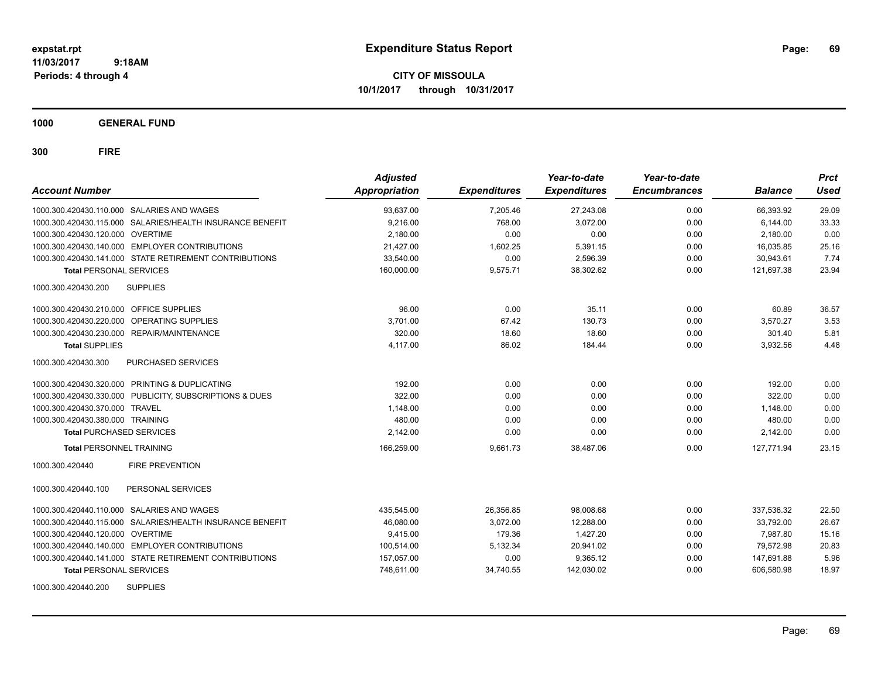# Expenditure Status Report

expstat.rpt
11/03/2017 9:18AM
Periods: 4 through 4

**CITY OF MISSOULA**
**10/1/2017 through 10/31/2017**

## 1000 GENERAL FUND

## 300 FIRE

| Account Number | Adjusted Appropriation | Expenditures | Year-to-date Expenditures | Year-to-date Encumbrances | Balance | Prct Used |
|---|---|---|---|---|---|---|
| 1000.300.420430.110.000 SALARIES AND WAGES | 93,637.00 | 7,205.46 | 27,243.08 | 0.00 | 66,393.92 | 29.09 |
| 1000.300.420430.115.000 SALARIES/HEALTH INSURANCE BENEFIT | 9,216.00 | 768.00 | 3,072.00 | 0.00 | 6,144.00 | 33.33 |
| 1000.300.420430.120.000 OVERTIME | 2,180.00 | 0.00 | 0.00 | 0.00 | 2,180.00 | 0.00 |
| 1000.300.420430.140.000 EMPLOYER CONTRIBUTIONS | 21,427.00 | 1,602.25 | 5,391.15 | 0.00 | 16,035.85 | 25.16 |
| 1000.300.420430.141.000 STATE RETIREMENT CONTRIBUTIONS | 33,540.00 | 0.00 | 2,596.39 | 0.00 | 30,943.61 | 7.74 |
| **Total** PERSONAL SERVICES | 160,000.00 | 9,575.71 | 38,302.62 | 0.00 | 121,697.38 | 23.94 |
| 1000.300.420430.200 SUPPLIES | | | | | | |
| 1000.300.420430.210.000 OFFICE SUPPLIES | 96.00 | 0.00 | 35.11 | 0.00 | 60.89 | 36.57 |
| 1000.300.420430.220.000 OPERATING SUPPLIES | 3,701.00 | 67.42 | 130.73 | 0.00 | 3,570.27 | 3.53 |
| 1000.300.420430.230.000 REPAIR/MAINTENANCE | 320.00 | 18.60 | 18.60 | 0.00 | 301.40 | 5.81 |
| **Total** SUPPLIES | 4,117.00 | 86.02 | 184.44 | 0.00 | 3,932.56 | 4.48 |
| 1000.300.420430.300 PURCHASED SERVICES | | | | | | |
| 1000.300.420430.320.000 PRINTING & DUPLICATING | 192.00 | 0.00 | 0.00 | 0.00 | 192.00 | 0.00 |
| 1000.300.420430.330.000 PUBLICITY, SUBSCRIPTIONS & DUES | 322.00 | 0.00 | 0.00 | 0.00 | 322.00 | 0.00 |
| 1000.300.420430.370.000 TRAVEL | 1,148.00 | 0.00 | 0.00 | 0.00 | 1,148.00 | 0.00 |
| 1000.300.420430.380.000 TRAINING | 480.00 | 0.00 | 0.00 | 0.00 | 480.00 | 0.00 |
| **Total** PURCHASED SERVICES | 2,142.00 | 0.00 | 0.00 | 0.00 | 2,142.00 | 0.00 |
| **Total** PERSONNEL TRAINING | 166,259.00 | 9,661.73 | 38,487.06 | 0.00 | 127,771.94 | 23.15 |
| 1000.300.420440 FIRE PREVENTION | | | | | | |
| 1000.300.420440.100 PERSONAL SERVICES | | | | | | |
| 1000.300.420440.110.000 SALARIES AND WAGES | 435,545.00 | 26,356.85 | 98,008.68 | 0.00 | 337,536.32 | 22.50 |
| 1000.300.420440.115.000 SALARIES/HEALTH INSURANCE BENEFIT | 46,080.00 | 3,072.00 | 12,288.00 | 0.00 | 33,792.00 | 26.67 |
| 1000.300.420440.120.000 OVERTIME | 9,415.00 | 179.36 | 1,427.20 | 0.00 | 7,987.80 | 15.16 |
| 1000.300.420440.140.000 EMPLOYER CONTRIBUTIONS | 100,514.00 | 5,132.34 | 20,941.02 | 0.00 | 79,572.98 | 20.83 |
| 1000.300.420440.141.000 STATE RETIREMENT CONTRIBUTIONS | 157,057.00 | 0.00 | 9,365.12 | 0.00 | 147,691.88 | 5.96 |
| **Total** PERSONAL SERVICES | 748,611.00 | 34,740.55 | 142,030.02 | 0.00 | 606,580.98 | 18.97 |
| 1000.300.420440.200 SUPPLIES | | | | | | |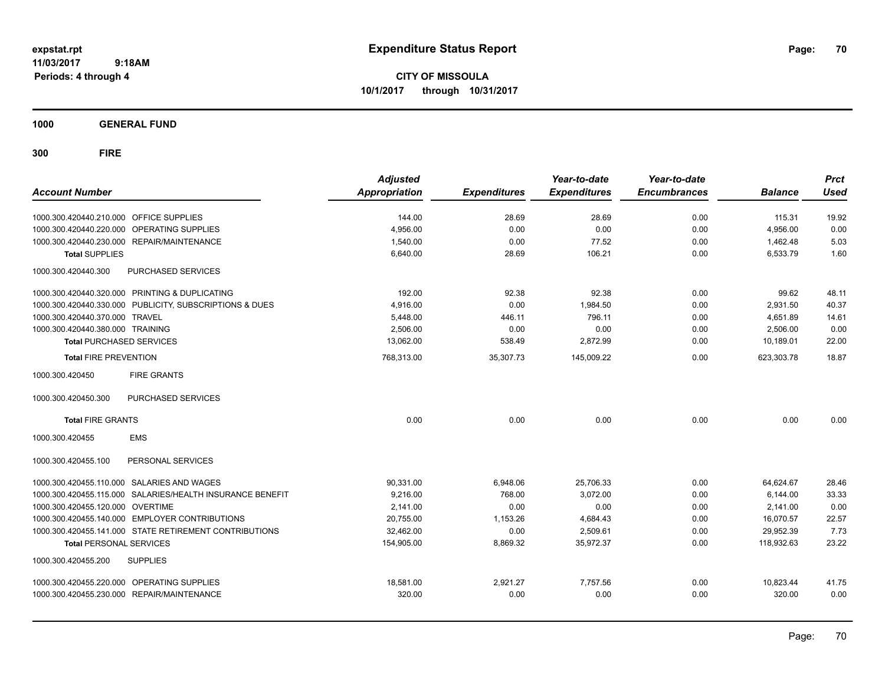# Expenditure Status Report

**CITY OF MISSOULA**

**10/1/2017 through 10/31/2017**

expstat.rpt
11/03/2017 9:18AM
Periods: 4 through 4

**1000 GENERAL FUND**

**300 FIRE**

| Account Number | Adjusted Appropriation | Expenditures | Year-to-date Expenditures | Year-to-date Encumbrances | Balance | Prct Used |
|---|---|---|---|---|---|---|
| 1000.300.420440.210.000 OFFICE SUPPLIES | 144.00 | 28.69 | 28.69 | 0.00 | 115.31 | 19.92 |
| 1000.300.420440.220.000 OPERATING SUPPLIES | 4,956.00 | 0.00 | 0.00 | 0.00 | 4,956.00 | 0.00 |
| 1000.300.420440.230.000 REPAIR/MAINTENANCE | 1,540.00 | 0.00 | 77.52 | 0.00 | 1,462.48 | 5.03 |
| **Total SUPPLIES** | 6,640.00 | 28.69 | 106.21 | 0.00 | 6,533.79 | 1.60 |
| 1000.300.420440.300 PURCHASED SERVICES | | | | | | |
| 1000.300.420440.320.000 PRINTING & DUPLICATING | 192.00 | 92.38 | 92.38 | 0.00 | 99.62 | 48.11 |
| 1000.300.420440.330.000 PUBLICITY, SUBSCRIPTIONS & DUES | 4,916.00 | 0.00 | 1,984.50 | 0.00 | 2,931.50 | 40.37 |
| 1000.300.420440.370.000 TRAVEL | 5,448.00 | 446.11 | 796.11 | 0.00 | 4,651.89 | 14.61 |
| 1000.300.420440.380.000 TRAINING | 2,506.00 | 0.00 | 0.00 | 0.00 | 2,506.00 | 0.00 |
| **Total PURCHASED SERVICES** | 13,062.00 | 538.49 | 2,872.99 | 0.00 | 10,189.01 | 22.00 |
| **Total FIRE PREVENTION** | 768,313.00 | 35,307.73 | 145,009.22 | 0.00 | 623,303.78 | 18.87 |
| 1000.300.420450 FIRE GRANTS | | | | | | |
| 1000.300.420450.300 PURCHASED SERVICES | | | | | | |
| **Total FIRE GRANTS** | 0.00 | 0.00 | 0.00 | 0.00 | 0.00 | 0.00 |
| 1000.300.420455 EMS | | | | | | |
| 1000.300.420455.100 PERSONAL SERVICES | | | | | | |
| 1000.300.420455.110.000 SALARIES AND WAGES | 90,331.00 | 6,948.06 | 25,706.33 | 0.00 | 64,624.67 | 28.46 |
| 1000.300.420455.115.000 SALARIES/HEALTH INSURANCE BENEFIT | 9,216.00 | 768.00 | 3,072.00 | 0.00 | 6,144.00 | 33.33 |
| 1000.300.420455.120.000 OVERTIME | 2,141.00 | 0.00 | 0.00 | 0.00 | 2,141.00 | 0.00 |
| 1000.300.420455.140.000 EMPLOYER CONTRIBUTIONS | 20,755.00 | 1,153.26 | 4,684.43 | 0.00 | 16,070.57 | 22.57 |
| 1000.300.420455.141.000 STATE RETIREMENT CONTRIBUTIONS | 32,462.00 | 0.00 | 2,509.61 | 0.00 | 29,952.39 | 7.73 |
| **Total PERSONAL SERVICES** | 154,905.00 | 8,869.32 | 35,972.37 | 0.00 | 118,932.63 | 23.22 |
| 1000.300.420455.200 SUPPLIES | | | | | | |
| 1000.300.420455.220.000 OPERATING SUPPLIES | 18,581.00 | 2,921.27 | 7,757.56 | 0.00 | 10,823.44 | 41.75 |
| 1000.300.420455.230.000 REPAIR/MAINTENANCE | 320.00 | 0.00 | 0.00 | 0.00 | 320.00 | 0.00 |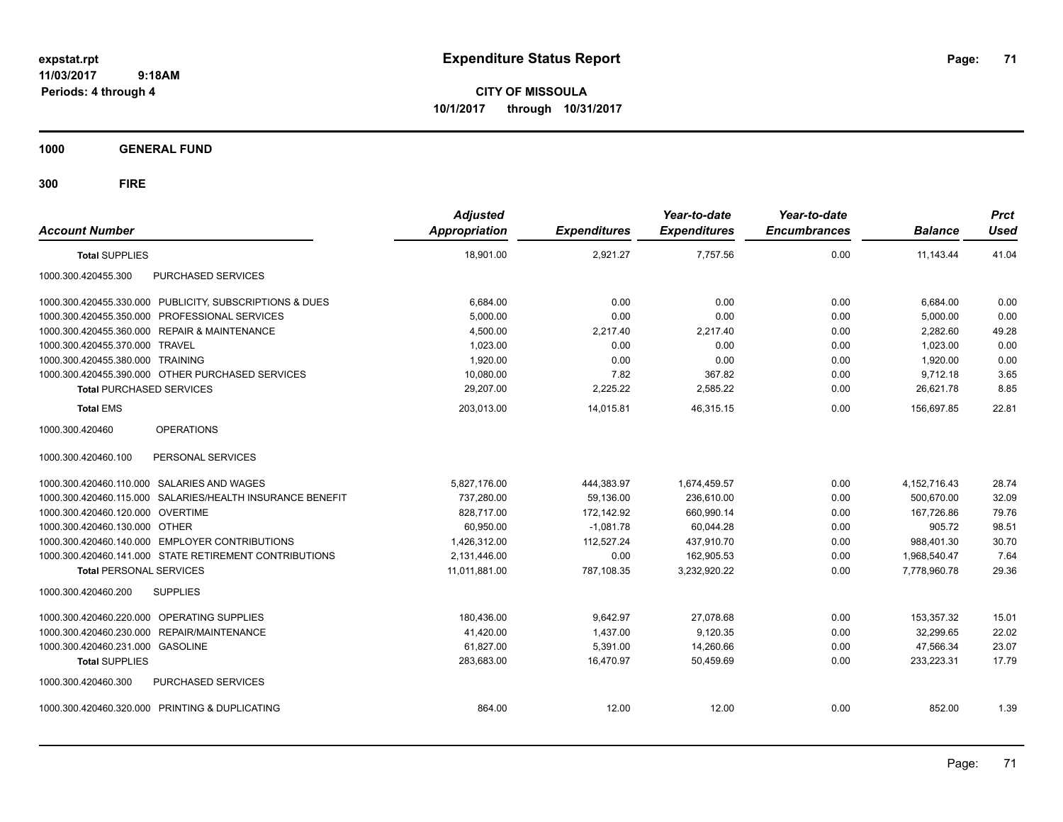# Expenditure Status Report

expstat.rpt
11/03/2017 9:18AM
Periods: 4 through 4

**CITY OF MISSOULA**
**10/1/2017 through 10/31/2017**

**1000 GENERAL FUND**

**300 FIRE**

| Account Number | Adjusted Appropriation | Expenditures | Year-to-date Expenditures | Year-to-date Encumbrances | Balance | Prct Used |
|---|---|---|---|---|---|---|
| **Total SUPPLIES** | 18,901.00 | 2,921.27 | 7,757.56 | 0.00 | 11,143.44 | 41.04 |
| 1000.300.420455.300 PURCHASED SERVICES | | | | | | |
| 1000.300.420455.330.000 PUBLICITY, SUBSCRIPTIONS & DUES | 6,684.00 | 0.00 | 0.00 | 0.00 | 6,684.00 | 0.00 |
| 1000.300.420455.350.000 PROFESSIONAL SERVICES | 5,000.00 | 0.00 | 0.00 | 0.00 | 5,000.00 | 0.00 |
| 1000.300.420455.360.000 REPAIR & MAINTENANCE | 4,500.00 | 2,217.40 | 2,217.40 | 0.00 | 2,282.60 | 49.28 |
| 1000.300.420455.370.000 TRAVEL | 1,023.00 | 0.00 | 0.00 | 0.00 | 1,023.00 | 0.00 |
| 1000.300.420455.380.000 TRAINING | 1,920.00 | 0.00 | 0.00 | 0.00 | 1,920.00 | 0.00 |
| 1000.300.420455.390.000 OTHER PURCHASED SERVICES | 10,080.00 | 7.82 | 367.82 | 0.00 | 9,712.18 | 3.65 |
| **Total PURCHASED SERVICES** | 29,207.00 | 2,225.22 | 2,585.22 | 0.00 | 26,621.78 | 8.85 |
| **Total EMS** | 203,013.00 | 14,015.81 | 46,315.15 | 0.00 | 156,697.85 | 22.81 |
| 1000.300.420460 OPERATIONS | | | | | | |
| 1000.300.420460.100 PERSONAL SERVICES | | | | | | |
| 1000.300.420460.110.000 SALARIES AND WAGES | 5,827,176.00 | 444,383.97 | 1,674,459.57 | 0.00 | 4,152,716.43 | 28.74 |
| 1000.300.420460.115.000 SALARIES/HEALTH INSURANCE BENEFIT | 737,280.00 | 59,136.00 | 236,610.00 | 0.00 | 500,670.00 | 32.09 |
| 1000.300.420460.120.000 OVERTIME | 828,717.00 | 172,142.92 | 660,990.14 | 0.00 | 167,726.86 | 79.76 |
| 1000.300.420460.130.000 OTHER | 60,950.00 | -1,081.78 | 60,044.28 | 0.00 | 905.72 | 98.51 |
| 1000.300.420460.140.000 EMPLOYER CONTRIBUTIONS | 1,426,312.00 | 112,527.24 | 437,910.70 | 0.00 | 988,401.30 | 30.70 |
| 1000.300.420460.141.000 STATE RETIREMENT CONTRIBUTIONS | 2,131,446.00 | 0.00 | 162,905.53 | 0.00 | 1,968,540.47 | 7.64 |
| **Total PERSONAL SERVICES** | 11,011,881.00 | 787,108.35 | 3,232,920.22 | 0.00 | 7,778,960.78 | 29.36 |
| 1000.300.420460.200 SUPPLIES | | | | | | |
| 1000.300.420460.220.000 OPERATING SUPPLIES | 180,436.00 | 9,642.97 | 27,078.68 | 0.00 | 153,357.32 | 15.01 |
| 1000.300.420460.230.000 REPAIR/MAINTENANCE | 41,420.00 | 1,437.00 | 9,120.35 | 0.00 | 32,299.65 | 22.02 |
| 1000.300.420460.231.000 GASOLINE | 61,827.00 | 5,391.00 | 14,260.66 | 0.00 | 47,566.34 | 23.07 |
| **Total SUPPLIES** | 283,683.00 | 16,470.97 | 50,459.69 | 0.00 | 233,223.31 | 17.79 |
| 1000.300.420460.300 PURCHASED SERVICES | | | | | | |
| 1000.300.420460.320.000 PRINTING & DUPLICATING | 864.00 | 12.00 | 12.00 | 0.00 | 852.00 | 1.39 |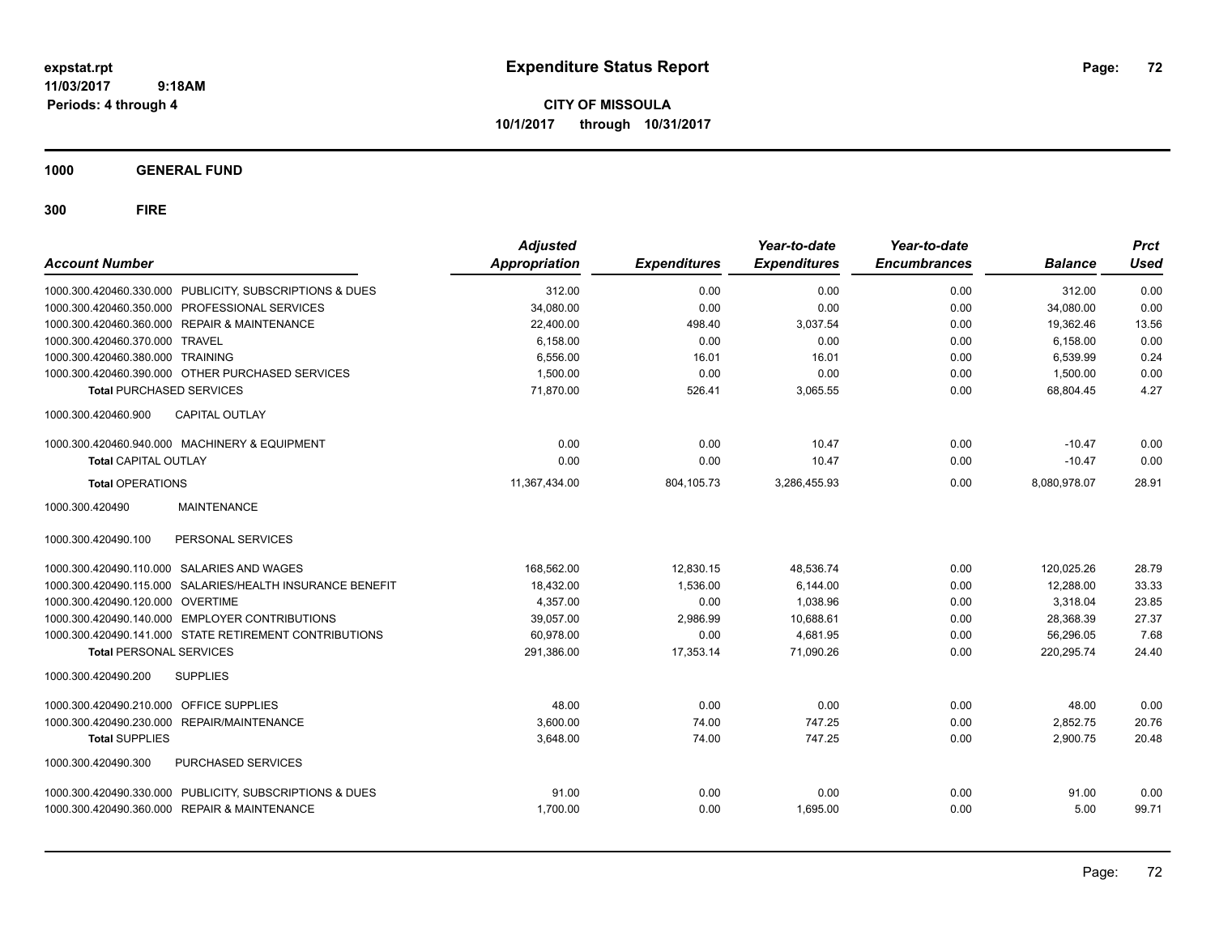**expstat.rpt**
**11/03/2017 9:18AM**
**Periods: 4 through 4**

# Expenditure Status Report

**CITY OF MISSOULA**
**10/1/2017 through 10/31/2017**

## 1000 GENERAL FUND

## 300 FIRE

| Account Number | Adjusted Appropriation | Expenditures | Year-to-date Expenditures | Year-to-date Encumbrances | Balance | Prct Used |
|---|---|---|---|---|---|---|
| 1000.300.420460.330.000 PUBLICITY, SUBSCRIPTIONS & DUES | 312.00 | 0.00 | 0.00 | 0.00 | 312.00 | 0.00 |
| 1000.300.420460.350.000 PROFESSIONAL SERVICES | 34,080.00 | 0.00 | 0.00 | 0.00 | 34,080.00 | 0.00 |
| 1000.300.420460.360.000 REPAIR & MAINTENANCE | 22,400.00 | 498.40 | 3,037.54 | 0.00 | 19,362.46 | 13.56 |
| 1000.300.420460.370.000 TRAVEL | 6,158.00 | 0.00 | 0.00 | 0.00 | 6,158.00 | 0.00 |
| 1000.300.420460.380.000 TRAINING | 6,556.00 | 16.01 | 16.01 | 0.00 | 6,539.99 | 0.24 |
| 1000.300.420460.390.000 OTHER PURCHASED SERVICES | 1,500.00 | 0.00 | 0.00 | 0.00 | 1,500.00 | 0.00 |
| **Total** PURCHASED SERVICES | 71,870.00 | 526.41 | 3,065.55 | 0.00 | 68,804.45 | 4.27 |
| 1000.300.420460.900 CAPITAL OUTLAY | | | | | | |
| 1000.300.420460.940.000 MACHINERY & EQUIPMENT | 0.00 | 0.00 | 10.47 | 0.00 | -10.47 | 0.00 |
| **Total** CAPITAL OUTLAY | 0.00 | 0.00 | 10.47 | 0.00 | -10.47 | 0.00 |
| **Total** OPERATIONS | 11,367,434.00 | 804,105.73 | 3,286,455.93 | 0.00 | 8,080,978.07 | 28.91 |
| 1000.300.420490 MAINTENANCE | | | | | | |
| 1000.300.420490.100 PERSONAL SERVICES | | | | | | |
| 1000.300.420490.110.000 SALARIES AND WAGES | 168,562.00 | 12,830.15 | 48,536.74 | 0.00 | 120,025.26 | 28.79 |
| 1000.300.420490.115.000 SALARIES/HEALTH INSURANCE BENEFIT | 18,432.00 | 1,536.00 | 6,144.00 | 0.00 | 12,288.00 | 33.33 |
| 1000.300.420490.120.000 OVERTIME | 4,357.00 | 0.00 | 1,038.96 | 0.00 | 3,318.04 | 23.85 |
| 1000.300.420490.140.000 EMPLOYER CONTRIBUTIONS | 39,057.00 | 2,986.99 | 10,688.61 | 0.00 | 28,368.39 | 27.37 |
| 1000.300.420490.141.000 STATE RETIREMENT CONTRIBUTIONS | 60,978.00 | 0.00 | 4,681.95 | 0.00 | 56,296.05 | 7.68 |
| **Total** PERSONAL SERVICES | 291,386.00 | 17,353.14 | 71,090.26 | 0.00 | 220,295.74 | 24.40 |
| 1000.300.420490.200 SUPPLIES | | | | | | |
| 1000.300.420490.210.000 OFFICE SUPPLIES | 48.00 | 0.00 | 0.00 | 0.00 | 48.00 | 0.00 |
| 1000.300.420490.230.000 REPAIR/MAINTENANCE | 3,600.00 | 74.00 | 747.25 | 0.00 | 2,852.75 | 20.76 |
| **Total** SUPPLIES | 3,648.00 | 74.00 | 747.25 | 0.00 | 2,900.75 | 20.48 |
| 1000.300.420490.300 PURCHASED SERVICES | | | | | | |
| 1000.300.420490.330.000 PUBLICITY, SUBSCRIPTIONS & DUES | 91.00 | 0.00 | 0.00 | 0.00 | 91.00 | 0.00 |
| 1000.300.420490.360.000 REPAIR & MAINTENANCE | 1,700.00 | 0.00 | 1,695.00 | 0.00 | 5.00 | 99.71 |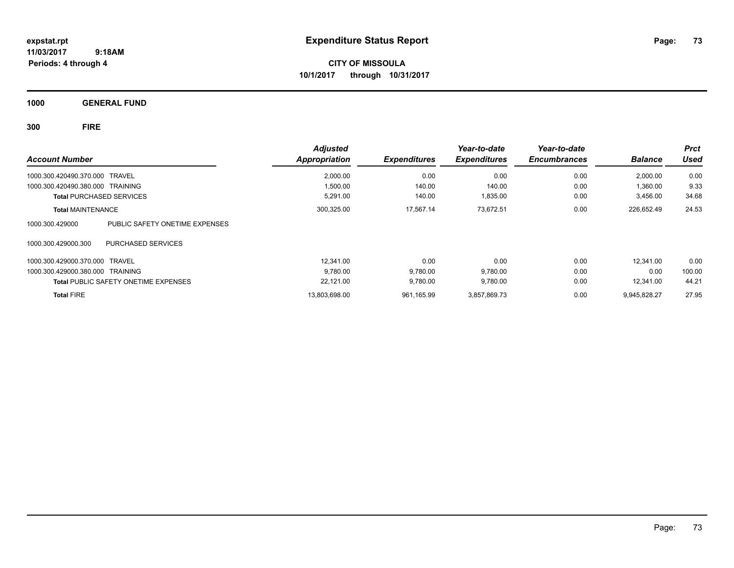**expstat.rpt**
**11/03/2017 9:18AM**
**Periods: 4 through 4**

# Expenditure Status Report

**CITY OF MISSOULA**
**10/1/2017 through 10/31/2017**

## 1000 GENERAL FUND

### 300 FIRE

| Account Number | | Adjusted Appropriation | Expenditures | Year-to-date Expenditures | Year-to-date Encumbrances | Balance | Prct Used |
|---|---|---|---|---|---|---|---|
| 1000.300.420490.370.000 | TRAVEL | 2,000.00 | 0.00 | 0.00 | 0.00 | 2,000.00 | 0.00 |
| 1000.300.420490.380.000 | TRAINING | 1,500.00 | 140.00 | 140.00 | 0.00 | 1,360.00 | 9.33 |
| **Total** PURCHASED SERVICES | | 5,291.00 | 140.00 | 1,835.00 | 0.00 | 3,456.00 | 34.68 |
| **Total** MAINTENANCE | | 300,325.00 | 17,567.14 | 73,672.51 | 0.00 | 226,652.49 | 24.53 |
| 1000.300.429000 | PUBLIC SAFETY ONETIME EXPENSES | | | | | | |
| 1000.300.429000.300 | PURCHASED SERVICES | | | | | | |
| 1000.300.429000.370.000 | TRAVEL | 12,341.00 | 0.00 | 0.00 | 0.00 | 12,341.00 | 0.00 |
| 1000.300.429000.380.000 | TRAINING | 9,780.00 | 9,780.00 | 9,780.00 | 0.00 | 0.00 | 100.00 |
| **Total** PUBLIC SAFETY ONETIME EXPENSES | | 22,121.00 | 9,780.00 | 9,780.00 | 0.00 | 12,341.00 | 44.21 |
| **Total** FIRE | | 13,803,698.00 | 961,165.99 | 3,857,869.73 | 0.00 | 9,945,828.27 | 27.95 |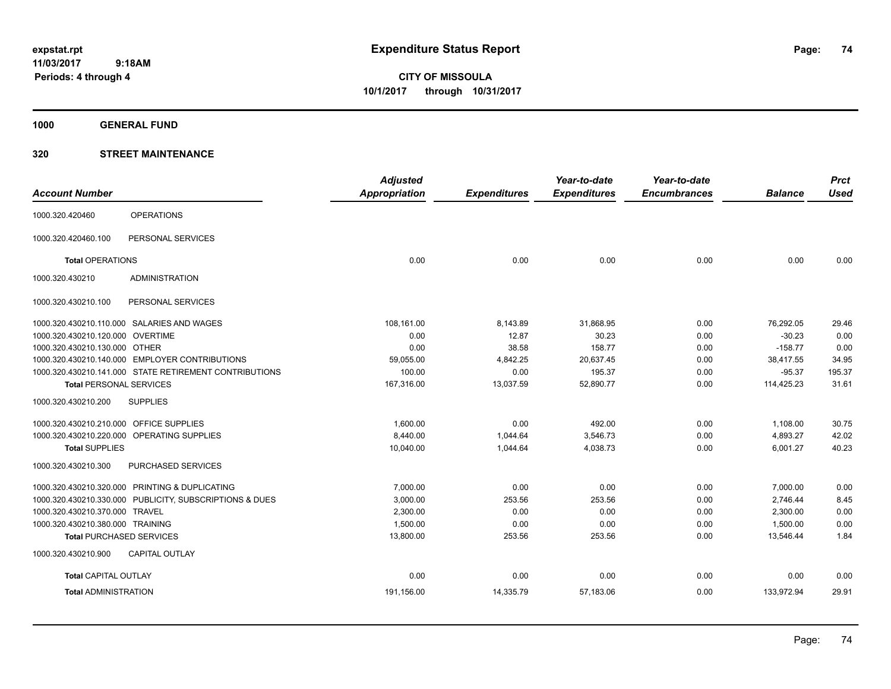expstat.rpt
11/03/2017 9:18AM
Periods: 4 through 4

# Expenditure Status Report

**CITY OF MISSOULA**
**10/1/2017 through 10/31/2017**

## 1000 GENERAL FUND

### 320 STREET MAINTENANCE

| Account Number | | Adjusted Appropriation | Expenditures | Year-to-date Expenditures | Year-to-date Encumbrances | Balance | Prct Used |
|---|---|---|---|---|---|---|---|
| 1000.320.420460 | OPERATIONS | | | | | | |
| 1000.320.420460.100 | PERSONAL SERVICES | | | | | | |
| **Total** OPERATIONS | | 0.00 | 0.00 | 0.00 | 0.00 | 0.00 | 0.00 |
| 1000.320.430210 | ADMINISTRATION | | | | | | |
| 1000.320.430210.100 | PERSONAL SERVICES | | | | | | |
| 1000.320.430210.110.000 | SALARIES AND WAGES | 108,161.00 | 8,143.89 | 31,868.95 | 0.00 | 76,292.05 | 29.46 |
| 1000.320.430210.120.000 | OVERTIME | 0.00 | 12.87 | 30.23 | 0.00 | -30.23 | 0.00 |
| 1000.320.430210.130.000 | OTHER | 0.00 | 38.58 | 158.77 | 0.00 | -158.77 | 0.00 |
| 1000.320.430210.140.000 | EMPLOYER CONTRIBUTIONS | 59,055.00 | 4,842.25 | 20,637.45 | 0.00 | 38,417.55 | 34.95 |
| 1000.320.430210.141.000 | STATE RETIREMENT CONTRIBUTIONS | 100.00 | 0.00 | 195.37 | 0.00 | -95.37 | 195.37 |
| **Total** PERSONAL SERVICES | | 167,316.00 | 13,037.59 | 52,890.77 | 0.00 | 114,425.23 | 31.61 |
| 1000.320.430210.200 | SUPPLIES | | | | | | |
| 1000.320.430210.210.000 | OFFICE SUPPLIES | 1,600.00 | 0.00 | 492.00 | 0.00 | 1,108.00 | 30.75 |
| 1000.320.430210.220.000 | OPERATING SUPPLIES | 8,440.00 | 1,044.64 | 3,546.73 | 0.00 | 4,893.27 | 42.02 |
| **Total** SUPPLIES | | 10,040.00 | 1,044.64 | 4,038.73 | 0.00 | 6,001.27 | 40.23 |
| 1000.320.430210.300 | PURCHASED SERVICES | | | | | | |
| 1000.320.430210.320.000 | PRINTING & DUPLICATING | 7,000.00 | 0.00 | 0.00 | 0.00 | 7,000.00 | 0.00 |
| 1000.320.430210.330.000 | PUBLICITY, SUBSCRIPTIONS & DUES | 3,000.00 | 253.56 | 253.56 | 0.00 | 2,746.44 | 8.45 |
| 1000.320.430210.370.000 | TRAVEL | 2,300.00 | 0.00 | 0.00 | 0.00 | 2,300.00 | 0.00 |
| 1000.320.430210.380.000 | TRAINING | 1,500.00 | 0.00 | 0.00 | 0.00 | 1,500.00 | 0.00 |
| **Total** PURCHASED SERVICES | | 13,800.00 | 253.56 | 253.56 | 0.00 | 13,546.44 | 1.84 |
| 1000.320.430210.900 | CAPITAL OUTLAY | | | | | | |
| **Total** CAPITAL OUTLAY | | 0.00 | 0.00 | 0.00 | 0.00 | 0.00 | 0.00 |
| **Total** ADMINISTRATION | | 191,156.00 | 14,335.79 | 57,183.06 | 0.00 | 133,972.94 | 29.91 |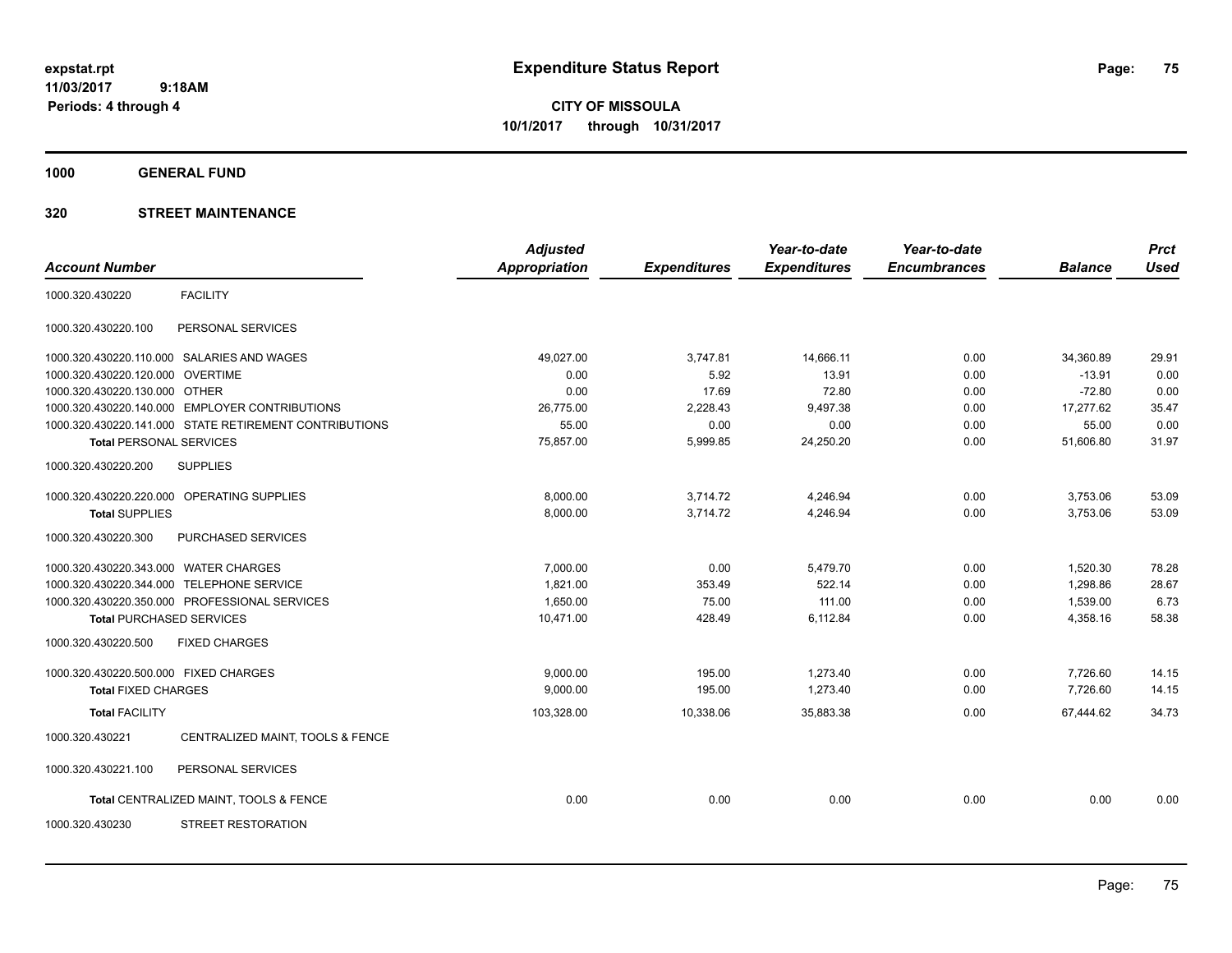expstat.rpt
11/03/2017 9:18AM
Periods: 4 through 4

# Expenditure Status Report

**CITY OF MISSOULA**
**10/1/2017 through 10/31/2017**

**1000 GENERAL FUND**

**320 STREET MAINTENANCE**

| Account Number | | Adjusted Appropriation | Expenditures | Year-to-date Expenditures | Year-to-date Encumbrances | Balance | Prct Used |
|---|---|---|---|---|---|---|---|
| 1000.320.430220 | FACILITY | | | | | | |
| 1000.320.430220.100 | PERSONAL SERVICES | | | | | | |
| 1000.320.430220.110.000 | SALARIES AND WAGES | 49,027.00 | 3,747.81 | 14,666.11 | 0.00 | 34,360.89 | 29.91 |
| 1000.320.430220.120.000 | OVERTIME | 0.00 | 5.92 | 13.91 | 0.00 | -13.91 | 0.00 |
| 1000.320.430220.130.000 | OTHER | 0.00 | 17.69 | 72.80 | 0.00 | -72.80 | 0.00 |
| 1000.320.430220.140.000 | EMPLOYER CONTRIBUTIONS | 26,775.00 | 2,228.43 | 9,497.38 | 0.00 | 17,277.62 | 35.47 |
| 1000.320.430220.141.000 | STATE RETIREMENT CONTRIBUTIONS | 55.00 | 0.00 | 0.00 | 0.00 | 55.00 | 0.00 |
| **Total** PERSONAL SERVICES | | 75,857.00 | 5,999.85 | 24,250.20 | 0.00 | 51,606.80 | 31.97 |
| 1000.320.430220.200 | SUPPLIES | | | | | | |
| 1000.320.430220.220.000 | OPERATING SUPPLIES | 8,000.00 | 3,714.72 | 4,246.94 | 0.00 | 3,753.06 | 53.09 |
| **Total** SUPPLIES | | 8,000.00 | 3,714.72 | 4,246.94 | 0.00 | 3,753.06 | 53.09 |
| 1000.320.430220.300 | PURCHASED SERVICES | | | | | | |
| 1000.320.430220.343.000 | WATER CHARGES | 7,000.00 | 0.00 | 5,479.70 | 0.00 | 1,520.30 | 78.28 |
| 1000.320.430220.344.000 | TELEPHONE SERVICE | 1,821.00 | 353.49 | 522.14 | 0.00 | 1,298.86 | 28.67 |
| 1000.320.430220.350.000 | PROFESSIONAL SERVICES | 1,650.00 | 75.00 | 111.00 | 0.00 | 1,539.00 | 6.73 |
| **Total** PURCHASED SERVICES | | 10,471.00 | 428.49 | 6,112.84 | 0.00 | 4,358.16 | 58.38 |
| 1000.320.430220.500 | FIXED CHARGES | | | | | | |
| 1000.320.430220.500.000 | FIXED CHARGES | 9,000.00 | 195.00 | 1,273.40 | 0.00 | 7,726.60 | 14.15 |
| **Total** FIXED CHARGES | | 9,000.00 | 195.00 | 1,273.40 | 0.00 | 7,726.60 | 14.15 |
| **Total** FACILITY | | 103,328.00 | 10,338.06 | 35,883.38 | 0.00 | 67,444.62 | 34.73 |
| 1000.320.430221 | CENTRALIZED MAINT, TOOLS & FENCE | | | | | | |
| 1000.320.430221.100 | PERSONAL SERVICES | | | | | | |
| **Total** CENTRALIZED MAINT, TOOLS & FENCE | | 0.00 | 0.00 | 0.00 | 0.00 | 0.00 | 0.00 |
| 1000.320.430230 | STREET RESTORATION | | | | | | |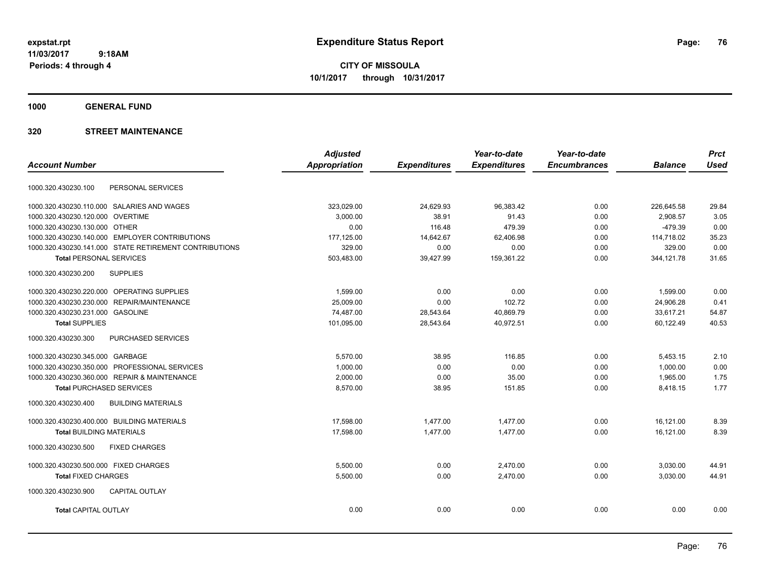**expstat.rpt**
**11/03/2017 9:18AM**
**Periods: 4 through 4**

# Expenditure Status Report

**CITY OF MISSOULA**
**10/1/2017 through 10/31/2017**

## 1000 GENERAL FUND

### 320 STREET MAINTENANCE

| Account Number | Adjusted Appropriation | Expenditures | Year-to-date Expenditures | Year-to-date Encumbrances | Balance | Prct Used |
|---|---|---|---|---|---|---|
| 1000.320.430230.100 PERSONAL SERVICES | | | | | | |
| 1000.320.430230.110.000 SALARIES AND WAGES | 323,029.00 | 24,629.93 | 96,383.42 | 0.00 | 226,645.58 | 29.84 |
| 1000.320.430230.120.000 OVERTIME | 3,000.00 | 38.91 | 91.43 | 0.00 | 2,908.57 | 3.05 |
| 1000.320.430230.130.000 OTHER | 0.00 | 116.48 | 479.39 | 0.00 | -479.39 | 0.00 |
| 1000.320.430230.140.000 EMPLOYER CONTRIBUTIONS | 177,125.00 | 14,642.67 | 62,406.98 | 0.00 | 114,718.02 | 35.23 |
| 1000.320.430230.141.000 STATE RETIREMENT CONTRIBUTIONS | 329.00 | 0.00 | 0.00 | 0.00 | 329.00 | 0.00 |
| **Total** PERSONAL SERVICES | 503,483.00 | 39,427.99 | 159,361.22 | 0.00 | 344,121.78 | 31.65 |
| 1000.320.430230.200 SUPPLIES | | | | | | |
| 1000.320.430230.220.000 OPERATING SUPPLIES | 1,599.00 | 0.00 | 0.00 | 0.00 | 1,599.00 | 0.00 |
| 1000.320.430230.230.000 REPAIR/MAINTENANCE | 25,009.00 | 0.00 | 102.72 | 0.00 | 24,906.28 | 0.41 |
| 1000.320.430230.231.000 GASOLINE | 74,487.00 | 28,543.64 | 40,869.79 | 0.00 | 33,617.21 | 54.87 |
| **Total** SUPPLIES | 101,095.00 | 28,543.64 | 40,972.51 | 0.00 | 60,122.49 | 40.53 |
| 1000.320.430230.300 PURCHASED SERVICES | | | | | | |
| 1000.320.430230.345.000 GARBAGE | 5,570.00 | 38.95 | 116.85 | 0.00 | 5,453.15 | 2.10 |
| 1000.320.430230.350.000 PROFESSIONAL SERVICES | 1,000.00 | 0.00 | 0.00 | 0.00 | 1,000.00 | 0.00 |
| 1000.320.430230.360.000 REPAIR & MAINTENANCE | 2,000.00 | 0.00 | 35.00 | 0.00 | 1,965.00 | 1.75 |
| **Total** PURCHASED SERVICES | 8,570.00 | 38.95 | 151.85 | 0.00 | 8,418.15 | 1.77 |
| 1000.320.430230.400 BUILDING MATERIALS | | | | | | |
| 1000.320.430230.400.000 BUILDING MATERIALS | 17,598.00 | 1,477.00 | 1,477.00 | 0.00 | 16,121.00 | 8.39 |
| **Total** BUILDING MATERIALS | 17,598.00 | 1,477.00 | 1,477.00 | 0.00 | 16,121.00 | 8.39 |
| 1000.320.430230.500 FIXED CHARGES | | | | | | |
| 1000.320.430230.500.000 FIXED CHARGES | 5,500.00 | 0.00 | 2,470.00 | 0.00 | 3,030.00 | 44.91 |
| **Total** FIXED CHARGES | 5,500.00 | 0.00 | 2,470.00 | 0.00 | 3,030.00 | 44.91 |
| 1000.320.430230.900 CAPITAL OUTLAY | | | | | | |
| **Total** CAPITAL OUTLAY | 0.00 | 0.00 | 0.00 | 0.00 | 0.00 | 0.00 |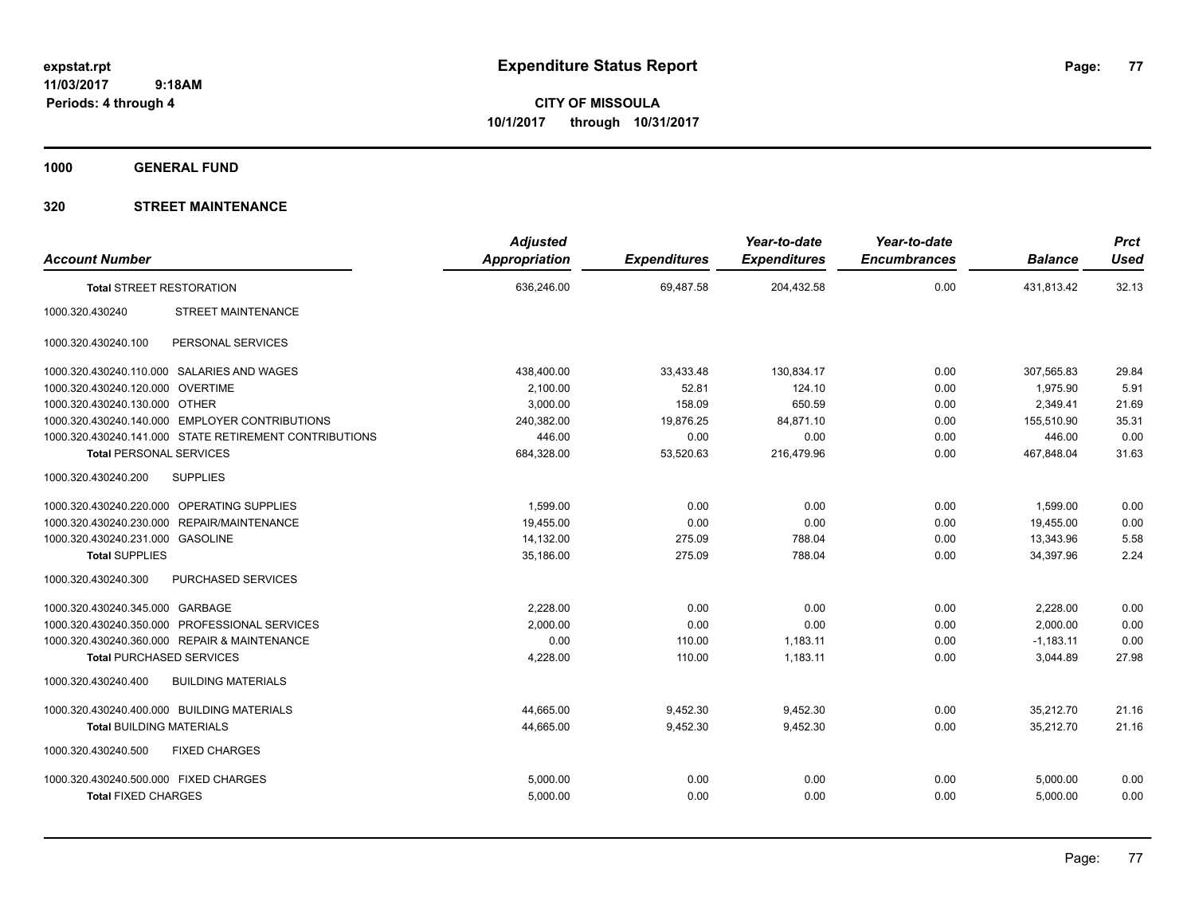# Expenditure Status Report

expstat.rpt
11/03/2017 9:18AM
Periods: 4 through 4

**CITY OF MISSOULA**
**10/1/2017 through 10/31/2017**

**1000 GENERAL FUND**

**320 STREET MAINTENANCE**

| Account Number | | Adjusted Appropriation | Expenditures | Year-to-date Expenditures | Year-to-date Encumbrances | Balance | Prct Used |
|---|---|---|---|---|---|---|---|
| **Total** STREET RESTORATION | | 636,246.00 | 69,487.58 | 204,432.58 | 0.00 | 431,813.42 | 32.13 |
| 1000.320.430240 | STREET MAINTENANCE | | | | | | |
| 1000.320.430240.100 | PERSONAL SERVICES | | | | | | |
| 1000.320.430240.110.000 | SALARIES AND WAGES | 438,400.00 | 33,433.48 | 130,834.17 | 0.00 | 307,565.83 | 29.84 |
| 1000.320.430240.120.000 | OVERTIME | 2,100.00 | 52.81 | 124.10 | 0.00 | 1,975.90 | 5.91 |
| 1000.320.430240.130.000 | OTHER | 3,000.00 | 158.09 | 650.59 | 0.00 | 2,349.41 | 21.69 |
| 1000.320.430240.140.000 | EMPLOYER CONTRIBUTIONS | 240,382.00 | 19,876.25 | 84,871.10 | 0.00 | 155,510.90 | 35.31 |
| 1000.320.430240.141.000 | STATE RETIREMENT CONTRIBUTIONS | 446.00 | 0.00 | 0.00 | 0.00 | 446.00 | 0.00 |
| **Total** PERSONAL SERVICES | | 684,328.00 | 53,520.63 | 216,479.96 | 0.00 | 467,848.04 | 31.63 |
| 1000.320.430240.200 | SUPPLIES | | | | | | |
| 1000.320.430240.220.000 | OPERATING SUPPLIES | 1,599.00 | 0.00 | 0.00 | 0.00 | 1,599.00 | 0.00 |
| 1000.320.430240.230.000 | REPAIR/MAINTENANCE | 19,455.00 | 0.00 | 0.00 | 0.00 | 19,455.00 | 0.00 |
| 1000.320.430240.231.000 | GASOLINE | 14,132.00 | 275.09 | 788.04 | 0.00 | 13,343.96 | 5.58 |
| **Total** SUPPLIES | | 35,186.00 | 275.09 | 788.04 | 0.00 | 34,397.96 | 2.24 |
| 1000.320.430240.300 | PURCHASED SERVICES | | | | | | |
| 1000.320.430240.345.000 | GARBAGE | 2,228.00 | 0.00 | 0.00 | 0.00 | 2,228.00 | 0.00 |
| 1000.320.430240.350.000 | PROFESSIONAL SERVICES | 2,000.00 | 0.00 | 0.00 | 0.00 | 2,000.00 | 0.00 |
| 1000.320.430240.360.000 | REPAIR & MAINTENANCE | 0.00 | 110.00 | 1,183.11 | 0.00 | -1,183.11 | 0.00 |
| **Total** PURCHASED SERVICES | | 4,228.00 | 110.00 | 1,183.11 | 0.00 | 3,044.89 | 27.98 |
| 1000.320.430240.400 | BUILDING MATERIALS | | | | | | |
| 1000.320.430240.400.000 | BUILDING MATERIALS | 44,665.00 | 9,452.30 | 9,452.30 | 0.00 | 35,212.70 | 21.16 |
| **Total** BUILDING MATERIALS | | 44,665.00 | 9,452.30 | 9,452.30 | 0.00 | 35,212.70 | 21.16 |
| 1000.320.430240.500 | FIXED CHARGES | | | | | | |
| 1000.320.430240.500.000 | FIXED CHARGES | 5,000.00 | 0.00 | 0.00 | 0.00 | 5,000.00 | 0.00 |
| **Total** FIXED CHARGES | | 5,000.00 | 0.00 | 0.00 | 0.00 | 5,000.00 | 0.00 |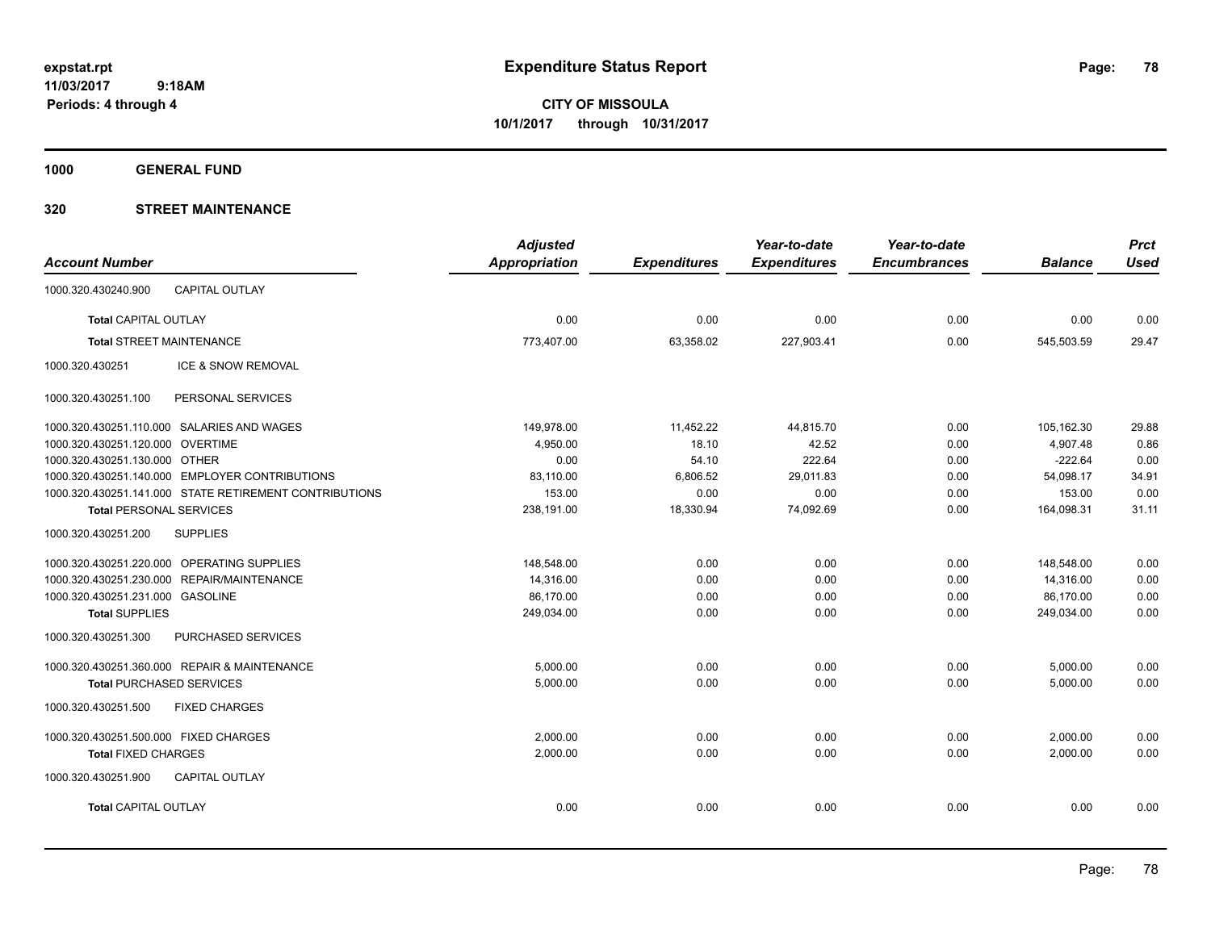**expstat.rpt**
**11/03/2017 9:18AM**
**Periods: 4 through 4**

# Expenditure Status Report

**CITY OF MISSOULA**
**10/1/2017 through 10/31/2017**

## 1000 GENERAL FUND

### 320 STREET MAINTENANCE

| Account Number | | Adjusted Appropriation | Expenditures | Year-to-date Expenditures | Year-to-date Encumbrances | Balance | Prct Used |
|---|---|---|---|---|---|---|---|
| 1000.320.430240.900 | CAPITAL OUTLAY | | | | | | |
| **Total** CAPITAL OUTLAY | | 0.00 | 0.00 | 0.00 | 0.00 | 0.00 | 0.00 |
| **Total** STREET MAINTENANCE | | 773,407.00 | 63,358.02 | 227,903.41 | 0.00 | 545,503.59 | 29.47 |
| 1000.320.430251 | ICE & SNOW REMOVAL | | | | | | |
| 1000.320.430251.100 | PERSONAL SERVICES | | | | | | |
| 1000.320.430251.110.000 | SALARIES AND WAGES | 149,978.00 | 11,452.22 | 44,815.70 | 0.00 | 105,162.30 | 29.88 |
| 1000.320.430251.120.000 | OVERTIME | 4,950.00 | 18.10 | 42.52 | 0.00 | 4,907.48 | 0.86 |
| 1000.320.430251.130.000 | OTHER | 0.00 | 54.10 | 222.64 | 0.00 | -222.64 | 0.00 |
| 1000.320.430251.140.000 | EMPLOYER CONTRIBUTIONS | 83,110.00 | 6,806.52 | 29,011.83 | 0.00 | 54,098.17 | 34.91 |
| 1000.320.430251.141.000 | STATE RETIREMENT CONTRIBUTIONS | 153.00 | 0.00 | 0.00 | 0.00 | 153.00 | 0.00 |
| **Total** PERSONAL SERVICES | | 238,191.00 | 18,330.94 | 74,092.69 | 0.00 | 164,098.31 | 31.11 |
| 1000.320.430251.200 | SUPPLIES | | | | | | |
| 1000.320.430251.220.000 | OPERATING SUPPLIES | 148,548.00 | 0.00 | 0.00 | 0.00 | 148,548.00 | 0.00 |
| 1000.320.430251.230.000 | REPAIR/MAINTENANCE | 14,316.00 | 0.00 | 0.00 | 0.00 | 14,316.00 | 0.00 |
| 1000.320.430251.231.000 | GASOLINE | 86,170.00 | 0.00 | 0.00 | 0.00 | 86,170.00 | 0.00 |
| **Total** SUPPLIES | | 249,034.00 | 0.00 | 0.00 | 0.00 | 249,034.00 | 0.00 |
| 1000.320.430251.300 | PURCHASED SERVICES | | | | | | |
| 1000.320.430251.360.000 | REPAIR & MAINTENANCE | 5,000.00 | 0.00 | 0.00 | 0.00 | 5,000.00 | 0.00 |
| **Total** PURCHASED SERVICES | | 5,000.00 | 0.00 | 0.00 | 0.00 | 5,000.00 | 0.00 |
| 1000.320.430251.500 | FIXED CHARGES | | | | | | |
| 1000.320.430251.500.000 | FIXED CHARGES | 2,000.00 | 0.00 | 0.00 | 0.00 | 2,000.00 | 0.00 |
| **Total** FIXED CHARGES | | 2,000.00 | 0.00 | 0.00 | 0.00 | 2,000.00 | 0.00 |
| 1000.320.430251.900 | CAPITAL OUTLAY | | | | | | |
| **Total** CAPITAL OUTLAY | | 0.00 | 0.00 | 0.00 | 0.00 | 0.00 | 0.00 |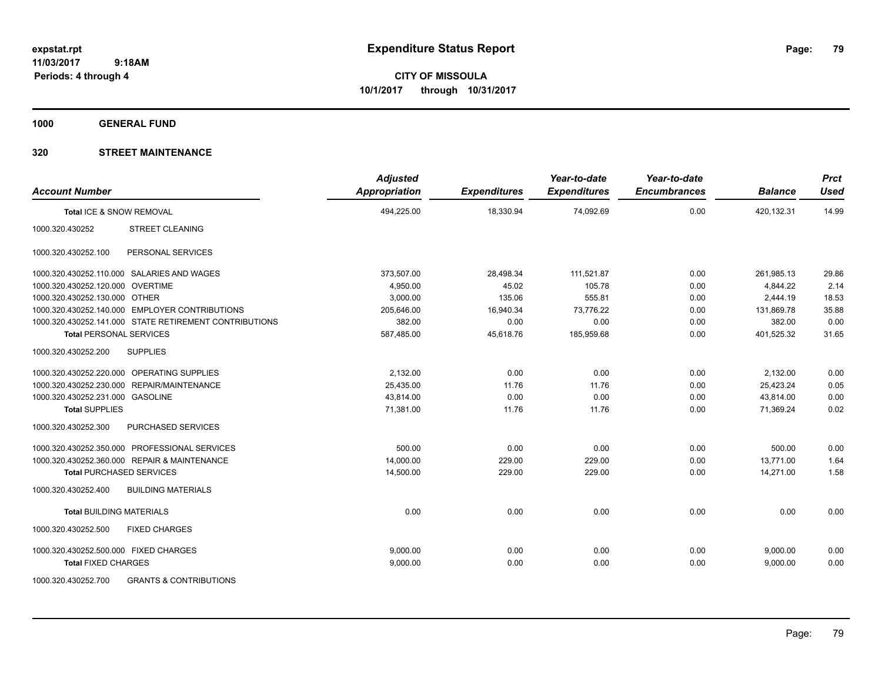**expstat.rpt**
**11/03/2017 9:18AM**
**Periods: 4 through 4**

# Expenditure Status Report

**CITY OF MISSOULA**
**10/1/2017 through 10/31/2017**

**1000 GENERAL FUND**

**320 STREET MAINTENANCE**

| Account Number | | Adjusted Appropriation | Expenditures | Year-to-date Expenditures | Year-to-date Encumbrances | Balance | Prct Used |
|---|---|---|---|---|---|---|---|
| **Total ICE & SNOW REMOVAL** | | 494,225.00 | 18,330.94 | 74,092.69 | 0.00 | 420,132.31 | 14.99 |
| 1000.320.430252 | STREET CLEANING | | | | | | |
| 1000.320.430252.100 | PERSONAL SERVICES | | | | | | |
| 1000.320.430252.110.000 | SALARIES AND WAGES | 373,507.00 | 28,498.34 | 111,521.87 | 0.00 | 261,985.13 | 29.86 |
| 1000.320.430252.120.000 | OVERTIME | 4,950.00 | 45.02 | 105.78 | 0.00 | 4,844.22 | 2.14 |
| 1000.320.430252.130.000 | OTHER | 3,000.00 | 135.06 | 555.81 | 0.00 | 2,444.19 | 18.53 |
| 1000.320.430252.140.000 | EMPLOYER CONTRIBUTIONS | 205,646.00 | 16,940.34 | 73,776.22 | 0.00 | 131,869.78 | 35.88 |
| 1000.320.430252.141.000 | STATE RETIREMENT CONTRIBUTIONS | 382.00 | 0.00 | 0.00 | 0.00 | 382.00 | 0.00 |
| **Total PERSONAL SERVICES** | | 587,485.00 | 45,618.76 | 185,959.68 | 0.00 | 401,525.32 | 31.65 |
| 1000.320.430252.200 | SUPPLIES | | | | | | |
| 1000.320.430252.220.000 | OPERATING SUPPLIES | 2,132.00 | 0.00 | 0.00 | 0.00 | 2,132.00 | 0.00 |
| 1000.320.430252.230.000 | REPAIR/MAINTENANCE | 25,435.00 | 11.76 | 11.76 | 0.00 | 25,423.24 | 0.05 |
| 1000.320.430252.231.000 | GASOLINE | 43,814.00 | 0.00 | 0.00 | 0.00 | 43,814.00 | 0.00 |
| **Total SUPPLIES** | | 71,381.00 | 11.76 | 11.76 | 0.00 | 71,369.24 | 0.02 |
| 1000.320.430252.300 | PURCHASED SERVICES | | | | | | |
| 1000.320.430252.350.000 | PROFESSIONAL SERVICES | 500.00 | 0.00 | 0.00 | 0.00 | 500.00 | 0.00 |
| 1000.320.430252.360.000 | REPAIR & MAINTENANCE | 14,000.00 | 229.00 | 229.00 | 0.00 | 13,771.00 | 1.64 |
| **Total PURCHASED SERVICES** | | 14,500.00 | 229.00 | 229.00 | 0.00 | 14,271.00 | 1.58 |
| 1000.320.430252.400 | BUILDING MATERIALS | | | | | | |
| **Total BUILDING MATERIALS** | | 0.00 | 0.00 | 0.00 | 0.00 | 0.00 | 0.00 |
| 1000.320.430252.500 | FIXED CHARGES | | | | | | |
| 1000.320.430252.500.000 | FIXED CHARGES | 9,000.00 | 0.00 | 0.00 | 0.00 | 9,000.00 | 0.00 |
| **Total FIXED CHARGES** | | 9,000.00 | 0.00 | 0.00 | 0.00 | 9,000.00 | 0.00 |
| 1000.320.430252.700 | GRANTS & CONTRIBUTIONS | | | | | | |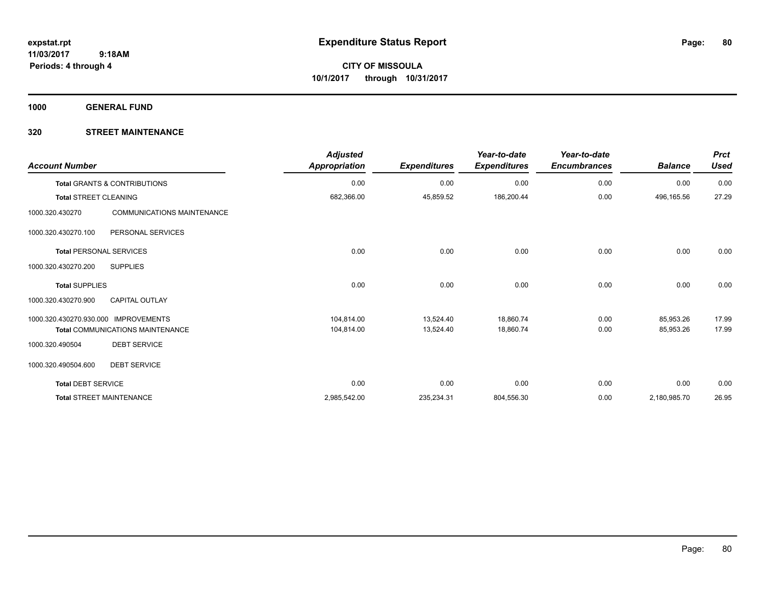# Expenditure Status Report

expstat.rpt
11/03/2017 9:18AM
Periods: 4 through 4

**CITY OF MISSOULA**
**10/1/2017 through 10/31/2017**

## 1000 GENERAL FUND

### 320 STREET MAINTENANCE

| Account Number | | Adjusted Appropriation | Expenditures | Year-to-date Expenditures | Year-to-date Encumbrances | Balance | Prct Used |
|---|---|---|---|---|---|---|---|
| **Total** GRANTS & CONTRIBUTIONS | | 0.00 | 0.00 | 0.00 | 0.00 | 0.00 | 0.00 |
| **Total** STREET CLEANING | | 682,366.00 | 45,859.52 | 186,200.44 | 0.00 | 496,165.56 | 27.29 |
| 1000.320.430270 | COMMUNICATIONS MAINTENANCE | | | | | | |
| 1000.320.430270.100 | PERSONAL SERVICES | | | | | | |
| **Total** PERSONAL SERVICES | | 0.00 | 0.00 | 0.00 | 0.00 | 0.00 | 0.00 |
| 1000.320.430270.200 | SUPPLIES | | | | | | |
| **Total** SUPPLIES | | 0.00 | 0.00 | 0.00 | 0.00 | 0.00 | 0.00 |
| 1000.320.430270.900 | CAPITAL OUTLAY | | | | | | |
| 1000.320.430270.930.000 | IMPROVEMENTS | 104,814.00 | 13,524.40 | 18,860.74 | 0.00 | 85,953.26 | 17.99 |
| **Total** COMMUNICATIONS MAINTENANCE | | 104,814.00 | 13,524.40 | 18,860.74 | 0.00 | 85,953.26 | 17.99 |
| 1000.320.490504 | DEBT SERVICE | | | | | | |
| 1000.320.490504.600 | DEBT SERVICE | | | | | | |
| **Total** DEBT SERVICE | | 0.00 | 0.00 | 0.00 | 0.00 | 0.00 | 0.00 |
| **Total** STREET MAINTENANCE | | 2,985,542.00 | 235,234.31 | 804,556.30 | 0.00 | 2,180,985.70 | 26.95 |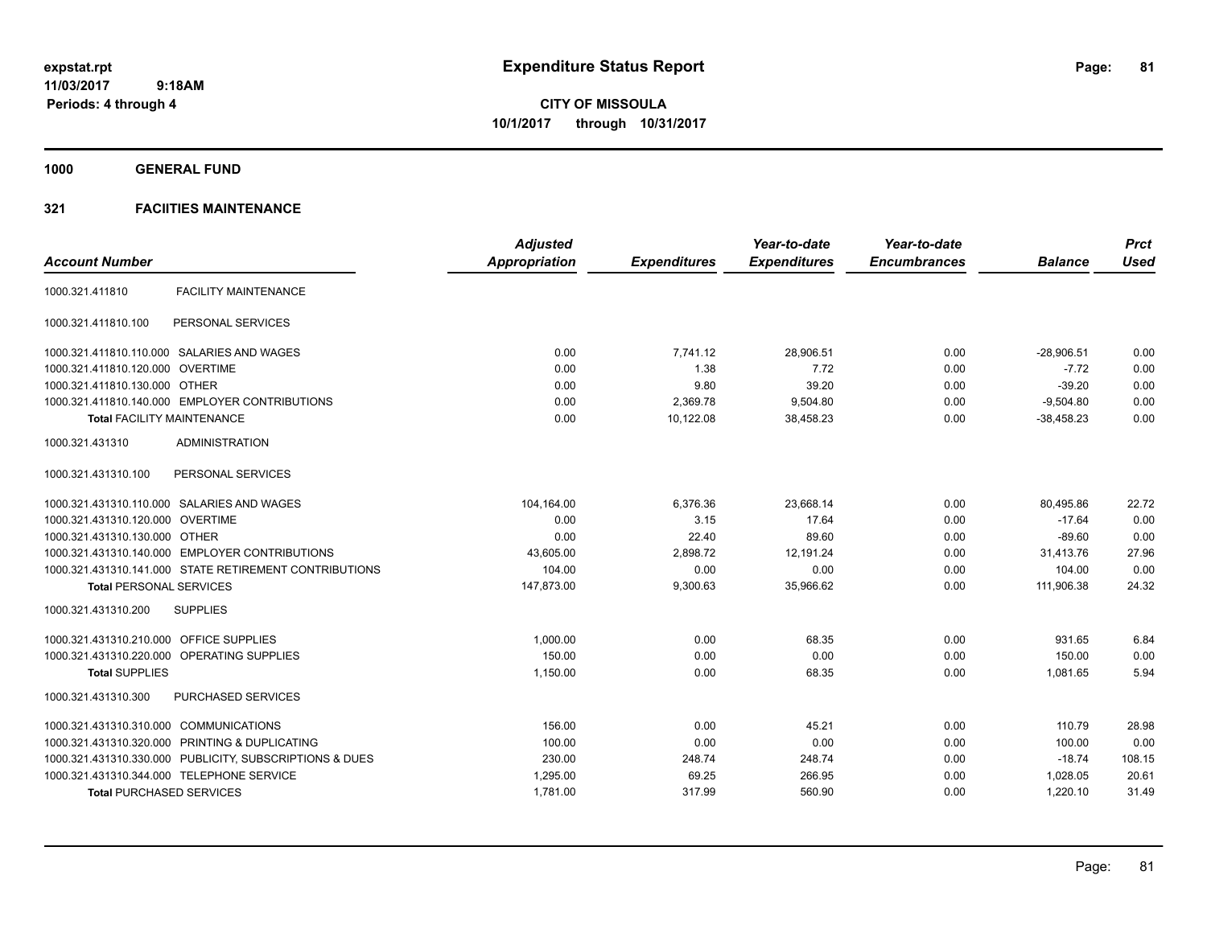**expstat.rpt**
**11/03/2017 9:18AM**
**Periods: 4 through 4**

# Expenditure Status Report

**CITY OF MISSOULA**
**10/1/2017 through 10/31/2017**

## 1000 GENERAL FUND

## 321 FACIITIES MAINTENANCE

| Account Number | | Adjusted Appropriation | Expenditures | Year-to-date Expenditures | Year-to-date Encumbrances | Balance | Prct Used |
|---|---|---|---|---|---|---|---|
| 1000.321.411810 | FACILITY MAINTENANCE | | | | | | |
| 1000.321.411810.100 | PERSONAL SERVICES | | | | | | |
| 1000.321.411810.110.000 | SALARIES AND WAGES | 0.00 | 7,741.12 | 28,906.51 | 0.00 | -28,906.51 | 0.00 |
| 1000.321.411810.120.000 | OVERTIME | 0.00 | 1.38 | 7.72 | 0.00 | -7.72 | 0.00 |
| 1000.321.411810.130.000 | OTHER | 0.00 | 9.80 | 39.20 | 0.00 | -39.20 | 0.00 |
| 1000.321.411810.140.000 | EMPLOYER CONTRIBUTIONS | 0.00 | 2,369.78 | 9,504.80 | 0.00 | -9,504.80 | 0.00 |
| **Total FACILITY MAINTENANCE** | | 0.00 | 10,122.08 | 38,458.23 | 0.00 | -38,458.23 | 0.00 |
| 1000.321.431310 | ADMINISTRATION | | | | | | |
| 1000.321.431310.100 | PERSONAL SERVICES | | | | | | |
| 1000.321.431310.110.000 | SALARIES AND WAGES | 104,164.00 | 6,376.36 | 23,668.14 | 0.00 | 80,495.86 | 22.72 |
| 1000.321.431310.120.000 | OVERTIME | 0.00 | 3.15 | 17.64 | 0.00 | -17.64 | 0.00 |
| 1000.321.431310.130.000 | OTHER | 0.00 | 22.40 | 89.60 | 0.00 | -89.60 | 0.00 |
| 1000.321.431310.140.000 | EMPLOYER CONTRIBUTIONS | 43,605.00 | 2,898.72 | 12,191.24 | 0.00 | 31,413.76 | 27.96 |
| 1000.321.431310.141.000 | STATE RETIREMENT CONTRIBUTIONS | 104.00 | 0.00 | 0.00 | 0.00 | 104.00 | 0.00 |
| **Total PERSONAL SERVICES** | | 147,873.00 | 9,300.63 | 35,966.62 | 0.00 | 111,906.38 | 24.32 |
| 1000.321.431310.200 | SUPPLIES | | | | | | |
| 1000.321.431310.210.000 | OFFICE SUPPLIES | 1,000.00 | 0.00 | 68.35 | 0.00 | 931.65 | 6.84 |
| 1000.321.431310.220.000 | OPERATING SUPPLIES | 150.00 | 0.00 | 0.00 | 0.00 | 150.00 | 0.00 |
| **Total SUPPLIES** | | 1,150.00 | 0.00 | 68.35 | 0.00 | 1,081.65 | 5.94 |
| 1000.321.431310.300 | PURCHASED SERVICES | | | | | | |
| 1000.321.431310.310.000 | COMMUNICATIONS | 156.00 | 0.00 | 45.21 | 0.00 | 110.79 | 28.98 |
| 1000.321.431310.320.000 | PRINTING & DUPLICATING | 100.00 | 0.00 | 0.00 | 0.00 | 100.00 | 0.00 |
| 1000.321.431310.330.000 | PUBLICITY, SUBSCRIPTIONS & DUES | 230.00 | 248.74 | 248.74 | 0.00 | -18.74 | 108.15 |
| 1000.321.431310.344.000 | TELEPHONE SERVICE | 1,295.00 | 69.25 | 266.95 | 0.00 | 1,028.05 | 20.61 |
| **Total PURCHASED SERVICES** | | 1,781.00 | 317.99 | 560.90 | 0.00 | 1,220.10 | 31.49 |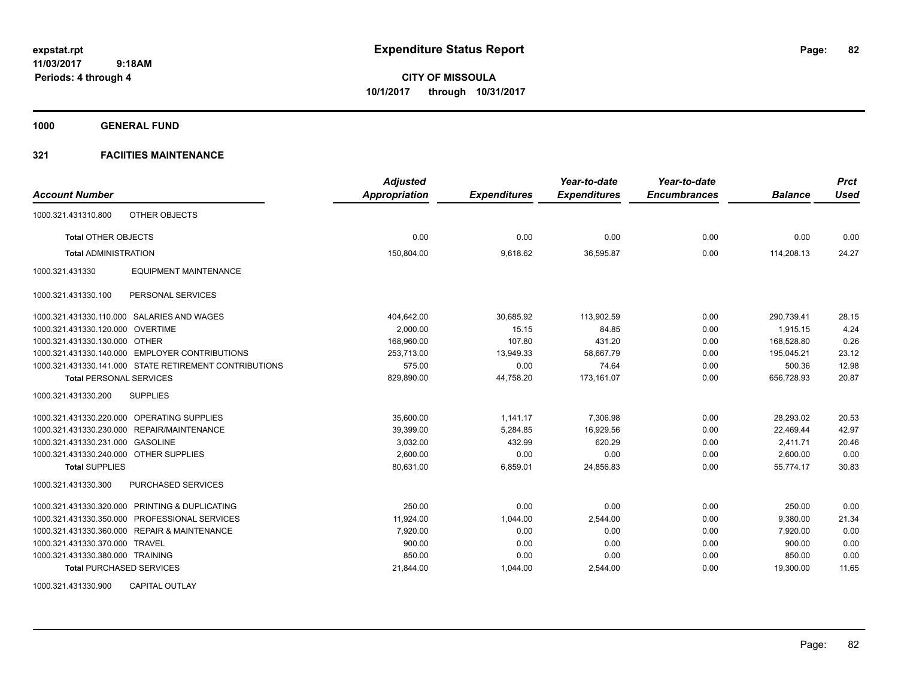**expstat.rpt**
**11/03/2017 9:18AM**
**Periods: 4 through 4**

# Expenditure Status Report

**CITY OF MISSOULA**
**10/1/2017 through 10/31/2017**

**1000 GENERAL FUND**

**321 FACIITIES MAINTENANCE**

| Account Number | Adjusted Appropriation | Expenditures | Year-to-date Expenditures | Year-to-date Encumbrances | Balance | Prct Used |
|---|---|---|---|---|---|---|
| 1000.321.431310.800 OTHER OBJECTS | | | | | | |
| **Total** OTHER OBJECTS | 0.00 | 0.00 | 0.00 | 0.00 | 0.00 | 0.00 |
| **Total** ADMINISTRATION | 150,804.00 | 9,618.62 | 36,595.87 | 0.00 | 114,208.13 | 24.27 |
| 1000.321.431330 EQUIPMENT MAINTENANCE | | | | | | |
| 1000.321.431330.100 PERSONAL SERVICES | | | | | | |
| 1000.321.431330.110.000 SALARIES AND WAGES | 404,642.00 | 30,685.92 | 113,902.59 | 0.00 | 290,739.41 | 28.15 |
| 1000.321.431330.120.000 OVERTIME | 2,000.00 | 15.15 | 84.85 | 0.00 | 1,915.15 | 4.24 |
| 1000.321.431330.130.000 OTHER | 168,960.00 | 107.80 | 431.20 | 0.00 | 168,528.80 | 0.26 |
| 1000.321.431330.140.000 EMPLOYER CONTRIBUTIONS | 253,713.00 | 13,949.33 | 58,667.79 | 0.00 | 195,045.21 | 23.12 |
| 1000.321.431330.141.000 STATE RETIREMENT CONTRIBUTIONS | 575.00 | 0.00 | 74.64 | 0.00 | 500.36 | 12.98 |
| **Total** PERSONAL SERVICES | 829,890.00 | 44,758.20 | 173,161.07 | 0.00 | 656,728.93 | 20.87 |
| 1000.321.431330.200 SUPPLIES | | | | | | |
| 1000.321.431330.220.000 OPERATING SUPPLIES | 35,600.00 | 1,141.17 | 7,306.98 | 0.00 | 28,293.02 | 20.53 |
| 1000.321.431330.230.000 REPAIR/MAINTENANCE | 39,399.00 | 5,284.85 | 16,929.56 | 0.00 | 22,469.44 | 42.97 |
| 1000.321.431330.231.000 GASOLINE | 3,032.00 | 432.99 | 620.29 | 0.00 | 2,411.71 | 20.46 |
| 1000.321.431330.240.000 OTHER SUPPLIES | 2,600.00 | 0.00 | 0.00 | 0.00 | 2,600.00 | 0.00 |
| **Total** SUPPLIES | 80,631.00 | 6,859.01 | 24,856.83 | 0.00 | 55,774.17 | 30.83 |
| 1000.321.431330.300 PURCHASED SERVICES | | | | | | |
| 1000.321.431330.320.000 PRINTING & DUPLICATING | 250.00 | 0.00 | 0.00 | 0.00 | 250.00 | 0.00 |
| 1000.321.431330.350.000 PROFESSIONAL SERVICES | 11,924.00 | 1,044.00 | 2,544.00 | 0.00 | 9,380.00 | 21.34 |
| 1000.321.431330.360.000 REPAIR & MAINTENANCE | 7,920.00 | 0.00 | 0.00 | 0.00 | 7,920.00 | 0.00 |
| 1000.321.431330.370.000 TRAVEL | 900.00 | 0.00 | 0.00 | 0.00 | 900.00 | 0.00 |
| 1000.321.431330.380.000 TRAINING | 850.00 | 0.00 | 0.00 | 0.00 | 850.00 | 0.00 |
| **Total** PURCHASED SERVICES | 21,844.00 | 1,044.00 | 2,544.00 | 0.00 | 19,300.00 | 11.65 |
| 1000.321.431330.900 CAPITAL OUTLAY | | | | | | |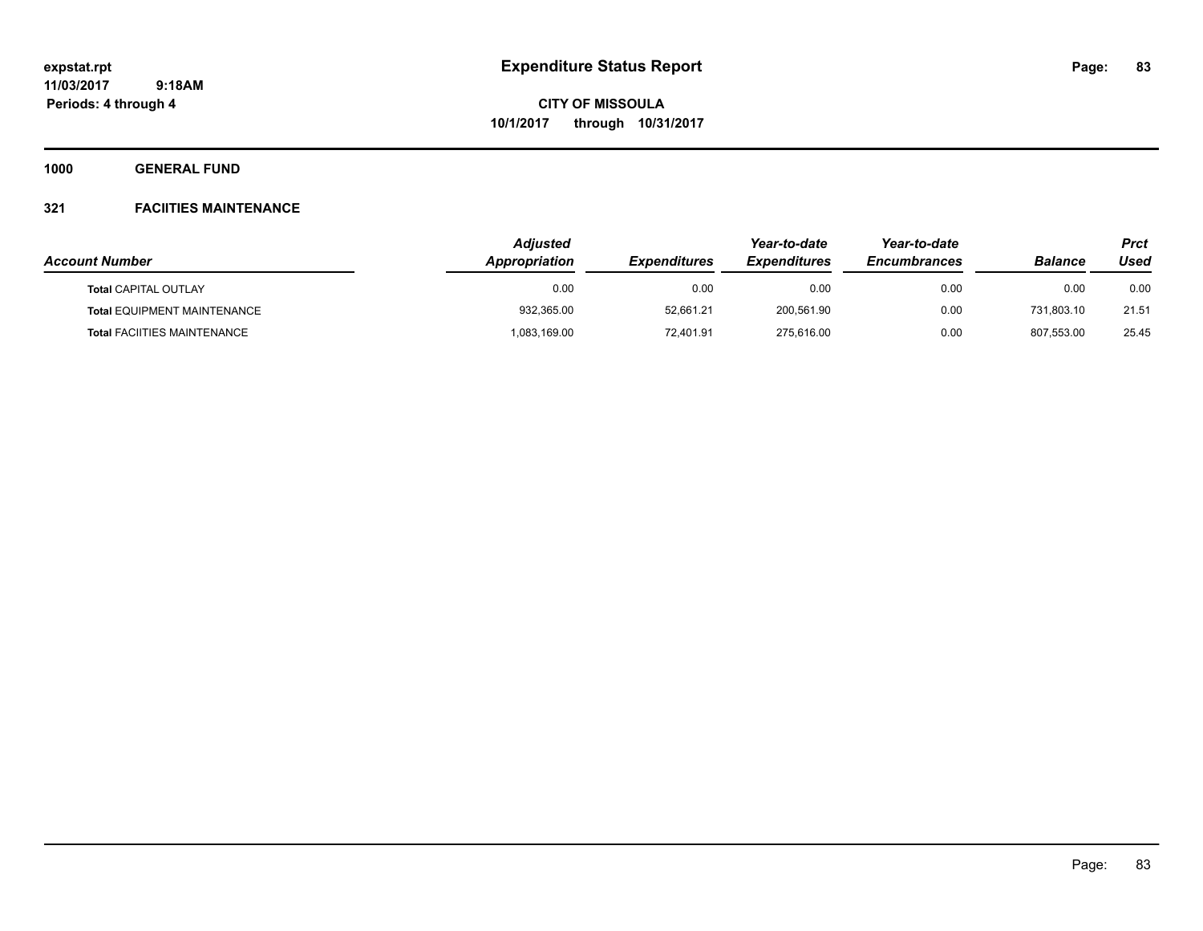expstat.rpt
11/03/2017 9:18AM
Periods: 4 through 4

# Expenditure Status Report

**CITY OF MISSOULA**
**10/1/2017 through 10/31/2017**

## 1000 GENERAL FUND

### 321 FACIITIES MAINTENANCE

| Account Number | Adjusted Appropriation | Expenditures | Year-to-date Expenditures | Year-to-date Encumbrances | Balance | Prct Used |
|---|---|---|---|---|---|---|
| **Total** CAPITAL OUTLAY | 0.00 | 0.00 | 0.00 | 0.00 | 0.00 | 0.00 |
| **Total** EQUIPMENT MAINTENANCE | 932,365.00 | 52,661.21 | 200,561.90 | 0.00 | 731,803.10 | 21.51 |
| **Total** FACIITIES MAINTENANCE | 1,083,169.00 | 72,401.91 | 275,616.00 | 0.00 | 807,553.00 | 25.45 |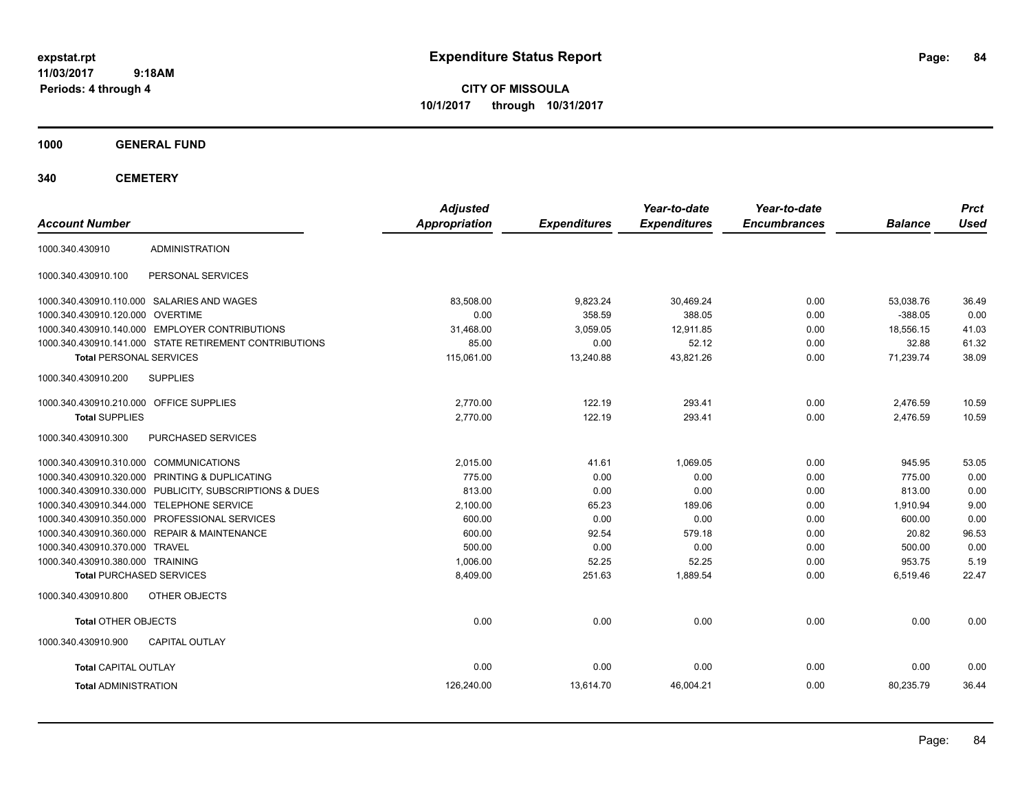expstat.rpt
11/03/2017 9:18AM
Periods: 4 through 4

# Expenditure Status Report

**CITY OF MISSOULA**
**10/1/2017 through 10/31/2017**

## 1000 GENERAL FUND

## 340 CEMETERY

| Account Number | | Adjusted Appropriation | Expenditures | Year-to-date Expenditures | Year-to-date Encumbrances | Balance | Prct Used |
|---|---|---|---|---|---|---|---|
| 1000.340.430910 | ADMINISTRATION | | | | | | |
| 1000.340.430910.100 | PERSONAL SERVICES | | | | | | |
| 1000.340.430910.110.000 | SALARIES AND WAGES | 83,508.00 | 9,823.24 | 30,469.24 | 0.00 | 53,038.76 | 36.49 |
| 1000.340.430910.120.000 | OVERTIME | 0.00 | 358.59 | 388.05 | 0.00 | -388.05 | 0.00 |
| 1000.340.430910.140.000 | EMPLOYER CONTRIBUTIONS | 31,468.00 | 3,059.05 | 12,911.85 | 0.00 | 18,556.15 | 41.03 |
| 1000.340.430910.141.000 | STATE RETIREMENT CONTRIBUTIONS | 85.00 | 0.00 | 52.12 | 0.00 | 32.88 | 61.32 |
| **Total** PERSONAL SERVICES | | 115,061.00 | 13,240.88 | 43,821.26 | 0.00 | 71,239.74 | 38.09 |
| 1000.340.430910.200 | SUPPLIES | | | | | | |
| 1000.340.430910.210.000 | OFFICE SUPPLIES | 2,770.00 | 122.19 | 293.41 | 0.00 | 2,476.59 | 10.59 |
| **Total** SUPPLIES | | 2,770.00 | 122.19 | 293.41 | 0.00 | 2,476.59 | 10.59 |
| 1000.340.430910.300 | PURCHASED SERVICES | | | | | | |
| 1000.340.430910.310.000 | COMMUNICATIONS | 2,015.00 | 41.61 | 1,069.05 | 0.00 | 945.95 | 53.05 |
| 1000.340.430910.320.000 | PRINTING & DUPLICATING | 775.00 | 0.00 | 0.00 | 0.00 | 775.00 | 0.00 |
| 1000.340.430910.330.000 | PUBLICITY, SUBSCRIPTIONS & DUES | 813.00 | 0.00 | 0.00 | 0.00 | 813.00 | 0.00 |
| 1000.340.430910.344.000 | TELEPHONE SERVICE | 2,100.00 | 65.23 | 189.06 | 0.00 | 1,910.94 | 9.00 |
| 1000.340.430910.350.000 | PROFESSIONAL SERVICES | 600.00 | 0.00 | 0.00 | 0.00 | 600.00 | 0.00 |
| 1000.340.430910.360.000 | REPAIR & MAINTENANCE | 600.00 | 92.54 | 579.18 | 0.00 | 20.82 | 96.53 |
| 1000.340.430910.370.000 | TRAVEL | 500.00 | 0.00 | 0.00 | 0.00 | 500.00 | 0.00 |
| 1000.340.430910.380.000 | TRAINING | 1,006.00 | 52.25 | 52.25 | 0.00 | 953.75 | 5.19 |
| **Total** PURCHASED SERVICES | | 8,409.00 | 251.63 | 1,889.54 | 0.00 | 6,519.46 | 22.47 |
| 1000.340.430910.800 | OTHER OBJECTS | | | | | | |
| **Total** OTHER OBJECTS | | 0.00 | 0.00 | 0.00 | 0.00 | 0.00 | 0.00 |
| 1000.340.430910.900 | CAPITAL OUTLAY | | | | | | |
| **Total** CAPITAL OUTLAY | | 0.00 | 0.00 | 0.00 | 0.00 | 0.00 | 0.00 |
| **Total** ADMINISTRATION | | 126,240.00 | 13,614.70 | 46,004.21 | 0.00 | 80,235.79 | 36.44 |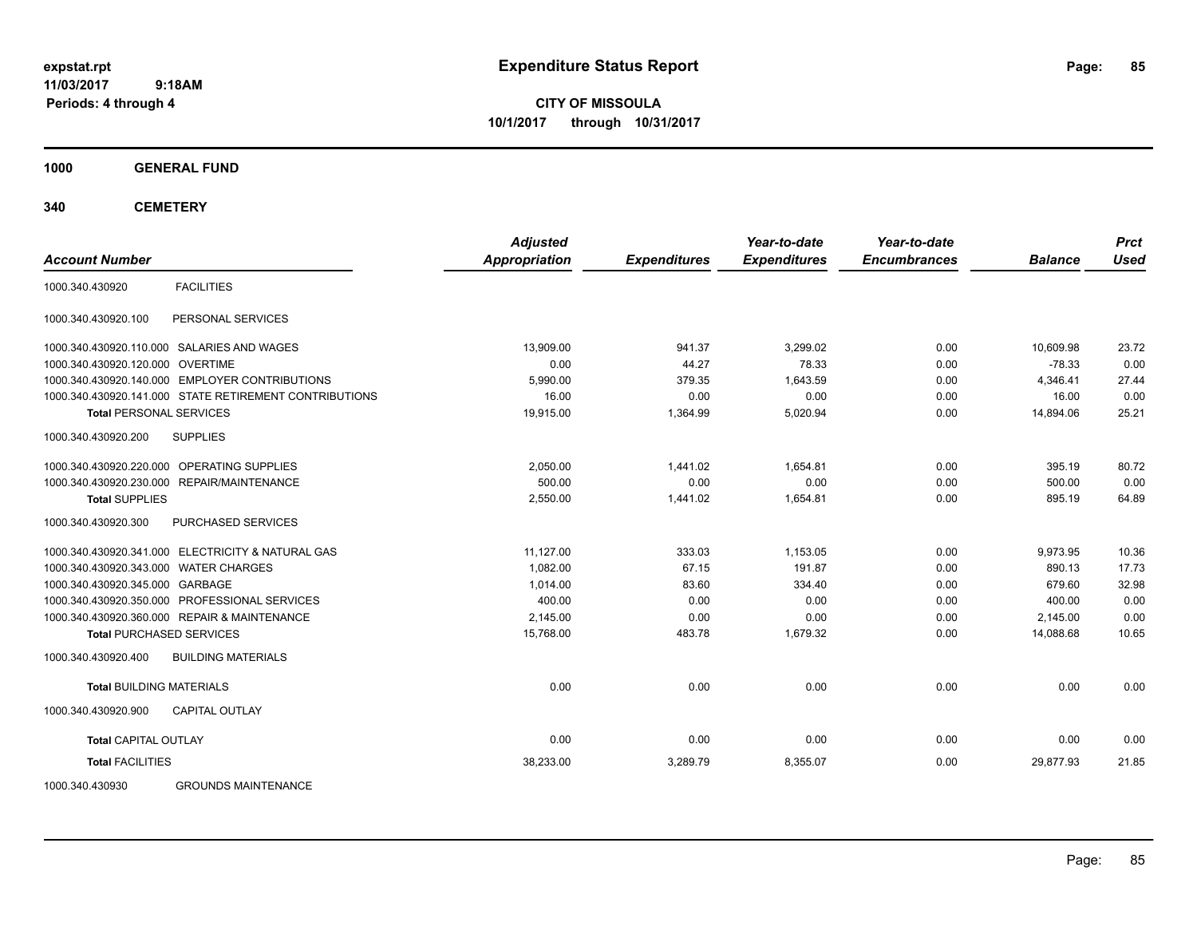# Expenditure Status Report

expstat.rpt
11/03/2017 9:18AM
Periods: 4 through 4

**CITY OF MISSOULA**
10/1/2017 through 10/31/2017

**1000 GENERAL FUND**

**340 CEMETERY**

| Account Number | | Adjusted Appropriation | Expenditures | Year-to-date Expenditures | Year-to-date Encumbrances | Balance | Prct Used |
|---|---|---|---|---|---|---|---|
| 1000.340.430920 | FACILITIES | | | | | | |
| 1000.340.430920.100 | PERSONAL SERVICES | | | | | | |
| 1000.340.430920.110.000 | SALARIES AND WAGES | 13,909.00 | 941.37 | 3,299.02 | 0.00 | 10,609.98 | 23.72 |
| 1000.340.430920.120.000 | OVERTIME | 0.00 | 44.27 | 78.33 | 0.00 | -78.33 | 0.00 |
| 1000.340.430920.140.000 | EMPLOYER CONTRIBUTIONS | 5,990.00 | 379.35 | 1,643.59 | 0.00 | 4,346.41 | 27.44 |
| 1000.340.430920.141.000 | STATE RETIREMENT CONTRIBUTIONS | 16.00 | 0.00 | 0.00 | 0.00 | 16.00 | 0.00 |
| **Total** PERSONAL SERVICES | | 19,915.00 | 1,364.99 | 5,020.94 | 0.00 | 14,894.06 | 25.21 |
| 1000.340.430920.200 | SUPPLIES | | | | | | |
| 1000.340.430920.220.000 | OPERATING SUPPLIES | 2,050.00 | 1,441.02 | 1,654.81 | 0.00 | 395.19 | 80.72 |
| 1000.340.430920.230.000 | REPAIR/MAINTENANCE | 500.00 | 0.00 | 0.00 | 0.00 | 500.00 | 0.00 |
| **Total** SUPPLIES | | 2,550.00 | 1,441.02 | 1,654.81 | 0.00 | 895.19 | 64.89 |
| 1000.340.430920.300 | PURCHASED SERVICES | | | | | | |
| 1000.340.430920.341.000 | ELECTRICITY & NATURAL GAS | 11,127.00 | 333.03 | 1,153.05 | 0.00 | 9,973.95 | 10.36 |
| 1000.340.430920.343.000 | WATER CHARGES | 1,082.00 | 67.15 | 191.87 | 0.00 | 890.13 | 17.73 |
| 1000.340.430920.345.000 | GARBAGE | 1,014.00 | 83.60 | 334.40 | 0.00 | 679.60 | 32.98 |
| 1000.340.430920.350.000 | PROFESSIONAL SERVICES | 400.00 | 0.00 | 0.00 | 0.00 | 400.00 | 0.00 |
| 1000.340.430920.360.000 | REPAIR & MAINTENANCE | 2,145.00 | 0.00 | 0.00 | 0.00 | 2,145.00 | 0.00 |
| **Total** PURCHASED SERVICES | | 15,768.00 | 483.78 | 1,679.32 | 0.00 | 14,088.68 | 10.65 |
| 1000.340.430920.400 | BUILDING MATERIALS | | | | | | |
| **Total** BUILDING MATERIALS | | 0.00 | 0.00 | 0.00 | 0.00 | 0.00 | 0.00 |
| 1000.340.430920.900 | CAPITAL OUTLAY | | | | | | |
| **Total** CAPITAL OUTLAY | | 0.00 | 0.00 | 0.00 | 0.00 | 0.00 | 0.00 |
| **Total** FACILITIES | | 38,233.00 | 3,289.79 | 8,355.07 | 0.00 | 29,877.93 | 21.85 |
| 1000.340.430930 | GROUNDS MAINTENANCE | | | | | | |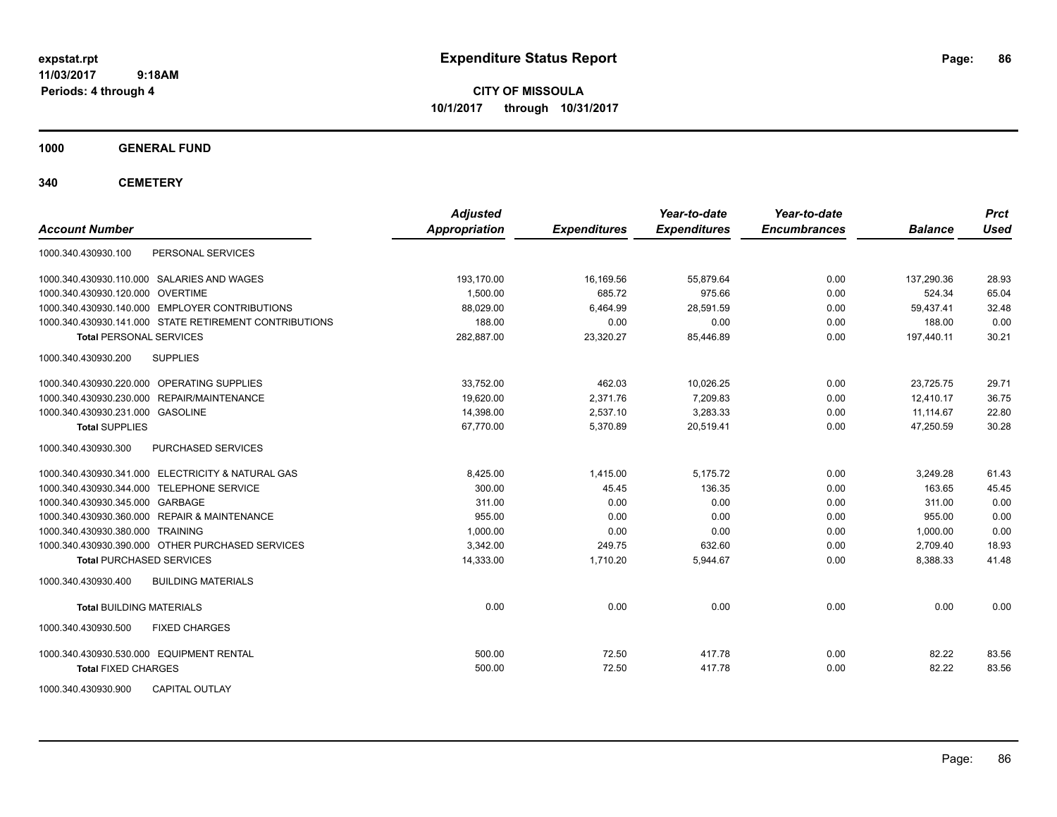expstat.rpt
11/03/2017 9:18AM
Periods: 4 through 4

# Expenditure Status Report

**CITY OF MISSOULA**
**10/1/2017 through 10/31/2017**

**1000 GENERAL FUND**

**340 CEMETERY**

| Account Number | | Adjusted Appropriation | Expenditures | Year-to-date Expenditures | Year-to-date Encumbrances | Balance | Prct Used |
|---|---|---|---|---|---|---|---|
| 1000.340.430930.100 | PERSONAL SERVICES | | | | | | |
| 1000.340.430930.110.000 | SALARIES AND WAGES | 193,170.00 | 16,169.56 | 55,879.64 | 0.00 | 137,290.36 | 28.93 |
| 1000.340.430930.120.000 | OVERTIME | 1,500.00 | 685.72 | 975.66 | 0.00 | 524.34 | 65.04 |
| 1000.340.430930.140.000 | EMPLOYER CONTRIBUTIONS | 88,029.00 | 6,464.99 | 28,591.59 | 0.00 | 59,437.41 | 32.48 |
| 1000.340.430930.141.000 | STATE RETIREMENT CONTRIBUTIONS | 188.00 | 0.00 | 0.00 | 0.00 | 188.00 | 0.00 |
| **Total** PERSONAL SERVICES | | 282,887.00 | 23,320.27 | 85,446.89 | 0.00 | 197,440.11 | 30.21 |
| 1000.340.430930.200 | SUPPLIES | | | | | | |
| 1000.340.430930.220.000 | OPERATING SUPPLIES | 33,752.00 | 462.03 | 10,026.25 | 0.00 | 23,725.75 | 29.71 |
| 1000.340.430930.230.000 | REPAIR/MAINTENANCE | 19,620.00 | 2,371.76 | 7,209.83 | 0.00 | 12,410.17 | 36.75 |
| 1000.340.430930.231.000 | GASOLINE | 14,398.00 | 2,537.10 | 3,283.33 | 0.00 | 11,114.67 | 22.80 |
| **Total** SUPPLIES | | 67,770.00 | 5,370.89 | 20,519.41 | 0.00 | 47,250.59 | 30.28 |
| 1000.340.430930.300 | PURCHASED SERVICES | | | | | | |
| 1000.340.430930.341.000 | ELECTRICITY & NATURAL GAS | 8,425.00 | 1,415.00 | 5,175.72 | 0.00 | 3,249.28 | 61.43 |
| 1000.340.430930.344.000 | TELEPHONE SERVICE | 300.00 | 45.45 | 136.35 | 0.00 | 163.65 | 45.45 |
| 1000.340.430930.345.000 | GARBAGE | 311.00 | 0.00 | 0.00 | 0.00 | 311.00 | 0.00 |
| 1000.340.430930.360.000 | REPAIR & MAINTENANCE | 955.00 | 0.00 | 0.00 | 0.00 | 955.00 | 0.00 |
| 1000.340.430930.380.000 | TRAINING | 1,000.00 | 0.00 | 0.00 | 0.00 | 1,000.00 | 0.00 |
| 1000.340.430930.390.000 | OTHER PURCHASED SERVICES | 3,342.00 | 249.75 | 632.60 | 0.00 | 2,709.40 | 18.93 |
| **Total** PURCHASED SERVICES | | 14,333.00 | 1,710.20 | 5,944.67 | 0.00 | 8,388.33 | 41.48 |
| 1000.340.430930.400 | BUILDING MATERIALS | | | | | | |
| **Total** BUILDING MATERIALS | | 0.00 | 0.00 | 0.00 | 0.00 | 0.00 | 0.00 |
| 1000.340.430930.500 | FIXED CHARGES | | | | | | |
| 1000.340.430930.530.000 | EQUIPMENT RENTAL | 500.00 | 72.50 | 417.78 | 0.00 | 82.22 | 83.56 |
| **Total** FIXED CHARGES | | 500.00 | 72.50 | 417.78 | 0.00 | 82.22 | 83.56 |
| 1000.340.430930.900 | CAPITAL OUTLAY | | | | | | |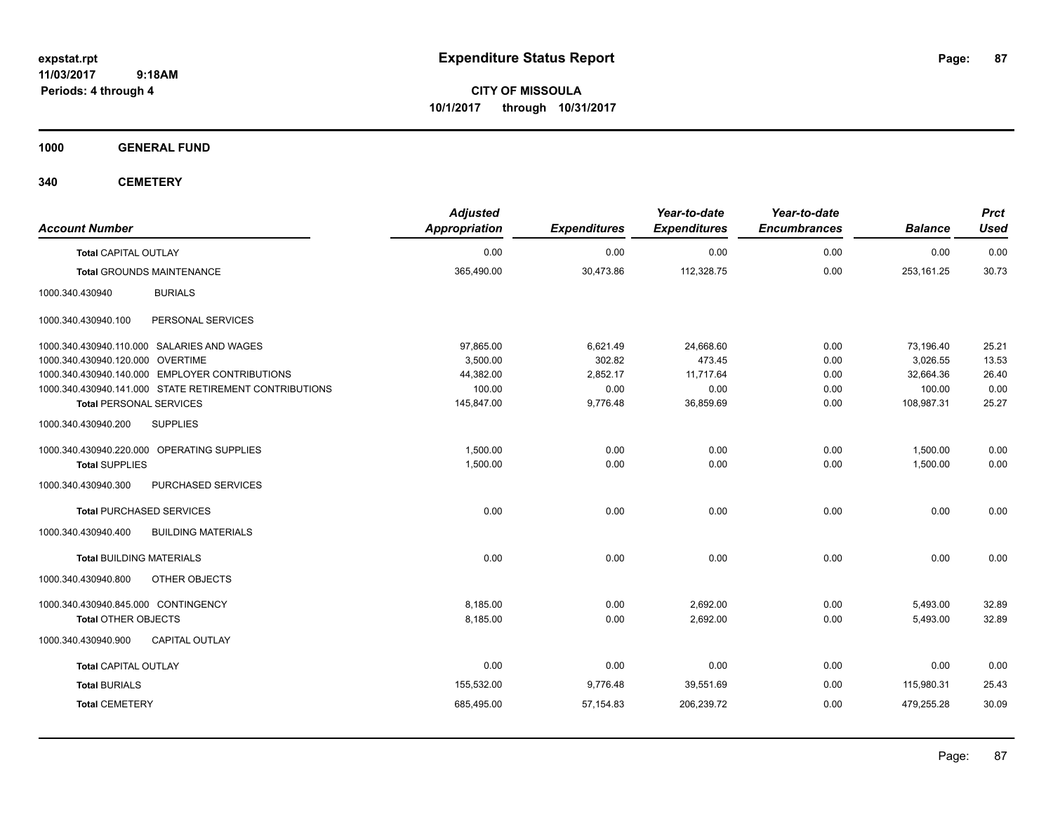# Expenditure Status Report

**CITY OF MISSOULA**
**10/1/2017 through 10/31/2017**

expstat.rpt
11/03/2017 9:18AM
Periods: 4 through 4

**1000 GENERAL FUND**

**340 CEMETERY**

| Account Number | Adjusted Appropriation | Expenditures | Year-to-date Expenditures | Year-to-date Encumbrances | Balance | Prct Used |
|---|---|---|---|---|---|---|
| **Total** CAPITAL OUTLAY | 0.00 | 0.00 | 0.00 | 0.00 | 0.00 | 0.00 |
| **Total** GROUNDS MAINTENANCE | 365,490.00 | 30,473.86 | 112,328.75 | 0.00 | 253,161.25 | 30.73 |
| 1000.340.430940 BURIALS | | | | | | |
| 1000.340.430940.100 PERSONAL SERVICES | | | | | | |
| 1000.340.430940.110.000 SALARIES AND WAGES | 97,865.00 | 6,621.49 | 24,668.60 | 0.00 | 73,196.40 | 25.21 |
| 1000.340.430940.120.000 OVERTIME | 3,500.00 | 302.82 | 473.45 | 0.00 | 3,026.55 | 13.53 |
| 1000.340.430940.140.000 EMPLOYER CONTRIBUTIONS | 44,382.00 | 2,852.17 | 11,717.64 | 0.00 | 32,664.36 | 26.40 |
| 1000.340.430940.141.000 STATE RETIREMENT CONTRIBUTIONS | 100.00 | 0.00 | 0.00 | 0.00 | 100.00 | 0.00 |
| **Total** PERSONAL SERVICES | 145,847.00 | 9,776.48 | 36,859.69 | 0.00 | 108,987.31 | 25.27 |
| 1000.340.430940.200 SUPPLIES | | | | | | |
| 1000.340.430940.220.000 OPERATING SUPPLIES | 1,500.00 | 0.00 | 0.00 | 0.00 | 1,500.00 | 0.00 |
| **Total** SUPPLIES | 1,500.00 | 0.00 | 0.00 | 0.00 | 1,500.00 | 0.00 |
| 1000.340.430940.300 PURCHASED SERVICES | | | | | | |
| **Total** PURCHASED SERVICES | 0.00 | 0.00 | 0.00 | 0.00 | 0.00 | 0.00 |
| 1000.340.430940.400 BUILDING MATERIALS | | | | | | |
| **Total** BUILDING MATERIALS | 0.00 | 0.00 | 0.00 | 0.00 | 0.00 | 0.00 |
| 1000.340.430940.800 OTHER OBJECTS | | | | | | |
| 1000.340.430940.845.000 CONTINGENCY | 8,185.00 | 0.00 | 2,692.00 | 0.00 | 5,493.00 | 32.89 |
| **Total** OTHER OBJECTS | 8,185.00 | 0.00 | 2,692.00 | 0.00 | 5,493.00 | 32.89 |
| 1000.340.430940.900 CAPITAL OUTLAY | | | | | | |
| **Total** CAPITAL OUTLAY | 0.00 | 0.00 | 0.00 | 0.00 | 0.00 | 0.00 |
| **Total** BURIALS | 155,532.00 | 9,776.48 | 39,551.69 | 0.00 | 115,980.31 | 25.43 |
| **Total** CEMETERY | 685,495.00 | 57,154.83 | 206,239.72 | 0.00 | 479,255.28 | 30.09 |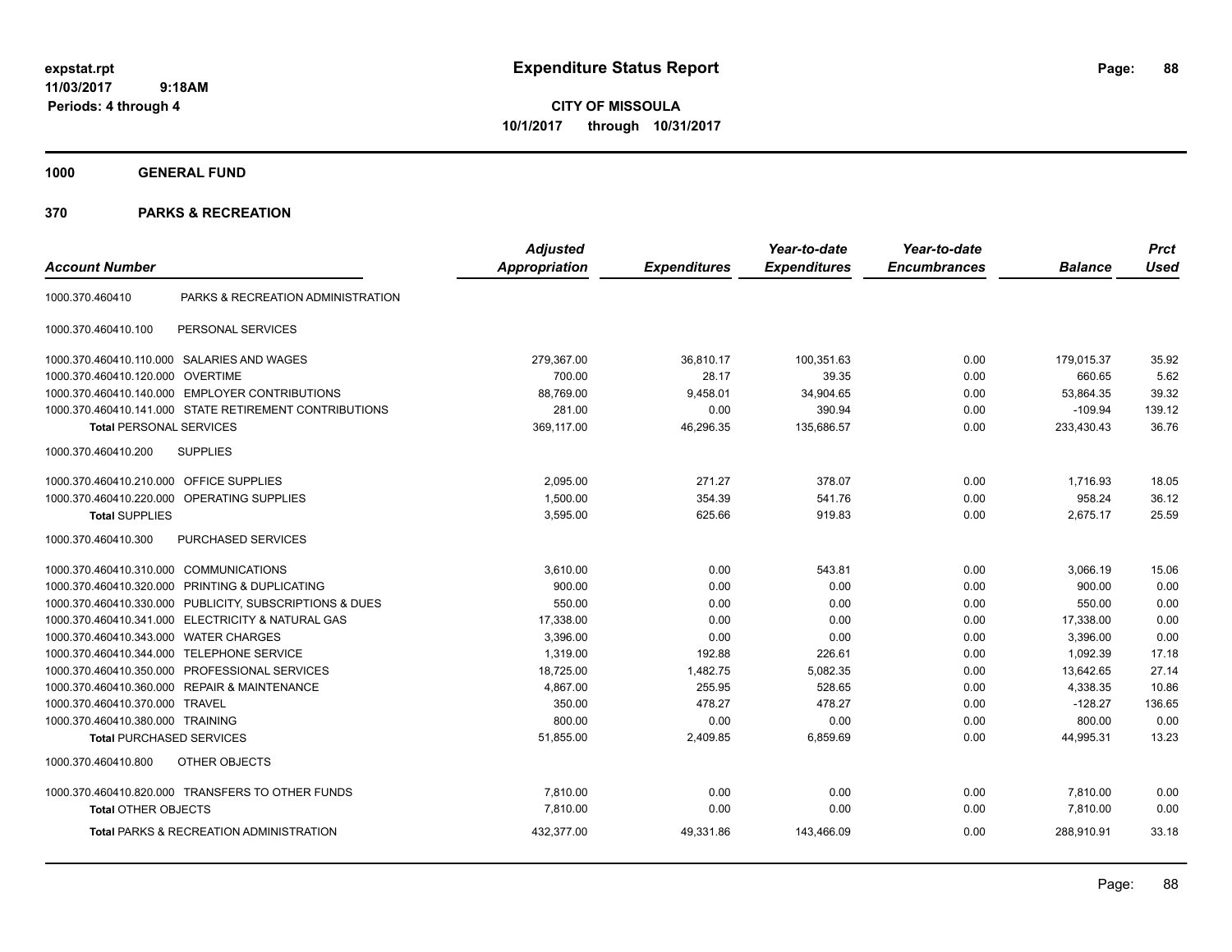expstat.rpt
11/03/2017 9:18AM
Periods: 4 through 4

# Expenditure Status Report

**CITY OF MISSOULA**
**10/1/2017 through 10/31/2017**

## 1000 GENERAL FUND

## 370 PARKS & RECREATION

| Account Number | | Adjusted Appropriation | Expenditures | Year-to-date Expenditures | Year-to-date Encumbrances | Balance | Prct Used |
|---|---|---|---|---|---|---|---|
| 1000.370.460410 | PARKS & RECREATION ADMINISTRATION | | | | | | |
| 1000.370.460410.100 | PERSONAL SERVICES | | | | | | |
| 1000.370.460410.110.000 | SALARIES AND WAGES | 279,367.00 | 36,810.17 | 100,351.63 | 0.00 | 179,015.37 | 35.92 |
| 1000.370.460410.120.000 | OVERTIME | 700.00 | 28.17 | 39.35 | 0.00 | 660.65 | 5.62 |
| 1000.370.460410.140.000 | EMPLOYER CONTRIBUTIONS | 88,769.00 | 9,458.01 | 34,904.65 | 0.00 | 53,864.35 | 39.32 |
| 1000.370.460410.141.000 | STATE RETIREMENT CONTRIBUTIONS | 281.00 | 0.00 | 390.94 | 0.00 | -109.94 | 139.12 |
| **Total** PERSONAL SERVICES | | 369,117.00 | 46,296.35 | 135,686.57 | 0.00 | 233,430.43 | 36.76 |
| 1000.370.460410.200 | SUPPLIES | | | | | | |
| 1000.370.460410.210.000 | OFFICE SUPPLIES | 2,095.00 | 271.27 | 378.07 | 0.00 | 1,716.93 | 18.05 |
| 1000.370.460410.220.000 | OPERATING SUPPLIES | 1,500.00 | 354.39 | 541.76 | 0.00 | 958.24 | 36.12 |
| **Total** SUPPLIES | | 3,595.00 | 625.66 | 919.83 | 0.00 | 2,675.17 | 25.59 |
| 1000.370.460410.300 | PURCHASED SERVICES | | | | | | |
| 1000.370.460410.310.000 | COMMUNICATIONS | 3,610.00 | 0.00 | 543.81 | 0.00 | 3,066.19 | 15.06 |
| 1000.370.460410.320.000 | PRINTING & DUPLICATING | 900.00 | 0.00 | 0.00 | 0.00 | 900.00 | 0.00 |
| 1000.370.460410.330.000 | PUBLICITY, SUBSCRIPTIONS & DUES | 550.00 | 0.00 | 0.00 | 0.00 | 550.00 | 0.00 |
| 1000.370.460410.341.000 | ELECTRICITY & NATURAL GAS | 17,338.00 | 0.00 | 0.00 | 0.00 | 17,338.00 | 0.00 |
| 1000.370.460410.343.000 | WATER CHARGES | 3,396.00 | 0.00 | 0.00 | 0.00 | 3,396.00 | 0.00 |
| 1000.370.460410.344.000 | TELEPHONE SERVICE | 1,319.00 | 192.88 | 226.61 | 0.00 | 1,092.39 | 17.18 |
| 1000.370.460410.350.000 | PROFESSIONAL SERVICES | 18,725.00 | 1,482.75 | 5,082.35 | 0.00 | 13,642.65 | 27.14 |
| 1000.370.460410.360.000 | REPAIR & MAINTENANCE | 4,867.00 | 255.95 | 528.65 | 0.00 | 4,338.35 | 10.86 |
| 1000.370.460410.370.000 | TRAVEL | 350.00 | 478.27 | 478.27 | 0.00 | -128.27 | 136.65 |
| 1000.370.460410.380.000 | TRAINING | 800.00 | 0.00 | 0.00 | 0.00 | 800.00 | 0.00 |
| **Total** PURCHASED SERVICES | | 51,855.00 | 2,409.85 | 6,859.69 | 0.00 | 44,995.31 | 13.23 |
| 1000.370.460410.800 | OTHER OBJECTS | | | | | | |
| 1000.370.460410.820.000 | TRANSFERS TO OTHER FUNDS | 7,810.00 | 0.00 | 0.00 | 0.00 | 7,810.00 | 0.00 |
| **Total** OTHER OBJECTS | | 7,810.00 | 0.00 | 0.00 | 0.00 | 7,810.00 | 0.00 |
| **Total** PARKS & RECREATION ADMINISTRATION | | 432,377.00 | 49,331.86 | 143,466.09 | 0.00 | 288,910.91 | 33.18 |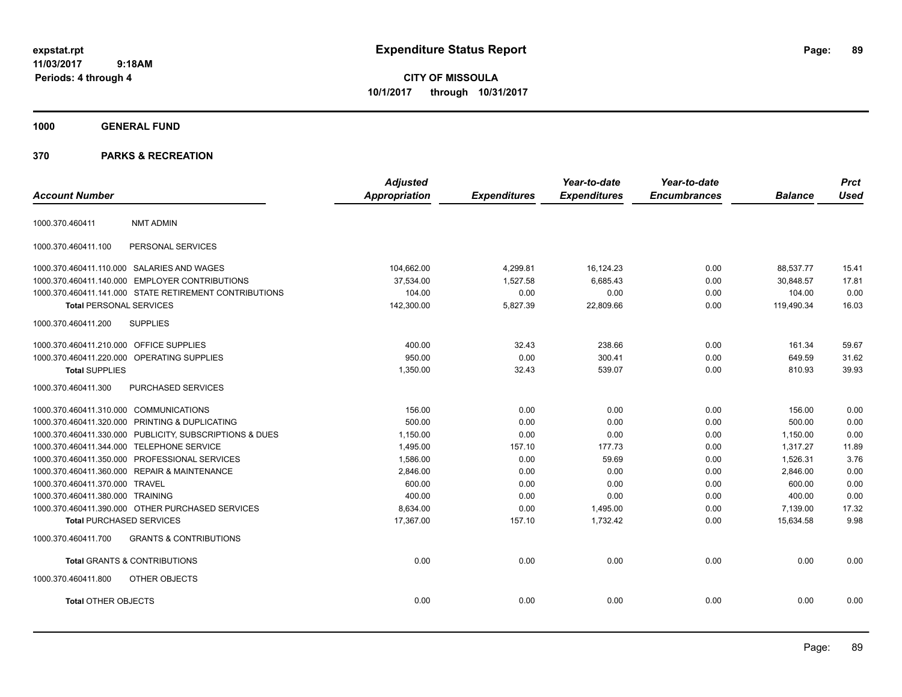expstat.rpt
11/03/2017 9:18AM
Periods: 4 through 4

# Expenditure Status Report

**CITY OF MISSOULA**
**10/1/2017 through 10/31/2017**

## 1000 GENERAL FUND

## 370 PARKS & RECREATION

| Account Number | Adjusted Appropriation | Expenditures | Year-to-date Expenditures | Year-to-date Encumbrances | Balance | Prct Used |
|---|---|---|---|---|---|---|
| 1000.370.460411 NMT ADMIN | | | | | | |
| 1000.370.460411.100 PERSONAL SERVICES | | | | | | |
| 1000.370.460411.110.000 SALARIES AND WAGES | 104,662.00 | 4,299.81 | 16,124.23 | 0.00 | 88,537.77 | 15.41 |
| 1000.370.460411.140.000 EMPLOYER CONTRIBUTIONS | 37,534.00 | 1,527.58 | 6,685.43 | 0.00 | 30,848.57 | 17.81 |
| 1000.370.460411.141.000 STATE RETIREMENT CONTRIBUTIONS | 104.00 | 0.00 | 0.00 | 0.00 | 104.00 | 0.00 |
| **Total** PERSONAL SERVICES | 142,300.00 | 5,827.39 | 22,809.66 | 0.00 | 119,490.34 | 16.03 |
| 1000.370.460411.200 SUPPLIES | | | | | | |
| 1000.370.460411.210.000 OFFICE SUPPLIES | 400.00 | 32.43 | 238.66 | 0.00 | 161.34 | 59.67 |
| 1000.370.460411.220.000 OPERATING SUPPLIES | 950.00 | 0.00 | 300.41 | 0.00 | 649.59 | 31.62 |
| **Total** SUPPLIES | 1,350.00 | 32.43 | 539.07 | 0.00 | 810.93 | 39.93 |
| 1000.370.460411.300 PURCHASED SERVICES | | | | | | |
| 1000.370.460411.310.000 COMMUNICATIONS | 156.00 | 0.00 | 0.00 | 0.00 | 156.00 | 0.00 |
| 1000.370.460411.320.000 PRINTING & DUPLICATING | 500.00 | 0.00 | 0.00 | 0.00 | 500.00 | 0.00 |
| 1000.370.460411.330.000 PUBLICITY, SUBSCRIPTIONS & DUES | 1,150.00 | 0.00 | 0.00 | 0.00 | 1,150.00 | 0.00 |
| 1000.370.460411.344.000 TELEPHONE SERVICE | 1,495.00 | 157.10 | 177.73 | 0.00 | 1,317.27 | 11.89 |
| 1000.370.460411.350.000 PROFESSIONAL SERVICES | 1,586.00 | 0.00 | 59.69 | 0.00 | 1,526.31 | 3.76 |
| 1000.370.460411.360.000 REPAIR & MAINTENANCE | 2,846.00 | 0.00 | 0.00 | 0.00 | 2,846.00 | 0.00 |
| 1000.370.460411.370.000 TRAVEL | 600.00 | 0.00 | 0.00 | 0.00 | 600.00 | 0.00 |
| 1000.370.460411.380.000 TRAINING | 400.00 | 0.00 | 0.00 | 0.00 | 400.00 | 0.00 |
| 1000.370.460411.390.000 OTHER PURCHASED SERVICES | 8,634.00 | 0.00 | 1,495.00 | 0.00 | 7,139.00 | 17.32 |
| **Total** PURCHASED SERVICES | 17,367.00 | 157.10 | 1,732.42 | 0.00 | 15,634.58 | 9.98 |
| 1000.370.460411.700 GRANTS & CONTRIBUTIONS | | | | | | |
| **Total** GRANTS & CONTRIBUTIONS | 0.00 | 0.00 | 0.00 | 0.00 | 0.00 | 0.00 |
| 1000.370.460411.800 OTHER OBJECTS | | | | | | |
| **Total** OTHER OBJECTS | 0.00 | 0.00 | 0.00 | 0.00 | 0.00 | 0.00 |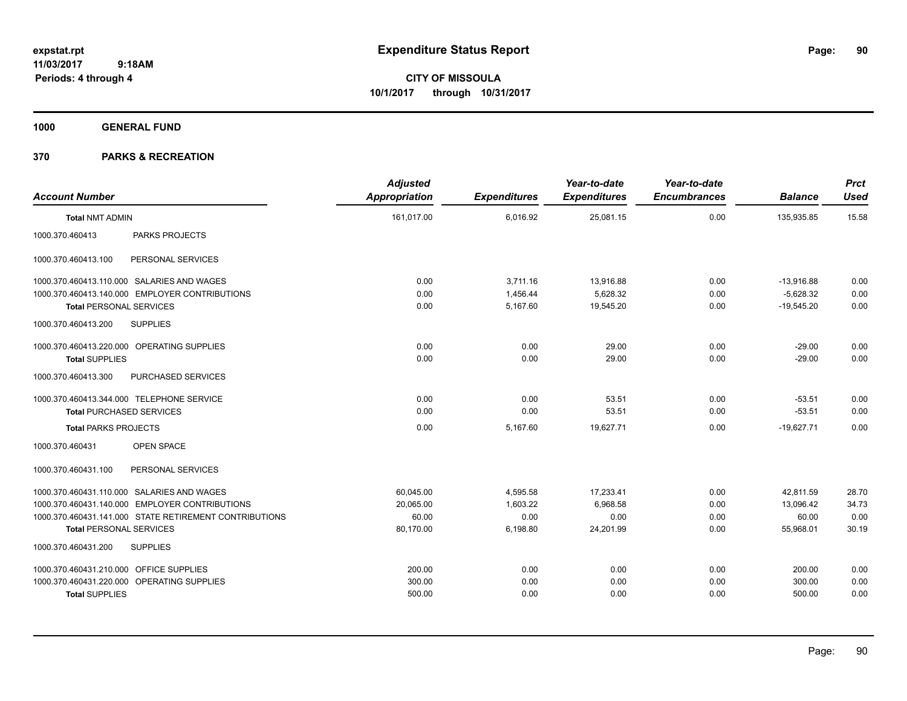# Expenditure Status Report

**CITY OF MISSOULA**
**10/1/2017 through 10/31/2017**

expstat.rpt
11/03/2017 9:18AM
Periods: 4 through 4

**1000 GENERAL FUND**

**370 PARKS & RECREATION**

| Account Number | Adjusted Appropriation | Expenditures | Year-to-date Expenditures | Year-to-date Encumbrances | Balance | Prct Used |
|---|---|---|---|---|---|---|
| **Total NMT ADMIN** | 161,017.00 | 6,016.92 | 25,081.15 | 0.00 | 135,935.85 | 15.58 |
| 1000.370.460413 PARKS PROJECTS | | | | | | |
| 1000.370.460413.100 PERSONAL SERVICES | | | | | | |
| 1000.370.460413.110.000 SALARIES AND WAGES | 0.00 | 3,711.16 | 13,916.88 | 0.00 | -13,916.88 | 0.00 |
| 1000.370.460413.140.000 EMPLOYER CONTRIBUTIONS | 0.00 | 1,456.44 | 5,628.32 | 0.00 | -5,628.32 | 0.00 |
| **Total PERSONAL SERVICES** | 0.00 | 5,167.60 | 19,545.20 | 0.00 | -19,545.20 | 0.00 |
| 1000.370.460413.200 SUPPLIES | | | | | | |
| 1000.370.460413.220.000 OPERATING SUPPLIES | 0.00 | 0.00 | 29.00 | 0.00 | -29.00 | 0.00 |
| **Total SUPPLIES** | 0.00 | 0.00 | 29.00 | 0.00 | -29.00 | 0.00 |
| 1000.370.460413.300 PURCHASED SERVICES | | | | | | |
| 1000.370.460413.344.000 TELEPHONE SERVICE | 0.00 | 0.00 | 53.51 | 0.00 | -53.51 | 0.00 |
| **Total PURCHASED SERVICES** | 0.00 | 0.00 | 53.51 | 0.00 | -53.51 | 0.00 |
| **Total PARKS PROJECTS** | 0.00 | 5,167.60 | 19,627.71 | 0.00 | -19,627.71 | 0.00 |
| 1000.370.460431 OPEN SPACE | | | | | | |
| 1000.370.460431.100 PERSONAL SERVICES | | | | | | |
| 1000.370.460431.110.000 SALARIES AND WAGES | 60,045.00 | 4,595.58 | 17,233.41 | 0.00 | 42,811.59 | 28.70 |
| 1000.370.460431.140.000 EMPLOYER CONTRIBUTIONS | 20,065.00 | 1,603.22 | 6,968.58 | 0.00 | 13,096.42 | 34.73 |
| 1000.370.460431.141.000 STATE RETIREMENT CONTRIBUTIONS | 60.00 | 0.00 | 0.00 | 0.00 | 60.00 | 0.00 |
| **Total PERSONAL SERVICES** | 80,170.00 | 6,198.80 | 24,201.99 | 0.00 | 55,968.01 | 30.19 |
| 1000.370.460431.200 SUPPLIES | | | | | | |
| 1000.370.460431.210.000 OFFICE SUPPLIES | 200.00 | 0.00 | 0.00 | 0.00 | 200.00 | 0.00 |
| 1000.370.460431.220.000 OPERATING SUPPLIES | 300.00 | 0.00 | 0.00 | 0.00 | 300.00 | 0.00 |
| **Total SUPPLIES** | 500.00 | 0.00 | 0.00 | 0.00 | 500.00 | 0.00 |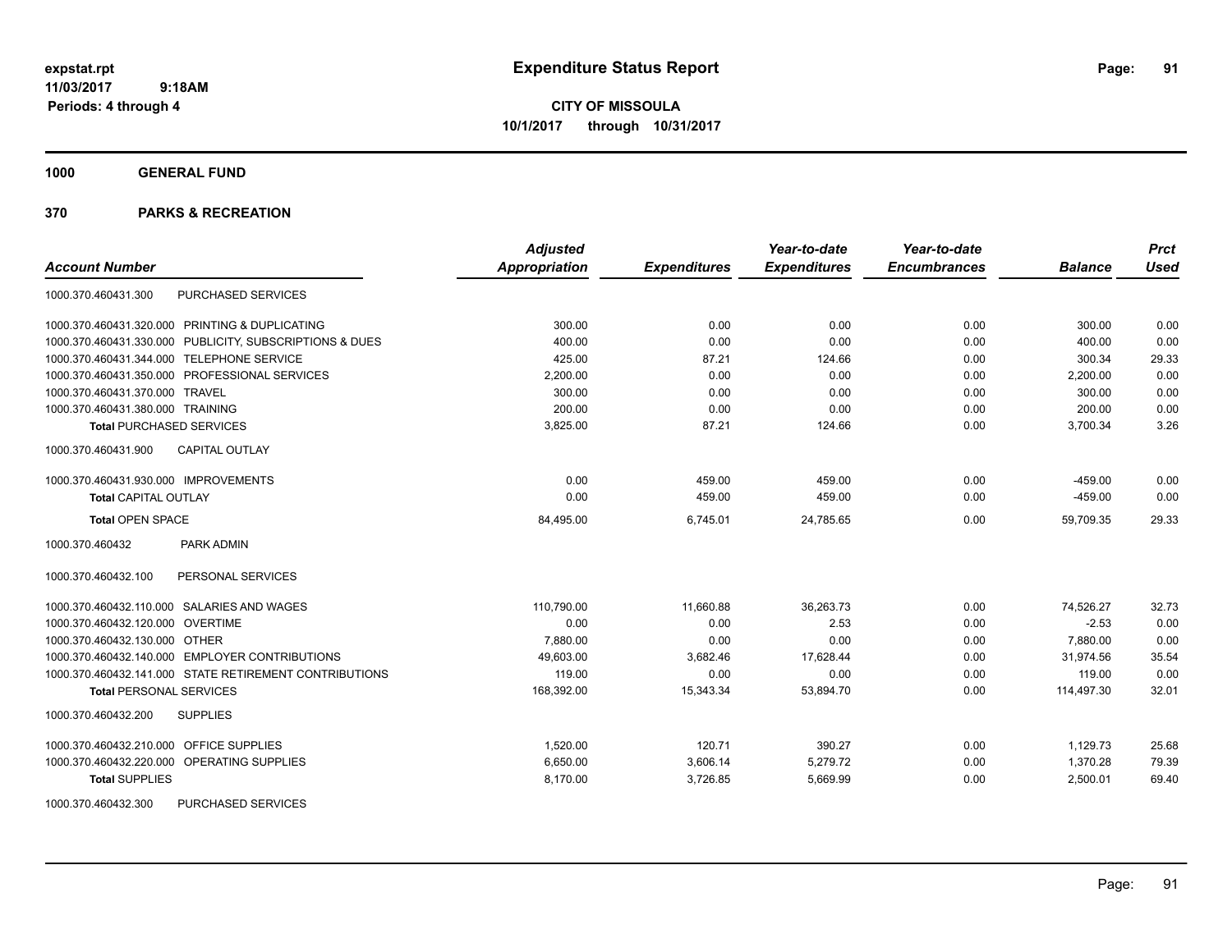# Expenditure Status Report

**CITY OF MISSOULA**
**10/1/2017 through 10/31/2017**

expstat.rpt
11/03/2017 9:18AM
Periods: 4 through 4

**1000 GENERAL FUND**

**370 PARKS & RECREATION**

| Account Number | Adjusted Appropriation | Expenditures | Year-to-date Expenditures | Year-to-date Encumbrances | Balance | Prct Used |
|---|---|---|---|---|---|---|
| 1000.370.460431.300 PURCHASED SERVICES | | | | | | |
| 1000.370.460431.320.000 PRINTING & DUPLICATING | 300.00 | 0.00 | 0.00 | 0.00 | 300.00 | 0.00 |
| 1000.370.460431.330.000 PUBLICITY, SUBSCRIPTIONS & DUES | 400.00 | 0.00 | 0.00 | 0.00 | 400.00 | 0.00 |
| 1000.370.460431.344.000 TELEPHONE SERVICE | 425.00 | 87.21 | 124.66 | 0.00 | 300.34 | 29.33 |
| 1000.370.460431.350.000 PROFESSIONAL SERVICES | 2,200.00 | 0.00 | 0.00 | 0.00 | 2,200.00 | 0.00 |
| 1000.370.460431.370.000 TRAVEL | 300.00 | 0.00 | 0.00 | 0.00 | 300.00 | 0.00 |
| 1000.370.460431.380.000 TRAINING | 200.00 | 0.00 | 0.00 | 0.00 | 200.00 | 0.00 |
| **Total** PURCHASED SERVICES | 3,825.00 | 87.21 | 124.66 | 0.00 | 3,700.34 | 3.26 |
| 1000.370.460431.900 CAPITAL OUTLAY | | | | | | |
| 1000.370.460431.930.000 IMPROVEMENTS | 0.00 | 459.00 | 459.00 | 0.00 | -459.00 | 0.00 |
| **Total** CAPITAL OUTLAY | 0.00 | 459.00 | 459.00 | 0.00 | -459.00 | 0.00 |
| **Total** OPEN SPACE | 84,495.00 | 6,745.01 | 24,785.65 | 0.00 | 59,709.35 | 29.33 |
| 1000.370.460432 PARK ADMIN | | | | | | |
| 1000.370.460432.100 PERSONAL SERVICES | | | | | | |
| 1000.370.460432.110.000 SALARIES AND WAGES | 110,790.00 | 11,660.88 | 36,263.73 | 0.00 | 74,526.27 | 32.73 |
| 1000.370.460432.120.000 OVERTIME | 0.00 | 0.00 | 2.53 | 0.00 | -2.53 | 0.00 |
| 1000.370.460432.130.000 OTHER | 7,880.00 | 0.00 | 0.00 | 0.00 | 7,880.00 | 0.00 |
| 1000.370.460432.140.000 EMPLOYER CONTRIBUTIONS | 49,603.00 | 3,682.46 | 17,628.44 | 0.00 | 31,974.56 | 35.54 |
| 1000.370.460432.141.000 STATE RETIREMENT CONTRIBUTIONS | 119.00 | 0.00 | 0.00 | 0.00 | 119.00 | 0.00 |
| **Total** PERSONAL SERVICES | 168,392.00 | 15,343.34 | 53,894.70 | 0.00 | 114,497.30 | 32.01 |
| 1000.370.460432.200 SUPPLIES | | | | | | |
| 1000.370.460432.210.000 OFFICE SUPPLIES | 1,520.00 | 120.71 | 390.27 | 0.00 | 1,129.73 | 25.68 |
| 1000.370.460432.220.000 OPERATING SUPPLIES | 6,650.00 | 3,606.14 | 5,279.72 | 0.00 | 1,370.28 | 79.39 |
| **Total** SUPPLIES | 8,170.00 | 3,726.85 | 5,669.99 | 0.00 | 2,500.01 | 69.40 |
| 1000.370.460432.300 PURCHASED SERVICES | | | | | | |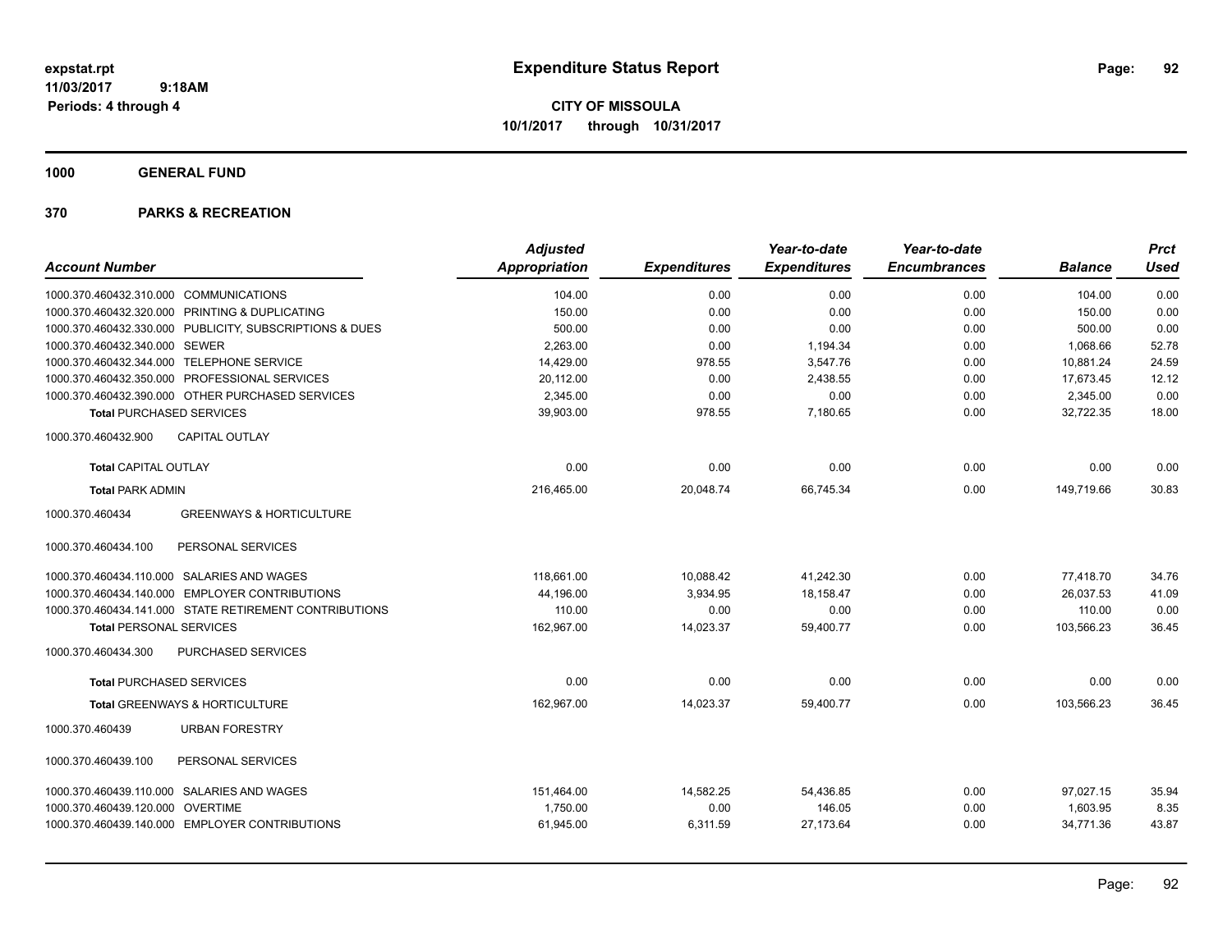# Expenditure Status Report

expstat.rpt
11/03/2017 9:18AM
Periods: 4 through 4

**CITY OF MISSOULA**
**10/1/2017 through 10/31/2017**

**1000 GENERAL FUND**

**370 PARKS & RECREATION**

| Account Number | Adjusted Appropriation | Expenditures | Year-to-date Expenditures | Year-to-date Encumbrances | Balance | Prct Used |
|---|---|---|---|---|---|---|
| 1000.370.460432.310.000 COMMUNICATIONS | 104.00 | 0.00 | 0.00 | 0.00 | 104.00 | 0.00 |
| 1000.370.460432.320.000 PRINTING & DUPLICATING | 150.00 | 0.00 | 0.00 | 0.00 | 150.00 | 0.00 |
| 1000.370.460432.330.000 PUBLICITY, SUBSCRIPTIONS & DUES | 500.00 | 0.00 | 0.00 | 0.00 | 500.00 | 0.00 |
| 1000.370.460432.340.000 SEWER | 2,263.00 | 0.00 | 1,194.34 | 0.00 | 1,068.66 | 52.78 |
| 1000.370.460432.344.000 TELEPHONE SERVICE | 14,429.00 | 978.55 | 3,547.76 | 0.00 | 10,881.24 | 24.59 |
| 1000.370.460432.350.000 PROFESSIONAL SERVICES | 20,112.00 | 0.00 | 2,438.55 | 0.00 | 17,673.45 | 12.12 |
| 1000.370.460432.390.000 OTHER PURCHASED SERVICES | 2,345.00 | 0.00 | 0.00 | 0.00 | 2,345.00 | 0.00 |
| **Total** PURCHASED SERVICES | 39,903.00 | 978.55 | 7,180.65 | 0.00 | 32,722.35 | 18.00 |
| 1000.370.460432.900 CAPITAL OUTLAY | | | | | | |
| **Total** CAPITAL OUTLAY | 0.00 | 0.00 | 0.00 | 0.00 | 0.00 | 0.00 |
| **Total** PARK ADMIN | 216,465.00 | 20,048.74 | 66,745.34 | 0.00 | 149,719.66 | 30.83 |
| 1000.370.460434 GREENWAYS & HORTICULTURE | | | | | | |
| 1000.370.460434.100 PERSONAL SERVICES | | | | | | |
| 1000.370.460434.110.000 SALARIES AND WAGES | 118,661.00 | 10,088.42 | 41,242.30 | 0.00 | 77,418.70 | 34.76 |
| 1000.370.460434.140.000 EMPLOYER CONTRIBUTIONS | 44,196.00 | 3,934.95 | 18,158.47 | 0.00 | 26,037.53 | 41.09 |
| 1000.370.460434.141.000 STATE RETIREMENT CONTRIBUTIONS | 110.00 | 0.00 | 0.00 | 0.00 | 110.00 | 0.00 |
| **Total** PERSONAL SERVICES | 162,967.00 | 14,023.37 | 59,400.77 | 0.00 | 103,566.23 | 36.45 |
| 1000.370.460434.300 PURCHASED SERVICES | | | | | | |
| **Total** PURCHASED SERVICES | 0.00 | 0.00 | 0.00 | 0.00 | 0.00 | 0.00 |
| **Total** GREENWAYS & HORTICULTURE | 162,967.00 | 14,023.37 | 59,400.77 | 0.00 | 103,566.23 | 36.45 |
| 1000.370.460439 URBAN FORESTRY | | | | | | |
| 1000.370.460439.100 PERSONAL SERVICES | | | | | | |
| 1000.370.460439.110.000 SALARIES AND WAGES | 151,464.00 | 14,582.25 | 54,436.85 | 0.00 | 97,027.15 | 35.94 |
| 1000.370.460439.120.000 OVERTIME | 1,750.00 | 0.00 | 146.05 | 0.00 | 1,603.95 | 8.35 |
| 1000.370.460439.140.000 EMPLOYER CONTRIBUTIONS | 61,945.00 | 6,311.59 | 27,173.64 | 0.00 | 34,771.36 | 43.87 |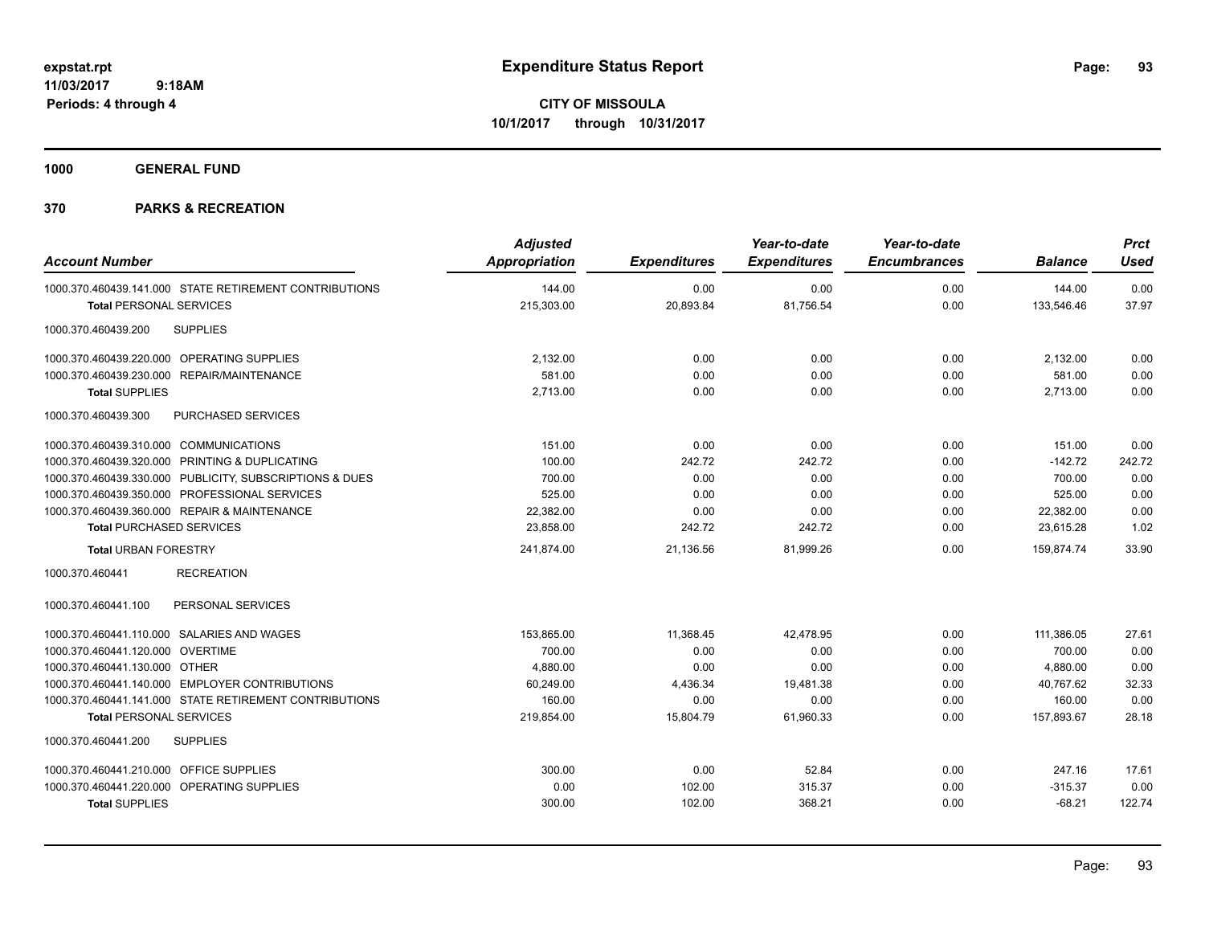# Expenditure Status Report

**CITY OF MISSOULA**
**10/1/2017 through 10/31/2017**

expstat.rpt
11/03/2017 9:18AM
Periods: 4 through 4

## 1000 GENERAL FUND

## 370 PARKS & RECREATION

| Account Number | Adjusted Appropriation | Expenditures | Year-to-date Expenditures | Year-to-date Encumbrances | Balance | Prct Used |
|---|---|---|---|---|---|---|
| 1000.370.460439.141.000 STATE RETIREMENT CONTRIBUTIONS | 144.00 | 0.00 | 0.00 | 0.00 | 144.00 | 0.00 |
| **Total** PERSONAL SERVICES | 215,303.00 | 20,893.84 | 81,756.54 | 0.00 | 133,546.46 | 37.97 |
| 1000.370.460439.200 SUPPLIES | | | | | | |
| 1000.370.460439.220.000 OPERATING SUPPLIES | 2,132.00 | 0.00 | 0.00 | 0.00 | 2,132.00 | 0.00 |
| 1000.370.460439.230.000 REPAIR/MAINTENANCE | 581.00 | 0.00 | 0.00 | 0.00 | 581.00 | 0.00 |
| **Total** SUPPLIES | 2,713.00 | 0.00 | 0.00 | 0.00 | 2,713.00 | 0.00 |
| 1000.370.460439.300 PURCHASED SERVICES | | | | | | |
| 1000.370.460439.310.000 COMMUNICATIONS | 151.00 | 0.00 | 0.00 | 0.00 | 151.00 | 0.00 |
| 1000.370.460439.320.000 PRINTING & DUPLICATING | 100.00 | 242.72 | 242.72 | 0.00 | -142.72 | 242.72 |
| 1000.370.460439.330.000 PUBLICITY, SUBSCRIPTIONS & DUES | 700.00 | 0.00 | 0.00 | 0.00 | 700.00 | 0.00 |
| 1000.370.460439.350.000 PROFESSIONAL SERVICES | 525.00 | 0.00 | 0.00 | 0.00 | 525.00 | 0.00 |
| 1000.370.460439.360.000 REPAIR & MAINTENANCE | 22,382.00 | 0.00 | 0.00 | 0.00 | 22,382.00 | 0.00 |
| **Total** PURCHASED SERVICES | 23,858.00 | 242.72 | 242.72 | 0.00 | 23,615.28 | 1.02 |
| **Total** URBAN FORESTRY | 241,874.00 | 21,136.56 | 81,999.26 | 0.00 | 159,874.74 | 33.90 |
| 1000.370.460441 RECREATION | | | | | | |
| 1000.370.460441.100 PERSONAL SERVICES | | | | | | |
| 1000.370.460441.110.000 SALARIES AND WAGES | 153,865.00 | 11,368.45 | 42,478.95 | 0.00 | 111,386.05 | 27.61 |
| 1000.370.460441.120.000 OVERTIME | 700.00 | 0.00 | 0.00 | 0.00 | 700.00 | 0.00 |
| 1000.370.460441.130.000 OTHER | 4,880.00 | 0.00 | 0.00 | 0.00 | 4,880.00 | 0.00 |
| 1000.370.460441.140.000 EMPLOYER CONTRIBUTIONS | 60,249.00 | 4,436.34 | 19,481.38 | 0.00 | 40,767.62 | 32.33 |
| 1000.370.460441.141.000 STATE RETIREMENT CONTRIBUTIONS | 160.00 | 0.00 | 0.00 | 0.00 | 160.00 | 0.00 |
| **Total** PERSONAL SERVICES | 219,854.00 | 15,804.79 | 61,960.33 | 0.00 | 157,893.67 | 28.18 |
| 1000.370.460441.200 SUPPLIES | | | | | | |
| 1000.370.460441.210.000 OFFICE SUPPLIES | 300.00 | 0.00 | 52.84 | 0.00 | 247.16 | 17.61 |
| 1000.370.460441.220.000 OPERATING SUPPLIES | 0.00 | 102.00 | 315.37 | 0.00 | -315.37 | 0.00 |
| **Total** SUPPLIES | 300.00 | 102.00 | 368.21 | 0.00 | -68.21 | 122.74 |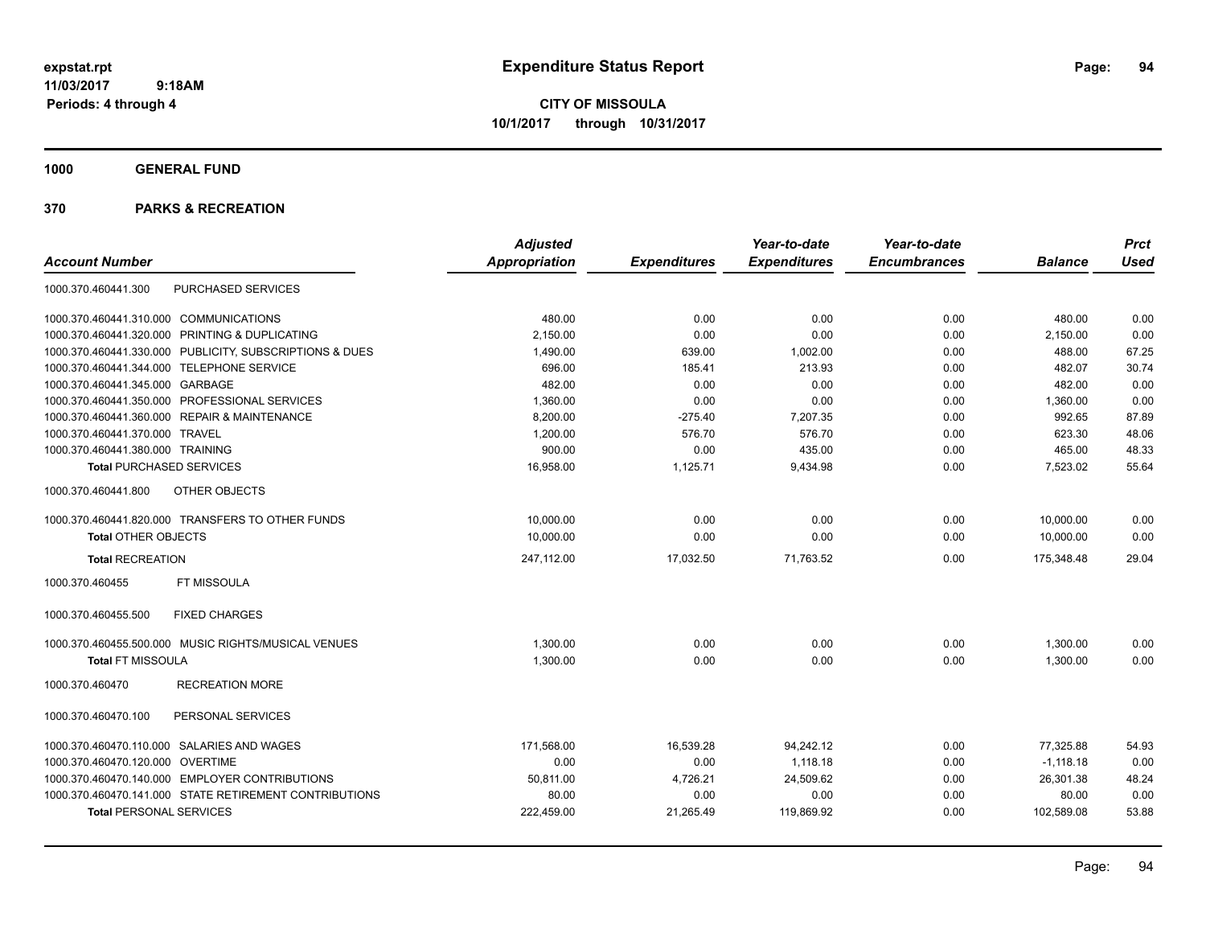# Expenditure Status Report

expstat.rpt
11/03/2017 9:18AM
Periods: 4 through 4

**CITY OF MISSOULA**
**10/1/2017 through 10/31/2017**

## 1000 GENERAL FUND

## 370 PARKS & RECREATION

| Account Number | | Adjusted Appropriation | Expenditures | Year-to-date Expenditures | Year-to-date Encumbrances | Balance | Prct Used |
|---|---|---|---|---|---|---|---|
| 1000.370.460441.300 | PURCHASED SERVICES | | | | | | |
| 1000.370.460441.310.000 | COMMUNICATIONS | 480.00 | 0.00 | 0.00 | 0.00 | 480.00 | 0.00 |
| 1000.370.460441.320.000 | PRINTING & DUPLICATING | 2,150.00 | 0.00 | 0.00 | 0.00 | 2,150.00 | 0.00 |
| 1000.370.460441.330.000 | PUBLICITY, SUBSCRIPTIONS & DUES | 1,490.00 | 639.00 | 1,002.00 | 0.00 | 488.00 | 67.25 |
| 1000.370.460441.344.000 | TELEPHONE SERVICE | 696.00 | 185.41 | 213.93 | 0.00 | 482.07 | 30.74 |
| 1000.370.460441.345.000 | GARBAGE | 482.00 | 0.00 | 0.00 | 0.00 | 482.00 | 0.00 |
| 1000.370.460441.350.000 | PROFESSIONAL SERVICES | 1,360.00 | 0.00 | 0.00 | 0.00 | 1,360.00 | 0.00 |
| 1000.370.460441.360.000 | REPAIR & MAINTENANCE | 8,200.00 | -275.40 | 7,207.35 | 0.00 | 992.65 | 87.89 |
| 1000.370.460441.370.000 | TRAVEL | 1,200.00 | 576.70 | 576.70 | 0.00 | 623.30 | 48.06 |
| 1000.370.460441.380.000 | TRAINING | 900.00 | 0.00 | 435.00 | 0.00 | 465.00 | 48.33 |
| **Total PURCHASED SERVICES** | | 16,958.00 | 1,125.71 | 9,434.98 | 0.00 | 7,523.02 | 55.64 |
| 1000.370.460441.800 | OTHER OBJECTS | | | | | | |
| 1000.370.460441.820.000 | TRANSFERS TO OTHER FUNDS | 10,000.00 | 0.00 | 0.00 | 0.00 | 10,000.00 | 0.00 |
| **Total OTHER OBJECTS** | | 10,000.00 | 0.00 | 0.00 | 0.00 | 10,000.00 | 0.00 |
| **Total RECREATION** | | 247,112.00 | 17,032.50 | 71,763.52 | 0.00 | 175,348.48 | 29.04 |
| 1000.370.460455 | FT MISSOULA | | | | | | |
| 1000.370.460455.500 | FIXED CHARGES | | | | | | |
| 1000.370.460455.500.000 | MUSIC RIGHTS/MUSICAL VENUES | 1,300.00 | 0.00 | 0.00 | 0.00 | 1,300.00 | 0.00 |
| **Total FT MISSOULA** | | 1,300.00 | 0.00 | 0.00 | 0.00 | 1,300.00 | 0.00 |
| 1000.370.460470 | RECREATION MORE | | | | | | |
| 1000.370.460470.100 | PERSONAL SERVICES | | | | | | |
| 1000.370.460470.110.000 | SALARIES AND WAGES | 171,568.00 | 16,539.28 | 94,242.12 | 0.00 | 77,325.88 | 54.93 |
| 1000.370.460470.120.000 | OVERTIME | 0.00 | 0.00 | 1,118.18 | 0.00 | -1,118.18 | 0.00 |
| 1000.370.460470.140.000 | EMPLOYER CONTRIBUTIONS | 50,811.00 | 4,726.21 | 24,509.62 | 0.00 | 26,301.38 | 48.24 |
| 1000.370.460470.141.000 | STATE RETIREMENT CONTRIBUTIONS | 80.00 | 0.00 | 0.00 | 0.00 | 80.00 | 0.00 |
| **Total PERSONAL SERVICES** | | 222,459.00 | 21,265.49 | 119,869.92 | 0.00 | 102,589.08 | 53.88 |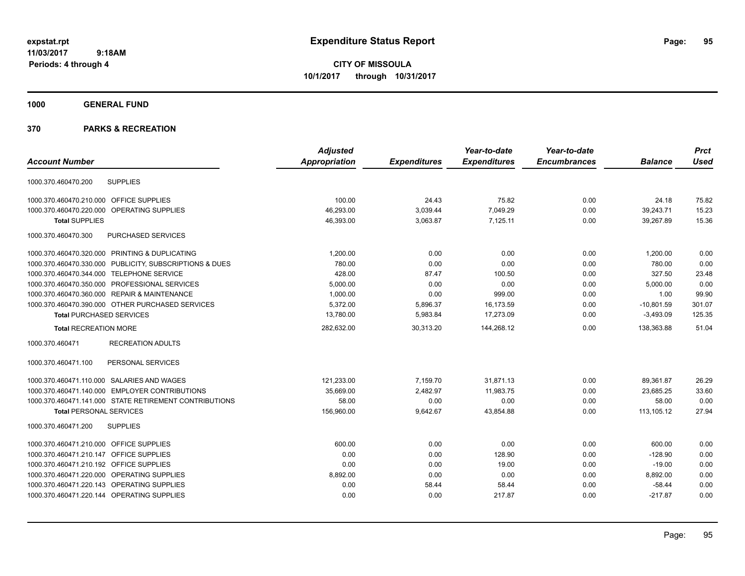# Expenditure Status Report

expstat.rpt
11/03/2017 9:18AM
Periods: 4 through 4

**CITY OF MISSOULA**
**10/1/2017 through 10/31/2017**

**1000 GENERAL FUND**

**370 PARKS & RECREATION**

| Account Number | Adjusted Appropriation | Expenditures | Year-to-date Expenditures | Year-to-date Encumbrances | Balance | Prct Used |
|---|---|---|---|---|---|---|
| 1000.370.460470.200 SUPPLIES | | | | | | |
| 1000.370.460470.210.000 OFFICE SUPPLIES | 100.00 | 24.43 | 75.82 | 0.00 | 24.18 | 75.82 |
| 1000.370.460470.220.000 OPERATING SUPPLIES | 46,293.00 | 3,039.44 | 7,049.29 | 0.00 | 39,243.71 | 15.23 |
| **Total** SUPPLIES | 46,393.00 | 3,063.87 | 7,125.11 | 0.00 | 39,267.89 | 15.36 |
| 1000.370.460470.300 PURCHASED SERVICES | | | | | | |
| 1000.370.460470.320.000 PRINTING & DUPLICATING | 1,200.00 | 0.00 | 0.00 | 0.00 | 1,200.00 | 0.00 |
| 1000.370.460470.330.000 PUBLICITY, SUBSCRIPTIONS & DUES | 780.00 | 0.00 | 0.00 | 0.00 | 780.00 | 0.00 |
| 1000.370.460470.344.000 TELEPHONE SERVICE | 428.00 | 87.47 | 100.50 | 0.00 | 327.50 | 23.48 |
| 1000.370.460470.350.000 PROFESSIONAL SERVICES | 5,000.00 | 0.00 | 0.00 | 0.00 | 5,000.00 | 0.00 |
| 1000.370.460470.360.000 REPAIR & MAINTENANCE | 1,000.00 | 0.00 | 999.00 | 0.00 | 1.00 | 99.90 |
| 1000.370.460470.390.000 OTHER PURCHASED SERVICES | 5,372.00 | 5,896.37 | 16,173.59 | 0.00 | -10,801.59 | 301.07 |
| **Total** PURCHASED SERVICES | 13,780.00 | 5,983.84 | 17,273.09 | 0.00 | -3,493.09 | 125.35 |
| **Total** RECREATION MORE | 282,632.00 | 30,313.20 | 144,268.12 | 0.00 | 138,363.88 | 51.04 |
| 1000.370.460471 RECREATION ADULTS | | | | | | |
| 1000.370.460471.100 PERSONAL SERVICES | | | | | | |
| 1000.370.460471.110.000 SALARIES AND WAGES | 121,233.00 | 7,159.70 | 31,871.13 | 0.00 | 89,361.87 | 26.29 |
| 1000.370.460471.140.000 EMPLOYER CONTRIBUTIONS | 35,669.00 | 2,482.97 | 11,983.75 | 0.00 | 23,685.25 | 33.60 |
| 1000.370.460471.141.000 STATE RETIREMENT CONTRIBUTIONS | 58.00 | 0.00 | 0.00 | 0.00 | 58.00 | 0.00 |
| **Total** PERSONAL SERVICES | 156,960.00 | 9,642.67 | 43,854.88 | 0.00 | 113,105.12 | 27.94 |
| 1000.370.460471.200 SUPPLIES | | | | | | |
| 1000.370.460471.210.000 OFFICE SUPPLIES | 600.00 | 0.00 | 0.00 | 0.00 | 600.00 | 0.00 |
| 1000.370.460471.210.147 OFFICE SUPPLIES | 0.00 | 0.00 | 128.90 | 0.00 | -128.90 | 0.00 |
| 1000.370.460471.210.192 OFFICE SUPPLIES | 0.00 | 0.00 | 19.00 | 0.00 | -19.00 | 0.00 |
| 1000.370.460471.220.000 OPERATING SUPPLIES | 8,892.00 | 0.00 | 0.00 | 0.00 | 8,892.00 | 0.00 |
| 1000.370.460471.220.143 OPERATING SUPPLIES | 0.00 | 58.44 | 58.44 | 0.00 | -58.44 | 0.00 |
| 1000.370.460471.220.144 OPERATING SUPPLIES | 0.00 | 0.00 | 217.87 | 0.00 | -217.87 | 0.00 |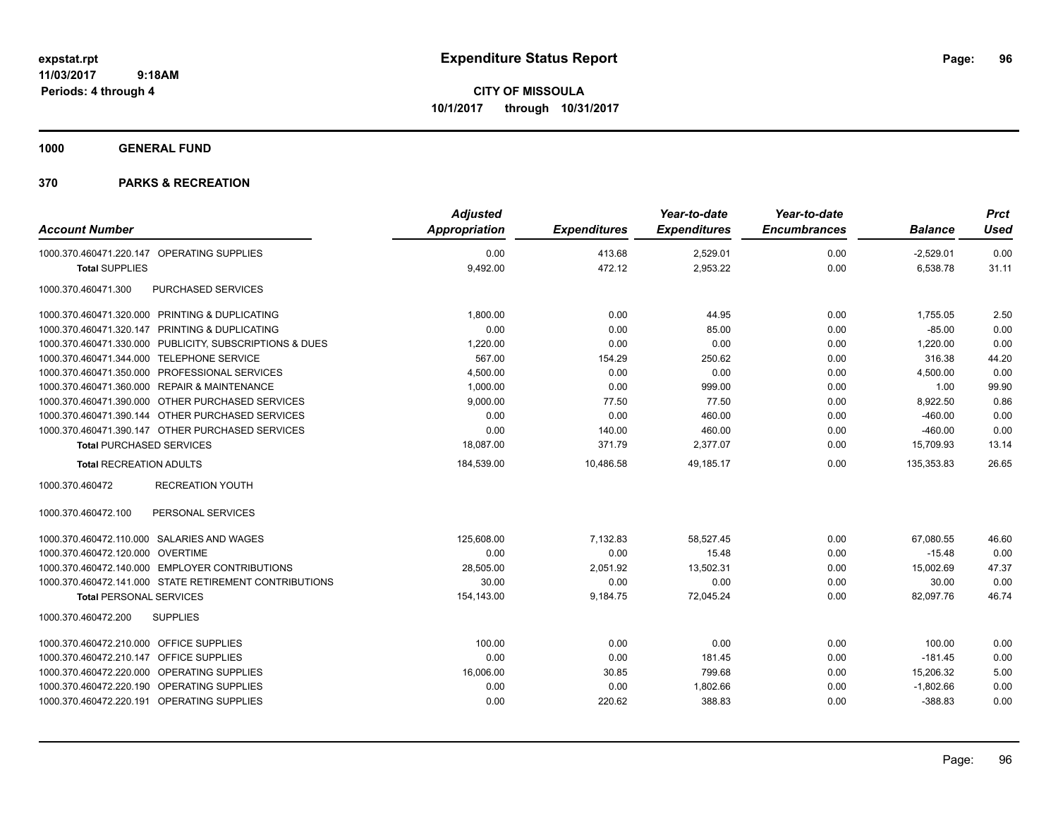# Expenditure Status Report

expstat.rpt
11/03/2017 9:18AM
Periods: 4 through 4

**CITY OF MISSOULA**
**10/1/2017 through 10/31/2017**

**1000 GENERAL FUND**

**370 PARKS & RECREATION**

| Account Number | Adjusted Appropriation | Expenditures | Year-to-date Expenditures | Year-to-date Encumbrances | Balance | Prct Used |
|---|---|---|---|---|---|---|
| 1000.370.460471.220.147 OPERATING SUPPLIES | 0.00 | 413.68 | 2,529.01 | 0.00 | -2,529.01 | 0.00 |
| **Total** SUPPLIES | 9,492.00 | 472.12 | 2,953.22 | 0.00 | 6,538.78 | 31.11 |
| 1000.370.460471.300 PURCHASED SERVICES | | | | | | |
| 1000.370.460471.320.000 PRINTING & DUPLICATING | 1,800.00 | 0.00 | 44.95 | 0.00 | 1,755.05 | 2.50 |
| 1000.370.460471.320.147 PRINTING & DUPLICATING | 0.00 | 0.00 | 85.00 | 0.00 | -85.00 | 0.00 |
| 1000.370.460471.330.000 PUBLICITY, SUBSCRIPTIONS & DUES | 1,220.00 | 0.00 | 0.00 | 0.00 | 1,220.00 | 0.00 |
| 1000.370.460471.344.000 TELEPHONE SERVICE | 567.00 | 154.29 | 250.62 | 0.00 | 316.38 | 44.20 |
| 1000.370.460471.350.000 PROFESSIONAL SERVICES | 4,500.00 | 0.00 | 0.00 | 0.00 | 4,500.00 | 0.00 |
| 1000.370.460471.360.000 REPAIR & MAINTENANCE | 1,000.00 | 0.00 | 999.00 | 0.00 | 1.00 | 99.90 |
| 1000.370.460471.390.000 OTHER PURCHASED SERVICES | 9,000.00 | 77.50 | 77.50 | 0.00 | 8,922.50 | 0.86 |
| 1000.370.460471.390.144 OTHER PURCHASED SERVICES | 0.00 | 0.00 | 460.00 | 0.00 | -460.00 | 0.00 |
| 1000.370.460471.390.147 OTHER PURCHASED SERVICES | 0.00 | 140.00 | 460.00 | 0.00 | -460.00 | 0.00 |
| **Total** PURCHASED SERVICES | 18,087.00 | 371.79 | 2,377.07 | 0.00 | 15,709.93 | 13.14 |
| **Total** RECREATION ADULTS | 184,539.00 | 10,486.58 | 49,185.17 | 0.00 | 135,353.83 | 26.65 |
| 1000.370.460472 RECREATION YOUTH | | | | | | |
| 1000.370.460472.100 PERSONAL SERVICES | | | | | | |
| 1000.370.460472.110.000 SALARIES AND WAGES | 125,608.00 | 7,132.83 | 58,527.45 | 0.00 | 67,080.55 | 46.60 |
| 1000.370.460472.120.000 OVERTIME | 0.00 | 0.00 | 15.48 | 0.00 | -15.48 | 0.00 |
| 1000.370.460472.140.000 EMPLOYER CONTRIBUTIONS | 28,505.00 | 2,051.92 | 13,502.31 | 0.00 | 15,002.69 | 47.37 |
| 1000.370.460472.141.000 STATE RETIREMENT CONTRIBUTIONS | 30.00 | 0.00 | 0.00 | 0.00 | 30.00 | 0.00 |
| **Total** PERSONAL SERVICES | 154,143.00 | 9,184.75 | 72,045.24 | 0.00 | 82,097.76 | 46.74 |
| 1000.370.460472.200 SUPPLIES | | | | | | |
| 1000.370.460472.210.000 OFFICE SUPPLIES | 100.00 | 0.00 | 0.00 | 0.00 | 100.00 | 0.00 |
| 1000.370.460472.210.147 OFFICE SUPPLIES | 0.00 | 0.00 | 181.45 | 0.00 | -181.45 | 0.00 |
| 1000.370.460472.220.000 OPERATING SUPPLIES | 16,006.00 | 30.85 | 799.68 | 0.00 | 15,206.32 | 5.00 |
| 1000.370.460472.220.190 OPERATING SUPPLIES | 0.00 | 0.00 | 1,802.66 | 0.00 | -1,802.66 | 0.00 |
| 1000.370.460472.220.191 OPERATING SUPPLIES | 0.00 | 220.62 | 388.83 | 0.00 | -388.83 | 0.00 |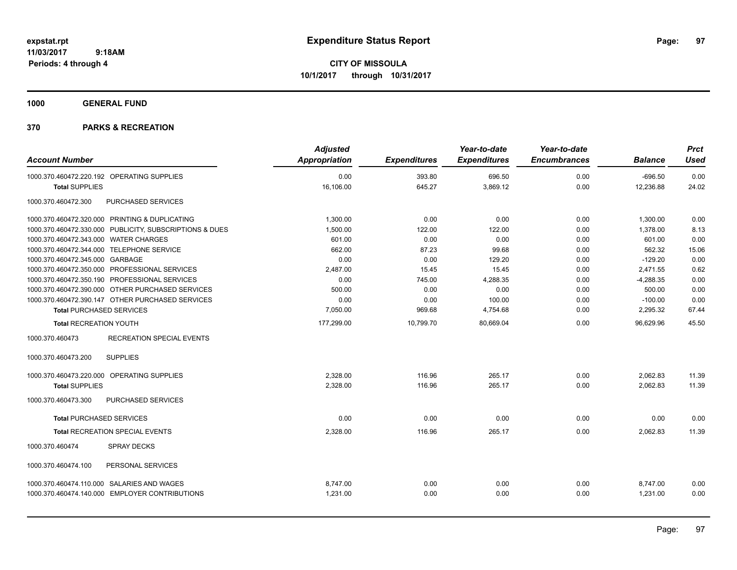# Expenditure Status Report

expstat.rpt
11/03/2017 9:18AM
Periods: 4 through 4

**CITY OF MISSOULA**
**10/1/2017 through 10/31/2017**

**1000 GENERAL FUND**

**370 PARKS & RECREATION**

| Account Number | | Adjusted Appropriation | Expenditures | Year-to-date Expenditures | Year-to-date Encumbrances | Balance | Prct Used |
|---|---|---|---|---|---|---|---|
| 1000.370.460472.220.192 | OPERATING SUPPLIES | 0.00 | 393.80 | 696.50 | 0.00 | -696.50 | 0.00 |
| **Total** SUPPLIES | | 16,106.00 | 645.27 | 3,869.12 | 0.00 | 12,236.88 | 24.02 |
| 1000.370.460472.300 | PURCHASED SERVICES | | | | | | |
| 1000.370.460472.320.000 | PRINTING & DUPLICATING | 1,300.00 | 0.00 | 0.00 | 0.00 | 1,300.00 | 0.00 |
| 1000.370.460472.330.000 | PUBLICITY, SUBSCRIPTIONS & DUES | 1,500.00 | 122.00 | 122.00 | 0.00 | 1,378.00 | 8.13 |
| 1000.370.460472.343.000 | WATER CHARGES | 601.00 | 0.00 | 0.00 | 0.00 | 601.00 | 0.00 |
| 1000.370.460472.344.000 | TELEPHONE SERVICE | 662.00 | 87.23 | 99.68 | 0.00 | 562.32 | 15.06 |
| 1000.370.460472.345.000 | GARBAGE | 0.00 | 0.00 | 129.20 | 0.00 | -129.20 | 0.00 |
| 1000.370.460472.350.000 | PROFESSIONAL SERVICES | 2,487.00 | 15.45 | 15.45 | 0.00 | 2,471.55 | 0.62 |
| 1000.370.460472.350.190 | PROFESSIONAL SERVICES | 0.00 | 745.00 | 4,288.35 | 0.00 | -4,288.35 | 0.00 |
| 1000.370.460472.390.000 | OTHER PURCHASED SERVICES | 500.00 | 0.00 | 0.00 | 0.00 | 500.00 | 0.00 |
| 1000.370.460472.390.147 | OTHER PURCHASED SERVICES | 0.00 | 0.00 | 100.00 | 0.00 | -100.00 | 0.00 |
| **Total** PURCHASED SERVICES | | 7,050.00 | 969.68 | 4,754.68 | 0.00 | 2,295.32 | 67.44 |
| **Total** RECREATION YOUTH | | 177,299.00 | 10,799.70 | 80,669.04 | 0.00 | 96,629.96 | 45.50 |
| 1000.370.460473 | RECREATION SPECIAL EVENTS | | | | | | |
| 1000.370.460473.200 | SUPPLIES | | | | | | |
| 1000.370.460473.220.000 | OPERATING SUPPLIES | 2,328.00 | 116.96 | 265.17 | 0.00 | 2,062.83 | 11.39 |
| **Total** SUPPLIES | | 2,328.00 | 116.96 | 265.17 | 0.00 | 2,062.83 | 11.39 |
| 1000.370.460473.300 | PURCHASED SERVICES | | | | | | |
| **Total** PURCHASED SERVICES | | 0.00 | 0.00 | 0.00 | 0.00 | 0.00 | 0.00 |
| **Total** RECREATION SPECIAL EVENTS | | 2,328.00 | 116.96 | 265.17 | 0.00 | 2,062.83 | 11.39 |
| 1000.370.460474 | SPRAY DECKS | | | | | | |
| 1000.370.460474.100 | PERSONAL SERVICES | | | | | | |
| 1000.370.460474.110.000 | SALARIES AND WAGES | 8,747.00 | 0.00 | 0.00 | 0.00 | 8,747.00 | 0.00 |
| 1000.370.460474.140.000 | EMPLOYER CONTRIBUTIONS | 1,231.00 | 0.00 | 0.00 | 0.00 | 1,231.00 | 0.00 |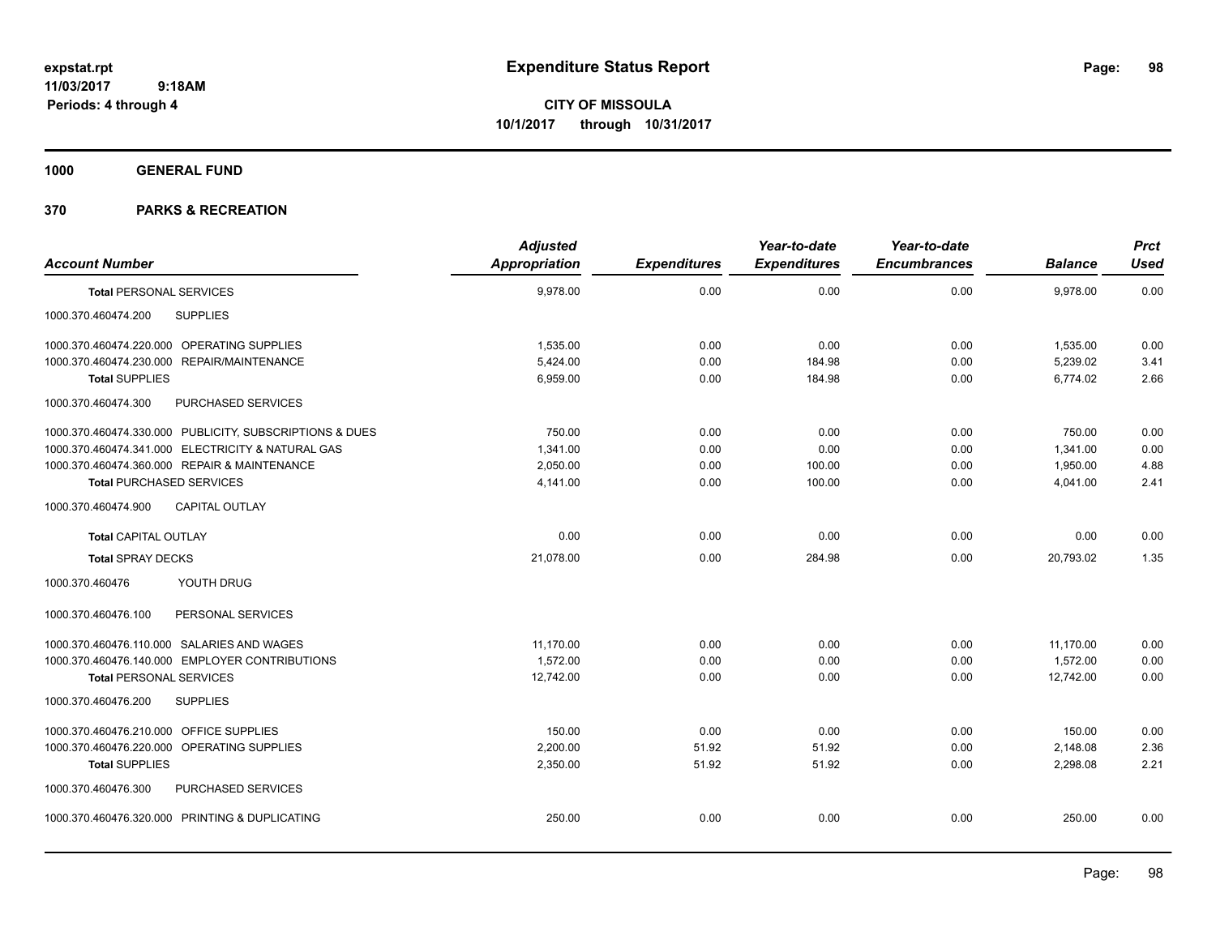# Expenditure Status Report

expstat.rpt
11/03/2017 9:18AM
Periods: 4 through 4

**CITY OF MISSOULA**
**10/1/2017 through 10/31/2017**

**1000 GENERAL FUND**

**370 PARKS & RECREATION**

| Account Number | Adjusted Appropriation | Expenditures | Year-to-date Expenditures | Year-to-date Encumbrances | Balance | Prct Used |
|---|---|---|---|---|---|---|
| **Total** PERSONAL SERVICES | 9,978.00 | 0.00 | 0.00 | 0.00 | 9,978.00 | 0.00 |
| 1000.370.460474.200 SUPPLIES | | | | | | |
| 1000.370.460474.220.000 OPERATING SUPPLIES | 1,535.00 | 0.00 | 0.00 | 0.00 | 1,535.00 | 0.00 |
| 1000.370.460474.230.000 REPAIR/MAINTENANCE | 5,424.00 | 0.00 | 184.98 | 0.00 | 5,239.02 | 3.41 |
| **Total** SUPPLIES | 6,959.00 | 0.00 | 184.98 | 0.00 | 6,774.02 | 2.66 |
| 1000.370.460474.300 PURCHASED SERVICES | | | | | | |
| 1000.370.460474.330.000 PUBLICITY, SUBSCRIPTIONS & DUES | 750.00 | 0.00 | 0.00 | 0.00 | 750.00 | 0.00 |
| 1000.370.460474.341.000 ELECTRICITY & NATURAL GAS | 1,341.00 | 0.00 | 0.00 | 0.00 | 1,341.00 | 0.00 |
| 1000.370.460474.360.000 REPAIR & MAINTENANCE | 2,050.00 | 0.00 | 100.00 | 0.00 | 1,950.00 | 4.88 |
| **Total** PURCHASED SERVICES | 4,141.00 | 0.00 | 100.00 | 0.00 | 4,041.00 | 2.41 |
| 1000.370.460474.900 CAPITAL OUTLAY | | | | | | |
| **Total** CAPITAL OUTLAY | 0.00 | 0.00 | 0.00 | 0.00 | 0.00 | 0.00 |
| **Total** SPRAY DECKS | 21,078.00 | 0.00 | 284.98 | 0.00 | 20,793.02 | 1.35 |
| 1000.370.460476 YOUTH DRUG | | | | | | |
| 1000.370.460476.100 PERSONAL SERVICES | | | | | | |
| 1000.370.460476.110.000 SALARIES AND WAGES | 11,170.00 | 0.00 | 0.00 | 0.00 | 11,170.00 | 0.00 |
| 1000.370.460476.140.000 EMPLOYER CONTRIBUTIONS | 1,572.00 | 0.00 | 0.00 | 0.00 | 1,572.00 | 0.00 |
| **Total** PERSONAL SERVICES | 12,742.00 | 0.00 | 0.00 | 0.00 | 12,742.00 | 0.00 |
| 1000.370.460476.200 SUPPLIES | | | | | | |
| 1000.370.460476.210.000 OFFICE SUPPLIES | 150.00 | 0.00 | 0.00 | 0.00 | 150.00 | 0.00 |
| 1000.370.460476.220.000 OPERATING SUPPLIES | 2,200.00 | 51.92 | 51.92 | 0.00 | 2,148.08 | 2.36 |
| **Total** SUPPLIES | 2,350.00 | 51.92 | 51.92 | 0.00 | 2,298.08 | 2.21 |
| 1000.370.460476.300 PURCHASED SERVICES | | | | | | |
| 1000.370.460476.320.000 PRINTING & DUPLICATING | 250.00 | 0.00 | 0.00 | 0.00 | 250.00 | 0.00 |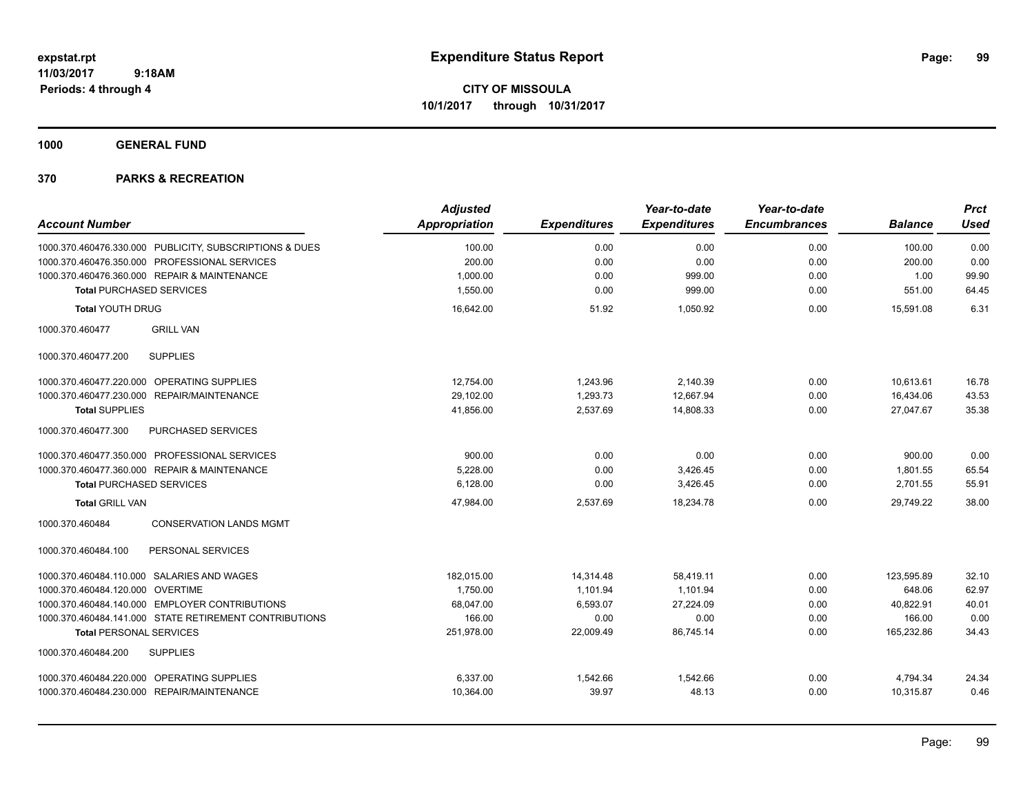# Expenditure Status Report

expstat.rpt
11/03/2017 9:18AM
Periods: 4 through 4

**CITY OF MISSOULA**
**10/1/2017 through 10/31/2017**

**1000 GENERAL FUND**

**370 PARKS & RECREATION**

| Account Number | Adjusted Appropriation | Expenditures | Year-to-date Expenditures | Year-to-date Encumbrances | Balance | Prct Used |
|---|---|---|---|---|---|---|
| 1000.370.460476.330.000 PUBLICITY, SUBSCRIPTIONS & DUES | 100.00 | 0.00 | 0.00 | 0.00 | 100.00 | 0.00 |
| 1000.370.460476.350.000 PROFESSIONAL SERVICES | 200.00 | 0.00 | 0.00 | 0.00 | 200.00 | 0.00 |
| 1000.370.460476.360.000 REPAIR & MAINTENANCE | 1,000.00 | 0.00 | 999.00 | 0.00 | 1.00 | 99.90 |
| **Total** PURCHASED SERVICES | 1,550.00 | 0.00 | 999.00 | 0.00 | 551.00 | 64.45 |
| **Total** YOUTH DRUG | 16,642.00 | 51.92 | 1,050.92 | 0.00 | 15,591.08 | 6.31 |
| 1000.370.460477 GRILL VAN | | | | | | |
| 1000.370.460477.200 SUPPLIES | | | | | | |
| 1000.370.460477.220.000 OPERATING SUPPLIES | 12,754.00 | 1,243.96 | 2,140.39 | 0.00 | 10,613.61 | 16.78 |
| 1000.370.460477.230.000 REPAIR/MAINTENANCE | 29,102.00 | 1,293.73 | 12,667.94 | 0.00 | 16,434.06 | 43.53 |
| **Total** SUPPLIES | 41,856.00 | 2,537.69 | 14,808.33 | 0.00 | 27,047.67 | 35.38 |
| 1000.370.460477.300 PURCHASED SERVICES | | | | | | |
| 1000.370.460477.350.000 PROFESSIONAL SERVICES | 900.00 | 0.00 | 0.00 | 0.00 | 900.00 | 0.00 |
| 1000.370.460477.360.000 REPAIR & MAINTENANCE | 5,228.00 | 0.00 | 3,426.45 | 0.00 | 1,801.55 | 65.54 |
| **Total** PURCHASED SERVICES | 6,128.00 | 0.00 | 3,426.45 | 0.00 | 2,701.55 | 55.91 |
| **Total** GRILL VAN | 47,984.00 | 2,537.69 | 18,234.78 | 0.00 | 29,749.22 | 38.00 |
| 1000.370.460484 CONSERVATION LANDS MGMT | | | | | | |
| 1000.370.460484.100 PERSONAL SERVICES | | | | | | |
| 1000.370.460484.110.000 SALARIES AND WAGES | 182,015.00 | 14,314.48 | 58,419.11 | 0.00 | 123,595.89 | 32.10 |
| 1000.370.460484.120.000 OVERTIME | 1,750.00 | 1,101.94 | 1,101.94 | 0.00 | 648.06 | 62.97 |
| 1000.370.460484.140.000 EMPLOYER CONTRIBUTIONS | 68,047.00 | 6,593.07 | 27,224.09 | 0.00 | 40,822.91 | 40.01 |
| 1000.370.460484.141.000 STATE RETIREMENT CONTRIBUTIONS | 166.00 | 0.00 | 0.00 | 0.00 | 166.00 | 0.00 |
| **Total** PERSONAL SERVICES | 251,978.00 | 22,009.49 | 86,745.14 | 0.00 | 165,232.86 | 34.43 |
| 1000.370.460484.200 SUPPLIES | | | | | | |
| 1000.370.460484.220.000 OPERATING SUPPLIES | 6,337.00 | 1,542.66 | 1,542.66 | 0.00 | 4,794.34 | 24.34 |
| 1000.370.460484.230.000 REPAIR/MAINTENANCE | 10,364.00 | 39.97 | 48.13 | 0.00 | 10,315.87 | 0.46 |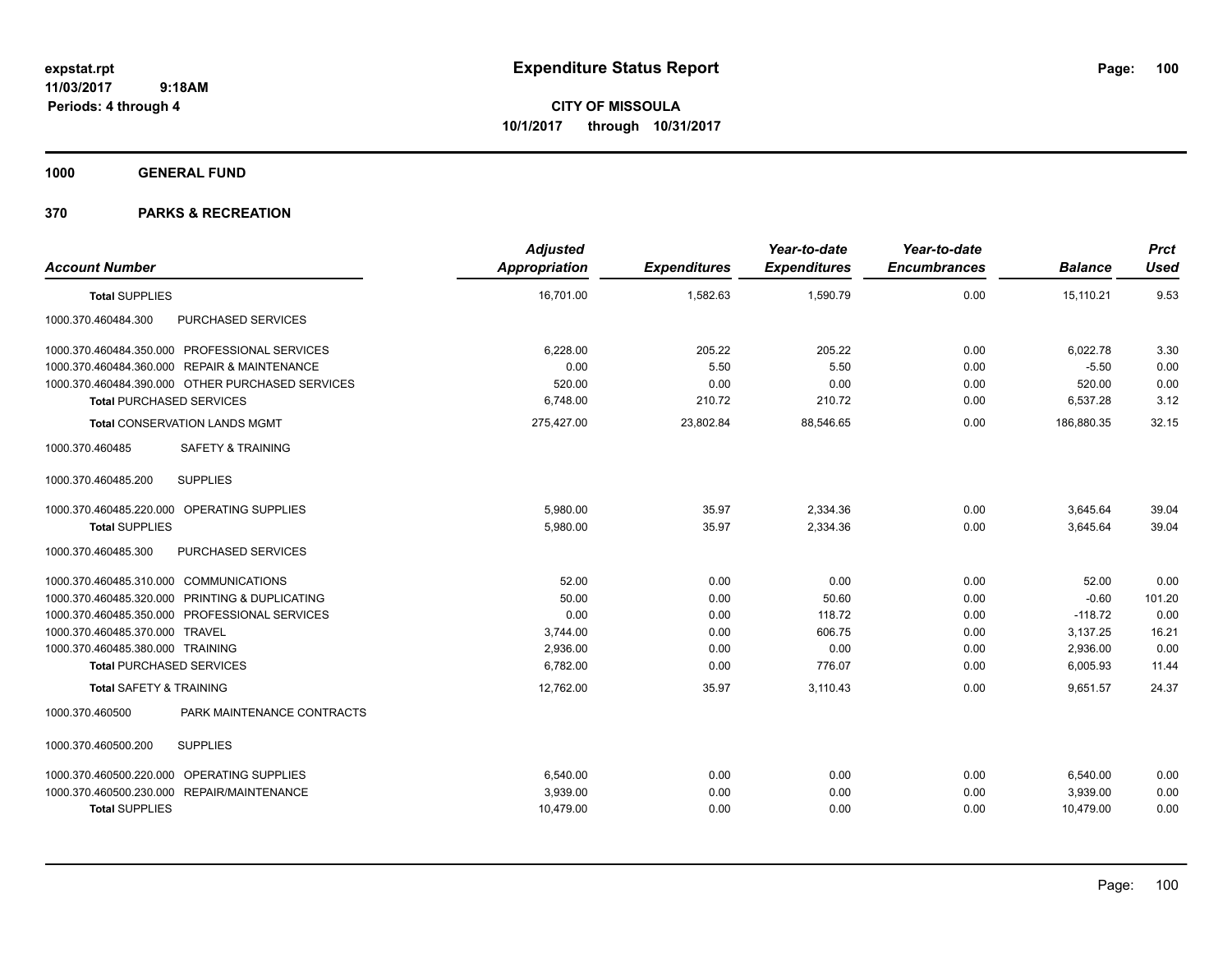# Expenditure Status Report

expstat.rpt
11/03/2017 9:18AM
Periods: 4 through 4

**CITY OF MISSOULA**
**10/1/2017 through 10/31/2017**

**1000 GENERAL FUND**

**370 PARKS & RECREATION**

| Account Number | | Adjusted Appropriation | Expenditures | Year-to-date Expenditures | Year-to-date Encumbrances | Balance | Prct Used |
|---|---|---|---|---|---|---|---|
| **Total SUPPLIES** | | 16,701.00 | 1,582.63 | 1,590.79 | 0.00 | 15,110.21 | 9.53 |
| 1000.370.460484.300 | PURCHASED SERVICES | | | | | | |
| 1000.370.460484.350.000 | PROFESSIONAL SERVICES | 6,228.00 | 205.22 | 205.22 | 0.00 | 6,022.78 | 3.30 |
| 1000.370.460484.360.000 | REPAIR & MAINTENANCE | 0.00 | 5.50 | 5.50 | 0.00 | -5.50 | 0.00 |
| 1000.370.460484.390.000 | OTHER PURCHASED SERVICES | 520.00 | 0.00 | 0.00 | 0.00 | 520.00 | 0.00 |
| **Total PURCHASED SERVICES** | | 6,748.00 | 210.72 | 210.72 | 0.00 | 6,537.28 | 3.12 |
| **Total CONSERVATION LANDS MGMT** | | 275,427.00 | 23,802.84 | 88,546.65 | 0.00 | 186,880.35 | 32.15 |
| 1000.370.460485 | SAFETY & TRAINING | | | | | | |
| 1000.370.460485.200 | SUPPLIES | | | | | | |
| 1000.370.460485.220.000 | OPERATING SUPPLIES | 5,980.00 | 35.97 | 2,334.36 | 0.00 | 3,645.64 | 39.04 |
| **Total SUPPLIES** | | 5,980.00 | 35.97 | 2,334.36 | 0.00 | 3,645.64 | 39.04 |
| 1000.370.460485.300 | PURCHASED SERVICES | | | | | | |
| 1000.370.460485.310.000 | COMMUNICATIONS | 52.00 | 0.00 | 0.00 | 0.00 | 52.00 | 0.00 |
| 1000.370.460485.320.000 | PRINTING & DUPLICATING | 50.00 | 0.00 | 50.60 | 0.00 | -0.60 | 101.20 |
| 1000.370.460485.350.000 | PROFESSIONAL SERVICES | 0.00 | 0.00 | 118.72 | 0.00 | -118.72 | 0.00 |
| 1000.370.460485.370.000 | TRAVEL | 3,744.00 | 0.00 | 606.75 | 0.00 | 3,137.25 | 16.21 |
| 1000.370.460485.380.000 | TRAINING | 2,936.00 | 0.00 | 0.00 | 0.00 | 2,936.00 | 0.00 |
| **Total PURCHASED SERVICES** | | 6,782.00 | 0.00 | 776.07 | 0.00 | 6,005.93 | 11.44 |
| **Total SAFETY & TRAINING** | | 12,762.00 | 35.97 | 3,110.43 | 0.00 | 9,651.57 | 24.37 |
| 1000.370.460500 | PARK MAINTENANCE CONTRACTS | | | | | | |
| 1000.370.460500.200 | SUPPLIES | | | | | | |
| 1000.370.460500.220.000 | OPERATING SUPPLIES | 6,540.00 | 0.00 | 0.00 | 0.00 | 6,540.00 | 0.00 |
| 1000.370.460500.230.000 | REPAIR/MAINTENANCE | 3,939.00 | 0.00 | 0.00 | 0.00 | 3,939.00 | 0.00 |
| **Total SUPPLIES** | | 10,479.00 | 0.00 | 0.00 | 0.00 | 10,479.00 | 0.00 |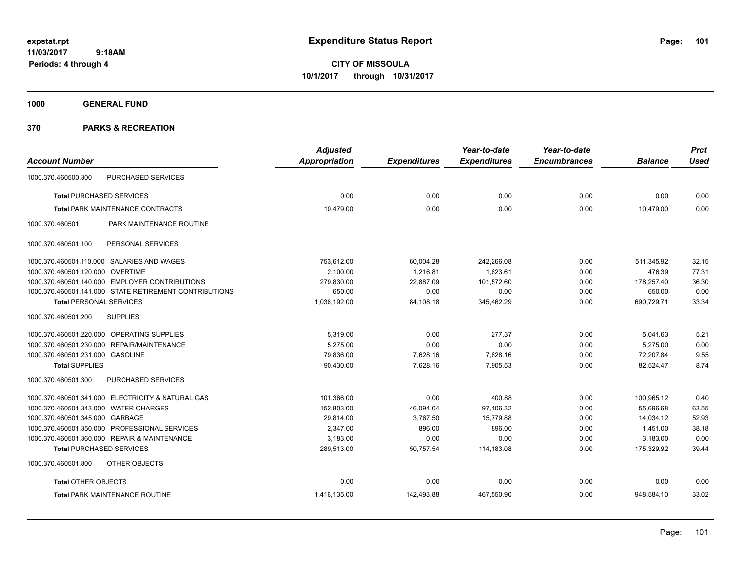# Expenditure Status Report

**CITY OF MISSOULA**
**10/1/2017 through 10/31/2017**

expstat.rpt
11/03/2017 9:18AM
Periods: 4 through 4

**1000 GENERAL FUND**

**370 PARKS & RECREATION**

| Account Number | | Adjusted Appropriation | Expenditures | Year-to-date Expenditures | Year-to-date Encumbrances | Balance | Prct Used |
|---|---|---|---|---|---|---|---|
| 1000.370.460500.300 | PURCHASED SERVICES | | | | | | |
| **Total** PURCHASED SERVICES | | 0.00 | 0.00 | 0.00 | 0.00 | 0.00 | 0.00 |
| **Total** PARK MAINTENANCE CONTRACTS | | 10,479.00 | 0.00 | 0.00 | 0.00 | 10,479.00 | 0.00 |
| 1000.370.460501 | PARK MAINTENANCE ROUTINE | | | | | | |
| 1000.370.460501.100 | PERSONAL SERVICES | | | | | | |
| 1000.370.460501.110.000 | SALARIES AND WAGES | 753,612.00 | 60,004.28 | 242,266.08 | 0.00 | 511,345.92 | 32.15 |
| 1000.370.460501.120.000 | OVERTIME | 2,100.00 | 1,216.81 | 1,623.61 | 0.00 | 476.39 | 77.31 |
| 1000.370.460501.140.000 | EMPLOYER CONTRIBUTIONS | 279,830.00 | 22,887.09 | 101,572.60 | 0.00 | 178,257.40 | 36.30 |
| 1000.370.460501.141.000 | STATE RETIREMENT CONTRIBUTIONS | 650.00 | 0.00 | 0.00 | 0.00 | 650.00 | 0.00 |
| **Total** PERSONAL SERVICES | | 1,036,192.00 | 84,108.18 | 345,462.29 | 0.00 | 690,729.71 | 33.34 |
| 1000.370.460501.200 | SUPPLIES | | | | | | |
| 1000.370.460501.220.000 | OPERATING SUPPLIES | 5,319.00 | 0.00 | 277.37 | 0.00 | 5,041.63 | 5.21 |
| 1000.370.460501.230.000 | REPAIR/MAINTENANCE | 5,275.00 | 0.00 | 0.00 | 0.00 | 5,275.00 | 0.00 |
| 1000.370.460501.231.000 | GASOLINE | 79,836.00 | 7,628.16 | 7,628.16 | 0.00 | 72,207.84 | 9.55 |
| **Total** SUPPLIES | | 90,430.00 | 7,628.16 | 7,905.53 | 0.00 | 82,524.47 | 8.74 |
| 1000.370.460501.300 | PURCHASED SERVICES | | | | | | |
| 1000.370.460501.341.000 | ELECTRICITY & NATURAL GAS | 101,366.00 | 0.00 | 400.88 | 0.00 | 100,965.12 | 0.40 |
| 1000.370.460501.343.000 | WATER CHARGES | 152,803.00 | 46,094.04 | 97,106.32 | 0.00 | 55,696.68 | 63.55 |
| 1000.370.460501.345.000 | GARBAGE | 29,814.00 | 3,767.50 | 15,779.88 | 0.00 | 14,034.12 | 52.93 |
| 1000.370.460501.350.000 | PROFESSIONAL SERVICES | 2,347.00 | 896.00 | 896.00 | 0.00 | 1,451.00 | 38.18 |
| 1000.370.460501.360.000 | REPAIR & MAINTENANCE | 3,183.00 | 0.00 | 0.00 | 0.00 | 3,183.00 | 0.00 |
| **Total** PURCHASED SERVICES | | 289,513.00 | 50,757.54 | 114,183.08 | 0.00 | 175,329.92 | 39.44 |
| 1000.370.460501.800 | OTHER OBJECTS | | | | | | |
| **Total** OTHER OBJECTS | | 0.00 | 0.00 | 0.00 | 0.00 | 0.00 | 0.00 |
| **Total** PARK MAINTENANCE ROUTINE | | 1,416,135.00 | 142,493.88 | 467,550.90 | 0.00 | 948,584.10 | 33.02 |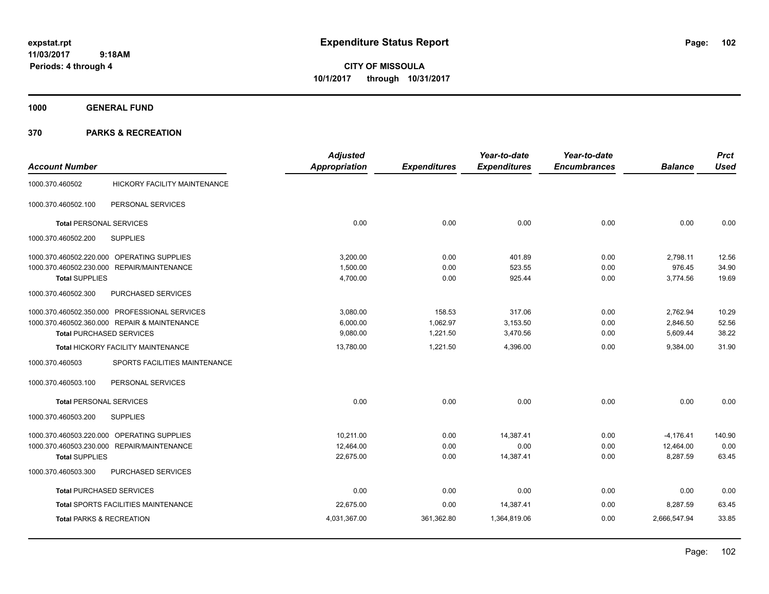# Expenditure Status Report

expstat.rpt
11/03/2017 9:18AM
Periods: 4 through 4

**CITY OF MISSOULA**
**10/1/2017 through 10/31/2017**

## 1000 GENERAL FUND

## 370 PARKS & RECREATION

| Account Number | | Adjusted Appropriation | Expenditures | Year-to-date Expenditures | Year-to-date Encumbrances | Balance | Prct Used |
|---|---|---|---|---|---|---|---|
| 1000.370.460502 | HICKORY FACILITY MAINTENANCE | | | | | | |
| 1000.370.460502.100 | PERSONAL SERVICES | | | | | | |
| **Total** PERSONAL SERVICES | | 0.00 | 0.00 | 0.00 | 0.00 | 0.00 | 0.00 |
| 1000.370.460502.200 | SUPPLIES | | | | | | |
| 1000.370.460502.220.000 | OPERATING SUPPLIES | 3,200.00 | 0.00 | 401.89 | 0.00 | 2,798.11 | 12.56 |
| 1000.370.460502.230.000 | REPAIR/MAINTENANCE | 1,500.00 | 0.00 | 523.55 | 0.00 | 976.45 | 34.90 |
| **Total** SUPPLIES | | 4,700.00 | 0.00 | 925.44 | 0.00 | 3,774.56 | 19.69 |
| 1000.370.460502.300 | PURCHASED SERVICES | | | | | | |
| 1000.370.460502.350.000 | PROFESSIONAL SERVICES | 3,080.00 | 158.53 | 317.06 | 0.00 | 2,762.94 | 10.29 |
| 1000.370.460502.360.000 | REPAIR & MAINTENANCE | 6,000.00 | 1,062.97 | 3,153.50 | 0.00 | 2,846.50 | 52.56 |
| **Total** PURCHASED SERVICES | | 9,080.00 | 1,221.50 | 3,470.56 | 0.00 | 5,609.44 | 38.22 |
| **Total** HICKORY FACILITY MAINTENANCE | | 13,780.00 | 1,221.50 | 4,396.00 | 0.00 | 9,384.00 | 31.90 |
| 1000.370.460503 | SPORTS FACILITIES MAINTENANCE | | | | | | |
| 1000.370.460503.100 | PERSONAL SERVICES | | | | | | |
| **Total** PERSONAL SERVICES | | 0.00 | 0.00 | 0.00 | 0.00 | 0.00 | 0.00 |
| 1000.370.460503.200 | SUPPLIES | | | | | | |
| 1000.370.460503.220.000 | OPERATING SUPPLIES | 10,211.00 | 0.00 | 14,387.41 | 0.00 | -4,176.41 | 140.90 |
| 1000.370.460503.230.000 | REPAIR/MAINTENANCE | 12,464.00 | 0.00 | 0.00 | 0.00 | 12,464.00 | 0.00 |
| **Total** SUPPLIES | | 22,675.00 | 0.00 | 14,387.41 | 0.00 | 8,287.59 | 63.45 |
| 1000.370.460503.300 | PURCHASED SERVICES | | | | | | |
| **Total** PURCHASED SERVICES | | 0.00 | 0.00 | 0.00 | 0.00 | 0.00 | 0.00 |
| **Total** SPORTS FACILITIES MAINTENANCE | | 22,675.00 | 0.00 | 14,387.41 | 0.00 | 8,287.59 | 63.45 |
| **Total** PARKS & RECREATION | | 4,031,367.00 | 361,362.80 | 1,364,819.06 | 0.00 | 2,666,547.94 | 33.85 |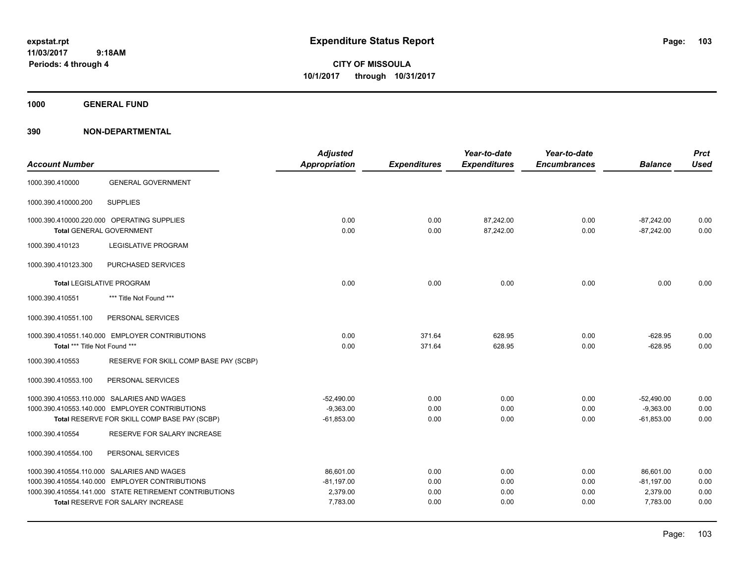expstat.rpt
11/03/2017 9:18AM
Periods: 4 through 4

# Expenditure Status Report

**CITY OF MISSOULA**
**10/1/2017 through 10/31/2017**

**1000 GENERAL FUND**

**390 NON-DEPARTMENTAL**

| Account Number | | Adjusted Appropriation | Expenditures | Year-to-date Expenditures | Year-to-date Encumbrances | Balance | Prct Used |
|---|---|---|---|---|---|---|---|
| 1000.390.410000 | GENERAL GOVERNMENT | | | | | | |
| 1000.390.410000.200 | SUPPLIES | | | | | | |
| 1000.390.410000.220.000 | OPERATING SUPPLIES | 0.00 | 0.00 | 87,242.00 | 0.00 | -87,242.00 | 0.00 |
| **Total** GENERAL GOVERNMENT | | 0.00 | 0.00 | 87,242.00 | 0.00 | -87,242.00 | 0.00 |
| 1000.390.410123 | LEGISLATIVE PROGRAM | | | | | | |
| 1000.390.410123.300 | PURCHASED SERVICES | | | | | | |
| **Total** LEGISLATIVE PROGRAM | | 0.00 | 0.00 | 0.00 | 0.00 | 0.00 | 0.00 |
| 1000.390.410551 | *** Title Not Found *** | | | | | | |
| 1000.390.410551.100 | PERSONAL SERVICES | | | | | | |
| 1000.390.410551.140.000 | EMPLOYER CONTRIBUTIONS | 0.00 | 371.64 | 628.95 | 0.00 | -628.95 | 0.00 |
| **Total** *** Title Not Found *** | | 0.00 | 371.64 | 628.95 | 0.00 | -628.95 | 0.00 |
| 1000.390.410553 | RESERVE FOR SKILL COMP BASE PAY (SCBP) | | | | | | |
| 1000.390.410553.100 | PERSONAL SERVICES | | | | | | |
| 1000.390.410553.110.000 | SALARIES AND WAGES | -52,490.00 | 0.00 | 0.00 | 0.00 | -52,490.00 | 0.00 |
| 1000.390.410553.140.000 | EMPLOYER CONTRIBUTIONS | -9,363.00 | 0.00 | 0.00 | 0.00 | -9,363.00 | 0.00 |
| **Total** RESERVE FOR SKILL COMP BASE PAY (SCBP) | | -61,853.00 | 0.00 | 0.00 | 0.00 | -61,853.00 | 0.00 |
| 1000.390.410554 | RESERVE FOR SALARY INCREASE | | | | | | |
| 1000.390.410554.100 | PERSONAL SERVICES | | | | | | |
| 1000.390.410554.110.000 | SALARIES AND WAGES | 86,601.00 | 0.00 | 0.00 | 0.00 | 86,601.00 | 0.00 |
| 1000.390.410554.140.000 | EMPLOYER CONTRIBUTIONS | -81,197.00 | 0.00 | 0.00 | 0.00 | -81,197.00 | 0.00 |
| 1000.390.410554.141.000 | STATE RETIREMENT CONTRIBUTIONS | 2,379.00 | 0.00 | 0.00 | 0.00 | 2,379.00 | 0.00 |
| **Total** RESERVE FOR SALARY INCREASE | | 7,783.00 | 0.00 | 0.00 | 0.00 | 7,783.00 | 0.00 |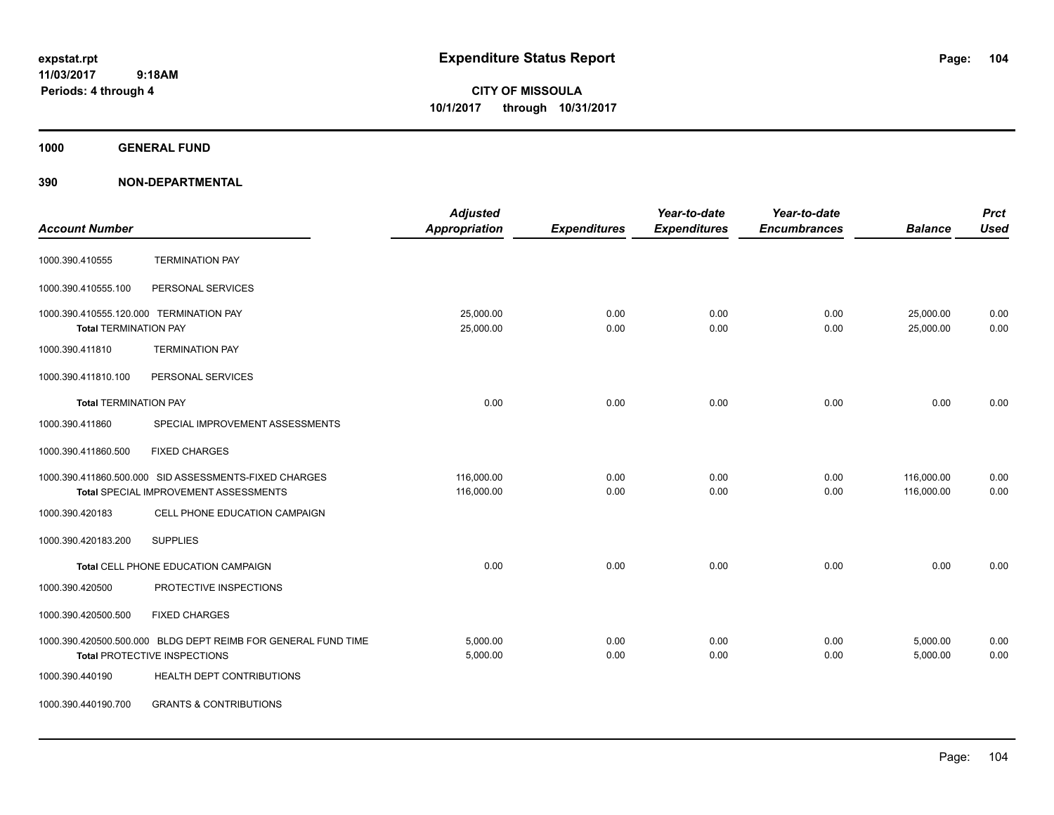**expstat.rpt**
**11/03/2017 9:18AM**
**Periods: 4 through 4**

# Expenditure Status Report

**CITY OF MISSOULA**
**10/1/2017 through 10/31/2017**

## 1000 GENERAL FUND

## 390 NON-DEPARTMENTAL

| Account Number | | Adjusted Appropriation | Expenditures | Year-to-date Expenditures | Year-to-date Encumbrances | Balance | Prct Used |
|---|---|---|---|---|---|---|---|
| 1000.390.410555 | TERMINATION PAY | | | | | | |
| 1000.390.410555.100 | PERSONAL SERVICES | | | | | | |
| 1000.390.410555.120.000 | TERMINATION PAY | 25,000.00 | 0.00 | 0.00 | 0.00 | 25,000.00 | 0.00 |
| Total TERMINATION PAY | | 25,000.00 | 0.00 | 0.00 | 0.00 | 25,000.00 | 0.00 |
| 1000.390.411810 | TERMINATION PAY | | | | | | |
| 1000.390.411810.100 | PERSONAL SERVICES | | | | | | |
| Total TERMINATION PAY | | 0.00 | 0.00 | 0.00 | 0.00 | 0.00 | 0.00 |
| 1000.390.411860 | SPECIAL IMPROVEMENT ASSESSMENTS | | | | | | |
| 1000.390.411860.500 | FIXED CHARGES | | | | | | |
| 1000.390.411860.500.000 | SID ASSESSMENTS-FIXED CHARGES | 116,000.00 | 0.00 | 0.00 | 0.00 | 116,000.00 | 0.00 |
| Total SPECIAL IMPROVEMENT ASSESSMENTS | | 116,000.00 | 0.00 | 0.00 | 0.00 | 116,000.00 | 0.00 |
| 1000.390.420183 | CELL PHONE EDUCATION CAMPAIGN | | | | | | |
| 1000.390.420183.200 | SUPPLIES | | | | | | |
| Total CELL PHONE EDUCATION CAMPAIGN | | 0.00 | 0.00 | 0.00 | 0.00 | 0.00 | 0.00 |
| 1000.390.420500 | PROTECTIVE INSPECTIONS | | | | | | |
| 1000.390.420500.500 | FIXED CHARGES | | | | | | |
| 1000.390.420500.500.000 | BLDG DEPT REIMB FOR GENERAL FUND TIME | 5,000.00 | 0.00 | 0.00 | 0.00 | 5,000.00 | 0.00 |
| Total PROTECTIVE INSPECTIONS | | 5,000.00 | 0.00 | 0.00 | 0.00 | 5,000.00 | 0.00 |
| 1000.390.440190 | HEALTH DEPT CONTRIBUTIONS | | | | | | |
| 1000.390.440190.700 | GRANTS & CONTRIBUTIONS | | | | | | |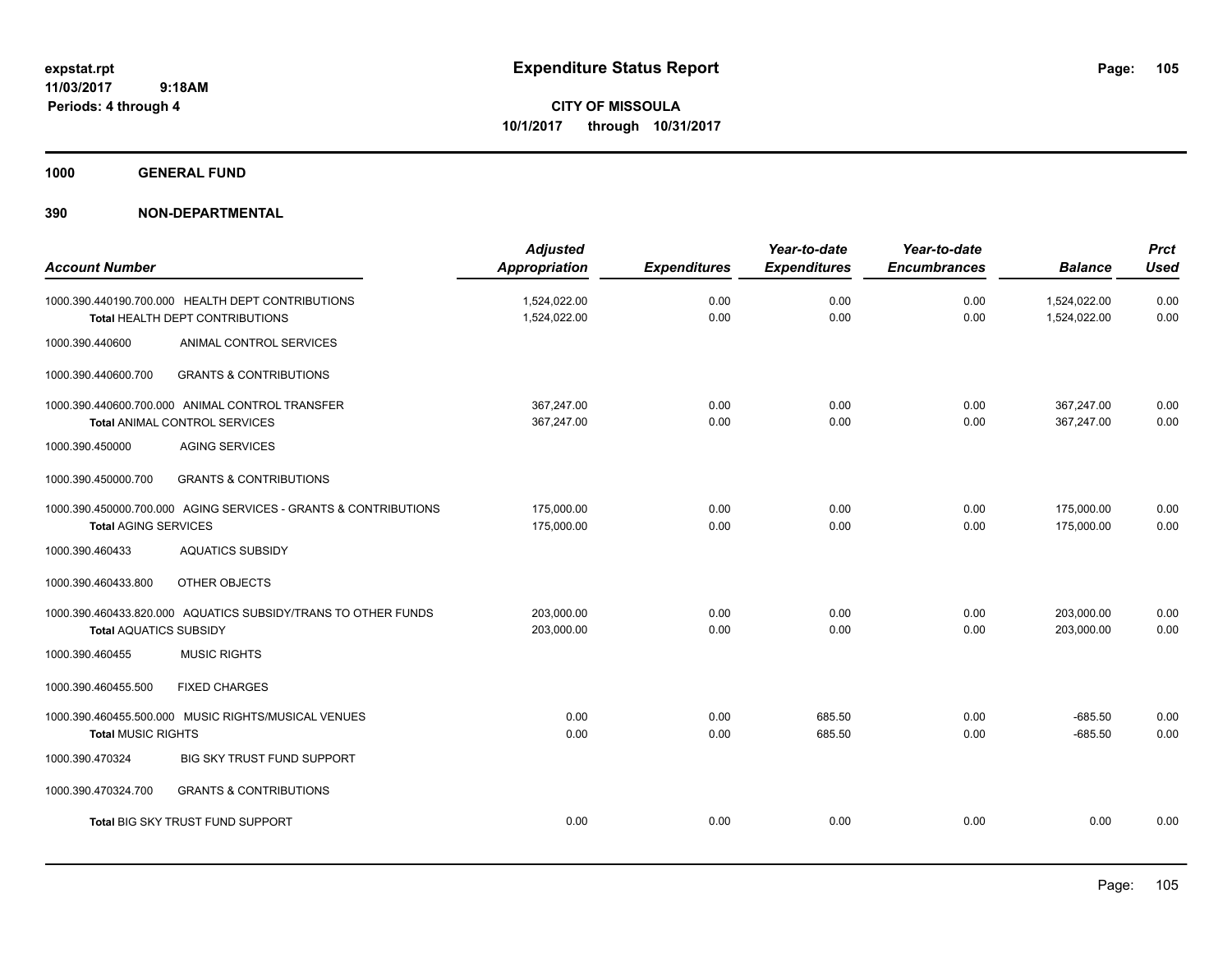expstat.rpt
11/03/2017 9:18AM
Periods: 4 through 4

# Expenditure Status Report

**CITY OF MISSOULA**
**10/1/2017 through 10/31/2017**

**1000 GENERAL FUND**

**390 NON-DEPARTMENTAL**

| Account Number | Adjusted Appropriation | Expenditures | Year-to-date Expenditures | Year-to-date Encumbrances | Balance | Prct Used |
|---|---|---|---|---|---|---|
| 1000.390.440190.700.000 HEALTH DEPT CONTRIBUTIONS | 1,524,022.00 | 0.00 | 0.00 | 0.00 | 1,524,022.00 | 0.00 |
| Total HEALTH DEPT CONTRIBUTIONS | 1,524,022.00 | 0.00 | 0.00 | 0.00 | 1,524,022.00 | 0.00 |
| 1000.390.440600 ANIMAL CONTROL SERVICES | | | | | | |
| 1000.390.440600.700 GRANTS & CONTRIBUTIONS | | | | | | |
| 1000.390.440600.700.000 ANIMAL CONTROL TRANSFER | 367,247.00 | 0.00 | 0.00 | 0.00 | 367,247.00 | 0.00 |
| Total ANIMAL CONTROL SERVICES | 367,247.00 | 0.00 | 0.00 | 0.00 | 367,247.00 | 0.00 |
| 1000.390.450000 AGING SERVICES | | | | | | |
| 1000.390.450000.700 GRANTS & CONTRIBUTIONS | | | | | | |
| 1000.390.450000.700.000 AGING SERVICES - GRANTS & CONTRIBUTIONS | 175,000.00 | 0.00 | 0.00 | 0.00 | 175,000.00 | 0.00 |
| Total AGING SERVICES | 175,000.00 | 0.00 | 0.00 | 0.00 | 175,000.00 | 0.00 |
| 1000.390.460433 AQUATICS SUBSIDY | | | | | | |
| 1000.390.460433.800 OTHER OBJECTS | | | | | | |
| 1000.390.460433.820.000 AQUATICS SUBSIDY/TRANS TO OTHER FUNDS | 203,000.00 | 0.00 | 0.00 | 0.00 | 203,000.00 | 0.00 |
| Total AQUATICS SUBSIDY | 203,000.00 | 0.00 | 0.00 | 0.00 | 203,000.00 | 0.00 |
| 1000.390.460455 MUSIC RIGHTS | | | | | | |
| 1000.390.460455.500 FIXED CHARGES | | | | | | |
| 1000.390.460455.500.000 MUSIC RIGHTS/MUSICAL VENUES | 0.00 | 0.00 | 685.50 | 0.00 | -685.50 | 0.00 |
| Total MUSIC RIGHTS | 0.00 | 0.00 | 685.50 | 0.00 | -685.50 | 0.00 |
| 1000.390.470324 BIG SKY TRUST FUND SUPPORT | | | | | | |
| 1000.390.470324.700 GRANTS & CONTRIBUTIONS | | | | | | |
| Total BIG SKY TRUST FUND SUPPORT | 0.00 | 0.00 | 0.00 | 0.00 | 0.00 | 0.00 |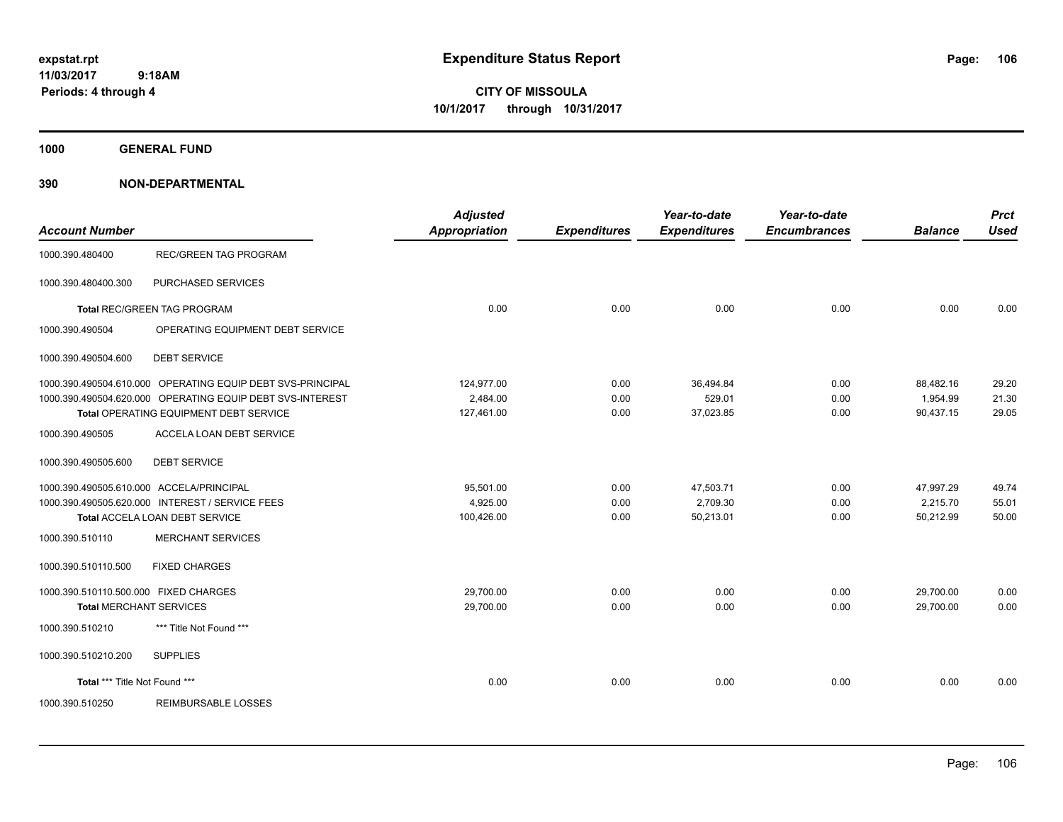# Expenditure Status Report

expstat.rpt
11/03/2017 9:18AM
Periods: 4 through 4

**CITY OF MISSOULA**
**10/1/2017 through 10/31/2017**

## 1000 GENERAL FUND

## 390 NON-DEPARTMENTAL

| Account Number | | Adjusted Appropriation | Expenditures | Year-to-date Expenditures | Year-to-date Encumbrances | Balance | Prct Used |
|---|---|---|---|---|---|---|---|
| 1000.390.480400 | REC/GREEN TAG PROGRAM | | | | | | |
| 1000.390.480400.300 | PURCHASED SERVICES | | | | | | |
| **Total** REC/GREEN TAG PROGRAM | | 0.00 | 0.00 | 0.00 | 0.00 | 0.00 | 0.00 |
| 1000.390.490504 | OPERATING EQUIPMENT DEBT SERVICE | | | | | | |
| 1000.390.490504.600 | DEBT SERVICE | | | | | | |
| 1000.390.490504.610.000 | OPERATING EQUIP DEBT SVS-PRINCIPAL | 124,977.00 | 0.00 | 36,494.84 | 0.00 | 88,482.16 | 29.20 |
| 1000.390.490504.620.000 | OPERATING EQUIP DEBT SVS-INTEREST | 2,484.00 | 0.00 | 529.01 | 0.00 | 1,954.99 | 21.30 |
| **Total** OPERATING EQUIPMENT DEBT SERVICE | | 127,461.00 | 0.00 | 37,023.85 | 0.00 | 90,437.15 | 29.05 |
| 1000.390.490505 | ACCELA LOAN DEBT SERVICE | | | | | | |
| 1000.390.490505.600 | DEBT SERVICE | | | | | | |
| 1000.390.490505.610.000 | ACCELA/PRINCIPAL | 95,501.00 | 0.00 | 47,503.71 | 0.00 | 47,997.29 | 49.74 |
| 1000.390.490505.620.000 | INTEREST / SERVICE FEES | 4,925.00 | 0.00 | 2,709.30 | 0.00 | 2,215.70 | 55.01 |
| **Total** ACCELA LOAN DEBT SERVICE | | 100,426.00 | 0.00 | 50,213.01 | 0.00 | 50,212.99 | 50.00 |
| 1000.390.510110 | MERCHANT SERVICES | | | | | | |
| 1000.390.510110.500 | FIXED CHARGES | | | | | | |
| 1000.390.510110.500.000 | FIXED CHARGES | 29,700.00 | 0.00 | 0.00 | 0.00 | 29,700.00 | 0.00 |
| **Total** MERCHANT SERVICES | | 29,700.00 | 0.00 | 0.00 | 0.00 | 29,700.00 | 0.00 |
| 1000.390.510210 | *** Title Not Found *** | | | | | | |
| 1000.390.510210.200 | SUPPLIES | | | | | | |
| **Total** *** Title Not Found *** | | 0.00 | 0.00 | 0.00 | 0.00 | 0.00 | 0.00 |
| 1000.390.510250 | REIMBURSABLE LOSSES | | | | | | |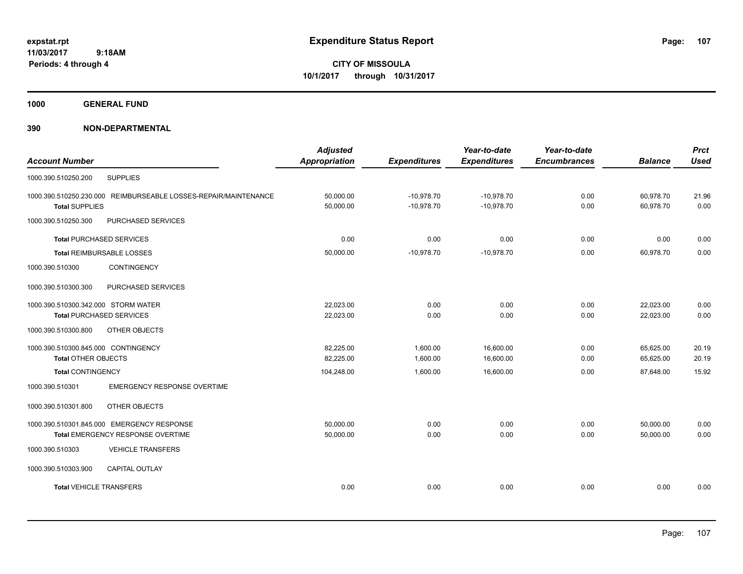**expstat.rpt**
**11/03/2017 9:18AM**
**Periods: 4 through 4**

# Expenditure Status Report

**CITY OF MISSOULA**
**10/1/2017 through 10/31/2017**

## 1000 GENERAL FUND

## 390 NON-DEPARTMENTAL

| Account Number | Adjusted Appropriation | Expenditures | Year-to-date Expenditures | Year-to-date Encumbrances | Balance | Prct Used |
|---|---|---|---|---|---|---|
| 1000.390.510250.200 SUPPLIES | | | | | | |
| 1000.390.510250.230.000 REIMBURSEABLE LOSSES-REPAIR/MAINTENANCE | 50,000.00 | -10,978.70 | -10,978.70 | 0.00 | 60,978.70 | 21.96 |
| **Total** SUPPLIES | 50,000.00 | -10,978.70 | -10,978.70 | 0.00 | 60,978.70 | 0.00 |
| 1000.390.510250.300 PURCHASED SERVICES | | | | | | |
| **Total** PURCHASED SERVICES | 0.00 | 0.00 | 0.00 | 0.00 | 0.00 | 0.00 |
| **Total** REIMBURSABLE LOSSES | 50,000.00 | -10,978.70 | -10,978.70 | 0.00 | 60,978.70 | 0.00 |
| 1000.390.510300 CONTINGENCY | | | | | | |
| 1000.390.510300.300 PURCHASED SERVICES | | | | | | |
| 1000.390.510300.342.000 STORM WATER | 22,023.00 | 0.00 | 0.00 | 0.00 | 22,023.00 | 0.00 |
| **Total** PURCHASED SERVICES | 22,023.00 | 0.00 | 0.00 | 0.00 | 22,023.00 | 0.00 |
| 1000.390.510300.800 OTHER OBJECTS | | | | | | |
| 1000.390.510300.845.000 CONTINGENCY | 82,225.00 | 1,600.00 | 16,600.00 | 0.00 | 65,625.00 | 20.19 |
| **Total** OTHER OBJECTS | 82,225.00 | 1,600.00 | 16,600.00 | 0.00 | 65,625.00 | 20.19 |
| **Total** CONTINGENCY | 104,248.00 | 1,600.00 | 16,600.00 | 0.00 | 87,648.00 | 15.92 |
| 1000.390.510301 EMERGENCY RESPONSE OVERTIME | | | | | | |
| 1000.390.510301.800 OTHER OBJECTS | | | | | | |
| 1000.390.510301.845.000 EMERGENCY RESPONSE | 50,000.00 | 0.00 | 0.00 | 0.00 | 50,000.00 | 0.00 |
| **Total** EMERGENCY RESPONSE OVERTIME | 50,000.00 | 0.00 | 0.00 | 0.00 | 50,000.00 | 0.00 |
| 1000.390.510303 VEHICLE TRANSFERS | | | | | | |
| 1000.390.510303.900 CAPITAL OUTLAY | | | | | | |
| **Total** VEHICLE TRANSFERS | 0.00 | 0.00 | 0.00 | 0.00 | 0.00 | 0.00 |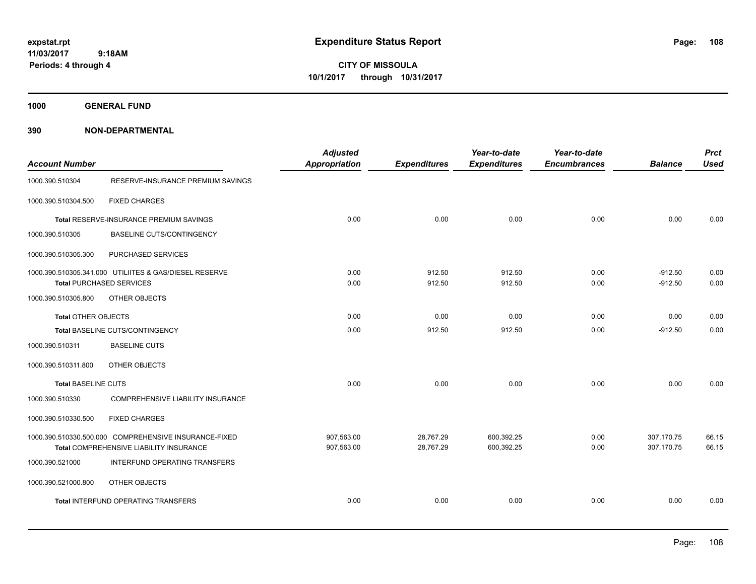# Expenditure Status Report

expstat.rpt
11/03/2017 9:18AM
Periods: 4 through 4

**CITY OF MISSOULA**
**10/1/2017 through 10/31/2017**

**1000 GENERAL FUND**

**390 NON-DEPARTMENTAL**

| Account Number | | Adjusted Appropriation | Expenditures | Year-to-date Expenditures | Year-to-date Encumbrances | Balance | Prct Used |
|---|---|---|---|---|---|---|---|
| 1000.390.510304 | RESERVE-INSURANCE PREMIUM SAVINGS | | | | | | |
| 1000.390.510304.500 | FIXED CHARGES | | | | | | |
| Total RESERVE-INSURANCE PREMIUM SAVINGS | | 0.00 | 0.00 | 0.00 | 0.00 | 0.00 | 0.00 |
| 1000.390.510305 | BASELINE CUTS/CONTINGENCY | | | | | | |
| 1000.390.510305.300 | PURCHASED SERVICES | | | | | | |
| 1000.390.510305.341.000 | UTILIITES & GAS/DIESEL RESERVE | 0.00 | 912.50 | 912.50 | 0.00 | -912.50 | 0.00 |
| Total PURCHASED SERVICES | | 0.00 | 912.50 | 912.50 | 0.00 | -912.50 | 0.00 |
| 1000.390.510305.800 | OTHER OBJECTS | | | | | | |
| Total OTHER OBJECTS | | 0.00 | 0.00 | 0.00 | 0.00 | 0.00 | 0.00 |
| Total BASELINE CUTS/CONTINGENCY | | 0.00 | 912.50 | 912.50 | 0.00 | -912.50 | 0.00 |
| 1000.390.510311 | BASELINE CUTS | | | | | | |
| 1000.390.510311.800 | OTHER OBJECTS | | | | | | |
| Total BASELINE CUTS | | 0.00 | 0.00 | 0.00 | 0.00 | 0.00 | 0.00 |
| 1000.390.510330 | COMPREHENSIVE LIABILITY INSURANCE | | | | | | |
| 1000.390.510330.500 | FIXED CHARGES | | | | | | |
| 1000.390.510330.500.000 | COMPREHENSIVE INSURANCE-FIXED | 907,563.00 | 28,767.29 | 600,392.25 | 0.00 | 307,170.75 | 66.15 |
| Total COMPREHENSIVE LIABILITY INSURANCE | | 907,563.00 | 28,767.29 | 600,392.25 | 0.00 | 307,170.75 | 66.15 |
| 1000.390.521000 | INTERFUND OPERATING TRANSFERS | | | | | | |
| 1000.390.521000.800 | OTHER OBJECTS | | | | | | |
| Total INTERFUND OPERATING TRANSFERS | | 0.00 | 0.00 | 0.00 | 0.00 | 0.00 | 0.00 |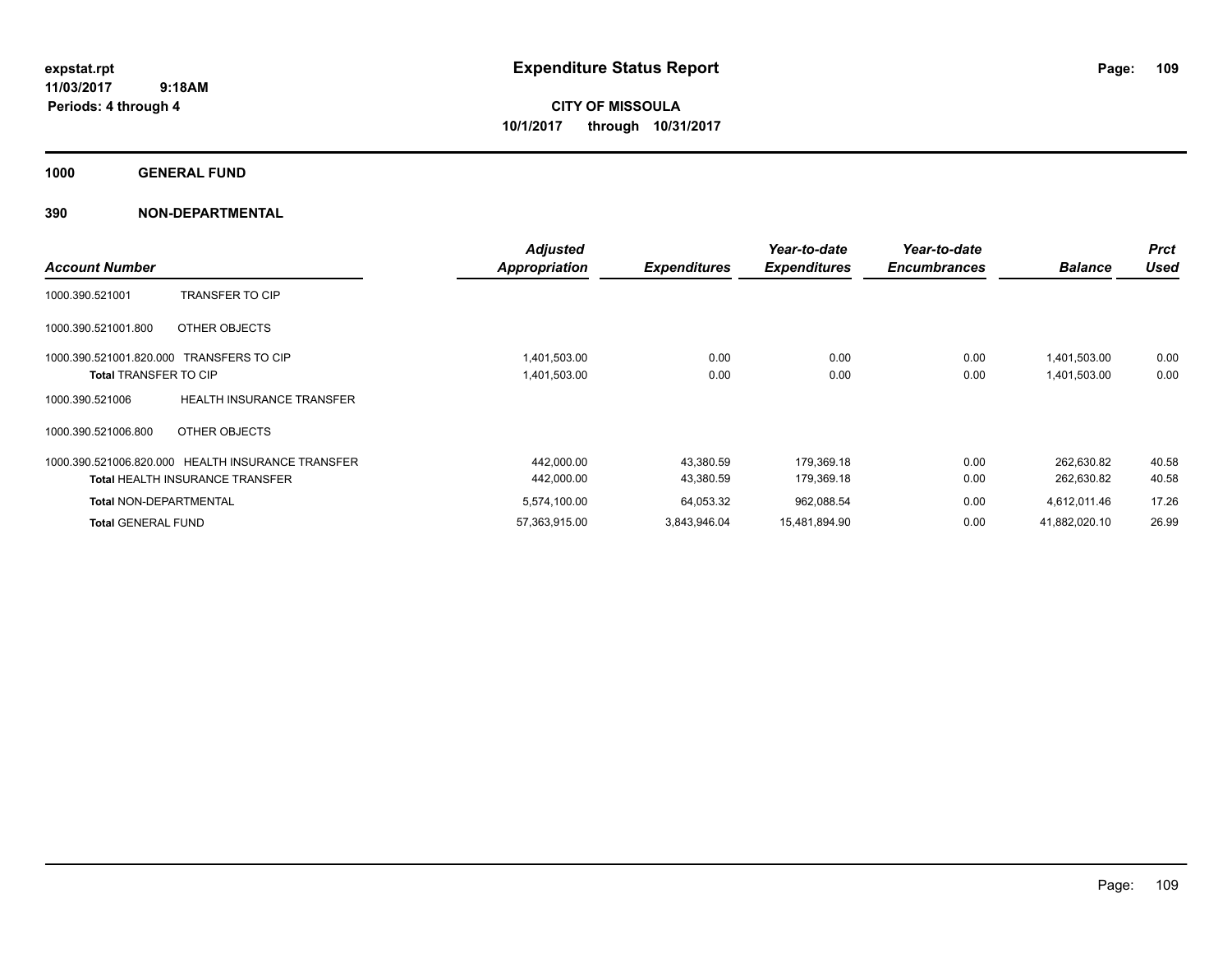# Expenditure Status Report

expstat.rpt
11/03/2017 9:18AM
Periods: 4 through 4

**CITY OF MISSOULA**
**10/1/2017 through 10/31/2017**

**1000 GENERAL FUND**

**390 NON-DEPARTMENTAL**

| Account Number | | Adjusted Appropriation | Expenditures | Year-to-date Expenditures | Year-to-date Encumbrances | Balance | Prct Used |
|---|---|---|---|---|---|---|---|
| 1000.390.521001 | TRANSFER TO CIP | | | | | | |
| 1000.390.521001.800 | OTHER OBJECTS | | | | | | |
| 1000.390.521001.820.000 | TRANSFERS TO CIP | 1,401,503.00 | 0.00 | 0.00 | 0.00 | 1,401,503.00 | 0.00 |
| **Total** TRANSFER TO CIP | | 1,401,503.00 | 0.00 | 0.00 | 0.00 | 1,401,503.00 | 0.00 |
| 1000.390.521006 | HEALTH INSURANCE TRANSFER | | | | | | |
| 1000.390.521006.800 | OTHER OBJECTS | | | | | | |
| 1000.390.521006.820.000 | HEALTH INSURANCE TRANSFER | 442,000.00 | 43,380.59 | 179,369.18 | 0.00 | 262,630.82 | 40.58 |
| **Total** HEALTH INSURANCE TRANSFER | | 442,000.00 | 43,380.59 | 179,369.18 | 0.00 | 262,630.82 | 40.58 |
| **Total** NON-DEPARTMENTAL | | 5,574,100.00 | 64,053.32 | 962,088.54 | 0.00 | 4,612,011.46 | 17.26 |
| **Total** GENERAL FUND | | 57,363,915.00 | 3,843,946.04 | 15,481,894.90 | 0.00 | 41,882,020.10 | 26.99 |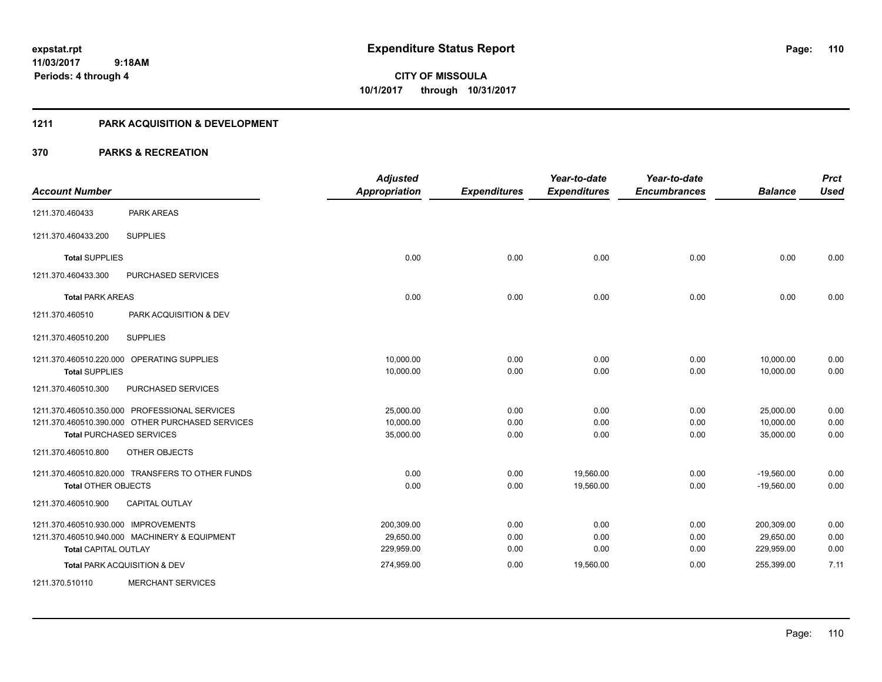expstat.rpt
11/03/2017 9:18AM
Periods: 4 through 4

# Expenditure Status Report

**CITY OF MISSOULA**
**10/1/2017 through 10/31/2017**

## 1211 PARK ACQUISITION & DEVELOPMENT

## 370 PARKS & RECREATION

| Account Number | | Adjusted Appropriation | Expenditures | Year-to-date Expenditures | Year-to-date Encumbrances | Balance | Prct Used |
|---|---|---|---|---|---|---|---|
| 1211.370.460433 | PARK AREAS | | | | | | |
| 1211.370.460433.200 | SUPPLIES | | | | | | |
| **Total** SUPPLIES | | 0.00 | 0.00 | 0.00 | 0.00 | 0.00 | 0.00 |
| 1211.370.460433.300 | PURCHASED SERVICES | | | | | | |
| **Total** PARK AREAS | | 0.00 | 0.00 | 0.00 | 0.00 | 0.00 | 0.00 |
| 1211.370.460510 | PARK ACQUISITION & DEV | | | | | | |
| 1211.370.460510.200 | SUPPLIES | | | | | | |
| 1211.370.460510.220.000 | OPERATING SUPPLIES | 10,000.00 | 0.00 | 0.00 | 0.00 | 10,000.00 | 0.00 |
| **Total** SUPPLIES | | 10,000.00 | 0.00 | 0.00 | 0.00 | 10,000.00 | 0.00 |
| 1211.370.460510.300 | PURCHASED SERVICES | | | | | | |
| 1211.370.460510.350.000 | PROFESSIONAL SERVICES | 25,000.00 | 0.00 | 0.00 | 0.00 | 25,000.00 | 0.00 |
| 1211.370.460510.390.000 | OTHER PURCHASED SERVICES | 10,000.00 | 0.00 | 0.00 | 0.00 | 10,000.00 | 0.00 |
| **Total** PURCHASED SERVICES | | 35,000.00 | 0.00 | 0.00 | 0.00 | 35,000.00 | 0.00 |
| 1211.370.460510.800 | OTHER OBJECTS | | | | | | |
| 1211.370.460510.820.000 | TRANSFERS TO OTHER FUNDS | 0.00 | 0.00 | 19,560.00 | 0.00 | -19,560.00 | 0.00 |
| **Total** OTHER OBJECTS | | 0.00 | 0.00 | 19,560.00 | 0.00 | -19,560.00 | 0.00 |
| 1211.370.460510.900 | CAPITAL OUTLAY | | | | | | |
| 1211.370.460510.930.000 | IMPROVEMENTS | 200,309.00 | 0.00 | 0.00 | 0.00 | 200,309.00 | 0.00 |
| 1211.370.460510.940.000 | MACHINERY & EQUIPMENT | 29,650.00 | 0.00 | 0.00 | 0.00 | 29,650.00 | 0.00 |
| **Total** CAPITAL OUTLAY | | 229,959.00 | 0.00 | 0.00 | 0.00 | 229,959.00 | 0.00 |
| **Total** PARK ACQUISITION & DEV | | 274,959.00 | 0.00 | 19,560.00 | 0.00 | 255,399.00 | 7.11 |
| 1211.370.510110 | MERCHANT SERVICES | | | | | | |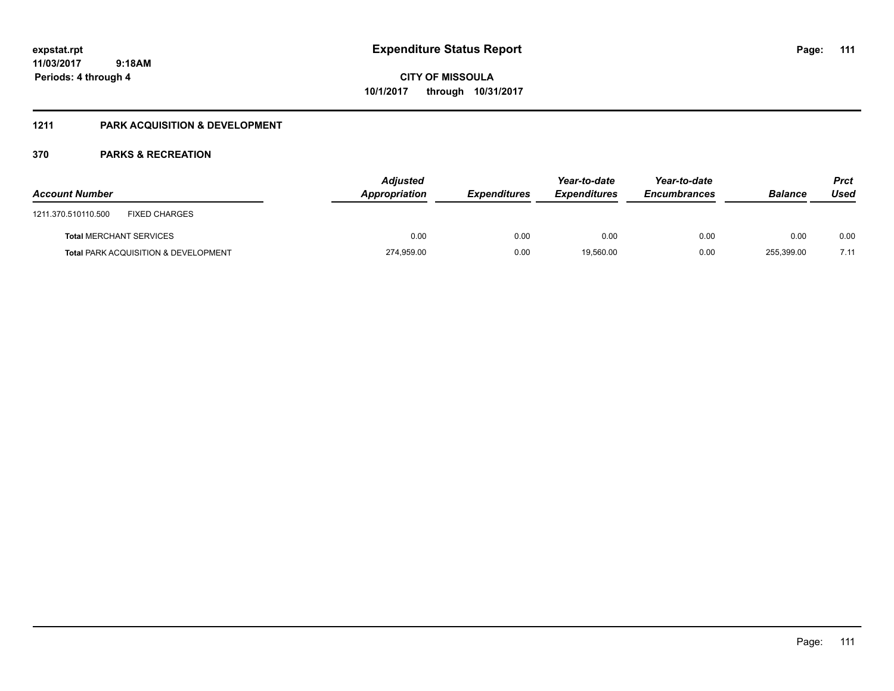# Expenditure Status Report

**CITY OF MISSOULA**
**10/1/2017 through 10/31/2017**

expstat.rpt
11/03/2017 9:18AM
Periods: 4 through 4

## 1211 PARK ACQUISITION & DEVELOPMENT

## 370 PARKS & RECREATION

| Account Number | | Adjusted Appropriation | Expenditures | Year-to-date Expenditures | Year-to-date Encumbrances | Balance | Prct Used |
|---|---|---|---|---|---|---|---|
| 1211.370.510110.500 | FIXED CHARGES | | | | | | |
| **Total** MERCHANT SERVICES | | 0.00 | 0.00 | 0.00 | 0.00 | 0.00 | 0.00 |
| **Total** PARK ACQUISITION & DEVELOPMENT | | 274,959.00 | 0.00 | 19,560.00 | 0.00 | 255,399.00 | 7.11 |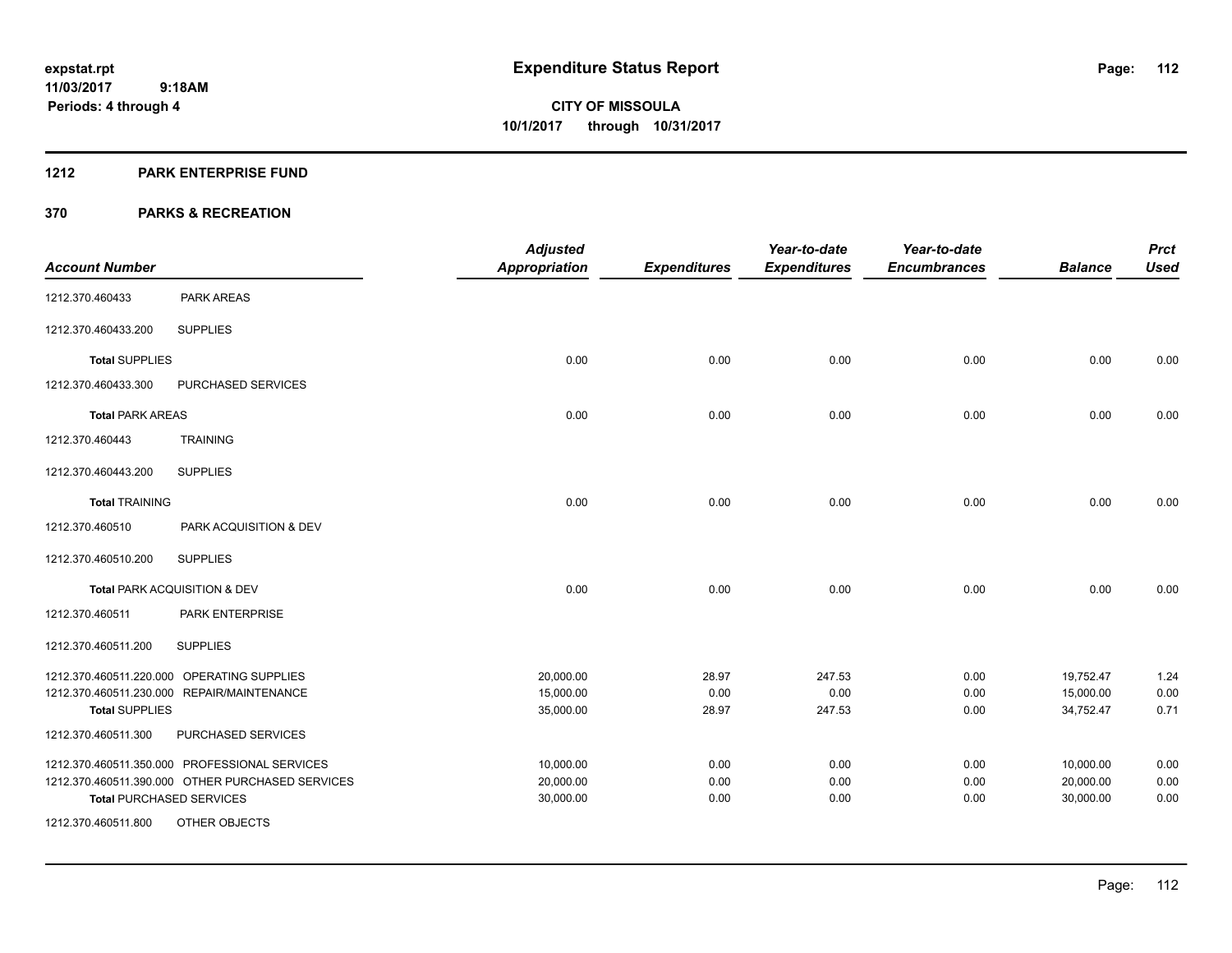# Expenditure Status Report

**CITY OF MISSOULA**
**10/1/2017 through 10/31/2017**

expstat.rpt
11/03/2017 9:18AM
Periods: 4 through 4

## 1212 PARK ENTERPRISE FUND

## 370 PARKS & RECREATION

| Account Number | | Adjusted Appropriation | Expenditures | Year-to-date Expenditures | Year-to-date Encumbrances | Balance | Prct Used |
|---|---|---|---|---|---|---|---|
| 1212.370.460433 | PARK AREAS | | | | | | |
| 1212.370.460433.200 | SUPPLIES | | | | | | |
| **Total** SUPPLIES | | 0.00 | 0.00 | 0.00 | 0.00 | 0.00 | 0.00 |
| 1212.370.460433.300 | PURCHASED SERVICES | | | | | | |
| **Total** PARK AREAS | | 0.00 | 0.00 | 0.00 | 0.00 | 0.00 | 0.00 |
| 1212.370.460443 | TRAINING | | | | | | |
| 1212.370.460443.200 | SUPPLIES | | | | | | |
| **Total** TRAINING | | 0.00 | 0.00 | 0.00 | 0.00 | 0.00 | 0.00 |
| 1212.370.460510 | PARK ACQUISITION & DEV | | | | | | |
| 1212.370.460510.200 | SUPPLIES | | | | | | |
| **Total** PARK ACQUISITION & DEV | | 0.00 | 0.00 | 0.00 | 0.00 | 0.00 | 0.00 |
| 1212.370.460511 | PARK ENTERPRISE | | | | | | |
| 1212.370.460511.200 | SUPPLIES | | | | | | |
| 1212.370.460511.220.000 | OPERATING SUPPLIES | 20,000.00 | 28.97 | 247.53 | 0.00 | 19,752.47 | 1.24 |
| 1212.370.460511.230.000 | REPAIR/MAINTENANCE | 15,000.00 | 0.00 | 0.00 | 0.00 | 15,000.00 | 0.00 |
| **Total** SUPPLIES | | 35,000.00 | 28.97 | 247.53 | 0.00 | 34,752.47 | 0.71 |
| 1212.370.460511.300 | PURCHASED SERVICES | | | | | | |
| 1212.370.460511.350.000 | PROFESSIONAL SERVICES | 10,000.00 | 0.00 | 0.00 | 0.00 | 10,000.00 | 0.00 |
| 1212.370.460511.390.000 | OTHER PURCHASED SERVICES | 20,000.00 | 0.00 | 0.00 | 0.00 | 20,000.00 | 0.00 |
| **Total** PURCHASED SERVICES | | 30,000.00 | 0.00 | 0.00 | 0.00 | 30,000.00 | 0.00 |
| 1212.370.460511.800 | OTHER OBJECTS | | | | | | |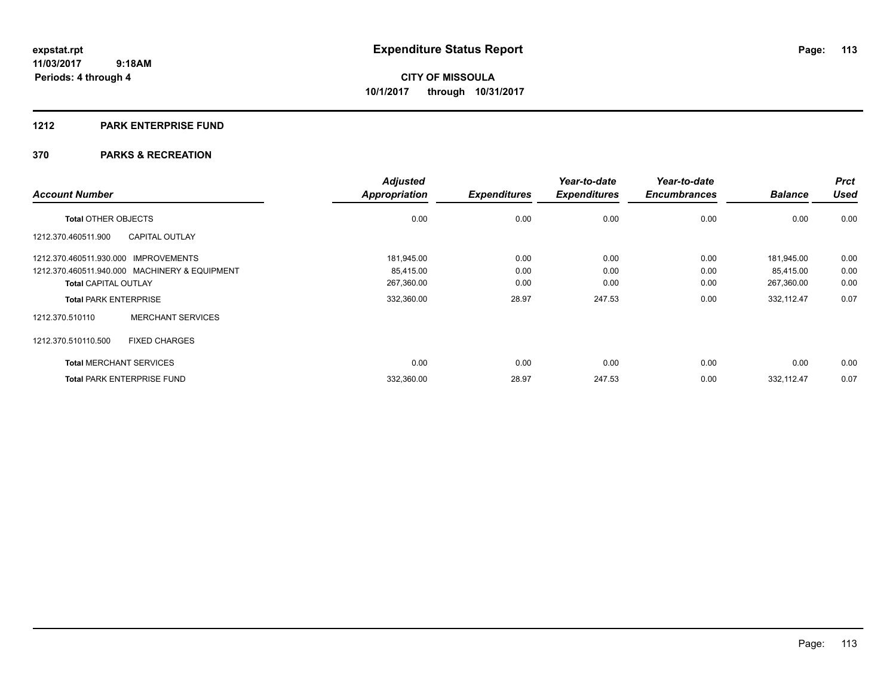**expstat.rpt**
**11/03/2017 9:18AM**
**Periods: 4 through 4**

# Expenditure Status Report

**CITY OF MISSOULA**
**10/1/2017 through 10/31/2017**

## 1212 PARK ENTERPRISE FUND

## 370 PARKS & RECREATION

| Account Number | | Adjusted Appropriation | Expenditures | Year-to-date Expenditures | Year-to-date Encumbrances | Balance | Prct Used |
|---|---|---|---|---|---|---|---|
| **Total** OTHER OBJECTS | | 0.00 | 0.00 | 0.00 | 0.00 | 0.00 | 0.00 |
| 1212.370.460511.900 | CAPITAL OUTLAY | | | | | | |
| 1212.370.460511.930.000 | IMPROVEMENTS | 181,945.00 | 0.00 | 0.00 | 0.00 | 181,945.00 | 0.00 |
| 1212.370.460511.940.000 | MACHINERY & EQUIPMENT | 85,415.00 | 0.00 | 0.00 | 0.00 | 85,415.00 | 0.00 |
| **Total** CAPITAL OUTLAY | | 267,360.00 | 0.00 | 0.00 | 0.00 | 267,360.00 | 0.00 |
| **Total** PARK ENTERPRISE | | 332,360.00 | 28.97 | 247.53 | 0.00 | 332,112.47 | 0.07 |
| 1212.370.510110 | MERCHANT SERVICES | | | | | | |
| 1212.370.510110.500 | FIXED CHARGES | | | | | | |
| **Total** MERCHANT SERVICES | | 0.00 | 0.00 | 0.00 | 0.00 | 0.00 | 0.00 |
| **Total** PARK ENTERPRISE FUND | | 332,360.00 | 28.97 | 247.53 | 0.00 | 332,112.47 | 0.07 |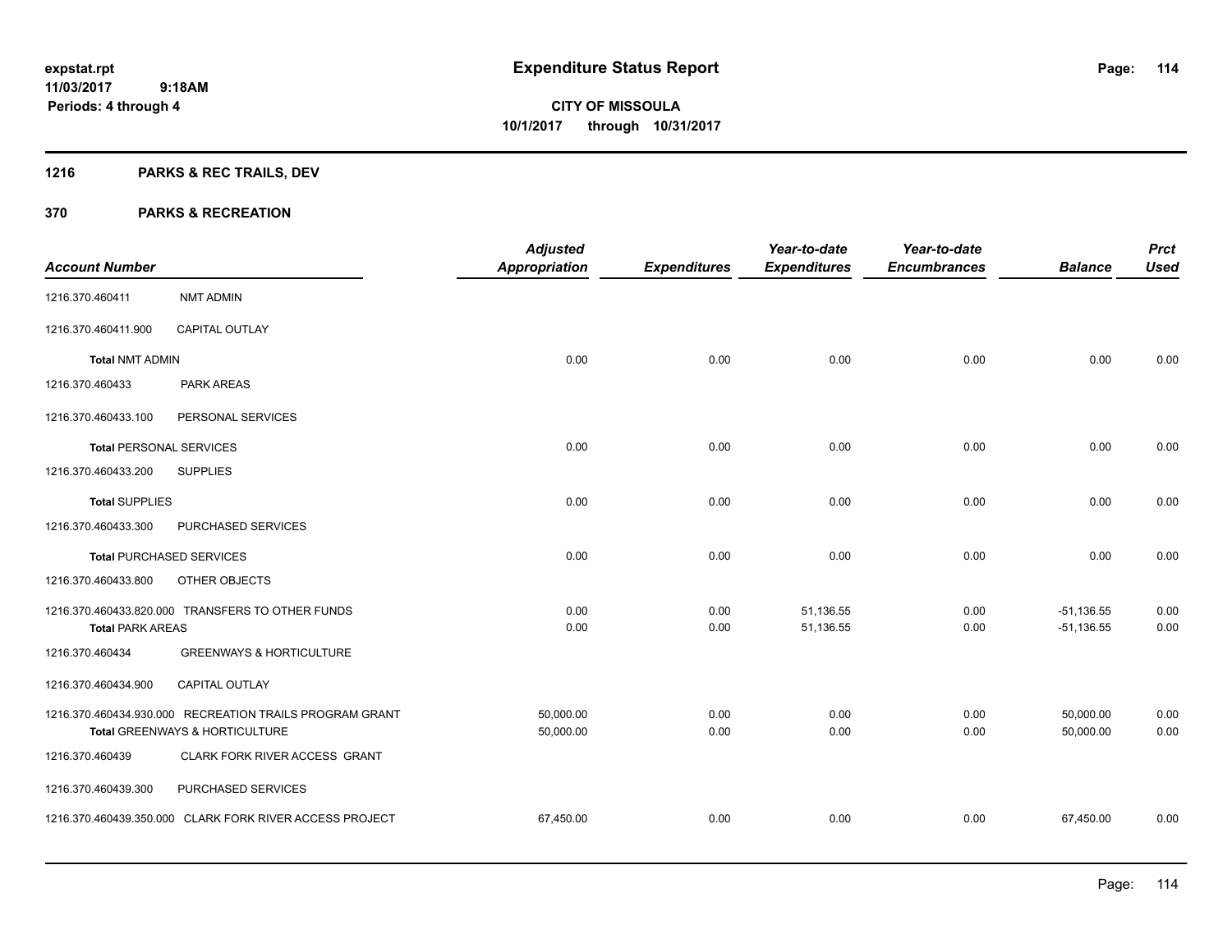**expstat.rpt**
**11/03/2017 9:18AM**
**Periods: 4 through 4**

# Expenditure Status Report

**CITY OF MISSOULA**
**10/1/2017 through 10/31/2017**

## 1216 PARKS & REC TRAILS, DEV

## 370 PARKS & RECREATION

| Account Number | | Adjusted Appropriation | Expenditures | Year-to-date Expenditures | Year-to-date Encumbrances | Balance | Prct Used |
|---|---|---|---|---|---|---|---|
| 1216.370.460411 | NMT ADMIN | | | | | | |
| 1216.370.460411.900 | CAPITAL OUTLAY | | | | | | |
| **Total** NMT ADMIN | | 0.00 | 0.00 | 0.00 | 0.00 | 0.00 | 0.00 |
| 1216.370.460433 | PARK AREAS | | | | | | |
| 1216.370.460433.100 | PERSONAL SERVICES | | | | | | |
| **Total** PERSONAL SERVICES | | 0.00 | 0.00 | 0.00 | 0.00 | 0.00 | 0.00 |
| 1216.370.460433.200 | SUPPLIES | | | | | | |
| **Total** SUPPLIES | | 0.00 | 0.00 | 0.00 | 0.00 | 0.00 | 0.00 |
| 1216.370.460433.300 | PURCHASED SERVICES | | | | | | |
| **Total** PURCHASED SERVICES | | 0.00 | 0.00 | 0.00 | 0.00 | 0.00 | 0.00 |
| 1216.370.460433.800 | OTHER OBJECTS | | | | | | |
| 1216.370.460433.820.000 | TRANSFERS TO OTHER FUNDS | 0.00 | 0.00 | 51,136.55 | 0.00 | -51,136.55 | 0.00 |
| **Total** PARK AREAS | | 0.00 | 0.00 | 51,136.55 | 0.00 | -51,136.55 | 0.00 |
| 1216.370.460434 | GREENWAYS & HORTICULTURE | | | | | | |
| 1216.370.460434.900 | CAPITAL OUTLAY | | | | | | |
| 1216.370.460434.930.000 | RECREATION TRAILS PROGRAM GRANT | 50,000.00 | 0.00 | 0.00 | 0.00 | 50,000.00 | 0.00 |
| **Total** GREENWAYS & HORTICULTURE | | 50,000.00 | 0.00 | 0.00 | 0.00 | 50,000.00 | 0.00 |
| 1216.370.460439 | CLARK FORK RIVER ACCESS GRANT | | | | | | |
| 1216.370.460439.300 | PURCHASED SERVICES | | | | | | |
| 1216.370.460439.350.000 | CLARK FORK RIVER ACCESS PROJECT | 67,450.00 | 0.00 | 0.00 | 0.00 | 67,450.00 | 0.00 |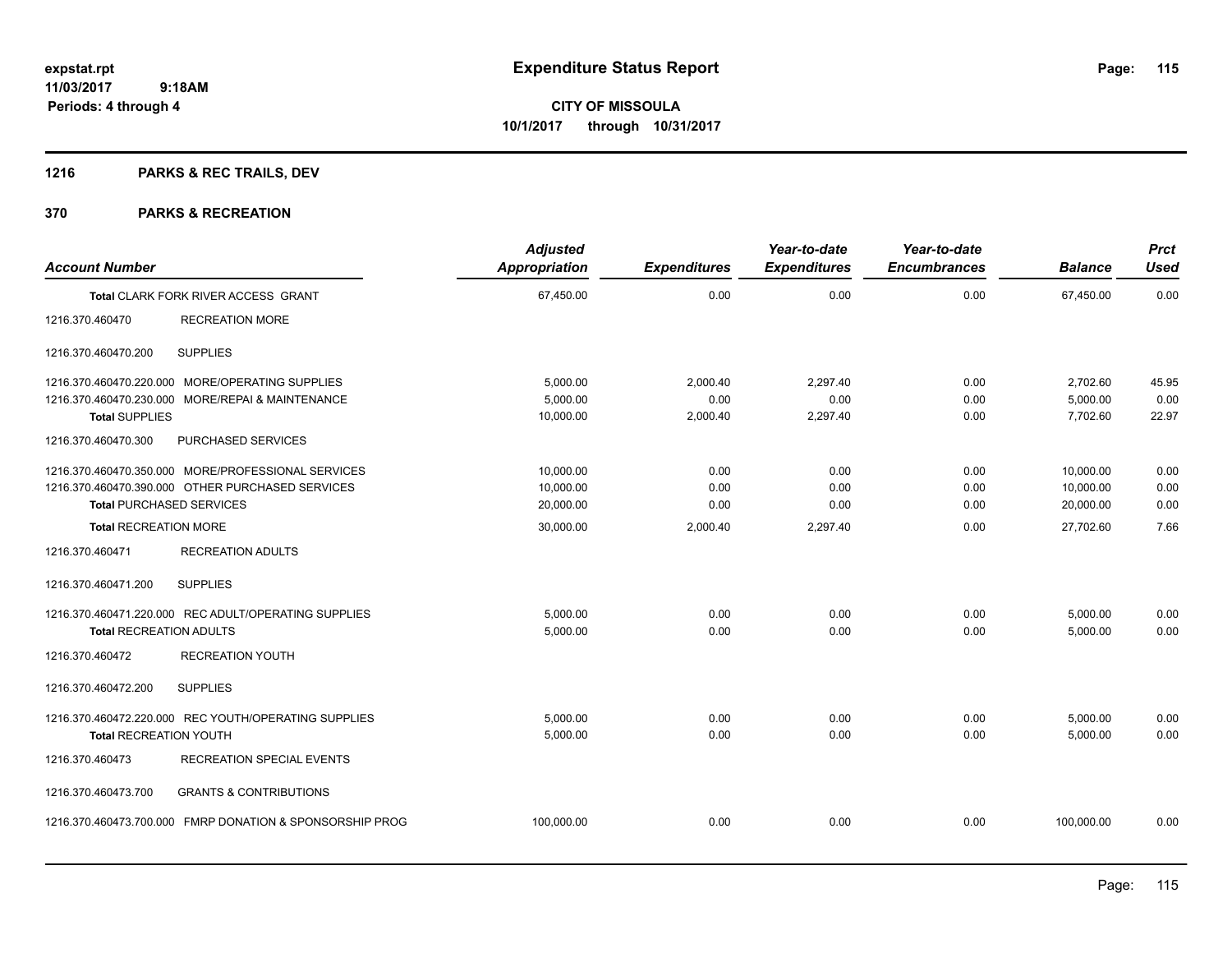expstat.rpt
11/03/2017 9:18AM
Periods: 4 through 4

# Expenditure Status Report

**CITY OF MISSOULA**
**10/1/2017 through 10/31/2017**

## 1216 PARKS & REC TRAILS, DEV

## 370 PARKS & RECREATION

| Account Number | | Adjusted Appropriation | Expenditures | Year-to-date Expenditures | Year-to-date Encumbrances | Balance | Prct Used |
|---|---|---|---|---|---|---|---|
| Total CLARK FORK RIVER ACCESS GRANT | | 67,450.00 | 0.00 | 0.00 | 0.00 | 67,450.00 | 0.00 |
| 1216.370.460470 | RECREATION MORE | | | | | | |
| 1216.370.460470.200 | SUPPLIES | | | | | | |
| 1216.370.460470.220.000 | MORE/OPERATING SUPPLIES | 5,000.00 | 2,000.40 | 2,297.40 | 0.00 | 2,702.60 | 45.95 |
| 1216.370.460470.230.000 | MORE/REPAI & MAINTENANCE | 5,000.00 | 0.00 | 0.00 | 0.00 | 5,000.00 | 0.00 |
| Total SUPPLIES | | 10,000.00 | 2,000.40 | 2,297.40 | 0.00 | 7,702.60 | 22.97 |
| 1216.370.460470.300 | PURCHASED SERVICES | | | | | | |
| 1216.370.460470.350.000 | MORE/PROFESSIONAL SERVICES | 10,000.00 | 0.00 | 0.00 | 0.00 | 10,000.00 | 0.00 |
| 1216.370.460470.390.000 | OTHER PURCHASED SERVICES | 10,000.00 | 0.00 | 0.00 | 0.00 | 10,000.00 | 0.00 |
| Total PURCHASED SERVICES | | 20,000.00 | 0.00 | 0.00 | 0.00 | 20,000.00 | 0.00 |
| Total RECREATION MORE | | 30,000.00 | 2,000.40 | 2,297.40 | 0.00 | 27,702.60 | 7.66 |
| 1216.370.460471 | RECREATION ADULTS | | | | | | |
| 1216.370.460471.200 | SUPPLIES | | | | | | |
| 1216.370.460471.220.000 | REC ADULT/OPERATING SUPPLIES | 5,000.00 | 0.00 | 0.00 | 0.00 | 5,000.00 | 0.00 |
| Total RECREATION ADULTS | | 5,000.00 | 0.00 | 0.00 | 0.00 | 5,000.00 | 0.00 |
| 1216.370.460472 | RECREATION YOUTH | | | | | | |
| 1216.370.460472.200 | SUPPLIES | | | | | | |
| 1216.370.460472.220.000 | REC YOUTH/OPERATING SUPPLIES | 5,000.00 | 0.00 | 0.00 | 0.00 | 5,000.00 | 0.00 |
| Total RECREATION YOUTH | | 5,000.00 | 0.00 | 0.00 | 0.00 | 5,000.00 | 0.00 |
| 1216.370.460473 | RECREATION SPECIAL EVENTS | | | | | | |
| 1216.370.460473.700 | GRANTS & CONTRIBUTIONS | | | | | | |
| 1216.370.460473.700.000 | FMRP DONATION & SPONSORSHIP PROG | 100,000.00 | 0.00 | 0.00 | 0.00 | 100,000.00 | 0.00 |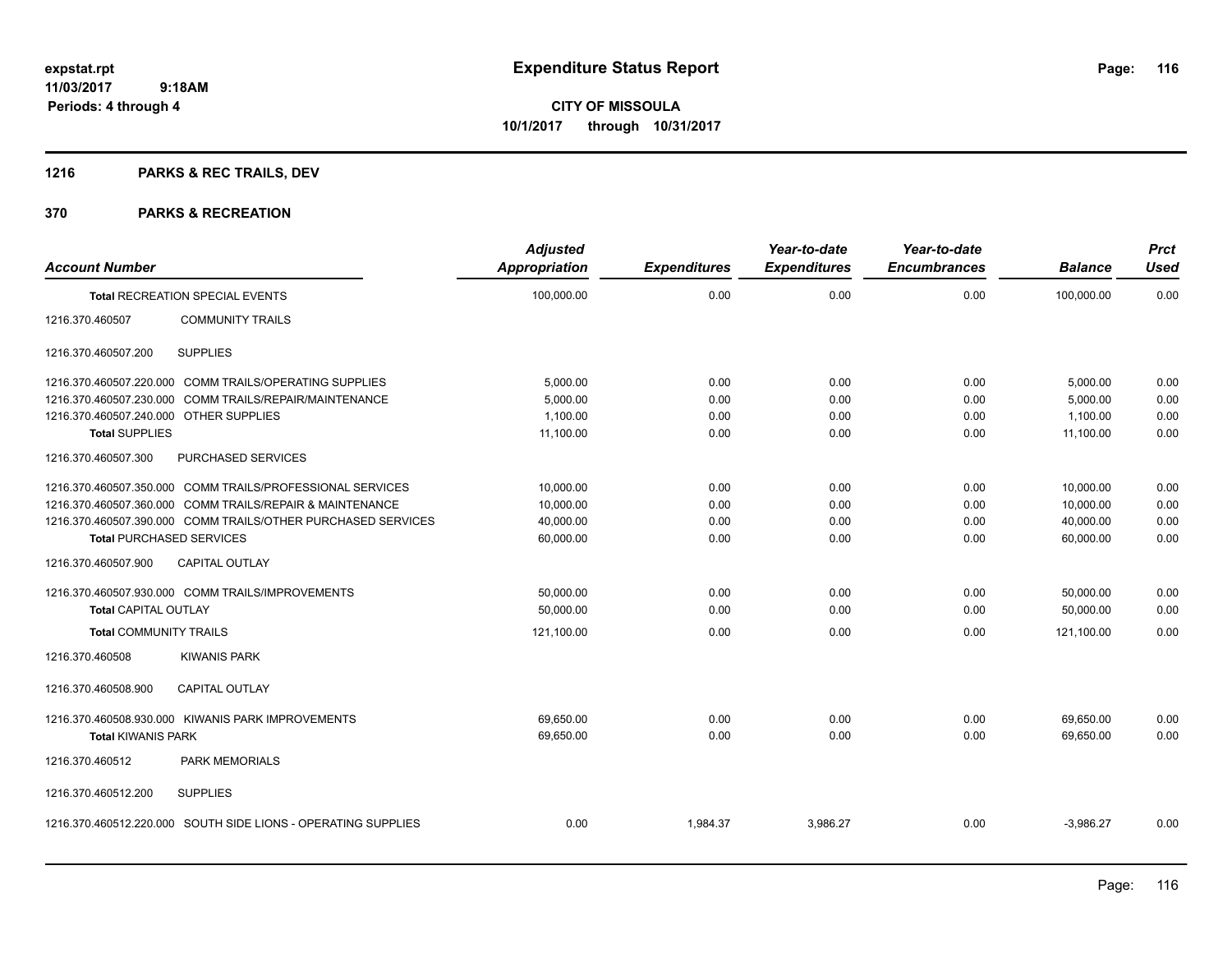# Expenditure Status Report

expstat.rpt
11/03/2017 9:18AM
Periods: 4 through 4

**CITY OF MISSOULA**
**10/1/2017 through 10/31/2017**

## 1216 PARKS & REC TRAILS, DEV

## 370 PARKS & RECREATION

| Account Number | | Adjusted Appropriation | Expenditures | Year-to-date Expenditures | Year-to-date Encumbrances | Balance | Prct Used |
|---|---|---|---|---|---|---|---|
| **Total** RECREATION SPECIAL EVENTS | | 100,000.00 | 0.00 | 0.00 | 0.00 | 100,000.00 | 0.00 |
| 1216.370.460507 | COMMUNITY TRAILS | | | | | | |
| 1216.370.460507.200 | SUPPLIES | | | | | | |
| 1216.370.460507.220.000 | COMM TRAILS/OPERATING SUPPLIES | 5,000.00 | 0.00 | 0.00 | 0.00 | 5,000.00 | 0.00 |
| 1216.370.460507.230.000 | COMM TRAILS/REPAIR/MAINTENANCE | 5,000.00 | 0.00 | 0.00 | 0.00 | 5,000.00 | 0.00 |
| 1216.370.460507.240.000 | OTHER SUPPLIES | 1,100.00 | 0.00 | 0.00 | 0.00 | 1,100.00 | 0.00 |
| **Total** SUPPLIES | | 11,100.00 | 0.00 | 0.00 | 0.00 | 11,100.00 | 0.00 |
| 1216.370.460507.300 | PURCHASED SERVICES | | | | | | |
| 1216.370.460507.350.000 | COMM TRAILS/PROFESSIONAL SERVICES | 10,000.00 | 0.00 | 0.00 | 0.00 | 10,000.00 | 0.00 |
| 1216.370.460507.360.000 | COMM TRAILS/REPAIR & MAINTENANCE | 10,000.00 | 0.00 | 0.00 | 0.00 | 10,000.00 | 0.00 |
| 1216.370.460507.390.000 | COMM TRAILS/OTHER PURCHASED SERVICES | 40,000.00 | 0.00 | 0.00 | 0.00 | 40,000.00 | 0.00 |
| **Total** PURCHASED SERVICES | | 60,000.00 | 0.00 | 0.00 | 0.00 | 60,000.00 | 0.00 |
| 1216.370.460507.900 | CAPITAL OUTLAY | | | | | | |
| 1216.370.460507.930.000 | COMM TRAILS/IMPROVEMENTS | 50,000.00 | 0.00 | 0.00 | 0.00 | 50,000.00 | 0.00 |
| **Total** CAPITAL OUTLAY | | 50,000.00 | 0.00 | 0.00 | 0.00 | 50,000.00 | 0.00 |
| **Total** COMMUNITY TRAILS | | 121,100.00 | 0.00 | 0.00 | 0.00 | 121,100.00 | 0.00 |
| 1216.370.460508 | KIWANIS PARK | | | | | | |
| 1216.370.460508.900 | CAPITAL OUTLAY | | | | | | |
| 1216.370.460508.930.000 | KIWANIS PARK IMPROVEMENTS | 69,650.00 | 0.00 | 0.00 | 0.00 | 69,650.00 | 0.00 |
| **Total** KIWANIS PARK | | 69,650.00 | 0.00 | 0.00 | 0.00 | 69,650.00 | 0.00 |
| 1216.370.460512 | PARK MEMORIALS | | | | | | |
| 1216.370.460512.200 | SUPPLIES | | | | | | |
| 1216.370.460512.220.000 | SOUTH SIDE LIONS - OPERATING SUPPLIES | 0.00 | 1,984.37 | 3,986.27 | 0.00 | -3,986.27 | 0.00 |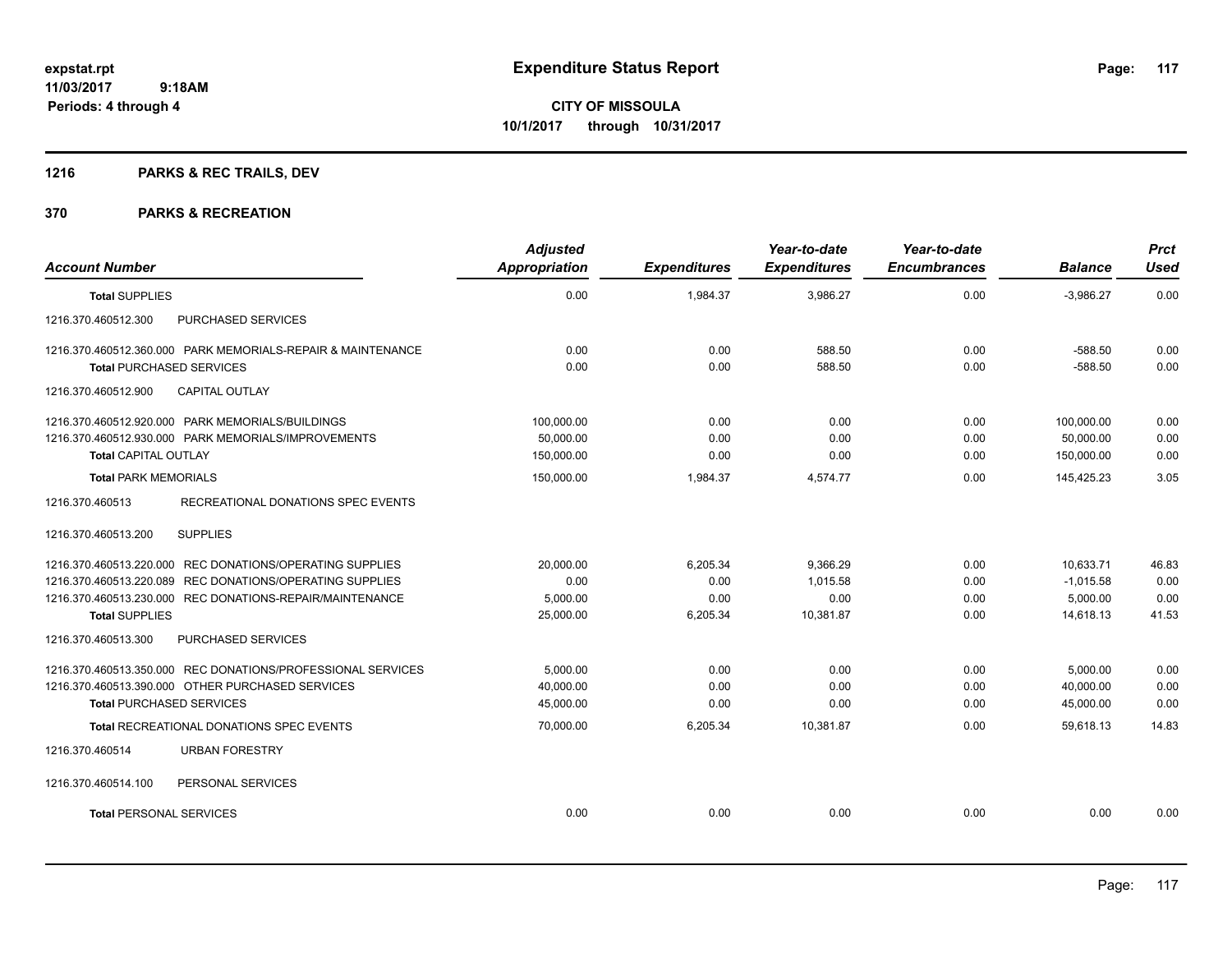# Expenditure Status Report

**expstat.rpt**
**11/03/2017 9:18AM**
**Periods: 4 through 4**

**CITY OF MISSOULA**
**10/1/2017 through 10/31/2017**

## 1216 PARKS & REC TRAILS, DEV

## 370 PARKS & RECREATION

| Account Number | Adjusted Appropriation | Expenditures | Year-to-date Expenditures | Year-to-date Encumbrances | Balance | Prct Used |
|---|---|---|---|---|---|---|
| **Total** SUPPLIES | 0.00 | 1,984.37 | 3,986.27 | 0.00 | -3,986.27 | 0.00 |
| 1216.370.460512.300 PURCHASED SERVICES | | | | | | |
| 1216.370.460512.360.000 PARK MEMORIALS-REPAIR & MAINTENANCE | 0.00 | 0.00 | 588.50 | 0.00 | -588.50 | 0.00 |
| **Total** PURCHASED SERVICES | 0.00 | 0.00 | 588.50 | 0.00 | -588.50 | 0.00 |
| 1216.370.460512.900 CAPITAL OUTLAY | | | | | | |
| 1216.370.460512.920.000 PARK MEMORIALS/BUILDINGS | 100,000.00 | 0.00 | 0.00 | 0.00 | 100,000.00 | 0.00 |
| 1216.370.460512.930.000 PARK MEMORIALS/IMPROVEMENTS | 50,000.00 | 0.00 | 0.00 | 0.00 | 50,000.00 | 0.00 |
| **Total** CAPITAL OUTLAY | 150,000.00 | 0.00 | 0.00 | 0.00 | 150,000.00 | 0.00 |
| **Total** PARK MEMORIALS | 150,000.00 | 1,984.37 | 4,574.77 | 0.00 | 145,425.23 | 3.05 |
| 1216.370.460513 RECREATIONAL DONATIONS SPEC EVENTS | | | | | | |
| 1216.370.460513.200 SUPPLIES | | | | | | |
| 1216.370.460513.220.000 REC DONATIONS/OPERATING SUPPLIES | 20,000.00 | 6,205.34 | 9,366.29 | 0.00 | 10,633.71 | 46.83 |
| 1216.370.460513.220.089 REC DONATIONS/OPERATING SUPPLIES | 0.00 | 0.00 | 1,015.58 | 0.00 | -1,015.58 | 0.00 |
| 1216.370.460513.230.000 REC DONATIONS-REPAIR/MAINTENANCE | 5,000.00 | 0.00 | 0.00 | 0.00 | 5,000.00 | 0.00 |
| **Total** SUPPLIES | 25,000.00 | 6,205.34 | 10,381.87 | 0.00 | 14,618.13 | 41.53 |
| 1216.370.460513.300 PURCHASED SERVICES | | | | | | |
| 1216.370.460513.350.000 REC DONATIONS/PROFESSIONAL SERVICES | 5,000.00 | 0.00 | 0.00 | 0.00 | 5,000.00 | 0.00 |
| 1216.370.460513.390.000 OTHER PURCHASED SERVICES | 40,000.00 | 0.00 | 0.00 | 0.00 | 40,000.00 | 0.00 |
| **Total** PURCHASED SERVICES | 45,000.00 | 0.00 | 0.00 | 0.00 | 45,000.00 | 0.00 |
| **Total** RECREATIONAL DONATIONS SPEC EVENTS | 70,000.00 | 6,205.34 | 10,381.87 | 0.00 | 59,618.13 | 14.83 |
| 1216.370.460514 URBAN FORESTRY | | | | | | |
| 1216.370.460514.100 PERSONAL SERVICES | | | | | | |
| **Total** PERSONAL SERVICES | 0.00 | 0.00 | 0.00 | 0.00 | 0.00 | 0.00 |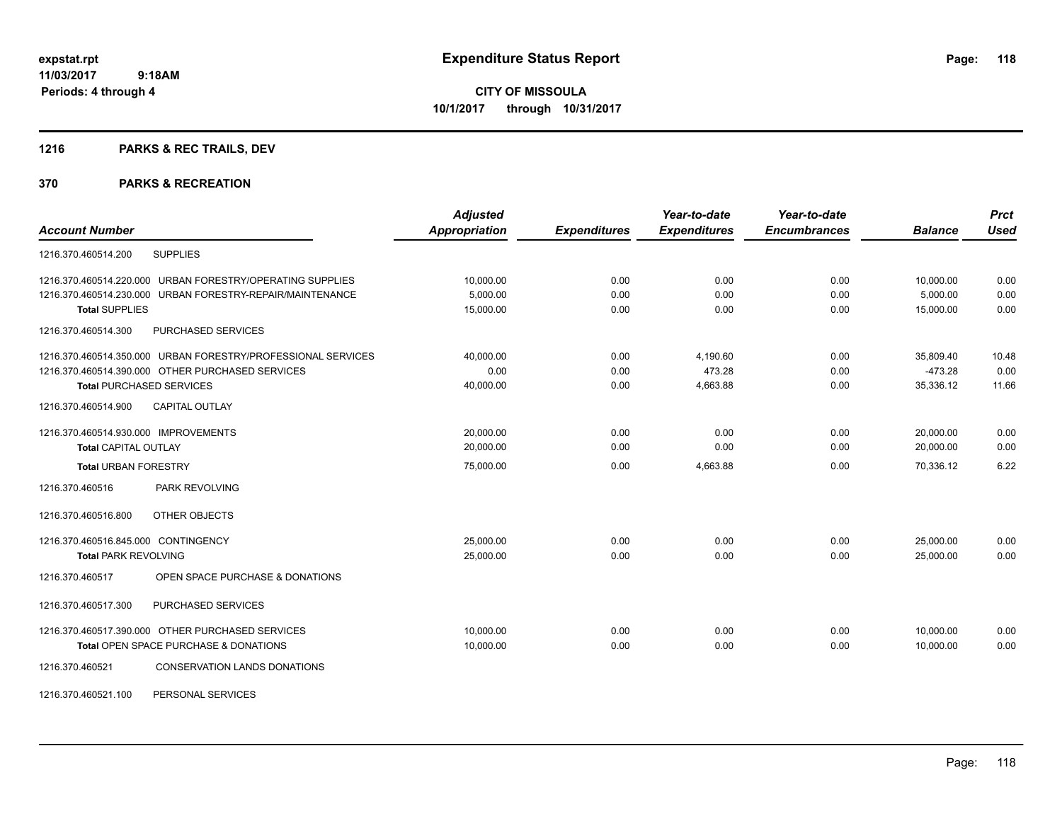# Expenditure Status Report

**CITY OF MISSOULA**
**10/1/2017 through 10/31/2017**

expstat.rpt
11/03/2017 9:18AM
Periods: 4 through 4

## 1216 PARKS & REC TRAILS, DEV

## 370 PARKS & RECREATION

| Account Number | Adjusted Appropriation | Expenditures | Year-to-date Expenditures | Year-to-date Encumbrances | Balance | Prct Used |
|---|---|---|---|---|---|---|
| 1216.370.460514.200 SUPPLIES | | | | | | |
| 1216.370.460514.220.000 URBAN FORESTRY/OPERATING SUPPLIES | 10,000.00 | 0.00 | 0.00 | 0.00 | 10,000.00 | 0.00 |
| 1216.370.460514.230.000 URBAN FORESTRY-REPAIR/MAINTENANCE | 5,000.00 | 0.00 | 0.00 | 0.00 | 5,000.00 | 0.00 |
| **Total** SUPPLIES | 15,000.00 | 0.00 | 0.00 | 0.00 | 15,000.00 | 0.00 |
| 1216.370.460514.300 PURCHASED SERVICES | | | | | | |
| 1216.370.460514.350.000 URBAN FORESTRY/PROFESSIONAL SERVICES | 40,000.00 | 0.00 | 4,190.60 | 0.00 | 35,809.40 | 10.48 |
| 1216.370.460514.390.000 OTHER PURCHASED SERVICES | 0.00 | 0.00 | 473.28 | 0.00 | -473.28 | 0.00 |
| **Total** PURCHASED SERVICES | 40,000.00 | 0.00 | 4,663.88 | 0.00 | 35,336.12 | 11.66 |
| 1216.370.460514.900 CAPITAL OUTLAY | | | | | | |
| 1216.370.460514.930.000 IMPROVEMENTS | 20,000.00 | 0.00 | 0.00 | 0.00 | 20,000.00 | 0.00 |
| **Total** CAPITAL OUTLAY | 20,000.00 | 0.00 | 0.00 | 0.00 | 20,000.00 | 0.00 |
| **Total** URBAN FORESTRY | 75,000.00 | 0.00 | 4,663.88 | 0.00 | 70,336.12 | 6.22 |
| 1216.370.460516 PARK REVOLVING | | | | | | |
| 1216.370.460516.800 OTHER OBJECTS | | | | | | |
| 1216.370.460516.845.000 CONTINGENCY | 25,000.00 | 0.00 | 0.00 | 0.00 | 25,000.00 | 0.00 |
| **Total** PARK REVOLVING | 25,000.00 | 0.00 | 0.00 | 0.00 | 25,000.00 | 0.00 |
| 1216.370.460517 OPEN SPACE PURCHASE & DONATIONS | | | | | | |
| 1216.370.460517.300 PURCHASED SERVICES | | | | | | |
| 1216.370.460517.390.000 OTHER PURCHASED SERVICES | 10,000.00 | 0.00 | 0.00 | 0.00 | 10,000.00 | 0.00 |
| **Total** OPEN SPACE PURCHASE & DONATIONS | 10,000.00 | 0.00 | 0.00 | 0.00 | 10,000.00 | 0.00 |
| 1216.370.460521 CONSERVATION LANDS DONATIONS | | | | | | |
| 1216.370.460521.100 PERSONAL SERVICES | | | | | | |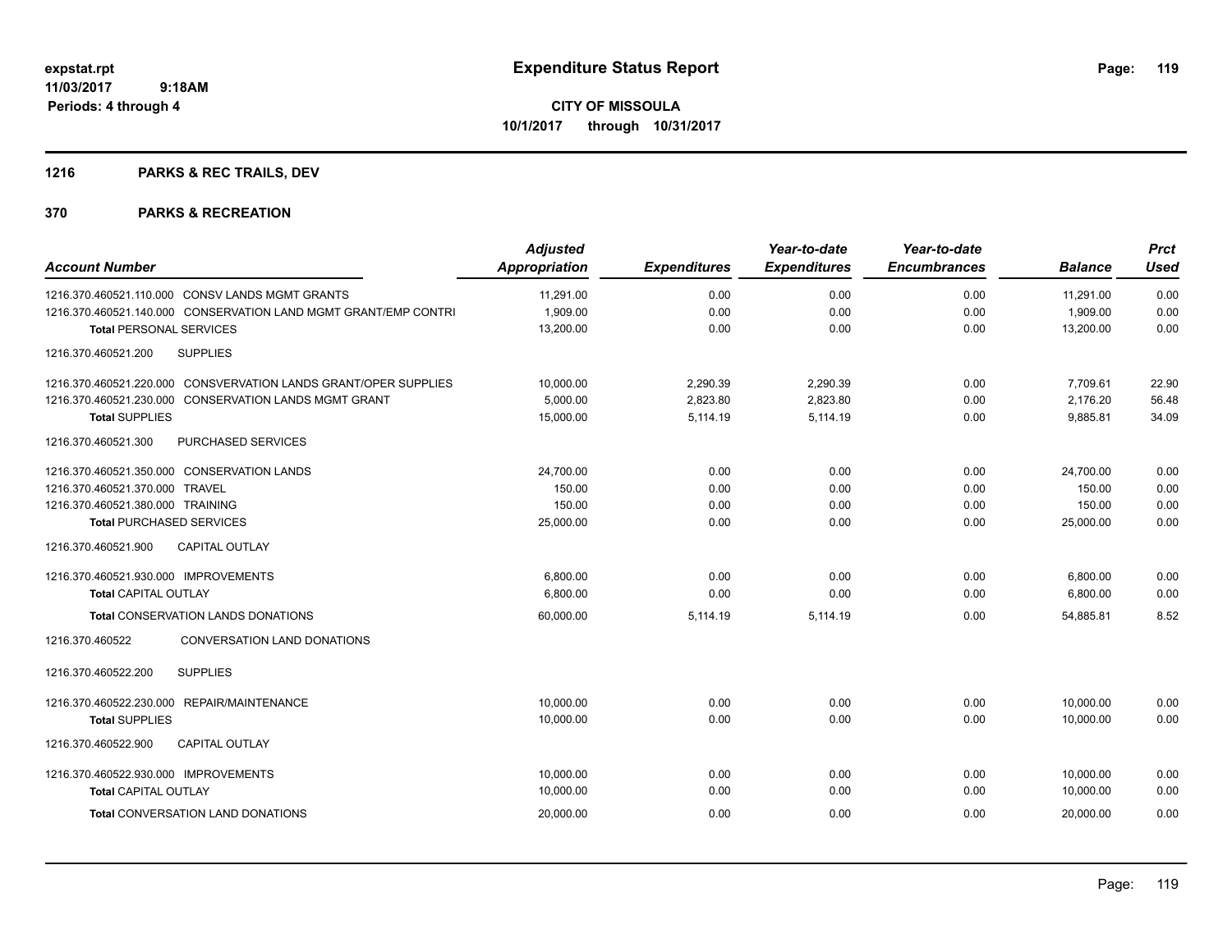# Expenditure Status Report

expstat.rpt
11/03/2017 9:18AM
Periods: 4 through 4

**CITY OF MISSOULA**
**10/1/2017 through 10/31/2017**

## 1216 PARKS & REC TRAILS, DEV

### 370 PARKS & RECREATION

| Account Number | Adjusted Appropriation | Expenditures | Year-to-date Expenditures | Year-to-date Encumbrances | Balance | Prct Used |
|---|---|---|---|---|---|---|
| 1216.370.460521.110.000 CONSV LANDS MGMT GRANTS | 11,291.00 | 0.00 | 0.00 | 0.00 | 11,291.00 | 0.00 |
| 1216.370.460521.140.000 CONSERVATION LAND MGMT GRANT/EMP CONTRI | 1,909.00 | 0.00 | 0.00 | 0.00 | 1,909.00 | 0.00 |
| **Total** PERSONAL SERVICES | 13,200.00 | 0.00 | 0.00 | 0.00 | 13,200.00 | 0.00 |
| 1216.370.460521.200 SUPPLIES | | | | | | |
| 1216.370.460521.220.000 CONSVERVATION LANDS GRANT/OPER SUPPLIES | 10,000.00 | 2,290.39 | 2,290.39 | 0.00 | 7,709.61 | 22.90 |
| 1216.370.460521.230.000 CONSERVATION LANDS MGMT GRANT | 5,000.00 | 2,823.80 | 2,823.80 | 0.00 | 2,176.20 | 56.48 |
| **Total** SUPPLIES | 15,000.00 | 5,114.19 | 5,114.19 | 0.00 | 9,885.81 | 34.09 |
| 1216.370.460521.300 PURCHASED SERVICES | | | | | | |
| 1216.370.460521.350.000 CONSERVATION LANDS | 24,700.00 | 0.00 | 0.00 | 0.00 | 24,700.00 | 0.00 |
| 1216.370.460521.370.000 TRAVEL | 150.00 | 0.00 | 0.00 | 0.00 | 150.00 | 0.00 |
| 1216.370.460521.380.000 TRAINING | 150.00 | 0.00 | 0.00 | 0.00 | 150.00 | 0.00 |
| **Total** PURCHASED SERVICES | 25,000.00 | 0.00 | 0.00 | 0.00 | 25,000.00 | 0.00 |
| 1216.370.460521.900 CAPITAL OUTLAY | | | | | | |
| 1216.370.460521.930.000 IMPROVEMENTS | 6,800.00 | 0.00 | 0.00 | 0.00 | 6,800.00 | 0.00 |
| **Total** CAPITAL OUTLAY | 6,800.00 | 0.00 | 0.00 | 0.00 | 6,800.00 | 0.00 |
| **Total** CONSERVATION LANDS DONATIONS | 60,000.00 | 5,114.19 | 5,114.19 | 0.00 | 54,885.81 | 8.52 |
| 1216.370.460522 CONVERSATION LAND DONATIONS | | | | | | |
| 1216.370.460522.200 SUPPLIES | | | | | | |
| 1216.370.460522.230.000 REPAIR/MAINTENANCE | 10,000.00 | 0.00 | 0.00 | 0.00 | 10,000.00 | 0.00 |
| **Total** SUPPLIES | 10,000.00 | 0.00 | 0.00 | 0.00 | 10,000.00 | 0.00 |
| 1216.370.460522.900 CAPITAL OUTLAY | | | | | | |
| 1216.370.460522.930.000 IMPROVEMENTS | 10,000.00 | 0.00 | 0.00 | 0.00 | 10,000.00 | 0.00 |
| **Total** CAPITAL OUTLAY | 10,000.00 | 0.00 | 0.00 | 0.00 | 10,000.00 | 0.00 |
| **Total** CONVERSATION LAND DONATIONS | 20,000.00 | 0.00 | 0.00 | 0.00 | 20,000.00 | 0.00 |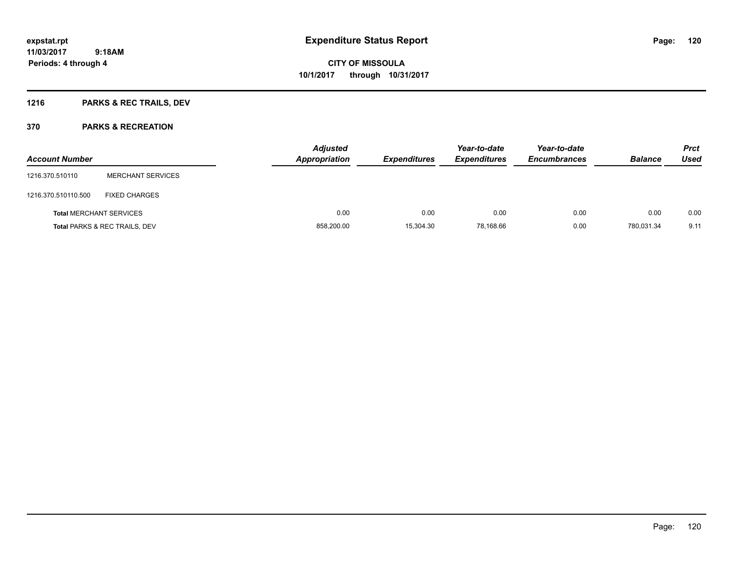# Expenditure Status Report

**CITY OF MISSOULA**
**10/1/2017 through 10/31/2017**

expstat.rpt
11/03/2017 9:18AM
Periods: 4 through 4

## 1216 PARKS & REC TRAILS, DEV

### 370 PARKS & RECREATION

| Account Number | | Adjusted Appropriation | Expenditures | Year-to-date Expenditures | Year-to-date Encumbrances | Balance | Prct Used |
|---|---|---|---|---|---|---|---|
| 1216.370.510110 | MERCHANT SERVICES | | | | | | |
| 1216.370.510110.500 | FIXED CHARGES | | | | | | |
| **Total** MERCHANT SERVICES | | 0.00 | 0.00 | 0.00 | 0.00 | 0.00 | 0.00 |
| **Total** PARKS & REC TRAILS, DEV | | 858,200.00 | 15,304.30 | 78,168.66 | 0.00 | 780,031.34 | 9.11 |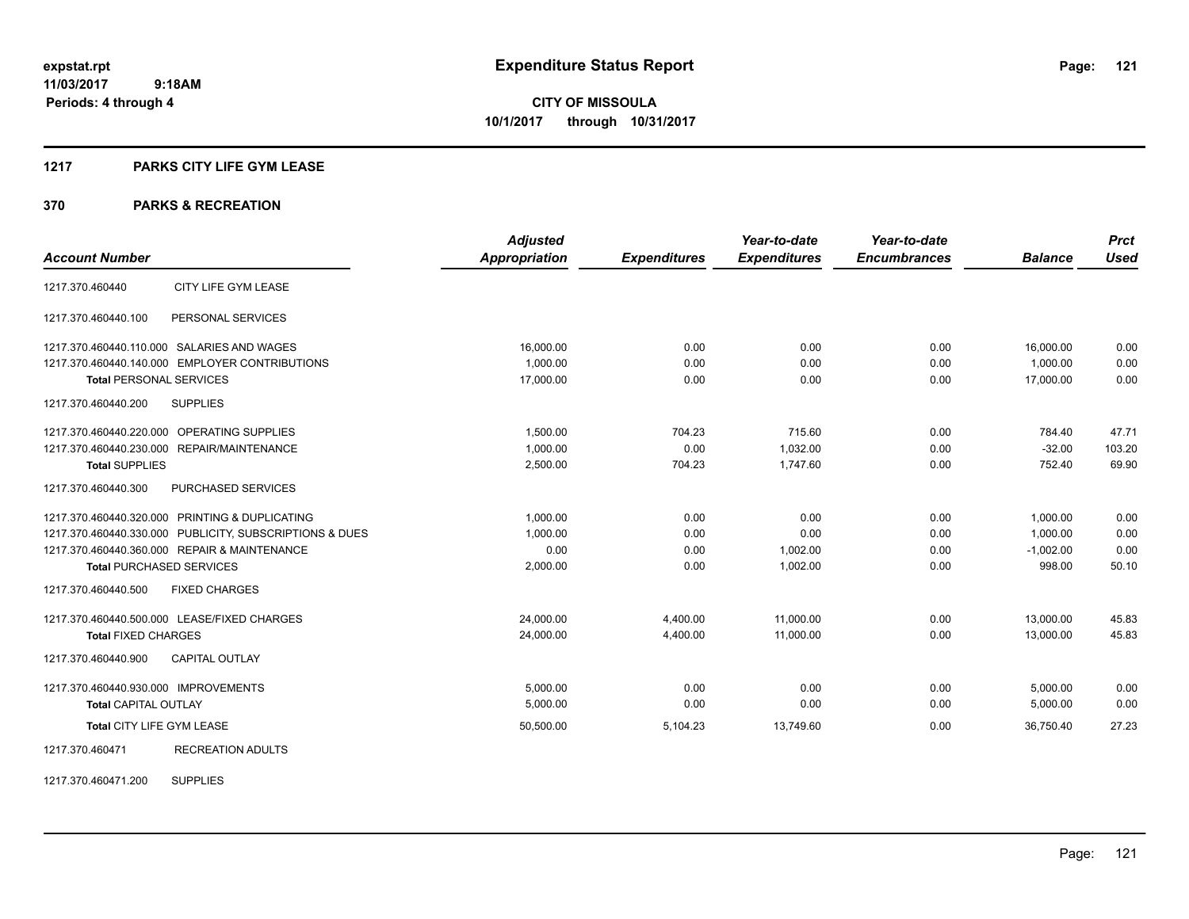**expstat.rpt**
**11/03/2017 9:18AM**
**Periods: 4 through 4**

# Expenditure Status Report

**CITY OF MISSOULA**
**10/1/2017 through 10/31/2017**

## 1217 PARKS CITY LIFE GYM LEASE

## 370 PARKS & RECREATION

| Account Number | | Adjusted Appropriation | Expenditures | Year-to-date Expenditures | Year-to-date Encumbrances | Balance | Prct Used |
|---|---|---|---|---|---|---|---|
| 1217.370.460440 | CITY LIFE GYM LEASE | | | | | | |
| 1217.370.460440.100 | PERSONAL SERVICES | | | | | | |
| 1217.370.460440.110.000 | SALARIES AND WAGES | 16,000.00 | 0.00 | 0.00 | 0.00 | 16,000.00 | 0.00 |
| 1217.370.460440.140.000 | EMPLOYER CONTRIBUTIONS | 1,000.00 | 0.00 | 0.00 | 0.00 | 1,000.00 | 0.00 |
| **Total** PERSONAL SERVICES | | 17,000.00 | 0.00 | 0.00 | 0.00 | 17,000.00 | 0.00 |
| 1217.370.460440.200 | SUPPLIES | | | | | | |
| 1217.370.460440.220.000 | OPERATING SUPPLIES | 1,500.00 | 704.23 | 715.60 | 0.00 | 784.40 | 47.71 |
| 1217.370.460440.230.000 | REPAIR/MAINTENANCE | 1,000.00 | 0.00 | 1,032.00 | 0.00 | -32.00 | 103.20 |
| **Total** SUPPLIES | | 2,500.00 | 704.23 | 1,747.60 | 0.00 | 752.40 | 69.90 |
| 1217.370.460440.300 | PURCHASED SERVICES | | | | | | |
| 1217.370.460440.320.000 | PRINTING & DUPLICATING | 1,000.00 | 0.00 | 0.00 | 0.00 | 1,000.00 | 0.00 |
| 1217.370.460440.330.000 | PUBLICITY, SUBSCRIPTIONS & DUES | 1,000.00 | 0.00 | 0.00 | 0.00 | 1,000.00 | 0.00 |
| 1217.370.460440.360.000 | REPAIR & MAINTENANCE | 0.00 | 0.00 | 1,002.00 | 0.00 | -1,002.00 | 0.00 |
| **Total** PURCHASED SERVICES | | 2,000.00 | 0.00 | 1,002.00 | 0.00 | 998.00 | 50.10 |
| 1217.370.460440.500 | FIXED CHARGES | | | | | | |
| 1217.370.460440.500.000 | LEASE/FIXED CHARGES | 24,000.00 | 4,400.00 | 11,000.00 | 0.00 | 13,000.00 | 45.83 |
| **Total** FIXED CHARGES | | 24,000.00 | 4,400.00 | 11,000.00 | 0.00 | 13,000.00 | 45.83 |
| 1217.370.460440.900 | CAPITAL OUTLAY | | | | | | |
| 1217.370.460440.930.000 | IMPROVEMENTS | 5,000.00 | 0.00 | 0.00 | 0.00 | 5,000.00 | 0.00 |
| **Total** CAPITAL OUTLAY | | 5,000.00 | 0.00 | 0.00 | 0.00 | 5,000.00 | 0.00 |
| **Total** CITY LIFE GYM LEASE | | 50,500.00 | 5,104.23 | 13,749.60 | 0.00 | 36,750.40 | 27.23 |
| 1217.370.460471 | RECREATION ADULTS | | | | | | |
| 1217.370.460471.200 | SUPPLIES | | | | | | |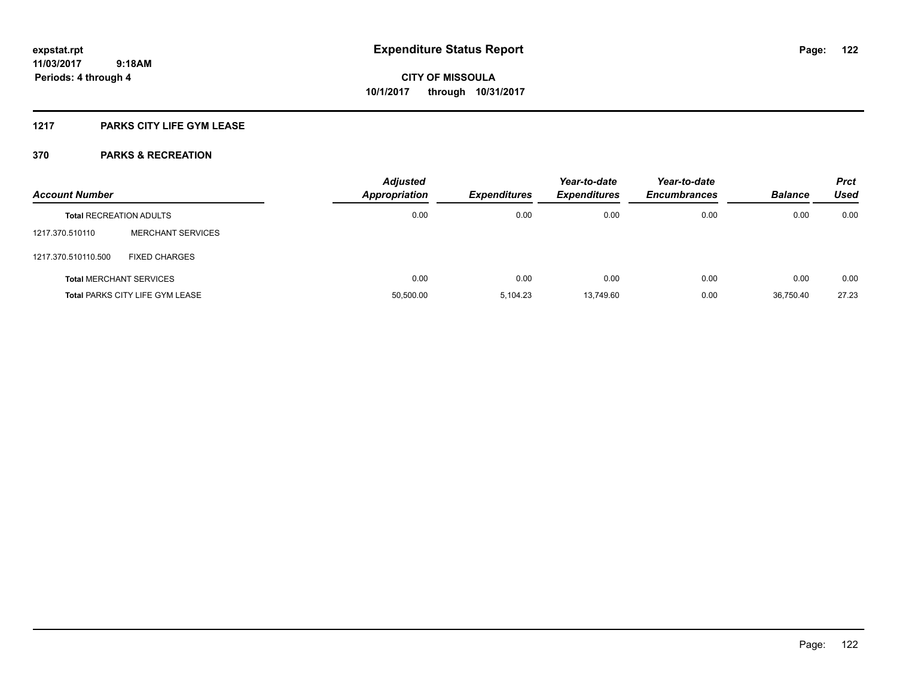**expstat.rpt**
**11/03/2017 9:18AM**
**Periods: 4 through 4**

# Expenditure Status Report

**CITY OF MISSOULA**
**10/1/2017 through 10/31/2017**

## 1217 PARKS CITY LIFE GYM LEASE

## 370 PARKS & RECREATION

| Account Number | | Adjusted Appropriation | Expenditures | Year-to-date Expenditures | Year-to-date Encumbrances | Balance | Prct Used |
|---|---|---|---|---|---|---|---|
| **Total** RECREATION ADULTS | | 0.00 | 0.00 | 0.00 | 0.00 | 0.00 | 0.00 |
| 1217.370.510110 | MERCHANT SERVICES | | | | | | |
| 1217.370.510110.500 | FIXED CHARGES | | | | | | |
| **Total** MERCHANT SERVICES | | 0.00 | 0.00 | 0.00 | 0.00 | 0.00 | 0.00 |
| **Total** PARKS CITY LIFE GYM LEASE | | 50,500.00 | 5,104.23 | 13,749.60 | 0.00 | 36,750.40 | 27.23 |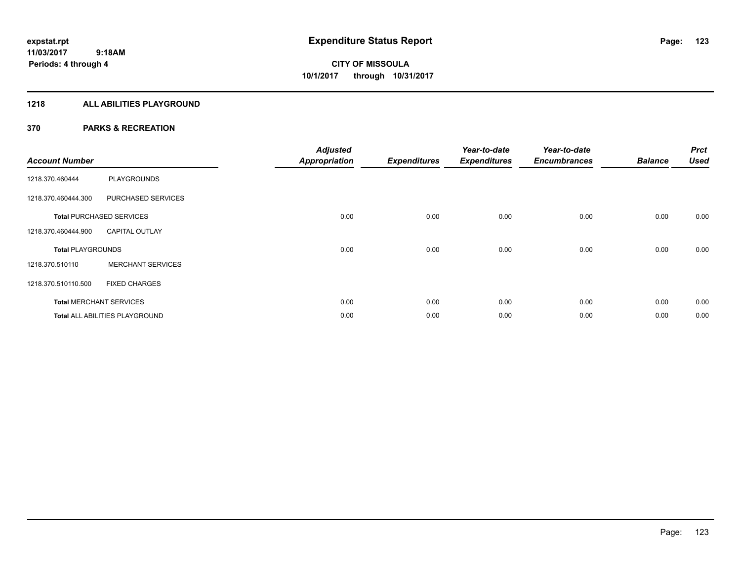expstat.rpt
11/03/2017 9:18AM
Periods: 4 through 4

# Expenditure Status Report

CITY OF MISSOULA
10/1/2017 through 10/31/2017

## 1218 ALL ABILITIES PLAYGROUND

## 370 PARKS & RECREATION

| Account Number | | Adjusted Appropriation | Expenditures | Year-to-date Expenditures | Year-to-date Encumbrances | Balance | Prct Used |
|---|---|---|---|---|---|---|---|
| 1218.370.460444 | PLAYGROUNDS | | | | | | |
| 1218.370.460444.300 | PURCHASED SERVICES | | | | | | |
| **Total** PURCHASED SERVICES | | 0.00 | 0.00 | 0.00 | 0.00 | 0.00 | 0.00 |
| 1218.370.460444.900 | CAPITAL OUTLAY | | | | | | |
| **Total** PLAYGROUNDS | | 0.00 | 0.00 | 0.00 | 0.00 | 0.00 | 0.00 |
| 1218.370.510110 | MERCHANT SERVICES | | | | | | |
| 1218.370.510110.500 | FIXED CHARGES | | | | | | |
| **Total** MERCHANT SERVICES | | 0.00 | 0.00 | 0.00 | 0.00 | 0.00 | 0.00 |
| **Total** ALL ABILITIES PLAYGROUND | | 0.00 | 0.00 | 0.00 | 0.00 | 0.00 | 0.00 |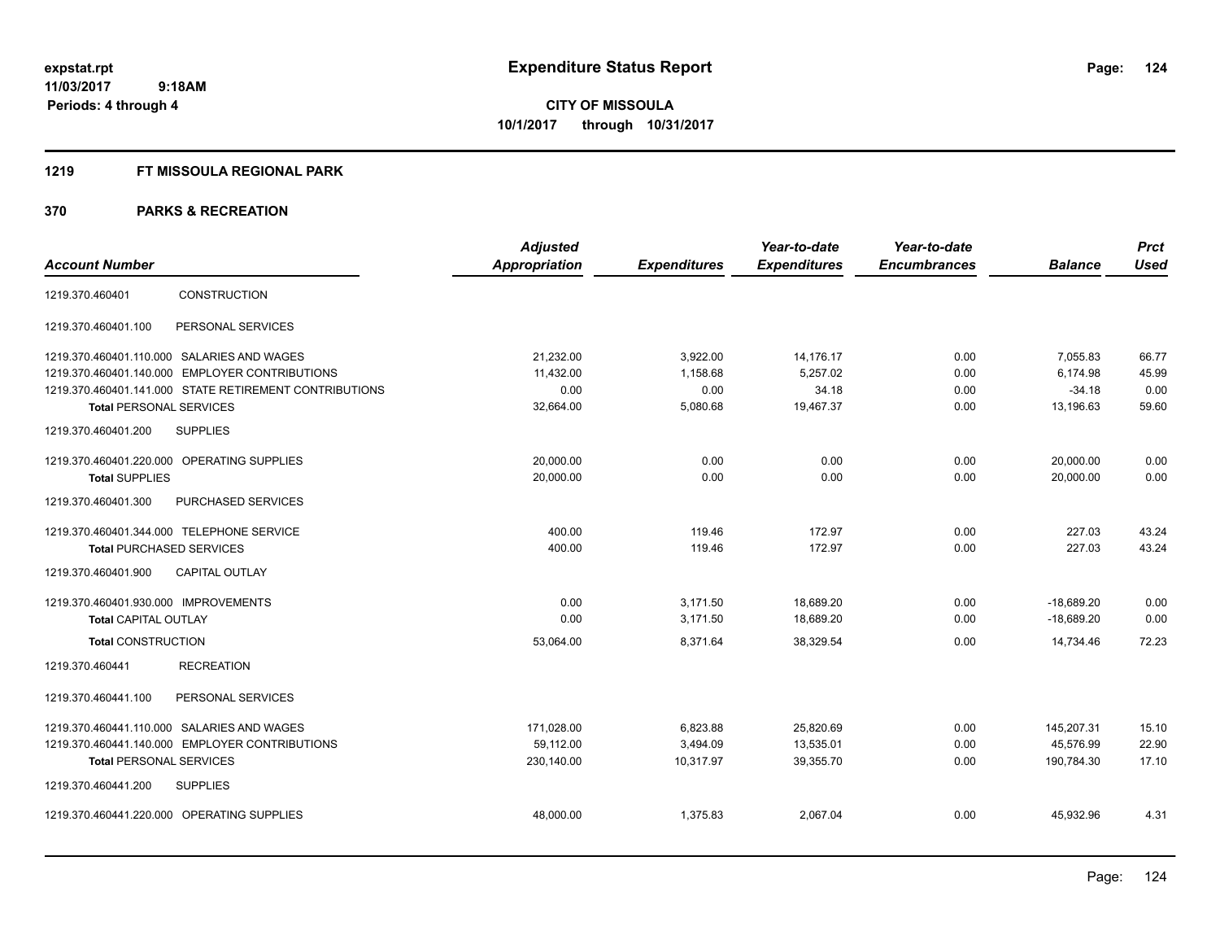**expstat.rpt**
**11/03/2017 9:18AM**
**Periods: 4 through 4**

# Expenditure Status Report

**CITY OF MISSOULA**
**10/1/2017 through 10/31/2017**

## 1219 FT MISSOULA REGIONAL PARK

## 370 PARKS & RECREATION

| Account Number | | Adjusted Appropriation | Expenditures | Year-to-date Expenditures | Year-to-date Encumbrances | Balance | Prct Used |
|---|---|---|---|---|---|---|---|
| 1219.370.460401 | CONSTRUCTION | | | | | | |
| 1219.370.460401.100 | PERSONAL SERVICES | | | | | | |
| 1219.370.460401.110.000 | SALARIES AND WAGES | 21,232.00 | 3,922.00 | 14,176.17 | 0.00 | 7,055.83 | 66.77 |
| 1219.370.460401.140.000 | EMPLOYER CONTRIBUTIONS | 11,432.00 | 1,158.68 | 5,257.02 | 0.00 | 6,174.98 | 45.99 |
| 1219.370.460401.141.000 | STATE RETIREMENT CONTRIBUTIONS | 0.00 | 0.00 | 34.18 | 0.00 | -34.18 | 0.00 |
| **Total** PERSONAL SERVICES | | 32,664.00 | 5,080.68 | 19,467.37 | 0.00 | 13,196.63 | 59.60 |
| 1219.370.460401.200 | SUPPLIES | | | | | | |
| 1219.370.460401.220.000 | OPERATING SUPPLIES | 20,000.00 | 0.00 | 0.00 | 0.00 | 20,000.00 | 0.00 |
| **Total** SUPPLIES | | 20,000.00 | 0.00 | 0.00 | 0.00 | 20,000.00 | 0.00 |
| 1219.370.460401.300 | PURCHASED SERVICES | | | | | | |
| 1219.370.460401.344.000 | TELEPHONE SERVICE | 400.00 | 119.46 | 172.97 | 0.00 | 227.03 | 43.24 |
| **Total** PURCHASED SERVICES | | 400.00 | 119.46 | 172.97 | 0.00 | 227.03 | 43.24 |
| 1219.370.460401.900 | CAPITAL OUTLAY | | | | | | |
| 1219.370.460401.930.000 | IMPROVEMENTS | 0.00 | 3,171.50 | 18,689.20 | 0.00 | -18,689.20 | 0.00 |
| **Total** CAPITAL OUTLAY | | 0.00 | 3,171.50 | 18,689.20 | 0.00 | -18,689.20 | 0.00 |
| **Total** CONSTRUCTION | | 53,064.00 | 8,371.64 | 38,329.54 | 0.00 | 14,734.46 | 72.23 |
| 1219.370.460441 | RECREATION | | | | | | |
| 1219.370.460441.100 | PERSONAL SERVICES | | | | | | |
| 1219.370.460441.110.000 | SALARIES AND WAGES | 171,028.00 | 6,823.88 | 25,820.69 | 0.00 | 145,207.31 | 15.10 |
| 1219.370.460441.140.000 | EMPLOYER CONTRIBUTIONS | 59,112.00 | 3,494.09 | 13,535.01 | 0.00 | 45,576.99 | 22.90 |
| **Total** PERSONAL SERVICES | | 230,140.00 | 10,317.97 | 39,355.70 | 0.00 | 190,784.30 | 17.10 |
| 1219.370.460441.200 | SUPPLIES | | | | | | |
| 1219.370.460441.220.000 | OPERATING SUPPLIES | 48,000.00 | 1,375.83 | 2,067.04 | 0.00 | 45,932.96 | 4.31 |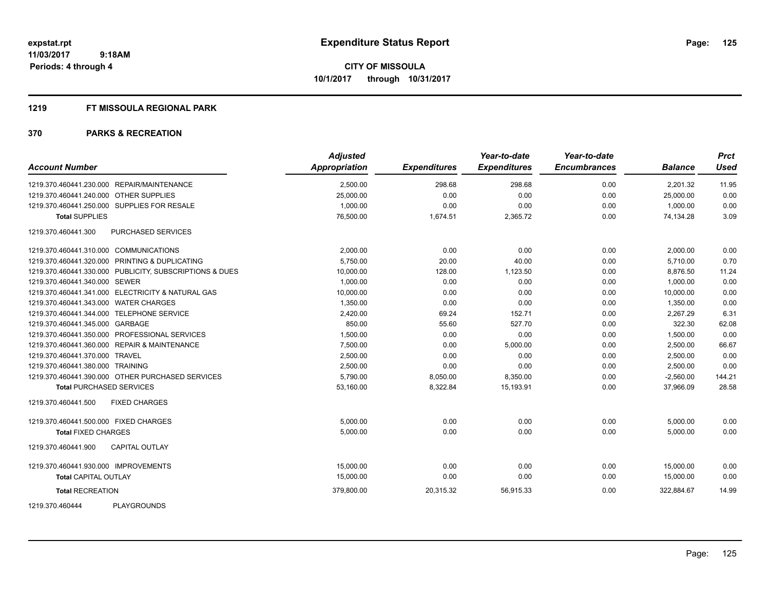# Expenditure Status Report

expstat.rpt
11/03/2017 9:18AM
Periods: 4 through 4

**CITY OF MISSOULA**
**10/1/2017 through 10/31/2017**

## 1219 FT MISSOULA REGIONAL PARK

## 370 PARKS & RECREATION

| Account Number | Adjusted Appropriation | Expenditures | Year-to-date Expenditures | Year-to-date Encumbrances | Balance | Prct Used |
|---|---|---|---|---|---|---|
| 1219.370.460441.230.000 REPAIR/MAINTENANCE | 2,500.00 | 298.68 | 298.68 | 0.00 | 2,201.32 | 11.95 |
| 1219.370.460441.240.000 OTHER SUPPLIES | 25,000.00 | 0.00 | 0.00 | 0.00 | 25,000.00 | 0.00 |
| 1219.370.460441.250.000 SUPPLIES FOR RESALE | 1,000.00 | 0.00 | 0.00 | 0.00 | 1,000.00 | 0.00 |
| **Total SUPPLIES** | 76,500.00 | 1,674.51 | 2,365.72 | 0.00 | 74,134.28 | 3.09 |
| 1219.370.460441.300 PURCHASED SERVICES | | | | | | |
| 1219.370.460441.310.000 COMMUNICATIONS | 2,000.00 | 0.00 | 0.00 | 0.00 | 2,000.00 | 0.00 |
| 1219.370.460441.320.000 PRINTING & DUPLICATING | 5,750.00 | 20.00 | 40.00 | 0.00 | 5,710.00 | 0.70 |
| 1219.370.460441.330.000 PUBLICITY, SUBSCRIPTIONS & DUES | 10,000.00 | 128.00 | 1,123.50 | 0.00 | 8,876.50 | 11.24 |
| 1219.370.460441.340.000 SEWER | 1,000.00 | 0.00 | 0.00 | 0.00 | 1,000.00 | 0.00 |
| 1219.370.460441.341.000 ELECTRICITY & NATURAL GAS | 10,000.00 | 0.00 | 0.00 | 0.00 | 10,000.00 | 0.00 |
| 1219.370.460441.343.000 WATER CHARGES | 1,350.00 | 0.00 | 0.00 | 0.00 | 1,350.00 | 0.00 |
| 1219.370.460441.344.000 TELEPHONE SERVICE | 2,420.00 | 69.24 | 152.71 | 0.00 | 2,267.29 | 6.31 |
| 1219.370.460441.345.000 GARBAGE | 850.00 | 55.60 | 527.70 | 0.00 | 322.30 | 62.08 |
| 1219.370.460441.350.000 PROFESSIONAL SERVICES | 1,500.00 | 0.00 | 0.00 | 0.00 | 1,500.00 | 0.00 |
| 1219.370.460441.360.000 REPAIR & MAINTENANCE | 7,500.00 | 0.00 | 5,000.00 | 0.00 | 2,500.00 | 66.67 |
| 1219.370.460441.370.000 TRAVEL | 2,500.00 | 0.00 | 0.00 | 0.00 | 2,500.00 | 0.00 |
| 1219.370.460441.380.000 TRAINING | 2,500.00 | 0.00 | 0.00 | 0.00 | 2,500.00 | 0.00 |
| 1219.370.460441.390.000 OTHER PURCHASED SERVICES | 5,790.00 | 8,050.00 | 8,350.00 | 0.00 | -2,560.00 | 144.21 |
| **Total PURCHASED SERVICES** | 53,160.00 | 8,322.84 | 15,193.91 | 0.00 | 37,966.09 | 28.58 |
| 1219.370.460441.500 FIXED CHARGES | | | | | | |
| 1219.370.460441.500.000 FIXED CHARGES | 5,000.00 | 0.00 | 0.00 | 0.00 | 5,000.00 | 0.00 |
| **Total FIXED CHARGES** | 5,000.00 | 0.00 | 0.00 | 0.00 | 5,000.00 | 0.00 |
| 1219.370.460441.900 CAPITAL OUTLAY | | | | | | |
| 1219.370.460441.930.000 IMPROVEMENTS | 15,000.00 | 0.00 | 0.00 | 0.00 | 15,000.00 | 0.00 |
| **Total CAPITAL OUTLAY** | 15,000.00 | 0.00 | 0.00 | 0.00 | 15,000.00 | 0.00 |
| **Total RECREATION** | 379,800.00 | 20,315.32 | 56,915.33 | 0.00 | 322,884.67 | 14.99 |
| 1219.370.460444 PLAYGROUNDS | | | | | | |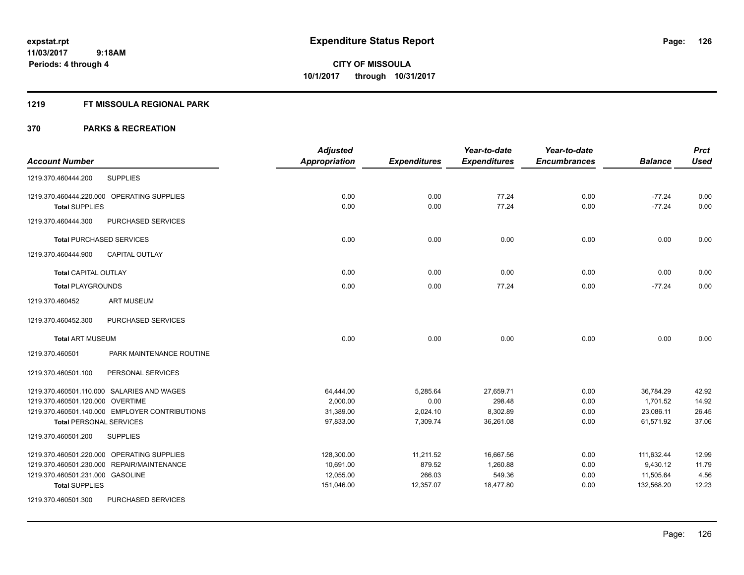# Expenditure Status Report

**CITY OF MISSOULA**
**10/1/2017 through 10/31/2017**

expstat.rpt
11/03/2017 9:18AM
Periods: 4 through 4

## 1219 FT MISSOULA REGIONAL PARK

## 370 PARKS & RECREATION

| Account Number | | Adjusted Appropriation | Expenditures | Year-to-date Expenditures | Year-to-date Encumbrances | Balance | Prct Used |
|---|---|---|---|---|---|---|---|
| 1219.370.460444.200 | SUPPLIES | | | | | | |
| 1219.370.460444.220.000 | OPERATING SUPPLIES | 0.00 | 0.00 | 77.24 | 0.00 | -77.24 | 0.00 |
| **Total** SUPPLIES | | 0.00 | 0.00 | 77.24 | 0.00 | -77.24 | 0.00 |
| 1219.370.460444.300 | PURCHASED SERVICES | | | | | | |
| **Total** PURCHASED SERVICES | | 0.00 | 0.00 | 0.00 | 0.00 | 0.00 | 0.00 |
| 1219.370.460444.900 | CAPITAL OUTLAY | | | | | | |
| **Total** CAPITAL OUTLAY | | 0.00 | 0.00 | 0.00 | 0.00 | 0.00 | 0.00 |
| **Total** PLAYGROUNDS | | 0.00 | 0.00 | 77.24 | 0.00 | -77.24 | 0.00 |
| 1219.370.460452 | ART MUSEUM | | | | | | |
| 1219.370.460452.300 | PURCHASED SERVICES | | | | | | |
| **Total** ART MUSEUM | | 0.00 | 0.00 | 0.00 | 0.00 | 0.00 | 0.00 |
| 1219.370.460501 | PARK MAINTENANCE ROUTINE | | | | | | |
| 1219.370.460501.100 | PERSONAL SERVICES | | | | | | |
| 1219.370.460501.110.000 | SALARIES AND WAGES | 64,444.00 | 5,285.64 | 27,659.71 | 0.00 | 36,784.29 | 42.92 |
| 1219.370.460501.120.000 | OVERTIME | 2,000.00 | 0.00 | 298.48 | 0.00 | 1,701.52 | 14.92 |
| 1219.370.460501.140.000 | EMPLOYER CONTRIBUTIONS | 31,389.00 | 2,024.10 | 8,302.89 | 0.00 | 23,086.11 | 26.45 |
| **Total** PERSONAL SERVICES | | 97,833.00 | 7,309.74 | 36,261.08 | 0.00 | 61,571.92 | 37.06 |
| 1219.370.460501.200 | SUPPLIES | | | | | | |
| 1219.370.460501.220.000 | OPERATING SUPPLIES | 128,300.00 | 11,211.52 | 16,667.56 | 0.00 | 111,632.44 | 12.99 |
| 1219.370.460501.230.000 | REPAIR/MAINTENANCE | 10,691.00 | 879.52 | 1,260.88 | 0.00 | 9,430.12 | 11.79 |
| 1219.370.460501.231.000 | GASOLINE | 12,055.00 | 266.03 | 549.36 | 0.00 | 11,505.64 | 4.56 |
| **Total** SUPPLIES | | 151,046.00 | 12,357.07 | 18,477.80 | 0.00 | 132,568.20 | 12.23 |
| 1219.370.460501.300 | PURCHASED SERVICES | | | | | | |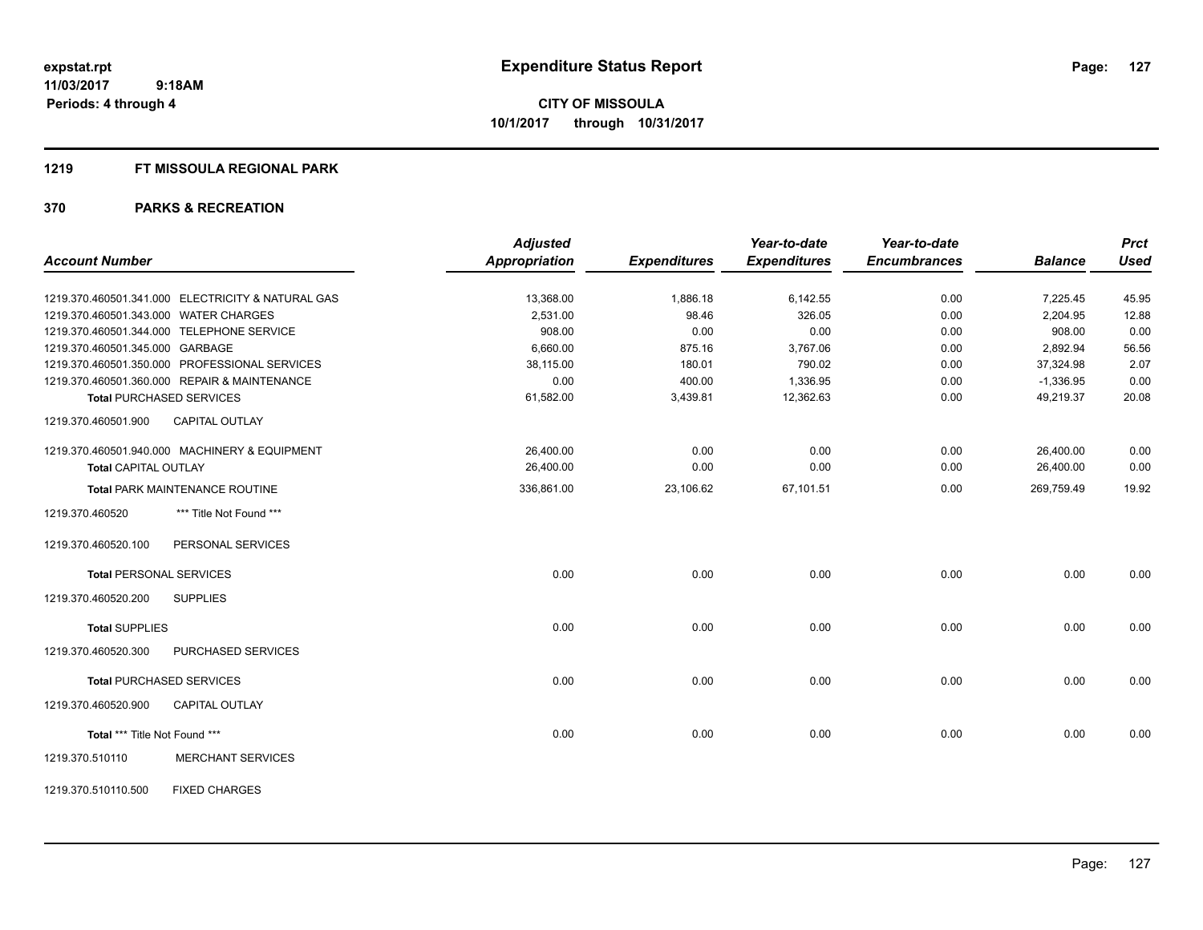# Expenditure Status Report

**CITY OF MISSOULA**
**10/1/2017 through 10/31/2017**

expstat.rpt
11/03/2017 9:18AM
Periods: 4 through 4

## 1219 FT MISSOULA REGIONAL PARK

## 370 PARKS & RECREATION

| Account Number | Adjusted Appropriation | Expenditures | Year-to-date Expenditures | Year-to-date Encumbrances | Balance | Prct Used |
|---|---|---|---|---|---|---|
| 1219.370.460501.341.000 ELECTRICITY & NATURAL GAS | 13,368.00 | 1,886.18 | 6,142.55 | 0.00 | 7,225.45 | 45.95 |
| 1219.370.460501.343.000 WATER CHARGES | 2,531.00 | 98.46 | 326.05 | 0.00 | 2,204.95 | 12.88 |
| 1219.370.460501.344.000 TELEPHONE SERVICE | 908.00 | 0.00 | 0.00 | 0.00 | 908.00 | 0.00 |
| 1219.370.460501.345.000 GARBAGE | 6,660.00 | 875.16 | 3,767.06 | 0.00 | 2,892.94 | 56.56 |
| 1219.370.460501.350.000 PROFESSIONAL SERVICES | 38,115.00 | 180.01 | 790.02 | 0.00 | 37,324.98 | 2.07 |
| 1219.370.460501.360.000 REPAIR & MAINTENANCE | 0.00 | 400.00 | 1,336.95 | 0.00 | -1,336.95 | 0.00 |
| **Total PURCHASED SERVICES** | 61,582.00 | 3,439.81 | 12,362.63 | 0.00 | 49,219.37 | 20.08 |
| 1219.370.460501.900 CAPITAL OUTLAY | | | | | | |
| 1219.370.460501.940.000 MACHINERY & EQUIPMENT | 26,400.00 | 0.00 | 0.00 | 0.00 | 26,400.00 | 0.00 |
| **Total CAPITAL OUTLAY** | 26,400.00 | 0.00 | 0.00 | 0.00 | 26,400.00 | 0.00 |
| **Total PARK MAINTENANCE ROUTINE** | 336,861.00 | 23,106.62 | 67,101.51 | 0.00 | 269,759.49 | 19.92 |
| 1219.370.460520 *** Title Not Found *** | | | | | | |
| 1219.370.460520.100 PERSONAL SERVICES | | | | | | |
| **Total PERSONAL SERVICES** | 0.00 | 0.00 | 0.00 | 0.00 | 0.00 | 0.00 |
| 1219.370.460520.200 SUPPLIES | | | | | | |
| **Total SUPPLIES** | 0.00 | 0.00 | 0.00 | 0.00 | 0.00 | 0.00 |
| 1219.370.460520.300 PURCHASED SERVICES | | | | | | |
| **Total PURCHASED SERVICES** | 0.00 | 0.00 | 0.00 | 0.00 | 0.00 | 0.00 |
| 1219.370.460520.900 CAPITAL OUTLAY | | | | | | |
| **Total *** Title Not Found ***** | 0.00 | 0.00 | 0.00 | 0.00 | 0.00 | 0.00 |
| 1219.370.510110 MERCHANT SERVICES | | | | | | |
| 1219.370.510110.500 FIXED CHARGES | | | | | | |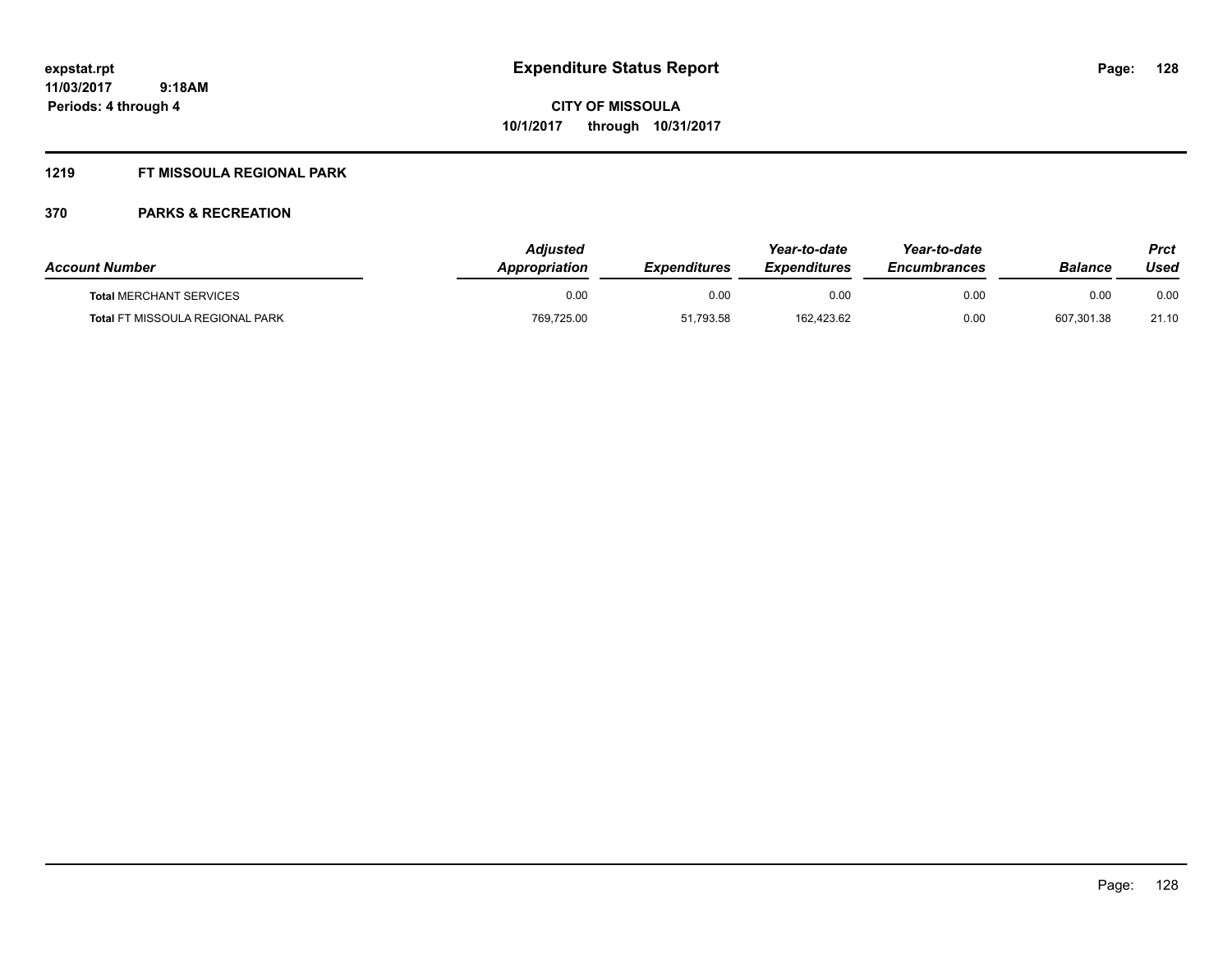expstat.rpt
11/03/2017 9:18AM
Periods: 4 through 4

# Expenditure Status Report

CITY OF MISSOULA
10/1/2017 through 10/31/2017

## 1219 FT MISSOULA REGIONAL PARK

### 370 PARKS & RECREATION

| Account Number | Adjusted Appropriation | Expenditures | Year-to-date Expenditures | Year-to-date Encumbrances | Balance | Prct Used |
|---|---|---|---|---|---|---|
| **Total** MERCHANT SERVICES | 0.00 | 0.00 | 0.00 | 0.00 | 0.00 | 0.00 |
| **Total** FT MISSOULA REGIONAL PARK | 769,725.00 | 51,793.58 | 162,423.62 | 0.00 | 607,301.38 | 21.10 |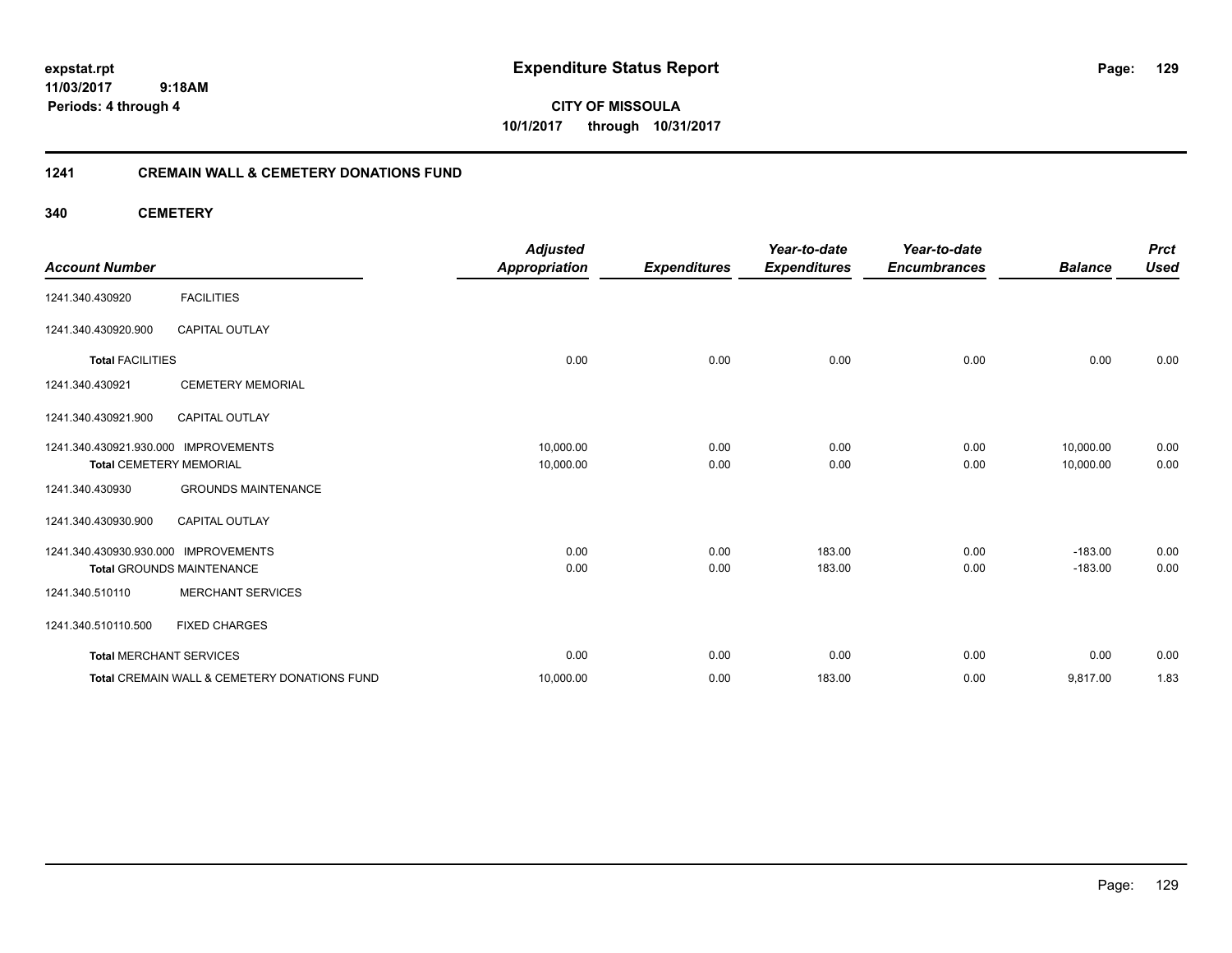**expstat.rpt**
**11/03/2017 9:18AM**
**Periods: 4 through 4**

# Expenditure Status Report

**CITY OF MISSOULA**
**10/1/2017 through 10/31/2017**

## 1241 CREMAIN WALL & CEMETERY DONATIONS FUND

### 340 CEMETERY

| Account Number | | Adjusted Appropriation | Expenditures | Year-to-date Expenditures | Year-to-date Encumbrances | Balance | Prct Used |
|---|---|---|---|---|---|---|---|
| 1241.340.430920 | FACILITIES | | | | | | |
| 1241.340.430920.900 | CAPITAL OUTLAY | | | | | | |
| **Total** FACILITIES | | 0.00 | 0.00 | 0.00 | 0.00 | 0.00 | 0.00 |
| 1241.340.430921 | CEMETERY MEMORIAL | | | | | | |
| 1241.340.430921.900 | CAPITAL OUTLAY | | | | | | |
| 1241.340.430921.930.000 | IMPROVEMENTS | 10,000.00 | 0.00 | 0.00 | 0.00 | 10,000.00 | 0.00 |
| **Total** CEMETERY MEMORIAL | | 10,000.00 | 0.00 | 0.00 | 0.00 | 10,000.00 | 0.00 |
| 1241.340.430930 | GROUNDS MAINTENANCE | | | | | | |
| 1241.340.430930.900 | CAPITAL OUTLAY | | | | | | |
| 1241.340.430930.930.000 | IMPROVEMENTS | 0.00 | 0.00 | 183.00 | 0.00 | -183.00 | 0.00 |
| **Total** GROUNDS MAINTENANCE | | 0.00 | 0.00 | 183.00 | 0.00 | -183.00 | 0.00 |
| 1241.340.510110 | MERCHANT SERVICES | | | | | | |
| 1241.340.510110.500 | FIXED CHARGES | | | | | | |
| **Total** MERCHANT SERVICES | | 0.00 | 0.00 | 0.00 | 0.00 | 0.00 | 0.00 |
| **Total** CREMAIN WALL & CEMETERY DONATIONS FUND | | 10,000.00 | 0.00 | 183.00 | 0.00 | 9,817.00 | 1.83 |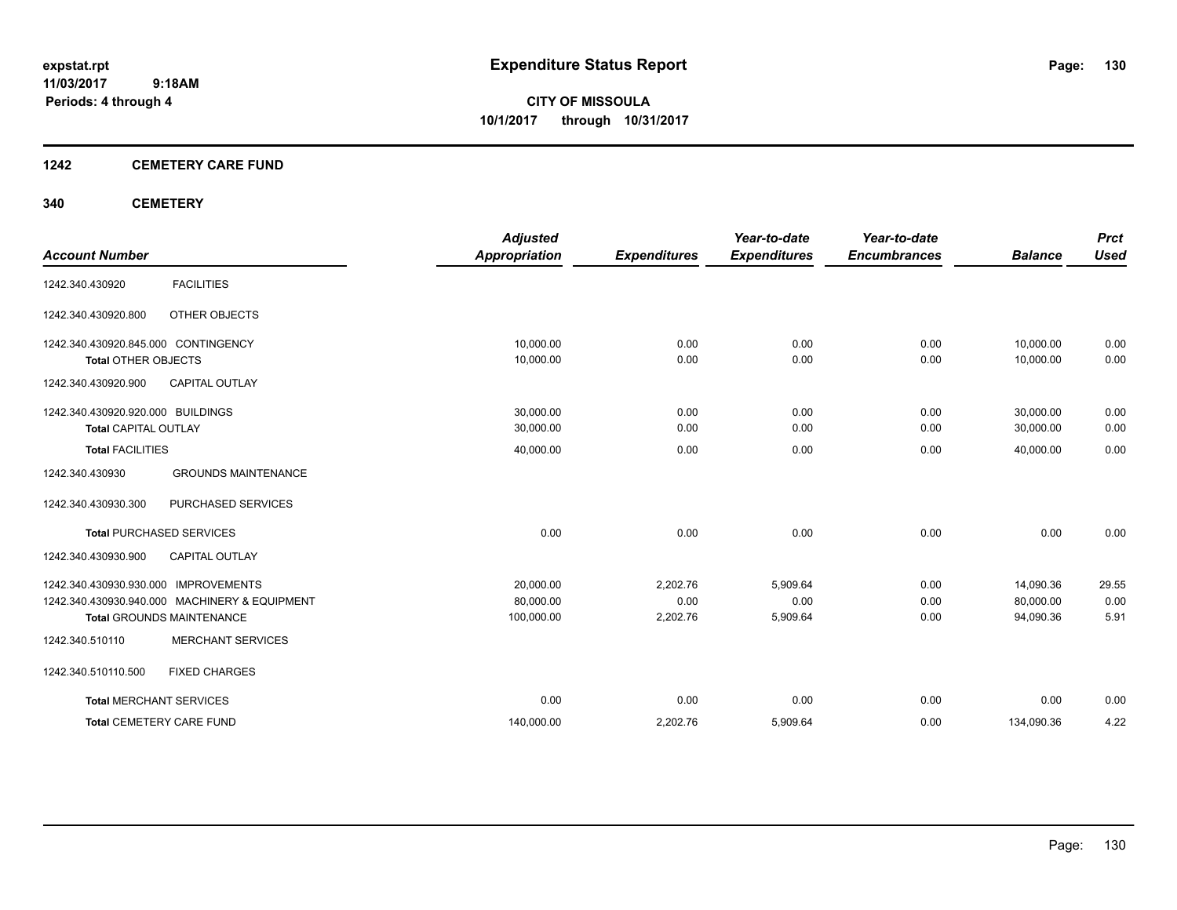**expstat.rpt**
**11/03/2017 9:18AM**
**Periods: 4 through 4**

# Expenditure Status Report

**CITY OF MISSOULA**
**10/1/2017 through 10/31/2017**

## 1242 CEMETERY CARE FUND

## 340 CEMETERY

| Account Number | | Adjusted Appropriation | Expenditures | Year-to-date Expenditures | Year-to-date Encumbrances | Balance | Prct Used |
|---|---|---|---|---|---|---|---|
| 1242.340.430920 | FACILITIES | | | | | | |
| 1242.340.430920.800 | OTHER OBJECTS | | | | | | |
| 1242.340.430920.845.000 CONTINGENCY | | 10,000.00 | 0.00 | 0.00 | 0.00 | 10,000.00 | 0.00 |
| **Total** OTHER OBJECTS | | 10,000.00 | 0.00 | 0.00 | 0.00 | 10,000.00 | 0.00 |
| 1242.340.430920.900 | CAPITAL OUTLAY | | | | | | |
| 1242.340.430920.920.000 BUILDINGS | | 30,000.00 | 0.00 | 0.00 | 0.00 | 30,000.00 | 0.00 |
| **Total** CAPITAL OUTLAY | | 30,000.00 | 0.00 | 0.00 | 0.00 | 30,000.00 | 0.00 |
| **Total** FACILITIES | | 40,000.00 | 0.00 | 0.00 | 0.00 | 40,000.00 | 0.00 |
| 1242.340.430930 | GROUNDS MAINTENANCE | | | | | | |
| 1242.340.430930.300 | PURCHASED SERVICES | | | | | | |
| **Total** PURCHASED SERVICES | | 0.00 | 0.00 | 0.00 | 0.00 | 0.00 | 0.00 |
| 1242.340.430930.900 | CAPITAL OUTLAY | | | | | | |
| 1242.340.430930.930.000 IMPROVEMENTS | | 20,000.00 | 2,202.76 | 5,909.64 | 0.00 | 14,090.36 | 29.55 |
| 1242.340.430930.940.000 MACHINERY & EQUIPMENT | | 80,000.00 | 0.00 | 0.00 | 0.00 | 80,000.00 | 0.00 |
| **Total** GROUNDS MAINTENANCE | | 100,000.00 | 2,202.76 | 5,909.64 | 0.00 | 94,090.36 | 5.91 |
| 1242.340.510110 | MERCHANT SERVICES | | | | | | |
| 1242.340.510110.500 | FIXED CHARGES | | | | | | |
| **Total** MERCHANT SERVICES | | 0.00 | 0.00 | 0.00 | 0.00 | 0.00 | 0.00 |
| **Total** CEMETERY CARE FUND | | 140,000.00 | 2,202.76 | 5,909.64 | 0.00 | 134,090.36 | 4.22 |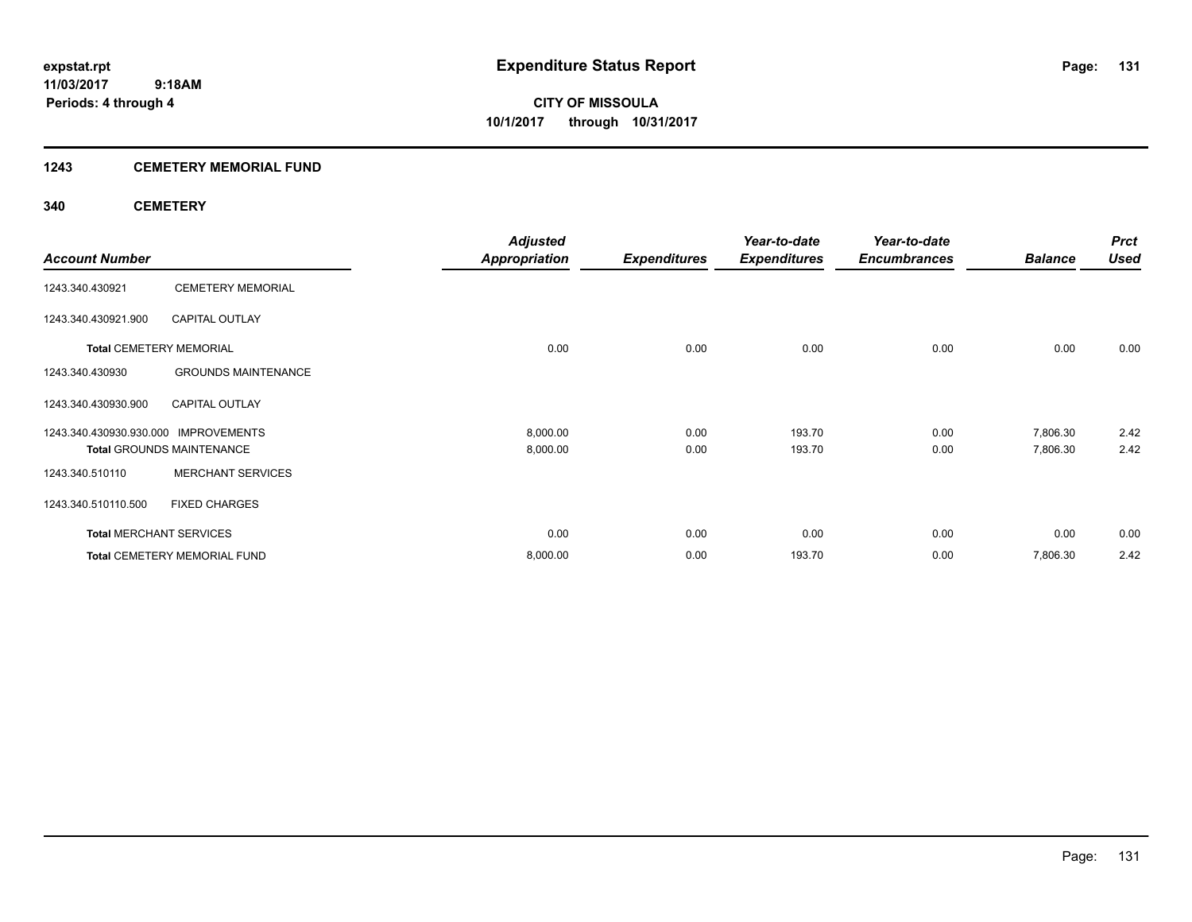# Expenditure Status Report

expstat.rpt
11/03/2017 9:18AM
Periods: 4 through 4

**CITY OF MISSOULA**
**10/1/2017 through 10/31/2017**

## 1243 CEMETERY MEMORIAL FUND

### 340 CEMETERY

| Account Number | | Adjusted Appropriation | Expenditures | Year-to-date Expenditures | Year-to-date Encumbrances | Balance | Prct Used |
|---|---|---|---|---|---|---|---|
| 1243.340.430921 | CEMETERY MEMORIAL | | | | | | |
| 1243.340.430921.900 | CAPITAL OUTLAY | | | | | | |
| **Total** CEMETERY MEMORIAL | | 0.00 | 0.00 | 0.00 | 0.00 | 0.00 | 0.00 |
| 1243.340.430930 | GROUNDS MAINTENANCE | | | | | | |
| 1243.340.430930.900 | CAPITAL OUTLAY | | | | | | |
| 1243.340.430930.930.000 | IMPROVEMENTS | 8,000.00 | 0.00 | 193.70 | 0.00 | 7,806.30 | 2.42 |
| **Total** GROUNDS MAINTENANCE | | 8,000.00 | 0.00 | 193.70 | 0.00 | 7,806.30 | 2.42 |
| 1243.340.510110 | MERCHANT SERVICES | | | | | | |
| 1243.340.510110.500 | FIXED CHARGES | | | | | | |
| **Total** MERCHANT SERVICES | | 0.00 | 0.00 | 0.00 | 0.00 | 0.00 | 0.00 |
| **Total** CEMETERY MEMORIAL FUND | | 8,000.00 | 0.00 | 193.70 | 0.00 | 7,806.30 | 2.42 |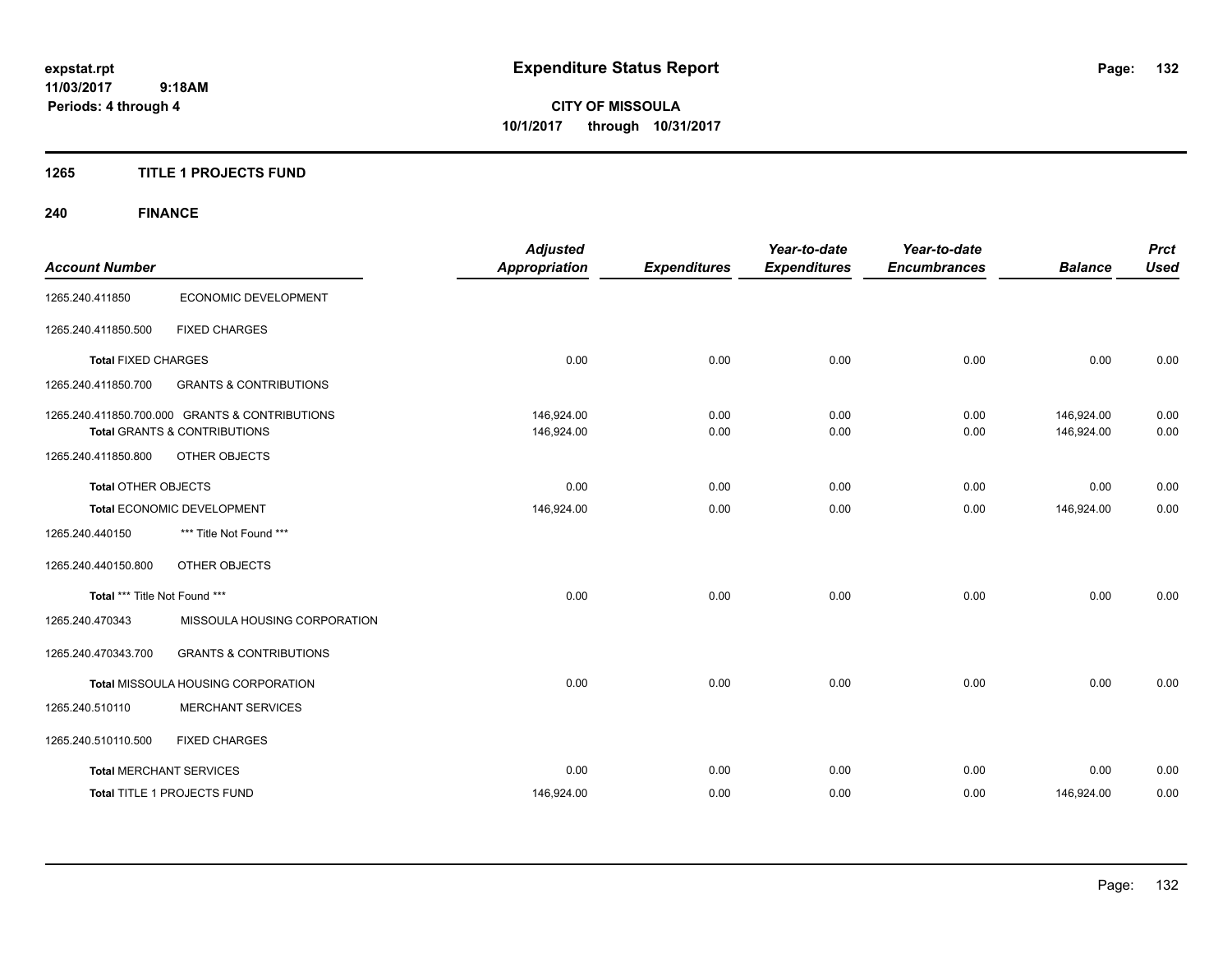expstat.rpt
11/03/2017 9:18AM
Periods: 4 through 4

# Expenditure Status Report

**CITY OF MISSOULA**
**10/1/2017 through 10/31/2017**

## 1265 TITLE 1 PROJECTS FUND

## 240 FINANCE

| Account Number | | Adjusted Appropriation | Expenditures | Year-to-date Expenditures | Year-to-date Encumbrances | Balance | Prct Used |
|---|---|---|---|---|---|---|---|
| 1265.240.411850 | ECONOMIC DEVELOPMENT | | | | | | |
| 1265.240.411850.500 | FIXED CHARGES | | | | | | |
| **Total** FIXED CHARGES | | 0.00 | 0.00 | 0.00 | 0.00 | 0.00 | 0.00 |
| 1265.240.411850.700 | GRANTS & CONTRIBUTIONS | | | | | | |
| 1265.240.411850.700.000 GRANTS & CONTRIBUTIONS | | 146,924.00 | 0.00 | 0.00 | 0.00 | 146,924.00 | 0.00 |
| **Total** GRANTS & CONTRIBUTIONS | | 146,924.00 | 0.00 | 0.00 | 0.00 | 146,924.00 | 0.00 |
| 1265.240.411850.800 | OTHER OBJECTS | | | | | | |
| **Total** OTHER OBJECTS | | 0.00 | 0.00 | 0.00 | 0.00 | 0.00 | 0.00 |
| **Total** ECONOMIC DEVELOPMENT | | 146,924.00 | 0.00 | 0.00 | 0.00 | 146,924.00 | 0.00 |
| 1265.240.440150 | *** Title Not Found *** | | | | | | |
| 1265.240.440150.800 | OTHER OBJECTS | | | | | | |
| **Total** *** Title Not Found *** | | 0.00 | 0.00 | 0.00 | 0.00 | 0.00 | 0.00 |
| 1265.240.470343 | MISSOULA HOUSING CORPORATION | | | | | | |
| 1265.240.470343.700 | GRANTS & CONTRIBUTIONS | | | | | | |
| **Total** MISSOULA HOUSING CORPORATION | | 0.00 | 0.00 | 0.00 | 0.00 | 0.00 | 0.00 |
| 1265.240.510110 | MERCHANT SERVICES | | | | | | |
| 1265.240.510110.500 | FIXED CHARGES | | | | | | |
| **Total** MERCHANT SERVICES | | 0.00 | 0.00 | 0.00 | 0.00 | 0.00 | 0.00 |
| **Total** TITLE 1 PROJECTS FUND | | 146,924.00 | 0.00 | 0.00 | 0.00 | 146,924.00 | 0.00 |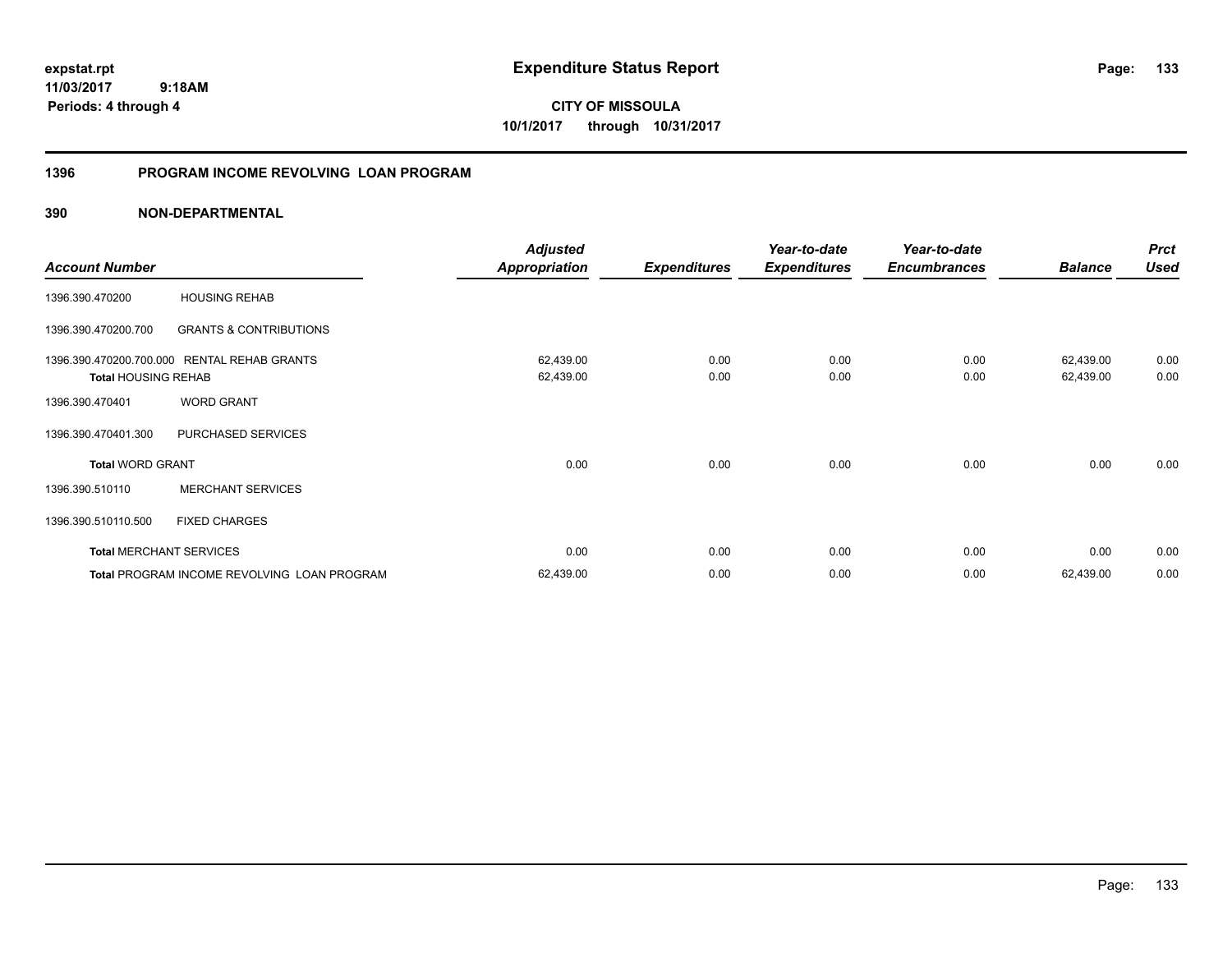# Expenditure Status Report

expstat.rpt
11/03/2017 9:18AM
Periods: 4 through 4

**CITY OF MISSOULA**
**10/1/2017 through 10/31/2017**

## 1396 PROGRAM INCOME REVOLVING LOAN PROGRAM

### 390 NON-DEPARTMENTAL

| Account Number | | Adjusted Appropriation | Expenditures | Year-to-date Expenditures | Year-to-date Encumbrances | Balance | Prct Used |
|---|---|---|---|---|---|---|---|
| 1396.390.470200 | HOUSING REHAB | | | | | | |
| 1396.390.470200.700 | GRANTS & CONTRIBUTIONS | | | | | | |
| 1396.390.470200.700.000 | RENTAL REHAB GRANTS | 62,439.00 | 0.00 | 0.00 | 0.00 | 62,439.00 | 0.00 |
| **Total** HOUSING REHAB | | 62,439.00 | 0.00 | 0.00 | 0.00 | 62,439.00 | 0.00 |
| 1396.390.470401 | WORD GRANT | | | | | | |
| 1396.390.470401.300 | PURCHASED SERVICES | | | | | | |
| **Total** WORD GRANT | | 0.00 | 0.00 | 0.00 | 0.00 | 0.00 | 0.00 |
| 1396.390.510110 | MERCHANT SERVICES | | | | | | |
| 1396.390.510110.500 | FIXED CHARGES | | | | | | |
| **Total** MERCHANT SERVICES | | 0.00 | 0.00 | 0.00 | 0.00 | 0.00 | 0.00 |
| **Total** PROGRAM INCOME REVOLVING LOAN PROGRAM | | 62,439.00 | 0.00 | 0.00 | 0.00 | 62,439.00 | 0.00 |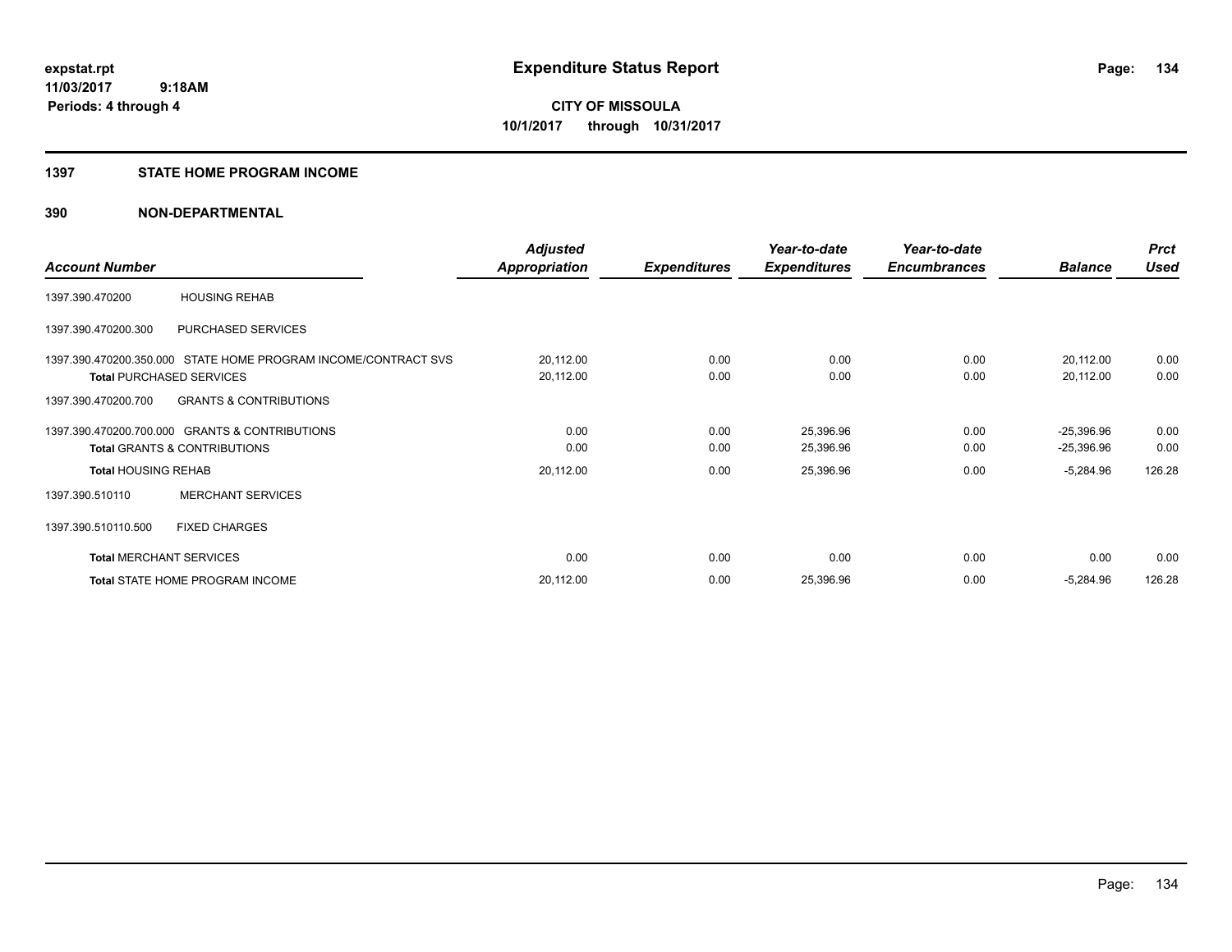**expstat.rpt**
**11/03/2017 9:18AM**
**Periods: 4 through 4**

# Expenditure Status Report

**CITY OF MISSOULA**
**10/1/2017 through 10/31/2017**

## 1397 STATE HOME PROGRAM INCOME

## 390 NON-DEPARTMENTAL

| Account Number | | Adjusted Appropriation | Expenditures | Year-to-date Expenditures | Year-to-date Encumbrances | Balance | Prct Used |
|---|---|---|---|---|---|---|---|
| 1397.390.470200 | HOUSING REHAB | | | | | | |
| 1397.390.470200.300 | PURCHASED SERVICES | | | | | | |
| 1397.390.470200.350.000 | STATE HOME PROGRAM INCOME/CONTRACT SVS | 20,112.00 | 0.00 | 0.00 | 0.00 | 20,112.00 | 0.00 |
| **Total** PURCHASED SERVICES | | 20,112.00 | 0.00 | 0.00 | 0.00 | 20,112.00 | 0.00 |
| 1397.390.470200.700 | GRANTS & CONTRIBUTIONS | | | | | | |
| 1397.390.470200.700.000 | GRANTS & CONTRIBUTIONS | 0.00 | 0.00 | 25,396.96 | 0.00 | -25,396.96 | 0.00 |
| **Total** GRANTS & CONTRIBUTIONS | | 0.00 | 0.00 | 25,396.96 | 0.00 | -25,396.96 | 0.00 |
| **Total** HOUSING REHAB | | 20,112.00 | 0.00 | 25,396.96 | 0.00 | -5,284.96 | 126.28 |
| 1397.390.510110 | MERCHANT SERVICES | | | | | | |
| 1397.390.510110.500 | FIXED CHARGES | | | | | | |
| **Total** MERCHANT SERVICES | | 0.00 | 0.00 | 0.00 | 0.00 | 0.00 | 0.00 |
| **Total** STATE HOME PROGRAM INCOME | | 20,112.00 | 0.00 | 25,396.96 | 0.00 | -5,284.96 | 126.28 |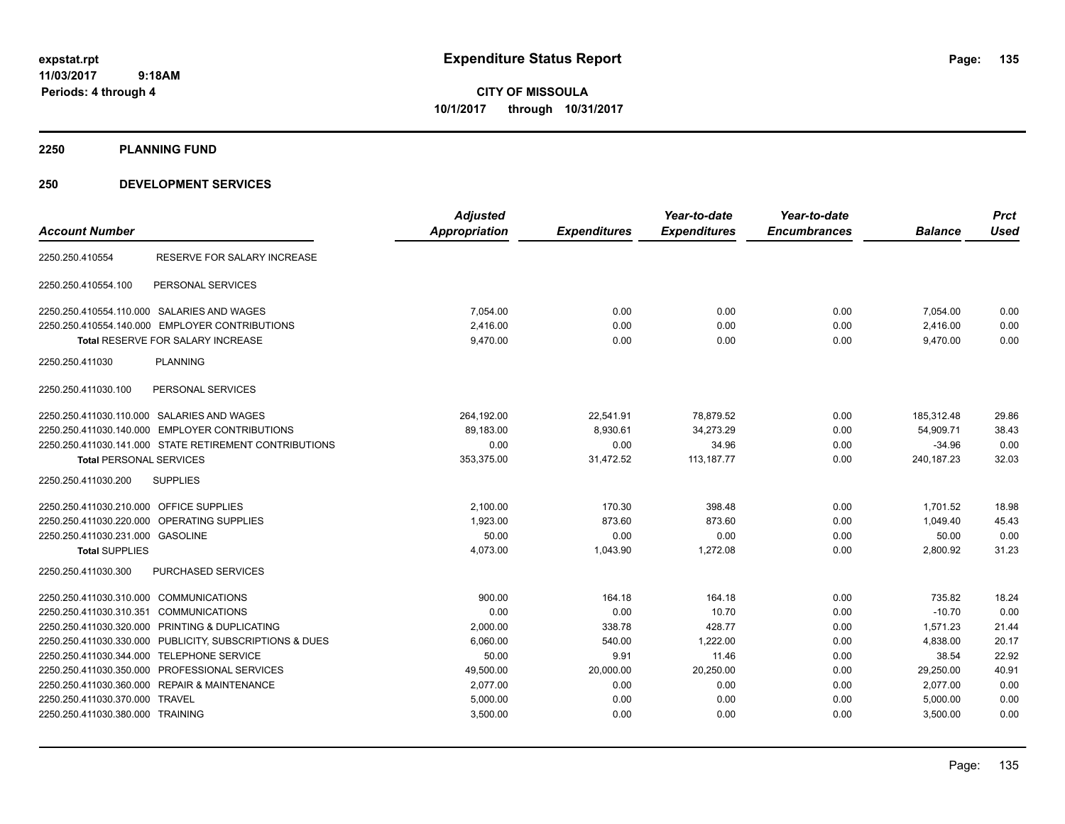# Expenditure Status Report

expstat.rpt
11/03/2017 9:18AM
Periods: 4 through 4

**CITY OF MISSOULA**
**10/1/2017 through 10/31/2017**

## 2250 PLANNING FUND

## 250 DEVELOPMENT SERVICES

| Account Number | | Adjusted Appropriation | Expenditures | Year-to-date Expenditures | Year-to-date Encumbrances | Balance | Prct Used |
|---|---|---|---|---|---|---|---|
| 2250.250.410554 | RESERVE FOR SALARY INCREASE | | | | | | |
| 2250.250.410554.100 | PERSONAL SERVICES | | | | | | |
| 2250.250.410554.110.000 | SALARIES AND WAGES | 7,054.00 | 0.00 | 0.00 | 0.00 | 7,054.00 | 0.00 |
| 2250.250.410554.140.000 | EMPLOYER CONTRIBUTIONS | 2,416.00 | 0.00 | 0.00 | 0.00 | 2,416.00 | 0.00 |
| Total RESERVE FOR SALARY INCREASE | | 9,470.00 | 0.00 | 0.00 | 0.00 | 9,470.00 | 0.00 |
| 2250.250.411030 | PLANNING | | | | | | |
| 2250.250.411030.100 | PERSONAL SERVICES | | | | | | |
| 2250.250.411030.110.000 | SALARIES AND WAGES | 264,192.00 | 22,541.91 | 78,879.52 | 0.00 | 185,312.48 | 29.86 |
| 2250.250.411030.140.000 | EMPLOYER CONTRIBUTIONS | 89,183.00 | 8,930.61 | 34,273.29 | 0.00 | 54,909.71 | 38.43 |
| 2250.250.411030.141.000 | STATE RETIREMENT CONTRIBUTIONS | 0.00 | 0.00 | 34.96 | 0.00 | -34.96 | 0.00 |
| Total PERSONAL SERVICES | | 353,375.00 | 31,472.52 | 113,187.77 | 0.00 | 240,187.23 | 32.03 |
| 2250.250.411030.200 | SUPPLIES | | | | | | |
| 2250.250.411030.210.000 | OFFICE SUPPLIES | 2,100.00 | 170.30 | 398.48 | 0.00 | 1,701.52 | 18.98 |
| 2250.250.411030.220.000 | OPERATING SUPPLIES | 1,923.00 | 873.60 | 873.60 | 0.00 | 1,049.40 | 45.43 |
| 2250.250.411030.231.000 | GASOLINE | 50.00 | 0.00 | 0.00 | 0.00 | 50.00 | 0.00 |
| Total SUPPLIES | | 4,073.00 | 1,043.90 | 1,272.08 | 0.00 | 2,800.92 | 31.23 |
| 2250.250.411030.300 | PURCHASED SERVICES | | | | | | |
| 2250.250.411030.310.000 | COMMUNICATIONS | 900.00 | 164.18 | 164.18 | 0.00 | 735.82 | 18.24 |
| 2250.250.411030.310.351 | COMMUNICATIONS | 0.00 | 0.00 | 10.70 | 0.00 | -10.70 | 0.00 |
| 2250.250.411030.320.000 | PRINTING & DUPLICATING | 2,000.00 | 338.78 | 428.77 | 0.00 | 1,571.23 | 21.44 |
| 2250.250.411030.330.000 | PUBLICITY, SUBSCRIPTIONS & DUES | 6,060.00 | 540.00 | 1,222.00 | 0.00 | 4,838.00 | 20.17 |
| 2250.250.411030.344.000 | TELEPHONE SERVICE | 50.00 | 9.91 | 11.46 | 0.00 | 38.54 | 22.92 |
| 2250.250.411030.350.000 | PROFESSIONAL SERVICES | 49,500.00 | 20,000.00 | 20,250.00 | 0.00 | 29,250.00 | 40.91 |
| 2250.250.411030.360.000 | REPAIR & MAINTENANCE | 2,077.00 | 0.00 | 0.00 | 0.00 | 2,077.00 | 0.00 |
| 2250.250.411030.370.000 | TRAVEL | 5,000.00 | 0.00 | 0.00 | 0.00 | 5,000.00 | 0.00 |
| 2250.250.411030.380.000 | TRAINING | 3,500.00 | 0.00 | 0.00 | 0.00 | 3,500.00 | 0.00 |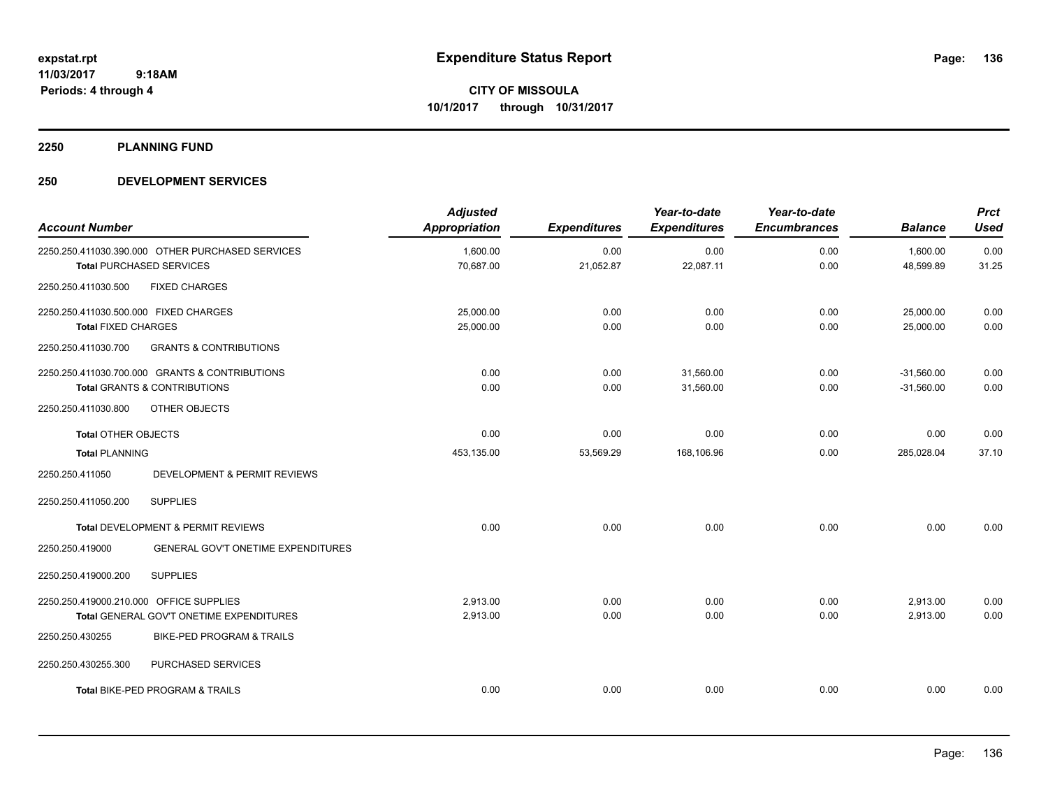**expstat.rpt**
**11/03/2017 9:18AM**
**Periods: 4 through 4**

# Expenditure Status Report

**CITY OF MISSOULA**
**10/1/2017 through 10/31/2017**

## 2250 PLANNING FUND

## 250 DEVELOPMENT SERVICES

| Account Number | Adjusted Appropriation | Expenditures | Year-to-date Expenditures | Year-to-date Encumbrances | Balance | Prct Used |
|---|---|---|---|---|---|---|
| 2250.250.411030.390.000 OTHER PURCHASED SERVICES | 1,600.00 | 0.00 | 0.00 | 0.00 | 1,600.00 | 0.00 |
| **Total** PURCHASED SERVICES | 70,687.00 | 21,052.87 | 22,087.11 | 0.00 | 48,599.89 | 31.25 |
| 2250.250.411030.500 FIXED CHARGES | | | | | | |
| 2250.250.411030.500.000 FIXED CHARGES | 25,000.00 | 0.00 | 0.00 | 0.00 | 25,000.00 | 0.00 |
| **Total** FIXED CHARGES | 25,000.00 | 0.00 | 0.00 | 0.00 | 25,000.00 | 0.00 |
| 2250.250.411030.700 GRANTS & CONTRIBUTIONS | | | | | | |
| 2250.250.411030.700.000 GRANTS & CONTRIBUTIONS | 0.00 | 0.00 | 31,560.00 | 0.00 | -31,560.00 | 0.00 |
| **Total** GRANTS & CONTRIBUTIONS | 0.00 | 0.00 | 31,560.00 | 0.00 | -31,560.00 | 0.00 |
| 2250.250.411030.800 OTHER OBJECTS | | | | | | |
| **Total** OTHER OBJECTS | 0.00 | 0.00 | 0.00 | 0.00 | 0.00 | 0.00 |
| **Total** PLANNING | 453,135.00 | 53,569.29 | 168,106.96 | 0.00 | 285,028.04 | 37.10 |
| 2250.250.411050 DEVELOPMENT & PERMIT REVIEWS | | | | | | |
| 2250.250.411050.200 SUPPLIES | | | | | | |
| **Total** DEVELOPMENT & PERMIT REVIEWS | 0.00 | 0.00 | 0.00 | 0.00 | 0.00 | 0.00 |
| 2250.250.419000 GENERAL GOV'T ONETIME EXPENDITURES | | | | | | |
| 2250.250.419000.200 SUPPLIES | | | | | | |
| 2250.250.419000.210.000 OFFICE SUPPLIES | 2,913.00 | 0.00 | 0.00 | 0.00 | 2,913.00 | 0.00 |
| **Total** GENERAL GOV'T ONETIME EXPENDITURES | 2,913.00 | 0.00 | 0.00 | 0.00 | 2,913.00 | 0.00 |
| 2250.250.430255 BIKE-PED PROGRAM & TRAILS | | | | | | |
| 2250.250.430255.300 PURCHASED SERVICES | | | | | | |
| **Total** BIKE-PED PROGRAM & TRAILS | 0.00 | 0.00 | 0.00 | 0.00 | 0.00 | 0.00 |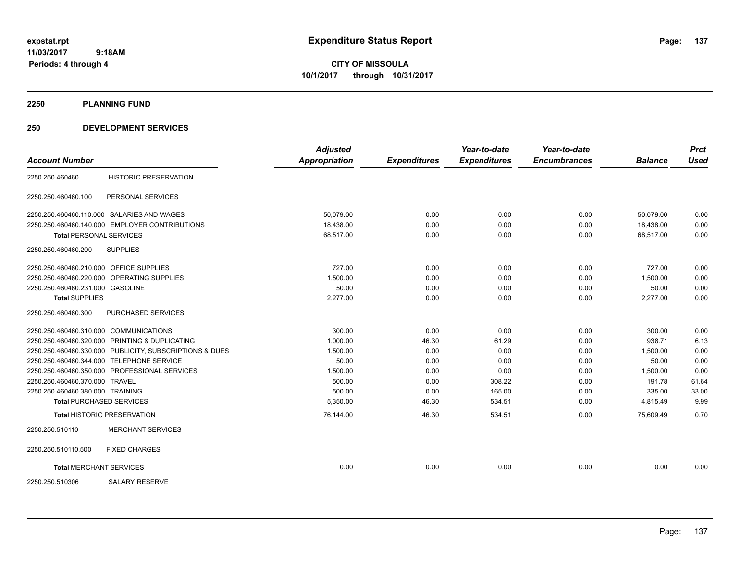# Expenditure Status Report

expstat.rpt
11/03/2017 9:18AM
Periods: 4 through 4

**CITY OF MISSOULA**
**10/1/2017 through 10/31/2017**

## 2250 PLANNING FUND

### 250 DEVELOPMENT SERVICES

| Account Number | | Adjusted Appropriation | Expenditures | Year-to-date Expenditures | Year-to-date Encumbrances | Balance | Prct Used |
|---|---|---|---|---|---|---|---|
| 2250.250.460460 | HISTORIC PRESERVATION | | | | | | |
| 2250.250.460460.100 | PERSONAL SERVICES | | | | | | |
| 2250.250.460460.110.000 | SALARIES AND WAGES | 50,079.00 | 0.00 | 0.00 | 0.00 | 50,079.00 | 0.00 |
| 2250.250.460460.140.000 | EMPLOYER CONTRIBUTIONS | 18,438.00 | 0.00 | 0.00 | 0.00 | 18,438.00 | 0.00 |
| **Total** PERSONAL SERVICES | | 68,517.00 | 0.00 | 0.00 | 0.00 | 68,517.00 | 0.00 |
| 2250.250.460460.200 | SUPPLIES | | | | | | |
| 2250.250.460460.210.000 | OFFICE SUPPLIES | 727.00 | 0.00 | 0.00 | 0.00 | 727.00 | 0.00 |
| 2250.250.460460.220.000 | OPERATING SUPPLIES | 1,500.00 | 0.00 | 0.00 | 0.00 | 1,500.00 | 0.00 |
| 2250.250.460460.231.000 | GASOLINE | 50.00 | 0.00 | 0.00 | 0.00 | 50.00 | 0.00 |
| **Total** SUPPLIES | | 2,277.00 | 0.00 | 0.00 | 0.00 | 2,277.00 | 0.00 |
| 2250.250.460460.300 | PURCHASED SERVICES | | | | | | |
| 2250.250.460460.310.000 | COMMUNICATIONS | 300.00 | 0.00 | 0.00 | 0.00 | 300.00 | 0.00 |
| 2250.250.460460.320.000 | PRINTING & DUPLICATING | 1,000.00 | 46.30 | 61.29 | 0.00 | 938.71 | 6.13 |
| 2250.250.460460.330.000 | PUBLICITY, SUBSCRIPTIONS & DUES | 1,500.00 | 0.00 | 0.00 | 0.00 | 1,500.00 | 0.00 |
| 2250.250.460460.344.000 | TELEPHONE SERVICE | 50.00 | 0.00 | 0.00 | 0.00 | 50.00 | 0.00 |
| 2250.250.460460.350.000 | PROFESSIONAL SERVICES | 1,500.00 | 0.00 | 0.00 | 0.00 | 1,500.00 | 0.00 |
| 2250.250.460460.370.000 | TRAVEL | 500.00 | 0.00 | 308.22 | 0.00 | 191.78 | 61.64 |
| 2250.250.460460.380.000 | TRAINING | 500.00 | 0.00 | 165.00 | 0.00 | 335.00 | 33.00 |
| **Total** PURCHASED SERVICES | | 5,350.00 | 46.30 | 534.51 | 0.00 | 4,815.49 | 9.99 |
| **Total** HISTORIC PRESERVATION | | 76,144.00 | 46.30 | 534.51 | 0.00 | 75,609.49 | 0.70 |
| 2250.250.510110 | MERCHANT SERVICES | | | | | | |
| 2250.250.510110.500 | FIXED CHARGES | | | | | | |
| **Total** MERCHANT SERVICES | | 0.00 | 0.00 | 0.00 | 0.00 | 0.00 | 0.00 |
| 2250.250.510306 | SALARY RESERVE | | | | | | |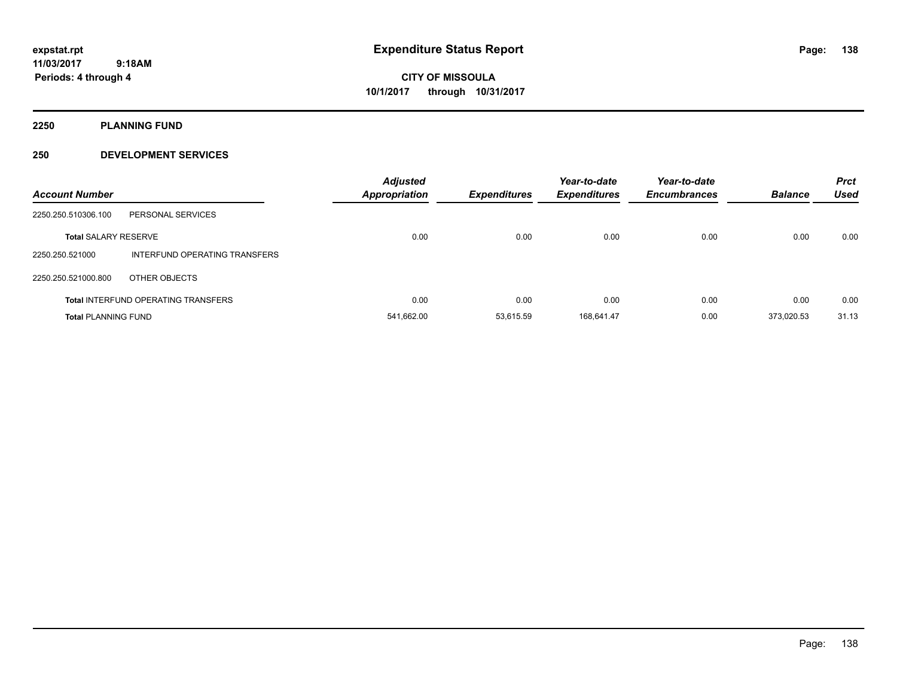# Expenditure Status Report

expstat.rpt
11/03/2017 9:18AM
Periods: 4 through 4

**CITY OF MISSOULA**
**10/1/2017 through 10/31/2017**

## 2250 PLANNING FUND

### 250 DEVELOPMENT SERVICES

| Account Number | | Adjusted Appropriation | Expenditures | Year-to-date Expenditures | Year-to-date Encumbrances | Balance | Prct Used |
|---|---|---|---|---|---|---|---|
| 2250.250.510306.100 | PERSONAL SERVICES | | | | | | |
| **Total** SALARY RESERVE | | 0.00 | 0.00 | 0.00 | 0.00 | 0.00 | 0.00 |
| 2250.250.521000 | INTERFUND OPERATING TRANSFERS | | | | | | |
| 2250.250.521000.800 | OTHER OBJECTS | | | | | | |
| **Total** INTERFUND OPERATING TRANSFERS | | 0.00 | 0.00 | 0.00 | 0.00 | 0.00 | 0.00 |
| **Total** PLANNING FUND | | 541,662.00 | 53,615.59 | 168,641.47 | 0.00 | 373,020.53 | 31.13 |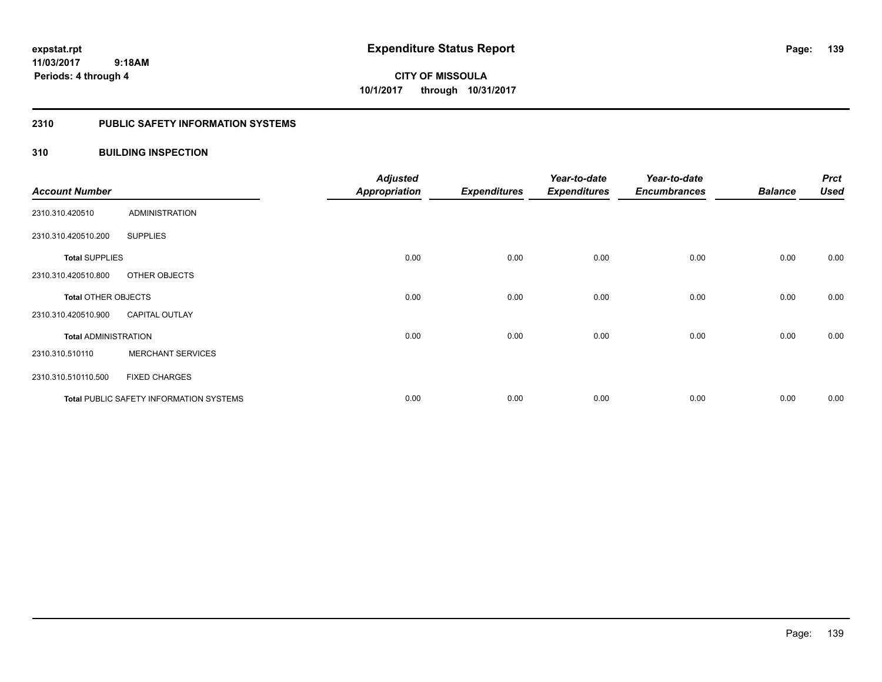**Expenditure Status Report**

**CITY OF MISSOULA**
**10/1/2017 through 10/31/2017**

expstat.rpt
11/03/2017 9:18AM
Periods: 4 through 4

## 2310 PUBLIC SAFETY INFORMATION SYSTEMS

## 310 BUILDING INSPECTION

| Account Number | | Adjusted Appropriation | Expenditures | Year-to-date Expenditures | Year-to-date Encumbrances | Balance | Prct Used |
|---|---|---|---|---|---|---|---|
| 2310.310.420510 | ADMINISTRATION | | | | | | |
| 2310.310.420510.200 | SUPPLIES | | | | | | |
| **Total** SUPPLIES | | 0.00 | 0.00 | 0.00 | 0.00 | 0.00 | 0.00 |
| 2310.310.420510.800 | OTHER OBJECTS | | | | | | |
| **Total** OTHER OBJECTS | | 0.00 | 0.00 | 0.00 | 0.00 | 0.00 | 0.00 |
| 2310.310.420510.900 | CAPITAL OUTLAY | | | | | | |
| **Total** ADMINISTRATION | | 0.00 | 0.00 | 0.00 | 0.00 | 0.00 | 0.00 |
| 2310.310.510110 | MERCHANT SERVICES | | | | | | |
| 2310.310.510110.500 | FIXED CHARGES | | | | | | |
| **Total** PUBLIC SAFETY INFORMATION SYSTEMS | | 0.00 | 0.00 | 0.00 | 0.00 | 0.00 | 0.00 |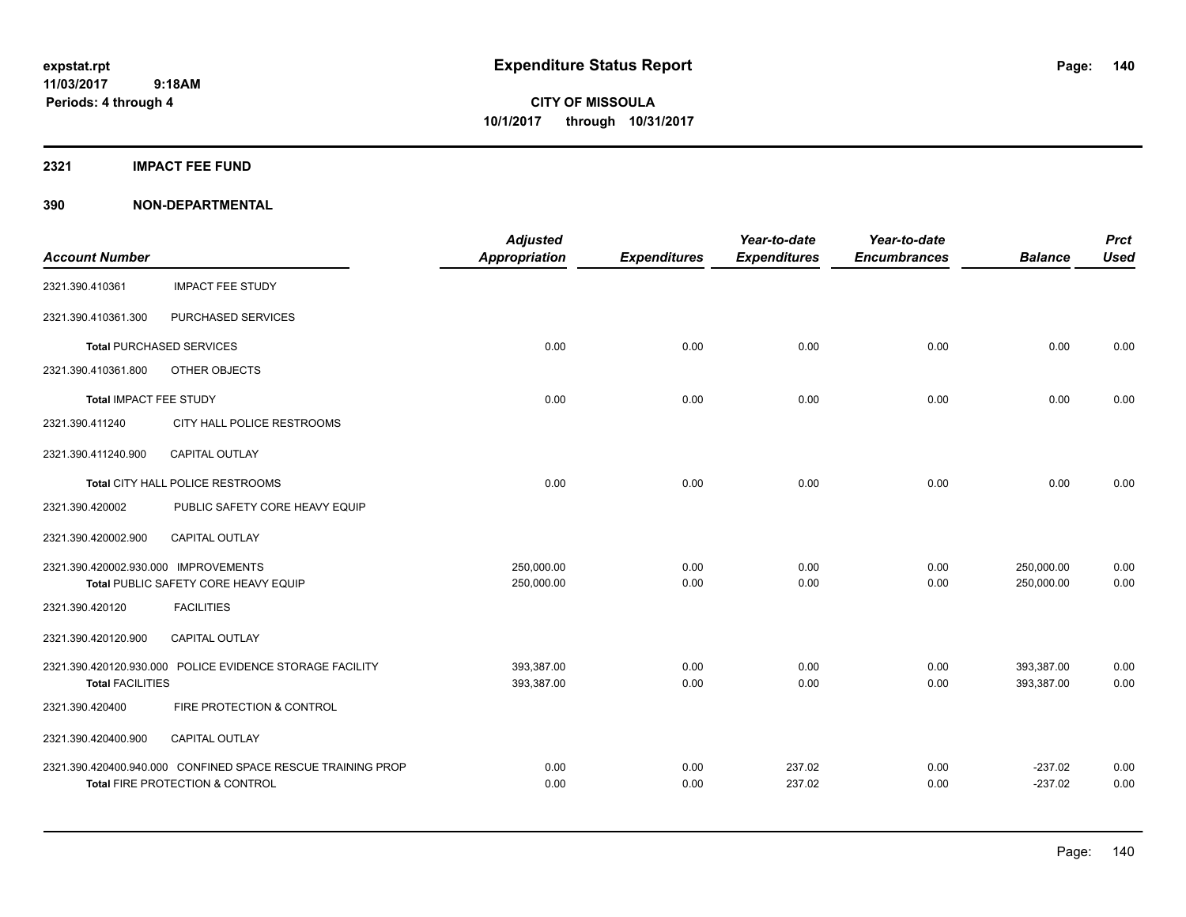# Expenditure Status Report

expstat.rpt
11/03/2017 9:18AM
Periods: 4 through 4

**CITY OF MISSOULA**
**10/1/2017 through 10/31/2017**

## 2321 IMPACT FEE FUND

## 390 NON-DEPARTMENTAL

| Account Number | | Adjusted Appropriation | Expenditures | Year-to-date Expenditures | Year-to-date Encumbrances | Balance | Prct Used |
|---|---|---|---|---|---|---|---|
| 2321.390.410361 | IMPACT FEE STUDY | | | | | | |
| 2321.390.410361.300 | PURCHASED SERVICES | | | | | | |
| Total PURCHASED SERVICES | | 0.00 | 0.00 | 0.00 | 0.00 | 0.00 | 0.00 |
| 2321.390.410361.800 | OTHER OBJECTS | | | | | | |
| Total IMPACT FEE STUDY | | 0.00 | 0.00 | 0.00 | 0.00 | 0.00 | 0.00 |
| 2321.390.411240 | CITY HALL POLICE RESTROOMS | | | | | | |
| 2321.390.411240.900 | CAPITAL OUTLAY | | | | | | |
| Total CITY HALL POLICE RESTROOMS | | 0.00 | 0.00 | 0.00 | 0.00 | 0.00 | 0.00 |
| 2321.390.420002 | PUBLIC SAFETY CORE HEAVY EQUIP | | | | | | |
| 2321.390.420002.900 | CAPITAL OUTLAY | | | | | | |
| 2321.390.420002.930.000 | IMPROVEMENTS | 250,000.00 | 0.00 | 0.00 | 0.00 | 250,000.00 | 0.00 |
| Total PUBLIC SAFETY CORE HEAVY EQUIP | | 250,000.00 | 0.00 | 0.00 | 0.00 | 250,000.00 | 0.00 |
| 2321.390.420120 | FACILITIES | | | | | | |
| 2321.390.420120.900 | CAPITAL OUTLAY | | | | | | |
| 2321.390.420120.930.000 | POLICE EVIDENCE STORAGE FACILITY | 393,387.00 | 0.00 | 0.00 | 0.00 | 393,387.00 | 0.00 |
| Total FACILITIES | | 393,387.00 | 0.00 | 0.00 | 0.00 | 393,387.00 | 0.00 |
| 2321.390.420400 | FIRE PROTECTION & CONTROL | | | | | | |
| 2321.390.420400.900 | CAPITAL OUTLAY | | | | | | |
| 2321.390.420400.940.000 | CONFINED SPACE RESCUE TRAINING PROP | 0.00 | 0.00 | 237.02 | 0.00 | -237.02 | 0.00 |
| Total FIRE PROTECTION & CONTROL | | 0.00 | 0.00 | 237.02 | 0.00 | -237.02 | 0.00 |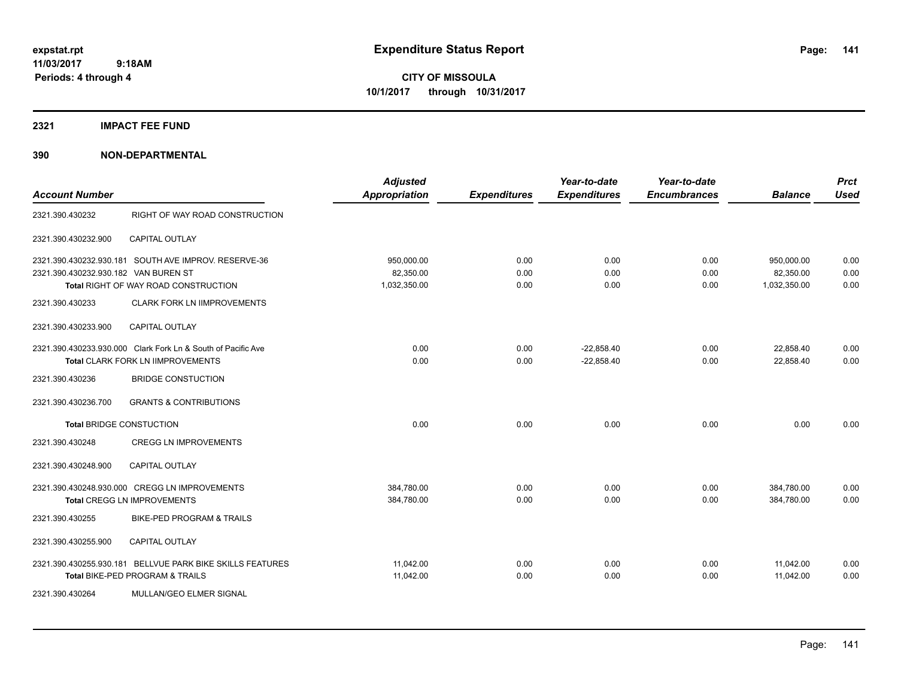expstat.rpt
11/03/2017 9:18AM
Periods: 4 through 4

# Expenditure Status Report

**CITY OF MISSOULA**
**10/1/2017 through 10/31/2017**

## 2321 IMPACT FEE FUND

## 390 NON-DEPARTMENTAL

| Account Number | | Adjusted Appropriation | Expenditures | Year-to-date Expenditures | Year-to-date Encumbrances | Balance | Prct Used |
|---|---|---|---|---|---|---|---|
| 2321.390.430232 | RIGHT OF WAY ROAD CONSTRUCTION | | | | | | |
| 2321.390.430232.900 | CAPITAL OUTLAY | | | | | | |
| 2321.390.430232.930.181 | SOUTH AVE IMPROV. RESERVE-36 | 950,000.00 | 0.00 | 0.00 | 0.00 | 950,000.00 | 0.00 |
| 2321.390.430232.930.182 | VAN BUREN ST | 82,350.00 | 0.00 | 0.00 | 0.00 | 82,350.00 | 0.00 |
| | **Total** RIGHT OF WAY ROAD CONSTRUCTION | 1,032,350.00 | 0.00 | 0.00 | 0.00 | 1,032,350.00 | 0.00 |
| 2321.390.430233 | CLARK FORK LN IIMPROVEMENTS | | | | | | |
| 2321.390.430233.900 | CAPITAL OUTLAY | | | | | | |
| 2321.390.430233.930.000 | Clark Fork Ln & South of Pacific Ave | 0.00 | 0.00 | -22,858.40 | 0.00 | 22,858.40 | 0.00 |
| | **Total** CLARK FORK LN IIMPROVEMENTS | 0.00 | 0.00 | -22,858.40 | 0.00 | 22,858.40 | 0.00 |
| 2321.390.430236 | BRIDGE CONSTUCTION | | | | | | |
| 2321.390.430236.700 | GRANTS & CONTRIBUTIONS | | | | | | |
| | **Total** BRIDGE CONSTUCTION | 0.00 | 0.00 | 0.00 | 0.00 | 0.00 | 0.00 |
| 2321.390.430248 | CREGG LN IMPROVEMENTS | | | | | | |
| 2321.390.430248.900 | CAPITAL OUTLAY | | | | | | |
| 2321.390.430248.930.000 | CREGG LN IMPROVEMENTS | 384,780.00 | 0.00 | 0.00 | 0.00 | 384,780.00 | 0.00 |
| | **Total** CREGG LN IMPROVEMENTS | 384,780.00 | 0.00 | 0.00 | 0.00 | 384,780.00 | 0.00 |
| 2321.390.430255 | BIKE-PED PROGRAM & TRAILS | | | | | | |
| 2321.390.430255.900 | CAPITAL OUTLAY | | | | | | |
| 2321.390.430255.930.181 | BELLVUE PARK BIKE SKILLS FEATURES | 11,042.00 | 0.00 | 0.00 | 0.00 | 11,042.00 | 0.00 |
| | **Total** BIKE-PED PROGRAM & TRAILS | 11,042.00 | 0.00 | 0.00 | 0.00 | 11,042.00 | 0.00 |
| 2321.390.430264 | MULLAN/GEO ELMER SIGNAL | | | | | | |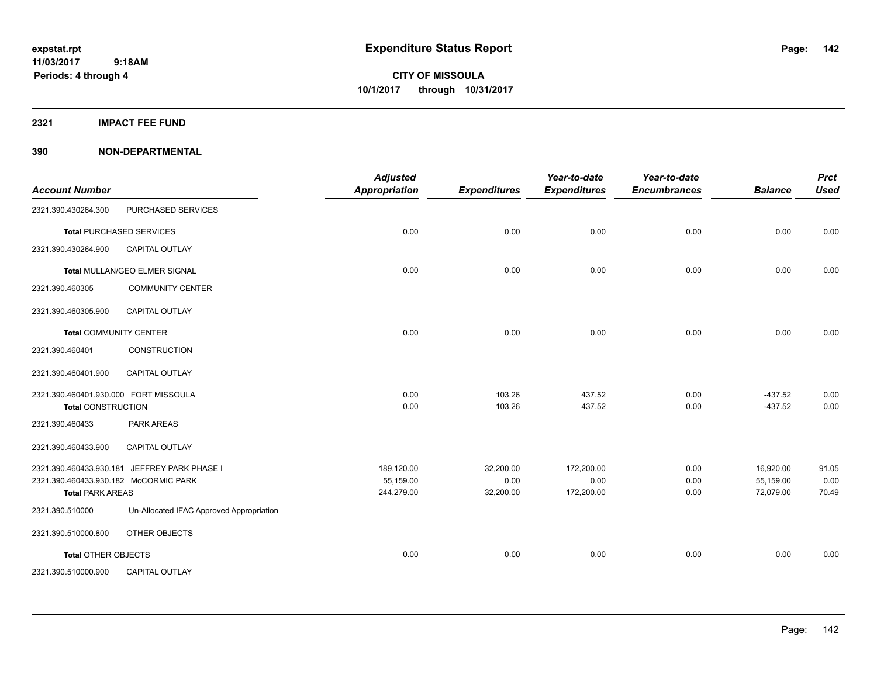# Expenditure Status Report

**CITY OF MISSOULA**
**10/1/2017 through 10/31/2017**

expstat.rpt
11/03/2017 9:18AM
Periods: 4 through 4

## 2321 IMPACT FEE FUND

## 390 NON-DEPARTMENTAL

| Account Number | | Adjusted Appropriation | Expenditures | Year-to-date Expenditures | Year-to-date Encumbrances | Balance | Prct Used |
|---|---|---|---|---|---|---|---|
| 2321.390.430264.300 | PURCHASED SERVICES | | | | | | |
| **Total** PURCHASED SERVICES | | 0.00 | 0.00 | 0.00 | 0.00 | 0.00 | 0.00 |
| 2321.390.430264.900 | CAPITAL OUTLAY | | | | | | |
| **Total** MULLAN/GEO ELMER SIGNAL | | 0.00 | 0.00 | 0.00 | 0.00 | 0.00 | 0.00 |
| 2321.390.460305 | COMMUNITY CENTER | | | | | | |
| 2321.390.460305.900 | CAPITAL OUTLAY | | | | | | |
| **Total** COMMUNITY CENTER | | 0.00 | 0.00 | 0.00 | 0.00 | 0.00 | 0.00 |
| 2321.390.460401 | CONSTRUCTION | | | | | | |
| 2321.390.460401.900 | CAPITAL OUTLAY | | | | | | |
| 2321.390.460401.930.000 | FORT MISSOULA | 0.00 | 103.26 | 437.52 | 0.00 | -437.52 | 0.00 |
| **Total** CONSTRUCTION | | 0.00 | 103.26 | 437.52 | 0.00 | -437.52 | 0.00 |
| 2321.390.460433 | PARK AREAS | | | | | | |
| 2321.390.460433.900 | CAPITAL OUTLAY | | | | | | |
| 2321.390.460433.930.181 | JEFFREY PARK PHASE I | 189,120.00 | 32,200.00 | 172,200.00 | 0.00 | 16,920.00 | 91.05 |
| 2321.390.460433.930.182 | McCORMIC PARK | 55,159.00 | 0.00 | 0.00 | 0.00 | 55,159.00 | 0.00 |
| **Total** PARK AREAS | | 244,279.00 | 32,200.00 | 172,200.00 | 0.00 | 72,079.00 | 70.49 |
| 2321.390.510000 | Un-Allocated IFAC Approved Appropriation | | | | | | |
| 2321.390.510000.800 | OTHER OBJECTS | | | | | | |
| **Total** OTHER OBJECTS | | 0.00 | 0.00 | 0.00 | 0.00 | 0.00 | 0.00 |
| 2321.390.510000.900 | CAPITAL OUTLAY | | | | | | |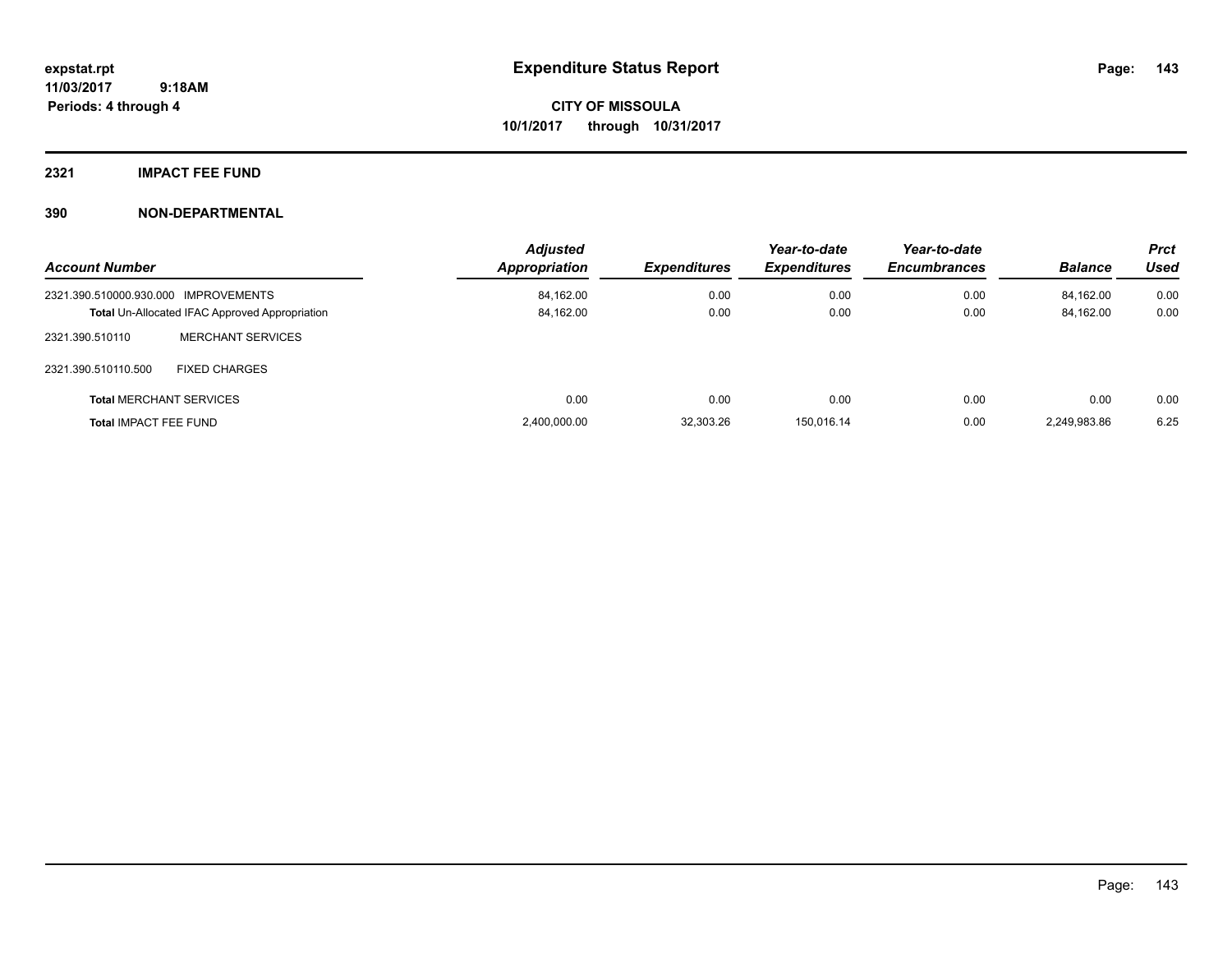**expstat.rpt**
**11/03/2017 9:18AM**
**Periods: 4 through 4**

# Expenditure Status Report

**CITY OF MISSOULA**
**10/1/2017 through 10/31/2017**

## 2321 IMPACT FEE FUND

## 390 NON-DEPARTMENTAL

| Account Number | | Adjusted Appropriation | Expenditures | Year-to-date Expenditures | Year-to-date Encumbrances | Balance | Prct Used |
|---|---|---|---|---|---|---|---|
| 2321.390.510000.930.000 | IMPROVEMENTS | 84,162.00 | 0.00 | 0.00 | 0.00 | 84,162.00 | 0.00 |
| **Total** Un-Allocated IFAC Approved Appropriation | | 84,162.00 | 0.00 | 0.00 | 0.00 | 84,162.00 | 0.00 |
| 2321.390.510110 | MERCHANT SERVICES | | | | | | |
| 2321.390.510110.500 | FIXED CHARGES | | | | | | |
| **Total** MERCHANT SERVICES | | 0.00 | 0.00 | 0.00 | 0.00 | 0.00 | 0.00 |
| **Total** IMPACT FEE FUND | | 2,400,000.00 | 32,303.26 | 150,016.14 | 0.00 | 2,249,983.86 | 6.25 |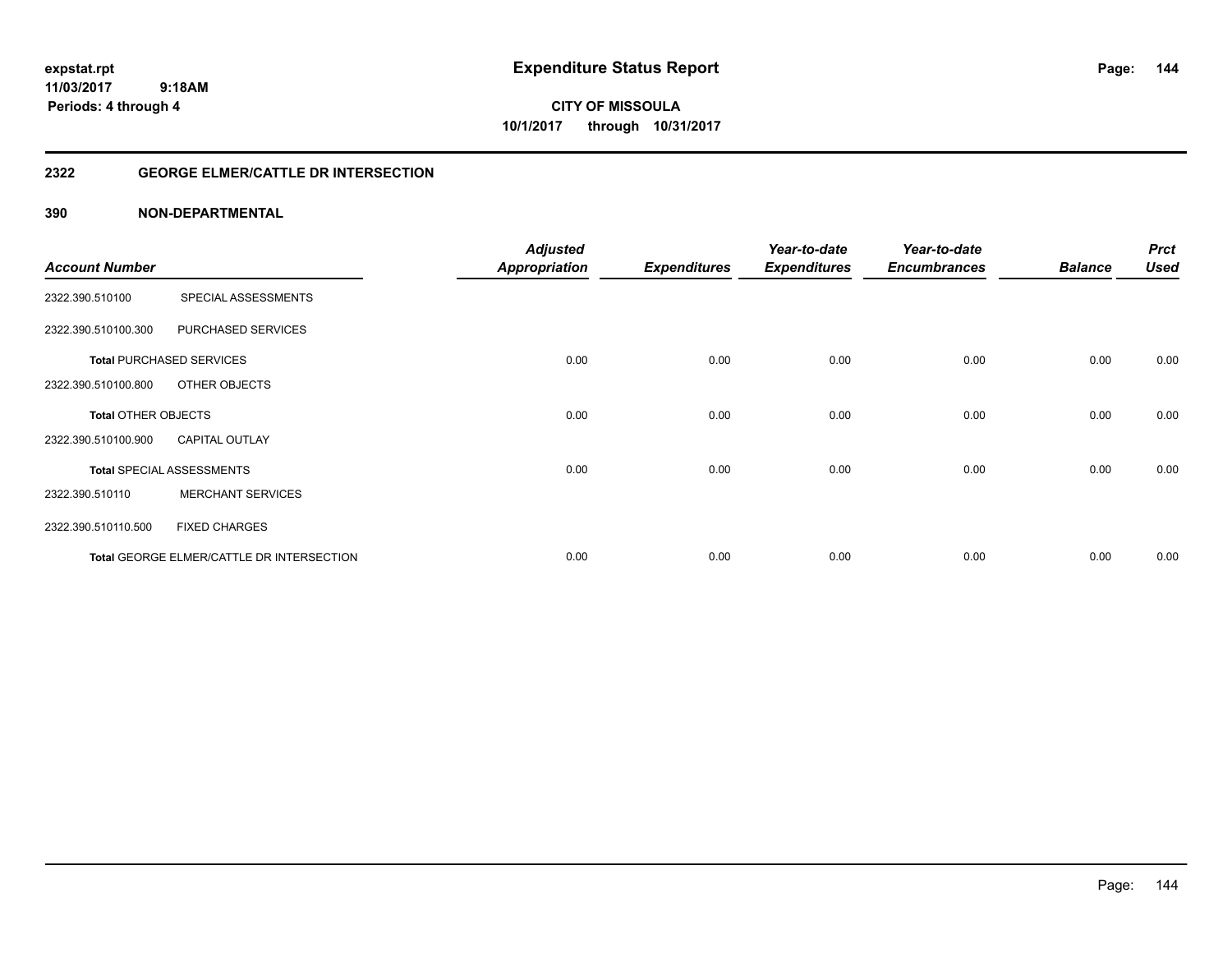expstat.rpt
11/03/2017 9:18AM
Periods: 4 through 4

# Expenditure Status Report

**CITY OF MISSOULA**
**10/1/2017 through 10/31/2017**

## 2322 GEORGE ELMER/CATTLE DR INTERSECTION

### 390 NON-DEPARTMENTAL

| Account Number | | Adjusted Appropriation | Expenditures | Year-to-date Expenditures | Year-to-date Encumbrances | Balance | Prct Used |
|---|---|---|---|---|---|---|---|
| 2322.390.510100 | SPECIAL ASSESSMENTS | | | | | | |
| 2322.390.510100.300 | PURCHASED SERVICES | | | | | | |
| **Total** PURCHASED SERVICES | | 0.00 | 0.00 | 0.00 | 0.00 | 0.00 | 0.00 |
| 2322.390.510100.800 | OTHER OBJECTS | | | | | | |
| **Total** OTHER OBJECTS | | 0.00 | 0.00 | 0.00 | 0.00 | 0.00 | 0.00 |
| 2322.390.510100.900 | CAPITAL OUTLAY | | | | | | |
| **Total** SPECIAL ASSESSMENTS | | 0.00 | 0.00 | 0.00 | 0.00 | 0.00 | 0.00 |
| 2322.390.510110 | MERCHANT SERVICES | | | | | | |
| 2322.390.510110.500 | FIXED CHARGES | | | | | | |
| **Total** GEORGE ELMER/CATTLE DR INTERSECTION | | 0.00 | 0.00 | 0.00 | 0.00 | 0.00 | 0.00 |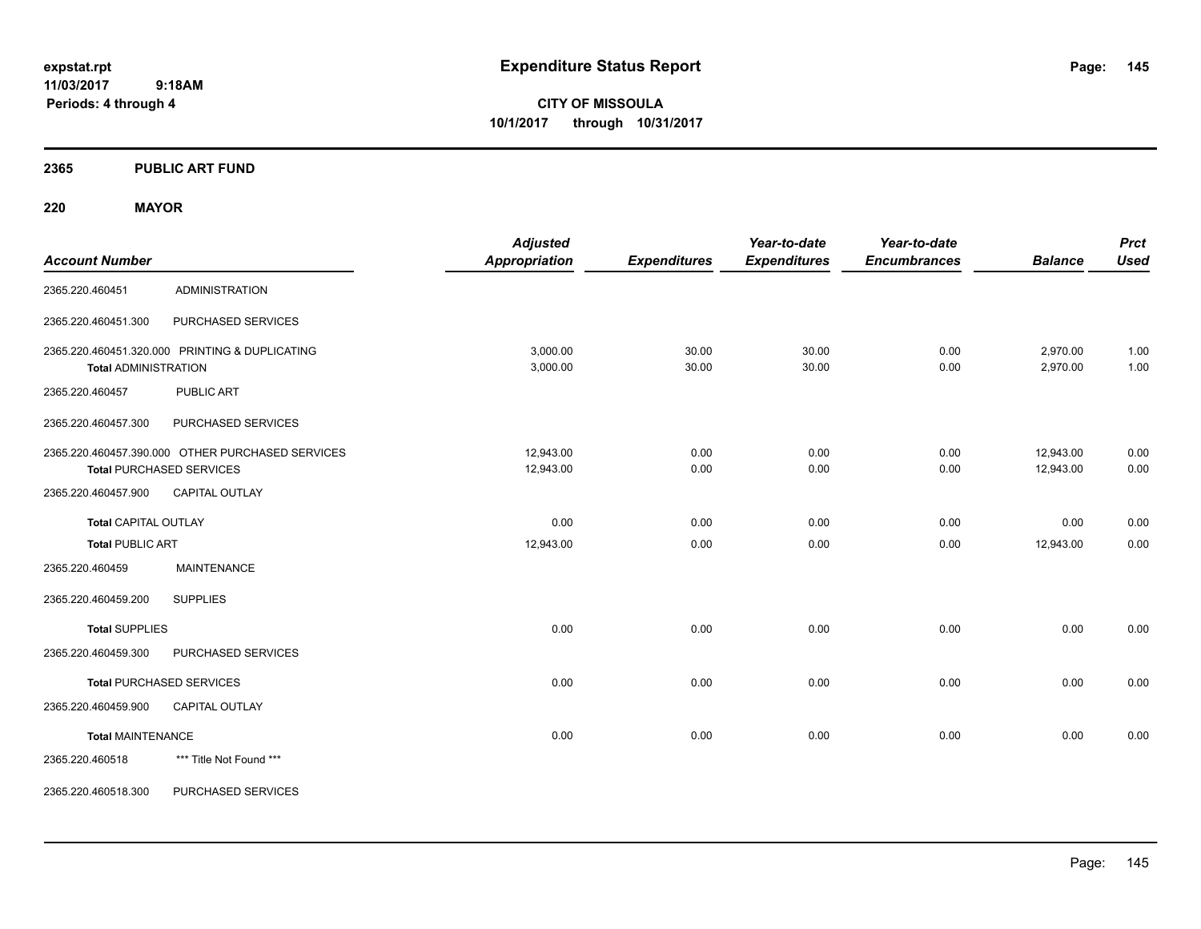**expstat.rpt**
**11/03/2017 9:18AM**
**Periods: 4 through 4**

# Expenditure Status Report

**CITY OF MISSOULA**
**10/1/2017 through 10/31/2017**

## 2365 PUBLIC ART FUND

## 220 MAYOR

| Account Number | | Adjusted Appropriation | Expenditures | Year-to-date Expenditures | Year-to-date Encumbrances | Balance | Prct Used |
|---|---|---|---|---|---|---|---|
| 2365.220.460451 | ADMINISTRATION | | | | | | |
| 2365.220.460451.300 | PURCHASED SERVICES | | | | | | |
| 2365.220.460451.320.000 | PRINTING & DUPLICATING | 3,000.00 | 30.00 | 30.00 | 0.00 | 2,970.00 | 1.00 |
| **Total** ADMINISTRATION | | 3,000.00 | 30.00 | 30.00 | 0.00 | 2,970.00 | 1.00 |
| 2365.220.460457 | PUBLIC ART | | | | | | |
| 2365.220.460457.300 | PURCHASED SERVICES | | | | | | |
| 2365.220.460457.390.000 | OTHER PURCHASED SERVICES | 12,943.00 | 0.00 | 0.00 | 0.00 | 12,943.00 | 0.00 |
| **Total** PURCHASED SERVICES | | 12,943.00 | 0.00 | 0.00 | 0.00 | 12,943.00 | 0.00 |
| 2365.220.460457.900 | CAPITAL OUTLAY | | | | | | |
| **Total** CAPITAL OUTLAY | | 0.00 | 0.00 | 0.00 | 0.00 | 0.00 | 0.00 |
| **Total** PUBLIC ART | | 12,943.00 | 0.00 | 0.00 | 0.00 | 12,943.00 | 0.00 |
| 2365.220.460459 | MAINTENANCE | | | | | | |
| 2365.220.460459.200 | SUPPLIES | | | | | | |
| **Total** SUPPLIES | | 0.00 | 0.00 | 0.00 | 0.00 | 0.00 | 0.00 |
| 2365.220.460459.300 | PURCHASED SERVICES | | | | | | |
| **Total** PURCHASED SERVICES | | 0.00 | 0.00 | 0.00 | 0.00 | 0.00 | 0.00 |
| 2365.220.460459.900 | CAPITAL OUTLAY | | | | | | |
| **Total** MAINTENANCE | | 0.00 | 0.00 | 0.00 | 0.00 | 0.00 | 0.00 |
| 2365.220.460518 | *** Title Not Found *** | | | | | | |
| 2365.220.460518.300 | PURCHASED SERVICES | | | | | | |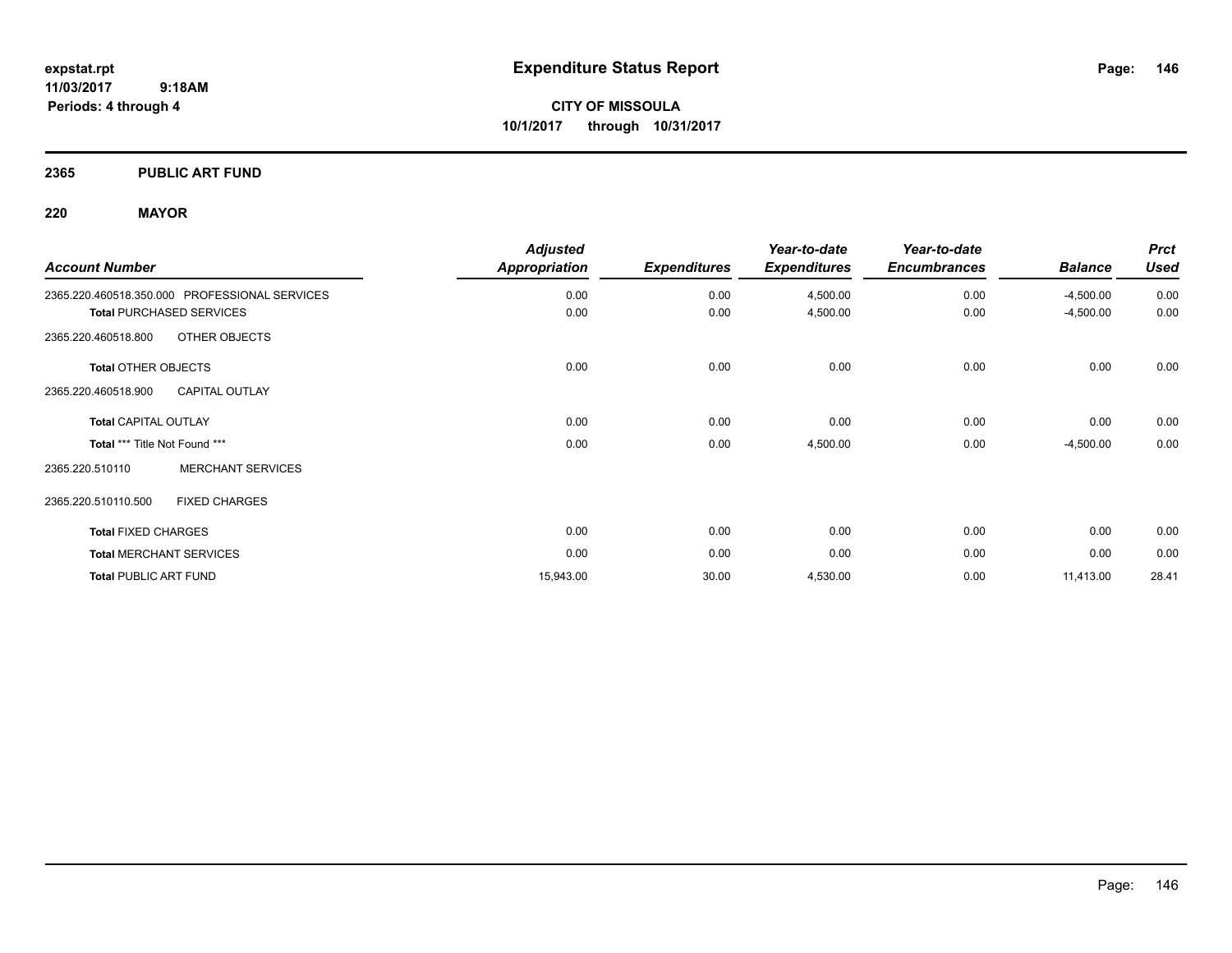**expstat.rpt**
**11/03/2017 9:18AM**
**Periods: 4 through 4**

# Expenditure Status Report

**CITY OF MISSOULA**
**10/1/2017 through 10/31/2017**

## 2365 PUBLIC ART FUND

### 220 MAYOR

| Account Number | Adjusted Appropriation | Expenditures | Year-to-date Expenditures | Year-to-date Encumbrances | Balance | Prct Used |
|---|---|---|---|---|---|---|
| 2365.220.460518.350.000 PROFESSIONAL SERVICES | 0.00 | 0.00 | 4,500.00 | 0.00 | -4,500.00 | 0.00 |
| **Total** PURCHASED SERVICES | 0.00 | 0.00 | 4,500.00 | 0.00 | -4,500.00 | 0.00 |
| 2365.220.460518.800 OTHER OBJECTS | | | | | | |
| **Total** OTHER OBJECTS | 0.00 | 0.00 | 0.00 | 0.00 | 0.00 | 0.00 |
| 2365.220.460518.900 CAPITAL OUTLAY | | | | | | |
| **Total** CAPITAL OUTLAY | 0.00 | 0.00 | 0.00 | 0.00 | 0.00 | 0.00 |
| **Total** *** Title Not Found *** | 0.00 | 0.00 | 4,500.00 | 0.00 | -4,500.00 | 0.00 |
| 2365.220.510110 MERCHANT SERVICES | | | | | | |
| 2365.220.510110.500 FIXED CHARGES | | | | | | |
| **Total** FIXED CHARGES | 0.00 | 0.00 | 0.00 | 0.00 | 0.00 | 0.00 |
| **Total** MERCHANT SERVICES | 0.00 | 0.00 | 0.00 | 0.00 | 0.00 | 0.00 |
| **Total** PUBLIC ART FUND | 15,943.00 | 30.00 | 4,530.00 | 0.00 | 11,413.00 | 28.41 |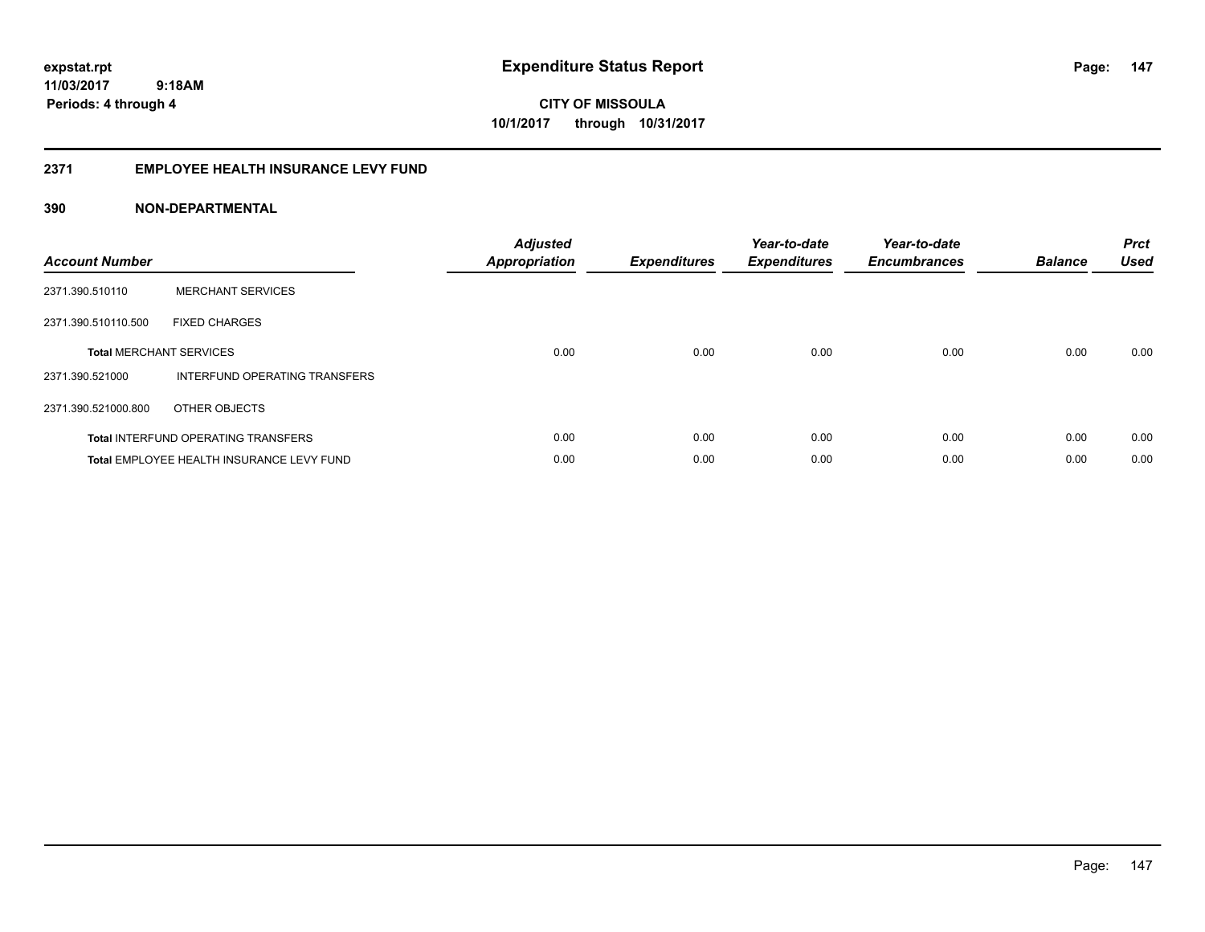# Expenditure Status Report

**CITY OF MISSOULA**
**10/1/2017 through 10/31/2017**

expstat.rpt
11/03/2017 9:18AM
Periods: 4 through 4

## 2371 EMPLOYEE HEALTH INSURANCE LEVY FUND

### 390 NON-DEPARTMENTAL

| Account Number | | Adjusted Appropriation | Expenditures | Year-to-date Expenditures | Year-to-date Encumbrances | Balance | Prct Used |
|---|---|---|---|---|---|---|---|
| 2371.390.510110 | MERCHANT SERVICES | | | | | | |
| 2371.390.510110.500 | FIXED CHARGES | | | | | | |
| **Total** MERCHANT SERVICES | | 0.00 | 0.00 | 0.00 | 0.00 | 0.00 | 0.00 |
| 2371.390.521000 | INTERFUND OPERATING TRANSFERS | | | | | | |
| 2371.390.521000.800 | OTHER OBJECTS | | | | | | |
| **Total** INTERFUND OPERATING TRANSFERS | | 0.00 | 0.00 | 0.00 | 0.00 | 0.00 | 0.00 |
| **Total** EMPLOYEE HEALTH INSURANCE LEVY FUND | | 0.00 | 0.00 | 0.00 | 0.00 | 0.00 | 0.00 |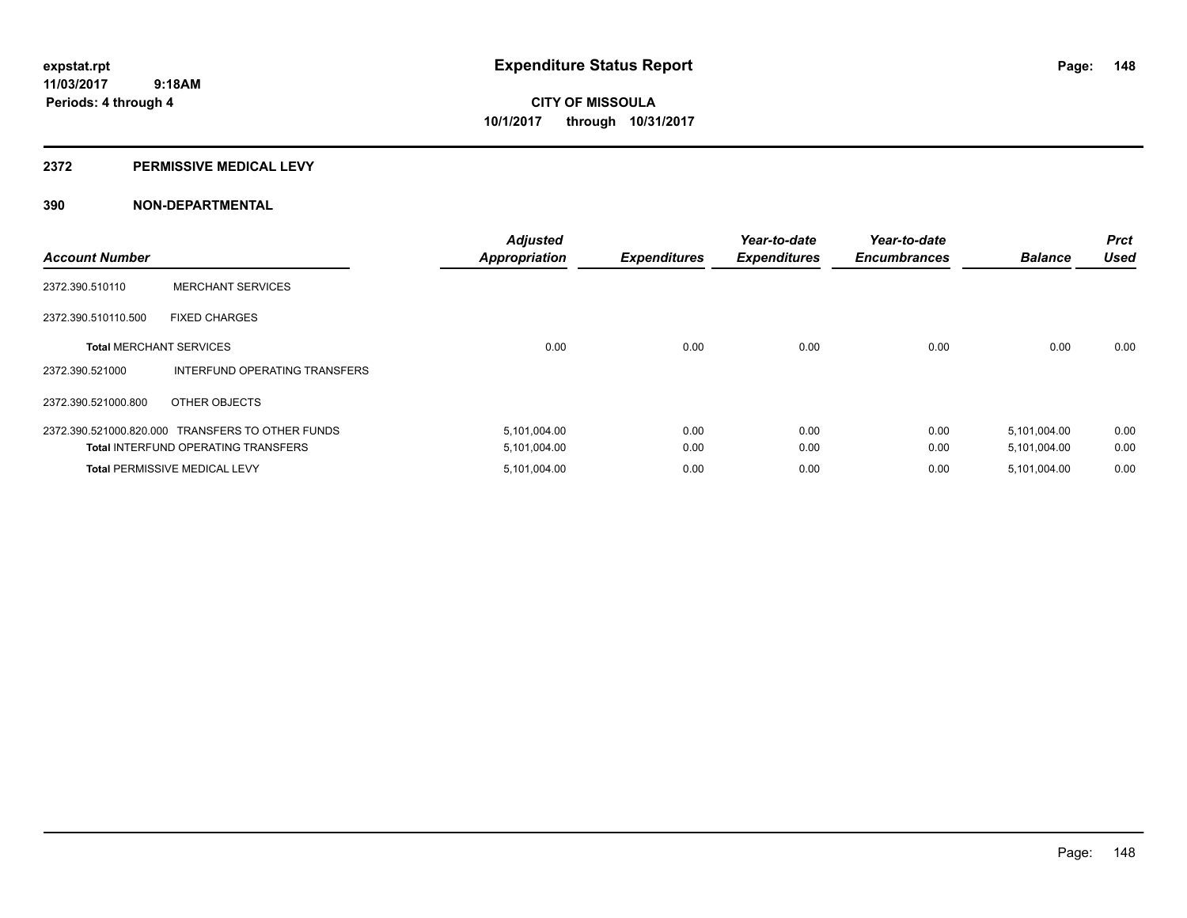expstat.rpt
11/03/2017 9:18AM
Periods: 4 through 4

# Expenditure Status Report

CITY OF MISSOULA
10/1/2017 through 10/31/2017

## 2372 PERMISSIVE MEDICAL LEVY

### 390 NON-DEPARTMENTAL

| Account Number | | Adjusted Appropriation | Expenditures | Year-to-date Expenditures | Year-to-date Encumbrances | Balance | Prct Used |
|---|---|---|---|---|---|---|---|
| 2372.390.510110 | MERCHANT SERVICES | | | | | | |
| 2372.390.510110.500 | FIXED CHARGES | | | | | | |
| **Total** MERCHANT SERVICES | | 0.00 | 0.00 | 0.00 | 0.00 | 0.00 | 0.00 |
| 2372.390.521000 | INTERFUND OPERATING TRANSFERS | | | | | | |
| 2372.390.521000.800 | OTHER OBJECTS | | | | | | |
| 2372.390.521000.820.000 | TRANSFERS TO OTHER FUNDS | 5,101,004.00 | 0.00 | 0.00 | 0.00 | 5,101,004.00 | 0.00 |
| **Total** INTERFUND OPERATING TRANSFERS | | 5,101,004.00 | 0.00 | 0.00 | 0.00 | 5,101,004.00 | 0.00 |
| **Total** PERMISSIVE MEDICAL LEVY | | 5,101,004.00 | 0.00 | 0.00 | 0.00 | 5,101,004.00 | 0.00 |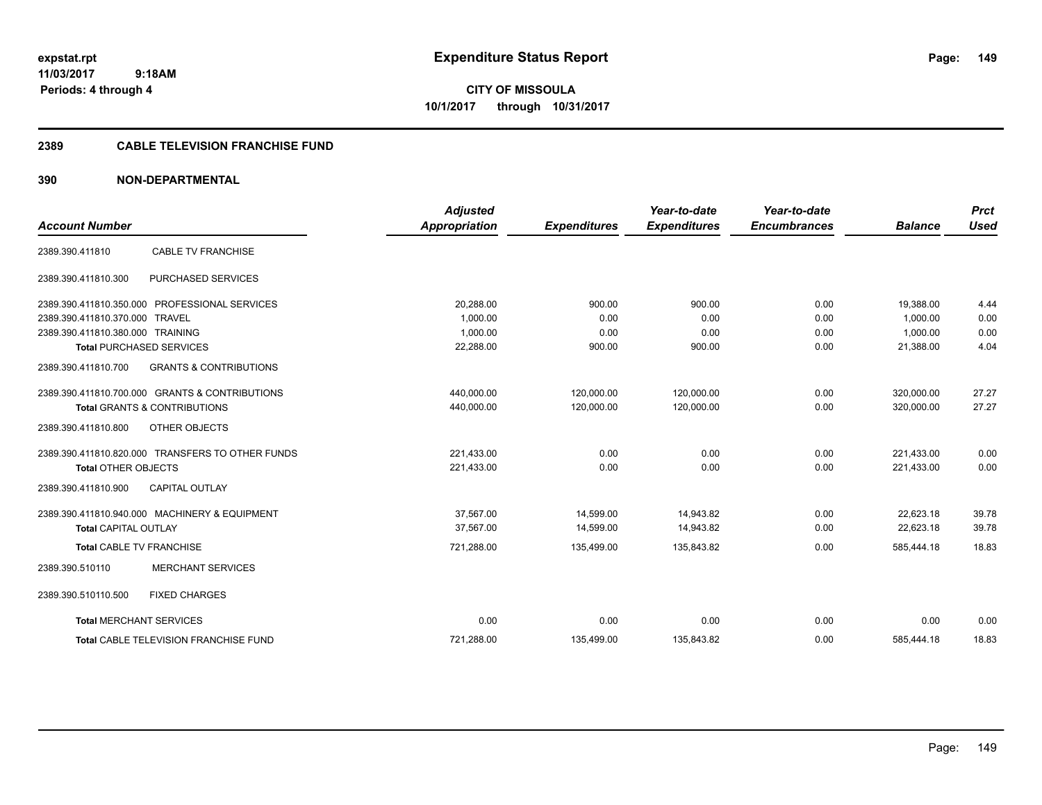expstat.rpt
11/03/2017 9:18AM
Periods: 4 through 4

# Expenditure Status Report

**CITY OF MISSOULA**
**10/1/2017 through 10/31/2017**

## 2389 CABLE TELEVISION FRANCHISE FUND

## 390 NON-DEPARTMENTAL

| Account Number | | Adjusted Appropriation | Expenditures | Year-to-date Expenditures | Year-to-date Encumbrances | Balance | Prct Used |
|---|---|---|---|---|---|---|---|
| 2389.390.411810 | CABLE TV FRANCHISE | | | | | | |
| 2389.390.411810.300 | PURCHASED SERVICES | | | | | | |
| 2389.390.411810.350.000 | PROFESSIONAL SERVICES | 20,288.00 | 900.00 | 900.00 | 0.00 | 19,388.00 | 4.44 |
| 2389.390.411810.370.000 | TRAVEL | 1,000.00 | 0.00 | 0.00 | 0.00 | 1,000.00 | 0.00 |
| 2389.390.411810.380.000 | TRAINING | 1,000.00 | 0.00 | 0.00 | 0.00 | 1,000.00 | 0.00 |
| **Total** PURCHASED SERVICES | | 22,288.00 | 900.00 | 900.00 | 0.00 | 21,388.00 | 4.04 |
| 2389.390.411810.700 | GRANTS & CONTRIBUTIONS | | | | | | |
| 2389.390.411810.700.000 | GRANTS & CONTRIBUTIONS | 440,000.00 | 120,000.00 | 120,000.00 | 0.00 | 320,000.00 | 27.27 |
| **Total** GRANTS & CONTRIBUTIONS | | 440,000.00 | 120,000.00 | 120,000.00 | 0.00 | 320,000.00 | 27.27 |
| 2389.390.411810.800 | OTHER OBJECTS | | | | | | |
| 2389.390.411810.820.000 | TRANSFERS TO OTHER FUNDS | 221,433.00 | 0.00 | 0.00 | 0.00 | 221,433.00 | 0.00 |
| **Total** OTHER OBJECTS | | 221,433.00 | 0.00 | 0.00 | 0.00 | 221,433.00 | 0.00 |
| 2389.390.411810.900 | CAPITAL OUTLAY | | | | | | |
| 2389.390.411810.940.000 | MACHINERY & EQUIPMENT | 37,567.00 | 14,599.00 | 14,943.82 | 0.00 | 22,623.18 | 39.78 |
| **Total** CAPITAL OUTLAY | | 37,567.00 | 14,599.00 | 14,943.82 | 0.00 | 22,623.18 | 39.78 |
| **Total** CABLE TV FRANCHISE | | 721,288.00 | 135,499.00 | 135,843.82 | 0.00 | 585,444.18 | 18.83 |
| 2389.390.510110 | MERCHANT SERVICES | | | | | | |
| 2389.390.510110.500 | FIXED CHARGES | | | | | | |
| **Total** MERCHANT SERVICES | | 0.00 | 0.00 | 0.00 | 0.00 | 0.00 | 0.00 |
| **Total** CABLE TELEVISION FRANCHISE FUND | | 721,288.00 | 135,499.00 | 135,843.82 | 0.00 | 585,444.18 | 18.83 |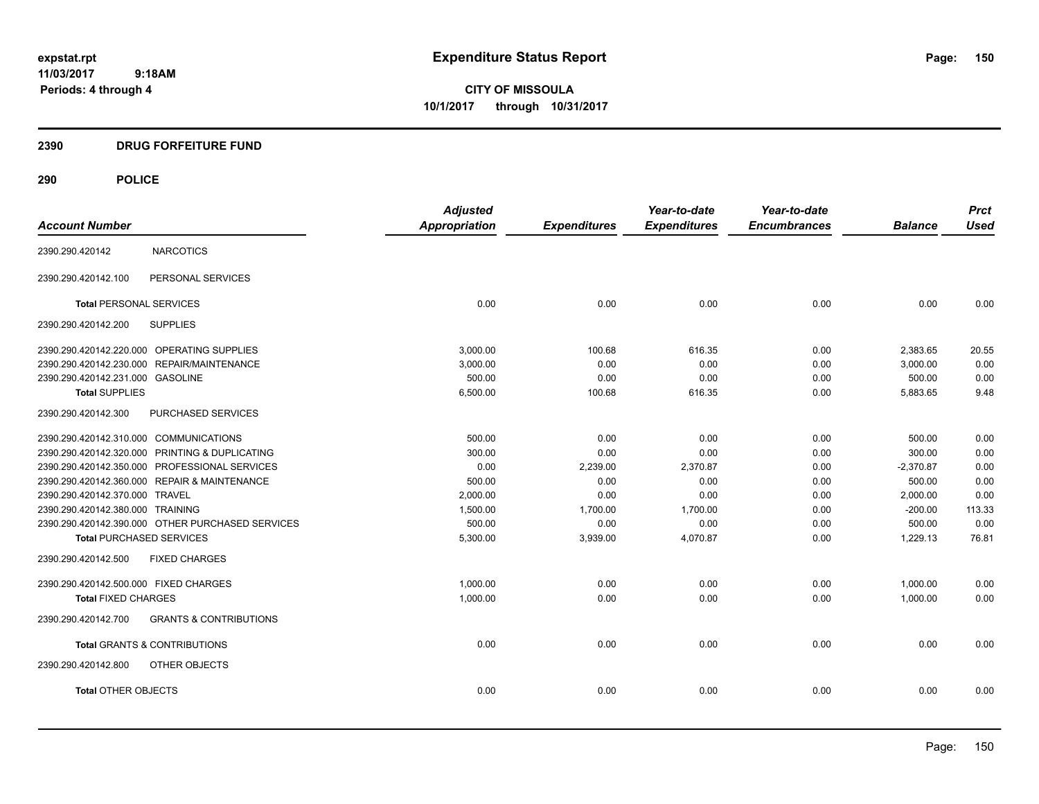expstat.rpt
11/03/2017 9:18AM
Periods: 4 through 4

# Expenditure Status Report

**CITY OF MISSOULA**
**10/1/2017 through 10/31/2017**

## 2390 DRUG FORFEITURE FUND

## 290 POLICE

| Account Number | | Adjusted Appropriation | Expenditures | Year-to-date Expenditures | Year-to-date Encumbrances | Balance | Prct Used |
|---|---|---|---|---|---|---|---|
| 2390.290.420142 | NARCOTICS | | | | | | |
| 2390.290.420142.100 | PERSONAL SERVICES | | | | | | |
| **Total** PERSONAL SERVICES | | 0.00 | 0.00 | 0.00 | 0.00 | 0.00 | 0.00 |
| 2390.290.420142.200 | SUPPLIES | | | | | | |
| 2390.290.420142.220.000 | OPERATING SUPPLIES | 3,000.00 | 100.68 | 616.35 | 0.00 | 2,383.65 | 20.55 |
| 2390.290.420142.230.000 | REPAIR/MAINTENANCE | 3,000.00 | 0.00 | 0.00 | 0.00 | 3,000.00 | 0.00 |
| 2390.290.420142.231.000 | GASOLINE | 500.00 | 0.00 | 0.00 | 0.00 | 500.00 | 0.00 |
| **Total** SUPPLIES | | 6,500.00 | 100.68 | 616.35 | 0.00 | 5,883.65 | 9.48 |
| 2390.290.420142.300 | PURCHASED SERVICES | | | | | | |
| 2390.290.420142.310.000 | COMMUNICATIONS | 500.00 | 0.00 | 0.00 | 0.00 | 500.00 | 0.00 |
| 2390.290.420142.320.000 | PRINTING & DUPLICATING | 300.00 | 0.00 | 0.00 | 0.00 | 300.00 | 0.00 |
| 2390.290.420142.350.000 | PROFESSIONAL SERVICES | 0.00 | 2,239.00 | 2,370.87 | 0.00 | -2,370.87 | 0.00 |
| 2390.290.420142.360.000 | REPAIR & MAINTENANCE | 500.00 | 0.00 | 0.00 | 0.00 | 500.00 | 0.00 |
| 2390.290.420142.370.000 | TRAVEL | 2,000.00 | 0.00 | 0.00 | 0.00 | 2,000.00 | 0.00 |
| 2390.290.420142.380.000 | TRAINING | 1,500.00 | 1,700.00 | 1,700.00 | 0.00 | -200.00 | 113.33 |
| 2390.290.420142.390.000 | OTHER PURCHASED SERVICES | 500.00 | 0.00 | 0.00 | 0.00 | 500.00 | 0.00 |
| **Total** PURCHASED SERVICES | | 5,300.00 | 3,939.00 | 4,070.87 | 0.00 | 1,229.13 | 76.81 |
| 2390.290.420142.500 | FIXED CHARGES | | | | | | |
| 2390.290.420142.500.000 | FIXED CHARGES | 1,000.00 | 0.00 | 0.00 | 0.00 | 1,000.00 | 0.00 |
| **Total** FIXED CHARGES | | 1,000.00 | 0.00 | 0.00 | 0.00 | 1,000.00 | 0.00 |
| 2390.290.420142.700 | GRANTS & CONTRIBUTIONS | | | | | | |
| **Total** GRANTS & CONTRIBUTIONS | | 0.00 | 0.00 | 0.00 | 0.00 | 0.00 | 0.00 |
| 2390.290.420142.800 | OTHER OBJECTS | | | | | | |
| **Total** OTHER OBJECTS | | 0.00 | 0.00 | 0.00 | 0.00 | 0.00 | 0.00 |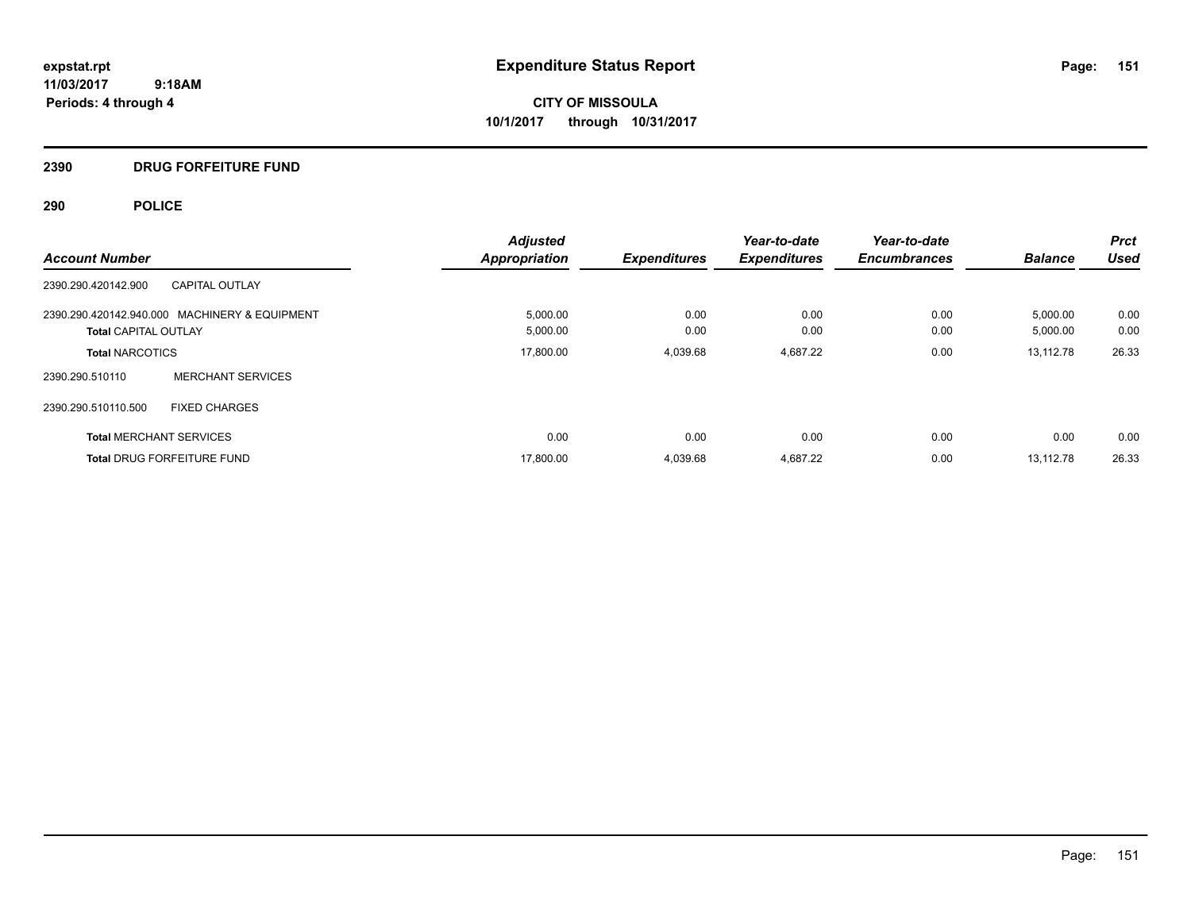expstat.rpt
11/03/2017 9:18AM
Periods: 4 through 4

# Expenditure Status Report

**CITY OF MISSOULA**
**10/1/2017 through 10/31/2017**

## 2390 DRUG FORFEITURE FUND

## 290 POLICE

| Account Number | | Adjusted Appropriation | Expenditures | Year-to-date Expenditures | Year-to-date Encumbrances | Balance | Prct Used |
|---|---|---|---|---|---|---|---|
| 2390.290.420142.900 | CAPITAL OUTLAY | | | | | | |
| 2390.290.420142.940.000 | MACHINERY & EQUIPMENT | 5,000.00 | 0.00 | 0.00 | 0.00 | 5,000.00 | 0.00 |
| **Total** CAPITAL OUTLAY | | 5,000.00 | 0.00 | 0.00 | 0.00 | 5,000.00 | 0.00 |
| **Total** NARCOTICS | | 17,800.00 | 4,039.68 | 4,687.22 | 0.00 | 13,112.78 | 26.33 |
| 2390.290.510110 | MERCHANT SERVICES | | | | | | |
| 2390.290.510110.500 | FIXED CHARGES | | | | | | |
| **Total** MERCHANT SERVICES | | 0.00 | 0.00 | 0.00 | 0.00 | 0.00 | 0.00 |
| **Total** DRUG FORFEITURE FUND | | 17,800.00 | 4,039.68 | 4,687.22 | 0.00 | 13,112.78 | 26.33 |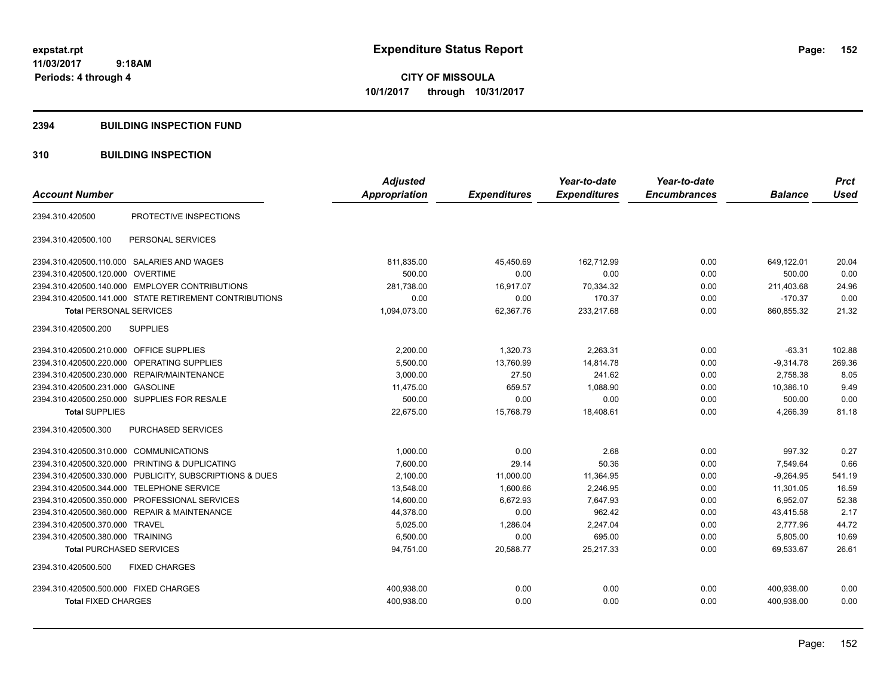# Expenditure Status Report

expstat.rpt
11/03/2017 9:18AM
Periods: 4 through 4

**CITY OF MISSOULA**
**10/1/2017 through 10/31/2017**

## 2394 BUILDING INSPECTION FUND

## 310 BUILDING INSPECTION

| Account Number | | Adjusted Appropriation | Expenditures | Year-to-date Expenditures | Year-to-date Encumbrances | Balance | Prct Used |
|---|---|---|---|---|---|---|---|
| 2394.310.420500 | PROTECTIVE INSPECTIONS | | | | | | |
| 2394.310.420500.100 | PERSONAL SERVICES | | | | | | |
| 2394.310.420500.110.000 | SALARIES AND WAGES | 811,835.00 | 45,450.69 | 162,712.99 | 0.00 | 649,122.01 | 20.04 |
| 2394.310.420500.120.000 | OVERTIME | 500.00 | 0.00 | 0.00 | 0.00 | 500.00 | 0.00 |
| 2394.310.420500.140.000 | EMPLOYER CONTRIBUTIONS | 281,738.00 | 16,917.07 | 70,334.32 | 0.00 | 211,403.68 | 24.96 |
| 2394.310.420500.141.000 | STATE RETIREMENT CONTRIBUTIONS | 0.00 | 0.00 | 170.37 | 0.00 | -170.37 | 0.00 |
| **Total** PERSONAL SERVICES | | 1,094,073.00 | 62,367.76 | 233,217.68 | 0.00 | 860,855.32 | 21.32 |
| 2394.310.420500.200 | SUPPLIES | | | | | | |
| 2394.310.420500.210.000 | OFFICE SUPPLIES | 2,200.00 | 1,320.73 | 2,263.31 | 0.00 | -63.31 | 102.88 |
| 2394.310.420500.220.000 | OPERATING SUPPLIES | 5,500.00 | 13,760.99 | 14,814.78 | 0.00 | -9,314.78 | 269.36 |
| 2394.310.420500.230.000 | REPAIR/MAINTENANCE | 3,000.00 | 27.50 | 241.62 | 0.00 | 2,758.38 | 8.05 |
| 2394.310.420500.231.000 | GASOLINE | 11,475.00 | 659.57 | 1,088.90 | 0.00 | 10,386.10 | 9.49 |
| 2394.310.420500.250.000 | SUPPLIES FOR RESALE | 500.00 | 0.00 | 0.00 | 0.00 | 500.00 | 0.00 |
| **Total** SUPPLIES | | 22,675.00 | 15,768.79 | 18,408.61 | 0.00 | 4,266.39 | 81.18 |
| 2394.310.420500.300 | PURCHASED SERVICES | | | | | | |
| 2394.310.420500.310.000 | COMMUNICATIONS | 1,000.00 | 0.00 | 2.68 | 0.00 | 997.32 | 0.27 |
| 2394.310.420500.320.000 | PRINTING & DUPLICATING | 7,600.00 | 29.14 | 50.36 | 0.00 | 7,549.64 | 0.66 |
| 2394.310.420500.330.000 | PUBLICITY, SUBSCRIPTIONS & DUES | 2,100.00 | 11,000.00 | 11,364.95 | 0.00 | -9,264.95 | 541.19 |
| 2394.310.420500.344.000 | TELEPHONE SERVICE | 13,548.00 | 1,600.66 | 2,246.95 | 0.00 | 11,301.05 | 16.59 |
| 2394.310.420500.350.000 | PROFESSIONAL SERVICES | 14,600.00 | 6,672.93 | 7,647.93 | 0.00 | 6,952.07 | 52.38 |
| 2394.310.420500.360.000 | REPAIR & MAINTENANCE | 44,378.00 | 0.00 | 962.42 | 0.00 | 43,415.58 | 2.17 |
| 2394.310.420500.370.000 | TRAVEL | 5,025.00 | 1,286.04 | 2,247.04 | 0.00 | 2,777.96 | 44.72 |
| 2394.310.420500.380.000 | TRAINING | 6,500.00 | 0.00 | 695.00 | 0.00 | 5,805.00 | 10.69 |
| **Total** PURCHASED SERVICES | | 94,751.00 | 20,588.77 | 25,217.33 | 0.00 | 69,533.67 | 26.61 |
| 2394.310.420500.500 | FIXED CHARGES | | | | | | |
| 2394.310.420500.500.000 | FIXED CHARGES | 400,938.00 | 0.00 | 0.00 | 0.00 | 400,938.00 | 0.00 |
| **Total** FIXED CHARGES | | 400,938.00 | 0.00 | 0.00 | 0.00 | 400,938.00 | 0.00 |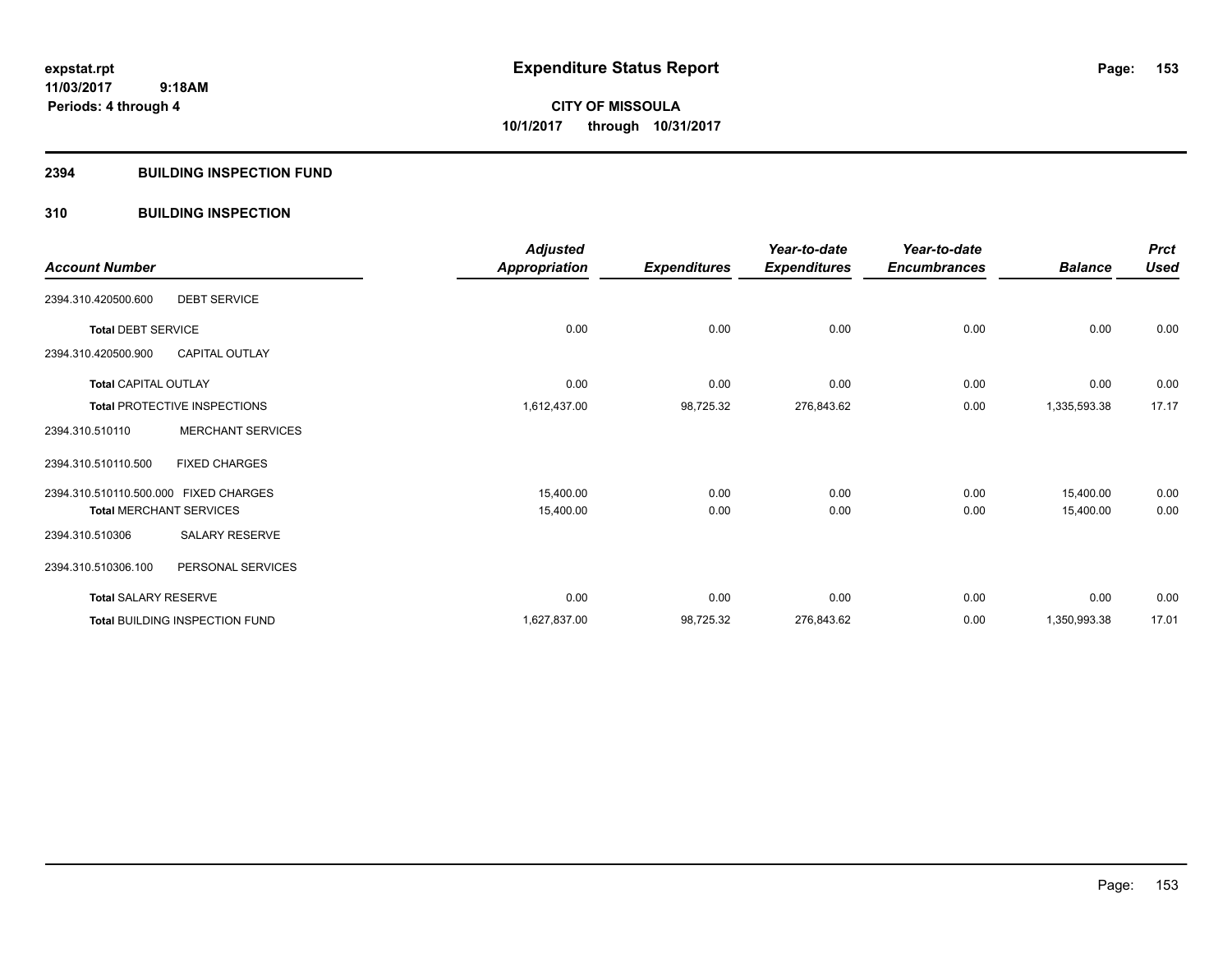# Expenditure Status Report

**CITY OF MISSOULA**
**10/1/2017 through 10/31/2017**

expstat.rpt
11/03/2017 9:18AM
Periods: 4 through 4

## 2394 BUILDING INSPECTION FUND

## 310 BUILDING INSPECTION

| Account Number | | Adjusted Appropriation | Expenditures | Year-to-date Expenditures | Year-to-date Encumbrances | Balance | Prct Used |
|---|---|---|---|---|---|---|---|
| 2394.310.420500.600 | DEBT SERVICE | | | | | | |
| **Total** DEBT SERVICE | | 0.00 | 0.00 | 0.00 | 0.00 | 0.00 | 0.00 |
| 2394.310.420500.900 | CAPITAL OUTLAY | | | | | | |
| **Total** CAPITAL OUTLAY | | 0.00 | 0.00 | 0.00 | 0.00 | 0.00 | 0.00 |
| **Total** PROTECTIVE INSPECTIONS | | 1,612,437.00 | 98,725.32 | 276,843.62 | 0.00 | 1,335,593.38 | 17.17 |
| 2394.310.510110 | MERCHANT SERVICES | | | | | | |
| 2394.310.510110.500 | FIXED CHARGES | | | | | | |
| 2394.310.510110.500.000 | FIXED CHARGES | 15,400.00 | 0.00 | 0.00 | 0.00 | 15,400.00 | 0.00 |
| **Total** MERCHANT SERVICES | | 15,400.00 | 0.00 | 0.00 | 0.00 | 15,400.00 | 0.00 |
| 2394.310.510306 | SALARY RESERVE | | | | | | |
| 2394.310.510306.100 | PERSONAL SERVICES | | | | | | |
| **Total** SALARY RESERVE | | 0.00 | 0.00 | 0.00 | 0.00 | 0.00 | 0.00 |
| **Total** BUILDING INSPECTION FUND | | 1,627,837.00 | 98,725.32 | 276,843.62 | 0.00 | 1,350,993.38 | 17.01 |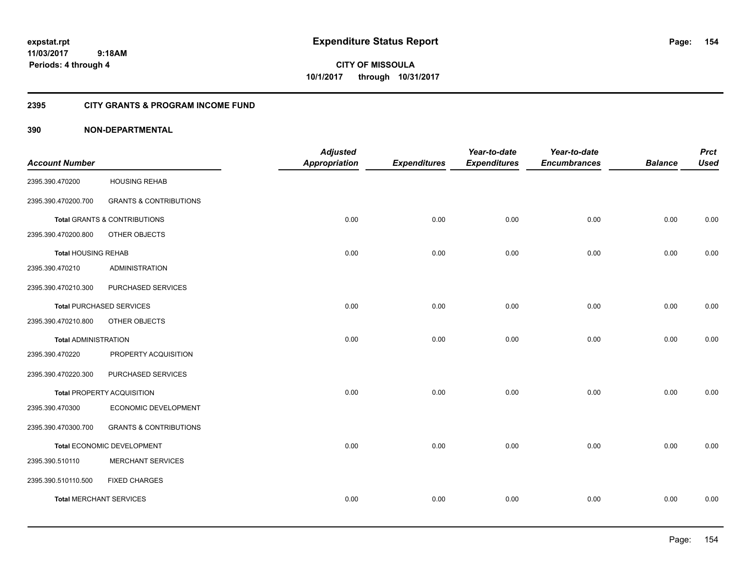expstat.rpt
11/03/2017 9:18AM
Periods: 4 through 4

# Expenditure Status Report

**CITY OF MISSOULA**
**10/1/2017 through 10/31/2017**

## 2395 CITY GRANTS & PROGRAM INCOME FUND

## 390 NON-DEPARTMENTAL

| Account Number | | Adjusted Appropriation | Expenditures | Year-to-date Expenditures | Year-to-date Encumbrances | Balance | Prct Used |
|---|---|---|---|---|---|---|---|
| 2395.390.470200 | HOUSING REHAB | | | | | | |
| 2395.390.470200.700 | GRANTS & CONTRIBUTIONS | | | | | | |
| **Total** GRANTS & CONTRIBUTIONS | | 0.00 | 0.00 | 0.00 | 0.00 | 0.00 | 0.00 |
| 2395.390.470200.800 | OTHER OBJECTS | | | | | | |
| **Total** HOUSING REHAB | | 0.00 | 0.00 | 0.00 | 0.00 | 0.00 | 0.00 |
| 2395.390.470210 | ADMINISTRATION | | | | | | |
| 2395.390.470210.300 | PURCHASED SERVICES | | | | | | |
| **Total** PURCHASED SERVICES | | 0.00 | 0.00 | 0.00 | 0.00 | 0.00 | 0.00 |
| 2395.390.470210.800 | OTHER OBJECTS | | | | | | |
| **Total** ADMINISTRATION | | 0.00 | 0.00 | 0.00 | 0.00 | 0.00 | 0.00 |
| 2395.390.470220 | PROPERTY ACQUISITION | | | | | | |
| 2395.390.470220.300 | PURCHASED SERVICES | | | | | | |
| **Total** PROPERTY ACQUISITION | | 0.00 | 0.00 | 0.00 | 0.00 | 0.00 | 0.00 |
| 2395.390.470300 | ECONOMIC DEVELOPMENT | | | | | | |
| 2395.390.470300.700 | GRANTS & CONTRIBUTIONS | | | | | | |
| **Total** ECONOMIC DEVELOPMENT | | 0.00 | 0.00 | 0.00 | 0.00 | 0.00 | 0.00 |
| 2395.390.510110 | MERCHANT SERVICES | | | | | | |
| 2395.390.510110.500 | FIXED CHARGES | | | | | | |
| **Total** MERCHANT SERVICES | | 0.00 | 0.00 | 0.00 | 0.00 | 0.00 | 0.00 |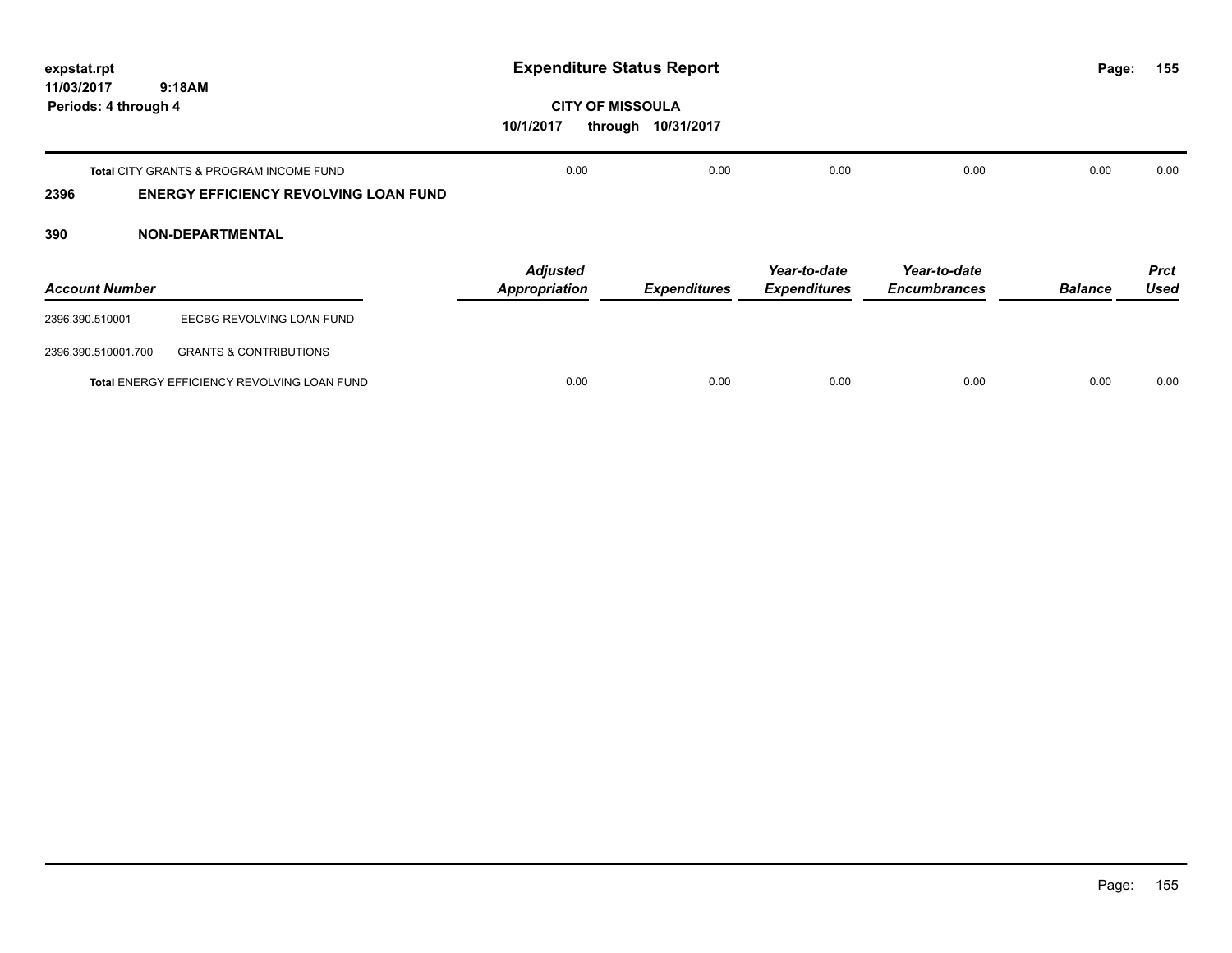| | Adjusted Appropriation | Expenditures | Year-to-date Expenditures | Year-to-date Encumbrances | Balance | Prct Used |
|---|---|---|---|---|---|---|
| **Total** CITY GRANTS & PROGRAM INCOME FUND | 0.00 | 0.00 | 0.00 | 0.00 | 0.00 | 0.00 |

## 2396 ENERGY EFFICIENCY REVOLVING LOAN FUND

### 390 NON-DEPARTMENTAL

| Account Number | | Adjusted Appropriation | Expenditures | Year-to-date Expenditures | Year-to-date Encumbrances | Balance | Prct Used |
|---|---|---|---|---|---|---|---|
| 2396.390.510001 | EECBG REVOLVING LOAN FUND | | | | | | |
| 2396.390.510001.700 | GRANTS & CONTRIBUTIONS | | | | | | |
| **Total** ENERGY EFFICIENCY REVOLVING LOAN FUND | | 0.00 | 0.00 | 0.00 | 0.00 | 0.00 | 0.00 |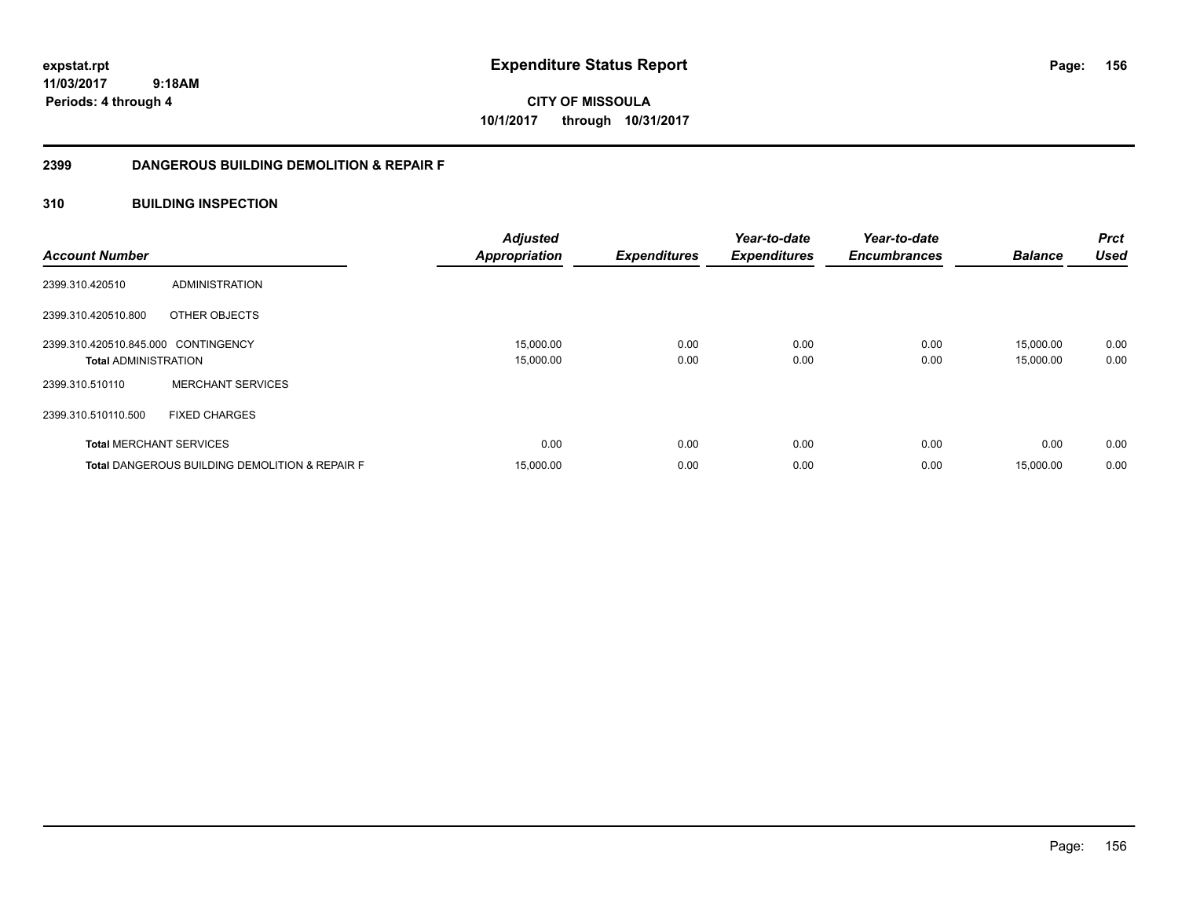# Expenditure Status Report

**CITY OF MISSOULA**
**10/1/2017 through 10/31/2017**

expstat.rpt
11/03/2017 9:18AM
Periods: 4 through 4

## 2399 DANGEROUS BUILDING DEMOLITION & REPAIR F

## 310 BUILDING INSPECTION

| Account Number | | Adjusted Appropriation | Expenditures | Year-to-date Expenditures | Year-to-date Encumbrances | Balance | Prct Used |
|---|---|---|---|---|---|---|---|
| 2399.310.420510 | ADMINISTRATION | | | | | | |
| 2399.310.420510.800 | OTHER OBJECTS | | | | | | |
| 2399.310.420510.845.000 | CONTINGENCY | 15,000.00 | 0.00 | 0.00 | 0.00 | 15,000.00 | 0.00 |
| **Total** ADMINISTRATION | | 15,000.00 | 0.00 | 0.00 | 0.00 | 15,000.00 | 0.00 |
| 2399.310.510110 | MERCHANT SERVICES | | | | | | |
| 2399.310.510110.500 | FIXED CHARGES | | | | | | |
| **Total** MERCHANT SERVICES | | 0.00 | 0.00 | 0.00 | 0.00 | 0.00 | 0.00 |
| **Total** DANGEROUS BUILDING DEMOLITION & REPAIR F | | 15,000.00 | 0.00 | 0.00 | 0.00 | 15,000.00 | 0.00 |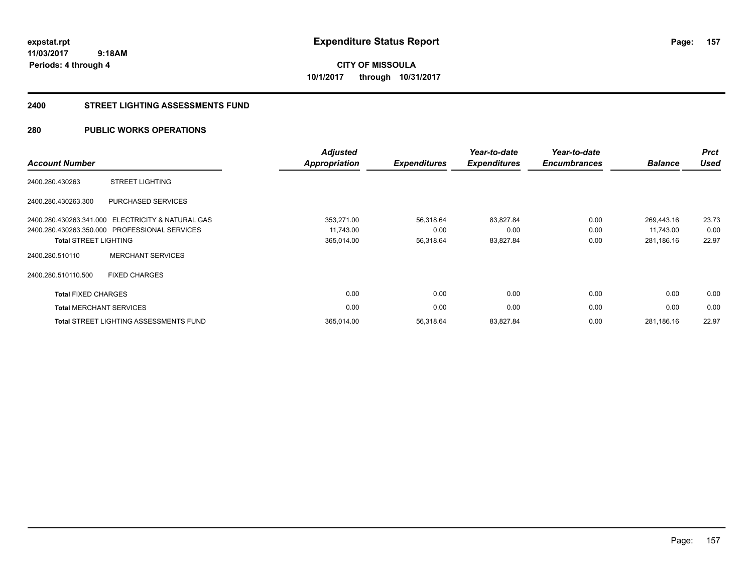# Expenditure Status Report

**CITY OF MISSOULA**
**10/1/2017 through 10/31/2017**

expstat.rpt
11/03/2017 9:18AM
Periods: 4 through 4

## 2400 STREET LIGHTING ASSESSMENTS FUND

## 280 PUBLIC WORKS OPERATIONS

| Account Number | | Adjusted Appropriation | Expenditures | Year-to-date Expenditures | Year-to-date Encumbrances | Balance | Prct Used |
|---|---|---|---|---|---|---|---|
| 2400.280.430263 | STREET LIGHTING | | | | | | |
| 2400.280.430263.300 | PURCHASED SERVICES | | | | | | |
| 2400.280.430263.341.000 | ELECTRICITY & NATURAL GAS | 353,271.00 | 56,318.64 | 83,827.84 | 0.00 | 269,443.16 | 23.73 |
| 2400.280.430263.350.000 | PROFESSIONAL SERVICES | 11,743.00 | 0.00 | 0.00 | 0.00 | 11,743.00 | 0.00 |
| **Total** STREET LIGHTING | | 365,014.00 | 56,318.64 | 83,827.84 | 0.00 | 281,186.16 | 22.97 |
| 2400.280.510110 | MERCHANT SERVICES | | | | | | |
| 2400.280.510110.500 | FIXED CHARGES | | | | | | |
| **Total** FIXED CHARGES | | 0.00 | 0.00 | 0.00 | 0.00 | 0.00 | 0.00 |
| **Total** MERCHANT SERVICES | | 0.00 | 0.00 | 0.00 | 0.00 | 0.00 | 0.00 |
| **Total** STREET LIGHTING ASSESSMENTS FUND | | 365,014.00 | 56,318.64 | 83,827.84 | 0.00 | 281,186.16 | 22.97 |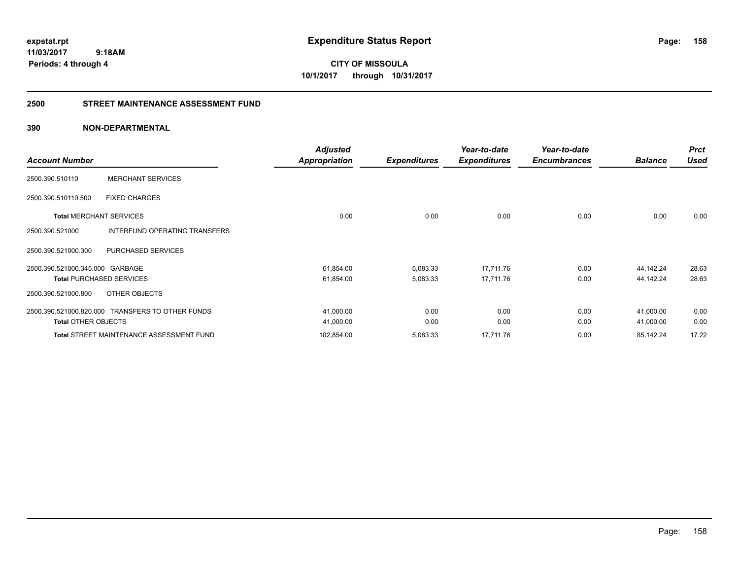**expstat.rpt**
**11/03/2017 9:18AM**
**Periods: 4 through 4**

# Expenditure Status Report

**CITY OF MISSOULA**
**10/1/2017 through 10/31/2017**

## 2500 STREET MAINTENANCE ASSESSMENT FUND

### 390 NON-DEPARTMENTAL

| Account Number | | Adjusted Appropriation | Expenditures | Year-to-date Expenditures | Year-to-date Encumbrances | Balance | Prct Used |
|---|---|---|---|---|---|---|---|
| 2500.390.510110 | MERCHANT SERVICES | | | | | | |
| 2500.390.510110.500 | FIXED CHARGES | | | | | | |
| **Total** MERCHANT SERVICES | | 0.00 | 0.00 | 0.00 | 0.00 | 0.00 | 0.00 |
| 2500.390.521000 | INTERFUND OPERATING TRANSFERS | | | | | | |
| 2500.390.521000.300 | PURCHASED SERVICES | | | | | | |
| 2500.390.521000.345.000 | GARBAGE | 61,854.00 | 5,083.33 | 17,711.76 | 0.00 | 44,142.24 | 28.63 |
| **Total** PURCHASED SERVICES | | 61,854.00 | 5,083.33 | 17,711.76 | 0.00 | 44,142.24 | 28.63 |
| 2500.390.521000.800 | OTHER OBJECTS | | | | | | |
| 2500.390.521000.820.000 | TRANSFERS TO OTHER FUNDS | 41,000.00 | 0.00 | 0.00 | 0.00 | 41,000.00 | 0.00 |
| **Total** OTHER OBJECTS | | 41,000.00 | 0.00 | 0.00 | 0.00 | 41,000.00 | 0.00 |
| **Total** STREET MAINTENANCE ASSESSMENT FUND | | 102,854.00 | 5,083.33 | 17,711.76 | 0.00 | 85,142.24 | 17.22 |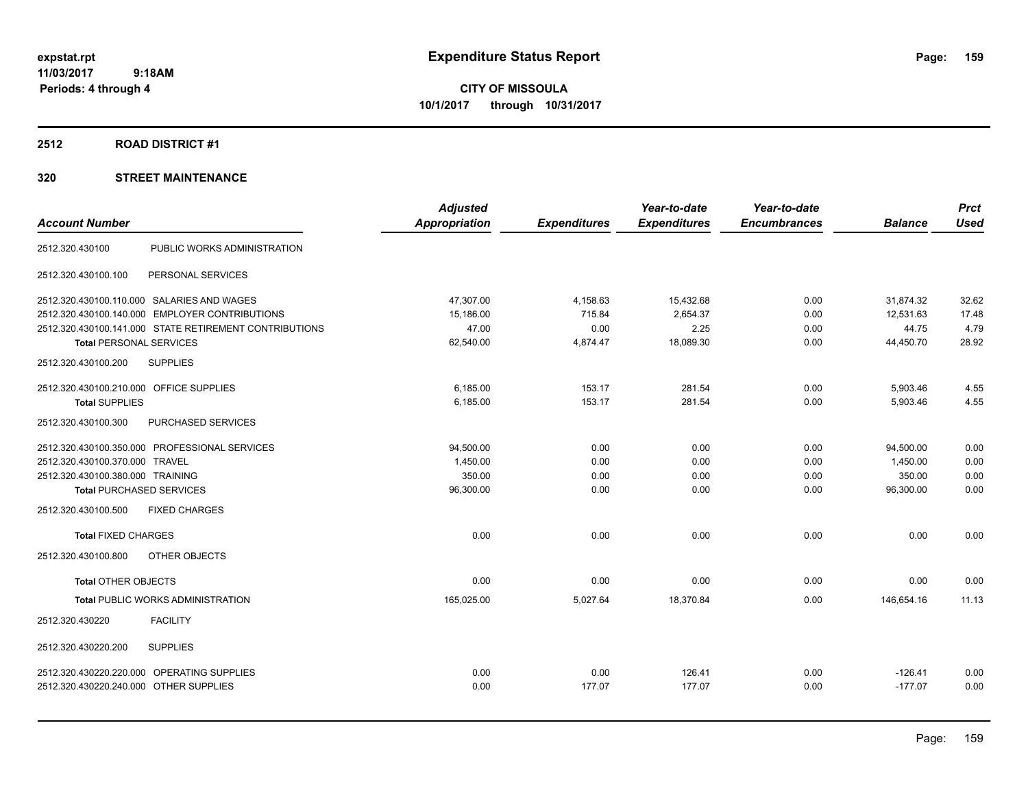expstat.rpt
11/03/2017 9:18AM
Periods: 4 through 4

# Expenditure Status Report

**CITY OF MISSOULA**
**10/1/2017 through 10/31/2017**

## 2512 ROAD DISTRICT #1

## 320 STREET MAINTENANCE

| Account Number | | Adjusted Appropriation | Expenditures | Year-to-date Expenditures | Year-to-date Encumbrances | Balance | Prct Used |
|---|---|---|---|---|---|---|---|
| 2512.320.430100 | PUBLIC WORKS ADMINISTRATION | | | | | | |
| 2512.320.430100.100 | PERSONAL SERVICES | | | | | | |
| 2512.320.430100.110.000 | SALARIES AND WAGES | 47,307.00 | 4,158.63 | 15,432.68 | 0.00 | 31,874.32 | 32.62 |
| 2512.320.430100.140.000 | EMPLOYER CONTRIBUTIONS | 15,186.00 | 715.84 | 2,654.37 | 0.00 | 12,531.63 | 17.48 |
| 2512.320.430100.141.000 | STATE RETIREMENT CONTRIBUTIONS | 47.00 | 0.00 | 2.25 | 0.00 | 44.75 | 4.79 |
| **Total** PERSONAL SERVICES | | 62,540.00 | 4,874.47 | 18,089.30 | 0.00 | 44,450.70 | 28.92 |
| 2512.320.430100.200 | SUPPLIES | | | | | | |
| 2512.320.430100.210.000 | OFFICE SUPPLIES | 6,185.00 | 153.17 | 281.54 | 0.00 | 5,903.46 | 4.55 |
| **Total** SUPPLIES | | 6,185.00 | 153.17 | 281.54 | 0.00 | 5,903.46 | 4.55 |
| 2512.320.430100.300 | PURCHASED SERVICES | | | | | | |
| 2512.320.430100.350.000 | PROFESSIONAL SERVICES | 94,500.00 | 0.00 | 0.00 | 0.00 | 94,500.00 | 0.00 |
| 2512.320.430100.370.000 | TRAVEL | 1,450.00 | 0.00 | 0.00 | 0.00 | 1,450.00 | 0.00 |
| 2512.320.430100.380.000 | TRAINING | 350.00 | 0.00 | 0.00 | 0.00 | 350.00 | 0.00 |
| **Total** PURCHASED SERVICES | | 96,300.00 | 0.00 | 0.00 | 0.00 | 96,300.00 | 0.00 |
| 2512.320.430100.500 | FIXED CHARGES | | | | | | |
| **Total** FIXED CHARGES | | 0.00 | 0.00 | 0.00 | 0.00 | 0.00 | 0.00 |
| 2512.320.430100.800 | OTHER OBJECTS | | | | | | |
| **Total** OTHER OBJECTS | | 0.00 | 0.00 | 0.00 | 0.00 | 0.00 | 0.00 |
| **Total** PUBLIC WORKS ADMINISTRATION | | 165,025.00 | 5,027.64 | 18,370.84 | 0.00 | 146,654.16 | 11.13 |
| 2512.320.430220 | FACILITY | | | | | | |
| 2512.320.430220.200 | SUPPLIES | | | | | | |
| 2512.320.430220.220.000 | OPERATING SUPPLIES | 0.00 | 0.00 | 126.41 | 0.00 | -126.41 | 0.00 |
| 2512.320.430220.240.000 | OTHER SUPPLIES | 0.00 | 177.07 | 177.07 | 0.00 | -177.07 | 0.00 |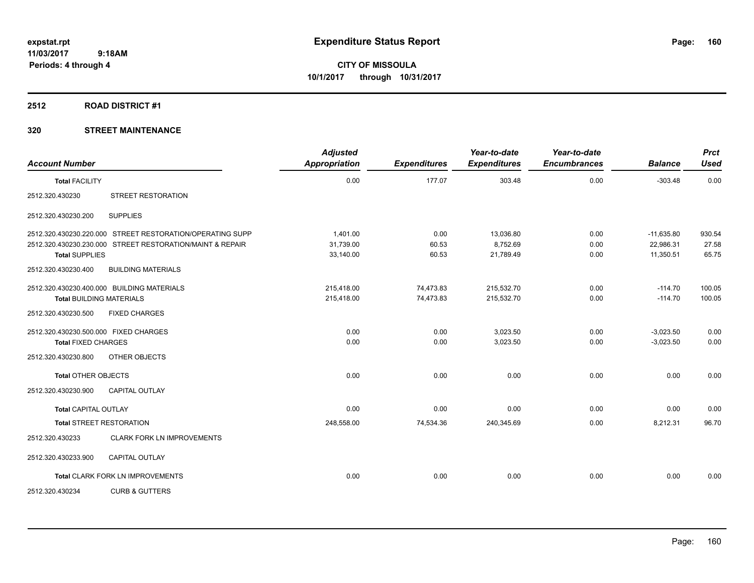# Expenditure Status Report

expstat.rpt
11/03/2017 9:18AM
Periods: 4 through 4

**CITY OF MISSOULA**
**10/1/2017 through 10/31/2017**

**2512 ROAD DISTRICT #1**

**320 STREET MAINTENANCE**

| Account Number | | Adjusted Appropriation | Expenditures | Year-to-date Expenditures | Year-to-date Encumbrances | Balance | Prct Used |
|---|---|---|---|---|---|---|---|
| **Total** FACILITY | | 0.00 | 177.07 | 303.48 | 0.00 | -303.48 | 0.00 |
| 2512.320.430230 | STREET RESTORATION | | | | | | |
| 2512.320.430230.200 | SUPPLIES | | | | | | |
| 2512.320.430230.220.000 | STREET RESTORATION/OPERATING SUPP | 1,401.00 | 0.00 | 13,036.80 | 0.00 | -11,635.80 | 930.54 |
| 2512.320.430230.230.000 | STREET RESTORATION/MAINT & REPAIR | 31,739.00 | 60.53 | 8,752.69 | 0.00 | 22,986.31 | 27.58 |
| **Total** SUPPLIES | | 33,140.00 | 60.53 | 21,789.49 | 0.00 | 11,350.51 | 65.75 |
| 2512.320.430230.400 | BUILDING MATERIALS | | | | | | |
| 2512.320.430230.400.000 | BUILDING MATERIALS | 215,418.00 | 74,473.83 | 215,532.70 | 0.00 | -114.70 | 100.05 |
| **Total** BUILDING MATERIALS | | 215,418.00 | 74,473.83 | 215,532.70 | 0.00 | -114.70 | 100.05 |
| 2512.320.430230.500 | FIXED CHARGES | | | | | | |
| 2512.320.430230.500.000 | FIXED CHARGES | 0.00 | 0.00 | 3,023.50 | 0.00 | -3,023.50 | 0.00 |
| **Total** FIXED CHARGES | | 0.00 | 0.00 | 3,023.50 | 0.00 | -3,023.50 | 0.00 |
| 2512.320.430230.800 | OTHER OBJECTS | | | | | | |
| **Total** OTHER OBJECTS | | 0.00 | 0.00 | 0.00 | 0.00 | 0.00 | 0.00 |
| 2512.320.430230.900 | CAPITAL OUTLAY | | | | | | |
| **Total** CAPITAL OUTLAY | | 0.00 | 0.00 | 0.00 | 0.00 | 0.00 | 0.00 |
| **Total** STREET RESTORATION | | 248,558.00 | 74,534.36 | 240,345.69 | 0.00 | 8,212.31 | 96.70 |
| 2512.320.430233 | CLARK FORK LN IMPROVEMENTS | | | | | | |
| 2512.320.430233.900 | CAPITAL OUTLAY | | | | | | |
| **Total** CLARK FORK LN IMPROVEMENTS | | 0.00 | 0.00 | 0.00 | 0.00 | 0.00 | 0.00 |
| 2512.320.430234 | CURB & GUTTERS | | | | | | |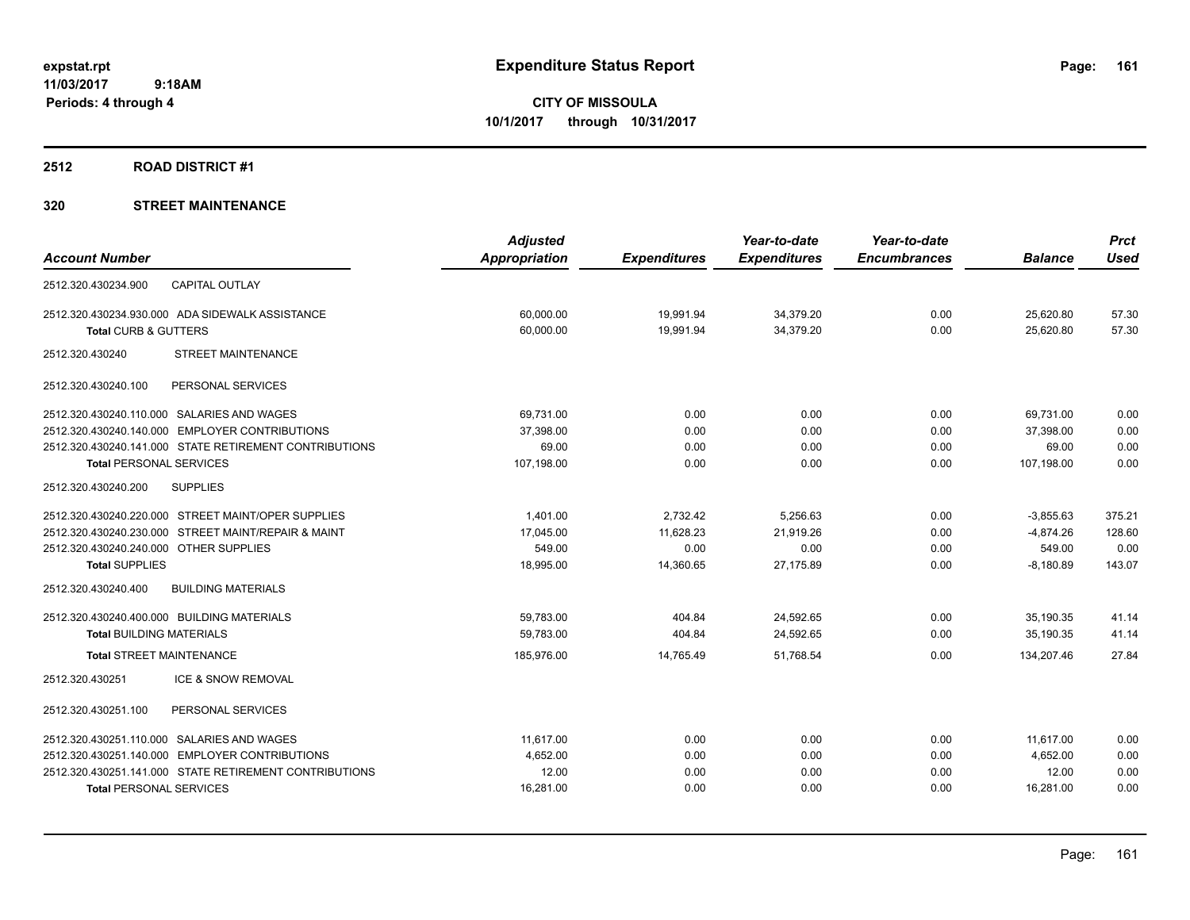**expstat.rpt**
**11/03/2017 9:18AM**
**Periods: 4 through 4**

# Expenditure Status Report

**CITY OF MISSOULA**
**10/1/2017 through 10/31/2017**

## 2512 ROAD DISTRICT #1

## 320 STREET MAINTENANCE

| Account Number | Adjusted Appropriation | Expenditures | Year-to-date Expenditures | Year-to-date Encumbrances | Balance | Prct Used |
|---|---|---|---|---|---|---|
| 2512.320.430234.900 CAPITAL OUTLAY | | | | | | |
| 2512.320.430234.930.000 ADA SIDEWALK ASSISTANCE | 60,000.00 | 19,991.94 | 34,379.20 | 0.00 | 25,620.80 | 57.30 |
| **Total** CURB & GUTTERS | 60,000.00 | 19,991.94 | 34,379.20 | 0.00 | 25,620.80 | 57.30 |
| 2512.320.430240 STREET MAINTENANCE | | | | | | |
| 2512.320.430240.100 PERSONAL SERVICES | | | | | | |
| 2512.320.430240.110.000 SALARIES AND WAGES | 69,731.00 | 0.00 | 0.00 | 0.00 | 69,731.00 | 0.00 |
| 2512.320.430240.140.000 EMPLOYER CONTRIBUTIONS | 37,398.00 | 0.00 | 0.00 | 0.00 | 37,398.00 | 0.00 |
| 2512.320.430240.141.000 STATE RETIREMENT CONTRIBUTIONS | 69.00 | 0.00 | 0.00 | 0.00 | 69.00 | 0.00 |
| **Total** PERSONAL SERVICES | 107,198.00 | 0.00 | 0.00 | 0.00 | 107,198.00 | 0.00 |
| 2512.320.430240.200 SUPPLIES | | | | | | |
| 2512.320.430240.220.000 STREET MAINT/OPER SUPPLIES | 1,401.00 | 2,732.42 | 5,256.63 | 0.00 | -3,855.63 | 375.21 |
| 2512.320.430240.230.000 STREET MAINT/REPAIR & MAINT | 17,045.00 | 11,628.23 | 21,919.26 | 0.00 | -4,874.26 | 128.60 |
| 2512.320.430240.240.000 OTHER SUPPLIES | 549.00 | 0.00 | 0.00 | 0.00 | 549.00 | 0.00 |
| **Total** SUPPLIES | 18,995.00 | 14,360.65 | 27,175.89 | 0.00 | -8,180.89 | 143.07 |
| 2512.320.430240.400 BUILDING MATERIALS | | | | | | |
| 2512.320.430240.400.000 BUILDING MATERIALS | 59,783.00 | 404.84 | 24,592.65 | 0.00 | 35,190.35 | 41.14 |
| **Total** BUILDING MATERIALS | 59,783.00 | 404.84 | 24,592.65 | 0.00 | 35,190.35 | 41.14 |
| **Total** STREET MAINTENANCE | 185,976.00 | 14,765.49 | 51,768.54 | 0.00 | 134,207.46 | 27.84 |
| 2512.320.430251 ICE & SNOW REMOVAL | | | | | | |
| 2512.320.430251.100 PERSONAL SERVICES | | | | | | |
| 2512.320.430251.110.000 SALARIES AND WAGES | 11,617.00 | 0.00 | 0.00 | 0.00 | 11,617.00 | 0.00 |
| 2512.320.430251.140.000 EMPLOYER CONTRIBUTIONS | 4,652.00 | 0.00 | 0.00 | 0.00 | 4,652.00 | 0.00 |
| 2512.320.430251.141.000 STATE RETIREMENT CONTRIBUTIONS | 12.00 | 0.00 | 0.00 | 0.00 | 12.00 | 0.00 |
| **Total** PERSONAL SERVICES | 16,281.00 | 0.00 | 0.00 | 0.00 | 16,281.00 | 0.00 |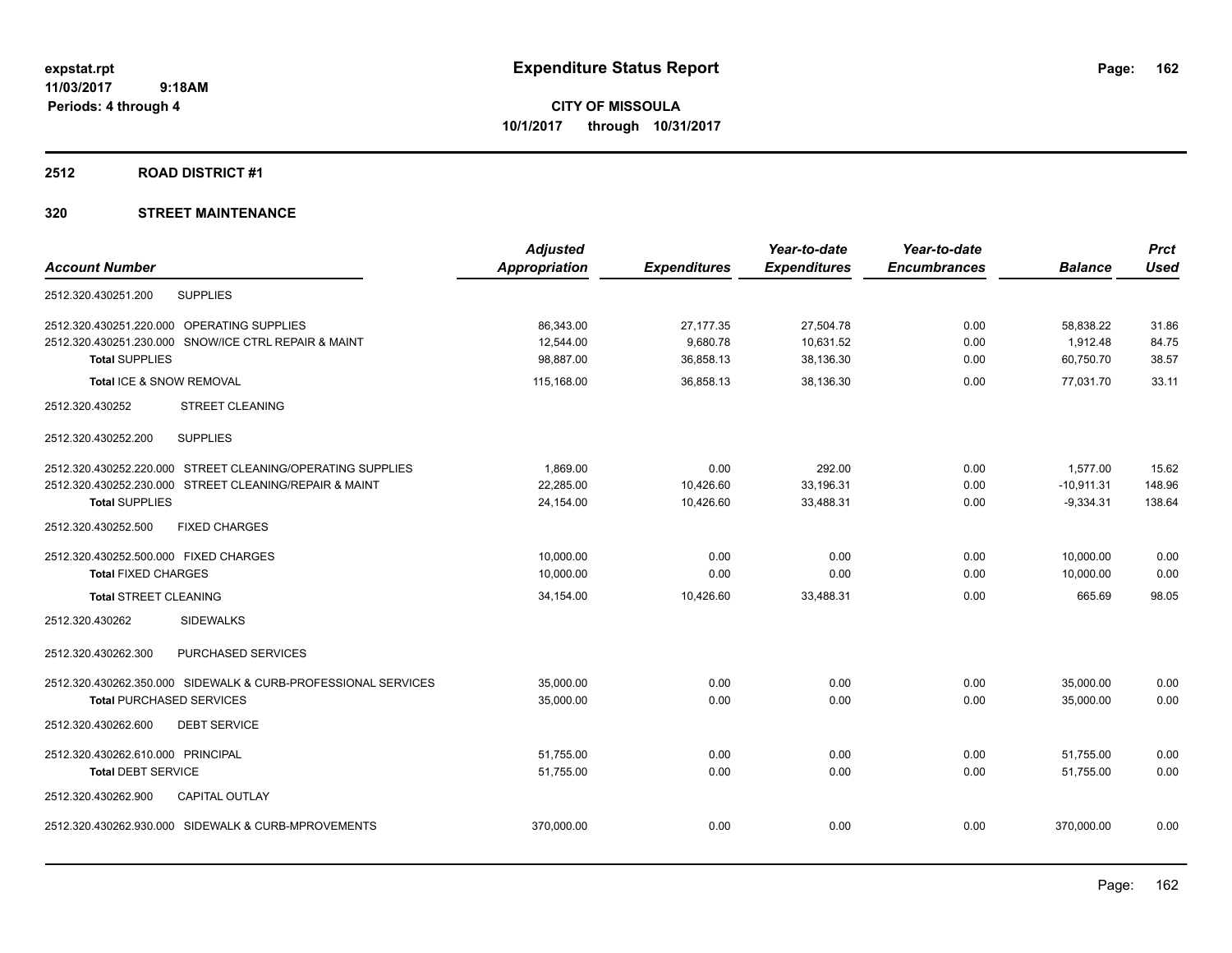expstat.rpt
11/03/2017 9:18AM
Periods: 4 through 4

# Expenditure Status Report

**CITY OF MISSOULA**
**10/1/2017 through 10/31/2017**

## 2512 ROAD DISTRICT #1

### 320 STREET MAINTENANCE

| Account Number | Adjusted Appropriation | Expenditures | Year-to-date Expenditures | Year-to-date Encumbrances | Balance | Prct Used |
|---|---|---|---|---|---|---|
| 2512.320.430251.200 SUPPLIES | | | | | | |
| 2512.320.430251.220.000 OPERATING SUPPLIES | 86,343.00 | 27,177.35 | 27,504.78 | 0.00 | 58,838.22 | 31.86 |
| 2512.320.430251.230.000 SNOW/ICE CTRL REPAIR & MAINT | 12,544.00 | 9,680.78 | 10,631.52 | 0.00 | 1,912.48 | 84.75 |
| **Total** SUPPLIES | 98,887.00 | 36,858.13 | 38,136.30 | 0.00 | 60,750.70 | 38.57 |
| **Total** ICE & SNOW REMOVAL | 115,168.00 | 36,858.13 | 38,136.30 | 0.00 | 77,031.70 | 33.11 |
| 2512.320.430252 STREET CLEANING | | | | | | |
| 2512.320.430252.200 SUPPLIES | | | | | | |
| 2512.320.430252.220.000 STREET CLEANING/OPERATING SUPPLIES | 1,869.00 | 0.00 | 292.00 | 0.00 | 1,577.00 | 15.62 |
| 2512.320.430252.230.000 STREET CLEANING/REPAIR & MAINT | 22,285.00 | 10,426.60 | 33,196.31 | 0.00 | -10,911.31 | 148.96 |
| **Total** SUPPLIES | 24,154.00 | 10,426.60 | 33,488.31 | 0.00 | -9,334.31 | 138.64 |
| 2512.320.430252.500 FIXED CHARGES | | | | | | |
| 2512.320.430252.500.000 FIXED CHARGES | 10,000.00 | 0.00 | 0.00 | 0.00 | 10,000.00 | 0.00 |
| **Total** FIXED CHARGES | 10,000.00 | 0.00 | 0.00 | 0.00 | 10,000.00 | 0.00 |
| **Total** STREET CLEANING | 34,154.00 | 10,426.60 | 33,488.31 | 0.00 | 665.69 | 98.05 |
| 2512.320.430262 SIDEWALKS | | | | | | |
| 2512.320.430262.300 PURCHASED SERVICES | | | | | | |
| 2512.320.430262.350.000 SIDEWALK & CURB-PROFESSIONAL SERVICES | 35,000.00 | 0.00 | 0.00 | 0.00 | 35,000.00 | 0.00 |
| **Total** PURCHASED SERVICES | 35,000.00 | 0.00 | 0.00 | 0.00 | 35,000.00 | 0.00 |
| 2512.320.430262.600 DEBT SERVICE | | | | | | |
| 2512.320.430262.610.000 PRINCIPAL | 51,755.00 | 0.00 | 0.00 | 0.00 | 51,755.00 | 0.00 |
| **Total** DEBT SERVICE | 51,755.00 | 0.00 | 0.00 | 0.00 | 51,755.00 | 0.00 |
| 2512.320.430262.900 CAPITAL OUTLAY | | | | | | |
| 2512.320.430262.930.000 SIDEWALK & CURB-MPROVEMENTS | 370,000.00 | 0.00 | 0.00 | 0.00 | 370,000.00 | 0.00 |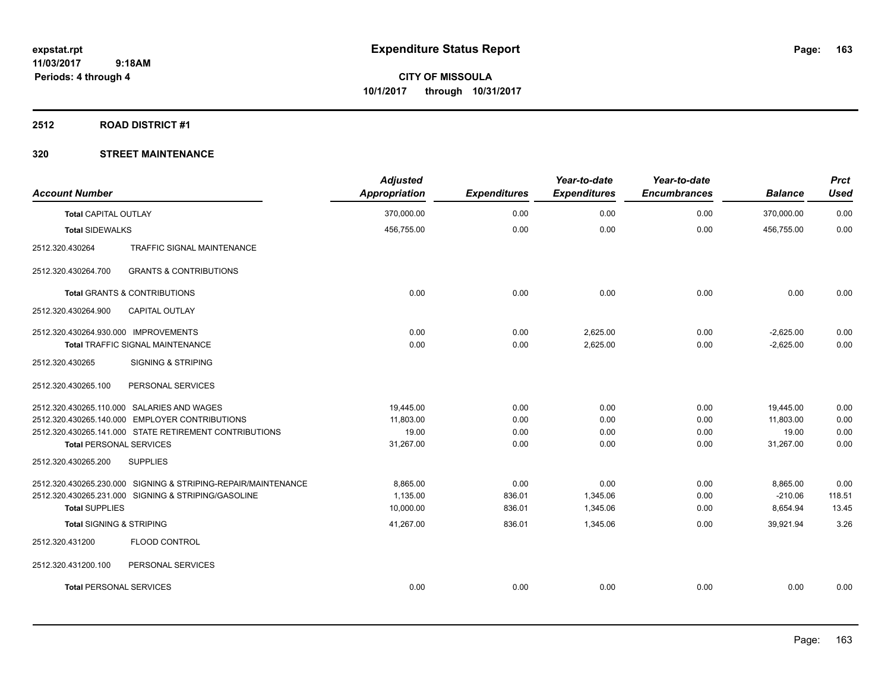# Expenditure Status Report

expstat.rpt
11/03/2017 9:18AM
Periods: 4 through 4

**CITY OF MISSOULA**
**10/1/2017 through 10/31/2017**

## 2512 ROAD DISTRICT #1

## 320 STREET MAINTENANCE

| Account Number | | Adjusted Appropriation | Expenditures | Year-to-date Expenditures | Year-to-date Encumbrances | Balance | Prct Used |
|---|---|---|---|---|---|---|---|
| **Total** CAPITAL OUTLAY | | 370,000.00 | 0.00 | 0.00 | 0.00 | 370,000.00 | 0.00 |
| **Total** SIDEWALKS | | 456,755.00 | 0.00 | 0.00 | 0.00 | 456,755.00 | 0.00 |
| 2512.320.430264 | TRAFFIC SIGNAL MAINTENANCE | | | | | | |
| 2512.320.430264.700 | GRANTS & CONTRIBUTIONS | | | | | | |
| **Total** GRANTS & CONTRIBUTIONS | | 0.00 | 0.00 | 0.00 | 0.00 | 0.00 | 0.00 |
| 2512.320.430264.900 | CAPITAL OUTLAY | | | | | | |
| 2512.320.430264.930.000 | IMPROVEMENTS | 0.00 | 0.00 | 2,625.00 | 0.00 | -2,625.00 | 0.00 |
| **Total** TRAFFIC SIGNAL MAINTENANCE | | 0.00 | 0.00 | 2,625.00 | 0.00 | -2,625.00 | 0.00 |
| 2512.320.430265 | SIGNING & STRIPING | | | | | | |
| 2512.320.430265.100 | PERSONAL SERVICES | | | | | | |
| 2512.320.430265.110.000 | SALARIES AND WAGES | 19,445.00 | 0.00 | 0.00 | 0.00 | 19,445.00 | 0.00 |
| 2512.320.430265.140.000 | EMPLOYER CONTRIBUTIONS | 11,803.00 | 0.00 | 0.00 | 0.00 | 11,803.00 | 0.00 |
| 2512.320.430265.141.000 | STATE RETIREMENT CONTRIBUTIONS | 19.00 | 0.00 | 0.00 | 0.00 | 19.00 | 0.00 |
| **Total** PERSONAL SERVICES | | 31,267.00 | 0.00 | 0.00 | 0.00 | 31,267.00 | 0.00 |
| 2512.320.430265.200 | SUPPLIES | | | | | | |
| 2512.320.430265.230.000 | SIGNING & STRIPING-REPAIR/MAINTENANCE | 8,865.00 | 0.00 | 0.00 | 0.00 | 8,865.00 | 0.00 |
| 2512.320.430265.231.000 | SIGNING & STRIPING/GASOLINE | 1,135.00 | 836.01 | 1,345.06 | 0.00 | -210.06 | 118.51 |
| **Total** SUPPLIES | | 10,000.00 | 836.01 | 1,345.06 | 0.00 | 8,654.94 | 13.45 |
| **Total** SIGNING & STRIPING | | 41,267.00 | 836.01 | 1,345.06 | 0.00 | 39,921.94 | 3.26 |
| 2512.320.431200 | FLOOD CONTROL | | | | | | |
| 2512.320.431200.100 | PERSONAL SERVICES | | | | | | |
| **Total** PERSONAL SERVICES | | 0.00 | 0.00 | 0.00 | 0.00 | 0.00 | 0.00 |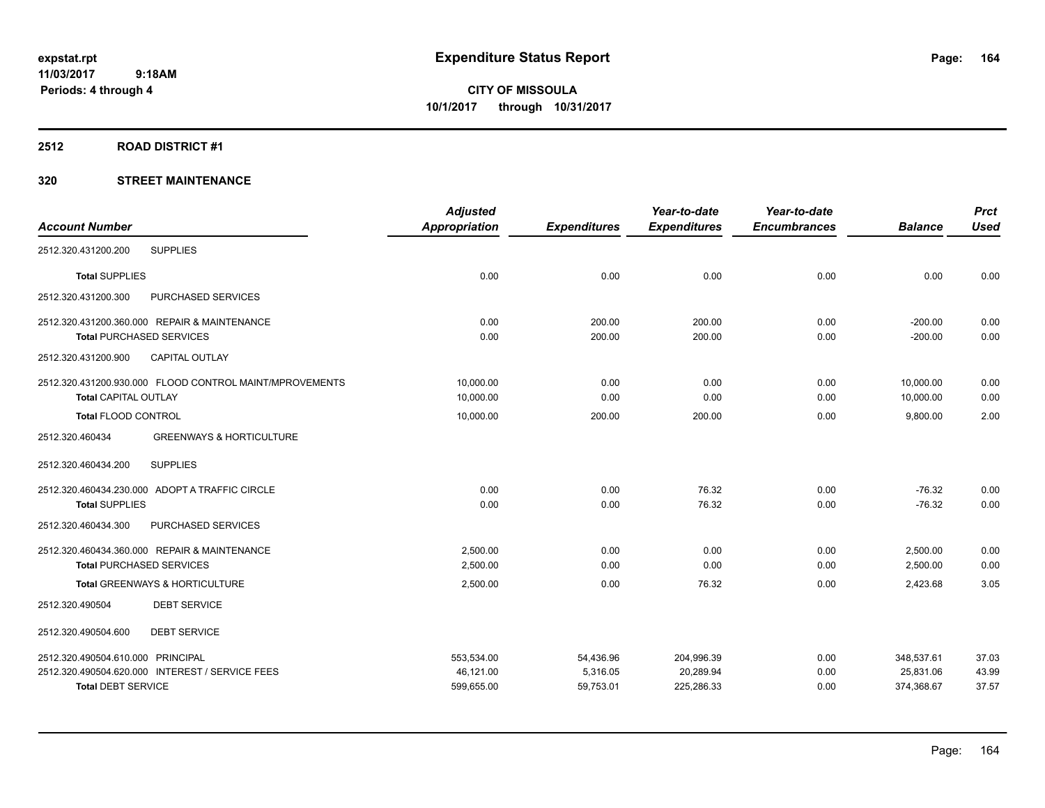# Expenditure Status Report

expstat.rpt
11/03/2017 9:18AM
Periods: 4 through 4

**CITY OF MISSOULA**
**10/1/2017 through 10/31/2017**

## 2512 ROAD DISTRICT #1

## 320 STREET MAINTENANCE

| Account Number | Adjusted Appropriation | Expenditures | Year-to-date Expenditures | Year-to-date Encumbrances | Balance | Prct Used |
|---|---|---|---|---|---|---|
| 2512.320.431200.200 SUPPLIES | | | | | | |
| **Total** SUPPLIES | 0.00 | 0.00 | 0.00 | 0.00 | 0.00 | 0.00 |
| 2512.320.431200.300 PURCHASED SERVICES | | | | | | |
| 2512.320.431200.360.000 REPAIR & MAINTENANCE | 0.00 | 200.00 | 200.00 | 0.00 | -200.00 | 0.00 |
| **Total** PURCHASED SERVICES | 0.00 | 200.00 | 200.00 | 0.00 | -200.00 | 0.00 |
| 2512.320.431200.900 CAPITAL OUTLAY | | | | | | |
| 2512.320.431200.930.000 FLOOD CONTROL MAINT/MPROVEMENTS | 10,000.00 | 0.00 | 0.00 | 0.00 | 10,000.00 | 0.00 |
| **Total** CAPITAL OUTLAY | 10,000.00 | 0.00 | 0.00 | 0.00 | 10,000.00 | 0.00 |
| **Total** FLOOD CONTROL | 10,000.00 | 200.00 | 200.00 | 0.00 | 9,800.00 | 2.00 |
| 2512.320.460434 GREENWAYS & HORTICULTURE | | | | | | |
| 2512.320.460434.200 SUPPLIES | | | | | | |
| 2512.320.460434.230.000 ADOPT A TRAFFIC CIRCLE | 0.00 | 0.00 | 76.32 | 0.00 | -76.32 | 0.00 |
| **Total** SUPPLIES | 0.00 | 0.00 | 76.32 | 0.00 | -76.32 | 0.00 |
| 2512.320.460434.300 PURCHASED SERVICES | | | | | | |
| 2512.320.460434.360.000 REPAIR & MAINTENANCE | 2,500.00 | 0.00 | 0.00 | 0.00 | 2,500.00 | 0.00 |
| **Total** PURCHASED SERVICES | 2,500.00 | 0.00 | 0.00 | 0.00 | 2,500.00 | 0.00 |
| **Total** GREENWAYS & HORTICULTURE | 2,500.00 | 0.00 | 76.32 | 0.00 | 2,423.68 | 3.05 |
| 2512.320.490504 DEBT SERVICE | | | | | | |
| 2512.320.490504.600 DEBT SERVICE | | | | | | |
| 2512.320.490504.610.000 PRINCIPAL | 553,534.00 | 54,436.96 | 204,996.39 | 0.00 | 348,537.61 | 37.03 |
| 2512.320.490504.620.000 INTEREST / SERVICE FEES | 46,121.00 | 5,316.05 | 20,289.94 | 0.00 | 25,831.06 | 43.99 |
| **Total** DEBT SERVICE | 599,655.00 | 59,753.01 | 225,286.33 | 0.00 | 374,368.67 | 37.57 |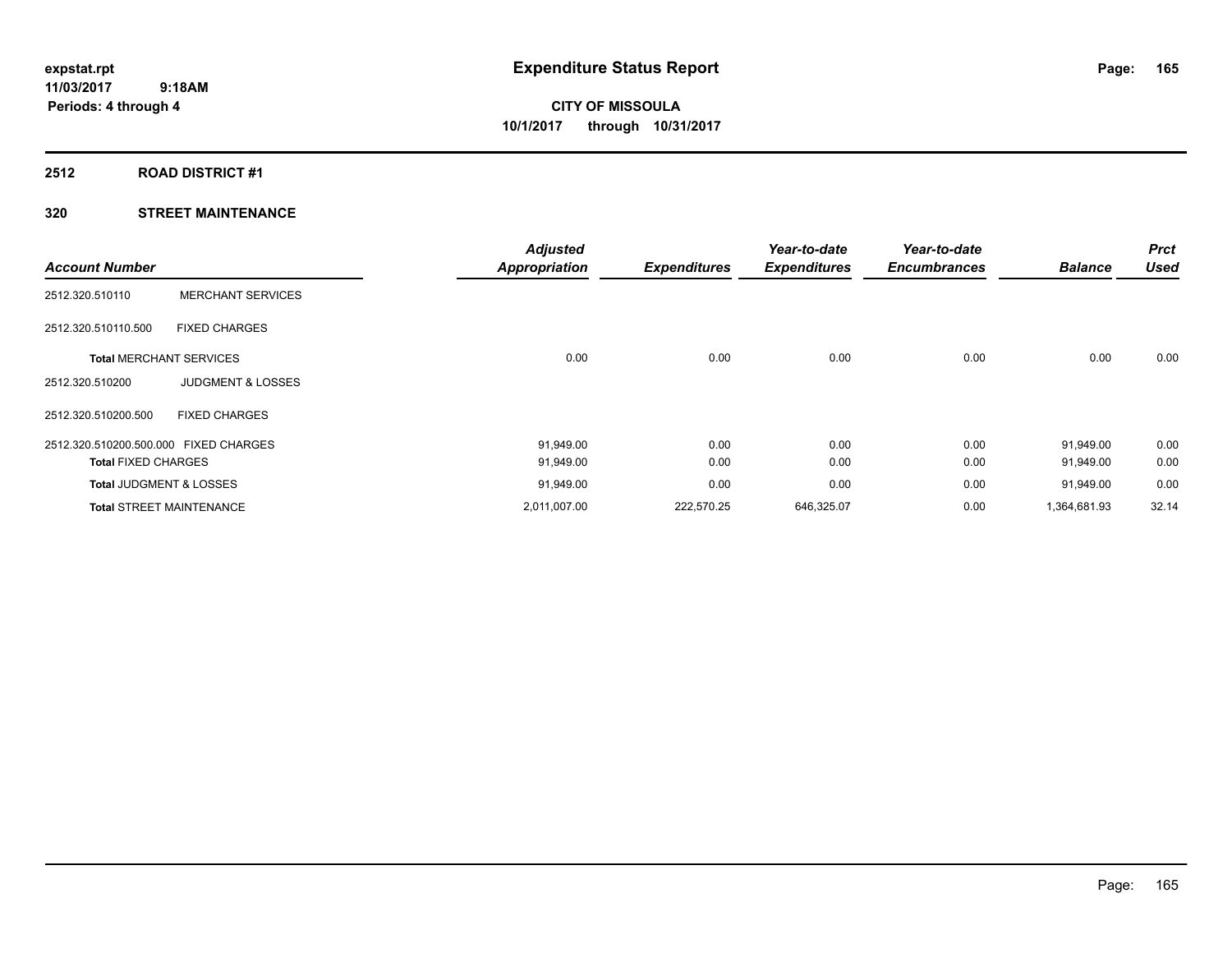expstat.rpt
11/03/2017 9:18AM
Periods: 4 through 4

# Expenditure Status Report

CITY OF MISSOULA
10/1/2017 through 10/31/2017

## 2512 ROAD DISTRICT #1

## 320 STREET MAINTENANCE

| Account Number | | Adjusted Appropriation | Expenditures | Year-to-date Expenditures | Year-to-date Encumbrances | Balance | Prct Used |
|---|---|---|---|---|---|---|---|
| 2512.320.510110 | MERCHANT SERVICES | | | | | | |
| 2512.320.510110.500 | FIXED CHARGES | | | | | | |
| **Total** MERCHANT SERVICES | | 0.00 | 0.00 | 0.00 | 0.00 | 0.00 | 0.00 |
| 2512.320.510200 | JUDGMENT & LOSSES | | | | | | |
| 2512.320.510200.500 | FIXED CHARGES | | | | | | |
| 2512.320.510200.500.000 | FIXED CHARGES | 91,949.00 | 0.00 | 0.00 | 0.00 | 91,949.00 | 0.00 |
| **Total** FIXED CHARGES | | 91,949.00 | 0.00 | 0.00 | 0.00 | 91,949.00 | 0.00 |
| **Total** JUDGMENT & LOSSES | | 91,949.00 | 0.00 | 0.00 | 0.00 | 91,949.00 | 0.00 |
| **Total** STREET MAINTENANCE | | 2,011,007.00 | 222,570.25 | 646,325.07 | 0.00 | 1,364,681.93 | 32.14 |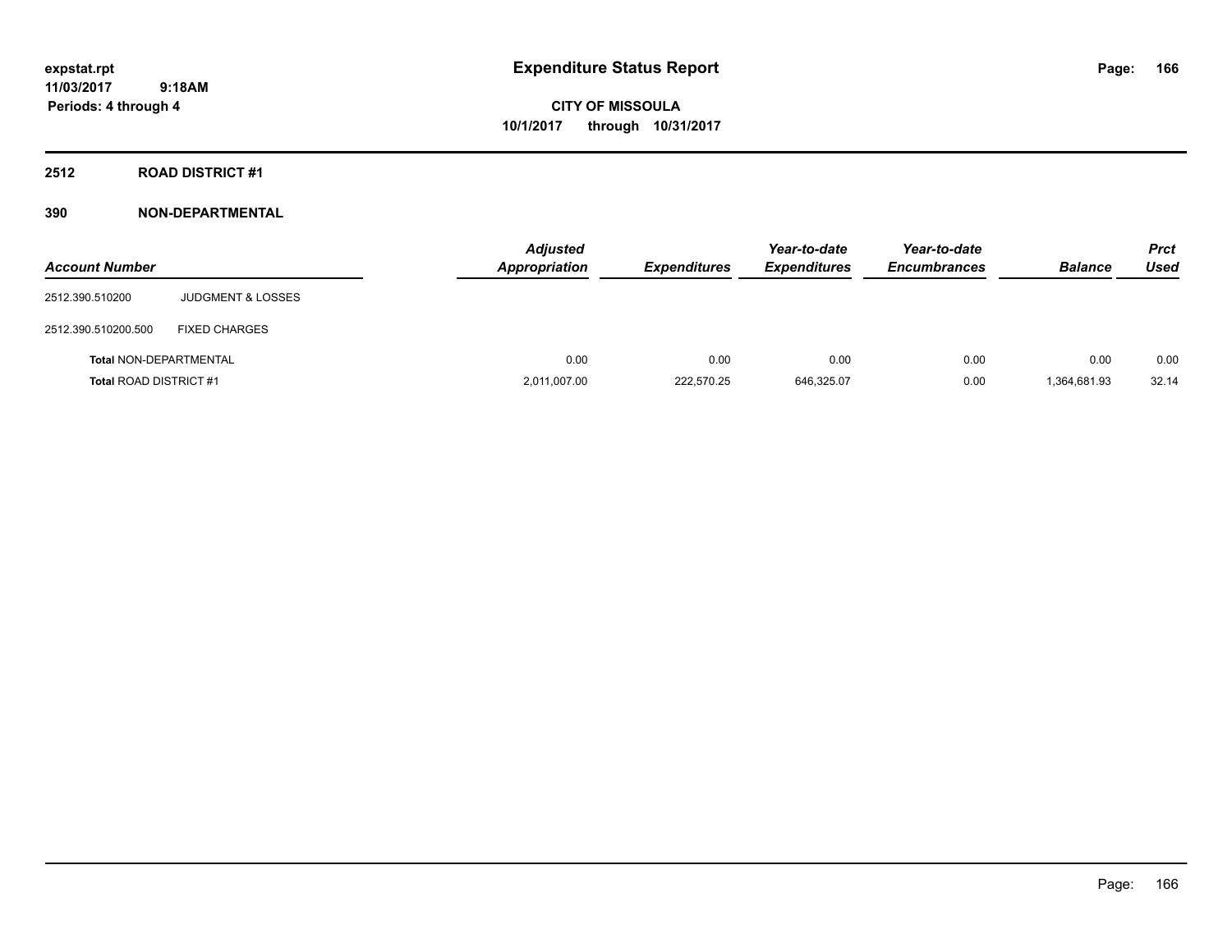expstat.rpt
11/03/2017 9:18AM
Periods: 4 through 4

# Expenditure Status Report

CITY OF MISSOULA
10/1/2017 through 10/31/2017

## 2512 ROAD DISTRICT #1

## 390 NON-DEPARTMENTAL

| Account Number | | Adjusted Appropriation | Expenditures | Year-to-date Expenditures | Year-to-date Encumbrances | Balance | Prct Used |
|---|---|---|---|---|---|---|---|
| 2512.390.510200 | JUDGMENT & LOSSES | | | | | | |
| 2512.390.510200.500 | FIXED CHARGES | | | | | | |
| Total NON-DEPARTMENTAL | | 0.00 | 0.00 | 0.00 | 0.00 | 0.00 | 0.00 |
| Total ROAD DISTRICT #1 | | 2,011,007.00 | 222,570.25 | 646,325.07 | 0.00 | 1,364,681.93 | 32.14 |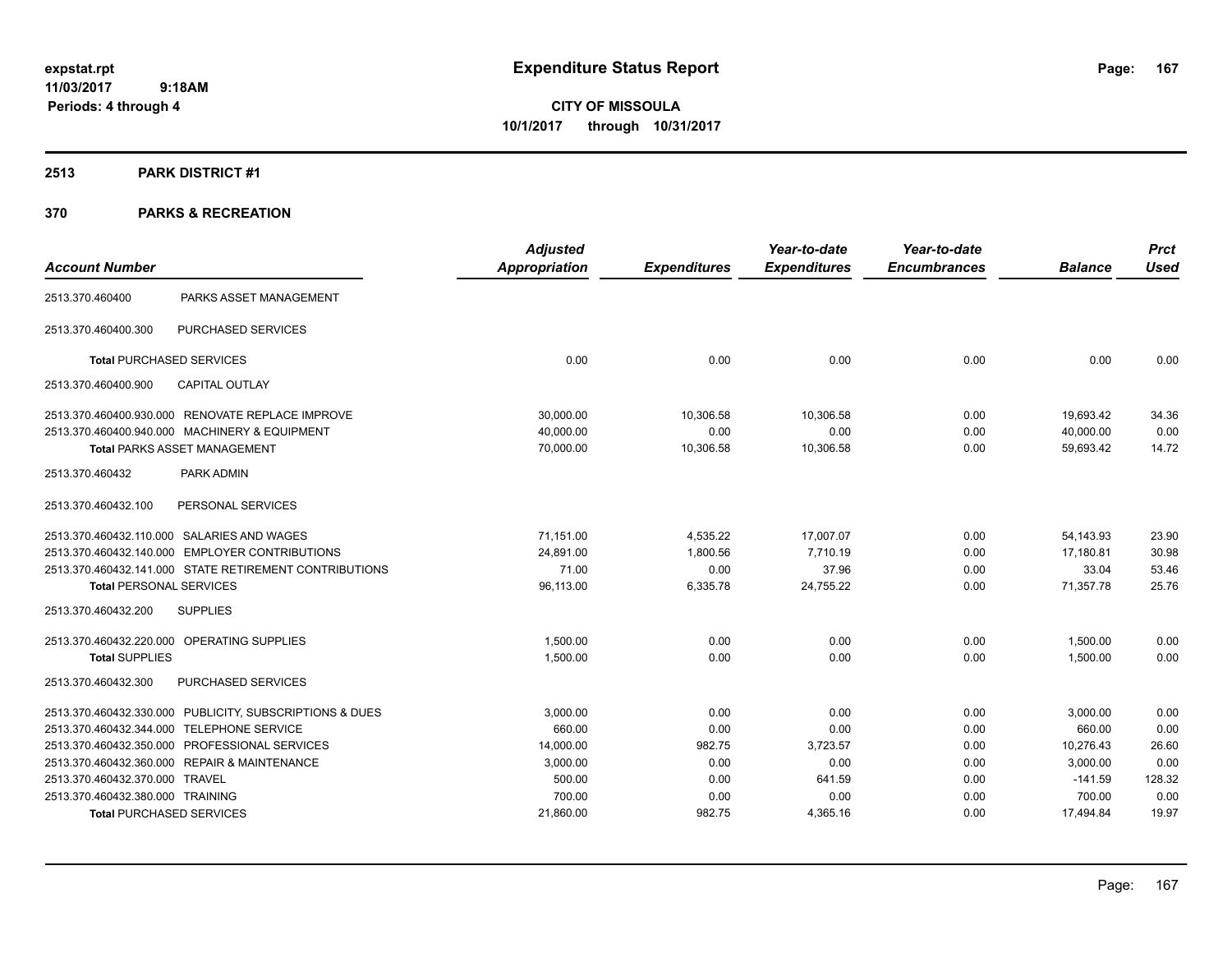# Expenditure Status Report

expstat.rpt
11/03/2017 9:18AM
Periods: 4 through 4

**CITY OF MISSOULA**
**10/1/2017 through 10/31/2017**

## 2513 PARK DISTRICT #1

## 370 PARKS & RECREATION

| Account Number | | Adjusted Appropriation | Expenditures | Year-to-date Expenditures | Year-to-date Encumbrances | Balance | Prct Used |
|---|---|---|---|---|---|---|---|
| 2513.370.460400 | PARKS ASSET MANAGEMENT | | | | | | |
| 2513.370.460400.300 | PURCHASED SERVICES | | | | | | |
| **Total** PURCHASED SERVICES | | 0.00 | 0.00 | 0.00 | 0.00 | 0.00 | 0.00 |
| 2513.370.460400.900 | CAPITAL OUTLAY | | | | | | |
| 2513.370.460400.930.000 | RENOVATE REPLACE IMPROVE | 30,000.00 | 10,306.58 | 10,306.58 | 0.00 | 19,693.42 | 34.36 |
| 2513.370.460400.940.000 | MACHINERY & EQUIPMENT | 40,000.00 | 0.00 | 0.00 | 0.00 | 40,000.00 | 0.00 |
| **Total** PARKS ASSET MANAGEMENT | | 70,000.00 | 10,306.58 | 10,306.58 | 0.00 | 59,693.42 | 14.72 |
| 2513.370.460432 | PARK ADMIN | | | | | | |
| 2513.370.460432.100 | PERSONAL SERVICES | | | | | | |
| 2513.370.460432.110.000 | SALARIES AND WAGES | 71,151.00 | 4,535.22 | 17,007.07 | 0.00 | 54,143.93 | 23.90 |
| 2513.370.460432.140.000 | EMPLOYER CONTRIBUTIONS | 24,891.00 | 1,800.56 | 7,710.19 | 0.00 | 17,180.81 | 30.98 |
| 2513.370.460432.141.000 | STATE RETIREMENT CONTRIBUTIONS | 71.00 | 0.00 | 37.96 | 0.00 | 33.04 | 53.46 |
| **Total** PERSONAL SERVICES | | 96,113.00 | 6,335.78 | 24,755.22 | 0.00 | 71,357.78 | 25.76 |
| 2513.370.460432.200 | SUPPLIES | | | | | | |
| 2513.370.460432.220.000 | OPERATING SUPPLIES | 1,500.00 | 0.00 | 0.00 | 0.00 | 1,500.00 | 0.00 |
| **Total** SUPPLIES | | 1,500.00 | 0.00 | 0.00 | 0.00 | 1,500.00 | 0.00 |
| 2513.370.460432.300 | PURCHASED SERVICES | | | | | | |
| 2513.370.460432.330.000 | PUBLICITY, SUBSCRIPTIONS & DUES | 3,000.00 | 0.00 | 0.00 | 0.00 | 3,000.00 | 0.00 |
| 2513.370.460432.344.000 | TELEPHONE SERVICE | 660.00 | 0.00 | 0.00 | 0.00 | 660.00 | 0.00 |
| 2513.370.460432.350.000 | PROFESSIONAL SERVICES | 14,000.00 | 982.75 | 3,723.57 | 0.00 | 10,276.43 | 26.60 |
| 2513.370.460432.360.000 | REPAIR & MAINTENANCE | 3,000.00 | 0.00 | 0.00 | 0.00 | 3,000.00 | 0.00 |
| 2513.370.460432.370.000 | TRAVEL | 500.00 | 0.00 | 641.59 | 0.00 | -141.59 | 128.32 |
| 2513.370.460432.380.000 | TRAINING | 700.00 | 0.00 | 0.00 | 0.00 | 700.00 | 0.00 |
| **Total** PURCHASED SERVICES | | 21,860.00 | 982.75 | 4,365.16 | 0.00 | 17,494.84 | 19.97 |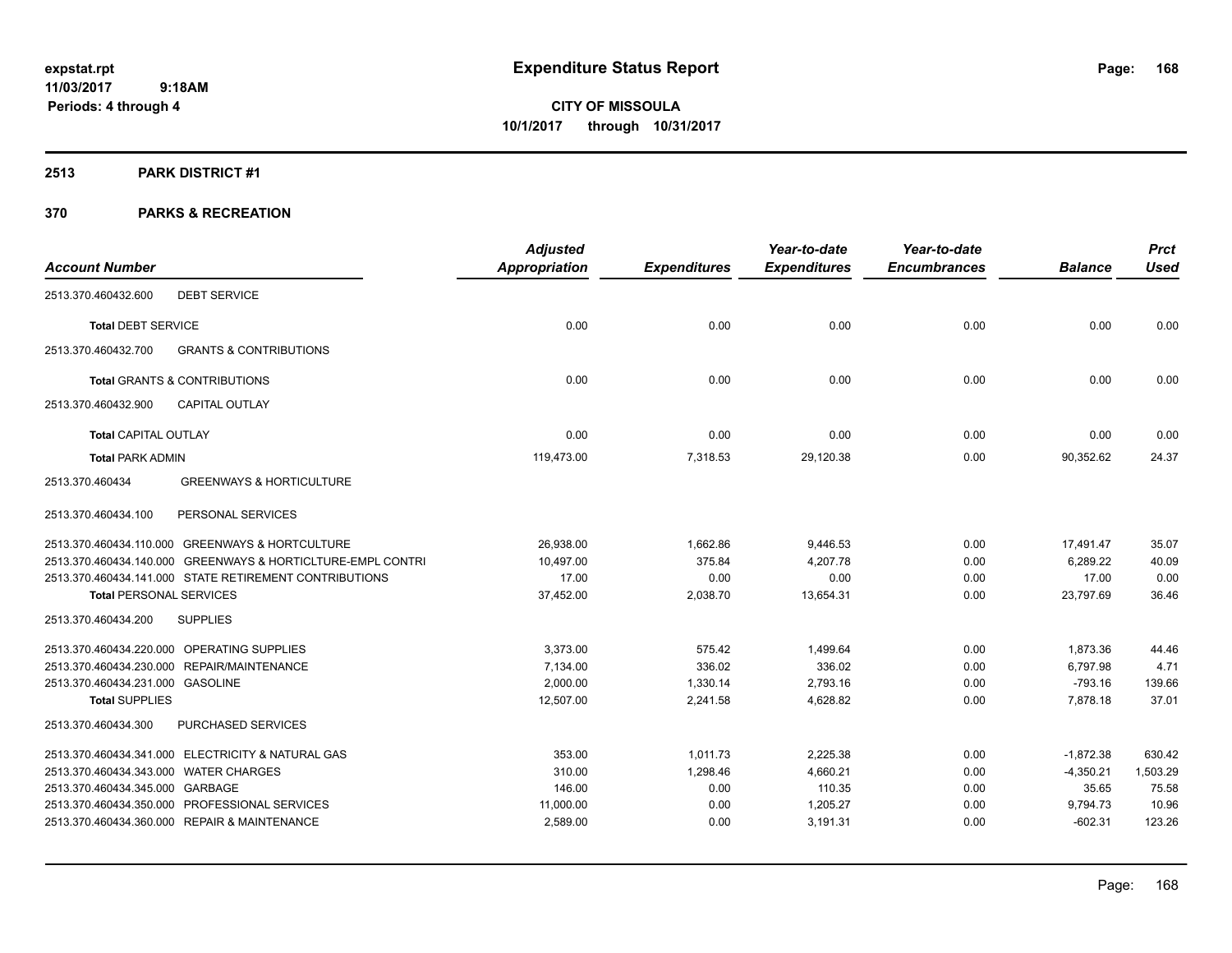**Expenditure Status Report**

**CITY OF MISSOULA**
**10/1/2017 through 10/31/2017**

expstat.rpt
11/03/2017 9:18AM
Periods: 4 through 4

**2513 PARK DISTRICT #1**

**370 PARKS & RECREATION**

| Account Number | Adjusted Appropriation | Expenditures | Year-to-date Expenditures | Year-to-date Encumbrances | Balance | Prct Used |
|---|---|---|---|---|---|---|
| 2513.370.460432.600 DEBT SERVICE | | | | | | |
| **Total** DEBT SERVICE | 0.00 | 0.00 | 0.00 | 0.00 | 0.00 | 0.00 |
| 2513.370.460432.700 GRANTS & CONTRIBUTIONS | | | | | | |
| **Total** GRANTS & CONTRIBUTIONS | 0.00 | 0.00 | 0.00 | 0.00 | 0.00 | 0.00 |
| 2513.370.460432.900 CAPITAL OUTLAY | | | | | | |
| **Total** CAPITAL OUTLAY | 0.00 | 0.00 | 0.00 | 0.00 | 0.00 | 0.00 |
| **Total** PARK ADMIN | 119,473.00 | 7,318.53 | 29,120.38 | 0.00 | 90,352.62 | 24.37 |
| 2513.370.460434 GREENWAYS & HORTICULTURE | | | | | | |
| 2513.370.460434.100 PERSONAL SERVICES | | | | | | |
| 2513.370.460434.110.000 GREENWAYS & HORTCULTURE | 26,938.00 | 1,662.86 | 9,446.53 | 0.00 | 17,491.47 | 35.07 |
| 2513.370.460434.140.000 GREENWAYS & HORTICLTURE-EMPL CONTRI | 10,497.00 | 375.84 | 4,207.78 | 0.00 | 6,289.22 | 40.09 |
| 2513.370.460434.141.000 STATE RETIREMENT CONTRIBUTIONS | 17.00 | 0.00 | 0.00 | 0.00 | 17.00 | 0.00 |
| **Total** PERSONAL SERVICES | 37,452.00 | 2,038.70 | 13,654.31 | 0.00 | 23,797.69 | 36.46 |
| 2513.370.460434.200 SUPPLIES | | | | | | |
| 2513.370.460434.220.000 OPERATING SUPPLIES | 3,373.00 | 575.42 | 1,499.64 | 0.00 | 1,873.36 | 44.46 |
| 2513.370.460434.230.000 REPAIR/MAINTENANCE | 7,134.00 | 336.02 | 336.02 | 0.00 | 6,797.98 | 4.71 |
| 2513.370.460434.231.000 GASOLINE | 2,000.00 | 1,330.14 | 2,793.16 | 0.00 | -793.16 | 139.66 |
| **Total** SUPPLIES | 12,507.00 | 2,241.58 | 4,628.82 | 0.00 | 7,878.18 | 37.01 |
| 2513.370.460434.300 PURCHASED SERVICES | | | | | | |
| 2513.370.460434.341.000 ELECTRICITY & NATURAL GAS | 353.00 | 1,011.73 | 2,225.38 | 0.00 | -1,872.38 | 630.42 |
| 2513.370.460434.343.000 WATER CHARGES | 310.00 | 1,298.46 | 4,660.21 | 0.00 | -4,350.21 | 1,503.29 |
| 2513.370.460434.345.000 GARBAGE | 146.00 | 0.00 | 110.35 | 0.00 | 35.65 | 75.58 |
| 2513.370.460434.350.000 PROFESSIONAL SERVICES | 11,000.00 | 0.00 | 1,205.27 | 0.00 | 9,794.73 | 10.96 |
| 2513.370.460434.360.000 REPAIR & MAINTENANCE | 2,589.00 | 0.00 | 3,191.31 | 0.00 | -602.31 | 123.26 |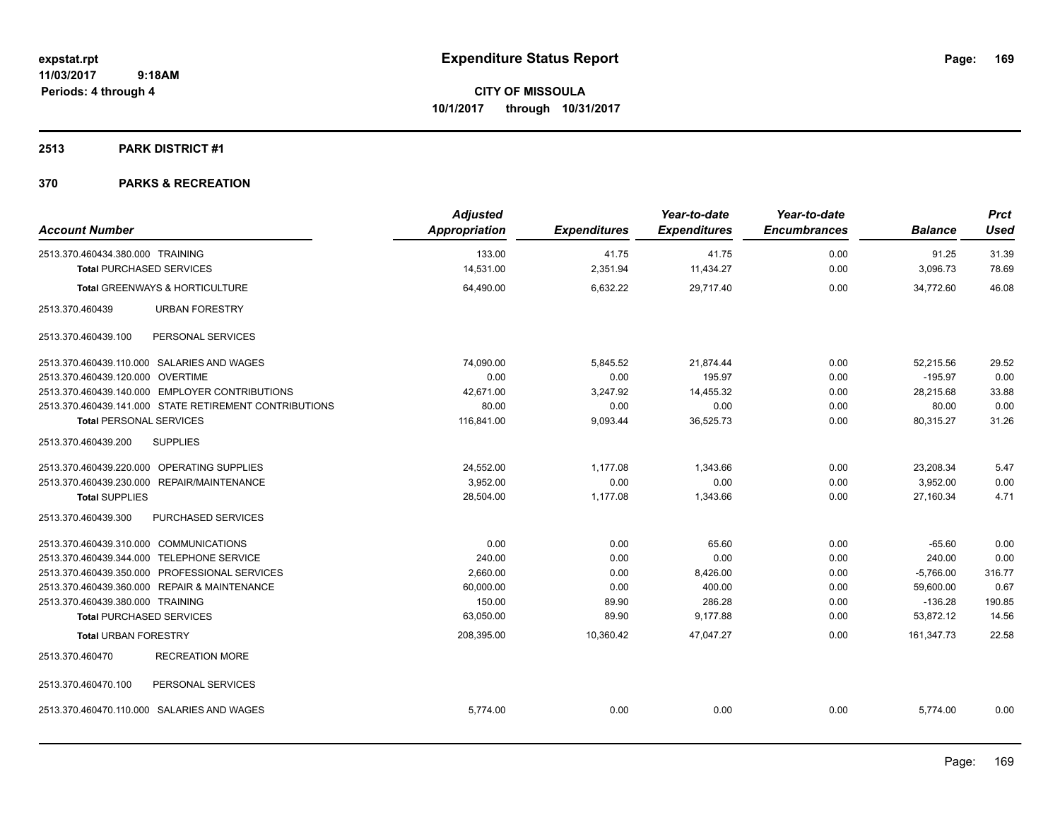**expstat.rpt**
**11/03/2017 9:18AM**
**Periods: 4 through 4**

# Expenditure Status Report

**CITY OF MISSOULA**
**10/1/2017 through 10/31/2017**

## 2513 PARK DISTRICT #1

## 370 PARKS & RECREATION

| Account Number | | Adjusted Appropriation | Expenditures | Year-to-date Expenditures | Year-to-date Encumbrances | Balance | Prct Used |
|---|---|---|---|---|---|---|---|
| 2513.370.460434.380.000 | TRAINING | 133.00 | 41.75 | 41.75 | 0.00 | 91.25 | 31.39 |
| **Total** PURCHASED SERVICES | | 14,531.00 | 2,351.94 | 11,434.27 | 0.00 | 3,096.73 | 78.69 |
| **Total** GREENWAYS & HORTICULTURE | | 64,490.00 | 6,632.22 | 29,717.40 | 0.00 | 34,772.60 | 46.08 |
| 2513.370.460439 | URBAN FORESTRY | | | | | | |
| 2513.370.460439.100 | PERSONAL SERVICES | | | | | | |
| 2513.370.460439.110.000 | SALARIES AND WAGES | 74,090.00 | 5,845.52 | 21,874.44 | 0.00 | 52,215.56 | 29.52 |
| 2513.370.460439.120.000 | OVERTIME | 0.00 | 0.00 | 195.97 | 0.00 | -195.97 | 0.00 |
| 2513.370.460439.140.000 | EMPLOYER CONTRIBUTIONS | 42,671.00 | 3,247.92 | 14,455.32 | 0.00 | 28,215.68 | 33.88 |
| 2513.370.460439.141.000 | STATE RETIREMENT CONTRIBUTIONS | 80.00 | 0.00 | 0.00 | 0.00 | 80.00 | 0.00 |
| **Total** PERSONAL SERVICES | | 116,841.00 | 9,093.44 | 36,525.73 | 0.00 | 80,315.27 | 31.26 |
| 2513.370.460439.200 | SUPPLIES | | | | | | |
| 2513.370.460439.220.000 | OPERATING SUPPLIES | 24,552.00 | 1,177.08 | 1,343.66 | 0.00 | 23,208.34 | 5.47 |
| 2513.370.460439.230.000 | REPAIR/MAINTENANCE | 3,952.00 | 0.00 | 0.00 | 0.00 | 3,952.00 | 0.00 |
| **Total** SUPPLIES | | 28,504.00 | 1,177.08 | 1,343.66 | 0.00 | 27,160.34 | 4.71 |
| 2513.370.460439.300 | PURCHASED SERVICES | | | | | | |
| 2513.370.460439.310.000 | COMMUNICATIONS | 0.00 | 0.00 | 65.60 | 0.00 | -65.60 | 0.00 |
| 2513.370.460439.344.000 | TELEPHONE SERVICE | 240.00 | 0.00 | 0.00 | 0.00 | 240.00 | 0.00 |
| 2513.370.460439.350.000 | PROFESSIONAL SERVICES | 2,660.00 | 0.00 | 8,426.00 | 0.00 | -5,766.00 | 316.77 |
| 2513.370.460439.360.000 | REPAIR & MAINTENANCE | 60,000.00 | 0.00 | 400.00 | 0.00 | 59,600.00 | 0.67 |
| 2513.370.460439.380.000 | TRAINING | 150.00 | 89.90 | 286.28 | 0.00 | -136.28 | 190.85 |
| **Total** PURCHASED SERVICES | | 63,050.00 | 89.90 | 9,177.88 | 0.00 | 53,872.12 | 14.56 |
| **Total** URBAN FORESTRY | | 208,395.00 | 10,360.42 | 47,047.27 | 0.00 | 161,347.73 | 22.58 |
| 2513.370.460470 | RECREATION MORE | | | | | | |
| 2513.370.460470.100 | PERSONAL SERVICES | | | | | | |
| 2513.370.460470.110.000 | SALARIES AND WAGES | 5,774.00 | 0.00 | 0.00 | 0.00 | 5,774.00 | 0.00 |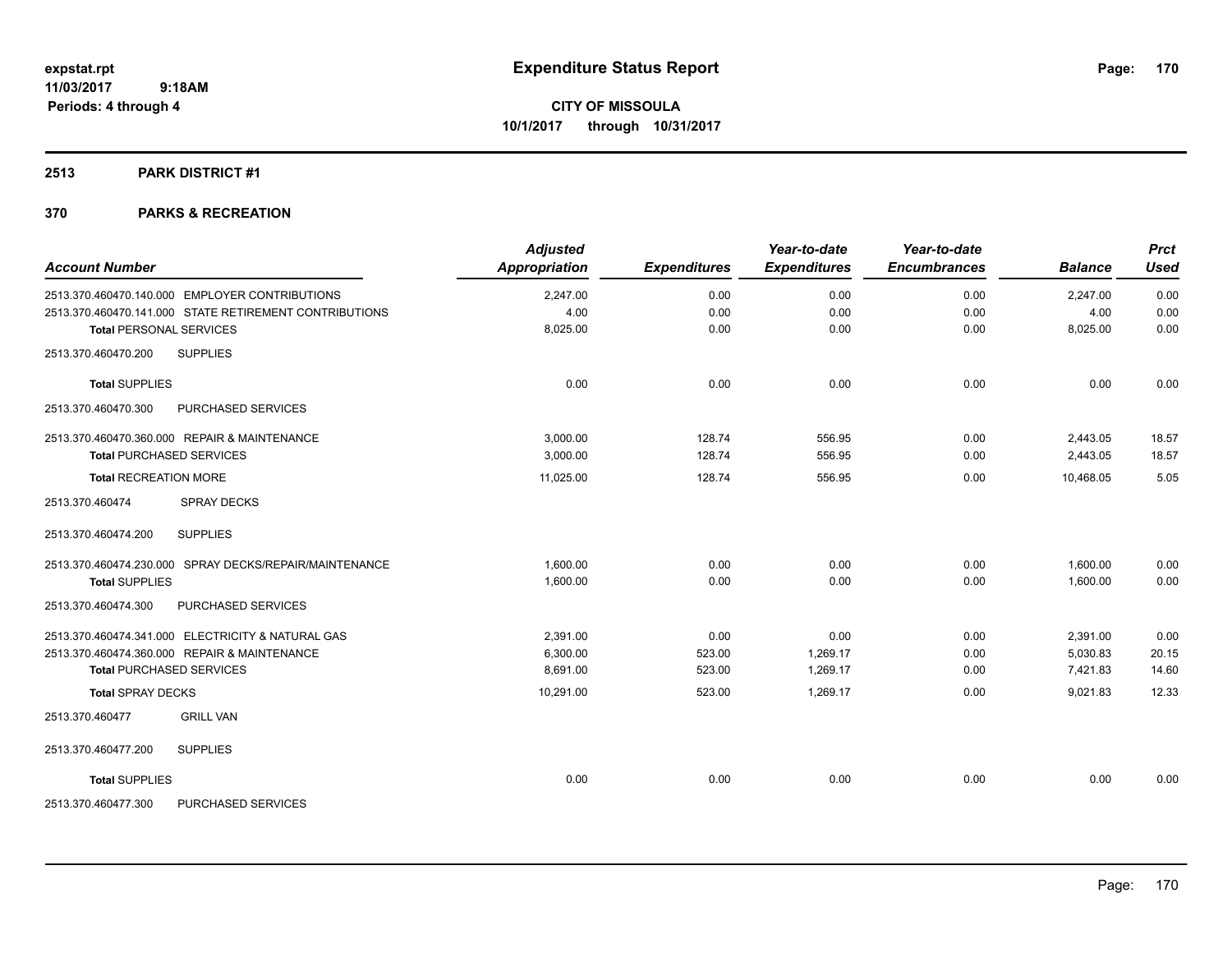# Expenditure Status Report

**CITY OF MISSOULA**
**10/1/2017 through 10/31/2017**

expstat.rpt
11/03/2017 9:18AM
Periods: 4 through 4

## 2513 PARK DISTRICT #1

## 370 PARKS & RECREATION

| Account Number | Adjusted Appropriation | Expenditures | Year-to-date Expenditures | Year-to-date Encumbrances | Balance | Prct Used |
|---|---|---|---|---|---|---|
| 2513.370.460470.140.000 EMPLOYER CONTRIBUTIONS | 2,247.00 | 0.00 | 0.00 | 0.00 | 2,247.00 | 0.00 |
| 2513.370.460470.141.000 STATE RETIREMENT CONTRIBUTIONS | 4.00 | 0.00 | 0.00 | 0.00 | 4.00 | 0.00 |
| **Total** PERSONAL SERVICES | 8,025.00 | 0.00 | 0.00 | 0.00 | 8,025.00 | 0.00 |
| 2513.370.460470.200 SUPPLIES | | | | | | |
| **Total** SUPPLIES | 0.00 | 0.00 | 0.00 | 0.00 | 0.00 | 0.00 |
| 2513.370.460470.300 PURCHASED SERVICES | | | | | | |
| 2513.370.460470.360.000 REPAIR & MAINTENANCE | 3,000.00 | 128.74 | 556.95 | 0.00 | 2,443.05 | 18.57 |
| **Total** PURCHASED SERVICES | 3,000.00 | 128.74 | 556.95 | 0.00 | 2,443.05 | 18.57 |
| **Total** RECREATION MORE | 11,025.00 | 128.74 | 556.95 | 0.00 | 10,468.05 | 5.05 |
| 2513.370.460474 SPRAY DECKS | | | | | | |
| 2513.370.460474.200 SUPPLIES | | | | | | |
| 2513.370.460474.230.000 SPRAY DECKS/REPAIR/MAINTENANCE | 1,600.00 | 0.00 | 0.00 | 0.00 | 1,600.00 | 0.00 |
| **Total** SUPPLIES | 1,600.00 | 0.00 | 0.00 | 0.00 | 1,600.00 | 0.00 |
| 2513.370.460474.300 PURCHASED SERVICES | | | | | | |
| 2513.370.460474.341.000 ELECTRICITY & NATURAL GAS | 2,391.00 | 0.00 | 0.00 | 0.00 | 2,391.00 | 0.00 |
| 2513.370.460474.360.000 REPAIR & MAINTENANCE | 6,300.00 | 523.00 | 1,269.17 | 0.00 | 5,030.83 | 20.15 |
| **Total** PURCHASED SERVICES | 8,691.00 | 523.00 | 1,269.17 | 0.00 | 7,421.83 | 14.60 |
| **Total** SPRAY DECKS | 10,291.00 | 523.00 | 1,269.17 | 0.00 | 9,021.83 | 12.33 |
| 2513.370.460477 GRILL VAN | | | | | | |
| 2513.370.460477.200 SUPPLIES | | | | | | |
| **Total** SUPPLIES | 0.00 | 0.00 | 0.00 | 0.00 | 0.00 | 0.00 |
| 2513.370.460477.300 PURCHASED SERVICES | | | | | | |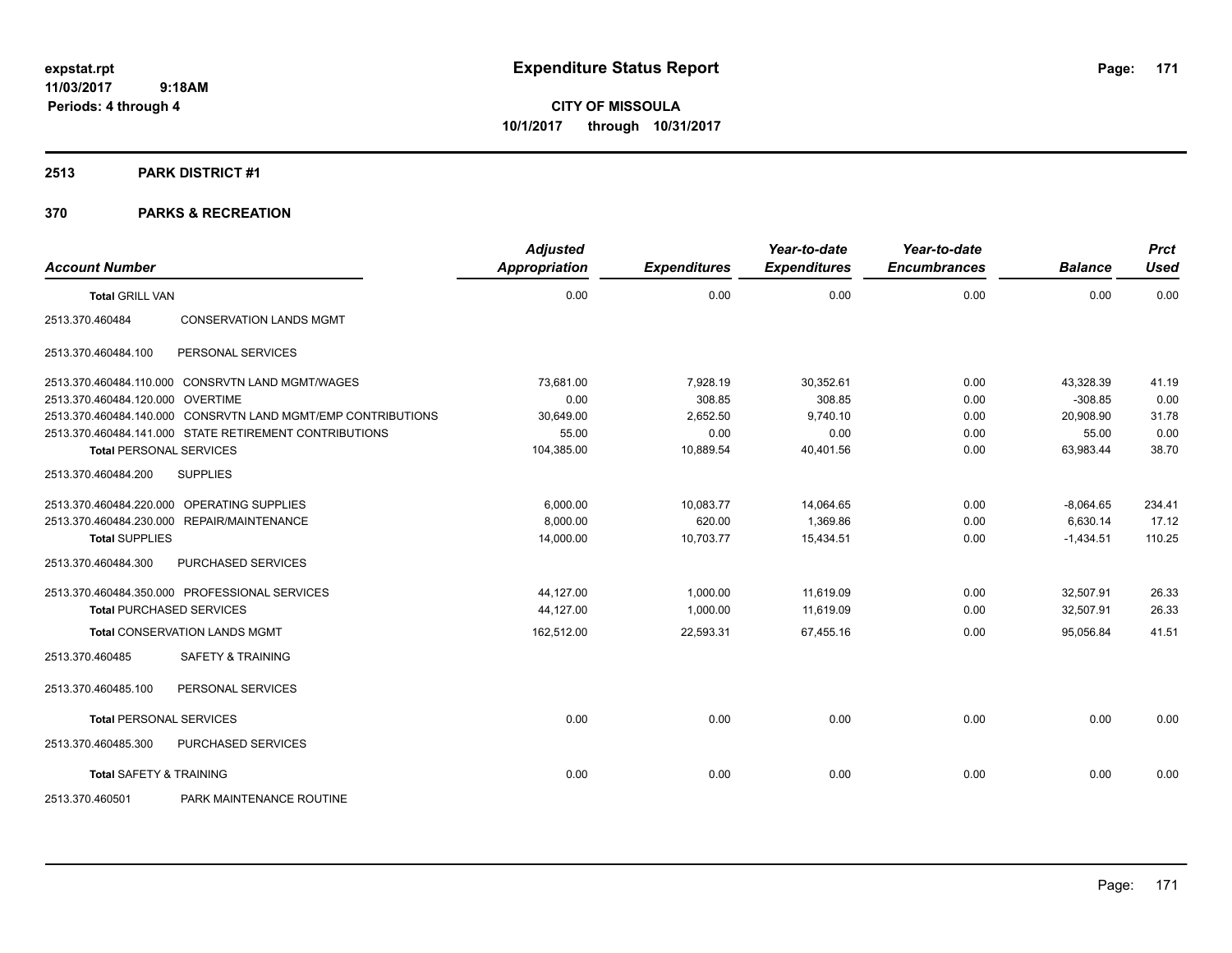**expstat.rpt**
**11/03/2017 9:18AM**
**Periods: 4 through 4**

# Expenditure Status Report

**CITY OF MISSOULA**
**10/1/2017 through 10/31/2017**

## 2513 PARK DISTRICT #1

## 370 PARKS & RECREATION

| Account Number | | Adjusted Appropriation | Expenditures | Year-to-date Expenditures | Year-to-date Encumbrances | Balance | Prct Used |
|---|---|---|---|---|---|---|---|
| **Total** GRILL VAN | | 0.00 | 0.00 | 0.00 | 0.00 | 0.00 | 0.00 |
| 2513.370.460484 | CONSERVATION LANDS MGMT | | | | | | |
| 2513.370.460484.100 | PERSONAL SERVICES | | | | | | |
| 2513.370.460484.110.000 | CONSRVTN LAND MGMT/WAGES | 73,681.00 | 7,928.19 | 30,352.61 | 0.00 | 43,328.39 | 41.19 |
| 2513.370.460484.120.000 | OVERTIME | 0.00 | 308.85 | 308.85 | 0.00 | -308.85 | 0.00 |
| 2513.370.460484.140.000 | CONSRVTN LAND MGMT/EMP CONTRIBUTIONS | 30,649.00 | 2,652.50 | 9,740.10 | 0.00 | 20,908.90 | 31.78 |
| 2513.370.460484.141.000 | STATE RETIREMENT CONTRIBUTIONS | 55.00 | 0.00 | 0.00 | 0.00 | 55.00 | 0.00 |
| **Total** PERSONAL SERVICES | | 104,385.00 | 10,889.54 | 40,401.56 | 0.00 | 63,983.44 | 38.70 |
| 2513.370.460484.200 | SUPPLIES | | | | | | |
| 2513.370.460484.220.000 | OPERATING SUPPLIES | 6,000.00 | 10,083.77 | 14,064.65 | 0.00 | -8,064.65 | 234.41 |
| 2513.370.460484.230.000 | REPAIR/MAINTENANCE | 8,000.00 | 620.00 | 1,369.86 | 0.00 | 6,630.14 | 17.12 |
| **Total** SUPPLIES | | 14,000.00 | 10,703.77 | 15,434.51 | 0.00 | -1,434.51 | 110.25 |
| 2513.370.460484.300 | PURCHASED SERVICES | | | | | | |
| 2513.370.460484.350.000 | PROFESSIONAL SERVICES | 44,127.00 | 1,000.00 | 11,619.09 | 0.00 | 32,507.91 | 26.33 |
| **Total** PURCHASED SERVICES | | 44,127.00 | 1,000.00 | 11,619.09 | 0.00 | 32,507.91 | 26.33 |
| **Total** CONSERVATION LANDS MGMT | | 162,512.00 | 22,593.31 | 67,455.16 | 0.00 | 95,056.84 | 41.51 |
| 2513.370.460485 | SAFETY & TRAINING | | | | | | |
| 2513.370.460485.100 | PERSONAL SERVICES | | | | | | |
| **Total** PERSONAL SERVICES | | 0.00 | 0.00 | 0.00 | 0.00 | 0.00 | 0.00 |
| 2513.370.460485.300 | PURCHASED SERVICES | | | | | | |
| **Total** SAFETY & TRAINING | | 0.00 | 0.00 | 0.00 | 0.00 | 0.00 | 0.00 |
| 2513.370.460501 | PARK MAINTENANCE ROUTINE | | | | | | |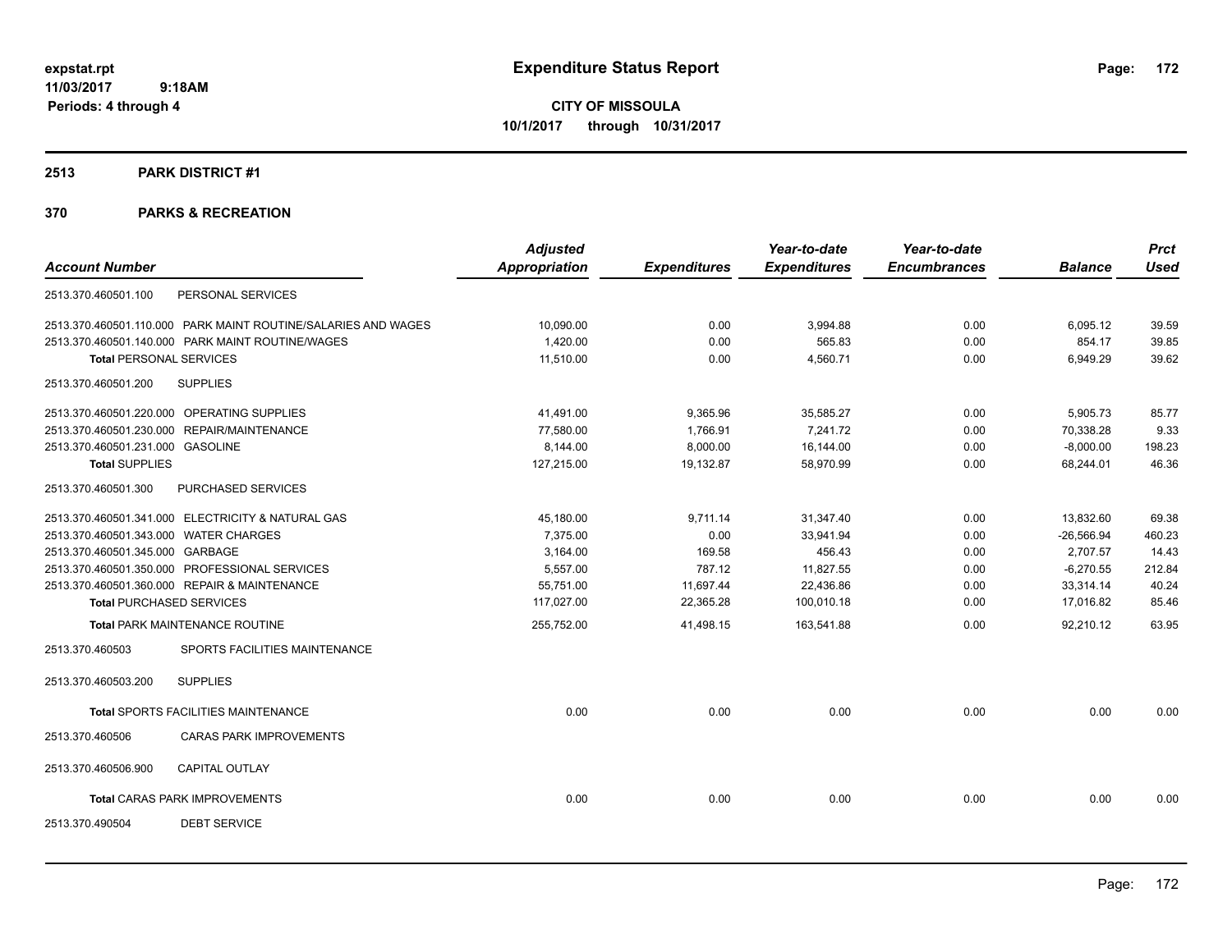# Expenditure Status Report

expstat.rpt
11/03/2017 9:18AM
Periods: 4 through 4

**CITY OF MISSOULA**
**10/1/2017 through 10/31/2017**

## 2513 PARK DISTRICT #1

## 370 PARKS & RECREATION

| Account Number | | Adjusted Appropriation | Expenditures | Year-to-date Expenditures | Year-to-date Encumbrances | Balance | Prct Used |
|---|---|---|---|---|---|---|---|
| 2513.370.460501.100 | PERSONAL SERVICES | | | | | | |
| 2513.370.460501.110.000 | PARK MAINT ROUTINE/SALARIES AND WAGES | 10,090.00 | 0.00 | 3,994.88 | 0.00 | 6,095.12 | 39.59 |
| 2513.370.460501.140.000 | PARK MAINT ROUTINE/WAGES | 1,420.00 | 0.00 | 565.83 | 0.00 | 854.17 | 39.85 |
| **Total** PERSONAL SERVICES | | 11,510.00 | 0.00 | 4,560.71 | 0.00 | 6,949.29 | 39.62 |
| 2513.370.460501.200 | SUPPLIES | | | | | | |
| 2513.370.460501.220.000 | OPERATING SUPPLIES | 41,491.00 | 9,365.96 | 35,585.27 | 0.00 | 5,905.73 | 85.77 |
| 2513.370.460501.230.000 | REPAIR/MAINTENANCE | 77,580.00 | 1,766.91 | 7,241.72 | 0.00 | 70,338.28 | 9.33 |
| 2513.370.460501.231.000 | GASOLINE | 8,144.00 | 8,000.00 | 16,144.00 | 0.00 | -8,000.00 | 198.23 |
| **Total** SUPPLIES | | 127,215.00 | 19,132.87 | 58,970.99 | 0.00 | 68,244.01 | 46.36 |
| 2513.370.460501.300 | PURCHASED SERVICES | | | | | | |
| 2513.370.460501.341.000 | ELECTRICITY & NATURAL GAS | 45,180.00 | 9,711.14 | 31,347.40 | 0.00 | 13,832.60 | 69.38 |
| 2513.370.460501.343.000 | WATER CHARGES | 7,375.00 | 0.00 | 33,941.94 | 0.00 | -26,566.94 | 460.23 |
| 2513.370.460501.345.000 | GARBAGE | 3,164.00 | 169.58 | 456.43 | 0.00 | 2,707.57 | 14.43 |
| 2513.370.460501.350.000 | PROFESSIONAL SERVICES | 5,557.00 | 787.12 | 11,827.55 | 0.00 | -6,270.55 | 212.84 |
| 2513.370.460501.360.000 | REPAIR & MAINTENANCE | 55,751.00 | 11,697.44 | 22,436.86 | 0.00 | 33,314.14 | 40.24 |
| **Total** PURCHASED SERVICES | | 117,027.00 | 22,365.28 | 100,010.18 | 0.00 | 17,016.82 | 85.46 |
| **Total** PARK MAINTENANCE ROUTINE | | 255,752.00 | 41,498.15 | 163,541.88 | 0.00 | 92,210.12 | 63.95 |
| 2513.370.460503 | SPORTS FACILITIES MAINTENANCE | | | | | | |
| 2513.370.460503.200 | SUPPLIES | | | | | | |
| **Total** SPORTS FACILITIES MAINTENANCE | | 0.00 | 0.00 | 0.00 | 0.00 | 0.00 | 0.00 |
| 2513.370.460506 | CARAS PARK IMPROVEMENTS | | | | | | |
| 2513.370.460506.900 | CAPITAL OUTLAY | | | | | | |
| **Total** CARAS PARK IMPROVEMENTS | | 0.00 | 0.00 | 0.00 | 0.00 | 0.00 | 0.00 |
| 2513.370.490504 | DEBT SERVICE | | | | | | |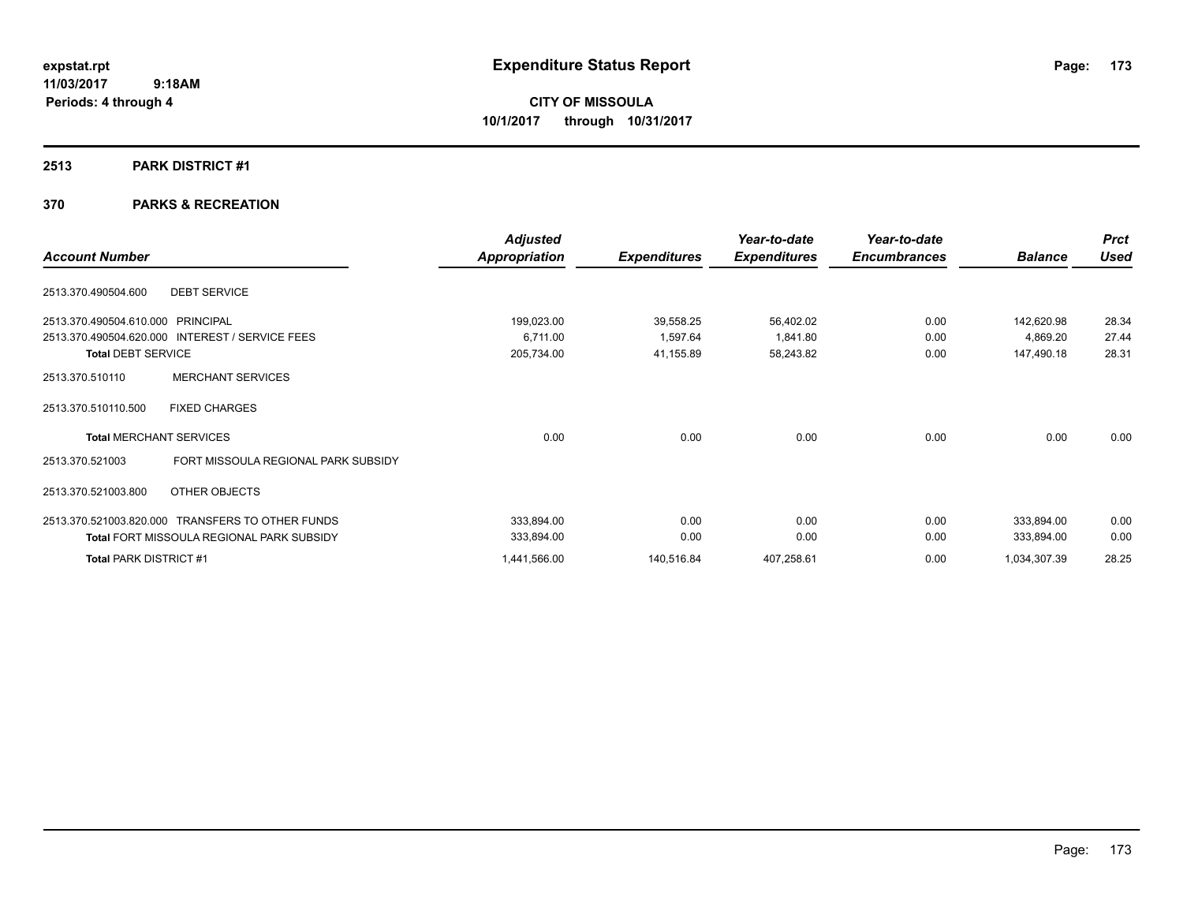**expstat.rpt**
**11/03/2017 9:18AM**
**Periods: 4 through 4**

# Expenditure Status Report

**CITY OF MISSOULA**
**10/1/2017 through 10/31/2017**

## 2513 PARK DISTRICT #1

## 370 PARKS & RECREATION

| Account Number | | Adjusted Appropriation | Expenditures | Year-to-date Expenditures | Year-to-date Encumbrances | Balance | Prct Used |
|---|---|---|---|---|---|---|---|
| 2513.370.490504.600 | DEBT SERVICE | | | | | | |
| 2513.370.490504.610.000 | PRINCIPAL | 199,023.00 | 39,558.25 | 56,402.02 | 0.00 | 142,620.98 | 28.34 |
| 2513.370.490504.620.000 | INTEREST / SERVICE FEES | 6,711.00 | 1,597.64 | 1,841.80 | 0.00 | 4,869.20 | 27.44 |
| **Total** DEBT SERVICE | | 205,734.00 | 41,155.89 | 58,243.82 | 0.00 | 147,490.18 | 28.31 |
| 2513.370.510110 | MERCHANT SERVICES | | | | | | |
| 2513.370.510110.500 | FIXED CHARGES | | | | | | |
| **Total** MERCHANT SERVICES | | 0.00 | 0.00 | 0.00 | 0.00 | 0.00 | 0.00 |
| 2513.370.521003 | FORT MISSOULA REGIONAL PARK SUBSIDY | | | | | | |
| 2513.370.521003.800 | OTHER OBJECTS | | | | | | |
| 2513.370.521003.820.000 | TRANSFERS TO OTHER FUNDS | 333,894.00 | 0.00 | 0.00 | 0.00 | 333,894.00 | 0.00 |
| **Total** FORT MISSOULA REGIONAL PARK SUBSIDY | | 333,894.00 | 0.00 | 0.00 | 0.00 | 333,894.00 | 0.00 |
| **Total** PARK DISTRICT #1 | | 1,441,566.00 | 140,516.84 | 407,258.61 | 0.00 | 1,034,307.39 | 28.25 |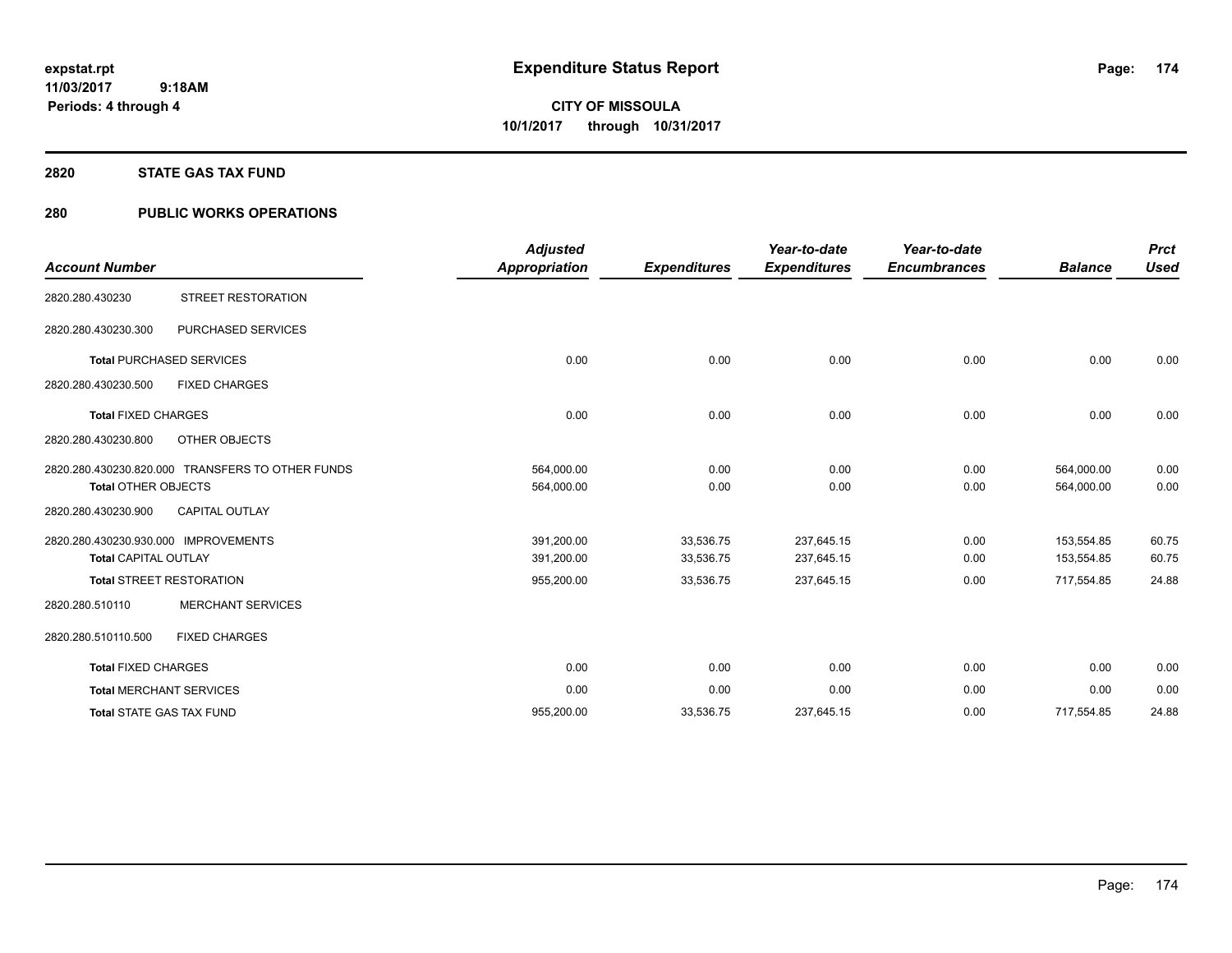# Expenditure Status Report

expstat.rpt
11/03/2017 9:18AM
Periods: 4 through 4

**CITY OF MISSOULA**
**10/1/2017 through 10/31/2017**

## 2820 STATE GAS TAX FUND

## 280 PUBLIC WORKS OPERATIONS

| Account Number | | Adjusted Appropriation | Expenditures | Year-to-date Expenditures | Year-to-date Encumbrances | Balance | Prct Used |
|---|---|---|---|---|---|---|---|
| 2820.280.430230 | STREET RESTORATION | | | | | | |
| 2820.280.430230.300 | PURCHASED SERVICES | | | | | | |
| **Total** PURCHASED SERVICES | | 0.00 | 0.00 | 0.00 | 0.00 | 0.00 | 0.00 |
| 2820.280.430230.500 | FIXED CHARGES | | | | | | |
| **Total** FIXED CHARGES | | 0.00 | 0.00 | 0.00 | 0.00 | 0.00 | 0.00 |
| 2820.280.430230.800 | OTHER OBJECTS | | | | | | |
| 2820.280.430230.820.000 | TRANSFERS TO OTHER FUNDS | 564,000.00 | 0.00 | 0.00 | 0.00 | 564,000.00 | 0.00 |
| **Total** OTHER OBJECTS | | 564,000.00 | 0.00 | 0.00 | 0.00 | 564,000.00 | 0.00 |
| 2820.280.430230.900 | CAPITAL OUTLAY | | | | | | |
| 2820.280.430230.930.000 | IMPROVEMENTS | 391,200.00 | 33,536.75 | 237,645.15 | 0.00 | 153,554.85 | 60.75 |
| **Total** CAPITAL OUTLAY | | 391,200.00 | 33,536.75 | 237,645.15 | 0.00 | 153,554.85 | 60.75 |
| **Total** STREET RESTORATION | | 955,200.00 | 33,536.75 | 237,645.15 | 0.00 | 717,554.85 | 24.88 |
| 2820.280.510110 | MERCHANT SERVICES | | | | | | |
| 2820.280.510110.500 | FIXED CHARGES | | | | | | |
| **Total** FIXED CHARGES | | 0.00 | 0.00 | 0.00 | 0.00 | 0.00 | 0.00 |
| **Total** MERCHANT SERVICES | | 0.00 | 0.00 | 0.00 | 0.00 | 0.00 | 0.00 |
| **Total** STATE GAS TAX FUND | | 955,200.00 | 33,536.75 | 237,645.15 | 0.00 | 717,554.85 | 24.88 |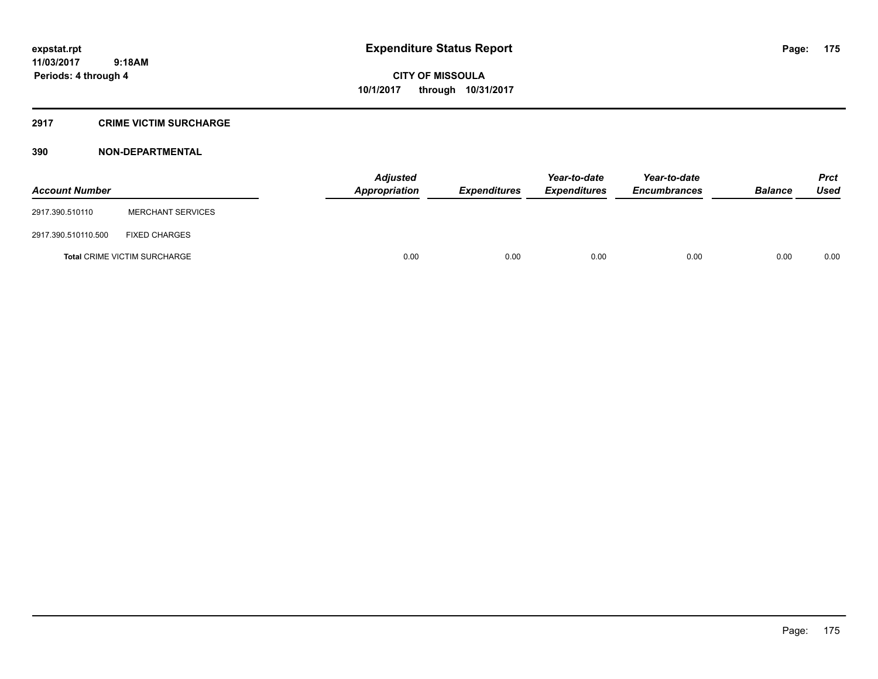**expstat.rpt**
**11/03/2017 9:18AM**
**Periods: 4 through 4**

# Expenditure Status Report

**CITY OF MISSOULA**
**10/1/2017 through 10/31/2017**

## 2917 CRIME VICTIM SURCHARGE

### 390 NON-DEPARTMENTAL

| Account Number | | Adjusted Appropriation | Expenditures | Year-to-date Expenditures | Year-to-date Encumbrances | Balance | Prct Used |
|---|---|---|---|---|---|---|---|
| 2917.390.510110 | MERCHANT SERVICES | | | | | | |
| 2917.390.510110.500 | FIXED CHARGES | | | | | | |
| **Total** CRIME VICTIM SURCHARGE | | 0.00 | 0.00 | 0.00 | 0.00 | 0.00 | 0.00 |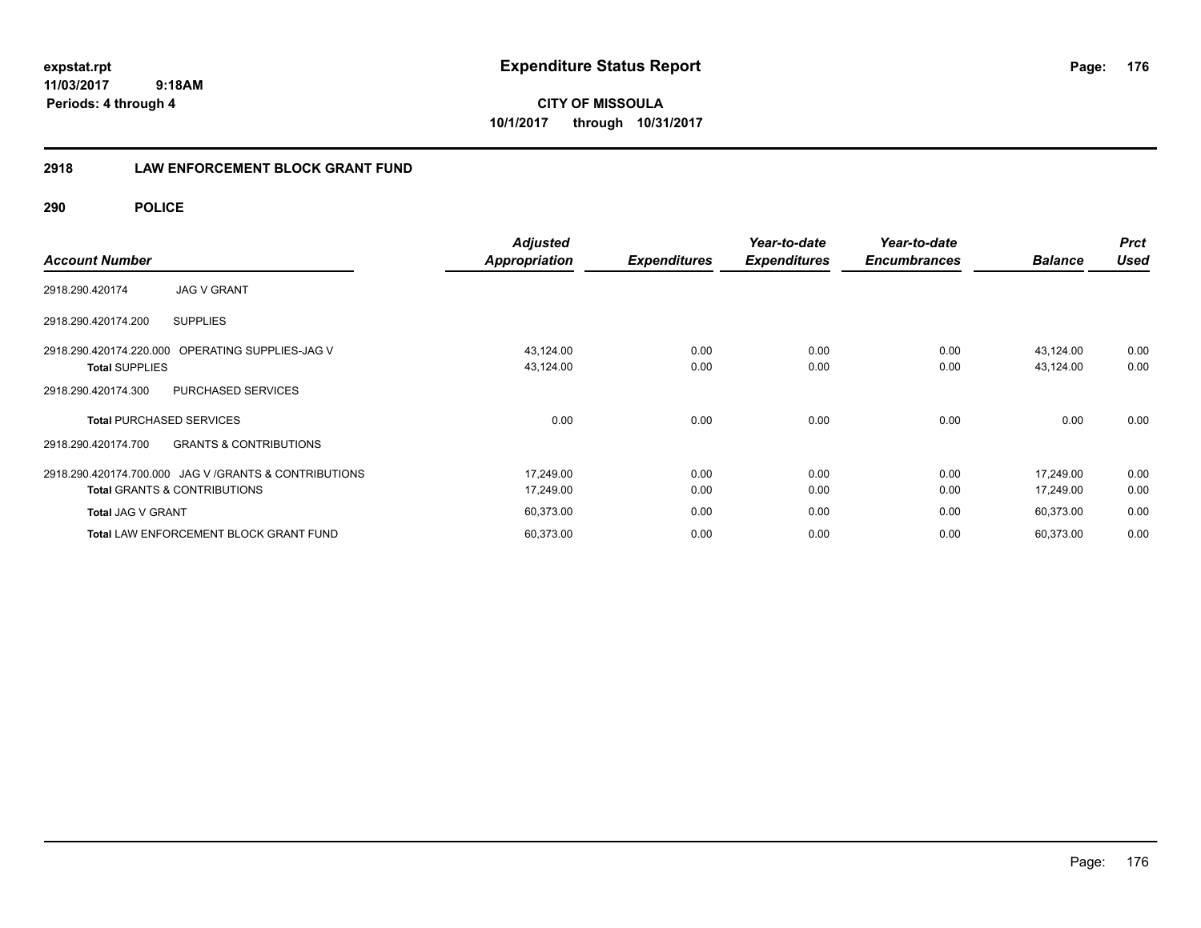# Expenditure Status Report

expstat.rpt
11/03/2017 9:18AM
Periods: 4 through 4

**CITY OF MISSOULA**
**10/1/2017 through 10/31/2017**

## 2918 LAW ENFORCEMENT BLOCK GRANT FUND

### 290 POLICE

| Account Number | | Adjusted Appropriation | Expenditures | Year-to-date Expenditures | Year-to-date Encumbrances | Balance | Prct Used |
|---|---|---|---|---|---|---|---|
| 2918.290.420174 | JAG V GRANT | | | | | | |
| 2918.290.420174.200 | SUPPLIES | | | | | | |
| 2918.290.420174.220.000 | OPERATING SUPPLIES-JAG V | 43,124.00 | 0.00 | 0.00 | 0.00 | 43,124.00 | 0.00 |
| **Total** SUPPLIES | | 43,124.00 | 0.00 | 0.00 | 0.00 | 43,124.00 | 0.00 |
| 2918.290.420174.300 | PURCHASED SERVICES | | | | | | |
| **Total** PURCHASED SERVICES | | 0.00 | 0.00 | 0.00 | 0.00 | 0.00 | 0.00 |
| 2918.290.420174.700 | GRANTS & CONTRIBUTIONS | | | | | | |
| 2918.290.420174.700.000 | JAG V /GRANTS & CONTRIBUTIONS | 17,249.00 | 0.00 | 0.00 | 0.00 | 17,249.00 | 0.00 |
| **Total** GRANTS & CONTRIBUTIONS | | 17,249.00 | 0.00 | 0.00 | 0.00 | 17,249.00 | 0.00 |
| **Total** JAG V GRANT | | 60,373.00 | 0.00 | 0.00 | 0.00 | 60,373.00 | 0.00 |
| **Total** LAW ENFORCEMENT BLOCK GRANT FUND | | 60,373.00 | 0.00 | 0.00 | 0.00 | 60,373.00 | 0.00 |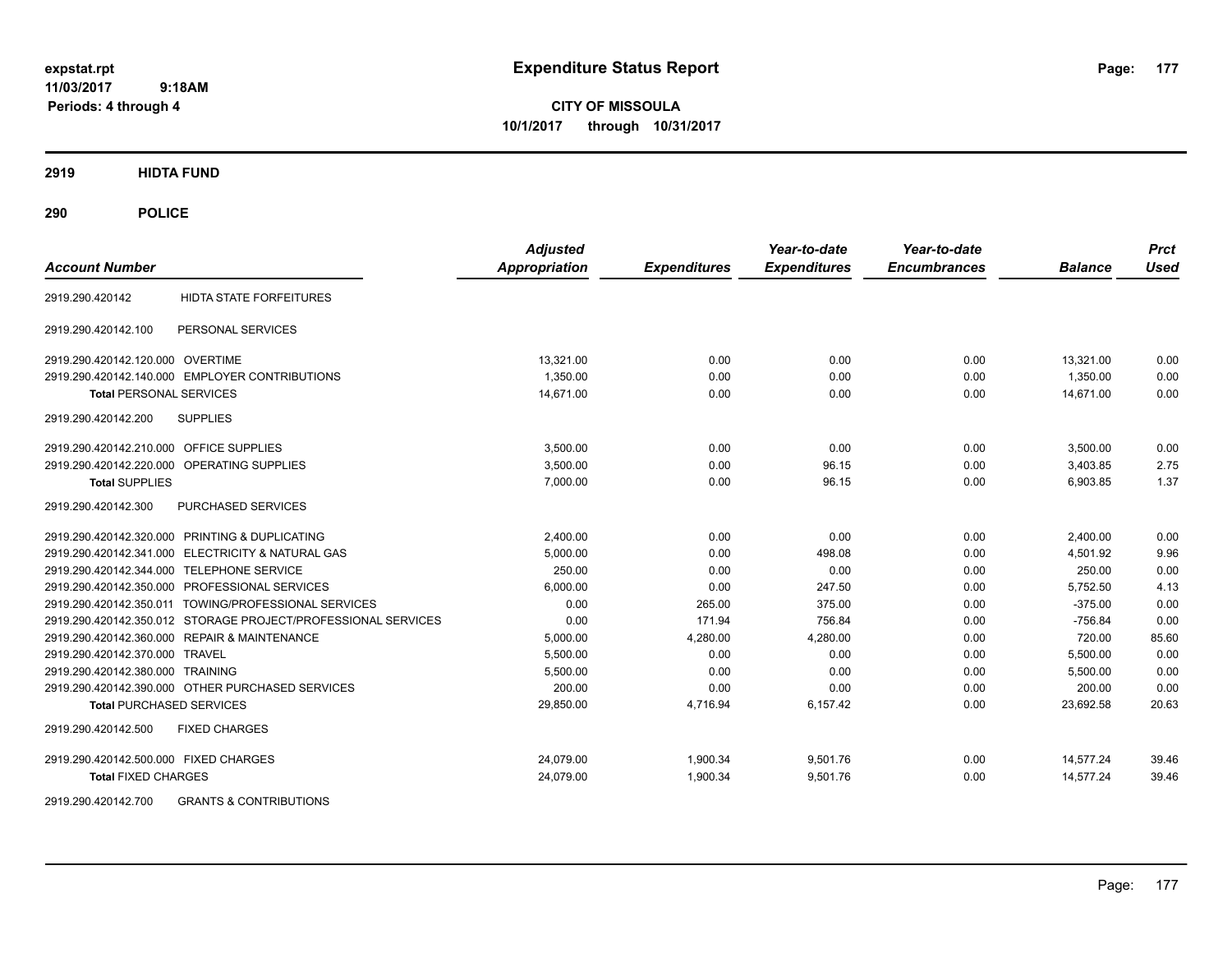**expstat.rpt**
**11/03/2017 9:18AM**
**Periods: 4 through 4**

# Expenditure Status Report

**CITY OF MISSOULA**
**10/1/2017 through 10/31/2017**

## 2919 HIDTA FUND

## 290 POLICE

| Account Number | | Adjusted Appropriation | Expenditures | Year-to-date Expenditures | Year-to-date Encumbrances | Balance | Prct Used |
|---|---|---|---|---|---|---|---|
| 2919.290.420142 | HIDTA STATE FORFEITURES | | | | | | |
| 2919.290.420142.100 | PERSONAL SERVICES | | | | | | |
| 2919.290.420142.120.000 | OVERTIME | 13,321.00 | 0.00 | 0.00 | 0.00 | 13,321.00 | 0.00 |
| 2919.290.420142.140.000 | EMPLOYER CONTRIBUTIONS | 1,350.00 | 0.00 | 0.00 | 0.00 | 1,350.00 | 0.00 |
| **Total** PERSONAL SERVICES | | 14,671.00 | 0.00 | 0.00 | 0.00 | 14,671.00 | 0.00 |
| 2919.290.420142.200 | SUPPLIES | | | | | | |
| 2919.290.420142.210.000 | OFFICE SUPPLIES | 3,500.00 | 0.00 | 0.00 | 0.00 | 3,500.00 | 0.00 |
| 2919.290.420142.220.000 | OPERATING SUPPLIES | 3,500.00 | 0.00 | 96.15 | 0.00 | 3,403.85 | 2.75 |
| **Total** SUPPLIES | | 7,000.00 | 0.00 | 96.15 | 0.00 | 6,903.85 | 1.37 |
| 2919.290.420142.300 | PURCHASED SERVICES | | | | | | |
| 2919.290.420142.320.000 | PRINTING & DUPLICATING | 2,400.00 | 0.00 | 0.00 | 0.00 | 2,400.00 | 0.00 |
| 2919.290.420142.341.000 | ELECTRICITY & NATURAL GAS | 5,000.00 | 0.00 | 498.08 | 0.00 | 4,501.92 | 9.96 |
| 2919.290.420142.344.000 | TELEPHONE SERVICE | 250.00 | 0.00 | 0.00 | 0.00 | 250.00 | 0.00 |
| 2919.290.420142.350.000 | PROFESSIONAL SERVICES | 6,000.00 | 0.00 | 247.50 | 0.00 | 5,752.50 | 4.13 |
| 2919.290.420142.350.011 | TOWING/PROFESSIONAL SERVICES | 0.00 | 265.00 | 375.00 | 0.00 | -375.00 | 0.00 |
| 2919.290.420142.350.012 | STORAGE PROJECT/PROFESSIONAL SERVICES | 0.00 | 171.94 | 756.84 | 0.00 | -756.84 | 0.00 |
| 2919.290.420142.360.000 | REPAIR & MAINTENANCE | 5,000.00 | 4,280.00 | 4,280.00 | 0.00 | 720.00 | 85.60 |
| 2919.290.420142.370.000 | TRAVEL | 5,500.00 | 0.00 | 0.00 | 0.00 | 5,500.00 | 0.00 |
| 2919.290.420142.380.000 | TRAINING | 5,500.00 | 0.00 | 0.00 | 0.00 | 5,500.00 | 0.00 |
| 2919.290.420142.390.000 | OTHER PURCHASED SERVICES | 200.00 | 0.00 | 0.00 | 0.00 | 200.00 | 0.00 |
| **Total** PURCHASED SERVICES | | 29,850.00 | 4,716.94 | 6,157.42 | 0.00 | 23,692.58 | 20.63 |
| 2919.290.420142.500 | FIXED CHARGES | | | | | | |
| 2919.290.420142.500.000 | FIXED CHARGES | 24,079.00 | 1,900.34 | 9,501.76 | 0.00 | 14,577.24 | 39.46 |
| **Total** FIXED CHARGES | | 24,079.00 | 1,900.34 | 9,501.76 | 0.00 | 14,577.24 | 39.46 |
| 2919.290.420142.700 | GRANTS & CONTRIBUTIONS | | | | | | |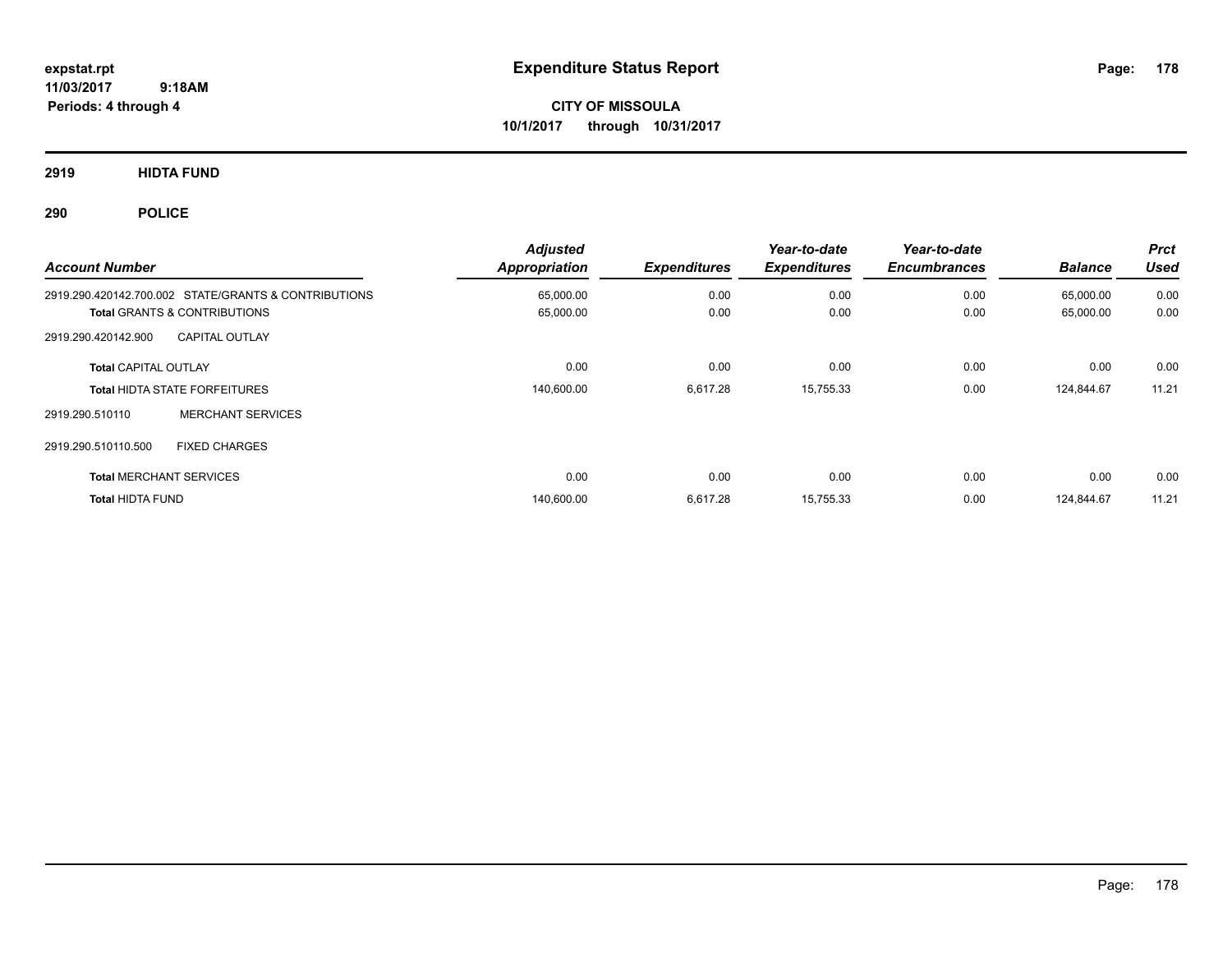**expstat.rpt**
**11/03/2017 9:18AM**
**Periods: 4 through 4**

# Expenditure Status Report

**CITY OF MISSOULA**
**10/1/2017 through 10/31/2017**

## 2919 HIDTA FUND

## 290 POLICE

| Account Number | Adjusted Appropriation | Expenditures | Year-to-date Expenditures | Year-to-date Encumbrances | Balance | Prct Used |
|---|---|---|---|---|---|---|
| 2919.290.420142.700.002 STATE/GRANTS & CONTRIBUTIONS | 65,000.00 | 0.00 | 0.00 | 0.00 | 65,000.00 | 0.00 |
| **Total** GRANTS & CONTRIBUTIONS | 65,000.00 | 0.00 | 0.00 | 0.00 | 65,000.00 | 0.00 |
| 2919.290.420142.900 CAPITAL OUTLAY | | | | | | |
| **Total** CAPITAL OUTLAY | 0.00 | 0.00 | 0.00 | 0.00 | 0.00 | 0.00 |
| **Total** HIDTA STATE FORFEITURES | 140,600.00 | 6,617.28 | 15,755.33 | 0.00 | 124,844.67 | 11.21 |
| 2919.290.510110 MERCHANT SERVICES | | | | | | |
| 2919.290.510110.500 FIXED CHARGES | | | | | | |
| **Total** MERCHANT SERVICES | 0.00 | 0.00 | 0.00 | 0.00 | 0.00 | 0.00 |
| **Total** HIDTA FUND | 140,600.00 | 6,617.28 | 15,755.33 | 0.00 | 124,844.67 | 11.21 |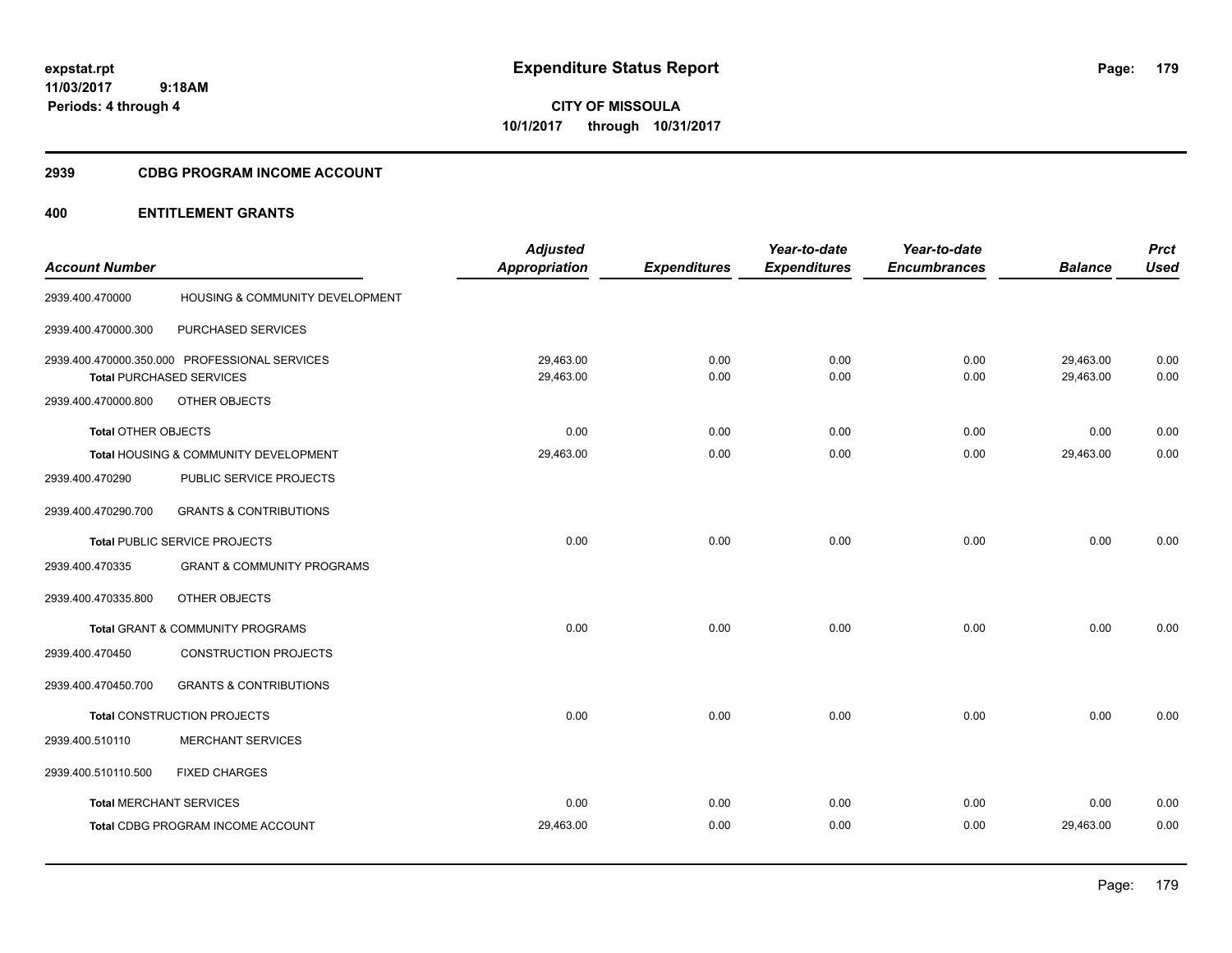# Expenditure Status Report

expstat.rpt
11/03/2017 9:18AM
Periods: 4 through 4

**CITY OF MISSOULA**
**10/1/2017 through 10/31/2017**

## 2939 CDBG PROGRAM INCOME ACCOUNT

## 400 ENTITLEMENT GRANTS

| Account Number | | Adjusted Appropriation | Expenditures | Year-to-date Expenditures | Year-to-date Encumbrances | Balance | Prct Used |
|---|---|---|---|---|---|---|---|
| 2939.400.470000 | HOUSING & COMMUNITY DEVELOPMENT | | | | | | |
| 2939.400.470000.300 | PURCHASED SERVICES | | | | | | |
| 2939.400.470000.350.000 | PROFESSIONAL SERVICES | 29,463.00 | 0.00 | 0.00 | 0.00 | 29,463.00 | 0.00 |
| **Total** PURCHASED SERVICES | | 29,463.00 | 0.00 | 0.00 | 0.00 | 29,463.00 | 0.00 |
| 2939.400.470000.800 | OTHER OBJECTS | | | | | | |
| **Total** OTHER OBJECTS | | 0.00 | 0.00 | 0.00 | 0.00 | 0.00 | 0.00 |
| **Total** HOUSING & COMMUNITY DEVELOPMENT | | 29,463.00 | 0.00 | 0.00 | 0.00 | 29,463.00 | 0.00 |
| 2939.400.470290 | PUBLIC SERVICE PROJECTS | | | | | | |
| 2939.400.470290.700 | GRANTS & CONTRIBUTIONS | | | | | | |
| **Total** PUBLIC SERVICE PROJECTS | | 0.00 | 0.00 | 0.00 | 0.00 | 0.00 | 0.00 |
| 2939.400.470335 | GRANT & COMMUNITY PROGRAMS | | | | | | |
| 2939.400.470335.800 | OTHER OBJECTS | | | | | | |
| **Total** GRANT & COMMUNITY PROGRAMS | | 0.00 | 0.00 | 0.00 | 0.00 | 0.00 | 0.00 |
| 2939.400.470450 | CONSTRUCTION PROJECTS | | | | | | |
| 2939.400.470450.700 | GRANTS & CONTRIBUTIONS | | | | | | |
| **Total** CONSTRUCTION PROJECTS | | 0.00 | 0.00 | 0.00 | 0.00 | 0.00 | 0.00 |
| 2939.400.510110 | MERCHANT SERVICES | | | | | | |
| 2939.400.510110.500 | FIXED CHARGES | | | | | | |
| **Total** MERCHANT SERVICES | | 0.00 | 0.00 | 0.00 | 0.00 | 0.00 | 0.00 |
| **Total** CDBG PROGRAM INCOME ACCOUNT | | 29,463.00 | 0.00 | 0.00 | 0.00 | 29,463.00 | 0.00 |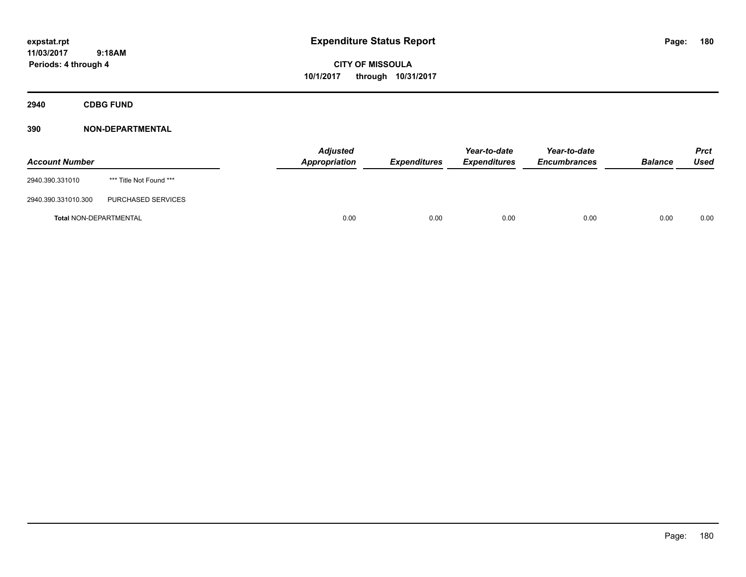expstat.rpt
11/03/2017 9:18AM
Periods: 4 through 4

# Expenditure Status Report

**CITY OF MISSOULA**
**10/1/2017 through 10/31/2017**

## 2940 CDBG FUND

### 390 NON-DEPARTMENTAL

| Account Number | | Adjusted Appropriation | Expenditures | Year-to-date Expenditures | Year-to-date Encumbrances | Balance | Prct Used |
|---|---|---|---|---|---|---|---|
| 2940.390.331010 | *** Title Not Found *** | | | | | | |
| 2940.390.331010.300 | PURCHASED SERVICES | | | | | | |
| **Total** NON-DEPARTMENTAL | | 0.00 | 0.00 | 0.00 | 0.00 | 0.00 | 0.00 |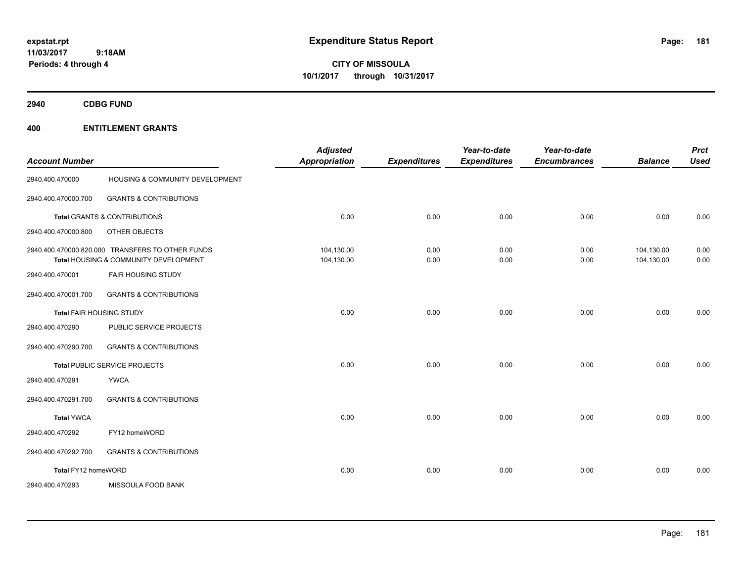expstat.rpt
11/03/2017 9:18AM
Periods: 4 through 4

# Expenditure Status Report

**CITY OF MISSOULA**
**10/1/2017 through 10/31/2017**

## 2940 CDBG FUND

## 400 ENTITLEMENT GRANTS

| Account Number | | Adjusted Appropriation | Expenditures | Year-to-date Expenditures | Year-to-date Encumbrances | Balance | Prct Used |
|---|---|---|---|---|---|---|---|
| 2940.400.470000 | HOUSING & COMMUNITY DEVELOPMENT | | | | | | |
| 2940.400.470000.700 | GRANTS & CONTRIBUTIONS | | | | | | |
| **Total** GRANTS & CONTRIBUTIONS | | 0.00 | 0.00 | 0.00 | 0.00 | 0.00 | 0.00 |
| 2940.400.470000.800 | OTHER OBJECTS | | | | | | |
| 2940.400.470000.820.000 | TRANSFERS TO OTHER FUNDS | 104,130.00 | 0.00 | 0.00 | 0.00 | 104,130.00 | 0.00 |
| **Total** HOUSING & COMMUNITY DEVELOPMENT | | 104,130.00 | 0.00 | 0.00 | 0.00 | 104,130.00 | 0.00 |
| 2940.400.470001 | FAIR HOUSING STUDY | | | | | | |
| 2940.400.470001.700 | GRANTS & CONTRIBUTIONS | | | | | | |
| **Total** FAIR HOUSING STUDY | | 0.00 | 0.00 | 0.00 | 0.00 | 0.00 | 0.00 |
| 2940.400.470290 | PUBLIC SERVICE PROJECTS | | | | | | |
| 2940.400.470290.700 | GRANTS & CONTRIBUTIONS | | | | | | |
| **Total** PUBLIC SERVICE PROJECTS | | 0.00 | 0.00 | 0.00 | 0.00 | 0.00 | 0.00 |
| 2940.400.470291 | YWCA | | | | | | |
| 2940.400.470291.700 | GRANTS & CONTRIBUTIONS | | | | | | |
| **Total** YWCA | | 0.00 | 0.00 | 0.00 | 0.00 | 0.00 | 0.00 |
| 2940.400.470292 | FY12 homeWORD | | | | | | |
| 2940.400.470292.700 | GRANTS & CONTRIBUTIONS | | | | | | |
| **Total** FY12 homeWORD | | 0.00 | 0.00 | 0.00 | 0.00 | 0.00 | 0.00 |
| 2940.400.470293 | MISSOULA FOOD BANK | | | | | | |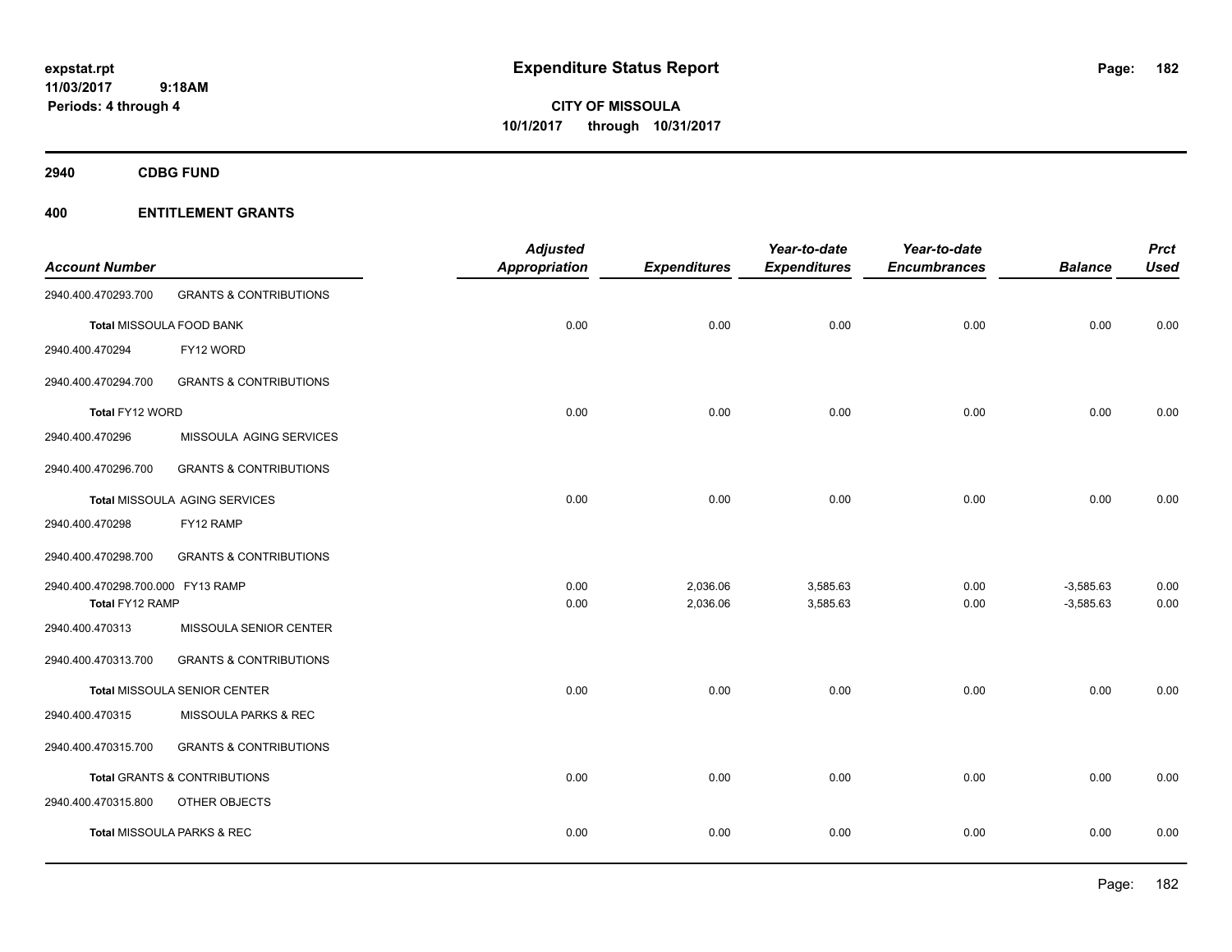**expstat.rpt**
**11/03/2017 9:18AM**
**Periods: 4 through 4**

# Expenditure Status Report

**CITY OF MISSOULA**
**10/1/2017 through 10/31/2017**

**2940 CDBG FUND**

**400 ENTITLEMENT GRANTS**

| Account Number | | Adjusted Appropriation | Expenditures | Year-to-date Expenditures | Year-to-date Encumbrances | Balance | Prct Used |
|---|---|---|---|---|---|---|---|
| 2940.400.470293.700 | GRANTS & CONTRIBUTIONS | | | | | | |
| **Total** MISSOULA FOOD BANK | | 0.00 | 0.00 | 0.00 | 0.00 | 0.00 | 0.00 |
| 2940.400.470294 | FY12 WORD | | | | | | |
| 2940.400.470294.700 | GRANTS & CONTRIBUTIONS | | | | | | |
| **Total** FY12 WORD | | 0.00 | 0.00 | 0.00 | 0.00 | 0.00 | 0.00 |
| 2940.400.470296 | MISSOULA AGING SERVICES | | | | | | |
| 2940.400.470296.700 | GRANTS & CONTRIBUTIONS | | | | | | |
| **Total** MISSOULA AGING SERVICES | | 0.00 | 0.00 | 0.00 | 0.00 | 0.00 | 0.00 |
| 2940.400.470298 | FY12 RAMP | | | | | | |
| 2940.400.470298.700 | GRANTS & CONTRIBUTIONS | | | | | | |
| 2940.400.470298.700.000 | FY13 RAMP | 0.00 | 2,036.06 | 3,585.63 | 0.00 | -3,585.63 | 0.00 |
| **Total** FY12 RAMP | | 0.00 | 2,036.06 | 3,585.63 | 0.00 | -3,585.63 | 0.00 |
| 2940.400.470313 | MISSOULA SENIOR CENTER | | | | | | |
| 2940.400.470313.700 | GRANTS & CONTRIBUTIONS | | | | | | |
| **Total** MISSOULA SENIOR CENTER | | 0.00 | 0.00 | 0.00 | 0.00 | 0.00 | 0.00 |
| 2940.400.470315 | MISSOULA PARKS & REC | | | | | | |
| 2940.400.470315.700 | GRANTS & CONTRIBUTIONS | | | | | | |
| **Total** GRANTS & CONTRIBUTIONS | | 0.00 | 0.00 | 0.00 | 0.00 | 0.00 | 0.00 |
| 2940.400.470315.800 | OTHER OBJECTS | | | | | | |
| **Total** MISSOULA PARKS & REC | | 0.00 | 0.00 | 0.00 | 0.00 | 0.00 | 0.00 |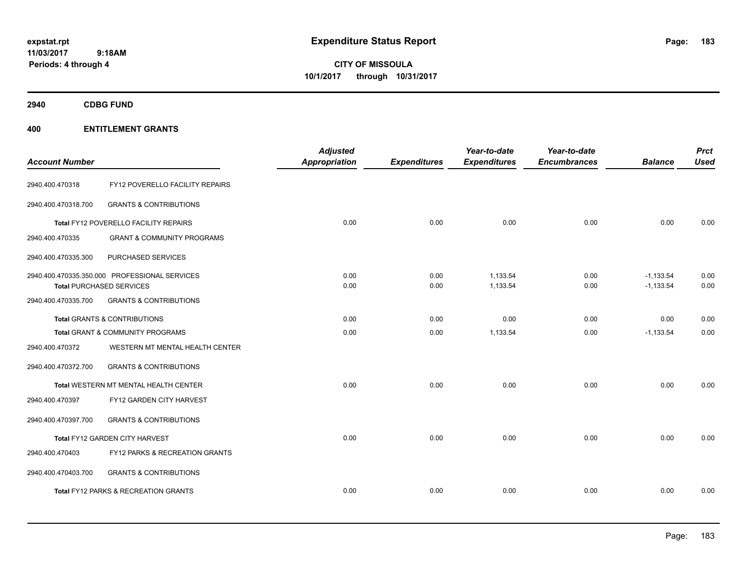# Expenditure Status Report

**CITY OF MISSOULA**
**10/1/2017 through 10/31/2017**

expstat.rpt
11/03/2017 9:18AM
Periods: 4 through 4

## 2940 CDBG FUND

## 400 ENTITLEMENT GRANTS

| Account Number | | Adjusted Appropriation | Expenditures | Year-to-date Expenditures | Year-to-date Encumbrances | Balance | Prct Used |
|---|---|---|---|---|---|---|---|
| 2940.400.470318 | FY12 POVERELLO FACILITY REPAIRS | | | | | | |
| 2940.400.470318.700 | GRANTS & CONTRIBUTIONS | | | | | | |
| **Total** FY12 POVERELLO FACILITY REPAIRS | | 0.00 | 0.00 | 0.00 | 0.00 | 0.00 | 0.00 |
| 2940.400.470335 | GRANT & COMMUNITY PROGRAMS | | | | | | |
| 2940.400.470335.300 | PURCHASED SERVICES | | | | | | |
| 2940.400.470335.350.000 | PROFESSIONAL SERVICES | 0.00 | 0.00 | 1,133.54 | 0.00 | -1,133.54 | 0.00 |
| **Total** PURCHASED SERVICES | | 0.00 | 0.00 | 1,133.54 | 0.00 | -1,133.54 | 0.00 |
| 2940.400.470335.700 | GRANTS & CONTRIBUTIONS | | | | | | |
| **Total** GRANTS & CONTRIBUTIONS | | 0.00 | 0.00 | 0.00 | 0.00 | 0.00 | 0.00 |
| **Total** GRANT & COMMUNITY PROGRAMS | | 0.00 | 0.00 | 1,133.54 | 0.00 | -1,133.54 | 0.00 |
| 2940.400.470372 | WESTERN MT MENTAL HEALTH CENTER | | | | | | |
| 2940.400.470372.700 | GRANTS & CONTRIBUTIONS | | | | | | |
| **Total** WESTERN MT MENTAL HEALTH CENTER | | 0.00 | 0.00 | 0.00 | 0.00 | 0.00 | 0.00 |
| 2940.400.470397 | FY12 GARDEN CITY HARVEST | | | | | | |
| 2940.400.470397.700 | GRANTS & CONTRIBUTIONS | | | | | | |
| **Total** FY12 GARDEN CITY HARVEST | | 0.00 | 0.00 | 0.00 | 0.00 | 0.00 | 0.00 |
| 2940.400.470403 | FY12 PARKS & RECREATION GRANTS | | | | | | |
| 2940.400.470403.700 | GRANTS & CONTRIBUTIONS | | | | | | |
| **Total** FY12 PARKS & RECREATION GRANTS | | 0.00 | 0.00 | 0.00 | 0.00 | 0.00 | 0.00 |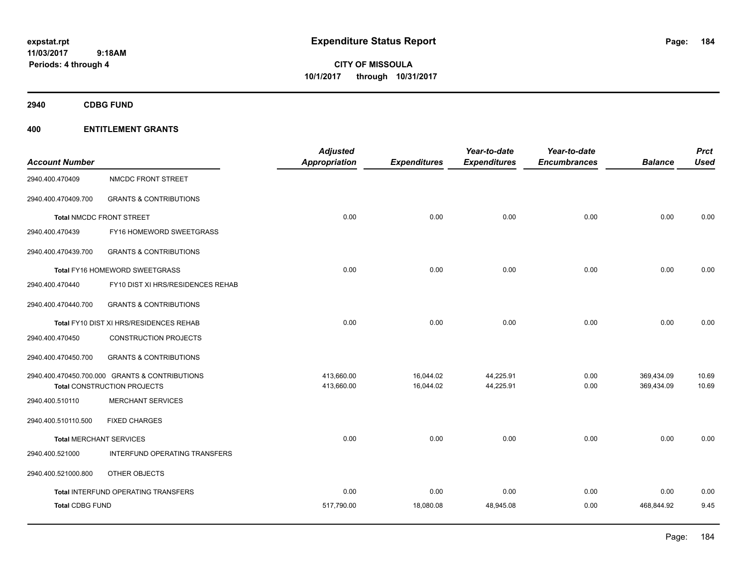# Expenditure Status Report

expstat.rpt
11/03/2017 9:18AM
Periods: 4 through 4

**CITY OF MISSOULA**
**10/1/2017 through 10/31/2017**

## 2940 CDBG FUND

## 400 ENTITLEMENT GRANTS

| Account Number | | Adjusted Appropriation | Expenditures | Year-to-date Expenditures | Year-to-date Encumbrances | Balance | Prct Used |
|---|---|---|---|---|---|---|---|
| 2940.400.470409 | NMCDC FRONT STREET | | | | | | |
| 2940.400.470409.700 | GRANTS & CONTRIBUTIONS | | | | | | |
| **Total** NMCDC FRONT STREET | | 0.00 | 0.00 | 0.00 | 0.00 | 0.00 | 0.00 |
| 2940.400.470439 | FY16 HOMEWORD SWEETGRASS | | | | | | |
| 2940.400.470439.700 | GRANTS & CONTRIBUTIONS | | | | | | |
| **Total** FY16 HOMEWORD SWEETGRASS | | 0.00 | 0.00 | 0.00 | 0.00 | 0.00 | 0.00 |
| 2940.400.470440 | FY10 DIST XI HRS/RESIDENCES REHAB | | | | | | |
| 2940.400.470440.700 | GRANTS & CONTRIBUTIONS | | | | | | |
| **Total** FY10 DIST XI HRS/RESIDENCES REHAB | | 0.00 | 0.00 | 0.00 | 0.00 | 0.00 | 0.00 |
| 2940.400.470450 | CONSTRUCTION PROJECTS | | | | | | |
| 2940.400.470450.700 | GRANTS & CONTRIBUTIONS | | | | | | |
| 2940.400.470450.700.000 | GRANTS & CONTRIBUTIONS | 413,660.00 | 16,044.02 | 44,225.91 | 0.00 | 369,434.09 | 10.69 |
| **Total** CONSTRUCTION PROJECTS | | 413,660.00 | 16,044.02 | 44,225.91 | 0.00 | 369,434.09 | 10.69 |
| 2940.400.510110 | MERCHANT SERVICES | | | | | | |
| 2940.400.510110.500 | FIXED CHARGES | | | | | | |
| **Total** MERCHANT SERVICES | | 0.00 | 0.00 | 0.00 | 0.00 | 0.00 | 0.00 |
| 2940.400.521000 | INTERFUND OPERATING TRANSFERS | | | | | | |
| 2940.400.521000.800 | OTHER OBJECTS | | | | | | |
| **Total** INTERFUND OPERATING TRANSFERS | | 0.00 | 0.00 | 0.00 | 0.00 | 0.00 | 0.00 |
| **Total CDBG FUND** | | 517,790.00 | 18,080.08 | 48,945.08 | 0.00 | 468,844.92 | 9.45 |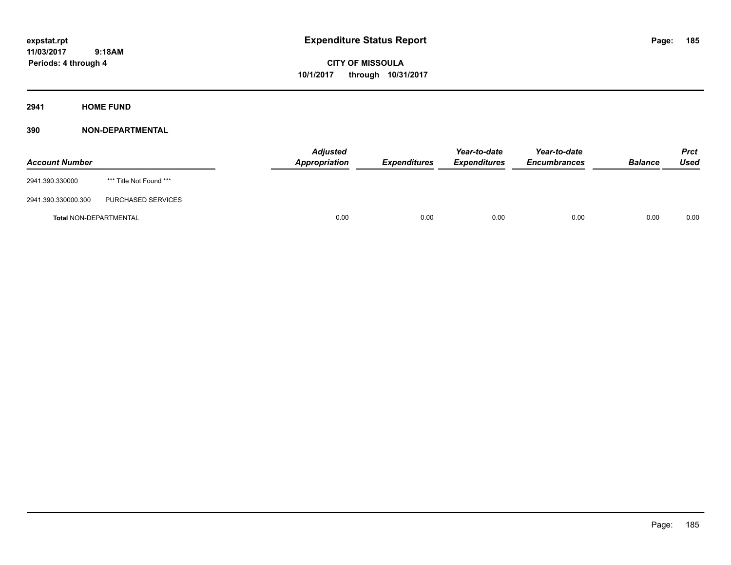# Expenditure Status Report

expstat.rpt
11/03/2017 9:18AM
Periods: 4 through 4

**CITY OF MISSOULA**
**10/1/2017 through 10/31/2017**

## 2941 HOME FUND

### 390 NON-DEPARTMENTAL

| Account Number | | Adjusted Appropriation | Expenditures | Year-to-date Expenditures | Year-to-date Encumbrances | Balance | Prct Used |
|---|---|---|---|---|---|---|---|
| 2941.390.330000 | *** Title Not Found *** | | | | | | |
| 2941.390.330000.300 | PURCHASED SERVICES | | | | | | |
| **Total** NON-DEPARTMENTAL | | 0.00 | 0.00 | 0.00 | 0.00 | 0.00 | 0.00 |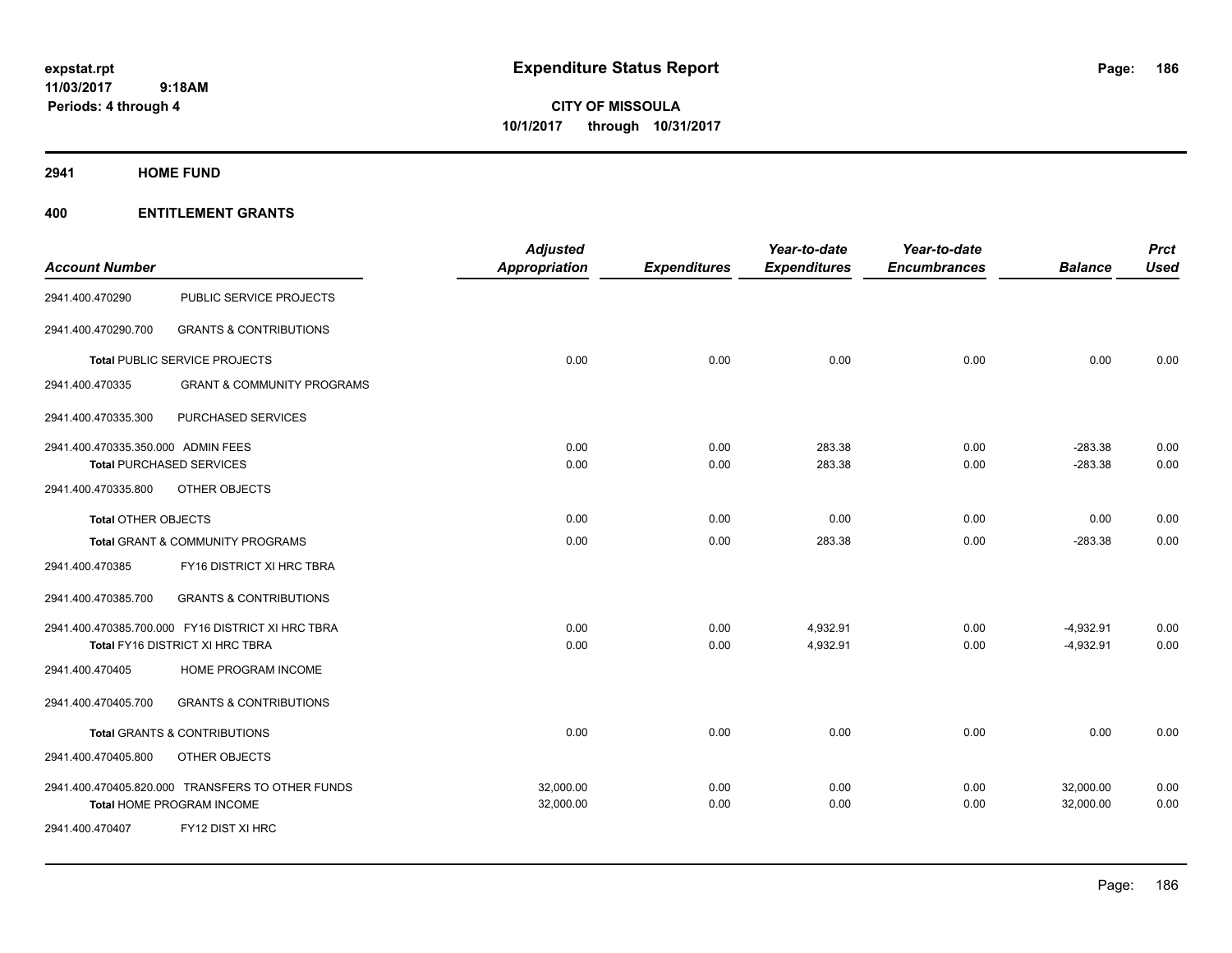expstat.rpt
11/03/2017 9:18AM
Periods: 4 through 4

# Expenditure Status Report

**CITY OF MISSOULA**
**10/1/2017 through 10/31/2017**

## 2941 HOME FUND

## 400 ENTITLEMENT GRANTS

| Account Number | | Adjusted Appropriation | Expenditures | Year-to-date Expenditures | Year-to-date Encumbrances | Balance | Prct Used |
|---|---|---|---|---|---|---|---|
| 2941.400.470290 | PUBLIC SERVICE PROJECTS | | | | | | |
| 2941.400.470290.700 | GRANTS & CONTRIBUTIONS | | | | | | |
| **Total** PUBLIC SERVICE PROJECTS | | 0.00 | 0.00 | 0.00 | 0.00 | 0.00 | 0.00 |
| 2941.400.470335 | GRANT & COMMUNITY PROGRAMS | | | | | | |
| 2941.400.470335.300 | PURCHASED SERVICES | | | | | | |
| 2941.400.470335.350.000 | ADMIN FEES | 0.00 | 0.00 | 283.38 | 0.00 | -283.38 | 0.00 |
| **Total** PURCHASED SERVICES | | 0.00 | 0.00 | 283.38 | 0.00 | -283.38 | 0.00 |
| 2941.400.470335.800 | OTHER OBJECTS | | | | | | |
| **Total** OTHER OBJECTS | | 0.00 | 0.00 | 0.00 | 0.00 | 0.00 | 0.00 |
| **Total** GRANT & COMMUNITY PROGRAMS | | 0.00 | 0.00 | 283.38 | 0.00 | -283.38 | 0.00 |
| 2941.400.470385 | FY16 DISTRICT XI HRC TBRA | | | | | | |
| 2941.400.470385.700 | GRANTS & CONTRIBUTIONS | | | | | | |
| 2941.400.470385.700.000 | FY16 DISTRICT XI HRC TBRA | 0.00 | 0.00 | 4,932.91 | 0.00 | -4,932.91 | 0.00 |
| **Total** FY16 DISTRICT XI HRC TBRA | | 0.00 | 0.00 | 4,932.91 | 0.00 | -4,932.91 | 0.00 |
| 2941.400.470405 | HOME PROGRAM INCOME | | | | | | |
| 2941.400.470405.700 | GRANTS & CONTRIBUTIONS | | | | | | |
| **Total** GRANTS & CONTRIBUTIONS | | 0.00 | 0.00 | 0.00 | 0.00 | 0.00 | 0.00 |
| 2941.400.470405.800 | OTHER OBJECTS | | | | | | |
| 2941.400.470405.820.000 | TRANSFERS TO OTHER FUNDS | 32,000.00 | 0.00 | 0.00 | 0.00 | 32,000.00 | 0.00 |
| **Total** HOME PROGRAM INCOME | | 32,000.00 | 0.00 | 0.00 | 0.00 | 32,000.00 | 0.00 |
| 2941.400.470407 | FY12 DIST XI HRC | | | | | | |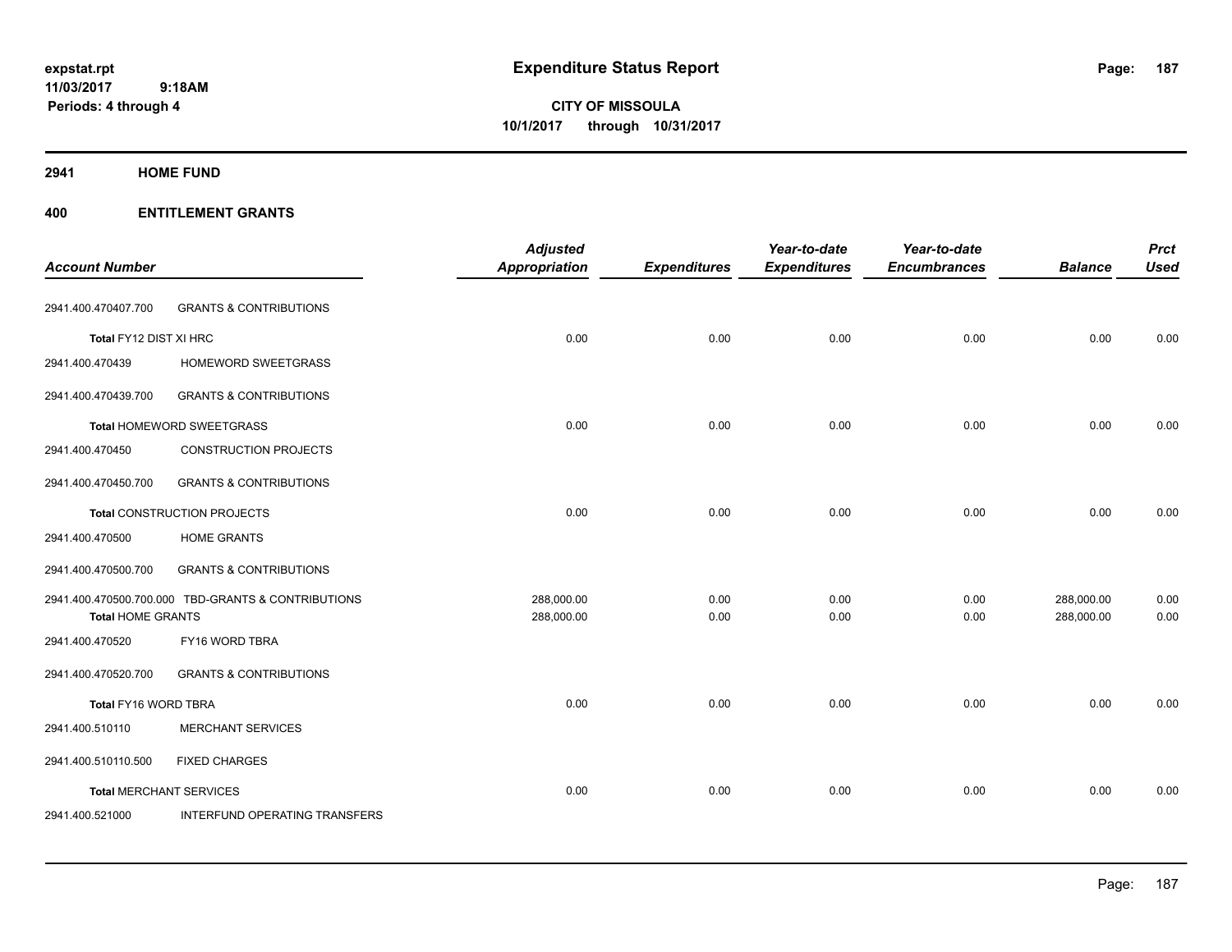# Expenditure Status Report

**CITY OF MISSOULA**
**10/1/2017 through 10/31/2017**

expstat.rpt
11/03/2017 9:18AM
Periods: 4 through 4

## 2941 HOME FUND

## 400 ENTITLEMENT GRANTS

| Account Number | | Adjusted Appropriation | Expenditures | Year-to-date Expenditures | Year-to-date Encumbrances | Balance | Prct Used |
|---|---|---|---|---|---|---|---|
| 2941.400.470407.700 | GRANTS & CONTRIBUTIONS | | | | | | |
| **Total** FY12 DIST XI HRC | | 0.00 | 0.00 | 0.00 | 0.00 | 0.00 | 0.00 |
| 2941.400.470439 | HOMEWORD SWEETGRASS | | | | | | |
| 2941.400.470439.700 | GRANTS & CONTRIBUTIONS | | | | | | |
| **Total** HOMEWORD SWEETGRASS | | 0.00 | 0.00 | 0.00 | 0.00 | 0.00 | 0.00 |
| 2941.400.470450 | CONSTRUCTION PROJECTS | | | | | | |
| 2941.400.470450.700 | GRANTS & CONTRIBUTIONS | | | | | | |
| **Total** CONSTRUCTION PROJECTS | | 0.00 | 0.00 | 0.00 | 0.00 | 0.00 | 0.00 |
| 2941.400.470500 | HOME GRANTS | | | | | | |
| 2941.400.470500.700 | GRANTS & CONTRIBUTIONS | | | | | | |
| 2941.400.470500.700.000 | TBD-GRANTS & CONTRIBUTIONS | 288,000.00 | 0.00 | 0.00 | 0.00 | 288,000.00 | 0.00 |
| **Total** HOME GRANTS | | 288,000.00 | 0.00 | 0.00 | 0.00 | 288,000.00 | 0.00 |
| 2941.400.470520 | FY16 WORD TBRA | | | | | | |
| 2941.400.470520.700 | GRANTS & CONTRIBUTIONS | | | | | | |
| **Total** FY16 WORD TBRA | | 0.00 | 0.00 | 0.00 | 0.00 | 0.00 | 0.00 |
| 2941.400.510110 | MERCHANT SERVICES | | | | | | |
| 2941.400.510110.500 | FIXED CHARGES | | | | | | |
| **Total** MERCHANT SERVICES | | 0.00 | 0.00 | 0.00 | 0.00 | 0.00 | 0.00 |
| 2941.400.521000 | INTERFUND OPERATING TRANSFERS | | | | | | |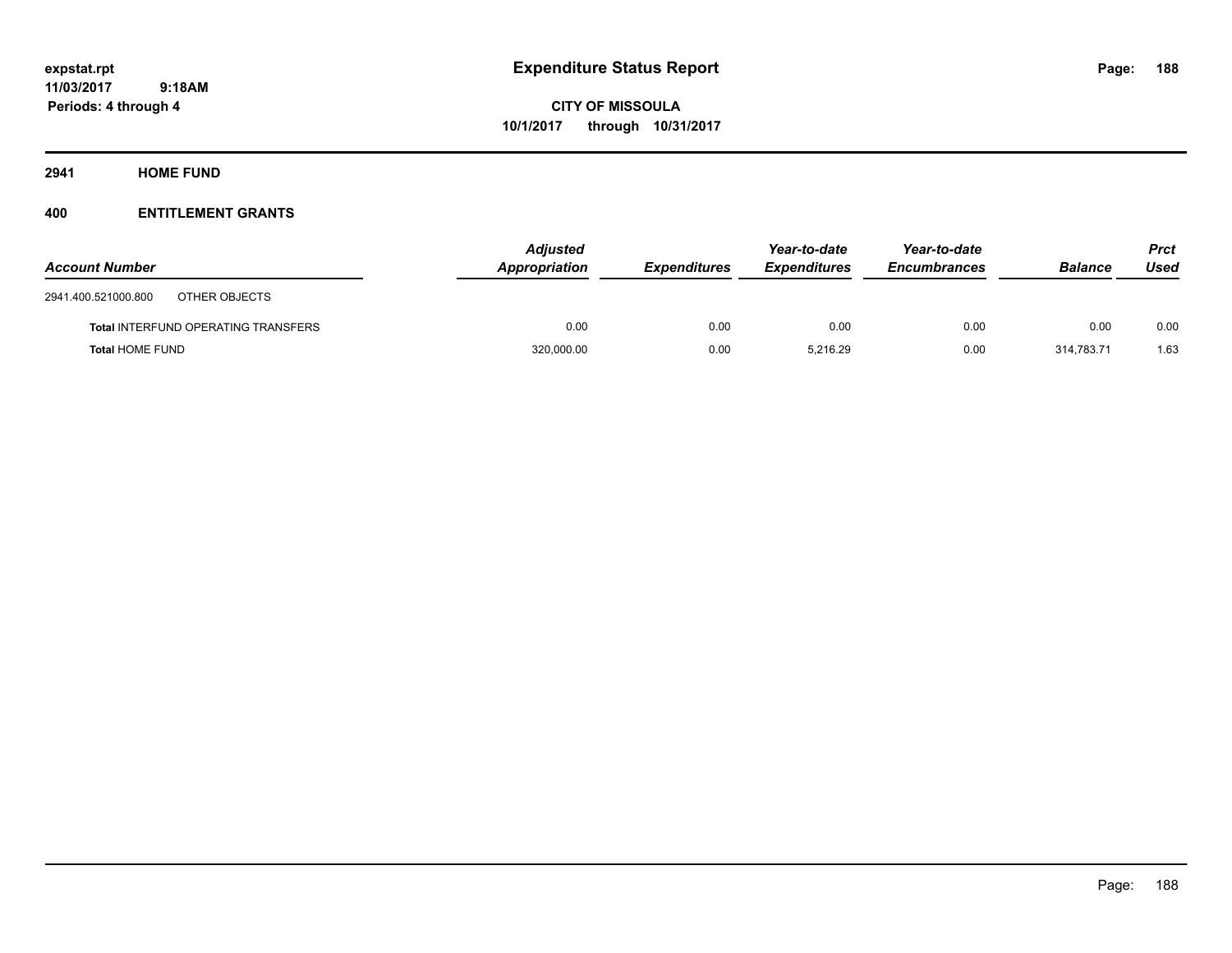expstat.rpt
11/03/2017 9:18AM
Periods: 4 through 4

# Expenditure Status Report

**CITY OF MISSOULA**
**10/1/2017 through 10/31/2017**

## 2941 HOME FUND

## 400 ENTITLEMENT GRANTS

| Account Number | | Adjusted Appropriation | Expenditures | Year-to-date Expenditures | Year-to-date Encumbrances | Balance | Prct Used |
|---|---|---|---|---|---|---|---|
| 2941.400.521000.800 | OTHER OBJECTS | | | | | | |
| **Total** INTERFUND OPERATING TRANSFERS | | 0.00 | 0.00 | 0.00 | 0.00 | 0.00 | 0.00 |
| **Total** HOME FUND | | 320,000.00 | 0.00 | 5,216.29 | 0.00 | 314,783.71 | 1.63 |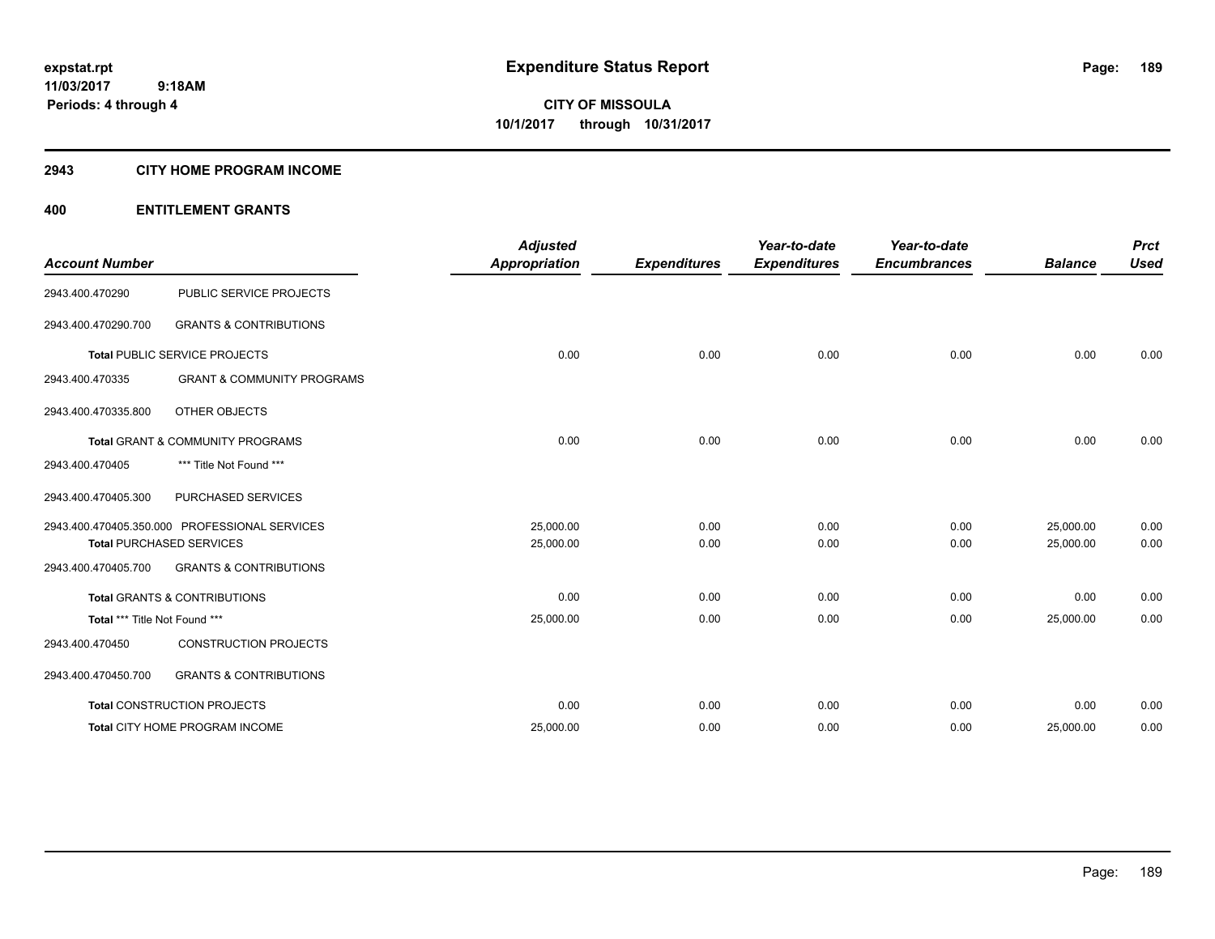**Expenditure Status Report**

**CITY OF MISSOULA**
**10/1/2017 through 10/31/2017**

expstat.rpt
11/03/2017 9:18AM
Periods: 4 through 4

## 2943 CITY HOME PROGRAM INCOME

## 400 ENTITLEMENT GRANTS

| Account Number | | Adjusted Appropriation | Expenditures | Year-to-date Expenditures | Year-to-date Encumbrances | Balance | Prct Used |
|---|---|---|---|---|---|---|---|
| 2943.400.470290 | PUBLIC SERVICE PROJECTS | | | | | | |
| 2943.400.470290.700 | GRANTS & CONTRIBUTIONS | | | | | | |
| **Total** PUBLIC SERVICE PROJECTS | | 0.00 | 0.00 | 0.00 | 0.00 | 0.00 | 0.00 |
| 2943.400.470335 | GRANT & COMMUNITY PROGRAMS | | | | | | |
| 2943.400.470335.800 | OTHER OBJECTS | | | | | | |
| **Total** GRANT & COMMUNITY PROGRAMS | | 0.00 | 0.00 | 0.00 | 0.00 | 0.00 | 0.00 |
| 2943.400.470405 | *** Title Not Found *** | | | | | | |
| 2943.400.470405.300 | PURCHASED SERVICES | | | | | | |
| 2943.400.470405.350.000 | PROFESSIONAL SERVICES | 25,000.00 | 0.00 | 0.00 | 0.00 | 25,000.00 | 0.00 |
| **Total** PURCHASED SERVICES | | 25,000.00 | 0.00 | 0.00 | 0.00 | 25,000.00 | 0.00 |
| 2943.400.470405.700 | GRANTS & CONTRIBUTIONS | | | | | | |
| **Total** GRANTS & CONTRIBUTIONS | | 0.00 | 0.00 | 0.00 | 0.00 | 0.00 | 0.00 |
| **Total** *** Title Not Found *** | | 25,000.00 | 0.00 | 0.00 | 0.00 | 25,000.00 | 0.00 |
| 2943.400.470450 | CONSTRUCTION PROJECTS | | | | | | |
| 2943.400.470450.700 | GRANTS & CONTRIBUTIONS | | | | | | |
| **Total** CONSTRUCTION PROJECTS | | 0.00 | 0.00 | 0.00 | 0.00 | 0.00 | 0.00 |
| **Total** CITY HOME PROGRAM INCOME | | 25,000.00 | 0.00 | 0.00 | 0.00 | 25,000.00 | 0.00 |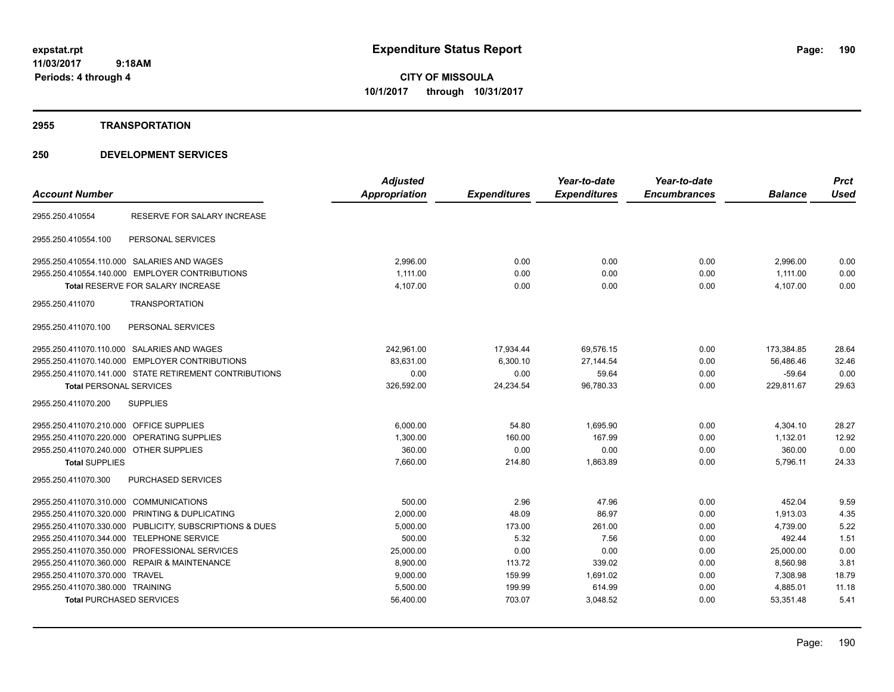**expstat.rpt**
**11/03/2017 9:18AM**
**Periods: 4 through 4**

# Expenditure Status Report

**CITY OF MISSOULA**
**10/1/2017 through 10/31/2017**

## 2955 TRANSPORTATION

## 250 DEVELOPMENT SERVICES

| Account Number | | Adjusted Appropriation | Expenditures | Year-to-date Expenditures | Year-to-date Encumbrances | Balance | Prct Used |
|---|---|---|---|---|---|---|---|
| 2955.250.410554 | RESERVE FOR SALARY INCREASE | | | | | | |
| 2955.250.410554.100 | PERSONAL SERVICES | | | | | | |
| 2955.250.410554.110.000 | SALARIES AND WAGES | 2,996.00 | 0.00 | 0.00 | 0.00 | 2,996.00 | 0.00 |
| 2955.250.410554.140.000 | EMPLOYER CONTRIBUTIONS | 1,111.00 | 0.00 | 0.00 | 0.00 | 1,111.00 | 0.00 |
| Total RESERVE FOR SALARY INCREASE | | 4,107.00 | 0.00 | 0.00 | 0.00 | 4,107.00 | 0.00 |
| 2955.250.411070 | TRANSPORTATION | | | | | | |
| 2955.250.411070.100 | PERSONAL SERVICES | | | | | | |
| 2955.250.411070.110.000 | SALARIES AND WAGES | 242,961.00 | 17,934.44 | 69,576.15 | 0.00 | 173,384.85 | 28.64 |
| 2955.250.411070.140.000 | EMPLOYER CONTRIBUTIONS | 83,631.00 | 6,300.10 | 27,144.54 | 0.00 | 56,486.46 | 32.46 |
| 2955.250.411070.141.000 | STATE RETIREMENT CONTRIBUTIONS | 0.00 | 0.00 | 59.64 | 0.00 | -59.64 | 0.00 |
| **Total PERSONAL SERVICES** | | 326,592.00 | 24,234.54 | 96,780.33 | 0.00 | 229,811.67 | 29.63 |
| 2955.250.411070.200 | SUPPLIES | | | | | | |
| 2955.250.411070.210.000 | OFFICE SUPPLIES | 6,000.00 | 54.80 | 1,695.90 | 0.00 | 4,304.10 | 28.27 |
| 2955.250.411070.220.000 | OPERATING SUPPLIES | 1,300.00 | 160.00 | 167.99 | 0.00 | 1,132.01 | 12.92 |
| 2955.250.411070.240.000 | OTHER SUPPLIES | 360.00 | 0.00 | 0.00 | 0.00 | 360.00 | 0.00 |
| **Total SUPPLIES** | | 7,660.00 | 214.80 | 1,863.89 | 0.00 | 5,796.11 | 24.33 |
| 2955.250.411070.300 | PURCHASED SERVICES | | | | | | |
| 2955.250.411070.310.000 | COMMUNICATIONS | 500.00 | 2.96 | 47.96 | 0.00 | 452.04 | 9.59 |
| 2955.250.411070.320.000 | PRINTING & DUPLICATING | 2,000.00 | 48.09 | 86.97 | 0.00 | 1,913.03 | 4.35 |
| 2955.250.411070.330.000 | PUBLICITY, SUBSCRIPTIONS & DUES | 5,000.00 | 173.00 | 261.00 | 0.00 | 4,739.00 | 5.22 |
| 2955.250.411070.344.000 | TELEPHONE SERVICE | 500.00 | 5.32 | 7.56 | 0.00 | 492.44 | 1.51 |
| 2955.250.411070.350.000 | PROFESSIONAL SERVICES | 25,000.00 | 0.00 | 0.00 | 0.00 | 25,000.00 | 0.00 |
| 2955.250.411070.360.000 | REPAIR & MAINTENANCE | 8,900.00 | 113.72 | 339.02 | 0.00 | 8,560.98 | 3.81 |
| 2955.250.411070.370.000 | TRAVEL | 9,000.00 | 159.99 | 1,691.02 | 0.00 | 7,308.98 | 18.79 |
| 2955.250.411070.380.000 | TRAINING | 5,500.00 | 199.99 | 614.99 | 0.00 | 4,885.01 | 11.18 |
| **Total PURCHASED SERVICES** | | 56,400.00 | 703.07 | 3,048.52 | 0.00 | 53,351.48 | 5.41 |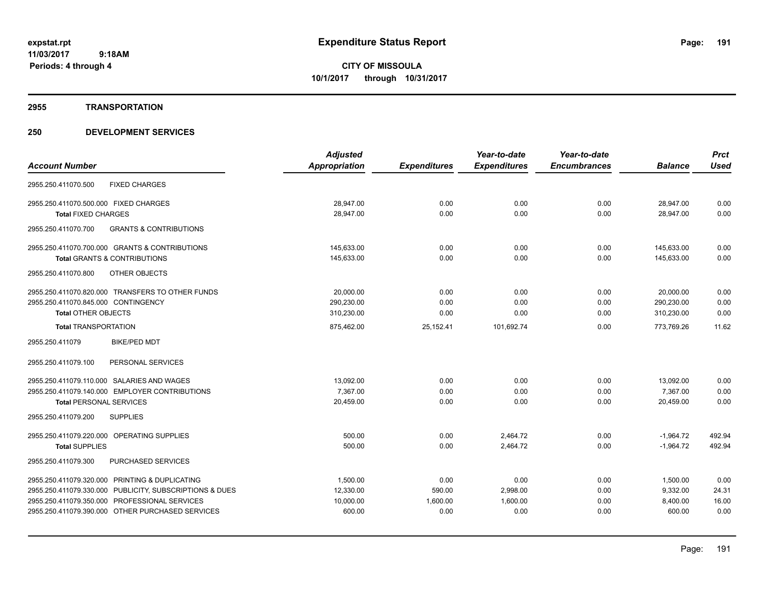# Expenditure Status Report

**CITY OF MISSOULA**
**10/1/2017 through 10/31/2017**

expstat.rpt
11/03/2017 9:18AM
Periods: 4 through 4

## 2955 TRANSPORTATION

## 250 DEVELOPMENT SERVICES

| Account Number | Adjusted Appropriation | Expenditures | Year-to-date Expenditures | Year-to-date Encumbrances | Balance | Prct Used |
|---|---|---|---|---|---|---|
| 2955.250.411070.500 FIXED CHARGES | | | | | | |
| 2955.250.411070.500.000 FIXED CHARGES | 28,947.00 | 0.00 | 0.00 | 0.00 | 28,947.00 | 0.00 |
| **Total** FIXED CHARGES | 28,947.00 | 0.00 | 0.00 | 0.00 | 28,947.00 | 0.00 |
| 2955.250.411070.700 GRANTS & CONTRIBUTIONS | | | | | | |
| 2955.250.411070.700.000 GRANTS & CONTRIBUTIONS | 145,633.00 | 0.00 | 0.00 | 0.00 | 145,633.00 | 0.00 |
| **Total** GRANTS & CONTRIBUTIONS | 145,633.00 | 0.00 | 0.00 | 0.00 | 145,633.00 | 0.00 |
| 2955.250.411070.800 OTHER OBJECTS | | | | | | |
| 2955.250.411070.820.000 TRANSFERS TO OTHER FUNDS | 20,000.00 | 0.00 | 0.00 | 0.00 | 20,000.00 | 0.00 |
| 2955.250.411070.845.000 CONTINGENCY | 290,230.00 | 0.00 | 0.00 | 0.00 | 290,230.00 | 0.00 |
| **Total** OTHER OBJECTS | 310,230.00 | 0.00 | 0.00 | 0.00 | 310,230.00 | 0.00 |
| **Total** TRANSPORTATION | 875,462.00 | 25,152.41 | 101,692.74 | 0.00 | 773,769.26 | 11.62 |
| 2955.250.411079 BIKE/PED MDT | | | | | | |
| 2955.250.411079.100 PERSONAL SERVICES | | | | | | |
| 2955.250.411079.110.000 SALARIES AND WAGES | 13,092.00 | 0.00 | 0.00 | 0.00 | 13,092.00 | 0.00 |
| 2955.250.411079.140.000 EMPLOYER CONTRIBUTIONS | 7,367.00 | 0.00 | 0.00 | 0.00 | 7,367.00 | 0.00 |
| **Total** PERSONAL SERVICES | 20,459.00 | 0.00 | 0.00 | 0.00 | 20,459.00 | 0.00 |
| 2955.250.411079.200 SUPPLIES | | | | | | |
| 2955.250.411079.220.000 OPERATING SUPPLIES | 500.00 | 0.00 | 2,464.72 | 0.00 | -1,964.72 | 492.94 |
| **Total** SUPPLIES | 500.00 | 0.00 | 2,464.72 | 0.00 | -1,964.72 | 492.94 |
| 2955.250.411079.300 PURCHASED SERVICES | | | | | | |
| 2955.250.411079.320.000 PRINTING & DUPLICATING | 1,500.00 | 0.00 | 0.00 | 0.00 | 1,500.00 | 0.00 |
| 2955.250.411079.330.000 PUBLICITY, SUBSCRIPTIONS & DUES | 12,330.00 | 590.00 | 2,998.00 | 0.00 | 9,332.00 | 24.31 |
| 2955.250.411079.350.000 PROFESSIONAL SERVICES | 10,000.00 | 1,600.00 | 1,600.00 | 0.00 | 8,400.00 | 16.00 |
| 2955.250.411079.390.000 OTHER PURCHASED SERVICES | 600.00 | 0.00 | 0.00 | 0.00 | 600.00 | 0.00 |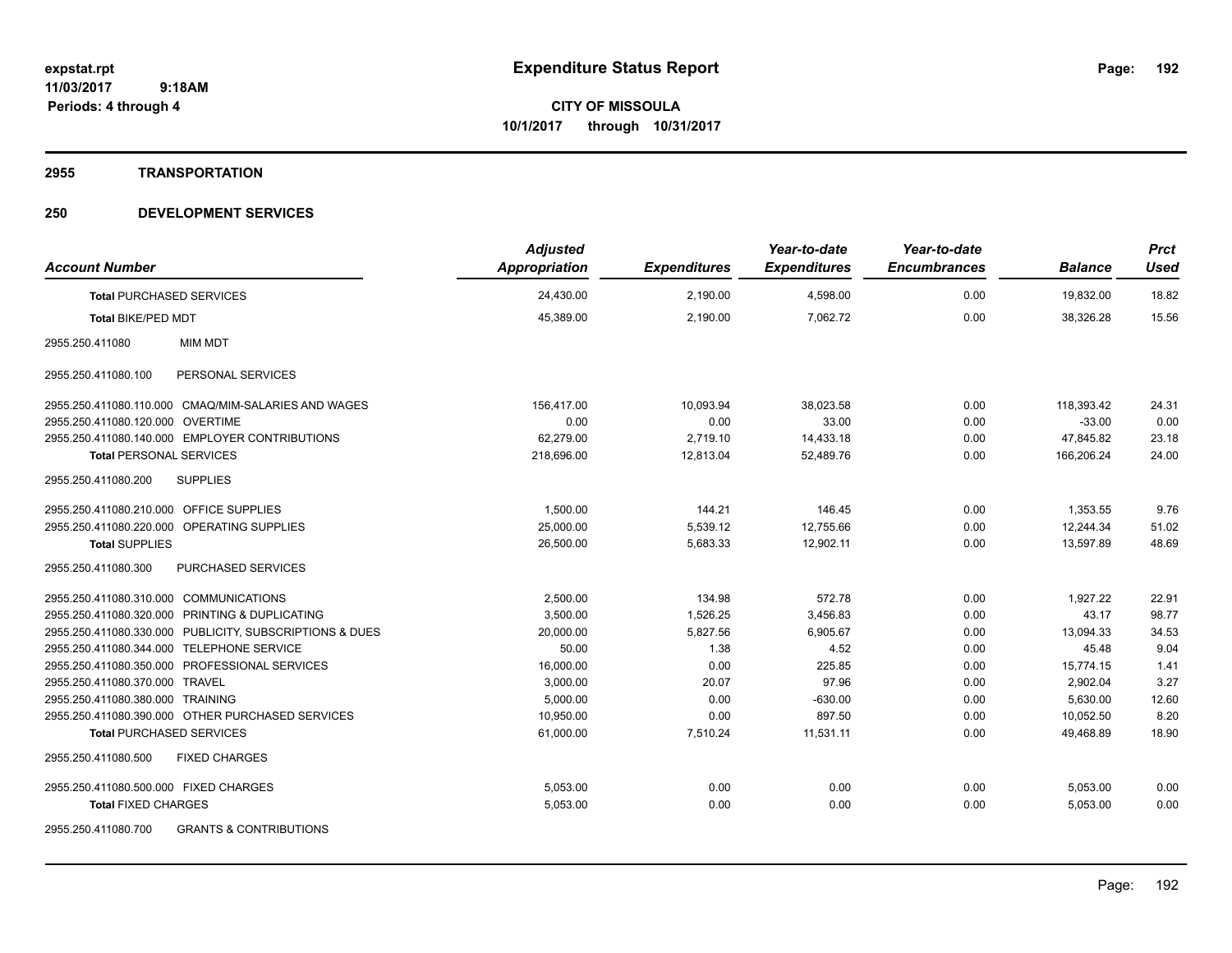# Expenditure Status Report

expstat.rpt
11/03/2017 9:18AM
Periods: 4 through 4

**CITY OF MISSOULA**
**10/1/2017 through 10/31/2017**

## 2955 TRANSPORTATION

## 250 DEVELOPMENT SERVICES

| Account Number | | Adjusted Appropriation | Expenditures | Year-to-date Expenditures | Year-to-date Encumbrances | Balance | Prct Used |
|---|---|---|---|---|---|---|---|
| **Total** PURCHASED SERVICES | | 24,430.00 | 2,190.00 | 4,598.00 | 0.00 | 19,832.00 | 18.82 |
| **Total** BIKE/PED MDT | | 45,389.00 | 2,190.00 | 7,062.72 | 0.00 | 38,326.28 | 15.56 |
| 2955.250.411080 | MIM MDT | | | | | | |
| 2955.250.411080.100 | PERSONAL SERVICES | | | | | | |
| 2955.250.411080.110.000 | CMAQ/MIM-SALARIES AND WAGES | 156,417.00 | 10,093.94 | 38,023.58 | 0.00 | 118,393.42 | 24.31 |
| 2955.250.411080.120.000 | OVERTIME | 0.00 | 0.00 | 33.00 | 0.00 | -33.00 | 0.00 |
| 2955.250.411080.140.000 | EMPLOYER CONTRIBUTIONS | 62,279.00 | 2,719.10 | 14,433.18 | 0.00 | 47,845.82 | 23.18 |
| **Total** PERSONAL SERVICES | | 218,696.00 | 12,813.04 | 52,489.76 | 0.00 | 166,206.24 | 24.00 |
| 2955.250.411080.200 | SUPPLIES | | | | | | |
| 2955.250.411080.210.000 | OFFICE SUPPLIES | 1,500.00 | 144.21 | 146.45 | 0.00 | 1,353.55 | 9.76 |
| 2955.250.411080.220.000 | OPERATING SUPPLIES | 25,000.00 | 5,539.12 | 12,755.66 | 0.00 | 12,244.34 | 51.02 |
| **Total** SUPPLIES | | 26,500.00 | 5,683.33 | 12,902.11 | 0.00 | 13,597.89 | 48.69 |
| 2955.250.411080.300 | PURCHASED SERVICES | | | | | | |
| 2955.250.411080.310.000 | COMMUNICATIONS | 2,500.00 | 134.98 | 572.78 | 0.00 | 1,927.22 | 22.91 |
| 2955.250.411080.320.000 | PRINTING & DUPLICATING | 3,500.00 | 1,526.25 | 3,456.83 | 0.00 | 43.17 | 98.77 |
| 2955.250.411080.330.000 | PUBLICITY, SUBSCRIPTIONS & DUES | 20,000.00 | 5,827.56 | 6,905.67 | 0.00 | 13,094.33 | 34.53 |
| 2955.250.411080.344.000 | TELEPHONE SERVICE | 50.00 | 1.38 | 4.52 | 0.00 | 45.48 | 9.04 |
| 2955.250.411080.350.000 | PROFESSIONAL SERVICES | 16,000.00 | 0.00 | 225.85 | 0.00 | 15,774.15 | 1.41 |
| 2955.250.411080.370.000 | TRAVEL | 3,000.00 | 20.07 | 97.96 | 0.00 | 2,902.04 | 3.27 |
| 2955.250.411080.380.000 | TRAINING | 5,000.00 | 0.00 | -630.00 | 0.00 | 5,630.00 | 12.60 |
| 2955.250.411080.390.000 | OTHER PURCHASED SERVICES | 10,950.00 | 0.00 | 897.50 | 0.00 | 10,052.50 | 8.20 |
| **Total** PURCHASED SERVICES | | 61,000.00 | 7,510.24 | 11,531.11 | 0.00 | 49,468.89 | 18.90 |
| 2955.250.411080.500 | FIXED CHARGES | | | | | | |
| 2955.250.411080.500.000 | FIXED CHARGES | 5,053.00 | 0.00 | 0.00 | 0.00 | 5,053.00 | 0.00 |
| **Total** FIXED CHARGES | | 5,053.00 | 0.00 | 0.00 | 0.00 | 5,053.00 | 0.00 |
| 2955.250.411080.700 | GRANTS & CONTRIBUTIONS | | | | | | |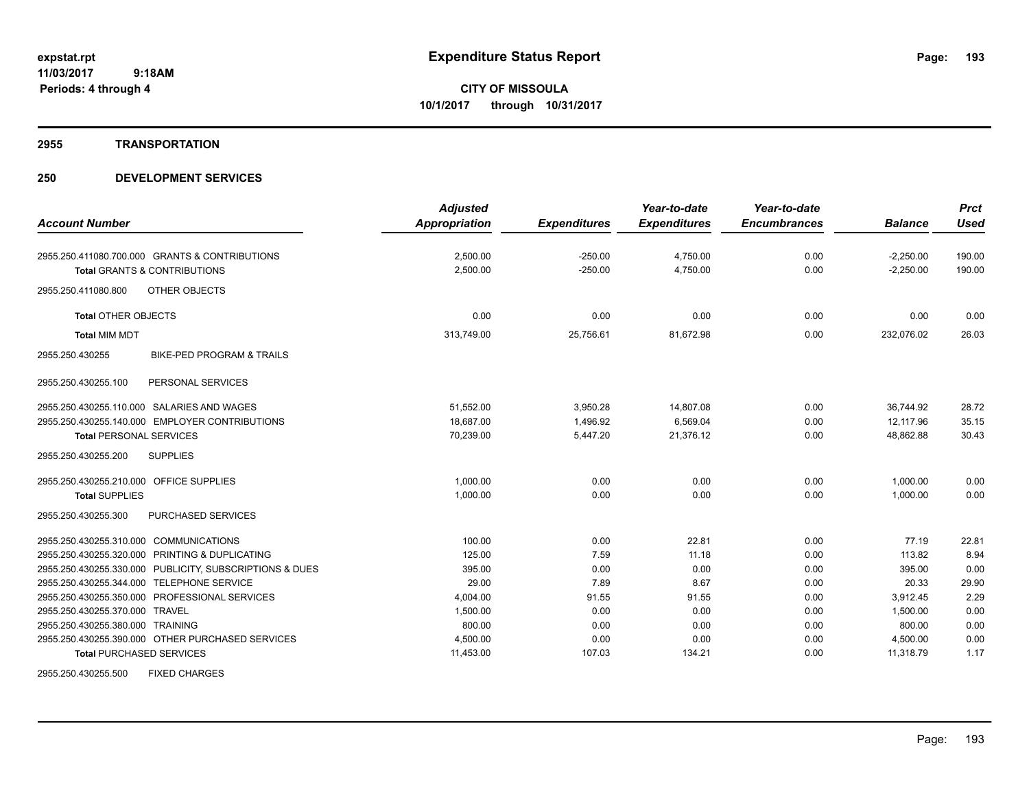# Expenditure Status Report

**CITY OF MISSOULA**
**10/1/2017 through 10/31/2017**

expstat.rpt
11/03/2017 9:18AM
Periods: 4 through 4

## 2955 TRANSPORTATION

## 250 DEVELOPMENT SERVICES

| Account Number | Adjusted Appropriation | Expenditures | Year-to-date Expenditures | Year-to-date Encumbrances | Balance | Prct Used |
|---|---|---|---|---|---|---|
| 2955.250.411080.700.000 GRANTS & CONTRIBUTIONS | 2,500.00 | -250.00 | 4,750.00 | 0.00 | -2,250.00 | 190.00 |
| **Total** GRANTS & CONTRIBUTIONS | 2,500.00 | -250.00 | 4,750.00 | 0.00 | -2,250.00 | 190.00 |
| 2955.250.411080.800 OTHER OBJECTS | | | | | | |
| **Total** OTHER OBJECTS | 0.00 | 0.00 | 0.00 | 0.00 | 0.00 | 0.00 |
| **Total** MIM MDT | 313,749.00 | 25,756.61 | 81,672.98 | 0.00 | 232,076.02 | 26.03 |
| 2955.250.430255 BIKE-PED PROGRAM & TRAILS | | | | | | |
| 2955.250.430255.100 PERSONAL SERVICES | | | | | | |
| 2955.250.430255.110.000 SALARIES AND WAGES | 51,552.00 | 3,950.28 | 14,807.08 | 0.00 | 36,744.92 | 28.72 |
| 2955.250.430255.140.000 EMPLOYER CONTRIBUTIONS | 18,687.00 | 1,496.92 | 6,569.04 | 0.00 | 12,117.96 | 35.15 |
| **Total** PERSONAL SERVICES | 70,239.00 | 5,447.20 | 21,376.12 | 0.00 | 48,862.88 | 30.43 |
| 2955.250.430255.200 SUPPLIES | | | | | | |
| 2955.250.430255.210.000 OFFICE SUPPLIES | 1,000.00 | 0.00 | 0.00 | 0.00 | 1,000.00 | 0.00 |
| **Total** SUPPLIES | 1,000.00 | 0.00 | 0.00 | 0.00 | 1,000.00 | 0.00 |
| 2955.250.430255.300 PURCHASED SERVICES | | | | | | |
| 2955.250.430255.310.000 COMMUNICATIONS | 100.00 | 0.00 | 22.81 | 0.00 | 77.19 | 22.81 |
| 2955.250.430255.320.000 PRINTING & DUPLICATING | 125.00 | 7.59 | 11.18 | 0.00 | 113.82 | 8.94 |
| 2955.250.430255.330.000 PUBLICITY, SUBSCRIPTIONS & DUES | 395.00 | 0.00 | 0.00 | 0.00 | 395.00 | 0.00 |
| 2955.250.430255.344.000 TELEPHONE SERVICE | 29.00 | 7.89 | 8.67 | 0.00 | 20.33 | 29.90 |
| 2955.250.430255.350.000 PROFESSIONAL SERVICES | 4,004.00 | 91.55 | 91.55 | 0.00 | 3,912.45 | 2.29 |
| 2955.250.430255.370.000 TRAVEL | 1,500.00 | 0.00 | 0.00 | 0.00 | 1,500.00 | 0.00 |
| 2955.250.430255.380.000 TRAINING | 800.00 | 0.00 | 0.00 | 0.00 | 800.00 | 0.00 |
| 2955.250.430255.390.000 OTHER PURCHASED SERVICES | 4,500.00 | 0.00 | 0.00 | 0.00 | 4,500.00 | 0.00 |
| **Total** PURCHASED SERVICES | 11,453.00 | 107.03 | 134.21 | 0.00 | 11,318.79 | 1.17 |
| 2955.250.430255.500 FIXED CHARGES | | | | | | |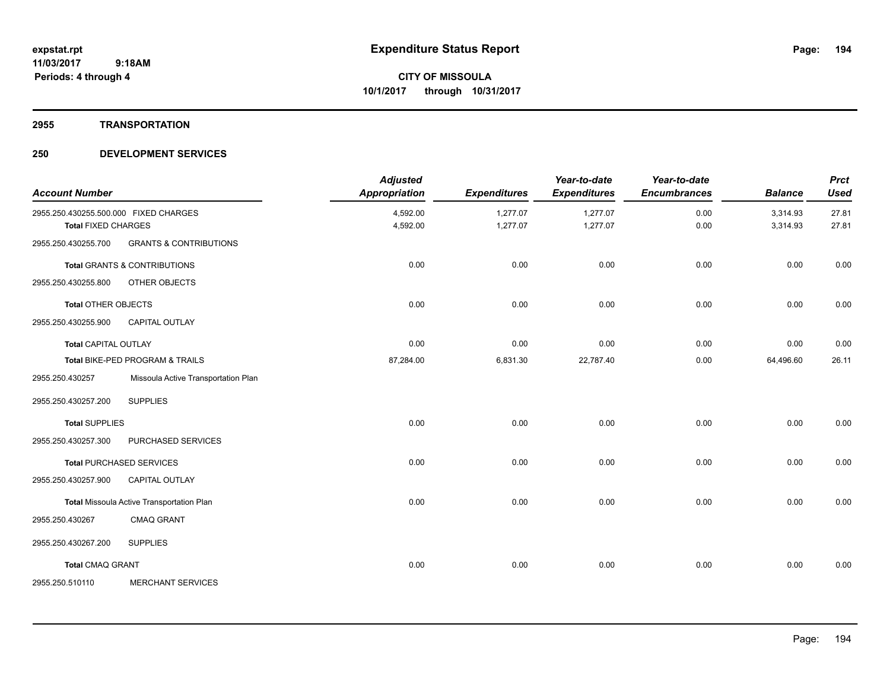**expstat.rpt**
**11/03/2017 9:18AM**
**Periods: 4 through 4**

# Expenditure Status Report

**CITY OF MISSOULA**
**10/1/2017 through 10/31/2017**

## 2955 TRANSPORTATION

## 250 DEVELOPMENT SERVICES

| Account Number | | Adjusted Appropriation | Expenditures | Year-to-date Expenditures | Year-to-date Encumbrances | Balance | Prct Used |
|---|---|---|---|---|---|---|---|
| 2955.250.430255.500.000 | FIXED CHARGES | 4,592.00 | 1,277.07 | 1,277.07 | 0.00 | 3,314.93 | 27.81 |
| **Total** FIXED CHARGES | | 4,592.00 | 1,277.07 | 1,277.07 | 0.00 | 3,314.93 | 27.81 |
| 2955.250.430255.700 | GRANTS & CONTRIBUTIONS | | | | | | |
| **Total** GRANTS & CONTRIBUTIONS | | 0.00 | 0.00 | 0.00 | 0.00 | 0.00 | 0.00 |
| 2955.250.430255.800 | OTHER OBJECTS | | | | | | |
| **Total** OTHER OBJECTS | | 0.00 | 0.00 | 0.00 | 0.00 | 0.00 | 0.00 |
| 2955.250.430255.900 | CAPITAL OUTLAY | | | | | | |
| **Total** CAPITAL OUTLAY | | 0.00 | 0.00 | 0.00 | 0.00 | 0.00 | 0.00 |
| **Total** BIKE-PED PROGRAM & TRAILS | | 87,284.00 | 6,831.30 | 22,787.40 | 0.00 | 64,496.60 | 26.11 |
| 2955.250.430257 | Missoula Active Transportation Plan | | | | | | |
| 2955.250.430257.200 | SUPPLIES | | | | | | |
| **Total** SUPPLIES | | 0.00 | 0.00 | 0.00 | 0.00 | 0.00 | 0.00 |
| 2955.250.430257.300 | PURCHASED SERVICES | | | | | | |
| **Total** PURCHASED SERVICES | | 0.00 | 0.00 | 0.00 | 0.00 | 0.00 | 0.00 |
| 2955.250.430257.900 | CAPITAL OUTLAY | | | | | | |
| **Total** Missoula Active Transportation Plan | | 0.00 | 0.00 | 0.00 | 0.00 | 0.00 | 0.00 |
| 2955.250.430267 | CMAQ GRANT | | | | | | |
| 2955.250.430267.200 | SUPPLIES | | | | | | |
| **Total** CMAQ GRANT | | 0.00 | 0.00 | 0.00 | 0.00 | 0.00 | 0.00 |
| 2955.250.510110 | MERCHANT SERVICES | | | | | | |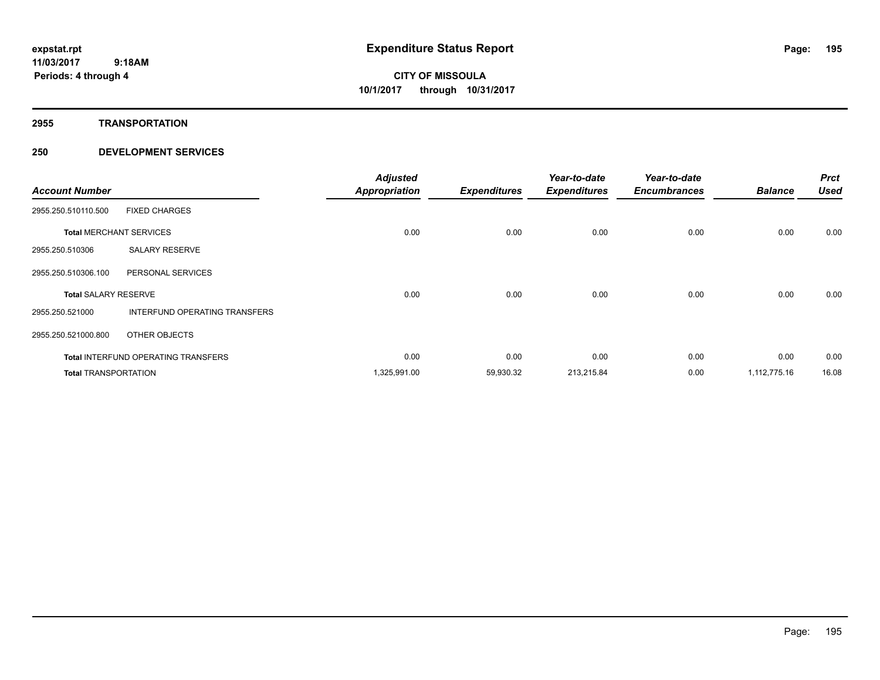expstat.rpt
11/03/2017 9:18AM
Periods: 4 through 4

# Expenditure Status Report

**CITY OF MISSOULA**
**10/1/2017 through 10/31/2017**

## 2955 TRANSPORTATION

## 250 DEVELOPMENT SERVICES

| Account Number | | Adjusted Appropriation | Expenditures | Year-to-date Expenditures | Year-to-date Encumbrances | Balance | Prct Used |
|---|---|---|---|---|---|---|---|
| 2955.250.510110.500 | FIXED CHARGES | | | | | | |
| **Total** MERCHANT SERVICES | | 0.00 | 0.00 | 0.00 | 0.00 | 0.00 | 0.00 |
| 2955.250.510306 | SALARY RESERVE | | | | | | |
| 2955.250.510306.100 | PERSONAL SERVICES | | | | | | |
| **Total** SALARY RESERVE | | 0.00 | 0.00 | 0.00 | 0.00 | 0.00 | 0.00 |
| 2955.250.521000 | INTERFUND OPERATING TRANSFERS | | | | | | |
| 2955.250.521000.800 | OTHER OBJECTS | | | | | | |
| **Total** INTERFUND OPERATING TRANSFERS | | 0.00 | 0.00 | 0.00 | 0.00 | 0.00 | 0.00 |
| **Total** TRANSPORTATION | | 1,325,991.00 | 59,930.32 | 213,215.84 | 0.00 | 1,112,775.16 | 16.08 |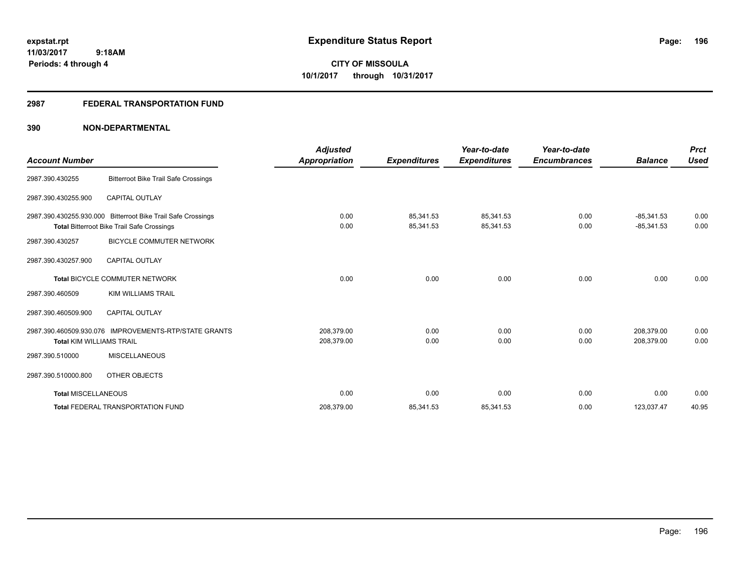**expstat.rpt**
**11/03/2017 9:18AM**
**Periods: 4 through 4**

# Expenditure Status Report

**CITY OF MISSOULA**
**10/1/2017 through 10/31/2017**

## 2987 FEDERAL TRANSPORTATION FUND

## 390 NON-DEPARTMENTAL

| Account Number | | Adjusted Appropriation | Expenditures | Year-to-date Expenditures | Year-to-date Encumbrances | Balance | Prct Used |
|---|---|---|---|---|---|---|---|
| 2987.390.430255 | Bitterroot Bike Trail Safe Crossings | | | | | | |
| 2987.390.430255.900 | CAPITAL OUTLAY | | | | | | |
| 2987.390.430255.930.000 | Bitterroot Bike Trail Safe Crossings | 0.00 | 85,341.53 | 85,341.53 | 0.00 | -85,341.53 | 0.00 |
| **Total** Bitterroot Bike Trail Safe Crossings | | 0.00 | 85,341.53 | 85,341.53 | 0.00 | -85,341.53 | 0.00 |
| 2987.390.430257 | BICYCLE COMMUTER NETWORK | | | | | | |
| 2987.390.430257.900 | CAPITAL OUTLAY | | | | | | |
| **Total** BICYCLE COMMUTER NETWORK | | 0.00 | 0.00 | 0.00 | 0.00 | 0.00 | 0.00 |
| 2987.390.460509 | KIM WILLIAMS TRAIL | | | | | | |
| 2987.390.460509.900 | CAPITAL OUTLAY | | | | | | |
| 2987.390.460509.930.076 | IMPROVEMENTS-RTP/STATE GRANTS | 208,379.00 | 0.00 | 0.00 | 0.00 | 208,379.00 | 0.00 |
| **Total** KIM WILLIAMS TRAIL | | 208,379.00 | 0.00 | 0.00 | 0.00 | 208,379.00 | 0.00 |
| 2987.390.510000 | MISCELLANEOUS | | | | | | |
| 2987.390.510000.800 | OTHER OBJECTS | | | | | | |
| **Total** MISCELLANEOUS | | 0.00 | 0.00 | 0.00 | 0.00 | 0.00 | 0.00 |
| **Total** FEDERAL TRANSPORTATION FUND | | 208,379.00 | 85,341.53 | 85,341.53 | 0.00 | 123,037.47 | 40.95 |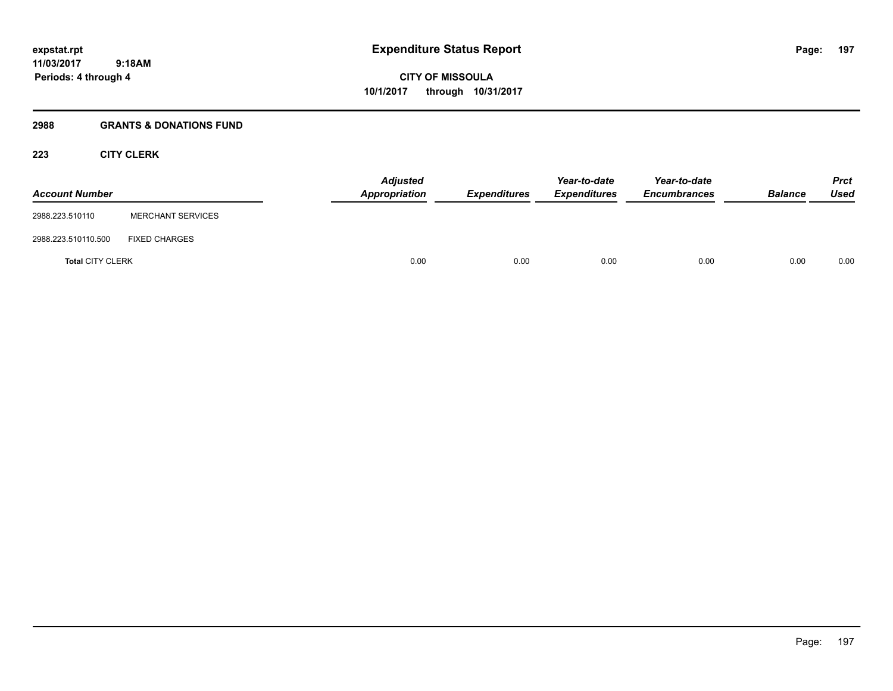# Expenditure Status Report

expstat.rpt
11/03/2017 9:18AM
Periods: 4 through 4

**CITY OF MISSOULA**
**10/1/2017 through 10/31/2017**

## 2988 GRANTS & DONATIONS FUND

### 223 CITY CLERK

| Account Number | | Adjusted Appropriation | Expenditures | Year-to-date Expenditures | Year-to-date Encumbrances | Balance | Prct Used |
|---|---|---|---|---|---|---|---|
| 2988.223.510110 | MERCHANT SERVICES | | | | | | |
| 2988.223.510110.500 | FIXED CHARGES | | | | | | |
| **Total** CITY CLERK | | 0.00 | 0.00 | 0.00 | 0.00 | 0.00 | 0.00 |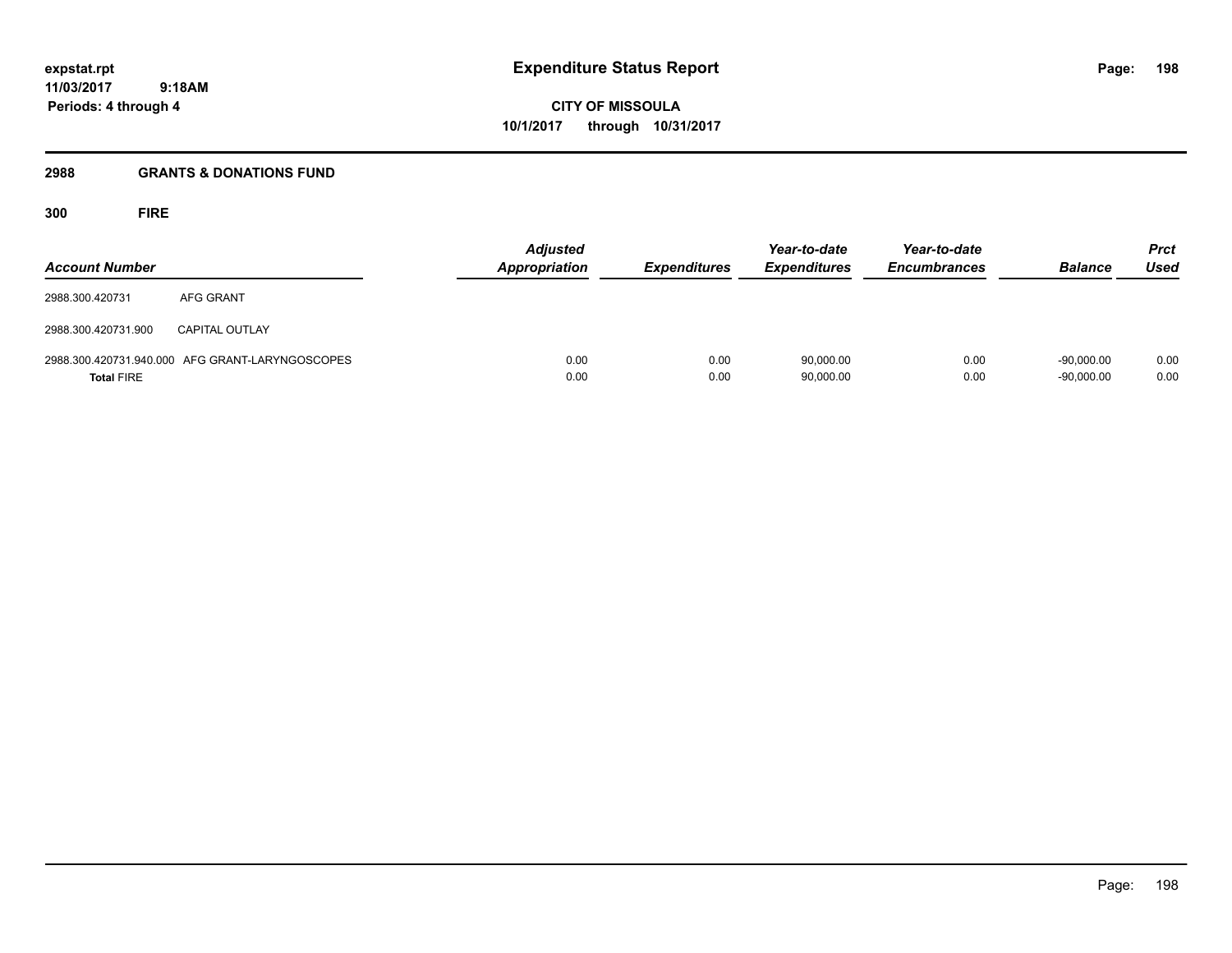expstat.rpt
11/03/2017 9:18AM
Periods: 4 through 4

# Expenditure Status Report

**CITY OF MISSOULA**
**10/1/2017 through 10/31/2017**

## 2988 GRANTS & DONATIONS FUND

### 300 FIRE

| Account Number | | Adjusted Appropriation | Expenditures | Year-to-date Expenditures | Year-to-date Encumbrances | Balance | Prct Used |
|---|---|---|---|---|---|---|---|
| 2988.300.420731 | AFG GRANT | | | | | | |
| 2988.300.420731.900 | CAPITAL OUTLAY | | | | | | |
| 2988.300.420731.940.000 | AFG GRANT-LARYNGOSCOPES | 0.00 | 0.00 | 90,000.00 | 0.00 | -90,000.00 | 0.00 |
| **Total** FIRE | | 0.00 | 0.00 | 90,000.00 | 0.00 | -90,000.00 | 0.00 |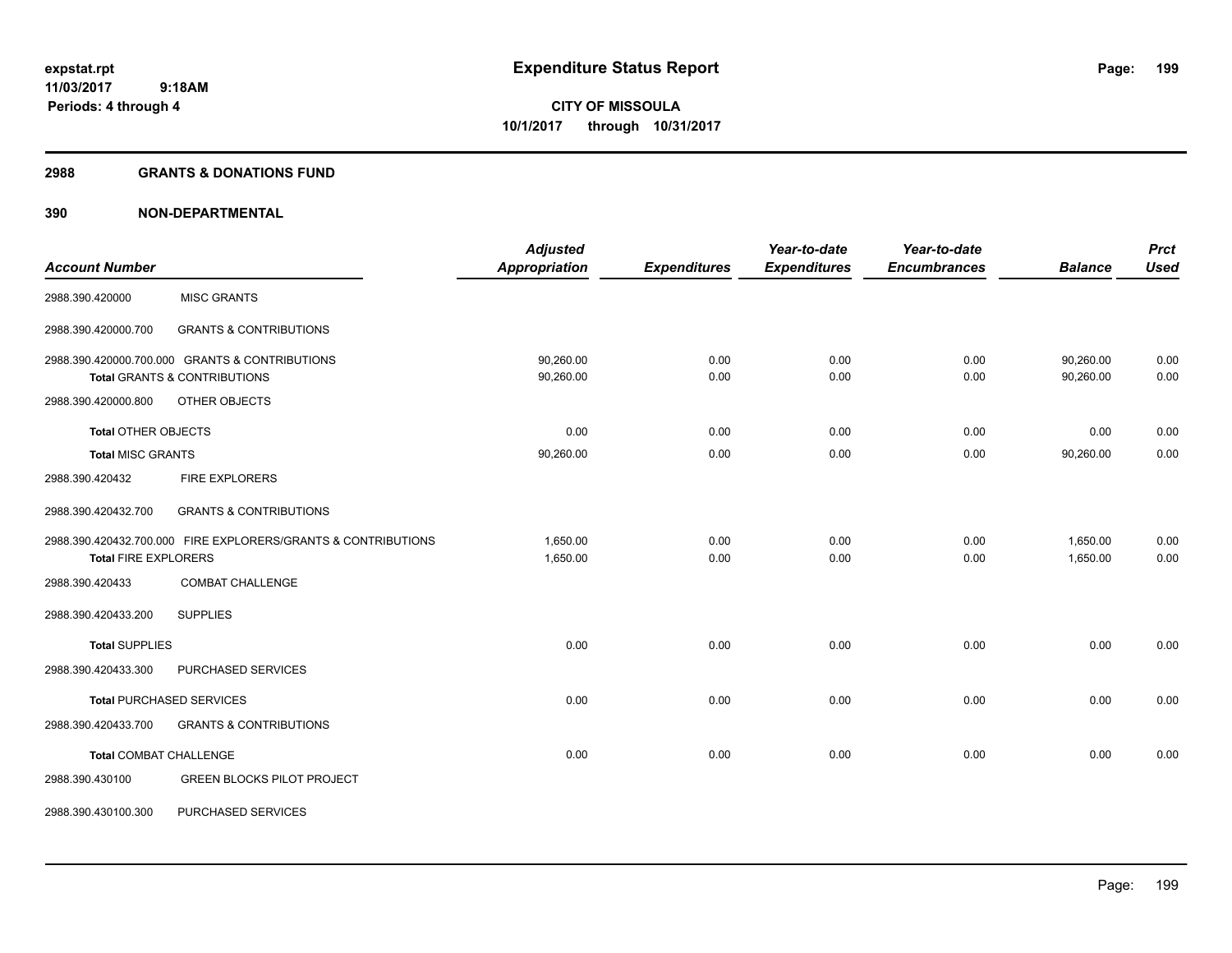expstat.rpt
11/03/2017 9:18AM
Periods: 4 through 4

# Expenditure Status Report

CITY OF MISSOULA
10/1/2017 through 10/31/2017

## 2988 GRANTS & DONATIONS FUND

## 390 NON-DEPARTMENTAL

| Account Number | | Adjusted Appropriation | Expenditures | Year-to-date Expenditures | Year-to-date Encumbrances | Balance | Prct Used |
|---|---|---|---|---|---|---|---|
| 2988.390.420000 | MISC GRANTS | | | | | | |
| 2988.390.420000.700 | GRANTS & CONTRIBUTIONS | | | | | | |
| 2988.390.420000.700.000 GRANTS & CONTRIBUTIONS | | 90,260.00 | 0.00 | 0.00 | 0.00 | 90,260.00 | 0.00 |
| **Total** GRANTS & CONTRIBUTIONS | | 90,260.00 | 0.00 | 0.00 | 0.00 | 90,260.00 | 0.00 |
| 2988.390.420000.800 | OTHER OBJECTS | | | | | | |
| **Total** OTHER OBJECTS | | 0.00 | 0.00 | 0.00 | 0.00 | 0.00 | 0.00 |
| **Total** MISC GRANTS | | 90,260.00 | 0.00 | 0.00 | 0.00 | 90,260.00 | 0.00 |
| 2988.390.420432 | FIRE EXPLORERS | | | | | | |
| 2988.390.420432.700 | GRANTS & CONTRIBUTIONS | | | | | | |
| 2988.390.420432.700.000 FIRE EXPLORERS/GRANTS & CONTRIBUTIONS | | 1,650.00 | 0.00 | 0.00 | 0.00 | 1,650.00 | 0.00 |
| **Total** FIRE EXPLORERS | | 1,650.00 | 0.00 | 0.00 | 0.00 | 1,650.00 | 0.00 |
| 2988.390.420433 | COMBAT CHALLENGE | | | | | | |
| 2988.390.420433.200 | SUPPLIES | | | | | | |
| **Total** SUPPLIES | | 0.00 | 0.00 | 0.00 | 0.00 | 0.00 | 0.00 |
| 2988.390.420433.300 | PURCHASED SERVICES | | | | | | |
| **Total** PURCHASED SERVICES | | 0.00 | 0.00 | 0.00 | 0.00 | 0.00 | 0.00 |
| 2988.390.420433.700 | GRANTS & CONTRIBUTIONS | | | | | | |
| **Total** COMBAT CHALLENGE | | 0.00 | 0.00 | 0.00 | 0.00 | 0.00 | 0.00 |
| 2988.390.430100 | GREEN BLOCKS PILOT PROJECT | | | | | | |
| 2988.390.430100.300 | PURCHASED SERVICES | | | | | | |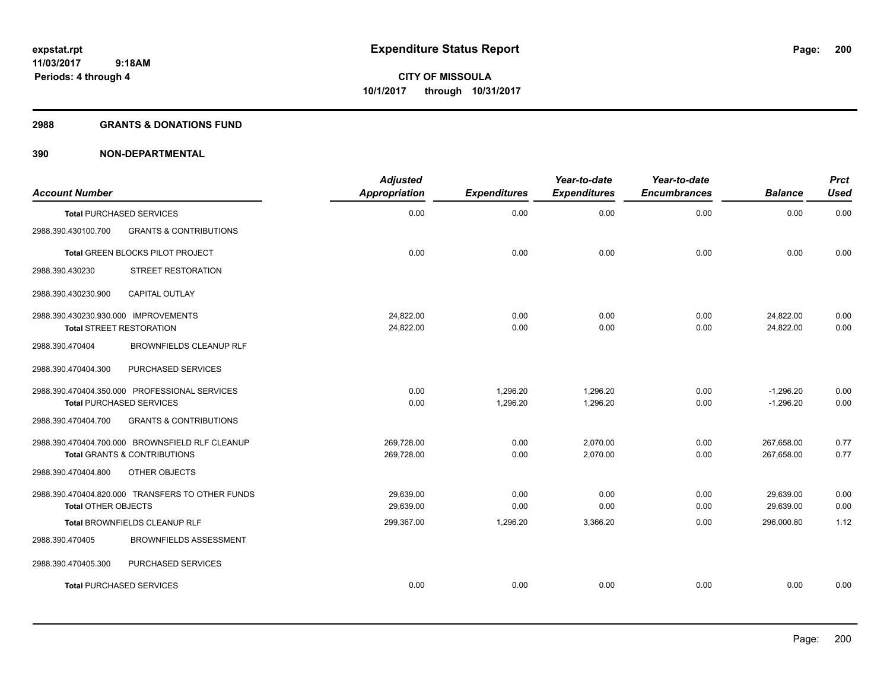# Expenditure Status Report

expstat.rpt
11/03/2017 9:18AM
Periods: 4 through 4

**CITY OF MISSOULA**
**10/1/2017 through 10/31/2017**

## 2988 GRANTS & DONATIONS FUND

## 390 NON-DEPARTMENTAL

| Account Number | | Adjusted Appropriation | Expenditures | Year-to-date Expenditures | Year-to-date Encumbrances | Balance | Prct Used |
|---|---|---|---|---|---|---|---|
| **Total** PURCHASED SERVICES | | 0.00 | 0.00 | 0.00 | 0.00 | 0.00 | 0.00 |
| 2988.390.430100.700 | GRANTS & CONTRIBUTIONS | | | | | | |
| **Total** GREEN BLOCKS PILOT PROJECT | | 0.00 | 0.00 | 0.00 | 0.00 | 0.00 | 0.00 |
| 2988.390.430230 | STREET RESTORATION | | | | | | |
| 2988.390.430230.900 | CAPITAL OUTLAY | | | | | | |
| 2988.390.430230.930.000 | IMPROVEMENTS | 24,822.00 | 0.00 | 0.00 | 0.00 | 24,822.00 | 0.00 |
| **Total** STREET RESTORATION | | 24,822.00 | 0.00 | 0.00 | 0.00 | 24,822.00 | 0.00 |
| 2988.390.470404 | BROWNFIELDS CLEANUP RLF | | | | | | |
| 2988.390.470404.300 | PURCHASED SERVICES | | | | | | |
| 2988.390.470404.350.000 | PROFESSIONAL SERVICES | 0.00 | 1,296.20 | 1,296.20 | 0.00 | -1,296.20 | 0.00 |
| **Total** PURCHASED SERVICES | | 0.00 | 1,296.20 | 1,296.20 | 0.00 | -1,296.20 | 0.00 |
| 2988.390.470404.700 | GRANTS & CONTRIBUTIONS | | | | | | |
| 2988.390.470404.700.000 | BROWNSFIELD RLF CLEANUP | 269,728.00 | 0.00 | 2,070.00 | 0.00 | 267,658.00 | 0.77 |
| **Total** GRANTS & CONTRIBUTIONS | | 269,728.00 | 0.00 | 2,070.00 | 0.00 | 267,658.00 | 0.77 |
| 2988.390.470404.800 | OTHER OBJECTS | | | | | | |
| 2988.390.470404.820.000 | TRANSFERS TO OTHER FUNDS | 29,639.00 | 0.00 | 0.00 | 0.00 | 29,639.00 | 0.00 |
| **Total** OTHER OBJECTS | | 29,639.00 | 0.00 | 0.00 | 0.00 | 29,639.00 | 0.00 |
| **Total** BROWNFIELDS CLEANUP RLF | | 299,367.00 | 1,296.20 | 3,366.20 | 0.00 | 296,000.80 | 1.12 |
| 2988.390.470405 | BROWNFIELDS ASSESSMENT | | | | | | |
| 2988.390.470405.300 | PURCHASED SERVICES | | | | | | |
| **Total** PURCHASED SERVICES | | 0.00 | 0.00 | 0.00 | 0.00 | 0.00 | 0.00 |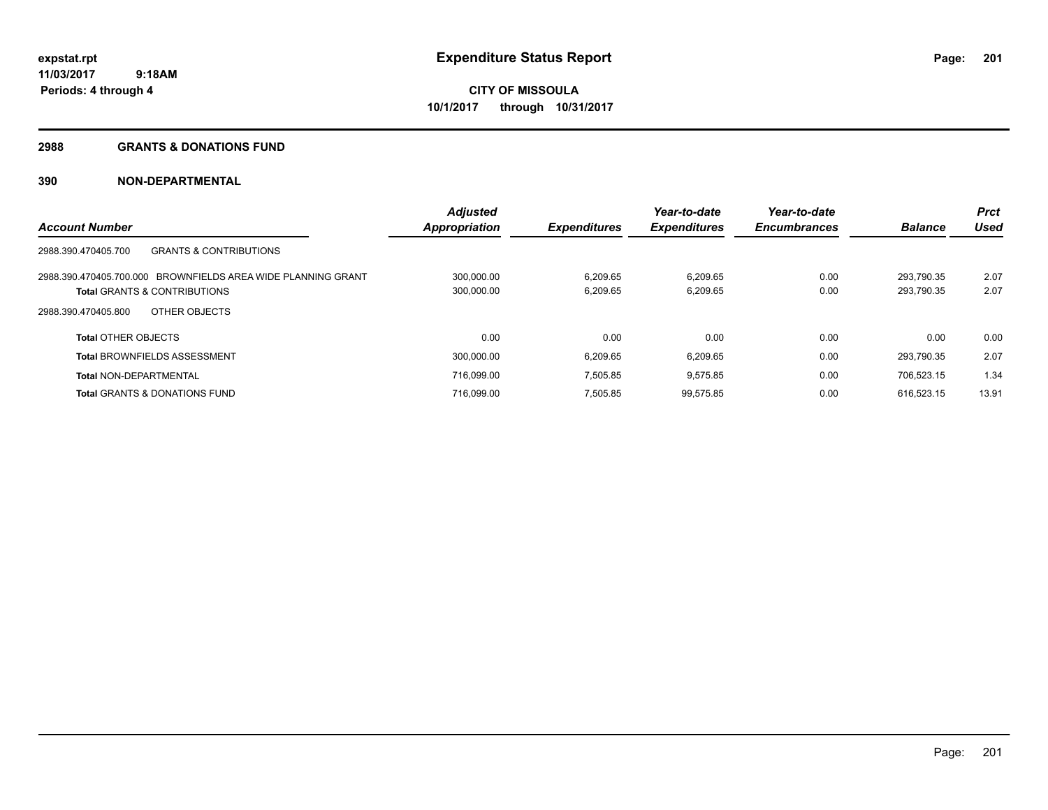expstat.rpt
11/03/2017 9:18AM
Periods: 4 through 4

# Expenditure Status Report

**CITY OF MISSOULA**
**10/1/2017 through 10/31/2017**

## 2988 GRANTS & DONATIONS FUND

## 390 NON-DEPARTMENTAL

| Account Number | Adjusted Appropriation | Expenditures | Year-to-date Expenditures | Year-to-date Encumbrances | Balance | Prct Used |
|---|---|---|---|---|---|---|
| 2988.390.470405.700 GRANTS & CONTRIBUTIONS | | | | | | |
| 2988.390.470405.700.000 BROWNFIELDS AREA WIDE PLANNING GRANT | 300,000.00 | 6,209.65 | 6,209.65 | 0.00 | 293,790.35 | 2.07 |
| **Total** GRANTS & CONTRIBUTIONS | 300,000.00 | 6,209.65 | 6,209.65 | 0.00 | 293,790.35 | 2.07 |
| 2988.390.470405.800 OTHER OBJECTS | | | | | | |
| **Total** OTHER OBJECTS | 0.00 | 0.00 | 0.00 | 0.00 | 0.00 | 0.00 |
| **Total** BROWNFIELDS ASSESSMENT | 300,000.00 | 6,209.65 | 6,209.65 | 0.00 | 293,790.35 | 2.07 |
| **Total** NON-DEPARTMENTAL | 716,099.00 | 7,505.85 | 9,575.85 | 0.00 | 706,523.15 | 1.34 |
| **Total** GRANTS & DONATIONS FUND | 716,099.00 | 7,505.85 | 99,575.85 | 0.00 | 616,523.15 | 13.91 |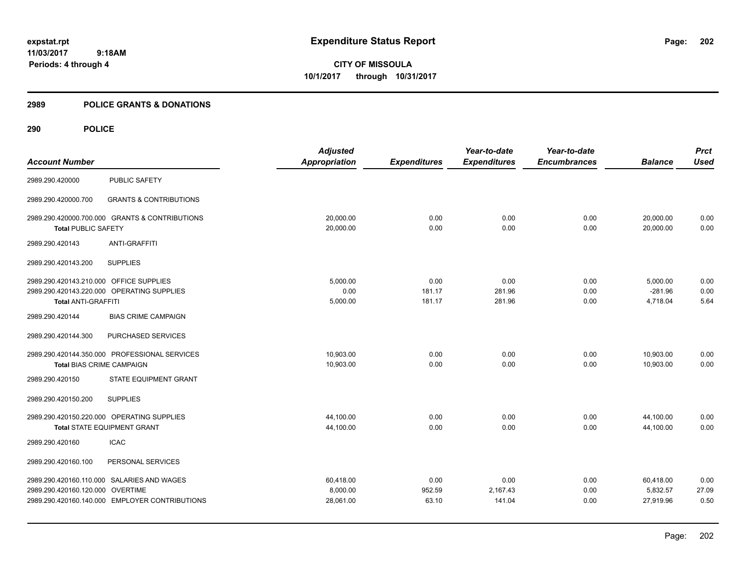# Expenditure Status Report

**CITY OF MISSOULA**
**10/1/2017 through 10/31/2017**

expstat.rpt
11/03/2017 9:18AM
Periods: 4 through 4

## 2989 POLICE GRANTS & DONATIONS

### 290 POLICE

| Account Number | | Adjusted Appropriation | Expenditures | Year-to-date Expenditures | Year-to-date Encumbrances | Balance | Prct Used |
|---|---|---|---|---|---|---|---|
| 2989.290.420000 | PUBLIC SAFETY | | | | | | |
| 2989.290.420000.700 | GRANTS & CONTRIBUTIONS | | | | | | |
| 2989.290.420000.700.000 | GRANTS & CONTRIBUTIONS | 20,000.00 | 0.00 | 0.00 | 0.00 | 20,000.00 | 0.00 |
| **Total** PUBLIC SAFETY | | 20,000.00 | 0.00 | 0.00 | 0.00 | 20,000.00 | 0.00 |
| 2989.290.420143 | ANTI-GRAFFITI | | | | | | |
| 2989.290.420143.200 | SUPPLIES | | | | | | |
| 2989.290.420143.210.000 | OFFICE SUPPLIES | 5,000.00 | 0.00 | 0.00 | 0.00 | 5,000.00 | 0.00 |
| 2989.290.420143.220.000 | OPERATING SUPPLIES | 0.00 | 181.17 | 281.96 | 0.00 | -281.96 | 0.00 |
| **Total** ANTI-GRAFFITI | | 5,000.00 | 181.17 | 281.96 | 0.00 | 4,718.04 | 5.64 |
| 2989.290.420144 | BIAS CRIME CAMPAIGN | | | | | | |
| 2989.290.420144.300 | PURCHASED SERVICES | | | | | | |
| 2989.290.420144.350.000 | PROFESSIONAL SERVICES | 10,903.00 | 0.00 | 0.00 | 0.00 | 10,903.00 | 0.00 |
| **Total** BIAS CRIME CAMPAIGN | | 10,903.00 | 0.00 | 0.00 | 0.00 | 10,903.00 | 0.00 |
| 2989.290.420150 | STATE EQUIPMENT GRANT | | | | | | |
| 2989.290.420150.200 | SUPPLIES | | | | | | |
| 2989.290.420150.220.000 | OPERATING SUPPLIES | 44,100.00 | 0.00 | 0.00 | 0.00 | 44,100.00 | 0.00 |
| **Total** STATE EQUIPMENT GRANT | | 44,100.00 | 0.00 | 0.00 | 0.00 | 44,100.00 | 0.00 |
| 2989.290.420160 | ICAC | | | | | | |
| 2989.290.420160.100 | PERSONAL SERVICES | | | | | | |
| 2989.290.420160.110.000 | SALARIES AND WAGES | 60,418.00 | 0.00 | 0.00 | 0.00 | 60,418.00 | 0.00 |
| 2989.290.420160.120.000 | OVERTIME | 8,000.00 | 952.59 | 2,167.43 | 0.00 | 5,832.57 | 27.09 |
| 2989.290.420160.140.000 | EMPLOYER CONTRIBUTIONS | 28,061.00 | 63.10 | 141.04 | 0.00 | 27,919.96 | 0.50 |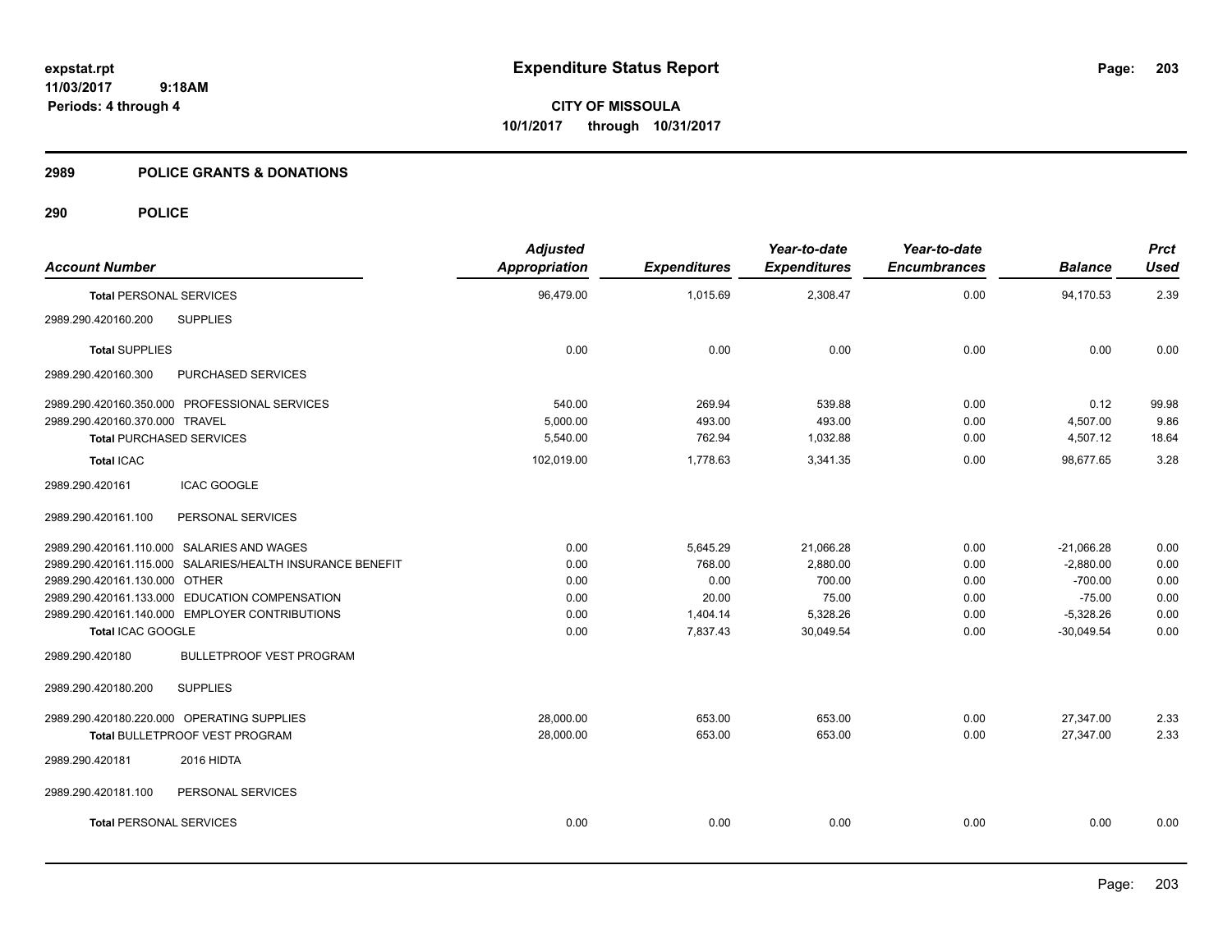# Expenditure Status Report

**CITY OF MISSOULA**
**10/1/2017 through 10/31/2017**

expstat.rpt
11/03/2017 9:18AM
Periods: 4 through 4

## 2989 POLICE GRANTS & DONATIONS

## 290 POLICE

| Account Number | Adjusted Appropriation | Expenditures | Year-to-date Expenditures | Year-to-date Encumbrances | Balance | Prct Used |
|---|---|---|---|---|---|---|
| **Total** PERSONAL SERVICES | 96,479.00 | 1,015.69 | 2,308.47 | 0.00 | 94,170.53 | 2.39 |
| 2989.290.420160.200 SUPPLIES | | | | | | |
| **Total** SUPPLIES | 0.00 | 0.00 | 0.00 | 0.00 | 0.00 | 0.00 |
| 2989.290.420160.300 PURCHASED SERVICES | | | | | | |
| 2989.290.420160.350.000 PROFESSIONAL SERVICES | 540.00 | 269.94 | 539.88 | 0.00 | 0.12 | 99.98 |
| 2989.290.420160.370.000 TRAVEL | 5,000.00 | 493.00 | 493.00 | 0.00 | 4,507.00 | 9.86 |
| **Total** PURCHASED SERVICES | 5,540.00 | 762.94 | 1,032.88 | 0.00 | 4,507.12 | 18.64 |
| **Total** ICAC | 102,019.00 | 1,778.63 | 3,341.35 | 0.00 | 98,677.65 | 3.28 |
| 2989.290.420161 ICAC GOOGLE | | | | | | |
| 2989.290.420161.100 PERSONAL SERVICES | | | | | | |
| 2989.290.420161.110.000 SALARIES AND WAGES | 0.00 | 5,645.29 | 21,066.28 | 0.00 | -21,066.28 | 0.00 |
| 2989.290.420161.115.000 SALARIES/HEALTH INSURANCE BENEFIT | 0.00 | 768.00 | 2,880.00 | 0.00 | -2,880.00 | 0.00 |
| 2989.290.420161.130.000 OTHER | 0.00 | 0.00 | 700.00 | 0.00 | -700.00 | 0.00 |
| 2989.290.420161.133.000 EDUCATION COMPENSATION | 0.00 | 20.00 | 75.00 | 0.00 | -75.00 | 0.00 |
| 2989.290.420161.140.000 EMPLOYER CONTRIBUTIONS | 0.00 | 1,404.14 | 5,328.26 | 0.00 | -5,328.26 | 0.00 |
| **Total** ICAC GOOGLE | 0.00 | 7,837.43 | 30,049.54 | 0.00 | -30,049.54 | 0.00 |
| 2989.290.420180 BULLETPROOF VEST PROGRAM | | | | | | |
| 2989.290.420180.200 SUPPLIES | | | | | | |
| 2989.290.420180.220.000 OPERATING SUPPLIES | 28,000.00 | 653.00 | 653.00 | 0.00 | 27,347.00 | 2.33 |
| **Total** BULLETPROOF VEST PROGRAM | 28,000.00 | 653.00 | 653.00 | 0.00 | 27,347.00 | 2.33 |
| 2989.290.420181 2016 HIDTA | | | | | | |
| 2989.290.420181.100 PERSONAL SERVICES | | | | | | |
| **Total** PERSONAL SERVICES | 0.00 | 0.00 | 0.00 | 0.00 | 0.00 | 0.00 |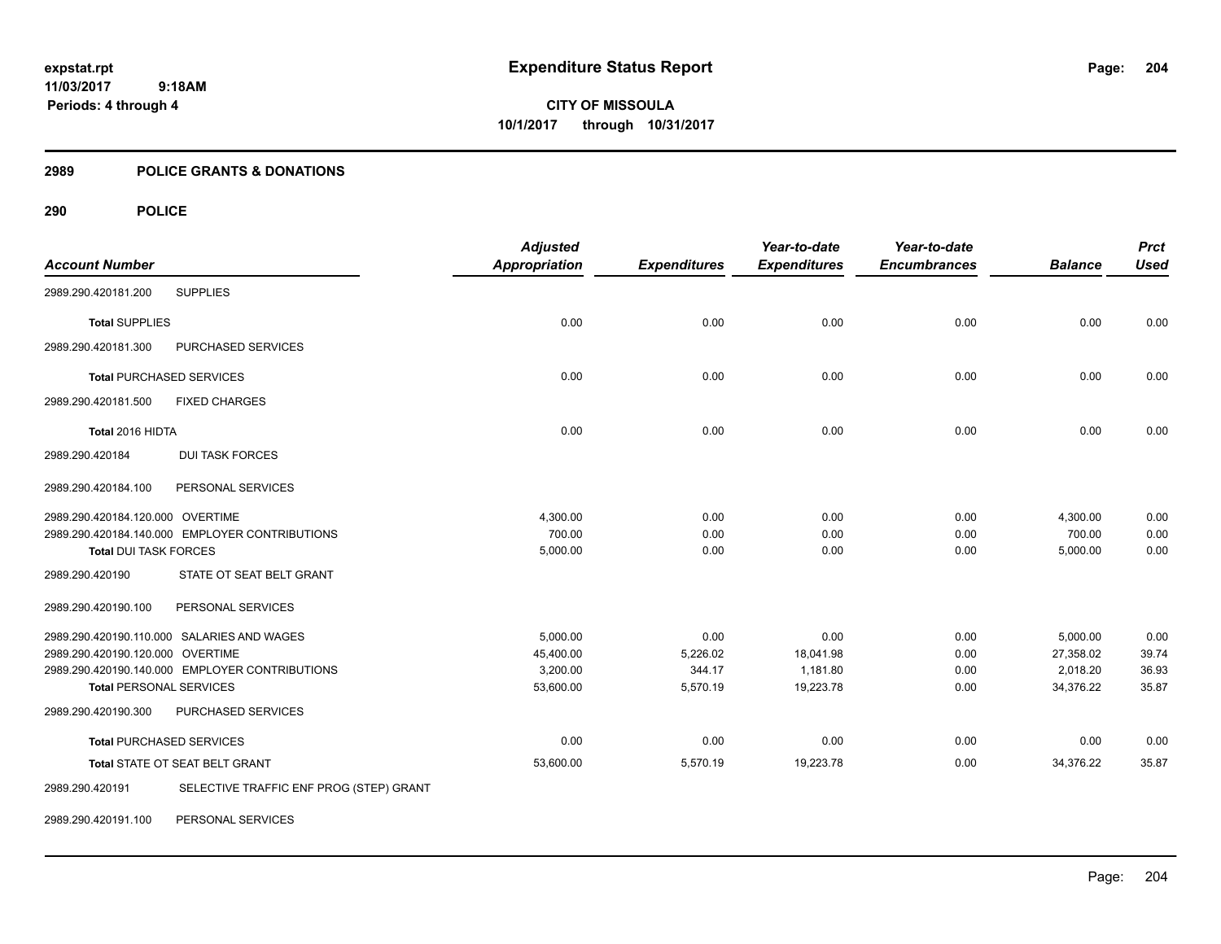# Expenditure Status Report

**CITY OF MISSOULA**
**10/1/2017 through 10/31/2017**

expstat.rpt
11/03/2017 9:18AM
Periods: 4 through 4

## 2989 POLICE GRANTS & DONATIONS

## 290 POLICE

| Account Number | | Adjusted Appropriation | Expenditures | Year-to-date Expenditures | Year-to-date Encumbrances | Balance | Prct Used |
|---|---|---|---|---|---|---|---|
| 2989.290.420181.200 | SUPPLIES | | | | | | |
| Total SUPPLIES | | 0.00 | 0.00 | 0.00 | 0.00 | 0.00 | 0.00 |
| 2989.290.420181.300 | PURCHASED SERVICES | | | | | | |
| Total PURCHASED SERVICES | | 0.00 | 0.00 | 0.00 | 0.00 | 0.00 | 0.00 |
| 2989.290.420181.500 | FIXED CHARGES | | | | | | |
| Total 2016 HIDTA | | 0.00 | 0.00 | 0.00 | 0.00 | 0.00 | 0.00 |
| 2989.290.420184 | DUI TASK FORCES | | | | | | |
| 2989.290.420184.100 | PERSONAL SERVICES | | | | | | |
| 2989.290.420184.120.000 | OVERTIME | 4,300.00 | 0.00 | 0.00 | 0.00 | 4,300.00 | 0.00 |
| 2989.290.420184.140.000 | EMPLOYER CONTRIBUTIONS | 700.00 | 0.00 | 0.00 | 0.00 | 700.00 | 0.00 |
| Total DUI TASK FORCES | | 5,000.00 | 0.00 | 0.00 | 0.00 | 5,000.00 | 0.00 |
| 2989.290.420190 | STATE OT SEAT BELT GRANT | | | | | | |
| 2989.290.420190.100 | PERSONAL SERVICES | | | | | | |
| 2989.290.420190.110.000 | SALARIES AND WAGES | 5,000.00 | 0.00 | 0.00 | 0.00 | 5,000.00 | 0.00 |
| 2989.290.420190.120.000 | OVERTIME | 45,400.00 | 5,226.02 | 18,041.98 | 0.00 | 27,358.02 | 39.74 |
| 2989.290.420190.140.000 | EMPLOYER CONTRIBUTIONS | 3,200.00 | 344.17 | 1,181.80 | 0.00 | 2,018.20 | 36.93 |
| Total PERSONAL SERVICES | | 53,600.00 | 5,570.19 | 19,223.78 | 0.00 | 34,376.22 | 35.87 |
| 2989.290.420190.300 | PURCHASED SERVICES | | | | | | |
| Total PURCHASED SERVICES | | 0.00 | 0.00 | 0.00 | 0.00 | 0.00 | 0.00 |
| Total STATE OT SEAT BELT GRANT | | 53,600.00 | 5,570.19 | 19,223.78 | 0.00 | 34,376.22 | 35.87 |
| 2989.290.420191 | SELECTIVE TRAFFIC ENF PROG (STEP) GRANT | | | | | | |
| 2989.290.420191.100 | PERSONAL SERVICES | | | | | | |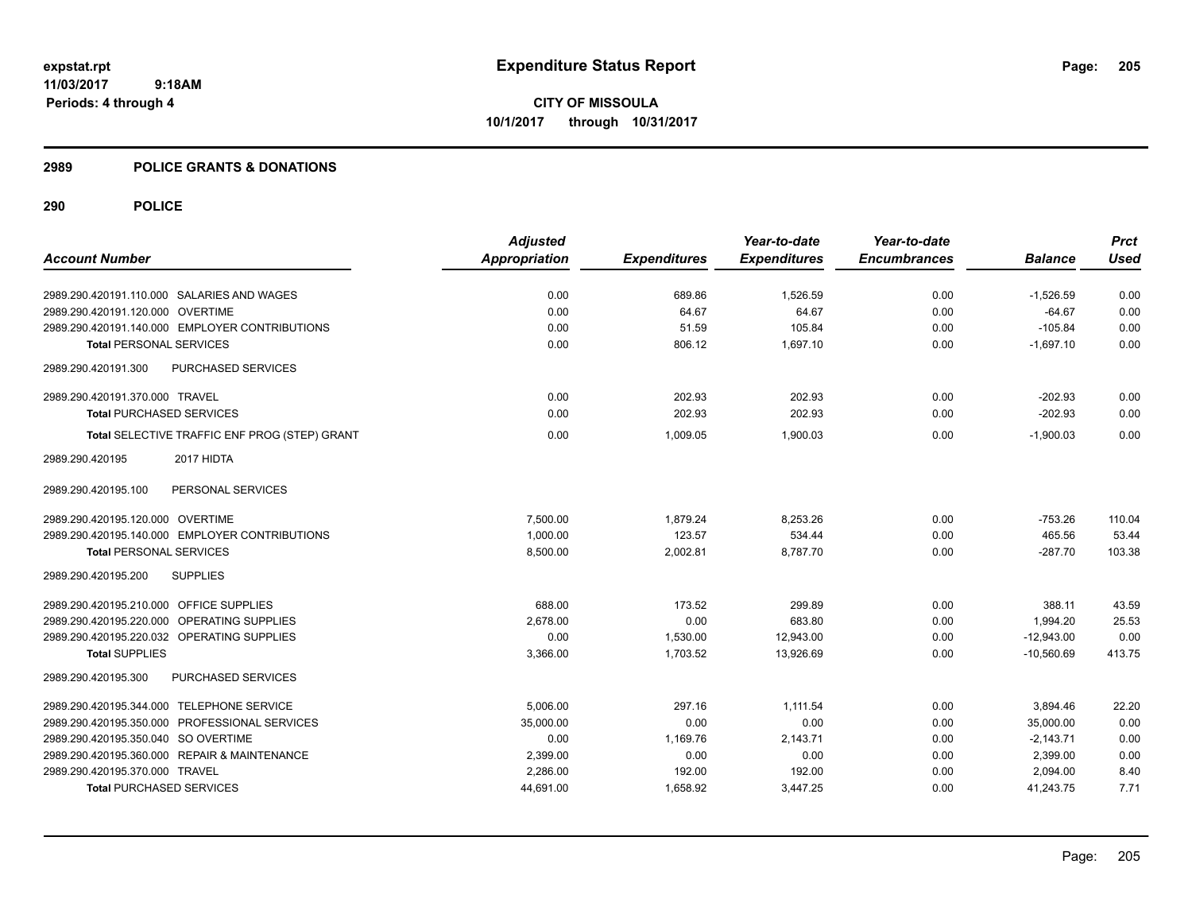# Expenditure Status Report

**CITY OF MISSOULA**
**10/1/2017 through 10/31/2017**

expstat.rpt
11/03/2017 9:18AM
Periods: 4 through 4

## 2989 POLICE GRANTS & DONATIONS

## 290 POLICE

| Account Number | Adjusted Appropriation | Expenditures | Year-to-date Expenditures | Year-to-date Encumbrances | Balance | Prct Used |
|---|---|---|---|---|---|---|
| 2989.290.420191.110.000 SALARIES AND WAGES | 0.00 | 689.86 | 1,526.59 | 0.00 | -1,526.59 | 0.00 |
| 2989.290.420191.120.000 OVERTIME | 0.00 | 64.67 | 64.67 | 0.00 | -64.67 | 0.00 |
| 2989.290.420191.140.000 EMPLOYER CONTRIBUTIONS | 0.00 | 51.59 | 105.84 | 0.00 | -105.84 | 0.00 |
| **Total** PERSONAL SERVICES | 0.00 | 806.12 | 1,697.10 | 0.00 | -1,697.10 | 0.00 |
| 2989.290.420191.300 PURCHASED SERVICES | | | | | | |
| 2989.290.420191.370.000 TRAVEL | 0.00 | 202.93 | 202.93 | 0.00 | -202.93 | 0.00 |
| **Total** PURCHASED SERVICES | 0.00 | 202.93 | 202.93 | 0.00 | -202.93 | 0.00 |
| **Total** SELECTIVE TRAFFIC ENF PROG (STEP) GRANT | 0.00 | 1,009.05 | 1,900.03 | 0.00 | -1,900.03 | 0.00 |
| 2989.290.420195 2017 HIDTA | | | | | | |
| 2989.290.420195.100 PERSONAL SERVICES | | | | | | |
| 2989.290.420195.120.000 OVERTIME | 7,500.00 | 1,879.24 | 8,253.26 | 0.00 | -753.26 | 110.04 |
| 2989.290.420195.140.000 EMPLOYER CONTRIBUTIONS | 1,000.00 | 123.57 | 534.44 | 0.00 | 465.56 | 53.44 |
| **Total** PERSONAL SERVICES | 8,500.00 | 2,002.81 | 8,787.70 | 0.00 | -287.70 | 103.38 |
| 2989.290.420195.200 SUPPLIES | | | | | | |
| 2989.290.420195.210.000 OFFICE SUPPLIES | 688.00 | 173.52 | 299.89 | 0.00 | 388.11 | 43.59 |
| 2989.290.420195.220.000 OPERATING SUPPLIES | 2,678.00 | 0.00 | 683.80 | 0.00 | 1,994.20 | 25.53 |
| 2989.290.420195.220.032 OPERATING SUPPLIES | 0.00 | 1,530.00 | 12,943.00 | 0.00 | -12,943.00 | 0.00 |
| **Total** SUPPLIES | 3,366.00 | 1,703.52 | 13,926.69 | 0.00 | -10,560.69 | 413.75 |
| 2989.290.420195.300 PURCHASED SERVICES | | | | | | |
| 2989.290.420195.344.000 TELEPHONE SERVICE | 5,006.00 | 297.16 | 1,111.54 | 0.00 | 3,894.46 | 22.20 |
| 2989.290.420195.350.000 PROFESSIONAL SERVICES | 35,000.00 | 0.00 | 0.00 | 0.00 | 35,000.00 | 0.00 |
| 2989.290.420195.350.040 SO OVERTIME | 0.00 | 1,169.76 | 2,143.71 | 0.00 | -2,143.71 | 0.00 |
| 2989.290.420195.360.000 REPAIR & MAINTENANCE | 2,399.00 | 0.00 | 0.00 | 0.00 | 2,399.00 | 0.00 |
| 2989.290.420195.370.000 TRAVEL | 2,286.00 | 192.00 | 192.00 | 0.00 | 2,094.00 | 8.40 |
| **Total** PURCHASED SERVICES | 44,691.00 | 1,658.92 | 3,447.25 | 0.00 | 41,243.75 | 7.71 |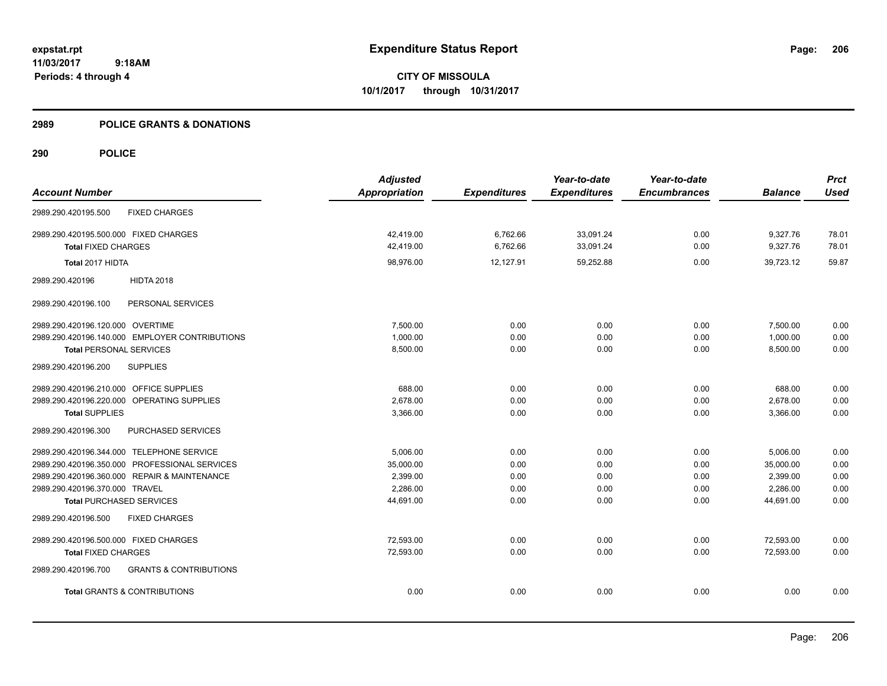# Expenditure Status Report

**expstat.rpt**
**11/03/2017 9:18AM**
**Periods: 4 through 4**

**CITY OF MISSOULA**
**10/1/2017 through 10/31/2017**

## 2989 POLICE GRANTS & DONATIONS

## 290 POLICE

| Account Number | | Adjusted Appropriation | Expenditures | Year-to-date Expenditures | Year-to-date Encumbrances | Balance | Prct Used |
|---|---|---|---|---|---|---|---|
| 2989.290.420195.500 | FIXED CHARGES | | | | | | |
| 2989.290.420195.500.000 | FIXED CHARGES | 42,419.00 | 6,762.66 | 33,091.24 | 0.00 | 9,327.76 | 78.01 |
| **Total** FIXED CHARGES | | 42,419.00 | 6,762.66 | 33,091.24 | 0.00 | 9,327.76 | 78.01 |
| **Total 2017 HIDTA** | | 98,976.00 | 12,127.91 | 59,252.88 | 0.00 | 39,723.12 | 59.87 |
| 2989.290.420196 | HIDTA 2018 | | | | | | |
| 2989.290.420196.100 | PERSONAL SERVICES | | | | | | |
| 2989.290.420196.120.000 | OVERTIME | 7,500.00 | 0.00 | 0.00 | 0.00 | 7,500.00 | 0.00 |
| 2989.290.420196.140.000 | EMPLOYER CONTRIBUTIONS | 1,000.00 | 0.00 | 0.00 | 0.00 | 1,000.00 | 0.00 |
| **Total** PERSONAL SERVICES | | 8,500.00 | 0.00 | 0.00 | 0.00 | 8,500.00 | 0.00 |
| 2989.290.420196.200 | SUPPLIES | | | | | | |
| 2989.290.420196.210.000 | OFFICE SUPPLIES | 688.00 | 0.00 | 0.00 | 0.00 | 688.00 | 0.00 |
| 2989.290.420196.220.000 | OPERATING SUPPLIES | 2,678.00 | 0.00 | 0.00 | 0.00 | 2,678.00 | 0.00 |
| **Total** SUPPLIES | | 3,366.00 | 0.00 | 0.00 | 0.00 | 3,366.00 | 0.00 |
| 2989.290.420196.300 | PURCHASED SERVICES | | | | | | |
| 2989.290.420196.344.000 | TELEPHONE SERVICE | 5,006.00 | 0.00 | 0.00 | 0.00 | 5,006.00 | 0.00 |
| 2989.290.420196.350.000 | PROFESSIONAL SERVICES | 35,000.00 | 0.00 | 0.00 | 0.00 | 35,000.00 | 0.00 |
| 2989.290.420196.360.000 | REPAIR & MAINTENANCE | 2,399.00 | 0.00 | 0.00 | 0.00 | 2,399.00 | 0.00 |
| 2989.290.420196.370.000 | TRAVEL | 2,286.00 | 0.00 | 0.00 | 0.00 | 2,286.00 | 0.00 |
| **Total** PURCHASED SERVICES | | 44,691.00 | 0.00 | 0.00 | 0.00 | 44,691.00 | 0.00 |
| 2989.290.420196.500 | FIXED CHARGES | | | | | | |
| 2989.290.420196.500.000 | FIXED CHARGES | 72,593.00 | 0.00 | 0.00 | 0.00 | 72,593.00 | 0.00 |
| **Total** FIXED CHARGES | | 72,593.00 | 0.00 | 0.00 | 0.00 | 72,593.00 | 0.00 |
| 2989.290.420196.700 | GRANTS & CONTRIBUTIONS | | | | | | |
| **Total** GRANTS & CONTRIBUTIONS | | 0.00 | 0.00 | 0.00 | 0.00 | 0.00 | 0.00 |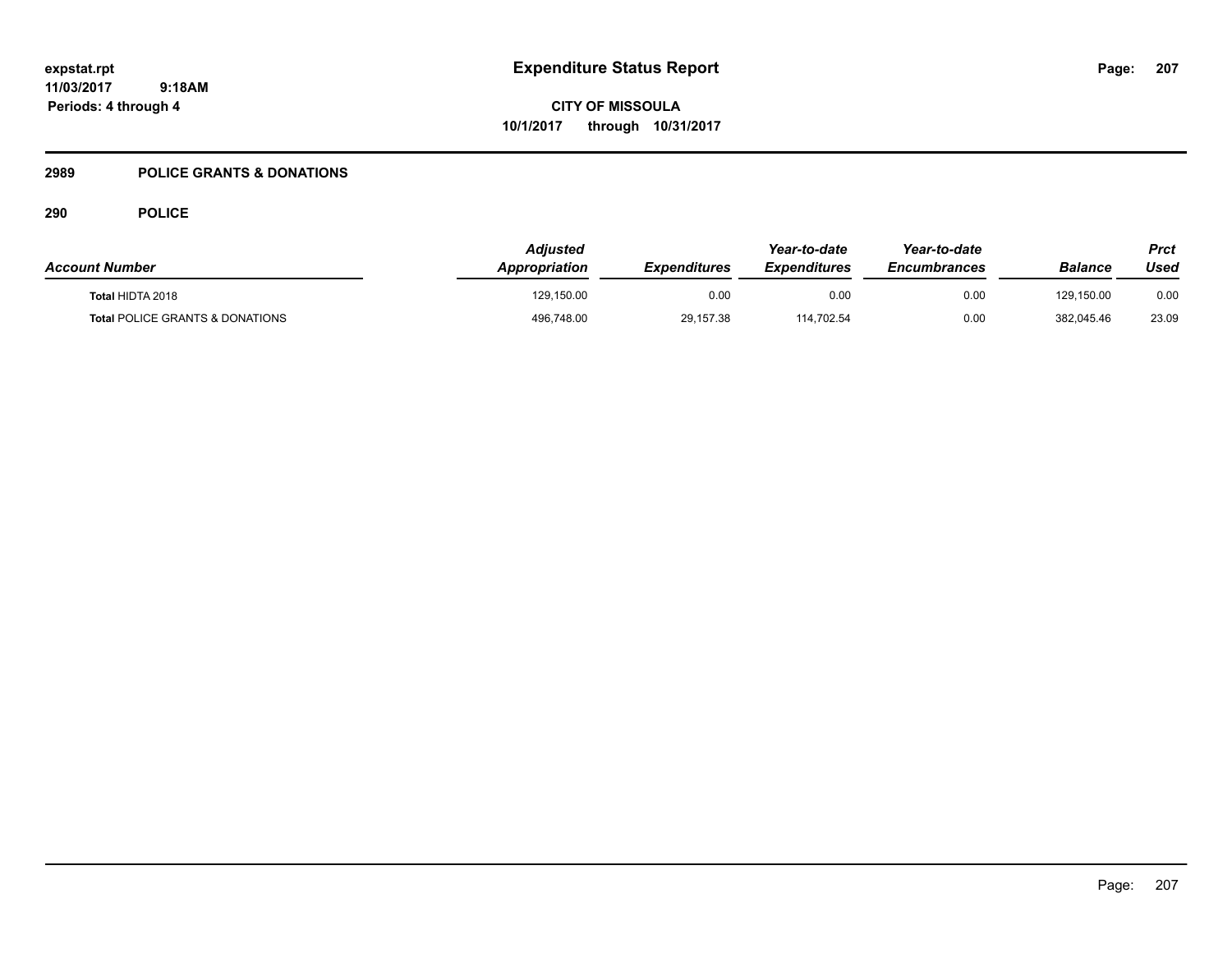# Expenditure Status Report

**CITY OF MISSOULA**

**10/1/2017 through 10/31/2017**

expstat.rpt
11/03/2017 9:18AM
Periods: 4 through 4

## 2989 POLICE GRANTS & DONATIONS

### 290 POLICE

| Account Number | Adjusted Appropriation | Expenditures | Year-to-date Expenditures | Year-to-date Encumbrances | Balance | Prct Used |
|---|---|---|---|---|---|---|
| **Total** HIDTA 2018 | 129,150.00 | 0.00 | 0.00 | 0.00 | 129,150.00 | 0.00 |
| **Total** POLICE GRANTS & DONATIONS | 496,748.00 | 29,157.38 | 114,702.54 | 0.00 | 382,045.46 | 23.09 |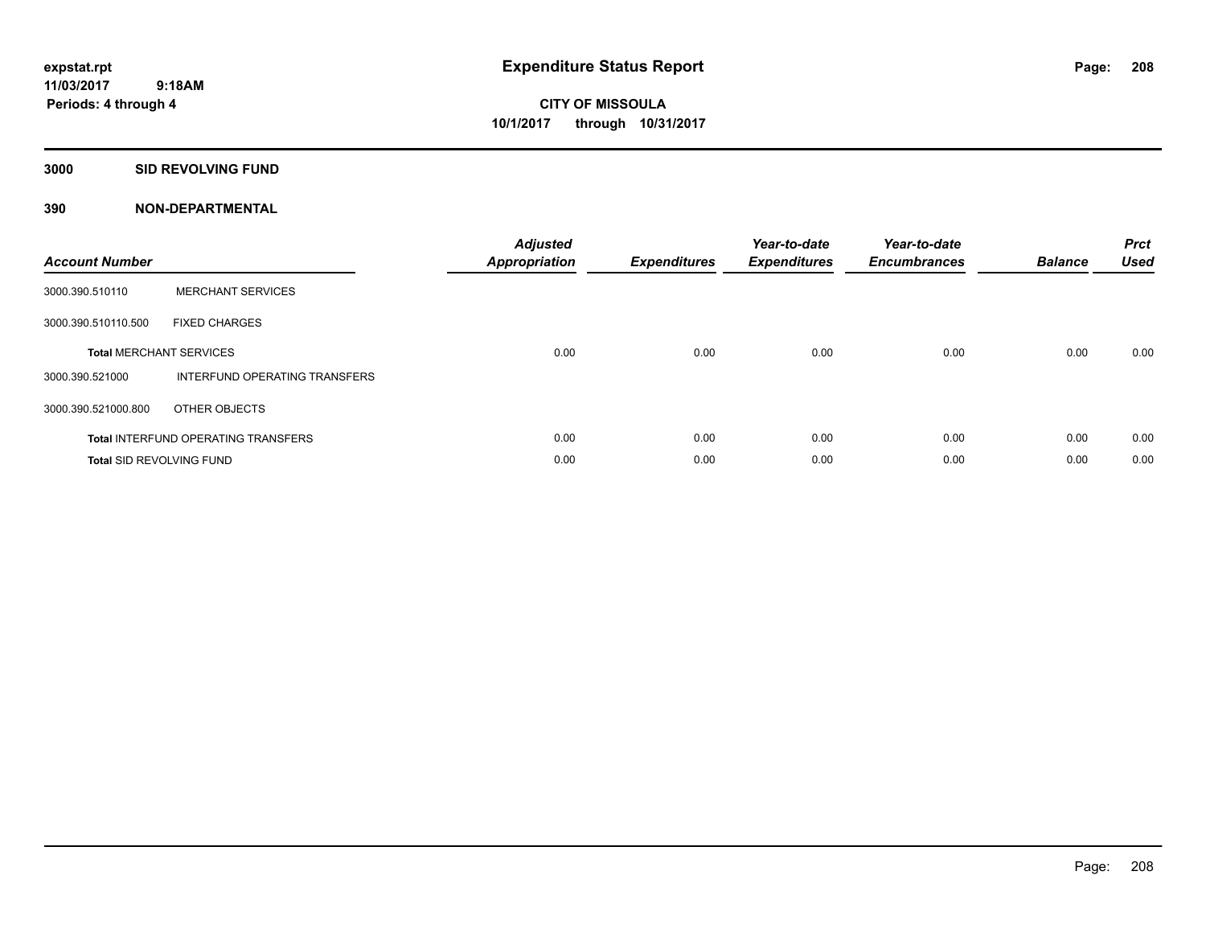# Expenditure Status Report

expstat.rpt
11/03/2017 9:18AM
Periods: 4 through 4

**CITY OF MISSOULA**
**10/1/2017 through 10/31/2017**

## 3000 SID REVOLVING FUND

## 390 NON-DEPARTMENTAL

| Account Number | | Adjusted Appropriation | Expenditures | Year-to-date Expenditures | Year-to-date Encumbrances | Balance | Prct Used |
|---|---|---|---|---|---|---|---|
| 3000.390.510110 | MERCHANT SERVICES | | | | | | |
| 3000.390.510110.500 | FIXED CHARGES | | | | | | |
| **Total** MERCHANT SERVICES | | 0.00 | 0.00 | 0.00 | 0.00 | 0.00 | 0.00 |
| 3000.390.521000 | INTERFUND OPERATING TRANSFERS | | | | | | |
| 3000.390.521000.800 | OTHER OBJECTS | | | | | | |
| **Total** INTERFUND OPERATING TRANSFERS | | 0.00 | 0.00 | 0.00 | 0.00 | 0.00 | 0.00 |
| **Total** SID REVOLVING FUND | | 0.00 | 0.00 | 0.00 | 0.00 | 0.00 | 0.00 |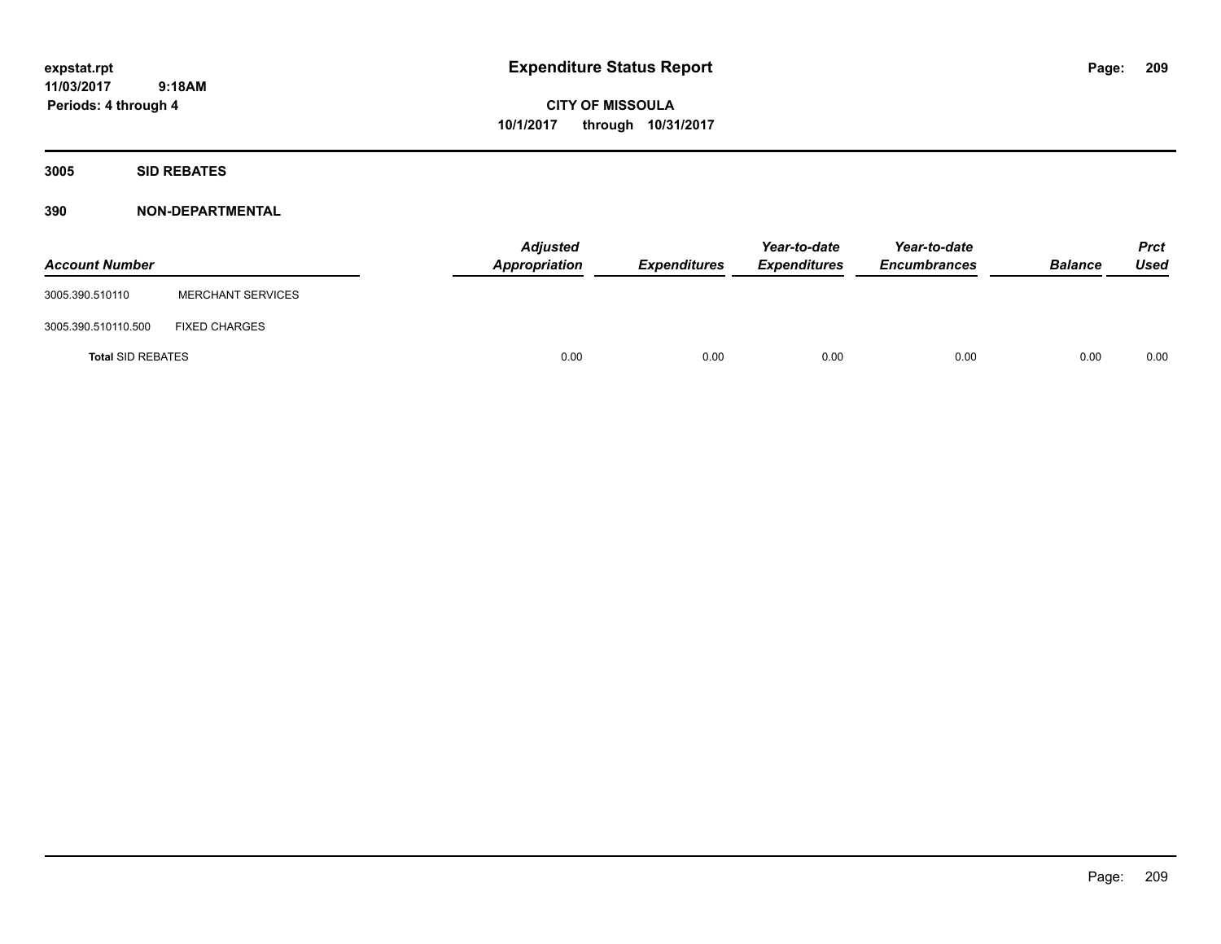# Expenditure Status Report

**CITY OF MISSOULA**

**10/1/2017 through 10/31/2017**

expstat.rpt
11/03/2017 9:18AM
Periods: 4 through 4

## 3005 SID REBATES

### 390 NON-DEPARTMENTAL

| Account Number | | Adjusted Appropriation | Expenditures | Year-to-date Expenditures | Year-to-date Encumbrances | Balance | Prct Used |
|---|---|---|---|---|---|---|---|
| 3005.390.510110 | MERCHANT SERVICES | | | | | | |
| 3005.390.510110.500 | FIXED CHARGES | | | | | | |
| **Total** SID REBATES | | 0.00 | 0.00 | 0.00 | 0.00 | 0.00 | 0.00 |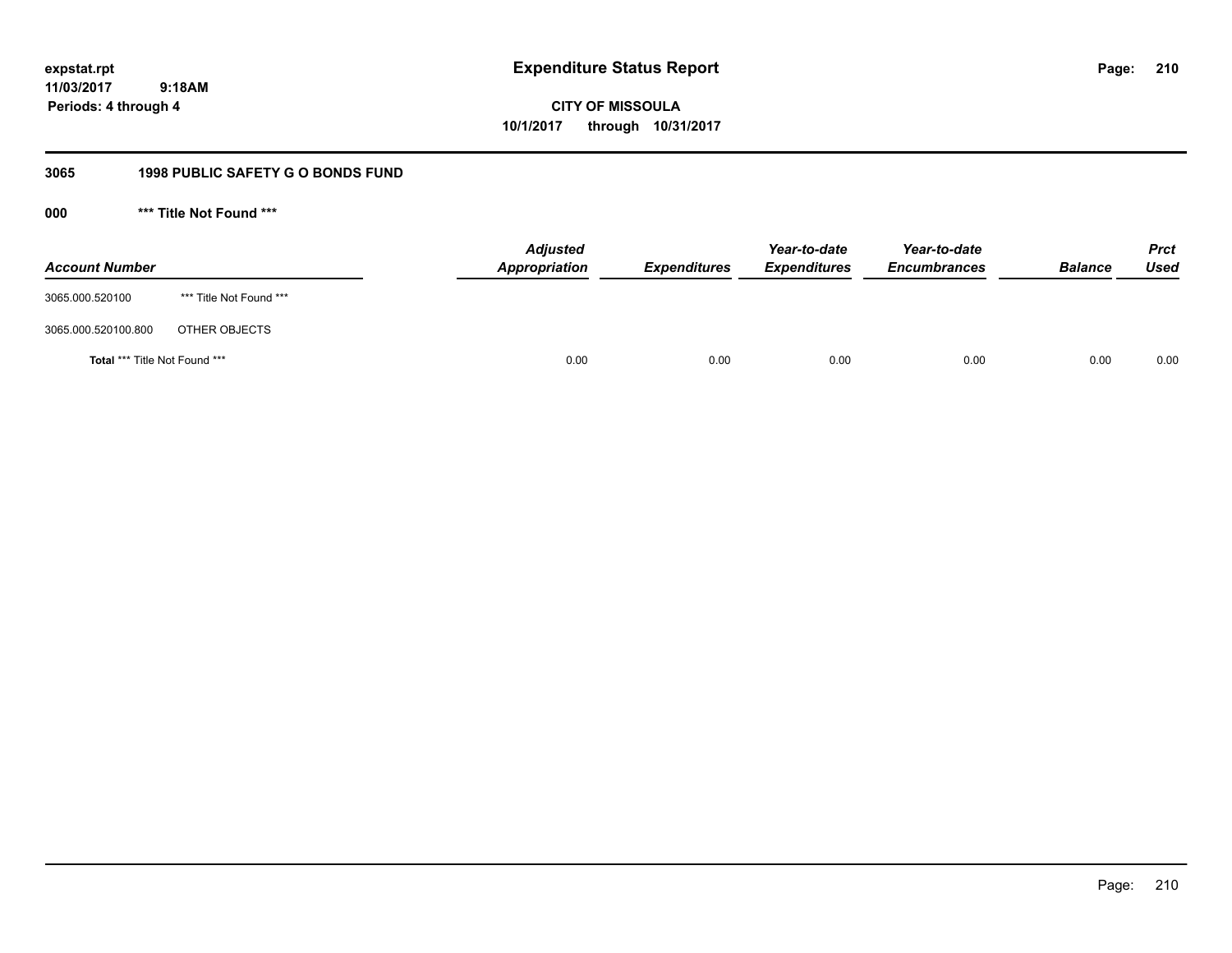expstat.rpt
11/03/2017 9:18AM
Periods: 4 through 4

# Expenditure Status Report

**CITY OF MISSOULA**
**10/1/2017 through 10/31/2017**

## 3065 1998 PUBLIC SAFETY G O BONDS FUND

### 000 *** Title Not Found ***

| Account Number | | Adjusted Appropriation | Expenditures | Year-to-date Expenditures | Year-to-date Encumbrances | Balance | Prct Used |
|---|---|---|---|---|---|---|---|
| 3065.000.520100 | *** Title Not Found *** | | | | | | |
| 3065.000.520100.800 | OTHER OBJECTS | | | | | | |
| **Total** *** Title Not Found *** | | 0.00 | 0.00 | 0.00 | 0.00 | 0.00 | 0.00 |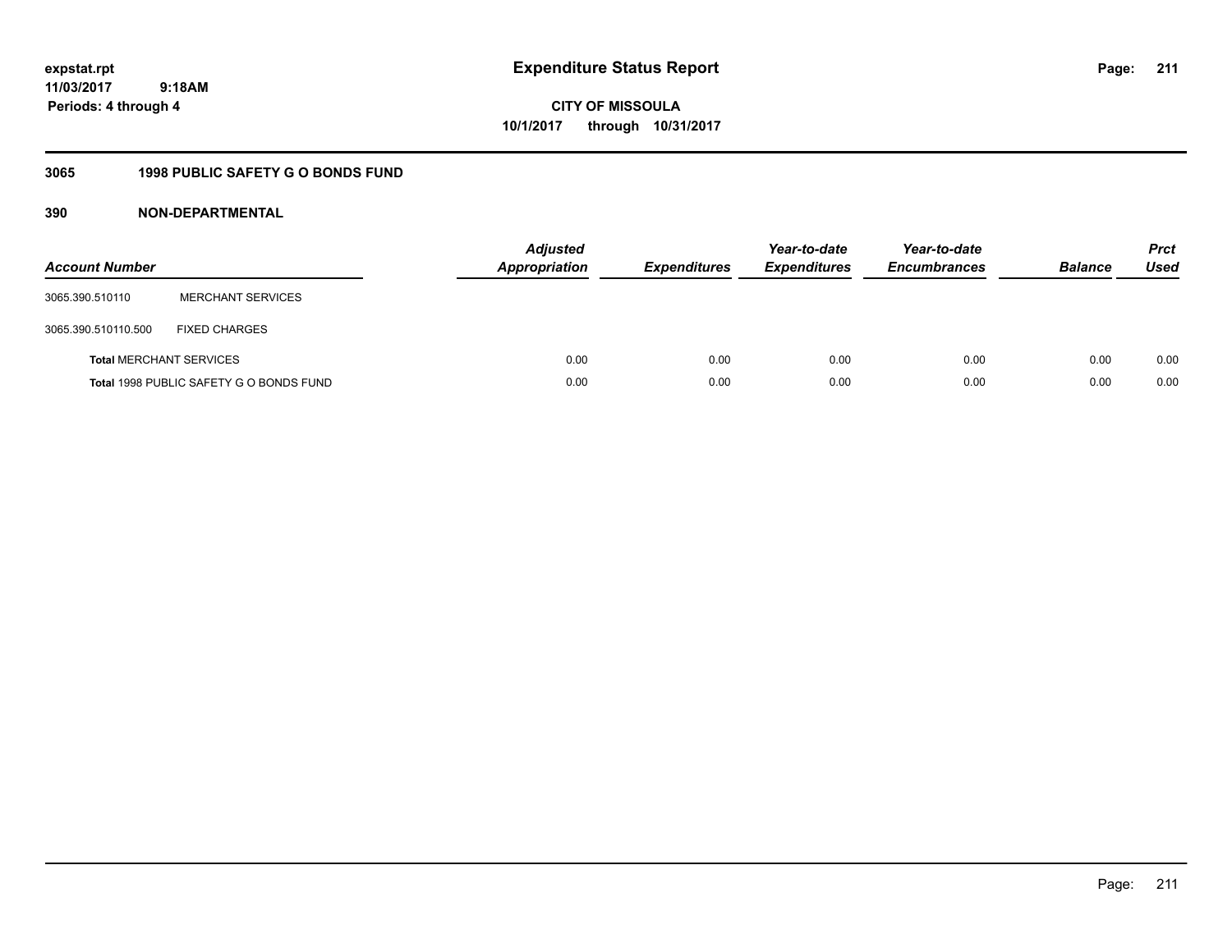# Expenditure Status Report

expstat.rpt
11/03/2017 9:18AM
Periods: 4 through 4

**CITY OF MISSOULA**
**10/1/2017 through 10/31/2017**

## 3065 1998 PUBLIC SAFETY G O BONDS FUND

### 390 NON-DEPARTMENTAL

| Account Number | | Adjusted Appropriation | Expenditures | Year-to-date Expenditures | Year-to-date Encumbrances | Balance | Prct Used |
|---|---|---|---|---|---|---|---|
| 3065.390.510110 | MERCHANT SERVICES | | | | | | |
| 3065.390.510110.500 | FIXED CHARGES | | | | | | |
| **Total** MERCHANT SERVICES | | 0.00 | 0.00 | 0.00 | 0.00 | 0.00 | 0.00 |
| **Total** 1998 PUBLIC SAFETY G O BONDS FUND | | 0.00 | 0.00 | 0.00 | 0.00 | 0.00 | 0.00 |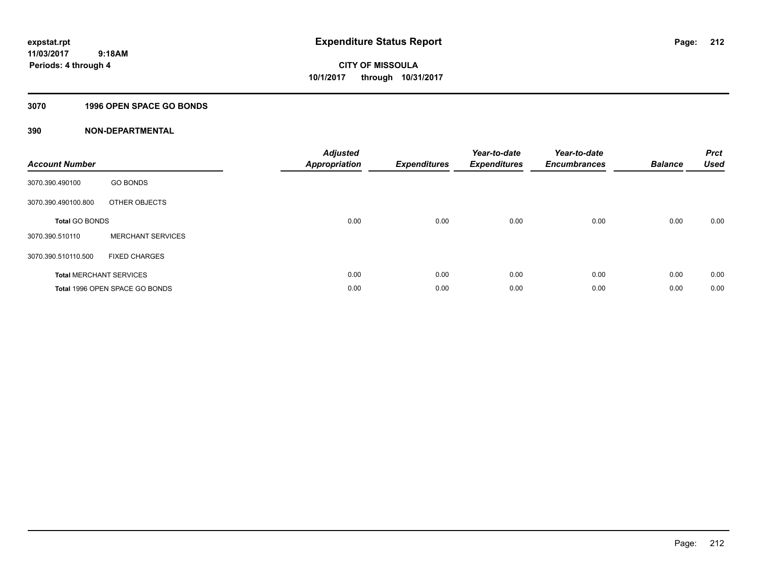**expstat.rpt**
**11/03/2017 9:18AM**
**Periods: 4 through 4**

# Expenditure Status Report

**CITY OF MISSOULA**
**10/1/2017 through 10/31/2017**

## 3070 1996 OPEN SPACE GO BONDS

## 390 NON-DEPARTMENTAL

| Account Number | | Adjusted Appropriation | Expenditures | Year-to-date Expenditures | Year-to-date Encumbrances | Balance | Prct Used |
|---|---|---|---|---|---|---|---|
| 3070.390.490100 | GO BONDS | | | | | | |
| 3070.390.490100.800 | OTHER OBJECTS | | | | | | |
| **Total** GO BONDS | | 0.00 | 0.00 | 0.00 | 0.00 | 0.00 | 0.00 |
| 3070.390.510110 | MERCHANT SERVICES | | | | | | |
| 3070.390.510110.500 | FIXED CHARGES | | | | | | |
| **Total** MERCHANT SERVICES | | 0.00 | 0.00 | 0.00 | 0.00 | 0.00 | 0.00 |
| **Total** 1996 OPEN SPACE GO BONDS | | 0.00 | 0.00 | 0.00 | 0.00 | 0.00 | 0.00 |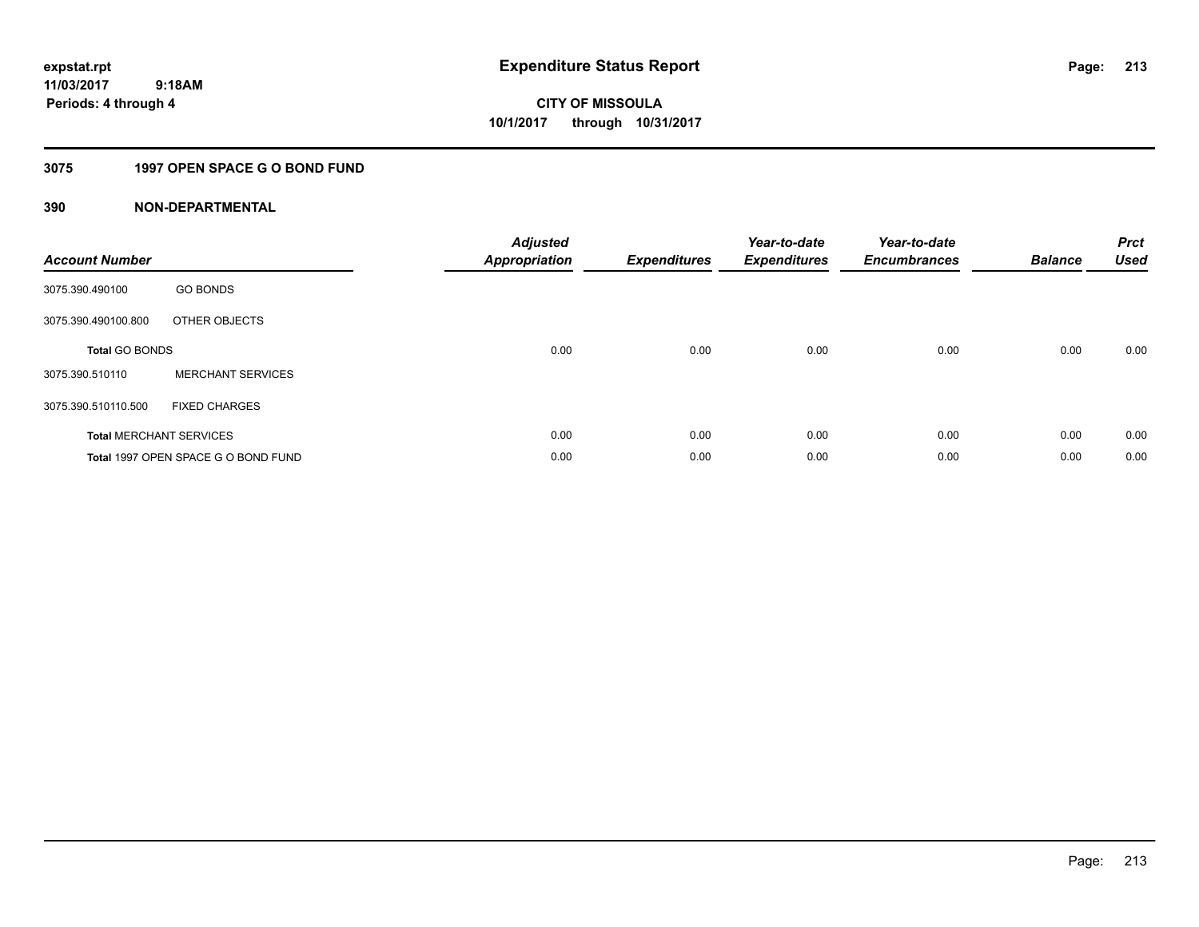expstat.rpt
11/03/2017 9:18AM
Periods: 4 through 4

# Expenditure Status Report

CITY OF MISSOULA
10/1/2017 through 10/31/2017

## 3075 1997 OPEN SPACE G O BOND FUND

### 390 NON-DEPARTMENTAL

| Account Number | | Adjusted Appropriation | Expenditures | Year-to-date Expenditures | Year-to-date Encumbrances | Balance | Prct Used |
|---|---|---|---|---|---|---|---|
| 3075.390.490100 | GO BONDS | | | | | | |
| 3075.390.490100.800 | OTHER OBJECTS | | | | | | |
| **Total** GO BONDS | | 0.00 | 0.00 | 0.00 | 0.00 | 0.00 | 0.00 |
| 3075.390.510110 | MERCHANT SERVICES | | | | | | |
| 3075.390.510110.500 | FIXED CHARGES | | | | | | |
| **Total** MERCHANT SERVICES | | 0.00 | 0.00 | 0.00 | 0.00 | 0.00 | 0.00 |
| **Total** 1997 OPEN SPACE G O BOND FUND | | 0.00 | 0.00 | 0.00 | 0.00 | 0.00 | 0.00 |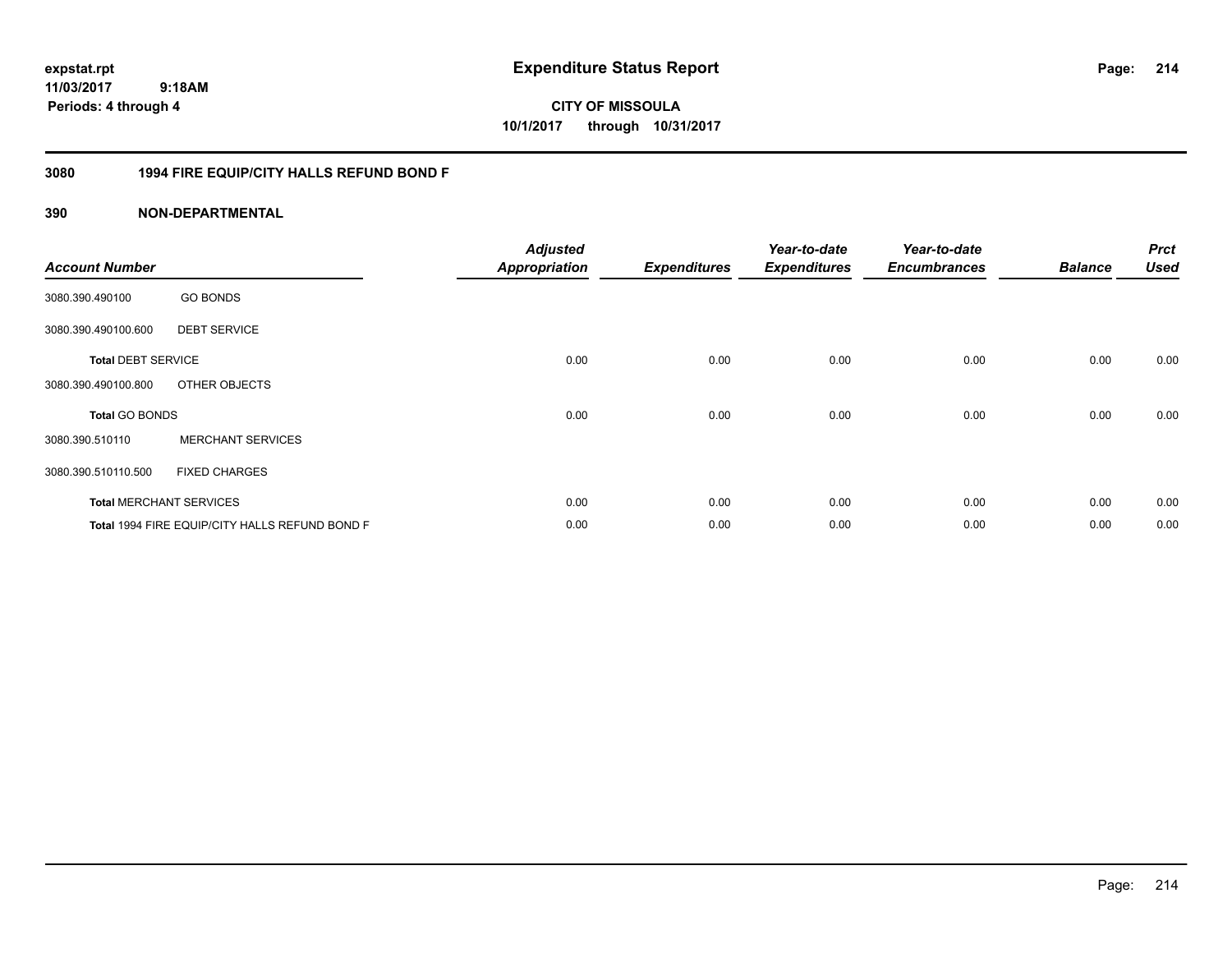expstat.rpt
11/03/2017 9:18AM
Periods: 4 through 4

# Expenditure Status Report

CITY OF MISSOULA
10/1/2017 through 10/31/2017

## 3080 1994 FIRE EQUIP/CITY HALLS REFUND BOND F

## 390 NON-DEPARTMENTAL

| Account Number | | Adjusted Appropriation | Expenditures | Year-to-date Expenditures | Year-to-date Encumbrances | Balance | Prct Used |
|---|---|---|---|---|---|---|---|
| 3080.390.490100 | GO BONDS | | | | | | |
| 3080.390.490100.600 | DEBT SERVICE | | | | | | |
| **Total** DEBT SERVICE | | 0.00 | 0.00 | 0.00 | 0.00 | 0.00 | 0.00 |
| 3080.390.490100.800 | OTHER OBJECTS | | | | | | |
| **Total** GO BONDS | | 0.00 | 0.00 | 0.00 | 0.00 | 0.00 | 0.00 |
| 3080.390.510110 | MERCHANT SERVICES | | | | | | |
| 3080.390.510110.500 | FIXED CHARGES | | | | | | |
| **Total** MERCHANT SERVICES | | 0.00 | 0.00 | 0.00 | 0.00 | 0.00 | 0.00 |
| **Total** 1994 FIRE EQUIP/CITY HALLS REFUND BOND F | | 0.00 | 0.00 | 0.00 | 0.00 | 0.00 | 0.00 |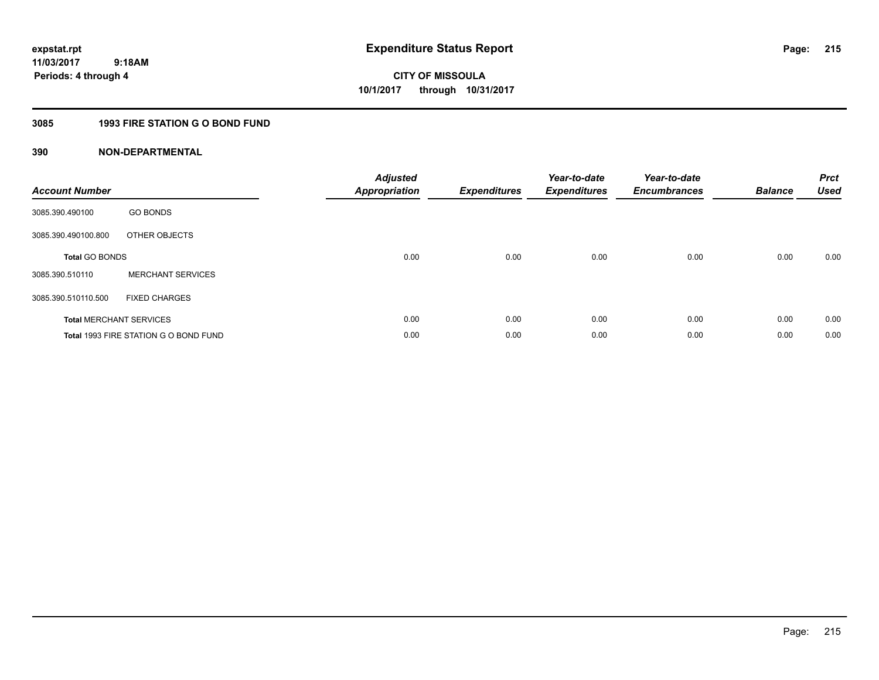expstat.rpt
11/03/2017 9:18AM
Periods: 4 through 4

# Expenditure Status Report

CITY OF MISSOULA
10/1/2017 through 10/31/2017

## 3085 1993 FIRE STATION G O BOND FUND

## 390 NON-DEPARTMENTAL

| Account Number | | Adjusted Appropriation | Expenditures | Year-to-date Expenditures | Year-to-date Encumbrances | Balance | Prct Used |
|---|---|---|---|---|---|---|---|
| 3085.390.490100 | GO BONDS | | | | | | |
| 3085.390.490100.800 | OTHER OBJECTS | | | | | | |
| **Total** GO BONDS | | 0.00 | 0.00 | 0.00 | 0.00 | 0.00 | 0.00 |
| 3085.390.510110 | MERCHANT SERVICES | | | | | | |
| 3085.390.510110.500 | FIXED CHARGES | | | | | | |
| **Total** MERCHANT SERVICES | | 0.00 | 0.00 | 0.00 | 0.00 | 0.00 | 0.00 |
| **Total** 1993 FIRE STATION G O BOND FUND | | 0.00 | 0.00 | 0.00 | 0.00 | 0.00 | 0.00 |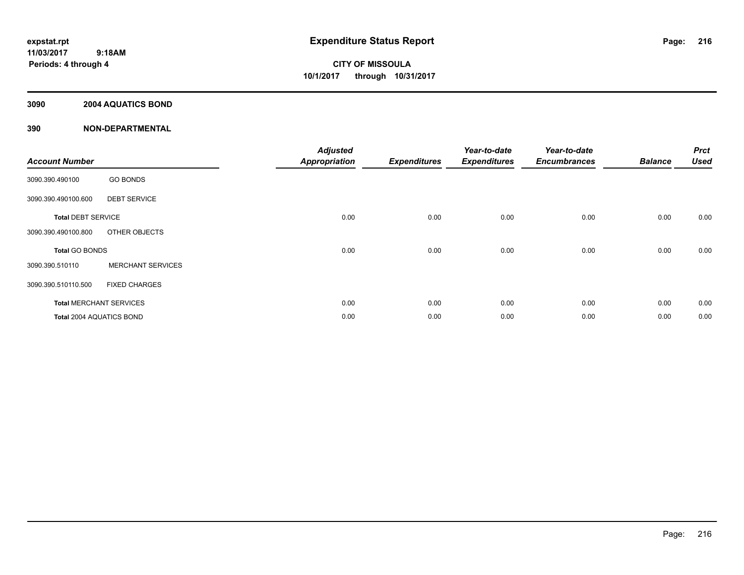**expstat.rpt**
**11/03/2017 9:18AM**
**Periods: 4 through 4**

# Expenditure Status Report

**CITY OF MISSOULA**
**10/1/2017 through 10/31/2017**

## 3090 2004 AQUATICS BOND

## 390 NON-DEPARTMENTAL

| Account Number | | Adjusted Appropriation | Expenditures | Year-to-date Expenditures | Year-to-date Encumbrances | Balance | Prct Used |
|---|---|---|---|---|---|---|---|
| 3090.390.490100 | GO BONDS | | | | | | |
| 3090.390.490100.600 | DEBT SERVICE | | | | | | |
| **Total** DEBT SERVICE | | 0.00 | 0.00 | 0.00 | 0.00 | 0.00 | 0.00 |
| 3090.390.490100.800 | OTHER OBJECTS | | | | | | |
| **Total** GO BONDS | | 0.00 | 0.00 | 0.00 | 0.00 | 0.00 | 0.00 |
| 3090.390.510110 | MERCHANT SERVICES | | | | | | |
| 3090.390.510110.500 | FIXED CHARGES | | | | | | |
| **Total** MERCHANT SERVICES | | 0.00 | 0.00 | 0.00 | 0.00 | 0.00 | 0.00 |
| **Total** 2004 AQUATICS BOND | | 0.00 | 0.00 | 0.00 | 0.00 | 0.00 | 0.00 |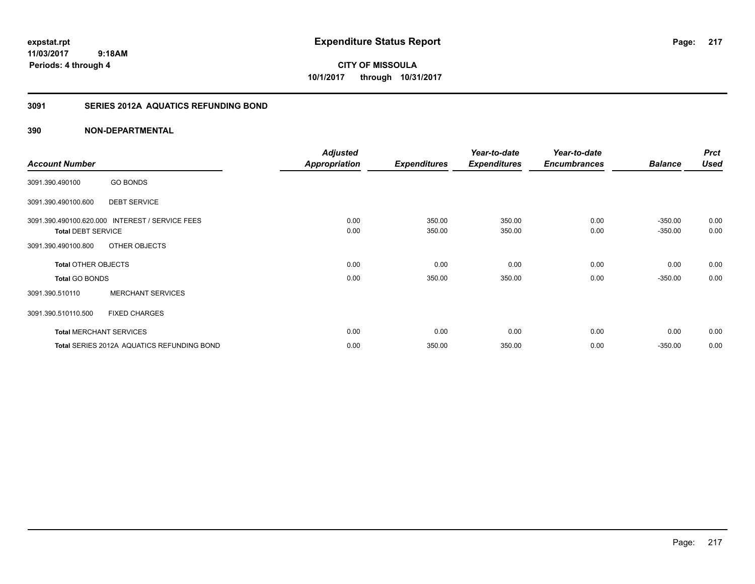# Expenditure Status Report

expstat.rpt
11/03/2017 9:18AM
Periods: 4 through 4

**CITY OF MISSOULA**
**10/1/2017 through 10/31/2017**

## 3091 SERIES 2012A AQUATICS REFUNDING BOND

## 390 NON-DEPARTMENTAL

| Account Number | | Adjusted Appropriation | Expenditures | Year-to-date Expenditures | Year-to-date Encumbrances | Balance | Prct Used |
|---|---|---|---|---|---|---|---|
| 3091.390.490100 | GO BONDS | | | | | | |
| 3091.390.490100.600 | DEBT SERVICE | | | | | | |
| 3091.390.490100.620.000 | INTEREST / SERVICE FEES | 0.00 | 350.00 | 350.00 | 0.00 | -350.00 | 0.00 |
| **Total** DEBT SERVICE | | 0.00 | 350.00 | 350.00 | 0.00 | -350.00 | 0.00 |
| 3091.390.490100.800 | OTHER OBJECTS | | | | | | |
| **Total** OTHER OBJECTS | | 0.00 | 0.00 | 0.00 | 0.00 | 0.00 | 0.00 |
| **Total** GO BONDS | | 0.00 | 350.00 | 350.00 | 0.00 | -350.00 | 0.00 |
| 3091.390.510110 | MERCHANT SERVICES | | | | | | |
| 3091.390.510110.500 | FIXED CHARGES | | | | | | |
| **Total** MERCHANT SERVICES | | 0.00 | 0.00 | 0.00 | 0.00 | 0.00 | 0.00 |
| **Total** SERIES 2012A AQUATICS REFUNDING BOND | | 0.00 | 350.00 | 350.00 | 0.00 | -350.00 | 0.00 |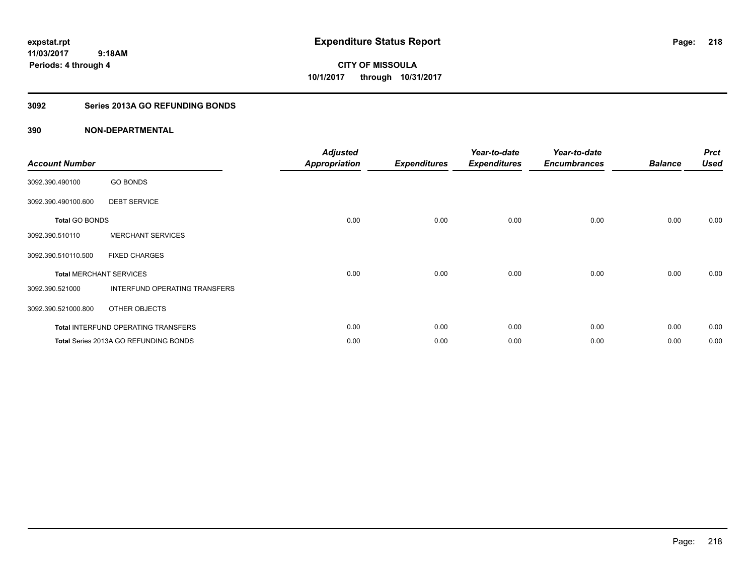**expstat.rpt**
**11/03/2017 9:18AM**
**Periods: 4 through 4**

# Expenditure Status Report

**CITY OF MISSOULA**
**10/1/2017 through 10/31/2017**

## 3092 Series 2013A GO REFUNDING BONDS

### 390 NON-DEPARTMENTAL

| Account Number | | Adjusted Appropriation | Expenditures | Year-to-date Expenditures | Year-to-date Encumbrances | Balance | Prct Used |
|---|---|---|---|---|---|---|---|
| 3092.390.490100 | GO BONDS | | | | | | |
| 3092.390.490100.600 | DEBT SERVICE | | | | | | |
| **Total** GO BONDS | | 0.00 | 0.00 | 0.00 | 0.00 | 0.00 | 0.00 |
| 3092.390.510110 | MERCHANT SERVICES | | | | | | |
| 3092.390.510110.500 | FIXED CHARGES | | | | | | |
| **Total** MERCHANT SERVICES | | 0.00 | 0.00 | 0.00 | 0.00 | 0.00 | 0.00 |
| 3092.390.521000 | INTERFUND OPERATING TRANSFERS | | | | | | |
| 3092.390.521000.800 | OTHER OBJECTS | | | | | | |
| **Total** INTERFUND OPERATING TRANSFERS | | 0.00 | 0.00 | 0.00 | 0.00 | 0.00 | 0.00 |
| **Total** Series 2013A GO REFUNDING BONDS | | 0.00 | 0.00 | 0.00 | 0.00 | 0.00 | 0.00 |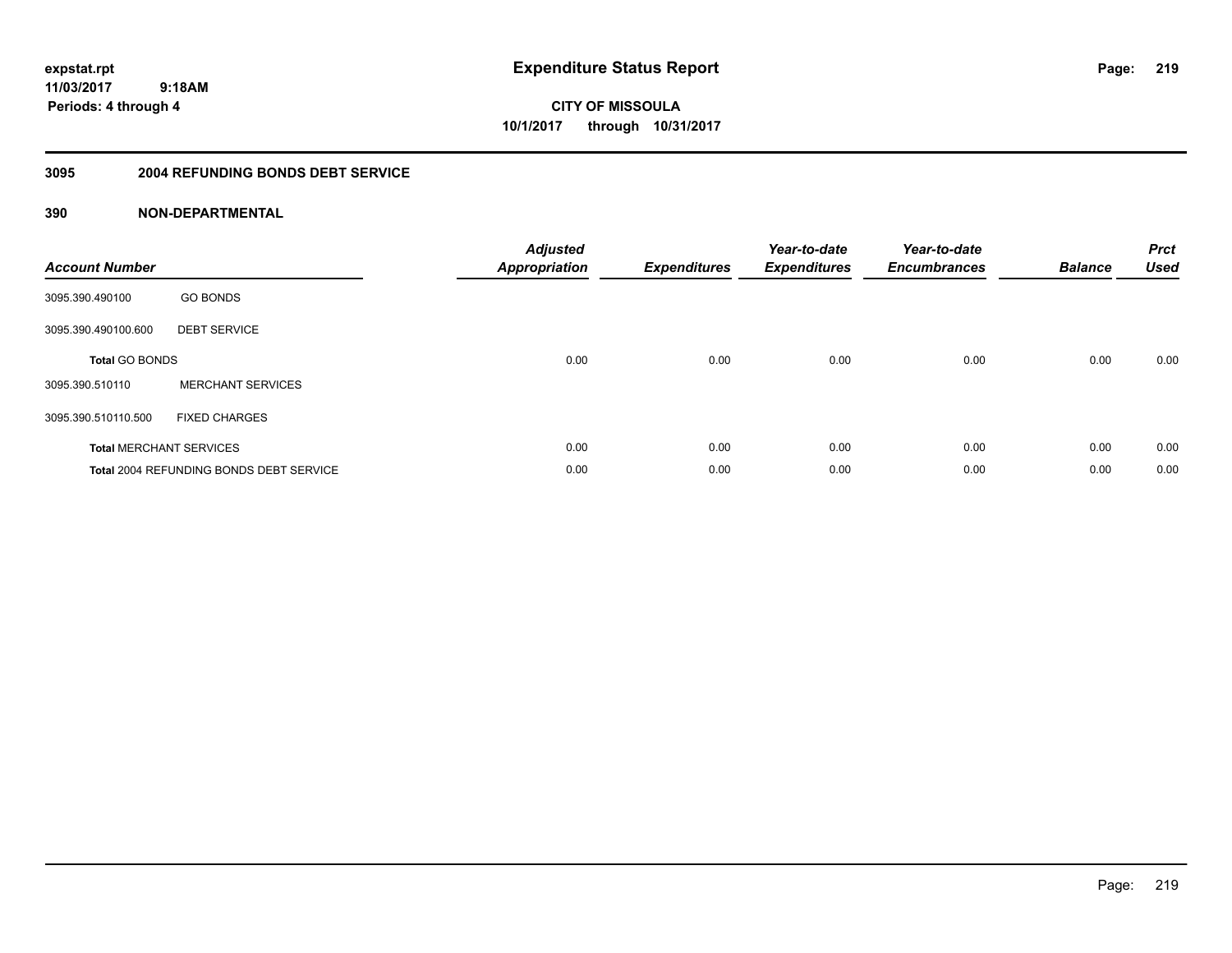# Expenditure Status Report

**CITY OF MISSOULA**
**10/1/2017 through 10/31/2017**

expstat.rpt
11/03/2017 9:18AM
Periods: 4 through 4

## 3095 2004 REFUNDING BONDS DEBT SERVICE

## 390 NON-DEPARTMENTAL

| Account Number | | Adjusted Appropriation | Expenditures | Year-to-date Expenditures | Year-to-date Encumbrances | Balance | Prct Used |
|---|---|---|---|---|---|---|---|
| 3095.390.490100 | GO BONDS | | | | | | |
| 3095.390.490100.600 | DEBT SERVICE | | | | | | |
| **Total** GO BONDS | | 0.00 | 0.00 | 0.00 | 0.00 | 0.00 | 0.00 |
| 3095.390.510110 | MERCHANT SERVICES | | | | | | |
| 3095.390.510110.500 | FIXED CHARGES | | | | | | |
| **Total** MERCHANT SERVICES | | 0.00 | 0.00 | 0.00 | 0.00 | 0.00 | 0.00 |
| **Total** 2004 REFUNDING BONDS DEBT SERVICE | | 0.00 | 0.00 | 0.00 | 0.00 | 0.00 | 0.00 |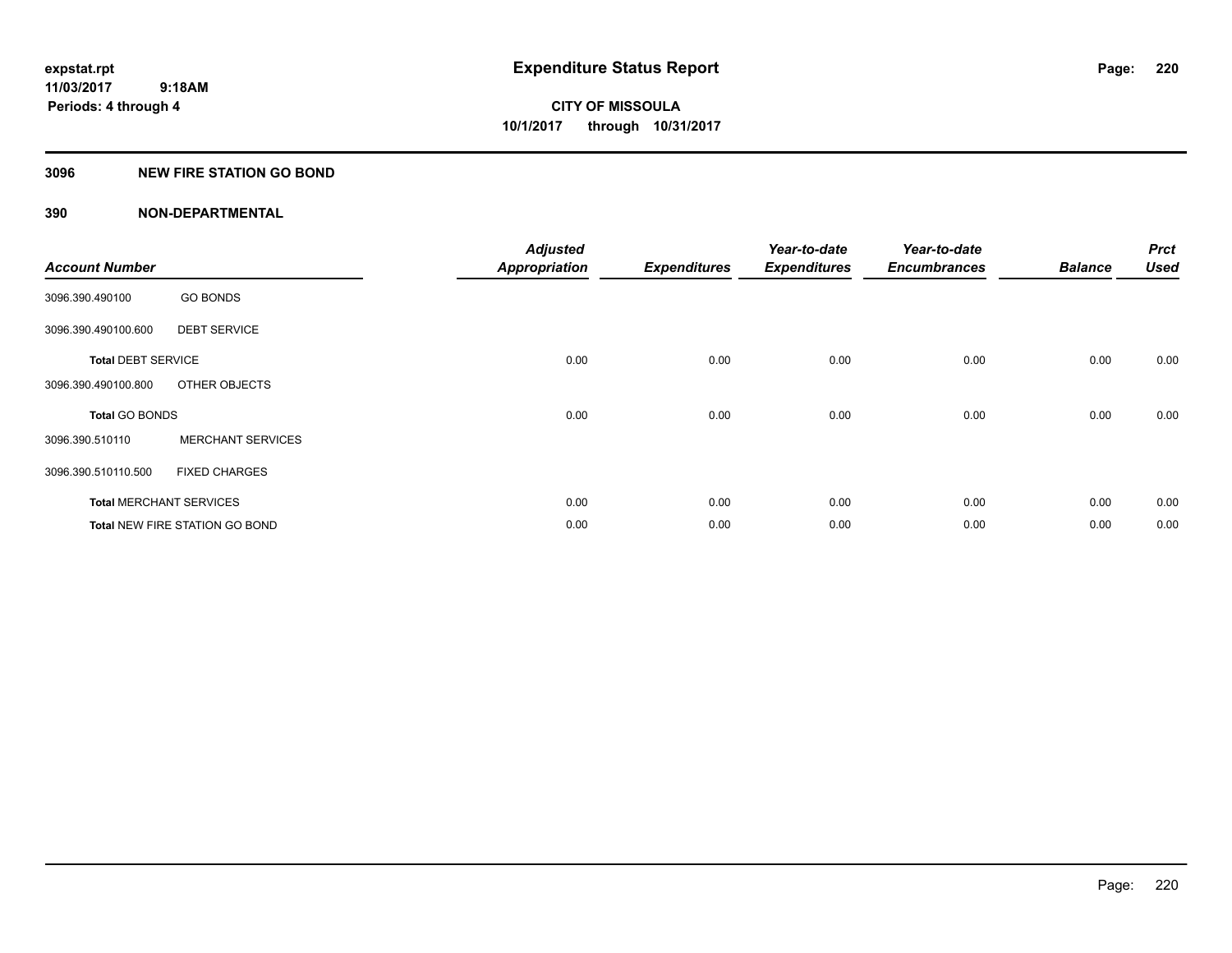# Expenditure Status Report

expstat.rpt
11/03/2017 9:18AM
Periods: 4 through 4

**CITY OF MISSOULA**
**10/1/2017 through 10/31/2017**

## 3096 NEW FIRE STATION GO BOND

## 390 NON-DEPARTMENTAL

| Account Number | | Adjusted Appropriation | Expenditures | Year-to-date Expenditures | Year-to-date Encumbrances | Balance | Prct Used |
|---|---|---|---|---|---|---|---|
| 3096.390.490100 | GO BONDS | | | | | | |
| 3096.390.490100.600 | DEBT SERVICE | | | | | | |
| **Total** DEBT SERVICE | | 0.00 | 0.00 | 0.00 | 0.00 | 0.00 | 0.00 |
| 3096.390.490100.800 | OTHER OBJECTS | | | | | | |
| **Total** GO BONDS | | 0.00 | 0.00 | 0.00 | 0.00 | 0.00 | 0.00 |
| 3096.390.510110 | MERCHANT SERVICES | | | | | | |
| 3096.390.510110.500 | FIXED CHARGES | | | | | | |
| **Total** MERCHANT SERVICES | | 0.00 | 0.00 | 0.00 | 0.00 | 0.00 | 0.00 |
| **Total** NEW FIRE STATION GO BOND | | 0.00 | 0.00 | 0.00 | 0.00 | 0.00 | 0.00 |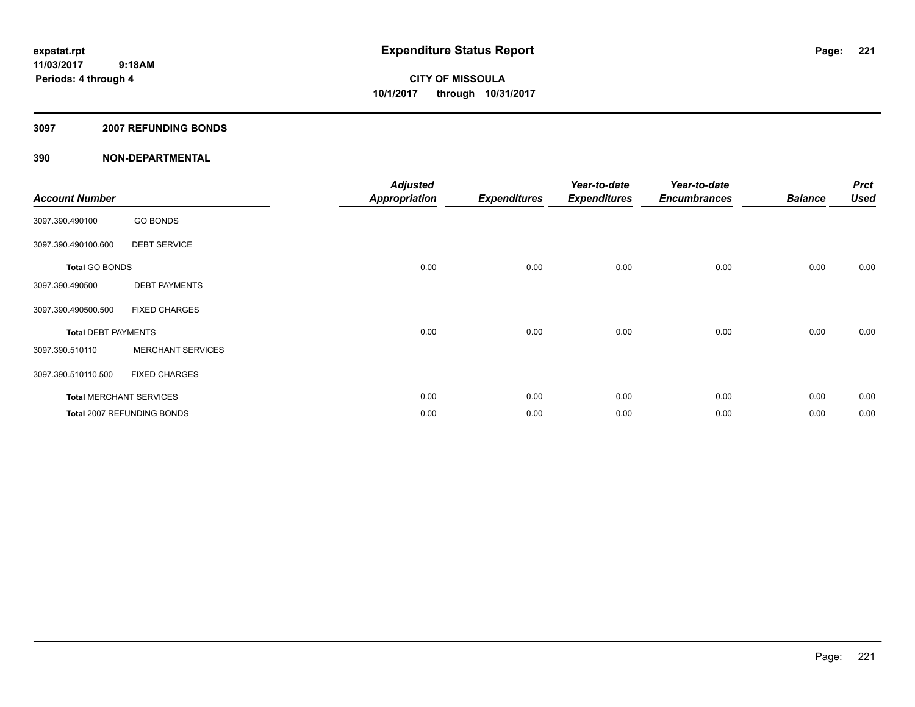**expstat.rpt**
**11/03/2017 9:18AM**
**Periods: 4 through 4**

# Expenditure Status Report

**CITY OF MISSOULA**
**10/1/2017 through 10/31/2017**

## 3097 2007 REFUNDING BONDS

## 390 NON-DEPARTMENTAL

| Account Number | | *Adjusted Appropriation* | *Expenditures* | *Year-to-date Expenditures* | *Year-to-date Encumbrances* | *Balance* | *Prct Used* |
|---|---|---|---|---|---|---|---|
| 3097.390.490100 | GO BONDS | | | | | | |
| 3097.390.490100.600 | DEBT SERVICE | | | | | | |
| **Total** GO BONDS | | 0.00 | 0.00 | 0.00 | 0.00 | 0.00 | 0.00 |
| 3097.390.490500 | DEBT PAYMENTS | | | | | | |
| 3097.390.490500.500 | FIXED CHARGES | | | | | | |
| **Total** DEBT PAYMENTS | | 0.00 | 0.00 | 0.00 | 0.00 | 0.00 | 0.00 |
| 3097.390.510110 | MERCHANT SERVICES | | | | | | |
| 3097.390.510110.500 | FIXED CHARGES | | | | | | |
| **Total** MERCHANT SERVICES | | 0.00 | 0.00 | 0.00 | 0.00 | 0.00 | 0.00 |
| **Total** 2007 REFUNDING BONDS | | 0.00 | 0.00 | 0.00 | 0.00 | 0.00 | 0.00 |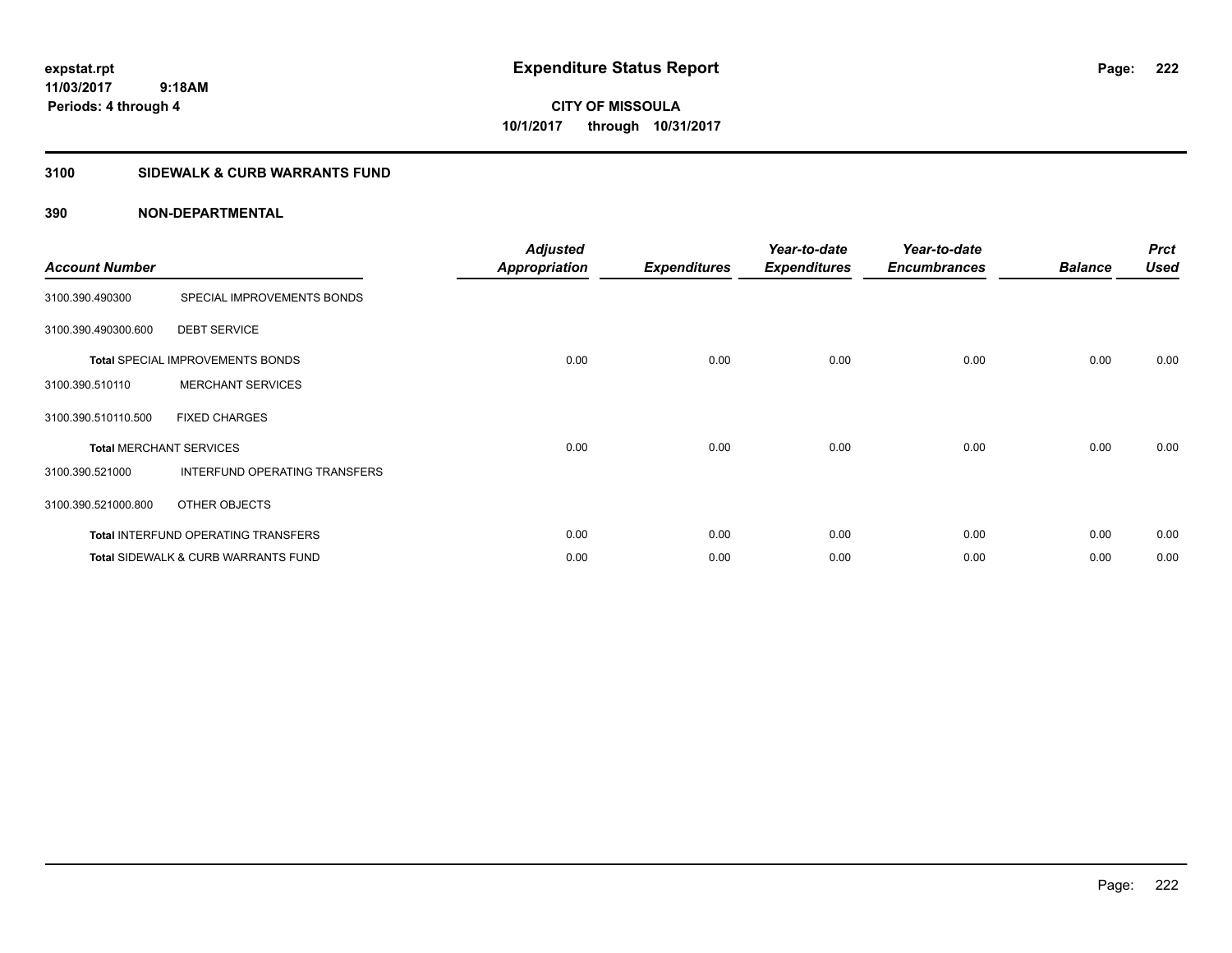# Expenditure Status Report

expstat.rpt
11/03/2017 9:18AM
Periods: 4 through 4

**CITY OF MISSOULA**
**10/1/2017 through 10/31/2017**

## 3100 SIDEWALK & CURB WARRANTS FUND

### 390 NON-DEPARTMENTAL

| Account Number | | Adjusted Appropriation | Expenditures | Year-to-date Expenditures | Year-to-date Encumbrances | Balance | Prct Used |
|---|---|---|---|---|---|---|---|
| 3100.390.490300 | SPECIAL IMPROVEMENTS BONDS | | | | | | |
| 3100.390.490300.600 | DEBT SERVICE | | | | | | |
| Total SPECIAL IMPROVEMENTS BONDS | | 0.00 | 0.00 | 0.00 | 0.00 | 0.00 | 0.00 |
| 3100.390.510110 | MERCHANT SERVICES | | | | | | |
| 3100.390.510110.500 | FIXED CHARGES | | | | | | |
| Total MERCHANT SERVICES | | 0.00 | 0.00 | 0.00 | 0.00 | 0.00 | 0.00 |
| 3100.390.521000 | INTERFUND OPERATING TRANSFERS | | | | | | |
| 3100.390.521000.800 | OTHER OBJECTS | | | | | | |
| Total INTERFUND OPERATING TRANSFERS | | 0.00 | 0.00 | 0.00 | 0.00 | 0.00 | 0.00 |
| Total SIDEWALK & CURB WARRANTS FUND | | 0.00 | 0.00 | 0.00 | 0.00 | 0.00 | 0.00 |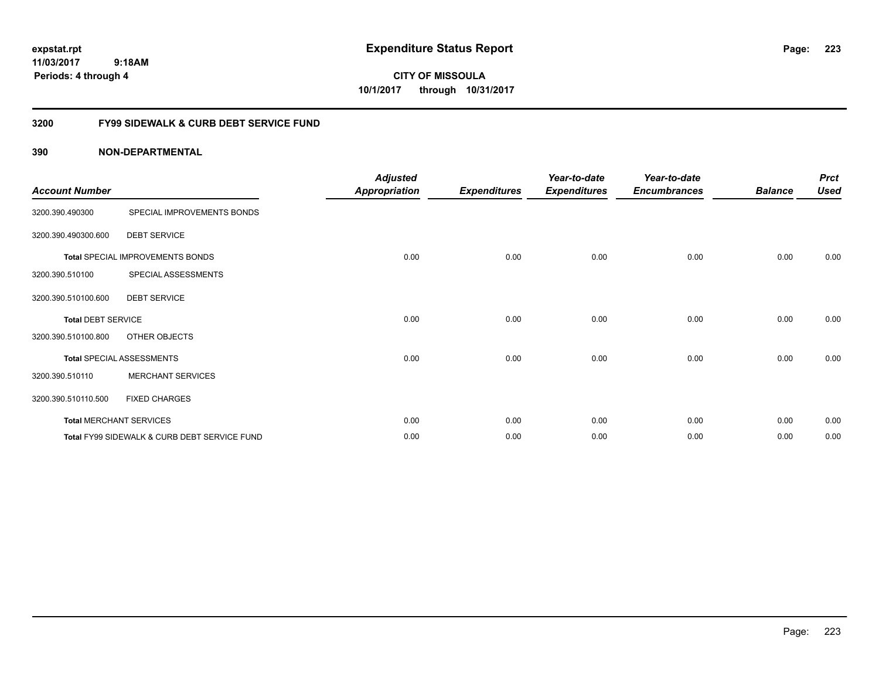expstat.rpt
11/03/2017 9:18AM
Periods: 4 through 4

# Expenditure Status Report

CITY OF MISSOULA
10/1/2017 through 10/31/2017

## 3200 FY99 SIDEWALK & CURB DEBT SERVICE FUND

### 390 NON-DEPARTMENTAL

| Account Number | | Adjusted Appropriation | Expenditures | Year-to-date Expenditures | Year-to-date Encumbrances | Balance | Prct Used |
|---|---|---|---|---|---|---|---|
| 3200.390.490300 | SPECIAL IMPROVEMENTS BONDS | | | | | | |
| 3200.390.490300.600 | DEBT SERVICE | | | | | | |
| **Total** SPECIAL IMPROVEMENTS BONDS | | 0.00 | 0.00 | 0.00 | 0.00 | 0.00 | 0.00 |
| 3200.390.510100 | SPECIAL ASSESSMENTS | | | | | | |
| 3200.390.510100.600 | DEBT SERVICE | | | | | | |
| **Total** DEBT SERVICE | | 0.00 | 0.00 | 0.00 | 0.00 | 0.00 | 0.00 |
| 3200.390.510100.800 | OTHER OBJECTS | | | | | | |
| **Total** SPECIAL ASSESSMENTS | | 0.00 | 0.00 | 0.00 | 0.00 | 0.00 | 0.00 |
| 3200.390.510110 | MERCHANT SERVICES | | | | | | |
| 3200.390.510110.500 | FIXED CHARGES | | | | | | |
| **Total** MERCHANT SERVICES | | 0.00 | 0.00 | 0.00 | 0.00 | 0.00 | 0.00 |
| **Total** FY99 SIDEWALK & CURB DEBT SERVICE FUND | | 0.00 | 0.00 | 0.00 | 0.00 | 0.00 | 0.00 |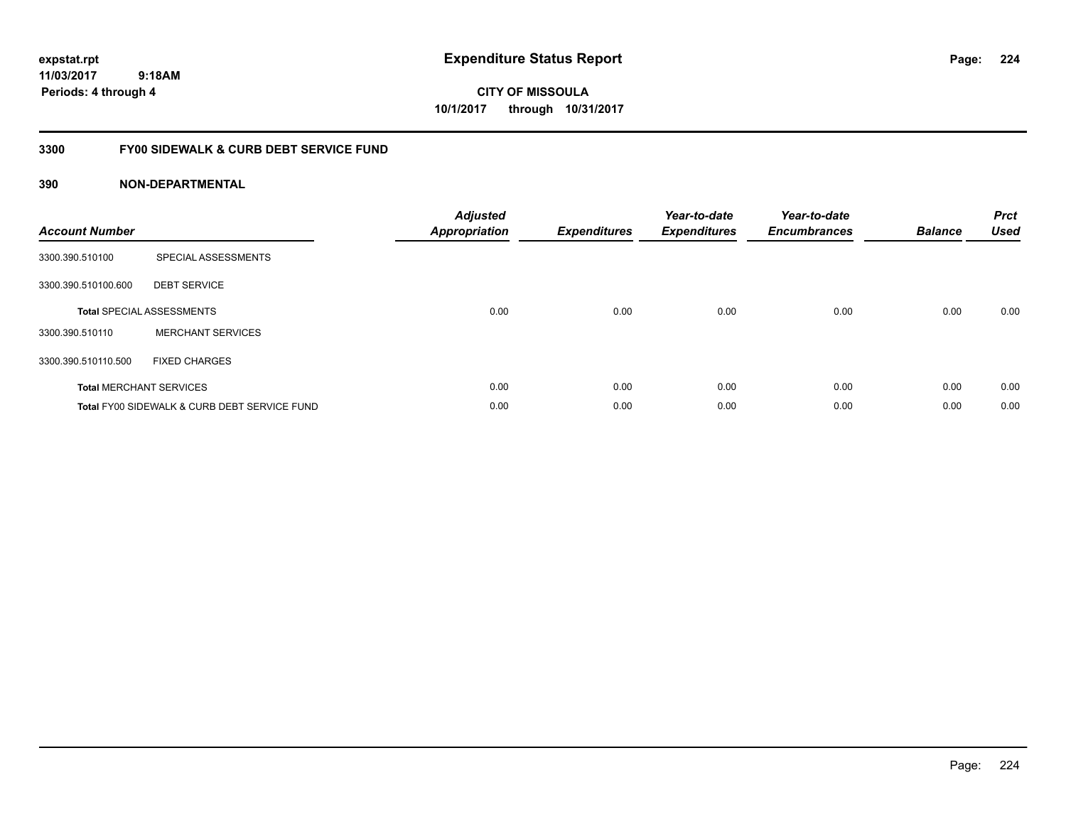# Expenditure Status Report

expstat.rpt
11/03/2017 9:18AM
Periods: 4 through 4

**CITY OF MISSOULA**
**10/1/2017 through 10/31/2017**

## 3300 FY00 SIDEWALK & CURB DEBT SERVICE FUND

### 390 NON-DEPARTMENTAL

| Account Number | | Adjusted Appropriation | Expenditures | Year-to-date Expenditures | Year-to-date Encumbrances | Balance | Prct Used |
|---|---|---|---|---|---|---|---|
| 3300.390.510100 | SPECIAL ASSESSMENTS | | | | | | |
| 3300.390.510100.600 | DEBT SERVICE | | | | | | |
| **Total** SPECIAL ASSESSMENTS | | 0.00 | 0.00 | 0.00 | 0.00 | 0.00 | 0.00 |
| 3300.390.510110 | MERCHANT SERVICES | | | | | | |
| 3300.390.510110.500 | FIXED CHARGES | | | | | | |
| **Total** MERCHANT SERVICES | | 0.00 | 0.00 | 0.00 | 0.00 | 0.00 | 0.00 |
| **Total** FY00 SIDEWALK & CURB DEBT SERVICE FUND | | 0.00 | 0.00 | 0.00 | 0.00 | 0.00 | 0.00 |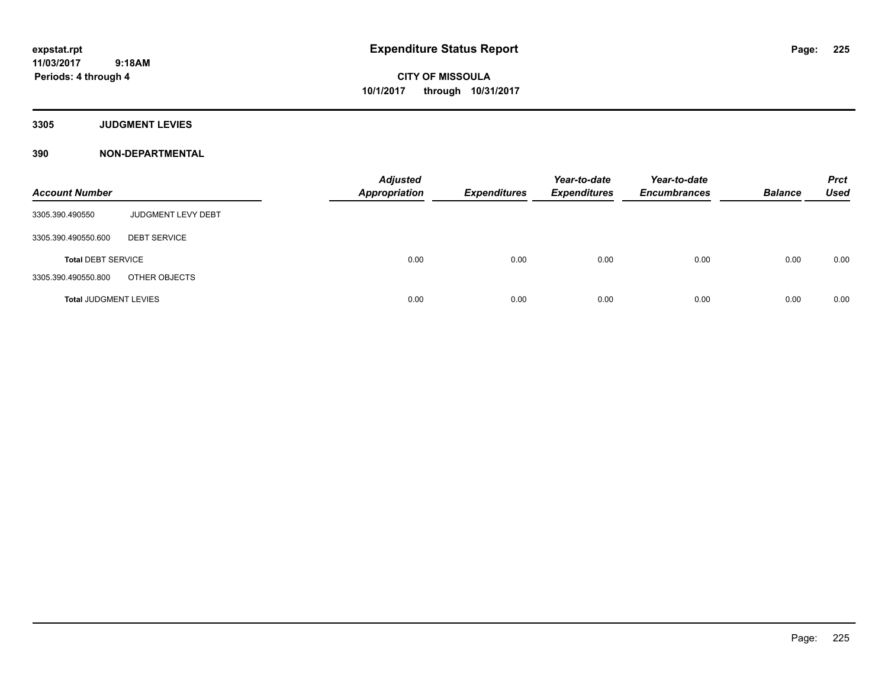expstat.rpt
11/03/2017 9:18AM
Periods: 4 through 4

# Expenditure Status Report

CITY OF MISSOULA
10/1/2017 through 10/31/2017

## 3305 JUDGMENT LEVIES

## 390 NON-DEPARTMENTAL

| Account Number | | Adjusted Appropriation | Expenditures | Year-to-date Expenditures | Year-to-date Encumbrances | Balance | Prct Used |
|---|---|---|---|---|---|---|---|
| 3305.390.490550 | JUDGMENT LEVY DEBT | | | | | | |
| 3305.390.490550.600 | DEBT SERVICE | | | | | | |
| **Total** DEBT SERVICE | | 0.00 | 0.00 | 0.00 | 0.00 | 0.00 | 0.00 |
| 3305.390.490550.800 | OTHER OBJECTS | | | | | | |
| **Total** JUDGMENT LEVIES | | 0.00 | 0.00 | 0.00 | 0.00 | 0.00 | 0.00 |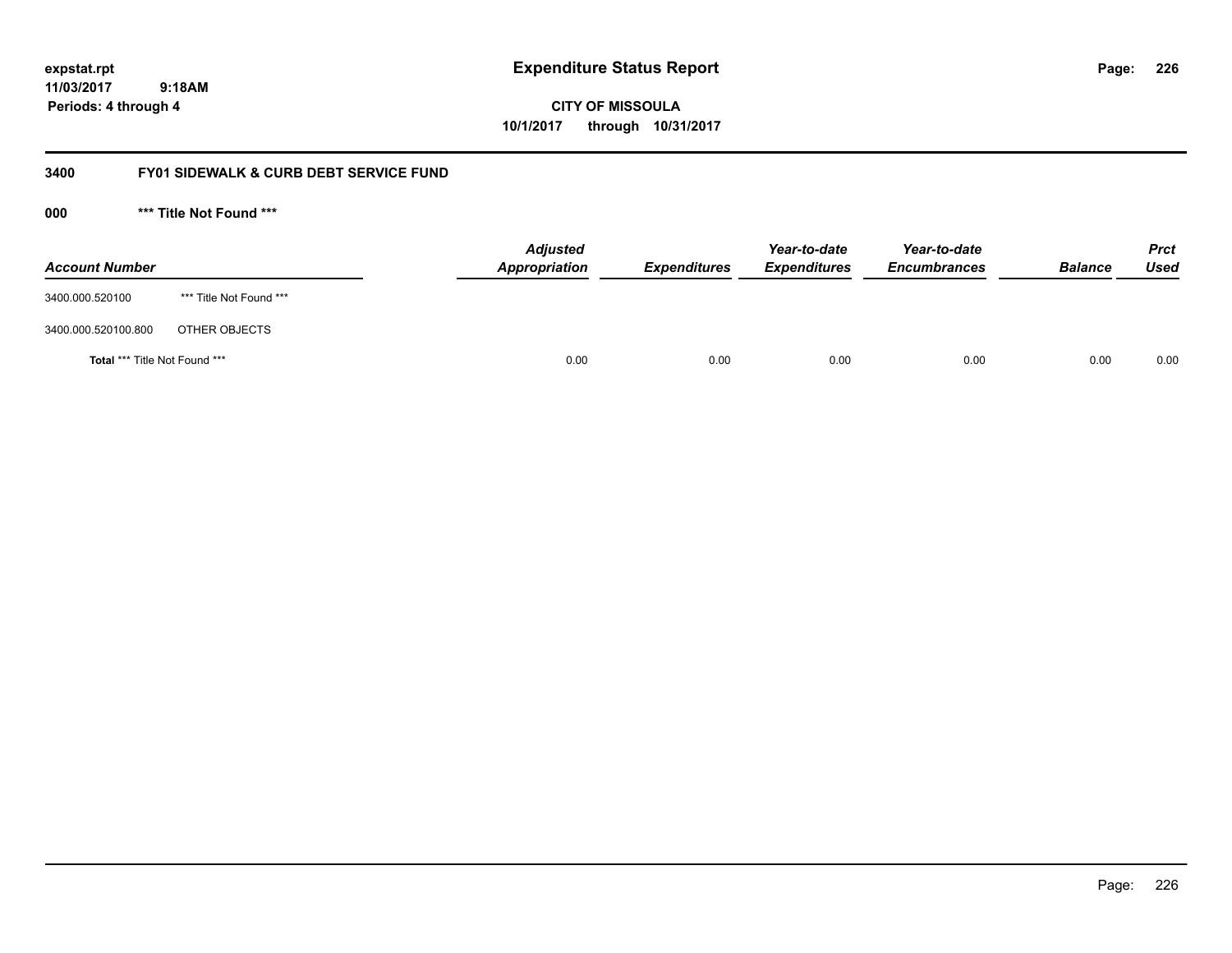# Expenditure Status Report

**CITY OF MISSOULA**

**10/1/2017 through 10/31/2017**

expstat.rpt
11/03/2017 9:18AM
Periods: 4 through 4

## 3400 FY01 SIDEWALK & CURB DEBT SERVICE FUND

### 000 *** Title Not Found ***

| Account Number | | Adjusted Appropriation | Expenditures | Year-to-date Expenditures | Year-to-date Encumbrances | Balance | Prct Used |
|---|---|---|---|---|---|---|---|
| 3400.000.520100 | *** Title Not Found *** | | | | | | |
| 3400.000.520100.800 | OTHER OBJECTS | | | | | | |
| **Total** *** Title Not Found *** | | 0.00 | 0.00 | 0.00 | 0.00 | 0.00 | 0.00 |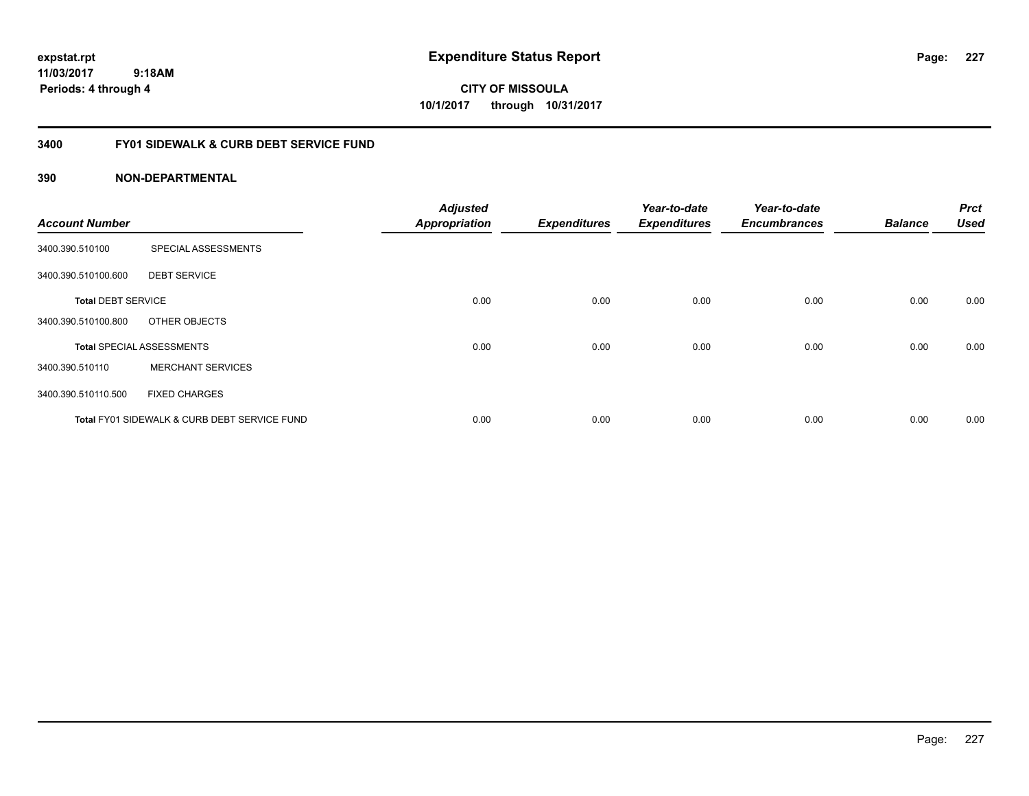**expstat.rpt**
**11/03/2017 9:18AM**
**Periods: 4 through 4**

# Expenditure Status Report

**CITY OF MISSOULA**
**10/1/2017 through 10/31/2017**

## 3400 FY01 SIDEWALK & CURB DEBT SERVICE FUND

### 390 NON-DEPARTMENTAL

| Account Number | | Adjusted Appropriation | Expenditures | Year-to-date Expenditures | Year-to-date Encumbrances | Balance | Prct Used |
|---|---|---|---|---|---|---|---|
| 3400.390.510100 | SPECIAL ASSESSMENTS | | | | | | |
| 3400.390.510100.600 | DEBT SERVICE | | | | | | |
| **Total** DEBT SERVICE | | 0.00 | 0.00 | 0.00 | 0.00 | 0.00 | 0.00 |
| 3400.390.510100.800 | OTHER OBJECTS | | | | | | |
| **Total** SPECIAL ASSESSMENTS | | 0.00 | 0.00 | 0.00 | 0.00 | 0.00 | 0.00 |
| 3400.390.510110 | MERCHANT SERVICES | | | | | | |
| 3400.390.510110.500 | FIXED CHARGES | | | | | | |
| **Total** FY01 SIDEWALK & CURB DEBT SERVICE FUND | | 0.00 | 0.00 | 0.00 | 0.00 | 0.00 | 0.00 |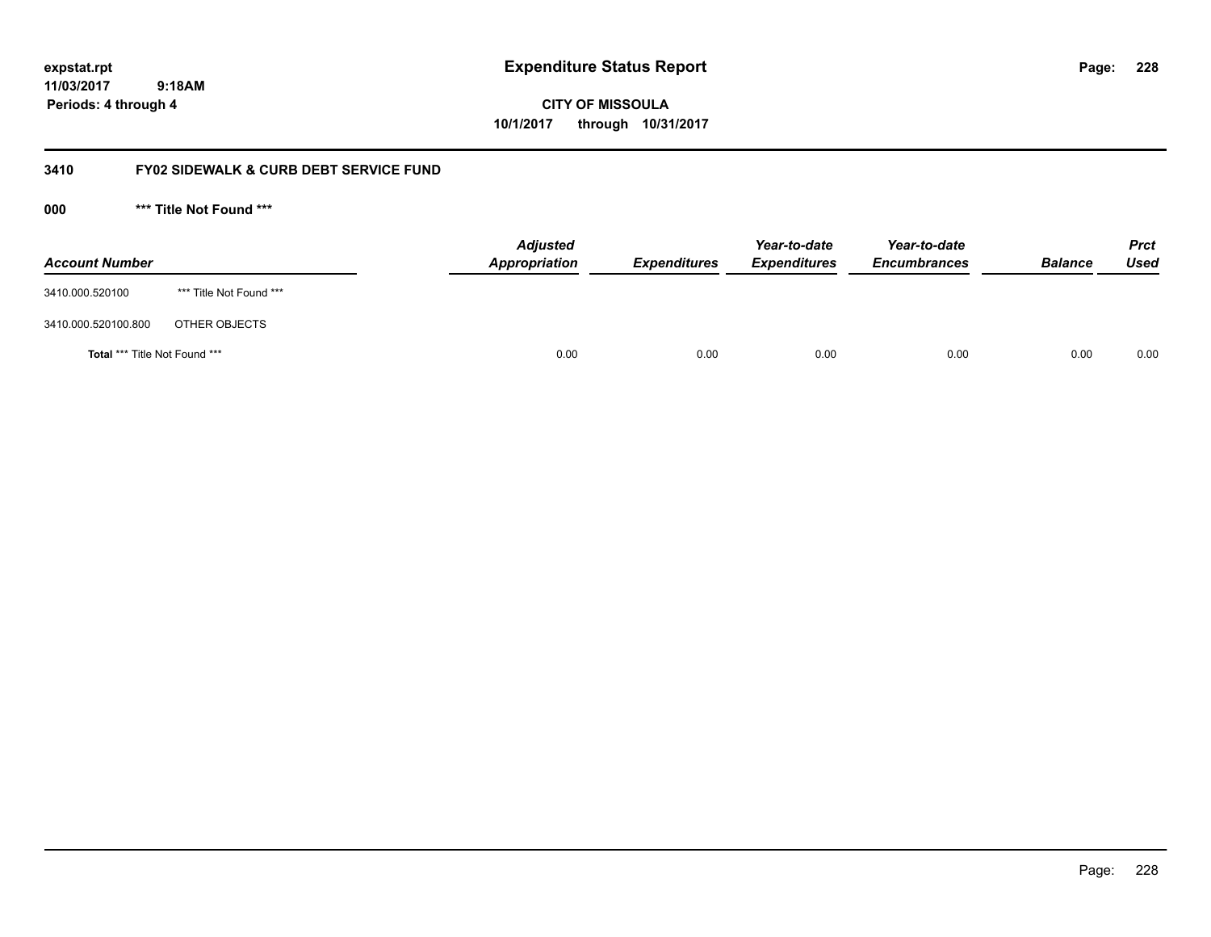# Expenditure Status Report

expstat.rpt
11/03/2017 9:18AM
Periods: 4 through 4

**CITY OF MISSOULA**
**10/1/2017 through 10/31/2017**

## 3410 FY02 SIDEWALK & CURB DEBT SERVICE FUND

### 000 *** Title Not Found ***

| Account Number | | Adjusted Appropriation | Expenditures | Year-to-date Expenditures | Year-to-date Encumbrances | Balance | Prct Used |
|---|---|---|---|---|---|---|---|
| 3410.000.520100 | *** Title Not Found *** | | | | | | |
| 3410.000.520100.800 | OTHER OBJECTS | | | | | | |
| **Total** *** Title Not Found *** | | 0.00 | 0.00 | 0.00 | 0.00 | 0.00 | 0.00 |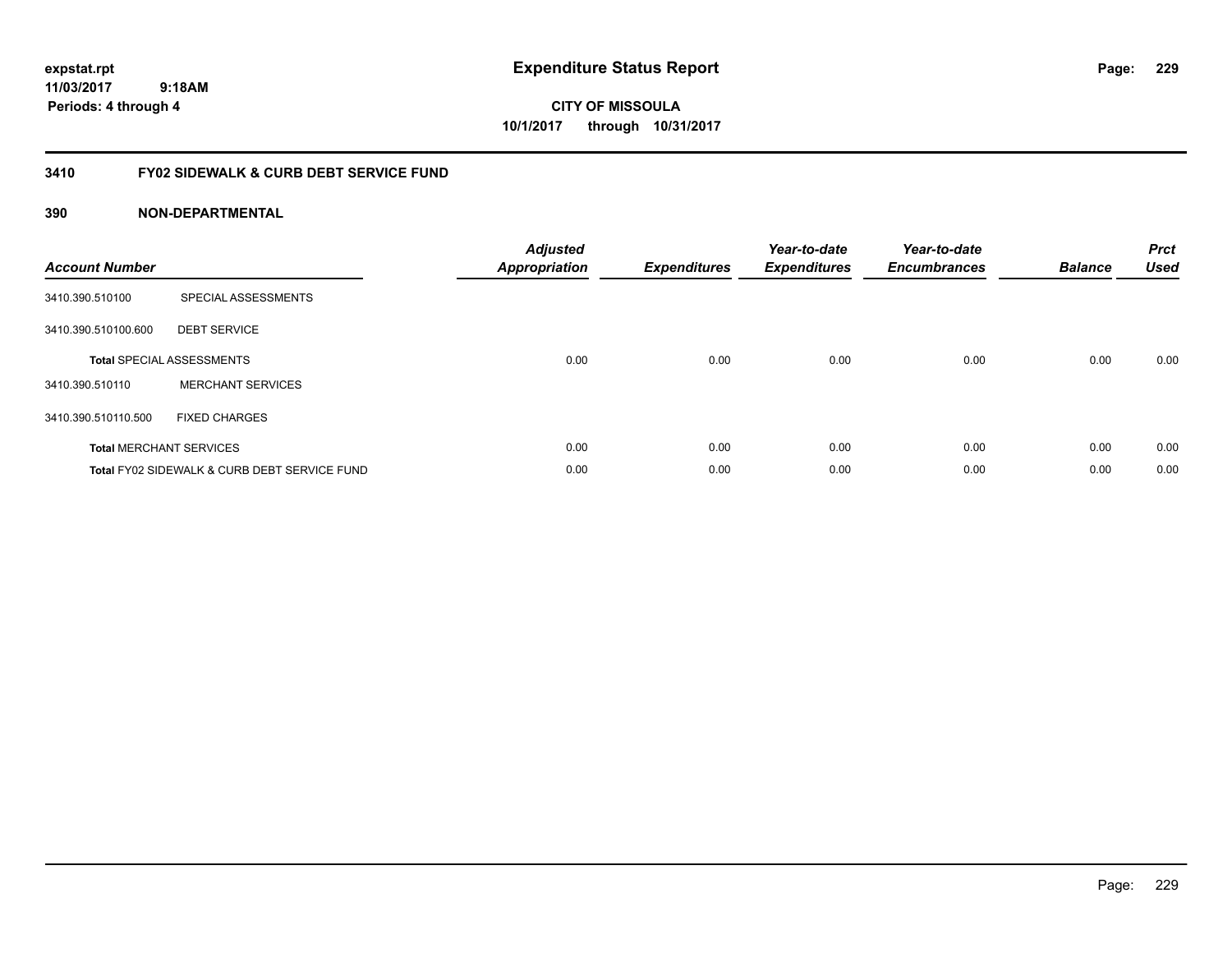expstat.rpt
11/03/2017 9:18AM
Periods: 4 through 4

# Expenditure Status Report

**CITY OF MISSOULA**
**10/1/2017 through 10/31/2017**

## 3410 FY02 SIDEWALK & CURB DEBT SERVICE FUND

### 390 NON-DEPARTMENTAL

| Account Number | | Adjusted Appropriation | Expenditures | Year-to-date Expenditures | Year-to-date Encumbrances | Balance | Prct Used |
|---|---|---|---|---|---|---|---|
| 3410.390.510100 | SPECIAL ASSESSMENTS | | | | | | |
| 3410.390.510100.600 | DEBT SERVICE | | | | | | |
| **Total** SPECIAL ASSESSMENTS | | 0.00 | 0.00 | 0.00 | 0.00 | 0.00 | 0.00 |
| 3410.390.510110 | MERCHANT SERVICES | | | | | | |
| 3410.390.510110.500 | FIXED CHARGES | | | | | | |
| **Total** MERCHANT SERVICES | | 0.00 | 0.00 | 0.00 | 0.00 | 0.00 | 0.00 |
| **Total** FY02 SIDEWALK & CURB DEBT SERVICE FUND | | 0.00 | 0.00 | 0.00 | 0.00 | 0.00 | 0.00 |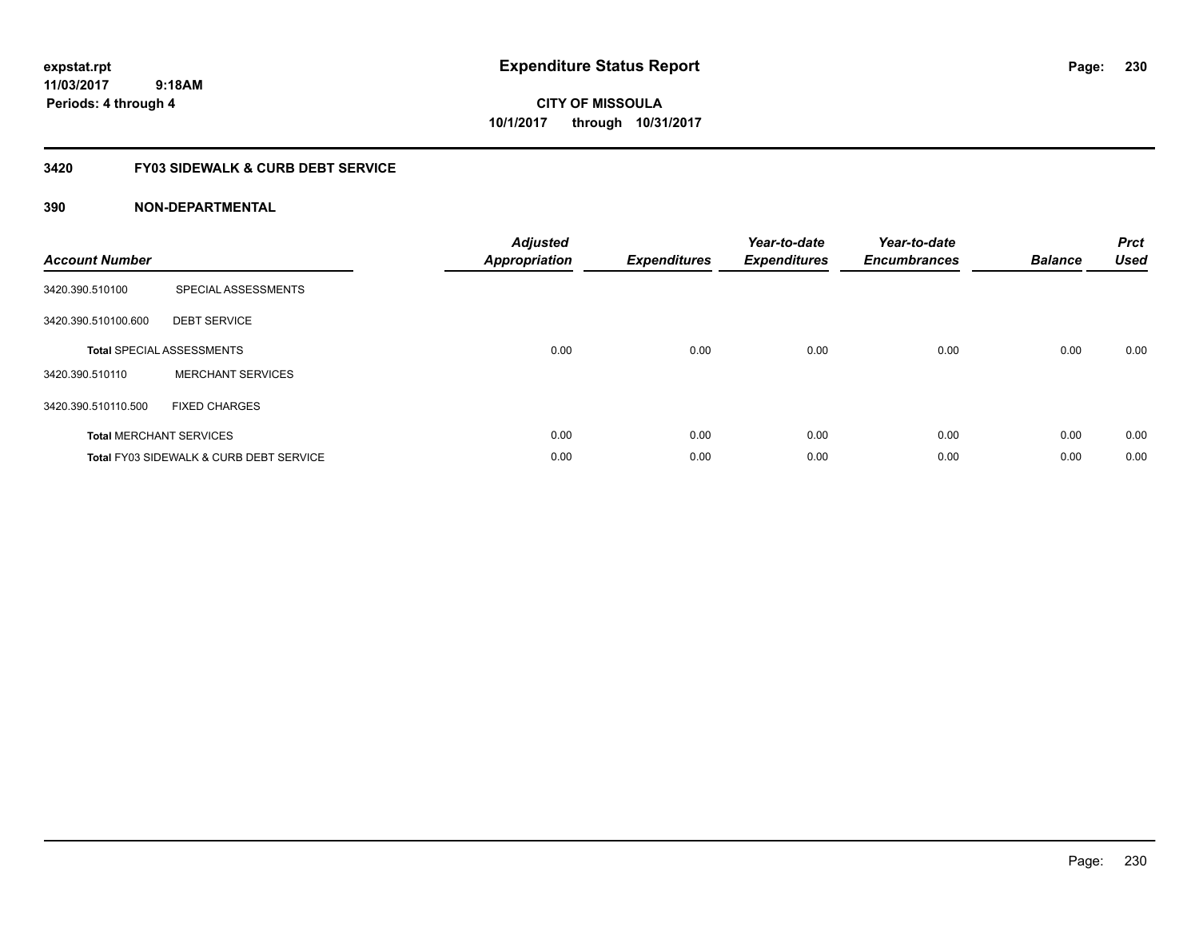expstat.rpt
11/03/2017 9:18AM
Periods: 4 through 4

# Expenditure Status Report

CITY OF MISSOULA
10/1/2017 through 10/31/2017

## 3420 FY03 SIDEWALK & CURB DEBT SERVICE

## 390 NON-DEPARTMENTAL

| Account Number | | Adjusted Appropriation | Expenditures | Year-to-date Expenditures | Year-to-date Encumbrances | Balance | Prct Used |
|---|---|---|---|---|---|---|---|
| 3420.390.510100 | SPECIAL ASSESSMENTS | | | | | | |
| 3420.390.510100.600 | DEBT SERVICE | | | | | | |
| Total SPECIAL ASSESSMENTS | | 0.00 | 0.00 | 0.00 | 0.00 | 0.00 | 0.00 |
| 3420.390.510110 | MERCHANT SERVICES | | | | | | |
| 3420.390.510110.500 | FIXED CHARGES | | | | | | |
| Total MERCHANT SERVICES | | 0.00 | 0.00 | 0.00 | 0.00 | 0.00 | 0.00 |
| Total FY03 SIDEWALK & CURB DEBT SERVICE | | 0.00 | 0.00 | 0.00 | 0.00 | 0.00 | 0.00 |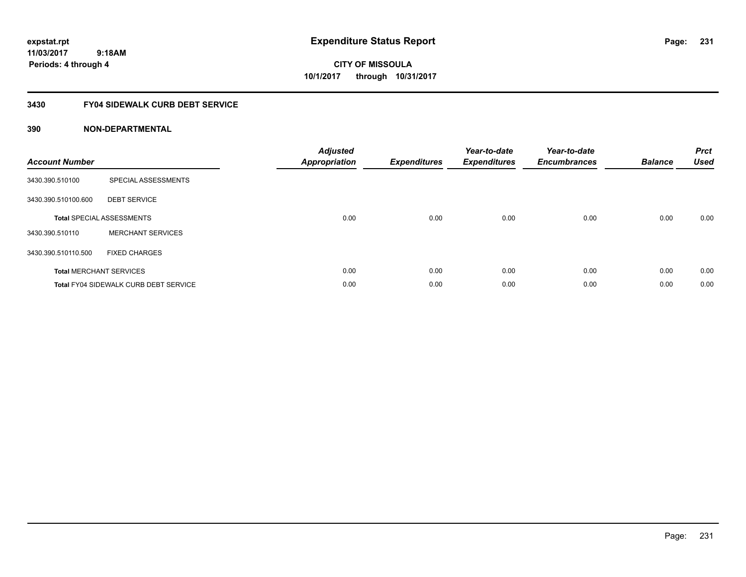**expstat.rpt**
**11/03/2017 9:18AM**
**Periods: 4 through 4**

# Expenditure Status Report

**CITY OF MISSOULA**
**10/1/2017 through 10/31/2017**

## 3430 FY04 SIDEWALK CURB DEBT SERVICE

### 390 NON-DEPARTMENTAL

| Account Number | | Adjusted Appropriation | Expenditures | Year-to-date Expenditures | Year-to-date Encumbrances | Balance | Prct Used |
|---|---|---|---|---|---|---|---|
| 3430.390.510100 | SPECIAL ASSESSMENTS | | | | | | |
| 3430.390.510100.600 | DEBT SERVICE | | | | | | |
| **Total** SPECIAL ASSESSMENTS | | 0.00 | 0.00 | 0.00 | 0.00 | 0.00 | 0.00 |
| 3430.390.510110 | MERCHANT SERVICES | | | | | | |
| 3430.390.510110.500 | FIXED CHARGES | | | | | | |
| **Total** MERCHANT SERVICES | | 0.00 | 0.00 | 0.00 | 0.00 | 0.00 | 0.00 |
| **Total** FY04 SIDEWALK CURB DEBT SERVICE | | 0.00 | 0.00 | 0.00 | 0.00 | 0.00 | 0.00 |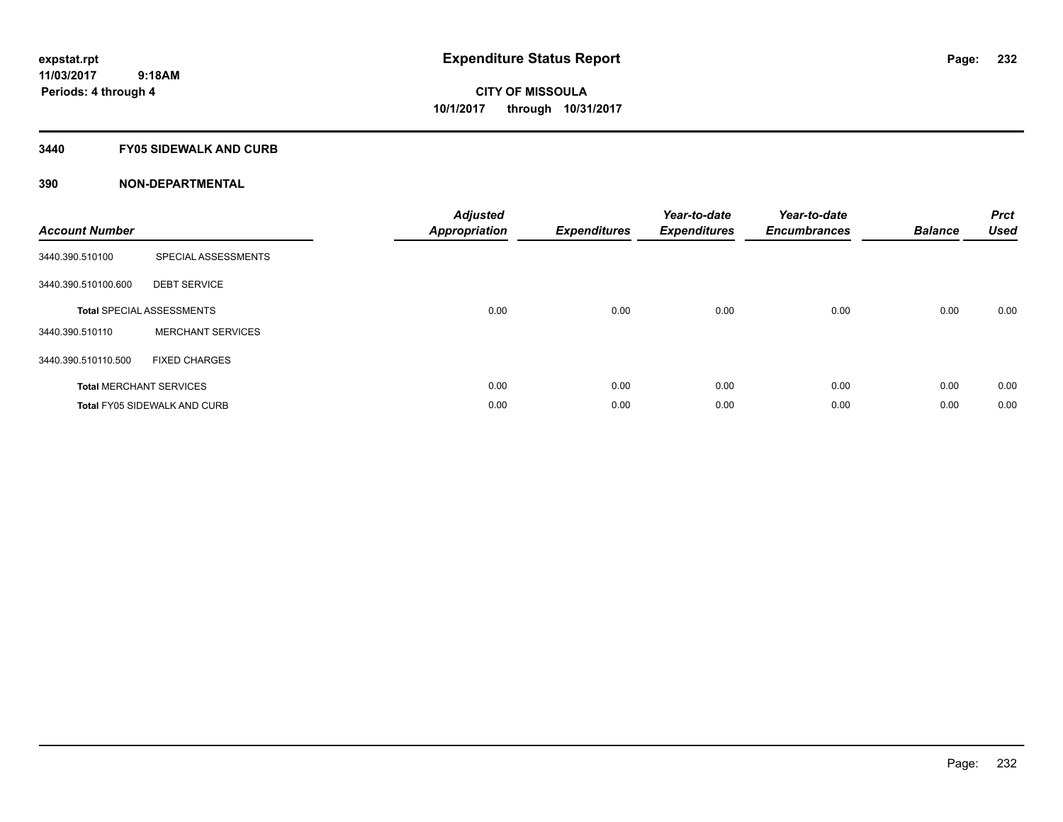expstat.rpt
11/03/2017 9:18AM
Periods: 4 through 4

# Expenditure Status Report

**CITY OF MISSOULA**
**10/1/2017 through 10/31/2017**

## 3440 FY05 SIDEWALK AND CURB

### 390 NON-DEPARTMENTAL

| Account Number | | Adjusted Appropriation | Expenditures | Year-to-date Expenditures | Year-to-date Encumbrances | Balance | Prct Used |
|---|---|---|---|---|---|---|---|
| 3440.390.510100 | SPECIAL ASSESSMENTS | | | | | | |
| 3440.390.510100.600 | DEBT SERVICE | | | | | | |
| **Total** SPECIAL ASSESSMENTS | | 0.00 | 0.00 | 0.00 | 0.00 | 0.00 | 0.00 |
| 3440.390.510110 | MERCHANT SERVICES | | | | | | |
| 3440.390.510110.500 | FIXED CHARGES | | | | | | |
| **Total** MERCHANT SERVICES | | 0.00 | 0.00 | 0.00 | 0.00 | 0.00 | 0.00 |
| **Total** FY05 SIDEWALK AND CURB | | 0.00 | 0.00 | 0.00 | 0.00 | 0.00 | 0.00 |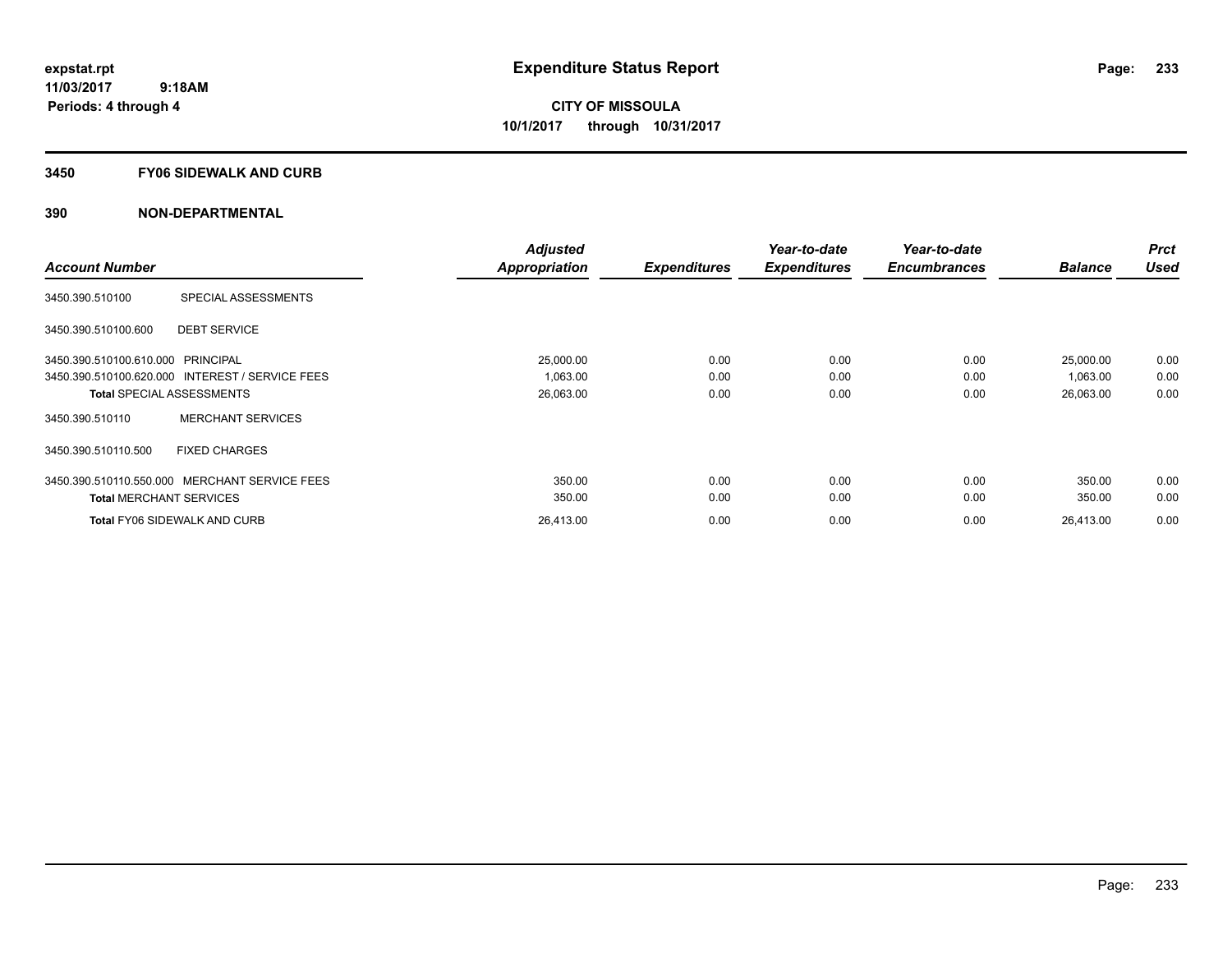expstat.rpt
11/03/2017 9:18AM
Periods: 4 through 4

# Expenditure Status Report

**CITY OF MISSOULA**
**10/1/2017 through 10/31/2017**

## 3450 FY06 SIDEWALK AND CURB

## 390 NON-DEPARTMENTAL

| Account Number | | Adjusted Appropriation | Expenditures | Year-to-date Expenditures | Year-to-date Encumbrances | Balance | Prct Used |
|---|---|---|---|---|---|---|---|
| 3450.390.510100 | SPECIAL ASSESSMENTS | | | | | | |
| 3450.390.510100.600 | DEBT SERVICE | | | | | | |
| 3450.390.510100.610.000 | PRINCIPAL | 25,000.00 | 0.00 | 0.00 | 0.00 | 25,000.00 | 0.00 |
| 3450.390.510100.620.000 | INTEREST / SERVICE FEES | 1,063.00 | 0.00 | 0.00 | 0.00 | 1,063.00 | 0.00 |
| **Total** SPECIAL ASSESSMENTS | | 26,063.00 | 0.00 | 0.00 | 0.00 | 26,063.00 | 0.00 |
| 3450.390.510110 | MERCHANT SERVICES | | | | | | |
| 3450.390.510110.500 | FIXED CHARGES | | | | | | |
| 3450.390.510110.550.000 | MERCHANT SERVICE FEES | 350.00 | 0.00 | 0.00 | 0.00 | 350.00 | 0.00 |
| **Total** MERCHANT SERVICES | | 350.00 | 0.00 | 0.00 | 0.00 | 350.00 | 0.00 |
| **Total** FY06 SIDEWALK AND CURB | | 26,413.00 | 0.00 | 0.00 | 0.00 | 26,413.00 | 0.00 |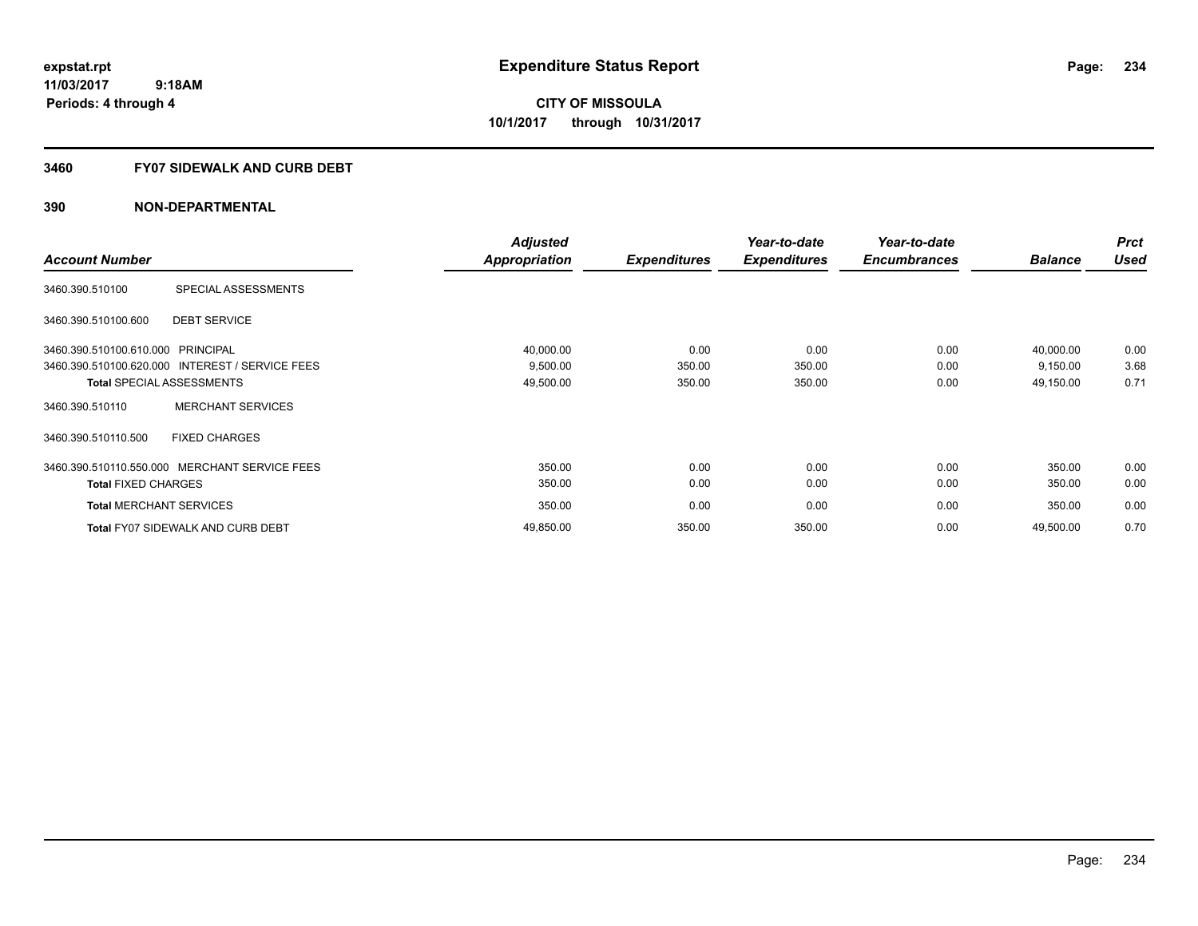**expstat.rpt**
**11/03/2017 9:18AM**
**Periods: 4 through 4**

# Expenditure Status Report

**CITY OF MISSOULA**
**10/1/2017 through 10/31/2017**

## 3460 FY07 SIDEWALK AND CURB DEBT

### 390 NON-DEPARTMENTAL

| Account Number | | Adjusted Appropriation | Expenditures | Year-to-date Expenditures | Year-to-date Encumbrances | Balance | Prct Used |
|---|---|---|---|---|---|---|---|
| 3460.390.510100 | SPECIAL ASSESSMENTS | | | | | | |
| 3460.390.510100.600 | DEBT SERVICE | | | | | | |
| 3460.390.510100.610.000 | PRINCIPAL | 40,000.00 | 0.00 | 0.00 | 0.00 | 40,000.00 | 0.00 |
| 3460.390.510100.620.000 | INTEREST / SERVICE FEES | 9,500.00 | 350.00 | 350.00 | 0.00 | 9,150.00 | 3.68 |
| **Total** SPECIAL ASSESSMENTS | | 49,500.00 | 350.00 | 350.00 | 0.00 | 49,150.00 | 0.71 |
| 3460.390.510110 | MERCHANT SERVICES | | | | | | |
| 3460.390.510110.500 | FIXED CHARGES | | | | | | |
| 3460.390.510110.550.000 | MERCHANT SERVICE FEES | 350.00 | 0.00 | 0.00 | 0.00 | 350.00 | 0.00 |
| **Total** FIXED CHARGES | | 350.00 | 0.00 | 0.00 | 0.00 | 350.00 | 0.00 |
| **Total** MERCHANT SERVICES | | 350.00 | 0.00 | 0.00 | 0.00 | 350.00 | 0.00 |
| **Total** FY07 SIDEWALK AND CURB DEBT | | 49,850.00 | 350.00 | 350.00 | 0.00 | 49,500.00 | 0.70 |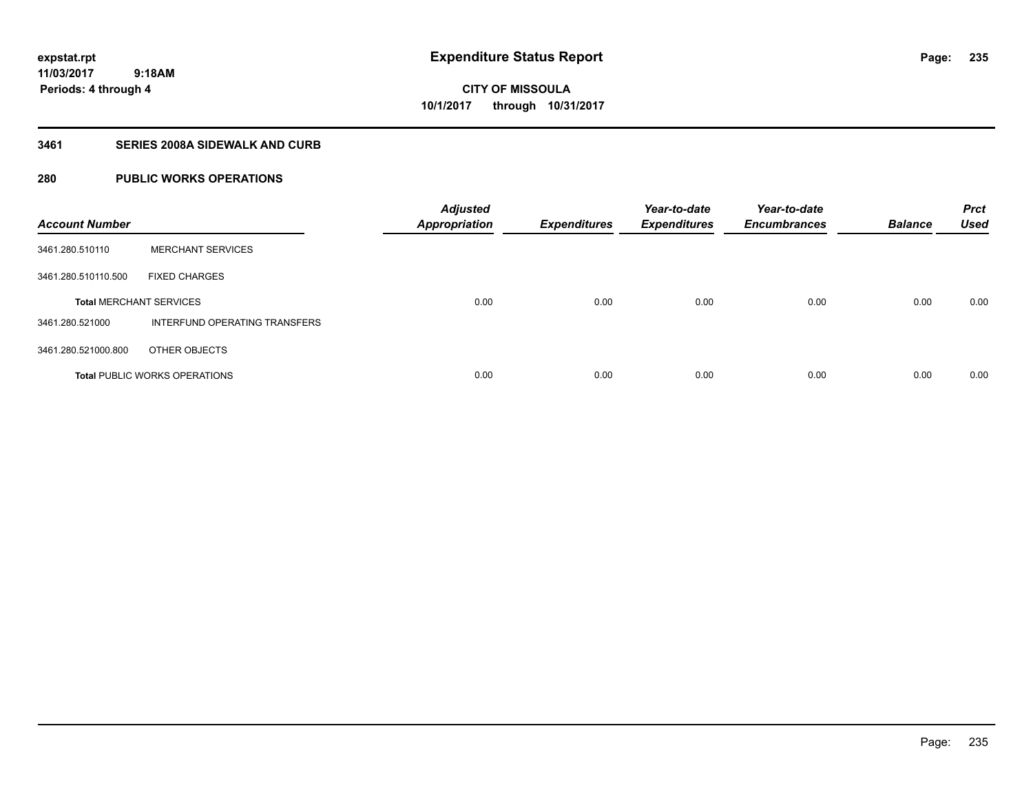expstat.rpt
11/03/2017 9:18AM
Periods: 4 through 4

# Expenditure Status Report

CITY OF MISSOULA
10/1/2017 through 10/31/2017

## 3461 SERIES 2008A SIDEWALK AND CURB

## 280 PUBLIC WORKS OPERATIONS

| Account Number | | Adjusted Appropriation | Expenditures | Year-to-date Expenditures | Year-to-date Encumbrances | Balance | Prct Used |
|---|---|---|---|---|---|---|---|
| 3461.280.510110 | MERCHANT SERVICES | | | | | | |
| 3461.280.510110.500 | FIXED CHARGES | | | | | | |
| **Total** MERCHANT SERVICES | | 0.00 | 0.00 | 0.00 | 0.00 | 0.00 | 0.00 |
| 3461.280.521000 | INTERFUND OPERATING TRANSFERS | | | | | | |
| 3461.280.521000.800 | OTHER OBJECTS | | | | | | |
| **Total** PUBLIC WORKS OPERATIONS | | 0.00 | 0.00 | 0.00 | 0.00 | 0.00 | 0.00 |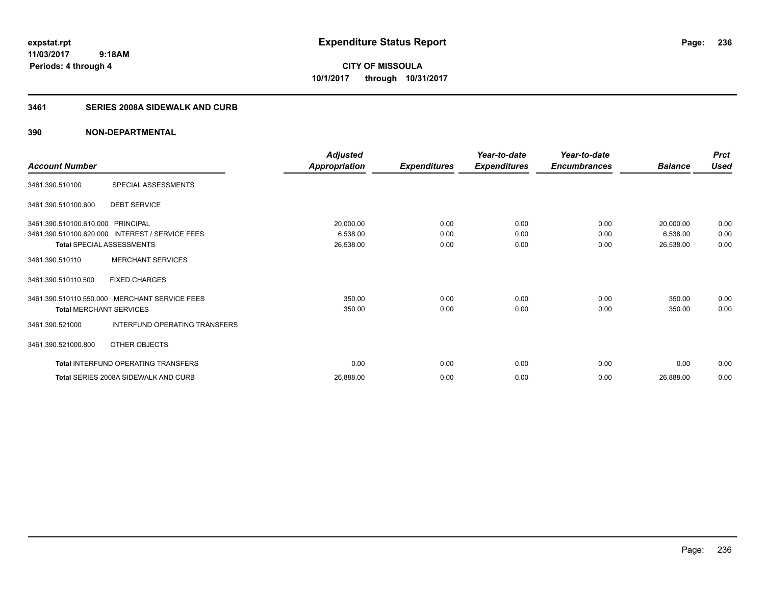**expstat.rpt**
**11/03/2017 9:18AM**
**Periods: 4 through 4**

# Expenditure Status Report

**CITY OF MISSOULA**
**10/1/2017 through 10/31/2017**

## 3461 SERIES 2008A SIDEWALK AND CURB

## 390 NON-DEPARTMENTAL

| Account Number | | Adjusted Appropriation | Expenditures | Year-to-date Expenditures | Year-to-date Encumbrances | Balance | Prct Used |
|---|---|---|---|---|---|---|---|
| 3461.390.510100 | SPECIAL ASSESSMENTS | | | | | | |
| 3461.390.510100.600 | DEBT SERVICE | | | | | | |
| 3461.390.510100.610.000 | PRINCIPAL | 20,000.00 | 0.00 | 0.00 | 0.00 | 20,000.00 | 0.00 |
| 3461.390.510100.620.000 | INTEREST / SERVICE FEES | 6,538.00 | 0.00 | 0.00 | 0.00 | 6,538.00 | 0.00 |
| **Total** SPECIAL ASSESSMENTS | | 26,538.00 | 0.00 | 0.00 | 0.00 | 26,538.00 | 0.00 |
| 3461.390.510110 | MERCHANT SERVICES | | | | | | |
| 3461.390.510110.500 | FIXED CHARGES | | | | | | |
| 3461.390.510110.550.000 | MERCHANT SERVICE FEES | 350.00 | 0.00 | 0.00 | 0.00 | 350.00 | 0.00 |
| **Total** MERCHANT SERVICES | | 350.00 | 0.00 | 0.00 | 0.00 | 350.00 | 0.00 |
| 3461.390.521000 | INTERFUND OPERATING TRANSFERS | | | | | | |
| 3461.390.521000.800 | OTHER OBJECTS | | | | | | |
| **Total** INTERFUND OPERATING TRANSFERS | | 0.00 | 0.00 | 0.00 | 0.00 | 0.00 | 0.00 |
| **Total** SERIES 2008A SIDEWALK AND CURB | | 26,888.00 | 0.00 | 0.00 | 0.00 | 26,888.00 | 0.00 |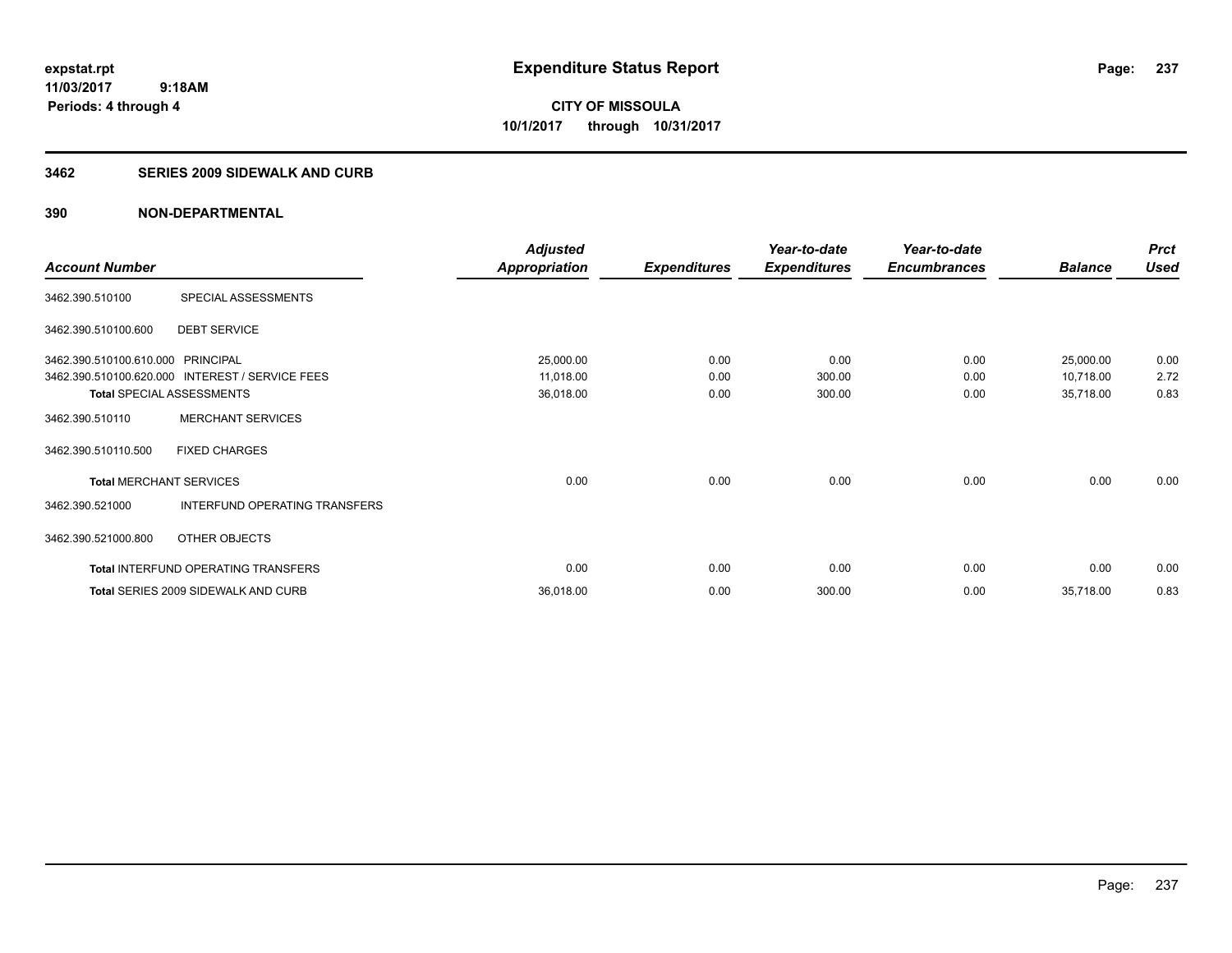expstat.rpt
11/03/2017 9:18AM
Periods: 4 through 4

# Expenditure Status Report

**CITY OF MISSOULA**
**10/1/2017 through 10/31/2017**

## 3462 SERIES 2009 SIDEWALK AND CURB

## 390 NON-DEPARTMENTAL

| Account Number | | Adjusted Appropriation | Expenditures | Year-to-date Expenditures | Year-to-date Encumbrances | Balance | Prct Used |
|---|---|---|---|---|---|---|---|
| 3462.390.510100 | SPECIAL ASSESSMENTS | | | | | | |
| 3462.390.510100.600 | DEBT SERVICE | | | | | | |
| 3462.390.510100.610.000 | PRINCIPAL | 25,000.00 | 0.00 | 0.00 | 0.00 | 25,000.00 | 0.00 |
| 3462.390.510100.620.000 | INTEREST / SERVICE FEES | 11,018.00 | 0.00 | 300.00 | 0.00 | 10,718.00 | 2.72 |
| **Total** SPECIAL ASSESSMENTS | | 36,018.00 | 0.00 | 300.00 | 0.00 | 35,718.00 | 0.83 |
| 3462.390.510110 | MERCHANT SERVICES | | | | | | |
| 3462.390.510110.500 | FIXED CHARGES | | | | | | |
| **Total** MERCHANT SERVICES | | 0.00 | 0.00 | 0.00 | 0.00 | 0.00 | 0.00 |
| 3462.390.521000 | INTERFUND OPERATING TRANSFERS | | | | | | |
| 3462.390.521000.800 | OTHER OBJECTS | | | | | | |
| **Total** INTERFUND OPERATING TRANSFERS | | 0.00 | 0.00 | 0.00 | 0.00 | 0.00 | 0.00 |
| **Total** SERIES 2009 SIDEWALK AND CURB | | 36,018.00 | 0.00 | 300.00 | 0.00 | 35,718.00 | 0.83 |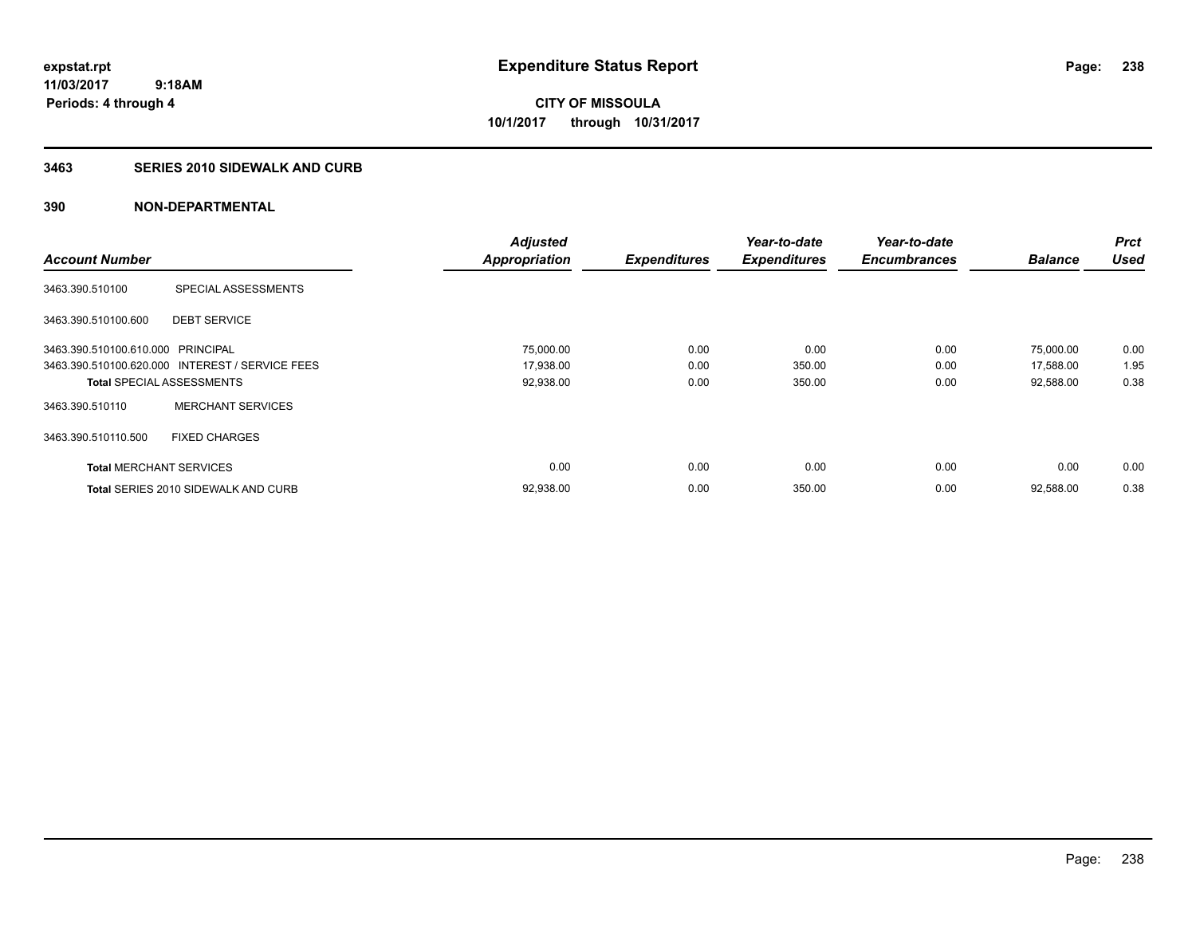expstat.rpt
11/03/2017 9:18AM
Periods: 4 through 4

# Expenditure Status Report

**CITY OF MISSOULA**
**10/1/2017 through 10/31/2017**

## 3463 SERIES 2010 SIDEWALK AND CURB

### 390 NON-DEPARTMENTAL

| Account Number | | Adjusted Appropriation | Expenditures | Year-to-date Expenditures | Year-to-date Encumbrances | Balance | Prct Used |
|---|---|---|---|---|---|---|---|
| 3463.390.510100 | SPECIAL ASSESSMENTS | | | | | | |
| 3463.390.510100.600 | DEBT SERVICE | | | | | | |
| 3463.390.510100.610.000 | PRINCIPAL | 75,000.00 | 0.00 | 0.00 | 0.00 | 75,000.00 | 0.00 |
| 3463.390.510100.620.000 | INTEREST / SERVICE FEES | 17,938.00 | 0.00 | 350.00 | 0.00 | 17,588.00 | 1.95 |
| **Total** SPECIAL ASSESSMENTS | | 92,938.00 | 0.00 | 350.00 | 0.00 | 92,588.00 | 0.38 |
| 3463.390.510110 | MERCHANT SERVICES | | | | | | |
| 3463.390.510110.500 | FIXED CHARGES | | | | | | |
| **Total** MERCHANT SERVICES | | 0.00 | 0.00 | 0.00 | 0.00 | 0.00 | 0.00 |
| **Total** SERIES 2010 SIDEWALK AND CURB | | 92,938.00 | 0.00 | 350.00 | 0.00 | 92,588.00 | 0.38 |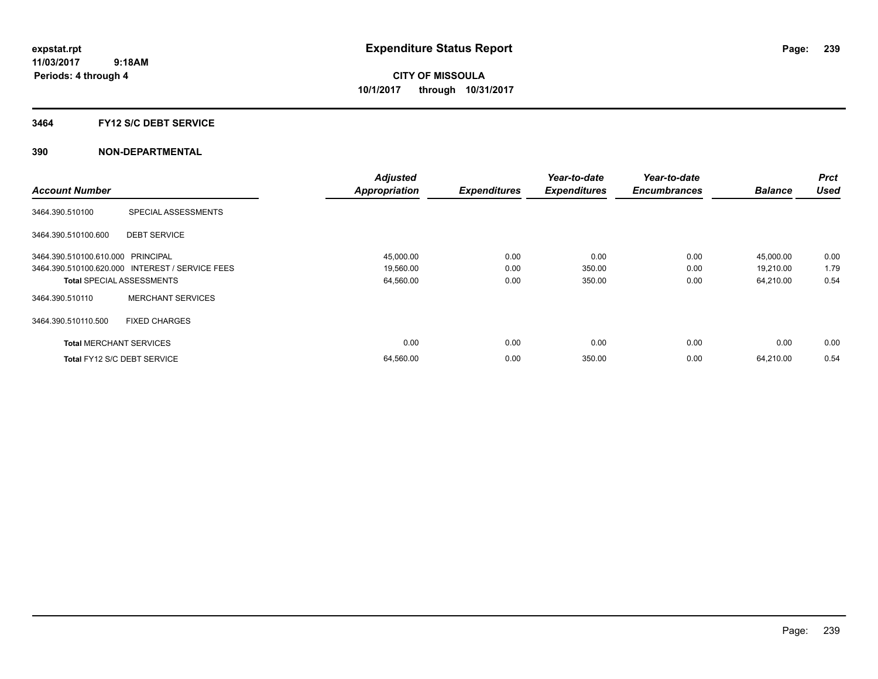# Expenditure Status Report

expstat.rpt
11/03/2017 9:18AM
Periods: 4 through 4

**CITY OF MISSOULA**
**10/1/2017 through 10/31/2017**

## 3464 FY12 S/C DEBT SERVICE

### 390 NON-DEPARTMENTAL

| Account Number | | Adjusted Appropriation | Expenditures | Year-to-date Expenditures | Year-to-date Encumbrances | Balance | Prct Used |
|---|---|---|---|---|---|---|---|
| 3464.390.510100 | SPECIAL ASSESSMENTS | | | | | | |
| 3464.390.510100.600 | DEBT SERVICE | | | | | | |
| 3464.390.510100.610.000 | PRINCIPAL | 45,000.00 | 0.00 | 0.00 | 0.00 | 45,000.00 | 0.00 |
| 3464.390.510100.620.000 | INTEREST / SERVICE FEES | 19,560.00 | 0.00 | 350.00 | 0.00 | 19,210.00 | 1.79 |
| **Total** SPECIAL ASSESSMENTS | | 64,560.00 | 0.00 | 350.00 | 0.00 | 64,210.00 | 0.54 |
| 3464.390.510110 | MERCHANT SERVICES | | | | | | |
| 3464.390.510110.500 | FIXED CHARGES | | | | | | |
| **Total** MERCHANT SERVICES | | 0.00 | 0.00 | 0.00 | 0.00 | 0.00 | 0.00 |
| **Total** FY12 S/C DEBT SERVICE | | 64,560.00 | 0.00 | 350.00 | 0.00 | 64,210.00 | 0.54 |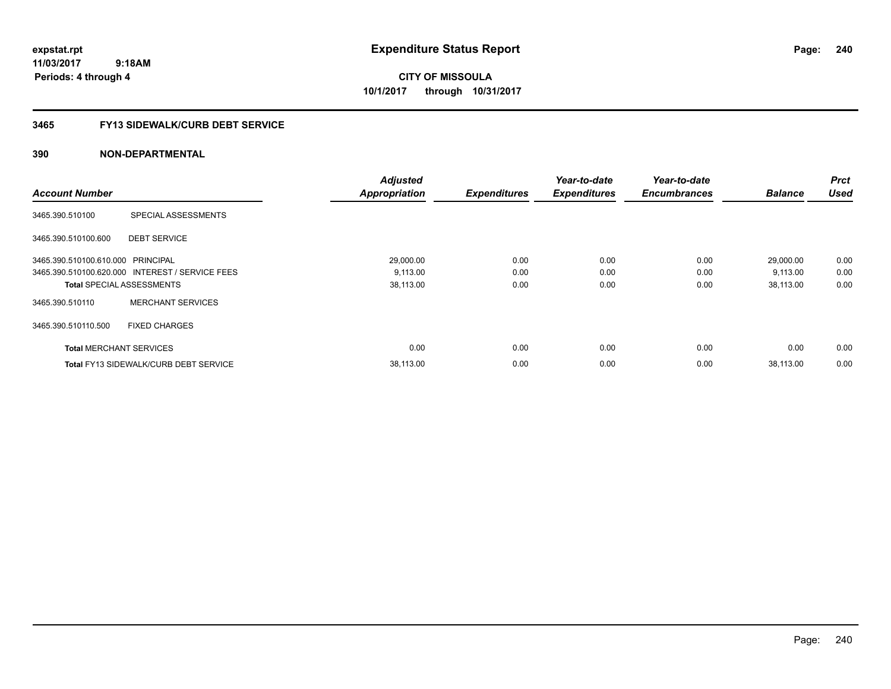**expstat.rpt**
**11/03/2017 9:18AM**
**Periods: 4 through 4**

# Expenditure Status Report

**CITY OF MISSOULA**
**10/1/2017 through 10/31/2017**

## 3465 FY13 SIDEWALK/CURB DEBT SERVICE

## 390 NON-DEPARTMENTAL

| Account Number | | Adjusted Appropriation | Expenditures | Year-to-date Expenditures | Year-to-date Encumbrances | Balance | Prct Used |
|---|---|---|---|---|---|---|---|
| 3465.390.510100 | SPECIAL ASSESSMENTS | | | | | | |
| 3465.390.510100.600 | DEBT SERVICE | | | | | | |
| 3465.390.510100.610.000 | PRINCIPAL | 29,000.00 | 0.00 | 0.00 | 0.00 | 29,000.00 | 0.00 |
| 3465.390.510100.620.000 | INTEREST / SERVICE FEES | 9,113.00 | 0.00 | 0.00 | 0.00 | 9,113.00 | 0.00 |
| **Total** SPECIAL ASSESSMENTS | | 38,113.00 | 0.00 | 0.00 | 0.00 | 38,113.00 | 0.00 |
| 3465.390.510110 | MERCHANT SERVICES | | | | | | |
| 3465.390.510110.500 | FIXED CHARGES | | | | | | |
| **Total** MERCHANT SERVICES | | 0.00 | 0.00 | 0.00 | 0.00 | 0.00 | 0.00 |
| **Total** FY13 SIDEWALK/CURB DEBT SERVICE | | 38,113.00 | 0.00 | 0.00 | 0.00 | 38,113.00 | 0.00 |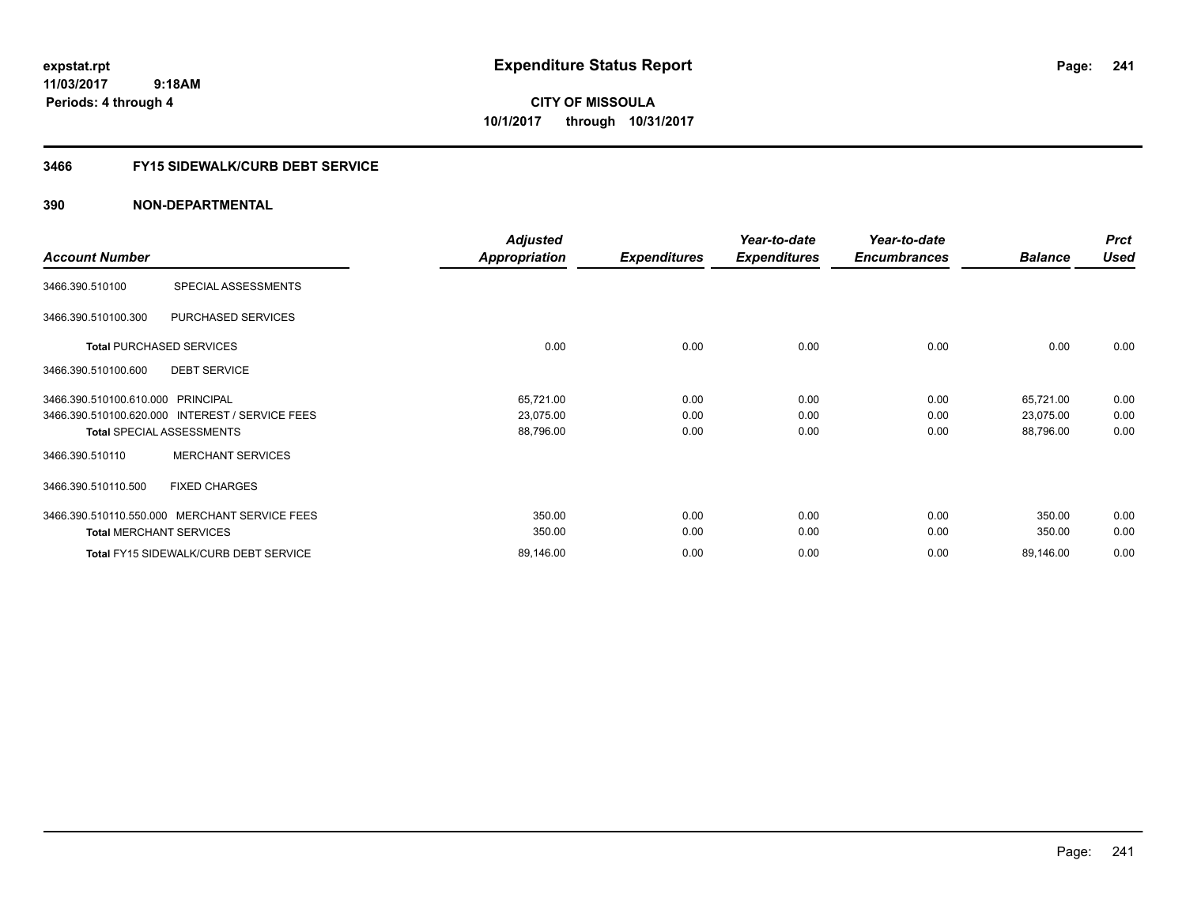# Expenditure Status Report

expstat.rpt
11/03/2017 9:18AM
Periods: 4 through 4

**CITY OF MISSOULA**
**10/1/2017 through 10/31/2017**

## 3466 FY15 SIDEWALK/CURB DEBT SERVICE

### 390 NON-DEPARTMENTAL

| Account Number | | Adjusted Appropriation | Expenditures | Year-to-date Expenditures | Year-to-date Encumbrances | Balance | Prct Used |
|---|---|---|---|---|---|---|---|
| 3466.390.510100 | SPECIAL ASSESSMENTS | | | | | | |
| 3466.390.510100.300 | PURCHASED SERVICES | | | | | | |
| **Total** PURCHASED SERVICES | | 0.00 | 0.00 | 0.00 | 0.00 | 0.00 | 0.00 |
| 3466.390.510100.600 | DEBT SERVICE | | | | | | |
| 3466.390.510100.610.000 | PRINCIPAL | 65,721.00 | 0.00 | 0.00 | 0.00 | 65,721.00 | 0.00 |
| 3466.390.510100.620.000 | INTEREST / SERVICE FEES | 23,075.00 | 0.00 | 0.00 | 0.00 | 23,075.00 | 0.00 |
| **Total** SPECIAL ASSESSMENTS | | 88,796.00 | 0.00 | 0.00 | 0.00 | 88,796.00 | 0.00 |
| 3466.390.510110 | MERCHANT SERVICES | | | | | | |
| 3466.390.510110.500 | FIXED CHARGES | | | | | | |
| 3466.390.510110.550.000 | MERCHANT SERVICE FEES | 350.00 | 0.00 | 0.00 | 0.00 | 350.00 | 0.00 |
| **Total** MERCHANT SERVICES | | 350.00 | 0.00 | 0.00 | 0.00 | 350.00 | 0.00 |
| **Total** FY15 SIDEWALK/CURB DEBT SERVICE | | 89,146.00 | 0.00 | 0.00 | 0.00 | 89,146.00 | 0.00 |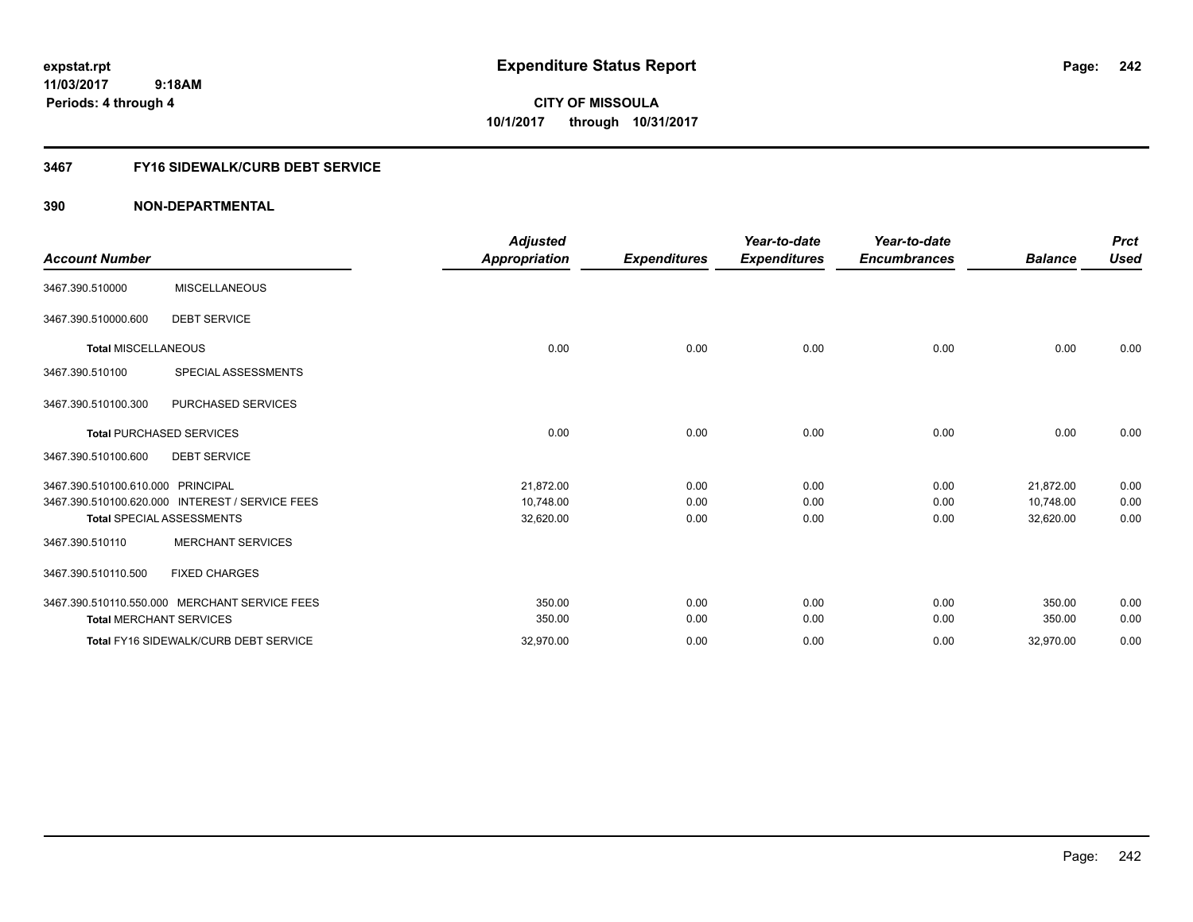# Expenditure Status Report

**expstat.rpt**
**11/03/2017 9:18AM**
**Periods: 4 through 4**

**CITY OF MISSOULA**
**10/1/2017 through 10/31/2017**

## 3467 FY16 SIDEWALK/CURB DEBT SERVICE

### 390 NON-DEPARTMENTAL

| Account Number | | Adjusted Appropriation | Expenditures | Year-to-date Expenditures | Year-to-date Encumbrances | Balance | Prct Used |
|---|---|---|---|---|---|---|---|
| 3467.390.510000 | MISCELLANEOUS | | | | | | |
| 3467.390.510000.600 | DEBT SERVICE | | | | | | |
| **Total** MISCELLANEOUS | | 0.00 | 0.00 | 0.00 | 0.00 | 0.00 | 0.00 |
| 3467.390.510100 | SPECIAL ASSESSMENTS | | | | | | |
| 3467.390.510100.300 | PURCHASED SERVICES | | | | | | |
| **Total** PURCHASED SERVICES | | 0.00 | 0.00 | 0.00 | 0.00 | 0.00 | 0.00 |
| 3467.390.510100.600 | DEBT SERVICE | | | | | | |
| 3467.390.510100.610.000 | PRINCIPAL | 21,872.00 | 0.00 | 0.00 | 0.00 | 21,872.00 | 0.00 |
| 3467.390.510100.620.000 | INTEREST / SERVICE FEES | 10,748.00 | 0.00 | 0.00 | 0.00 | 10,748.00 | 0.00 |
| **Total** SPECIAL ASSESSMENTS | | 32,620.00 | 0.00 | 0.00 | 0.00 | 32,620.00 | 0.00 |
| 3467.390.510110 | MERCHANT SERVICES | | | | | | |
| 3467.390.510110.500 | FIXED CHARGES | | | | | | |
| 3467.390.510110.550.000 | MERCHANT SERVICE FEES | 350.00 | 0.00 | 0.00 | 0.00 | 350.00 | 0.00 |
| **Total** MERCHANT SERVICES | | 350.00 | 0.00 | 0.00 | 0.00 | 350.00 | 0.00 |
| **Total** FY16 SIDEWALK/CURB DEBT SERVICE | | 32,970.00 | 0.00 | 0.00 | 0.00 | 32,970.00 | 0.00 |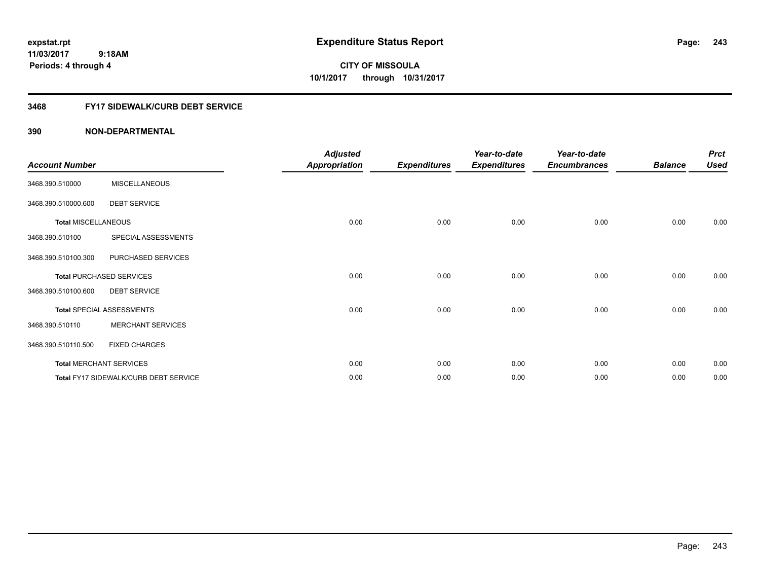expstat.rpt
11/03/2017 9:18AM
Periods: 4 through 4

# Expenditure Status Report

CITY OF MISSOULA
10/1/2017 through 10/31/2017

## 3468 FY17 SIDEWALK/CURB DEBT SERVICE

## 390 NON-DEPARTMENTAL

| Account Number | | Adjusted Appropriation | Expenditures | Year-to-date Expenditures | Year-to-date Encumbrances | Balance | Prct Used |
|---|---|---|---|---|---|---|---|
| 3468.390.510000 | MISCELLANEOUS | | | | | | |
| 3468.390.510000.600 | DEBT SERVICE | | | | | | |
| Total MISCELLANEOUS | | 0.00 | 0.00 | 0.00 | 0.00 | 0.00 | 0.00 |
| 3468.390.510100 | SPECIAL ASSESSMENTS | | | | | | |
| 3468.390.510100.300 | PURCHASED SERVICES | | | | | | |
| Total PURCHASED SERVICES | | 0.00 | 0.00 | 0.00 | 0.00 | 0.00 | 0.00 |
| 3468.390.510100.600 | DEBT SERVICE | | | | | | |
| Total SPECIAL ASSESSMENTS | | 0.00 | 0.00 | 0.00 | 0.00 | 0.00 | 0.00 |
| 3468.390.510110 | MERCHANT SERVICES | | | | | | |
| 3468.390.510110.500 | FIXED CHARGES | | | | | | |
| Total MERCHANT SERVICES | | 0.00 | 0.00 | 0.00 | 0.00 | 0.00 | 0.00 |
| Total FY17 SIDEWALK/CURB DEBT SERVICE | | 0.00 | 0.00 | 0.00 | 0.00 | 0.00 | 0.00 |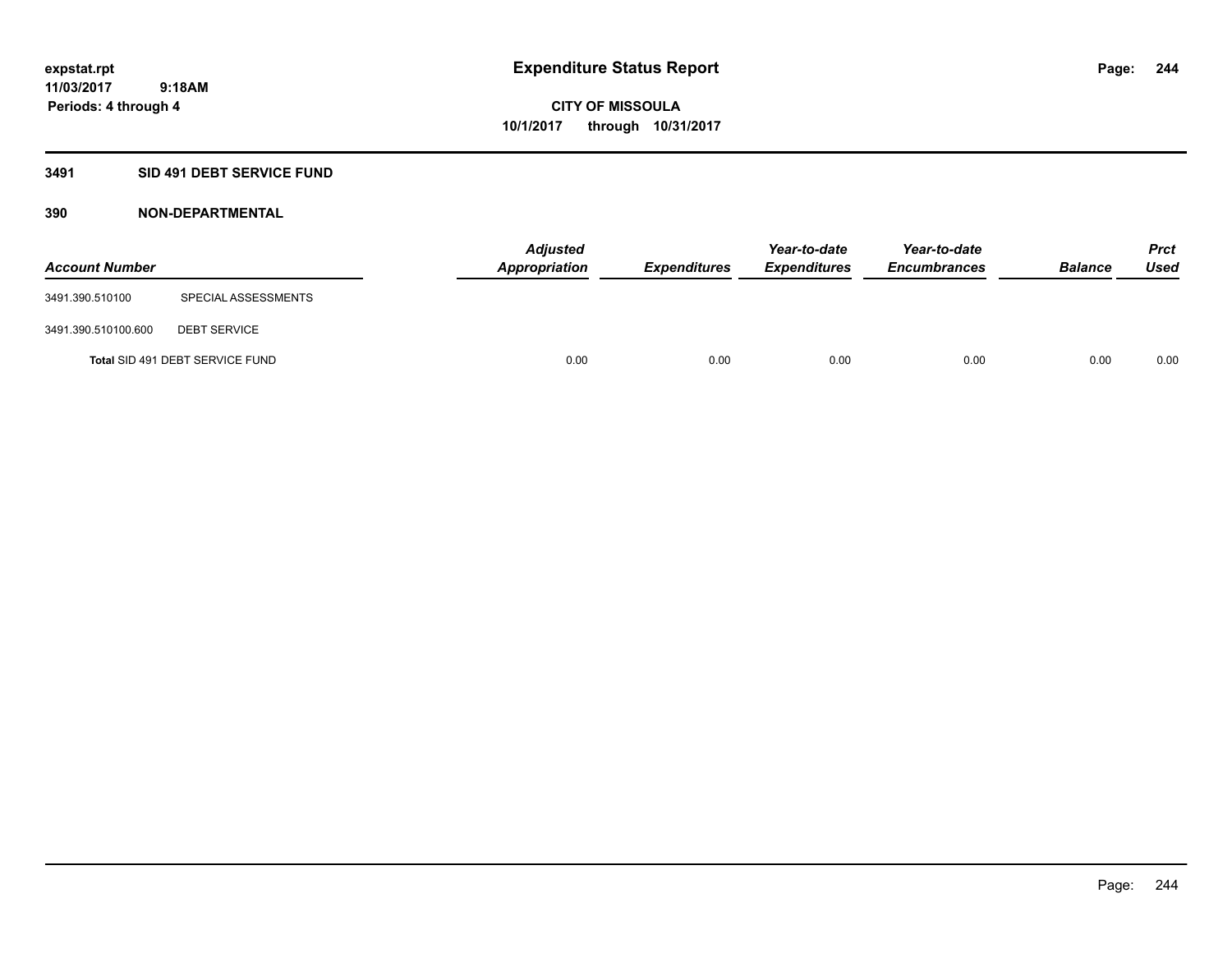expstat.rpt
11/03/2017 9:18AM
Periods: 4 through 4

# Expenditure Status Report

**CITY OF MISSOULA**
**10/1/2017 through 10/31/2017**

## 3491 SID 491 DEBT SERVICE FUND

### 390 NON-DEPARTMENTAL

| Account Number | | Adjusted Appropriation | Expenditures | Year-to-date Expenditures | Year-to-date Encumbrances | Balance | Prct Used |
|---|---|---|---|---|---|---|---|
| 3491.390.510100 | SPECIAL ASSESSMENTS | | | | | | |
| 3491.390.510100.600 | DEBT SERVICE | | | | | | |
| **Total** SID 491 DEBT SERVICE FUND | | 0.00 | 0.00 | 0.00 | 0.00 | 0.00 | 0.00 |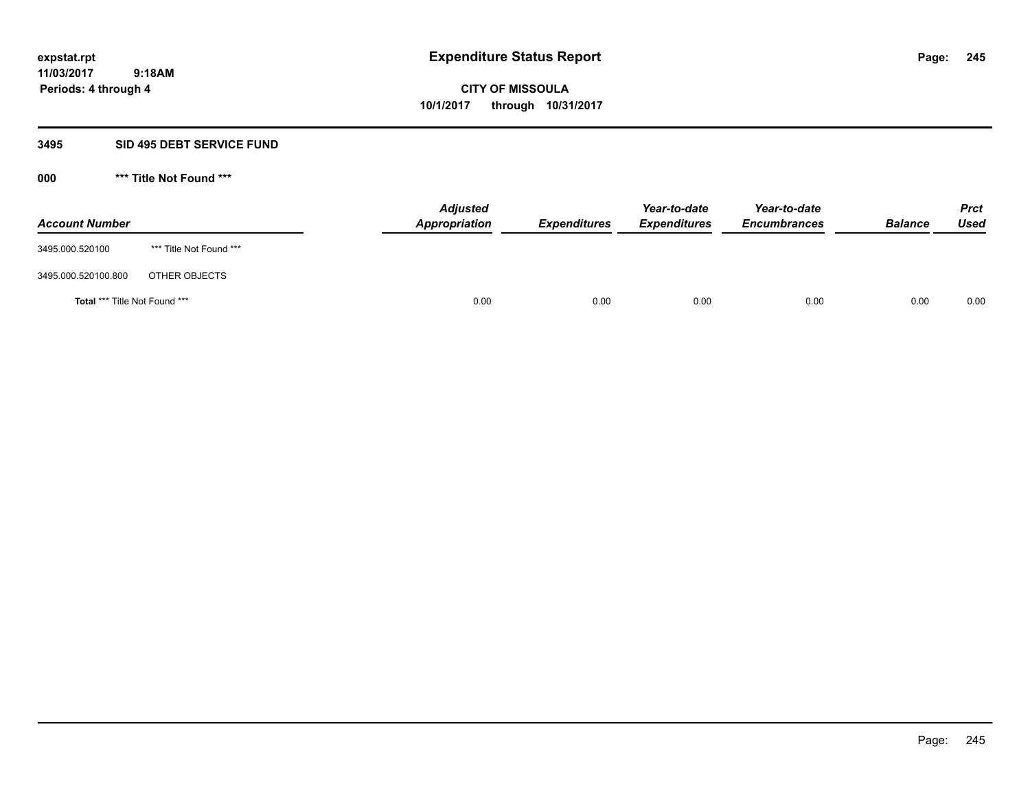expstat.rpt
11/03/2017 9:18AM
Periods: 4 through 4

# Expenditure Status Report

**CITY OF MISSOULA**
**10/1/2017 through 10/31/2017**

## 3495 SID 495 DEBT SERVICE FUND

### 000 *** Title Not Found ***

| Account Number | | Adjusted Appropriation | Expenditures | Year-to-date Expenditures | Year-to-date Encumbrances | Balance | Prct Used |
|---|---|---|---|---|---|---|---|
| 3495.000.520100 | *** Title Not Found *** | | | | | | |
| 3495.000.520100.800 | OTHER OBJECTS | | | | | | |
| **Total** *** Title Not Found *** | | 0.00 | 0.00 | 0.00 | 0.00 | 0.00 | 0.00 |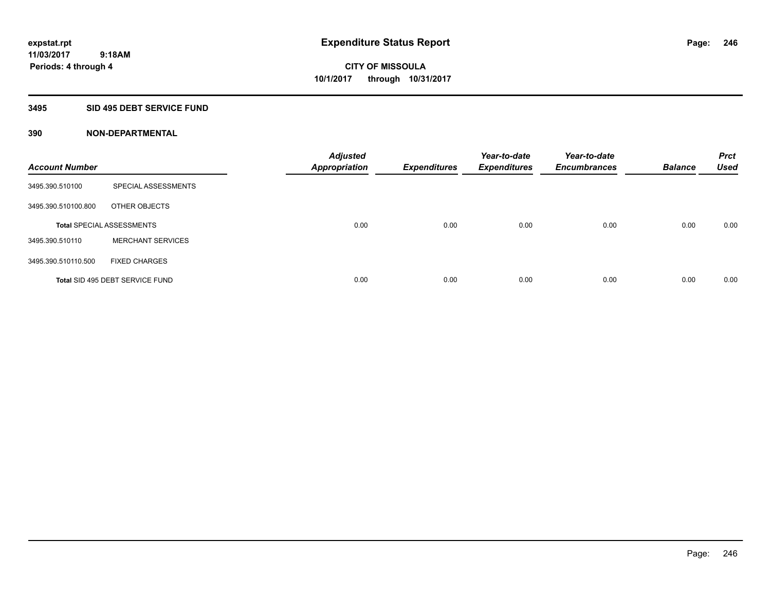expstat.rpt
11/03/2017 9:18AM
Periods: 4 through 4

# Expenditure Status Report

CITY OF MISSOULA
10/1/2017 through 10/31/2017

## 3495 SID 495 DEBT SERVICE FUND

### 390 NON-DEPARTMENTAL

| Account Number | | Adjusted Appropriation | Expenditures | Year-to-date Expenditures | Year-to-date Encumbrances | Balance | Prct Used |
|---|---|---|---|---|---|---|---|
| 3495.390.510100 | SPECIAL ASSESSMENTS | | | | | | |
| 3495.390.510100.800 | OTHER OBJECTS | | | | | | |
| **Total** SPECIAL ASSESSMENTS | | 0.00 | 0.00 | 0.00 | 0.00 | 0.00 | 0.00 |
| 3495.390.510110 | MERCHANT SERVICES | | | | | | |
| 3495.390.510110.500 | FIXED CHARGES | | | | | | |
| **Total** SID 495 DEBT SERVICE FUND | | 0.00 | 0.00 | 0.00 | 0.00 | 0.00 | 0.00 |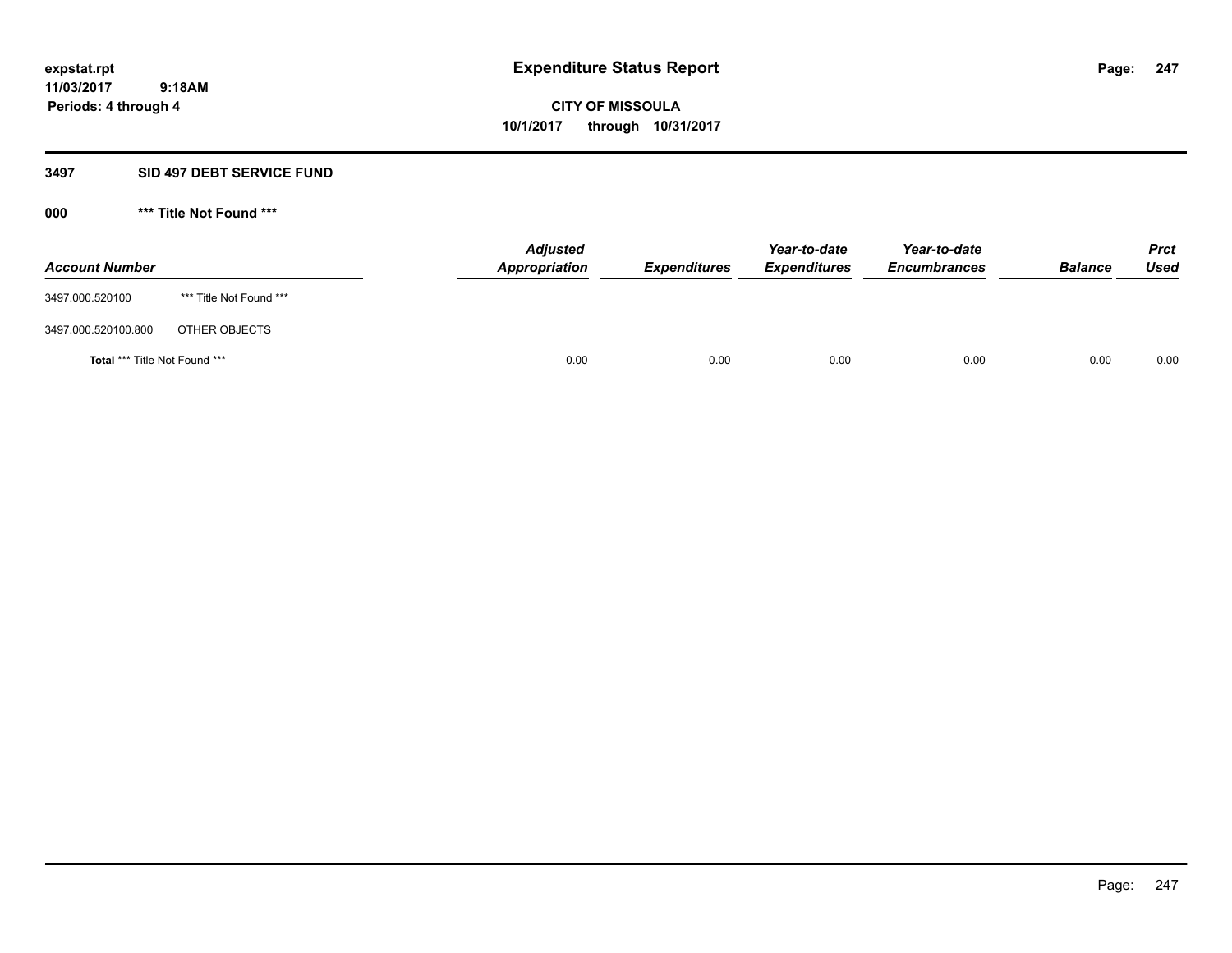expstat.rpt
11/03/2017 9:18AM
Periods: 4 through 4

# Expenditure Status Report

**CITY OF MISSOULA**
**10/1/2017 through 10/31/2017**

## 3497 SID 497 DEBT SERVICE FUND

### 000 *** Title Not Found ***

| Account Number | | Adjusted Appropriation | Expenditures | Year-to-date Expenditures | Year-to-date Encumbrances | Balance | Prct Used |
|---|---|---|---|---|---|---|---|
| 3497.000.520100 | *** Title Not Found *** | | | | | | |
| 3497.000.520100.800 | OTHER OBJECTS | | | | | | |
| **Total** *** Title Not Found *** | | 0.00 | 0.00 | 0.00 | 0.00 | 0.00 | 0.00 |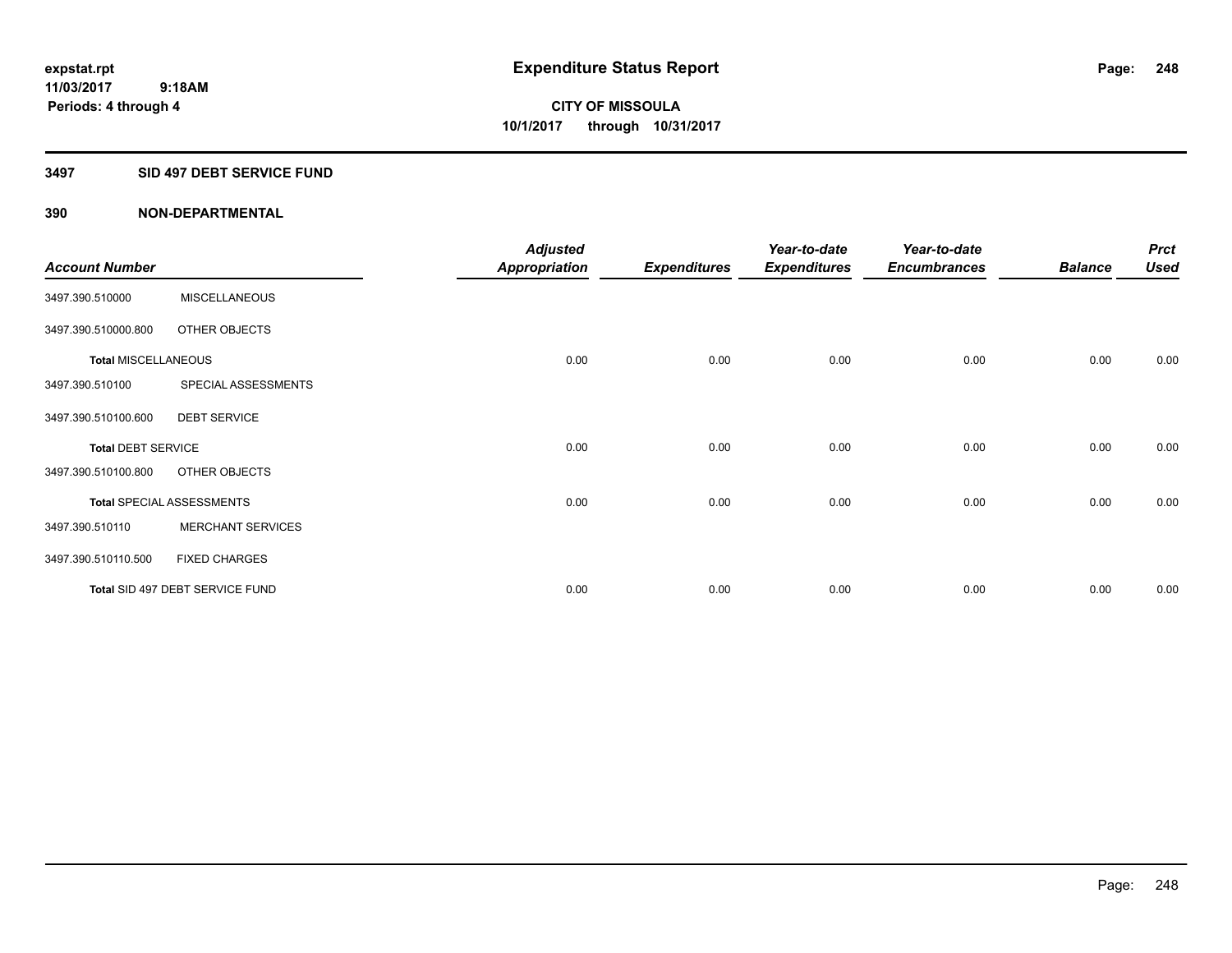**expstat.rpt**
**11/03/2017 9:18AM**
**Periods: 4 through 4**

# Expenditure Status Report

**CITY OF MISSOULA**
**10/1/2017 through 10/31/2017**

## 3497 SID 497 DEBT SERVICE FUND

### 390 NON-DEPARTMENTAL

| Account Number | | Adjusted Appropriation | Expenditures | Year-to-date Expenditures | Year-to-date Encumbrances | Balance | Prct Used |
|---|---|---|---|---|---|---|---|
| 3497.390.510000 | MISCELLANEOUS | | | | | | |
| 3497.390.510000.800 | OTHER OBJECTS | | | | | | |
| **Total** MISCELLANEOUS | | 0.00 | 0.00 | 0.00 | 0.00 | 0.00 | 0.00 |
| 3497.390.510100 | SPECIAL ASSESSMENTS | | | | | | |
| 3497.390.510100.600 | DEBT SERVICE | | | | | | |
| **Total** DEBT SERVICE | | 0.00 | 0.00 | 0.00 | 0.00 | 0.00 | 0.00 |
| 3497.390.510100.800 | OTHER OBJECTS | | | | | | |
| **Total** SPECIAL ASSESSMENTS | | 0.00 | 0.00 | 0.00 | 0.00 | 0.00 | 0.00 |
| 3497.390.510110 | MERCHANT SERVICES | | | | | | |
| 3497.390.510110.500 | FIXED CHARGES | | | | | | |
| **Total** SID 497 DEBT SERVICE FUND | | 0.00 | 0.00 | 0.00 | 0.00 | 0.00 | 0.00 |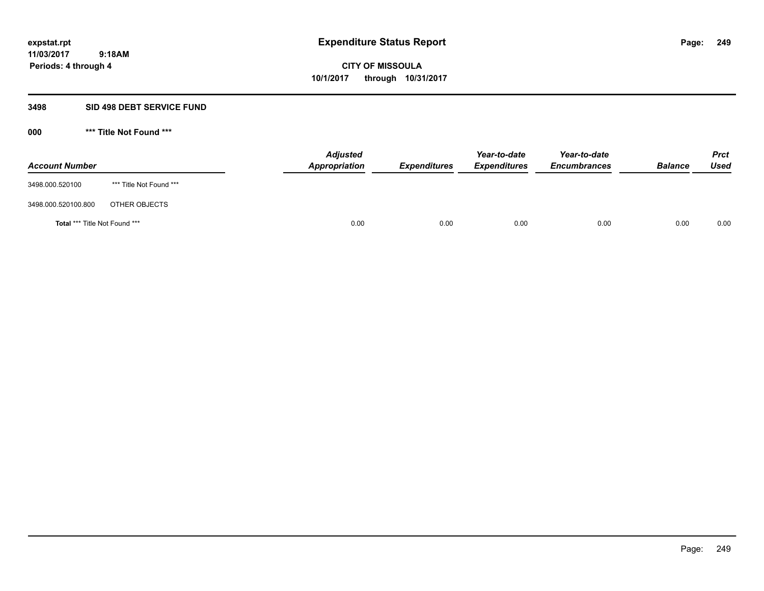expstat.rpt
11/03/2017 9:18AM
Periods: 4 through 4

# Expenditure Status Report

**CITY OF MISSOULA**
**10/1/2017 through 10/31/2017**

## 3498 SID 498 DEBT SERVICE FUND

### 000 *** Title Not Found ***

| Account Number | | Adjusted Appropriation | Expenditures | Year-to-date Expenditures | Year-to-date Encumbrances | Balance | Prct Used |
|---|---|---|---|---|---|---|---|
| 3498.000.520100 | *** Title Not Found *** | | | | | | |
| 3498.000.520100.800 | OTHER OBJECTS | | | | | | |
| **Total** *** Title Not Found *** | | 0.00 | 0.00 | 0.00 | 0.00 | 0.00 | 0.00 |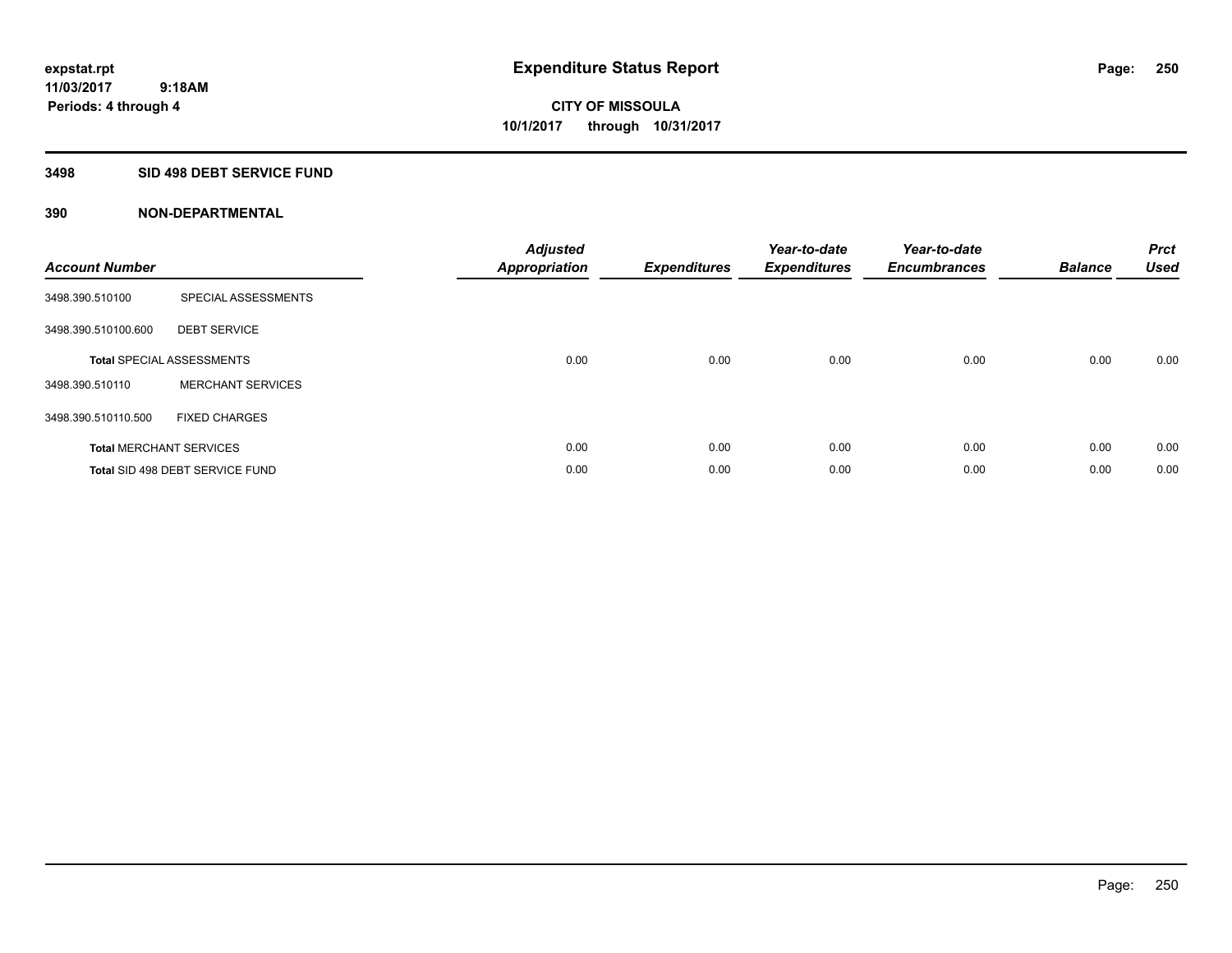# Expenditure Status Report

expstat.rpt
11/03/2017 9:18AM
Periods: 4 through 4

**CITY OF MISSOULA**
**10/1/2017 through 10/31/2017**

## 3498 SID 498 DEBT SERVICE FUND

## 390 NON-DEPARTMENTAL

| Account Number | | Adjusted Appropriation | Expenditures | Year-to-date Expenditures | Year-to-date Encumbrances | Balance | Prct Used |
|---|---|---|---|---|---|---|---|
| 3498.390.510100 | SPECIAL ASSESSMENTS | | | | | | |
| 3498.390.510100.600 | DEBT SERVICE | | | | | | |
| **Total** SPECIAL ASSESSMENTS | | 0.00 | 0.00 | 0.00 | 0.00 | 0.00 | 0.00 |
| 3498.390.510110 | MERCHANT SERVICES | | | | | | |
| 3498.390.510110.500 | FIXED CHARGES | | | | | | |
| **Total** MERCHANT SERVICES | | 0.00 | 0.00 | 0.00 | 0.00 | 0.00 | 0.00 |
| **Total** SID 498 DEBT SERVICE FUND | | 0.00 | 0.00 | 0.00 | 0.00 | 0.00 | 0.00 |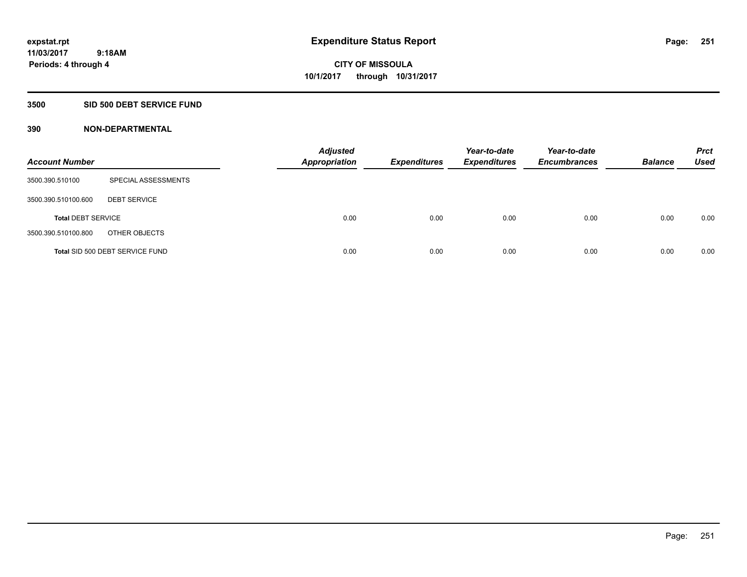expstat.rpt
11/03/2017 9:18AM
Periods: 4 through 4

# Expenditure Status Report

CITY OF MISSOULA
10/1/2017 through 10/31/2017

## 3500 SID 500 DEBT SERVICE FUND

### 390 NON-DEPARTMENTAL

| Account Number | | Adjusted Appropriation | Expenditures | Year-to-date Expenditures | Year-to-date Encumbrances | Balance | Prct Used |
|---|---|---|---|---|---|---|---|
| 3500.390.510100 | SPECIAL ASSESSMENTS | | | | | | |
| 3500.390.510100.600 | DEBT SERVICE | | | | | | |
| **Total** DEBT SERVICE | | 0.00 | 0.00 | 0.00 | 0.00 | 0.00 | 0.00 |
| 3500.390.510100.800 | OTHER OBJECTS | | | | | | |
| **Total** SID 500 DEBT SERVICE FUND | | 0.00 | 0.00 | 0.00 | 0.00 | 0.00 | 0.00 |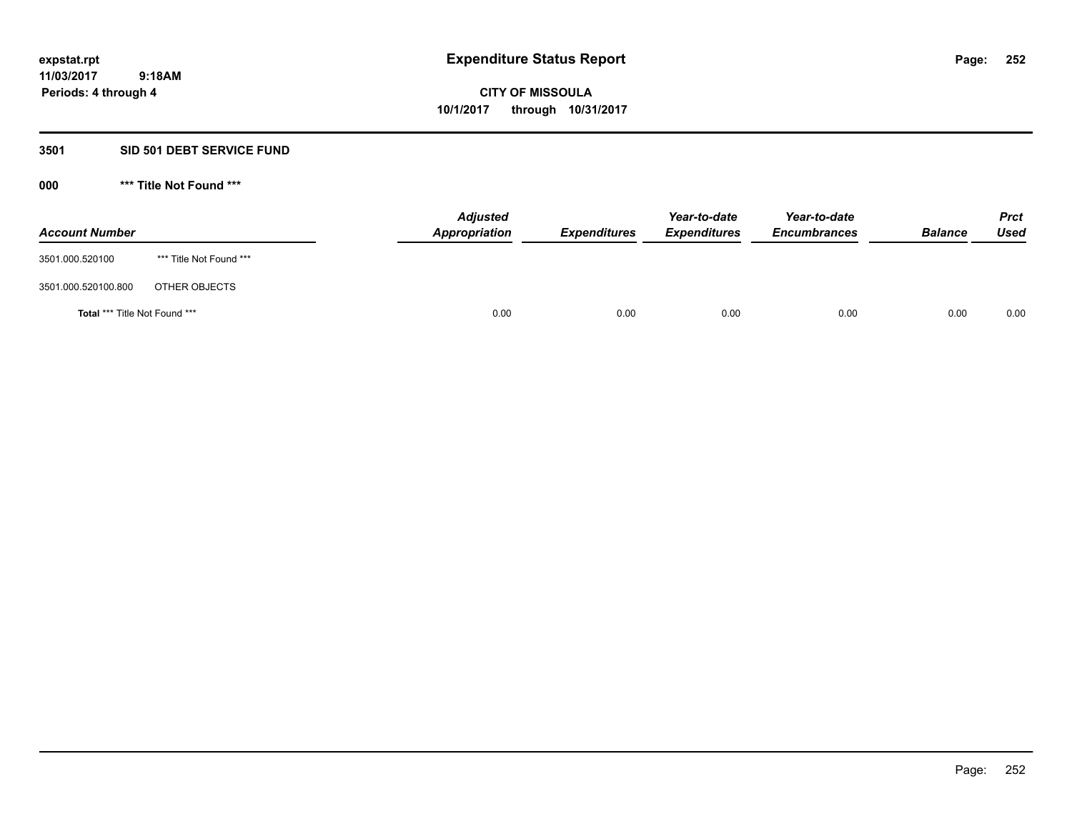**expstat.rpt**
**11/03/2017 9:18AM**
**Periods: 4 through 4**

# Expenditure Status Report

**CITY OF MISSOULA**
**10/1/2017 through 10/31/2017**

## 3501 SID 501 DEBT SERVICE FUND

### 000 *** Title Not Found ***

| Account Number | | Adjusted Appropriation | Expenditures | Year-to-date Expenditures | Year-to-date Encumbrances | Balance | Prct Used |
|---|---|---|---|---|---|---|---|
| 3501.000.520100 | *** Title Not Found *** | | | | | | |
| 3501.000.520100.800 | OTHER OBJECTS | | | | | | |
| **Total** *** Title Not Found *** | | 0.00 | 0.00 | 0.00 | 0.00 | 0.00 | 0.00 |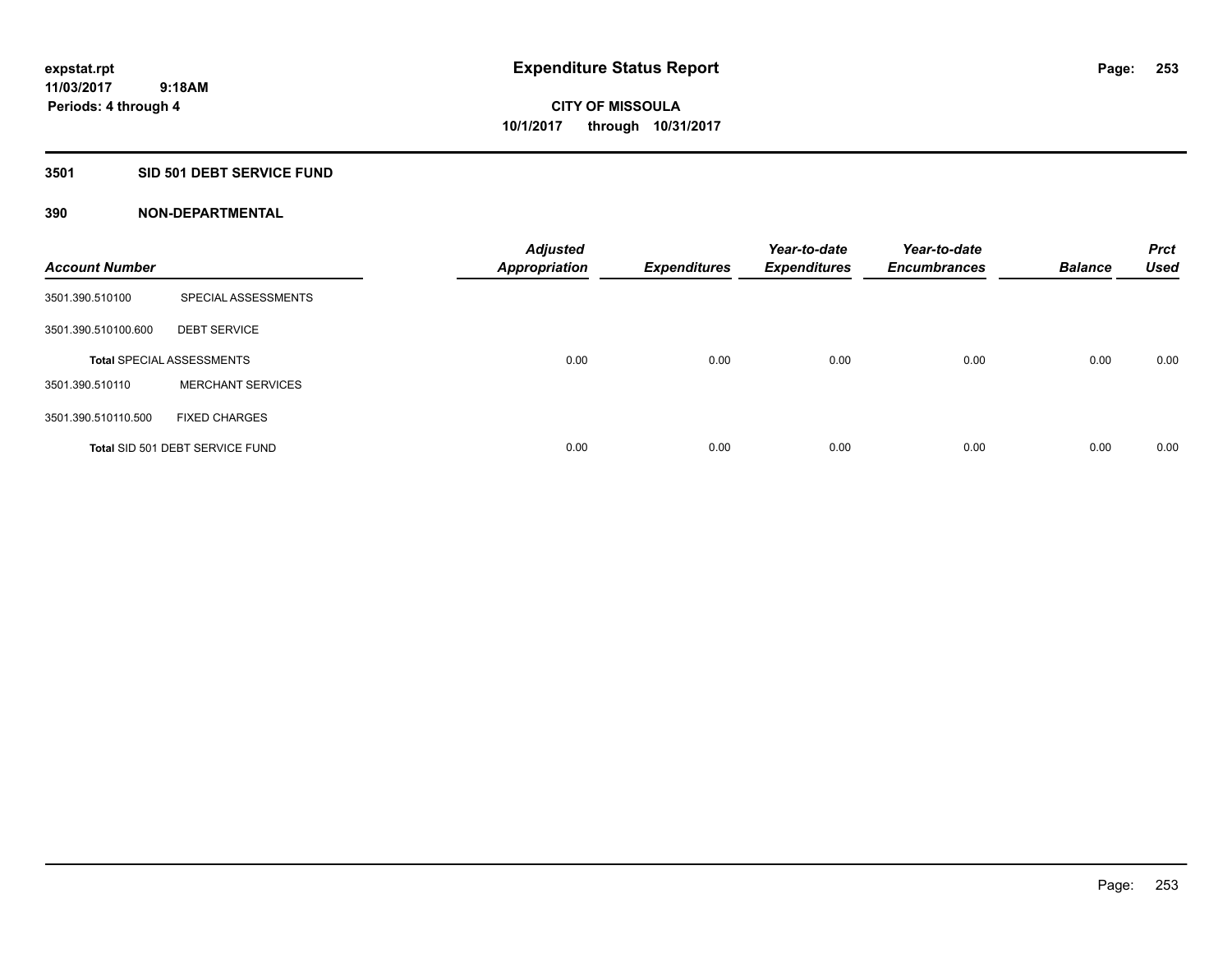**expstat.rpt**
**11/03/2017 9:18AM**
**Periods: 4 through 4**

# Expenditure Status Report

**CITY OF MISSOULA**
**10/1/2017 through 10/31/2017**

## 3501 SID 501 DEBT SERVICE FUND

## 390 NON-DEPARTMENTAL

| Account Number | | Adjusted Appropriation | Expenditures | Year-to-date Expenditures | Year-to-date Encumbrances | Balance | Prct Used |
|---|---|---|---|---|---|---|---|
| 3501.390.510100 | SPECIAL ASSESSMENTS | | | | | | |
| 3501.390.510100.600 | DEBT SERVICE | | | | | | |
| **Total** SPECIAL ASSESSMENTS | | 0.00 | 0.00 | 0.00 | 0.00 | 0.00 | 0.00 |
| 3501.390.510110 | MERCHANT SERVICES | | | | | | |
| 3501.390.510110.500 | FIXED CHARGES | | | | | | |
| **Total** SID 501 DEBT SERVICE FUND | | 0.00 | 0.00 | 0.00 | 0.00 | 0.00 | 0.00 |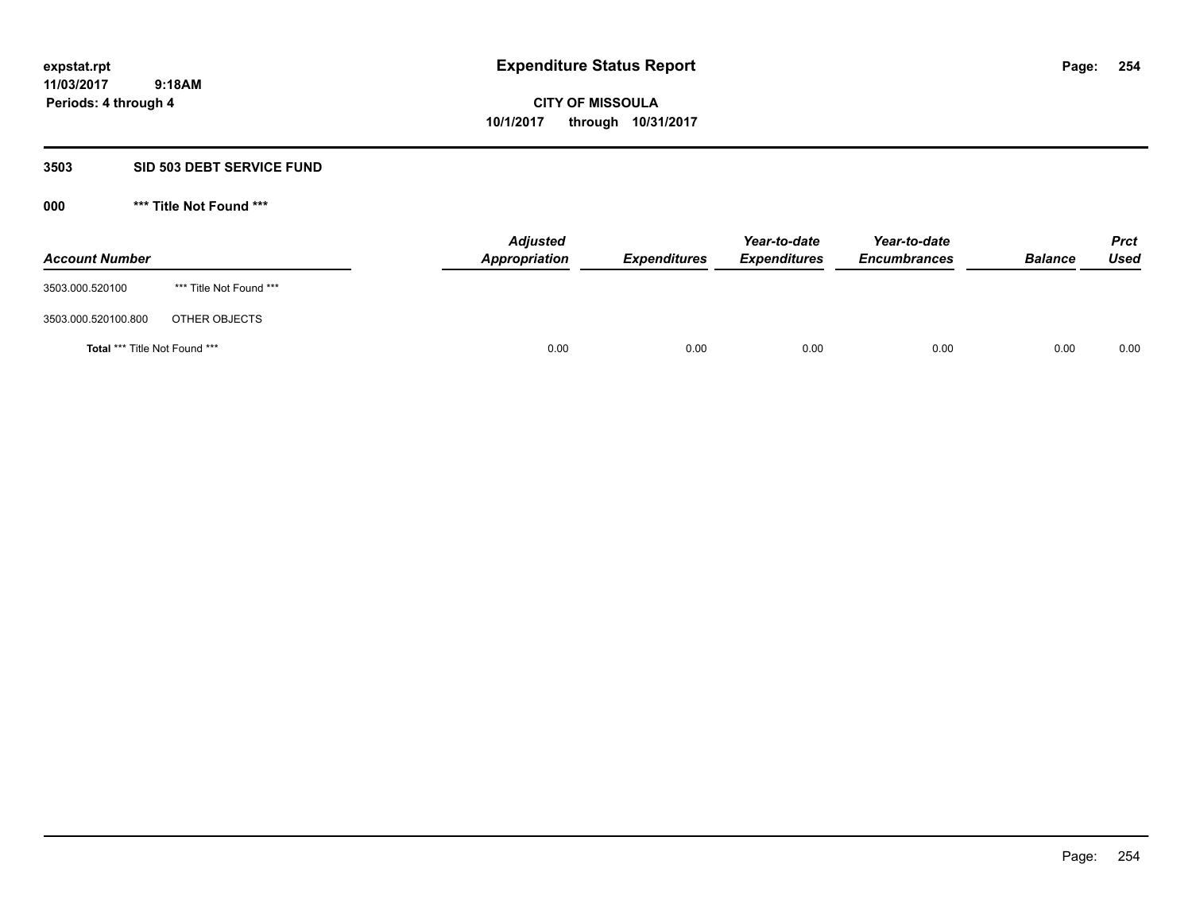expstat.rpt
11/03/2017 9:18AM
Periods: 4 through 4

# Expenditure Status Report

CITY OF MISSOULA
10/1/2017 through 10/31/2017

## 3503 SID 503 DEBT SERVICE FUND

### 000 *** Title Not Found ***

| Account Number | | Adjusted Appropriation | Expenditures | Year-to-date Expenditures | Year-to-date Encumbrances | Balance | Prct Used |
|---|---|---|---|---|---|---|---|
| 3503.000.520100 | *** Title Not Found *** | | | | | | |
| 3503.000.520100.800 | OTHER OBJECTS | | | | | | |
| **Total** *** Title Not Found *** | | 0.00 | 0.00 | 0.00 | 0.00 | 0.00 | 0.00 |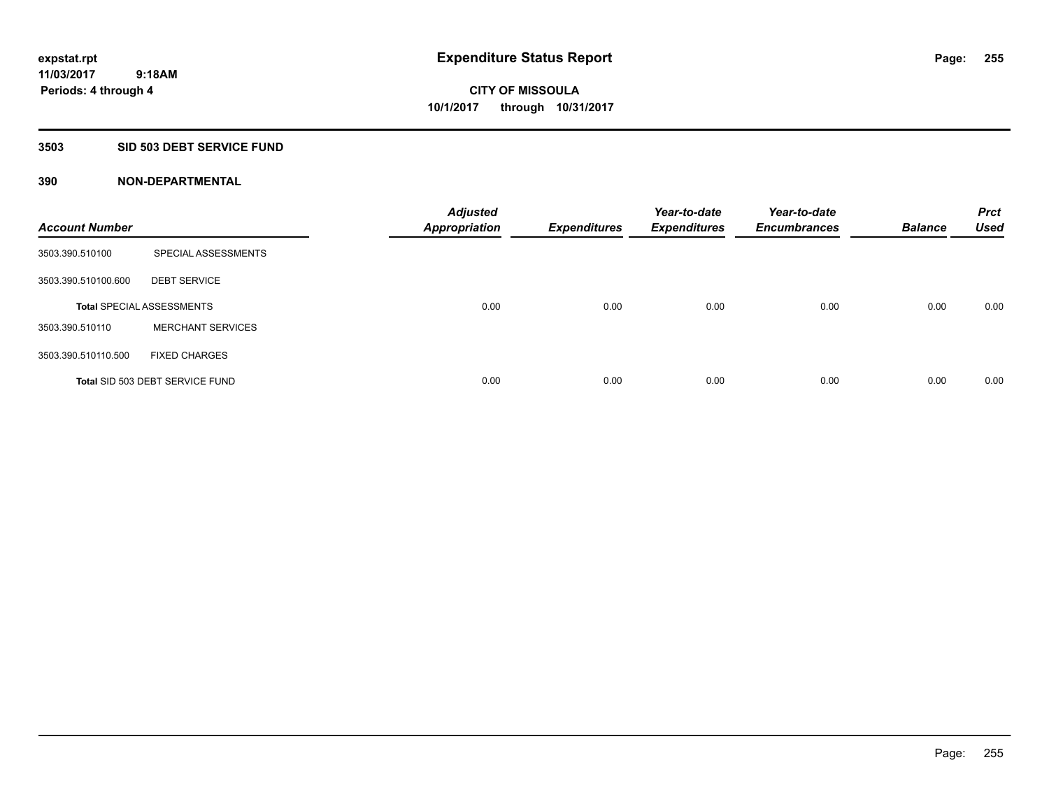expstat.rpt
11/03/2017 9:18AM
Periods: 4 through 4

# Expenditure Status Report

CITY OF MISSOULA
10/1/2017 through 10/31/2017

## 3503 SID 503 DEBT SERVICE FUND

## 390 NON-DEPARTMENTAL

| Account Number | | Adjusted Appropriation | Expenditures | Year-to-date Expenditures | Year-to-date Encumbrances | Balance | Prct Used |
|---|---|---|---|---|---|---|---|
| 3503.390.510100 | SPECIAL ASSESSMENTS | | | | | | |
| 3503.390.510100.600 | DEBT SERVICE | | | | | | |
| **Total** SPECIAL ASSESSMENTS | | 0.00 | 0.00 | 0.00 | 0.00 | 0.00 | 0.00 |
| 3503.390.510110 | MERCHANT SERVICES | | | | | | |
| 3503.390.510110.500 | FIXED CHARGES | | | | | | |
| **Total** SID 503 DEBT SERVICE FUND | | 0.00 | 0.00 | 0.00 | 0.00 | 0.00 | 0.00 |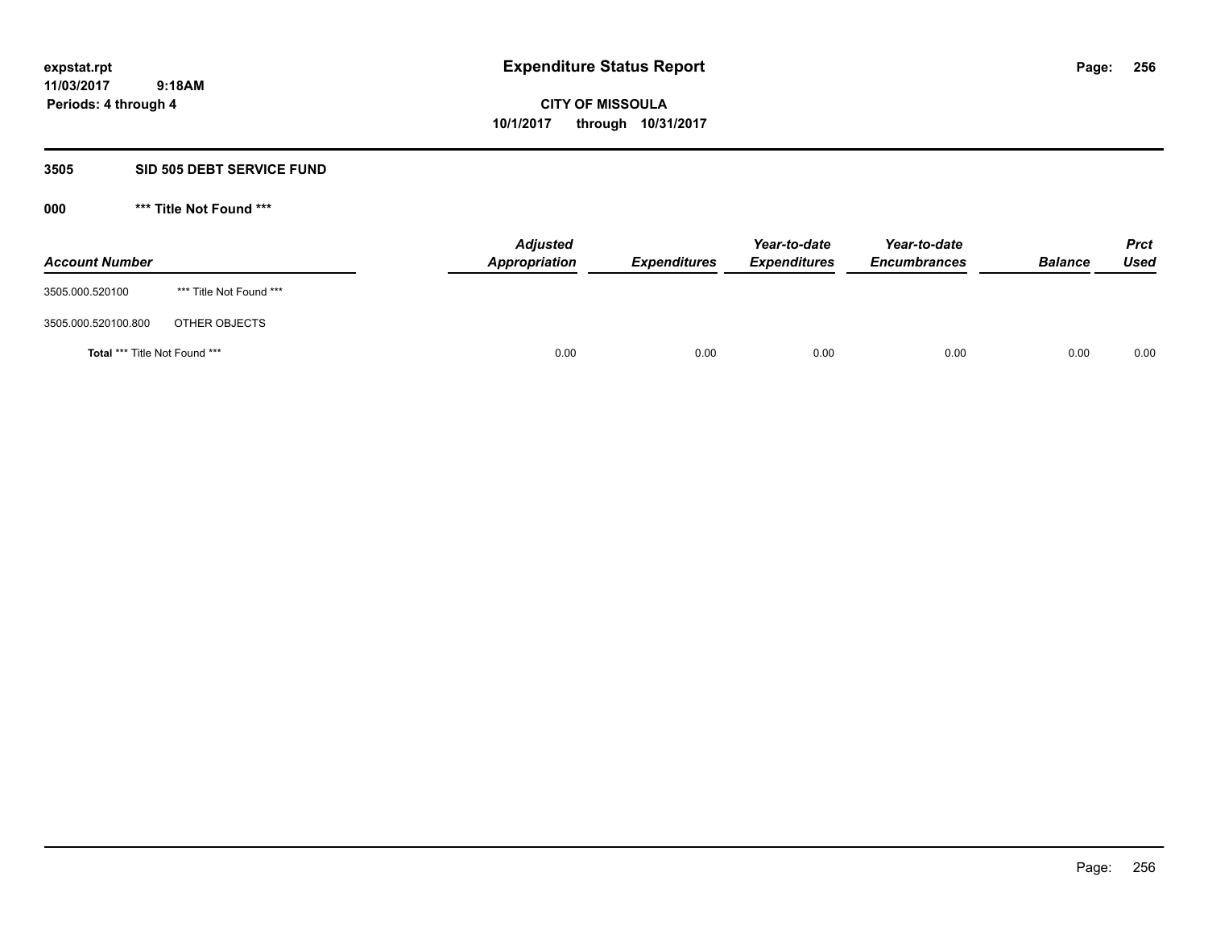expstat.rpt
11/03/2017 9:18AM
Periods: 4 through 4

# Expenditure Status Report

CITY OF MISSOULA
10/1/2017 through 10/31/2017

## 3505 SID 505 DEBT SERVICE FUND

### 000 *** Title Not Found ***

| Account Number | | Adjusted Appropriation | Expenditures | Year-to-date Expenditures | Year-to-date Encumbrances | Balance | Prct Used |
|---|---|---|---|---|---|---|---|
| 3505.000.520100 | *** Title Not Found *** | | | | | | |
| 3505.000.520100.800 | OTHER OBJECTS | | | | | | |
| **Total** *** Title Not Found *** | | 0.00 | 0.00 | 0.00 | 0.00 | 0.00 | 0.00 |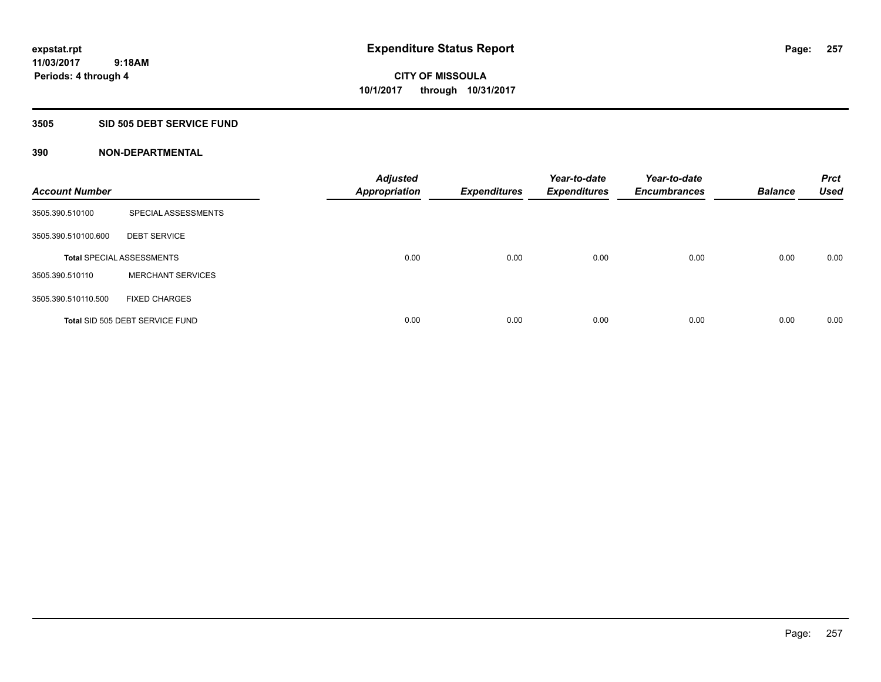expstat.rpt
11/03/2017 9:18AM
Periods: 4 through 4

# Expenditure Status Report

**CITY OF MISSOULA**
**10/1/2017 through 10/31/2017**

## 3505 SID 505 DEBT SERVICE FUND

## 390 NON-DEPARTMENTAL

| Account Number | | Adjusted Appropriation | Expenditures | Year-to-date Expenditures | Year-to-date Encumbrances | Balance | Prct Used |
|---|---|---|---|---|---|---|---|
| 3505.390.510100 | SPECIAL ASSESSMENTS | | | | | | |
| 3505.390.510100.600 | DEBT SERVICE | | | | | | |
| Total SPECIAL ASSESSMENTS | | 0.00 | 0.00 | 0.00 | 0.00 | 0.00 | 0.00 |
| 3505.390.510110 | MERCHANT SERVICES | | | | | | |
| 3505.390.510110.500 | FIXED CHARGES | | | | | | |
| Total SID 505 DEBT SERVICE FUND | | 0.00 | 0.00 | 0.00 | 0.00 | 0.00 | 0.00 |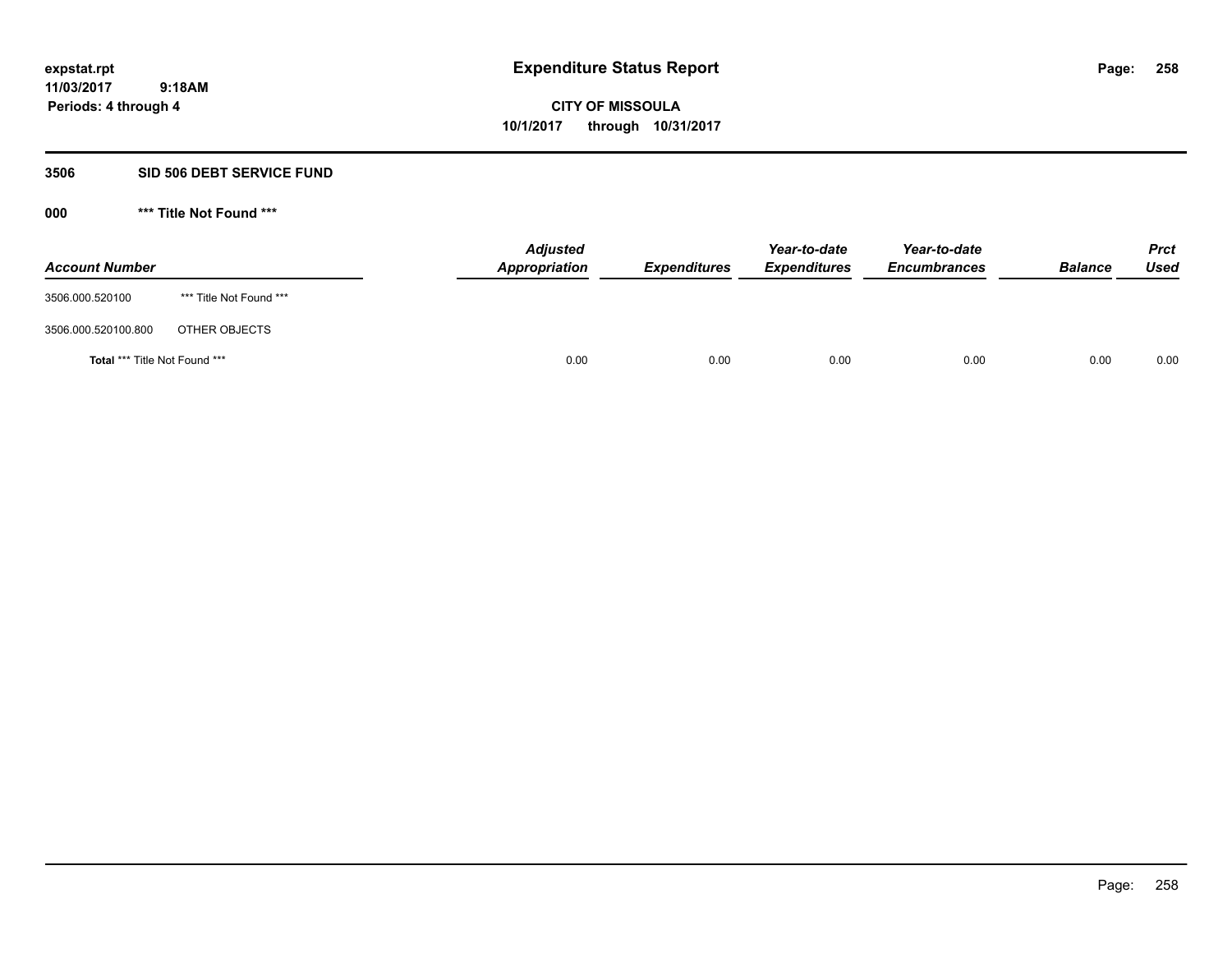# Expenditure Status Report

expstat.rpt
11/03/2017 9:18AM
Periods: 4 through 4

**CITY OF MISSOULA**
**10/1/2017 through 10/31/2017**

## 3506 SID 506 DEBT SERVICE FUND

### 000 *** Title Not Found ***

| Account Number | | Adjusted Appropriation | Expenditures | Year-to-date Expenditures | Year-to-date Encumbrances | Balance | Prct Used |
|---|---|---|---|---|---|---|---|
| 3506.000.520100 | *** Title Not Found *** | | | | | | |
| 3506.000.520100.800 | OTHER OBJECTS | | | | | | |
| **Total** *** Title Not Found *** | | 0.00 | 0.00 | 0.00 | 0.00 | 0.00 | 0.00 |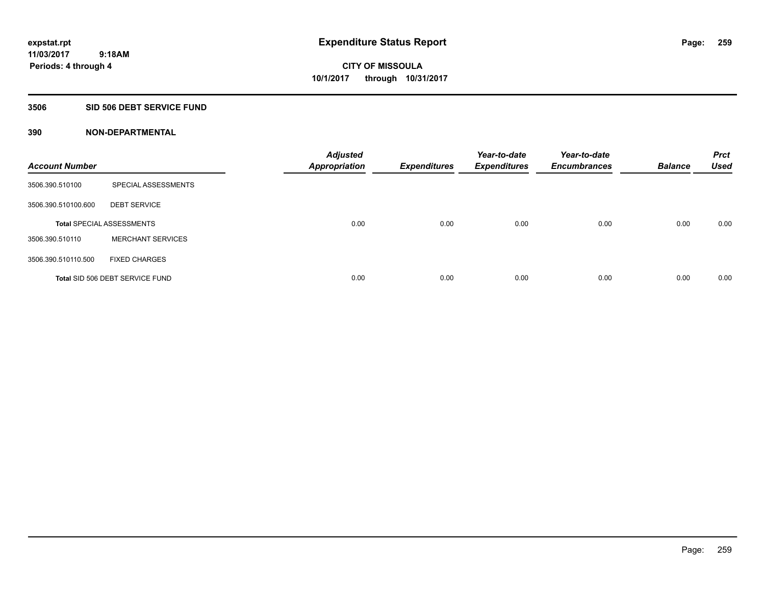**expstat.rpt**
**11/03/2017 9:18AM**
**Periods: 4 through 4**

# Expenditure Status Report

**CITY OF MISSOULA**
**10/1/2017 through 10/31/2017**

## 3506 SID 506 DEBT SERVICE FUND

### 390 NON-DEPARTMENTAL

| Account Number | | Adjusted Appropriation | Expenditures | Year-to-date Expenditures | Year-to-date Encumbrances | Balance | Prct Used |
|---|---|---|---|---|---|---|---|
| 3506.390.510100 | SPECIAL ASSESSMENTS | | | | | | |
| 3506.390.510100.600 | DEBT SERVICE | | | | | | |
| Total SPECIAL ASSESSMENTS | | 0.00 | 0.00 | 0.00 | 0.00 | 0.00 | 0.00 |
| 3506.390.510110 | MERCHANT SERVICES | | | | | | |
| 3506.390.510110.500 | FIXED CHARGES | | | | | | |
| Total SID 506 DEBT SERVICE FUND | | 0.00 | 0.00 | 0.00 | 0.00 | 0.00 | 0.00 |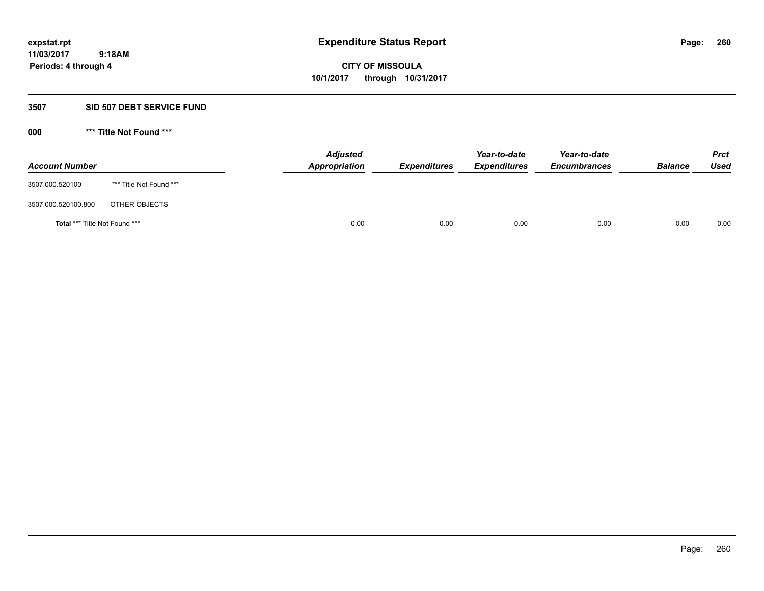expstat.rpt
11/03/2017 9:18AM
Periods: 4 through 4

# Expenditure Status Report

**CITY OF MISSOULA**
**10/1/2017 through 10/31/2017**

## 3507 SID 507 DEBT SERVICE FUND

### 000 *** Title Not Found ***

| Account Number | | Adjusted Appropriation | Expenditures | Year-to-date Expenditures | Year-to-date Encumbrances | Balance | Prct Used |
|---|---|---|---|---|---|---|---|
| 3507.000.520100 | *** Title Not Found *** | | | | | | |
| 3507.000.520100.800 | OTHER OBJECTS | | | | | | |
| **Total** *** Title Not Found *** | | 0.00 | 0.00 | 0.00 | 0.00 | 0.00 | 0.00 |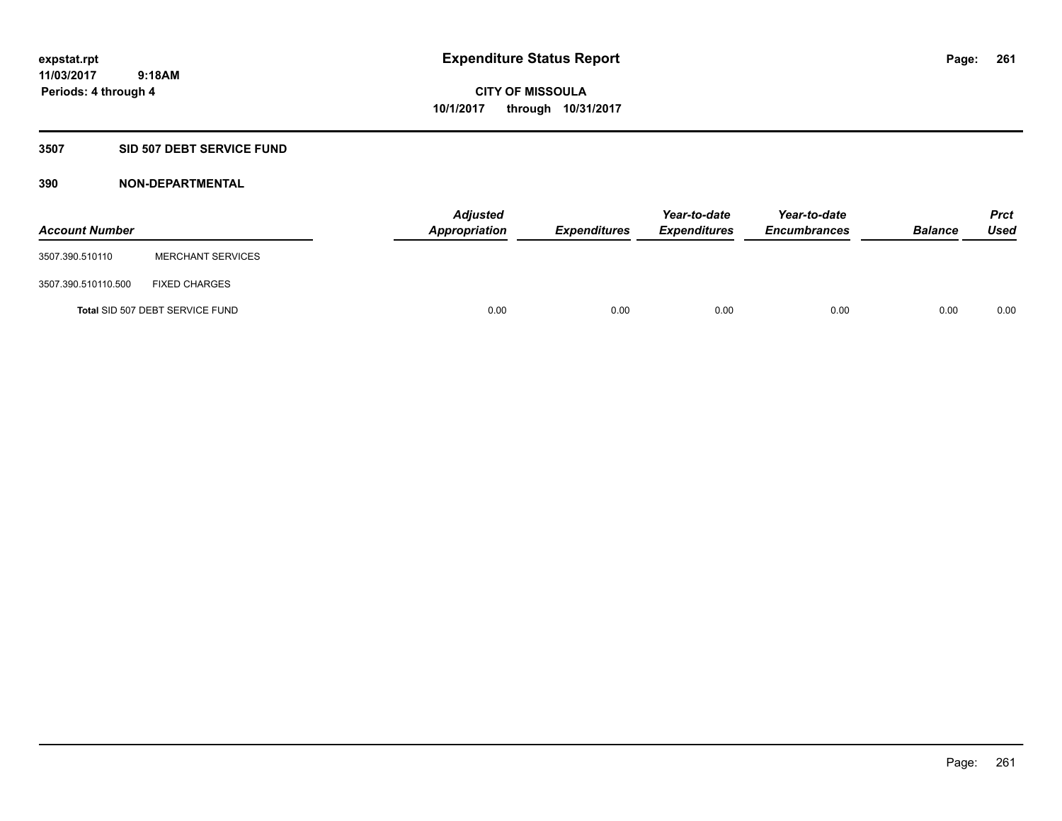**Expenditure Status Report**

**CITY OF MISSOULA**
**10/1/2017 through 10/31/2017**

expstat.rpt
11/03/2017 9:18AM
Periods: 4 through 4

## 3507 SID 507 DEBT SERVICE FUND

### 390 NON-DEPARTMENTAL

| Account Number | | Adjusted Appropriation | Expenditures | Year-to-date Expenditures | Year-to-date Encumbrances | Balance | Prct Used |
|---|---|---|---|---|---|---|---|
| 3507.390.510110 | MERCHANT SERVICES | | | | | | |
| 3507.390.510110.500 | FIXED CHARGES | | | | | | |
| Total SID 507 DEBT SERVICE FUND | | 0.00 | 0.00 | 0.00 | 0.00 | 0.00 | 0.00 |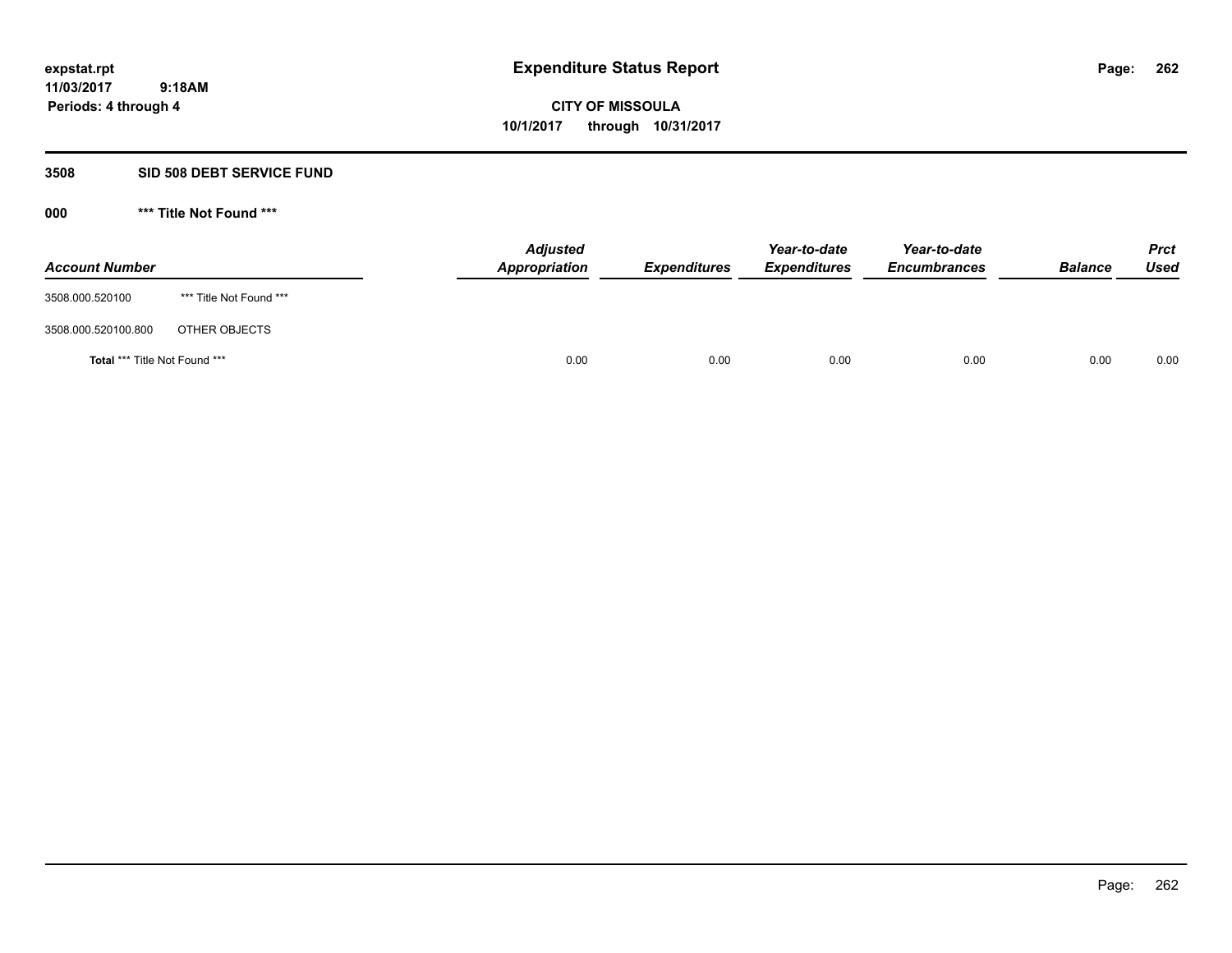**Expenditure Status Report**

**CITY OF MISSOULA**
**10/1/2017 through 10/31/2017**

expstat.rpt
11/03/2017 9:18AM
Periods: 4 through 4

## 3508 SID 508 DEBT SERVICE FUND

### 000 *** Title Not Found ***

| Account Number | | Adjusted Appropriation | Expenditures | Year-to-date Expenditures | Year-to-date Encumbrances | Balance | Prct Used |
|---|---|---|---|---|---|---|---|
| 3508.000.520100 | *** Title Not Found *** | | | | | | |
| 3508.000.520100.800 | OTHER OBJECTS | | | | | | |
| **Total** *** Title Not Found *** | | 0.00 | 0.00 | 0.00 | 0.00 | 0.00 | 0.00 |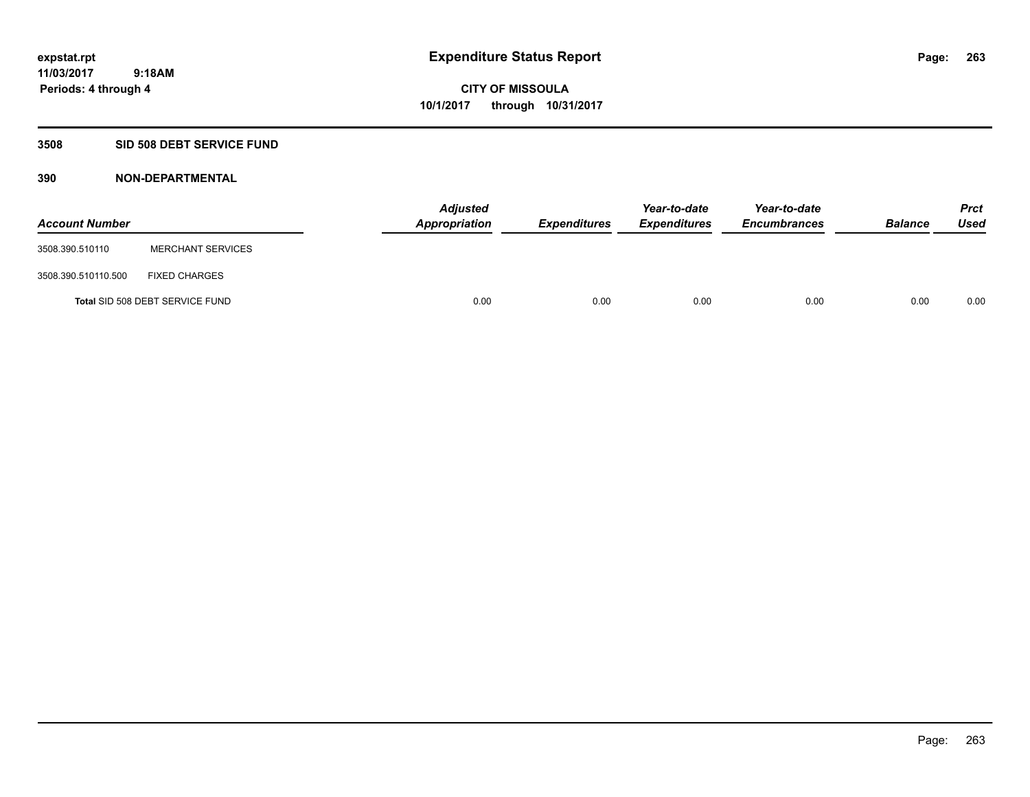expstat.rpt
11/03/2017 9:18AM
Periods: 4 through 4

# Expenditure Status Report

CITY OF MISSOULA
10/1/2017 through 10/31/2017

## 3508 SID 508 DEBT SERVICE FUND

### 390 NON-DEPARTMENTAL

| Account Number | | Adjusted Appropriation | Expenditures | Year-to-date Expenditures | Year-to-date Encumbrances | Balance | Prct Used |
|---|---|---|---|---|---|---|---|
| 3508.390.510110 | MERCHANT SERVICES | | | | | | |
| 3508.390.510110.500 | FIXED CHARGES | | | | | | |
| **Total** SID 508 DEBT SERVICE FUND | | 0.00 | 0.00 | 0.00 | 0.00 | 0.00 | 0.00 |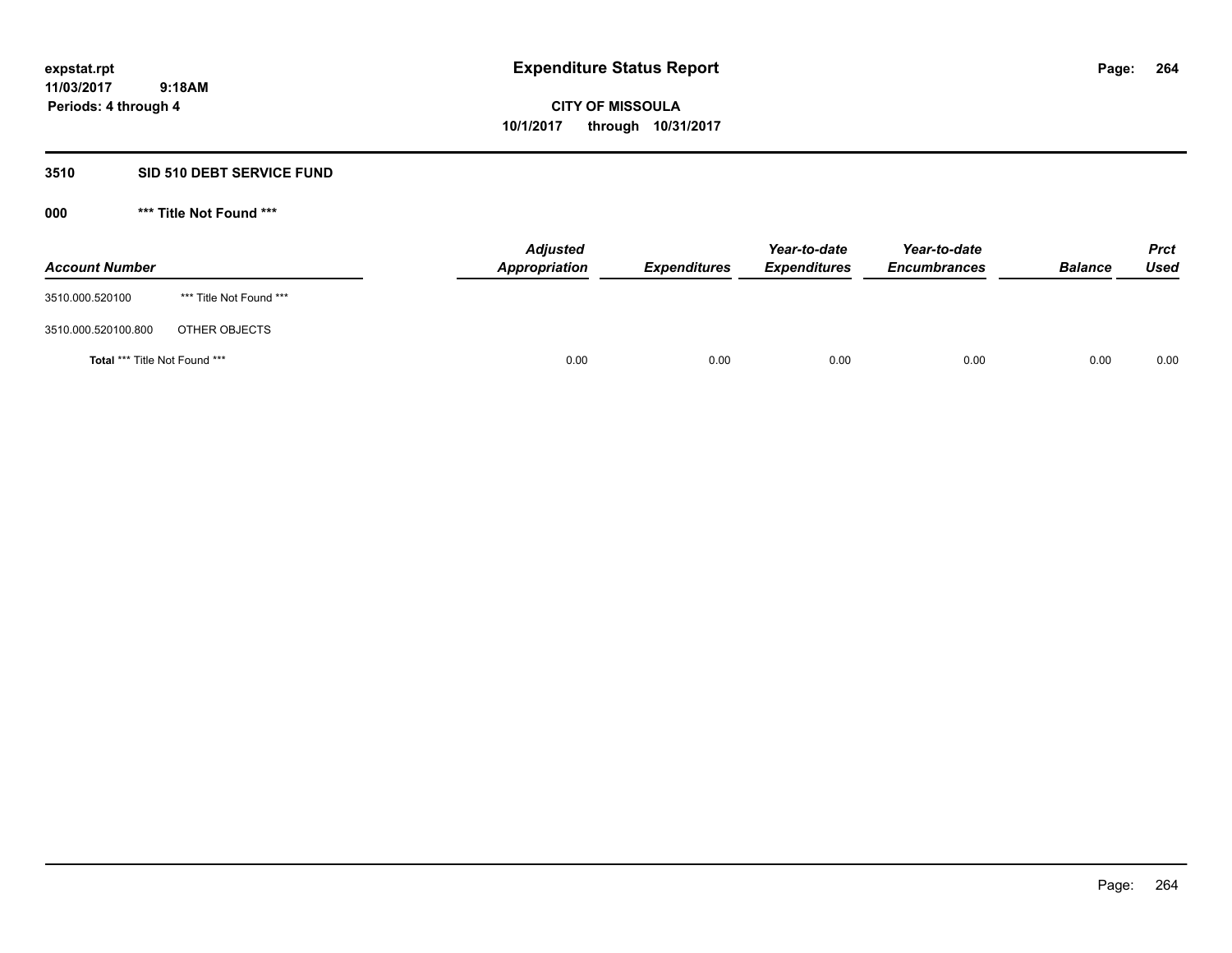expstat.rpt
11/03/2017 9:18AM
Periods: 4 through 4

# Expenditure Status Report

**CITY OF MISSOULA**
**10/1/2017 through 10/31/2017**

## 3510 SID 510 DEBT SERVICE FUND

### 000 *** Title Not Found ***

| Account Number | | Adjusted Appropriation | Expenditures | Year-to-date Expenditures | Year-to-date Encumbrances | Balance | Prct Used |
|---|---|---|---|---|---|---|---|
| 3510.000.520100 | *** Title Not Found *** | | | | | | |
| 3510.000.520100.800 | OTHER OBJECTS | | | | | | |
| **Total** *** Title Not Found *** | | 0.00 | 0.00 | 0.00 | 0.00 | 0.00 | 0.00 |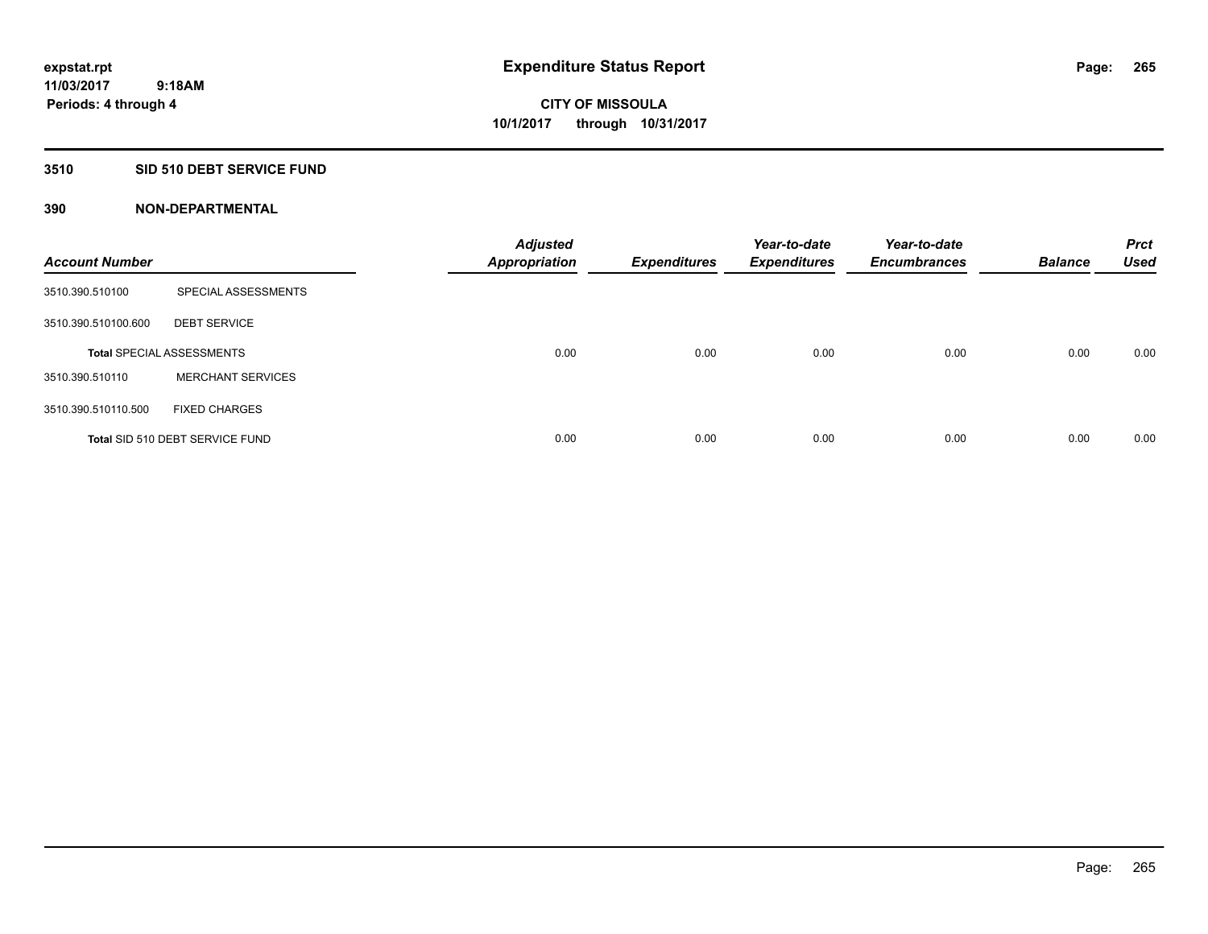# Expenditure Status Report

expstat.rpt
11/03/2017 9:18AM
Periods: 4 through 4

**CITY OF MISSOULA**
**10/1/2017 through 10/31/2017**

## 3510 SID 510 DEBT SERVICE FUND

### 390 NON-DEPARTMENTAL

| Account Number | | Adjusted Appropriation | Expenditures | Year-to-date Expenditures | Year-to-date Encumbrances | Balance | Prct Used |
|---|---|---|---|---|---|---|---|
| 3510.390.510100 | SPECIAL ASSESSMENTS | | | | | | |
| 3510.390.510100.600 | DEBT SERVICE | | | | | | |
| **Total** SPECIAL ASSESSMENTS | | 0.00 | 0.00 | 0.00 | 0.00 | 0.00 | 0.00 |
| 3510.390.510110 | MERCHANT SERVICES | | | | | | |
| 3510.390.510110.500 | FIXED CHARGES | | | | | | |
| **Total** SID 510 DEBT SERVICE FUND | | 0.00 | 0.00 | 0.00 | 0.00 | 0.00 | 0.00 |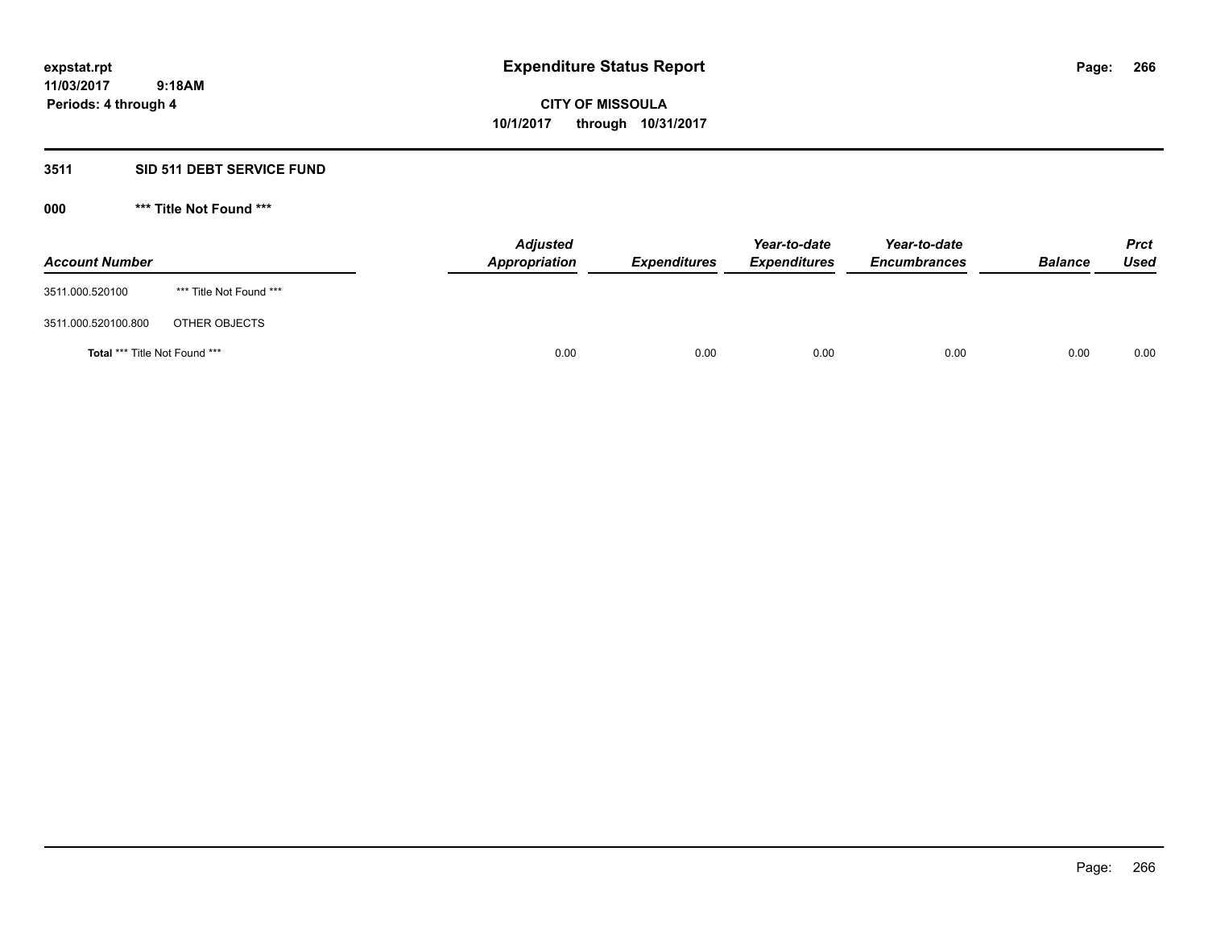expstat.rpt
11/03/2017 9:18AM
Periods: 4 through 4

# Expenditure Status Report

**CITY OF MISSOULA**
**10/1/2017 through 10/31/2017**

## 3511 SID 511 DEBT SERVICE FUND

### 000 *** Title Not Found ***

| Account Number | | Adjusted Appropriation | Expenditures | Year-to-date Expenditures | Year-to-date Encumbrances | Balance | Prct Used |
|---|---|---|---|---|---|---|---|
| 3511.000.520100 | *** Title Not Found *** | | | | | | |
| 3511.000.520100.800 | OTHER OBJECTS | | | | | | |
| **Total** *** Title Not Found *** | | 0.00 | 0.00 | 0.00 | 0.00 | 0.00 | 0.00 |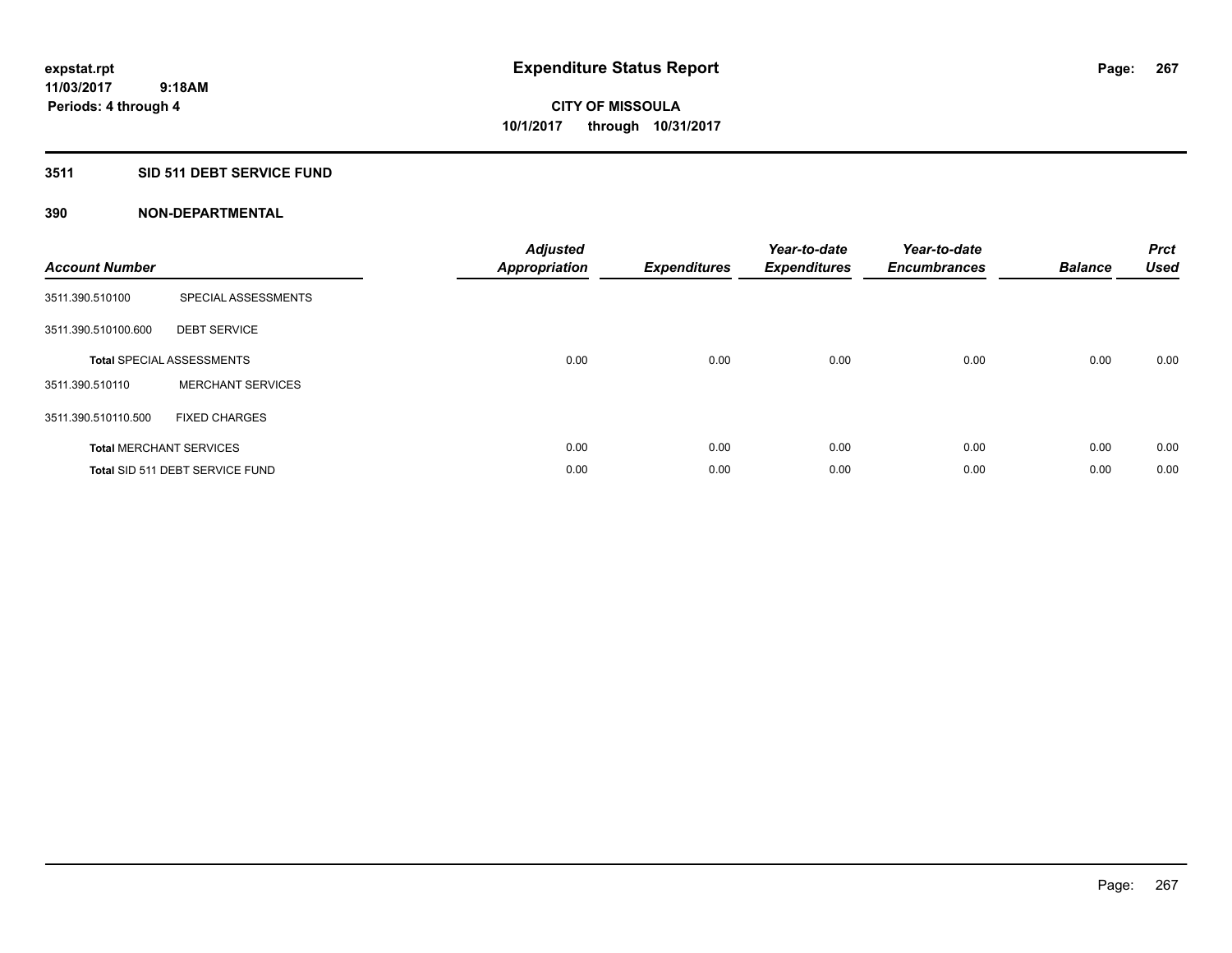# Expenditure Status Report

**CITY OF MISSOULA**
**10/1/2017 through 10/31/2017**

expstat.rpt
11/03/2017 9:18AM
Periods: 4 through 4

## 3511 SID 511 DEBT SERVICE FUND

### 390 NON-DEPARTMENTAL

| Account Number | | Adjusted Appropriation | Expenditures | Year-to-date Expenditures | Year-to-date Encumbrances | Balance | Prct Used |
|---|---|---|---|---|---|---|---|
| 3511.390.510100 | SPECIAL ASSESSMENTS | | | | | | |
| 3511.390.510100.600 | DEBT SERVICE | | | | | | |
| **Total** SPECIAL ASSESSMENTS | | 0.00 | 0.00 | 0.00 | 0.00 | 0.00 | 0.00 |
| 3511.390.510110 | MERCHANT SERVICES | | | | | | |
| 3511.390.510110.500 | FIXED CHARGES | | | | | | |
| **Total** MERCHANT SERVICES | | 0.00 | 0.00 | 0.00 | 0.00 | 0.00 | 0.00 |
| **Total** SID 511 DEBT SERVICE FUND | | 0.00 | 0.00 | 0.00 | 0.00 | 0.00 | 0.00 |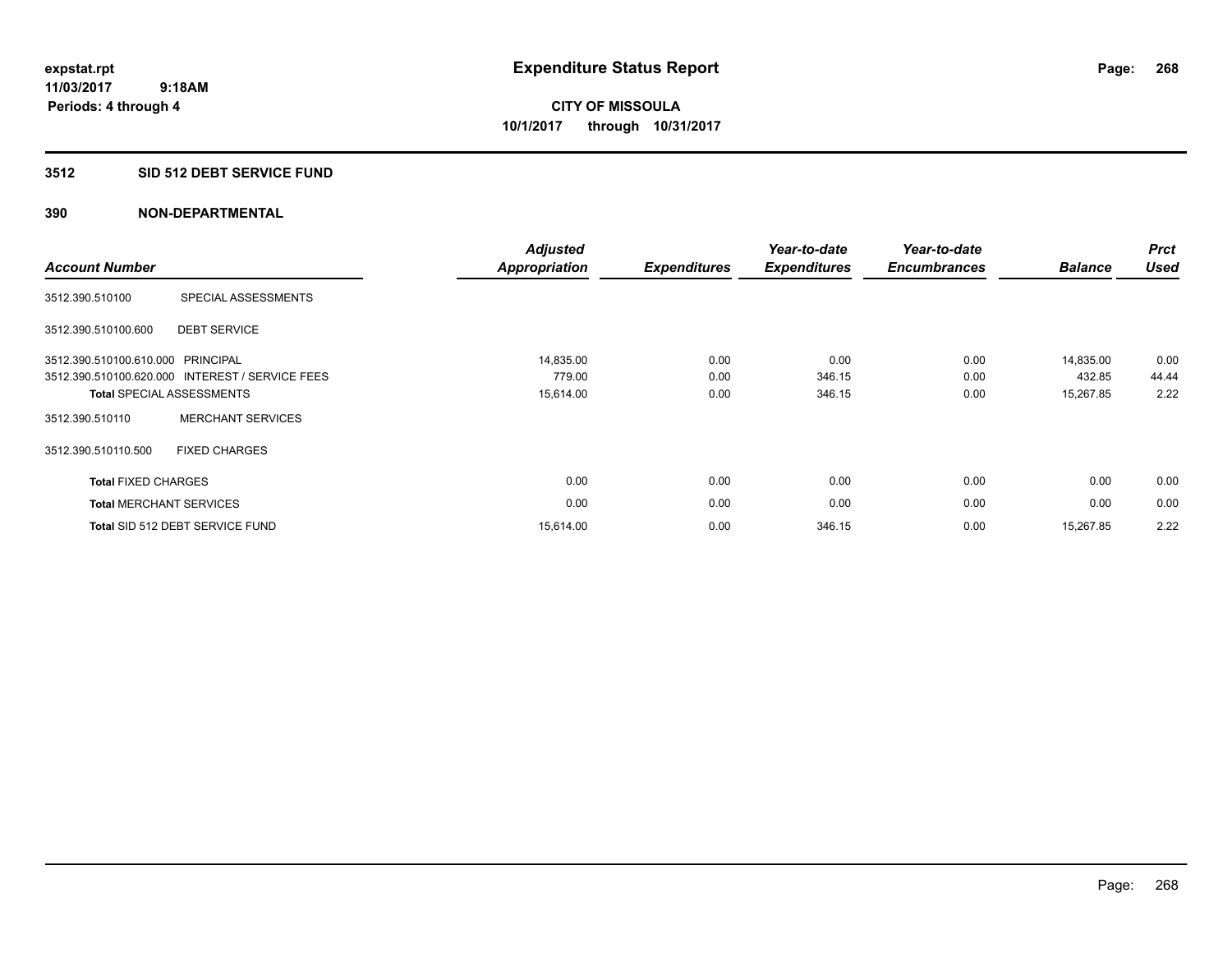**expstat.rpt**
**11/03/2017 9:18AM**
**Periods: 4 through 4**

# Expenditure Status Report

**CITY OF MISSOULA**
**10/1/2017 through 10/31/2017**

## 3512 SID 512 DEBT SERVICE FUND

## 390 NON-DEPARTMENTAL

| Account Number | | Adjusted Appropriation | Expenditures | Year-to-date Expenditures | Year-to-date Encumbrances | Balance | Prct Used |
|---|---|---|---|---|---|---|---|
| 3512.390.510100 | SPECIAL ASSESSMENTS | | | | | | |
| 3512.390.510100.600 | DEBT SERVICE | | | | | | |
| 3512.390.510100.610.000 | PRINCIPAL | 14,835.00 | 0.00 | 0.00 | 0.00 | 14,835.00 | 0.00 |
| 3512.390.510100.620.000 | INTEREST / SERVICE FEES | 779.00 | 0.00 | 346.15 | 0.00 | 432.85 | 44.44 |
| **Total** SPECIAL ASSESSMENTS | | 15,614.00 | 0.00 | 346.15 | 0.00 | 15,267.85 | 2.22 |
| 3512.390.510110 | MERCHANT SERVICES | | | | | | |
| 3512.390.510110.500 | FIXED CHARGES | | | | | | |
| **Total** FIXED CHARGES | | 0.00 | 0.00 | 0.00 | 0.00 | 0.00 | 0.00 |
| **Total** MERCHANT SERVICES | | 0.00 | 0.00 | 0.00 | 0.00 | 0.00 | 0.00 |
| **Total** SID 512 DEBT SERVICE FUND | | 15,614.00 | 0.00 | 346.15 | 0.00 | 15,267.85 | 2.22 |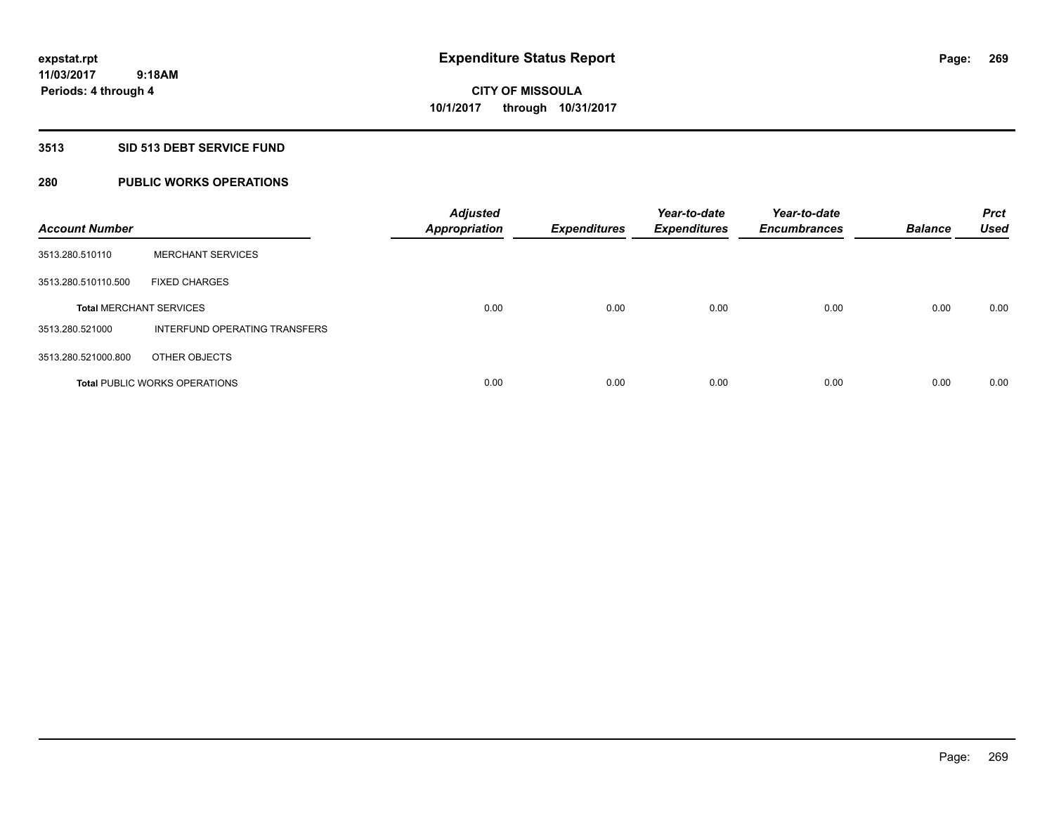# Expenditure Status Report

expstat.rpt
11/03/2017 9:18AM
Periods: 4 through 4

**CITY OF MISSOULA**
**10/1/2017 through 10/31/2017**

## 3513 SID 513 DEBT SERVICE FUND

## 280 PUBLIC WORKS OPERATIONS

| Account Number | | Adjusted Appropriation | Expenditures | Year-to-date Expenditures | Year-to-date Encumbrances | Balance | Prct Used |
|---|---|---|---|---|---|---|---|
| 3513.280.510110 | MERCHANT SERVICES | | | | | | |
| 3513.280.510110.500 | FIXED CHARGES | | | | | | |
| **Total** MERCHANT SERVICES | | 0.00 | 0.00 | 0.00 | 0.00 | 0.00 | 0.00 |
| 3513.280.521000 | INTERFUND OPERATING TRANSFERS | | | | | | |
| 3513.280.521000.800 | OTHER OBJECTS | | | | | | |
| **Total** PUBLIC WORKS OPERATIONS | | 0.00 | 0.00 | 0.00 | 0.00 | 0.00 | 0.00 |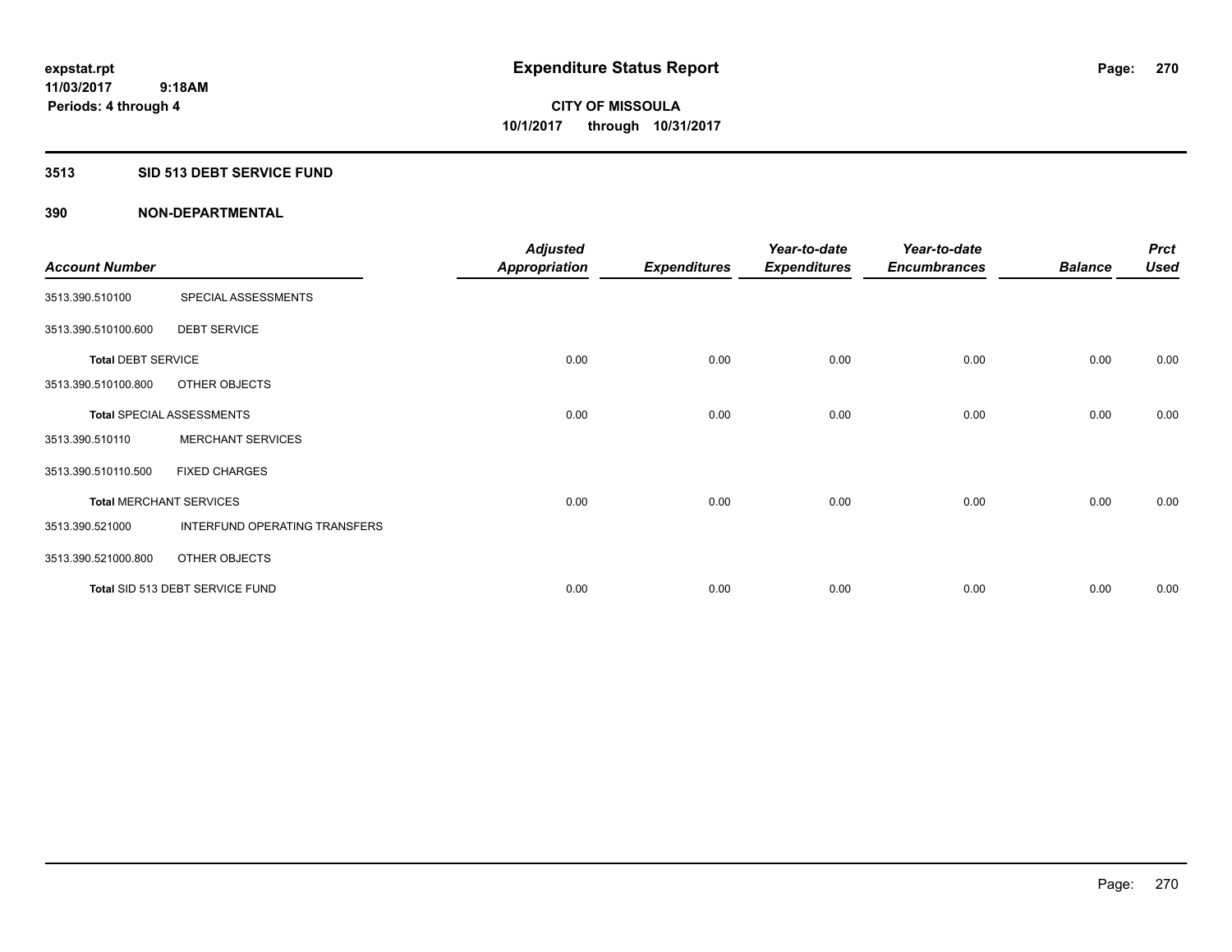expstat.rpt
11/03/2017 9:18AM
Periods: 4 through 4

# Expenditure Status Report

**CITY OF MISSOULA**
**10/1/2017 through 10/31/2017**

## 3513 SID 513 DEBT SERVICE FUND

## 390 NON-DEPARTMENTAL

| Account Number | | Adjusted Appropriation | Expenditures | Year-to-date Expenditures | Year-to-date Encumbrances | Balance | Prct Used |
|---|---|---|---|---|---|---|---|
| 3513.390.510100 | SPECIAL ASSESSMENTS | | | | | | |
| 3513.390.510100.600 | DEBT SERVICE | | | | | | |
| **Total** DEBT SERVICE | | 0.00 | 0.00 | 0.00 | 0.00 | 0.00 | 0.00 |
| 3513.390.510100.800 | OTHER OBJECTS | | | | | | |
| **Total** SPECIAL ASSESSMENTS | | 0.00 | 0.00 | 0.00 | 0.00 | 0.00 | 0.00 |
| 3513.390.510110 | MERCHANT SERVICES | | | | | | |
| 3513.390.510110.500 | FIXED CHARGES | | | | | | |
| **Total** MERCHANT SERVICES | | 0.00 | 0.00 | 0.00 | 0.00 | 0.00 | 0.00 |
| 3513.390.521000 | INTERFUND OPERATING TRANSFERS | | | | | | |
| 3513.390.521000.800 | OTHER OBJECTS | | | | | | |
| **Total** SID 513 DEBT SERVICE FUND | | 0.00 | 0.00 | 0.00 | 0.00 | 0.00 | 0.00 |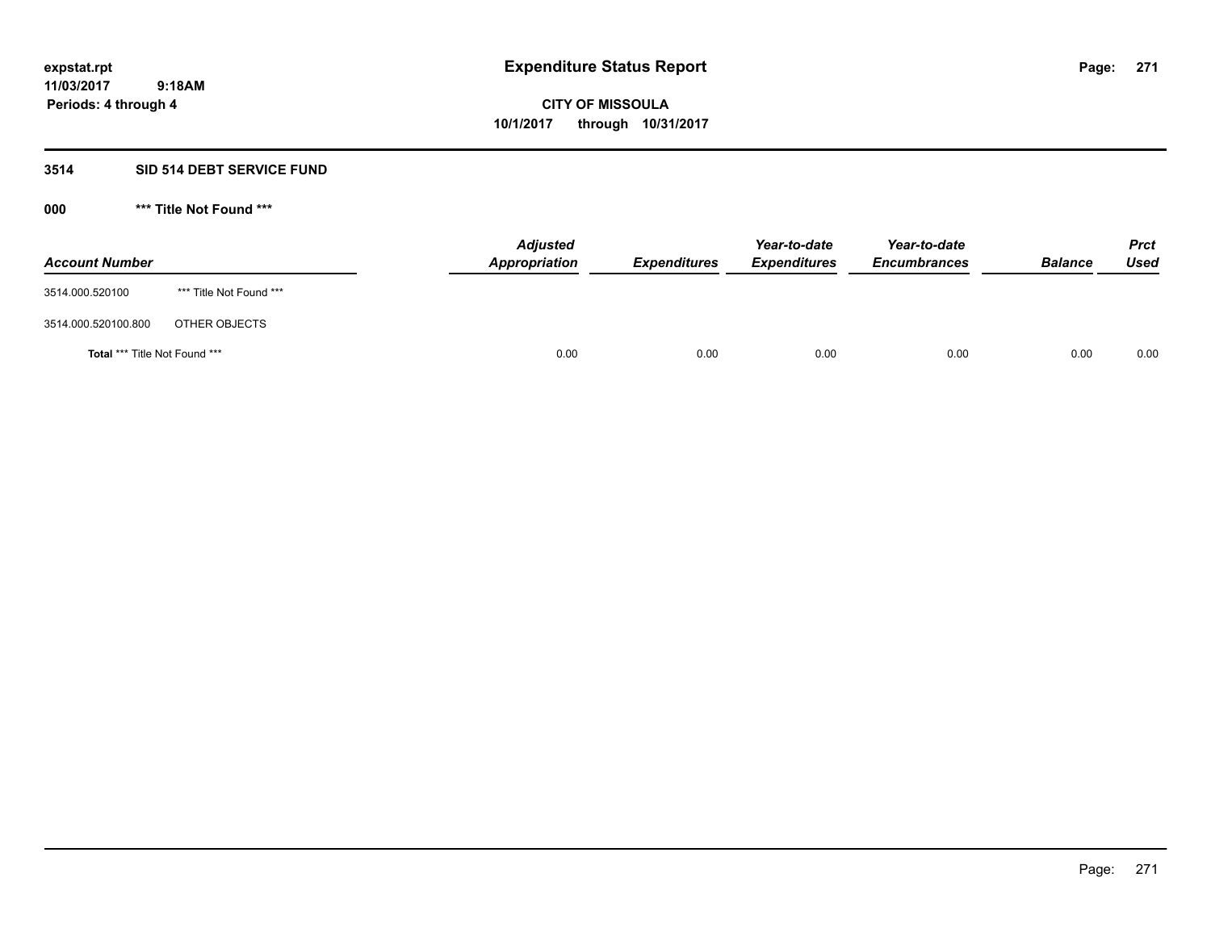expstat.rpt
11/03/2017 9:18AM
Periods: 4 through 4

# Expenditure Status Report

**CITY OF MISSOULA**
**10/1/2017 through 10/31/2017**

## 3514 SID 514 DEBT SERVICE FUND

### 000 *** Title Not Found ***

| Account Number | | Adjusted Appropriation | Expenditures | Year-to-date Expenditures | Year-to-date Encumbrances | Balance | Prct Used |
|---|---|---|---|---|---|---|---|
| 3514.000.520100 | *** Title Not Found *** | | | | | | |
| 3514.000.520100.800 | OTHER OBJECTS | | | | | | |
| **Total** *** Title Not Found *** | | 0.00 | 0.00 | 0.00 | 0.00 | 0.00 | 0.00 |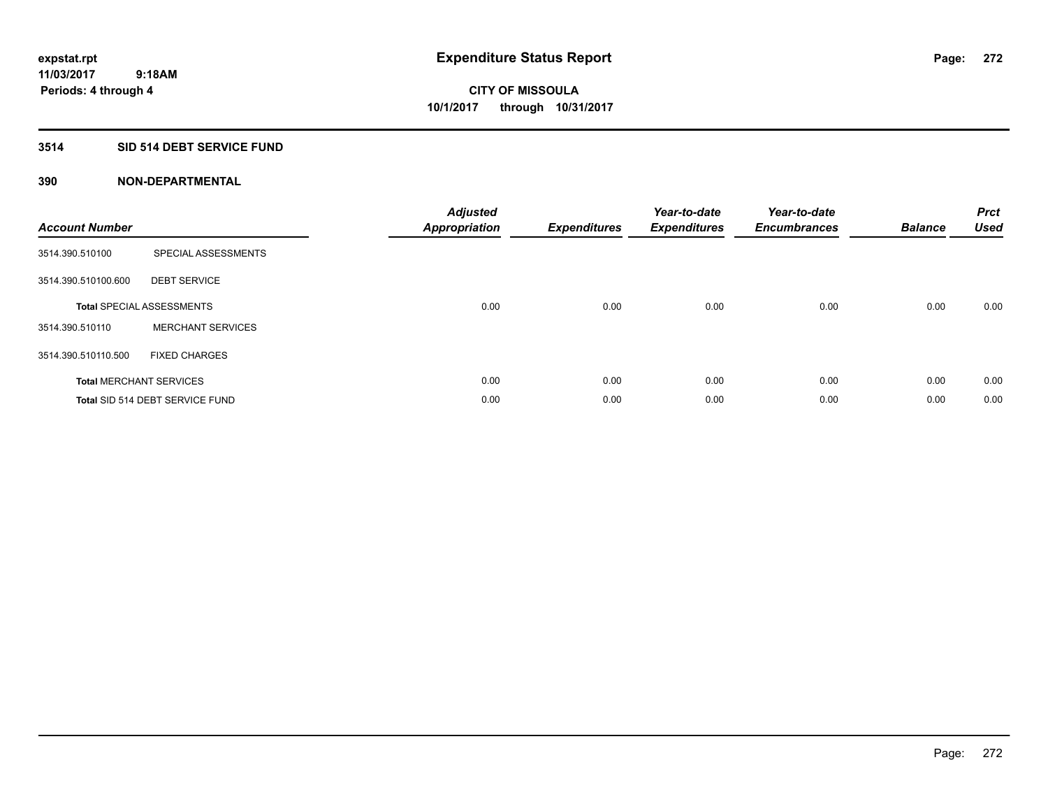# Expenditure Status Report

expstat.rpt
11/03/2017 9:18AM
Periods: 4 through 4

CITY OF MISSOULA
10/1/2017 through 10/31/2017

## 3514 SID 514 DEBT SERVICE FUND

### 390 NON-DEPARTMENTAL

| Account Number | | Adjusted Appropriation | Expenditures | Year-to-date Expenditures | Year-to-date Encumbrances | Balance | Prct Used |
|---|---|---|---|---|---|---|---|
| 3514.390.510100 | SPECIAL ASSESSMENTS | | | | | | |
| 3514.390.510100.600 | DEBT SERVICE | | | | | | |
| **Total** SPECIAL ASSESSMENTS | | 0.00 | 0.00 | 0.00 | 0.00 | 0.00 | 0.00 |
| 3514.390.510110 | MERCHANT SERVICES | | | | | | |
| 3514.390.510110.500 | FIXED CHARGES | | | | | | |
| **Total** MERCHANT SERVICES | | 0.00 | 0.00 | 0.00 | 0.00 | 0.00 | 0.00 |
| **Total** SID 514 DEBT SERVICE FUND | | 0.00 | 0.00 | 0.00 | 0.00 | 0.00 | 0.00 |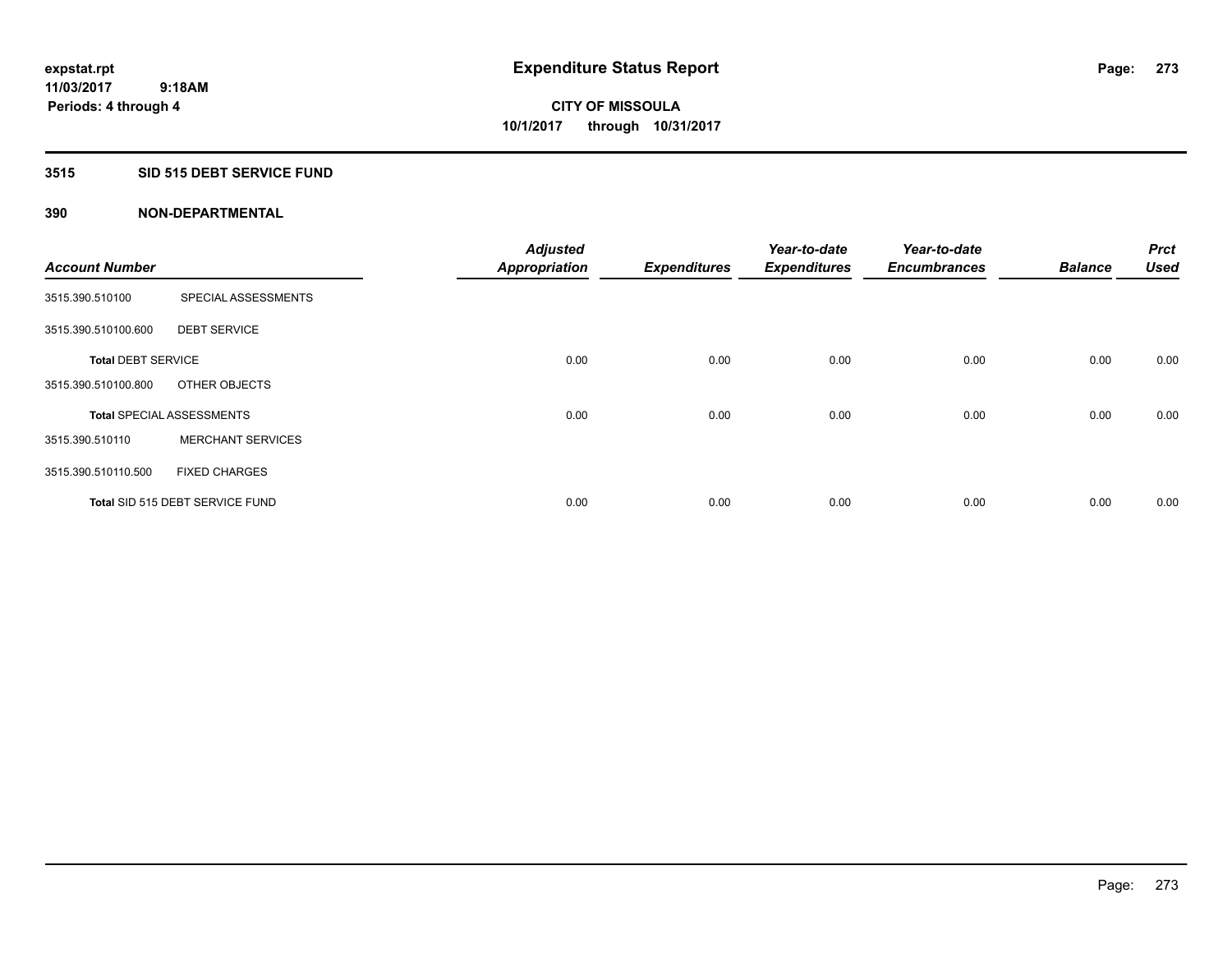expstat.rpt
11/03/2017 9:18AM
Periods: 4 through 4

# Expenditure Status Report

**CITY OF MISSOULA**
**10/1/2017 through 10/31/2017**

## 3515 SID 515 DEBT SERVICE FUND

## 390 NON-DEPARTMENTAL

| Account Number | | Adjusted Appropriation | Expenditures | Year-to-date Expenditures | Year-to-date Encumbrances | Balance | Prct Used |
|---|---|---|---|---|---|---|---|
| 3515.390.510100 | SPECIAL ASSESSMENTS | | | | | | |
| 3515.390.510100.600 | DEBT SERVICE | | | | | | |
| **Total** DEBT SERVICE | | 0.00 | 0.00 | 0.00 | 0.00 | 0.00 | 0.00 |
| 3515.390.510100.800 | OTHER OBJECTS | | | | | | |
| **Total** SPECIAL ASSESSMENTS | | 0.00 | 0.00 | 0.00 | 0.00 | 0.00 | 0.00 |
| 3515.390.510110 | MERCHANT SERVICES | | | | | | |
| 3515.390.510110.500 | FIXED CHARGES | | | | | | |
| **Total** SID 515 DEBT SERVICE FUND | | 0.00 | 0.00 | 0.00 | 0.00 | 0.00 | 0.00 |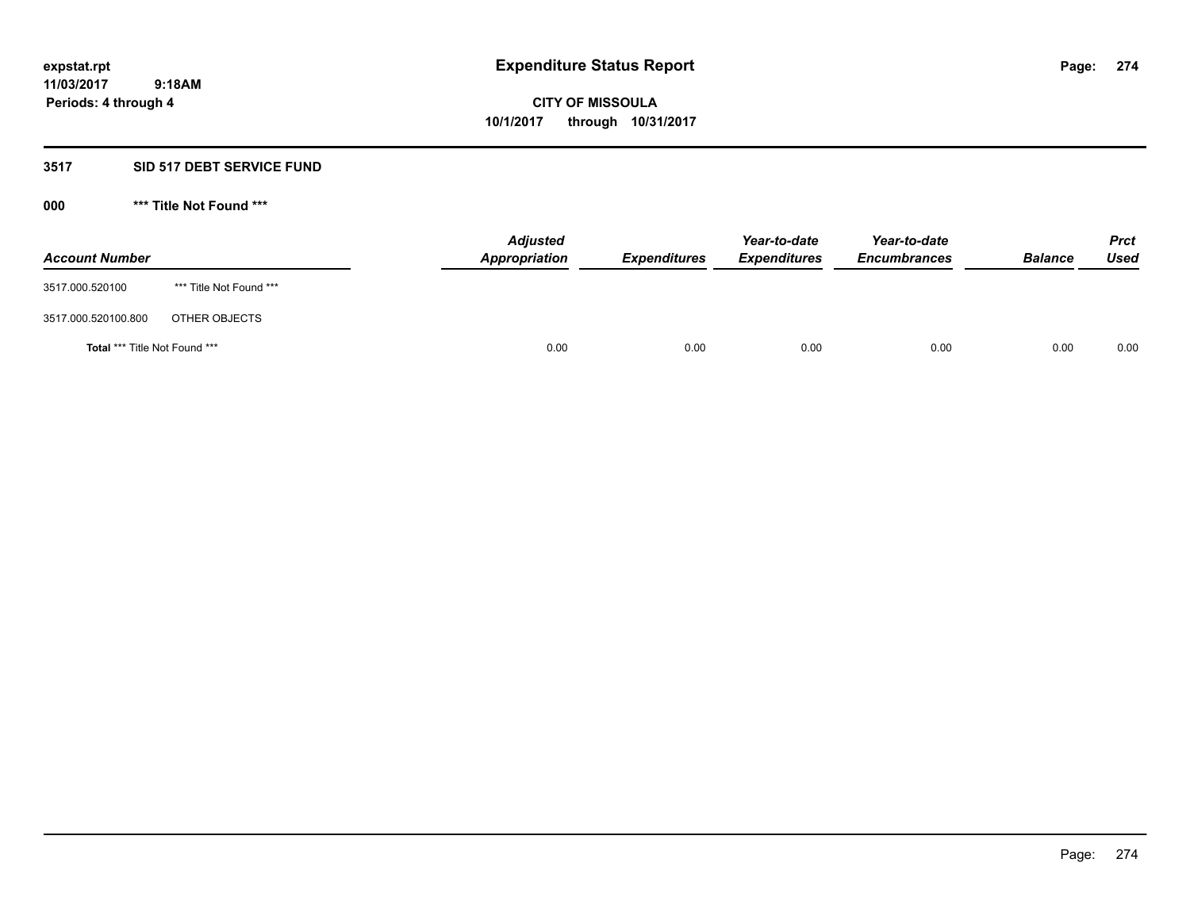**Expenditure Status Report**

**CITY OF MISSOULA**

**10/1/2017 through 10/31/2017**

expstat.rpt
11/03/2017 9:18AM
Periods: 4 through 4

## 3517 SID 517 DEBT SERVICE FUND

### 000 *** Title Not Found ***

| Account Number | | Adjusted Appropriation | Expenditures | Year-to-date Expenditures | Year-to-date Encumbrances | Balance | Prct Used |
|---|---|---|---|---|---|---|---|
| 3517.000.520100 | *** Title Not Found *** | | | | | | |
| 3517.000.520100.800 | OTHER OBJECTS | | | | | | |
| **Total** *** Title Not Found *** | | 0.00 | 0.00 | 0.00 | 0.00 | 0.00 | 0.00 |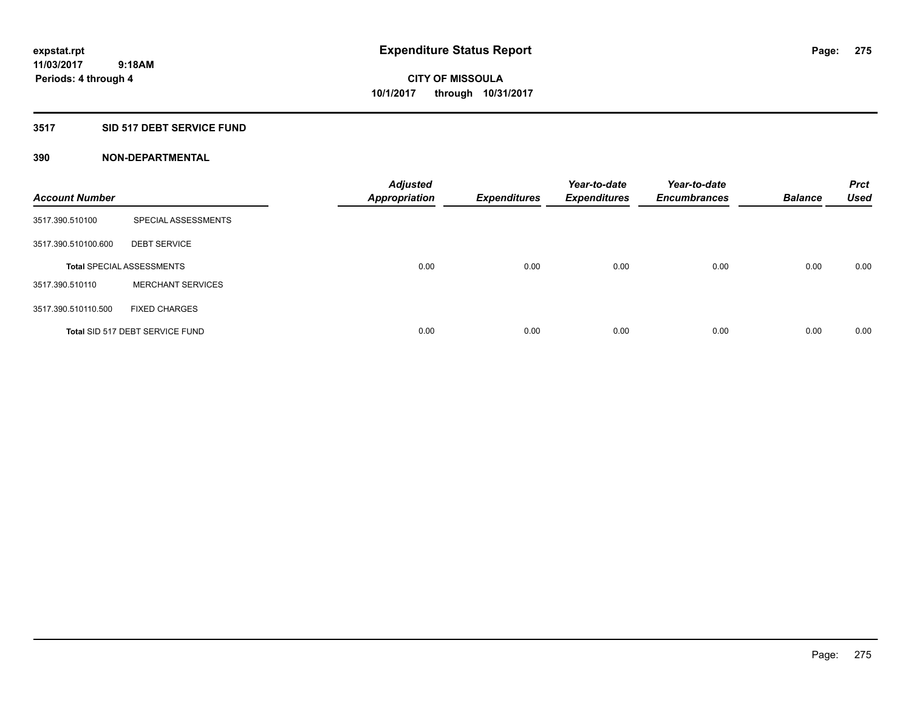# Expenditure Status Report

expstat.rpt
11/03/2017 9:18AM
Periods: 4 through 4

**CITY OF MISSOULA**
**10/1/2017 through 10/31/2017**

## 3517 SID 517 DEBT SERVICE FUND

### 390 NON-DEPARTMENTAL

| Account Number | | Adjusted Appropriation | Expenditures | Year-to-date Expenditures | Year-to-date Encumbrances | Balance | Prct Used |
|---|---|---|---|---|---|---|---|
| 3517.390.510100 | SPECIAL ASSESSMENTS | | | | | | |
| 3517.390.510100.600 | DEBT SERVICE | | | | | | |
| Total SPECIAL ASSESSMENTS | | 0.00 | 0.00 | 0.00 | 0.00 | 0.00 | 0.00 |
| 3517.390.510110 | MERCHANT SERVICES | | | | | | |
| 3517.390.510110.500 | FIXED CHARGES | | | | | | |
| Total SID 517 DEBT SERVICE FUND | | 0.00 | 0.00 | 0.00 | 0.00 | 0.00 | 0.00 |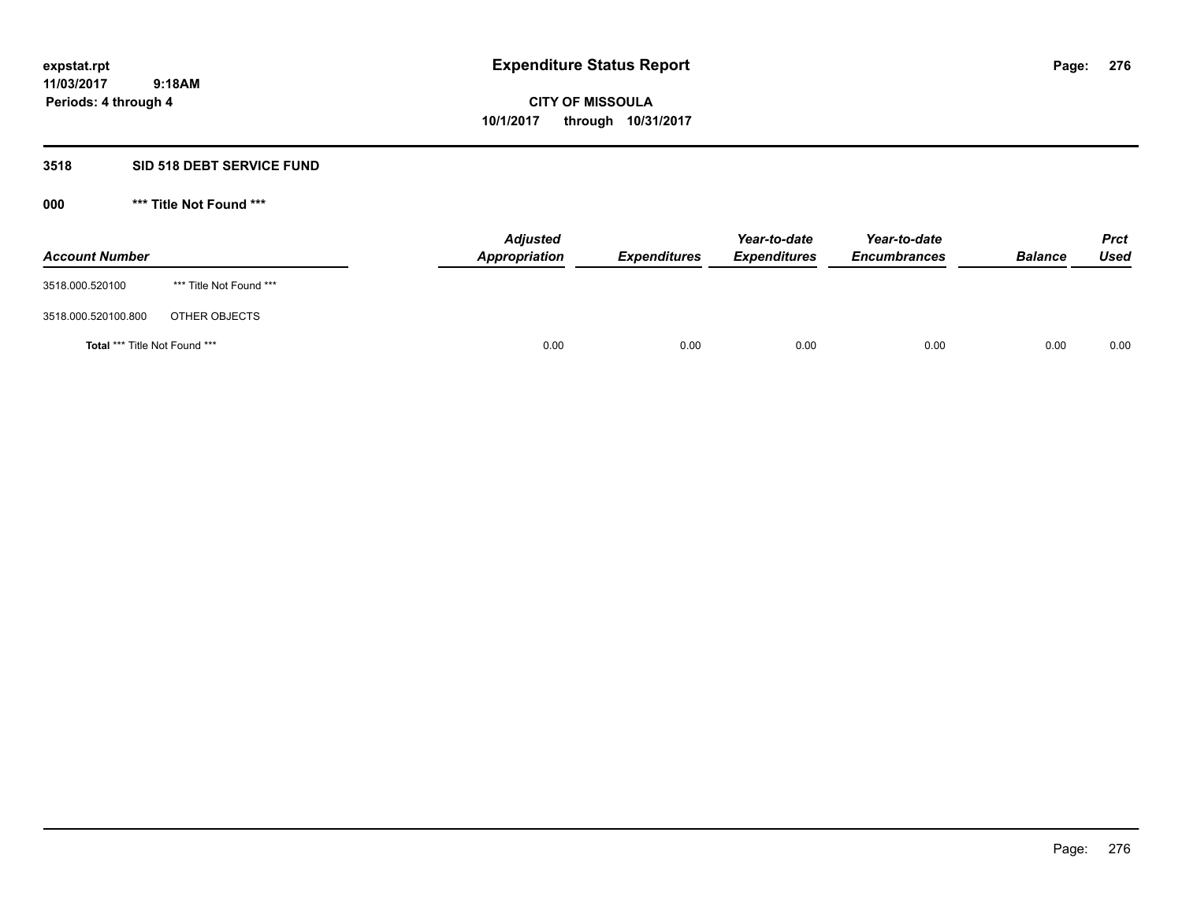# Expenditure Status Report

expstat.rpt
11/03/2017 9:18AM
Periods: 4 through 4

**CITY OF MISSOULA**
**10/1/2017 through 10/31/2017**

## 3518 SID 518 DEBT SERVICE FUND

### 000 *** Title Not Found ***

| Account Number | | Adjusted Appropriation | Expenditures | Year-to-date Expenditures | Year-to-date Encumbrances | Balance | Prct Used |
|---|---|---|---|---|---|---|---|
| 3518.000.520100 | *** Title Not Found *** | | | | | | |
| 3518.000.520100.800 | OTHER OBJECTS | | | | | | |
| **Total** *** Title Not Found *** | | 0.00 | 0.00 | 0.00 | 0.00 | 0.00 | 0.00 |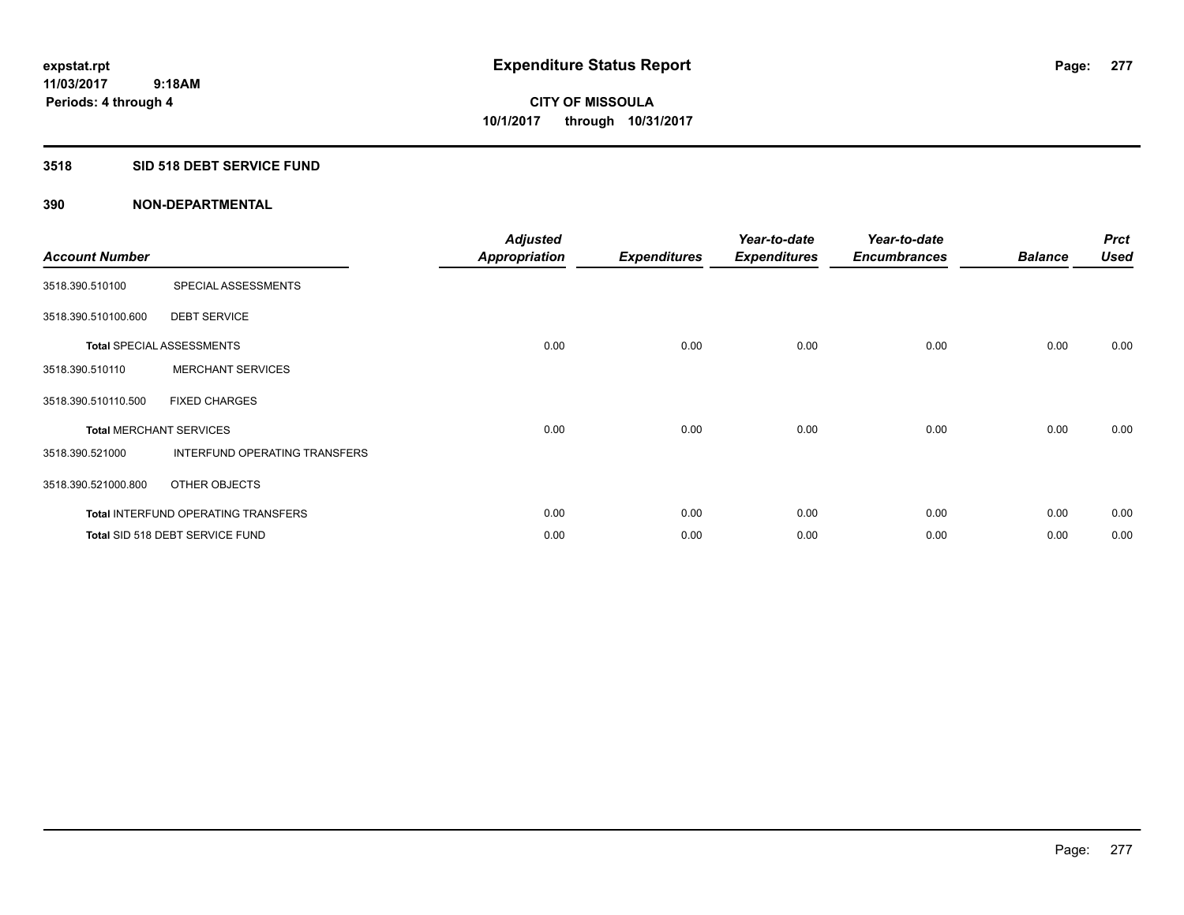# Expenditure Status Report

**CITY OF MISSOULA**
**10/1/2017 through 10/31/2017**

expstat.rpt
11/03/2017 9:18AM
Periods: 4 through 4

## 3518 SID 518 DEBT SERVICE FUND

### 390 NON-DEPARTMENTAL

| Account Number | | Adjusted Appropriation | Expenditures | Year-to-date Expenditures | Year-to-date Encumbrances | Balance | Prct Used |
|---|---|---|---|---|---|---|---|
| 3518.390.510100 | SPECIAL ASSESSMENTS | | | | | | |
| 3518.390.510100.600 | DEBT SERVICE | | | | | | |
| **Total** SPECIAL ASSESSMENTS | | 0.00 | 0.00 | 0.00 | 0.00 | 0.00 | 0.00 |
| 3518.390.510110 | MERCHANT SERVICES | | | | | | |
| 3518.390.510110.500 | FIXED CHARGES | | | | | | |
| **Total** MERCHANT SERVICES | | 0.00 | 0.00 | 0.00 | 0.00 | 0.00 | 0.00 |
| 3518.390.521000 | INTERFUND OPERATING TRANSFERS | | | | | | |
| 3518.390.521000.800 | OTHER OBJECTS | | | | | | |
| **Total** INTERFUND OPERATING TRANSFERS | | 0.00 | 0.00 | 0.00 | 0.00 | 0.00 | 0.00 |
| **Total** SID 518 DEBT SERVICE FUND | | 0.00 | 0.00 | 0.00 | 0.00 | 0.00 | 0.00 |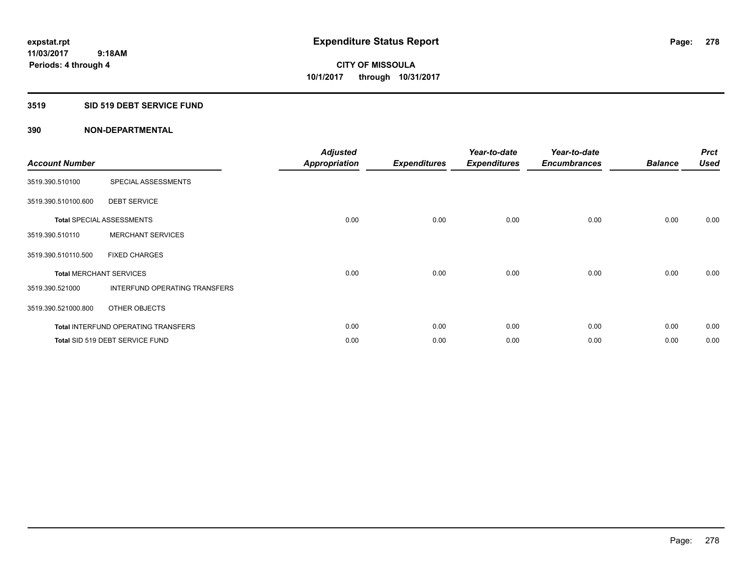expstat.rpt
11/03/2017 9:18AM
Periods: 4 through 4

# Expenditure Status Report

**CITY OF MISSOULA**
**10/1/2017 through 10/31/2017**

## 3519 SID 519 DEBT SERVICE FUND

### 390 NON-DEPARTMENTAL

| Account Number | | Adjusted Appropriation | Expenditures | Year-to-date Expenditures | Year-to-date Encumbrances | Balance | Prct Used |
|---|---|---|---|---|---|---|---|
| 3519.390.510100 | SPECIAL ASSESSMENTS | | | | | | |
| 3519.390.510100.600 | DEBT SERVICE | | | | | | |
| **Total** SPECIAL ASSESSMENTS | | 0.00 | 0.00 | 0.00 | 0.00 | 0.00 | 0.00 |
| 3519.390.510110 | MERCHANT SERVICES | | | | | | |
| 3519.390.510110.500 | FIXED CHARGES | | | | | | |
| **Total** MERCHANT SERVICES | | 0.00 | 0.00 | 0.00 | 0.00 | 0.00 | 0.00 |
| 3519.390.521000 | INTERFUND OPERATING TRANSFERS | | | | | | |
| 3519.390.521000.800 | OTHER OBJECTS | | | | | | |
| **Total** INTERFUND OPERATING TRANSFERS | | 0.00 | 0.00 | 0.00 | 0.00 | 0.00 | 0.00 |
| **Total** SID 519 DEBT SERVICE FUND | | 0.00 | 0.00 | 0.00 | 0.00 | 0.00 | 0.00 |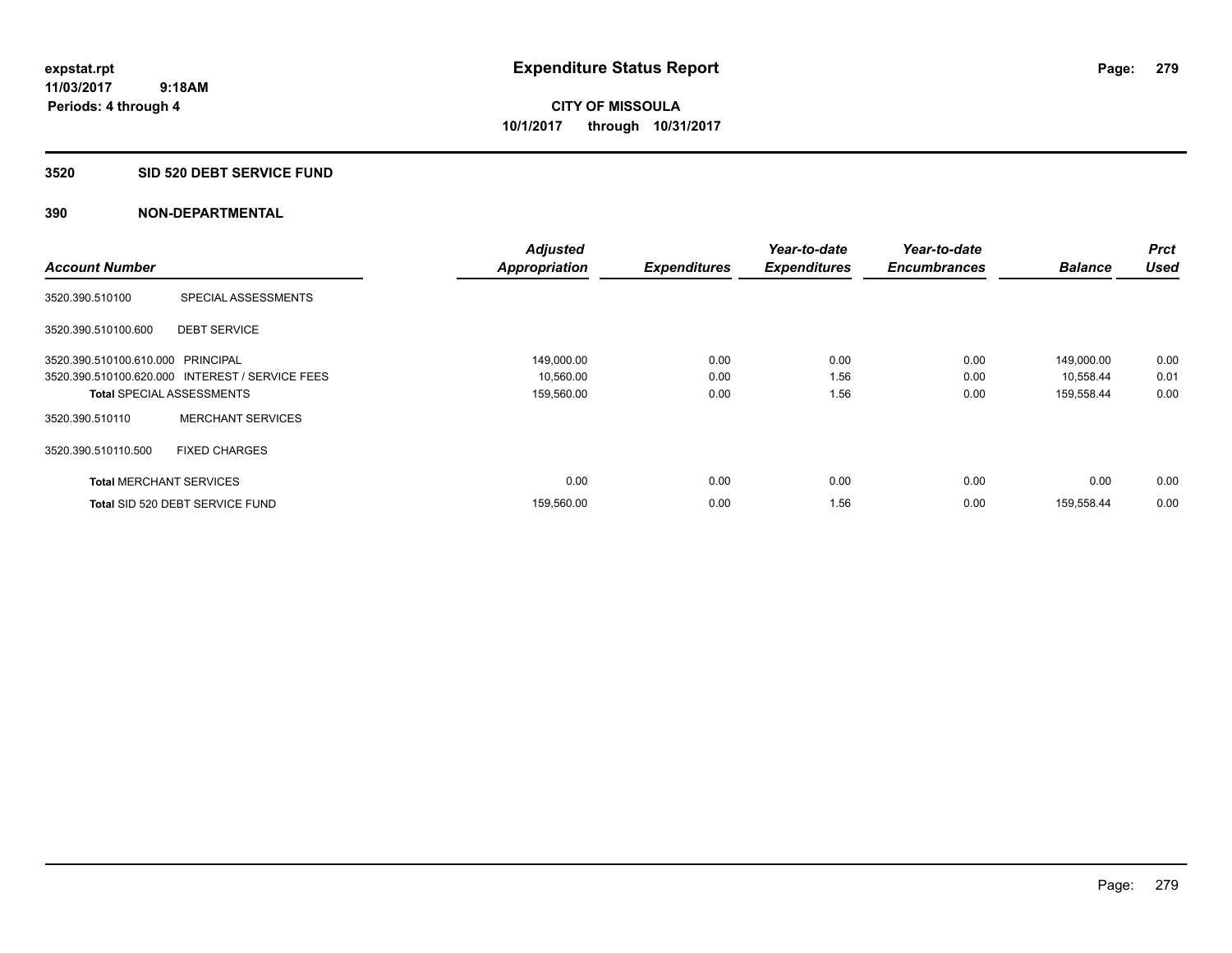expstat.rpt
11/03/2017 9:18AM
Periods: 4 through 4

# Expenditure Status Report

**CITY OF MISSOULA**
**10/1/2017 through 10/31/2017**

## 3520 SID 520 DEBT SERVICE FUND

### 390 NON-DEPARTMENTAL

| Account Number | | Adjusted Appropriation | Expenditures | Year-to-date Expenditures | Year-to-date Encumbrances | Balance | Prct Used |
|---|---|---|---|---|---|---|---|
| 3520.390.510100 | SPECIAL ASSESSMENTS | | | | | | |
| 3520.390.510100.600 | DEBT SERVICE | | | | | | |
| 3520.390.510100.610.000 | PRINCIPAL | 149,000.00 | 0.00 | 0.00 | 0.00 | 149,000.00 | 0.00 |
| 3520.390.510100.620.000 | INTEREST / SERVICE FEES | 10,560.00 | 0.00 | 1.56 | 0.00 | 10,558.44 | 0.01 |
| **Total** SPECIAL ASSESSMENTS | | 159,560.00 | 0.00 | 1.56 | 0.00 | 159,558.44 | 0.00 |
| 3520.390.510110 | MERCHANT SERVICES | | | | | | |
| 3520.390.510110.500 | FIXED CHARGES | | | | | | |
| **Total** MERCHANT SERVICES | | 0.00 | 0.00 | 0.00 | 0.00 | 0.00 | 0.00 |
| **Total** SID 520 DEBT SERVICE FUND | | 159,560.00 | 0.00 | 1.56 | 0.00 | 159,558.44 | 0.00 |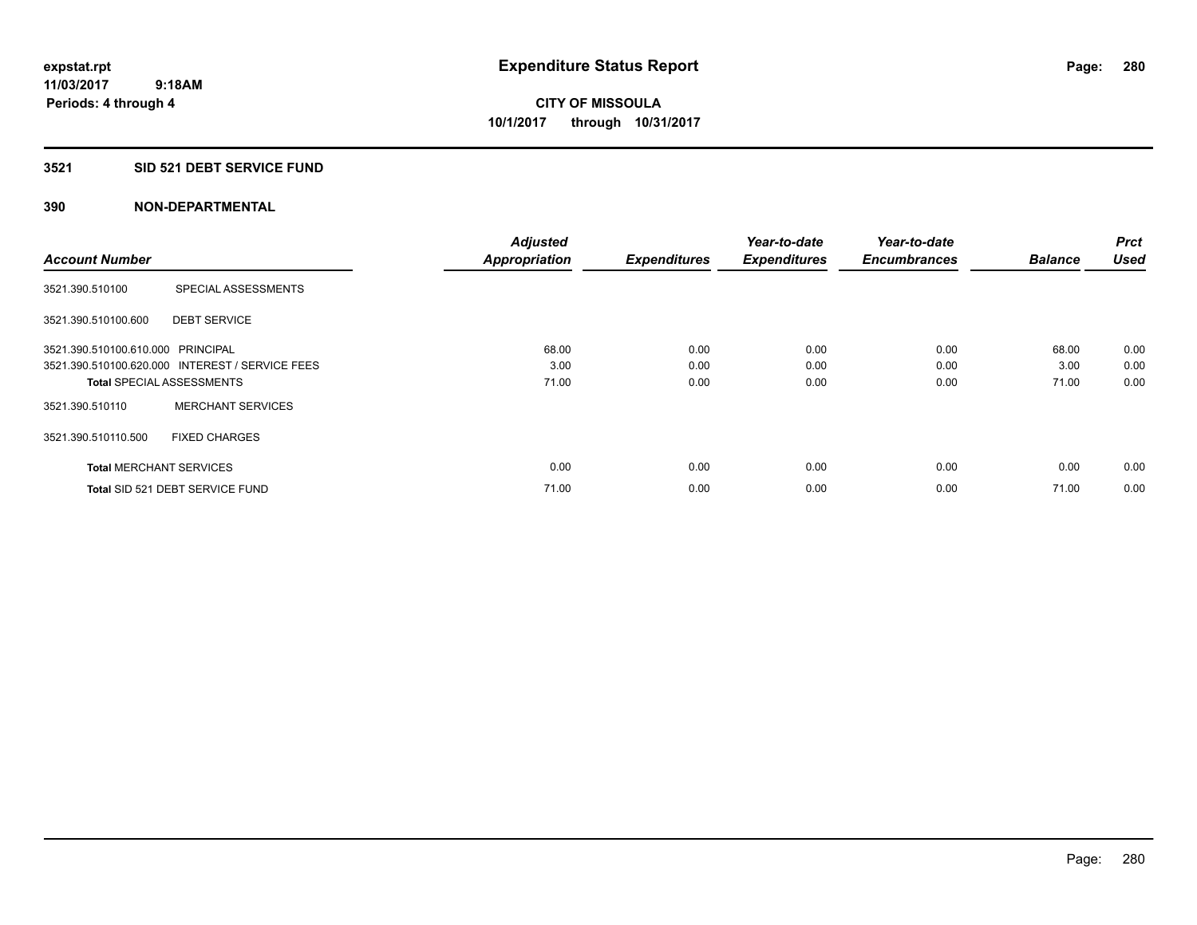expstat.rpt
11/03/2017 9:18AM
Periods: 4 through 4

# Expenditure Status Report

CITY OF MISSOULA
10/1/2017 through 10/31/2017

## 3521 SID 521 DEBT SERVICE FUND

### 390 NON-DEPARTMENTAL

| Account Number | | Adjusted Appropriation | Expenditures | Year-to-date Expenditures | Year-to-date Encumbrances | Balance | Prct Used |
|---|---|---|---|---|---|---|---|
| 3521.390.510100 | SPECIAL ASSESSMENTS | | | | | | |
| 3521.390.510100.600 | DEBT SERVICE | | | | | | |
| 3521.390.510100.610.000 | PRINCIPAL | 68.00 | 0.00 | 0.00 | 0.00 | 68.00 | 0.00 |
| 3521.390.510100.620.000 | INTEREST / SERVICE FEES | 3.00 | 0.00 | 0.00 | 0.00 | 3.00 | 0.00 |
| **Total** SPECIAL ASSESSMENTS | | 71.00 | 0.00 | 0.00 | 0.00 | 71.00 | 0.00 |
| 3521.390.510110 | MERCHANT SERVICES | | | | | | |
| 3521.390.510110.500 | FIXED CHARGES | | | | | | |
| **Total** MERCHANT SERVICES | | 0.00 | 0.00 | 0.00 | 0.00 | 0.00 | 0.00 |
| **Total** SID 521 DEBT SERVICE FUND | | 71.00 | 0.00 | 0.00 | 0.00 | 71.00 | 0.00 |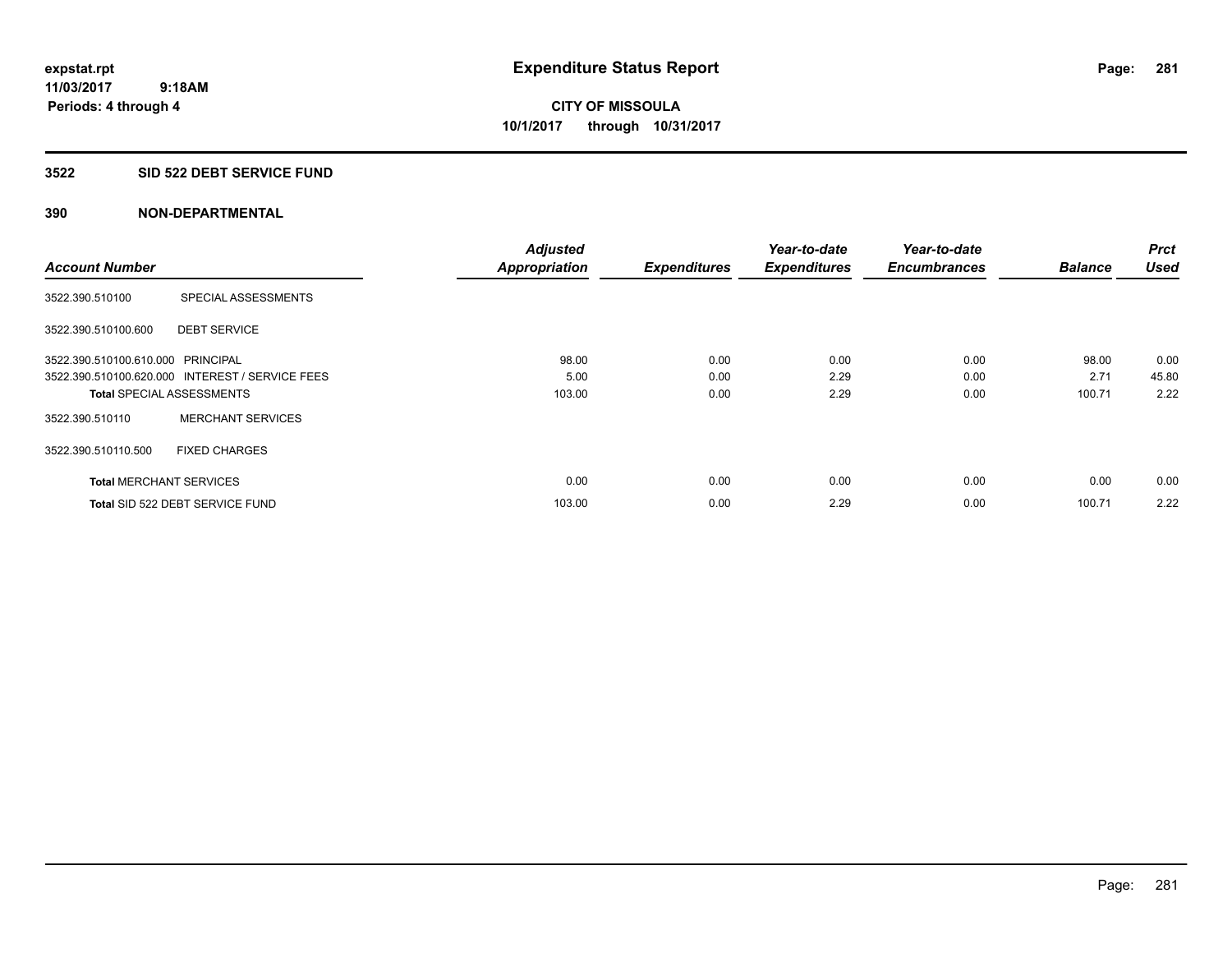**expstat.rpt**
**11/03/2017 9:18AM**
**Periods: 4 through 4**

# Expenditure Status Report

**CITY OF MISSOULA**
**10/1/2017 through 10/31/2017**

## 3522 SID 522 DEBT SERVICE FUND

### 390 NON-DEPARTMENTAL

| Account Number | | Adjusted Appropriation | Expenditures | Year-to-date Expenditures | Year-to-date Encumbrances | Balance | Prct Used |
|---|---|---|---|---|---|---|---|
| 3522.390.510100 | SPECIAL ASSESSMENTS | | | | | | |
| 3522.390.510100.600 | DEBT SERVICE | | | | | | |
| 3522.390.510100.610.000 | PRINCIPAL | 98.00 | 0.00 | 0.00 | 0.00 | 98.00 | 0.00 |
| 3522.390.510100.620.000 | INTEREST / SERVICE FEES | 5.00 | 0.00 | 2.29 | 0.00 | 2.71 | 45.80 |
| **Total** SPECIAL ASSESSMENTS | | 103.00 | 0.00 | 2.29 | 0.00 | 100.71 | 2.22 |
| 3522.390.510110 | MERCHANT SERVICES | | | | | | |
| 3522.390.510110.500 | FIXED CHARGES | | | | | | |
| **Total** MERCHANT SERVICES | | 0.00 | 0.00 | 0.00 | 0.00 | 0.00 | 0.00 |
| **Total** SID 522 DEBT SERVICE FUND | | 103.00 | 0.00 | 2.29 | 0.00 | 100.71 | 2.22 |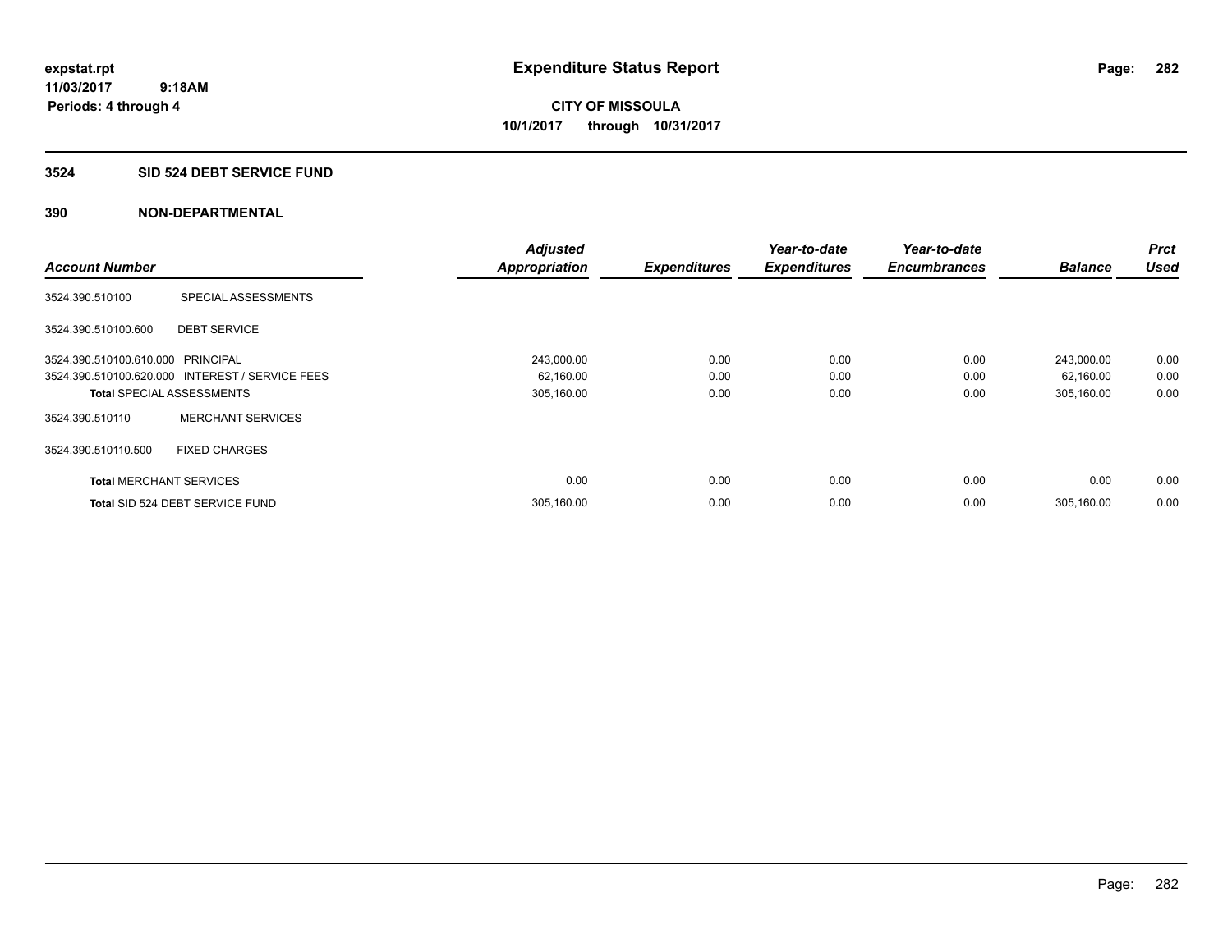**expstat.rpt**
**11/03/2017 9:18AM**
**Periods: 4 through 4**

# Expenditure Status Report

**CITY OF MISSOULA**
**10/1/2017 through 10/31/2017**

## 3524 SID 524 DEBT SERVICE FUND

## 390 NON-DEPARTMENTAL

| Account Number | | Adjusted Appropriation | Expenditures | Year-to-date Expenditures | Year-to-date Encumbrances | Balance | Prct Used |
|---|---|---|---|---|---|---|---|
| 3524.390.510100 | SPECIAL ASSESSMENTS | | | | | | |
| 3524.390.510100.600 | DEBT SERVICE | | | | | | |
| 3524.390.510100.610.000 | PRINCIPAL | 243,000.00 | 0.00 | 0.00 | 0.00 | 243,000.00 | 0.00 |
| 3524.390.510100.620.000 | INTEREST / SERVICE FEES | 62,160.00 | 0.00 | 0.00 | 0.00 | 62,160.00 | 0.00 |
| **Total** SPECIAL ASSESSMENTS | | 305,160.00 | 0.00 | 0.00 | 0.00 | 305,160.00 | 0.00 |
| 3524.390.510110 | MERCHANT SERVICES | | | | | | |
| 3524.390.510110.500 | FIXED CHARGES | | | | | | |
| **Total** MERCHANT SERVICES | | 0.00 | 0.00 | 0.00 | 0.00 | 0.00 | 0.00 |
| **Total** SID 524 DEBT SERVICE FUND | | 305,160.00 | 0.00 | 0.00 | 0.00 | 305,160.00 | 0.00 |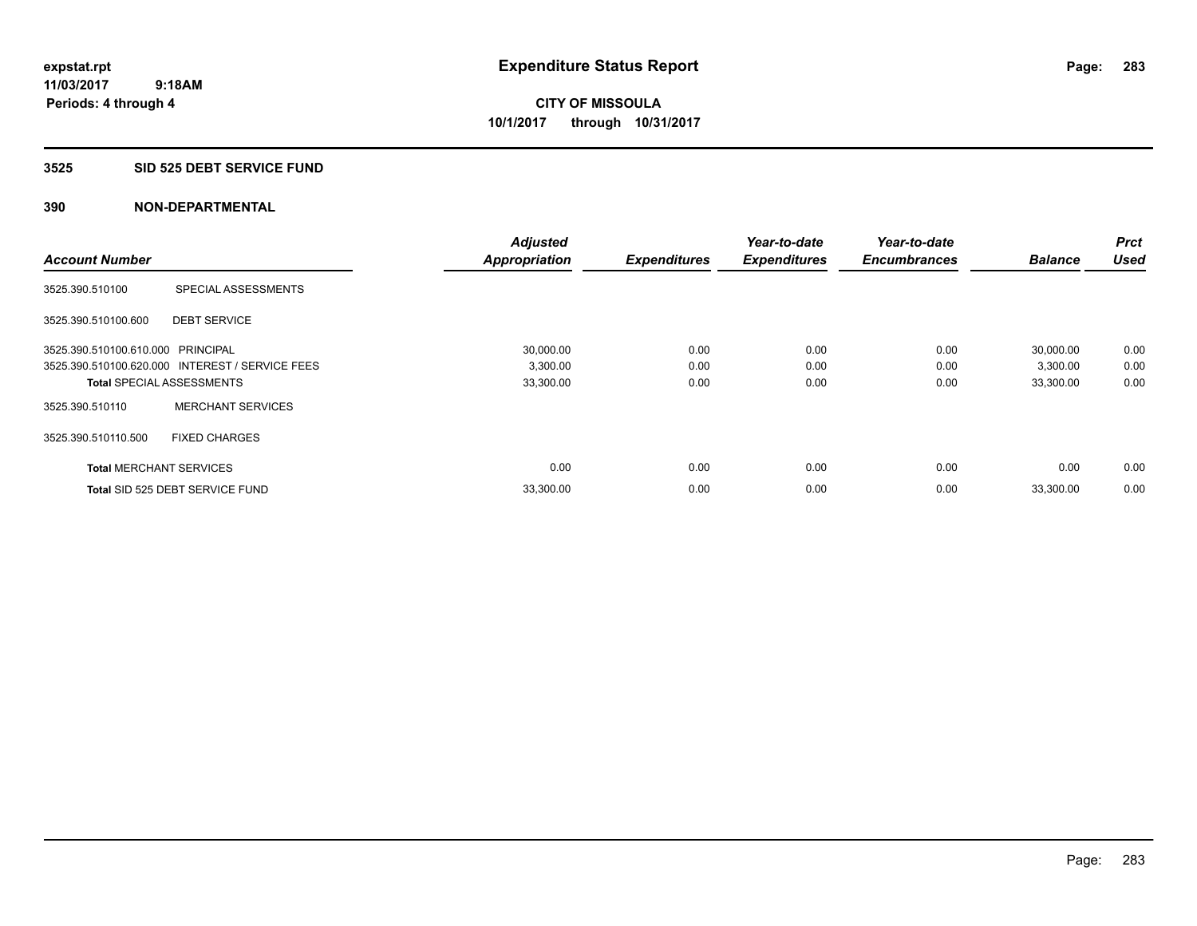# Expenditure Status Report

expstat.rpt
11/03/2017 9:18AM
Periods: 4 through 4

**CITY OF MISSOULA**
**10/1/2017 through 10/31/2017**

## 3525 SID 525 DEBT SERVICE FUND

### 390 NON-DEPARTMENTAL

| Account Number | | Adjusted Appropriation | Expenditures | Year-to-date Expenditures | Year-to-date Encumbrances | Balance | Prct Used |
|---|---|---|---|---|---|---|---|
| 3525.390.510100 | SPECIAL ASSESSMENTS | | | | | | |
| 3525.390.510100.600 | DEBT SERVICE | | | | | | |
| 3525.390.510100.610.000 | PRINCIPAL | 30,000.00 | 0.00 | 0.00 | 0.00 | 30,000.00 | 0.00 |
| 3525.390.510100.620.000 | INTEREST / SERVICE FEES | 3,300.00 | 0.00 | 0.00 | 0.00 | 3,300.00 | 0.00 |
| **Total** SPECIAL ASSESSMENTS | | 33,300.00 | 0.00 | 0.00 | 0.00 | 33,300.00 | 0.00 |
| 3525.390.510110 | MERCHANT SERVICES | | | | | | |
| 3525.390.510110.500 | FIXED CHARGES | | | | | | |
| **Total** MERCHANT SERVICES | | 0.00 | 0.00 | 0.00 | 0.00 | 0.00 | 0.00 |
| **Total** SID 525 DEBT SERVICE FUND | | 33,300.00 | 0.00 | 0.00 | 0.00 | 33,300.00 | 0.00 |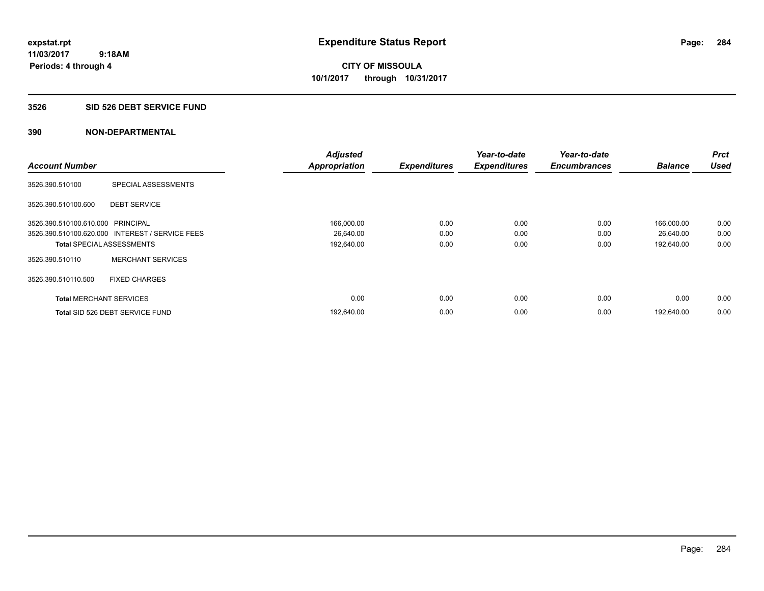**expstat.rpt**
**11/03/2017 9:18AM**
**Periods: 4 through 4**

# Expenditure Status Report

**CITY OF MISSOULA**
**10/1/2017 through 10/31/2017**

## 3526 SID 526 DEBT SERVICE FUND

## 390 NON-DEPARTMENTAL

| Account Number | | Adjusted Appropriation | Expenditures | Year-to-date Expenditures | Year-to-date Encumbrances | Balance | Prct Used |
|---|---|---|---|---|---|---|---|
| 3526.390.510100 | SPECIAL ASSESSMENTS | | | | | | |
| 3526.390.510100.600 | DEBT SERVICE | | | | | | |
| 3526.390.510100.610.000 | PRINCIPAL | 166,000.00 | 0.00 | 0.00 | 0.00 | 166,000.00 | 0.00 |
| 3526.390.510100.620.000 | INTEREST / SERVICE FEES | 26,640.00 | 0.00 | 0.00 | 0.00 | 26,640.00 | 0.00 |
| **Total** SPECIAL ASSESSMENTS | | 192,640.00 | 0.00 | 0.00 | 0.00 | 192,640.00 | 0.00 |
| 3526.390.510110 | MERCHANT SERVICES | | | | | | |
| 3526.390.510110.500 | FIXED CHARGES | | | | | | |
| **Total** MERCHANT SERVICES | | 0.00 | 0.00 | 0.00 | 0.00 | 0.00 | 0.00 |
| **Total** SID 526 DEBT SERVICE FUND | | 192,640.00 | 0.00 | 0.00 | 0.00 | 192,640.00 | 0.00 |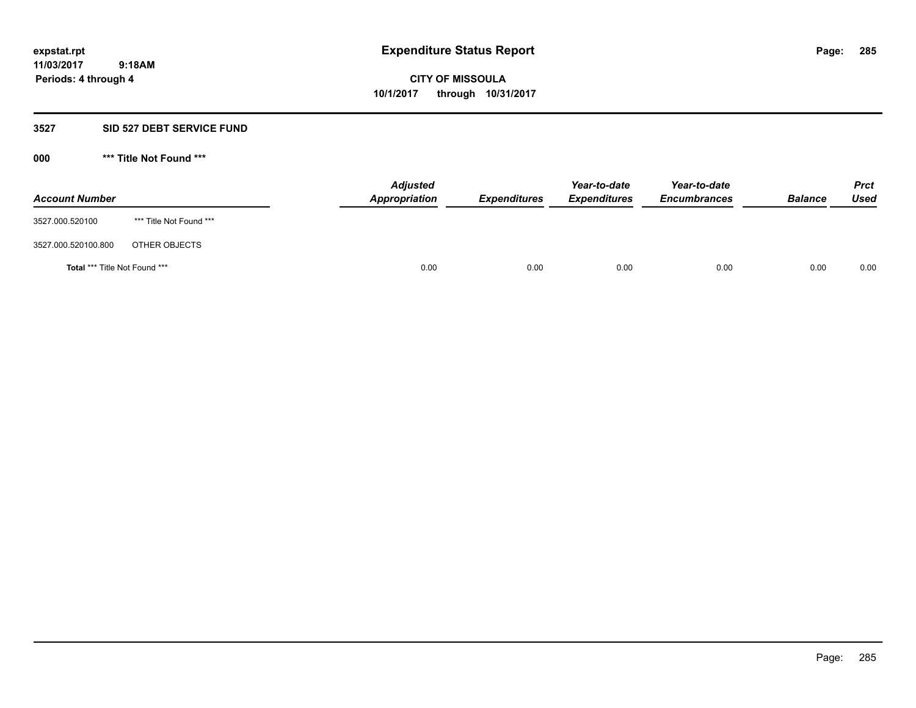**expstat.rpt**
**11/03/2017 9:18AM**
**Periods: 4 through 4**

# Expenditure Status Report

**CITY OF MISSOULA**
**10/1/2017 through 10/31/2017**

## 3527 SID 527 DEBT SERVICE FUND

### 000 *** Title Not Found ***

| Account Number | | Adjusted Appropriation | Expenditures | Year-to-date Expenditures | Year-to-date Encumbrances | Balance | Prct Used |
|---|---|---|---|---|---|---|---|
| 3527.000.520100 | *** Title Not Found *** | | | | | | |
| 3527.000.520100.800 | OTHER OBJECTS | | | | | | |
| **Total** *** Title Not Found *** | | 0.00 | 0.00 | 0.00 | 0.00 | 0.00 | 0.00 |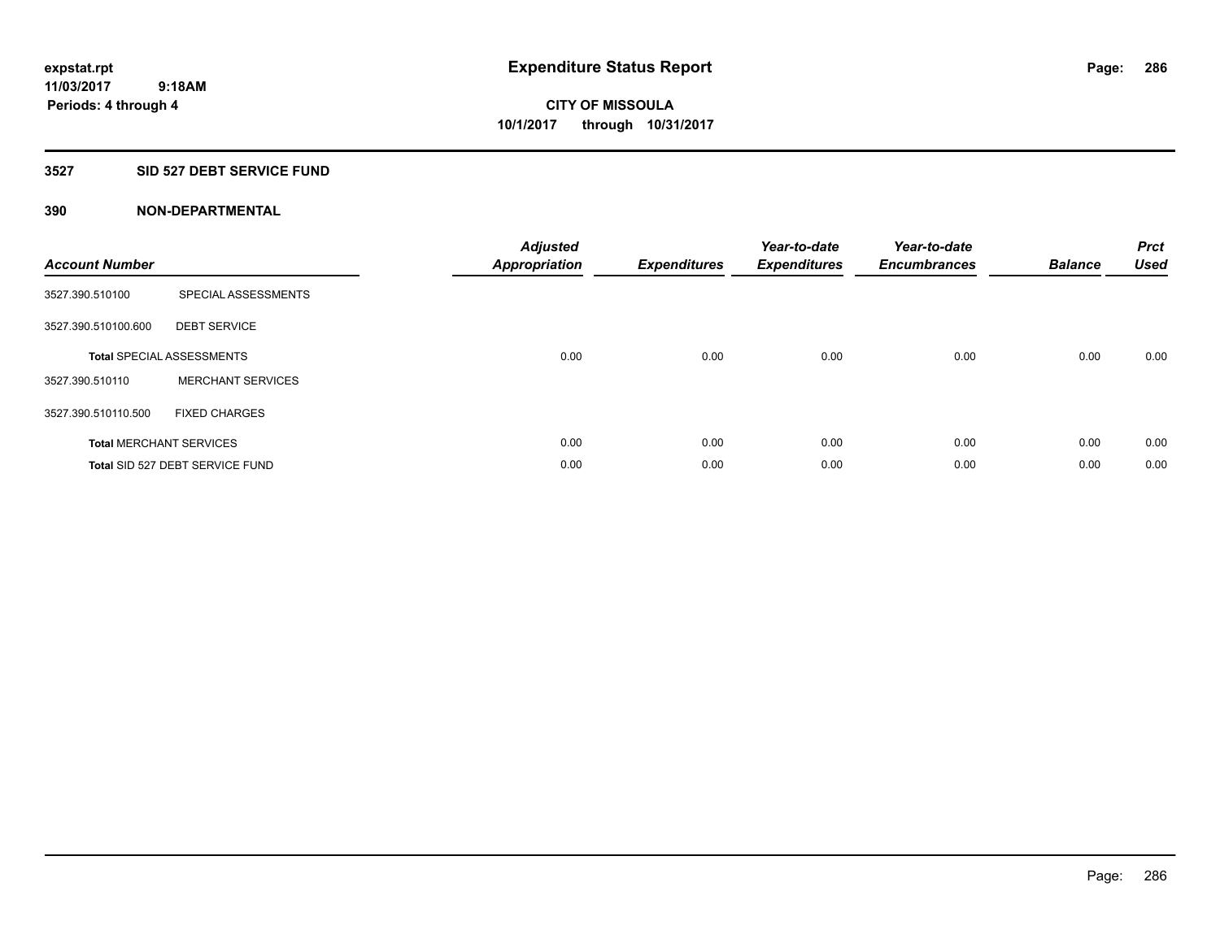# Expenditure Status Report

expstat.rpt
11/03/2017 9:18AM
Periods: 4 through 4

**CITY OF MISSOULA**
**10/1/2017 through 10/31/2017**

## 3527 SID 527 DEBT SERVICE FUND

### 390 NON-DEPARTMENTAL

| Account Number | | Adjusted Appropriation | Expenditures | Year-to-date Expenditures | Year-to-date Encumbrances | Balance | Prct Used |
|---|---|---|---|---|---|---|---|
| 3527.390.510100 | SPECIAL ASSESSMENTS | | | | | | |
| 3527.390.510100.600 | DEBT SERVICE | | | | | | |
| **Total** SPECIAL ASSESSMENTS | | 0.00 | 0.00 | 0.00 | 0.00 | 0.00 | 0.00 |
| 3527.390.510110 | MERCHANT SERVICES | | | | | | |
| 3527.390.510110.500 | FIXED CHARGES | | | | | | |
| **Total** MERCHANT SERVICES | | 0.00 | 0.00 | 0.00 | 0.00 | 0.00 | 0.00 |
| **Total** SID 527 DEBT SERVICE FUND | | 0.00 | 0.00 | 0.00 | 0.00 | 0.00 | 0.00 |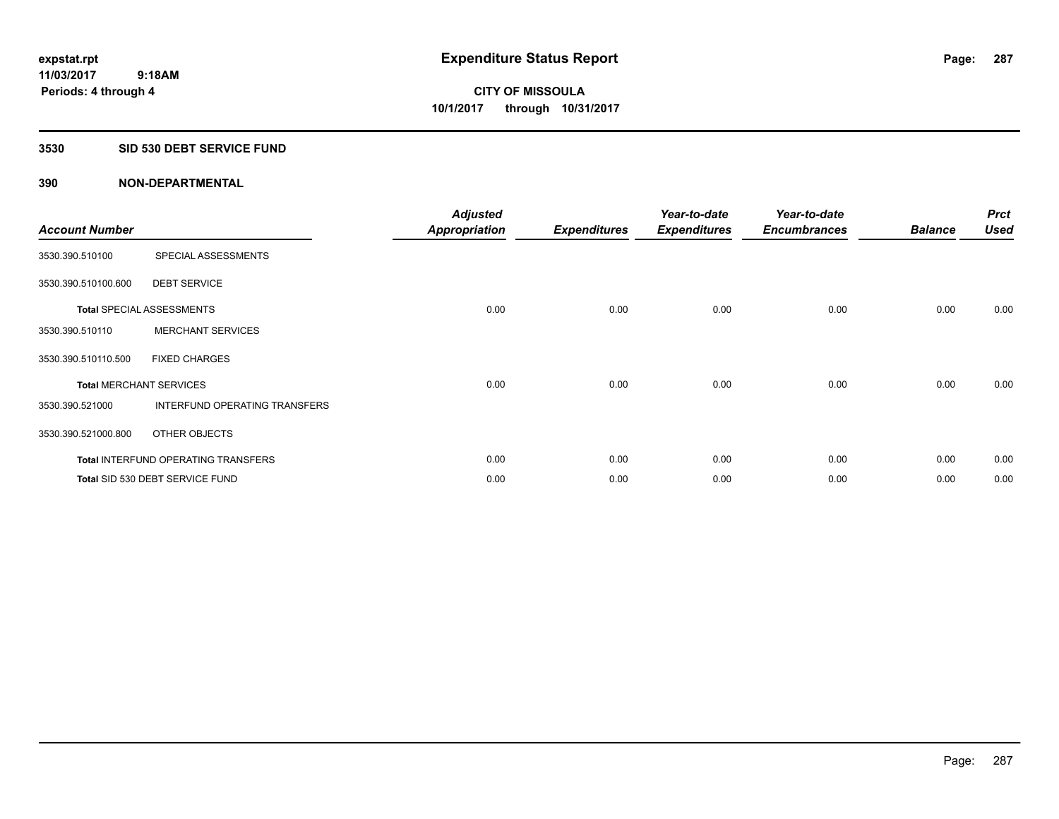expstat.rpt
11/03/2017 9:18AM
Periods: 4 through 4

# Expenditure Status Report

**CITY OF MISSOULA**
**10/1/2017 through 10/31/2017**

## 3530 SID 530 DEBT SERVICE FUND

### 390 NON-DEPARTMENTAL

| Account Number | | Adjusted Appropriation | Expenditures | Year-to-date Expenditures | Year-to-date Encumbrances | Balance | Prct Used |
|---|---|---|---|---|---|---|---|
| 3530.390.510100 | SPECIAL ASSESSMENTS | | | | | | |
| 3530.390.510100.600 | DEBT SERVICE | | | | | | |
| **Total** SPECIAL ASSESSMENTS | | 0.00 | 0.00 | 0.00 | 0.00 | 0.00 | 0.00 |
| 3530.390.510110 | MERCHANT SERVICES | | | | | | |
| 3530.390.510110.500 | FIXED CHARGES | | | | | | |
| **Total** MERCHANT SERVICES | | 0.00 | 0.00 | 0.00 | 0.00 | 0.00 | 0.00 |
| 3530.390.521000 | INTERFUND OPERATING TRANSFERS | | | | | | |
| 3530.390.521000.800 | OTHER OBJECTS | | | | | | |
| **Total** INTERFUND OPERATING TRANSFERS | | 0.00 | 0.00 | 0.00 | 0.00 | 0.00 | 0.00 |
| **Total** SID 530 DEBT SERVICE FUND | | 0.00 | 0.00 | 0.00 | 0.00 | 0.00 | 0.00 |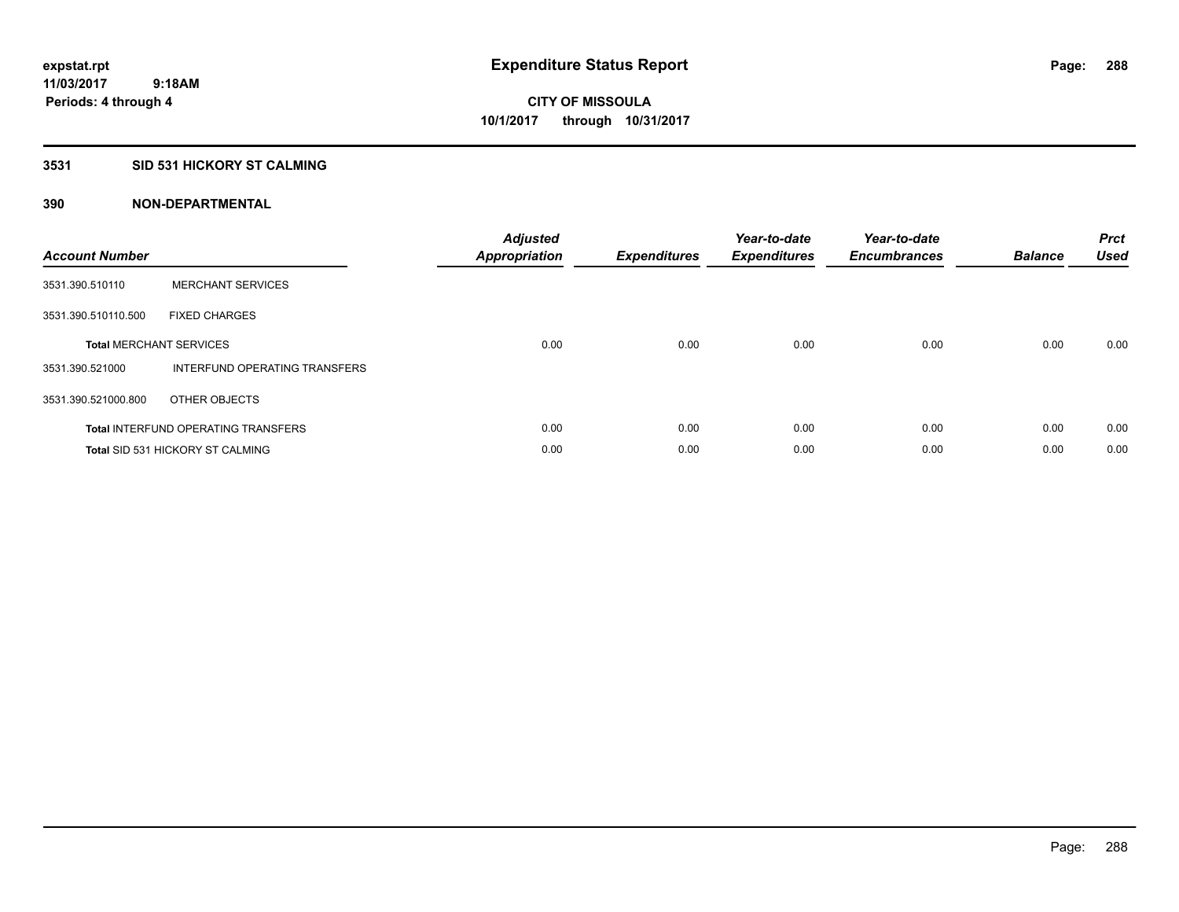**expstat.rpt**
**11/03/2017 9:18AM**
**Periods: 4 through 4**

# Expenditure Status Report

**CITY OF MISSOULA**
**10/1/2017 through 10/31/2017**

## 3531 SID 531 HICKORY ST CALMING

### 390 NON-DEPARTMENTAL

| Account Number | | Adjusted Appropriation | Expenditures | Year-to-date Expenditures | Year-to-date Encumbrances | Balance | Prct Used |
|---|---|---|---|---|---|---|---|
| 3531.390.510110 | MERCHANT SERVICES | | | | | | |
| 3531.390.510110.500 | FIXED CHARGES | | | | | | |
| **Total** MERCHANT SERVICES | | 0.00 | 0.00 | 0.00 | 0.00 | 0.00 | 0.00 |
| 3531.390.521000 | INTERFUND OPERATING TRANSFERS | | | | | | |
| 3531.390.521000.800 | OTHER OBJECTS | | | | | | |
| **Total** INTERFUND OPERATING TRANSFERS | | 0.00 | 0.00 | 0.00 | 0.00 | 0.00 | 0.00 |
| **Total** SID 531 HICKORY ST CALMING | | 0.00 | 0.00 | 0.00 | 0.00 | 0.00 | 0.00 |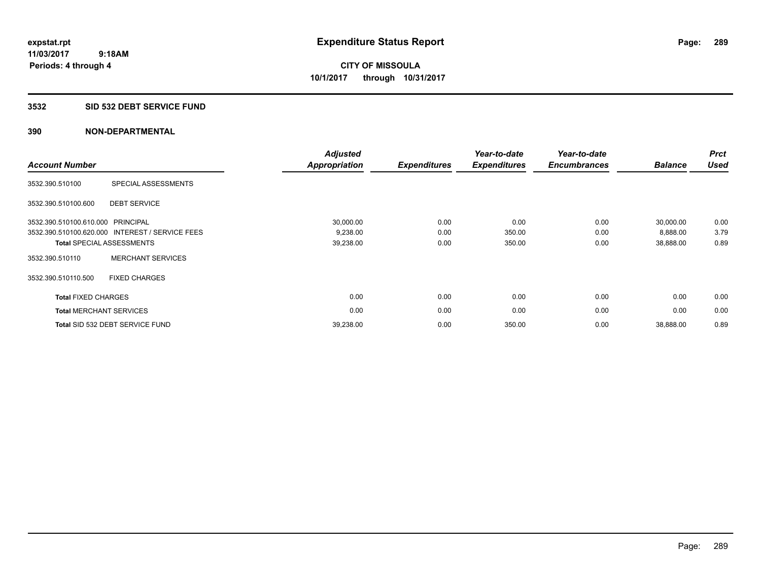# Expenditure Status Report

**CITY OF MISSOULA**
**10/1/2017 through 10/31/2017**

expstat.rpt
11/03/2017 9:18AM
Periods: 4 through 4

## 3532 SID 532 DEBT SERVICE FUND

## 390 NON-DEPARTMENTAL

| Account Number | | Adjusted Appropriation | Expenditures | Year-to-date Expenditures | Year-to-date Encumbrances | Balance | Prct Used |
|---|---|---|---|---|---|---|---|
| 3532.390.510100 | SPECIAL ASSESSMENTS | | | | | | |
| 3532.390.510100.600 | DEBT SERVICE | | | | | | |
| 3532.390.510100.610.000 | PRINCIPAL | 30,000.00 | 0.00 | 0.00 | 0.00 | 30,000.00 | 0.00 |
| 3532.390.510100.620.000 | INTEREST / SERVICE FEES | 9,238.00 | 0.00 | 350.00 | 0.00 | 8,888.00 | 3.79 |
| **Total** SPECIAL ASSESSMENTS | | 39,238.00 | 0.00 | 350.00 | 0.00 | 38,888.00 | 0.89 |
| 3532.390.510110 | MERCHANT SERVICES | | | | | | |
| 3532.390.510110.500 | FIXED CHARGES | | | | | | |
| **Total** FIXED CHARGES | | 0.00 | 0.00 | 0.00 | 0.00 | 0.00 | 0.00 |
| **Total** MERCHANT SERVICES | | 0.00 | 0.00 | 0.00 | 0.00 | 0.00 | 0.00 |
| **Total** SID 532 DEBT SERVICE FUND | | 39,238.00 | 0.00 | 350.00 | 0.00 | 38,888.00 | 0.89 |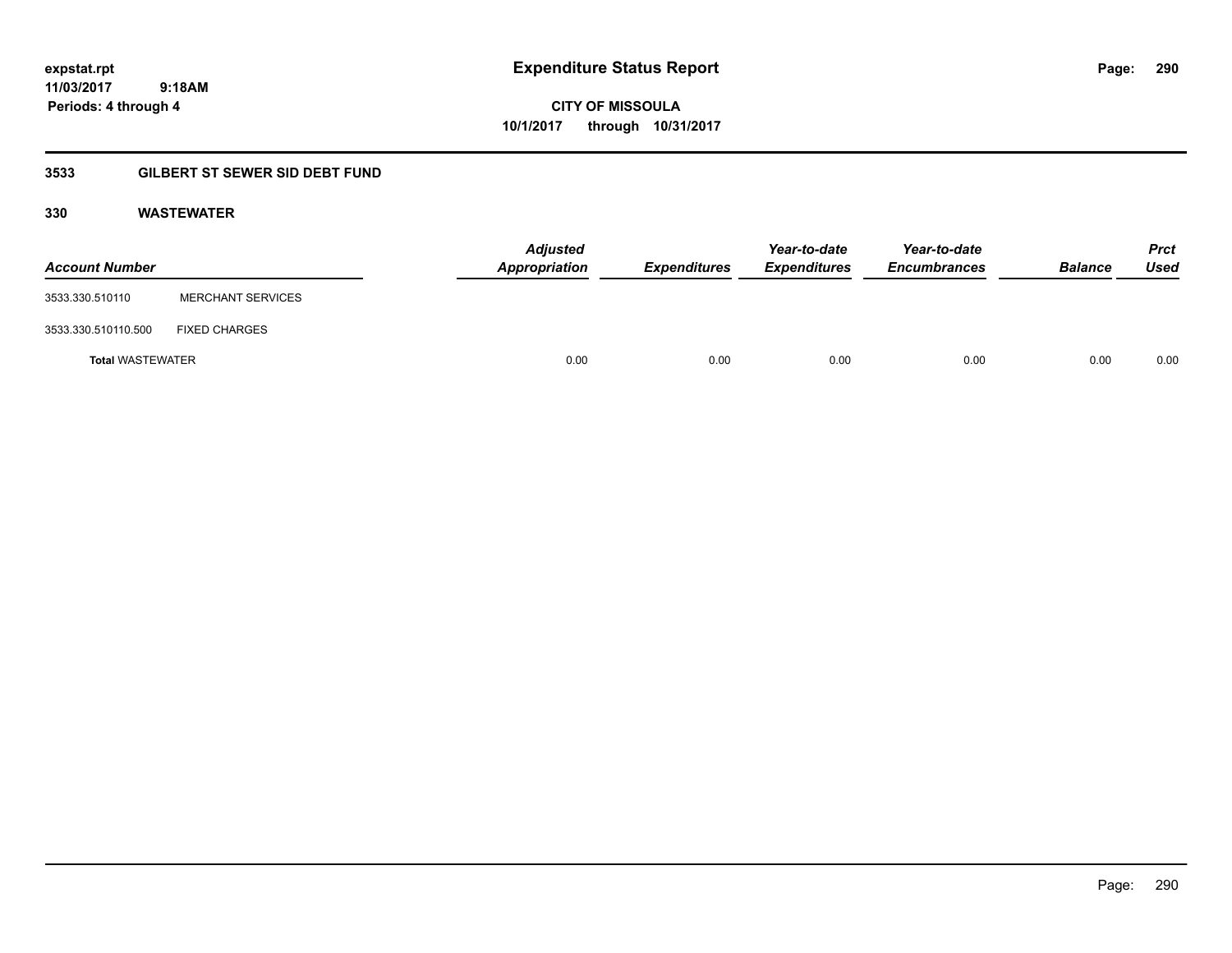# Expenditure Status Report

expstat.rpt
11/03/2017 9:18AM
Periods: 4 through 4

CITY OF MISSOULA
10/1/2017 through 10/31/2017

## 3533 GILBERT ST SEWER SID DEBT FUND

### 330 WASTEWATER

| Account Number | | Adjusted Appropriation | Expenditures | Year-to-date Expenditures | Year-to-date Encumbrances | Balance | Prct Used |
|---|---|---|---|---|---|---|---|
| 3533.330.510110 | MERCHANT SERVICES | | | | | | |
| 3533.330.510110.500 | FIXED CHARGES | | | | | | |
| **Total** WASTEWATER | | 0.00 | 0.00 | 0.00 | 0.00 | 0.00 | 0.00 |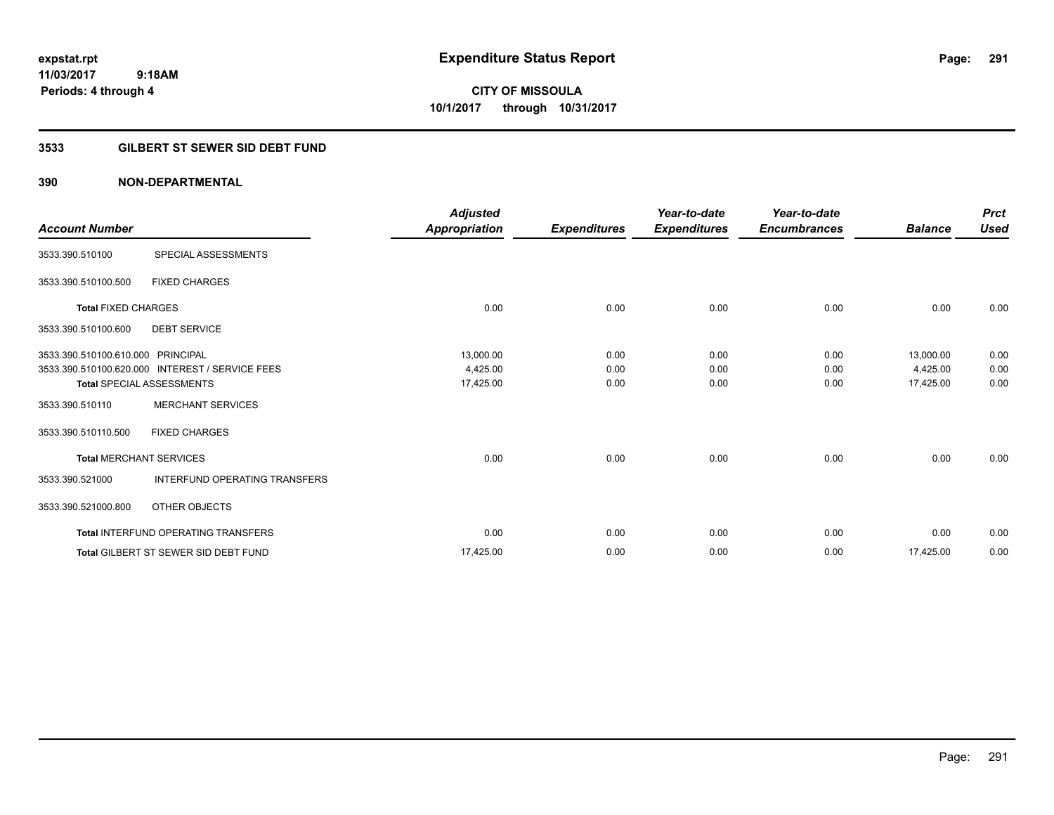# Expenditure Status Report

expstat.rpt
11/03/2017 9:18AM
Periods: 4 through 4

**CITY OF MISSOULA**
**10/1/2017 through 10/31/2017**

## 3533 GILBERT ST SEWER SID DEBT FUND

### 390 NON-DEPARTMENTAL

| Account Number | | Adjusted Appropriation | Expenditures | Year-to-date Expenditures | Year-to-date Encumbrances | Balance | Prct Used |
|---|---|---|---|---|---|---|---|
| 3533.390.510100 | SPECIAL ASSESSMENTS | | | | | | |
| 3533.390.510100.500 | FIXED CHARGES | | | | | | |
| Total FIXED CHARGES | | 0.00 | 0.00 | 0.00 | 0.00 | 0.00 | 0.00 |
| 3533.390.510100.600 | DEBT SERVICE | | | | | | |
| 3533.390.510100.610.000 | PRINCIPAL | 13,000.00 | 0.00 | 0.00 | 0.00 | 13,000.00 | 0.00 |
| 3533.390.510100.620.000 | INTEREST / SERVICE FEES | 4,425.00 | 0.00 | 0.00 | 0.00 | 4,425.00 | 0.00 |
| Total SPECIAL ASSESSMENTS | | 17,425.00 | 0.00 | 0.00 | 0.00 | 17,425.00 | 0.00 |
| 3533.390.510110 | MERCHANT SERVICES | | | | | | |
| 3533.390.510110.500 | FIXED CHARGES | | | | | | |
| Total MERCHANT SERVICES | | 0.00 | 0.00 | 0.00 | 0.00 | 0.00 | 0.00 |
| 3533.390.521000 | INTERFUND OPERATING TRANSFERS | | | | | | |
| 3533.390.521000.800 | OTHER OBJECTS | | | | | | |
| Total INTERFUND OPERATING TRANSFERS | | 0.00 | 0.00 | 0.00 | 0.00 | 0.00 | 0.00 |
| Total GILBERT ST SEWER SID DEBT FUND | | 17,425.00 | 0.00 | 0.00 | 0.00 | 17,425.00 | 0.00 |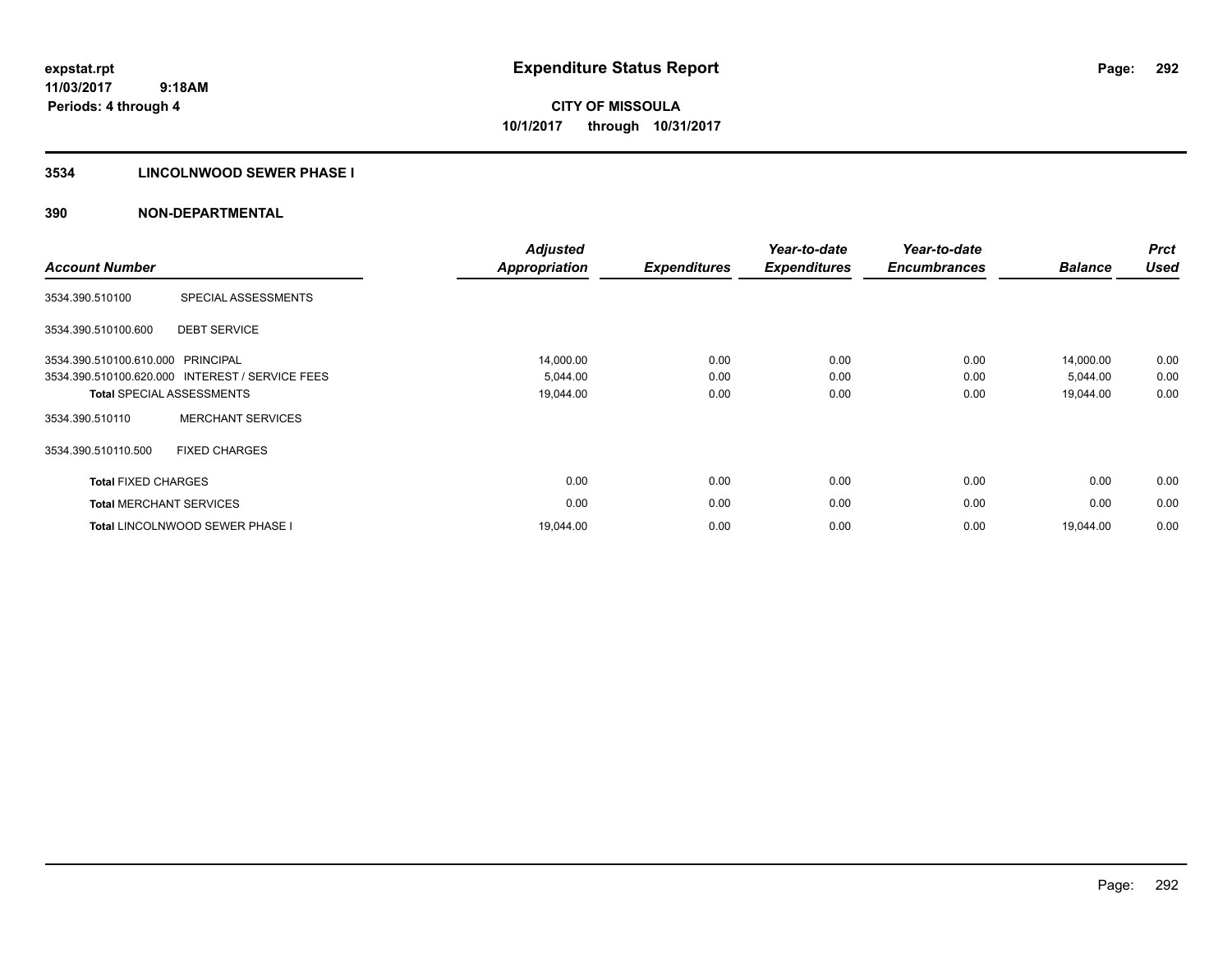expstat.rpt
11/03/2017 9:18AM
Periods: 4 through 4

# Expenditure Status Report

**CITY OF MISSOULA**
**10/1/2017 through 10/31/2017**

## 3534 LINCOLNWOOD SEWER PHASE I

## 390 NON-DEPARTMENTAL

| Account Number | | Adjusted Appropriation | Expenditures | Year-to-date Expenditures | Year-to-date Encumbrances | Balance | Prct Used |
|---|---|---|---|---|---|---|---|
| 3534.390.510100 | SPECIAL ASSESSMENTS | | | | | | |
| 3534.390.510100.600 | DEBT SERVICE | | | | | | |
| 3534.390.510100.610.000 | PRINCIPAL | 14,000.00 | 0.00 | 0.00 | 0.00 | 14,000.00 | 0.00 |
| 3534.390.510100.620.000 | INTEREST / SERVICE FEES | 5,044.00 | 0.00 | 0.00 | 0.00 | 5,044.00 | 0.00 |
| **Total** SPECIAL ASSESSMENTS | | 19,044.00 | 0.00 | 0.00 | 0.00 | 19,044.00 | 0.00 |
| 3534.390.510110 | MERCHANT SERVICES | | | | | | |
| 3534.390.510110.500 | FIXED CHARGES | | | | | | |
| **Total** FIXED CHARGES | | 0.00 | 0.00 | 0.00 | 0.00 | 0.00 | 0.00 |
| **Total** MERCHANT SERVICES | | 0.00 | 0.00 | 0.00 | 0.00 | 0.00 | 0.00 |
| **Total** LINCOLNWOOD SEWER PHASE I | | 19,044.00 | 0.00 | 0.00 | 0.00 | 19,044.00 | 0.00 |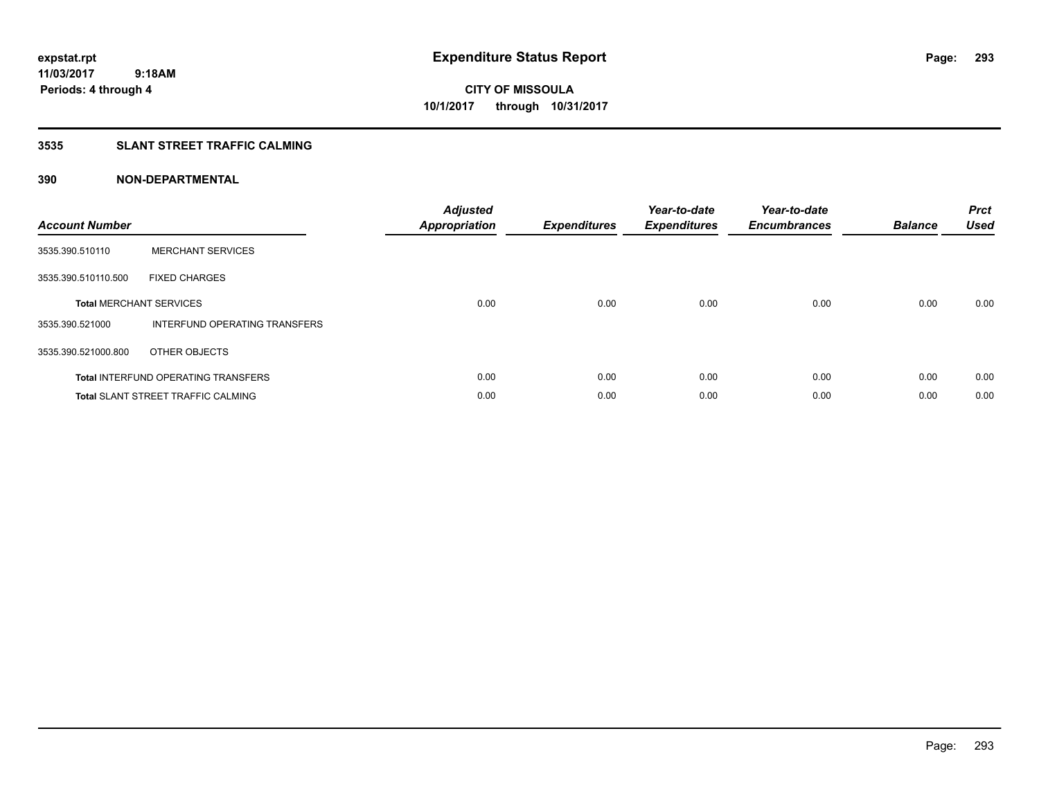expstat.rpt
11/03/2017 9:18AM
Periods: 4 through 4

# Expenditure Status Report

CITY OF MISSOULA
10/1/2017 through 10/31/2017

## 3535 SLANT STREET TRAFFIC CALMING

## 390 NON-DEPARTMENTAL

| Account Number | | Adjusted Appropriation | Expenditures | Year-to-date Expenditures | Year-to-date Encumbrances | Balance | Prct Used |
|---|---|---|---|---|---|---|---|
| 3535.390.510110 | MERCHANT SERVICES | | | | | | |
| 3535.390.510110.500 | FIXED CHARGES | | | | | | |
| **Total** MERCHANT SERVICES | | 0.00 | 0.00 | 0.00 | 0.00 | 0.00 | 0.00 |
| 3535.390.521000 | INTERFUND OPERATING TRANSFERS | | | | | | |
| 3535.390.521000.800 | OTHER OBJECTS | | | | | | |
| **Total** INTERFUND OPERATING TRANSFERS | | 0.00 | 0.00 | 0.00 | 0.00 | 0.00 | 0.00 |
| **Total** SLANT STREET TRAFFIC CALMING | | 0.00 | 0.00 | 0.00 | 0.00 | 0.00 | 0.00 |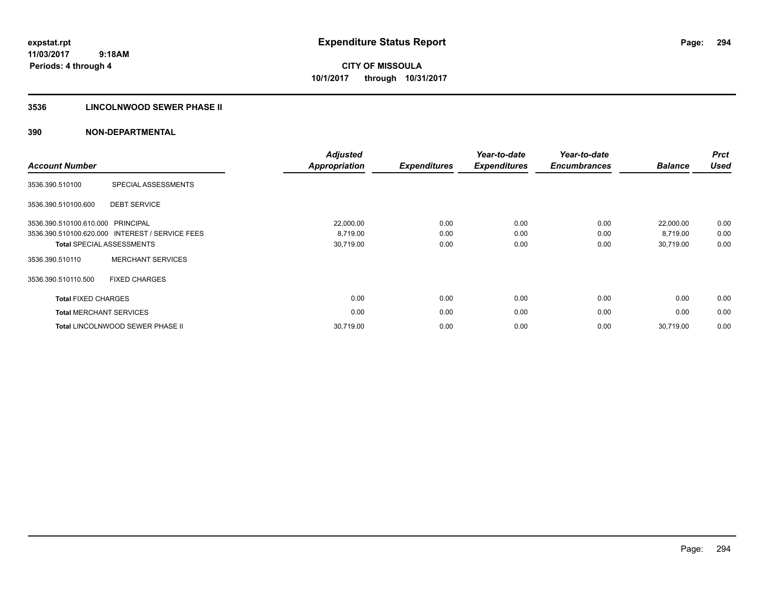# Expenditure Status Report

expstat.rpt
11/03/2017 9:18AM
Periods: 4 through 4

**CITY OF MISSOULA**
**10/1/2017 through 10/31/2017**

## 3536 LINCOLNWOOD SEWER PHASE II

## 390 NON-DEPARTMENTAL

| Account Number | | Adjusted Appropriation | Expenditures | Year-to-date Expenditures | Year-to-date Encumbrances | Balance | Prct Used |
|---|---|---|---|---|---|---|---|
| 3536.390.510100 | SPECIAL ASSESSMENTS | | | | | | |
| 3536.390.510100.600 | DEBT SERVICE | | | | | | |
| 3536.390.510100.610.000 | PRINCIPAL | 22,000.00 | 0.00 | 0.00 | 0.00 | 22,000.00 | 0.00 |
| 3536.390.510100.620.000 | INTEREST / SERVICE FEES | 8,719.00 | 0.00 | 0.00 | 0.00 | 8,719.00 | 0.00 |
| **Total** SPECIAL ASSESSMENTS | | 30,719.00 | 0.00 | 0.00 | 0.00 | 30,719.00 | 0.00 |
| 3536.390.510110 | MERCHANT SERVICES | | | | | | |
| 3536.390.510110.500 | FIXED CHARGES | | | | | | |
| **Total** FIXED CHARGES | | 0.00 | 0.00 | 0.00 | 0.00 | 0.00 | 0.00 |
| **Total** MERCHANT SERVICES | | 0.00 | 0.00 | 0.00 | 0.00 | 0.00 | 0.00 |
| **Total** LINCOLNWOOD SEWER PHASE II | | 30,719.00 | 0.00 | 0.00 | 0.00 | 30,719.00 | 0.00 |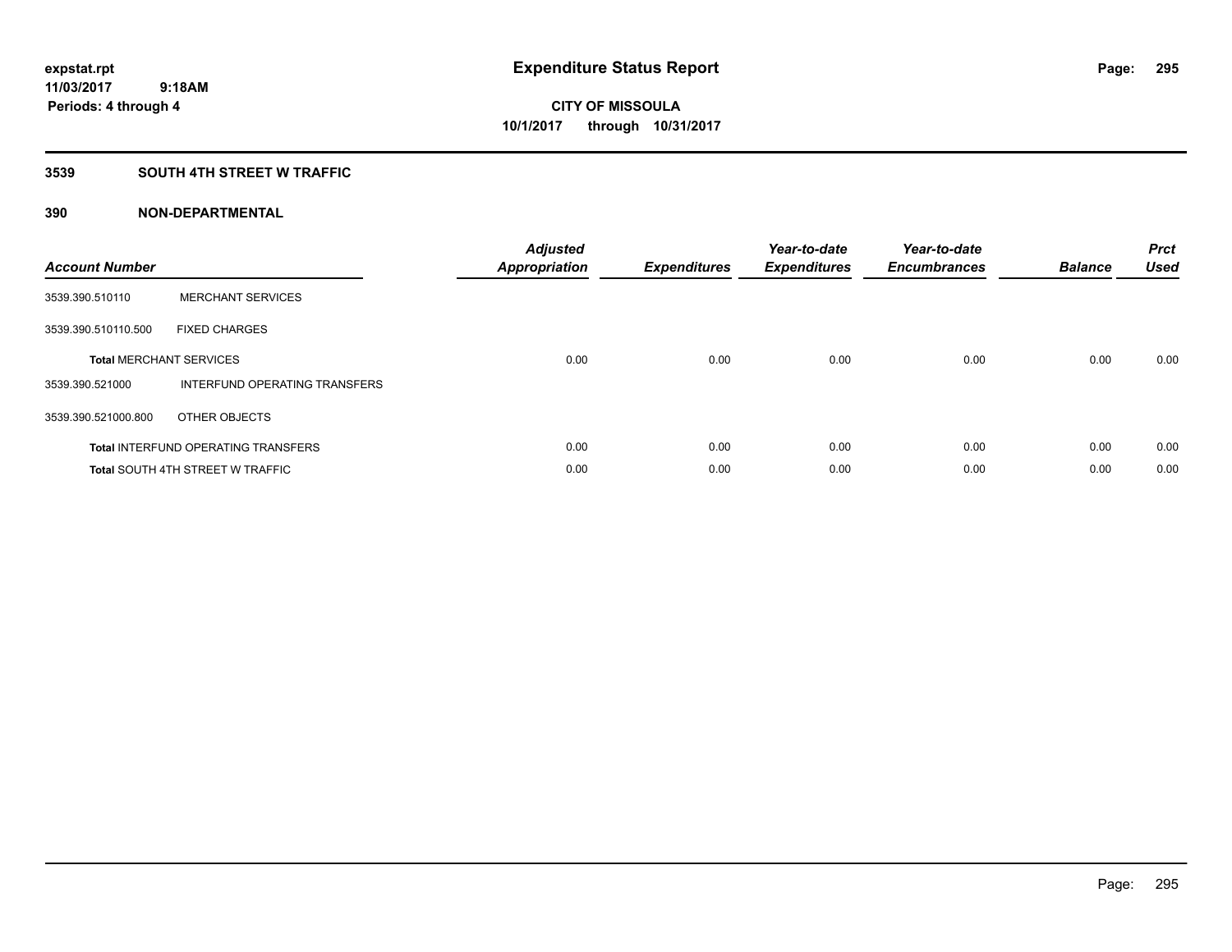expstat.rpt
11/03/2017 9:18AM
Periods: 4 through 4

# Expenditure Status Report

CITY OF MISSOULA
10/1/2017 through 10/31/2017

## 3539 SOUTH 4TH STREET W TRAFFIC

## 390 NON-DEPARTMENTAL

| Account Number | | Adjusted Appropriation | Expenditures | Year-to-date Expenditures | Year-to-date Encumbrances | Balance | Prct Used |
|---|---|---|---|---|---|---|---|
| 3539.390.510110 | MERCHANT SERVICES | | | | | | |
| 3539.390.510110.500 | FIXED CHARGES | | | | | | |
| **Total** MERCHANT SERVICES | | 0.00 | 0.00 | 0.00 | 0.00 | 0.00 | 0.00 |
| 3539.390.521000 | INTERFUND OPERATING TRANSFERS | | | | | | |
| 3539.390.521000.800 | OTHER OBJECTS | | | | | | |
| **Total** INTERFUND OPERATING TRANSFERS | | 0.00 | 0.00 | 0.00 | 0.00 | 0.00 | 0.00 |
| **Total** SOUTH 4TH STREET W TRAFFIC | | 0.00 | 0.00 | 0.00 | 0.00 | 0.00 | 0.00 |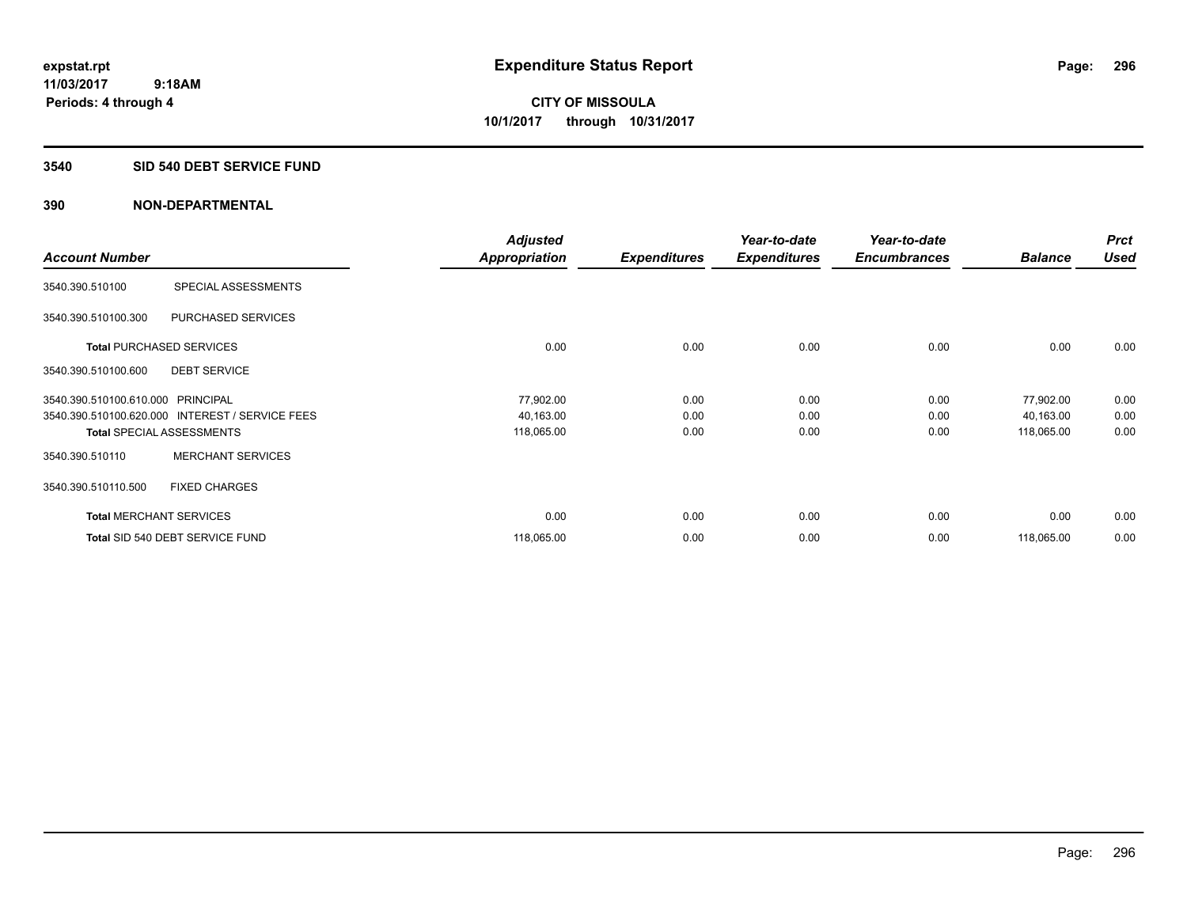expstat.rpt
11/03/2017 9:18AM
Periods: 4 through 4

# Expenditure Status Report

**CITY OF MISSOULA**
**10/1/2017 through 10/31/2017**

## 3540 SID 540 DEBT SERVICE FUND

### 390 NON-DEPARTMENTAL

| Account Number | | Adjusted Appropriation | Expenditures | Year-to-date Expenditures | Year-to-date Encumbrances | Balance | Prct Used |
|---|---|---|---|---|---|---|---|
| 3540.390.510100 | SPECIAL ASSESSMENTS | | | | | | |
| 3540.390.510100.300 | PURCHASED SERVICES | | | | | | |
| **Total** PURCHASED SERVICES | | 0.00 | 0.00 | 0.00 | 0.00 | 0.00 | 0.00 |
| 3540.390.510100.600 | DEBT SERVICE | | | | | | |
| 3540.390.510100.610.000 | PRINCIPAL | 77,902.00 | 0.00 | 0.00 | 0.00 | 77,902.00 | 0.00 |
| 3540.390.510100.620.000 | INTEREST / SERVICE FEES | 40,163.00 | 0.00 | 0.00 | 0.00 | 40,163.00 | 0.00 |
| **Total** SPECIAL ASSESSMENTS | | 118,065.00 | 0.00 | 0.00 | 0.00 | 118,065.00 | 0.00 |
| 3540.390.510110 | MERCHANT SERVICES | | | | | | |
| 3540.390.510110.500 | FIXED CHARGES | | | | | | |
| **Total** MERCHANT SERVICES | | 0.00 | 0.00 | 0.00 | 0.00 | 0.00 | 0.00 |
| **Total** SID 540 DEBT SERVICE FUND | | 118,065.00 | 0.00 | 0.00 | 0.00 | 118,065.00 | 0.00 |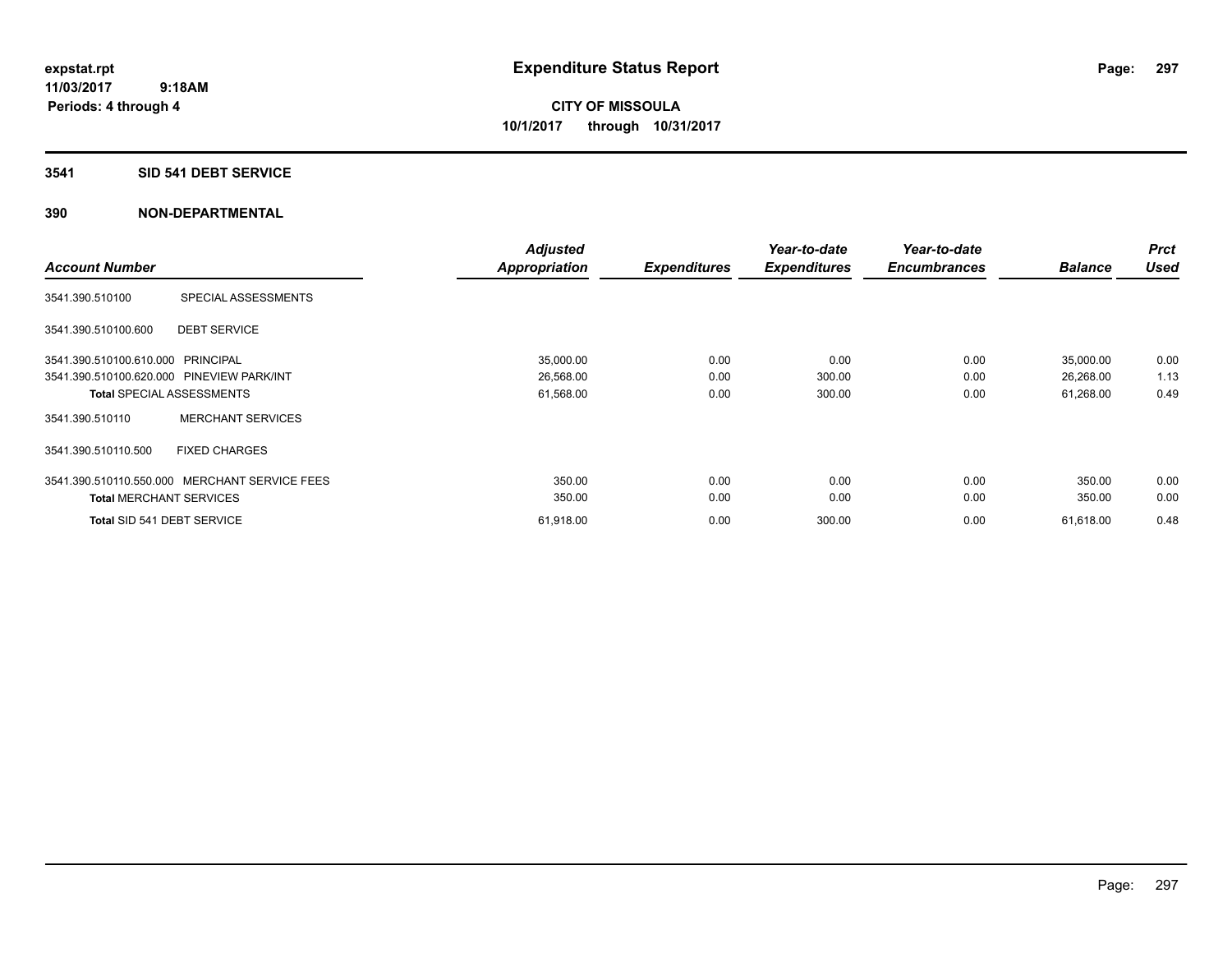expstat.rpt
11/03/2017 9:18AM
Periods: 4 through 4

# Expenditure Status Report

**CITY OF MISSOULA**
**10/1/2017 through 10/31/2017**

## 3541 SID 541 DEBT SERVICE

## 390 NON-DEPARTMENTAL

| Account Number | | Adjusted Appropriation | Expenditures | Year-to-date Expenditures | Year-to-date Encumbrances | Balance | Prct Used |
|---|---|---|---|---|---|---|---|
| 3541.390.510100 | SPECIAL ASSESSMENTS | | | | | | |
| 3541.390.510100.600 | DEBT SERVICE | | | | | | |
| 3541.390.510100.610.000 | PRINCIPAL | 35,000.00 | 0.00 | 0.00 | 0.00 | 35,000.00 | 0.00 |
| 3541.390.510100.620.000 | PINEVIEW PARK/INT | 26,568.00 | 0.00 | 300.00 | 0.00 | 26,268.00 | 1.13 |
| **Total** SPECIAL ASSESSMENTS | | 61,568.00 | 0.00 | 300.00 | 0.00 | 61,268.00 | 0.49 |
| 3541.390.510110 | MERCHANT SERVICES | | | | | | |
| 3541.390.510110.500 | FIXED CHARGES | | | | | | |
| 3541.390.510110.550.000 | MERCHANT SERVICE FEES | 350.00 | 0.00 | 0.00 | 0.00 | 350.00 | 0.00 |
| **Total** MERCHANT SERVICES | | 350.00 | 0.00 | 0.00 | 0.00 | 350.00 | 0.00 |
| **Total** SID 541 DEBT SERVICE | | 61,918.00 | 0.00 | 300.00 | 0.00 | 61,618.00 | 0.48 |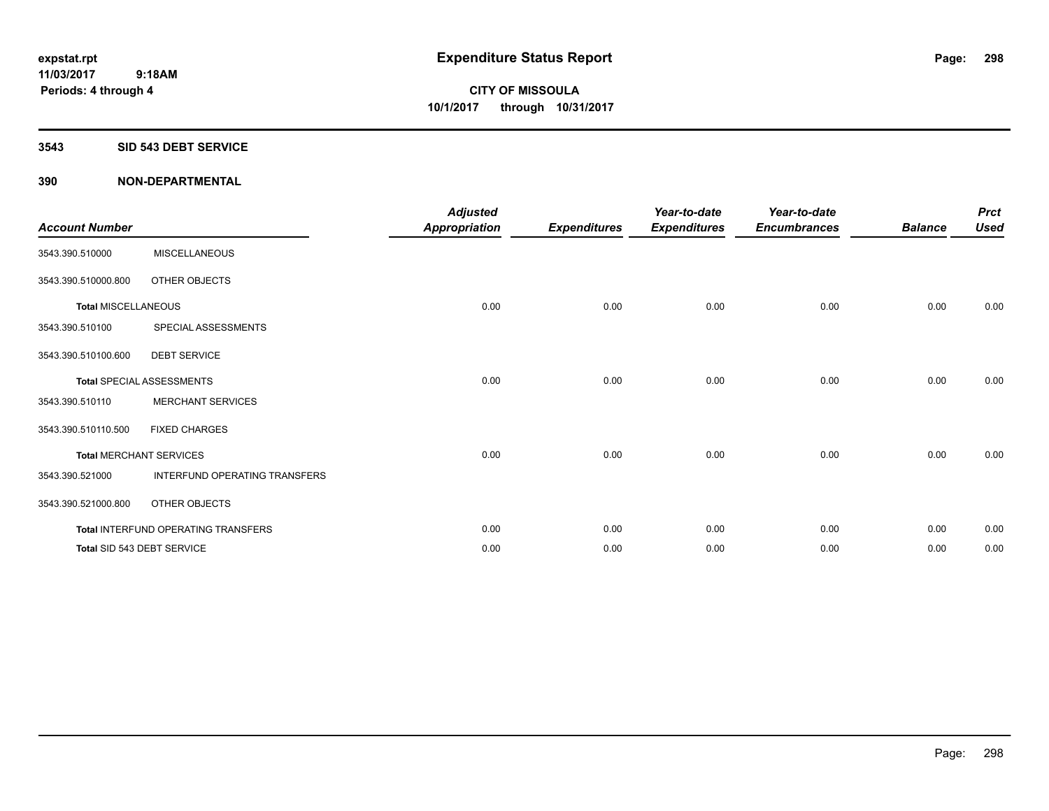**expstat.rpt**
**11/03/2017 9:18AM**
**Periods: 4 through 4**

# Expenditure Status Report

**CITY OF MISSOULA**
**10/1/2017 through 10/31/2017**

## 3543 SID 543 DEBT SERVICE

## 390 NON-DEPARTMENTAL

| Account Number | | Adjusted Appropriation | Expenditures | Year-to-date Expenditures | Year-to-date Encumbrances | Balance | Prct Used |
|---|---|---|---|---|---|---|---|
| 3543.390.510000 | MISCELLANEOUS | | | | | | |
| 3543.390.510000.800 | OTHER OBJECTS | | | | | | |
| **Total** MISCELLANEOUS | | 0.00 | 0.00 | 0.00 | 0.00 | 0.00 | 0.00 |
| 3543.390.510100 | SPECIAL ASSESSMENTS | | | | | | |
| 3543.390.510100.600 | DEBT SERVICE | | | | | | |
| **Total** SPECIAL ASSESSMENTS | | 0.00 | 0.00 | 0.00 | 0.00 | 0.00 | 0.00 |
| 3543.390.510110 | MERCHANT SERVICES | | | | | | |
| 3543.390.510110.500 | FIXED CHARGES | | | | | | |
| **Total** MERCHANT SERVICES | | 0.00 | 0.00 | 0.00 | 0.00 | 0.00 | 0.00 |
| 3543.390.521000 | INTERFUND OPERATING TRANSFERS | | | | | | |
| 3543.390.521000.800 | OTHER OBJECTS | | | | | | |
| **Total** INTERFUND OPERATING TRANSFERS | | 0.00 | 0.00 | 0.00 | 0.00 | 0.00 | 0.00 |
| **Total** SID 543 DEBT SERVICE | | 0.00 | 0.00 | 0.00 | 0.00 | 0.00 | 0.00 |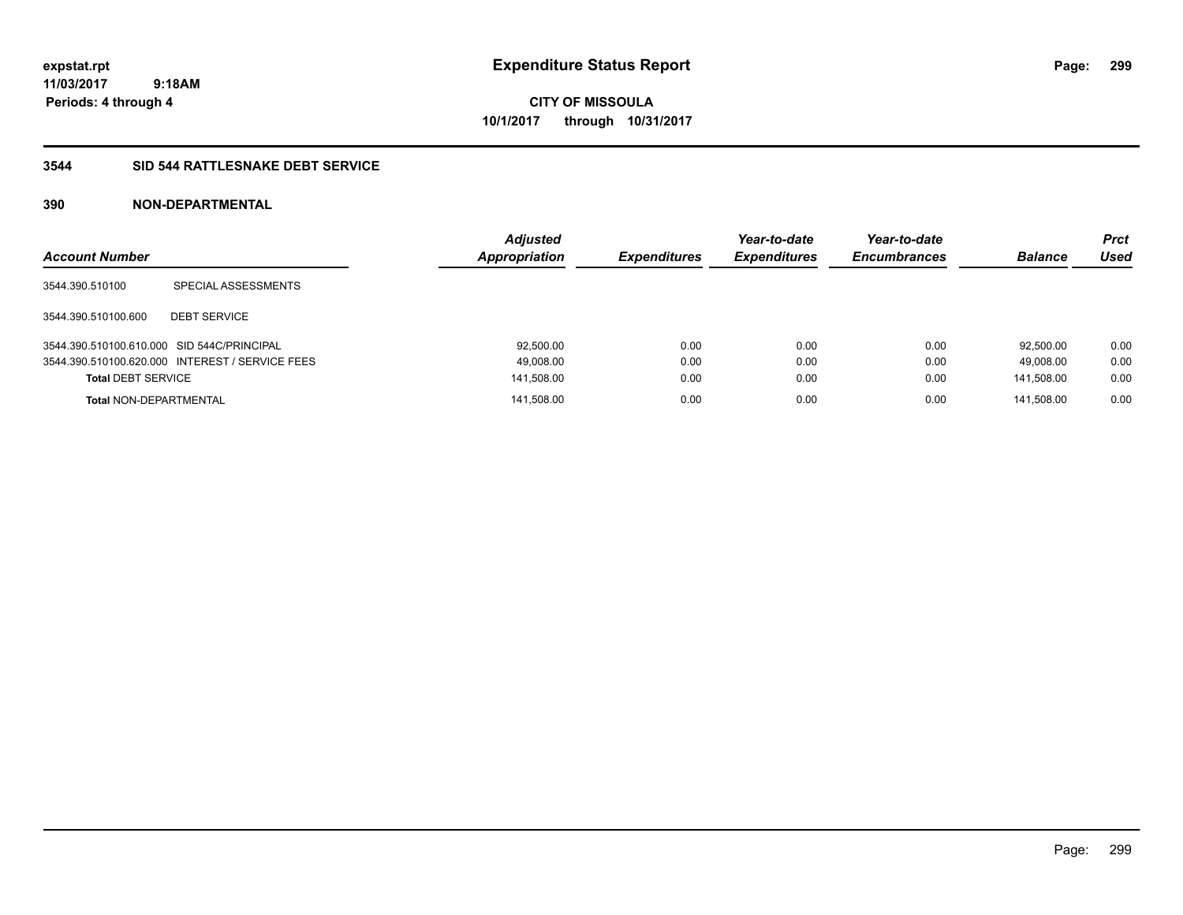expstat.rpt
11/03/2017 9:18AM
Periods: 4 through 4

# Expenditure Status Report

**CITY OF MISSOULA**
**10/1/2017 through 10/31/2017**

## 3544 SID 544 RATTLESNAKE DEBT SERVICE

## 390 NON-DEPARTMENTAL

| Account Number | | Adjusted Appropriation | Expenditures | Year-to-date Expenditures | Year-to-date Encumbrances | Balance | Prct Used |
|---|---|---|---|---|---|---|---|
| 3544.390.510100 | SPECIAL ASSESSMENTS | | | | | | |
| 3544.390.510100.600 | DEBT SERVICE | | | | | | |
| 3544.390.510100.610.000 | SID 544C/PRINCIPAL | 92,500.00 | 0.00 | 0.00 | 0.00 | 92,500.00 | 0.00 |
| 3544.390.510100.620.000 | INTEREST / SERVICE FEES | 49,008.00 | 0.00 | 0.00 | 0.00 | 49,008.00 | 0.00 |
| **Total** DEBT SERVICE | | 141,508.00 | 0.00 | 0.00 | 0.00 | 141,508.00 | 0.00 |
| **Total** NON-DEPARTMENTAL | | 141,508.00 | 0.00 | 0.00 | 0.00 | 141,508.00 | 0.00 |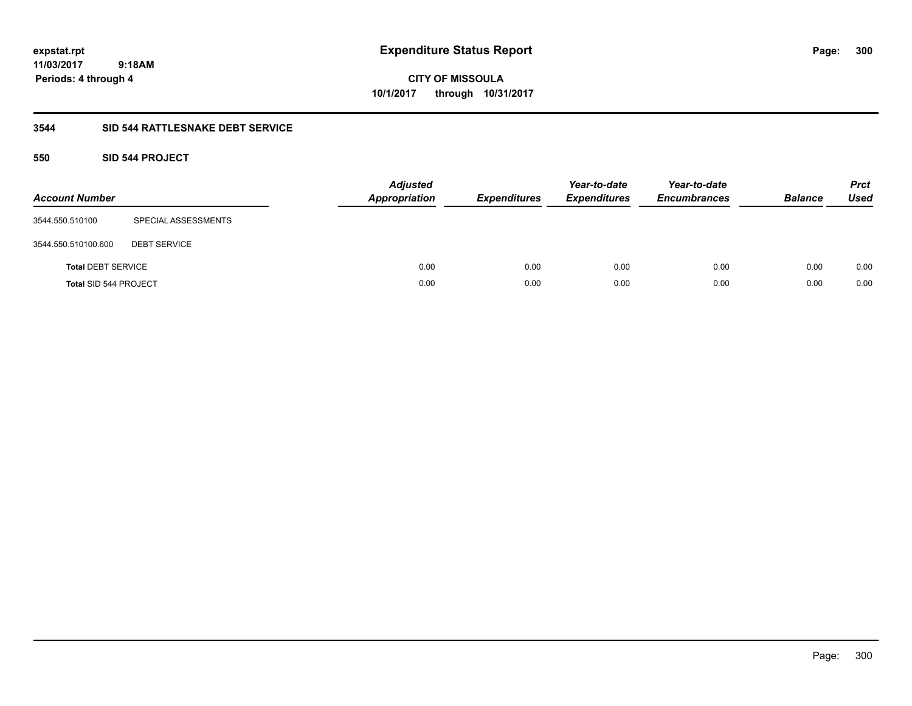# Expenditure Status Report

**CITY OF MISSOULA**
**10/1/2017 through 10/31/2017**

expstat.rpt
11/03/2017 9:18AM
Periods: 4 through 4

## 3544 SID 544 RATTLESNAKE DEBT SERVICE

### 550 SID 544 PROJECT

| Account Number | | Adjusted Appropriation | Expenditures | Year-to-date Expenditures | Year-to-date Encumbrances | Balance | Prct Used |
|---|---|---|---|---|---|---|---|
| 3544.550.510100 | SPECIAL ASSESSMENTS | | | | | | |
| 3544.550.510100.600 | DEBT SERVICE | | | | | | |
| **Total** DEBT SERVICE | | 0.00 | 0.00 | 0.00 | 0.00 | 0.00 | 0.00 |
| **Total** SID 544 PROJECT | | 0.00 | 0.00 | 0.00 | 0.00 | 0.00 | 0.00 |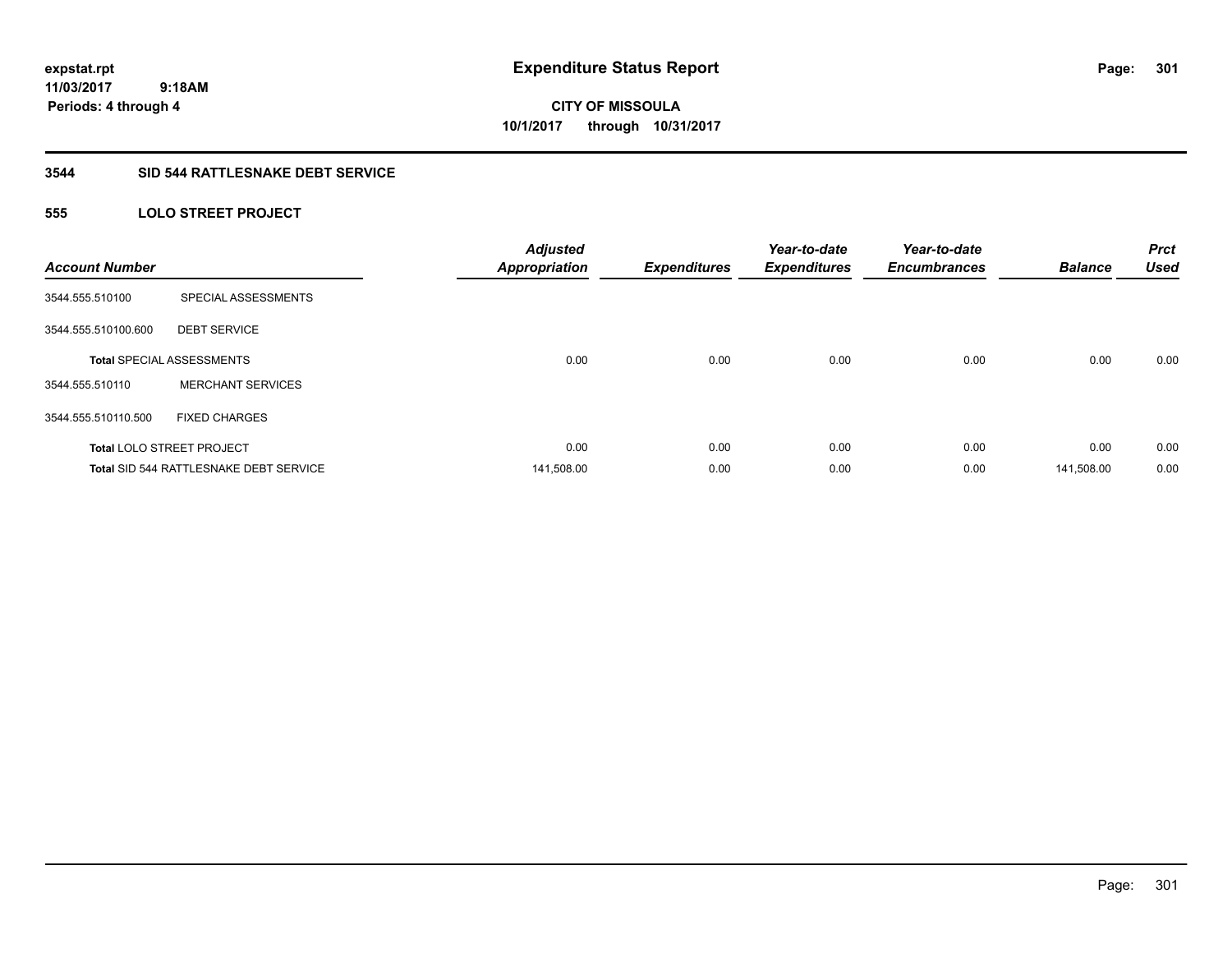# Expenditure Status Report

**CITY OF MISSOULA**
**10/1/2017 through 10/31/2017**

expstat.rpt
11/03/2017 9:18AM
Periods: 4 through 4

## 3544 SID 544 RATTLESNAKE DEBT SERVICE

### 555 LOLO STREET PROJECT

| Account Number | | Adjusted Appropriation | Expenditures | Year-to-date Expenditures | Year-to-date Encumbrances | Balance | Prct Used |
|---|---|---|---|---|---|---|---|
| 3544.555.510100 | SPECIAL ASSESSMENTS | | | | | | |
| 3544.555.510100.600 | DEBT SERVICE | | | | | | |
| **Total** SPECIAL ASSESSMENTS | | 0.00 | 0.00 | 0.00 | 0.00 | 0.00 | 0.00 |
| 3544.555.510110 | MERCHANT SERVICES | | | | | | |
| 3544.555.510110.500 | FIXED CHARGES | | | | | | |
| **Total** LOLO STREET PROJECT | | 0.00 | 0.00 | 0.00 | 0.00 | 0.00 | 0.00 |
| **Total** SID 544 RATTLESNAKE DEBT SERVICE | | 141,508.00 | 0.00 | 0.00 | 0.00 | 141,508.00 | 0.00 |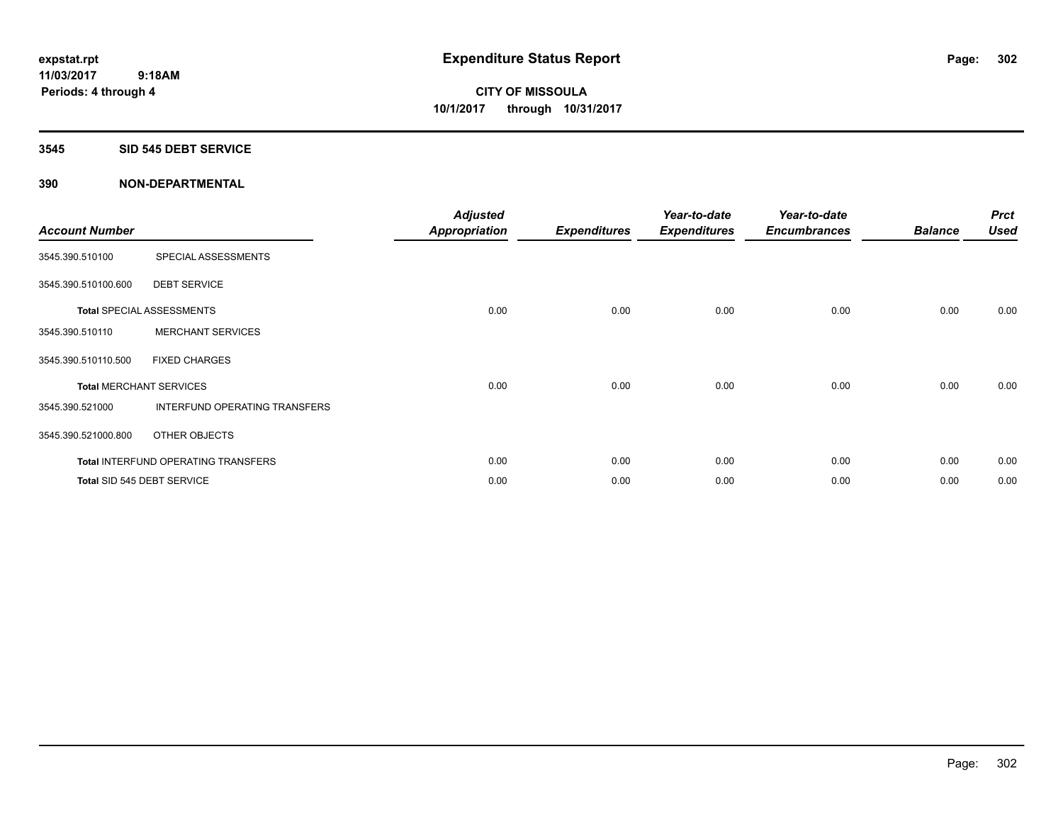# Expenditure Status Report

**CITY OF MISSOULA**
**10/1/2017 through 10/31/2017**

expstat.rpt
11/03/2017 9:18AM
Periods: 4 through 4

## 3545 SID 545 DEBT SERVICE

## 390 NON-DEPARTMENTAL

| Account Number | | Adjusted Appropriation | Expenditures | Year-to-date Expenditures | Year-to-date Encumbrances | Balance | Prct Used |
|---|---|---|---|---|---|---|---|
| 3545.390.510100 | SPECIAL ASSESSMENTS | | | | | | |
| 3545.390.510100.600 | DEBT SERVICE | | | | | | |
| **Total** SPECIAL ASSESSMENTS | | 0.00 | 0.00 | 0.00 | 0.00 | 0.00 | 0.00 |
| 3545.390.510110 | MERCHANT SERVICES | | | | | | |
| 3545.390.510110.500 | FIXED CHARGES | | | | | | |
| **Total** MERCHANT SERVICES | | 0.00 | 0.00 | 0.00 | 0.00 | 0.00 | 0.00 |
| 3545.390.521000 | INTERFUND OPERATING TRANSFERS | | | | | | |
| 3545.390.521000.800 | OTHER OBJECTS | | | | | | |
| **Total** INTERFUND OPERATING TRANSFERS | | 0.00 | 0.00 | 0.00 | 0.00 | 0.00 | 0.00 |
| **Total** SID 545 DEBT SERVICE | | 0.00 | 0.00 | 0.00 | 0.00 | 0.00 | 0.00 |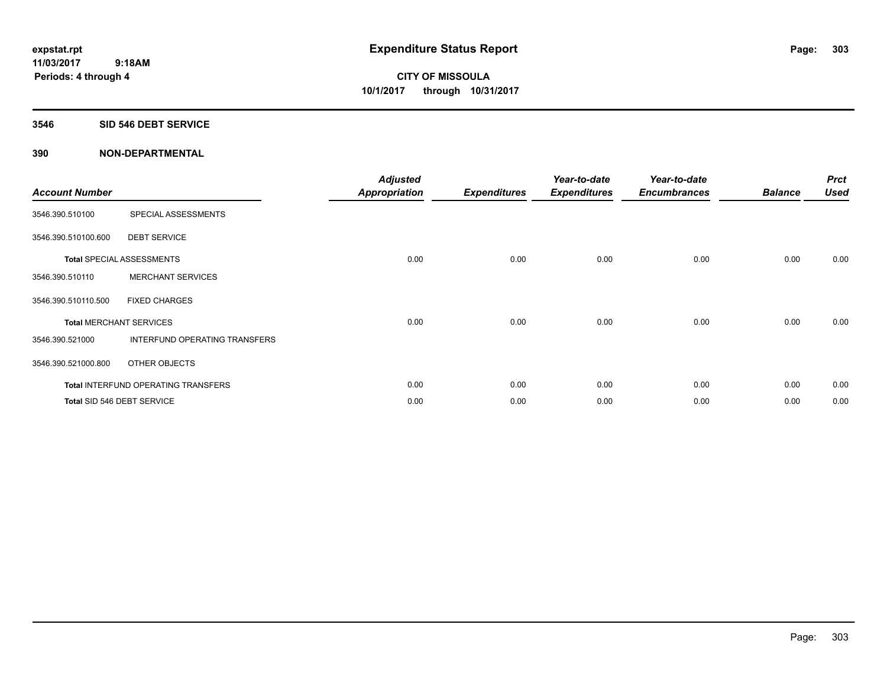**expstat.rpt**
**11/03/2017 9:18AM**
**Periods: 4 through 4**

# Expenditure Status Report

**CITY OF MISSOULA**
**10/1/2017 through 10/31/2017**

## 3546 SID 546 DEBT SERVICE

### 390 NON-DEPARTMENTAL

| Account Number | | Adjusted Appropriation | Expenditures | Year-to-date Expenditures | Year-to-date Encumbrances | Balance | Prct Used |
|---|---|---|---|---|---|---|---|
| 3546.390.510100 | SPECIAL ASSESSMENTS | | | | | | |
| 3546.390.510100.600 | DEBT SERVICE | | | | | | |
| **Total** SPECIAL ASSESSMENTS | | 0.00 | 0.00 | 0.00 | 0.00 | 0.00 | 0.00 |
| 3546.390.510110 | MERCHANT SERVICES | | | | | | |
| 3546.390.510110.500 | FIXED CHARGES | | | | | | |
| **Total** MERCHANT SERVICES | | 0.00 | 0.00 | 0.00 | 0.00 | 0.00 | 0.00 |
| 3546.390.521000 | INTERFUND OPERATING TRANSFERS | | | | | | |
| 3546.390.521000.800 | OTHER OBJECTS | | | | | | |
| **Total** INTERFUND OPERATING TRANSFERS | | 0.00 | 0.00 | 0.00 | 0.00 | 0.00 | 0.00 |
| **Total** SID 546 DEBT SERVICE | | 0.00 | 0.00 | 0.00 | 0.00 | 0.00 | 0.00 |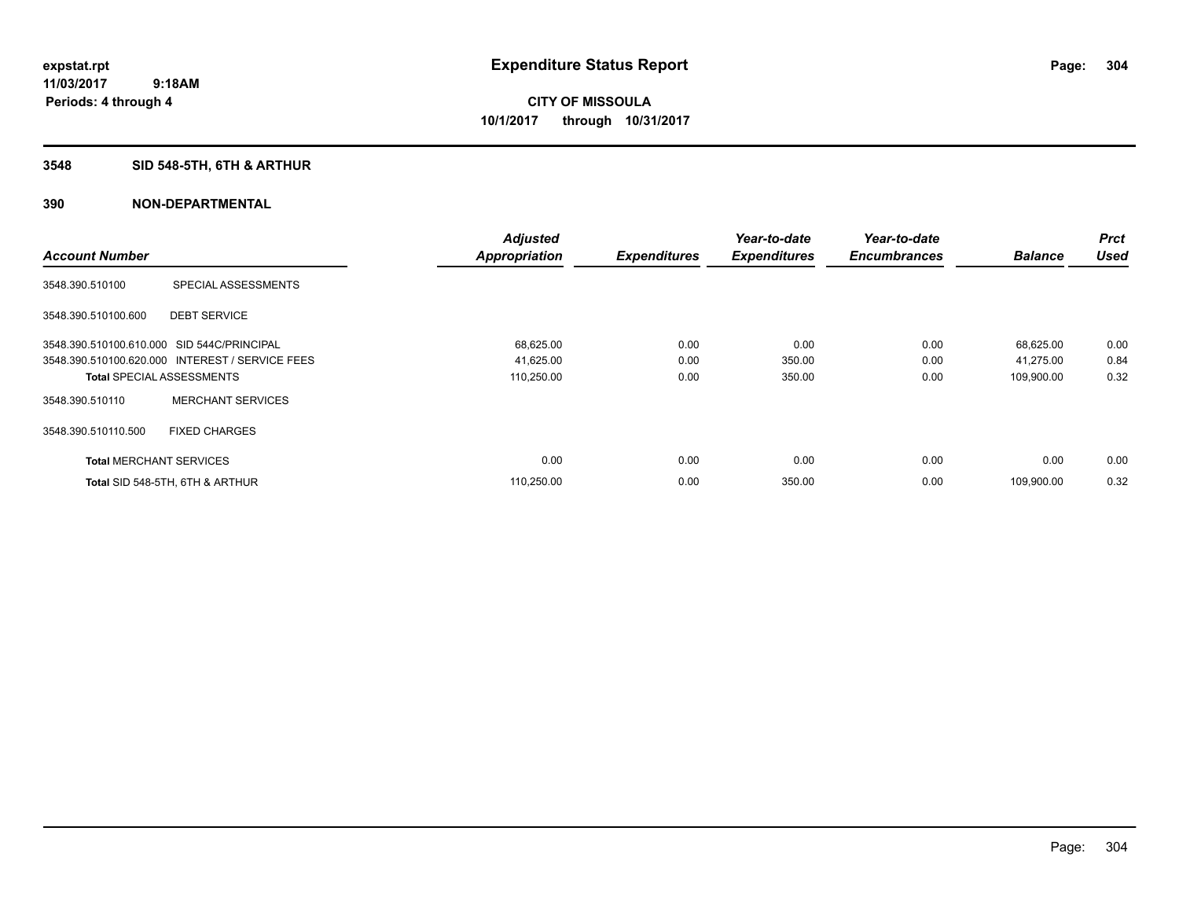# Expenditure Status Report

expstat.rpt
11/03/2017 9:18AM
Periods: 4 through 4

**CITY OF MISSOULA**
**10/1/2017 through 10/31/2017**

## 3548 SID 548-5TH, 6TH & ARTHUR

## 390 NON-DEPARTMENTAL

| Account Number | | Adjusted Appropriation | Expenditures | Year-to-date Expenditures | Year-to-date Encumbrances | Balance | Prct Used |
|---|---|---|---|---|---|---|---|
| 3548.390.510100 | SPECIAL ASSESSMENTS | | | | | | |
| 3548.390.510100.600 | DEBT SERVICE | | | | | | |
| 3548.390.510100.610.000 | SID 544C/PRINCIPAL | 68,625.00 | 0.00 | 0.00 | 0.00 | 68,625.00 | 0.00 |
| 3548.390.510100.620.000 | INTEREST / SERVICE FEES | 41,625.00 | 0.00 | 350.00 | 0.00 | 41,275.00 | 0.84 |
| **Total** SPECIAL ASSESSMENTS | | 110,250.00 | 0.00 | 350.00 | 0.00 | 109,900.00 | 0.32 |
| 3548.390.510110 | MERCHANT SERVICES | | | | | | |
| 3548.390.510110.500 | FIXED CHARGES | | | | | | |
| **Total** MERCHANT SERVICES | | 0.00 | 0.00 | 0.00 | 0.00 | 0.00 | 0.00 |
| **Total** SID 548-5TH, 6TH & ARTHUR | | 110,250.00 | 0.00 | 350.00 | 0.00 | 109,900.00 | 0.32 |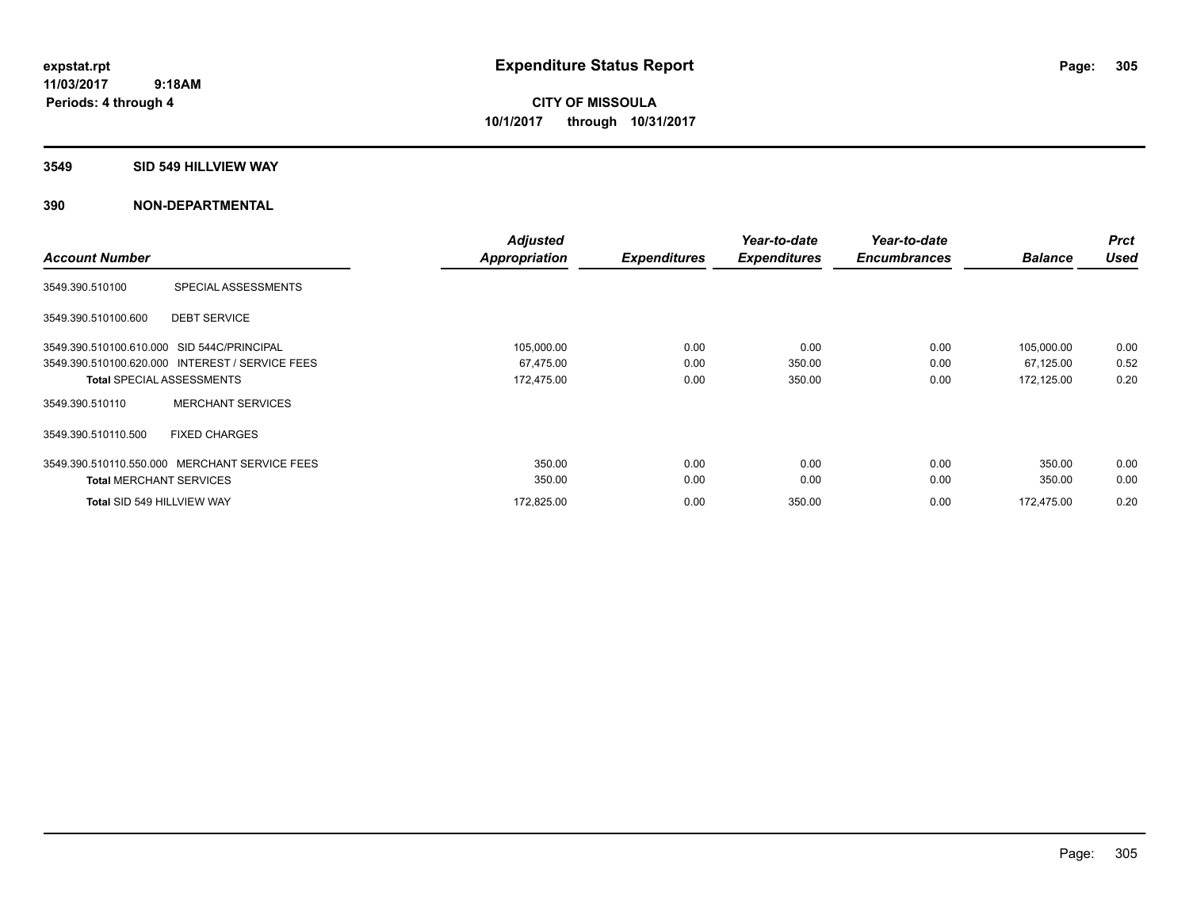**expstat.rpt**
**11/03/2017 9:18AM**
**Periods: 4 through 4**

# Expenditure Status Report

**CITY OF MISSOULA**
**10/1/2017 through 10/31/2017**

## 3549 SID 549 HILLVIEW WAY

## 390 NON-DEPARTMENTAL

| Account Number | | Adjusted Appropriation | Expenditures | Year-to-date Expenditures | Year-to-date Encumbrances | Balance | Prct Used |
|---|---|---|---|---|---|---|---|
| 3549.390.510100 | SPECIAL ASSESSMENTS | | | | | | |
| 3549.390.510100.600 | DEBT SERVICE | | | | | | |
| 3549.390.510100.610.000 | SID 544C/PRINCIPAL | 105,000.00 | 0.00 | 0.00 | 0.00 | 105,000.00 | 0.00 |
| 3549.390.510100.620.000 | INTEREST / SERVICE FEES | 67,475.00 | 0.00 | 350.00 | 0.00 | 67,125.00 | 0.52 |
| **Total** SPECIAL ASSESSMENTS | | 172,475.00 | 0.00 | 350.00 | 0.00 | 172,125.00 | 0.20 |
| 3549.390.510110 | MERCHANT SERVICES | | | | | | |
| 3549.390.510110.500 | FIXED CHARGES | | | | | | |
| 3549.390.510110.550.000 | MERCHANT SERVICE FEES | 350.00 | 0.00 | 0.00 | 0.00 | 350.00 | 0.00 |
| **Total** MERCHANT SERVICES | | 350.00 | 0.00 | 0.00 | 0.00 | 350.00 | 0.00 |
| **Total** SID 549 HILLVIEW WAY | | 172,825.00 | 0.00 | 350.00 | 0.00 | 172,475.00 | 0.20 |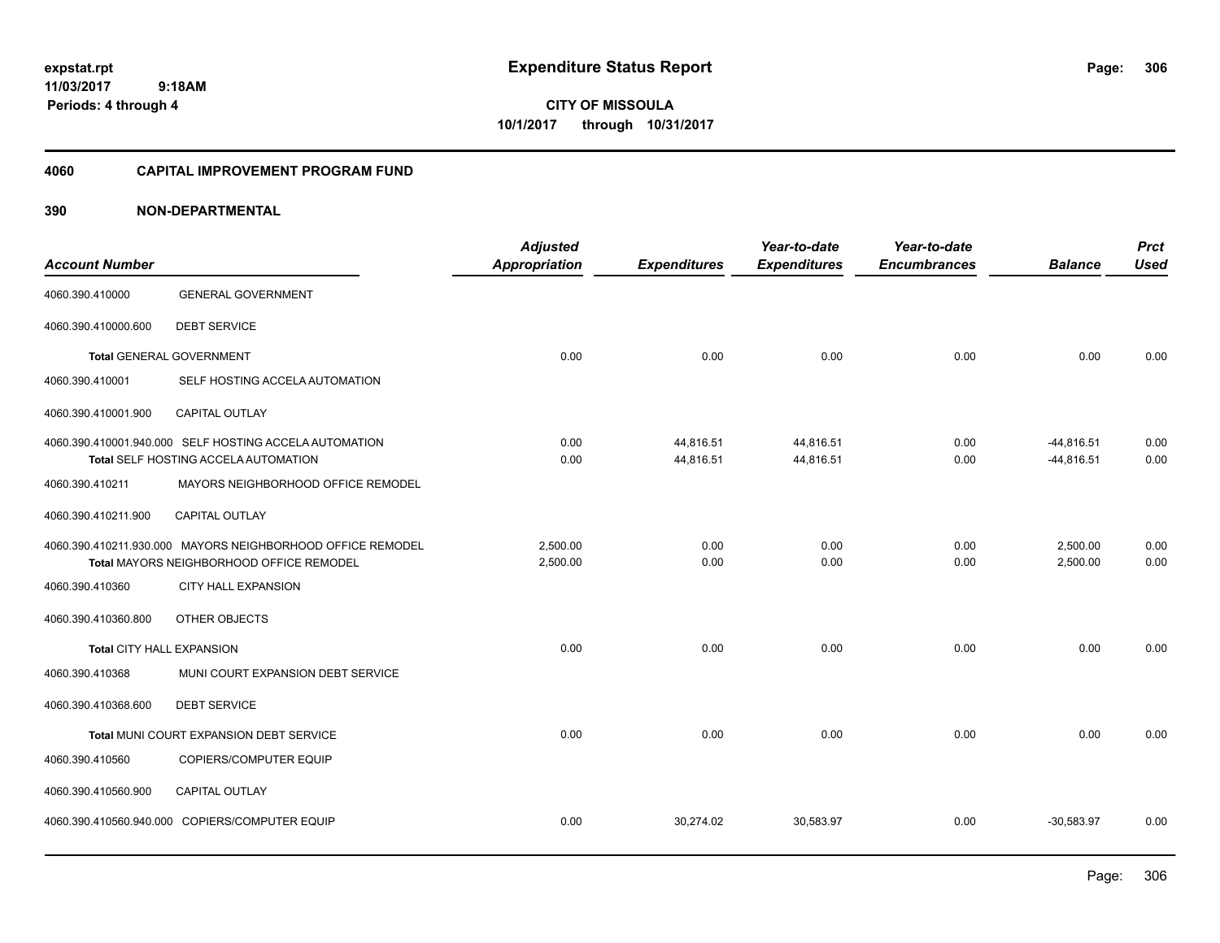expstat.rpt
11/03/2017 9:18AM
Periods: 4 through 4

# Expenditure Status Report

CITY OF MISSOULA
10/1/2017 through 10/31/2017

## 4060 CAPITAL IMPROVEMENT PROGRAM FUND

## 390 NON-DEPARTMENTAL

| Account Number | | Adjusted Appropriation | Expenditures | Year-to-date Expenditures | Year-to-date Encumbrances | Balance | Prct Used |
|---|---|---|---|---|---|---|---|
| 4060.390.410000 | GENERAL GOVERNMENT | | | | | | |
| 4060.390.410000.600 | DEBT SERVICE | | | | | | |
| **Total** GENERAL GOVERNMENT | | 0.00 | 0.00 | 0.00 | 0.00 | 0.00 | 0.00 |
| 4060.390.410001 | SELF HOSTING ACCELA AUTOMATION | | | | | | |
| 4060.390.410001.900 | CAPITAL OUTLAY | | | | | | |
| 4060.390.410001.940.000 | SELF HOSTING ACCELA AUTOMATION | 0.00 | 44,816.51 | 44,816.51 | 0.00 | -44,816.51 | 0.00 |
| **Total** SELF HOSTING ACCELA AUTOMATION | | 0.00 | 44,816.51 | 44,816.51 | 0.00 | -44,816.51 | 0.00 |
| 4060.390.410211 | MAYORS NEIGHBORHOOD OFFICE REMODEL | | | | | | |
| 4060.390.410211.900 | CAPITAL OUTLAY | | | | | | |
| 4060.390.410211.930.000 | MAYORS NEIGHBORHOOD OFFICE REMODEL | 2,500.00 | 0.00 | 0.00 | 0.00 | 2,500.00 | 0.00 |
| **Total** MAYORS NEIGHBORHOOD OFFICE REMODEL | | 2,500.00 | 0.00 | 0.00 | 0.00 | 2,500.00 | 0.00 |
| 4060.390.410360 | CITY HALL EXPANSION | | | | | | |
| 4060.390.410360.800 | OTHER OBJECTS | | | | | | |
| **Total** CITY HALL EXPANSION | | 0.00 | 0.00 | 0.00 | 0.00 | 0.00 | 0.00 |
| 4060.390.410368 | MUNI COURT EXPANSION DEBT SERVICE | | | | | | |
| 4060.390.410368.600 | DEBT SERVICE | | | | | | |
| **Total** MUNI COURT EXPANSION DEBT SERVICE | | 0.00 | 0.00 | 0.00 | 0.00 | 0.00 | 0.00 |
| 4060.390.410560 | COPIERS/COMPUTER EQUIP | | | | | | |
| 4060.390.410560.900 | CAPITAL OUTLAY | | | | | | |
| 4060.390.410560.940.000 | COPIERS/COMPUTER EQUIP | 0.00 | 30,274.02 | 30,583.97 | 0.00 | -30,583.97 | 0.00 |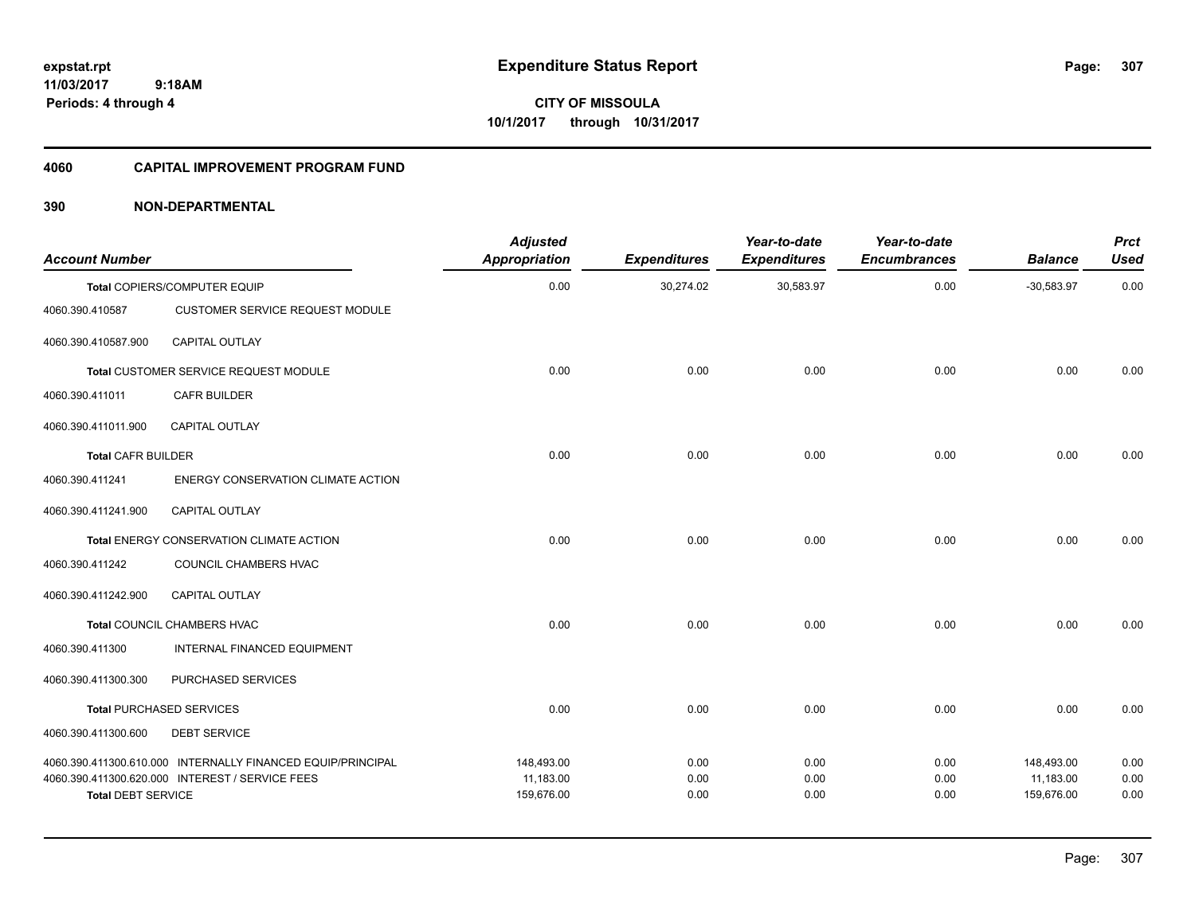# Expenditure Status Report

expstat.rpt
11/03/2017 9:18AM
Periods: 4 through 4

**CITY OF MISSOULA**
**10/1/2017 through 10/31/2017**

## 4060 CAPITAL IMPROVEMENT PROGRAM FUND

## 390 NON-DEPARTMENTAL

| Account Number | | Adjusted Appropriation | Expenditures | Year-to-date Expenditures | Year-to-date Encumbrances | Balance | Prct Used |
|---|---|---|---|---|---|---|---|
| Total COPIERS/COMPUTER EQUIP | | 0.00 | 30,274.02 | 30,583.97 | 0.00 | -30,583.97 | 0.00 |
| 4060.390.410587 | CUSTOMER SERVICE REQUEST MODULE | | | | | | |
| 4060.390.410587.900 | CAPITAL OUTLAY | | | | | | |
| Total CUSTOMER SERVICE REQUEST MODULE | | 0.00 | 0.00 | 0.00 | 0.00 | 0.00 | 0.00 |
| 4060.390.411011 | CAFR BUILDER | | | | | | |
| 4060.390.411011.900 | CAPITAL OUTLAY | | | | | | |
| Total CAFR BUILDER | | 0.00 | 0.00 | 0.00 | 0.00 | 0.00 | 0.00 |
| 4060.390.411241 | ENERGY CONSERVATION CLIMATE ACTION | | | | | | |
| 4060.390.411241.900 | CAPITAL OUTLAY | | | | | | |
| Total ENERGY CONSERVATION CLIMATE ACTION | | 0.00 | 0.00 | 0.00 | 0.00 | 0.00 | 0.00 |
| 4060.390.411242 | COUNCIL CHAMBERS HVAC | | | | | | |
| 4060.390.411242.900 | CAPITAL OUTLAY | | | | | | |
| Total COUNCIL CHAMBERS HVAC | | 0.00 | 0.00 | 0.00 | 0.00 | 0.00 | 0.00 |
| 4060.390.411300 | INTERNAL FINANCED EQUIPMENT | | | | | | |
| 4060.390.411300.300 | PURCHASED SERVICES | | | | | | |
| Total PURCHASED SERVICES | | 0.00 | 0.00 | 0.00 | 0.00 | 0.00 | 0.00 |
| 4060.390.411300.600 | DEBT SERVICE | | | | | | |
| 4060.390.411300.610.000 | INTERNALLY FINANCED EQUIP/PRINCIPAL | 148,493.00 | 0.00 | 0.00 | 0.00 | 148,493.00 | 0.00 |
| 4060.390.411300.620.000 | INTEREST / SERVICE FEES | 11,183.00 | 0.00 | 0.00 | 0.00 | 11,183.00 | 0.00 |
| Total DEBT SERVICE | | 159,676.00 | 0.00 | 0.00 | 0.00 | 159,676.00 | 0.00 |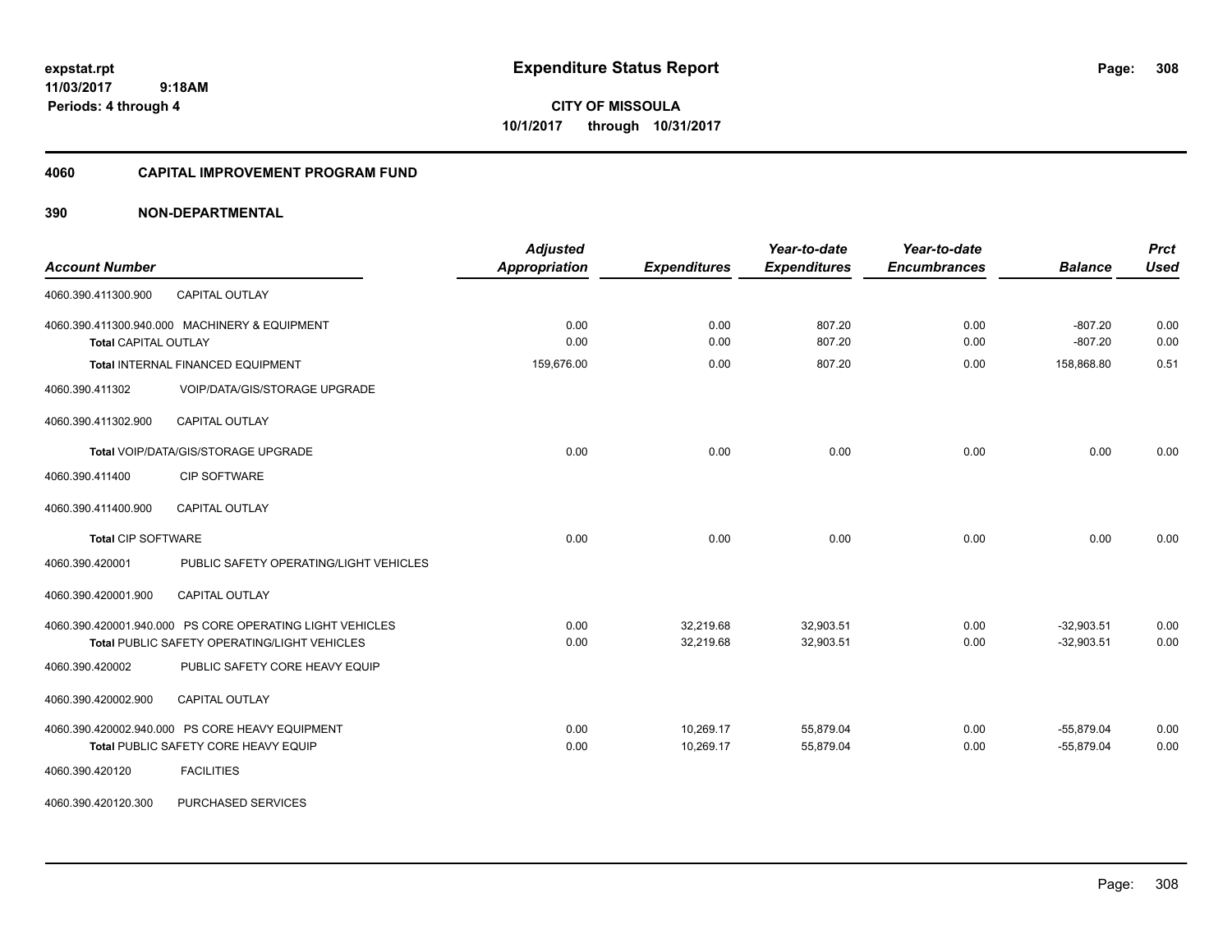expstat.rpt
11/03/2017 9:18AM
Periods: 4 through 4

# Expenditure Status Report

**CITY OF MISSOULA**
**10/1/2017 through 10/31/2017**

## 4060 CAPITAL IMPROVEMENT PROGRAM FUND

## 390 NON-DEPARTMENTAL

| Account Number | | Adjusted Appropriation | Expenditures | Year-to-date Expenditures | Year-to-date Encumbrances | Balance | Prct Used |
|---|---|---|---|---|---|---|---|
| 4060.390.411300.900 | CAPITAL OUTLAY | | | | | | |
| 4060.390.411300.940.000 | MACHINERY & EQUIPMENT | 0.00 | 0.00 | 807.20 | 0.00 | -807.20 | 0.00 |
| Total CAPITAL OUTLAY | | 0.00 | 0.00 | 807.20 | 0.00 | -807.20 | 0.00 |
| Total INTERNAL FINANCED EQUIPMENT | | 159,676.00 | 0.00 | 807.20 | 0.00 | 158,868.80 | 0.51 |
| 4060.390.411302 | VOIP/DATA/GIS/STORAGE UPGRADE | | | | | | |
| 4060.390.411302.900 | CAPITAL OUTLAY | | | | | | |
| Total VOIP/DATA/GIS/STORAGE UPGRADE | | 0.00 | 0.00 | 0.00 | 0.00 | 0.00 | 0.00 |
| 4060.390.411400 | CIP SOFTWARE | | | | | | |
| 4060.390.411400.900 | CAPITAL OUTLAY | | | | | | |
| Total CIP SOFTWARE | | 0.00 | 0.00 | 0.00 | 0.00 | 0.00 | 0.00 |
| 4060.390.420001 | PUBLIC SAFETY OPERATING/LIGHT VEHICLES | | | | | | |
| 4060.390.420001.900 | CAPITAL OUTLAY | | | | | | |
| 4060.390.420001.940.000 | PS CORE OPERATING LIGHT VEHICLES | 0.00 | 32,219.68 | 32,903.51 | 0.00 | -32,903.51 | 0.00 |
| Total PUBLIC SAFETY OPERATING/LIGHT VEHICLES | | 0.00 | 32,219.68 | 32,903.51 | 0.00 | -32,903.51 | 0.00 |
| 4060.390.420002 | PUBLIC SAFETY CORE HEAVY EQUIP | | | | | | |
| 4060.390.420002.900 | CAPITAL OUTLAY | | | | | | |
| 4060.390.420002.940.000 | PS CORE HEAVY EQUIPMENT | 0.00 | 10,269.17 | 55,879.04 | 0.00 | -55,879.04 | 0.00 |
| Total PUBLIC SAFETY CORE HEAVY EQUIP | | 0.00 | 10,269.17 | 55,879.04 | 0.00 | -55,879.04 | 0.00 |
| 4060.390.420120 | FACILITIES | | | | | | |
| 4060.390.420120.300 | PURCHASED SERVICES | | | | | | |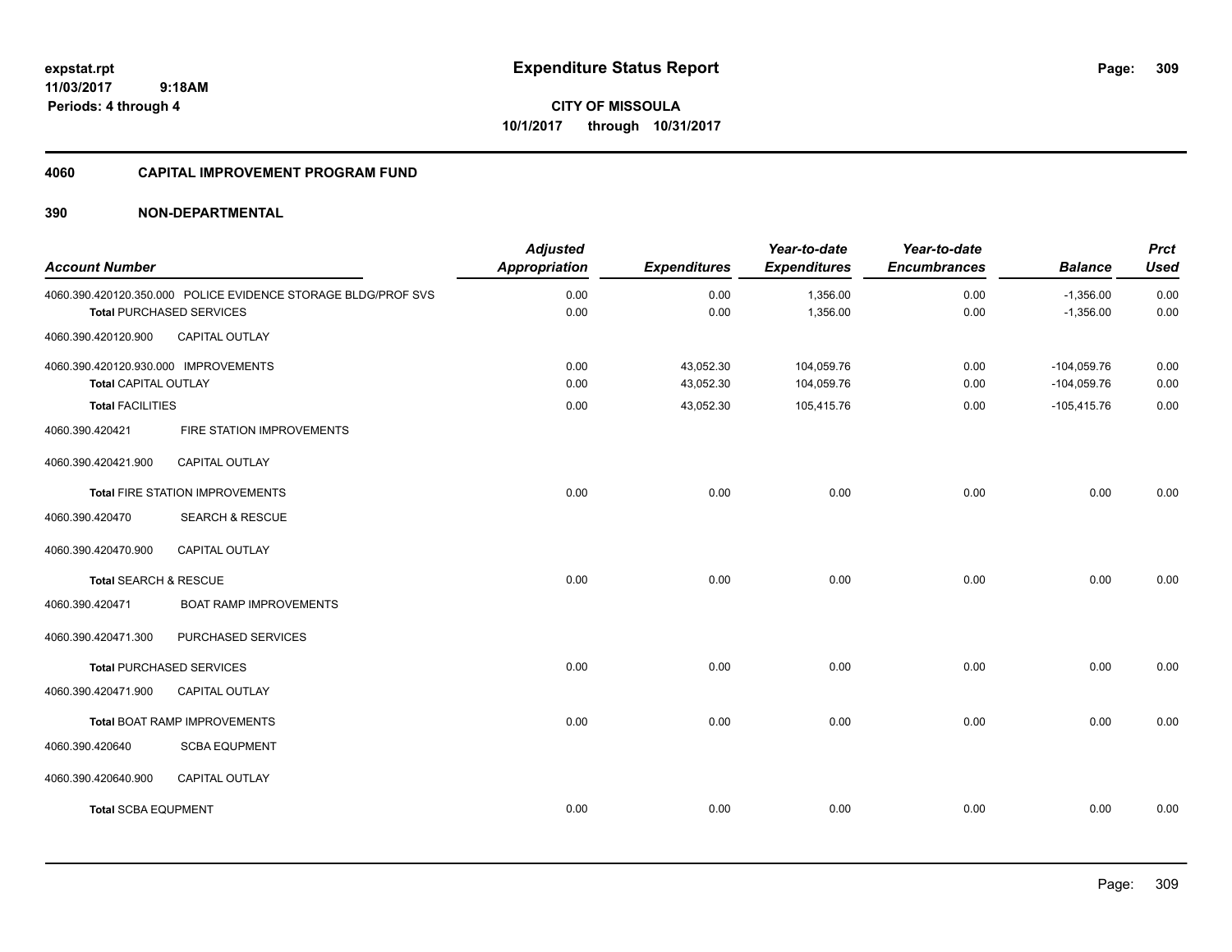expstat.rpt
11/03/2017 9:18AM
Periods: 4 through 4

# Expenditure Status Report

**CITY OF MISSOULA**
**10/1/2017 through 10/31/2017**

## 4060 CAPITAL IMPROVEMENT PROGRAM FUND

## 390 NON-DEPARTMENTAL

| Account Number | Adjusted Appropriation | Expenditures | Year-to-date Expenditures | Year-to-date Encumbrances | Balance | Prct Used |
|---|---|---|---|---|---|---|
| 4060.390.420120.350.000 POLICE EVIDENCE STORAGE BLDG/PROF SVS | 0.00 | 0.00 | 1,356.00 | 0.00 | -1,356.00 | 0.00 |
| **Total** PURCHASED SERVICES | 0.00 | 0.00 | 1,356.00 | 0.00 | -1,356.00 | 0.00 |
| 4060.390.420120.900 CAPITAL OUTLAY | | | | | | |
| 4060.390.420120.930.000 IMPROVEMENTS | 0.00 | 43,052.30 | 104,059.76 | 0.00 | -104,059.76 | 0.00 |
| **Total** CAPITAL OUTLAY | 0.00 | 43,052.30 | 104,059.76 | 0.00 | -104,059.76 | 0.00 |
| **Total** FACILITIES | 0.00 | 43,052.30 | 105,415.76 | 0.00 | -105,415.76 | 0.00 |
| 4060.390.420421 FIRE STATION IMPROVEMENTS | | | | | | |
| 4060.390.420421.900 CAPITAL OUTLAY | | | | | | |
| **Total** FIRE STATION IMPROVEMENTS | 0.00 | 0.00 | 0.00 | 0.00 | 0.00 | 0.00 |
| 4060.390.420470 SEARCH & RESCUE | | | | | | |
| 4060.390.420470.900 CAPITAL OUTLAY | | | | | | |
| **Total** SEARCH & RESCUE | 0.00 | 0.00 | 0.00 | 0.00 | 0.00 | 0.00 |
| 4060.390.420471 BOAT RAMP IMPROVEMENTS | | | | | | |
| 4060.390.420471.300 PURCHASED SERVICES | | | | | | |
| **Total** PURCHASED SERVICES | 0.00 | 0.00 | 0.00 | 0.00 | 0.00 | 0.00 |
| 4060.390.420471.900 CAPITAL OUTLAY | | | | | | |
| **Total** BOAT RAMP IMPROVEMENTS | 0.00 | 0.00 | 0.00 | 0.00 | 0.00 | 0.00 |
| 4060.390.420640 SCBA EQUPMENT | | | | | | |
| 4060.390.420640.900 CAPITAL OUTLAY | | | | | | |
| **Total** SCBA EQUPMENT | 0.00 | 0.00 | 0.00 | 0.00 | 0.00 | 0.00 |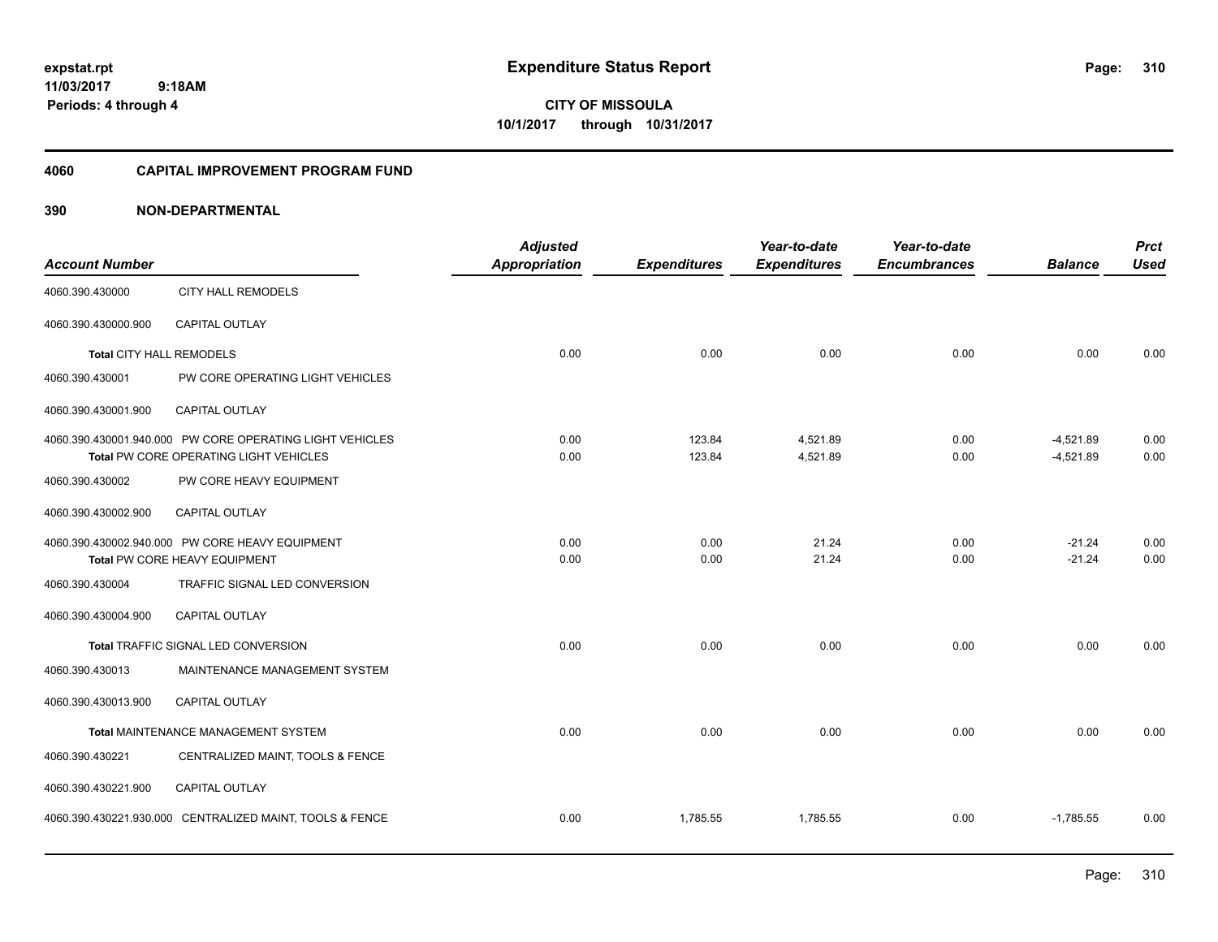# Expenditure Status Report

**CITY OF MISSOULA**
**10/1/2017 through 10/31/2017**

expstat.rpt
11/03/2017 9:18AM
Periods: 4 through 4

## 4060 CAPITAL IMPROVEMENT PROGRAM FUND

### 390 NON-DEPARTMENTAL

| Account Number | | Adjusted Appropriation | Expenditures | Year-to-date Expenditures | Year-to-date Encumbrances | Balance | Prct Used |
|---|---|---|---|---|---|---|---|
| 4060.390.430000 | CITY HALL REMODELS | | | | | | |
| 4060.390.430000.900 | CAPITAL OUTLAY | | | | | | |
| **Total** CITY HALL REMODELS | | 0.00 | 0.00 | 0.00 | 0.00 | 0.00 | 0.00 |
| 4060.390.430001 | PW CORE OPERATING LIGHT VEHICLES | | | | | | |
| 4060.390.430001.900 | CAPITAL OUTLAY | | | | | | |
| 4060.390.430001.940.000 | PW CORE OPERATING LIGHT VEHICLES | 0.00 | 123.84 | 4,521.89 | 0.00 | -4,521.89 | 0.00 |
| **Total** PW CORE OPERATING LIGHT VEHICLES | | 0.00 | 123.84 | 4,521.89 | 0.00 | -4,521.89 | 0.00 |
| 4060.390.430002 | PW CORE HEAVY EQUIPMENT | | | | | | |
| 4060.390.430002.900 | CAPITAL OUTLAY | | | | | | |
| 4060.390.430002.940.000 | PW CORE HEAVY EQUIPMENT | 0.00 | 0.00 | 21.24 | 0.00 | -21.24 | 0.00 |
| **Total** PW CORE HEAVY EQUIPMENT | | 0.00 | 0.00 | 21.24 | 0.00 | -21.24 | 0.00 |
| 4060.390.430004 | TRAFFIC SIGNAL LED CONVERSION | | | | | | |
| 4060.390.430004.900 | CAPITAL OUTLAY | | | | | | |
| **Total** TRAFFIC SIGNAL LED CONVERSION | | 0.00 | 0.00 | 0.00 | 0.00 | 0.00 | 0.00 |
| 4060.390.430013 | MAINTENANCE MANAGEMENT SYSTEM | | | | | | |
| 4060.390.430013.900 | CAPITAL OUTLAY | | | | | | |
| **Total** MAINTENANCE MANAGEMENT SYSTEM | | 0.00 | 0.00 | 0.00 | 0.00 | 0.00 | 0.00 |
| 4060.390.430221 | CENTRALIZED MAINT, TOOLS & FENCE | | | | | | |
| 4060.390.430221.900 | CAPITAL OUTLAY | | | | | | |
| 4060.390.430221.930.000 | CENTRALIZED MAINT, TOOLS & FENCE | 0.00 | 1,785.55 | 1,785.55 | 0.00 | -1,785.55 | 0.00 |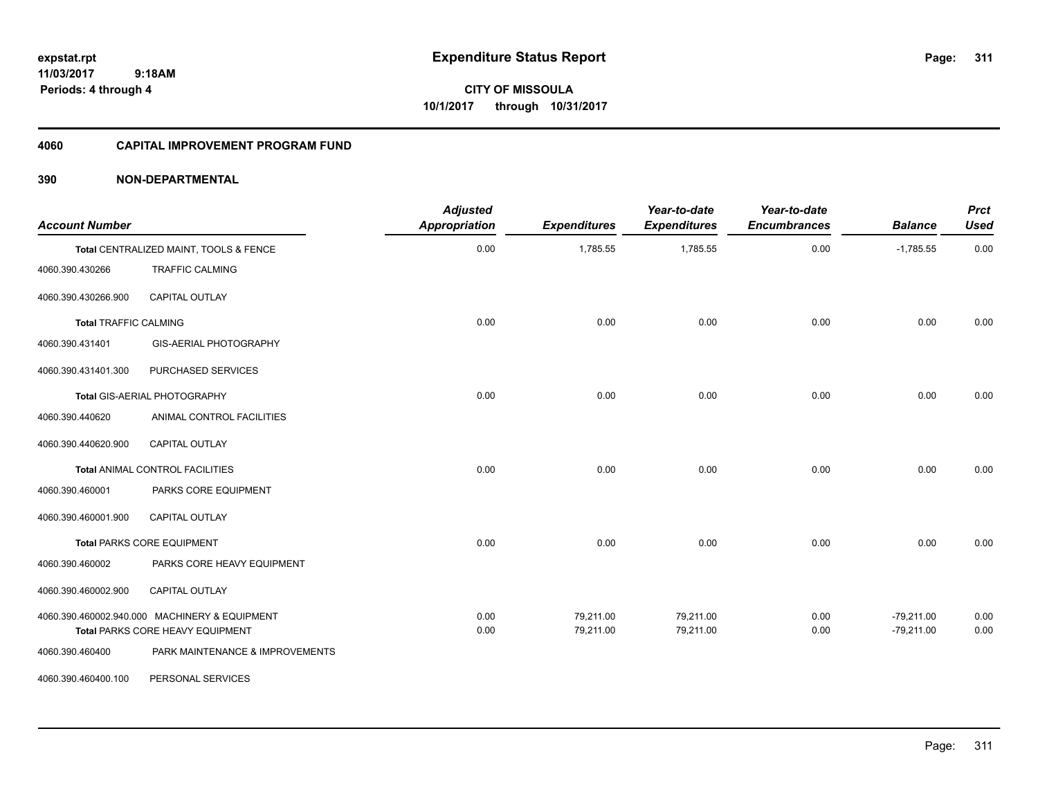# Expenditure Status Report

**CITY OF MISSOULA**
**10/1/2017 through 10/31/2017**

expstat.rpt
11/03/2017 9:18AM
Periods: 4 through 4

## 4060 CAPITAL IMPROVEMENT PROGRAM FUND

## 390 NON-DEPARTMENTAL

| Account Number | | Adjusted Appropriation | Expenditures | Year-to-date Expenditures | Year-to-date Encumbrances | Balance | Prct Used |
|---|---|---|---|---|---|---|---|
| Total CENTRALIZED MAINT, TOOLS & FENCE | | 0.00 | 1,785.55 | 1,785.55 | 0.00 | -1,785.55 | 0.00 |
| 4060.390.430266 | TRAFFIC CALMING | | | | | | |
| 4060.390.430266.900 | CAPITAL OUTLAY | | | | | | |
| Total TRAFFIC CALMING | | 0.00 | 0.00 | 0.00 | 0.00 | 0.00 | 0.00 |
| 4060.390.431401 | GIS-AERIAL PHOTOGRAPHY | | | | | | |
| 4060.390.431401.300 | PURCHASED SERVICES | | | | | | |
| Total GIS-AERIAL PHOTOGRAPHY | | 0.00 | 0.00 | 0.00 | 0.00 | 0.00 | 0.00 |
| 4060.390.440620 | ANIMAL CONTROL FACILITIES | | | | | | |
| 4060.390.440620.900 | CAPITAL OUTLAY | | | | | | |
| Total ANIMAL CONTROL FACILITIES | | 0.00 | 0.00 | 0.00 | 0.00 | 0.00 | 0.00 |
| 4060.390.460001 | PARKS CORE EQUIPMENT | | | | | | |
| 4060.390.460001.900 | CAPITAL OUTLAY | | | | | | |
| Total PARKS CORE EQUIPMENT | | 0.00 | 0.00 | 0.00 | 0.00 | 0.00 | 0.00 |
| 4060.390.460002 | PARKS CORE HEAVY EQUIPMENT | | | | | | |
| 4060.390.460002.900 | CAPITAL OUTLAY | | | | | | |
| 4060.390.460002.940.000 | MACHINERY & EQUIPMENT | 0.00 | 79,211.00 | 79,211.00 | 0.00 | -79,211.00 | 0.00 |
| Total PARKS CORE HEAVY EQUIPMENT | | 0.00 | 79,211.00 | 79,211.00 | 0.00 | -79,211.00 | 0.00 |
| 4060.390.460400 | PARK MAINTENANCE & IMPROVEMENTS | | | | | | |
| 4060.390.460400.100 | PERSONAL SERVICES | | | | | | |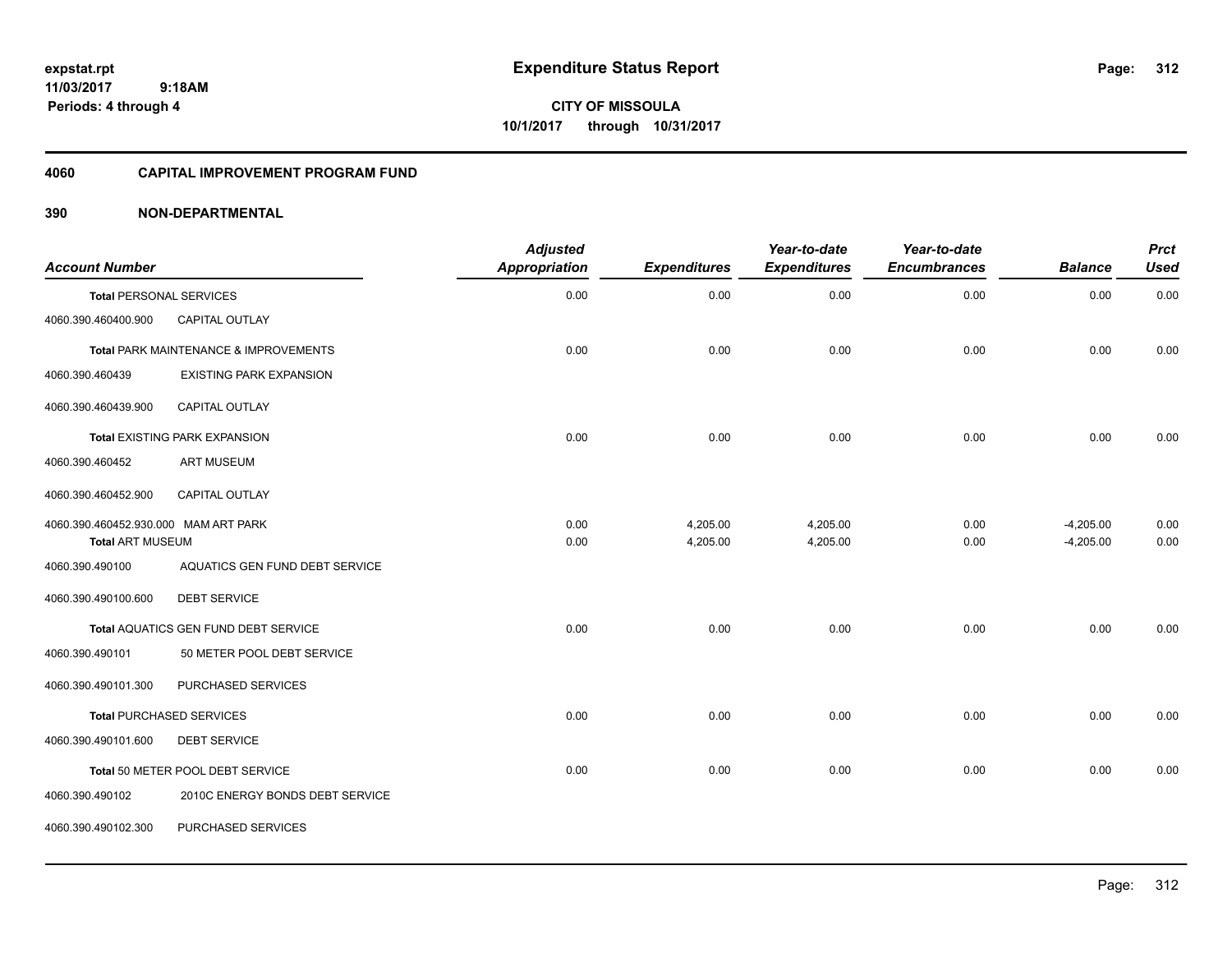# Expenditure Status Report

**CITY OF MISSOULA**

**10/1/2017 through 10/31/2017**

expstat.rpt
11/03/2017 9:18AM
Periods: 4 through 4

## 4060 CAPITAL IMPROVEMENT PROGRAM FUND

## 390 NON-DEPARTMENTAL

| Account Number | | Adjusted Appropriation | Expenditures | Year-to-date Expenditures | Year-to-date Encumbrances | Balance | Prct Used |
|---|---|---|---|---|---|---|---|
| **Total** PERSONAL SERVICES | | 0.00 | 0.00 | 0.00 | 0.00 | 0.00 | 0.00 |
| 4060.390.460400.900 | CAPITAL OUTLAY | | | | | | |
| **Total** PARK MAINTENANCE & IMPROVEMENTS | | 0.00 | 0.00 | 0.00 | 0.00 | 0.00 | 0.00 |
| 4060.390.460439 | EXISTING PARK EXPANSION | | | | | | |
| 4060.390.460439.900 | CAPITAL OUTLAY | | | | | | |
| **Total** EXISTING PARK EXPANSION | | 0.00 | 0.00 | 0.00 | 0.00 | 0.00 | 0.00 |
| 4060.390.460452 | ART MUSEUM | | | | | | |
| 4060.390.460452.900 | CAPITAL OUTLAY | | | | | | |
| 4060.390.460452.930.000 | MAM ART PARK | 0.00 | 4,205.00 | 4,205.00 | 0.00 | -4,205.00 | 0.00 |
| **Total** ART MUSEUM | | 0.00 | 4,205.00 | 4,205.00 | 0.00 | -4,205.00 | 0.00 |
| 4060.390.490100 | AQUATICS GEN FUND DEBT SERVICE | | | | | | |
| 4060.390.490100.600 | DEBT SERVICE | | | | | | |
| **Total** AQUATICS GEN FUND DEBT SERVICE | | 0.00 | 0.00 | 0.00 | 0.00 | 0.00 | 0.00 |
| 4060.390.490101 | 50 METER POOL DEBT SERVICE | | | | | | |
| 4060.390.490101.300 | PURCHASED SERVICES | | | | | | |
| **Total** PURCHASED SERVICES | | 0.00 | 0.00 | 0.00 | 0.00 | 0.00 | 0.00 |
| 4060.390.490101.600 | DEBT SERVICE | | | | | | |
| **Total** 50 METER POOL DEBT SERVICE | | 0.00 | 0.00 | 0.00 | 0.00 | 0.00 | 0.00 |
| 4060.390.490102 | 2010C ENERGY BONDS DEBT SERVICE | | | | | | |
| 4060.390.490102.300 | PURCHASED SERVICES | | | | | | |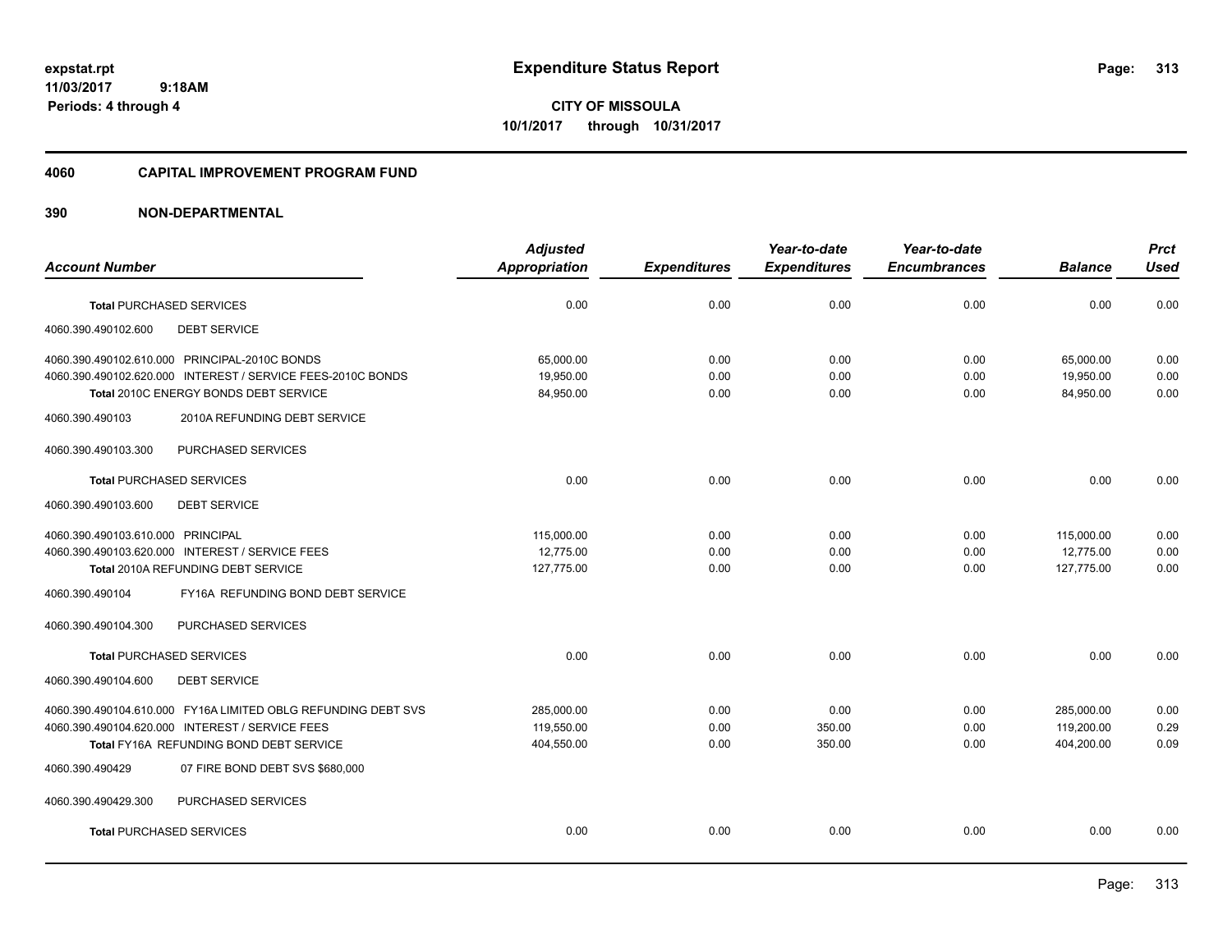# Expenditure Status Report

expstat.rpt
11/03/2017 9:18AM
Periods: 4 through 4

**CITY OF MISSOULA**
**10/1/2017 through 10/31/2017**

## 4060 CAPITAL IMPROVEMENT PROGRAM FUND

## 390 NON-DEPARTMENTAL

| Account Number | Adjusted Appropriation | Expenditures | Year-to-date Expenditures | Year-to-date Encumbrances | Balance | Prct Used |
|---|---|---|---|---|---|---|
| **Total** PURCHASED SERVICES | 0.00 | 0.00 | 0.00 | 0.00 | 0.00 | 0.00 |
| 4060.390.490102.600 DEBT SERVICE | | | | | | |
| 4060.390.490102.610.000 PRINCIPAL-2010C BONDS | 65,000.00 | 0.00 | 0.00 | 0.00 | 65,000.00 | 0.00 |
| 4060.390.490102.620.000 INTEREST / SERVICE FEES-2010C BONDS | 19,950.00 | 0.00 | 0.00 | 0.00 | 19,950.00 | 0.00 |
| **Total** 2010C ENERGY BONDS DEBT SERVICE | 84,950.00 | 0.00 | 0.00 | 0.00 | 84,950.00 | 0.00 |
| 4060.390.490103 2010A REFUNDING DEBT SERVICE | | | | | | |
| 4060.390.490103.300 PURCHASED SERVICES | | | | | | |
| **Total** PURCHASED SERVICES | 0.00 | 0.00 | 0.00 | 0.00 | 0.00 | 0.00 |
| 4060.390.490103.600 DEBT SERVICE | | | | | | |
| 4060.390.490103.610.000 PRINCIPAL | 115,000.00 | 0.00 | 0.00 | 0.00 | 115,000.00 | 0.00 |
| 4060.390.490103.620.000 INTEREST / SERVICE FEES | 12,775.00 | 0.00 | 0.00 | 0.00 | 12,775.00 | 0.00 |
| **Total** 2010A REFUNDING DEBT SERVICE | 127,775.00 | 0.00 | 0.00 | 0.00 | 127,775.00 | 0.00 |
| 4060.390.490104 FY16A REFUNDING BOND DEBT SERVICE | | | | | | |
| 4060.390.490104.300 PURCHASED SERVICES | | | | | | |
| **Total** PURCHASED SERVICES | 0.00 | 0.00 | 0.00 | 0.00 | 0.00 | 0.00 |
| 4060.390.490104.600 DEBT SERVICE | | | | | | |
| 4060.390.490104.610.000 FY16A LIMITED OBLG REFUNDING DEBT SVS | 285,000.00 | 0.00 | 0.00 | 0.00 | 285,000.00 | 0.00 |
| 4060.390.490104.620.000 INTEREST / SERVICE FEES | 119,550.00 | 0.00 | 350.00 | 0.00 | 119,200.00 | 0.29 |
| **Total** FY16A REFUNDING BOND DEBT SERVICE | 404,550.00 | 0.00 | 350.00 | 0.00 | 404,200.00 | 0.09 |
| 4060.390.490429 07 FIRE BOND DEBT SVS $680,000 | | | | | | |
| 4060.390.490429.300 PURCHASED SERVICES | | | | | | |
| **Total** PURCHASED SERVICES | 0.00 | 0.00 | 0.00 | 0.00 | 0.00 | 0.00 |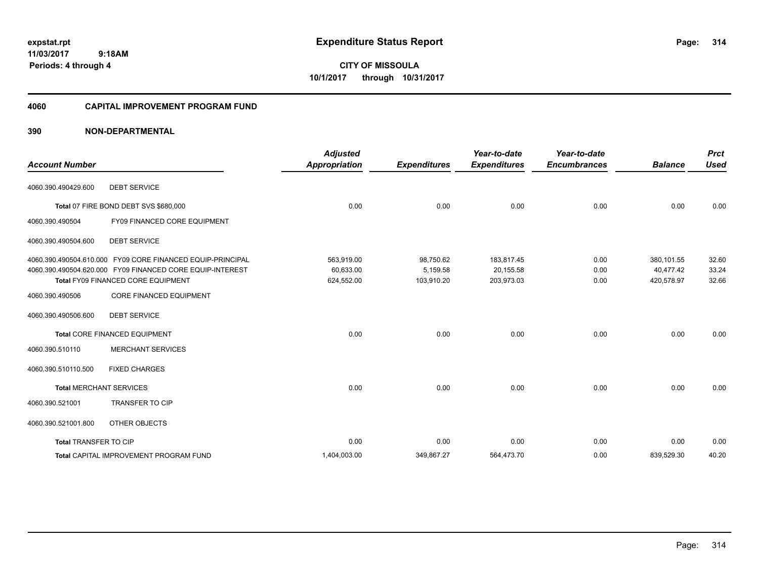# Expenditure Status Report

**CITY OF MISSOULA**
**10/1/2017 through 10/31/2017**

expstat.rpt
11/03/2017 9:18AM
Periods: 4 through 4

## 4060 CAPITAL IMPROVEMENT PROGRAM FUND

## 390 NON-DEPARTMENTAL

| Account Number | | Adjusted Appropriation | Expenditures | Year-to-date Expenditures | Year-to-date Encumbrances | Balance | Prct Used |
|---|---|---|---|---|---|---|---|
| 4060.390.490429.600 | DEBT SERVICE | | | | | | |
| Total 07 FIRE BOND DEBT SVS $680,000 | | 0.00 | 0.00 | 0.00 | 0.00 | 0.00 | 0.00 |
| 4060.390.490504 | FY09 FINANCED CORE EQUIPMENT | | | | | | |
| 4060.390.490504.600 | DEBT SERVICE | | | | | | |
| 4060.390.490504.610.000 | FY09 CORE FINANCED EQUIP-PRINCIPAL | 563,919.00 | 98,750.62 | 183,817.45 | 0.00 | 380,101.55 | 32.60 |
| 4060.390.490504.620.000 | FY09 FINANCED CORE EQUIP-INTEREST | 60,633.00 | 5,159.58 | 20,155.58 | 0.00 | 40,477.42 | 33.24 |
| Total FY09 FINANCED CORE EQUIPMENT | | 624,552.00 | 103,910.20 | 203,973.03 | 0.00 | 420,578.97 | 32.66 |
| 4060.390.490506 | CORE FINANCED EQUIPMENT | | | | | | |
| 4060.390.490506.600 | DEBT SERVICE | | | | | | |
| Total CORE FINANCED EQUIPMENT | | 0.00 | 0.00 | 0.00 | 0.00 | 0.00 | 0.00 |
| 4060.390.510110 | MERCHANT SERVICES | | | | | | |
| 4060.390.510110.500 | FIXED CHARGES | | | | | | |
| Total MERCHANT SERVICES | | 0.00 | 0.00 | 0.00 | 0.00 | 0.00 | 0.00 |
| 4060.390.521001 | TRANSFER TO CIP | | | | | | |
| 4060.390.521001.800 | OTHER OBJECTS | | | | | | |
| Total TRANSFER TO CIP | | 0.00 | 0.00 | 0.00 | 0.00 | 0.00 | 0.00 |
| Total CAPITAL IMPROVEMENT PROGRAM FUND | | 1,404,003.00 | 349,867.27 | 564,473.70 | 0.00 | 839,529.30 | 40.20 |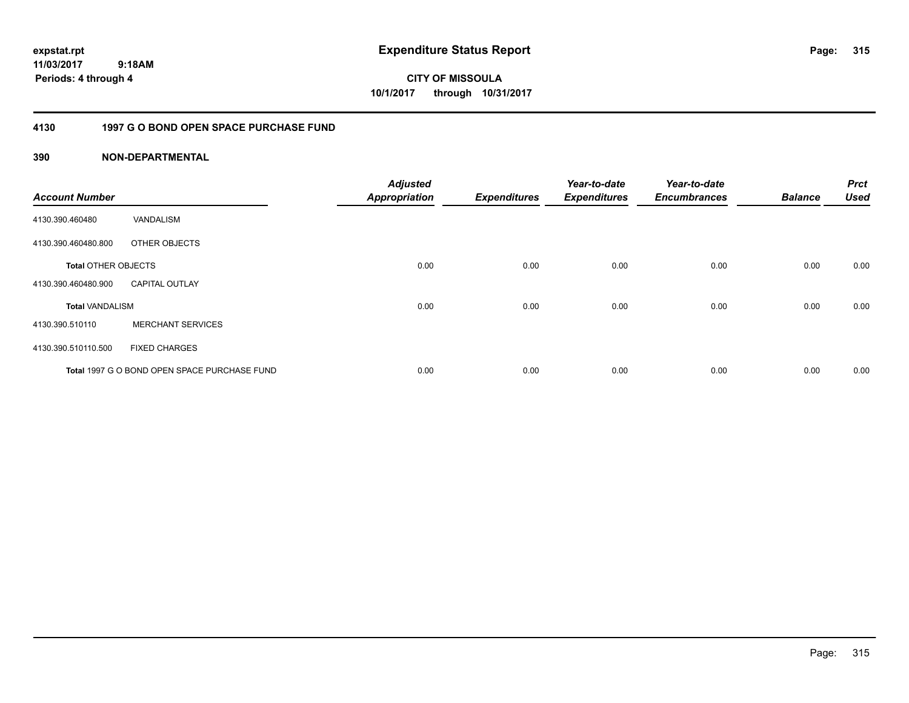# Expenditure Status Report

expstat.rpt
11/03/2017 9:18AM
Periods: 4 through 4

**CITY OF MISSOULA**
**10/1/2017 through 10/31/2017**

## 4130 1997 G O BOND OPEN SPACE PURCHASE FUND

### 390 NON-DEPARTMENTAL

| Account Number | | Adjusted Appropriation | Expenditures | Year-to-date Expenditures | Year-to-date Encumbrances | Balance | Prct Used |
|---|---|---|---|---|---|---|---|
| 4130.390.460480 | VANDALISM | | | | | | |
| 4130.390.460480.800 | OTHER OBJECTS | | | | | | |
| **Total** OTHER OBJECTS | | 0.00 | 0.00 | 0.00 | 0.00 | 0.00 | 0.00 |
| 4130.390.460480.900 | CAPITAL OUTLAY | | | | | | |
| **Total** VANDALISM | | 0.00 | 0.00 | 0.00 | 0.00 | 0.00 | 0.00 |
| 4130.390.510110 | MERCHANT SERVICES | | | | | | |
| 4130.390.510110.500 | FIXED CHARGES | | | | | | |
| **Total** 1997 G O BOND OPEN SPACE PURCHASE FUND | | 0.00 | 0.00 | 0.00 | 0.00 | 0.00 | 0.00 |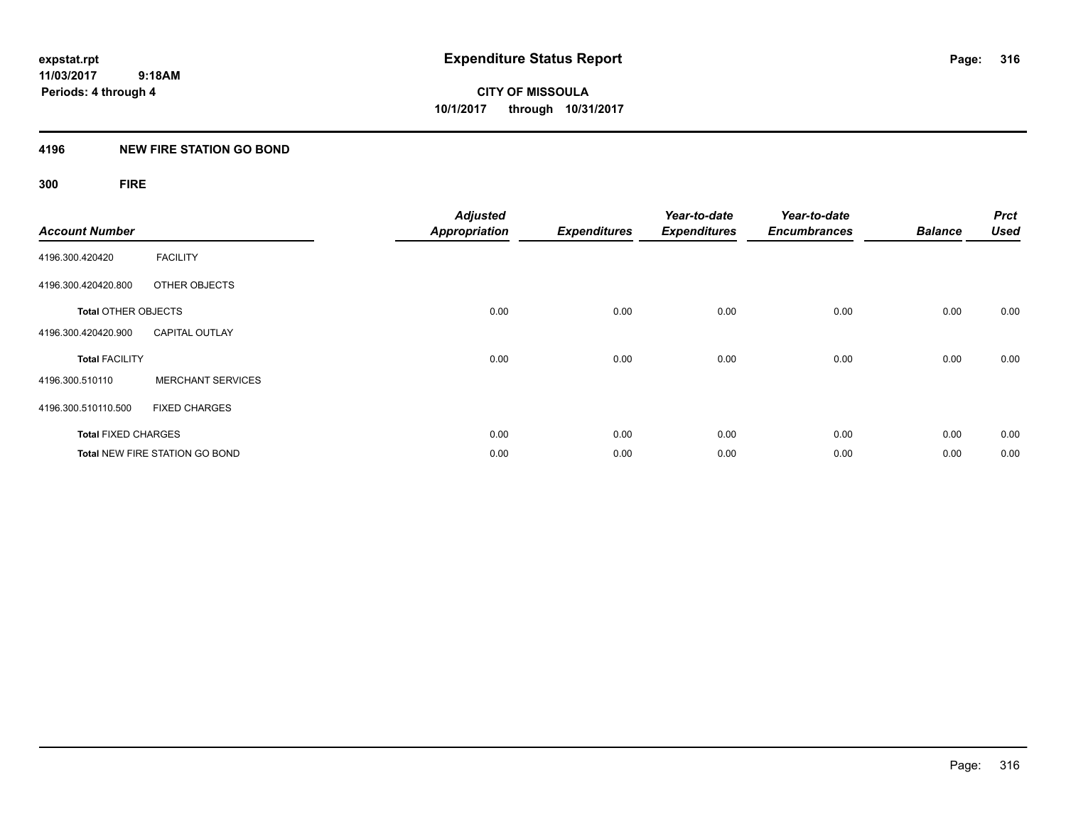expstat.rpt
11/03/2017 9:18AM
Periods: 4 through 4

# Expenditure Status Report

CITY OF MISSOULA
10/1/2017 through 10/31/2017

## 4196 NEW FIRE STATION GO BOND

### 300 FIRE

| Account Number | | Adjusted Appropriation | Expenditures | Year-to-date Expenditures | Year-to-date Encumbrances | Balance | Prct Used |
|---|---|---|---|---|---|---|---|
| 4196.300.420420 | FACILITY | | | | | | |
| 4196.300.420420.800 | OTHER OBJECTS | | | | | | |
| **Total** OTHER OBJECTS | | 0.00 | 0.00 | 0.00 | 0.00 | 0.00 | 0.00 |
| 4196.300.420420.900 | CAPITAL OUTLAY | | | | | | |
| **Total** FACILITY | | 0.00 | 0.00 | 0.00 | 0.00 | 0.00 | 0.00 |
| 4196.300.510110 | MERCHANT SERVICES | | | | | | |
| 4196.300.510110.500 | FIXED CHARGES | | | | | | |
| **Total** FIXED CHARGES | | 0.00 | 0.00 | 0.00 | 0.00 | 0.00 | 0.00 |
| **Total** NEW FIRE STATION GO BOND | | 0.00 | 0.00 | 0.00 | 0.00 | 0.00 | 0.00 |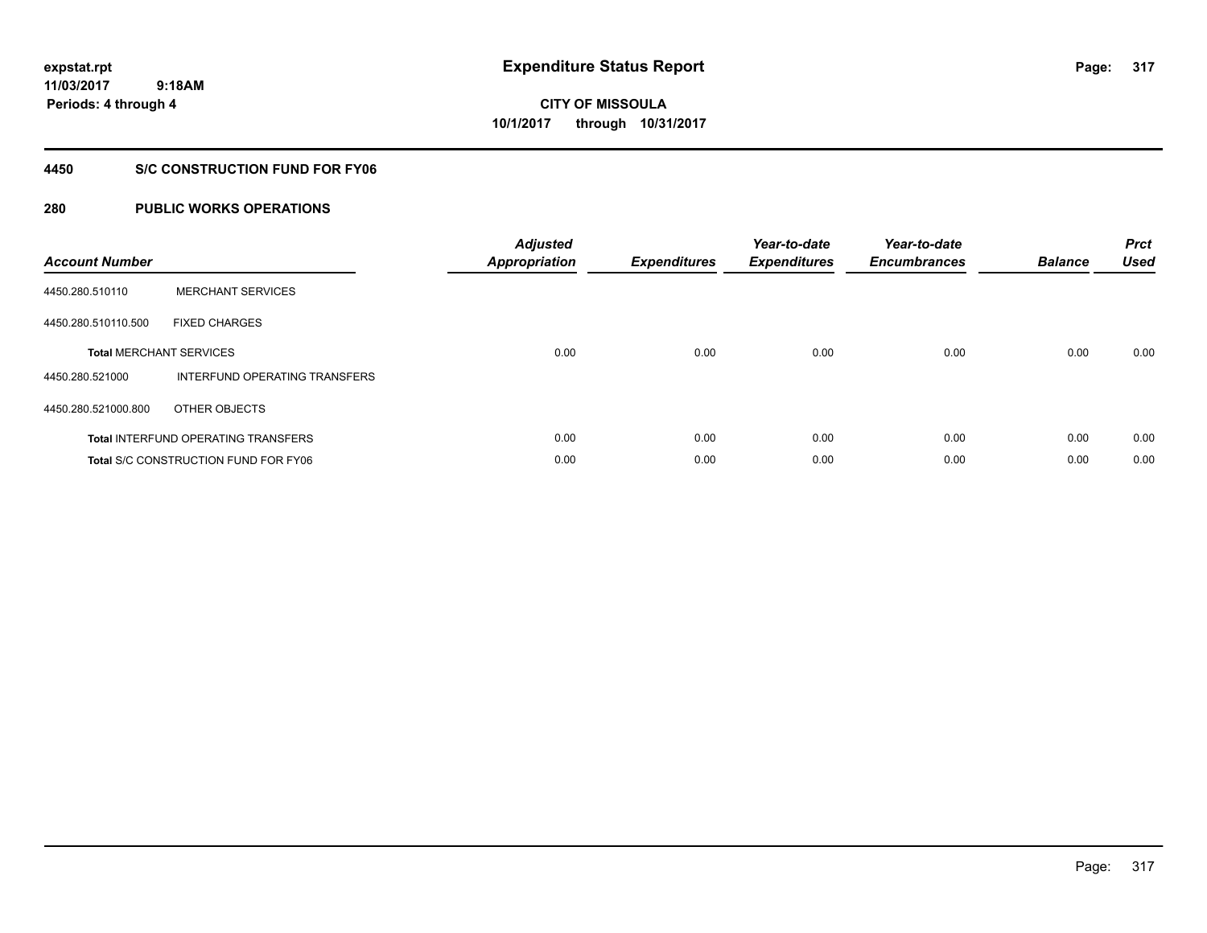# Expenditure Status Report

**CITY OF MISSOULA**
**10/1/2017 through 10/31/2017**

expstat.rpt
11/03/2017 9:18AM
Periods: 4 through 4

## 4450 S/C CONSTRUCTION FUND FOR FY06

## 280 PUBLIC WORKS OPERATIONS

| Account Number | | Adjusted Appropriation | Expenditures | Year-to-date Expenditures | Year-to-date Encumbrances | Balance | Prct Used |
|---|---|---|---|---|---|---|---|
| 4450.280.510110 | MERCHANT SERVICES | | | | | | |
| 4450.280.510110.500 | FIXED CHARGES | | | | | | |
| **Total** MERCHANT SERVICES | | 0.00 | 0.00 | 0.00 | 0.00 | 0.00 | 0.00 |
| 4450.280.521000 | INTERFUND OPERATING TRANSFERS | | | | | | |
| 4450.280.521000.800 | OTHER OBJECTS | | | | | | |
| **Total** INTERFUND OPERATING TRANSFERS | | 0.00 | 0.00 | 0.00 | 0.00 | 0.00 | 0.00 |
| **Total** S/C CONSTRUCTION FUND FOR FY06 | | 0.00 | 0.00 | 0.00 | 0.00 | 0.00 | 0.00 |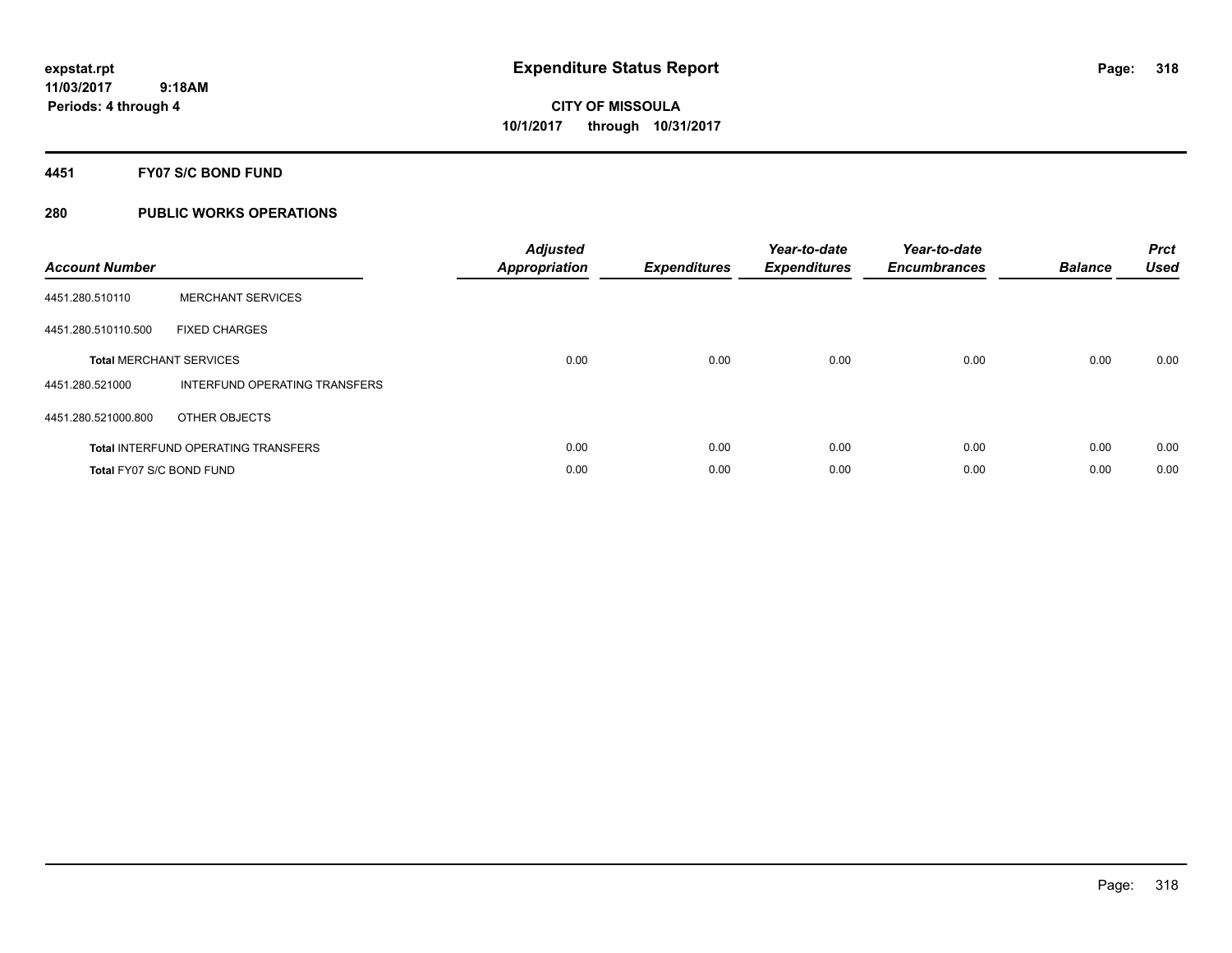expstat.rpt
11/03/2017 9:18AM
Periods: 4 through 4

# Expenditure Status Report

CITY OF MISSOULA
10/1/2017 through 10/31/2017

## 4451 FY07 S/C BOND FUND

## 280 PUBLIC WORKS OPERATIONS

| Account Number | | Adjusted Appropriation | Expenditures | Year-to-date Expenditures | Year-to-date Encumbrances | Balance | Prct Used |
|---|---|---|---|---|---|---|---|
| 4451.280.510110 | MERCHANT SERVICES | | | | | | |
| 4451.280.510110.500 | FIXED CHARGES | | | | | | |
| **Total** MERCHANT SERVICES | | 0.00 | 0.00 | 0.00 | 0.00 | 0.00 | 0.00 |
| 4451.280.521000 | INTERFUND OPERATING TRANSFERS | | | | | | |
| 4451.280.521000.800 | OTHER OBJECTS | | | | | | |
| **Total** INTERFUND OPERATING TRANSFERS | | 0.00 | 0.00 | 0.00 | 0.00 | 0.00 | 0.00 |
| **Total** FY07 S/C BOND FUND | | 0.00 | 0.00 | 0.00 | 0.00 | 0.00 | 0.00 |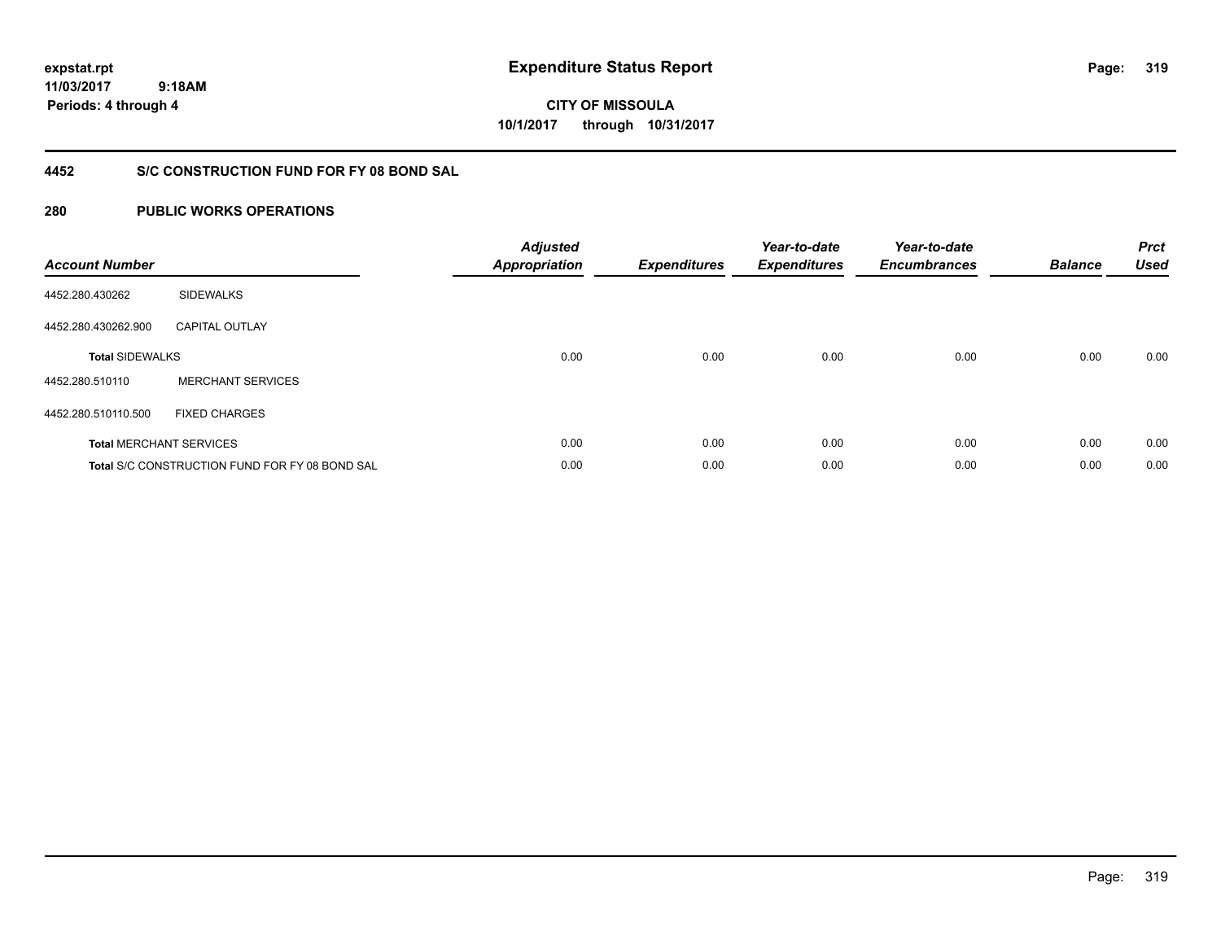**expstat.rpt**
**11/03/2017 9:18AM**
**Periods: 4 through 4**

# Expenditure Status Report

**CITY OF MISSOULA**
**10/1/2017 through 10/31/2017**

## 4452 S/C CONSTRUCTION FUND FOR FY 08 BOND SAL

### 280 PUBLIC WORKS OPERATIONS

| Account Number | | Adjusted Appropriation | Expenditures | Year-to-date Expenditures | Year-to-date Encumbrances | Balance | Prct Used |
|---|---|---|---|---|---|---|---|
| 4452.280.430262 | SIDEWALKS | | | | | | |
| 4452.280.430262.900 | CAPITAL OUTLAY | | | | | | |
| **Total** SIDEWALKS | | 0.00 | 0.00 | 0.00 | 0.00 | 0.00 | 0.00 |
| 4452.280.510110 | MERCHANT SERVICES | | | | | | |
| 4452.280.510110.500 | FIXED CHARGES | | | | | | |
| **Total** MERCHANT SERVICES | | 0.00 | 0.00 | 0.00 | 0.00 | 0.00 | 0.00 |
| **Total** S/C CONSTRUCTION FUND FOR FY 08 BOND SAL | | 0.00 | 0.00 | 0.00 | 0.00 | 0.00 | 0.00 |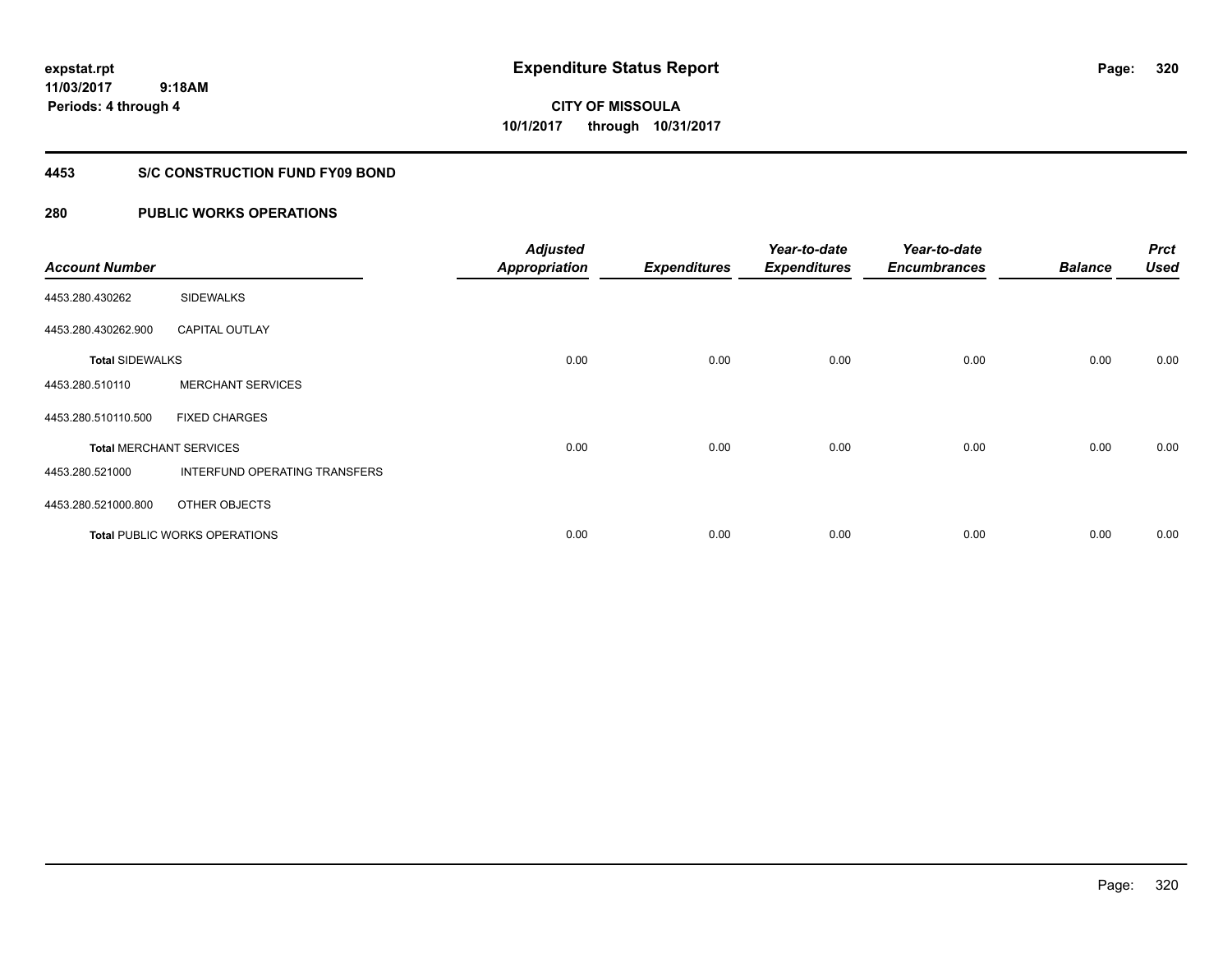expstat.rpt
11/03/2017 9:18AM
Periods: 4 through 4

# Expenditure Status Report

CITY OF MISSOULA
10/1/2017 through 10/31/2017

## 4453 S/C CONSTRUCTION FUND FY09 BOND

## 280 PUBLIC WORKS OPERATIONS

| Account Number | | Adjusted Appropriation | Expenditures | Year-to-date Expenditures | Year-to-date Encumbrances | Balance | Prct Used |
|---|---|---|---|---|---|---|---|
| 4453.280.430262 | SIDEWALKS | | | | | | |
| 4453.280.430262.900 | CAPITAL OUTLAY | | | | | | |
| **Total** SIDEWALKS | | 0.00 | 0.00 | 0.00 | 0.00 | 0.00 | 0.00 |
| 4453.280.510110 | MERCHANT SERVICES | | | | | | |
| 4453.280.510110.500 | FIXED CHARGES | | | | | | |
| **Total** MERCHANT SERVICES | | 0.00 | 0.00 | 0.00 | 0.00 | 0.00 | 0.00 |
| 4453.280.521000 | INTERFUND OPERATING TRANSFERS | | | | | | |
| 4453.280.521000.800 | OTHER OBJECTS | | | | | | |
| **Total** PUBLIC WORKS OPERATIONS | | 0.00 | 0.00 | 0.00 | 0.00 | 0.00 | 0.00 |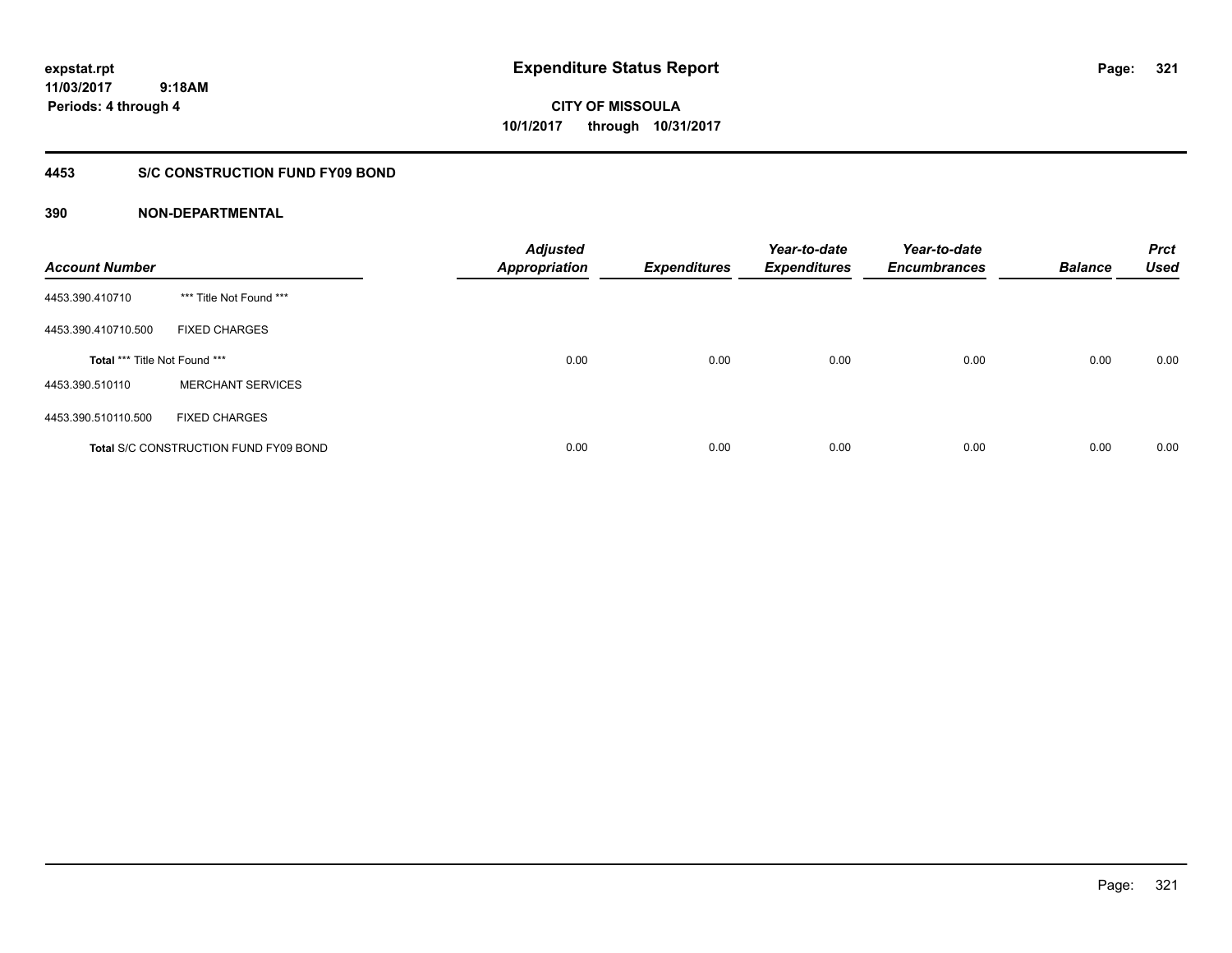**expstat.rpt**
**11/03/2017 9:18AM**
**Periods: 4 through 4**

# Expenditure Status Report

**CITY OF MISSOULA**
**10/1/2017 through 10/31/2017**

## 4453 S/C CONSTRUCTION FUND FY09 BOND

## 390 NON-DEPARTMENTAL

| Account Number | | Adjusted Appropriation | Expenditures | Year-to-date Expenditures | Year-to-date Encumbrances | Balance | Prct Used |
|---|---|---|---|---|---|---|---|
| 4453.390.410710 | *** Title Not Found *** | | | | | | |
| 4453.390.410710.500 | FIXED CHARGES | | | | | | |
| **Total** *** Title Not Found *** | | 0.00 | 0.00 | 0.00 | 0.00 | 0.00 | 0.00 |
| 4453.390.510110 | MERCHANT SERVICES | | | | | | |
| 4453.390.510110.500 | FIXED CHARGES | | | | | | |
| **Total** S/C CONSTRUCTION FUND FY09 BOND | | 0.00 | 0.00 | 0.00 | 0.00 | 0.00 | 0.00 |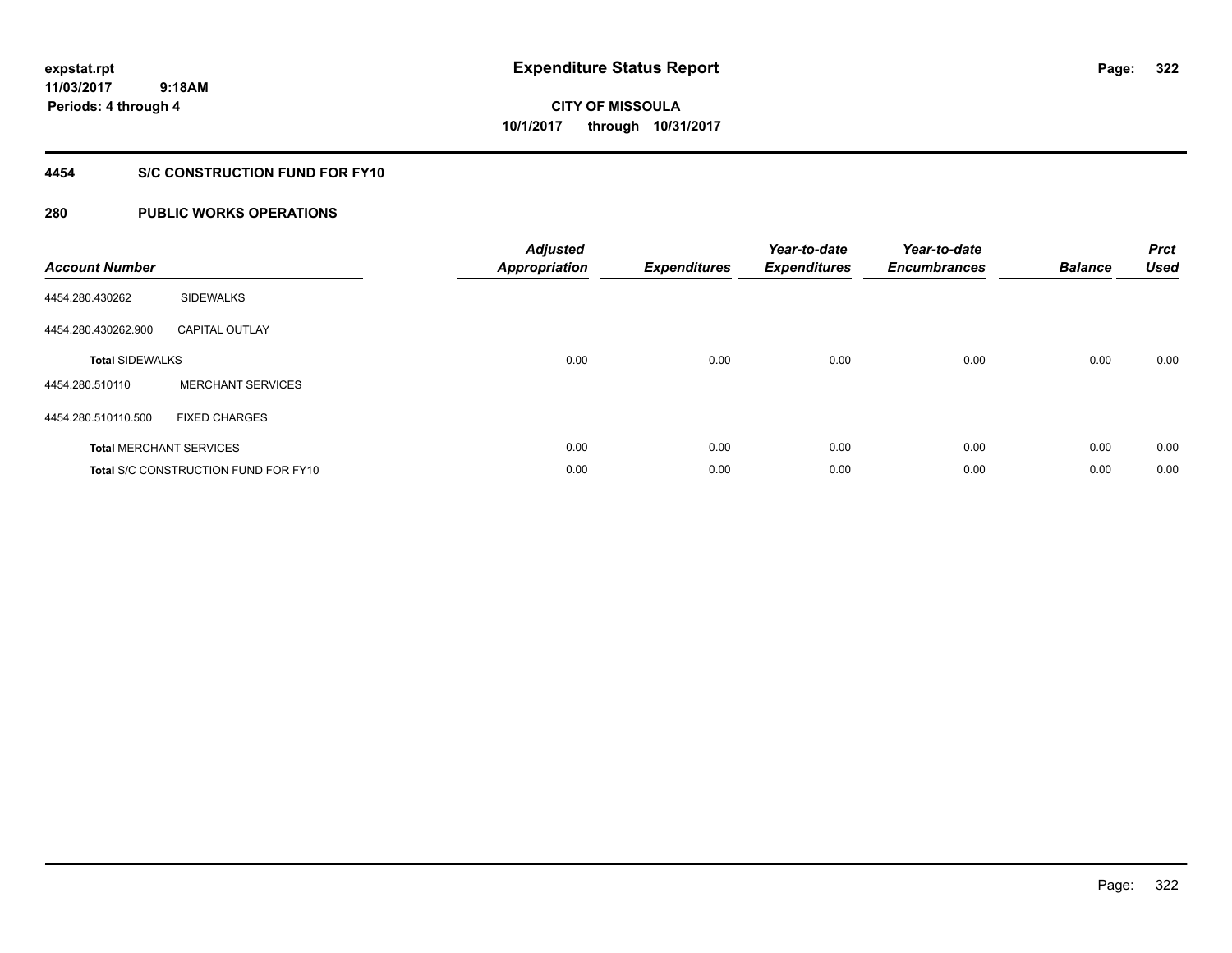expstat.rpt
11/03/2017 9:18AM
Periods: 4 through 4

# Expenditure Status Report

CITY OF MISSOULA
10/1/2017 through 10/31/2017

## 4454 S/C CONSTRUCTION FUND FOR FY10

### 280 PUBLIC WORKS OPERATIONS

| Account Number | | Adjusted Appropriation | Expenditures | Year-to-date Expenditures | Year-to-date Encumbrances | Balance | Prct Used |
|---|---|---|---|---|---|---|---|
| 4454.280.430262 | SIDEWALKS | | | | | | |
| 4454.280.430262.900 | CAPITAL OUTLAY | | | | | | |
| **Total** SIDEWALKS | | 0.00 | 0.00 | 0.00 | 0.00 | 0.00 | 0.00 |
| 4454.280.510110 | MERCHANT SERVICES | | | | | | |
| 4454.280.510110.500 | FIXED CHARGES | | | | | | |
| **Total** MERCHANT SERVICES | | 0.00 | 0.00 | 0.00 | 0.00 | 0.00 | 0.00 |
| **Total** S/C CONSTRUCTION FUND FOR FY10 | | 0.00 | 0.00 | 0.00 | 0.00 | 0.00 | 0.00 |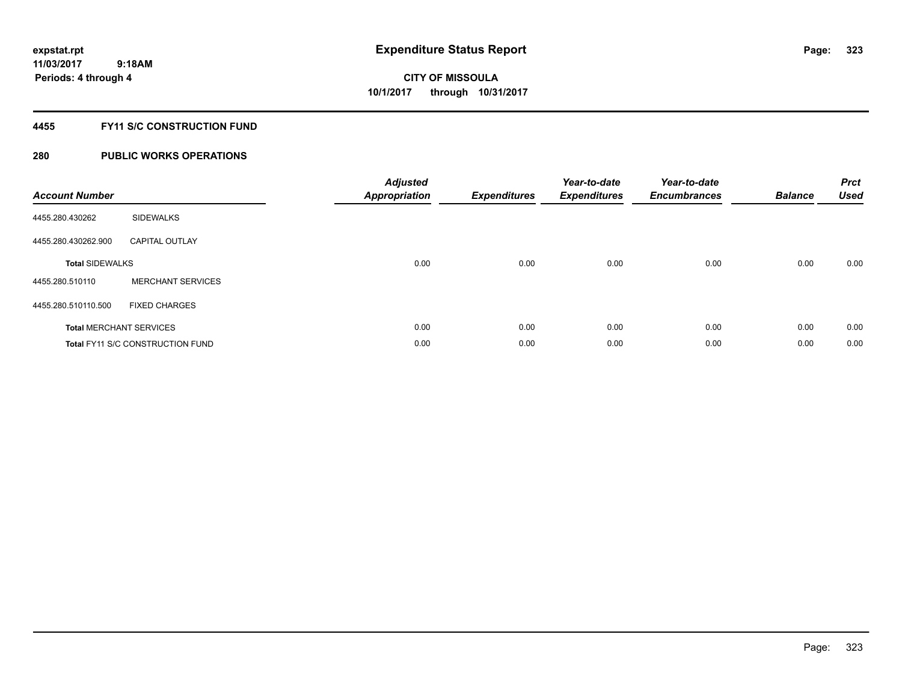expstat.rpt
11/03/2017 9:18AM
Periods: 4 through 4

# Expenditure Status Report

**CITY OF MISSOULA**
**10/1/2017 through 10/31/2017**

## 4455 FY11 S/C CONSTRUCTION FUND

### 280 PUBLIC WORKS OPERATIONS

| Account Number | | Adjusted Appropriation | Expenditures | Year-to-date Expenditures | Year-to-date Encumbrances | Balance | Prct Used |
|---|---|---|---|---|---|---|---|
| 4455.280.430262 | SIDEWALKS | | | | | | |
| 4455.280.430262.900 | CAPITAL OUTLAY | | | | | | |
| **Total** SIDEWALKS | | 0.00 | 0.00 | 0.00 | 0.00 | 0.00 | 0.00 |
| 4455.280.510110 | MERCHANT SERVICES | | | | | | |
| 4455.280.510110.500 | FIXED CHARGES | | | | | | |
| **Total** MERCHANT SERVICES | | 0.00 | 0.00 | 0.00 | 0.00 | 0.00 | 0.00 |
| **Total** FY11 S/C CONSTRUCTION FUND | | 0.00 | 0.00 | 0.00 | 0.00 | 0.00 | 0.00 |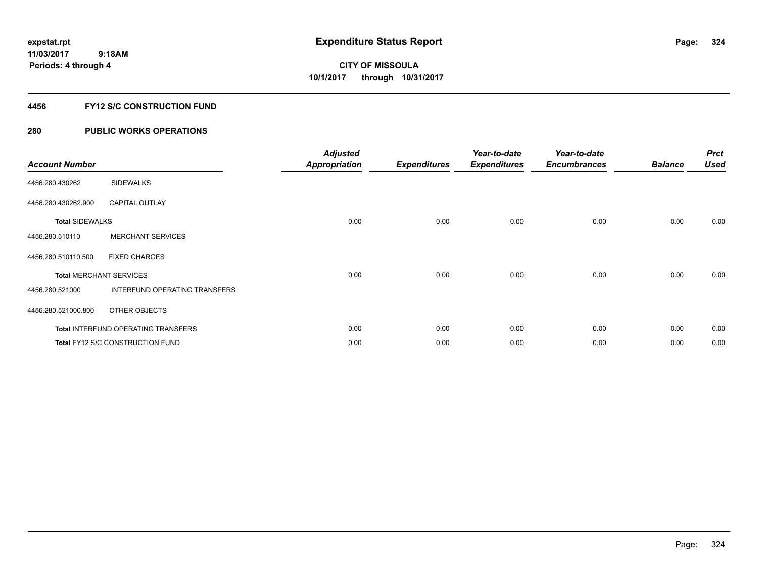expstat.rpt
11/03/2017 9:18AM
Periods: 4 through 4

# Expenditure Status Report

CITY OF MISSOULA
10/1/2017 through 10/31/2017

## 4456 FY12 S/C CONSTRUCTION FUND

## 280 PUBLIC WORKS OPERATIONS

| Account Number | | Adjusted Appropriation | Expenditures | Year-to-date Expenditures | Year-to-date Encumbrances | Balance | Prct Used |
|---|---|---|---|---|---|---|---|
| 4456.280.430262 | SIDEWALKS | | | | | | |
| 4456.280.430262.900 | CAPITAL OUTLAY | | | | | | |
| **Total** SIDEWALKS | | 0.00 | 0.00 | 0.00 | 0.00 | 0.00 | 0.00 |
| 4456.280.510110 | MERCHANT SERVICES | | | | | | |
| 4456.280.510110.500 | FIXED CHARGES | | | | | | |
| **Total** MERCHANT SERVICES | | 0.00 | 0.00 | 0.00 | 0.00 | 0.00 | 0.00 |
| 4456.280.521000 | INTERFUND OPERATING TRANSFERS | | | | | | |
| 4456.280.521000.800 | OTHER OBJECTS | | | | | | |
| **Total** INTERFUND OPERATING TRANSFERS | | 0.00 | 0.00 | 0.00 | 0.00 | 0.00 | 0.00 |
| **Total** FY12 S/C CONSTRUCTION FUND | | 0.00 | 0.00 | 0.00 | 0.00 | 0.00 | 0.00 |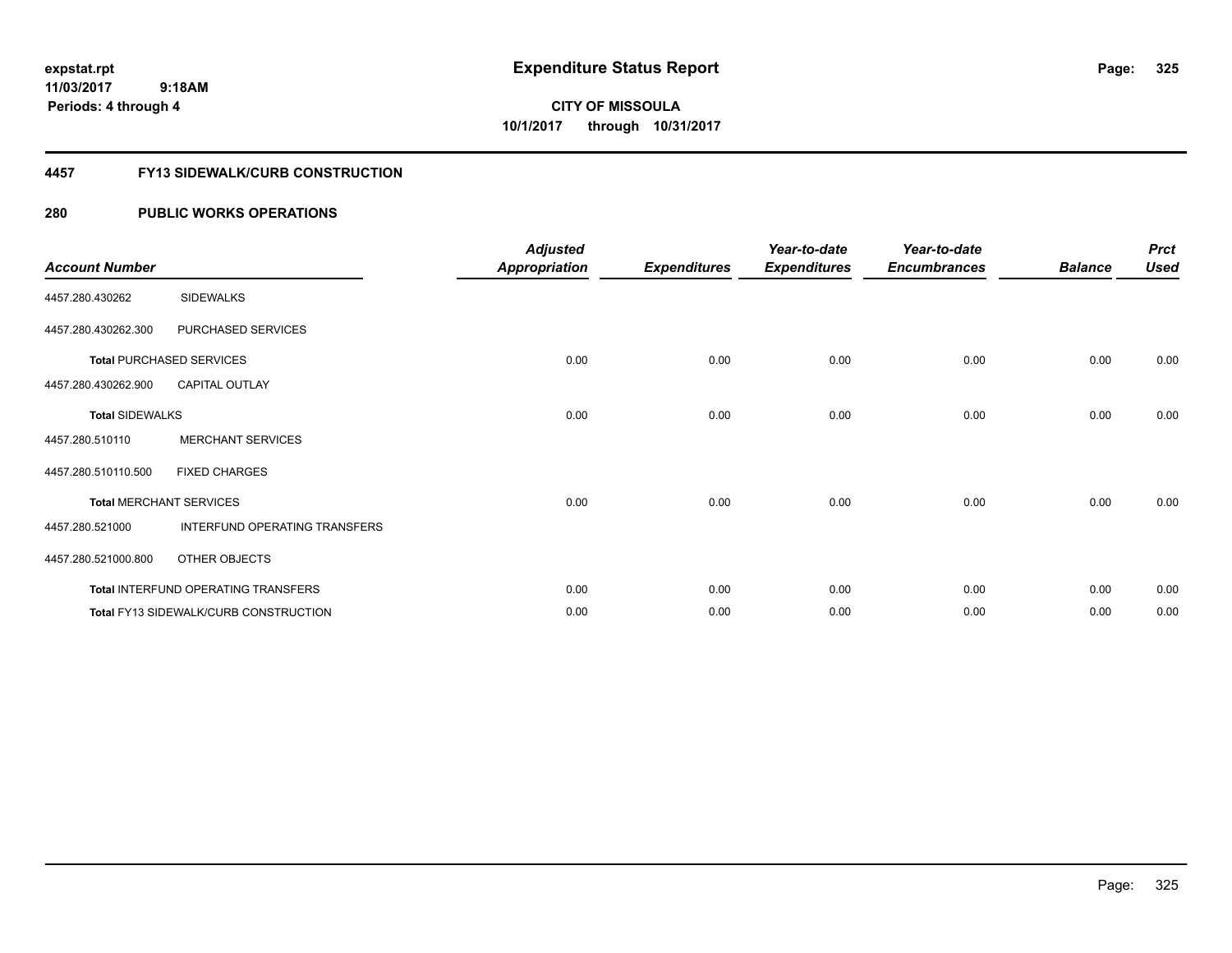# Expenditure Status Report

expstat.rpt
11/03/2017 9:18AM
Periods: 4 through 4

**CITY OF MISSOULA**
**10/1/2017 through 10/31/2017**

## 4457 FY13 SIDEWALK/CURB CONSTRUCTION

## 280 PUBLIC WORKS OPERATIONS

| Account Number | | Adjusted Appropriation | Expenditures | Year-to-date Expenditures | Year-to-date Encumbrances | Balance | Prct Used |
|---|---|---|---|---|---|---|---|
| 4457.280.430262 | SIDEWALKS | | | | | | |
| 4457.280.430262.300 | PURCHASED SERVICES | | | | | | |
| **Total** PURCHASED SERVICES | | 0.00 | 0.00 | 0.00 | 0.00 | 0.00 | 0.00 |
| 4457.280.430262.900 | CAPITAL OUTLAY | | | | | | |
| **Total** SIDEWALKS | | 0.00 | 0.00 | 0.00 | 0.00 | 0.00 | 0.00 |
| 4457.280.510110 | MERCHANT SERVICES | | | | | | |
| 4457.280.510110.500 | FIXED CHARGES | | | | | | |
| **Total** MERCHANT SERVICES | | 0.00 | 0.00 | 0.00 | 0.00 | 0.00 | 0.00 |
| 4457.280.521000 | INTERFUND OPERATING TRANSFERS | | | | | | |
| 4457.280.521000.800 | OTHER OBJECTS | | | | | | |
| **Total** INTERFUND OPERATING TRANSFERS | | 0.00 | 0.00 | 0.00 | 0.00 | 0.00 | 0.00 |
| **Total** FY13 SIDEWALK/CURB CONSTRUCTION | | 0.00 | 0.00 | 0.00 | 0.00 | 0.00 | 0.00 |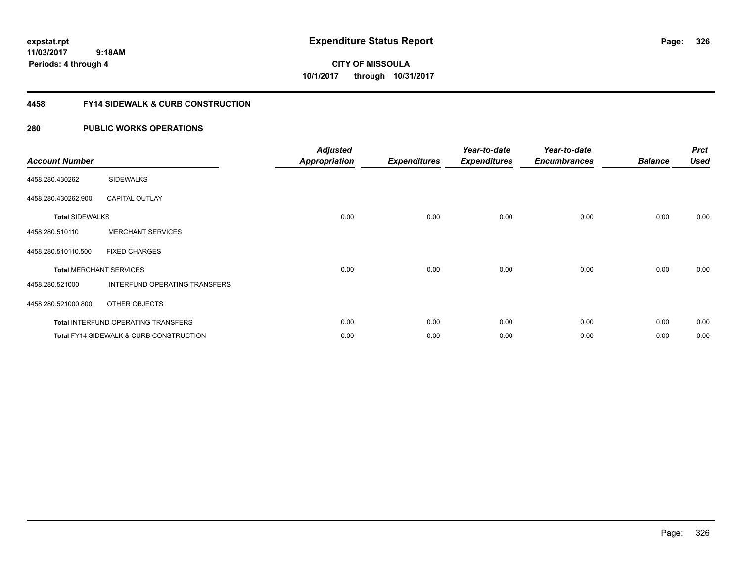**expstat.rpt**
**11/03/2017 9:18AM**
**Periods: 4 through 4**

# Expenditure Status Report

**CITY OF MISSOULA**
**10/1/2017 through 10/31/2017**

## 4458 FY14 SIDEWALK & CURB CONSTRUCTION

## 280 PUBLIC WORKS OPERATIONS

| Account Number | | Adjusted Appropriation | Expenditures | Year-to-date Expenditures | Year-to-date Encumbrances | Balance | Prct Used |
|---|---|---|---|---|---|---|---|
| 4458.280.430262 | SIDEWALKS | | | | | | |
| 4458.280.430262.900 | CAPITAL OUTLAY | | | | | | |
| **Total** SIDEWALKS | | 0.00 | 0.00 | 0.00 | 0.00 | 0.00 | 0.00 |
| 4458.280.510110 | MERCHANT SERVICES | | | | | | |
| 4458.280.510110.500 | FIXED CHARGES | | | | | | |
| **Total** MERCHANT SERVICES | | 0.00 | 0.00 | 0.00 | 0.00 | 0.00 | 0.00 |
| 4458.280.521000 | INTERFUND OPERATING TRANSFERS | | | | | | |
| 4458.280.521000.800 | OTHER OBJECTS | | | | | | |
| **Total** INTERFUND OPERATING TRANSFERS | | 0.00 | 0.00 | 0.00 | 0.00 | 0.00 | 0.00 |
| **Total** FY14 SIDEWALK & CURB CONSTRUCTION | | 0.00 | 0.00 | 0.00 | 0.00 | 0.00 | 0.00 |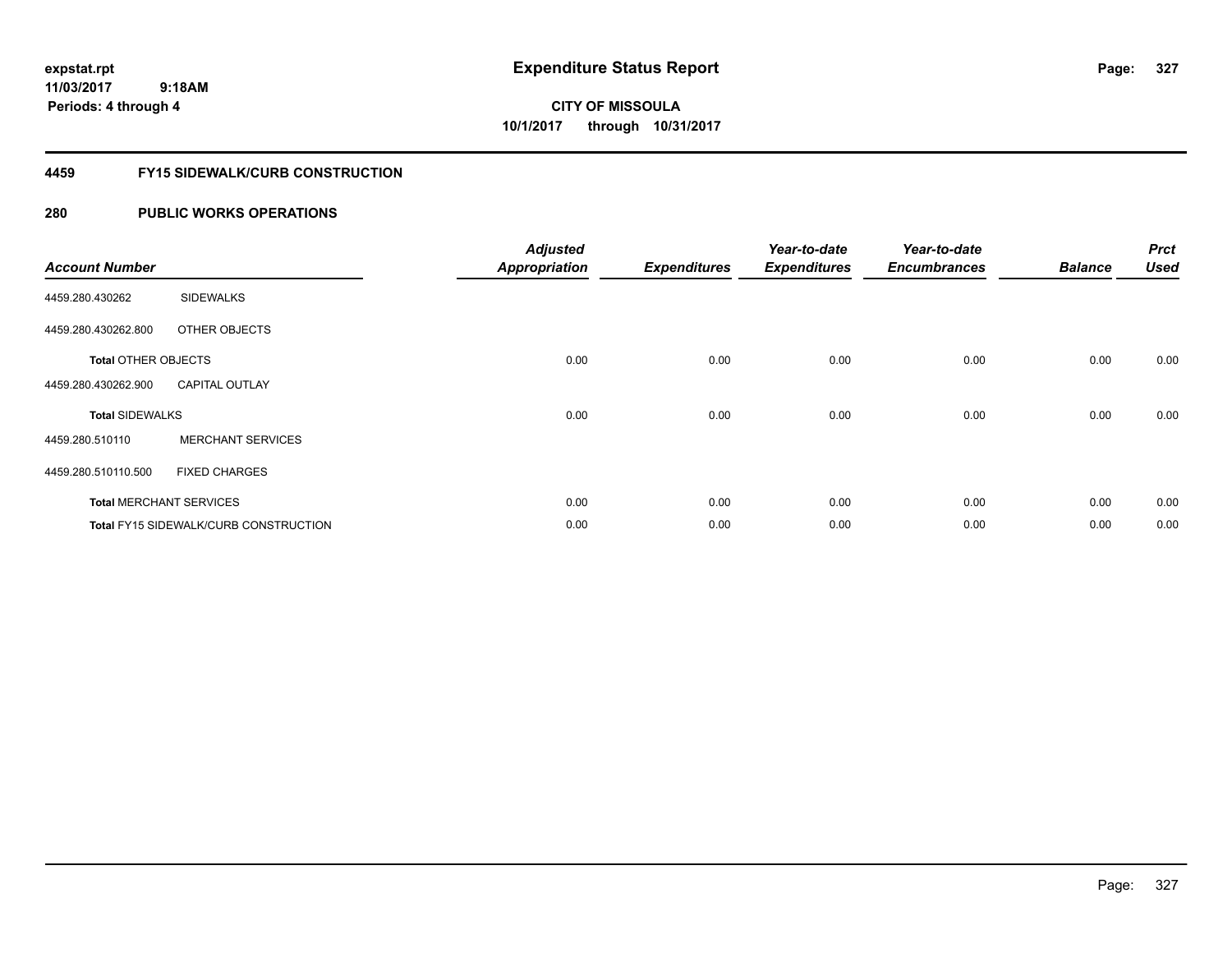expstat.rpt
11/03/2017 9:18AM
Periods: 4 through 4

# Expenditure Status Report

**CITY OF MISSOULA**
**10/1/2017 through 10/31/2017**

## 4459 FY15 SIDEWALK/CURB CONSTRUCTION

## 280 PUBLIC WORKS OPERATIONS

| Account Number | | Adjusted Appropriation | Expenditures | Year-to-date Expenditures | Year-to-date Encumbrances | Balance | Prct Used |
|---|---|---|---|---|---|---|---|
| 4459.280.430262 | SIDEWALKS | | | | | | |
| 4459.280.430262.800 | OTHER OBJECTS | | | | | | |
| **Total** OTHER OBJECTS | | 0.00 | 0.00 | 0.00 | 0.00 | 0.00 | 0.00 |
| 4459.280.430262.900 | CAPITAL OUTLAY | | | | | | |
| **Total** SIDEWALKS | | 0.00 | 0.00 | 0.00 | 0.00 | 0.00 | 0.00 |
| 4459.280.510110 | MERCHANT SERVICES | | | | | | |
| 4459.280.510110.500 | FIXED CHARGES | | | | | | |
| **Total** MERCHANT SERVICES | | 0.00 | 0.00 | 0.00 | 0.00 | 0.00 | 0.00 |
| **Total** FY15 SIDEWALK/CURB CONSTRUCTION | | 0.00 | 0.00 | 0.00 | 0.00 | 0.00 | 0.00 |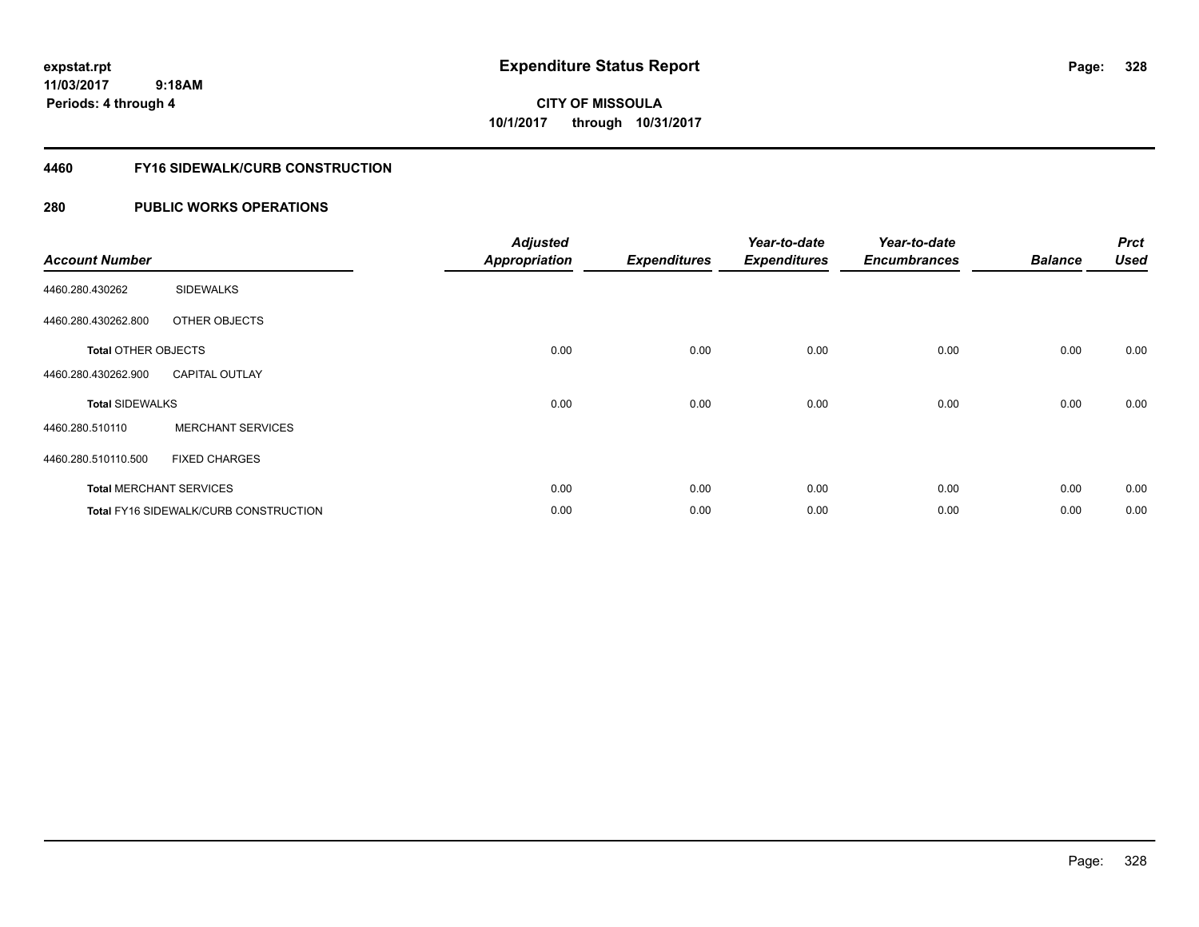**expstat.rpt**
**11/03/2017 9:18AM**
**Periods: 4 through 4**

# Expenditure Status Report

**CITY OF MISSOULA**
**10/1/2017 through 10/31/2017**

## 4460 FY16 SIDEWALK/CURB CONSTRUCTION

## 280 PUBLIC WORKS OPERATIONS

| Account Number | | Adjusted Appropriation | Expenditures | Year-to-date Expenditures | Year-to-date Encumbrances | Balance | Prct Used |
|---|---|---|---|---|---|---|---|
| 4460.280.430262 | SIDEWALKS | | | | | | |
| 4460.280.430262.800 | OTHER OBJECTS | | | | | | |
| **Total** OTHER OBJECTS | | 0.00 | 0.00 | 0.00 | 0.00 | 0.00 | 0.00 |
| 4460.280.430262.900 | CAPITAL OUTLAY | | | | | | |
| **Total** SIDEWALKS | | 0.00 | 0.00 | 0.00 | 0.00 | 0.00 | 0.00 |
| 4460.280.510110 | MERCHANT SERVICES | | | | | | |
| 4460.280.510110.500 | FIXED CHARGES | | | | | | |
| **Total** MERCHANT SERVICES | | 0.00 | 0.00 | 0.00 | 0.00 | 0.00 | 0.00 |
| **Total** FY16 SIDEWALK/CURB CONSTRUCTION | | 0.00 | 0.00 | 0.00 | 0.00 | 0.00 | 0.00 |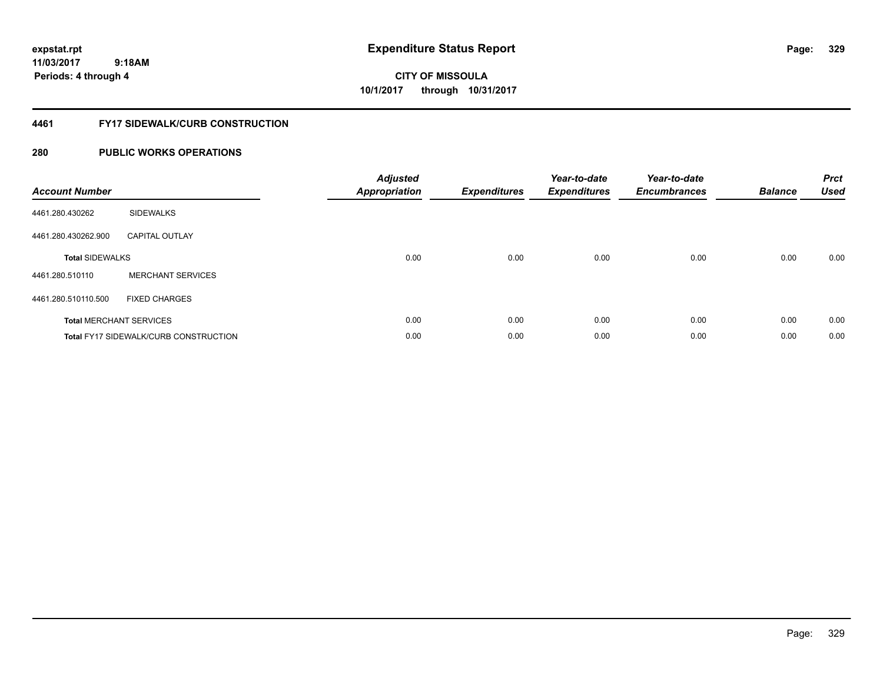expstat.rpt
11/03/2017 9:18AM
Periods: 4 through 4

# Expenditure Status Report

**CITY OF MISSOULA**
**10/1/2017 through 10/31/2017**

## 4461 FY17 SIDEWALK/CURB CONSTRUCTION

## 280 PUBLIC WORKS OPERATIONS

| Account Number | | Adjusted Appropriation | Expenditures | Year-to-date Expenditures | Year-to-date Encumbrances | Balance | Prct Used |
|---|---|---|---|---|---|---|---|
| 4461.280.430262 | SIDEWALKS | | | | | | |
| 4461.280.430262.900 | CAPITAL OUTLAY | | | | | | |
| **Total** SIDEWALKS | | 0.00 | 0.00 | 0.00 | 0.00 | 0.00 | 0.00 |
| 4461.280.510110 | MERCHANT SERVICES | | | | | | |
| 4461.280.510110.500 | FIXED CHARGES | | | | | | |
| **Total** MERCHANT SERVICES | | 0.00 | 0.00 | 0.00 | 0.00 | 0.00 | 0.00 |
| **Total** FY17 SIDEWALK/CURB CONSTRUCTION | | 0.00 | 0.00 | 0.00 | 0.00 | 0.00 | 0.00 |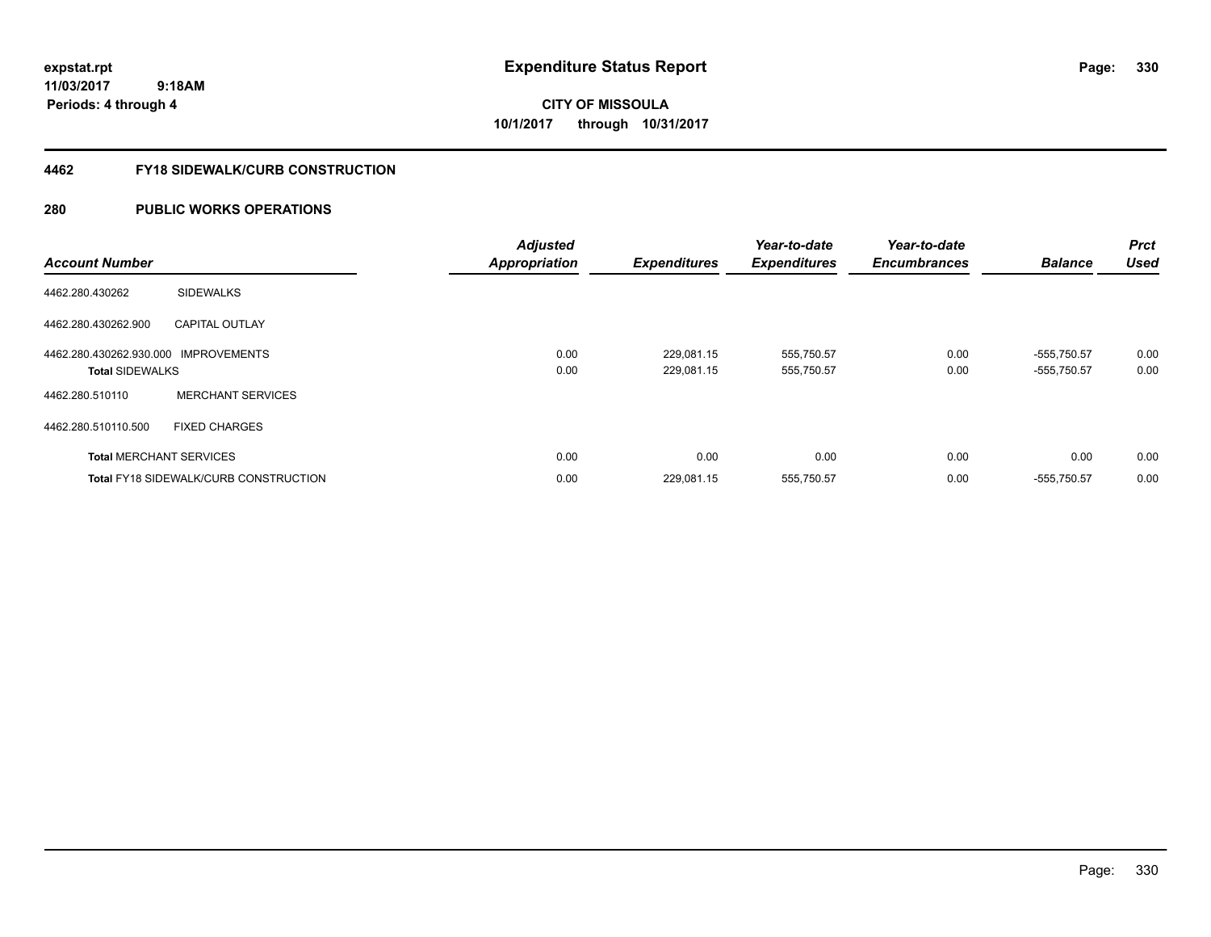# Expenditure Status Report

**CITY OF MISSOULA**
**10/1/2017 through 10/31/2017**

expstat.rpt
11/03/2017 9:18AM
Periods: 4 through 4

## 4462 FY18 SIDEWALK/CURB CONSTRUCTION

## 280 PUBLIC WORKS OPERATIONS

| Account Number | | Adjusted Appropriation | Expenditures | Year-to-date Expenditures | Year-to-date Encumbrances | Balance | Prct Used |
|---|---|---|---|---|---|---|---|
| 4462.280.430262 | SIDEWALKS | | | | | | |
| 4462.280.430262.900 | CAPITAL OUTLAY | | | | | | |
| 4462.280.430262.930.000 | IMPROVEMENTS | 0.00 | 229,081.15 | 555,750.57 | 0.00 | -555,750.57 | 0.00 |
| **Total** SIDEWALKS | | 0.00 | 229,081.15 | 555,750.57 | 0.00 | -555,750.57 | 0.00 |
| 4462.280.510110 | MERCHANT SERVICES | | | | | | |
| 4462.280.510110.500 | FIXED CHARGES | | | | | | |
| **Total** MERCHANT SERVICES | | 0.00 | 0.00 | 0.00 | 0.00 | 0.00 | 0.00 |
| **Total** FY18 SIDEWALK/CURB CONSTRUCTION | | 0.00 | 229,081.15 | 555,750.57 | 0.00 | -555,750.57 | 0.00 |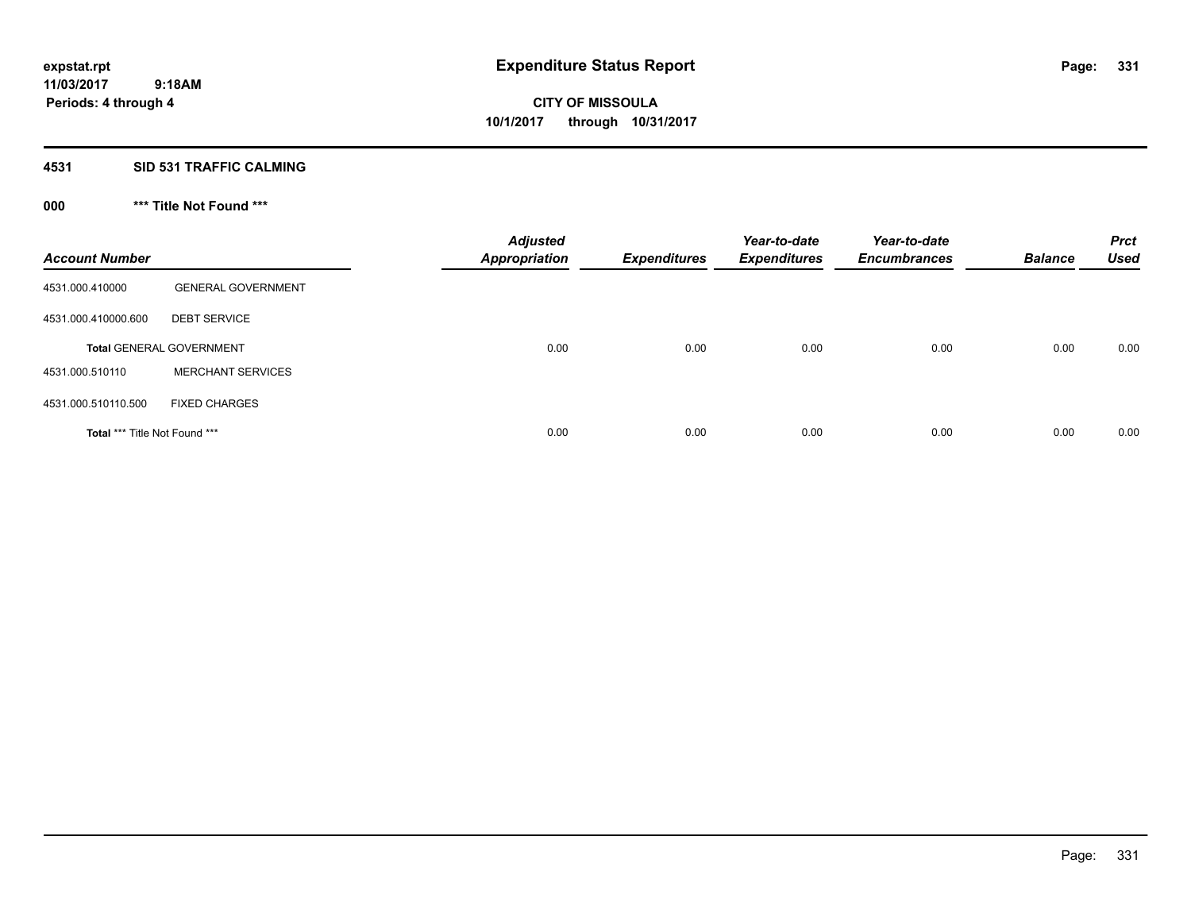expstat.rpt
11/03/2017 9:18AM
Periods: 4 through 4

# Expenditure Status Report

**CITY OF MISSOULA**
**10/1/2017 through 10/31/2017**

## 4531 SID 531 TRAFFIC CALMING

### 000 *** Title Not Found ***

| Account Number | | Adjusted Appropriation | Expenditures | Year-to-date Expenditures | Year-to-date Encumbrances | Balance | Prct Used |
|---|---|---|---|---|---|---|---|
| 4531.000.410000 | GENERAL GOVERNMENT | | | | | | |
| 4531.000.410000.600 | DEBT SERVICE | | | | | | |
| **Total** GENERAL GOVERNMENT | | 0.00 | 0.00 | 0.00 | 0.00 | 0.00 | 0.00 |
| 4531.000.510110 | MERCHANT SERVICES | | | | | | |
| 4531.000.510110.500 | FIXED CHARGES | | | | | | |
| **Total** *** Title Not Found *** | | 0.00 | 0.00 | 0.00 | 0.00 | 0.00 | 0.00 |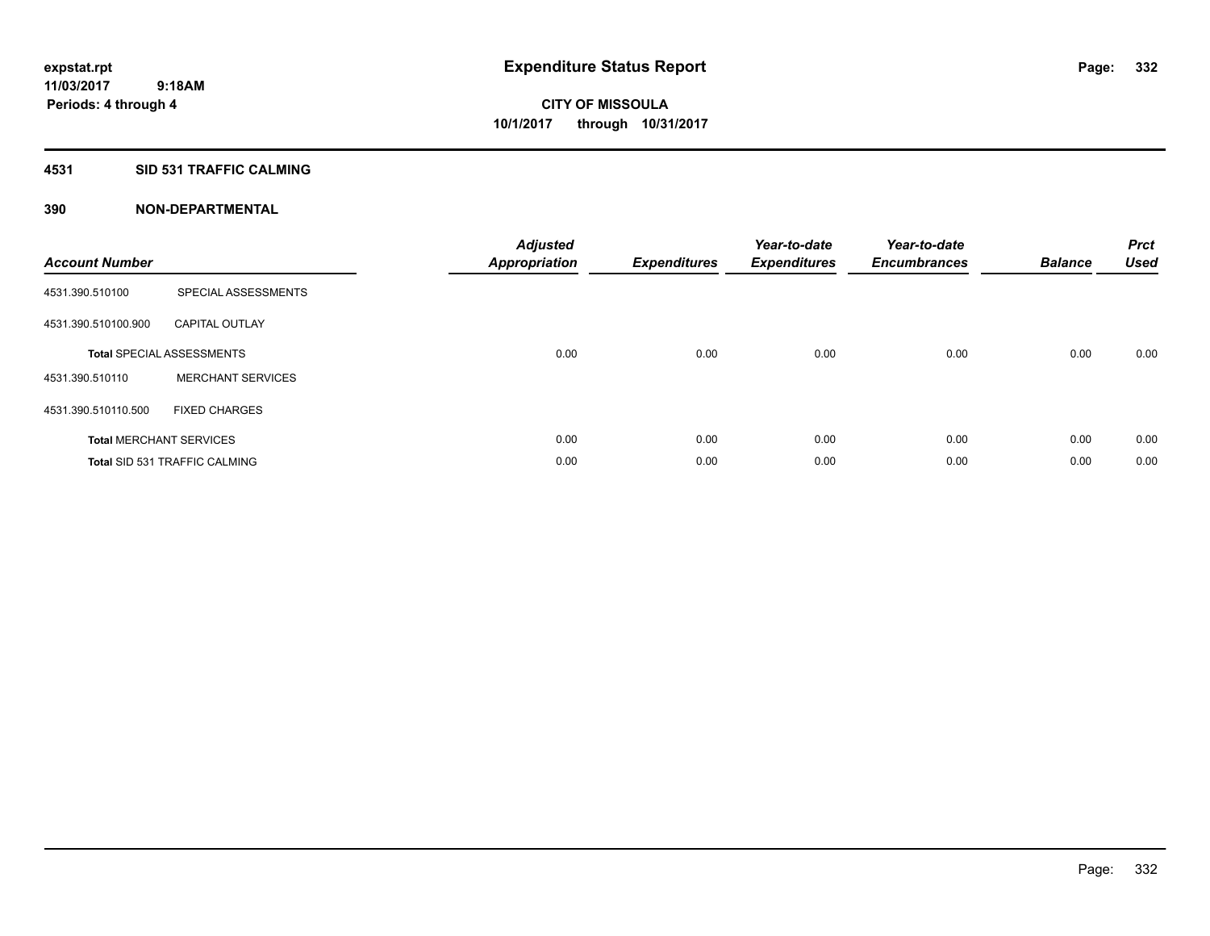**expstat.rpt**
**11/03/2017 9:18AM**
**Periods: 4 through 4**

# Expenditure Status Report

**CITY OF MISSOULA**
**10/1/2017 through 10/31/2017**

## 4531 SID 531 TRAFFIC CALMING

## 390 NON-DEPARTMENTAL

| Account Number | | Adjusted Appropriation | Expenditures | Year-to-date Expenditures | Year-to-date Encumbrances | Balance | Prct Used |
|---|---|---|---|---|---|---|---|
| 4531.390.510100 | SPECIAL ASSESSMENTS | | | | | | |
| 4531.390.510100.900 | CAPITAL OUTLAY | | | | | | |
| **Total** SPECIAL ASSESSMENTS | | 0.00 | 0.00 | 0.00 | 0.00 | 0.00 | 0.00 |
| 4531.390.510110 | MERCHANT SERVICES | | | | | | |
| 4531.390.510110.500 | FIXED CHARGES | | | | | | |
| **Total** MERCHANT SERVICES | | 0.00 | 0.00 | 0.00 | 0.00 | 0.00 | 0.00 |
| **Total** SID 531 TRAFFIC CALMING | | 0.00 | 0.00 | 0.00 | 0.00 | 0.00 | 0.00 |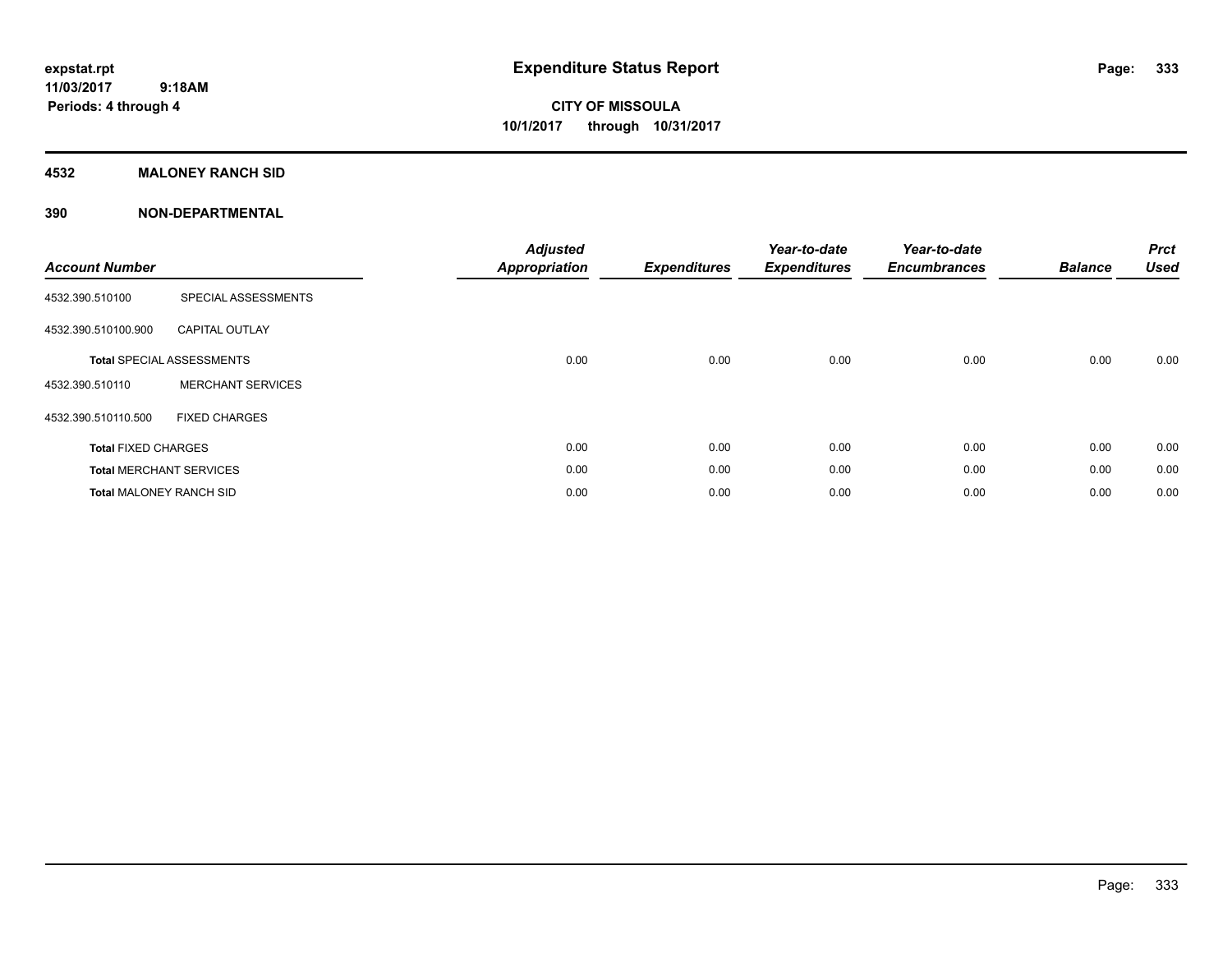**expstat.rpt**
**11/03/2017 9:18AM**
**Periods: 4 through 4**

# Expenditure Status Report

**CITY OF MISSOULA**
**10/1/2017 through 10/31/2017**

## 4532 MALONEY RANCH SID

## 390 NON-DEPARTMENTAL

| Account Number | | Adjusted Appropriation | Expenditures | Year-to-date Expenditures | Year-to-date Encumbrances | Balance | Prct Used |
|---|---|---|---|---|---|---|---|
| 4532.390.510100 | SPECIAL ASSESSMENTS | | | | | | |
| 4532.390.510100.900 | CAPITAL OUTLAY | | | | | | |
| **Total** SPECIAL ASSESSMENTS | | 0.00 | 0.00 | 0.00 | 0.00 | 0.00 | 0.00 |
| 4532.390.510110 | MERCHANT SERVICES | | | | | | |
| 4532.390.510110.500 | FIXED CHARGES | | | | | | |
| **Total** FIXED CHARGES | | 0.00 | 0.00 | 0.00 | 0.00 | 0.00 | 0.00 |
| **Total** MERCHANT SERVICES | | 0.00 | 0.00 | 0.00 | 0.00 | 0.00 | 0.00 |
| **Total** MALONEY RANCH SID | | 0.00 | 0.00 | 0.00 | 0.00 | 0.00 | 0.00 |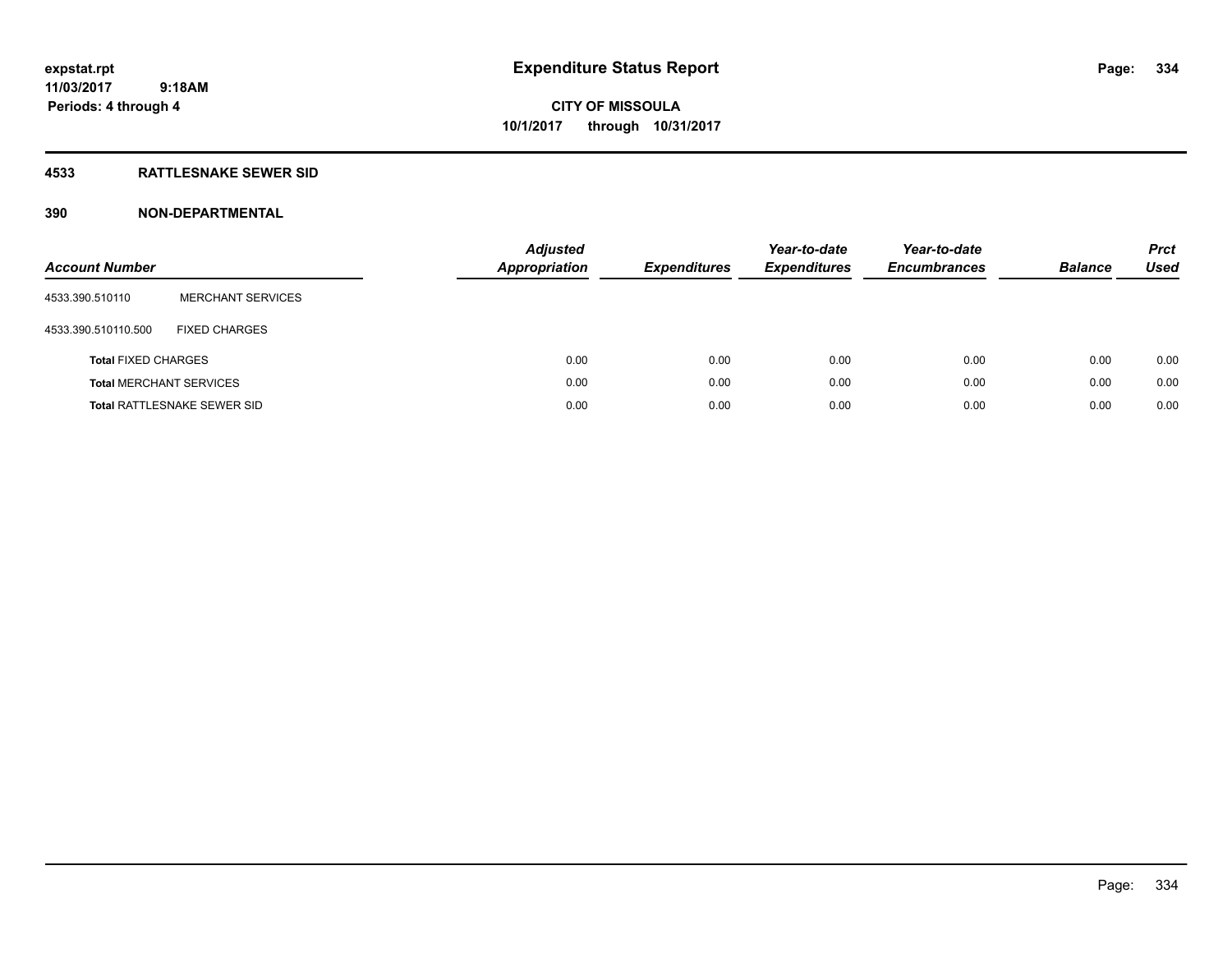expstat.rpt
11/03/2017 9:18AM
Periods: 4 through 4

# Expenditure Status Report

**CITY OF MISSOULA**
**10/1/2017 through 10/31/2017**

## 4533 RATTLESNAKE SEWER SID

## 390 NON-DEPARTMENTAL

| Account Number | | Adjusted Appropriation | Expenditures | Year-to-date Expenditures | Year-to-date Encumbrances | Balance | Prct Used |
|---|---|---|---|---|---|---|---|
| 4533.390.510110 | MERCHANT SERVICES | | | | | | |
| 4533.390.510110.500 | FIXED CHARGES | | | | | | |
| **Total** FIXED CHARGES | | 0.00 | 0.00 | 0.00 | 0.00 | 0.00 | 0.00 |
| **Total** MERCHANT SERVICES | | 0.00 | 0.00 | 0.00 | 0.00 | 0.00 | 0.00 |
| **Total** RATTLESNAKE SEWER SID | | 0.00 | 0.00 | 0.00 | 0.00 | 0.00 | 0.00 |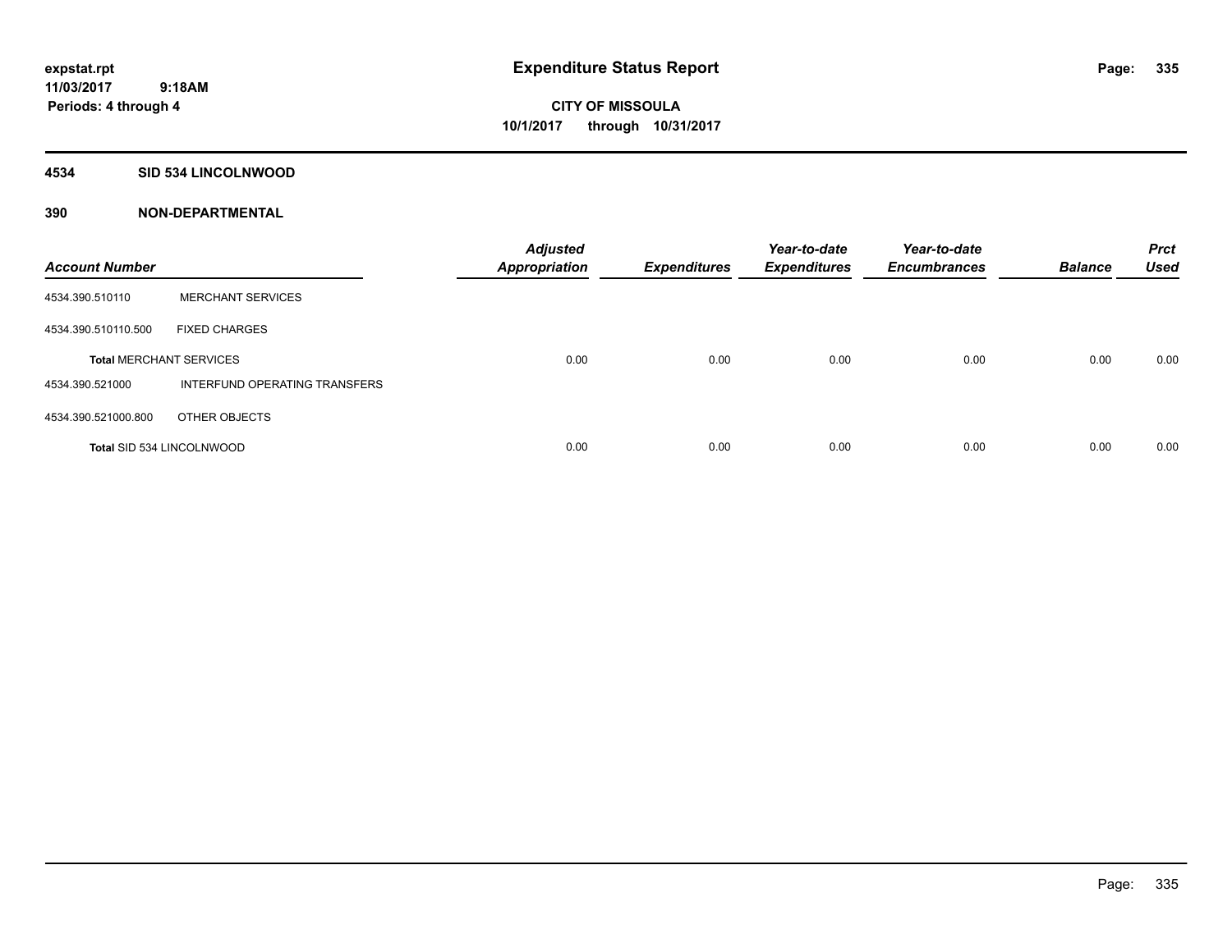expstat.rpt
11/03/2017 9:18AM
Periods: 4 through 4

# Expenditure Status Report

**CITY OF MISSOULA**
**10/1/2017 through 10/31/2017**

## 4534 SID 534 LINCOLNWOOD

## 390 NON-DEPARTMENTAL

| Account Number | | Adjusted Appropriation | Expenditures | Year-to-date Expenditures | Year-to-date Encumbrances | Balance | Prct Used |
|---|---|---|---|---|---|---|---|
| 4534.390.510110 | MERCHANT SERVICES | | | | | | |
| 4534.390.510110.500 | FIXED CHARGES | | | | | | |
| **Total** MERCHANT SERVICES | | 0.00 | 0.00 | 0.00 | 0.00 | 0.00 | 0.00 |
| 4534.390.521000 | INTERFUND OPERATING TRANSFERS | | | | | | |
| 4534.390.521000.800 | OTHER OBJECTS | | | | | | |
| **Total** SID 534 LINCOLNWOOD | | 0.00 | 0.00 | 0.00 | 0.00 | 0.00 | 0.00 |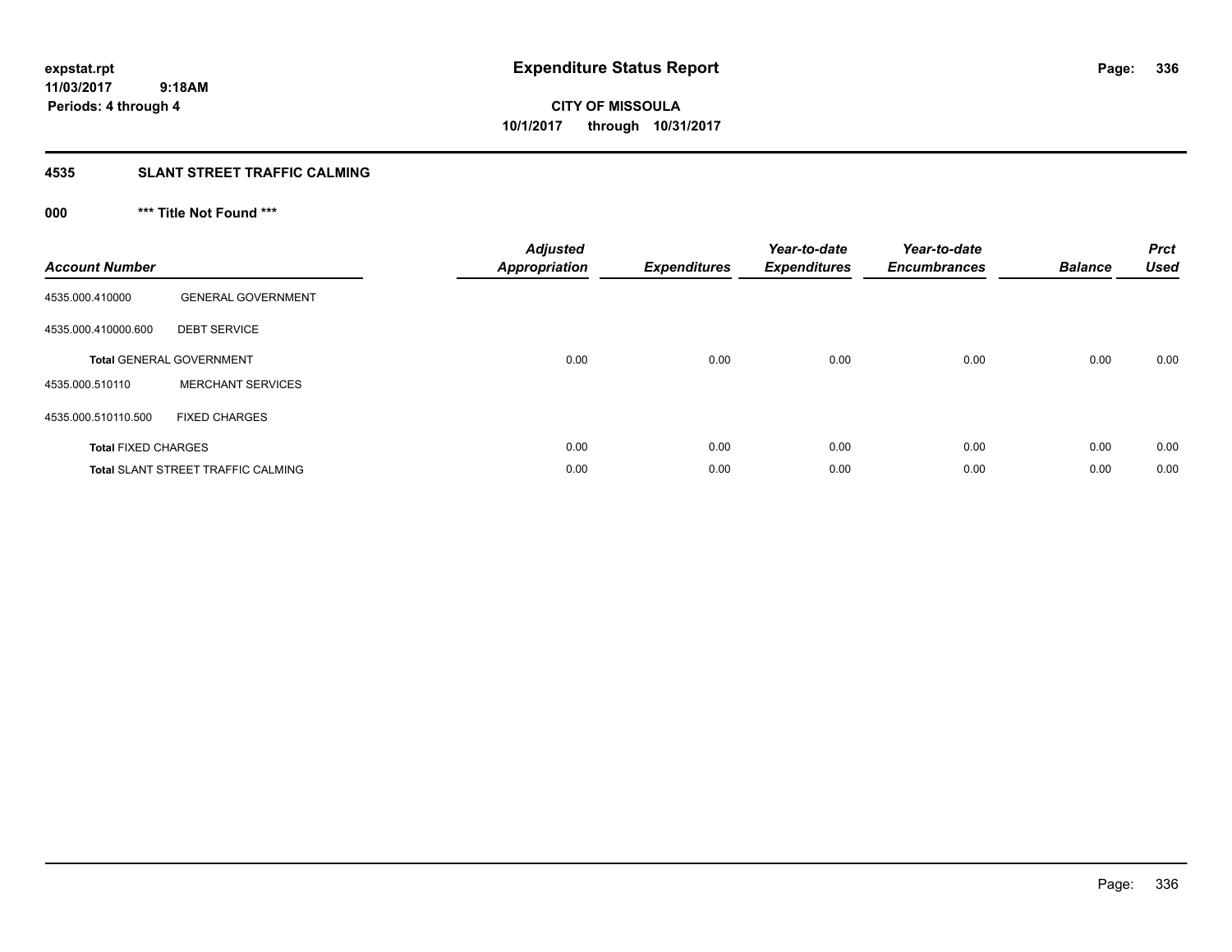# Expenditure Status Report

expstat.rpt
11/03/2017 9:18AM
Periods: 4 through 4

**CITY OF MISSOULA**
**10/1/2017 through 10/31/2017**

## 4535 SLANT STREET TRAFFIC CALMING

### 000 *** Title Not Found ***

| Account Number | | Adjusted Appropriation | Expenditures | Year-to-date Expenditures | Year-to-date Encumbrances | Balance | Prct Used |
|---|---|---|---|---|---|---|---|
| 4535.000.410000 | GENERAL GOVERNMENT | | | | | | |
| 4535.000.410000.600 | DEBT SERVICE | | | | | | |
| **Total** GENERAL GOVERNMENT | | 0.00 | 0.00 | 0.00 | 0.00 | 0.00 | 0.00 |
| 4535.000.510110 | MERCHANT SERVICES | | | | | | |
| 4535.000.510110.500 | FIXED CHARGES | | | | | | |
| **Total** FIXED CHARGES | | 0.00 | 0.00 | 0.00 | 0.00 | 0.00 | 0.00 |
| **Total** SLANT STREET TRAFFIC CALMING | | 0.00 | 0.00 | 0.00 | 0.00 | 0.00 | 0.00 |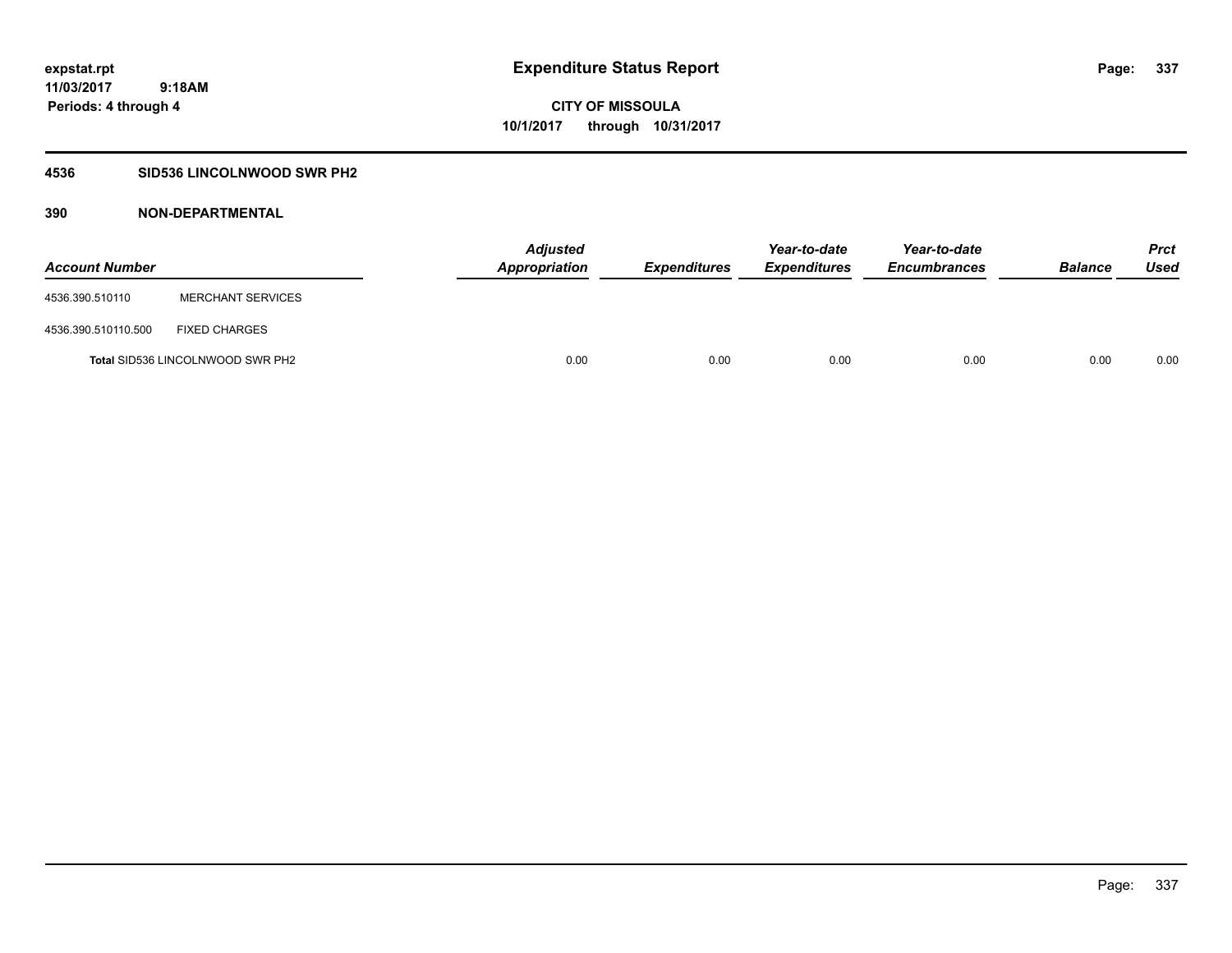expstat.rpt
11/03/2017 9:18AM
Periods: 4 through 4

# Expenditure Status Report

**CITY OF MISSOULA**
**10/1/2017 through 10/31/2017**

## 4536 SID536 LINCOLNWOOD SWR PH2

### 390 NON-DEPARTMENTAL

| Account Number | | Adjusted Appropriation | Expenditures | Year-to-date Expenditures | Year-to-date Encumbrances | Balance | Prct Used |
|---|---|---|---|---|---|---|---|
| 4536.390.510110 | MERCHANT SERVICES | | | | | | |
| 4536.390.510110.500 | FIXED CHARGES | | | | | | |
| **Total** SID536 LINCOLNWOOD SWR PH2 | | 0.00 | 0.00 | 0.00 | 0.00 | 0.00 | 0.00 |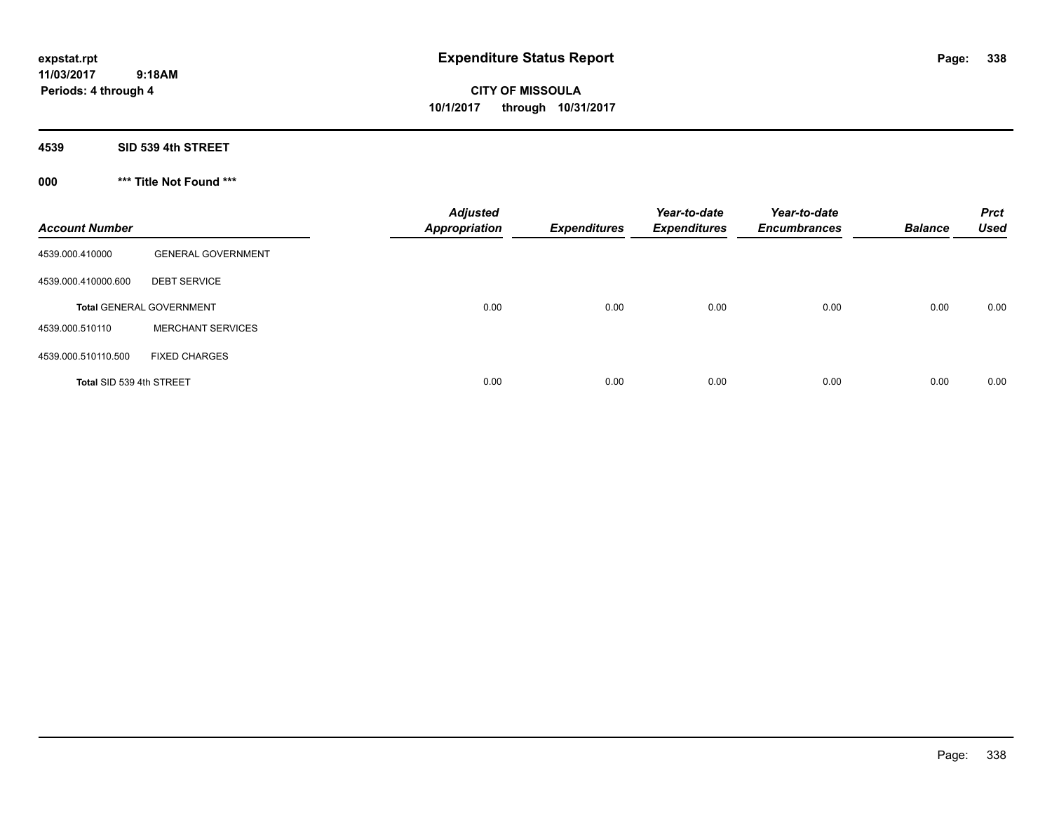expstat.rpt
11/03/2017 9:18AM
Periods: 4 through 4

# Expenditure Status Report

**CITY OF MISSOULA**
**10/1/2017 through 10/31/2017**

## 4539 SID 539 4th STREET

## 000 *** Title Not Found ***

| Account Number | | Adjusted Appropriation | Expenditures | Year-to-date Expenditures | Year-to-date Encumbrances | Balance | Prct Used |
|---|---|---|---|---|---|---|---|
| 4539.000.410000 | GENERAL GOVERNMENT | | | | | | |
| 4539.000.410000.600 | DEBT SERVICE | | | | | | |
| **Total** GENERAL GOVERNMENT | | 0.00 | 0.00 | 0.00 | 0.00 | 0.00 | 0.00 |
| 4539.000.510110 | MERCHANT SERVICES | | | | | | |
| 4539.000.510110.500 | FIXED CHARGES | | | | | | |
| **Total** SID 539 4th STREET | | 0.00 | 0.00 | 0.00 | 0.00 | 0.00 | 0.00 |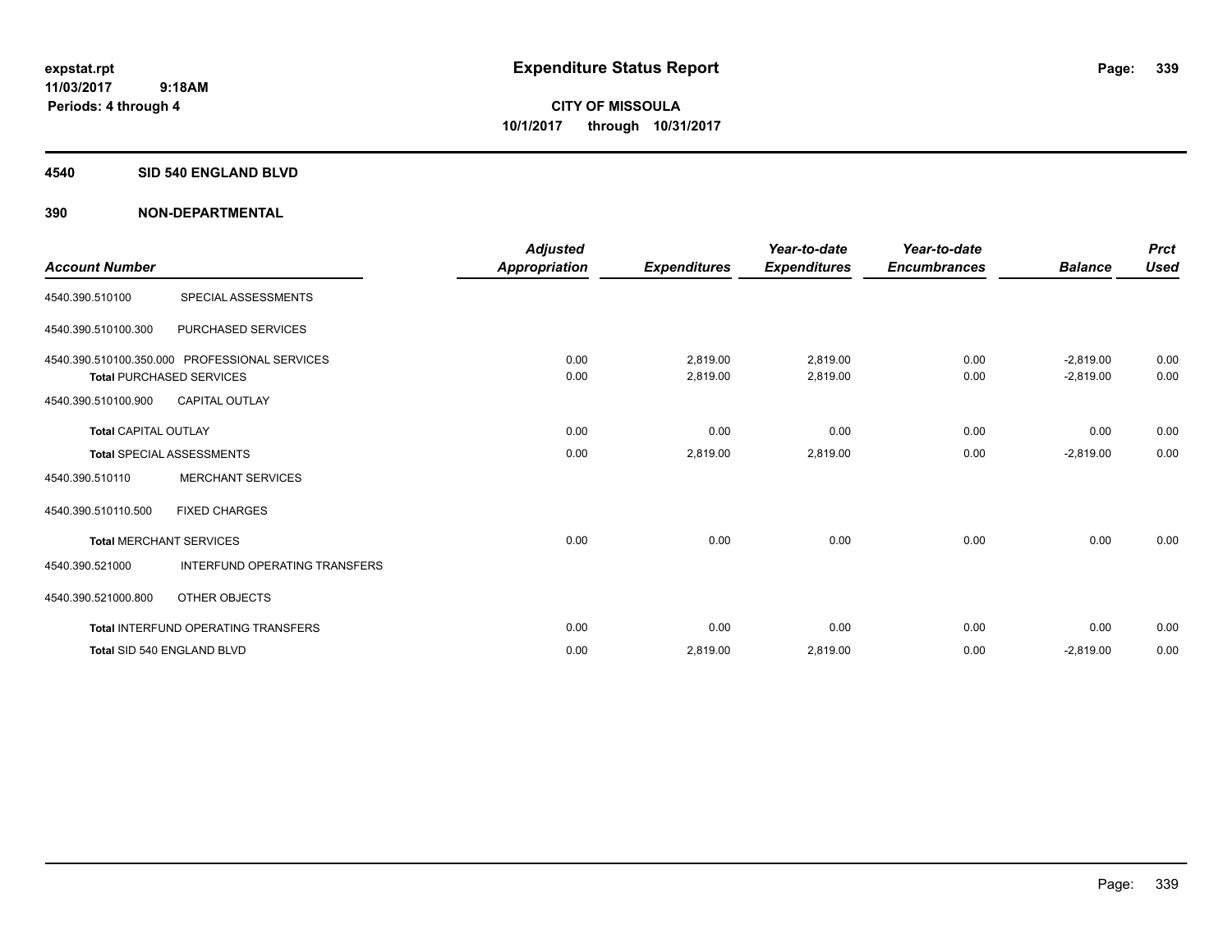expstat.rpt
11/03/2017 9:18AM
Periods: 4 through 4

# Expenditure Status Report

**CITY OF MISSOULA**
**10/1/2017 through 10/31/2017**

## 4540 SID 540 ENGLAND BLVD

## 390 NON-DEPARTMENTAL

| Account Number | | Adjusted Appropriation | Expenditures | Year-to-date Expenditures | Year-to-date Encumbrances | Balance | Prct Used |
|---|---|---|---|---|---|---|---|
| 4540.390.510100 | SPECIAL ASSESSMENTS | | | | | | |
| 4540.390.510100.300 | PURCHASED SERVICES | | | | | | |
| 4540.390.510100.350.000 | PROFESSIONAL SERVICES | 0.00 | 2,819.00 | 2,819.00 | 0.00 | -2,819.00 | 0.00 |
| Total PURCHASED SERVICES | | 0.00 | 2,819.00 | 2,819.00 | 0.00 | -2,819.00 | 0.00 |
| 4540.390.510100.900 | CAPITAL OUTLAY | | | | | | |
| Total CAPITAL OUTLAY | | 0.00 | 0.00 | 0.00 | 0.00 | 0.00 | 0.00 |
| Total SPECIAL ASSESSMENTS | | 0.00 | 2,819.00 | 2,819.00 | 0.00 | -2,819.00 | 0.00 |
| 4540.390.510110 | MERCHANT SERVICES | | | | | | |
| 4540.390.510110.500 | FIXED CHARGES | | | | | | |
| Total MERCHANT SERVICES | | 0.00 | 0.00 | 0.00 | 0.00 | 0.00 | 0.00 |
| 4540.390.521000 | INTERFUND OPERATING TRANSFERS | | | | | | |
| 4540.390.521000.800 | OTHER OBJECTS | | | | | | |
| Total INTERFUND OPERATING TRANSFERS | | 0.00 | 0.00 | 0.00 | 0.00 | 0.00 | 0.00 |
| Total SID 540 ENGLAND BLVD | | 0.00 | 2,819.00 | 2,819.00 | 0.00 | -2,819.00 | 0.00 |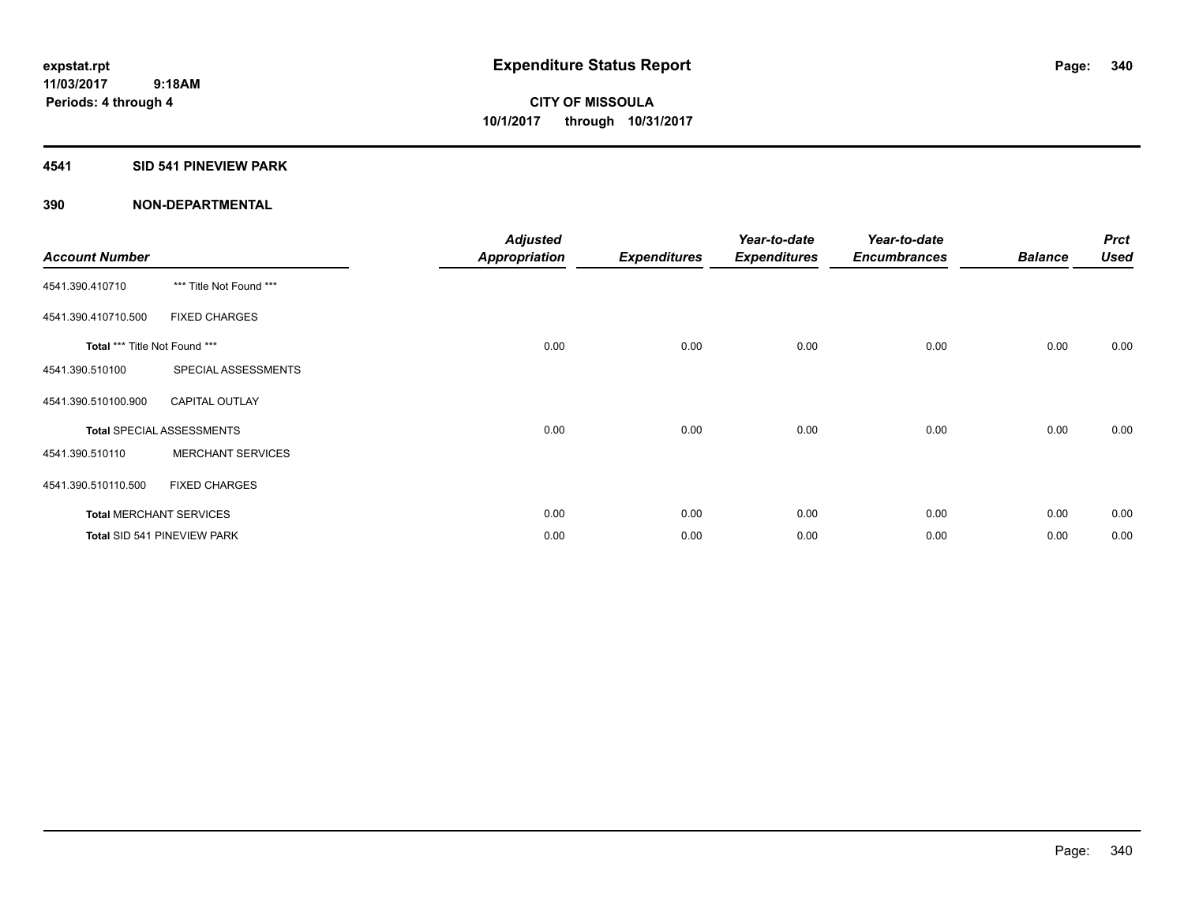**expstat.rpt**
**11/03/2017 9:18AM**
**Periods: 4 through 4**

# Expenditure Status Report

**CITY OF MISSOULA**
**10/1/2017 through 10/31/2017**

## 4541 SID 541 PINEVIEW PARK

## 390 NON-DEPARTMENTAL

| Account Number | | Adjusted Appropriation | Expenditures | Year-to-date Expenditures | Year-to-date Encumbrances | Balance | Prct Used |
|---|---|---|---|---|---|---|---|
| 4541.390.410710 | *** Title Not Found *** | | | | | | |
| 4541.390.410710.500 | FIXED CHARGES | | | | | | |
| **Total** *** Title Not Found *** | | 0.00 | 0.00 | 0.00 | 0.00 | 0.00 | 0.00 |
| 4541.390.510100 | SPECIAL ASSESSMENTS | | | | | | |
| 4541.390.510100.900 | CAPITAL OUTLAY | | | | | | |
| **Total** SPECIAL ASSESSMENTS | | 0.00 | 0.00 | 0.00 | 0.00 | 0.00 | 0.00 |
| 4541.390.510110 | MERCHANT SERVICES | | | | | | |
| 4541.390.510110.500 | FIXED CHARGES | | | | | | |
| **Total** MERCHANT SERVICES | | 0.00 | 0.00 | 0.00 | 0.00 | 0.00 | 0.00 |
| **Total** SID 541 PINEVIEW PARK | | 0.00 | 0.00 | 0.00 | 0.00 | 0.00 | 0.00 |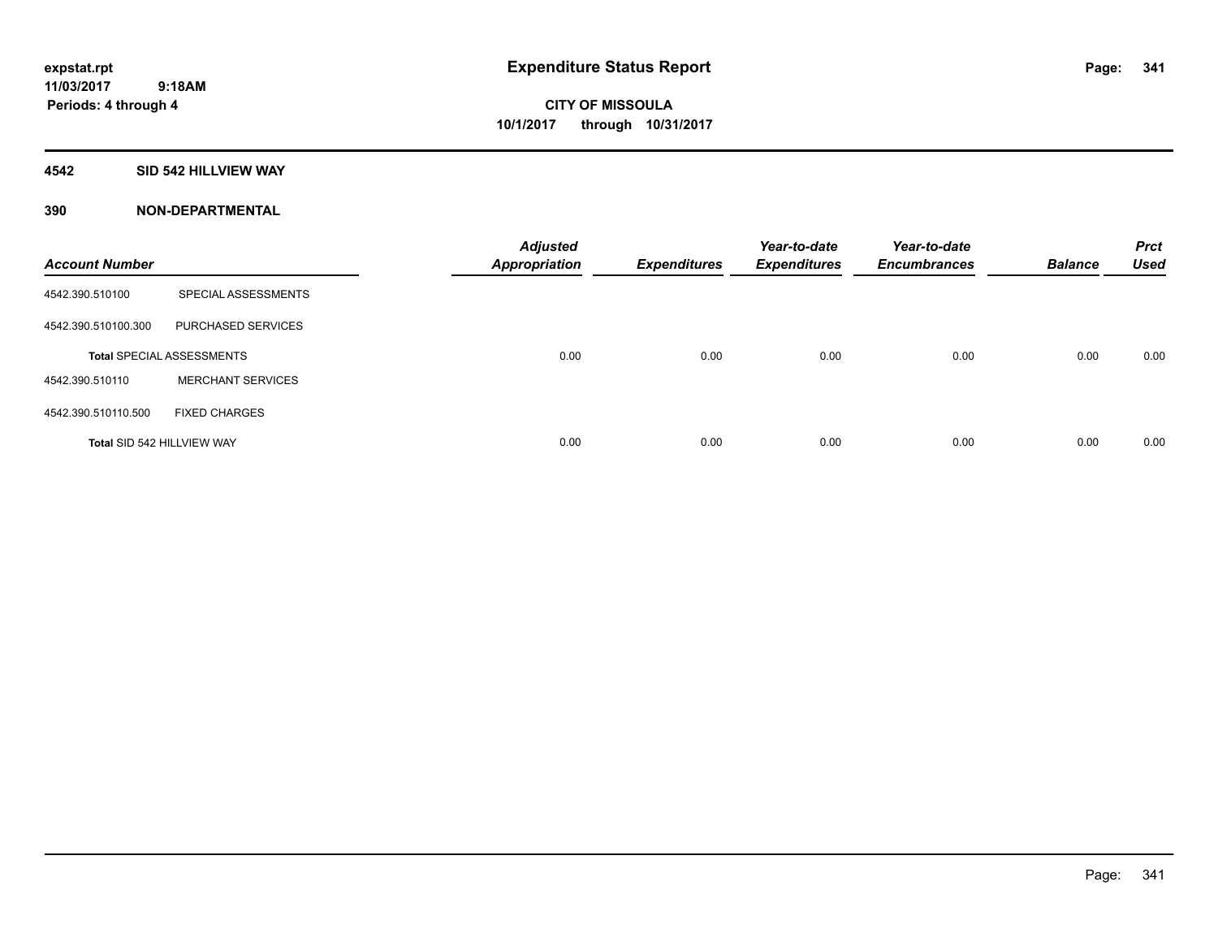**expstat.rpt**
**11/03/2017 9:18AM**
**Periods: 4 through 4**

# Expenditure Status Report

**CITY OF MISSOULA**
**10/1/2017 through 10/31/2017**

## 4542 SID 542 HILLVIEW WAY

## 390 NON-DEPARTMENTAL

| Account Number | | Adjusted Appropriation | Expenditures | Year-to-date Expenditures | Year-to-date Encumbrances | Balance | Prct Used |
|---|---|---|---|---|---|---|---|
| 4542.390.510100 | SPECIAL ASSESSMENTS | | | | | | |
| 4542.390.510100.300 | PURCHASED SERVICES | | | | | | |
| **Total** SPECIAL ASSESSMENTS | | 0.00 | 0.00 | 0.00 | 0.00 | 0.00 | 0.00 |
| 4542.390.510110 | MERCHANT SERVICES | | | | | | |
| 4542.390.510110.500 | FIXED CHARGES | | | | | | |
| **Total** SID 542 HILLVIEW WAY | | 0.00 | 0.00 | 0.00 | 0.00 | 0.00 | 0.00 |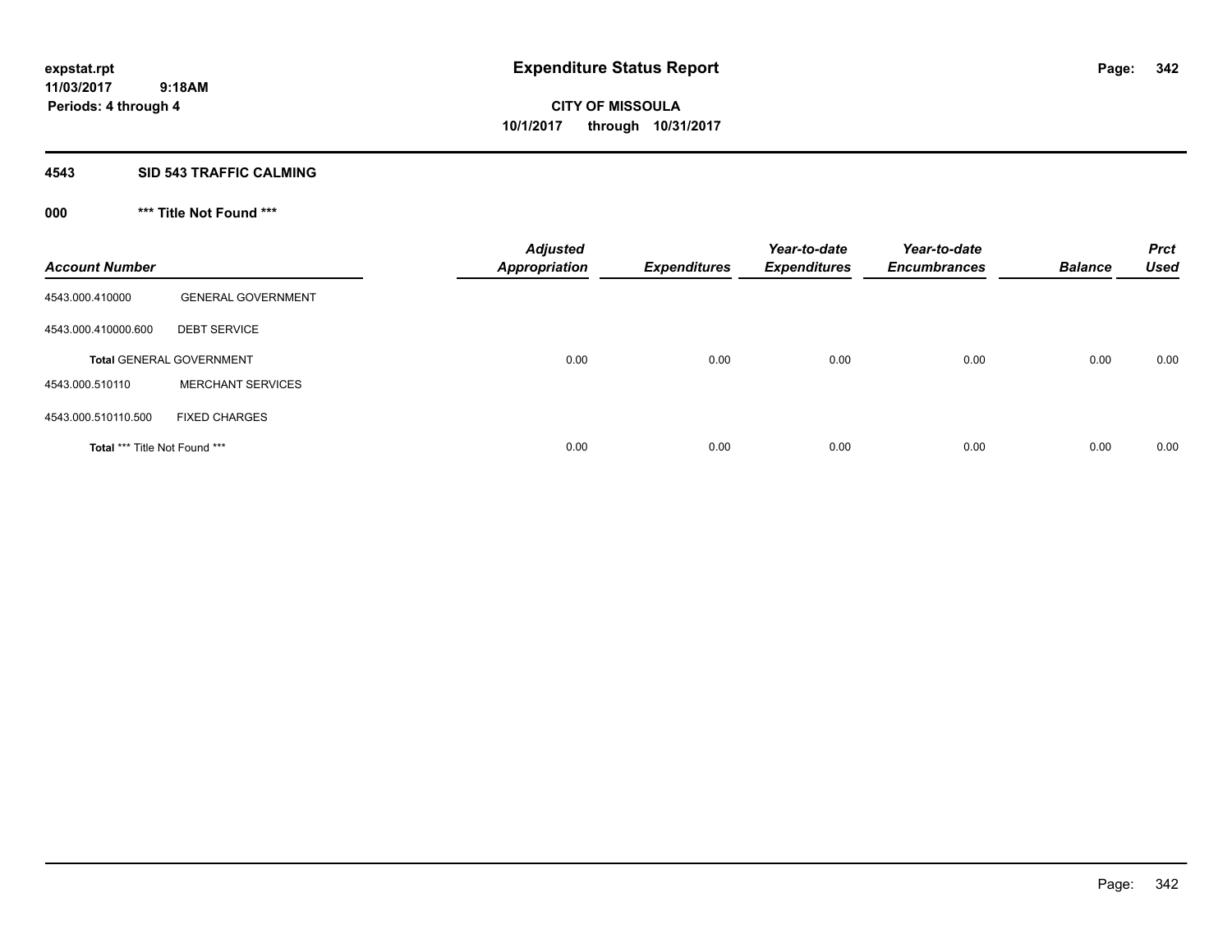**expstat.rpt**
**11/03/2017 9:18AM**
**Periods: 4 through 4**

# Expenditure Status Report

**CITY OF MISSOULA**
**10/1/2017 through 10/31/2017**

## 4543 SID 543 TRAFFIC CALMING

### 000 *** Title Not Found ***

| Account Number | | Adjusted Appropriation | Expenditures | Year-to-date Expenditures | Year-to-date Encumbrances | Balance | Prct Used |
|---|---|---|---|---|---|---|---|
| 4543.000.410000 | GENERAL GOVERNMENT | | | | | | |
| 4543.000.410000.600 | DEBT SERVICE | | | | | | |
| **Total** GENERAL GOVERNMENT | | 0.00 | 0.00 | 0.00 | 0.00 | 0.00 | 0.00 |
| 4543.000.510110 | MERCHANT SERVICES | | | | | | |
| 4543.000.510110.500 | FIXED CHARGES | | | | | | |
| **Total** *** Title Not Found *** | | 0.00 | 0.00 | 0.00 | 0.00 | 0.00 | 0.00 |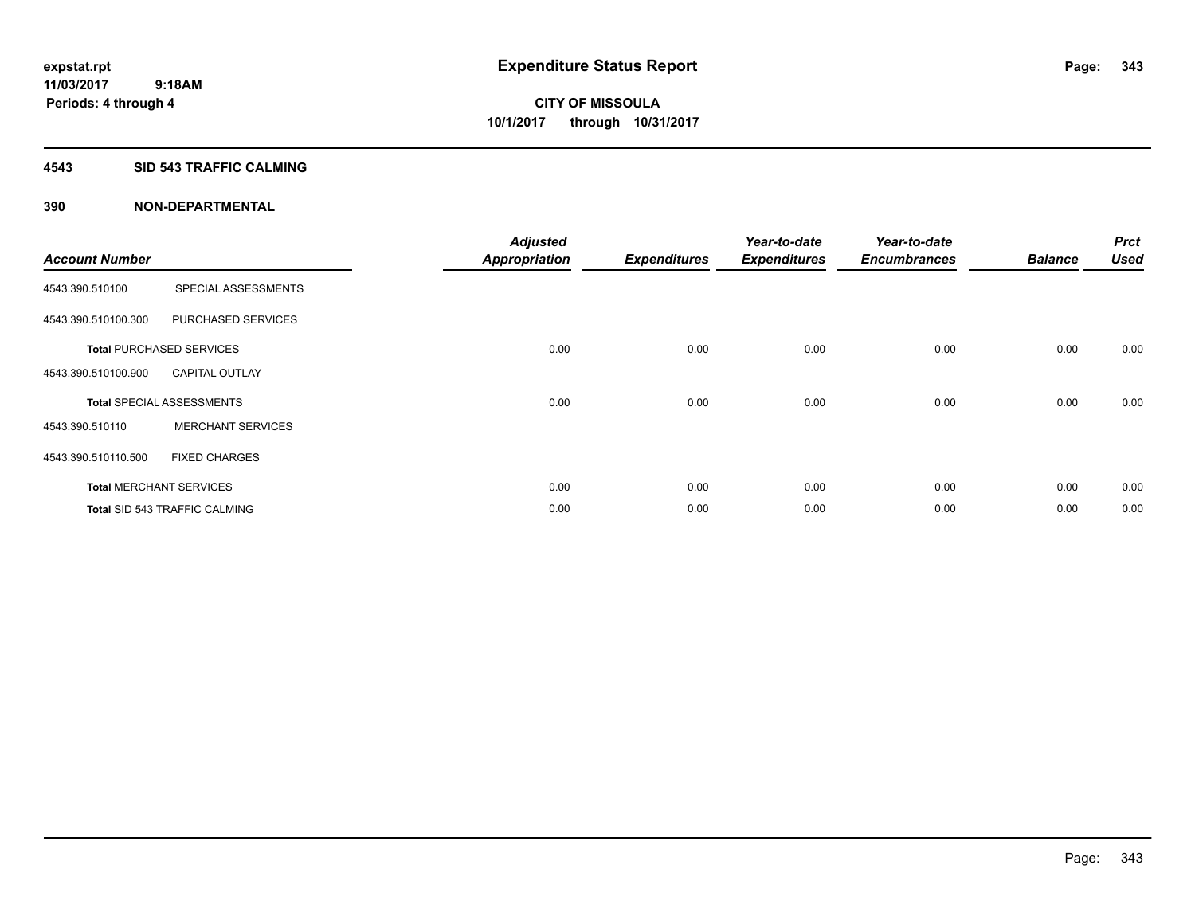**expstat.rpt**
**11/03/2017 9:18AM**
**Periods: 4 through 4**

# Expenditure Status Report

**CITY OF MISSOULA**
**10/1/2017 through 10/31/2017**

## 4543 SID 543 TRAFFIC CALMING

### 390 NON-DEPARTMENTAL

| Account Number | | Adjusted Appropriation | Expenditures | Year-to-date Expenditures | Year-to-date Encumbrances | Balance | Prct Used |
|---|---|---|---|---|---|---|---|
| 4543.390.510100 | SPECIAL ASSESSMENTS | | | | | | |
| 4543.390.510100.300 | PURCHASED SERVICES | | | | | | |
| **Total** PURCHASED SERVICES | | 0.00 | 0.00 | 0.00 | 0.00 | 0.00 | 0.00 |
| 4543.390.510100.900 | CAPITAL OUTLAY | | | | | | |
| **Total** SPECIAL ASSESSMENTS | | 0.00 | 0.00 | 0.00 | 0.00 | 0.00 | 0.00 |
| 4543.390.510110 | MERCHANT SERVICES | | | | | | |
| 4543.390.510110.500 | FIXED CHARGES | | | | | | |
| **Total** MERCHANT SERVICES | | 0.00 | 0.00 | 0.00 | 0.00 | 0.00 | 0.00 |
| **Total** SID 543 TRAFFIC CALMING | | 0.00 | 0.00 | 0.00 | 0.00 | 0.00 | 0.00 |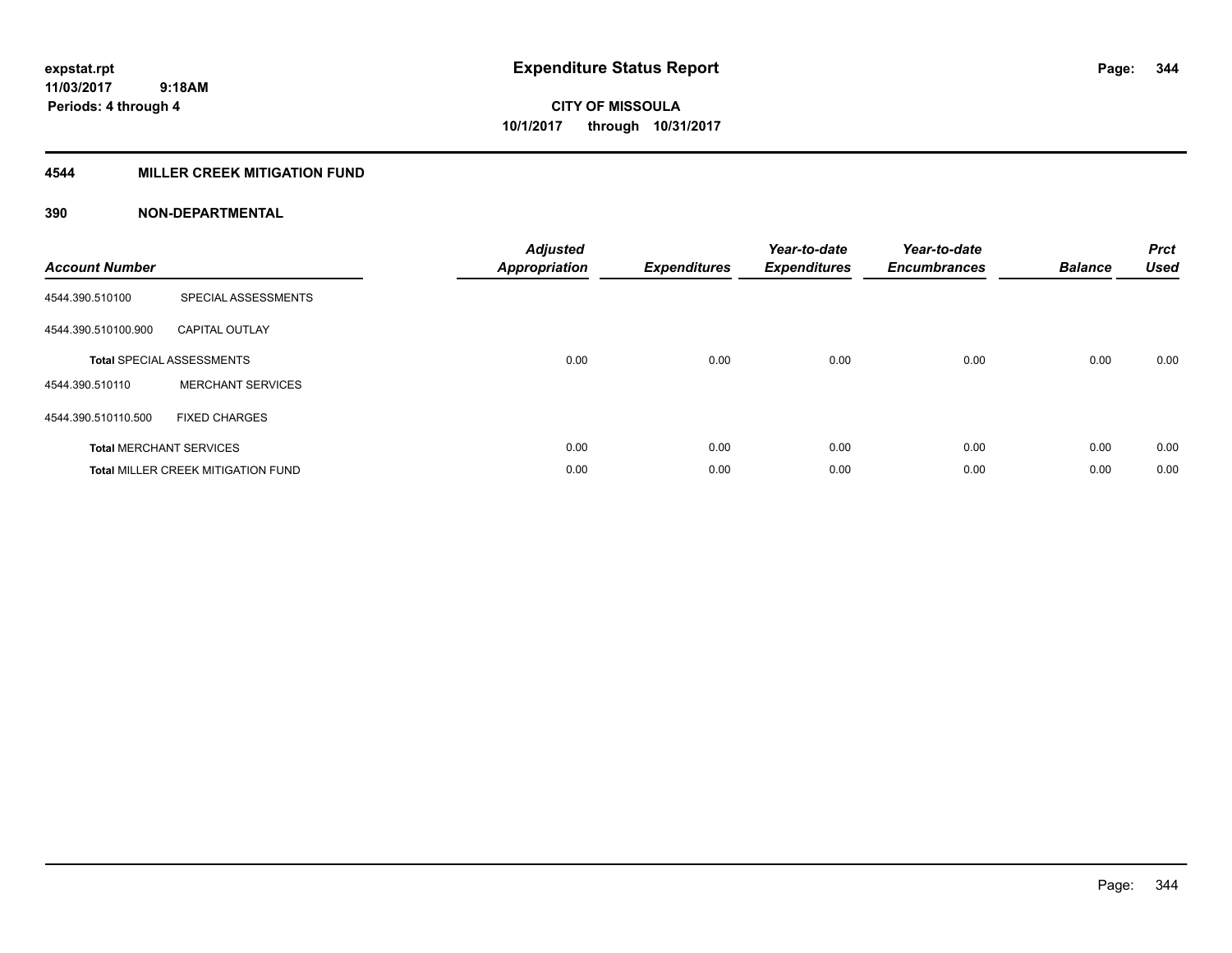expstat.rpt
11/03/2017 9:18AM
Periods: 4 through 4

# Expenditure Status Report

**CITY OF MISSOULA**
**10/1/2017 through 10/31/2017**

## 4544 MILLER CREEK MITIGATION FUND

### 390 NON-DEPARTMENTAL

| Account Number | | Adjusted Appropriation | Expenditures | Year-to-date Expenditures | Year-to-date Encumbrances | Balance | Prct Used |
|---|---|---|---|---|---|---|---|
| 4544.390.510100 | SPECIAL ASSESSMENTS | | | | | | |
| 4544.390.510100.900 | CAPITAL OUTLAY | | | | | | |
| **Total** SPECIAL ASSESSMENTS | | 0.00 | 0.00 | 0.00 | 0.00 | 0.00 | 0.00 |
| 4544.390.510110 | MERCHANT SERVICES | | | | | | |
| 4544.390.510110.500 | FIXED CHARGES | | | | | | |
| **Total** MERCHANT SERVICES | | 0.00 | 0.00 | 0.00 | 0.00 | 0.00 | 0.00 |
| **Total** MILLER CREEK MITIGATION FUND | | 0.00 | 0.00 | 0.00 | 0.00 | 0.00 | 0.00 |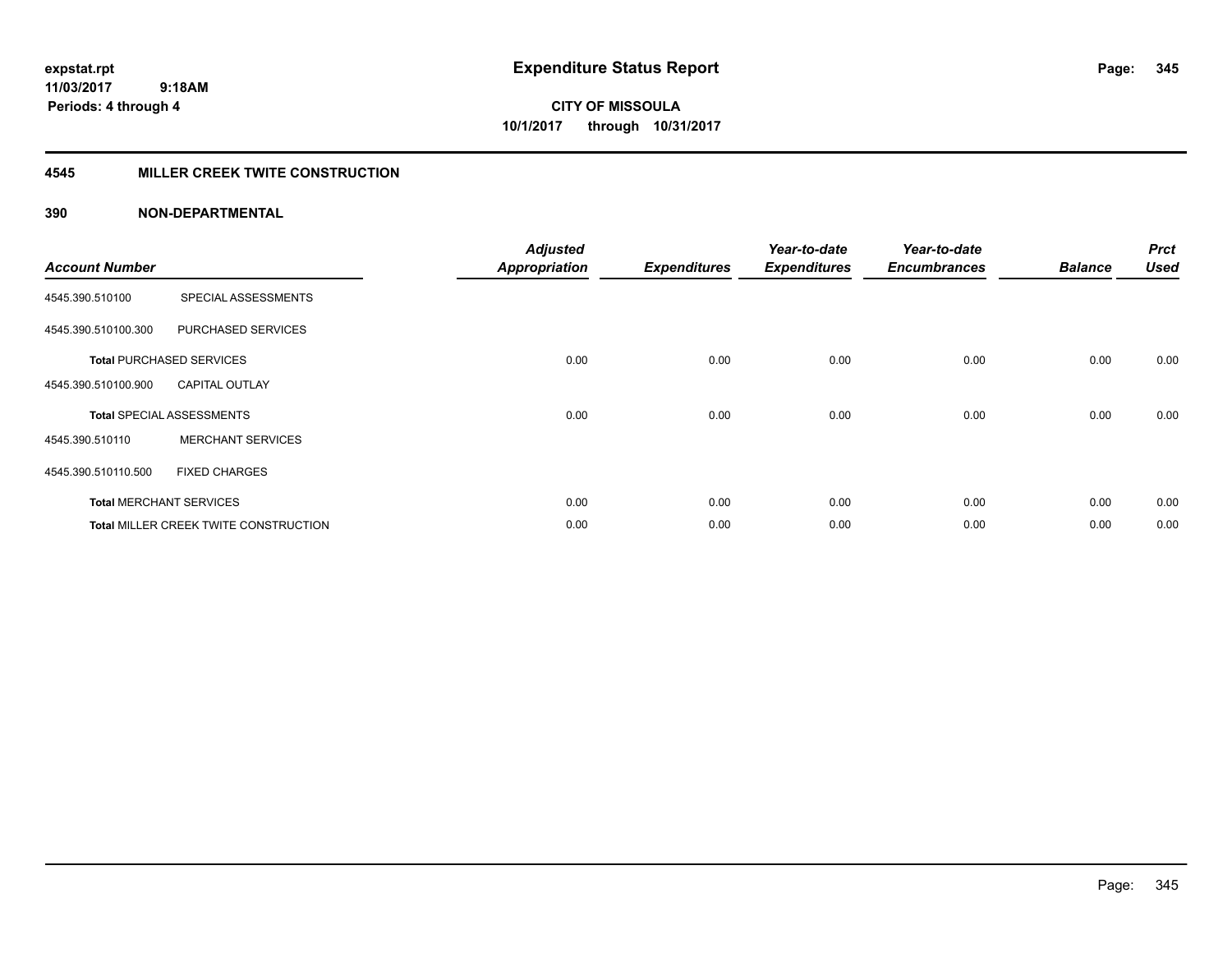**expstat.rpt**
**11/03/2017 9:18AM**
**Periods: 4 through 4**

# Expenditure Status Report

**CITY OF MISSOULA**
**10/1/2017 through 10/31/2017**

## 4545 MILLER CREEK TWITE CONSTRUCTION

### 390 NON-DEPARTMENTAL

| Account Number | | Adjusted Appropriation | Expenditures | Year-to-date Expenditures | Year-to-date Encumbrances | Balance | Prct Used |
|---|---|---|---|---|---|---|---|
| 4545.390.510100 | SPECIAL ASSESSMENTS | | | | | | |
| 4545.390.510100.300 | PURCHASED SERVICES | | | | | | |
| **Total** PURCHASED SERVICES | | 0.00 | 0.00 | 0.00 | 0.00 | 0.00 | 0.00 |
| 4545.390.510100.900 | CAPITAL OUTLAY | | | | | | |
| **Total** SPECIAL ASSESSMENTS | | 0.00 | 0.00 | 0.00 | 0.00 | 0.00 | 0.00 |
| 4545.390.510110 | MERCHANT SERVICES | | | | | | |
| 4545.390.510110.500 | FIXED CHARGES | | | | | | |
| **Total** MERCHANT SERVICES | | 0.00 | 0.00 | 0.00 | 0.00 | 0.00 | 0.00 |
| **Total** MILLER CREEK TWITE CONSTRUCTION | | 0.00 | 0.00 | 0.00 | 0.00 | 0.00 | 0.00 |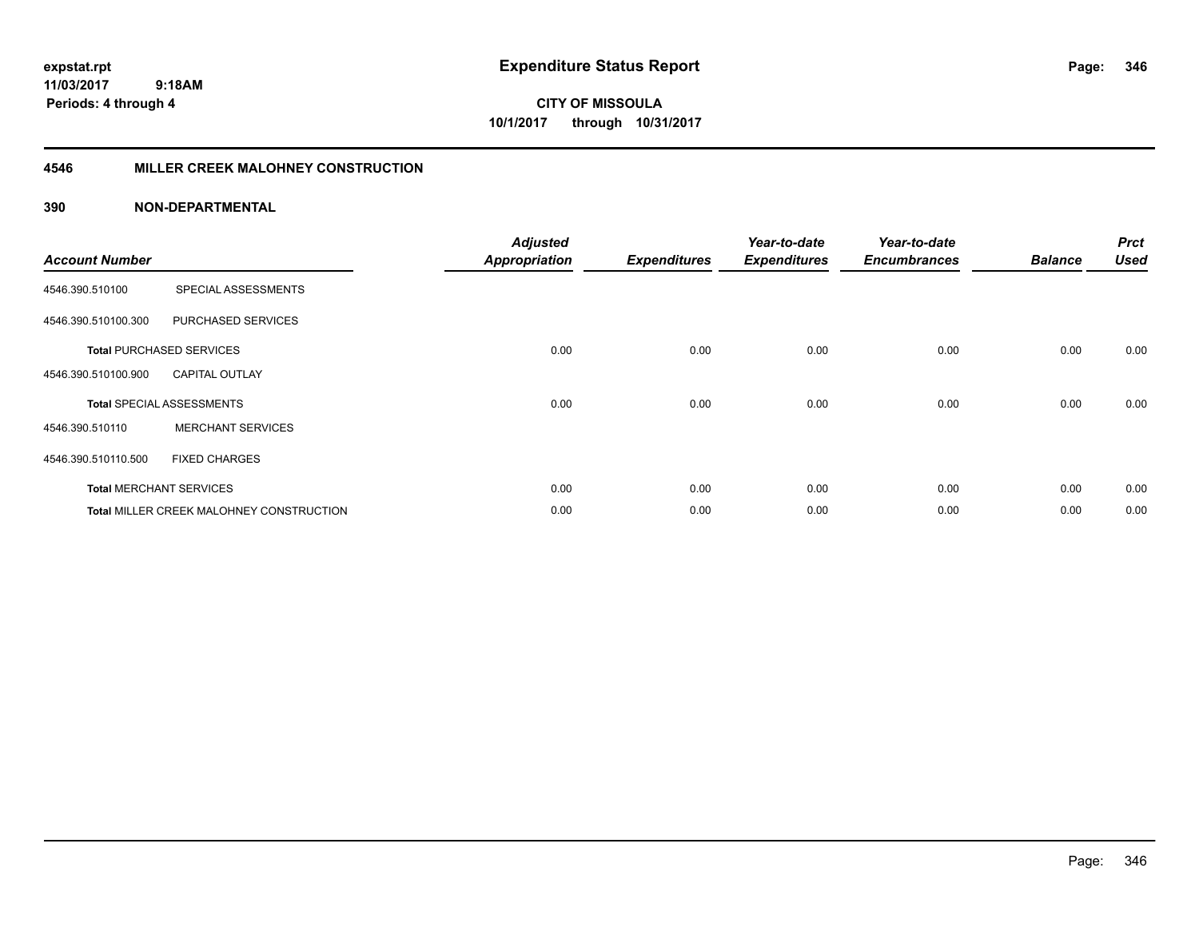**expstat.rpt**
**11/03/2017 9:18AM**
**Periods: 4 through 4**

# Expenditure Status Report

**CITY OF MISSOULA**
**10/1/2017 through 10/31/2017**

## 4546 MILLER CREEK MALOHNEY CONSTRUCTION

### 390 NON-DEPARTMENTAL

| Account Number | | Adjusted Appropriation | Expenditures | Year-to-date Expenditures | Year-to-date Encumbrances | Balance | Prct Used |
|---|---|---|---|---|---|---|---|
| 4546.390.510100 | SPECIAL ASSESSMENTS | | | | | | |
| 4546.390.510100.300 | PURCHASED SERVICES | | | | | | |
| **Total** PURCHASED SERVICES | | 0.00 | 0.00 | 0.00 | 0.00 | 0.00 | 0.00 |
| 4546.390.510100.900 | CAPITAL OUTLAY | | | | | | |
| **Total** SPECIAL ASSESSMENTS | | 0.00 | 0.00 | 0.00 | 0.00 | 0.00 | 0.00 |
| 4546.390.510110 | MERCHANT SERVICES | | | | | | |
| 4546.390.510110.500 | FIXED CHARGES | | | | | | |
| **Total** MERCHANT SERVICES | | 0.00 | 0.00 | 0.00 | 0.00 | 0.00 | 0.00 |
| **Total** MILLER CREEK MALOHNEY CONSTRUCTION | | 0.00 | 0.00 | 0.00 | 0.00 | 0.00 | 0.00 |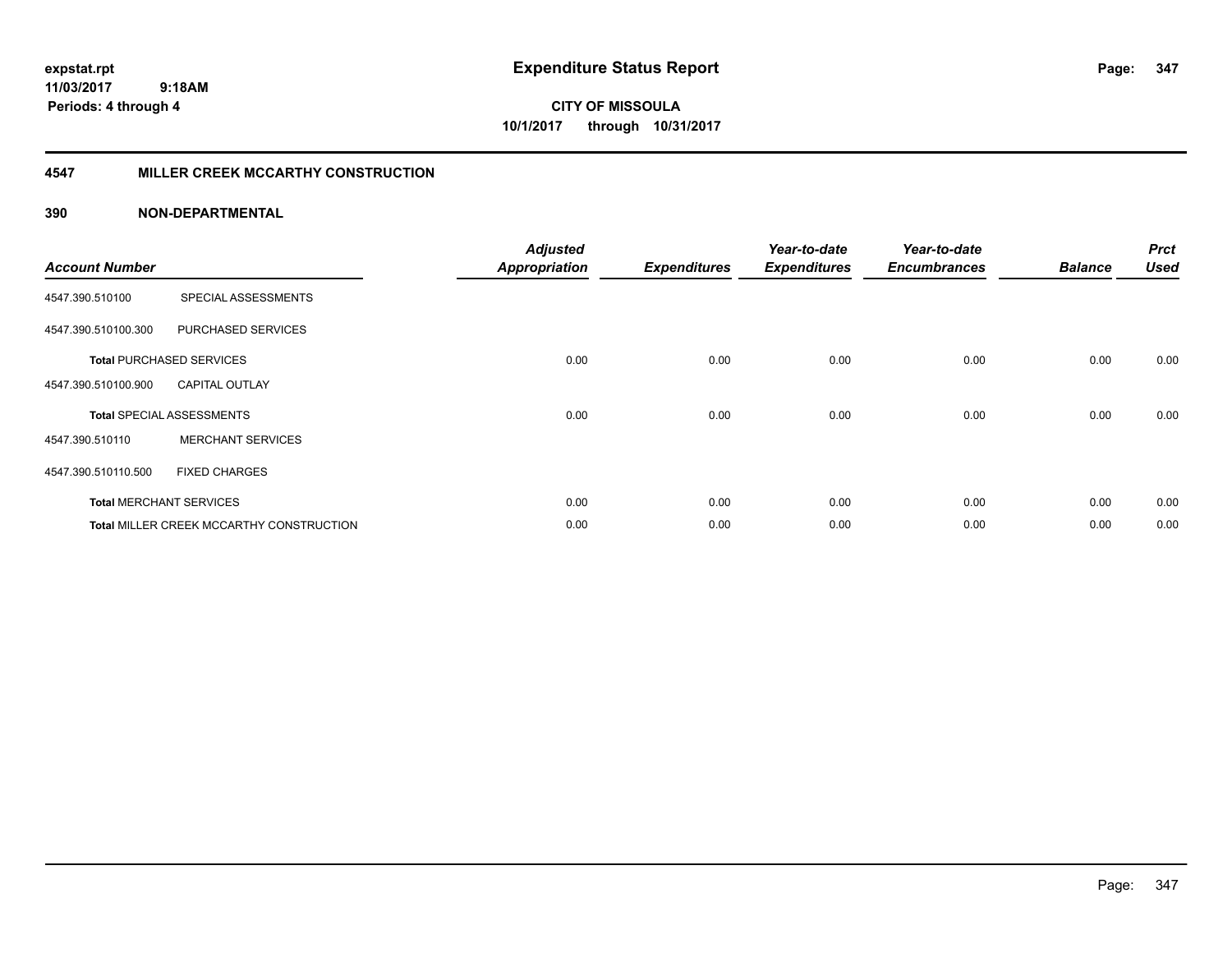expstat.rpt
11/03/2017 9:18AM
Periods: 4 through 4

# Expenditure Status Report

CITY OF MISSOULA
10/1/2017 through 10/31/2017

## 4547 MILLER CREEK MCCARTHY CONSTRUCTION

### 390 NON-DEPARTMENTAL

| Account Number | | Adjusted Appropriation | Expenditures | Year-to-date Expenditures | Year-to-date Encumbrances | Balance | Prct Used |
|---|---|---|---|---|---|---|---|
| 4547.390.510100 | SPECIAL ASSESSMENTS | | | | | | |
| 4547.390.510100.300 | PURCHASED SERVICES | | | | | | |
| **Total** PURCHASED SERVICES | | 0.00 | 0.00 | 0.00 | 0.00 | 0.00 | 0.00 |
| 4547.390.510100.900 | CAPITAL OUTLAY | | | | | | |
| **Total** SPECIAL ASSESSMENTS | | 0.00 | 0.00 | 0.00 | 0.00 | 0.00 | 0.00 |
| 4547.390.510110 | MERCHANT SERVICES | | | | | | |
| 4547.390.510110.500 | FIXED CHARGES | | | | | | |
| **Total** MERCHANT SERVICES | | 0.00 | 0.00 | 0.00 | 0.00 | 0.00 | 0.00 |
| **Total** MILLER CREEK MCCARTHY CONSTRUCTION | | 0.00 | 0.00 | 0.00 | 0.00 | 0.00 | 0.00 |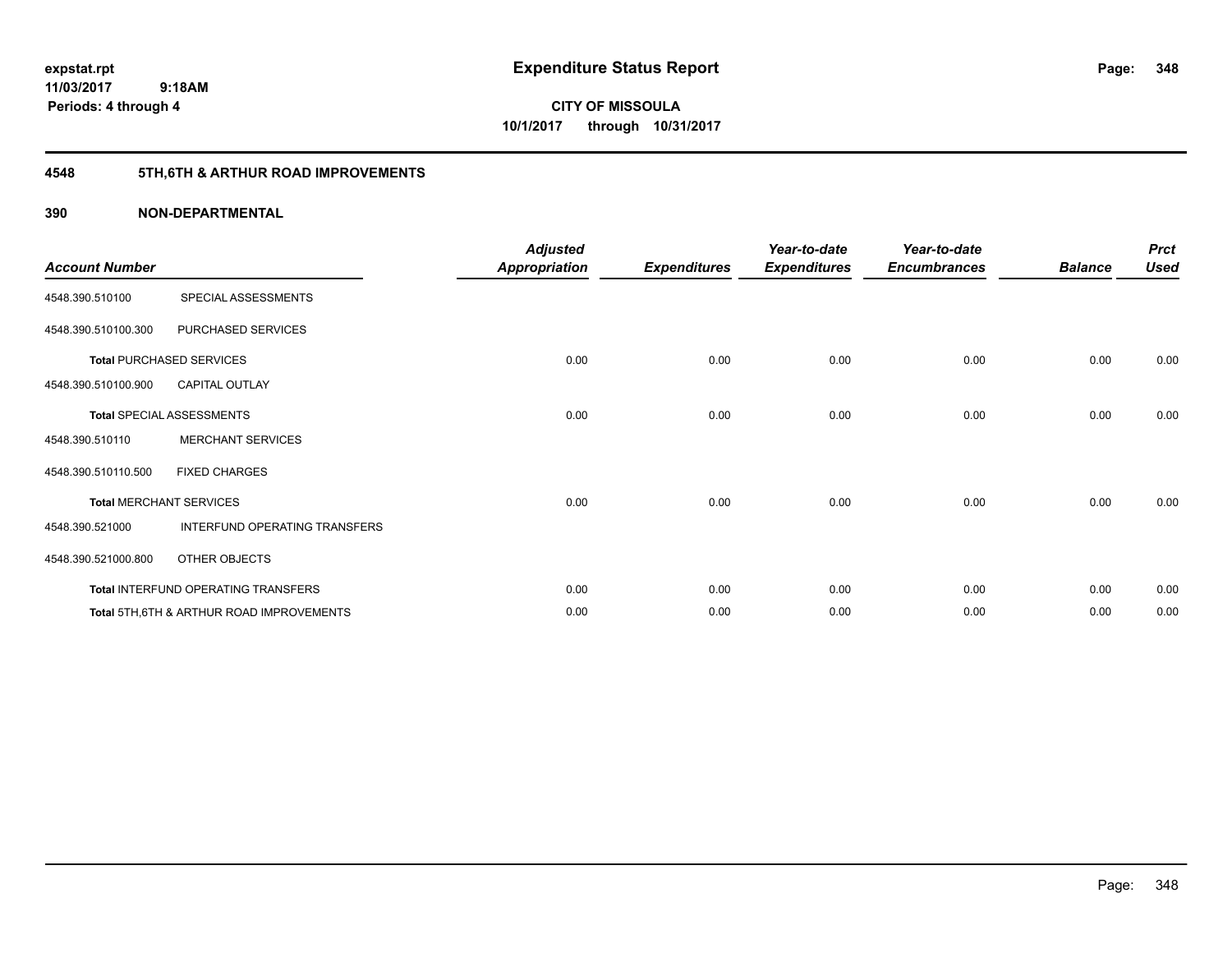# Expenditure Status Report

**CITY OF MISSOULA**
**10/1/2017 through 10/31/2017**

expstat.rpt
11/03/2017 9:18AM
Periods: 4 through 4

## 4548 5TH,6TH & ARTHUR ROAD IMPROVEMENTS

### 390 NON-DEPARTMENTAL

| Account Number | | Adjusted Appropriation | Expenditures | Year-to-date Expenditures | Year-to-date Encumbrances | Balance | Prct Used |
|---|---|---|---|---|---|---|---|
| 4548.390.510100 | SPECIAL ASSESSMENTS | | | | | | |
| 4548.390.510100.300 | PURCHASED SERVICES | | | | | | |
| **Total** PURCHASED SERVICES | | 0.00 | 0.00 | 0.00 | 0.00 | 0.00 | 0.00 |
| 4548.390.510100.900 | CAPITAL OUTLAY | | | | | | |
| **Total** SPECIAL ASSESSMENTS | | 0.00 | 0.00 | 0.00 | 0.00 | 0.00 | 0.00 |
| 4548.390.510110 | MERCHANT SERVICES | | | | | | |
| 4548.390.510110.500 | FIXED CHARGES | | | | | | |
| **Total** MERCHANT SERVICES | | 0.00 | 0.00 | 0.00 | 0.00 | 0.00 | 0.00 |
| 4548.390.521000 | INTERFUND OPERATING TRANSFERS | | | | | | |
| 4548.390.521000.800 | OTHER OBJECTS | | | | | | |
| **Total** INTERFUND OPERATING TRANSFERS | | 0.00 | 0.00 | 0.00 | 0.00 | 0.00 | 0.00 |
| **Total** 5TH,6TH & ARTHUR ROAD IMPROVEMENTS | | 0.00 | 0.00 | 0.00 | 0.00 | 0.00 | 0.00 |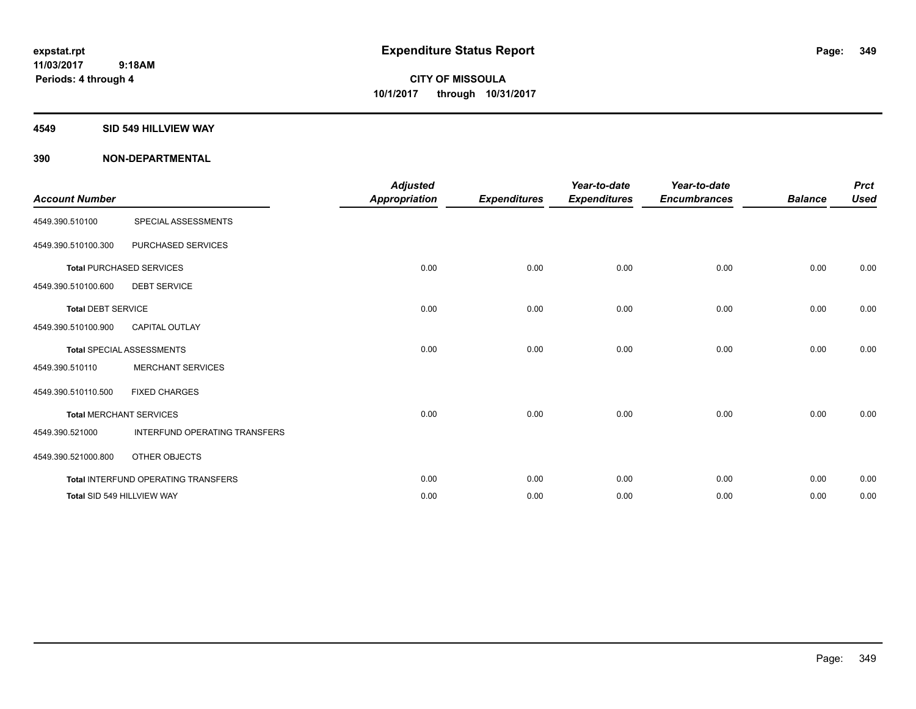# Expenditure Status Report

expstat.rpt
11/03/2017 9:18AM
Periods: 4 through 4

**CITY OF MISSOULA**
**10/1/2017 through 10/31/2017**

## 4549 SID 549 HILLVIEW WAY

## 390 NON-DEPARTMENTAL

| Account Number | | Adjusted Appropriation | Expenditures | Year-to-date Expenditures | Year-to-date Encumbrances | Balance | Prct Used |
|---|---|---|---|---|---|---|---|
| 4549.390.510100 | SPECIAL ASSESSMENTS | | | | | | |
| 4549.390.510100.300 | PURCHASED SERVICES | | | | | | |
| **Total** PURCHASED SERVICES | | 0.00 | 0.00 | 0.00 | 0.00 | 0.00 | 0.00 |
| 4549.390.510100.600 | DEBT SERVICE | | | | | | |
| **Total** DEBT SERVICE | | 0.00 | 0.00 | 0.00 | 0.00 | 0.00 | 0.00 |
| 4549.390.510100.900 | CAPITAL OUTLAY | | | | | | |
| **Total** SPECIAL ASSESSMENTS | | 0.00 | 0.00 | 0.00 | 0.00 | 0.00 | 0.00 |
| 4549.390.510110 | MERCHANT SERVICES | | | | | | |
| 4549.390.510110.500 | FIXED CHARGES | | | | | | |
| **Total** MERCHANT SERVICES | | 0.00 | 0.00 | 0.00 | 0.00 | 0.00 | 0.00 |
| 4549.390.521000 | INTERFUND OPERATING TRANSFERS | | | | | | |
| 4549.390.521000.800 | OTHER OBJECTS | | | | | | |
| **Total** INTERFUND OPERATING TRANSFERS | | 0.00 | 0.00 | 0.00 | 0.00 | 0.00 | 0.00 |
| **Total** SID 549 HILLVIEW WAY | | 0.00 | 0.00 | 0.00 | 0.00 | 0.00 | 0.00 |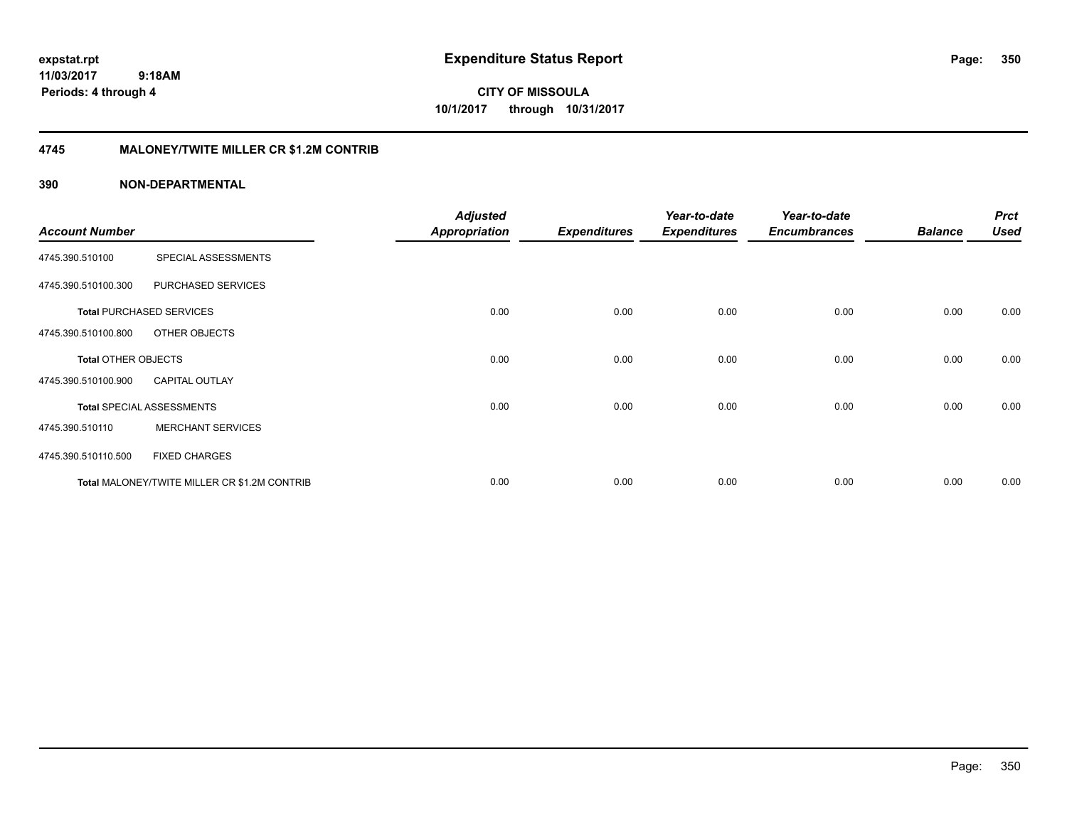**expstat.rpt**
**11/03/2017 9:18AM**
**Periods: 4 through 4**

# Expenditure Status Report

**CITY OF MISSOULA**
**10/1/2017 through 10/31/2017**

## 4745 MALONEY/TWITE MILLER CR $1.2M CONTRIB

## 390 NON-DEPARTMENTAL

| Account Number | | Adjusted Appropriation | Expenditures | Year-to-date Expenditures | Year-to-date Encumbrances | Balance | Prct Used |
|---|---|---|---|---|---|---|---|
| 4745.390.510100 | SPECIAL ASSESSMENTS | | | | | | |
| 4745.390.510100.300 | PURCHASED SERVICES | | | | | | |
| **Total** PURCHASED SERVICES | | 0.00 | 0.00 | 0.00 | 0.00 | 0.00 | 0.00 |
| 4745.390.510100.800 | OTHER OBJECTS | | | | | | |
| **Total** OTHER OBJECTS | | 0.00 | 0.00 | 0.00 | 0.00 | 0.00 | 0.00 |
| 4745.390.510100.900 | CAPITAL OUTLAY | | | | | | |
| **Total** SPECIAL ASSESSMENTS | | 0.00 | 0.00 | 0.00 | 0.00 | 0.00 | 0.00 |
| 4745.390.510110 | MERCHANT SERVICES | | | | | | |
| 4745.390.510110.500 | FIXED CHARGES | | | | | | |
| **Total** MALONEY/TWITE MILLER CR $1.2M CONTRIB | | 0.00 | 0.00 | 0.00 | 0.00 | 0.00 | 0.00 |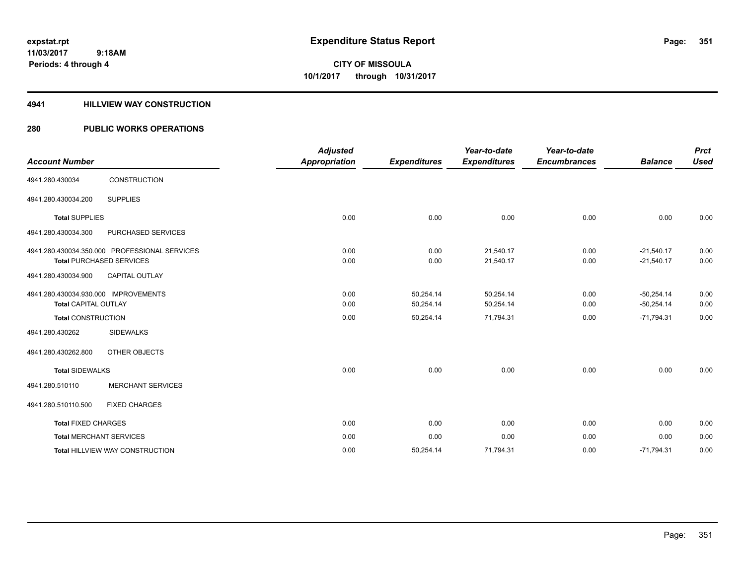expstat.rpt
11/03/2017 9:18AM
Periods: 4 through 4

# Expenditure Status Report

**CITY OF MISSOULA**
**10/1/2017 through 10/31/2017**

## 4941 HILLVIEW WAY CONSTRUCTION

## 280 PUBLIC WORKS OPERATIONS

| Account Number | | Adjusted Appropriation | Expenditures | Year-to-date Expenditures | Year-to-date Encumbrances | Balance | Prct Used |
|---|---|---|---|---|---|---|---|
| 4941.280.430034 | CONSTRUCTION | | | | | | |
| 4941.280.430034.200 | SUPPLIES | | | | | | |
| **Total** SUPPLIES | | 0.00 | 0.00 | 0.00 | 0.00 | 0.00 | 0.00 |
| 4941.280.430034.300 | PURCHASED SERVICES | | | | | | |
| 4941.280.430034.350.000 PROFESSIONAL SERVICES | | 0.00 | 0.00 | 21,540.17 | 0.00 | -21,540.17 | 0.00 |
| **Total** PURCHASED SERVICES | | 0.00 | 0.00 | 21,540.17 | 0.00 | -21,540.17 | 0.00 |
| 4941.280.430034.900 | CAPITAL OUTLAY | | | | | | |
| 4941.280.430034.930.000 IMPROVEMENTS | | 0.00 | 50,254.14 | 50,254.14 | 0.00 | -50,254.14 | 0.00 |
| **Total** CAPITAL OUTLAY | | 0.00 | 50,254.14 | 50,254.14 | 0.00 | -50,254.14 | 0.00 |
| **Total** CONSTRUCTION | | 0.00 | 50,254.14 | 71,794.31 | 0.00 | -71,794.31 | 0.00 |
| 4941.280.430262 | SIDEWALKS | | | | | | |
| 4941.280.430262.800 | OTHER OBJECTS | | | | | | |
| **Total** SIDEWALKS | | 0.00 | 0.00 | 0.00 | 0.00 | 0.00 | 0.00 |
| 4941.280.510110 | MERCHANT SERVICES | | | | | | |
| 4941.280.510110.500 | FIXED CHARGES | | | | | | |
| **Total** FIXED CHARGES | | 0.00 | 0.00 | 0.00 | 0.00 | 0.00 | 0.00 |
| **Total** MERCHANT SERVICES | | 0.00 | 0.00 | 0.00 | 0.00 | 0.00 | 0.00 |
| **Total** HILLVIEW WAY CONSTRUCTION | | 0.00 | 50,254.14 | 71,794.31 | 0.00 | -71,794.31 | 0.00 |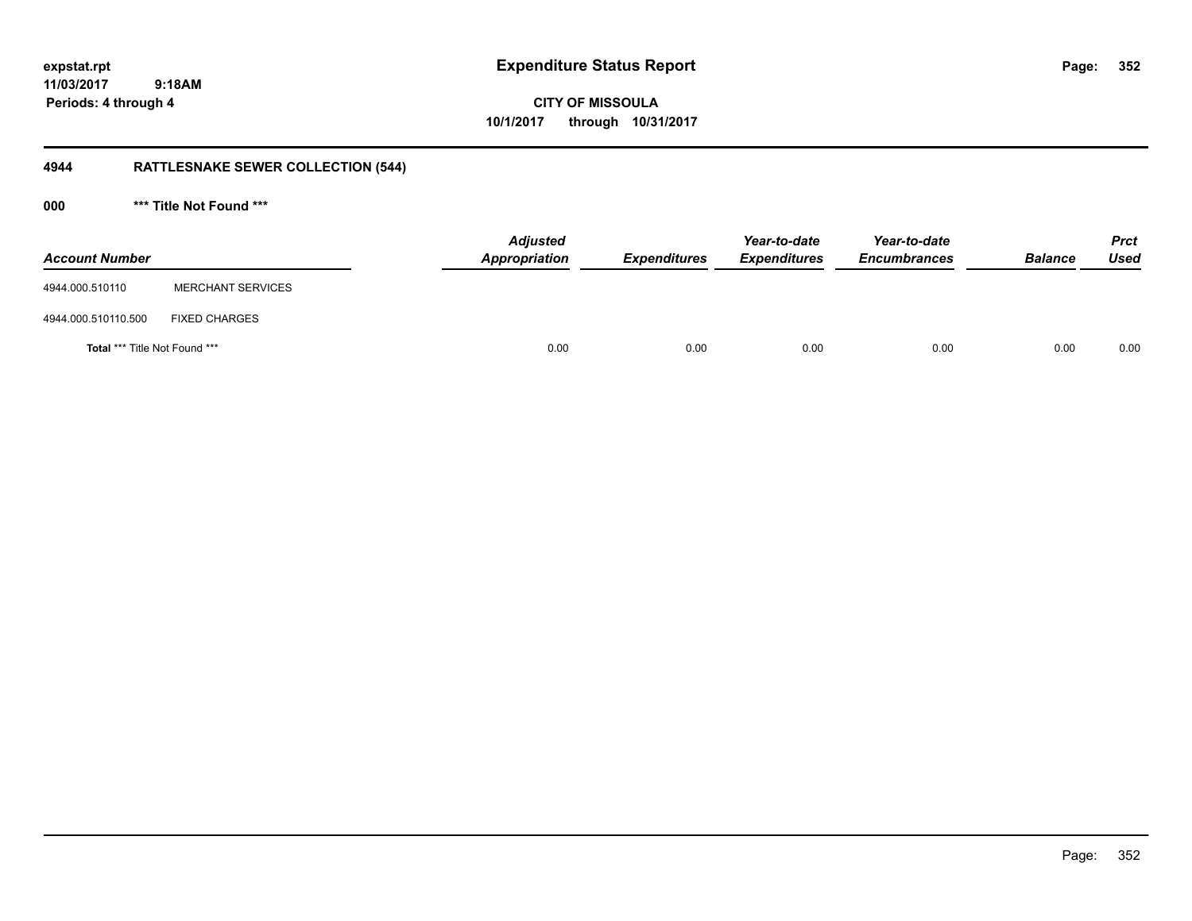# Expenditure Status Report

expstat.rpt
11/03/2017 9:18AM
Periods: 4 through 4

CITY OF MISSOULA
10/1/2017 through 10/31/2017

## 4944 RATTLESNAKE SEWER COLLECTION (544)

### 000 *** Title Not Found ***

| Account Number | | Adjusted Appropriation | Expenditures | Year-to-date Expenditures | Year-to-date Encumbrances | Balance | Prct Used |
|---|---|---|---|---|---|---|---|
| 4944.000.510110 | MERCHANT SERVICES | | | | | | |
| 4944.000.510110.500 | FIXED CHARGES | | | | | | |
| **Total** *** Title Not Found *** | | 0.00 | 0.00 | 0.00 | 0.00 | 0.00 | 0.00 |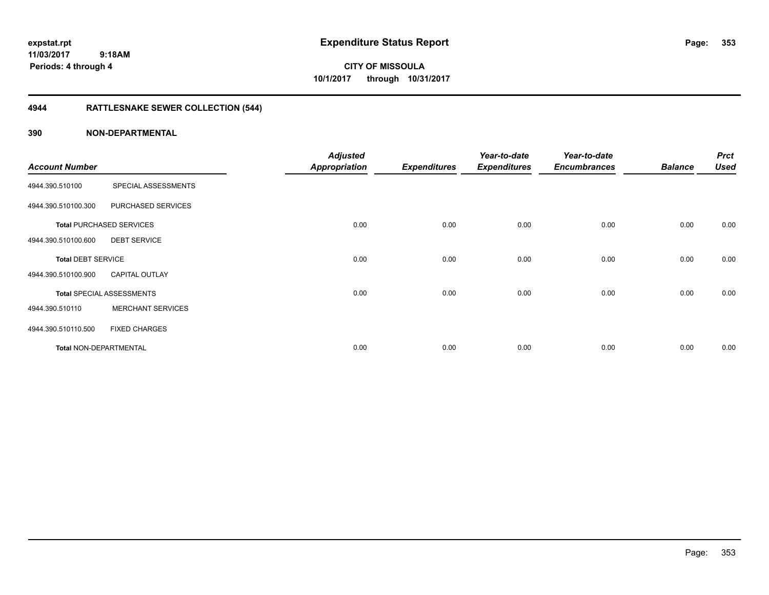**expstat.rpt**
**11/03/2017 9:18AM**
**Periods: 4 through 4**

# Expenditure Status Report

**CITY OF MISSOULA**
**10/1/2017 through 10/31/2017**

## 4944 RATTLESNAKE SEWER COLLECTION (544)

### 390 NON-DEPARTMENTAL

| Account Number | | Adjusted Appropriation | Expenditures | Year-to-date Expenditures | Year-to-date Encumbrances | Balance | Prct Used |
|---|---|---|---|---|---|---|---|
| 4944.390.510100 | SPECIAL ASSESSMENTS | | | | | | |
| 4944.390.510100.300 | PURCHASED SERVICES | | | | | | |
| **Total** PURCHASED SERVICES | | 0.00 | 0.00 | 0.00 | 0.00 | 0.00 | 0.00 |
| 4944.390.510100.600 | DEBT SERVICE | | | | | | |
| **Total** DEBT SERVICE | | 0.00 | 0.00 | 0.00 | 0.00 | 0.00 | 0.00 |
| 4944.390.510100.900 | CAPITAL OUTLAY | | | | | | |
| **Total** SPECIAL ASSESSMENTS | | 0.00 | 0.00 | 0.00 | 0.00 | 0.00 | 0.00 |
| 4944.390.510110 | MERCHANT SERVICES | | | | | | |
| 4944.390.510110.500 | FIXED CHARGES | | | | | | |
| **Total** NON-DEPARTMENTAL | | 0.00 | 0.00 | 0.00 | 0.00 | 0.00 | 0.00 |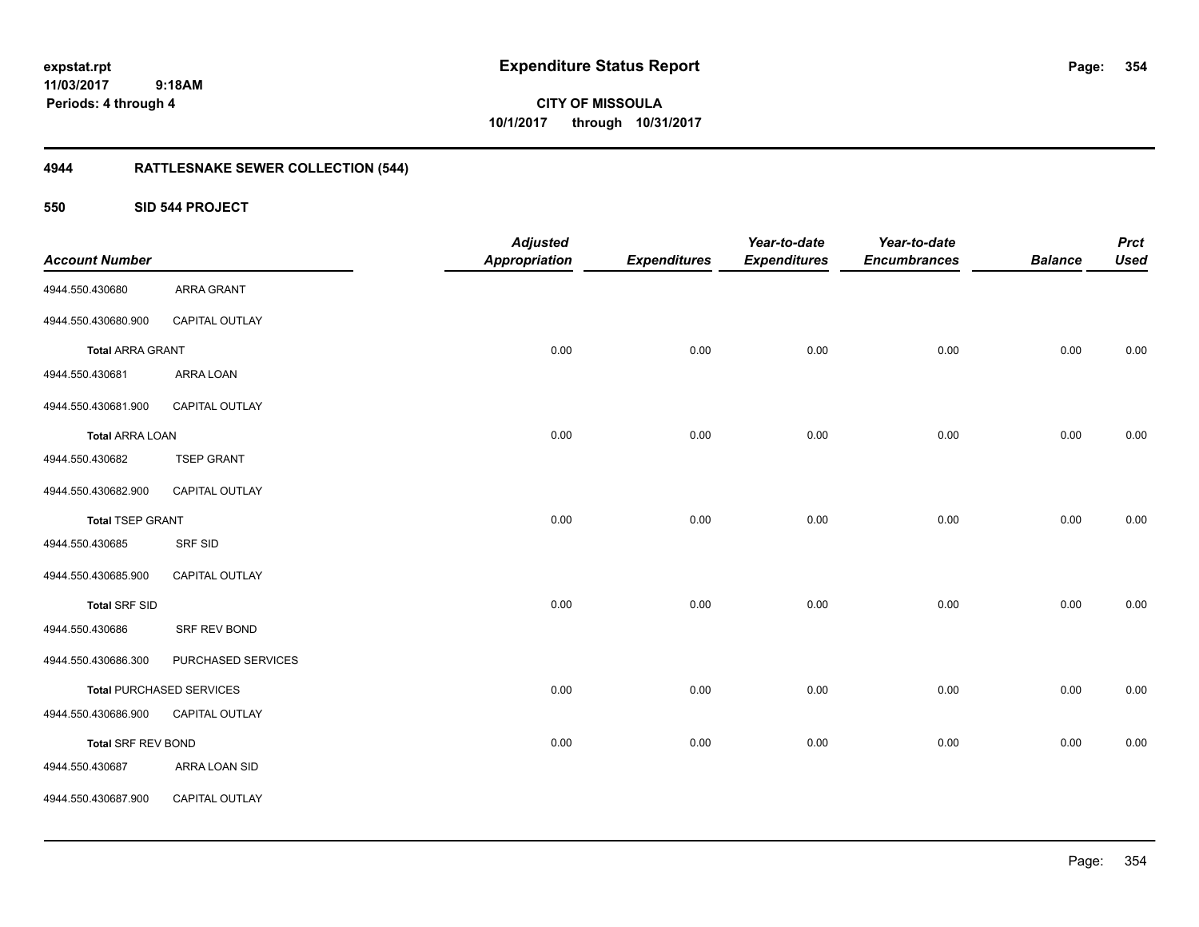expstat.rpt
11/03/2017 9:18AM
Periods: 4 through 4

# Expenditure Status Report

**CITY OF MISSOULA**
**10/1/2017 through 10/31/2017**

## 4944 RATTLESNAKE SEWER COLLECTION (544)

### 550 SID 544 PROJECT

| Account Number | | Adjusted Appropriation | Expenditures | Year-to-date Expenditures | Year-to-date Encumbrances | Balance | Prct Used |
|---|---|---|---|---|---|---|---|
| 4944.550.430680 | ARRA GRANT | | | | | | |
| 4944.550.430680.900 | CAPITAL OUTLAY | | | | | | |
| **Total** ARRA GRANT | | 0.00 | 0.00 | 0.00 | 0.00 | 0.00 | 0.00 |
| 4944.550.430681 | ARRA LOAN | | | | | | |
| 4944.550.430681.900 | CAPITAL OUTLAY | | | | | | |
| **Total** ARRA LOAN | | 0.00 | 0.00 | 0.00 | 0.00 | 0.00 | 0.00 |
| 4944.550.430682 | TSEP GRANT | | | | | | |
| 4944.550.430682.900 | CAPITAL OUTLAY | | | | | | |
| **Total** TSEP GRANT | | 0.00 | 0.00 | 0.00 | 0.00 | 0.00 | 0.00 |
| 4944.550.430685 | SRF SID | | | | | | |
| 4944.550.430685.900 | CAPITAL OUTLAY | | | | | | |
| **Total** SRF SID | | 0.00 | 0.00 | 0.00 | 0.00 | 0.00 | 0.00 |
| 4944.550.430686 | SRF REV BOND | | | | | | |
| 4944.550.430686.300 | PURCHASED SERVICES | | | | | | |
| **Total** PURCHASED SERVICES | | 0.00 | 0.00 | 0.00 | 0.00 | 0.00 | 0.00 |
| 4944.550.430686.900 | CAPITAL OUTLAY | | | | | | |
| **Total** SRF REV BOND | | 0.00 | 0.00 | 0.00 | 0.00 | 0.00 | 0.00 |
| 4944.550.430687 | ARRA LOAN SID | | | | | | |
| 4944.550.430687.900 | CAPITAL OUTLAY | | | | | | |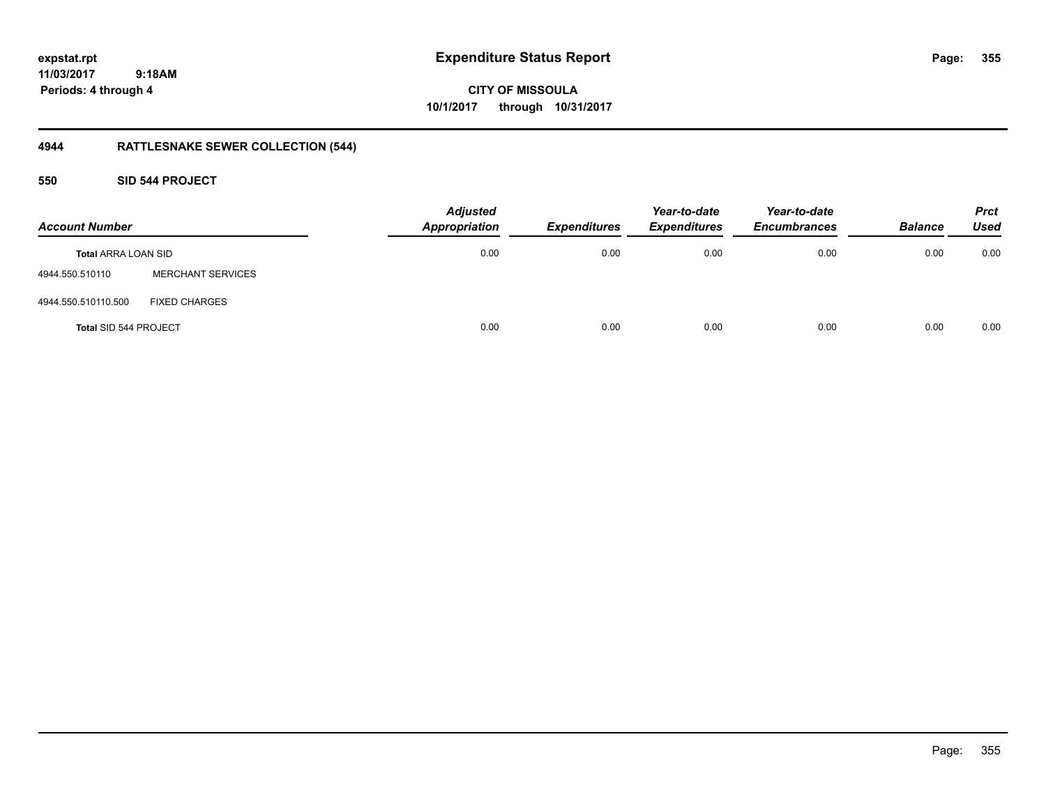## 4944 RATTLESNAKE SEWER COLLECTION (544)

### 550 SID 544 PROJECT

| Account Number | | Adjusted Appropriation | Expenditures | Year-to-date Expenditures | Year-to-date Encumbrances | Balance | Prct Used |
|---|---|---|---|---|---|---|---|
| **Total** ARRA LOAN SID | | 0.00 | 0.00 | 0.00 | 0.00 | 0.00 | 0.00 |
| 4944.550.510110 | MERCHANT SERVICES | | | | | | |
| 4944.550.510110.500 | FIXED CHARGES | | | | | | |
| **Total** SID 544 PROJECT | | 0.00 | 0.00 | 0.00 | 0.00 | 0.00 | 0.00 |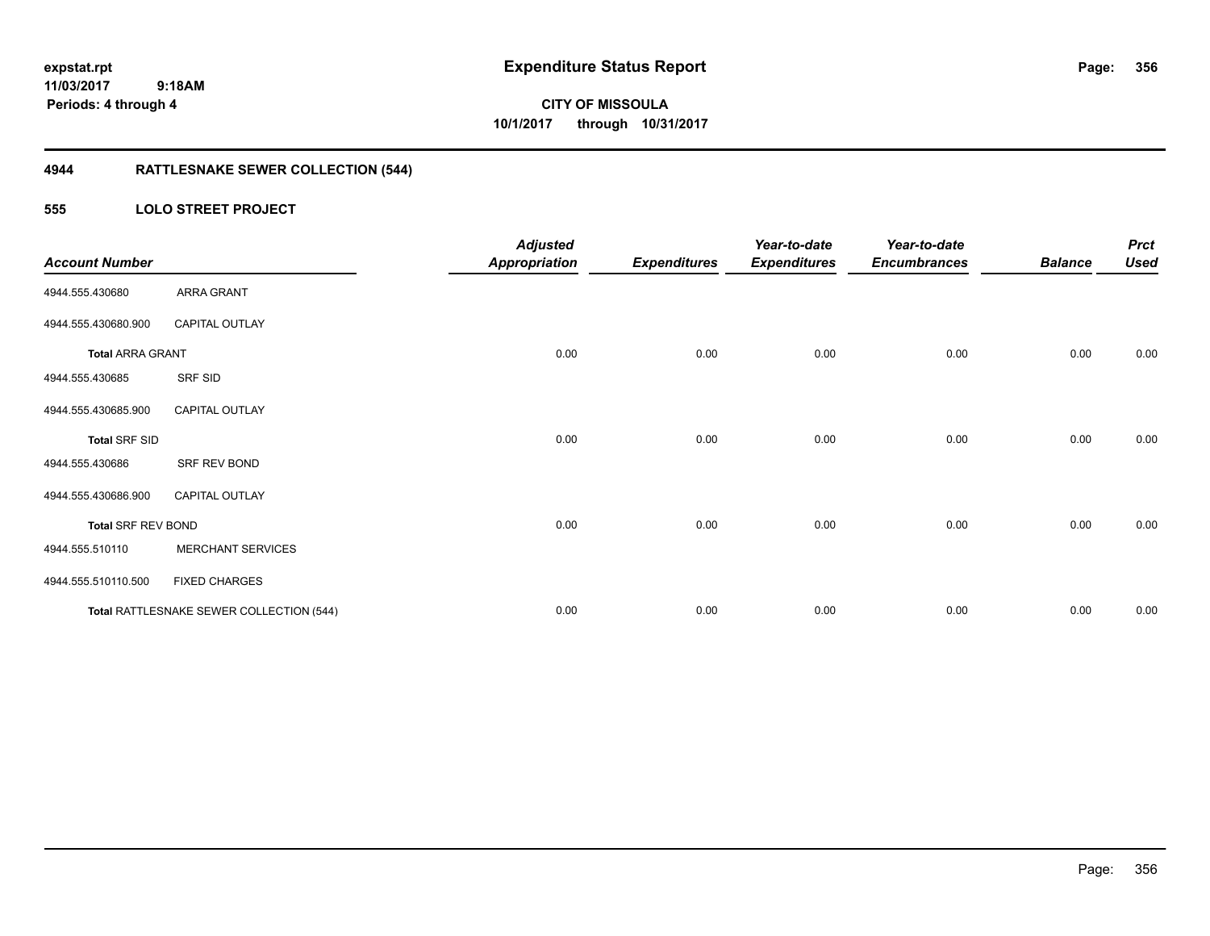# Expenditure Status Report

expstat.rpt
11/03/2017 9:18AM
Periods: 4 through 4

**CITY OF MISSOULA**
**10/1/2017 through 10/31/2017**

## 4944 RATTLESNAKE SEWER COLLECTION (544)

### 555 LOLO STREET PROJECT

| Account Number | | Adjusted Appropriation | Expenditures | Year-to-date Expenditures | Year-to-date Encumbrances | Balance | Prct Used |
|---|---|---|---|---|---|---|---|
| 4944.555.430680 | ARRA GRANT | | | | | | |
| 4944.555.430680.900 | CAPITAL OUTLAY | | | | | | |
| **Total** ARRA GRANT | | 0.00 | 0.00 | 0.00 | 0.00 | 0.00 | 0.00 |
| 4944.555.430685 | SRF SID | | | | | | |
| 4944.555.430685.900 | CAPITAL OUTLAY | | | | | | |
| **Total** SRF SID | | 0.00 | 0.00 | 0.00 | 0.00 | 0.00 | 0.00 |
| 4944.555.430686 | SRF REV BOND | | | | | | |
| 4944.555.430686.900 | CAPITAL OUTLAY | | | | | | |
| **Total** SRF REV BOND | | 0.00 | 0.00 | 0.00 | 0.00 | 0.00 | 0.00 |
| 4944.555.510110 | MERCHANT SERVICES | | | | | | |
| 4944.555.510110.500 | FIXED CHARGES | | | | | | |
| **Total** RATTLESNAKE SEWER COLLECTION (544) | | 0.00 | 0.00 | 0.00 | 0.00 | 0.00 | 0.00 |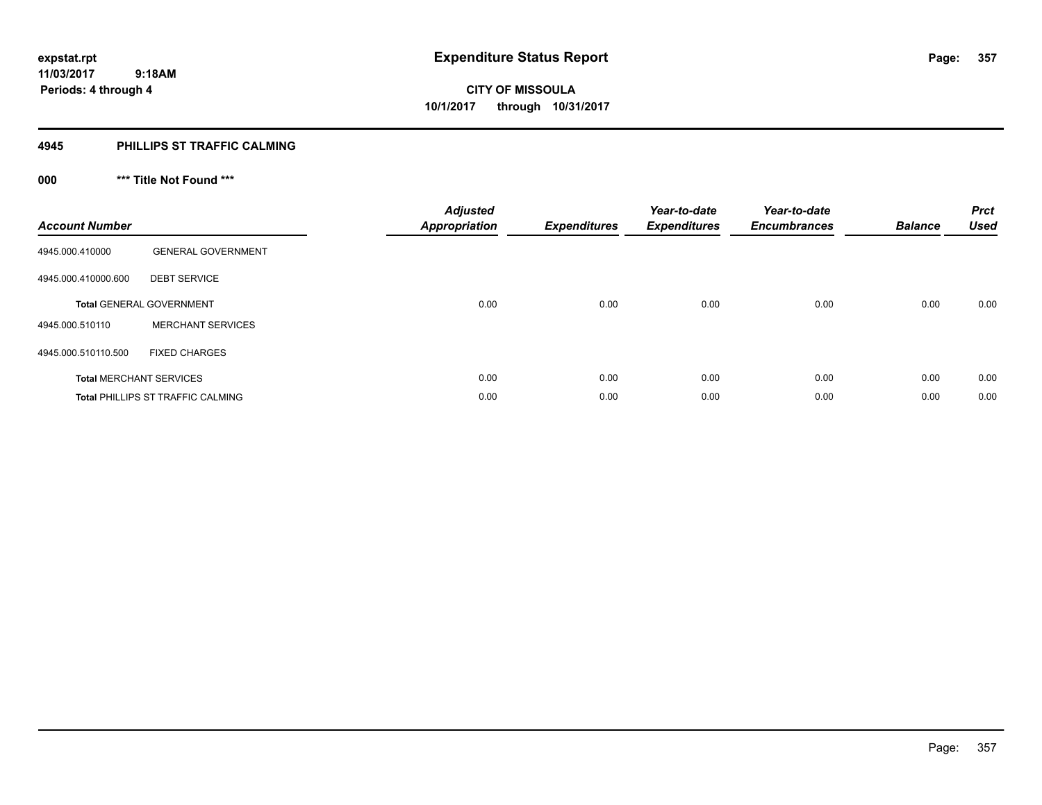**expstat.rpt**
**11/03/2017 9:18AM**
**Periods: 4 through 4**

# Expenditure Status Report

**CITY OF MISSOULA**
**10/1/2017 through 10/31/2017**

## 4945 PHILLIPS ST TRAFFIC CALMING

### 000 *** Title Not Found ***

| Account Number | | Adjusted Appropriation | Expenditures | Year-to-date Expenditures | Year-to-date Encumbrances | Balance | Prct Used |
|---|---|---|---|---|---|---|---|
| 4945.000.410000 | GENERAL GOVERNMENT | | | | | | |
| 4945.000.410000.600 | DEBT SERVICE | | | | | | |
| **Total** GENERAL GOVERNMENT | | 0.00 | 0.00 | 0.00 | 0.00 | 0.00 | 0.00 |
| 4945.000.510110 | MERCHANT SERVICES | | | | | | |
| 4945.000.510110.500 | FIXED CHARGES | | | | | | |
| **Total** MERCHANT SERVICES | | 0.00 | 0.00 | 0.00 | 0.00 | 0.00 | 0.00 |
| **Total** PHILLIPS ST TRAFFIC CALMING | | 0.00 | 0.00 | 0.00 | 0.00 | 0.00 | 0.00 |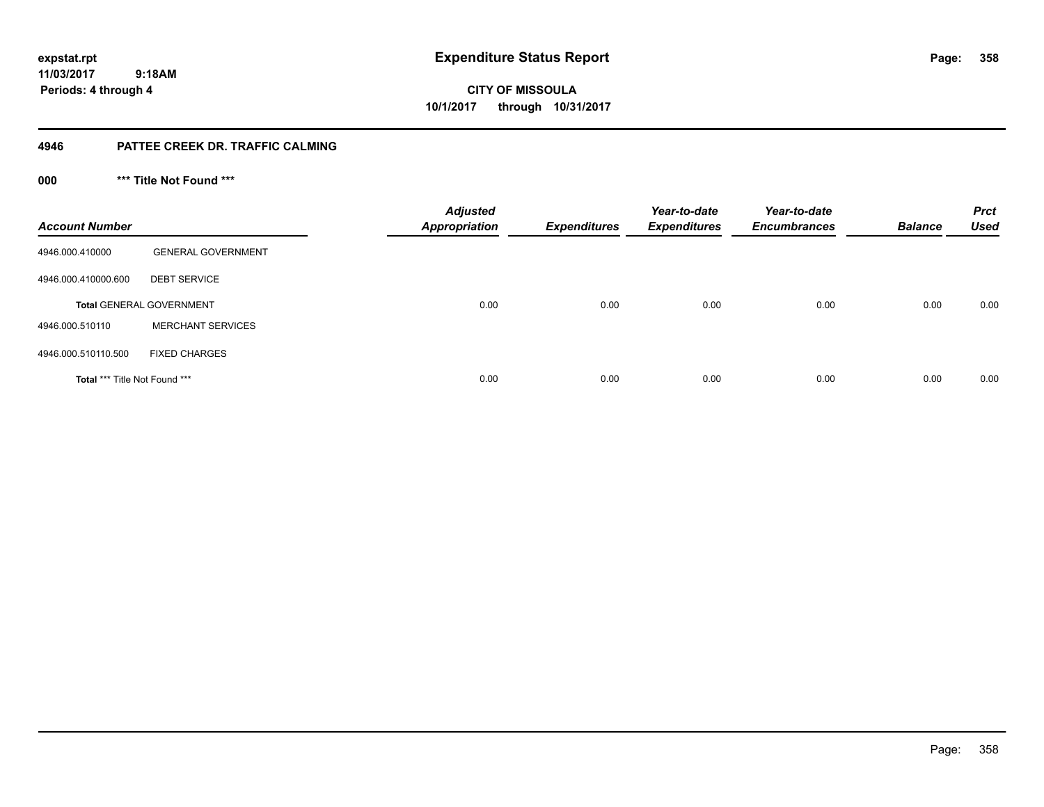expstat.rpt
11/03/2017 9:18AM
Periods: 4 through 4

# Expenditure Status Report

**CITY OF MISSOULA**
**10/1/2017 through 10/31/2017**

## 4946 PATTEE CREEK DR. TRAFFIC CALMING

### 000 *** Title Not Found ***

| Account Number | | Adjusted Appropriation | Expenditures | Year-to-date Expenditures | Year-to-date Encumbrances | Balance | Prct Used |
|---|---|---|---|---|---|---|---|
| 4946.000.410000 | GENERAL GOVERNMENT | | | | | | |
| 4946.000.410000.600 | DEBT SERVICE | | | | | | |
| **Total** GENERAL GOVERNMENT | | 0.00 | 0.00 | 0.00 | 0.00 | 0.00 | 0.00 |
| 4946.000.510110 | MERCHANT SERVICES | | | | | | |
| 4946.000.510110.500 | FIXED CHARGES | | | | | | |
| **Total** *** Title Not Found *** | | 0.00 | 0.00 | 0.00 | 0.00 | 0.00 | 0.00 |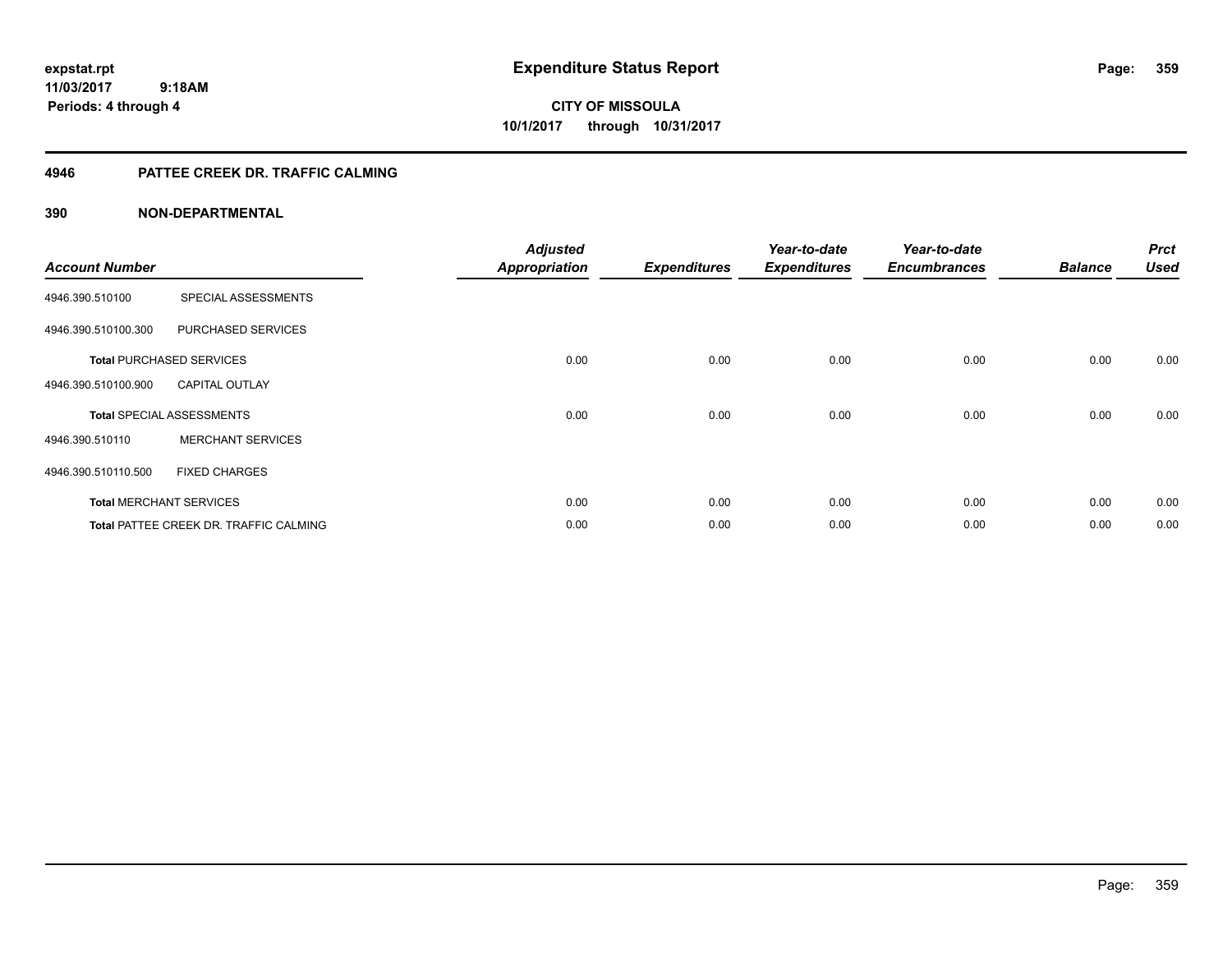expstat.rpt
11/03/2017 9:18AM
Periods: 4 through 4

# Expenditure Status Report

CITY OF MISSOULA
10/1/2017 through 10/31/2017

## 4946 PATTEE CREEK DR. TRAFFIC CALMING

## 390 NON-DEPARTMENTAL

| Account Number | | Adjusted Appropriation | Expenditures | Year-to-date Expenditures | Year-to-date Encumbrances | Balance | Prct Used |
|---|---|---|---|---|---|---|---|
| 4946.390.510100 | SPECIAL ASSESSMENTS | | | | | | |
| 4946.390.510100.300 | PURCHASED SERVICES | | | | | | |
| **Total** PURCHASED SERVICES | | 0.00 | 0.00 | 0.00 | 0.00 | 0.00 | 0.00 |
| 4946.390.510100.900 | CAPITAL OUTLAY | | | | | | |
| **Total** SPECIAL ASSESSMENTS | | 0.00 | 0.00 | 0.00 | 0.00 | 0.00 | 0.00 |
| 4946.390.510110 | MERCHANT SERVICES | | | | | | |
| 4946.390.510110.500 | FIXED CHARGES | | | | | | |
| **Total** MERCHANT SERVICES | | 0.00 | 0.00 | 0.00 | 0.00 | 0.00 | 0.00 |
| **Total** PATTEE CREEK DR. TRAFFIC CALMING | | 0.00 | 0.00 | 0.00 | 0.00 | 0.00 | 0.00 |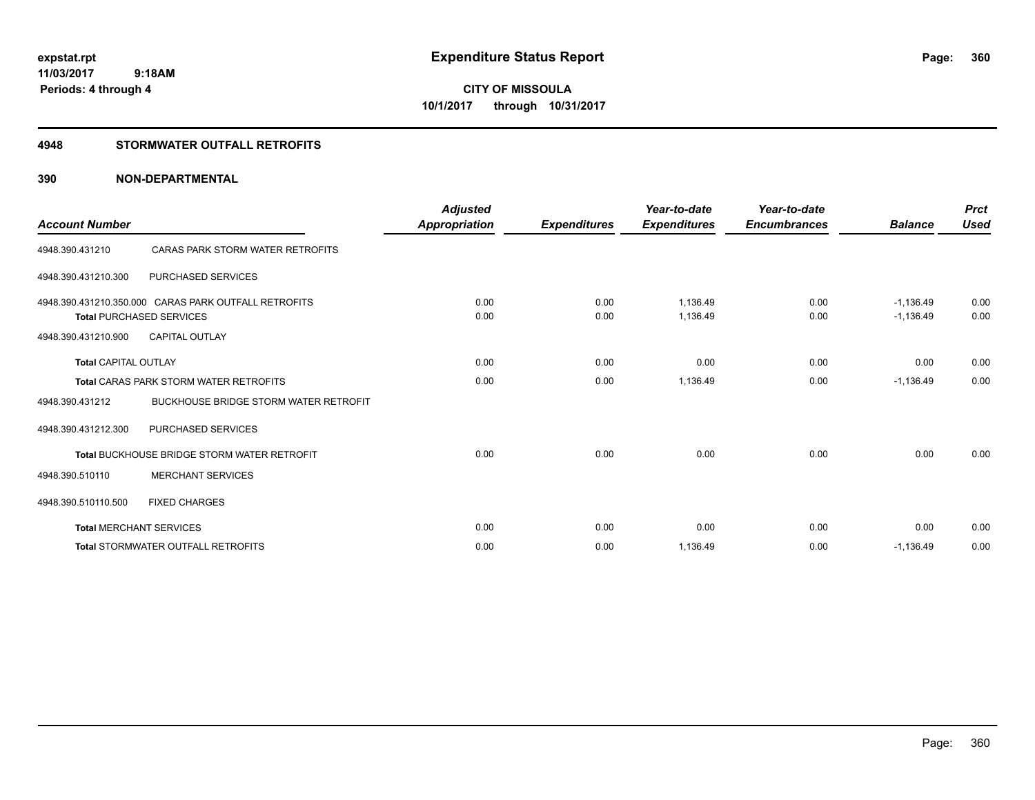expstat.rpt
11/03/2017 9:18AM
Periods: 4 through 4

# Expenditure Status Report

**CITY OF MISSOULA**
**10/1/2017 through 10/31/2017**

## 4948 STORMWATER OUTFALL RETROFITS

## 390 NON-DEPARTMENTAL

| Account Number | | Adjusted Appropriation | Expenditures | Year-to-date Expenditures | Year-to-date Encumbrances | Balance | Prct Used |
|---|---|---|---|---|---|---|---|
| 4948.390.431210 | CARAS PARK STORM WATER RETROFITS | | | | | | |
| 4948.390.431210.300 | PURCHASED SERVICES | | | | | | |
| 4948.390.431210.350.000 | CARAS PARK OUTFALL RETROFITS | 0.00 | 0.00 | 1,136.49 | 0.00 | -1,136.49 | 0.00 |
| **Total** PURCHASED SERVICES | | 0.00 | 0.00 | 1,136.49 | 0.00 | -1,136.49 | 0.00 |
| 4948.390.431210.900 | CAPITAL OUTLAY | | | | | | |
| **Total** CAPITAL OUTLAY | | 0.00 | 0.00 | 0.00 | 0.00 | 0.00 | 0.00 |
| **Total** CARAS PARK STORM WATER RETROFITS | | 0.00 | 0.00 | 1,136.49 | 0.00 | -1,136.49 | 0.00 |
| 4948.390.431212 | BUCKHOUSE BRIDGE STORM WATER RETROFIT | | | | | | |
| 4948.390.431212.300 | PURCHASED SERVICES | | | | | | |
| **Total** BUCKHOUSE BRIDGE STORM WATER RETROFIT | | 0.00 | 0.00 | 0.00 | 0.00 | 0.00 | 0.00 |
| 4948.390.510110 | MERCHANT SERVICES | | | | | | |
| 4948.390.510110.500 | FIXED CHARGES | | | | | | |
| **Total** MERCHANT SERVICES | | 0.00 | 0.00 | 0.00 | 0.00 | 0.00 | 0.00 |
| **Total** STORMWATER OUTFALL RETROFITS | | 0.00 | 0.00 | 1,136.49 | 0.00 | -1,136.49 | 0.00 |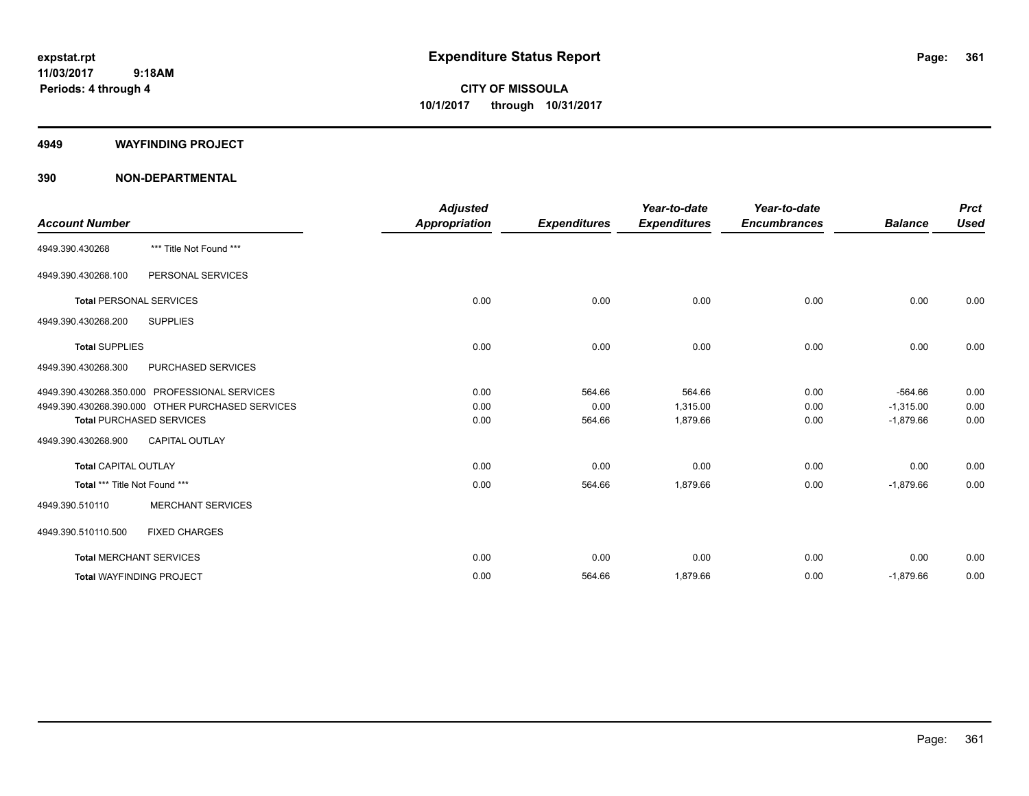**expstat.rpt**
**11/03/2017 9:18AM**
**Periods: 4 through 4**

# Expenditure Status Report

**CITY OF MISSOULA**
**10/1/2017 through 10/31/2017**

## 4949 WAYFINDING PROJECT

## 390 NON-DEPARTMENTAL

| Account Number | | Adjusted Appropriation | Expenditures | Year-to-date Expenditures | Year-to-date Encumbrances | Balance | Prct Used |
|---|---|---|---|---|---|---|---|
| 4949.390.430268 | *** Title Not Found *** | | | | | | |
| 4949.390.430268.100 | PERSONAL SERVICES | | | | | | |
| **Total** PERSONAL SERVICES | | 0.00 | 0.00 | 0.00 | 0.00 | 0.00 | 0.00 |
| 4949.390.430268.200 | SUPPLIES | | | | | | |
| **Total** SUPPLIES | | 0.00 | 0.00 | 0.00 | 0.00 | 0.00 | 0.00 |
| 4949.390.430268.300 | PURCHASED SERVICES | | | | | | |
| 4949.390.430268.350.000 | PROFESSIONAL SERVICES | 0.00 | 564.66 | 564.66 | 0.00 | -564.66 | 0.00 |
| 4949.390.430268.390.000 | OTHER PURCHASED SERVICES | 0.00 | 0.00 | 1,315.00 | 0.00 | -1,315.00 | 0.00 |
| **Total** PURCHASED SERVICES | | 0.00 | 564.66 | 1,879.66 | 0.00 | -1,879.66 | 0.00 |
| 4949.390.430268.900 | CAPITAL OUTLAY | | | | | | |
| **Total** CAPITAL OUTLAY | | 0.00 | 0.00 | 0.00 | 0.00 | 0.00 | 0.00 |
| **Total** *** Title Not Found *** | | 0.00 | 564.66 | 1,879.66 | 0.00 | -1,879.66 | 0.00 |
| 4949.390.510110 | MERCHANT SERVICES | | | | | | |
| 4949.390.510110.500 | FIXED CHARGES | | | | | | |
| **Total** MERCHANT SERVICES | | 0.00 | 0.00 | 0.00 | 0.00 | 0.00 | 0.00 |
| **Total** WAYFINDING PROJECT | | 0.00 | 564.66 | 1,879.66 | 0.00 | -1,879.66 | 0.00 |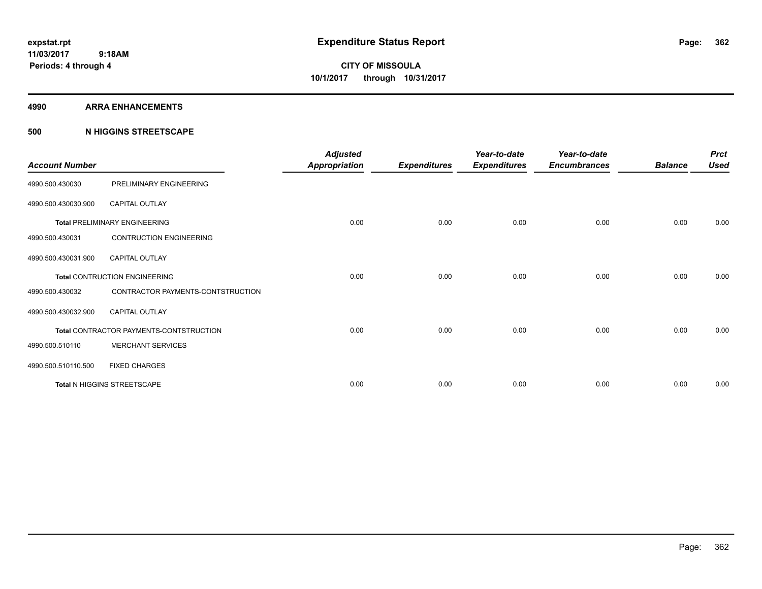expstat.rpt
11/03/2017 9:18AM
Periods: 4 through 4

# Expenditure Status Report

**CITY OF MISSOULA**
**10/1/2017 through 10/31/2017**

## 4990 ARRA ENHANCEMENTS

### 500 N HIGGINS STREETSCAPE

| Account Number | | Adjusted Appropriation | Expenditures | Year-to-date Expenditures | Year-to-date Encumbrances | Balance | Prct Used |
|---|---|---|---|---|---|---|---|
| 4990.500.430030 | PRELIMINARY ENGINEERING | | | | | | |
| 4990.500.430030.900 | CAPITAL OUTLAY | | | | | | |
| **Total** PRELIMINARY ENGINEERING | | 0.00 | 0.00 | 0.00 | 0.00 | 0.00 | 0.00 |
| 4990.500.430031 | CONTRUCTION ENGINEERING | | | | | | |
| 4990.500.430031.900 | CAPITAL OUTLAY | | | | | | |
| **Total** CONTRUCTION ENGINEERING | | 0.00 | 0.00 | 0.00 | 0.00 | 0.00 | 0.00 |
| 4990.500.430032 | CONTRACTOR PAYMENTS-CONTSTRUCTION | | | | | | |
| 4990.500.430032.900 | CAPITAL OUTLAY | | | | | | |
| **Total** CONTRACTOR PAYMENTS-CONTSTRUCTION | | 0.00 | 0.00 | 0.00 | 0.00 | 0.00 | 0.00 |
| 4990.500.510110 | MERCHANT SERVICES | | | | | | |
| 4990.500.510110.500 | FIXED CHARGES | | | | | | |
| **Total** N HIGGINS STREETSCAPE | | 0.00 | 0.00 | 0.00 | 0.00 | 0.00 | 0.00 |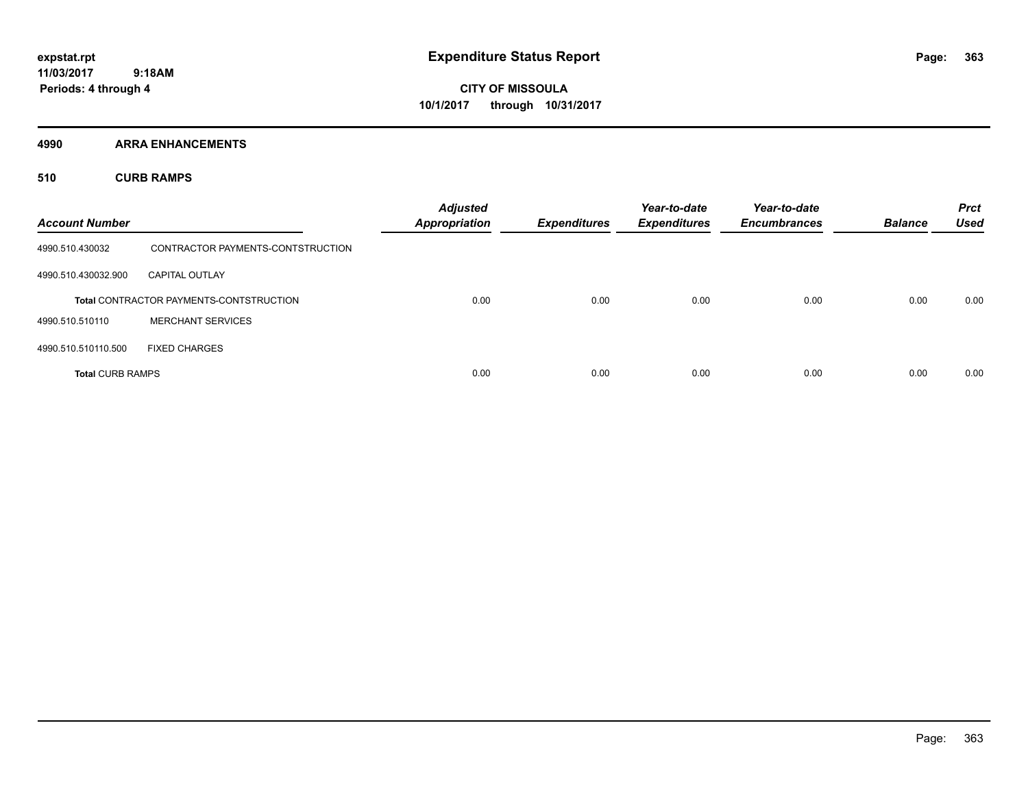expstat.rpt
11/03/2017 9:18AM
Periods: 4 through 4

# Expenditure Status Report

CITY OF MISSOULA
10/1/2017 through 10/31/2017

## 4990 ARRA ENHANCEMENTS

### 510 CURB RAMPS

| Account Number | | Adjusted Appropriation | Expenditures | Year-to-date Expenditures | Year-to-date Encumbrances | Balance | Prct Used |
|---|---|---|---|---|---|---|---|
| 4990.510.430032 | CONTRACTOR PAYMENTS-CONTSTRUCTION | | | | | | |
| 4990.510.430032.900 | CAPITAL OUTLAY | | | | | | |
| **Total** CONTRACTOR PAYMENTS-CONTSTRUCTION | | 0.00 | 0.00 | 0.00 | 0.00 | 0.00 | 0.00 |
| 4990.510.510110 | MERCHANT SERVICES | | | | | | |
| 4990.510.510110.500 | FIXED CHARGES | | | | | | |
| **Total** CURB RAMPS | | 0.00 | 0.00 | 0.00 | 0.00 | 0.00 | 0.00 |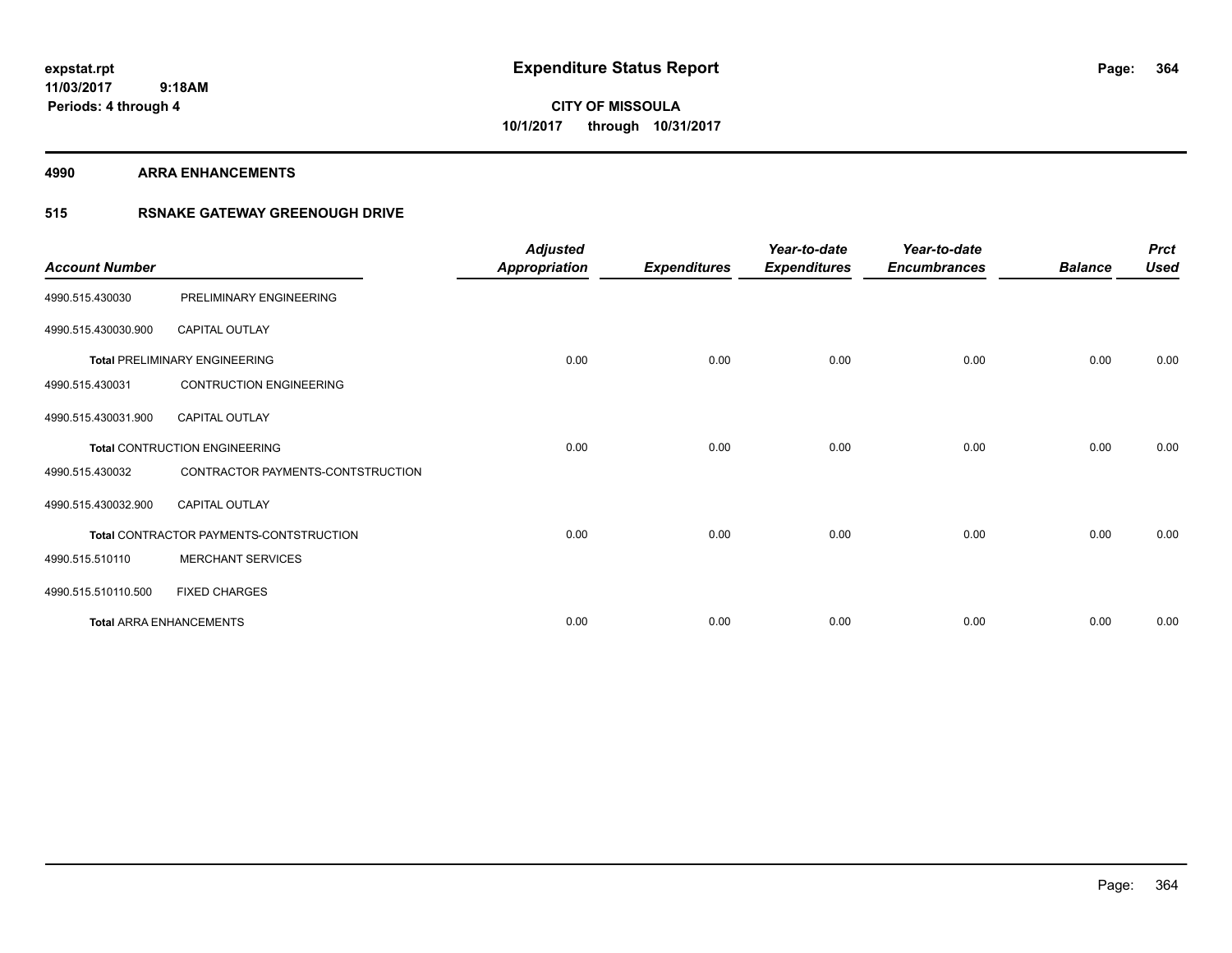**expstat.rpt**
**11/03/2017 9:18AM**
**Periods: 4 through 4**

# Expenditure Status Report

**CITY OF MISSOULA**
**10/1/2017 through 10/31/2017**

## 4990 ARRA ENHANCEMENTS

## 515 RSNAKE GATEWAY GREENOUGH DRIVE

| Account Number | | Adjusted Appropriation | Expenditures | Year-to-date Expenditures | Year-to-date Encumbrances | Balance | Prct Used |
|---|---|---|---|---|---|---|---|
| 4990.515.430030 | PRELIMINARY ENGINEERING | | | | | | |
| 4990.515.430030.900 | CAPITAL OUTLAY | | | | | | |
| **Total** PRELIMINARY ENGINEERING | | 0.00 | 0.00 | 0.00 | 0.00 | 0.00 | 0.00 |
| 4990.515.430031 | CONTRUCTION ENGINEERING | | | | | | |
| 4990.515.430031.900 | CAPITAL OUTLAY | | | | | | |
| **Total** CONTRUCTION ENGINEERING | | 0.00 | 0.00 | 0.00 | 0.00 | 0.00 | 0.00 |
| 4990.515.430032 | CONTRACTOR PAYMENTS-CONTSTRUCTION | | | | | | |
| 4990.515.430032.900 | CAPITAL OUTLAY | | | | | | |
| **Total** CONTRACTOR PAYMENTS-CONTSTRUCTION | | 0.00 | 0.00 | 0.00 | 0.00 | 0.00 | 0.00 |
| 4990.515.510110 | MERCHANT SERVICES | | | | | | |
| 4990.515.510110.500 | FIXED CHARGES | | | | | | |
| **Total** ARRA ENHANCEMENTS | | 0.00 | 0.00 | 0.00 | 0.00 | 0.00 | 0.00 |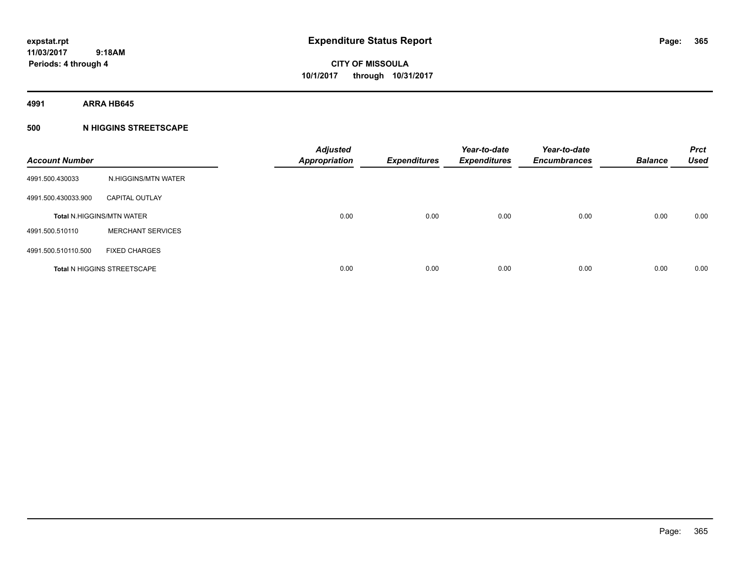# Expenditure Status Report

expstat.rpt
11/03/2017 9:18AM
Periods: 4 through 4

**CITY OF MISSOULA**
**10/1/2017 through 10/31/2017**

**4991 ARRA HB645**

**500 N HIGGINS STREETSCAPE**

| Account Number | | Adjusted Appropriation | Expenditures | Year-to-date Expenditures | Year-to-date Encumbrances | Balance | Prct Used |
|---|---|---|---|---|---|---|---|
| 4991.500.430033 | N.HIGGINS/MTN WATER | | | | | | |
| 4991.500.430033.900 | CAPITAL OUTLAY | | | | | | |
| **Total** N.HIGGINS/MTN WATER | | 0.00 | 0.00 | 0.00 | 0.00 | 0.00 | 0.00 |
| 4991.500.510110 | MERCHANT SERVICES | | | | | | |
| 4991.500.510110.500 | FIXED CHARGES | | | | | | |
| **Total** N HIGGINS STREETSCAPE | | 0.00 | 0.00 | 0.00 | 0.00 | 0.00 | 0.00 |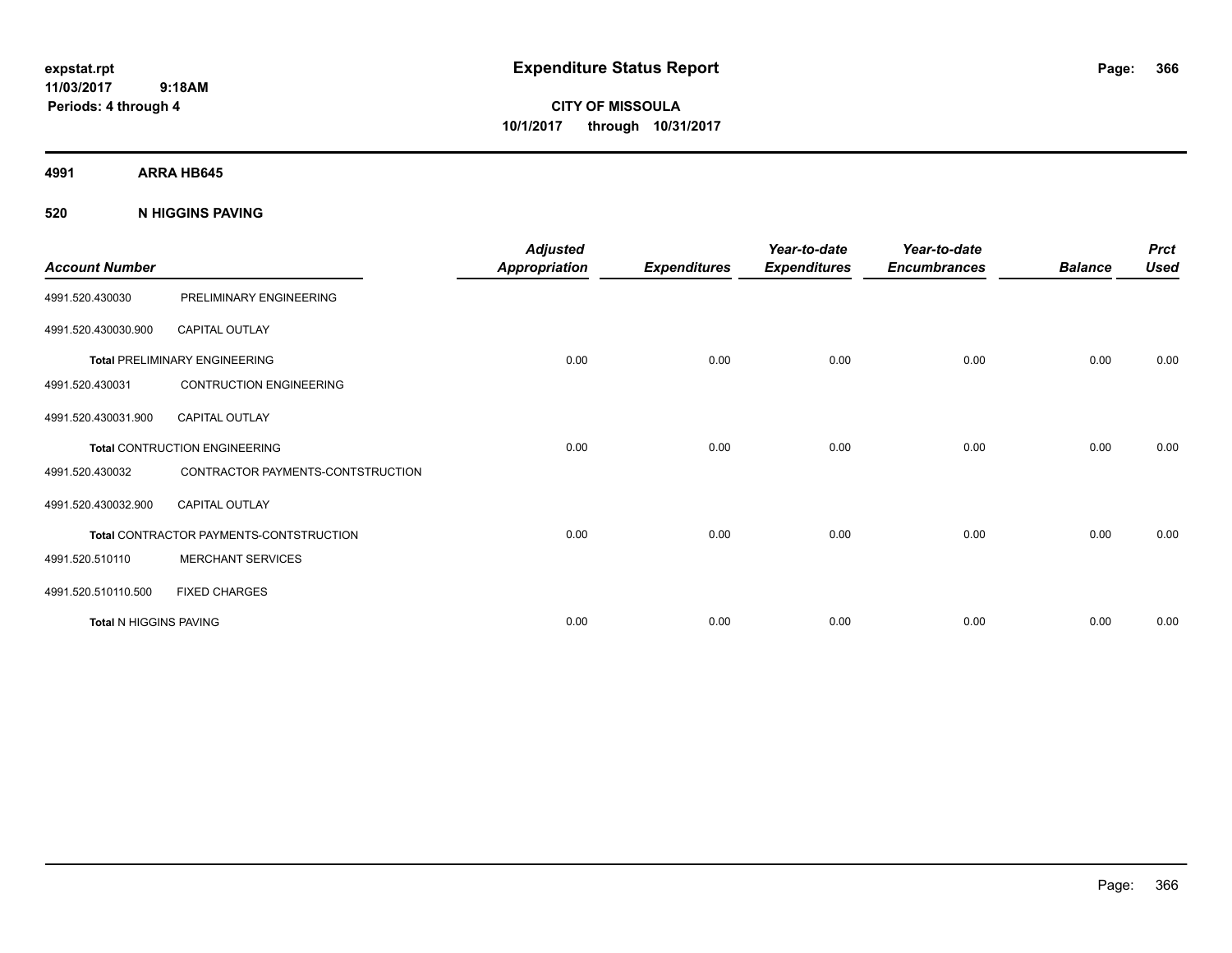**expstat.rpt**
**11/03/2017 9:18AM**
**Periods: 4 through 4**

# Expenditure Status Report

**CITY OF MISSOULA**
**10/1/2017 through 10/31/2017**

## 4991 ARRA HB645

### 520 N HIGGINS PAVING

| Account Number | | Adjusted Appropriation | Expenditures | Year-to-date Expenditures | Year-to-date Encumbrances | Balance | Prct Used |
|---|---|---|---|---|---|---|---|
| 4991.520.430030 | PRELIMINARY ENGINEERING | | | | | | |
| 4991.520.430030.900 | CAPITAL OUTLAY | | | | | | |
| **Total** PRELIMINARY ENGINEERING | | 0.00 | 0.00 | 0.00 | 0.00 | 0.00 | 0.00 |
| 4991.520.430031 | CONTRUCTION ENGINEERING | | | | | | |
| 4991.520.430031.900 | CAPITAL OUTLAY | | | | | | |
| **Total** CONTRUCTION ENGINEERING | | 0.00 | 0.00 | 0.00 | 0.00 | 0.00 | 0.00 |
| 4991.520.430032 | CONTRACTOR PAYMENTS-CONTSTRUCTION | | | | | | |
| 4991.520.430032.900 | CAPITAL OUTLAY | | | | | | |
| **Total** CONTRACTOR PAYMENTS-CONTSTRUCTION | | 0.00 | 0.00 | 0.00 | 0.00 | 0.00 | 0.00 |
| 4991.520.510110 | MERCHANT SERVICES | | | | | | |
| 4991.520.510110.500 | FIXED CHARGES | | | | | | |
| **Total** N HIGGINS PAVING | | 0.00 | 0.00 | 0.00 | 0.00 | 0.00 | 0.00 |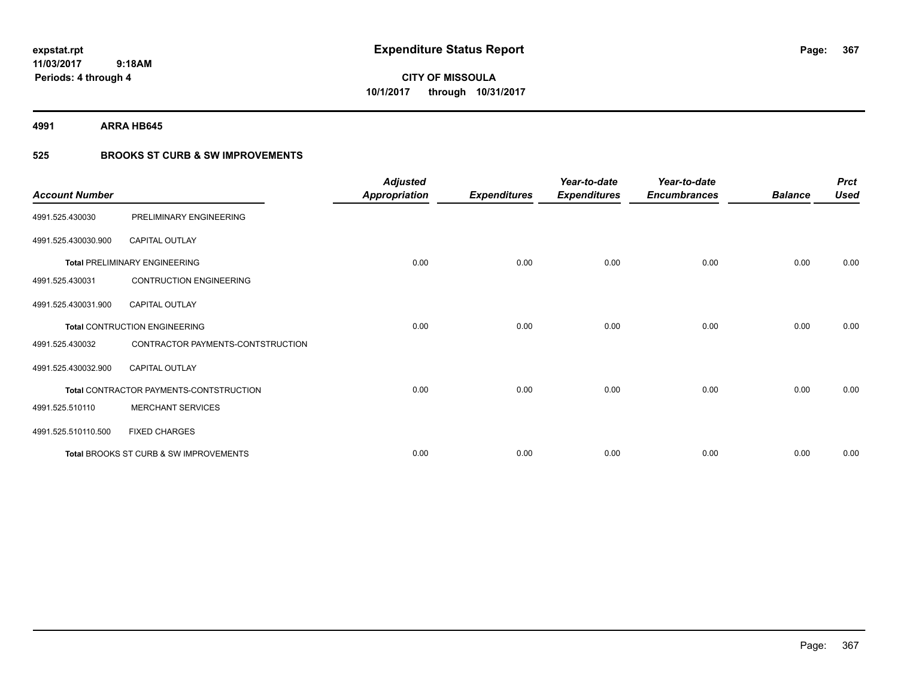**Expenditure Status Report**

**CITY OF MISSOULA**
**10/1/2017 through 10/31/2017**

expstat.rpt
11/03/2017 9:18AM
Periods: 4 through 4

## 4991 ARRA HB645

### 525 BROOKS ST CURB & SW IMPROVEMENTS

| Account Number | | Adjusted Appropriation | Expenditures | Year-to-date Expenditures | Year-to-date Encumbrances | Balance | Prct Used |
|---|---|---|---|---|---|---|---|
| 4991.525.430030 | PRELIMINARY ENGINEERING | | | | | | |
| 4991.525.430030.900 | CAPITAL OUTLAY | | | | | | |
| | **Total** PRELIMINARY ENGINEERING | 0.00 | 0.00 | 0.00 | 0.00 | 0.00 | 0.00 |
| 4991.525.430031 | CONTRUCTION ENGINEERING | | | | | | |
| 4991.525.430031.900 | CAPITAL OUTLAY | | | | | | |
| | **Total** CONTRUCTION ENGINEERING | 0.00 | 0.00 | 0.00 | 0.00 | 0.00 | 0.00 |
| 4991.525.430032 | CONTRACTOR PAYMENTS-CONTSTRUCTION | | | | | | |
| 4991.525.430032.900 | CAPITAL OUTLAY | | | | | | |
| | **Total** CONTRACTOR PAYMENTS-CONTSTRUCTION | 0.00 | 0.00 | 0.00 | 0.00 | 0.00 | 0.00 |
| 4991.525.510110 | MERCHANT SERVICES | | | | | | |
| 4991.525.510110.500 | FIXED CHARGES | | | | | | |
| | **Total** BROOKS ST CURB & SW IMPROVEMENTS | 0.00 | 0.00 | 0.00 | 0.00 | 0.00 | 0.00 |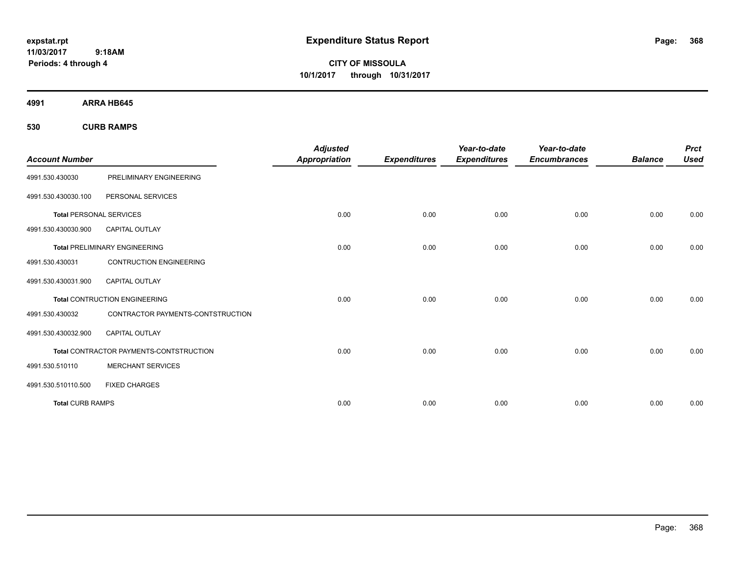**expstat.rpt**
**11/03/2017 9:18AM**
**Periods: 4 through 4**

# Expenditure Status Report

**CITY OF MISSOULA**
**10/1/2017 through 10/31/2017**

## 4991 ARRA HB645

### 530 CURB RAMPS

| Account Number | | Adjusted Appropriation | Expenditures | Year-to-date Expenditures | Year-to-date Encumbrances | Balance | Prct Used |
|---|---|---|---|---|---|---|---|
| 4991.530.430030 | PRELIMINARY ENGINEERING | | | | | | |
| 4991.530.430030.100 | PERSONAL SERVICES | | | | | | |
| **Total** PERSONAL SERVICES | | 0.00 | 0.00 | 0.00 | 0.00 | 0.00 | 0.00 |
| 4991.530.430030.900 | CAPITAL OUTLAY | | | | | | |
| **Total** PRELIMINARY ENGINEERING | | 0.00 | 0.00 | 0.00 | 0.00 | 0.00 | 0.00 |
| 4991.530.430031 | CONTRUCTION ENGINEERING | | | | | | |
| 4991.530.430031.900 | CAPITAL OUTLAY | | | | | | |
| **Total** CONTRUCTION ENGINEERING | | 0.00 | 0.00 | 0.00 | 0.00 | 0.00 | 0.00 |
| 4991.530.430032 | CONTRACTOR PAYMENTS-CONTSTRUCTION | | | | | | |
| 4991.530.430032.900 | CAPITAL OUTLAY | | | | | | |
| **Total** CONTRACTOR PAYMENTS-CONTSTRUCTION | | 0.00 | 0.00 | 0.00 | 0.00 | 0.00 | 0.00 |
| 4991.530.510110 | MERCHANT SERVICES | | | | | | |
| 4991.530.510110.500 | FIXED CHARGES | | | | | | |
| **Total** CURB RAMPS | | 0.00 | 0.00 | 0.00 | 0.00 | 0.00 | 0.00 |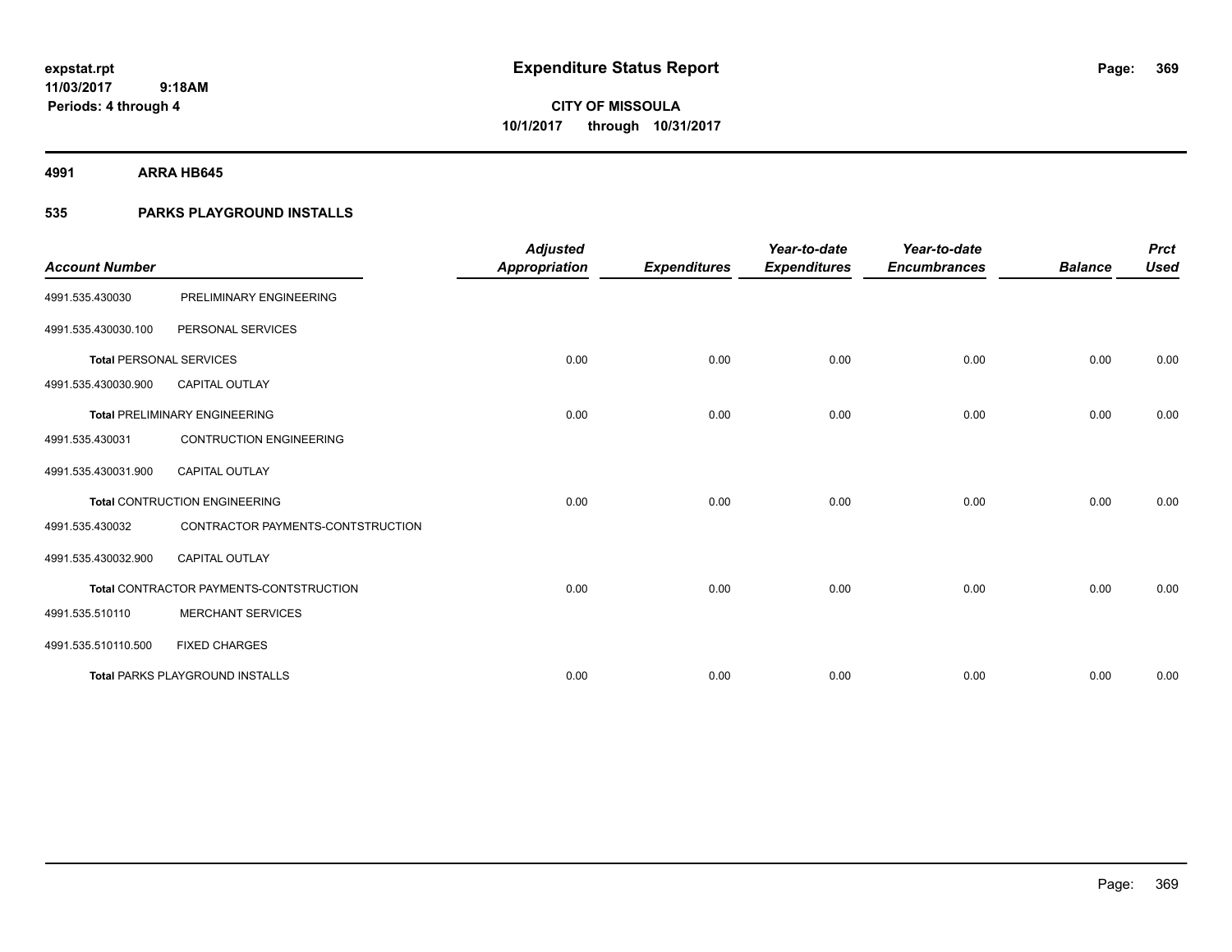# Expenditure Status Report

**CITY OF MISSOULA**
**10/1/2017 through 10/31/2017**

expstat.rpt
11/03/2017 9:18AM
Periods: 4 through 4

## 4991 ARRA HB645

### 535 PARKS PLAYGROUND INSTALLS

| Account Number | | Adjusted Appropriation | Expenditures | Year-to-date Expenditures | Year-to-date Encumbrances | Balance | Prct Used |
|---|---|---|---|---|---|---|---|
| 4991.535.430030 | PRELIMINARY ENGINEERING | | | | | | |
| 4991.535.430030.100 | PERSONAL SERVICES | | | | | | |
| **Total** PERSONAL SERVICES | | 0.00 | 0.00 | 0.00 | 0.00 | 0.00 | 0.00 |
| 4991.535.430030.900 | CAPITAL OUTLAY | | | | | | |
| **Total** PRELIMINARY ENGINEERING | | 0.00 | 0.00 | 0.00 | 0.00 | 0.00 | 0.00 |
| 4991.535.430031 | CONTRUCTION ENGINEERING | | | | | | |
| 4991.535.430031.900 | CAPITAL OUTLAY | | | | | | |
| **Total** CONTRUCTION ENGINEERING | | 0.00 | 0.00 | 0.00 | 0.00 | 0.00 | 0.00 |
| 4991.535.430032 | CONTRACTOR PAYMENTS-CONTSTRUCTION | | | | | | |
| 4991.535.430032.900 | CAPITAL OUTLAY | | | | | | |
| **Total** CONTRACTOR PAYMENTS-CONTSTRUCTION | | 0.00 | 0.00 | 0.00 | 0.00 | 0.00 | 0.00 |
| 4991.535.510110 | MERCHANT SERVICES | | | | | | |
| 4991.535.510110.500 | FIXED CHARGES | | | | | | |
| **Total** PARKS PLAYGROUND INSTALLS | | 0.00 | 0.00 | 0.00 | 0.00 | 0.00 | 0.00 |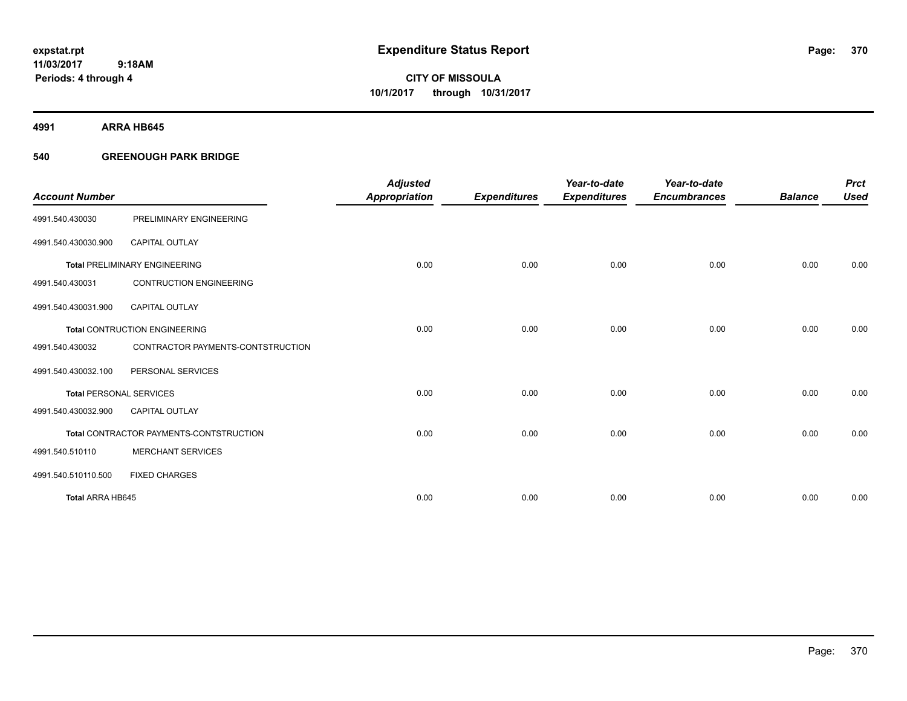**expstat.rpt**
**11/03/2017 9:18AM**
**Periods: 4 through 4**

# Expenditure Status Report

**CITY OF MISSOULA**
**10/1/2017 through 10/31/2017**

**4991 ARRA HB645**

**540 GREENOUGH PARK BRIDGE**

| Account Number | | Adjusted Appropriation | Expenditures | Year-to-date Expenditures | Year-to-date Encumbrances | Balance | Prct Used |
|---|---|---|---|---|---|---|---|
| 4991.540.430030 | PRELIMINARY ENGINEERING | | | | | | |
| 4991.540.430030.900 | CAPITAL OUTLAY | | | | | | |
| **Total** PRELIMINARY ENGINEERING | | 0.00 | 0.00 | 0.00 | 0.00 | 0.00 | 0.00 |
| 4991.540.430031 | CONTRUCTION ENGINEERING | | | | | | |
| 4991.540.430031.900 | CAPITAL OUTLAY | | | | | | |
| **Total** CONTRUCTION ENGINEERING | | 0.00 | 0.00 | 0.00 | 0.00 | 0.00 | 0.00 |
| 4991.540.430032 | CONTRACTOR PAYMENTS-CONTSTRUCTION | | | | | | |
| 4991.540.430032.100 | PERSONAL SERVICES | | | | | | |
| **Total** PERSONAL SERVICES | | 0.00 | 0.00 | 0.00 | 0.00 | 0.00 | 0.00 |
| 4991.540.430032.900 | CAPITAL OUTLAY | | | | | | |
| **Total** CONTRACTOR PAYMENTS-CONTSTRUCTION | | 0.00 | 0.00 | 0.00 | 0.00 | 0.00 | 0.00 |
| 4991.540.510110 | MERCHANT SERVICES | | | | | | |
| 4991.540.510110.500 | FIXED CHARGES | | | | | | |
| **Total ARRA HB645** | | 0.00 | 0.00 | 0.00 | 0.00 | 0.00 | 0.00 |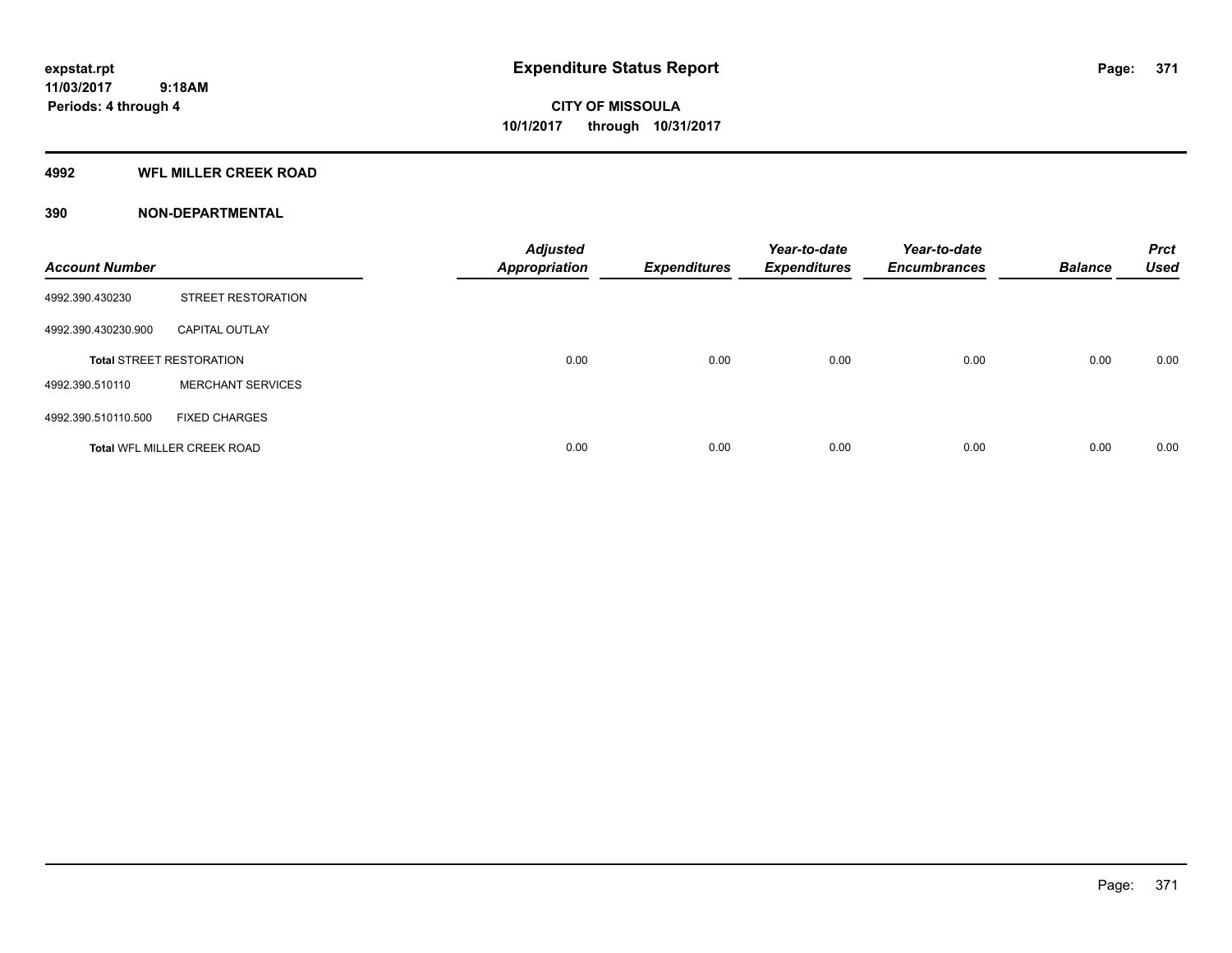expstat.rpt
11/03/2017 9:18AM
Periods: 4 through 4

# Expenditure Status Report

**CITY OF MISSOULA**
**10/1/2017 through 10/31/2017**

## 4992 WFL MILLER CREEK ROAD

## 390 NON-DEPARTMENTAL

| Account Number | | Adjusted Appropriation | Expenditures | Year-to-date Expenditures | Year-to-date Encumbrances | Balance | Prct Used |
|---|---|---|---|---|---|---|---|
| 4992.390.430230 | STREET RESTORATION | | | | | | |
| 4992.390.430230.900 | CAPITAL OUTLAY | | | | | | |
| **Total** STREET RESTORATION | | 0.00 | 0.00 | 0.00 | 0.00 | 0.00 | 0.00 |
| 4992.390.510110 | MERCHANT SERVICES | | | | | | |
| 4992.390.510110.500 | FIXED CHARGES | | | | | | |
| **Total** WFL MILLER CREEK ROAD | | 0.00 | 0.00 | 0.00 | 0.00 | 0.00 | 0.00 |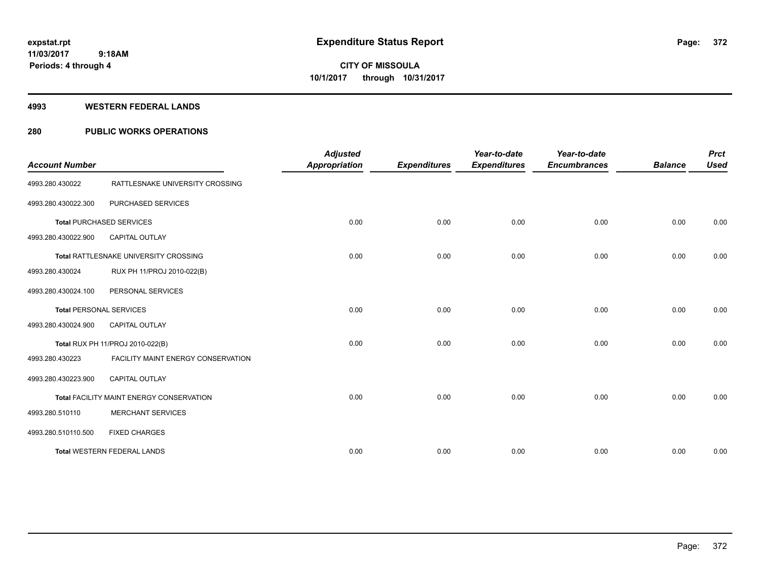**expstat.rpt**
**11/03/2017 9:18AM**
**Periods: 4 through 4**

# Expenditure Status Report

**CITY OF MISSOULA**
**10/1/2017 through 10/31/2017**

## 4993 WESTERN FEDERAL LANDS

## 280 PUBLIC WORKS OPERATIONS

| Account Number | | Adjusted Appropriation | Expenditures | Year-to-date Expenditures | Year-to-date Encumbrances | Balance | Prct Used |
|---|---|---|---|---|---|---|---|
| 4993.280.430022 | RATTLESNAKE UNIVERSITY CROSSING | | | | | | |
| 4993.280.430022.300 | PURCHASED SERVICES | | | | | | |
| **Total** PURCHASED SERVICES | | 0.00 | 0.00 | 0.00 | 0.00 | 0.00 | 0.00 |
| 4993.280.430022.900 | CAPITAL OUTLAY | | | | | | |
| **Total** RATTLESNAKE UNIVERSITY CROSSING | | 0.00 | 0.00 | 0.00 | 0.00 | 0.00 | 0.00 |
| 4993.280.430024 | RUX PH 11/PROJ 2010-022(B) | | | | | | |
| 4993.280.430024.100 | PERSONAL SERVICES | | | | | | |
| **Total** PERSONAL SERVICES | | 0.00 | 0.00 | 0.00 | 0.00 | 0.00 | 0.00 |
| 4993.280.430024.900 | CAPITAL OUTLAY | | | | | | |
| **Total** RUX PH 11/PROJ 2010-022(B) | | 0.00 | 0.00 | 0.00 | 0.00 | 0.00 | 0.00 |
| 4993.280.430223 | FACILITY MAINT ENERGY CONSERVATION | | | | | | |
| 4993.280.430223.900 | CAPITAL OUTLAY | | | | | | |
| **Total** FACILITY MAINT ENERGY CONSERVATION | | 0.00 | 0.00 | 0.00 | 0.00 | 0.00 | 0.00 |
| 4993.280.510110 | MERCHANT SERVICES | | | | | | |
| 4993.280.510110.500 | FIXED CHARGES | | | | | | |
| **Total** WESTERN FEDERAL LANDS | | 0.00 | 0.00 | 0.00 | 0.00 | 0.00 | 0.00 |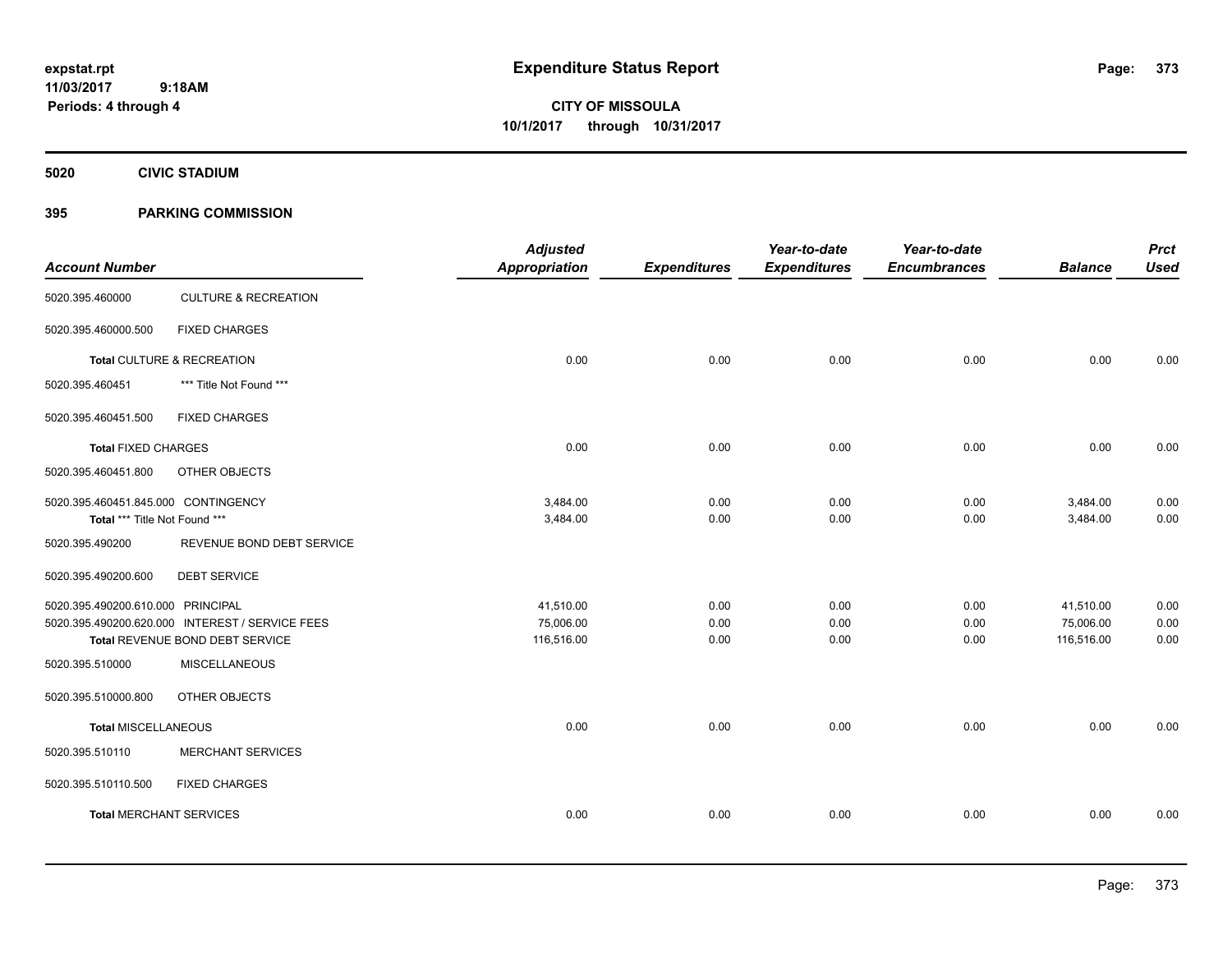expstat.rpt
11/03/2017 9:18AM
Periods: 4 through 4

# Expenditure Status Report

**CITY OF MISSOULA**
**10/1/2017 through 10/31/2017**

## 5020 CIVIC STADIUM

## 395 PARKING COMMISSION

| Account Number | | Adjusted Appropriation | Expenditures | Year-to-date Expenditures | Year-to-date Encumbrances | Balance | Prct Used |
|---|---|---|---|---|---|---|---|
| 5020.395.460000 | CULTURE & RECREATION | | | | | | |
| 5020.395.460000.500 | FIXED CHARGES | | | | | | |
| **Total** CULTURE & RECREATION | | 0.00 | 0.00 | 0.00 | 0.00 | 0.00 | 0.00 |
| 5020.395.460451 | *** Title Not Found *** | | | | | | |
| 5020.395.460451.500 | FIXED CHARGES | | | | | | |
| **Total** FIXED CHARGES | | 0.00 | 0.00 | 0.00 | 0.00 | 0.00 | 0.00 |
| 5020.395.460451.800 | OTHER OBJECTS | | | | | | |
| 5020.395.460451.845.000 CONTINGENCY | | 3,484.00 | 0.00 | 0.00 | 0.00 | 3,484.00 | 0.00 |
| **Total** *** Title Not Found *** | | 3,484.00 | 0.00 | 0.00 | 0.00 | 3,484.00 | 0.00 |
| 5020.395.490200 | REVENUE BOND DEBT SERVICE | | | | | | |
| 5020.395.490200.600 | DEBT SERVICE | | | | | | |
| 5020.395.490200.610.000 PRINCIPAL | | 41,510.00 | 0.00 | 0.00 | 0.00 | 41,510.00 | 0.00 |
| 5020.395.490200.620.000 INTEREST / SERVICE FEES | | 75,006.00 | 0.00 | 0.00 | 0.00 | 75,006.00 | 0.00 |
| **Total** REVENUE BOND DEBT SERVICE | | 116,516.00 | 0.00 | 0.00 | 0.00 | 116,516.00 | 0.00 |
| 5020.395.510000 | MISCELLANEOUS | | | | | | |
| 5020.395.510000.800 | OTHER OBJECTS | | | | | | |
| **Total** MISCELLANEOUS | | 0.00 | 0.00 | 0.00 | 0.00 | 0.00 | 0.00 |
| 5020.395.510110 | MERCHANT SERVICES | | | | | | |
| 5020.395.510110.500 | FIXED CHARGES | | | | | | |
| **Total** MERCHANT SERVICES | | 0.00 | 0.00 | 0.00 | 0.00 | 0.00 | 0.00 |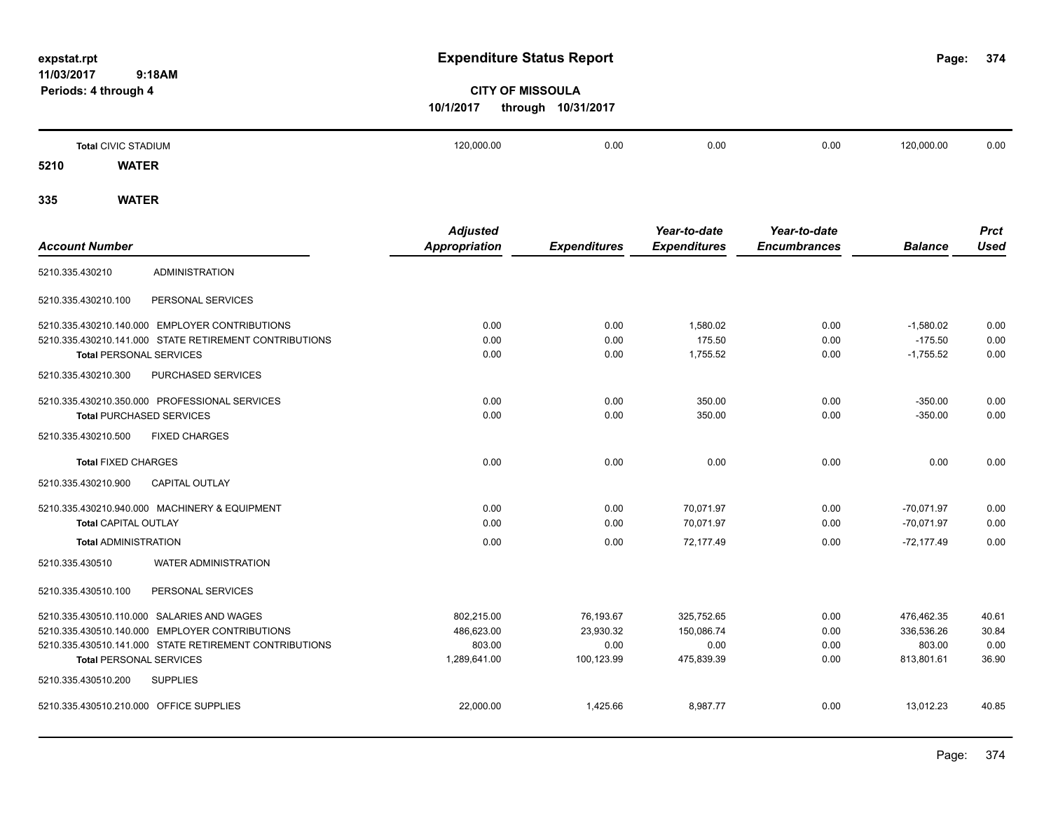# Expenditure Status Report

**CITY OF MISSOULA**

**10/1/2017 through 10/31/2017**

expstat.rpt
11/03/2017 9:18AM
Periods: 4 through 4

| | | | | | | |
|---|---|---|---|---|---|---|
| **Total** CIVIC STADIUM | 120,000.00 | 0.00 | 0.00 | 0.00 | 120,000.00 | 0.00 |

## 5210 WATER

## 335 WATER

| Account Number | Adjusted Appropriation | Expenditures | Year-to-date Expenditures | Year-to-date Encumbrances | Balance | Prct Used |
|---|---|---|---|---|---|---|
| 5210.335.430210 ADMINISTRATION | | | | | | |
| 5210.335.430210.100 PERSONAL SERVICES | | | | | | |
| 5210.335.430210.140.000 EMPLOYER CONTRIBUTIONS | 0.00 | 0.00 | 1,580.02 | 0.00 | -1,580.02 | 0.00 |
| 5210.335.430210.141.000 STATE RETIREMENT CONTRIBUTIONS | 0.00 | 0.00 | 175.50 | 0.00 | -175.50 | 0.00 |
| **Total** PERSONAL SERVICES | 0.00 | 0.00 | 1,755.52 | 0.00 | -1,755.52 | 0.00 |
| 5210.335.430210.300 PURCHASED SERVICES | | | | | | |
| 5210.335.430210.350.000 PROFESSIONAL SERVICES | 0.00 | 0.00 | 350.00 | 0.00 | -350.00 | 0.00 |
| **Total** PURCHASED SERVICES | 0.00 | 0.00 | 350.00 | 0.00 | -350.00 | 0.00 |
| 5210.335.430210.500 FIXED CHARGES | | | | | | |
| **Total** FIXED CHARGES | 0.00 | 0.00 | 0.00 | 0.00 | 0.00 | 0.00 |
| 5210.335.430210.900 CAPITAL OUTLAY | | | | | | |
| 5210.335.430210.940.000 MACHINERY & EQUIPMENT | 0.00 | 0.00 | 70,071.97 | 0.00 | -70,071.97 | 0.00 |
| **Total** CAPITAL OUTLAY | 0.00 | 0.00 | 70,071.97 | 0.00 | -70,071.97 | 0.00 |
| **Total** ADMINISTRATION | 0.00 | 0.00 | 72,177.49 | 0.00 | -72,177.49 | 0.00 |
| 5210.335.430510 WATER ADMINISTRATION | | | | | | |
| 5210.335.430510.100 PERSONAL SERVICES | | | | | | |
| 5210.335.430510.110.000 SALARIES AND WAGES | 802,215.00 | 76,193.67 | 325,752.65 | 0.00 | 476,462.35 | 40.61 |
| 5210.335.430510.140.000 EMPLOYER CONTRIBUTIONS | 486,623.00 | 23,930.32 | 150,086.74 | 0.00 | 336,536.26 | 30.84 |
| 5210.335.430510.141.000 STATE RETIREMENT CONTRIBUTIONS | 803.00 | 0.00 | 0.00 | 0.00 | 803.00 | 0.00 |
| **Total** PERSONAL SERVICES | 1,289,641.00 | 100,123.99 | 475,839.39 | 0.00 | 813,801.61 | 36.90 |
| 5210.335.430510.200 SUPPLIES | | | | | | |
| 5210.335.430510.210.000 OFFICE SUPPLIES | 22,000.00 | 1,425.66 | 8,987.77 | 0.00 | 13,012.23 | 40.85 |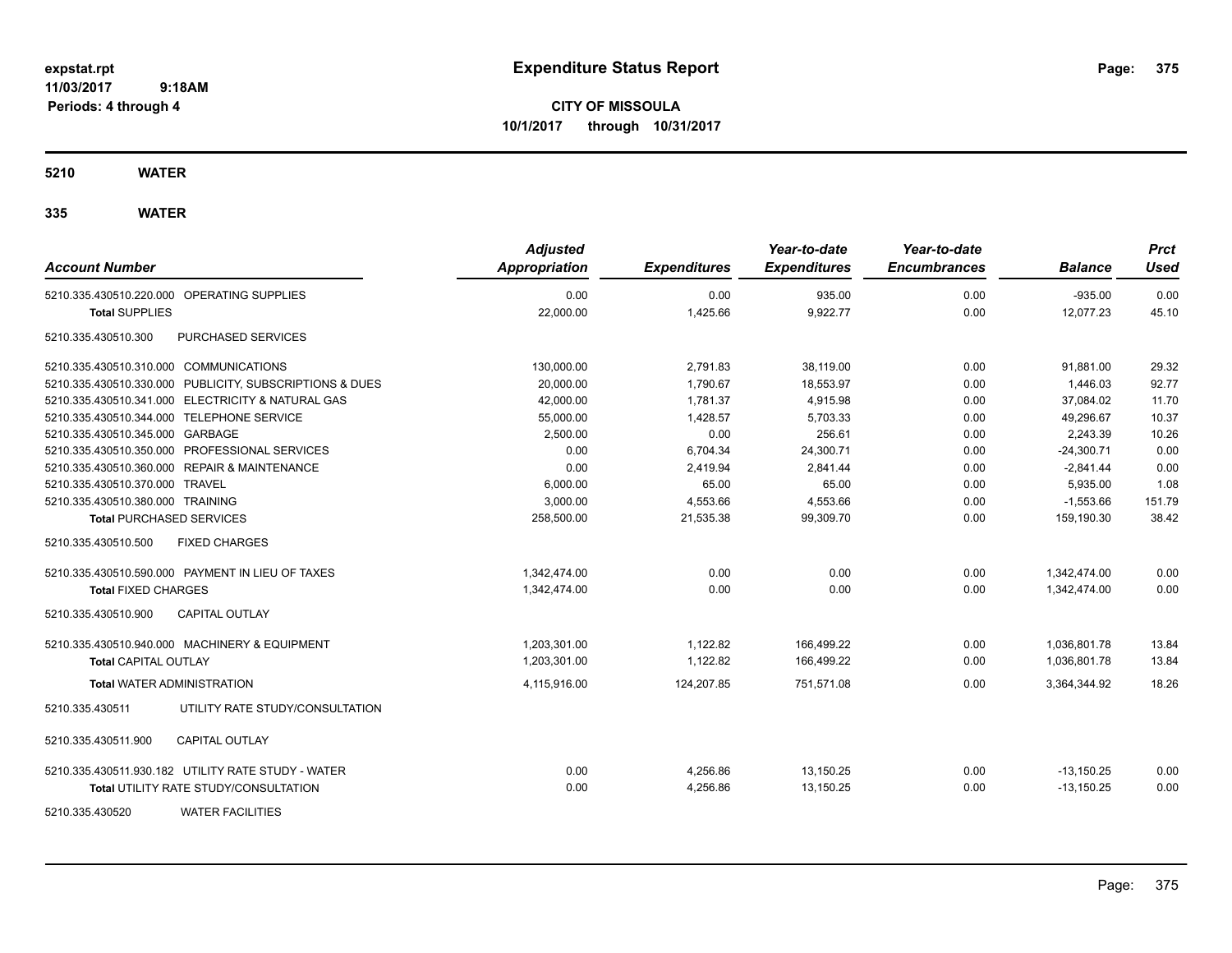**expstat.rpt**
**11/03/2017 9:18AM**
**Periods: 4 through 4**

# Expenditure Status Report

**CITY OF MISSOULA**
**10/1/2017 through 10/31/2017**

## 5210 WATER

## 335 WATER

| Account Number | Adjusted Appropriation | Expenditures | Year-to-date Expenditures | Year-to-date Encumbrances | Balance | Prct Used |
|---|---|---|---|---|---|---|
| 5210.335.430510.220.000 OPERATING SUPPLIES | 0.00 | 0.00 | 935.00 | 0.00 | -935.00 | 0.00 |
| **Total** SUPPLIES | 22,000.00 | 1,425.66 | 9,922.77 | 0.00 | 12,077.23 | 45.10 |
| 5210.335.430510.300 PURCHASED SERVICES | | | | | | |
| 5210.335.430510.310.000 COMMUNICATIONS | 130,000.00 | 2,791.83 | 38,119.00 | 0.00 | 91,881.00 | 29.32 |
| 5210.335.430510.330.000 PUBLICITY, SUBSCRIPTIONS & DUES | 20,000.00 | 1,790.67 | 18,553.97 | 0.00 | 1,446.03 | 92.77 |
| 5210.335.430510.341.000 ELECTRICITY & NATURAL GAS | 42,000.00 | 1,781.37 | 4,915.98 | 0.00 | 37,084.02 | 11.70 |
| 5210.335.430510.344.000 TELEPHONE SERVICE | 55,000.00 | 1,428.57 | 5,703.33 | 0.00 | 49,296.67 | 10.37 |
| 5210.335.430510.345.000 GARBAGE | 2,500.00 | 0.00 | 256.61 | 0.00 | 2,243.39 | 10.26 |
| 5210.335.430510.350.000 PROFESSIONAL SERVICES | 0.00 | 6,704.34 | 24,300.71 | 0.00 | -24,300.71 | 0.00 |
| 5210.335.430510.360.000 REPAIR & MAINTENANCE | 0.00 | 2,419.94 | 2,841.44 | 0.00 | -2,841.44 | 0.00 |
| 5210.335.430510.370.000 TRAVEL | 6,000.00 | 65.00 | 65.00 | 0.00 | 5,935.00 | 1.08 |
| 5210.335.430510.380.000 TRAINING | 3,000.00 | 4,553.66 | 4,553.66 | 0.00 | -1,553.66 | 151.79 |
| **Total** PURCHASED SERVICES | 258,500.00 | 21,535.38 | 99,309.70 | 0.00 | 159,190.30 | 38.42 |
| 5210.335.430510.500 FIXED CHARGES | | | | | | |
| 5210.335.430510.590.000 PAYMENT IN LIEU OF TAXES | 1,342,474.00 | 0.00 | 0.00 | 0.00 | 1,342,474.00 | 0.00 |
| **Total** FIXED CHARGES | 1,342,474.00 | 0.00 | 0.00 | 0.00 | 1,342,474.00 | 0.00 |
| 5210.335.430510.900 CAPITAL OUTLAY | | | | | | |
| 5210.335.430510.940.000 MACHINERY & EQUIPMENT | 1,203,301.00 | 1,122.82 | 166,499.22 | 0.00 | 1,036,801.78 | 13.84 |
| **Total** CAPITAL OUTLAY | 1,203,301.00 | 1,122.82 | 166,499.22 | 0.00 | 1,036,801.78 | 13.84 |
| **Total** WATER ADMINISTRATION | 4,115,916.00 | 124,207.85 | 751,571.08 | 0.00 | 3,364,344.92 | 18.26 |
| 5210.335.430511 UTILITY RATE STUDY/CONSULTATION | | | | | | |
| 5210.335.430511.900 CAPITAL OUTLAY | | | | | | |
| 5210.335.430511.930.182 UTILITY RATE STUDY - WATER | 0.00 | 4,256.86 | 13,150.25 | 0.00 | -13,150.25 | 0.00 |
| **Total** UTILITY RATE STUDY/CONSULTATION | 0.00 | 4,256.86 | 13,150.25 | 0.00 | -13,150.25 | 0.00 |
| 5210.335.430520 WATER FACILITIES | | | | | | |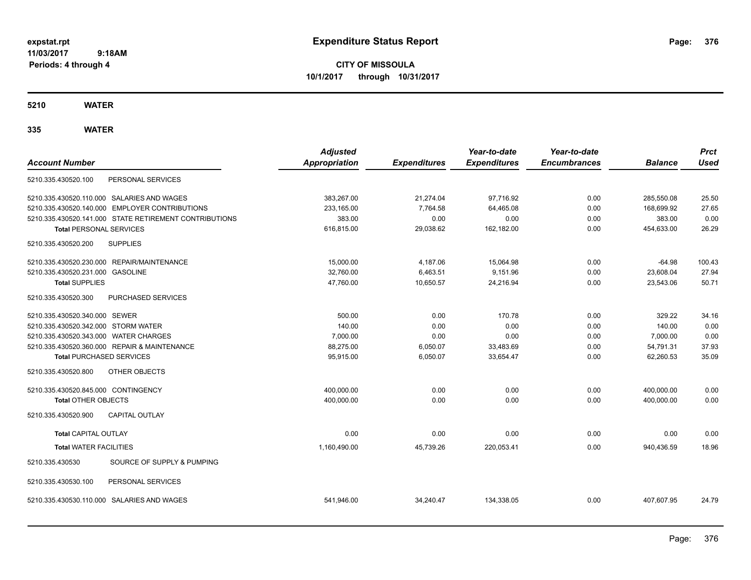# Expenditure Status Report

**CITY OF MISSOULA**
**10/1/2017 through 10/31/2017**

expstat.rpt
11/03/2017 9:18AM
Periods: 4 through 4

## 5210 WATER

## 335 WATER

| Account Number | | Adjusted Appropriation | Expenditures | Year-to-date Expenditures | Year-to-date Encumbrances | Balance | Prct Used |
|---|---|---|---|---|---|---|---|
| 5210.335.430520.100 | PERSONAL SERVICES | | | | | | |
| 5210.335.430520.110.000 | SALARIES AND WAGES | 383,267.00 | 21,274.04 | 97,716.92 | 0.00 | 285,550.08 | 25.50 |
| 5210.335.430520.140.000 | EMPLOYER CONTRIBUTIONS | 233,165.00 | 7,764.58 | 64,465.08 | 0.00 | 168,699.92 | 27.65 |
| 5210.335.430520.141.000 | STATE RETIREMENT CONTRIBUTIONS | 383.00 | 0.00 | 0.00 | 0.00 | 383.00 | 0.00 |
| **Total** PERSONAL SERVICES | | 616,815.00 | 29,038.62 | 162,182.00 | 0.00 | 454,633.00 | 26.29 |
| 5210.335.430520.200 | SUPPLIES | | | | | | |
| 5210.335.430520.230.000 | REPAIR/MAINTENANCE | 15,000.00 | 4,187.06 | 15,064.98 | 0.00 | -64.98 | 100.43 |
| 5210.335.430520.231.000 | GASOLINE | 32,760.00 | 6,463.51 | 9,151.96 | 0.00 | 23,608.04 | 27.94 |
| **Total SUPPLIES** | | 47,760.00 | 10,650.57 | 24,216.94 | 0.00 | 23,543.06 | 50.71 |
| 5210.335.430520.300 | PURCHASED SERVICES | | | | | | |
| 5210.335.430520.340.000 | SEWER | 500.00 | 0.00 | 170.78 | 0.00 | 329.22 | 34.16 |
| 5210.335.430520.342.000 | STORM WATER | 140.00 | 0.00 | 0.00 | 0.00 | 140.00 | 0.00 |
| 5210.335.430520.343.000 | WATER CHARGES | 7,000.00 | 0.00 | 0.00 | 0.00 | 7,000.00 | 0.00 |
| 5210.335.430520.360.000 | REPAIR & MAINTENANCE | 88,275.00 | 6,050.07 | 33,483.69 | 0.00 | 54,791.31 | 37.93 |
| **Total** PURCHASED SERVICES | | 95,915.00 | 6,050.07 | 33,654.47 | 0.00 | 62,260.53 | 35.09 |
| 5210.335.430520.800 | OTHER OBJECTS | | | | | | |
| 5210.335.430520.845.000 | CONTINGENCY | 400,000.00 | 0.00 | 0.00 | 0.00 | 400,000.00 | 0.00 |
| **Total** OTHER OBJECTS | | 400,000.00 | 0.00 | 0.00 | 0.00 | 400,000.00 | 0.00 |
| 5210.335.430520.900 | CAPITAL OUTLAY | | | | | | |
| **Total** CAPITAL OUTLAY | | 0.00 | 0.00 | 0.00 | 0.00 | 0.00 | 0.00 |
| **Total** WATER FACILITIES | | 1,160,490.00 | 45,739.26 | 220,053.41 | 0.00 | 940,436.59 | 18.96 |
| 5210.335.430530 | SOURCE OF SUPPLY & PUMPING | | | | | | |
| 5210.335.430530.100 | PERSONAL SERVICES | | | | | | |
| 5210.335.430530.110.000 | SALARIES AND WAGES | 541,946.00 | 34,240.47 | 134,338.05 | 0.00 | 407,607.95 | 24.79 |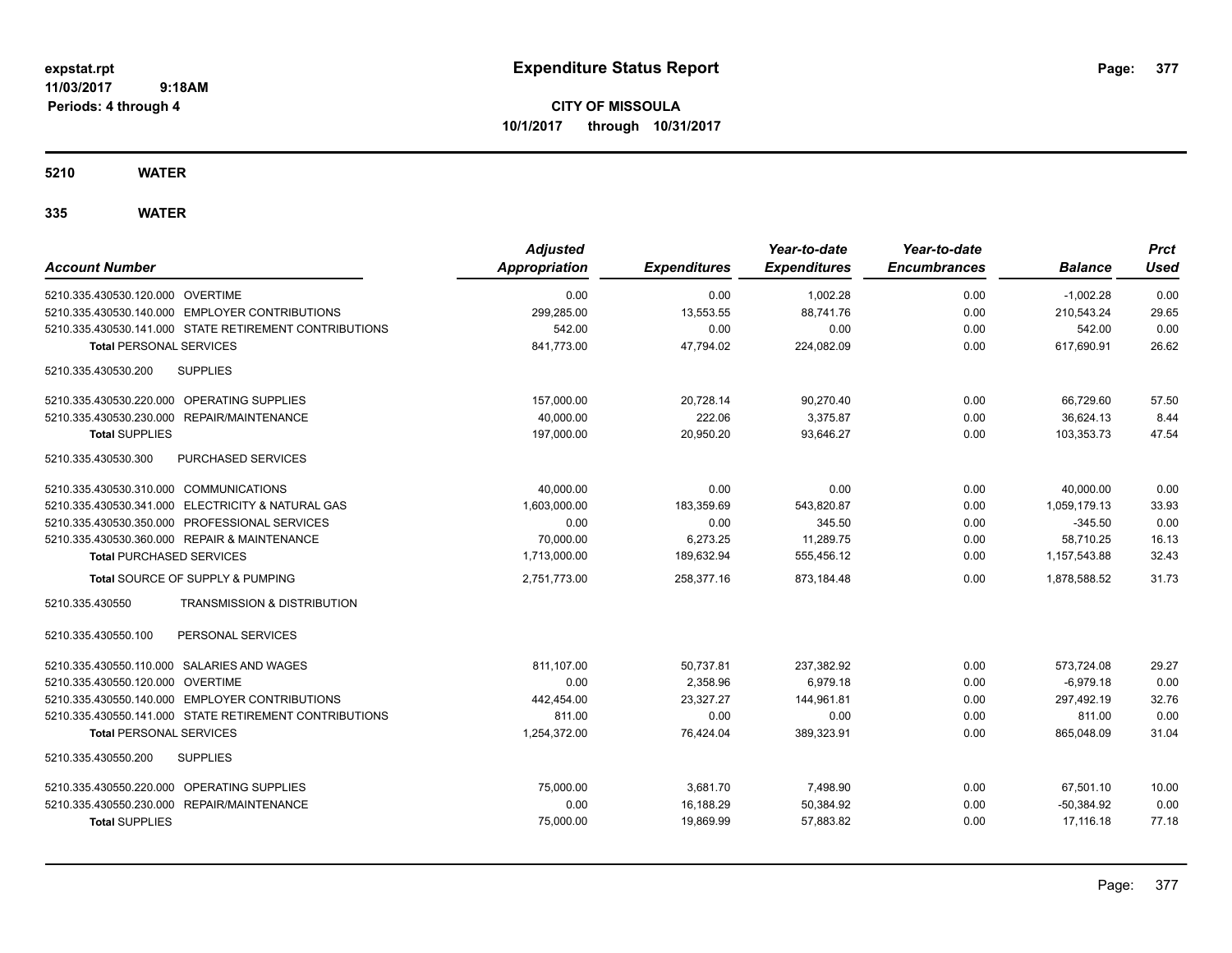# Expenditure Status Report

**CITY OF MISSOULA**
**10/1/2017 through 10/31/2017**

expstat.rpt
11/03/2017 9:18AM
Periods: 4 through 4

## 5210 WATER

### 335 WATER

| Account Number | Adjusted Appropriation | Expenditures | Year-to-date Expenditures | Year-to-date Encumbrances | Balance | Prct Used |
|---|---|---|---|---|---|---|
| 5210.335.430530.120.000 OVERTIME | 0.00 | 0.00 | 1,002.28 | 0.00 | -1,002.28 | 0.00 |
| 5210.335.430530.140.000 EMPLOYER CONTRIBUTIONS | 299,285.00 | 13,553.55 | 88,741.76 | 0.00 | 210,543.24 | 29.65 |
| 5210.335.430530.141.000 STATE RETIREMENT CONTRIBUTIONS | 542.00 | 0.00 | 0.00 | 0.00 | 542.00 | 0.00 |
| **Total** PERSONAL SERVICES | 841,773.00 | 47,794.02 | 224,082.09 | 0.00 | 617,690.91 | 26.62 |
| 5210.335.430530.200 SUPPLIES | | | | | | |
| 5210.335.430530.220.000 OPERATING SUPPLIES | 157,000.00 | 20,728.14 | 90,270.40 | 0.00 | 66,729.60 | 57.50 |
| 5210.335.430530.230.000 REPAIR/MAINTENANCE | 40,000.00 | 222.06 | 3,375.87 | 0.00 | 36,624.13 | 8.44 |
| **Total** SUPPLIES | 197,000.00 | 20,950.20 | 93,646.27 | 0.00 | 103,353.73 | 47.54 |
| 5210.335.430530.300 PURCHASED SERVICES | | | | | | |
| 5210.335.430530.310.000 COMMUNICATIONS | 40,000.00 | 0.00 | 0.00 | 0.00 | 40,000.00 | 0.00 |
| 5210.335.430530.341.000 ELECTRICITY & NATURAL GAS | 1,603,000.00 | 183,359.69 | 543,820.87 | 0.00 | 1,059,179.13 | 33.93 |
| 5210.335.430530.350.000 PROFESSIONAL SERVICES | 0.00 | 0.00 | 345.50 | 0.00 | -345.50 | 0.00 |
| 5210.335.430530.360.000 REPAIR & MAINTENANCE | 70,000.00 | 6,273.25 | 11,289.75 | 0.00 | 58,710.25 | 16.13 |
| **Total** PURCHASED SERVICES | 1,713,000.00 | 189,632.94 | 555,456.12 | 0.00 | 1,157,543.88 | 32.43 |
| **Total** SOURCE OF SUPPLY & PUMPING | 2,751,773.00 | 258,377.16 | 873,184.48 | 0.00 | 1,878,588.52 | 31.73 |
| 5210.335.430550 TRANSMISSION & DISTRIBUTION | | | | | | |
| 5210.335.430550.100 PERSONAL SERVICES | | | | | | |
| 5210.335.430550.110.000 SALARIES AND WAGES | 811,107.00 | 50,737.81 | 237,382.92 | 0.00 | 573,724.08 | 29.27 |
| 5210.335.430550.120.000 OVERTIME | 0.00 | 2,358.96 | 6,979.18 | 0.00 | -6,979.18 | 0.00 |
| 5210.335.430550.140.000 EMPLOYER CONTRIBUTIONS | 442,454.00 | 23,327.27 | 144,961.81 | 0.00 | 297,492.19 | 32.76 |
| 5210.335.430550.141.000 STATE RETIREMENT CONTRIBUTIONS | 811.00 | 0.00 | 0.00 | 0.00 | 811.00 | 0.00 |
| **Total** PERSONAL SERVICES | 1,254,372.00 | 76,424.04 | 389,323.91 | 0.00 | 865,048.09 | 31.04 |
| 5210.335.430550.200 SUPPLIES | | | | | | |
| 5210.335.430550.220.000 OPERATING SUPPLIES | 75,000.00 | 3,681.70 | 7,498.90 | 0.00 | 67,501.10 | 10.00 |
| 5210.335.430550.230.000 REPAIR/MAINTENANCE | 0.00 | 16,188.29 | 50,384.92 | 0.00 | -50,384.92 | 0.00 |
| **Total** SUPPLIES | 75,000.00 | 19,869.99 | 57,883.82 | 0.00 | 17,116.18 | 77.18 |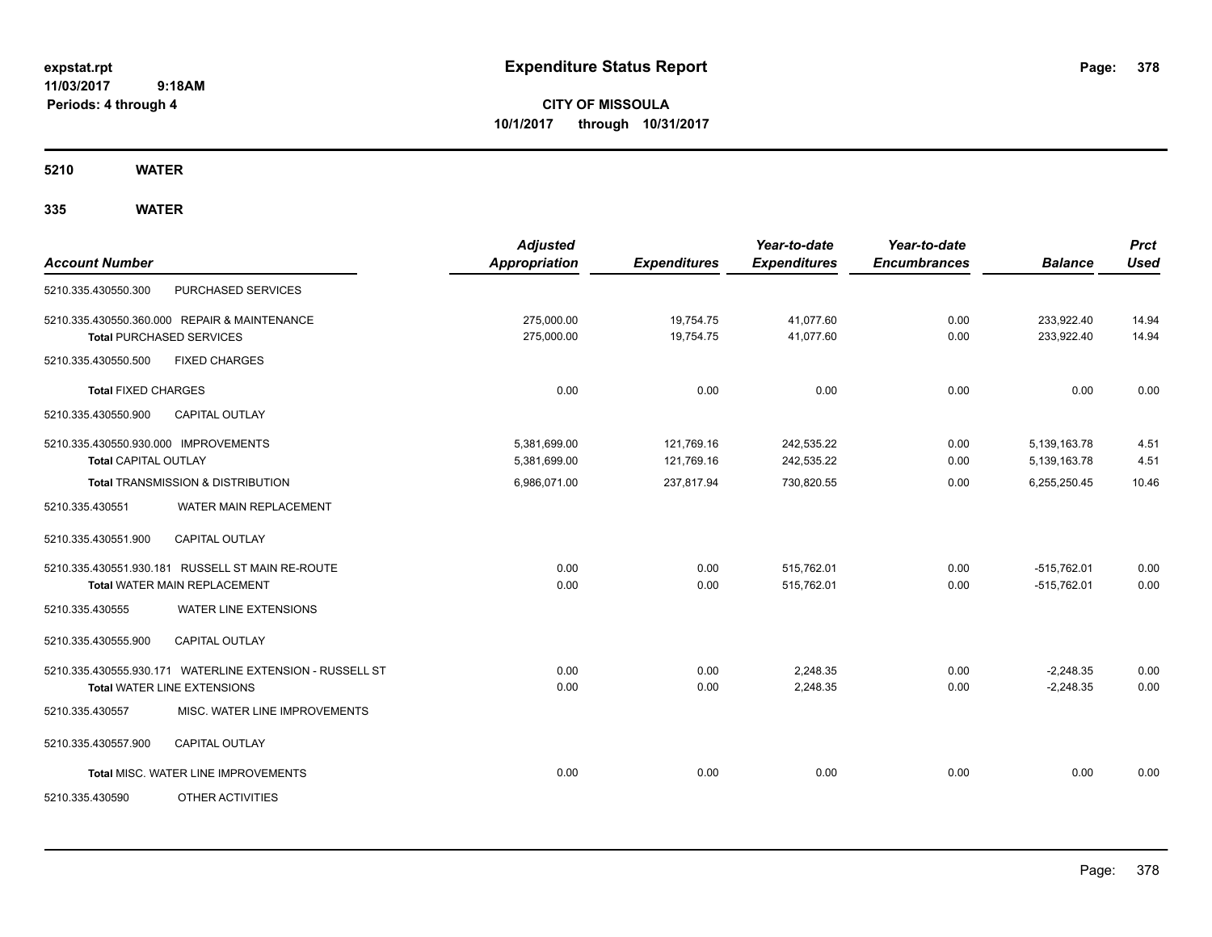expstat.rpt
11/03/2017 9:18AM
Periods: 4 through 4

# Expenditure Status Report

**CITY OF MISSOULA**
**10/1/2017 through 10/31/2017**

## 5210 WATER

### 335 WATER

| Account Number | | Adjusted Appropriation | Expenditures | Year-to-date Expenditures | Year-to-date Encumbrances | Balance | Prct Used |
|---|---|---|---|---|---|---|---|
| 5210.335.430550.300 | PURCHASED SERVICES | | | | | | |
| 5210.335.430550.360.000 REPAIR & MAINTENANCE | | 275,000.00 | 19,754.75 | 41,077.60 | 0.00 | 233,922.40 | 14.94 |
| **Total** PURCHASED SERVICES | | 275,000.00 | 19,754.75 | 41,077.60 | 0.00 | 233,922.40 | 14.94 |
| 5210.335.430550.500 | FIXED CHARGES | | | | | | |
| **Total** FIXED CHARGES | | 0.00 | 0.00 | 0.00 | 0.00 | 0.00 | 0.00 |
| 5210.335.430550.900 | CAPITAL OUTLAY | | | | | | |
| 5210.335.430550.930.000 IMPROVEMENTS | | 5,381,699.00 | 121,769.16 | 242,535.22 | 0.00 | 5,139,163.78 | 4.51 |
| **Total** CAPITAL OUTLAY | | 5,381,699.00 | 121,769.16 | 242,535.22 | 0.00 | 5,139,163.78 | 4.51 |
| **Total** TRANSMISSION & DISTRIBUTION | | 6,986,071.00 | 237,817.94 | 730,820.55 | 0.00 | 6,255,250.45 | 10.46 |
| 5210.335.430551 | WATER MAIN REPLACEMENT | | | | | | |
| 5210.335.430551.900 | CAPITAL OUTLAY | | | | | | |
| 5210.335.430551.930.181 RUSSELL ST MAIN RE-ROUTE | | 0.00 | 0.00 | 515,762.01 | 0.00 | -515,762.01 | 0.00 |
| **Total** WATER MAIN REPLACEMENT | | 0.00 | 0.00 | 515,762.01 | 0.00 | -515,762.01 | 0.00 |
| 5210.335.430555 | WATER LINE EXTENSIONS | | | | | | |
| 5210.335.430555.900 | CAPITAL OUTLAY | | | | | | |
| 5210.335.430555.930.171 WATERLINE EXTENSION - RUSSELL ST | | 0.00 | 0.00 | 2,248.35 | 0.00 | -2,248.35 | 0.00 |
| **Total** WATER LINE EXTENSIONS | | 0.00 | 0.00 | 2,248.35 | 0.00 | -2,248.35 | 0.00 |
| 5210.335.430557 | MISC. WATER LINE IMPROVEMENTS | | | | | | |
| 5210.335.430557.900 | CAPITAL OUTLAY | | | | | | |
| **Total** MISC. WATER LINE IMPROVEMENTS | | 0.00 | 0.00 | 0.00 | 0.00 | 0.00 | 0.00 |
| 5210.335.430590 | OTHER ACTIVITIES | | | | | | |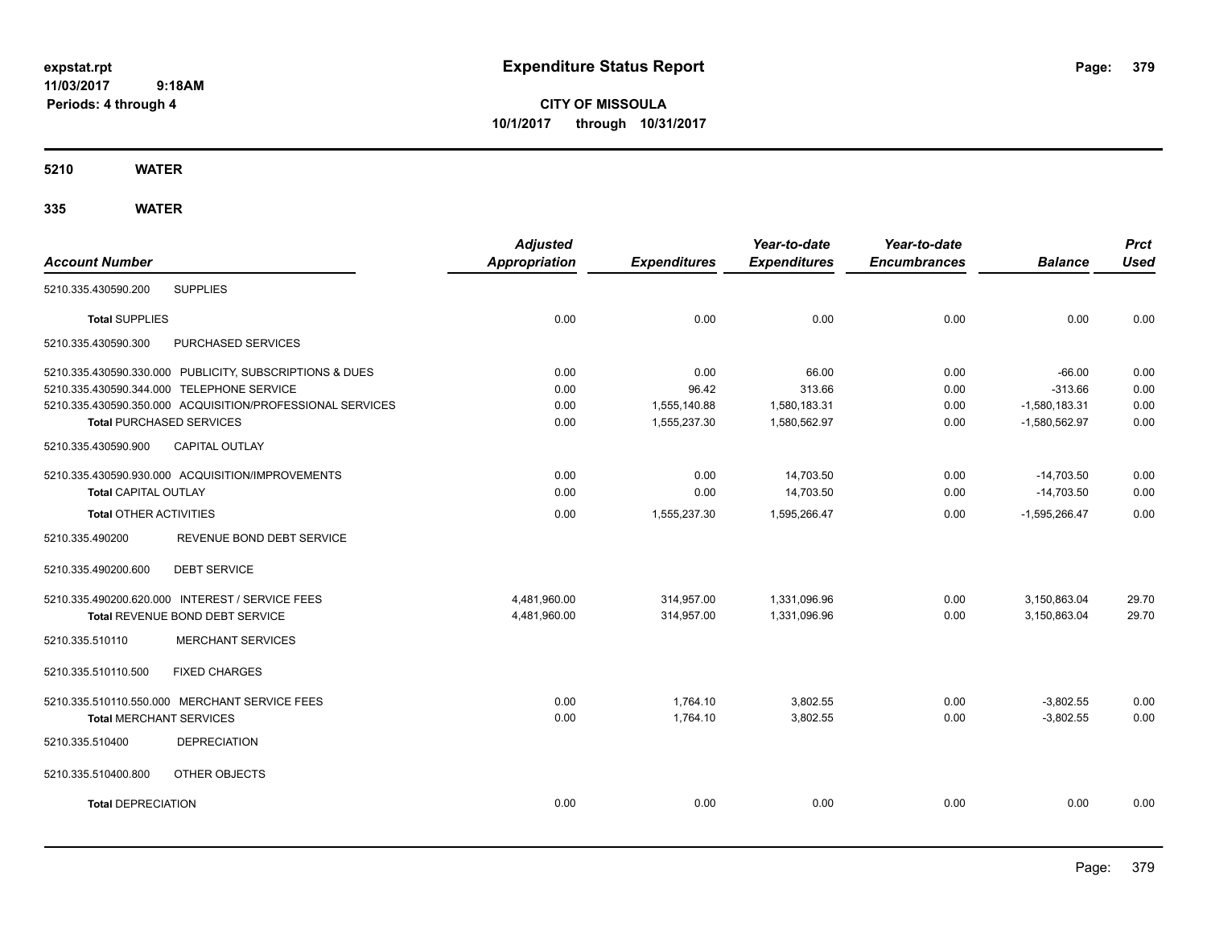expstat.rpt
11/03/2017 9:18AM
Periods: 4 through 4

# Expenditure Status Report

**CITY OF MISSOULA**
**10/1/2017 through 10/31/2017**

## 5210 WATER

### 335 WATER

| Account Number | Adjusted Appropriation | Expenditures | Year-to-date Expenditures | Year-to-date Encumbrances | Balance | Prct Used |
|---|---|---|---|---|---|---|
| 5210.335.430590.200 SUPPLIES | | | | | | |
| **Total** SUPPLIES | 0.00 | 0.00 | 0.00 | 0.00 | 0.00 | 0.00 |
| 5210.335.430590.300 PURCHASED SERVICES | | | | | | |
| 5210.335.430590.330.000 PUBLICITY, SUBSCRIPTIONS & DUES | 0.00 | 0.00 | 66.00 | 0.00 | -66.00 | 0.00 |
| 5210.335.430590.344.000 TELEPHONE SERVICE | 0.00 | 96.42 | 313.66 | 0.00 | -313.66 | 0.00 |
| 5210.335.430590.350.000 ACQUISITION/PROFESSIONAL SERVICES | 0.00 | 1,555,140.88 | 1,580,183.31 | 0.00 | -1,580,183.31 | 0.00 |
| **Total** PURCHASED SERVICES | 0.00 | 1,555,237.30 | 1,580,562.97 | 0.00 | -1,580,562.97 | 0.00 |
| 5210.335.430590.900 CAPITAL OUTLAY | | | | | | |
| 5210.335.430590.930.000 ACQUISITION/IMPROVEMENTS | 0.00 | 0.00 | 14,703.50 | 0.00 | -14,703.50 | 0.00 |
| **Total** CAPITAL OUTLAY | 0.00 | 0.00 | 14,703.50 | 0.00 | -14,703.50 | 0.00 |
| **Total** OTHER ACTIVITIES | 0.00 | 1,555,237.30 | 1,595,266.47 | 0.00 | -1,595,266.47 | 0.00 |
| 5210.335.490200 REVENUE BOND DEBT SERVICE | | | | | | |
| 5210.335.490200.600 DEBT SERVICE | | | | | | |
| 5210.335.490200.620.000 INTEREST / SERVICE FEES | 4,481,960.00 | 314,957.00 | 1,331,096.96 | 0.00 | 3,150,863.04 | 29.70 |
| **Total** REVENUE BOND DEBT SERVICE | 4,481,960.00 | 314,957.00 | 1,331,096.96 | 0.00 | 3,150,863.04 | 29.70 |
| 5210.335.510110 MERCHANT SERVICES | | | | | | |
| 5210.335.510110.500 FIXED CHARGES | | | | | | |
| 5210.335.510110.550.000 MERCHANT SERVICE FEES | 0.00 | 1,764.10 | 3,802.55 | 0.00 | -3,802.55 | 0.00 |
| **Total** MERCHANT SERVICES | 0.00 | 1,764.10 | 3,802.55 | 0.00 | -3,802.55 | 0.00 |
| 5210.335.510400 DEPRECIATION | | | | | | |
| 5210.335.510400.800 OTHER OBJECTS | | | | | | |
| **Total** DEPRECIATION | 0.00 | 0.00 | 0.00 | 0.00 | 0.00 | 0.00 |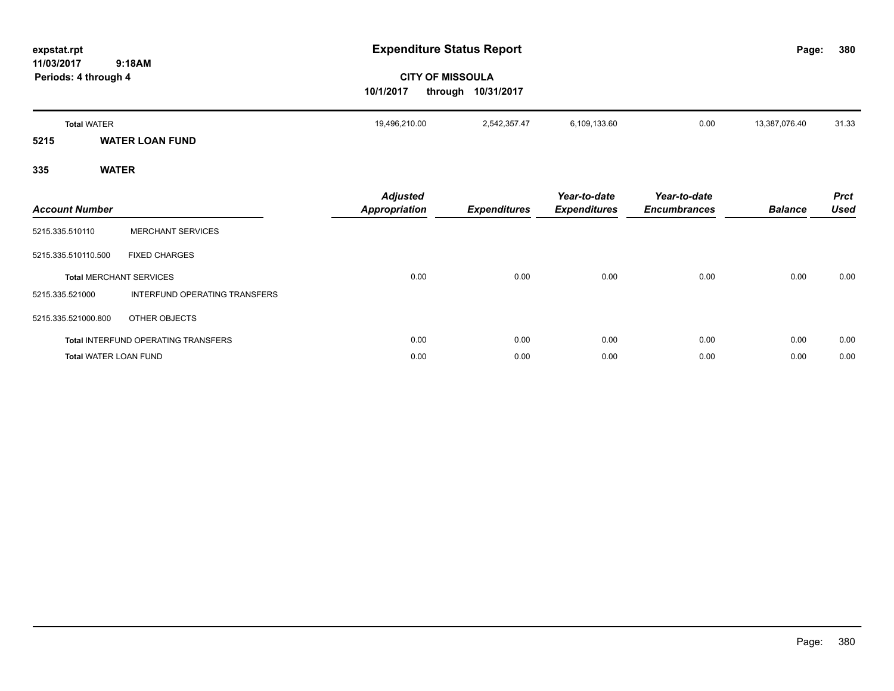# Expenditure Status Report

**CITY OF MISSOULA**

**10/1/2017 through 10/31/2017**

expstat.rpt
11/03/2017 9:18AM
Periods: 4 through 4

| | | | | | | |
|---|---|---|---|---|---|---|
| **Total** WATER | 19,496,210.00 | 2,542,357.47 | 6,109,133.60 | 0.00 | 13,387,076.40 | 31.33 |

## 5215 WATER LOAN FUND

## 335 WATER

| Account Number | | Adjusted Appropriation | Expenditures | Year-to-date Expenditures | Year-to-date Encumbrances | Balance | Prct Used |
|---|---|---|---|---|---|---|---|
| 5215.335.510110 | MERCHANT SERVICES | | | | | | |
| 5215.335.510110.500 | FIXED CHARGES | | | | | | |
| **Total** MERCHANT SERVICES | | 0.00 | 0.00 | 0.00 | 0.00 | 0.00 | 0.00 |
| 5215.335.521000 | INTERFUND OPERATING TRANSFERS | | | | | | |
| 5215.335.521000.800 | OTHER OBJECTS | | | | | | |
| **Total** INTERFUND OPERATING TRANSFERS | | 0.00 | 0.00 | 0.00 | 0.00 | 0.00 | 0.00 |
| **Total** WATER LOAN FUND | | 0.00 | 0.00 | 0.00 | 0.00 | 0.00 | 0.00 |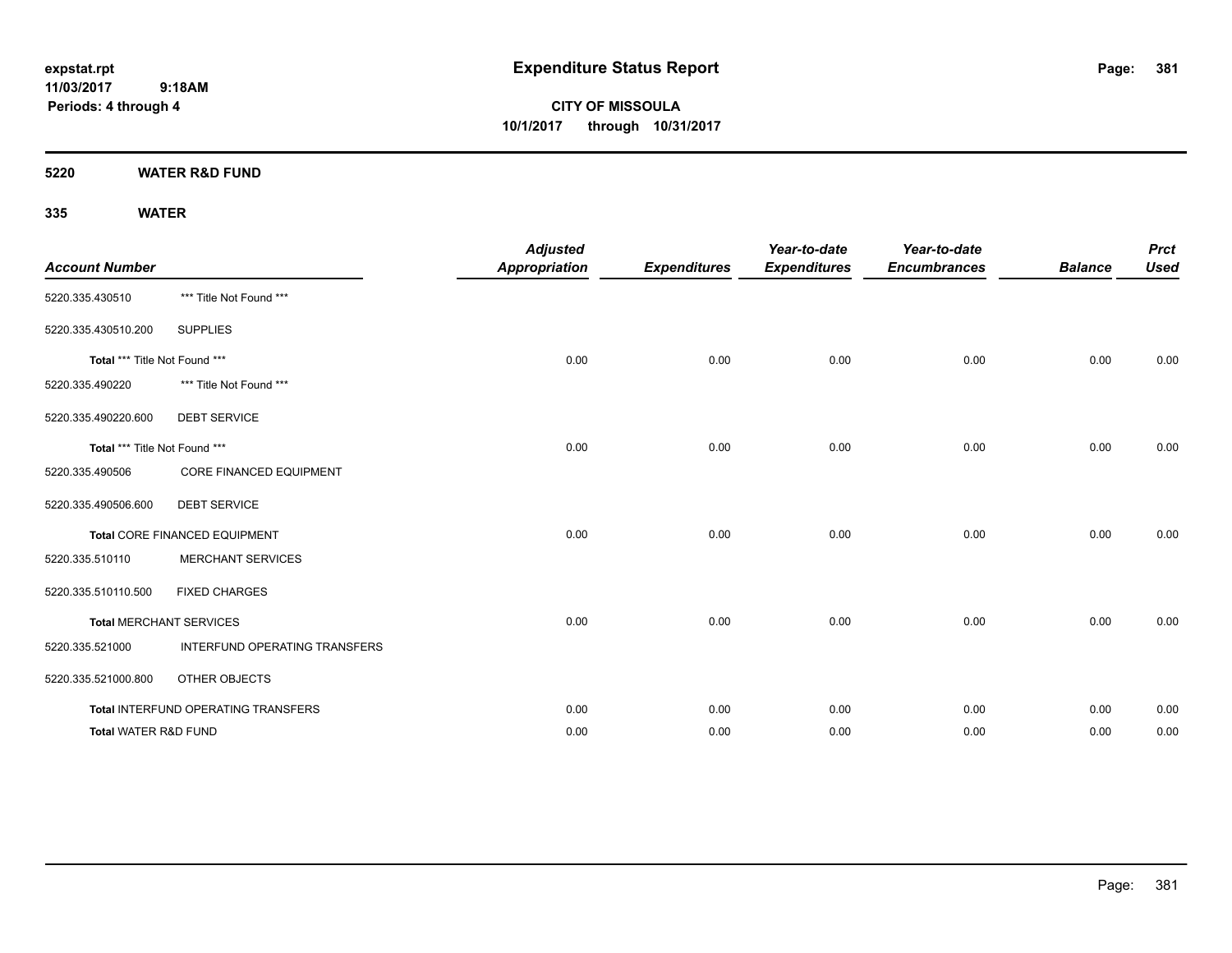**expstat.rpt**
**11/03/2017 9:18AM**
**Periods: 4 through 4**

# Expenditure Status Report

**CITY OF MISSOULA**
**10/1/2017 through 10/31/2017**

## 5220 WATER R&D FUND

## 335 WATER

| Account Number | | Adjusted Appropriation | Expenditures | Year-to-date Expenditures | Year-to-date Encumbrances | Balance | Prct Used |
|---|---|---|---|---|---|---|---|
| 5220.335.430510 | *** Title Not Found *** | | | | | | |
| 5220.335.430510.200 | SUPPLIES | | | | | | |
| **Total** *** Title Not Found *** | | 0.00 | 0.00 | 0.00 | 0.00 | 0.00 | 0.00 |
| 5220.335.490220 | *** Title Not Found *** | | | | | | |
| 5220.335.490220.600 | DEBT SERVICE | | | | | | |
| **Total** *** Title Not Found *** | | 0.00 | 0.00 | 0.00 | 0.00 | 0.00 | 0.00 |
| 5220.335.490506 | CORE FINANCED EQUIPMENT | | | | | | |
| 5220.335.490506.600 | DEBT SERVICE | | | | | | |
| **Total** CORE FINANCED EQUIPMENT | | 0.00 | 0.00 | 0.00 | 0.00 | 0.00 | 0.00 |
| 5220.335.510110 | MERCHANT SERVICES | | | | | | |
| 5220.335.510110.500 | FIXED CHARGES | | | | | | |
| **Total** MERCHANT SERVICES | | 0.00 | 0.00 | 0.00 | 0.00 | 0.00 | 0.00 |
| 5220.335.521000 | INTERFUND OPERATING TRANSFERS | | | | | | |
| 5220.335.521000.800 | OTHER OBJECTS | | | | | | |
| **Total** INTERFUND OPERATING TRANSFERS | | 0.00 | 0.00 | 0.00 | 0.00 | 0.00 | 0.00 |
| **Total** WATER R&D FUND | | 0.00 | 0.00 | 0.00 | 0.00 | 0.00 | 0.00 |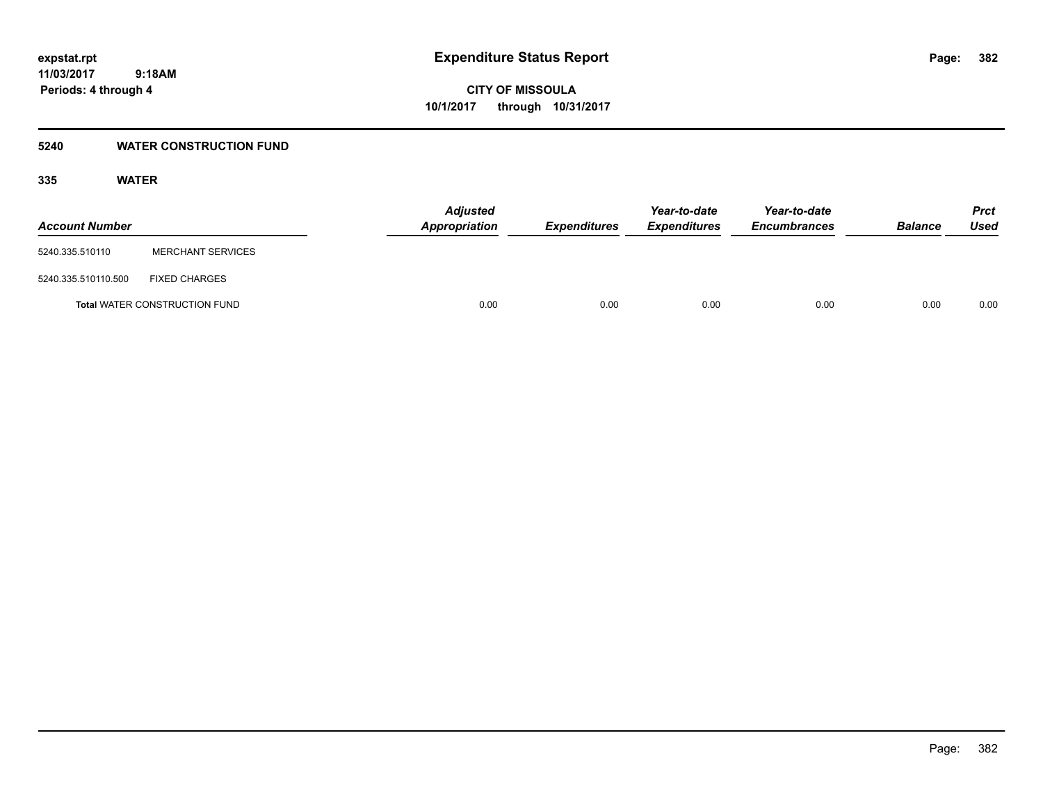# Expenditure Status Report

expstat.rpt
11/03/2017 9:18AM
Periods: 4 through 4

CITY OF MISSOULA
10/1/2017 through 10/31/2017

## 5240 WATER CONSTRUCTION FUND

### 335 WATER

| Account Number | | Adjusted Appropriation | Expenditures | Year-to-date Expenditures | Year-to-date Encumbrances | Balance | Prct Used |
|---|---|---|---|---|---|---|---|
| 5240.335.510110 | MERCHANT SERVICES | | | | | | |
| 5240.335.510110.500 | FIXED CHARGES | | | | | | |
| **Total** WATER CONSTRUCTION FUND | | 0.00 | 0.00 | 0.00 | 0.00 | 0.00 | 0.00 |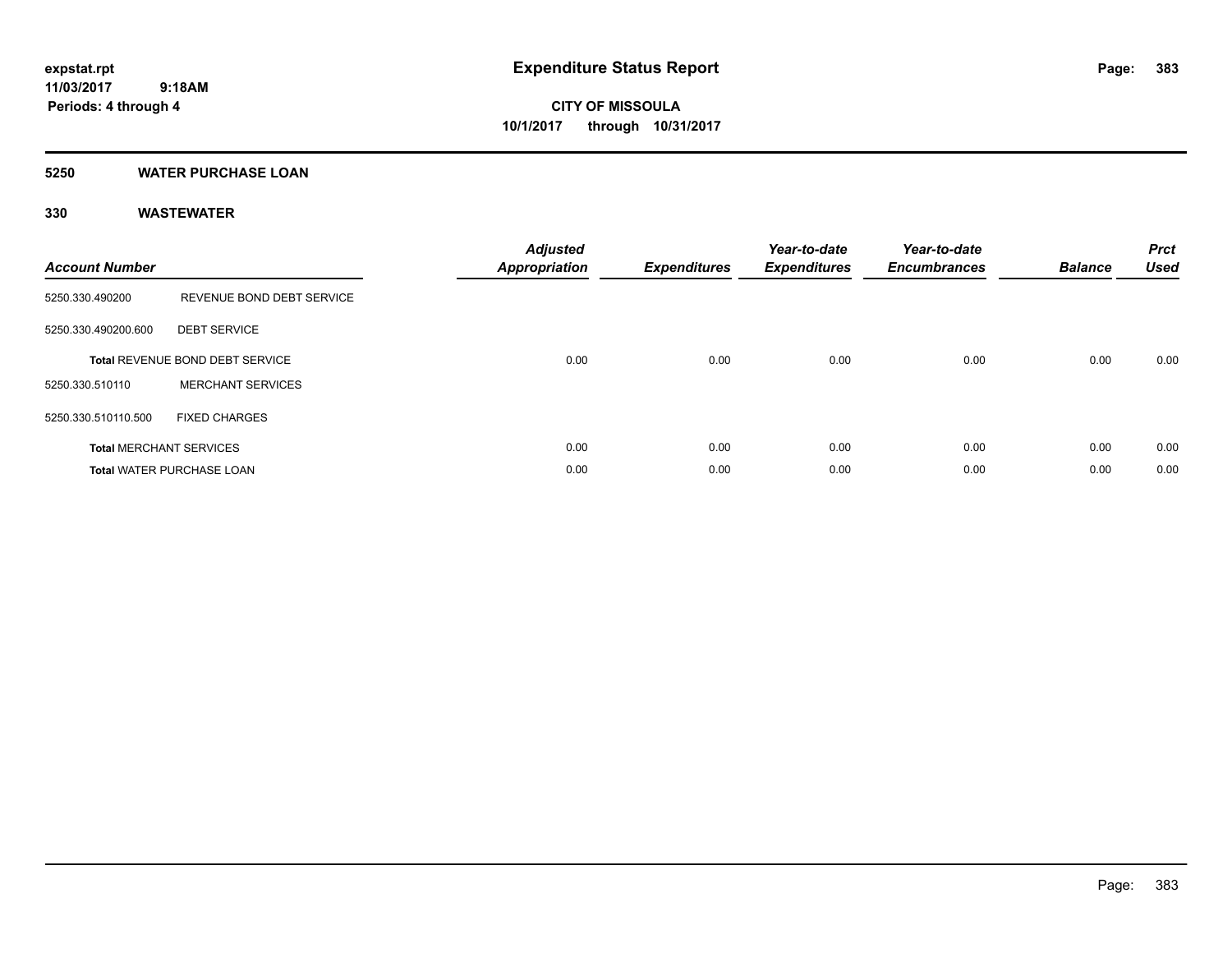expstat.rpt
11/03/2017 9:18AM
Periods: 4 through 4

# Expenditure Status Report

CITY OF MISSOULA
10/1/2017 through 10/31/2017

## 5250 WATER PURCHASE LOAN

## 330 WASTEWATER

| Account Number | | Adjusted Appropriation | Expenditures | Year-to-date Expenditures | Year-to-date Encumbrances | Balance | Prct Used |
|---|---|---|---|---|---|---|---|
| 5250.330.490200 | REVENUE BOND DEBT SERVICE | | | | | | |
| 5250.330.490200.600 | DEBT SERVICE | | | | | | |
| **Total** REVENUE BOND DEBT SERVICE | | 0.00 | 0.00 | 0.00 | 0.00 | 0.00 | 0.00 |
| 5250.330.510110 | MERCHANT SERVICES | | | | | | |
| 5250.330.510110.500 | FIXED CHARGES | | | | | | |
| **Total** MERCHANT SERVICES | | 0.00 | 0.00 | 0.00 | 0.00 | 0.00 | 0.00 |
| **Total** WATER PURCHASE LOAN | | 0.00 | 0.00 | 0.00 | 0.00 | 0.00 | 0.00 |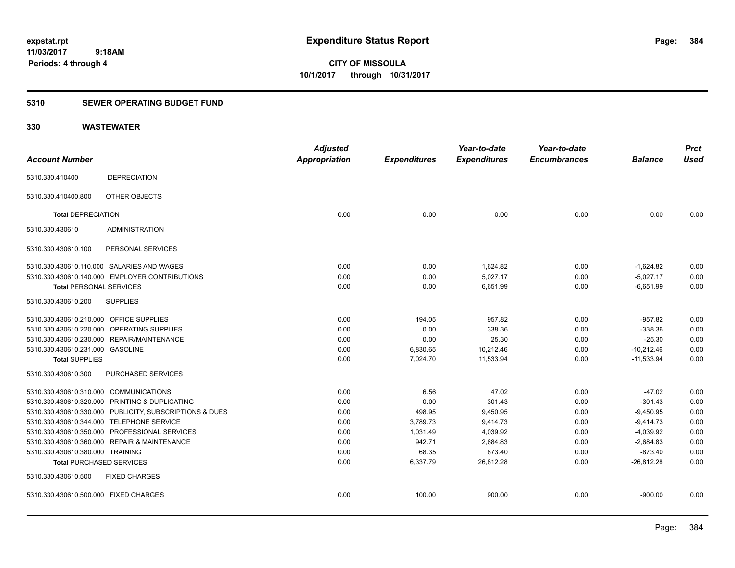# Expenditure Status Report

expstat.rpt
11/03/2017 9:18AM
Periods: 4 through 4

**CITY OF MISSOULA**
**10/1/2017 through 10/31/2017**

## 5310 SEWER OPERATING BUDGET FUND

### 330 WASTEWATER

| Account Number | | Adjusted Appropriation | Expenditures | Year-to-date Expenditures | Year-to-date Encumbrances | Balance | Prct Used |
|---|---|---|---|---|---|---|---|
| 5310.330.410400 | DEPRECIATION | | | | | | |
| 5310.330.410400.800 | OTHER OBJECTS | | | | | | |
| **Total** DEPRECIATION | | 0.00 | 0.00 | 0.00 | 0.00 | 0.00 | 0.00 |
| 5310.330.430610 | ADMINISTRATION | | | | | | |
| 5310.330.430610.100 | PERSONAL SERVICES | | | | | | |
| 5310.330.430610.110.000 | SALARIES AND WAGES | 0.00 | 0.00 | 1,624.82 | 0.00 | -1,624.82 | 0.00 |
| 5310.330.430610.140.000 | EMPLOYER CONTRIBUTIONS | 0.00 | 0.00 | 5,027.17 | 0.00 | -5,027.17 | 0.00 |
| **Total** PERSONAL SERVICES | | 0.00 | 0.00 | 6,651.99 | 0.00 | -6,651.99 | 0.00 |
| 5310.330.430610.200 | SUPPLIES | | | | | | |
| 5310.330.430610.210.000 | OFFICE SUPPLIES | 0.00 | 194.05 | 957.82 | 0.00 | -957.82 | 0.00 |
| 5310.330.430610.220.000 | OPERATING SUPPLIES | 0.00 | 0.00 | 338.36 | 0.00 | -338.36 | 0.00 |
| 5310.330.430610.230.000 | REPAIR/MAINTENANCE | 0.00 | 0.00 | 25.30 | 0.00 | -25.30 | 0.00 |
| 5310.330.430610.231.000 | GASOLINE | 0.00 | 6,830.65 | 10,212.46 | 0.00 | -10,212.46 | 0.00 |
| **Total** SUPPLIES | | 0.00 | 7,024.70 | 11,533.94 | 0.00 | -11,533.94 | 0.00 |
| 5310.330.430610.300 | PURCHASED SERVICES | | | | | | |
| 5310.330.430610.310.000 | COMMUNICATIONS | 0.00 | 6.56 | 47.02 | 0.00 | -47.02 | 0.00 |
| 5310.330.430610.320.000 | PRINTING & DUPLICATING | 0.00 | 0.00 | 301.43 | 0.00 | -301.43 | 0.00 |
| 5310.330.430610.330.000 | PUBLICITY, SUBSCRIPTIONS & DUES | 0.00 | 498.95 | 9,450.95 | 0.00 | -9,450.95 | 0.00 |
| 5310.330.430610.344.000 | TELEPHONE SERVICE | 0.00 | 3,789.73 | 9,414.73 | 0.00 | -9,414.73 | 0.00 |
| 5310.330.430610.350.000 | PROFESSIONAL SERVICES | 0.00 | 1,031.49 | 4,039.92 | 0.00 | -4,039.92 | 0.00 |
| 5310.330.430610.360.000 | REPAIR & MAINTENANCE | 0.00 | 942.71 | 2,684.83 | 0.00 | -2,684.83 | 0.00 |
| 5310.330.430610.380.000 | TRAINING | 0.00 | 68.35 | 873.40 | 0.00 | -873.40 | 0.00 |
| **Total** PURCHASED SERVICES | | 0.00 | 6,337.79 | 26,812.28 | 0.00 | -26,812.28 | 0.00 |
| 5310.330.430610.500 | FIXED CHARGES | | | | | | |
| 5310.330.430610.500.000 | FIXED CHARGES | 0.00 | 100.00 | 900.00 | 0.00 | -900.00 | 0.00 |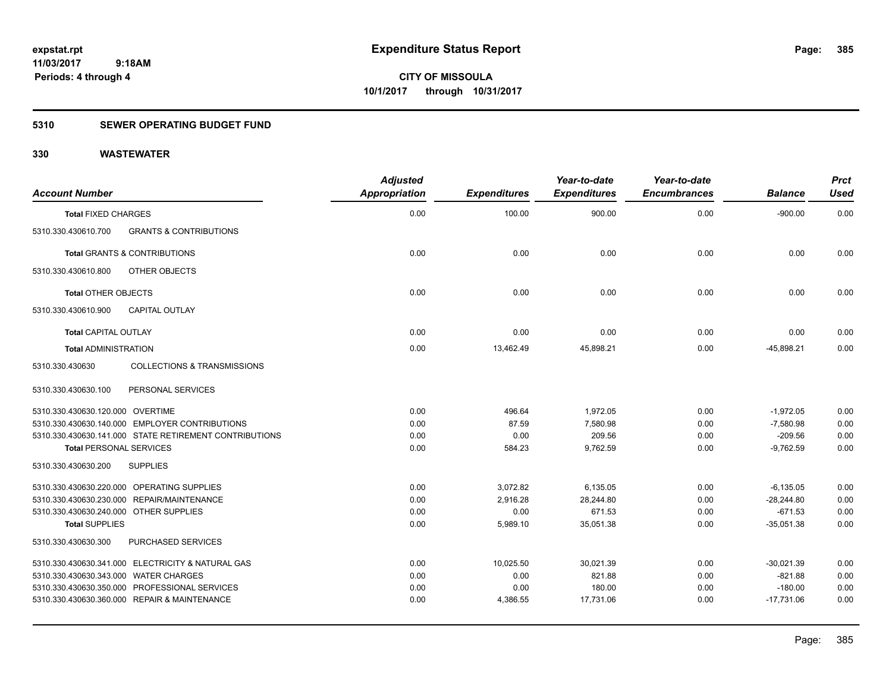expstat.rpt
11/03/2017 9:18AM
Periods: 4 through 4

# Expenditure Status Report

**CITY OF MISSOULA**
**10/1/2017 through 10/31/2017**

## 5310 SEWER OPERATING BUDGET FUND

## 330 WASTEWATER

| Account Number | | Adjusted Appropriation | Expenditures | Year-to-date Expenditures | Year-to-date Encumbrances | Balance | Prct Used |
|---|---|---|---|---|---|---|---|
| **Total** FIXED CHARGES | | 0.00 | 100.00 | 900.00 | 0.00 | -900.00 | 0.00 |
| 5310.330.430610.700 | GRANTS & CONTRIBUTIONS | | | | | | |
| **Total** GRANTS & CONTRIBUTIONS | | 0.00 | 0.00 | 0.00 | 0.00 | 0.00 | 0.00 |
| 5310.330.430610.800 | OTHER OBJECTS | | | | | | |
| **Total** OTHER OBJECTS | | 0.00 | 0.00 | 0.00 | 0.00 | 0.00 | 0.00 |
| 5310.330.430610.900 | CAPITAL OUTLAY | | | | | | |
| **Total** CAPITAL OUTLAY | | 0.00 | 0.00 | 0.00 | 0.00 | 0.00 | 0.00 |
| **Total** ADMINISTRATION | | 0.00 | 13,462.49 | 45,898.21 | 0.00 | -45,898.21 | 0.00 |
| 5310.330.430630 | COLLECTIONS & TRANSMISSIONS | | | | | | |
| 5310.330.430630.100 | PERSONAL SERVICES | | | | | | |
| 5310.330.430630.120.000 | OVERTIME | 0.00 | 496.64 | 1,972.05 | 0.00 | -1,972.05 | 0.00 |
| 5310.330.430630.140.000 | EMPLOYER CONTRIBUTIONS | 0.00 | 87.59 | 7,580.98 | 0.00 | -7,580.98 | 0.00 |
| 5310.330.430630.141.000 | STATE RETIREMENT CONTRIBUTIONS | 0.00 | 0.00 | 209.56 | 0.00 | -209.56 | 0.00 |
| **Total** PERSONAL SERVICES | | 0.00 | 584.23 | 9,762.59 | 0.00 | -9,762.59 | 0.00 |
| 5310.330.430630.200 | SUPPLIES | | | | | | |
| 5310.330.430630.220.000 | OPERATING SUPPLIES | 0.00 | 3,072.82 | 6,135.05 | 0.00 | -6,135.05 | 0.00 |
| 5310.330.430630.230.000 | REPAIR/MAINTENANCE | 0.00 | 2,916.28 | 28,244.80 | 0.00 | -28,244.80 | 0.00 |
| 5310.330.430630.240.000 | OTHER SUPPLIES | 0.00 | 0.00 | 671.53 | 0.00 | -671.53 | 0.00 |
| **Total** SUPPLIES | | 0.00 | 5,989.10 | 35,051.38 | 0.00 | -35,051.38 | 0.00 |
| 5310.330.430630.300 | PURCHASED SERVICES | | | | | | |
| 5310.330.430630.341.000 | ELECTRICITY & NATURAL GAS | 0.00 | 10,025.50 | 30,021.39 | 0.00 | -30,021.39 | 0.00 |
| 5310.330.430630.343.000 | WATER CHARGES | 0.00 | 0.00 | 821.88 | 0.00 | -821.88 | 0.00 |
| 5310.330.430630.350.000 | PROFESSIONAL SERVICES | 0.00 | 0.00 | 180.00 | 0.00 | -180.00 | 0.00 |
| 5310.330.430630.360.000 | REPAIR & MAINTENANCE | 0.00 | 4,386.55 | 17,731.06 | 0.00 | -17,731.06 | 0.00 |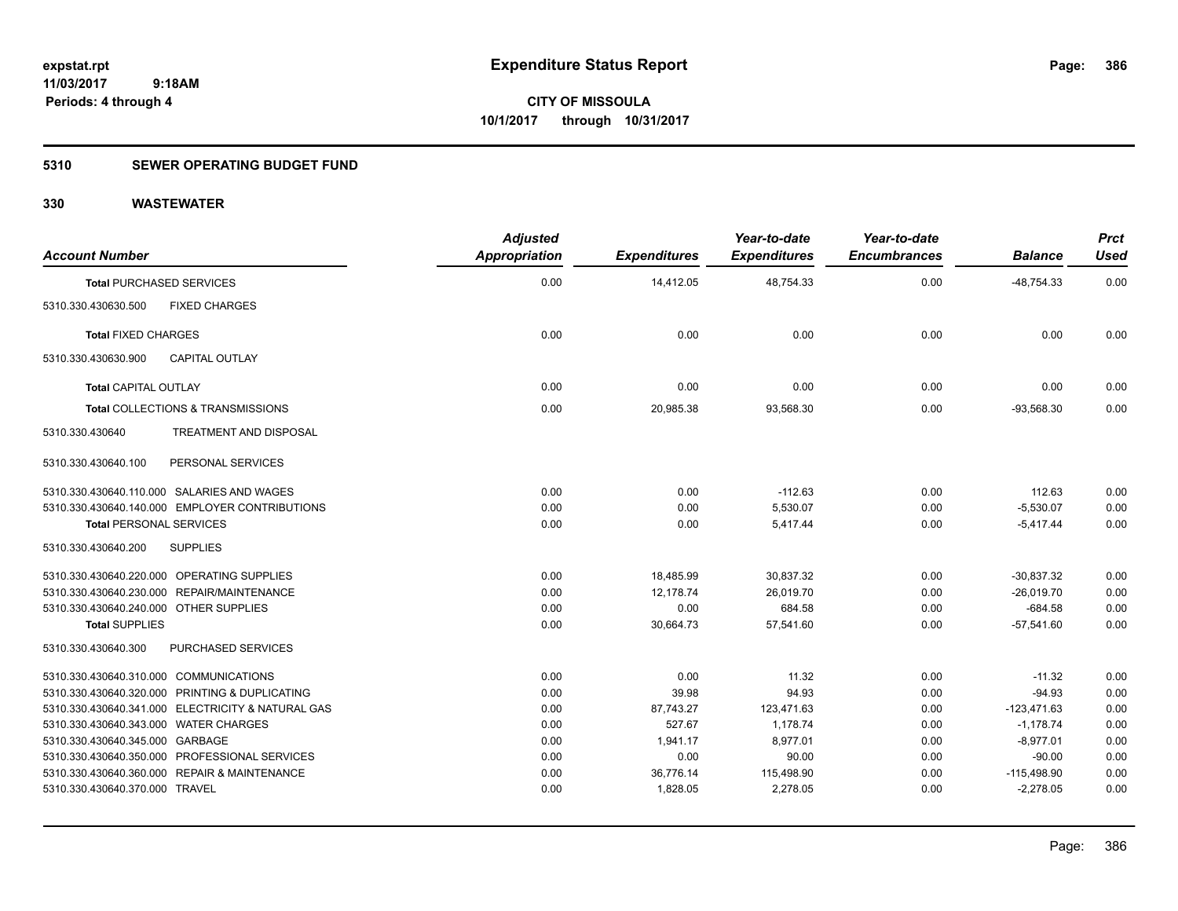expstat.rpt
11/03/2017 9:18AM
Periods: 4 through 4

# Expenditure Status Report

**CITY OF MISSOULA**
**10/1/2017 through 10/31/2017**

## 5310 SEWER OPERATING BUDGET FUND

## 330 WASTEWATER

| Account Number | Adjusted Appropriation | Expenditures | Year-to-date Expenditures | Year-to-date Encumbrances | Balance | Prct Used |
|---|---|---|---|---|---|---|
| **Total PURCHASED SERVICES** | 0.00 | 14,412.05 | 48,754.33 | 0.00 | -48,754.33 | 0.00 |
| 5310.330.430630.500 FIXED CHARGES | | | | | | |
| **Total FIXED CHARGES** | 0.00 | 0.00 | 0.00 | 0.00 | 0.00 | 0.00 |
| 5310.330.430630.900 CAPITAL OUTLAY | | | | | | |
| **Total CAPITAL OUTLAY** | 0.00 | 0.00 | 0.00 | 0.00 | 0.00 | 0.00 |
| **Total COLLECTIONS & TRANSMISSIONS** | 0.00 | 20,985.38 | 93,568.30 | 0.00 | -93,568.30 | 0.00 |
| 5310.330.430640 TREATMENT AND DISPOSAL | | | | | | |
| 5310.330.430640.100 PERSONAL SERVICES | | | | | | |
| 5310.330.430640.110.000 SALARIES AND WAGES | 0.00 | 0.00 | -112.63 | 0.00 | 112.63 | 0.00 |
| 5310.330.430640.140.000 EMPLOYER CONTRIBUTIONS | 0.00 | 0.00 | 5,530.07 | 0.00 | -5,530.07 | 0.00 |
| **Total PERSONAL SERVICES** | 0.00 | 0.00 | 5,417.44 | 0.00 | -5,417.44 | 0.00 |
| 5310.330.430640.200 SUPPLIES | | | | | | |
| 5310.330.430640.220.000 OPERATING SUPPLIES | 0.00 | 18,485.99 | 30,837.32 | 0.00 | -30,837.32 | 0.00 |
| 5310.330.430640.230.000 REPAIR/MAINTENANCE | 0.00 | 12,178.74 | 26,019.70 | 0.00 | -26,019.70 | 0.00 |
| 5310.330.430640.240.000 OTHER SUPPLIES | 0.00 | 0.00 | 684.58 | 0.00 | -684.58 | 0.00 |
| **Total SUPPLIES** | 0.00 | 30,664.73 | 57,541.60 | 0.00 | -57,541.60 | 0.00 |
| 5310.330.430640.300 PURCHASED SERVICES | | | | | | |
| 5310.330.430640.310.000 COMMUNICATIONS | 0.00 | 0.00 | 11.32 | 0.00 | -11.32 | 0.00 |
| 5310.330.430640.320.000 PRINTING & DUPLICATING | 0.00 | 39.98 | 94.93 | 0.00 | -94.93 | 0.00 |
| 5310.330.430640.341.000 ELECTRICITY & NATURAL GAS | 0.00 | 87,743.27 | 123,471.63 | 0.00 | -123,471.63 | 0.00 |
| 5310.330.430640.343.000 WATER CHARGES | 0.00 | 527.67 | 1,178.74 | 0.00 | -1,178.74 | 0.00 |
| 5310.330.430640.345.000 GARBAGE | 0.00 | 1,941.17 | 8,977.01 | 0.00 | -8,977.01 | 0.00 |
| 5310.330.430640.350.000 PROFESSIONAL SERVICES | 0.00 | 0.00 | 90.00 | 0.00 | -90.00 | 0.00 |
| 5310.330.430640.360.000 REPAIR & MAINTENANCE | 0.00 | 36,776.14 | 115,498.90 | 0.00 | -115,498.90 | 0.00 |
| 5310.330.430640.370.000 TRAVEL | 0.00 | 1,828.05 | 2,278.05 | 0.00 | -2,278.05 | 0.00 |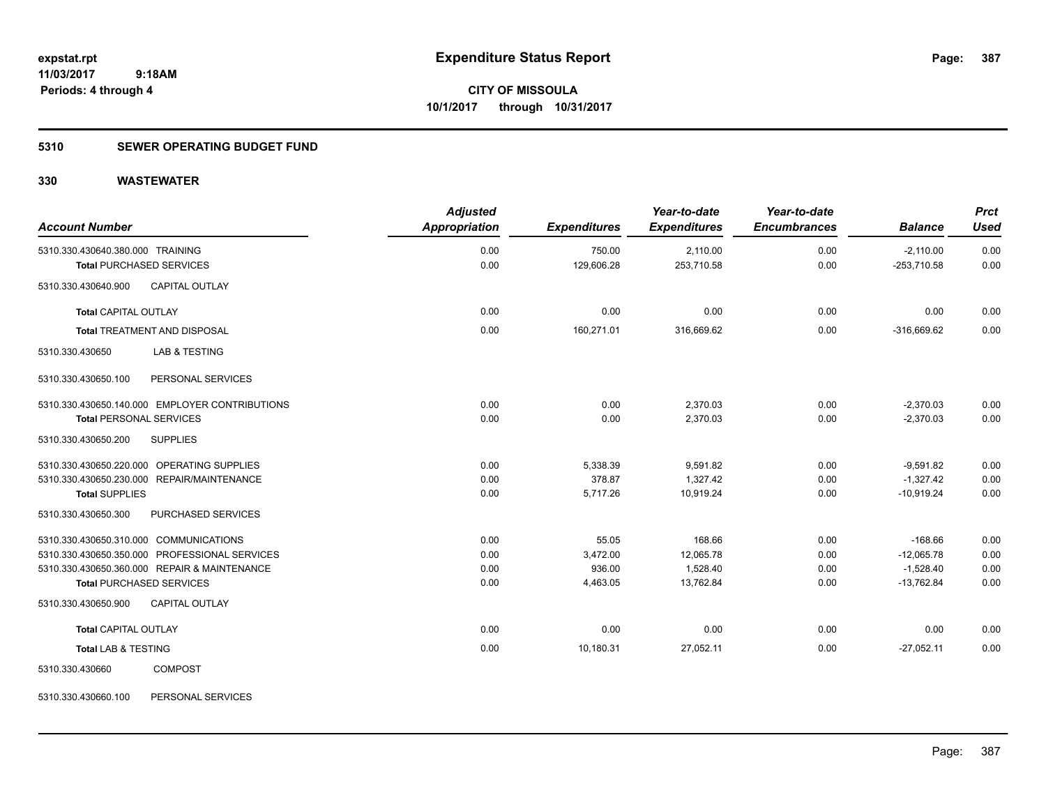expstat.rpt
11/03/2017 9:18AM
Periods: 4 through 4

# Expenditure Status Report

**CITY OF MISSOULA**
**10/1/2017 through 10/31/2017**

## 5310 SEWER OPERATING BUDGET FUND

## 330 WASTEWATER

| Account Number | Adjusted Appropriation | Expenditures | Year-to-date Expenditures | Year-to-date Encumbrances | Balance | Prct Used |
|---|---|---|---|---|---|---|
| 5310.330.430640.380.000 TRAINING | 0.00 | 750.00 | 2,110.00 | 0.00 | -2,110.00 | 0.00 |
| **Total** PURCHASED SERVICES | 0.00 | 129,606.28 | 253,710.58 | 0.00 | -253,710.58 | 0.00 |
| 5310.330.430640.900 CAPITAL OUTLAY | | | | | | |
| **Total** CAPITAL OUTLAY | 0.00 | 0.00 | 0.00 | 0.00 | 0.00 | 0.00 |
| **Total** TREATMENT AND DISPOSAL | 0.00 | 160,271.01 | 316,669.62 | 0.00 | -316,669.62 | 0.00 |
| 5310.330.430650 LAB & TESTING | | | | | | |
| 5310.330.430650.100 PERSONAL SERVICES | | | | | | |
| 5310.330.430650.140.000 EMPLOYER CONTRIBUTIONS | 0.00 | 0.00 | 2,370.03 | 0.00 | -2,370.03 | 0.00 |
| **Total** PERSONAL SERVICES | 0.00 | 0.00 | 2,370.03 | 0.00 | -2,370.03 | 0.00 |
| 5310.330.430650.200 SUPPLIES | | | | | | |
| 5310.330.430650.220.000 OPERATING SUPPLIES | 0.00 | 5,338.39 | 9,591.82 | 0.00 | -9,591.82 | 0.00 |
| 5310.330.430650.230.000 REPAIR/MAINTENANCE | 0.00 | 378.87 | 1,327.42 | 0.00 | -1,327.42 | 0.00 |
| **Total** SUPPLIES | 0.00 | 5,717.26 | 10,919.24 | 0.00 | -10,919.24 | 0.00 |
| 5310.330.430650.300 PURCHASED SERVICES | | | | | | |
| 5310.330.430650.310.000 COMMUNICATIONS | 0.00 | 55.05 | 168.66 | 0.00 | -168.66 | 0.00 |
| 5310.330.430650.350.000 PROFESSIONAL SERVICES | 0.00 | 3,472.00 | 12,065.78 | 0.00 | -12,065.78 | 0.00 |
| 5310.330.430650.360.000 REPAIR & MAINTENANCE | 0.00 | 936.00 | 1,528.40 | 0.00 | -1,528.40 | 0.00 |
| **Total** PURCHASED SERVICES | 0.00 | 4,463.05 | 13,762.84 | 0.00 | -13,762.84 | 0.00 |
| 5310.330.430650.900 CAPITAL OUTLAY | | | | | | |
| **Total** CAPITAL OUTLAY | 0.00 | 0.00 | 0.00 | 0.00 | 0.00 | 0.00 |
| **Total** LAB & TESTING | 0.00 | 10,180.31 | 27,052.11 | 0.00 | -27,052.11 | 0.00 |
| 5310.330.430660 COMPOST | | | | | | |
| 5310.330.430660.100 PERSONAL SERVICES | | | | | | |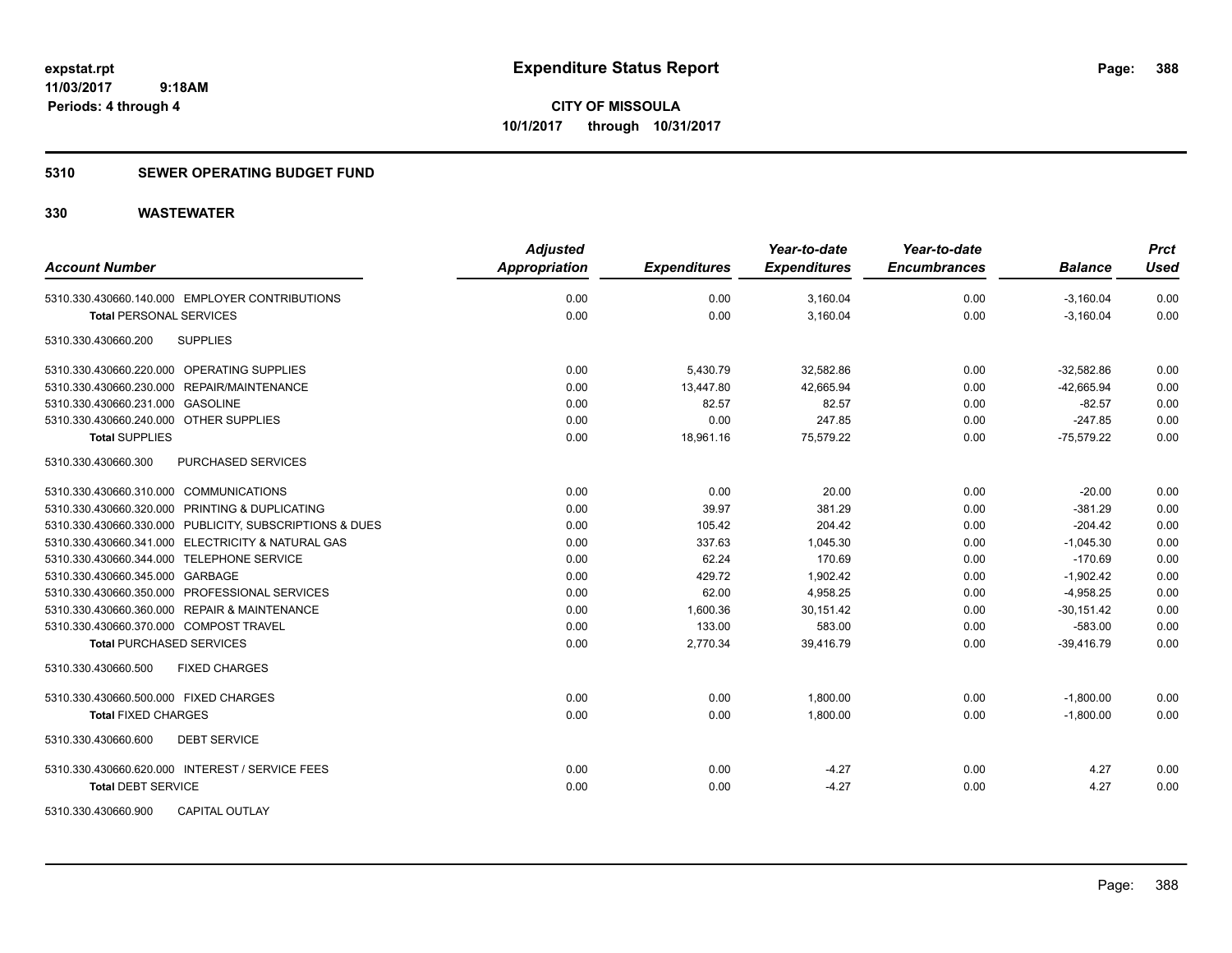# Expenditure Status Report

expstat.rpt
11/03/2017 9:18AM
Periods: 4 through 4

**CITY OF MISSOULA**
**10/1/2017 through 10/31/2017**

## 5310 SEWER OPERATING BUDGET FUND

## 330 WASTEWATER

| Account Number | Adjusted Appropriation | Expenditures | Year-to-date Expenditures | Year-to-date Encumbrances | Balance | Prct Used |
|---|---|---|---|---|---|---|
| 5310.330.430660.140.000 EMPLOYER CONTRIBUTIONS | 0.00 | 0.00 | 3,160.04 | 0.00 | -3,160.04 | 0.00 |
| **Total** PERSONAL SERVICES | 0.00 | 0.00 | 3,160.04 | 0.00 | -3,160.04 | 0.00 |
| 5310.330.430660.200 SUPPLIES | | | | | | |
| 5310.330.430660.220.000 OPERATING SUPPLIES | 0.00 | 5,430.79 | 32,582.86 | 0.00 | -32,582.86 | 0.00 |
| 5310.330.430660.230.000 REPAIR/MAINTENANCE | 0.00 | 13,447.80 | 42,665.94 | 0.00 | -42,665.94 | 0.00 |
| 5310.330.430660.231.000 GASOLINE | 0.00 | 82.57 | 82.57 | 0.00 | -82.57 | 0.00 |
| 5310.330.430660.240.000 OTHER SUPPLIES | 0.00 | 0.00 | 247.85 | 0.00 | -247.85 | 0.00 |
| **Total** SUPPLIES | 0.00 | 18,961.16 | 75,579.22 | 0.00 | -75,579.22 | 0.00 |
| 5310.330.430660.300 PURCHASED SERVICES | | | | | | |
| 5310.330.430660.310.000 COMMUNICATIONS | 0.00 | 0.00 | 20.00 | 0.00 | -20.00 | 0.00 |
| 5310.330.430660.320.000 PRINTING & DUPLICATING | 0.00 | 39.97 | 381.29 | 0.00 | -381.29 | 0.00 |
| 5310.330.430660.330.000 PUBLICITY, SUBSCRIPTIONS & DUES | 0.00 | 105.42 | 204.42 | 0.00 | -204.42 | 0.00 |
| 5310.330.430660.341.000 ELECTRICITY & NATURAL GAS | 0.00 | 337.63 | 1,045.30 | 0.00 | -1,045.30 | 0.00 |
| 5310.330.430660.344.000 TELEPHONE SERVICE | 0.00 | 62.24 | 170.69 | 0.00 | -170.69 | 0.00 |
| 5310.330.430660.345.000 GARBAGE | 0.00 | 429.72 | 1,902.42 | 0.00 | -1,902.42 | 0.00 |
| 5310.330.430660.350.000 PROFESSIONAL SERVICES | 0.00 | 62.00 | 4,958.25 | 0.00 | -4,958.25 | 0.00 |
| 5310.330.430660.360.000 REPAIR & MAINTENANCE | 0.00 | 1,600.36 | 30,151.42 | 0.00 | -30,151.42 | 0.00 |
| 5310.330.430660.370.000 COMPOST TRAVEL | 0.00 | 133.00 | 583.00 | 0.00 | -583.00 | 0.00 |
| **Total** PURCHASED SERVICES | 0.00 | 2,770.34 | 39,416.79 | 0.00 | -39,416.79 | 0.00 |
| 5310.330.430660.500 FIXED CHARGES | | | | | | |
| 5310.330.430660.500.000 FIXED CHARGES | 0.00 | 0.00 | 1,800.00 | 0.00 | -1,800.00 | 0.00 |
| **Total** FIXED CHARGES | 0.00 | 0.00 | 1,800.00 | 0.00 | -1,800.00 | 0.00 |
| 5310.330.430660.600 DEBT SERVICE | | | | | | |
| 5310.330.430660.620.000 INTEREST / SERVICE FEES | 0.00 | 0.00 | -4.27 | 0.00 | 4.27 | 0.00 |
| **Total** DEBT SERVICE | 0.00 | 0.00 | -4.27 | 0.00 | 4.27 | 0.00 |
| 5310.330.430660.900 CAPITAL OUTLAY | | | | | | |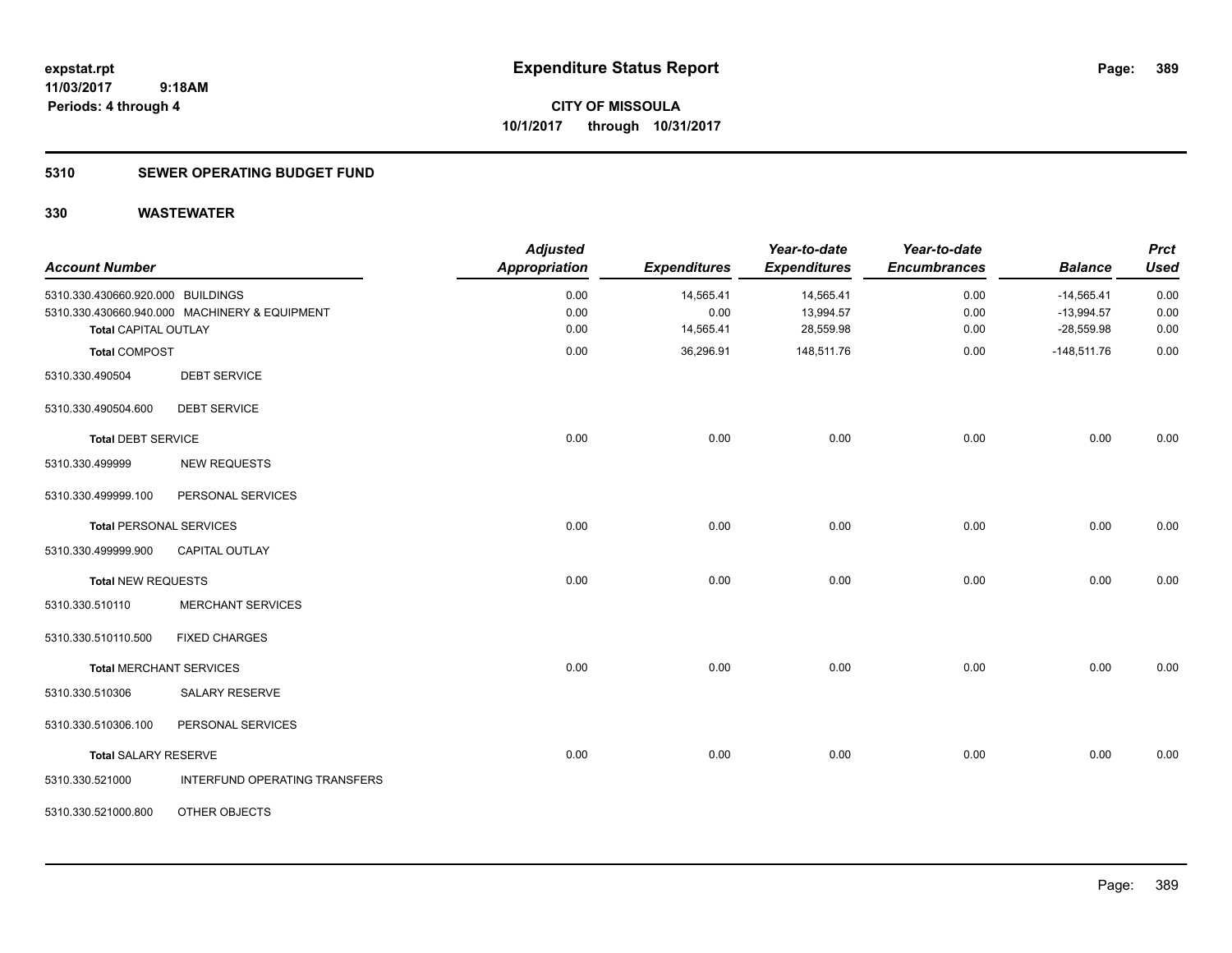**expstat.rpt**
**11/03/2017 9:18AM**
**Periods: 4 through 4**

# Expenditure Status Report

**CITY OF MISSOULA**
**10/1/2017 through 10/31/2017**

## 5310 SEWER OPERATING BUDGET FUND

## 330 WASTEWATER

| Account Number | | Adjusted Appropriation | Expenditures | Year-to-date Expenditures | Year-to-date Encumbrances | Balance | Prct Used |
|---|---|---|---|---|---|---|---|
| 5310.330.430660.920.000 | BUILDINGS | 0.00 | 14,565.41 | 14,565.41 | 0.00 | -14,565.41 | 0.00 |
| 5310.330.430660.940.000 | MACHINERY & EQUIPMENT | 0.00 | 0.00 | 13,994.57 | 0.00 | -13,994.57 | 0.00 |
| **Total** CAPITAL OUTLAY | | 0.00 | 14,565.41 | 28,559.98 | 0.00 | -28,559.98 | 0.00 |
| **Total** COMPOST | | 0.00 | 36,296.91 | 148,511.76 | 0.00 | -148,511.76 | 0.00 |
| 5310.330.490504 | DEBT SERVICE | | | | | | |
| 5310.330.490504.600 | DEBT SERVICE | | | | | | |
| **Total** DEBT SERVICE | | 0.00 | 0.00 | 0.00 | 0.00 | 0.00 | 0.00 |
| 5310.330.499999 | NEW REQUESTS | | | | | | |
| 5310.330.499999.100 | PERSONAL SERVICES | | | | | | |
| **Total** PERSONAL SERVICES | | 0.00 | 0.00 | 0.00 | 0.00 | 0.00 | 0.00 |
| 5310.330.499999.900 | CAPITAL OUTLAY | | | | | | |
| **Total** NEW REQUESTS | | 0.00 | 0.00 | 0.00 | 0.00 | 0.00 | 0.00 |
| 5310.330.510110 | MERCHANT SERVICES | | | | | | |
| 5310.330.510110.500 | FIXED CHARGES | | | | | | |
| **Total** MERCHANT SERVICES | | 0.00 | 0.00 | 0.00 | 0.00 | 0.00 | 0.00 |
| 5310.330.510306 | SALARY RESERVE | | | | | | |
| 5310.330.510306.100 | PERSONAL SERVICES | | | | | | |
| **Total** SALARY RESERVE | | 0.00 | 0.00 | 0.00 | 0.00 | 0.00 | 0.00 |
| 5310.330.521000 | INTERFUND OPERATING TRANSFERS | | | | | | |
| 5310.330.521000.800 | OTHER OBJECTS | | | | | | |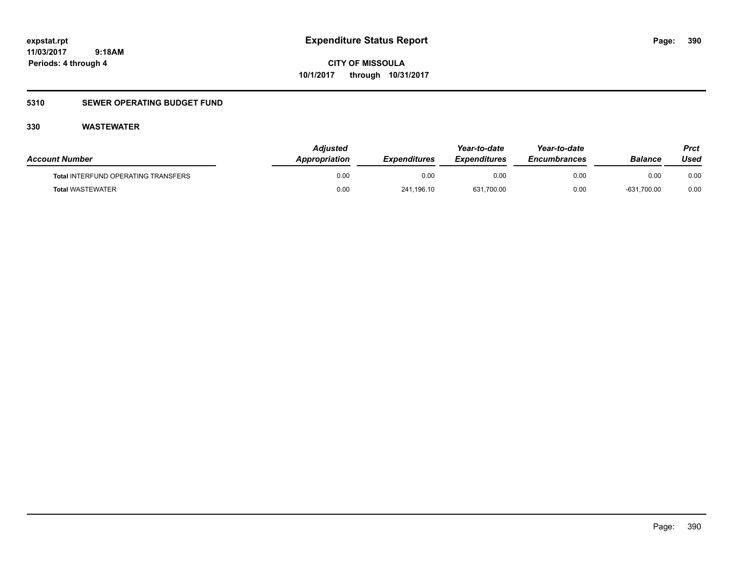expstat.rpt
11/03/2017 9:18AM
Periods: 4 through 4

# Expenditure Status Report

**CITY OF MISSOULA**
**10/1/2017 through 10/31/2017**

## 5310 SEWER OPERATING BUDGET FUND

### 330 WASTEWATER

| Account Number | Adjusted Appropriation | Expenditures | Year-to-date Expenditures | Year-to-date Encumbrances | Balance | Prct Used |
|---|---|---|---|---|---|---|
| **Total** INTERFUND OPERATING TRANSFERS | 0.00 | 0.00 | 0.00 | 0.00 | 0.00 | 0.00 |
| **Total** WASTEWATER | 0.00 | 241,196.10 | 631,700.00 | 0.00 | -631,700.00 | 0.00 |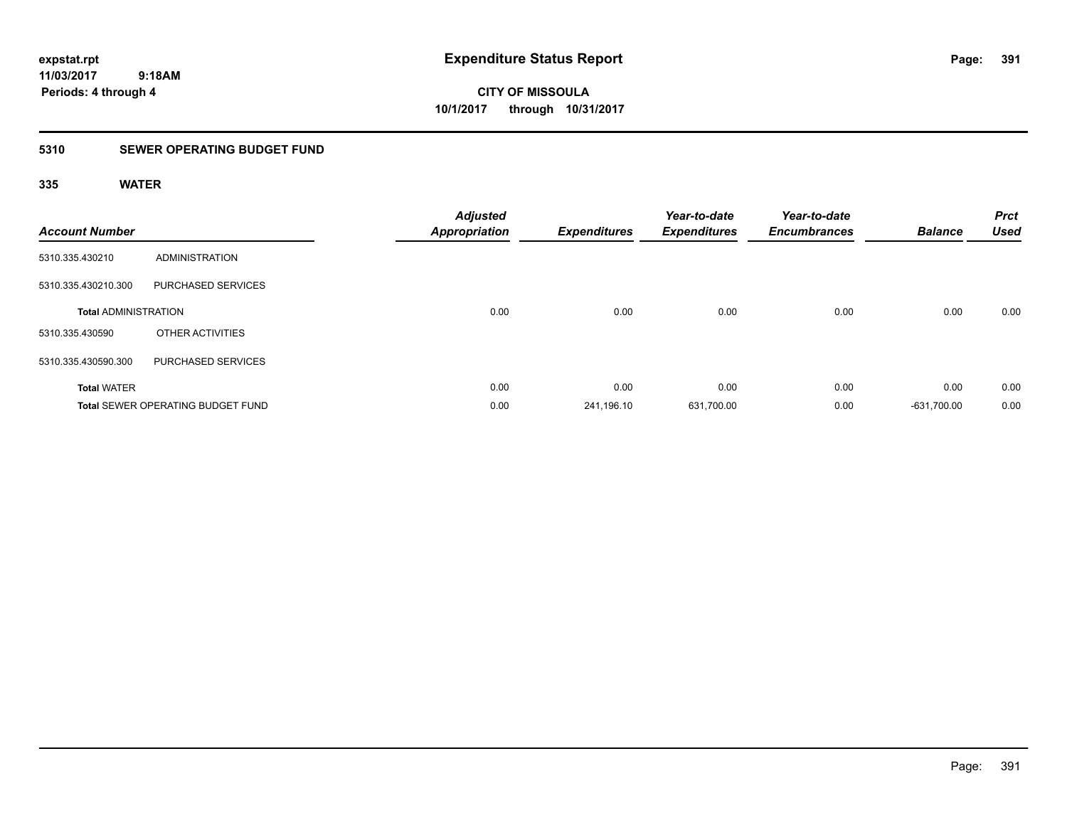**expstat.rpt**
**11/03/2017 9:18AM**
**Periods: 4 through 4**

# Expenditure Status Report

**CITY OF MISSOULA**
**10/1/2017 through 10/31/2017**

## 5310 SEWER OPERATING BUDGET FUND

### 335 WATER

| Account Number | | Adjusted Appropriation | Expenditures | Year-to-date Expenditures | Year-to-date Encumbrances | Balance | Prct Used |
|---|---|---|---|---|---|---|---|
| 5310.335.430210 | ADMINISTRATION | | | | | | |
| 5310.335.430210.300 | PURCHASED SERVICES | | | | | | |
| **Total** ADMINISTRATION | | 0.00 | 0.00 | 0.00 | 0.00 | 0.00 | 0.00 |
| 5310.335.430590 | OTHER ACTIVITIES | | | | | | |
| 5310.335.430590.300 | PURCHASED SERVICES | | | | | | |
| **Total** WATER | | 0.00 | 0.00 | 0.00 | 0.00 | 0.00 | 0.00 |
| **Total** SEWER OPERATING BUDGET FUND | | 0.00 | 241,196.10 | 631,700.00 | 0.00 | -631,700.00 | 0.00 |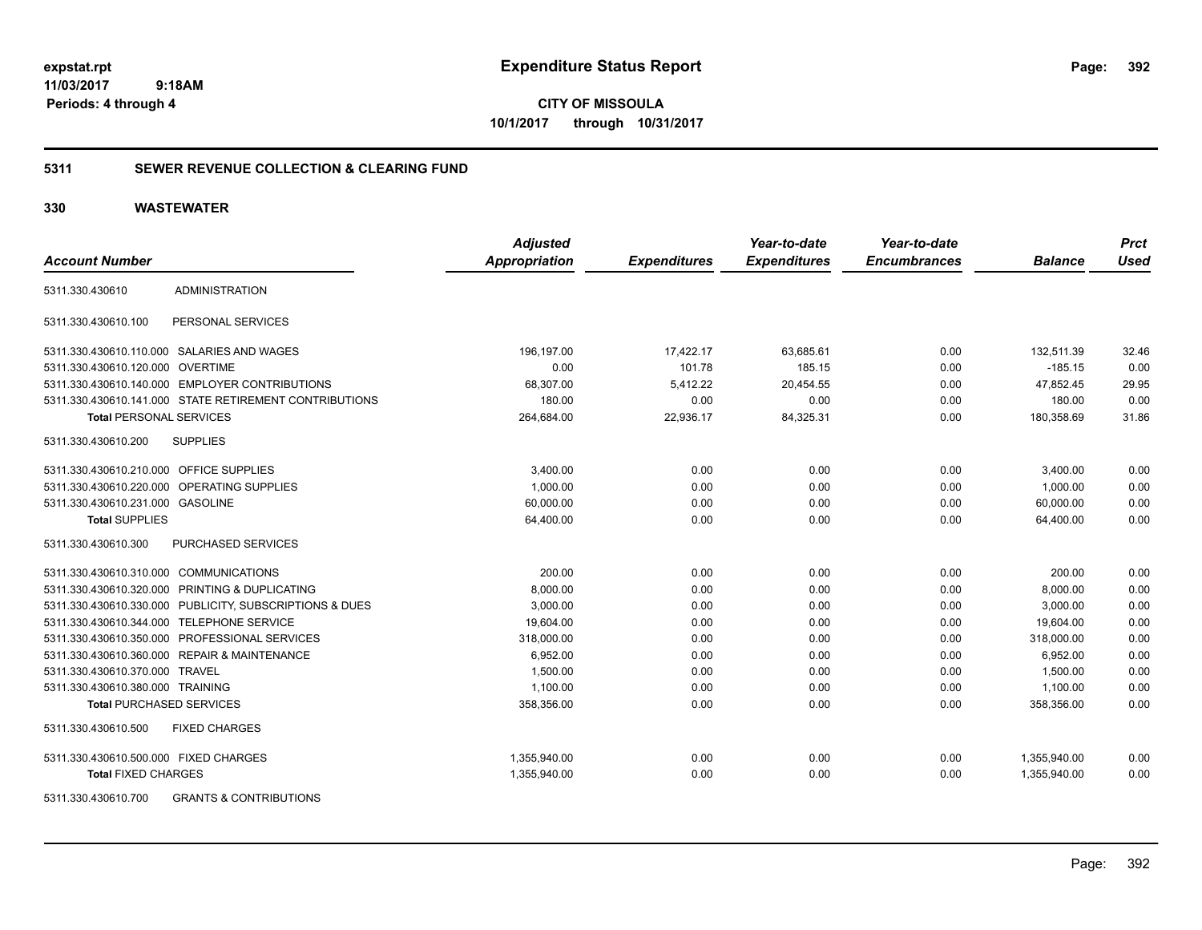# Expenditure Status Report

expstat.rpt
11/03/2017 9:18AM
Periods: 4 through 4

**CITY OF MISSOULA**
**10/1/2017 through 10/31/2017**

## 5311 SEWER REVENUE COLLECTION & CLEARING FUND

## 330 WASTEWATER

| Account Number | | Adjusted Appropriation | Expenditures | Year-to-date Expenditures | Year-to-date Encumbrances | Balance | Prct Used |
|---|---|---|---|---|---|---|---|
| 5311.330.430610 | ADMINISTRATION | | | | | | |
| 5311.330.430610.100 | PERSONAL SERVICES | | | | | | |
| 5311.330.430610.110.000 | SALARIES AND WAGES | 196,197.00 | 17,422.17 | 63,685.61 | 0.00 | 132,511.39 | 32.46 |
| 5311.330.430610.120.000 | OVERTIME | 0.00 | 101.78 | 185.15 | 0.00 | -185.15 | 0.00 |
| 5311.330.430610.140.000 | EMPLOYER CONTRIBUTIONS | 68,307.00 | 5,412.22 | 20,454.55 | 0.00 | 47,852.45 | 29.95 |
| 5311.330.430610.141.000 | STATE RETIREMENT CONTRIBUTIONS | 180.00 | 0.00 | 0.00 | 0.00 | 180.00 | 0.00 |
| **Total PERSONAL SERVICES** | | 264,684.00 | 22,936.17 | 84,325.31 | 0.00 | 180,358.69 | 31.86 |
| 5311.330.430610.200 | SUPPLIES | | | | | | |
| 5311.330.430610.210.000 | OFFICE SUPPLIES | 3,400.00 | 0.00 | 0.00 | 0.00 | 3,400.00 | 0.00 |
| 5311.330.430610.220.000 | OPERATING SUPPLIES | 1,000.00 | 0.00 | 0.00 | 0.00 | 1,000.00 | 0.00 |
| 5311.330.430610.231.000 | GASOLINE | 60,000.00 | 0.00 | 0.00 | 0.00 | 60,000.00 | 0.00 |
| **Total SUPPLIES** | | 64,400.00 | 0.00 | 0.00 | 0.00 | 64,400.00 | 0.00 |
| 5311.330.430610.300 | PURCHASED SERVICES | | | | | | |
| 5311.330.430610.310.000 | COMMUNICATIONS | 200.00 | 0.00 | 0.00 | 0.00 | 200.00 | 0.00 |
| 5311.330.430610.320.000 | PRINTING & DUPLICATING | 8,000.00 | 0.00 | 0.00 | 0.00 | 8,000.00 | 0.00 |
| 5311.330.430610.330.000 | PUBLICITY, SUBSCRIPTIONS & DUES | 3,000.00 | 0.00 | 0.00 | 0.00 | 3,000.00 | 0.00 |
| 5311.330.430610.344.000 | TELEPHONE SERVICE | 19,604.00 | 0.00 | 0.00 | 0.00 | 19,604.00 | 0.00 |
| 5311.330.430610.350.000 | PROFESSIONAL SERVICES | 318,000.00 | 0.00 | 0.00 | 0.00 | 318,000.00 | 0.00 |
| 5311.330.430610.360.000 | REPAIR & MAINTENANCE | 6,952.00 | 0.00 | 0.00 | 0.00 | 6,952.00 | 0.00 |
| 5311.330.430610.370.000 | TRAVEL | 1,500.00 | 0.00 | 0.00 | 0.00 | 1,500.00 | 0.00 |
| 5311.330.430610.380.000 | TRAINING | 1,100.00 | 0.00 | 0.00 | 0.00 | 1,100.00 | 0.00 |
| **Total PURCHASED SERVICES** | | 358,356.00 | 0.00 | 0.00 | 0.00 | 358,356.00 | 0.00 |
| 5311.330.430610.500 | FIXED CHARGES | | | | | | |
| 5311.330.430610.500.000 | FIXED CHARGES | 1,355,940.00 | 0.00 | 0.00 | 0.00 | 1,355,940.00 | 0.00 |
| **Total FIXED CHARGES** | | 1,355,940.00 | 0.00 | 0.00 | 0.00 | 1,355,940.00 | 0.00 |
| 5311.330.430610.700 | GRANTS & CONTRIBUTIONS | | | | | | |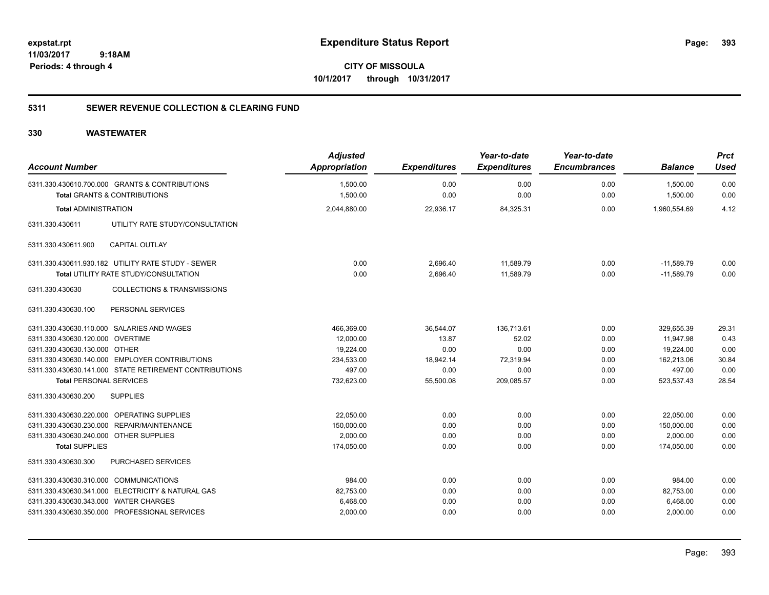**expstat.rpt**
**11/03/2017 9:18AM**
**Periods: 4 through 4**

# Expenditure Status Report

**CITY OF MISSOULA**
**10/1/2017 through 10/31/2017**

## 5311 SEWER REVENUE COLLECTION & CLEARING FUND

## 330 WASTEWATER

| Account Number | Adjusted Appropriation | Expenditures | Year-to-date Expenditures | Year-to-date Encumbrances | Balance | Prct Used |
|---|---|---|---|---|---|---|
| 5311.330.430610.700.000 GRANTS & CONTRIBUTIONS | 1,500.00 | 0.00 | 0.00 | 0.00 | 1,500.00 | 0.00 |
| **Total** GRANTS & CONTRIBUTIONS | 1,500.00 | 0.00 | 0.00 | 0.00 | 1,500.00 | 0.00 |
| **Total** ADMINISTRATION | 2,044,880.00 | 22,936.17 | 84,325.31 | 0.00 | 1,960,554.69 | 4.12 |
| 5311.330.430611 UTILITY RATE STUDY/CONSULTATION | | | | | | |
| 5311.330.430611.900 CAPITAL OUTLAY | | | | | | |
| 5311.330.430611.930.182 UTILITY RATE STUDY - SEWER | 0.00 | 2,696.40 | 11,589.79 | 0.00 | -11,589.79 | 0.00 |
| **Total** UTILITY RATE STUDY/CONSULTATION | 0.00 | 2,696.40 | 11,589.79 | 0.00 | -11,589.79 | 0.00 |
| 5311.330.430630 COLLECTIONS & TRANSMISSIONS | | | | | | |
| 5311.330.430630.100 PERSONAL SERVICES | | | | | | |
| 5311.330.430630.110.000 SALARIES AND WAGES | 466,369.00 | 36,544.07 | 136,713.61 | 0.00 | 329,655.39 | 29.31 |
| 5311.330.430630.120.000 OVERTIME | 12,000.00 | 13.87 | 52.02 | 0.00 | 11,947.98 | 0.43 |
| 5311.330.430630.130.000 OTHER | 19,224.00 | 0.00 | 0.00 | 0.00 | 19,224.00 | 0.00 |
| 5311.330.430630.140.000 EMPLOYER CONTRIBUTIONS | 234,533.00 | 18,942.14 | 72,319.94 | 0.00 | 162,213.06 | 30.84 |
| 5311.330.430630.141.000 STATE RETIREMENT CONTRIBUTIONS | 497.00 | 0.00 | 0.00 | 0.00 | 497.00 | 0.00 |
| **Total** PERSONAL SERVICES | 732,623.00 | 55,500.08 | 209,085.57 | 0.00 | 523,537.43 | 28.54 |
| 5311.330.430630.200 SUPPLIES | | | | | | |
| 5311.330.430630.220.000 OPERATING SUPPLIES | 22,050.00 | 0.00 | 0.00 | 0.00 | 22,050.00 | 0.00 |
| 5311.330.430630.230.000 REPAIR/MAINTENANCE | 150,000.00 | 0.00 | 0.00 | 0.00 | 150,000.00 | 0.00 |
| 5311.330.430630.240.000 OTHER SUPPLIES | 2,000.00 | 0.00 | 0.00 | 0.00 | 2,000.00 | 0.00 |
| **Total** SUPPLIES | 174,050.00 | 0.00 | 0.00 | 0.00 | 174,050.00 | 0.00 |
| 5311.330.430630.300 PURCHASED SERVICES | | | | | | |
| 5311.330.430630.310.000 COMMUNICATIONS | 984.00 | 0.00 | 0.00 | 0.00 | 984.00 | 0.00 |
| 5311.330.430630.341.000 ELECTRICITY & NATURAL GAS | 82,753.00 | 0.00 | 0.00 | 0.00 | 82,753.00 | 0.00 |
| 5311.330.430630.343.000 WATER CHARGES | 6,468.00 | 0.00 | 0.00 | 0.00 | 6,468.00 | 0.00 |
| 5311.330.430630.350.000 PROFESSIONAL SERVICES | 2,000.00 | 0.00 | 0.00 | 0.00 | 2,000.00 | 0.00 |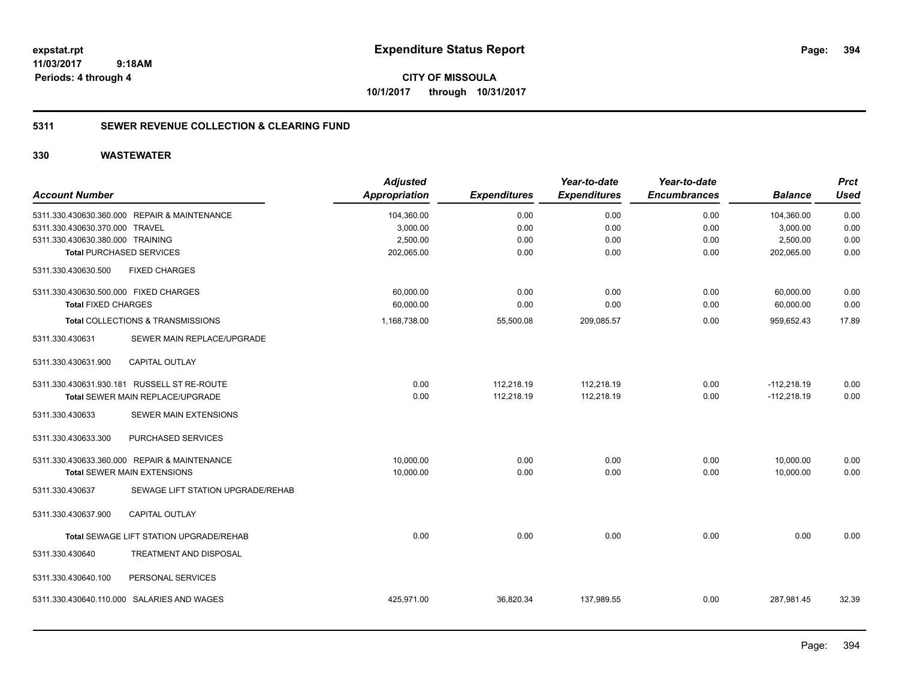**Expenditure Status Report**

**CITY OF MISSOULA**
**10/1/2017 through 10/31/2017**

expstat.rpt
11/03/2017 9:18AM
Periods: 4 through 4

## 5311 SEWER REVENUE COLLECTION & CLEARING FUND

## 330 WASTEWATER

| Account Number | Adjusted Appropriation | Expenditures | Year-to-date Expenditures | Year-to-date Encumbrances | Balance | Prct Used |
|---|---|---|---|---|---|---|
| 5311.330.430630.360.000 REPAIR & MAINTENANCE | 104,360.00 | 0.00 | 0.00 | 0.00 | 104,360.00 | 0.00 |
| 5311.330.430630.370.000 TRAVEL | 3,000.00 | 0.00 | 0.00 | 0.00 | 3,000.00 | 0.00 |
| 5311.330.430630.380.000 TRAINING | 2,500.00 | 0.00 | 0.00 | 0.00 | 2,500.00 | 0.00 |
| **Total** PURCHASED SERVICES | 202,065.00 | 0.00 | 0.00 | 0.00 | 202,065.00 | 0.00 |
| 5311.330.430630.500 FIXED CHARGES | | | | | | |
| 5311.330.430630.500.000 FIXED CHARGES | 60,000.00 | 0.00 | 0.00 | 0.00 | 60,000.00 | 0.00 |
| **Total** FIXED CHARGES | 60,000.00 | 0.00 | 0.00 | 0.00 | 60,000.00 | 0.00 |
| **Total** COLLECTIONS & TRANSMISSIONS | 1,168,738.00 | 55,500.08 | 209,085.57 | 0.00 | 959,652.43 | 17.89 |
| 5311.330.430631 SEWER MAIN REPLACE/UPGRADE | | | | | | |
| 5311.330.430631.900 CAPITAL OUTLAY | | | | | | |
| 5311.330.430631.930.181 RUSSELL ST RE-ROUTE | 0.00 | 112,218.19 | 112,218.19 | 0.00 | -112,218.19 | 0.00 |
| **Total** SEWER MAIN REPLACE/UPGRADE | 0.00 | 112,218.19 | 112,218.19 | 0.00 | -112,218.19 | 0.00 |
| 5311.330.430633 SEWER MAIN EXTENSIONS | | | | | | |
| 5311.330.430633.300 PURCHASED SERVICES | | | | | | |
| 5311.330.430633.360.000 REPAIR & MAINTENANCE | 10,000.00 | 0.00 | 0.00 | 0.00 | 10,000.00 | 0.00 |
| **Total** SEWER MAIN EXTENSIONS | 10,000.00 | 0.00 | 0.00 | 0.00 | 10,000.00 | 0.00 |
| 5311.330.430637 SEWAGE LIFT STATION UPGRADE/REHAB | | | | | | |
| 5311.330.430637.900 CAPITAL OUTLAY | | | | | | |
| **Total** SEWAGE LIFT STATION UPGRADE/REHAB | 0.00 | 0.00 | 0.00 | 0.00 | 0.00 | 0.00 |
| 5311.330.430640 TREATMENT AND DISPOSAL | | | | | | |
| 5311.330.430640.100 PERSONAL SERVICES | | | | | | |
| 5311.330.430640.110.000 SALARIES AND WAGES | 425,971.00 | 36,820.34 | 137,989.55 | 0.00 | 287,981.45 | 32.39 |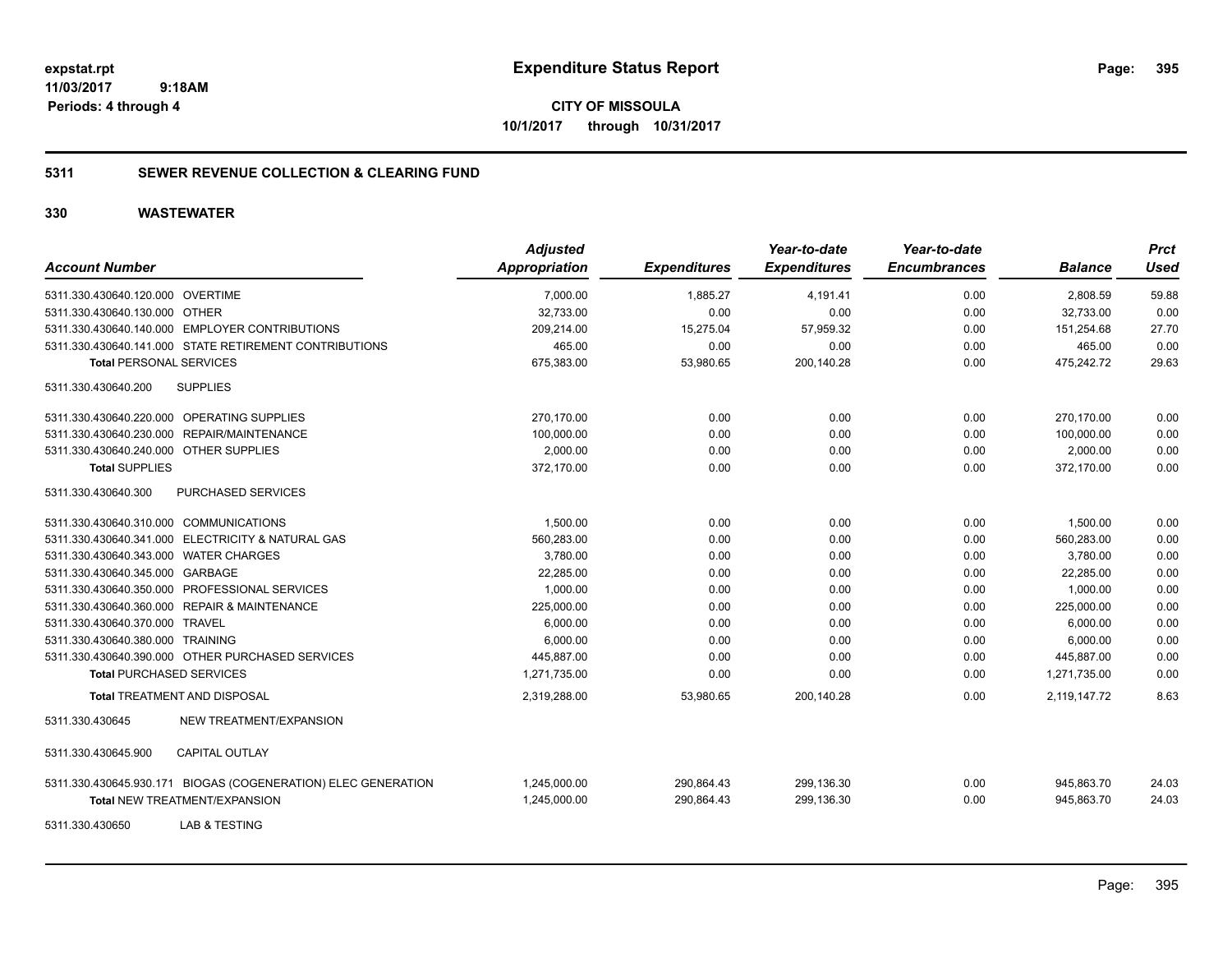**expstat.rpt**
**11/03/2017 9:18AM**
**Periods: 4 through 4**

# Expenditure Status Report

**CITY OF MISSOULA**
**10/1/2017 through 10/31/2017**

## 5311 SEWER REVENUE COLLECTION & CLEARING FUND

### 330 WASTEWATER

| Account Number | Adjusted Appropriation | Expenditures | Year-to-date Expenditures | Year-to-date Encumbrances | Balance | Prct Used |
|---|---|---|---|---|---|---|
| 5311.330.430640.120.000 OVERTIME | 7,000.00 | 1,885.27 | 4,191.41 | 0.00 | 2,808.59 | 59.88 |
| 5311.330.430640.130.000 OTHER | 32,733.00 | 0.00 | 0.00 | 0.00 | 32,733.00 | 0.00 |
| 5311.330.430640.140.000 EMPLOYER CONTRIBUTIONS | 209,214.00 | 15,275.04 | 57,959.32 | 0.00 | 151,254.68 | 27.70 |
| 5311.330.430640.141.000 STATE RETIREMENT CONTRIBUTIONS | 465.00 | 0.00 | 0.00 | 0.00 | 465.00 | 0.00 |
| **Total** PERSONAL SERVICES | 675,383.00 | 53,980.65 | 200,140.28 | 0.00 | 475,242.72 | 29.63 |
| 5311.330.430640.200 SUPPLIES | | | | | | |
| 5311.330.430640.220.000 OPERATING SUPPLIES | 270,170.00 | 0.00 | 0.00 | 0.00 | 270,170.00 | 0.00 |
| 5311.330.430640.230.000 REPAIR/MAINTENANCE | 100,000.00 | 0.00 | 0.00 | 0.00 | 100,000.00 | 0.00 |
| 5311.330.430640.240.000 OTHER SUPPLIES | 2,000.00 | 0.00 | 0.00 | 0.00 | 2,000.00 | 0.00 |
| **Total** SUPPLIES | 372,170.00 | 0.00 | 0.00 | 0.00 | 372,170.00 | 0.00 |
| 5311.330.430640.300 PURCHASED SERVICES | | | | | | |
| 5311.330.430640.310.000 COMMUNICATIONS | 1,500.00 | 0.00 | 0.00 | 0.00 | 1,500.00 | 0.00 |
| 5311.330.430640.341.000 ELECTRICITY & NATURAL GAS | 560,283.00 | 0.00 | 0.00 | 0.00 | 560,283.00 | 0.00 |
| 5311.330.430640.343.000 WATER CHARGES | 3,780.00 | 0.00 | 0.00 | 0.00 | 3,780.00 | 0.00 |
| 5311.330.430640.345.000 GARBAGE | 22,285.00 | 0.00 | 0.00 | 0.00 | 22,285.00 | 0.00 |
| 5311.330.430640.350.000 PROFESSIONAL SERVICES | 1,000.00 | 0.00 | 0.00 | 0.00 | 1,000.00 | 0.00 |
| 5311.330.430640.360.000 REPAIR & MAINTENANCE | 225,000.00 | 0.00 | 0.00 | 0.00 | 225,000.00 | 0.00 |
| 5311.330.430640.370.000 TRAVEL | 6,000.00 | 0.00 | 0.00 | 0.00 | 6,000.00 | 0.00 |
| 5311.330.430640.380.000 TRAINING | 6,000.00 | 0.00 | 0.00 | 0.00 | 6,000.00 | 0.00 |
| 5311.330.430640.390.000 OTHER PURCHASED SERVICES | 445,887.00 | 0.00 | 0.00 | 0.00 | 445,887.00 | 0.00 |
| **Total** PURCHASED SERVICES | 1,271,735.00 | 0.00 | 0.00 | 0.00 | 1,271,735.00 | 0.00 |
| **Total** TREATMENT AND DISPOSAL | 2,319,288.00 | 53,980.65 | 200,140.28 | 0.00 | 2,119,147.72 | 8.63 |
| 5311.330.430645 NEW TREATMENT/EXPANSION | | | | | | |
| 5311.330.430645.900 CAPITAL OUTLAY | | | | | | |
| 5311.330.430645.930.171 BIOGAS (COGENERATION) ELEC GENERATION | 1,245,000.00 | 290,864.43 | 299,136.30 | 0.00 | 945,863.70 | 24.03 |
| **Total** NEW TREATMENT/EXPANSION | 1,245,000.00 | 290,864.43 | 299,136.30 | 0.00 | 945,863.70 | 24.03 |
| 5311.330.430650 LAB & TESTING | | | | | | |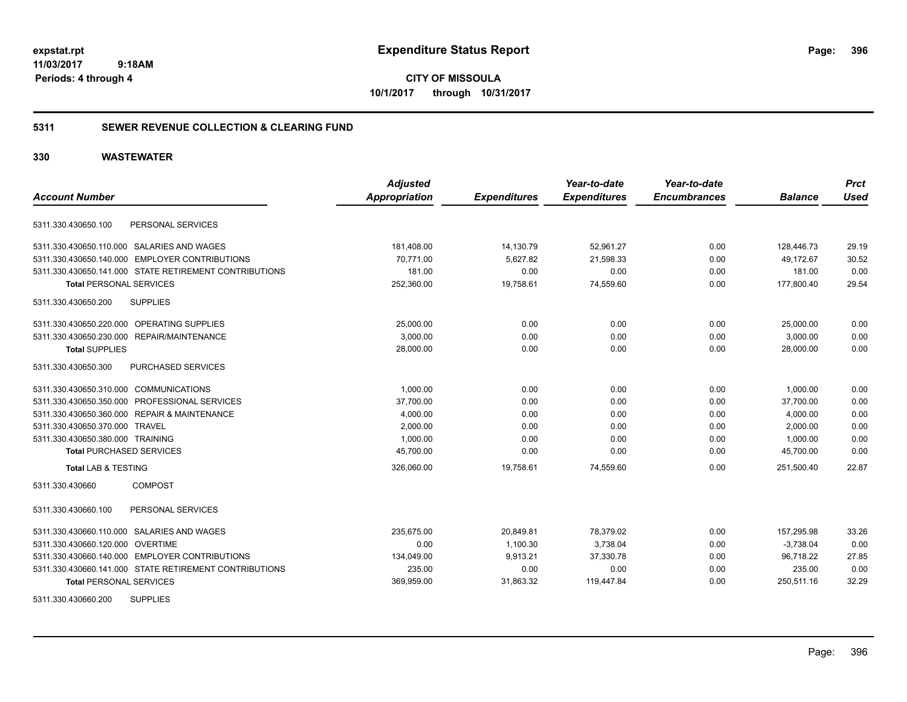expstat.rpt
11/03/2017 9:18AM
Periods: 4 through 4

# Expenditure Status Report

**CITY OF MISSOULA**
**10/1/2017 through 10/31/2017**

## 5311 SEWER REVENUE COLLECTION & CLEARING FUND

## 330 WASTEWATER

| Account Number | Adjusted Appropriation | Expenditures | Year-to-date Expenditures | Year-to-date Encumbrances | Balance | Prct Used |
|---|---|---|---|---|---|---|
| 5311.330.430650.100 PERSONAL SERVICES | | | | | | |
| 5311.330.430650.110.000 SALARIES AND WAGES | 181,408.00 | 14,130.79 | 52,961.27 | 0.00 | 128,446.73 | 29.19 |
| 5311.330.430650.140.000 EMPLOYER CONTRIBUTIONS | 70,771.00 | 5,627.82 | 21,598.33 | 0.00 | 49,172.67 | 30.52 |
| 5311.330.430650.141.000 STATE RETIREMENT CONTRIBUTIONS | 181.00 | 0.00 | 0.00 | 0.00 | 181.00 | 0.00 |
| **Total** PERSONAL SERVICES | 252,360.00 | 19,758.61 | 74,559.60 | 0.00 | 177,800.40 | 29.54 |
| 5311.330.430650.200 SUPPLIES | | | | | | |
| 5311.330.430650.220.000 OPERATING SUPPLIES | 25,000.00 | 0.00 | 0.00 | 0.00 | 25,000.00 | 0.00 |
| 5311.330.430650.230.000 REPAIR/MAINTENANCE | 3,000.00 | 0.00 | 0.00 | 0.00 | 3,000.00 | 0.00 |
| **Total** SUPPLIES | 28,000.00 | 0.00 | 0.00 | 0.00 | 28,000.00 | 0.00 |
| 5311.330.430650.300 PURCHASED SERVICES | | | | | | |
| 5311.330.430650.310.000 COMMUNICATIONS | 1,000.00 | 0.00 | 0.00 | 0.00 | 1,000.00 | 0.00 |
| 5311.330.430650.350.000 PROFESSIONAL SERVICES | 37,700.00 | 0.00 | 0.00 | 0.00 | 37,700.00 | 0.00 |
| 5311.330.430650.360.000 REPAIR & MAINTENANCE | 4,000.00 | 0.00 | 0.00 | 0.00 | 4,000.00 | 0.00 |
| 5311.330.430650.370.000 TRAVEL | 2,000.00 | 0.00 | 0.00 | 0.00 | 2,000.00 | 0.00 |
| 5311.330.430650.380.000 TRAINING | 1,000.00 | 0.00 | 0.00 | 0.00 | 1,000.00 | 0.00 |
| **Total** PURCHASED SERVICES | 45,700.00 | 0.00 | 0.00 | 0.00 | 45,700.00 | 0.00 |
| **Total** LAB & TESTING | 326,060.00 | 19,758.61 | 74,559.60 | 0.00 | 251,500.40 | 22.87 |
| 5311.330.430660 COMPOST | | | | | | |
| 5311.330.430660.100 PERSONAL SERVICES | | | | | | |
| 5311.330.430660.110.000 SALARIES AND WAGES | 235,675.00 | 20,849.81 | 78,379.02 | 0.00 | 157,295.98 | 33.26 |
| 5311.330.430660.120.000 OVERTIME | 0.00 | 1,100.30 | 3,738.04 | 0.00 | -3,738.04 | 0.00 |
| 5311.330.430660.140.000 EMPLOYER CONTRIBUTIONS | 134,049.00 | 9,913.21 | 37,330.78 | 0.00 | 96,718.22 | 27.85 |
| 5311.330.430660.141.000 STATE RETIREMENT CONTRIBUTIONS | 235.00 | 0.00 | 0.00 | 0.00 | 235.00 | 0.00 |
| **Total** PERSONAL SERVICES | 369,959.00 | 31,863.32 | 119,447.84 | 0.00 | 250,511.16 | 32.29 |
| 5311.330.430660.200 SUPPLIES | | | | | | |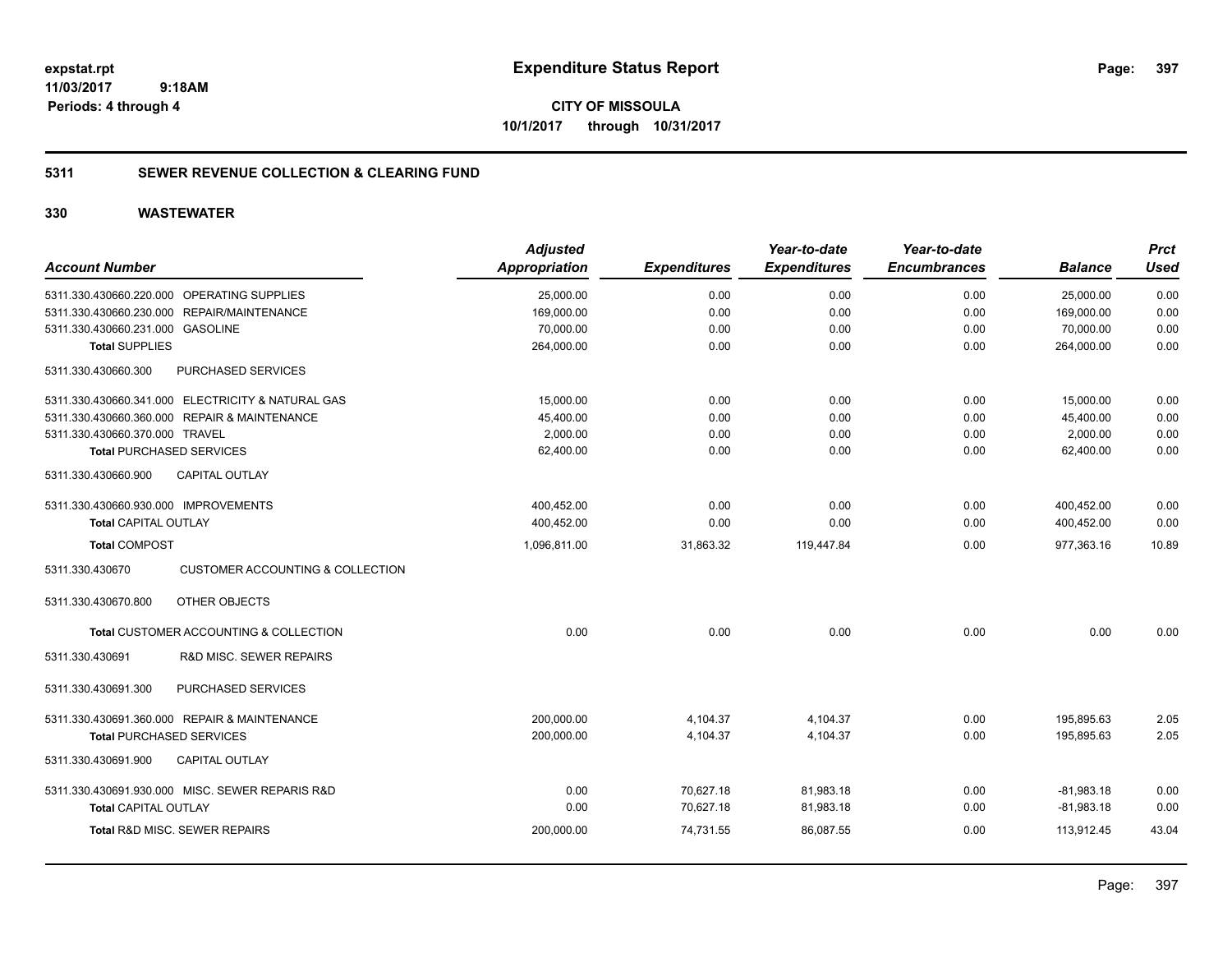expstat.rpt
11/03/2017 9:18AM
Periods: 4 through 4

# Expenditure Status Report

**CITY OF MISSOULA**
**10/1/2017 through 10/31/2017**

## 5311 SEWER REVENUE COLLECTION & CLEARING FUND

## 330 WASTEWATER

| Account Number | Adjusted Appropriation | Expenditures | Year-to-date Expenditures | Year-to-date Encumbrances | Balance | Prct Used |
|---|---|---|---|---|---|---|
| 5311.330.430660.220.000 OPERATING SUPPLIES | 25,000.00 | 0.00 | 0.00 | 0.00 | 25,000.00 | 0.00 |
| 5311.330.430660.230.000 REPAIR/MAINTENANCE | 169,000.00 | 0.00 | 0.00 | 0.00 | 169,000.00 | 0.00 |
| 5311.330.430660.231.000 GASOLINE | 70,000.00 | 0.00 | 0.00 | 0.00 | 70,000.00 | 0.00 |
| **Total** SUPPLIES | 264,000.00 | 0.00 | 0.00 | 0.00 | 264,000.00 | 0.00 |
| 5311.330.430660.300 PURCHASED SERVICES | | | | | | |
| 5311.330.430660.341.000 ELECTRICITY & NATURAL GAS | 15,000.00 | 0.00 | 0.00 | 0.00 | 15,000.00 | 0.00 |
| 5311.330.430660.360.000 REPAIR & MAINTENANCE | 45,400.00 | 0.00 | 0.00 | 0.00 | 45,400.00 | 0.00 |
| 5311.330.430660.370.000 TRAVEL | 2,000.00 | 0.00 | 0.00 | 0.00 | 2,000.00 | 0.00 |
| **Total** PURCHASED SERVICES | 62,400.00 | 0.00 | 0.00 | 0.00 | 62,400.00 | 0.00 |
| 5311.330.430660.900 CAPITAL OUTLAY | | | | | | |
| 5311.330.430660.930.000 IMPROVEMENTS | 400,452.00 | 0.00 | 0.00 | 0.00 | 400,452.00 | 0.00 |
| **Total** CAPITAL OUTLAY | 400,452.00 | 0.00 | 0.00 | 0.00 | 400,452.00 | 0.00 |
| **Total** COMPOST | 1,096,811.00 | 31,863.32 | 119,447.84 | 0.00 | 977,363.16 | 10.89 |
| 5311.330.430670 CUSTOMER ACCOUNTING & COLLECTION | | | | | | |
| 5311.330.430670.800 OTHER OBJECTS | | | | | | |
| **Total** CUSTOMER ACCOUNTING & COLLECTION | 0.00 | 0.00 | 0.00 | 0.00 | 0.00 | 0.00 |
| 5311.330.430691 R&D MISC. SEWER REPAIRS | | | | | | |
| 5311.330.430691.300 PURCHASED SERVICES | | | | | | |
| 5311.330.430691.360.000 REPAIR & MAINTENANCE | 200,000.00 | 4,104.37 | 4,104.37 | 0.00 | 195,895.63 | 2.05 |
| **Total** PURCHASED SERVICES | 200,000.00 | 4,104.37 | 4,104.37 | 0.00 | 195,895.63 | 2.05 |
| 5311.330.430691.900 CAPITAL OUTLAY | | | | | | |
| 5311.330.430691.930.000 MISC. SEWER REPARIS R&D | 0.00 | 70,627.18 | 81,983.18 | 0.00 | -81,983.18 | 0.00 |
| **Total** CAPITAL OUTLAY | 0.00 | 70,627.18 | 81,983.18 | 0.00 | -81,983.18 | 0.00 |
| **Total** R&D MISC. SEWER REPAIRS | 200,000.00 | 74,731.55 | 86,087.55 | 0.00 | 113,912.45 | 43.04 |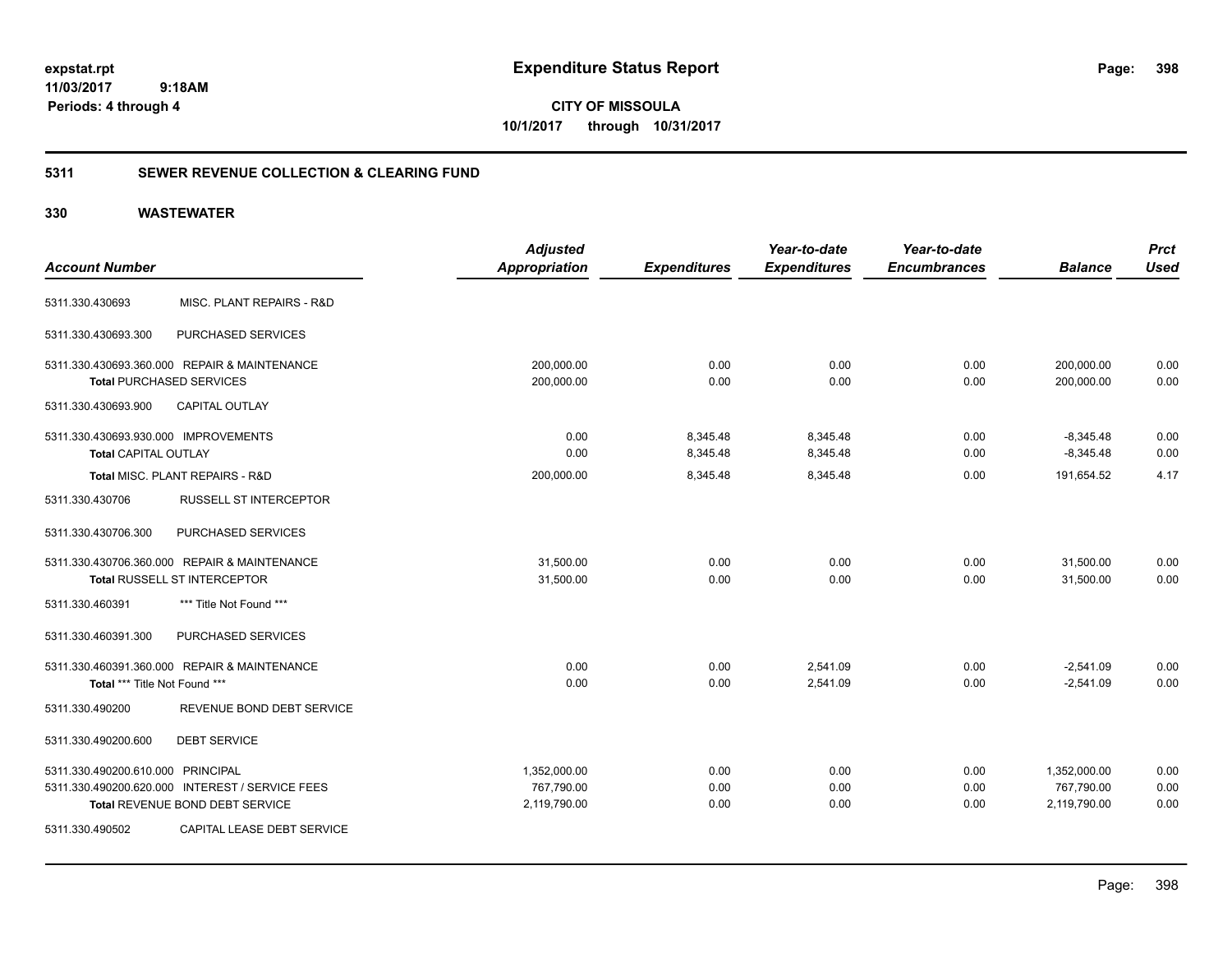**expstat.rpt**
**11/03/2017 9:18AM**
**Periods: 4 through 4**

# Expenditure Status Report

**CITY OF MISSOULA**
**10/1/2017 through 10/31/2017**

## 5311 SEWER REVENUE COLLECTION & CLEARING FUND

## 330 WASTEWATER

| Account Number | | Adjusted Appropriation | Expenditures | Year-to-date Expenditures | Year-to-date Encumbrances | Balance | Prct Used |
|---|---|---|---|---|---|---|---|
| 5311.330.430693 | MISC. PLANT REPAIRS - R&D | | | | | | |
| 5311.330.430693.300 | PURCHASED SERVICES | | | | | | |
| 5311.330.430693.360.000 REPAIR & MAINTENANCE | | 200,000.00 | 0.00 | 0.00 | 0.00 | 200,000.00 | 0.00 |
| Total PURCHASED SERVICES | | 200,000.00 | 0.00 | 0.00 | 0.00 | 200,000.00 | 0.00 |
| 5311.330.430693.900 | CAPITAL OUTLAY | | | | | | |
| 5311.330.430693.930.000 IMPROVEMENTS | | 0.00 | 8,345.48 | 8,345.48 | 0.00 | -8,345.48 | 0.00 |
| Total CAPITAL OUTLAY | | 0.00 | 8,345.48 | 8,345.48 | 0.00 | -8,345.48 | 0.00 |
| Total MISC. PLANT REPAIRS - R&D | | 200,000.00 | 8,345.48 | 8,345.48 | 0.00 | 191,654.52 | 4.17 |
| 5311.330.430706 | RUSSELL ST INTERCEPTOR | | | | | | |
| 5311.330.430706.300 | PURCHASED SERVICES | | | | | | |
| 5311.330.430706.360.000 REPAIR & MAINTENANCE | | 31,500.00 | 0.00 | 0.00 | 0.00 | 31,500.00 | 0.00 |
| Total RUSSELL ST INTERCEPTOR | | 31,500.00 | 0.00 | 0.00 | 0.00 | 31,500.00 | 0.00 |
| 5311.330.460391 | *** Title Not Found *** | | | | | | |
| 5311.330.460391.300 | PURCHASED SERVICES | | | | | | |
| 5311.330.460391.360.000 REPAIR & MAINTENANCE | | 0.00 | 0.00 | 2,541.09 | 0.00 | -2,541.09 | 0.00 |
| Total *** Title Not Found *** | | 0.00 | 0.00 | 2,541.09 | 0.00 | -2,541.09 | 0.00 |
| 5311.330.490200 | REVENUE BOND DEBT SERVICE | | | | | | |
| 5311.330.490200.600 | DEBT SERVICE | | | | | | |
| 5311.330.490200.610.000 PRINCIPAL | | 1,352,000.00 | 0.00 | 0.00 | 0.00 | 1,352,000.00 | 0.00 |
| 5311.330.490200.620.000 INTEREST / SERVICE FEES | | 767,790.00 | 0.00 | 0.00 | 0.00 | 767,790.00 | 0.00 |
| Total REVENUE BOND DEBT SERVICE | | 2,119,790.00 | 0.00 | 0.00 | 0.00 | 2,119,790.00 | 0.00 |
| 5311.330.490502 | CAPITAL LEASE DEBT SERVICE | | | | | | |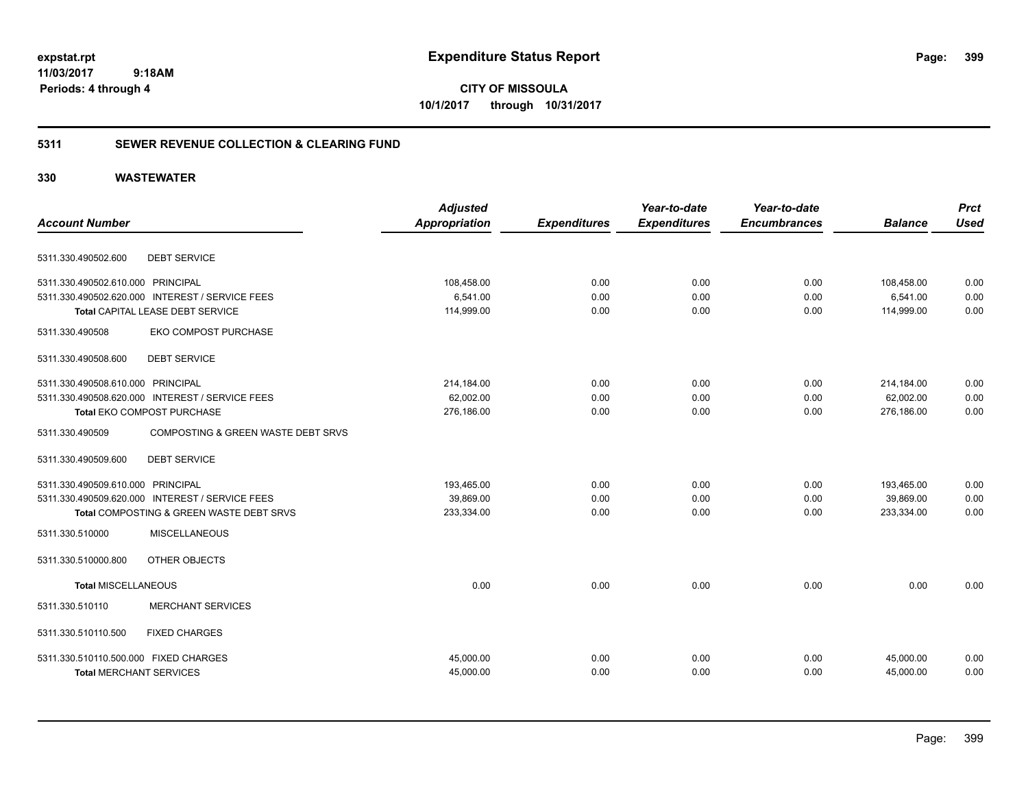**expstat.rpt**
**11/03/2017 9:18AM**
**Periods: 4 through 4**

# Expenditure Status Report

**CITY OF MISSOULA**
**10/1/2017 through 10/31/2017**

## 5311 SEWER REVENUE COLLECTION & CLEARING FUND

## 330 WASTEWATER

| Account Number | | Adjusted Appropriation | Expenditures | Year-to-date Expenditures | Year-to-date Encumbrances | Balance | Prct Used |
|---|---|---|---|---|---|---|---|
| 5311.330.490502.600 | DEBT SERVICE | | | | | | |
| 5311.330.490502.610.000 | PRINCIPAL | 108,458.00 | 0.00 | 0.00 | 0.00 | 108,458.00 | 0.00 |
| 5311.330.490502.620.000 | INTEREST / SERVICE FEES | 6,541.00 | 0.00 | 0.00 | 0.00 | 6,541.00 | 0.00 |
| **Total** CAPITAL LEASE DEBT SERVICE | | 114,999.00 | 0.00 | 0.00 | 0.00 | 114,999.00 | 0.00 |
| 5311.330.490508 | EKO COMPOST PURCHASE | | | | | | |
| 5311.330.490508.600 | DEBT SERVICE | | | | | | |
| 5311.330.490508.610.000 | PRINCIPAL | 214,184.00 | 0.00 | 0.00 | 0.00 | 214,184.00 | 0.00 |
| 5311.330.490508.620.000 | INTEREST / SERVICE FEES | 62,002.00 | 0.00 | 0.00 | 0.00 | 62,002.00 | 0.00 |
| **Total** EKO COMPOST PURCHASE | | 276,186.00 | 0.00 | 0.00 | 0.00 | 276,186.00 | 0.00 |
| 5311.330.490509 | COMPOSTING & GREEN WASTE DEBT SRVS | | | | | | |
| 5311.330.490509.600 | DEBT SERVICE | | | | | | |
| 5311.330.490509.610.000 | PRINCIPAL | 193,465.00 | 0.00 | 0.00 | 0.00 | 193,465.00 | 0.00 |
| 5311.330.490509.620.000 | INTEREST / SERVICE FEES | 39,869.00 | 0.00 | 0.00 | 0.00 | 39,869.00 | 0.00 |
| **Total** COMPOSTING & GREEN WASTE DEBT SRVS | | 233,334.00 | 0.00 | 0.00 | 0.00 | 233,334.00 | 0.00 |
| 5311.330.510000 | MISCELLANEOUS | | | | | | |
| 5311.330.510000.800 | OTHER OBJECTS | | | | | | |
| **Total** MISCELLANEOUS | | 0.00 | 0.00 | 0.00 | 0.00 | 0.00 | 0.00 |
| 5311.330.510110 | MERCHANT SERVICES | | | | | | |
| 5311.330.510110.500 | FIXED CHARGES | | | | | | |
| 5311.330.510110.500.000 | FIXED CHARGES | 45,000.00 | 0.00 | 0.00 | 0.00 | 45,000.00 | 0.00 |
| **Total** MERCHANT SERVICES | | 45,000.00 | 0.00 | 0.00 | 0.00 | 45,000.00 | 0.00 |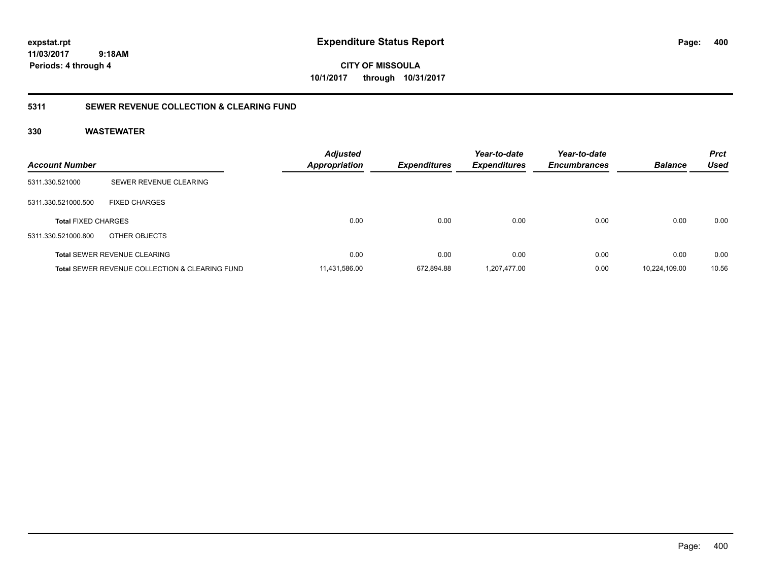**expstat.rpt**
**11/03/2017 9:18AM**
**Periods: 4 through 4**

# Expenditure Status Report

**CITY OF MISSOULA**
**10/1/2017 through 10/31/2017**

## 5311 SEWER REVENUE COLLECTION & CLEARING FUND

### 330 WASTEWATER

| Account Number | | Adjusted Appropriation | Expenditures | Year-to-date Expenditures | Year-to-date Encumbrances | Balance | Prct Used |
|---|---|---|---|---|---|---|---|
| 5311.330.521000 | SEWER REVENUE CLEARING | | | | | | |
| 5311.330.521000.500 | FIXED CHARGES | | | | | | |
| **Total** FIXED CHARGES | | 0.00 | 0.00 | 0.00 | 0.00 | 0.00 | 0.00 |
| 5311.330.521000.800 | OTHER OBJECTS | | | | | | |
| **Total** SEWER REVENUE CLEARING | | 0.00 | 0.00 | 0.00 | 0.00 | 0.00 | 0.00 |
| **Total** SEWER REVENUE COLLECTION & CLEARING FUND | | 11,431,586.00 | 672,894.88 | 1,207,477.00 | 0.00 | 10,224,109.00 | 10.56 |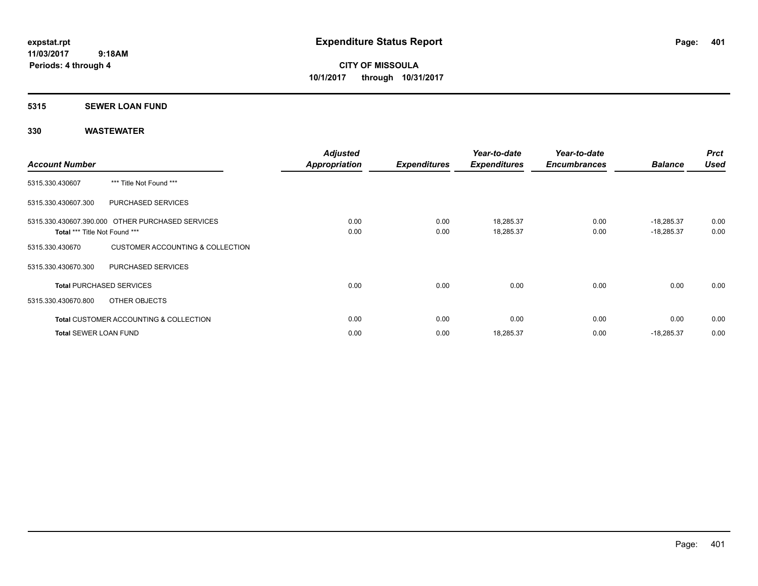# Expenditure Status Report

expstat.rpt
11/03/2017 9:18AM
Periods: 4 through 4

**CITY OF MISSOULA**
**10/1/2017 through 10/31/2017**

## 5315 SEWER LOAN FUND

## 330 WASTEWATER

| Account Number | | Adjusted Appropriation | Expenditures | Year-to-date Expenditures | Year-to-date Encumbrances | Balance | Prct Used |
|---|---|---|---|---|---|---|---|
| 5315.330.430607 | *** Title Not Found *** | | | | | | |
| 5315.330.430607.300 | PURCHASED SERVICES | | | | | | |
| 5315.330.430607.390.000 | OTHER PURCHASED SERVICES | 0.00 | 0.00 | 18,285.37 | 0.00 | -18,285.37 | 0.00 |
| **Total** *** Title Not Found *** | | 0.00 | 0.00 | 18,285.37 | 0.00 | -18,285.37 | 0.00 |
| 5315.330.430670 | CUSTOMER ACCOUNTING & COLLECTION | | | | | | |
| 5315.330.430670.300 | PURCHASED SERVICES | | | | | | |
| **Total** PURCHASED SERVICES | | 0.00 | 0.00 | 0.00 | 0.00 | 0.00 | 0.00 |
| 5315.330.430670.800 | OTHER OBJECTS | | | | | | |
| **Total** CUSTOMER ACCOUNTING & COLLECTION | | 0.00 | 0.00 | 0.00 | 0.00 | 0.00 | 0.00 |
| **Total** SEWER LOAN FUND | | 0.00 | 0.00 | 18,285.37 | 0.00 | -18,285.37 | 0.00 |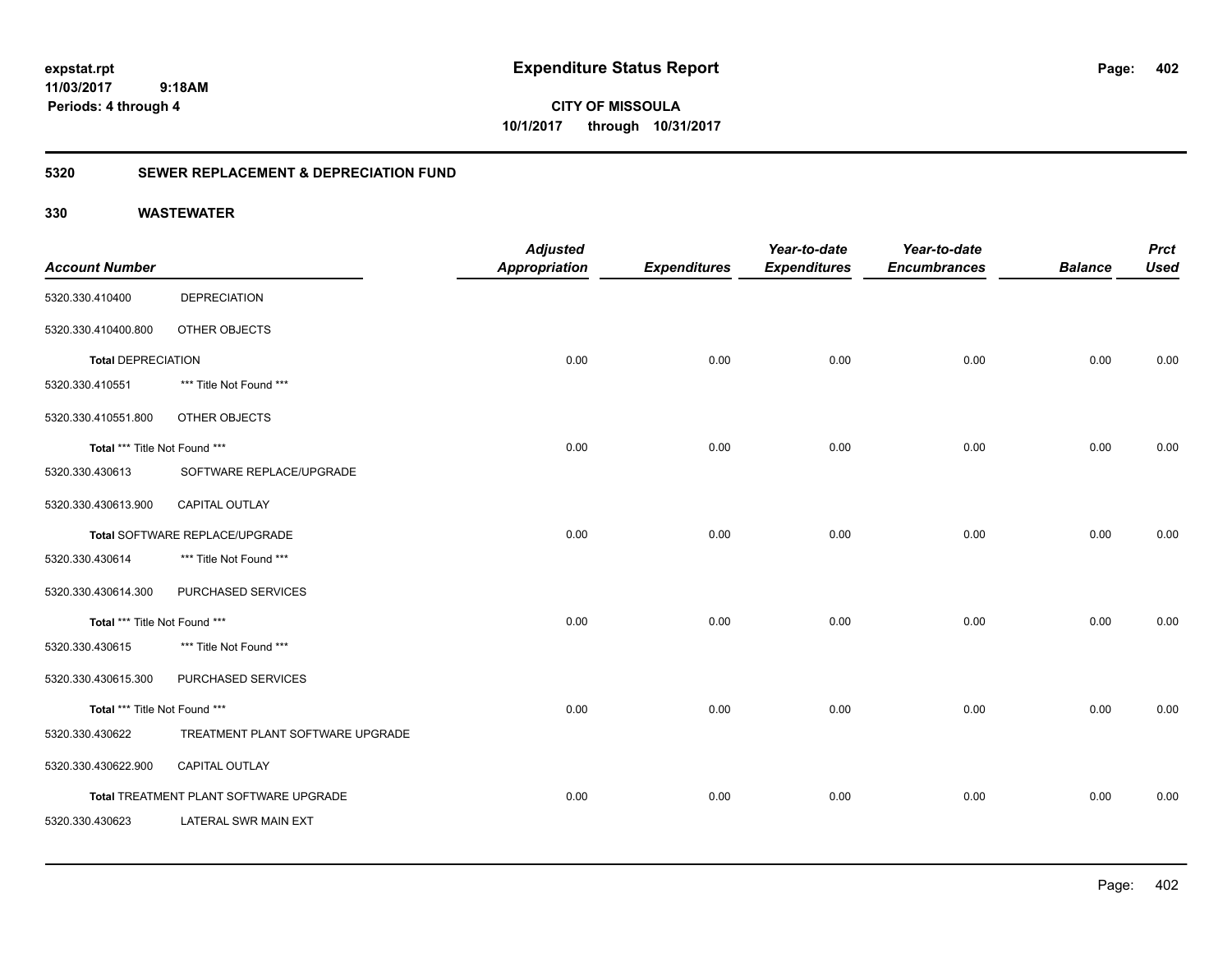**expstat.rpt**
**11/03/2017 9:18AM**
**Periods: 4 through 4**

# Expenditure Status Report

**CITY OF MISSOULA**
**10/1/2017 through 10/31/2017**

## 5320 SEWER REPLACEMENT & DEPRECIATION FUND

### 330 WASTEWATER

| Account Number | | Adjusted Appropriation | Expenditures | Year-to-date Expenditures | Year-to-date Encumbrances | Balance | Prct Used |
|---|---|---|---|---|---|---|---|
| 5320.330.410400 | DEPRECIATION | | | | | | |
| 5320.330.410400.800 | OTHER OBJECTS | | | | | | |
| **Total** DEPRECIATION | | 0.00 | 0.00 | 0.00 | 0.00 | 0.00 | 0.00 |
| 5320.330.410551 | *** Title Not Found *** | | | | | | |
| 5320.330.410551.800 | OTHER OBJECTS | | | | | | |
| **Total** *** Title Not Found *** | | 0.00 | 0.00 | 0.00 | 0.00 | 0.00 | 0.00 |
| 5320.330.430613 | SOFTWARE REPLACE/UPGRADE | | | | | | |
| 5320.330.430613.900 | CAPITAL OUTLAY | | | | | | |
| **Total** SOFTWARE REPLACE/UPGRADE | | 0.00 | 0.00 | 0.00 | 0.00 | 0.00 | 0.00 |
| 5320.330.430614 | *** Title Not Found *** | | | | | | |
| 5320.330.430614.300 | PURCHASED SERVICES | | | | | | |
| **Total** *** Title Not Found *** | | 0.00 | 0.00 | 0.00 | 0.00 | 0.00 | 0.00 |
| 5320.330.430615 | *** Title Not Found *** | | | | | | |
| 5320.330.430615.300 | PURCHASED SERVICES | | | | | | |
| **Total** *** Title Not Found *** | | 0.00 | 0.00 | 0.00 | 0.00 | 0.00 | 0.00 |
| 5320.330.430622 | TREATMENT PLANT SOFTWARE UPGRADE | | | | | | |
| 5320.330.430622.900 | CAPITAL OUTLAY | | | | | | |
| **Total** TREATMENT PLANT SOFTWARE UPGRADE | | 0.00 | 0.00 | 0.00 | 0.00 | 0.00 | 0.00 |
| 5320.330.430623 | LATERAL SWR MAIN EXT | | | | | | |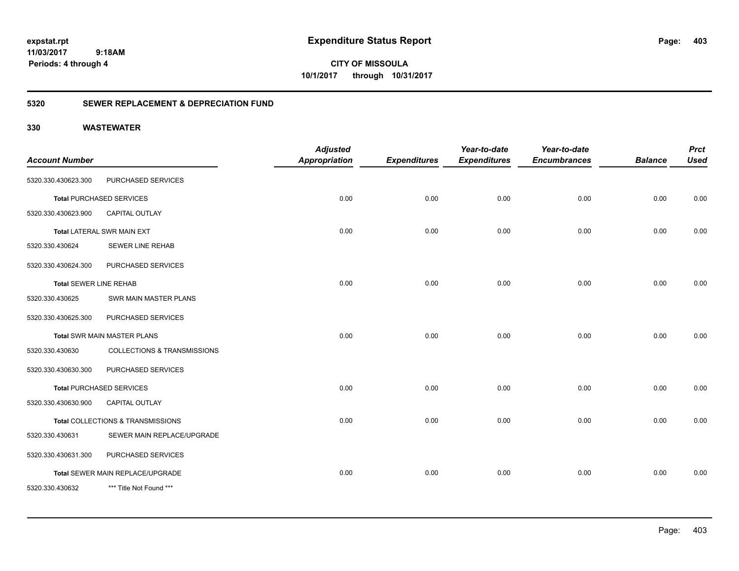**Expenditure Status Report**

expstat.rpt
11/03/2017 9:18AM
Periods: 4 through 4

**CITY OF MISSOULA**
**10/1/2017 through 10/31/2017**

## 5320 SEWER REPLACEMENT & DEPRECIATION FUND

### 330 WASTEWATER

| Account Number | | Adjusted Appropriation | Expenditures | Year-to-date Expenditures | Year-to-date Encumbrances | Balance | Prct Used |
|---|---|---|---|---|---|---|---|
| 5320.330.430623.300 | PURCHASED SERVICES | | | | | | |
| **Total** PURCHASED SERVICES | | 0.00 | 0.00 | 0.00 | 0.00 | 0.00 | 0.00 |
| 5320.330.430623.900 | CAPITAL OUTLAY | | | | | | |
| **Total** LATERAL SWR MAIN EXT | | 0.00 | 0.00 | 0.00 | 0.00 | 0.00 | 0.00 |
| 5320.330.430624 | SEWER LINE REHAB | | | | | | |
| 5320.330.430624.300 | PURCHASED SERVICES | | | | | | |
| **Total** SEWER LINE REHAB | | 0.00 | 0.00 | 0.00 | 0.00 | 0.00 | 0.00 |
| 5320.330.430625 | SWR MAIN MASTER PLANS | | | | | | |
| 5320.330.430625.300 | PURCHASED SERVICES | | | | | | |
| **Total** SWR MAIN MASTER PLANS | | 0.00 | 0.00 | 0.00 | 0.00 | 0.00 | 0.00 |
| 5320.330.430630 | COLLECTIONS & TRANSMISSIONS | | | | | | |
| 5320.330.430630.300 | PURCHASED SERVICES | | | | | | |
| **Total** PURCHASED SERVICES | | 0.00 | 0.00 | 0.00 | 0.00 | 0.00 | 0.00 |
| 5320.330.430630.900 | CAPITAL OUTLAY | | | | | | |
| **Total** COLLECTIONS & TRANSMISSIONS | | 0.00 | 0.00 | 0.00 | 0.00 | 0.00 | 0.00 |
| 5320.330.430631 | SEWER MAIN REPLACE/UPGRADE | | | | | | |
| 5320.330.430631.300 | PURCHASED SERVICES | | | | | | |
| **Total** SEWER MAIN REPLACE/UPGRADE | | 0.00 | 0.00 | 0.00 | 0.00 | 0.00 | 0.00 |
| 5320.330.430632 | *** Title Not Found *** | | | | | | |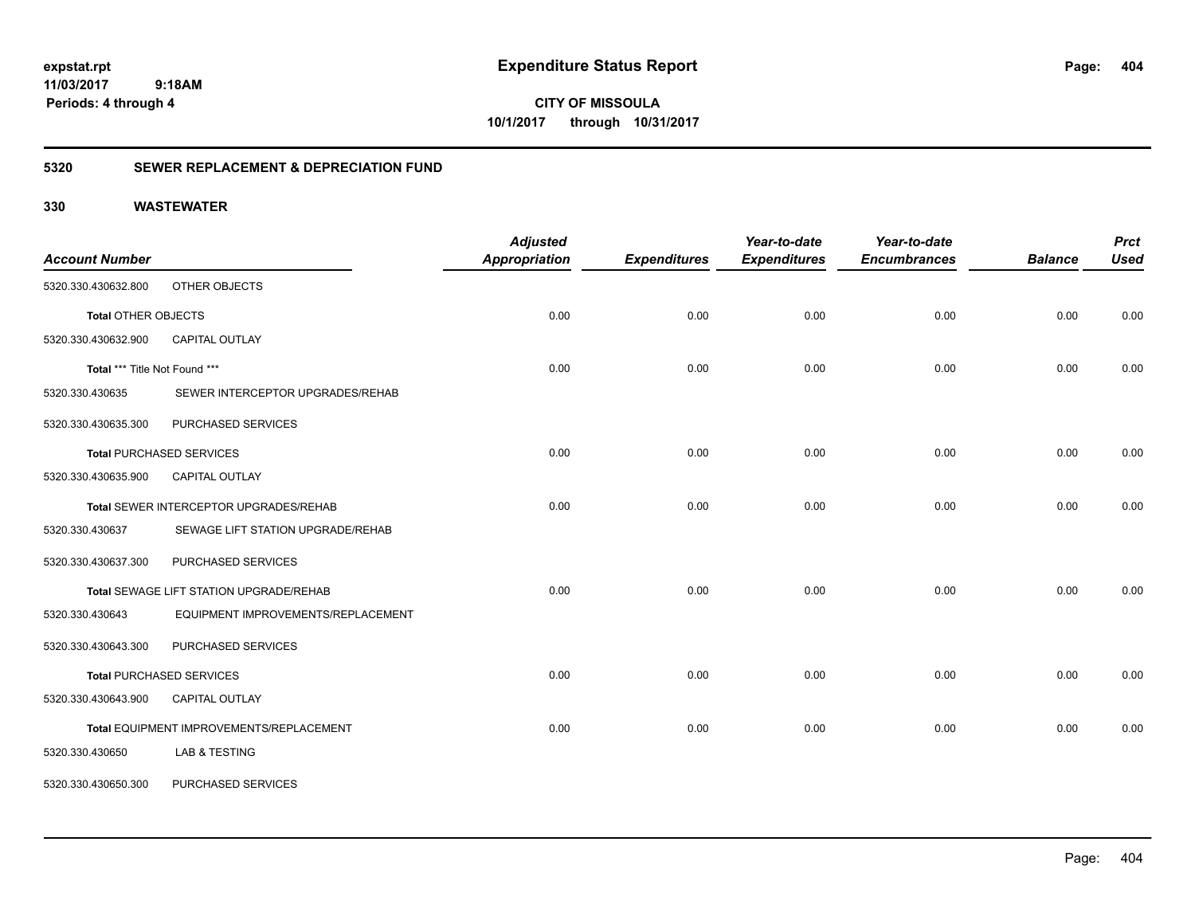# Expenditure Status Report

**CITY OF MISSOULA**
**10/1/2017 through 10/31/2017**

expstat.rpt
11/03/2017 9:18AM
Periods: 4 through 4

## 5320 SEWER REPLACEMENT & DEPRECIATION FUND

## 330 WASTEWATER

| Account Number | | Adjusted Appropriation | Expenditures | Year-to-date Expenditures | Year-to-date Encumbrances | Balance | Prct Used |
|---|---|---|---|---|---|---|---|
| 5320.330.430632.800 | OTHER OBJECTS | | | | | | |
| **Total** OTHER OBJECTS | | 0.00 | 0.00 | 0.00 | 0.00 | 0.00 | 0.00 |
| 5320.330.430632.900 | CAPITAL OUTLAY | | | | | | |
| **Total** *** Title Not Found *** | | 0.00 | 0.00 | 0.00 | 0.00 | 0.00 | 0.00 |
| 5320.330.430635 | SEWER INTERCEPTOR UPGRADES/REHAB | | | | | | |
| 5320.330.430635.300 | PURCHASED SERVICES | | | | | | |
| **Total** PURCHASED SERVICES | | 0.00 | 0.00 | 0.00 | 0.00 | 0.00 | 0.00 |
| 5320.330.430635.900 | CAPITAL OUTLAY | | | | | | |
| **Total** SEWER INTERCEPTOR UPGRADES/REHAB | | 0.00 | 0.00 | 0.00 | 0.00 | 0.00 | 0.00 |
| 5320.330.430637 | SEWAGE LIFT STATION UPGRADE/REHAB | | | | | | |
| 5320.330.430637.300 | PURCHASED SERVICES | | | | | | |
| **Total** SEWAGE LIFT STATION UPGRADE/REHAB | | 0.00 | 0.00 | 0.00 | 0.00 | 0.00 | 0.00 |
| 5320.330.430643 | EQUIPMENT IMPROVEMENTS/REPLACEMENT | | | | | | |
| 5320.330.430643.300 | PURCHASED SERVICES | | | | | | |
| **Total** PURCHASED SERVICES | | 0.00 | 0.00 | 0.00 | 0.00 | 0.00 | 0.00 |
| 5320.330.430643.900 | CAPITAL OUTLAY | | | | | | |
| **Total** EQUIPMENT IMPROVEMENTS/REPLACEMENT | | 0.00 | 0.00 | 0.00 | 0.00 | 0.00 | 0.00 |
| 5320.330.430650 | LAB & TESTING | | | | | | |
| 5320.330.430650.300 | PURCHASED SERVICES | | | | | | |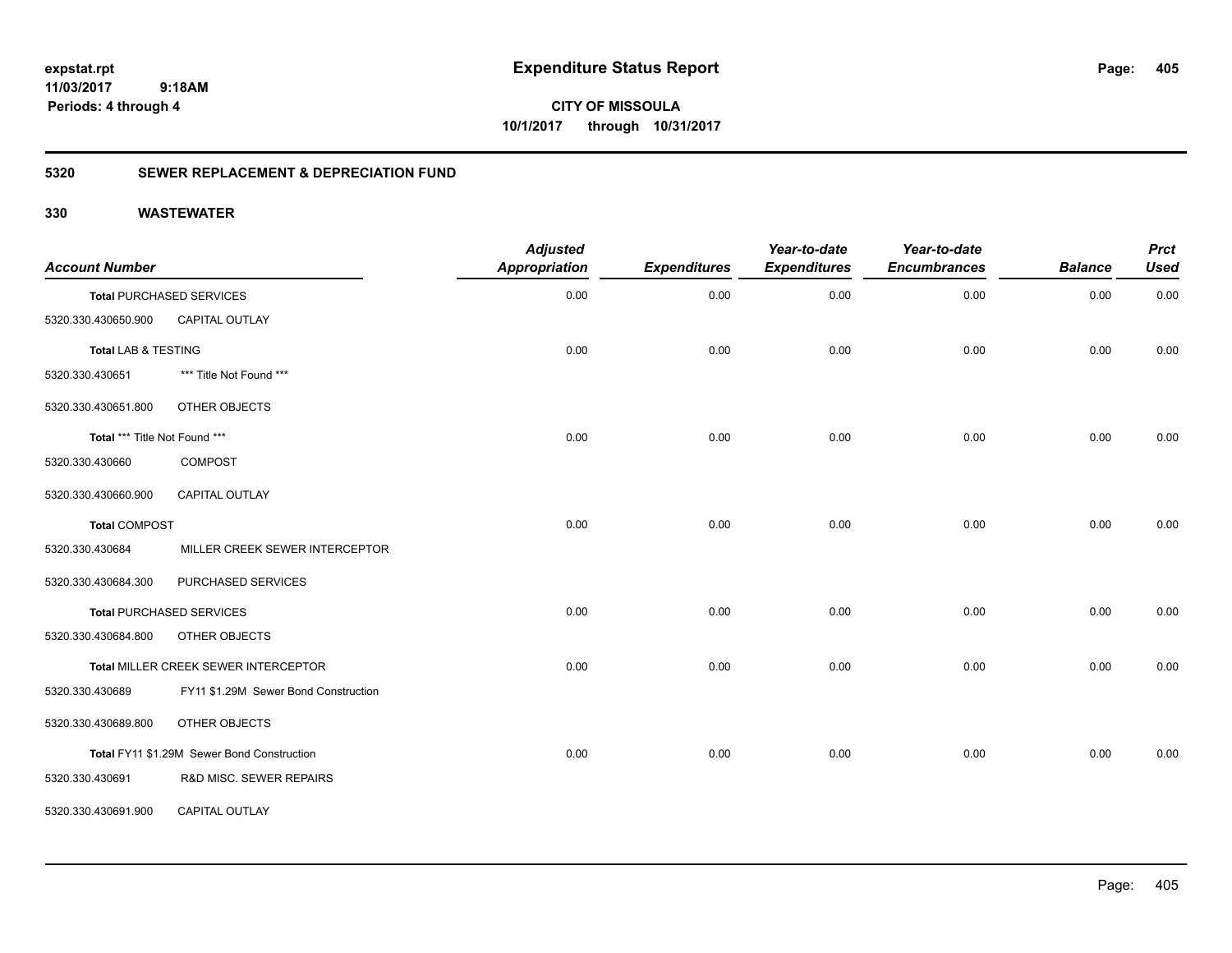# Expenditure Status Report

expstat.rpt
11/03/2017 9:18AM
Periods: 4 through 4

**CITY OF MISSOULA**
**10/1/2017 through 10/31/2017**

## 5320 SEWER REPLACEMENT & DEPRECIATION FUND

### 330 WASTEWATER

| Account Number | | Adjusted Appropriation | Expenditures | Year-to-date Expenditures | Year-to-date Encumbrances | Balance | Prct Used |
|---|---|---|---|---|---|---|---|
| **Total** PURCHASED SERVICES | | 0.00 | 0.00 | 0.00 | 0.00 | 0.00 | 0.00 |
| 5320.330.430650.900 | CAPITAL OUTLAY | | | | | | |
| **Total** LAB & TESTING | | 0.00 | 0.00 | 0.00 | 0.00 | 0.00 | 0.00 |
| 5320.330.430651 | *** Title Not Found *** | | | | | | |
| 5320.330.430651.800 | OTHER OBJECTS | | | | | | |
| **Total** *** Title Not Found *** | | 0.00 | 0.00 | 0.00 | 0.00 | 0.00 | 0.00 |
| 5320.330.430660 | COMPOST | | | | | | |
| 5320.330.430660.900 | CAPITAL OUTLAY | | | | | | |
| **Total** COMPOST | | 0.00 | 0.00 | 0.00 | 0.00 | 0.00 | 0.00 |
| 5320.330.430684 | MILLER CREEK SEWER INTERCEPTOR | | | | | | |
| 5320.330.430684.300 | PURCHASED SERVICES | | | | | | |
| **Total** PURCHASED SERVICES | | 0.00 | 0.00 | 0.00 | 0.00 | 0.00 | 0.00 |
| 5320.330.430684.800 | OTHER OBJECTS | | | | | | |
| **Total** MILLER CREEK SEWER INTERCEPTOR | | 0.00 | 0.00 | 0.00 | 0.00 | 0.00 | 0.00 |
| 5320.330.430689 | FY11 $1.29M Sewer Bond Construction | | | | | | |
| 5320.330.430689.800 | OTHER OBJECTS | | | | | | |
| **Total** FY11 $1.29M Sewer Bond Construction | | 0.00 | 0.00 | 0.00 | 0.00 | 0.00 | 0.00 |
| 5320.330.430691 | R&D MISC. SEWER REPAIRS | | | | | | |
| 5320.330.430691.900 | CAPITAL OUTLAY | | | | | | |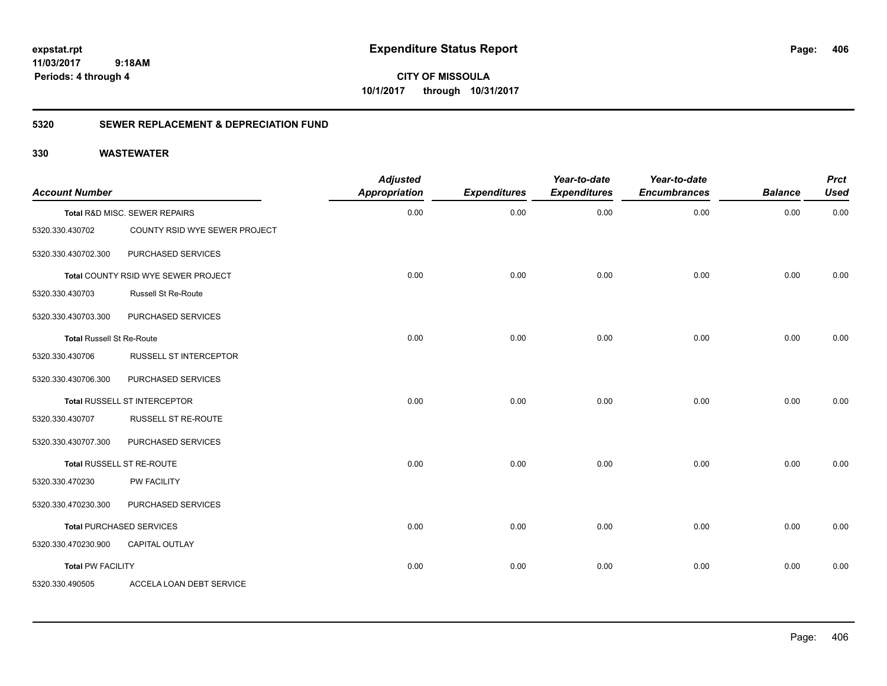**expstat.rpt**
**11/03/2017 9:18AM**
**Periods: 4 through 4**

# Expenditure Status Report

**CITY OF MISSOULA**
**10/1/2017 through 10/31/2017**

## 5320 SEWER REPLACEMENT & DEPRECIATION FUND

## 330 WASTEWATER

| Account Number | | Adjusted Appropriation | Expenditures | Year-to-date Expenditures | Year-to-date Encumbrances | Balance | Prct Used |
|---|---|---|---|---|---|---|---|
| Total R&D MISC. SEWER REPAIRS | | 0.00 | 0.00 | 0.00 | 0.00 | 0.00 | 0.00 |
| 5320.330.430702 | COUNTY RSID WYE SEWER PROJECT | | | | | | |
| 5320.330.430702.300 | PURCHASED SERVICES | | | | | | |
| Total COUNTY RSID WYE SEWER PROJECT | | 0.00 | 0.00 | 0.00 | 0.00 | 0.00 | 0.00 |
| 5320.330.430703 | Russell St Re-Route | | | | | | |
| 5320.330.430703.300 | PURCHASED SERVICES | | | | | | |
| Total Russell St Re-Route | | 0.00 | 0.00 | 0.00 | 0.00 | 0.00 | 0.00 |
| 5320.330.430706 | RUSSELL ST INTERCEPTOR | | | | | | |
| 5320.330.430706.300 | PURCHASED SERVICES | | | | | | |
| Total RUSSELL ST INTERCEPTOR | | 0.00 | 0.00 | 0.00 | 0.00 | 0.00 | 0.00 |
| 5320.330.430707 | RUSSELL ST RE-ROUTE | | | | | | |
| 5320.330.430707.300 | PURCHASED SERVICES | | | | | | |
| Total RUSSELL ST RE-ROUTE | | 0.00 | 0.00 | 0.00 | 0.00 | 0.00 | 0.00 |
| 5320.330.470230 | PW FACILITY | | | | | | |
| 5320.330.470230.300 | PURCHASED SERVICES | | | | | | |
| Total PURCHASED SERVICES | | 0.00 | 0.00 | 0.00 | 0.00 | 0.00 | 0.00 |
| 5320.330.470230.900 | CAPITAL OUTLAY | | | | | | |
| Total PW FACILITY | | 0.00 | 0.00 | 0.00 | 0.00 | 0.00 | 0.00 |
| 5320.330.490505 | ACCELA LOAN DEBT SERVICE | | | | | | |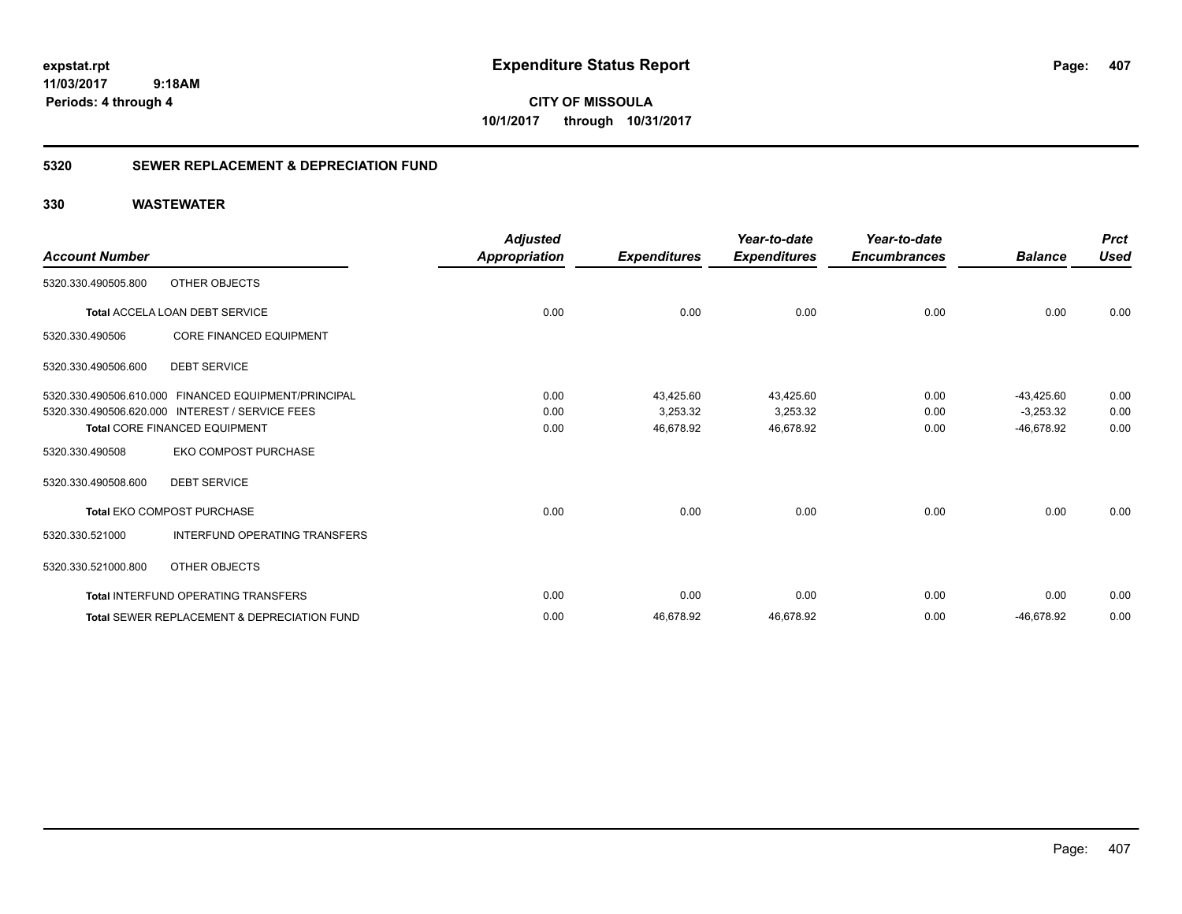**expstat.rpt**
**11/03/2017 9:18AM**
**Periods: 4 through 4**

# Expenditure Status Report

**CITY OF MISSOULA**
**10/1/2017 through 10/31/2017**

## 5320 SEWER REPLACEMENT & DEPRECIATION FUND

### 330 WASTEWATER

| Account Number | | Adjusted Appropriation | Expenditures | Year-to-date Expenditures | Year-to-date Encumbrances | Balance | Prct Used |
|---|---|---|---|---|---|---|---|
| 5320.330.490505.800 | OTHER OBJECTS | | | | | | |
| **Total** ACCELA LOAN DEBT SERVICE | | 0.00 | 0.00 | 0.00 | 0.00 | 0.00 | 0.00 |
| 5320.330.490506 | CORE FINANCED EQUIPMENT | | | | | | |
| 5320.330.490506.600 | DEBT SERVICE | | | | | | |
| 5320.330.490506.610.000 | FINANCED EQUIPMENT/PRINCIPAL | 0.00 | 43,425.60 | 43,425.60 | 0.00 | -43,425.60 | 0.00 |
| 5320.330.490506.620.000 | INTEREST / SERVICE FEES | 0.00 | 3,253.32 | 3,253.32 | 0.00 | -3,253.32 | 0.00 |
| **Total** CORE FINANCED EQUIPMENT | | 0.00 | 46,678.92 | 46,678.92 | 0.00 | -46,678.92 | 0.00 |
| 5320.330.490508 | EKO COMPOST PURCHASE | | | | | | |
| 5320.330.490508.600 | DEBT SERVICE | | | | | | |
| **Total** EKO COMPOST PURCHASE | | 0.00 | 0.00 | 0.00 | 0.00 | 0.00 | 0.00 |
| 5320.330.521000 | INTERFUND OPERATING TRANSFERS | | | | | | |
| 5320.330.521000.800 | OTHER OBJECTS | | | | | | |
| **Total** INTERFUND OPERATING TRANSFERS | | 0.00 | 0.00 | 0.00 | 0.00 | 0.00 | 0.00 |
| **Total** SEWER REPLACEMENT & DEPRECIATION FUND | | 0.00 | 46,678.92 | 46,678.92 | 0.00 | -46,678.92 | 0.00 |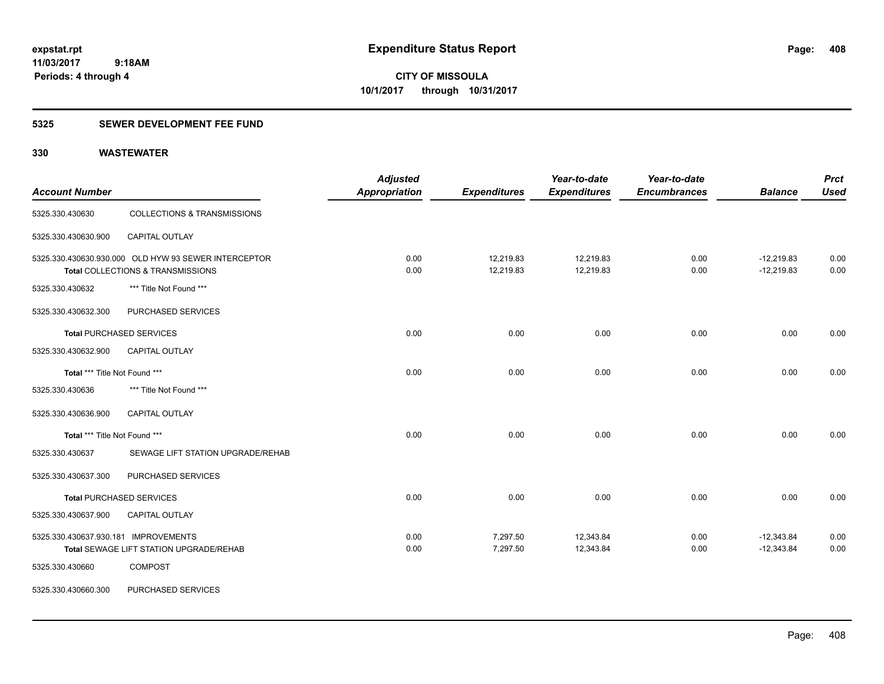expstat.rpt
11/03/2017 9:18AM
Periods: 4 through 4

# Expenditure Status Report

**CITY OF MISSOULA**
**10/1/2017 through 10/31/2017**

## 5325 SEWER DEVELOPMENT FEE FUND

## 330 WASTEWATER

| Account Number | | Adjusted Appropriation | Expenditures | Year-to-date Expenditures | Year-to-date Encumbrances | Balance | Prct Used |
|---|---|---|---|---|---|---|---|
| 5325.330.430630 | COLLECTIONS & TRANSMISSIONS | | | | | | |
| 5325.330.430630.900 | CAPITAL OUTLAY | | | | | | |
| 5325.330.430630.930.000 | OLD HYW 93 SEWER INTERCEPTOR | 0.00 | 12,219.83 | 12,219.83 | 0.00 | -12,219.83 | 0.00 |
| **Total** COLLECTIONS & TRANSMISSIONS | | 0.00 | 12,219.83 | 12,219.83 | 0.00 | -12,219.83 | 0.00 |
| 5325.330.430632 | *** Title Not Found *** | | | | | | |
| 5325.330.430632.300 | PURCHASED SERVICES | | | | | | |
| **Total** PURCHASED SERVICES | | 0.00 | 0.00 | 0.00 | 0.00 | 0.00 | 0.00 |
| 5325.330.430632.900 | CAPITAL OUTLAY | | | | | | |
| **Total** *** Title Not Found *** | | 0.00 | 0.00 | 0.00 | 0.00 | 0.00 | 0.00 |
| 5325.330.430636 | *** Title Not Found *** | | | | | | |
| 5325.330.430636.900 | CAPITAL OUTLAY | | | | | | |
| **Total** *** Title Not Found *** | | 0.00 | 0.00 | 0.00 | 0.00 | 0.00 | 0.00 |
| 5325.330.430637 | SEWAGE LIFT STATION UPGRADE/REHAB | | | | | | |
| 5325.330.430637.300 | PURCHASED SERVICES | | | | | | |
| **Total** PURCHASED SERVICES | | 0.00 | 0.00 | 0.00 | 0.00 | 0.00 | 0.00 |
| 5325.330.430637.900 | CAPITAL OUTLAY | | | | | | |
| 5325.330.430637.930.181 | IMPROVEMENTS | 0.00 | 7,297.50 | 12,343.84 | 0.00 | -12,343.84 | 0.00 |
| **Total** SEWAGE LIFT STATION UPGRADE/REHAB | | 0.00 | 7,297.50 | 12,343.84 | 0.00 | -12,343.84 | 0.00 |
| 5325.330.430660 | COMPOST | | | | | | |
| 5325.330.430660.300 | PURCHASED SERVICES | | | | | | |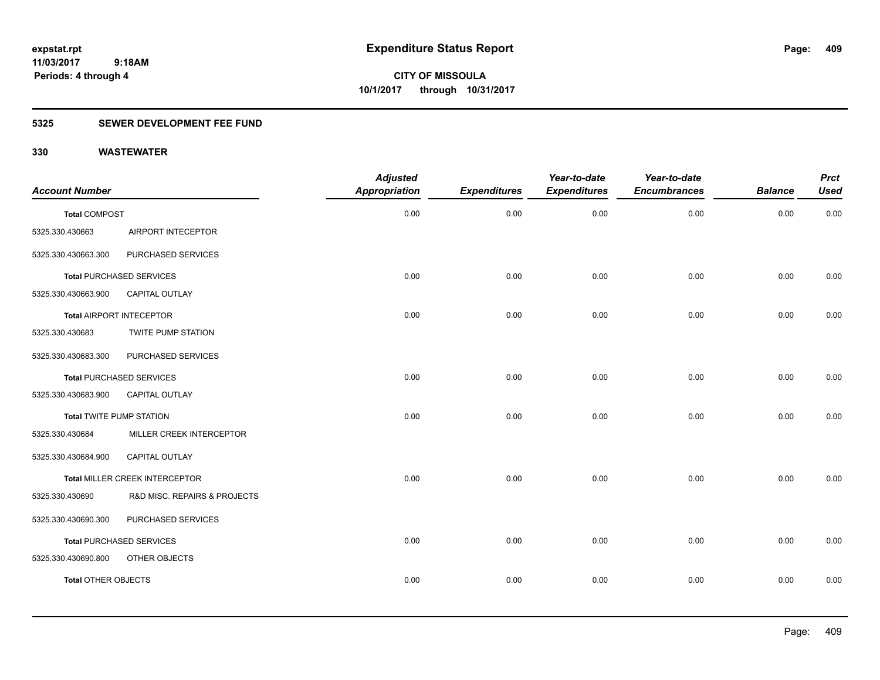**expstat.rpt**
**11/03/2017 9:18AM**
**Periods: 4 through 4**

# Expenditure Status Report

**CITY OF MISSOULA**
**10/1/2017 through 10/31/2017**

## 5325 SEWER DEVELOPMENT FEE FUND

## 330 WASTEWATER

| Account Number | | Adjusted Appropriation | Expenditures | Year-to-date Expenditures | Year-to-date Encumbrances | Balance | Prct Used |
|---|---|---|---|---|---|---|---|
| **Total** COMPOST | | 0.00 | 0.00 | 0.00 | 0.00 | 0.00 | 0.00 |
| 5325.330.430663 | AIRPORT INTECEPTOR | | | | | | |
| 5325.330.430663.300 | PURCHASED SERVICES | | | | | | |
| **Total** PURCHASED SERVICES | | 0.00 | 0.00 | 0.00 | 0.00 | 0.00 | 0.00 |
| 5325.330.430663.900 | CAPITAL OUTLAY | | | | | | |
| **Total** AIRPORT INTECEPTOR | | 0.00 | 0.00 | 0.00 | 0.00 | 0.00 | 0.00 |
| 5325.330.430683 | TWITE PUMP STATION | | | | | | |
| 5325.330.430683.300 | PURCHASED SERVICES | | | | | | |
| **Total** PURCHASED SERVICES | | 0.00 | 0.00 | 0.00 | 0.00 | 0.00 | 0.00 |
| 5325.330.430683.900 | CAPITAL OUTLAY | | | | | | |
| **Total** TWITE PUMP STATION | | 0.00 | 0.00 | 0.00 | 0.00 | 0.00 | 0.00 |
| 5325.330.430684 | MILLER CREEK INTERCEPTOR | | | | | | |
| 5325.330.430684.900 | CAPITAL OUTLAY | | | | | | |
| **Total** MILLER CREEK INTERCEPTOR | | 0.00 | 0.00 | 0.00 | 0.00 | 0.00 | 0.00 |
| 5325.330.430690 | R&D MISC. REPAIRS & PROJECTS | | | | | | |
| 5325.330.430690.300 | PURCHASED SERVICES | | | | | | |
| **Total** PURCHASED SERVICES | | 0.00 | 0.00 | 0.00 | 0.00 | 0.00 | 0.00 |
| 5325.330.430690.800 | OTHER OBJECTS | | | | | | |
| **Total** OTHER OBJECTS | | 0.00 | 0.00 | 0.00 | 0.00 | 0.00 | 0.00 |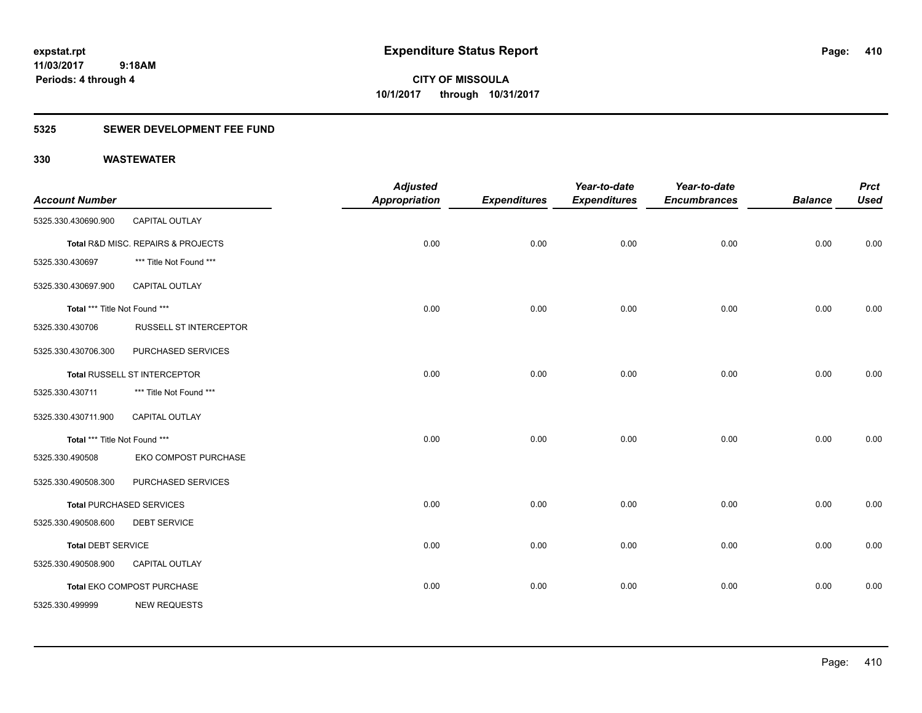# Expenditure Status Report

expstat.rpt
11/03/2017 9:18AM
Periods: 4 through 4

**CITY OF MISSOULA**
**10/1/2017 through 10/31/2017**

## 5325 SEWER DEVELOPMENT FEE FUND

### 330 WASTEWATER

| Account Number | | Adjusted Appropriation | Expenditures | Year-to-date Expenditures | Year-to-date Encumbrances | Balance | Prct Used |
|---|---|---|---|---|---|---|---|
| 5325.330.430690.900 | CAPITAL OUTLAY | | | | | | |
| Total R&D MISC. REPAIRS & PROJECTS | | 0.00 | 0.00 | 0.00 | 0.00 | 0.00 | 0.00 |
| 5325.330.430697 | *** Title Not Found *** | | | | | | |
| 5325.330.430697.900 | CAPITAL OUTLAY | | | | | | |
| Total *** Title Not Found *** | | 0.00 | 0.00 | 0.00 | 0.00 | 0.00 | 0.00 |
| 5325.330.430706 | RUSSELL ST INTERCEPTOR | | | | | | |
| 5325.330.430706.300 | PURCHASED SERVICES | | | | | | |
| Total RUSSELL ST INTERCEPTOR | | 0.00 | 0.00 | 0.00 | 0.00 | 0.00 | 0.00 |
| 5325.330.430711 | *** Title Not Found *** | | | | | | |
| 5325.330.430711.900 | CAPITAL OUTLAY | | | | | | |
| Total *** Title Not Found *** | | 0.00 | 0.00 | 0.00 | 0.00 | 0.00 | 0.00 |
| 5325.330.490508 | EKO COMPOST PURCHASE | | | | | | |
| 5325.330.490508.300 | PURCHASED SERVICES | | | | | | |
| Total PURCHASED SERVICES | | 0.00 | 0.00 | 0.00 | 0.00 | 0.00 | 0.00 |
| 5325.330.490508.600 | DEBT SERVICE | | | | | | |
| Total DEBT SERVICE | | 0.00 | 0.00 | 0.00 | 0.00 | 0.00 | 0.00 |
| 5325.330.490508.900 | CAPITAL OUTLAY | | | | | | |
| Total EKO COMPOST PURCHASE | | 0.00 | 0.00 | 0.00 | 0.00 | 0.00 | 0.00 |
| 5325.330.499999 | NEW REQUESTS | | | | | | |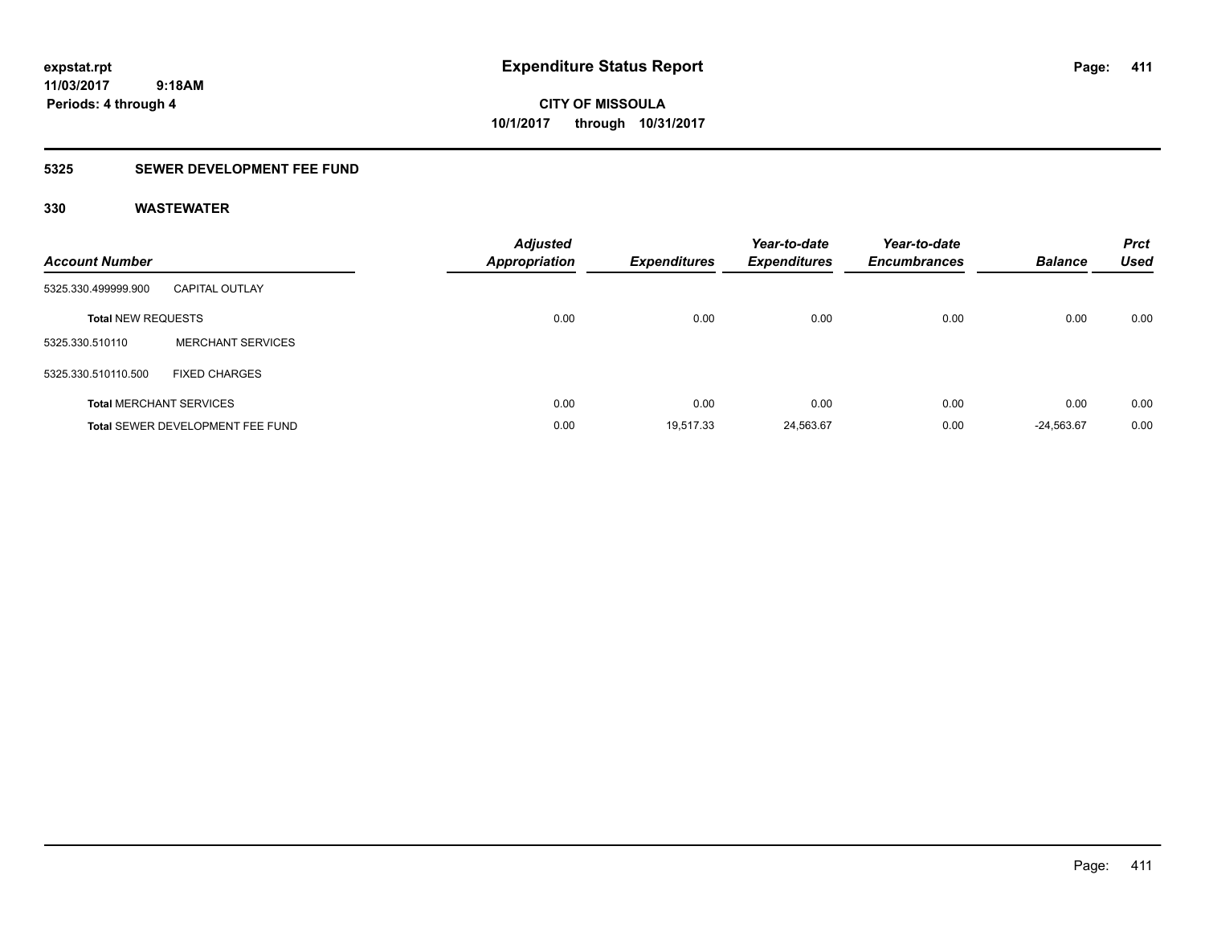**expstat.rpt**
**11/03/2017 9:18AM**
**Periods: 4 through 4**

# Expenditure Status Report

**CITY OF MISSOULA**
**10/1/2017 through 10/31/2017**

## 5325 SEWER DEVELOPMENT FEE FUND

## 330 WASTEWATER

| Account Number | | Adjusted Appropriation | Expenditures | Year-to-date Expenditures | Year-to-date Encumbrances | Balance | Prct Used |
|---|---|---|---|---|---|---|---|
| 5325.330.499999.900 | CAPITAL OUTLAY | | | | | | |
| **Total** NEW REQUESTS | | 0.00 | 0.00 | 0.00 | 0.00 | 0.00 | 0.00 |
| 5325.330.510110 | MERCHANT SERVICES | | | | | | |
| 5325.330.510110.500 | FIXED CHARGES | | | | | | |
| **Total** MERCHANT SERVICES | | 0.00 | 0.00 | 0.00 | 0.00 | 0.00 | 0.00 |
| **Total** SEWER DEVELOPMENT FEE FUND | | 0.00 | 19,517.33 | 24,563.67 | 0.00 | -24,563.67 | 0.00 |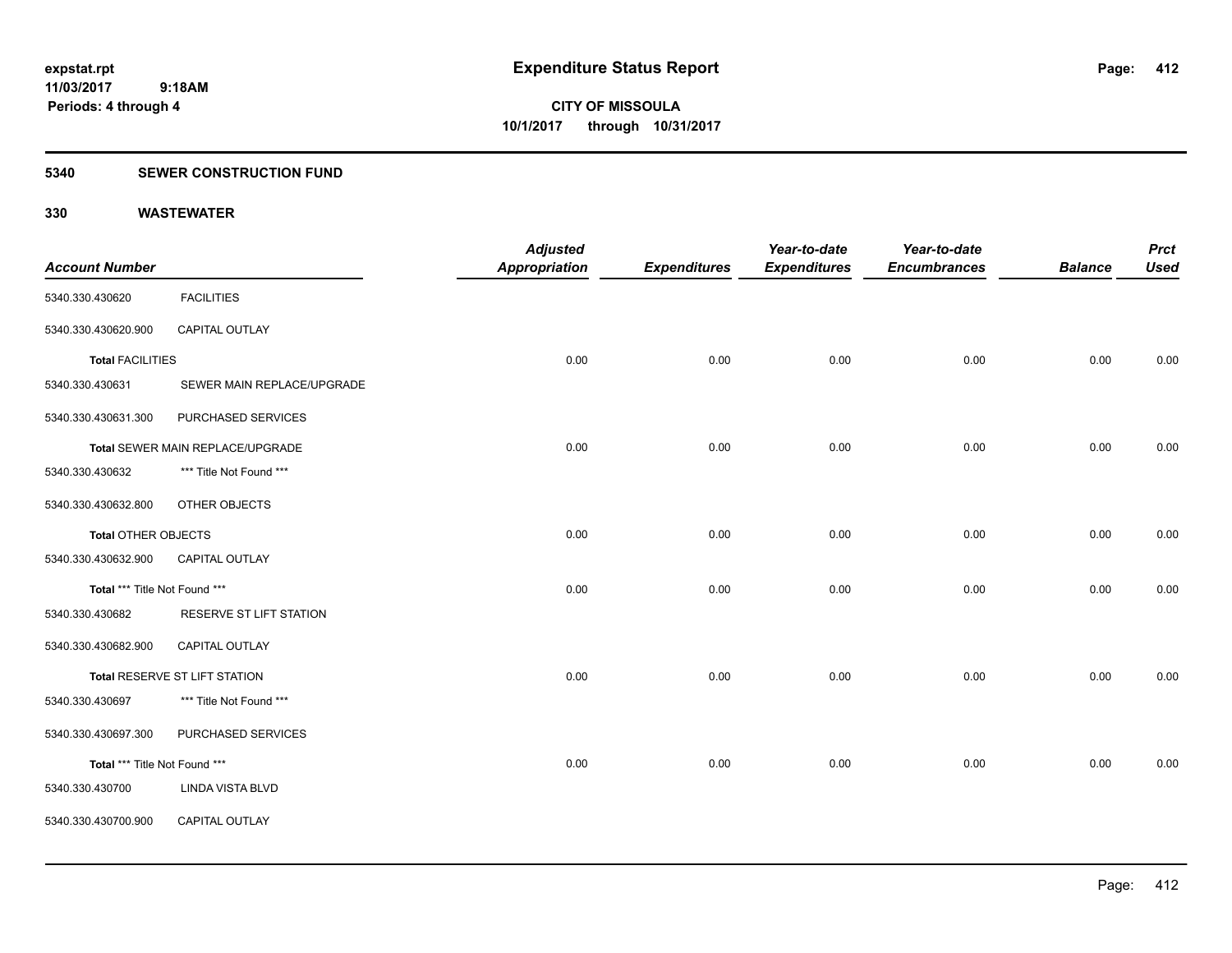**expstat.rpt**
**11/03/2017 9:18AM**
**Periods: 4 through 4**

# Expenditure Status Report

**CITY OF MISSOULA**
**10/1/2017 through 10/31/2017**

## 5340 SEWER CONSTRUCTION FUND

## 330 WASTEWATER

| Account Number | | Adjusted Appropriation | Expenditures | Year-to-date Expenditures | Year-to-date Encumbrances | Balance | Prct Used |
|---|---|---|---|---|---|---|---|
| 5340.330.430620 | FACILITIES | | | | | | |
| 5340.330.430620.900 | CAPITAL OUTLAY | | | | | | |
| **Total** FACILITIES | | 0.00 | 0.00 | 0.00 | 0.00 | 0.00 | 0.00 |
| 5340.330.430631 | SEWER MAIN REPLACE/UPGRADE | | | | | | |
| 5340.330.430631.300 | PURCHASED SERVICES | | | | | | |
| **Total** SEWER MAIN REPLACE/UPGRADE | | 0.00 | 0.00 | 0.00 | 0.00 | 0.00 | 0.00 |
| 5340.330.430632 | *** Title Not Found *** | | | | | | |
| 5340.330.430632.800 | OTHER OBJECTS | | | | | | |
| **Total** OTHER OBJECTS | | 0.00 | 0.00 | 0.00 | 0.00 | 0.00 | 0.00 |
| 5340.330.430632.900 | CAPITAL OUTLAY | | | | | | |
| **Total** *** Title Not Found *** | | 0.00 | 0.00 | 0.00 | 0.00 | 0.00 | 0.00 |
| 5340.330.430682 | RESERVE ST LIFT STATION | | | | | | |
| 5340.330.430682.900 | CAPITAL OUTLAY | | | | | | |
| **Total** RESERVE ST LIFT STATION | | 0.00 | 0.00 | 0.00 | 0.00 | 0.00 | 0.00 |
| 5340.330.430697 | *** Title Not Found *** | | | | | | |
| 5340.330.430697.300 | PURCHASED SERVICES | | | | | | |
| **Total** *** Title Not Found *** | | 0.00 | 0.00 | 0.00 | 0.00 | 0.00 | 0.00 |
| 5340.330.430700 | LINDA VISTA BLVD | | | | | | |
| 5340.330.430700.900 | CAPITAL OUTLAY | | | | | | |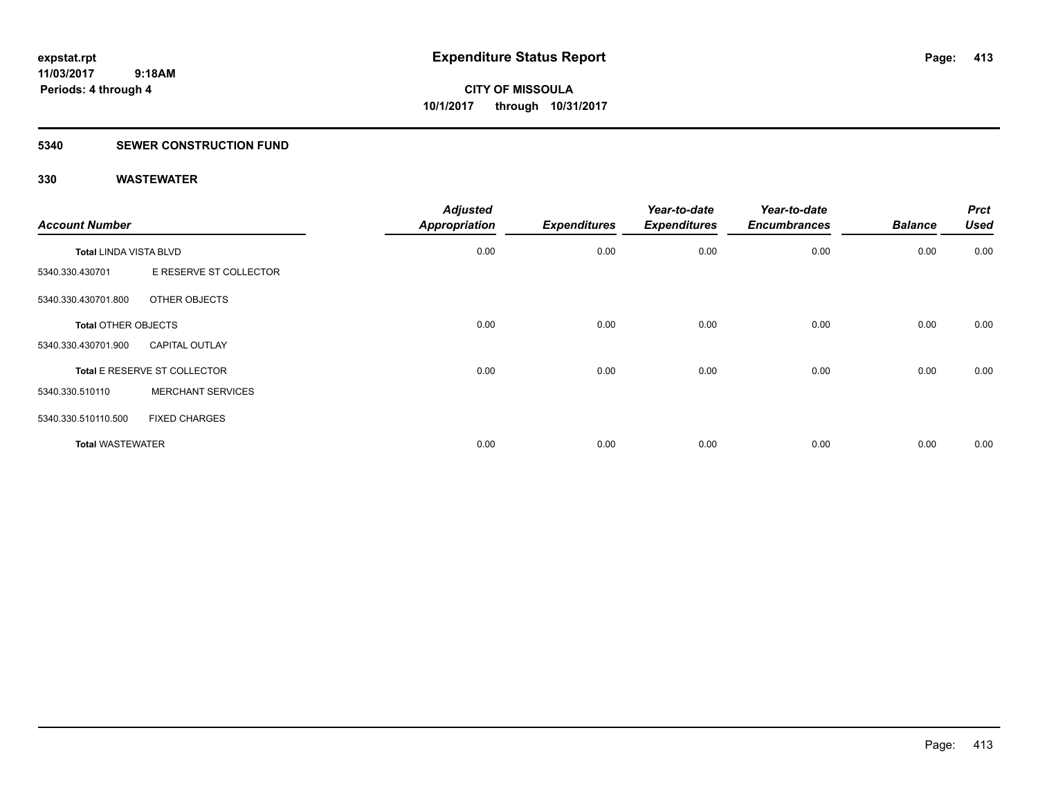# Expenditure Status Report

expstat.rpt
11/03/2017 9:18AM
Periods: 4 through 4

**CITY OF MISSOULA**
**10/1/2017 through 10/31/2017**

## 5340 SEWER CONSTRUCTION FUND

### 330 WASTEWATER

| Account Number | | Adjusted Appropriation | Expenditures | Year-to-date Expenditures | Year-to-date Encumbrances | Balance | Prct Used |
|---|---|---|---|---|---|---|---|
| **Total** LINDA VISTA BLVD | | 0.00 | 0.00 | 0.00 | 0.00 | 0.00 | 0.00 |
| 5340.330.430701 | E RESERVE ST COLLECTOR | | | | | | |
| 5340.330.430701.800 | OTHER OBJECTS | | | | | | |
| **Total** OTHER OBJECTS | | 0.00 | 0.00 | 0.00 | 0.00 | 0.00 | 0.00 |
| 5340.330.430701.900 | CAPITAL OUTLAY | | | | | | |
| **Total** E RESERVE ST COLLECTOR | | 0.00 | 0.00 | 0.00 | 0.00 | 0.00 | 0.00 |
| 5340.330.510110 | MERCHANT SERVICES | | | | | | |
| 5340.330.510110.500 | FIXED CHARGES | | | | | | |
| **Total** WASTEWATER | | 0.00 | 0.00 | 0.00 | 0.00 | 0.00 | 0.00 |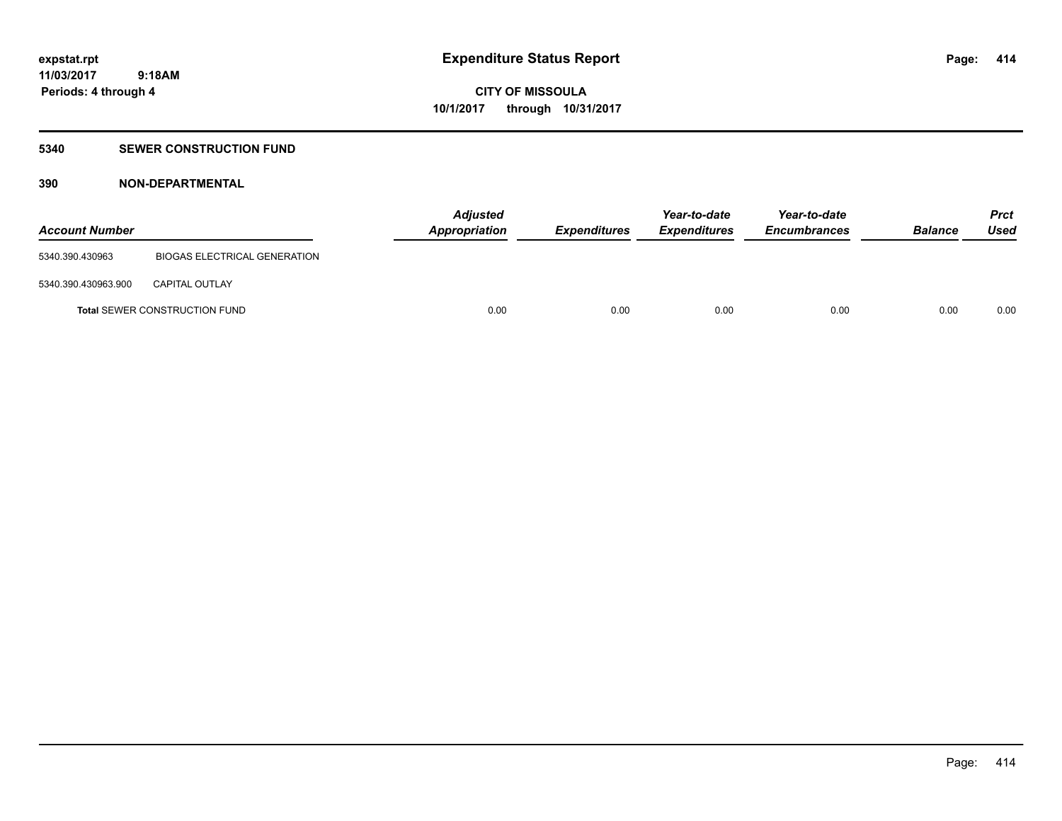expstat.rpt
11/03/2017 9:18AM
Periods: 4 through 4

# Expenditure Status Report

CITY OF MISSOULA
10/1/2017 through 10/31/2017

## 5340 SEWER CONSTRUCTION FUND

### 390 NON-DEPARTMENTAL

| Account Number | | Adjusted Appropriation | Expenditures | Year-to-date Expenditures | Year-to-date Encumbrances | Balance | Prct Used |
|---|---|---|---|---|---|---|---|
| 5340.390.430963 | BIOGAS ELECTRICAL GENERATION | | | | | | |
| 5340.390.430963.900 | CAPITAL OUTLAY | | | | | | |
| **Total** SEWER CONSTRUCTION FUND | | 0.00 | 0.00 | 0.00 | 0.00 | 0.00 | 0.00 |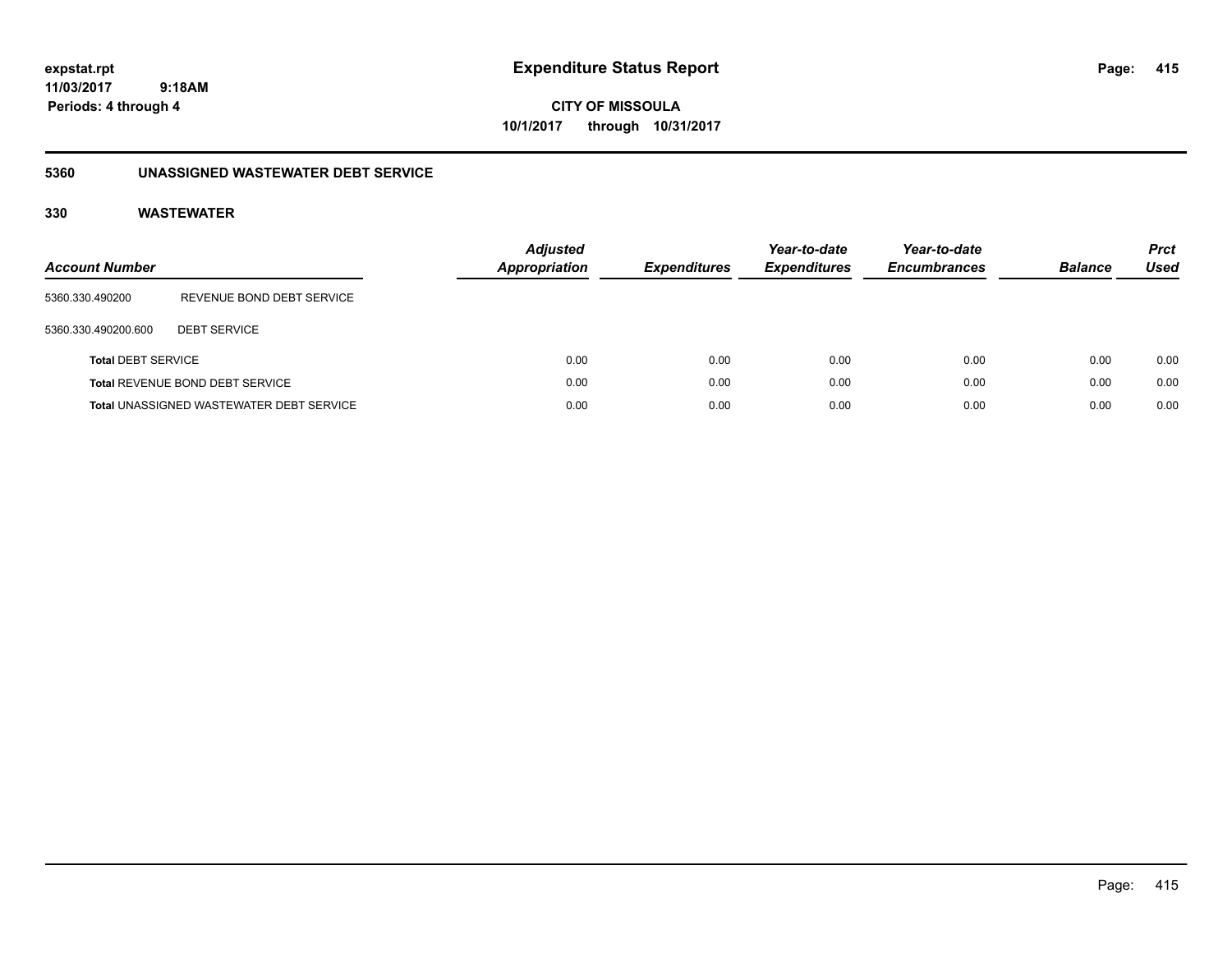# Expenditure Status Report

expstat.rpt
11/03/2017 9:18AM
Periods: 4 through 4

**CITY OF MISSOULA**
**10/1/2017 through 10/31/2017**

## 5360 UNASSIGNED WASTEWATER DEBT SERVICE

### 330 WASTEWATER

| Account Number | | Adjusted Appropriation | Expenditures | Year-to-date Expenditures | Year-to-date Encumbrances | Balance | Prct Used |
|---|---|---|---|---|---|---|---|
| 5360.330.490200 | REVENUE BOND DEBT SERVICE | | | | | | |
| 5360.330.490200.600 | DEBT SERVICE | | | | | | |
| Total DEBT SERVICE | | 0.00 | 0.00 | 0.00 | 0.00 | 0.00 | 0.00 |
| Total REVENUE BOND DEBT SERVICE | | 0.00 | 0.00 | 0.00 | 0.00 | 0.00 | 0.00 |
| Total UNASSIGNED WASTEWATER DEBT SERVICE | | 0.00 | 0.00 | 0.00 | 0.00 | 0.00 | 0.00 |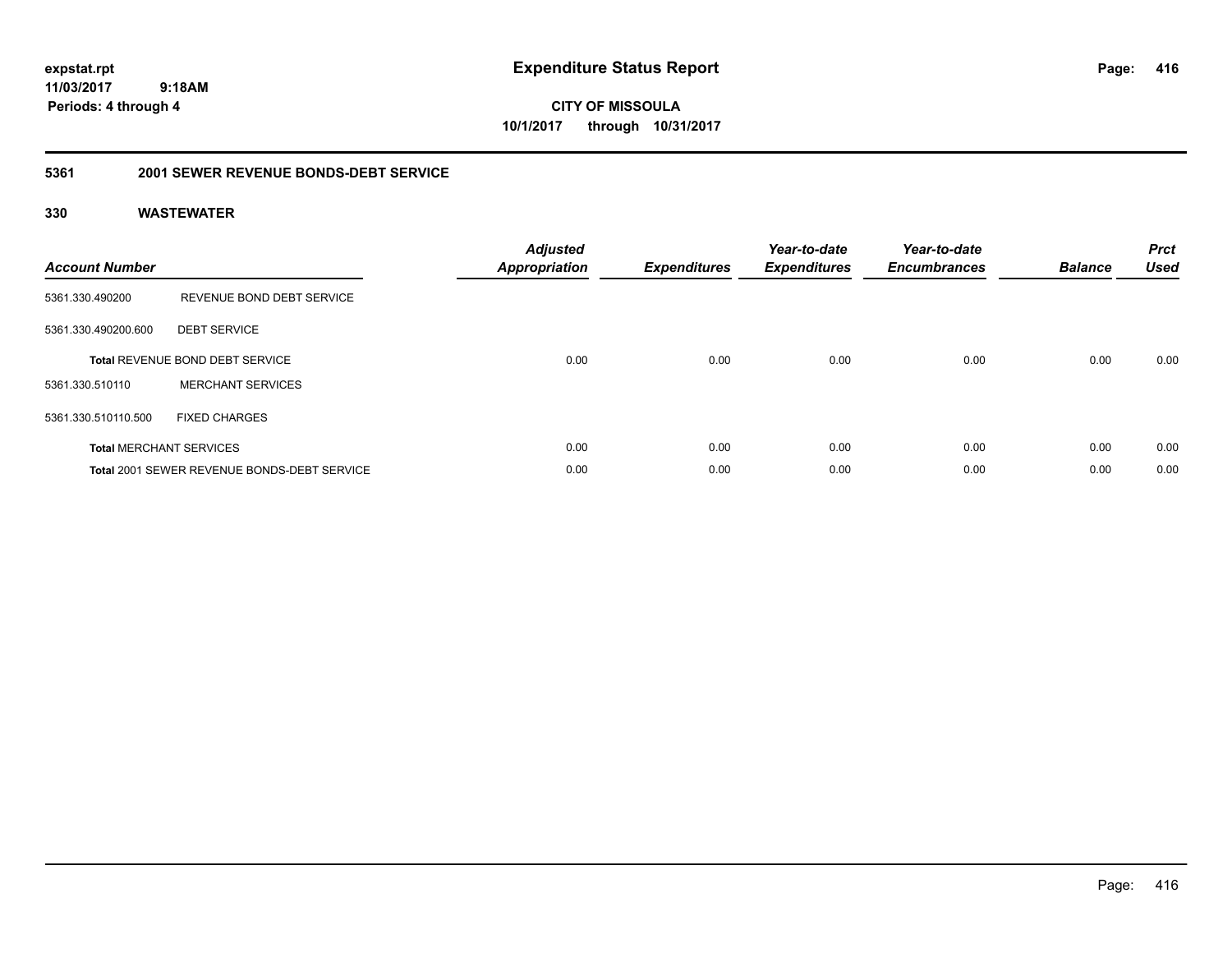# Expenditure Status Report

expstat.rpt
11/03/2017 9:18AM
Periods: 4 through 4

**CITY OF MISSOULA**
**10/1/2017 through 10/31/2017**

## 5361 2001 SEWER REVENUE BONDS-DEBT SERVICE

### 330 WASTEWATER

| Account Number | | Adjusted Appropriation | Expenditures | Year-to-date Expenditures | Year-to-date Encumbrances | Balance | Prct Used |
|---|---|---|---|---|---|---|---|
| 5361.330.490200 | REVENUE BOND DEBT SERVICE | | | | | | |
| 5361.330.490200.600 | DEBT SERVICE | | | | | | |
| **Total** REVENUE BOND DEBT SERVICE | | 0.00 | 0.00 | 0.00 | 0.00 | 0.00 | 0.00 |
| 5361.330.510110 | MERCHANT SERVICES | | | | | | |
| 5361.330.510110.500 | FIXED CHARGES | | | | | | |
| **Total** MERCHANT SERVICES | | 0.00 | 0.00 | 0.00 | 0.00 | 0.00 | 0.00 |
| **Total** 2001 SEWER REVENUE BONDS-DEBT SERVICE | | 0.00 | 0.00 | 0.00 | 0.00 | 0.00 | 0.00 |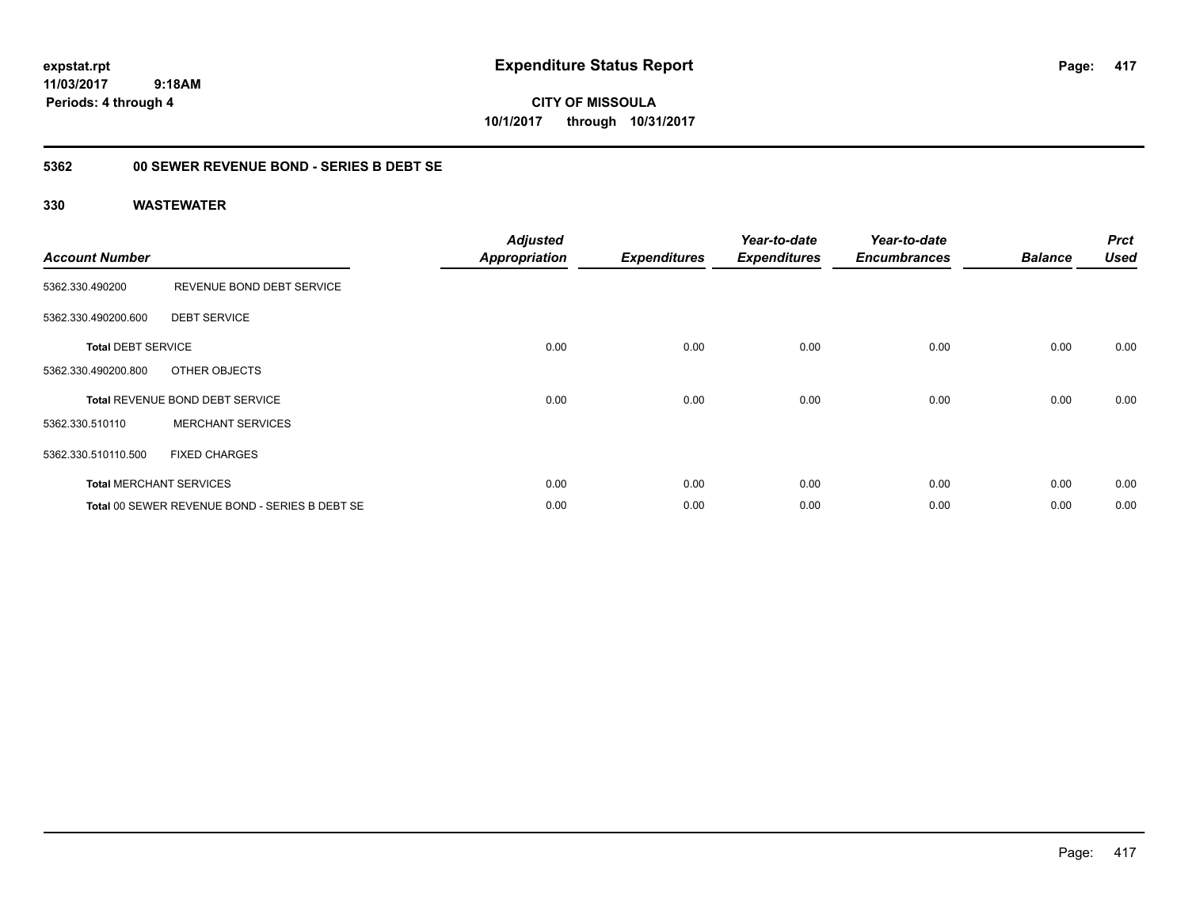**expstat.rpt**
**11/03/2017 9:18AM**
**Periods: 4 through 4**

# Expenditure Status Report

**CITY OF MISSOULA**
**10/1/2017 through 10/31/2017**

## 5362 00 SEWER REVENUE BOND - SERIES B DEBT SE

## 330 WASTEWATER

| Account Number | | Adjusted Appropriation | Expenditures | Year-to-date Expenditures | Year-to-date Encumbrances | Balance | Prct Used |
|---|---|---|---|---|---|---|---|
| 5362.330.490200 | REVENUE BOND DEBT SERVICE | | | | | | |
| 5362.330.490200.600 | DEBT SERVICE | | | | | | |
| **Total** DEBT SERVICE | | 0.00 | 0.00 | 0.00 | 0.00 | 0.00 | 0.00 |
| 5362.330.490200.800 | OTHER OBJECTS | | | | | | |
| **Total** REVENUE BOND DEBT SERVICE | | 0.00 | 0.00 | 0.00 | 0.00 | 0.00 | 0.00 |
| 5362.330.510110 | MERCHANT SERVICES | | | | | | |
| 5362.330.510110.500 | FIXED CHARGES | | | | | | |
| **Total** MERCHANT SERVICES | | 0.00 | 0.00 | 0.00 | 0.00 | 0.00 | 0.00 |
| **Total** 00 SEWER REVENUE BOND - SERIES B DEBT SE | | 0.00 | 0.00 | 0.00 | 0.00 | 0.00 | 0.00 |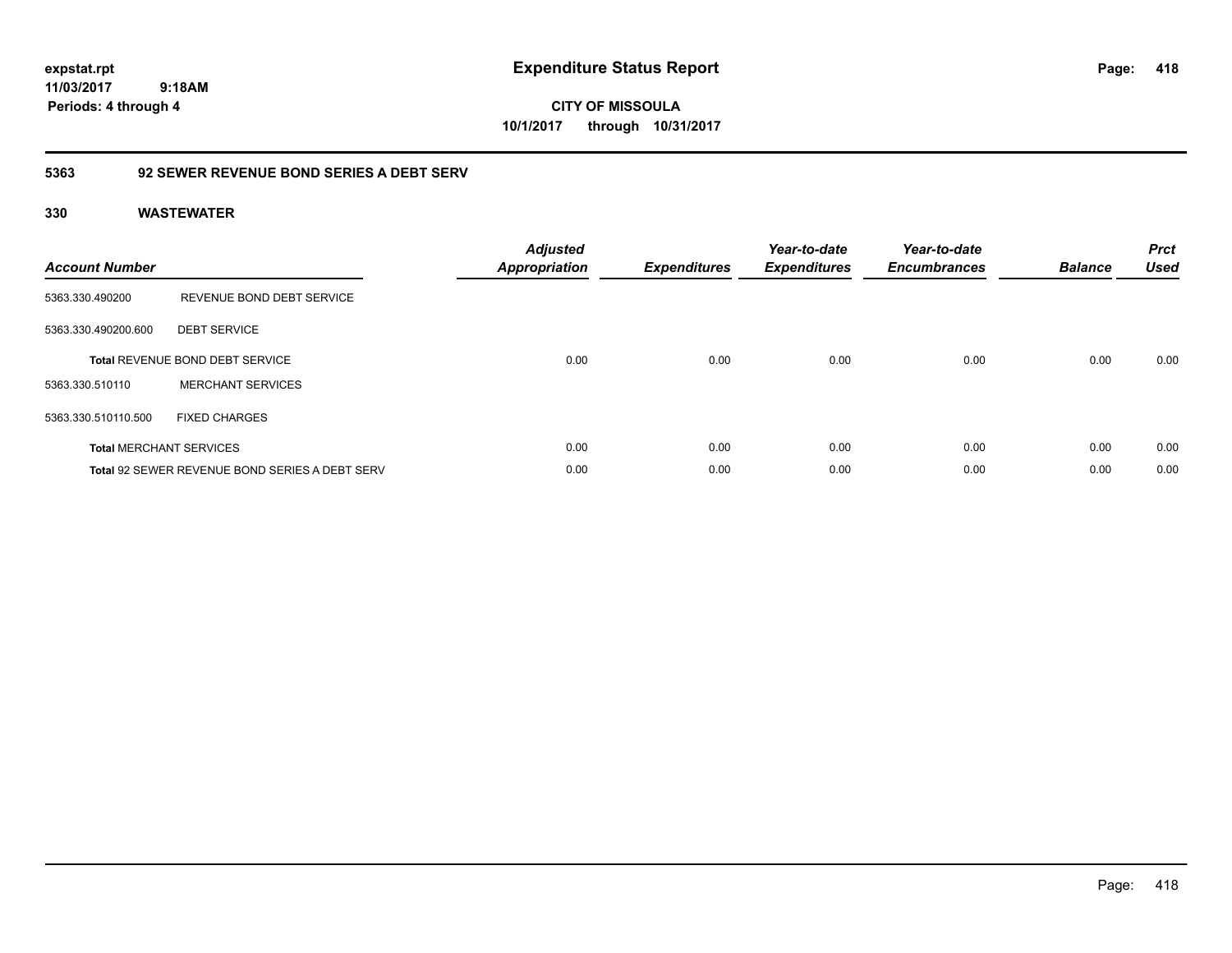**expstat.rpt**
**11/03/2017 9:18AM**
**Periods: 4 through 4**

# Expenditure Status Report

**CITY OF MISSOULA**
**10/1/2017 through 10/31/2017**

## 5363 92 SEWER REVENUE BOND SERIES A DEBT SERV

### 330 WASTEWATER

| Account Number | | Adjusted Appropriation | Expenditures | Year-to-date Expenditures | Year-to-date Encumbrances | Balance | Prct Used |
|---|---|---|---|---|---|---|---|
| 5363.330.490200 | REVENUE BOND DEBT SERVICE | | | | | | |
| 5363.330.490200.600 | DEBT SERVICE | | | | | | |
| **Total** REVENUE BOND DEBT SERVICE | | 0.00 | 0.00 | 0.00 | 0.00 | 0.00 | 0.00 |
| 5363.330.510110 | MERCHANT SERVICES | | | | | | |
| 5363.330.510110.500 | FIXED CHARGES | | | | | | |
| **Total** MERCHANT SERVICES | | 0.00 | 0.00 | 0.00 | 0.00 | 0.00 | 0.00 |
| **Total** 92 SEWER REVENUE BOND SERIES A DEBT SERV | | 0.00 | 0.00 | 0.00 | 0.00 | 0.00 | 0.00 |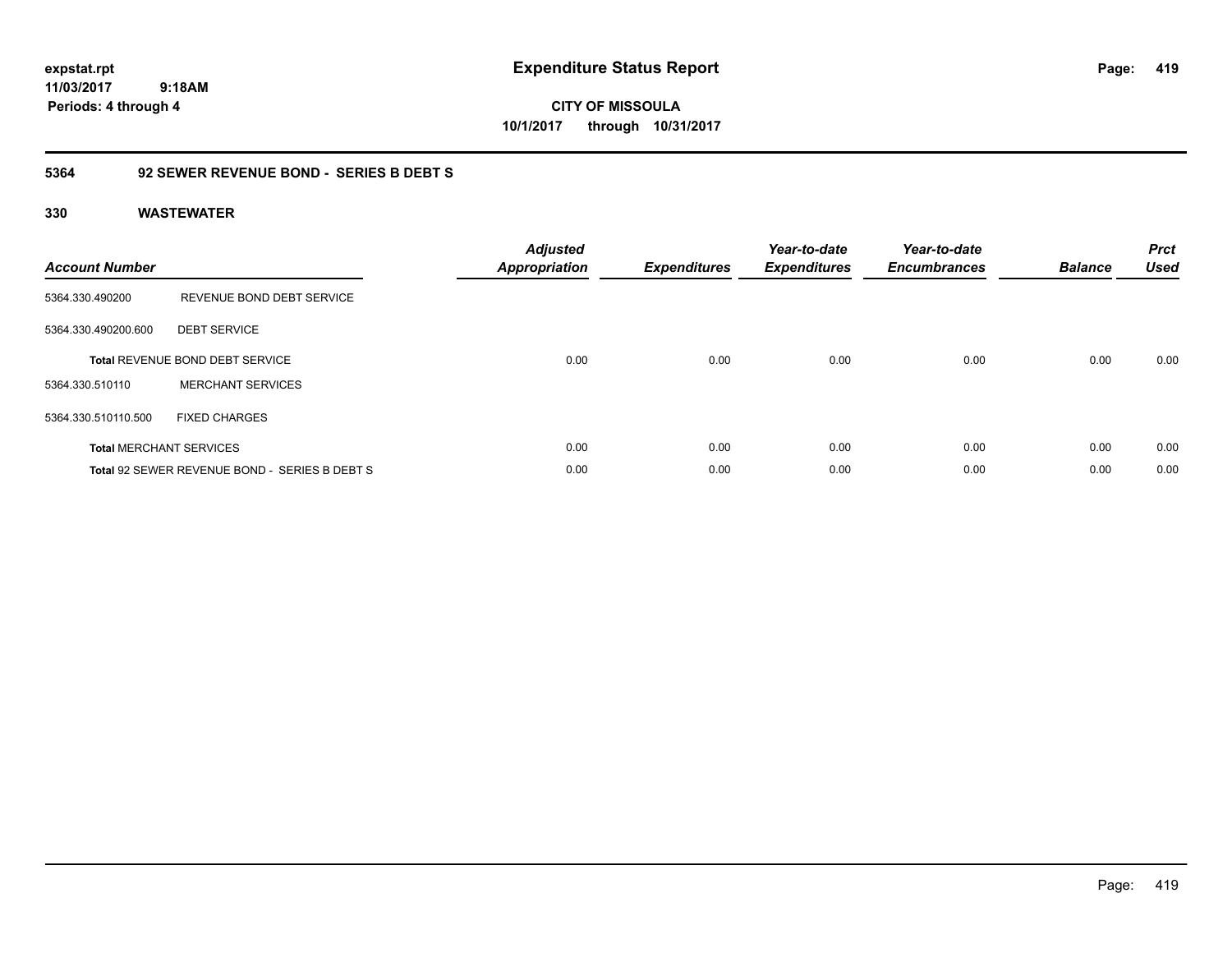**expstat.rpt**
**11/03/2017 9:18AM**
**Periods: 4 through 4**

# Expenditure Status Report

**CITY OF MISSOULA**
**10/1/2017 through 10/31/2017**

## 5364 92 SEWER REVENUE BOND - SERIES B DEBT S

### 330 WASTEWATER

| Account Number | | Adjusted Appropriation | Expenditures | Year-to-date Expenditures | Year-to-date Encumbrances | Balance | Prct Used |
|---|---|---|---|---|---|---|---|
| 5364.330.490200 | REVENUE BOND DEBT SERVICE | | | | | | |
| 5364.330.490200.600 | DEBT SERVICE | | | | | | |
| **Total** REVENUE BOND DEBT SERVICE | | 0.00 | 0.00 | 0.00 | 0.00 | 0.00 | 0.00 |
| 5364.330.510110 | MERCHANT SERVICES | | | | | | |
| 5364.330.510110.500 | FIXED CHARGES | | | | | | |
| **Total** MERCHANT SERVICES | | 0.00 | 0.00 | 0.00 | 0.00 | 0.00 | 0.00 |
| **Total** 92 SEWER REVENUE BOND - SERIES B DEBT S | | 0.00 | 0.00 | 0.00 | 0.00 | 0.00 | 0.00 |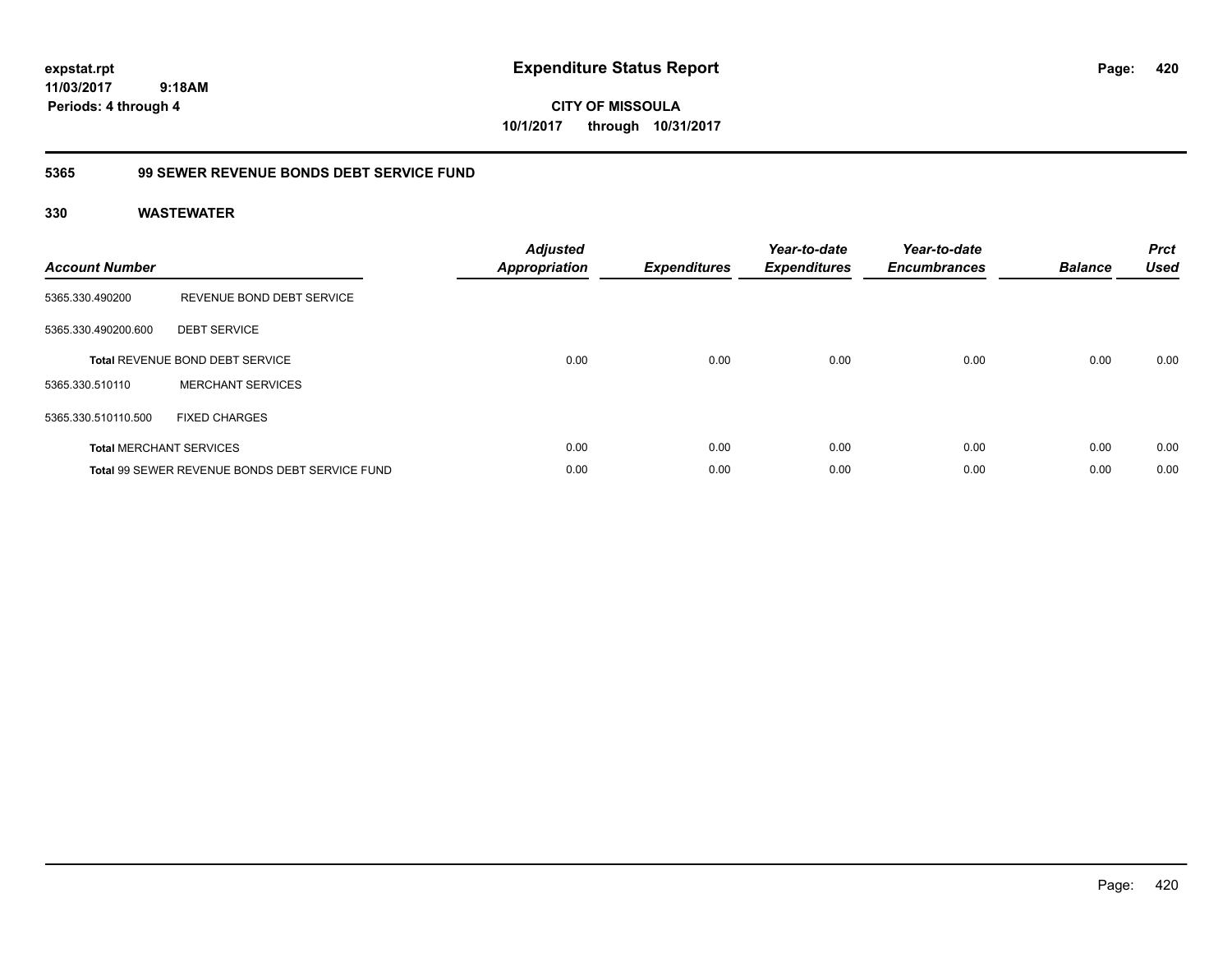**expstat.rpt**
**11/03/2017 9:18AM**
**Periods: 4 through 4**

# Expenditure Status Report

**CITY OF MISSOULA**
**10/1/2017 through 10/31/2017**

## 5365 99 SEWER REVENUE BONDS DEBT SERVICE FUND

### 330 WASTEWATER

| Account Number | | Adjusted Appropriation | Expenditures | Year-to-date Expenditures | Year-to-date Encumbrances | Balance | Prct Used |
|---|---|---|---|---|---|---|---|
| 5365.330.490200 | REVENUE BOND DEBT SERVICE | | | | | | |
| 5365.330.490200.600 | DEBT SERVICE | | | | | | |
| **Total** REVENUE BOND DEBT SERVICE | | 0.00 | 0.00 | 0.00 | 0.00 | 0.00 | 0.00 |
| 5365.330.510110 | MERCHANT SERVICES | | | | | | |
| 5365.330.510110.500 | FIXED CHARGES | | | | | | |
| **Total** MERCHANT SERVICES | | 0.00 | 0.00 | 0.00 | 0.00 | 0.00 | 0.00 |
| **Total** 99 SEWER REVENUE BONDS DEBT SERVICE FUND | | 0.00 | 0.00 | 0.00 | 0.00 | 0.00 | 0.00 |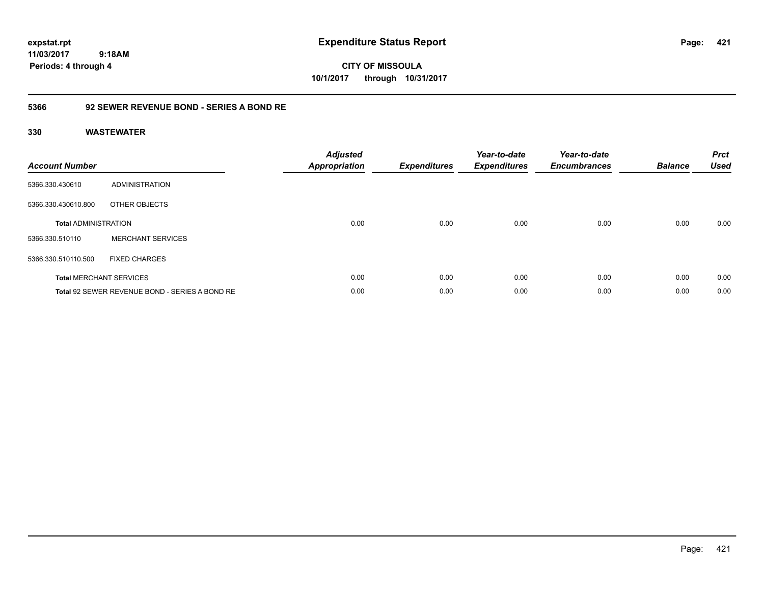expstat.rpt
11/03/2017 9:18AM
Periods: 4 through 4

# Expenditure Status Report

CITY OF MISSOULA
10/1/2017 through 10/31/2017

## 5366 92 SEWER REVENUE BOND - SERIES A BOND RE

### 330 WASTEWATER

| Account Number | | Adjusted Appropriation | Expenditures | Year-to-date Expenditures | Year-to-date Encumbrances | Balance | Prct Used |
|---|---|---|---|---|---|---|---|
| 5366.330.430610 | ADMINISTRATION | | | | | | |
| 5366.330.430610.800 | OTHER OBJECTS | | | | | | |
| **Total** ADMINISTRATION | | 0.00 | 0.00 | 0.00 | 0.00 | 0.00 | 0.00 |
| 5366.330.510110 | MERCHANT SERVICES | | | | | | |
| 5366.330.510110.500 | FIXED CHARGES | | | | | | |
| **Total** MERCHANT SERVICES | | 0.00 | 0.00 | 0.00 | 0.00 | 0.00 | 0.00 |
| **Total** 92 SEWER REVENUE BOND - SERIES A BOND RE | | 0.00 | 0.00 | 0.00 | 0.00 | 0.00 | 0.00 |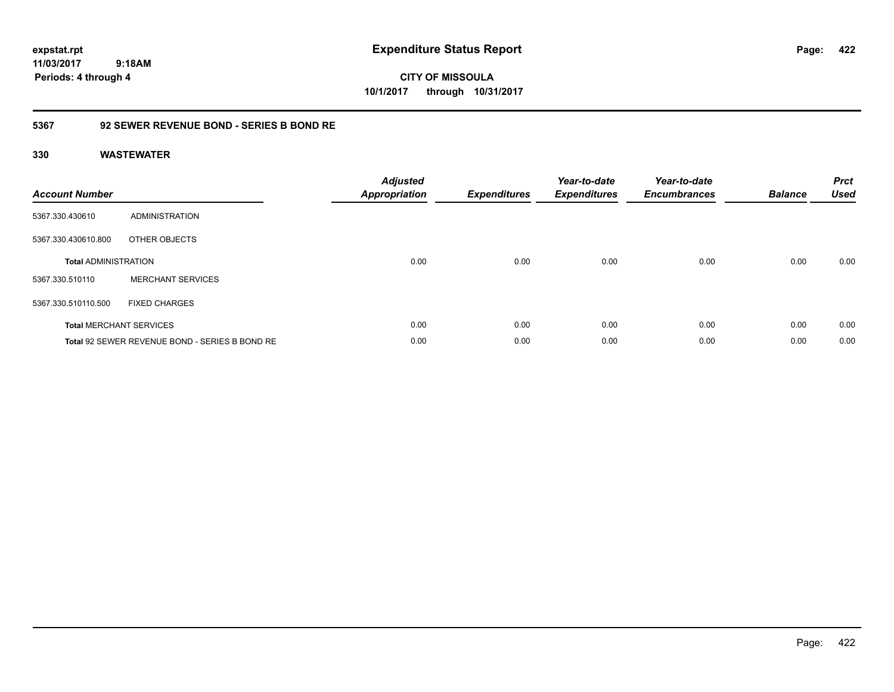# Expenditure Status Report

expstat.rpt
11/03/2017 9:18AM
Periods: 4 through 4

**CITY OF MISSOULA**
**10/1/2017 through 10/31/2017**

## 5367 92 SEWER REVENUE BOND - SERIES B BOND RE

### 330 WASTEWATER

| Account Number | | Adjusted Appropriation | Expenditures | Year-to-date Expenditures | Year-to-date Encumbrances | Balance | Prct Used |
|---|---|---|---|---|---|---|---|
| 5367.330.430610 | ADMINISTRATION | | | | | | |
| 5367.330.430610.800 | OTHER OBJECTS | | | | | | |
| **Total** ADMINISTRATION | | 0.00 | 0.00 | 0.00 | 0.00 | 0.00 | 0.00 |
| 5367.330.510110 | MERCHANT SERVICES | | | | | | |
| 5367.330.510110.500 | FIXED CHARGES | | | | | | |
| **Total** MERCHANT SERVICES | | 0.00 | 0.00 | 0.00 | 0.00 | 0.00 | 0.00 |
| **Total** 92 SEWER REVENUE BOND - SERIES B BOND RE | | 0.00 | 0.00 | 0.00 | 0.00 | 0.00 | 0.00 |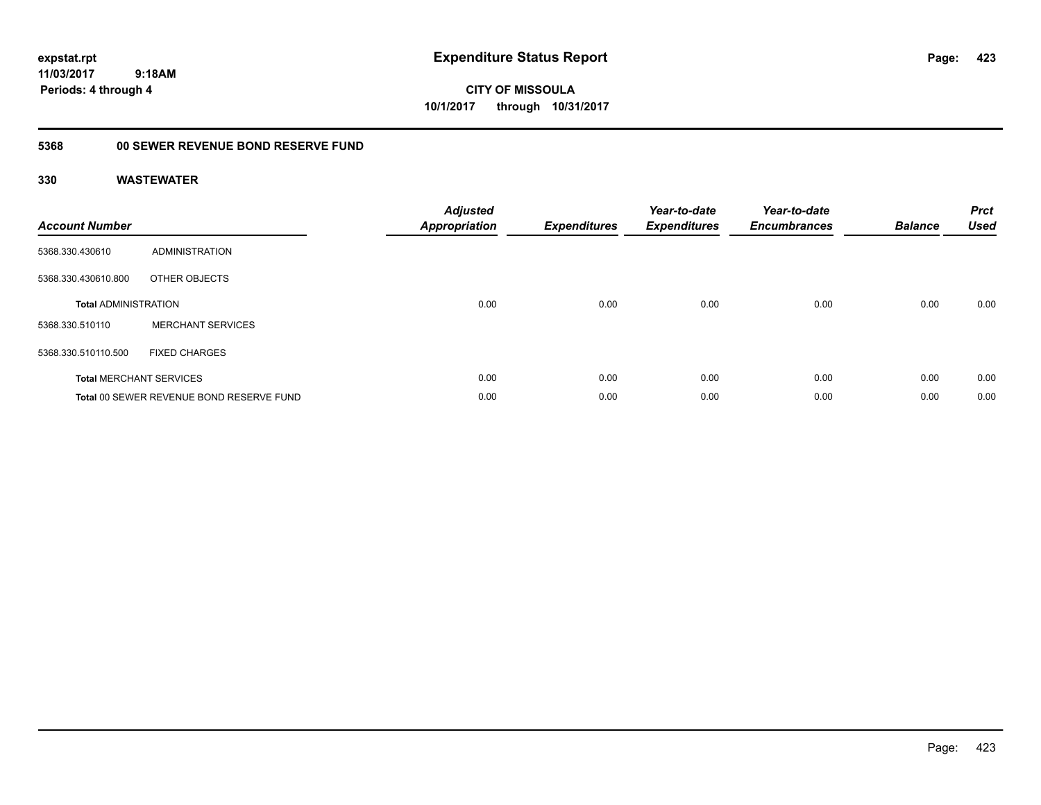**expstat.rpt**
**11/03/2017 9:18AM**
**Periods: 4 through 4**

# Expenditure Status Report

**CITY OF MISSOULA**
**10/1/2017 through 10/31/2017**

## 5368 00 SEWER REVENUE BOND RESERVE FUND

### 330 WASTEWATER

| Account Number | | Adjusted Appropriation | Expenditures | Year-to-date Expenditures | Year-to-date Encumbrances | Balance | Prct Used |
|---|---|---|---|---|---|---|---|
| 5368.330.430610 | ADMINISTRATION | | | | | | |
| 5368.330.430610.800 | OTHER OBJECTS | | | | | | |
| **Total** ADMINISTRATION | | 0.00 | 0.00 | 0.00 | 0.00 | 0.00 | 0.00 |
| 5368.330.510110 | MERCHANT SERVICES | | | | | | |
| 5368.330.510110.500 | FIXED CHARGES | | | | | | |
| **Total** MERCHANT SERVICES | | 0.00 | 0.00 | 0.00 | 0.00 | 0.00 | 0.00 |
| **Total** 00 SEWER REVENUE BOND RESERVE FUND | | 0.00 | 0.00 | 0.00 | 0.00 | 0.00 | 0.00 |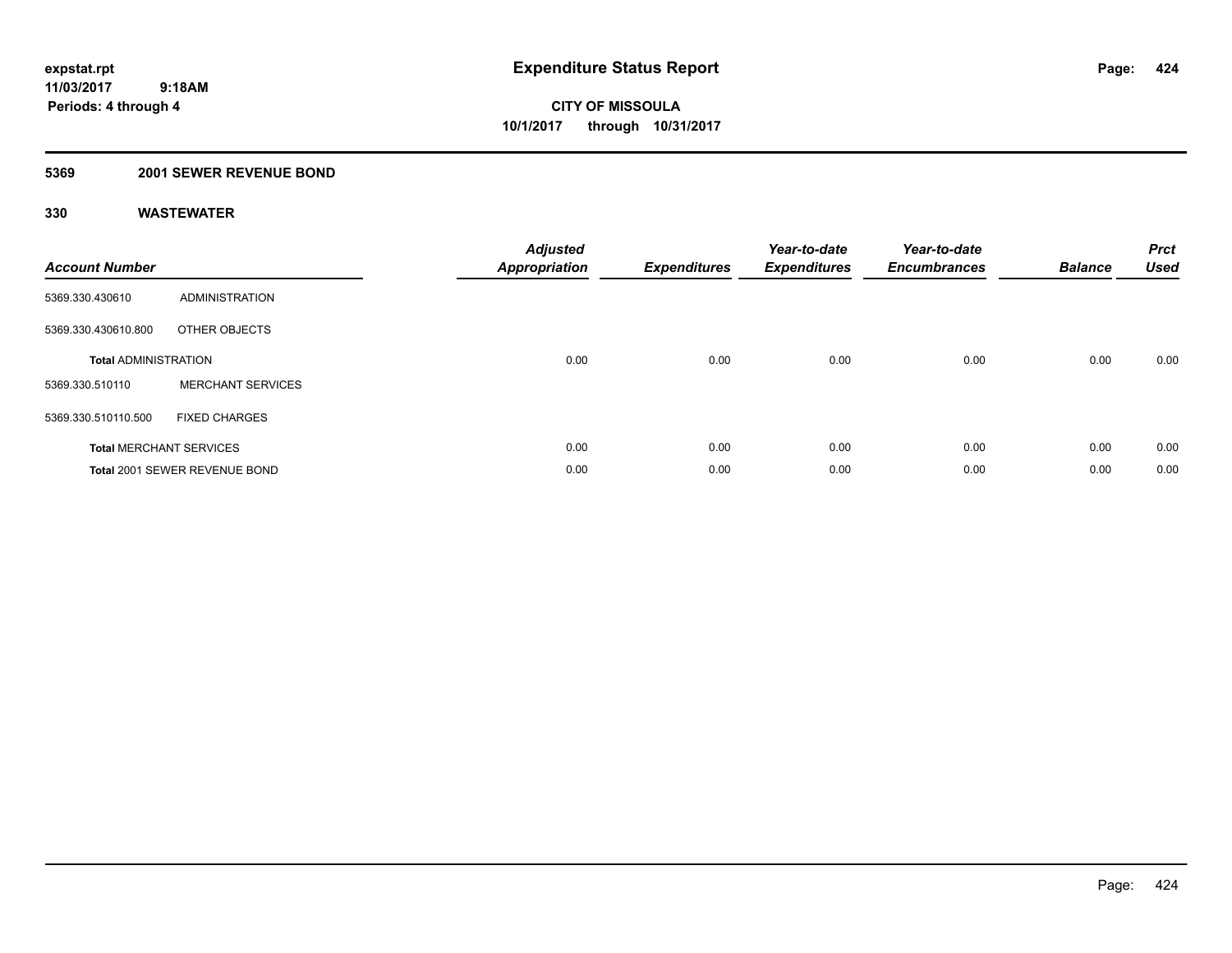**expstat.rpt**
**11/03/2017 9:18AM**
**Periods: 4 through 4**

# Expenditure Status Report

**CITY OF MISSOULA**
**10/1/2017 through 10/31/2017**

## 5369 2001 SEWER REVENUE BOND

## 330 WASTEWATER

| Account Number | | Adjusted Appropriation | Expenditures | Year-to-date Expenditures | Year-to-date Encumbrances | Balance | Prct Used |
|---|---|---|---|---|---|---|---|
| 5369.330.430610 | ADMINISTRATION | | | | | | |
| 5369.330.430610.800 | OTHER OBJECTS | | | | | | |
| **Total** ADMINISTRATION | | 0.00 | 0.00 | 0.00 | 0.00 | 0.00 | 0.00 |
| 5369.330.510110 | MERCHANT SERVICES | | | | | | |
| 5369.330.510110.500 | FIXED CHARGES | | | | | | |
| **Total** MERCHANT SERVICES | | 0.00 | 0.00 | 0.00 | 0.00 | 0.00 | 0.00 |
| **Total** 2001 SEWER REVENUE BOND | | 0.00 | 0.00 | 0.00 | 0.00 | 0.00 | 0.00 |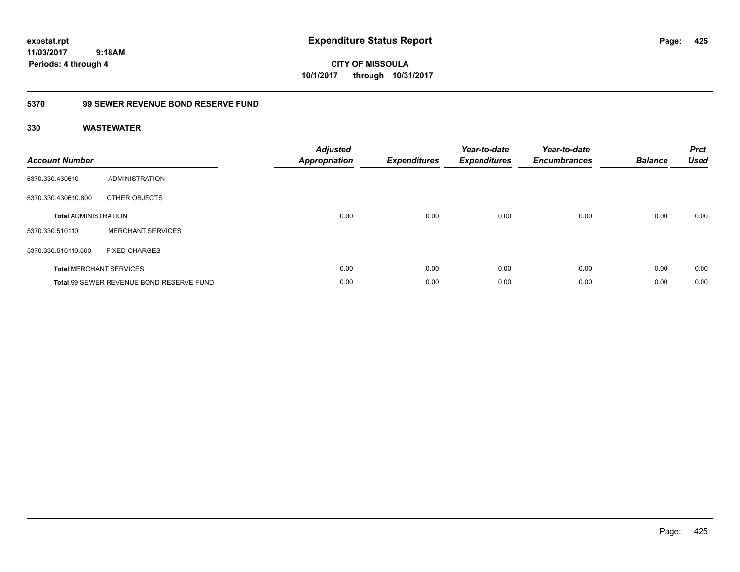expstat.rpt
11/03/2017 9:18AM
Periods: 4 through 4

# Expenditure Status Report

CITY OF MISSOULA
10/1/2017 through 10/31/2017

## 5370 99 SEWER REVENUE BOND RESERVE FUND

### 330 WASTEWATER

| Account Number | | Adjusted Appropriation | Expenditures | Year-to-date Expenditures | Year-to-date Encumbrances | Balance | Prct Used |
|---|---|---|---|---|---|---|---|
| 5370.330.430610 | ADMINISTRATION | | | | | | |
| 5370.330.430610.800 | OTHER OBJECTS | | | | | | |
| **Total** ADMINISTRATION | | 0.00 | 0.00 | 0.00 | 0.00 | 0.00 | 0.00 |
| 5370.330.510110 | MERCHANT SERVICES | | | | | | |
| 5370.330.510110.500 | FIXED CHARGES | | | | | | |
| **Total** MERCHANT SERVICES | | 0.00 | 0.00 | 0.00 | 0.00 | 0.00 | 0.00 |
| **Total** 99 SEWER REVENUE BOND RESERVE FUND | | 0.00 | 0.00 | 0.00 | 0.00 | 0.00 | 0.00 |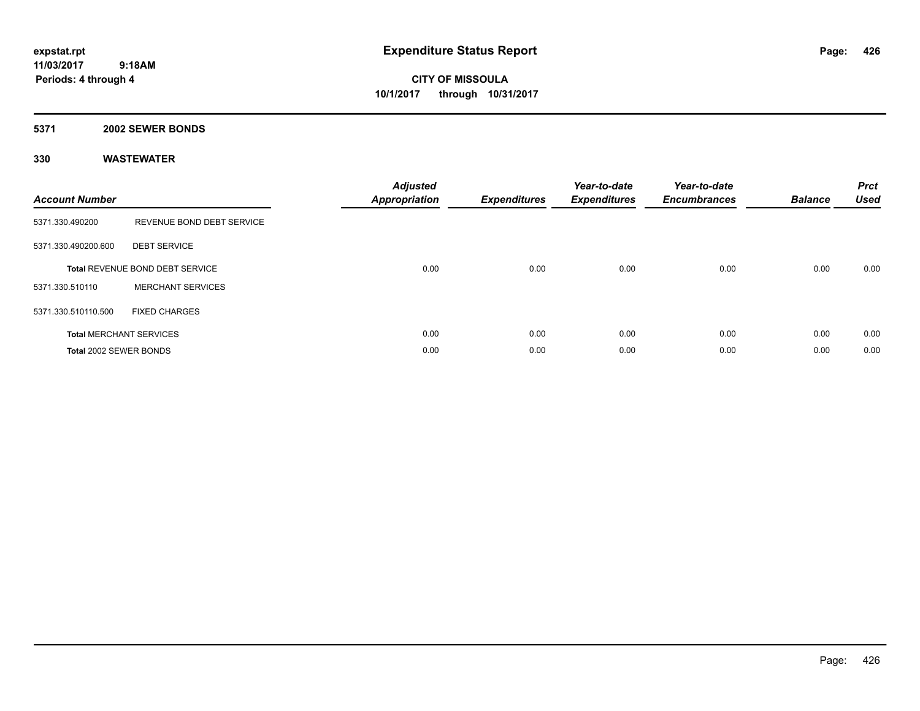# Expenditure Status Report

expstat.rpt
11/03/2017 9:18AM
Periods: 4 through 4

**CITY OF MISSOULA**
**10/1/2017 through 10/31/2017**

## 5371 2002 SEWER BONDS

## 330 WASTEWATER

| Account Number | | Adjusted Appropriation | Expenditures | Year-to-date Expenditures | Year-to-date Encumbrances | Balance | Prct Used |
|---|---|---|---|---|---|---|---|
| 5371.330.490200 | REVENUE BOND DEBT SERVICE | | | | | | |
| 5371.330.490200.600 | DEBT SERVICE | | | | | | |
| **Total** REVENUE BOND DEBT SERVICE | | 0.00 | 0.00 | 0.00 | 0.00 | 0.00 | 0.00 |
| 5371.330.510110 | MERCHANT SERVICES | | | | | | |
| 5371.330.510110.500 | FIXED CHARGES | | | | | | |
| **Total** MERCHANT SERVICES | | 0.00 | 0.00 | 0.00 | 0.00 | 0.00 | 0.00 |
| **Total** 2002 SEWER BONDS | | 0.00 | 0.00 | 0.00 | 0.00 | 0.00 | 0.00 |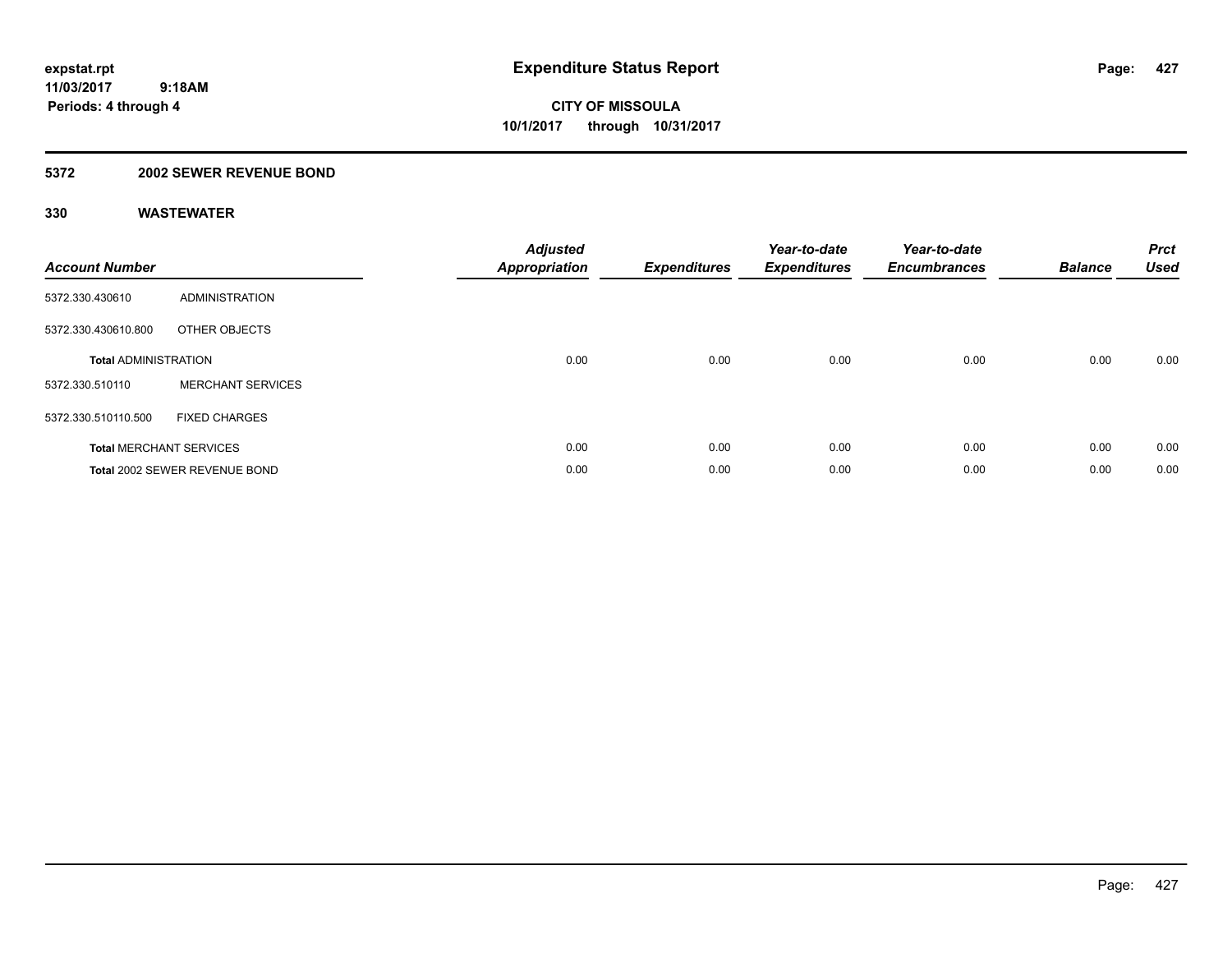# Expenditure Status Report

expstat.rpt
11/03/2017 9:18AM
Periods: 4 through 4

**CITY OF MISSOULA**
**10/1/2017 through 10/31/2017**

## 5372 2002 SEWER REVENUE BOND

### 330 WASTEWATER

| Account Number | | Adjusted Appropriation | Expenditures | Year-to-date Expenditures | Year-to-date Encumbrances | Balance | Prct Used |
|---|---|---|---|---|---|---|---|
| 5372.330.430610 | ADMINISTRATION | | | | | | |
| 5372.330.430610.800 | OTHER OBJECTS | | | | | | |
| **Total** ADMINISTRATION | | 0.00 | 0.00 | 0.00 | 0.00 | 0.00 | 0.00 |
| 5372.330.510110 | MERCHANT SERVICES | | | | | | |
| 5372.330.510110.500 | FIXED CHARGES | | | | | | |
| **Total** MERCHANT SERVICES | | 0.00 | 0.00 | 0.00 | 0.00 | 0.00 | 0.00 |
| **Total** 2002 SEWER REVENUE BOND | | 0.00 | 0.00 | 0.00 | 0.00 | 0.00 | 0.00 |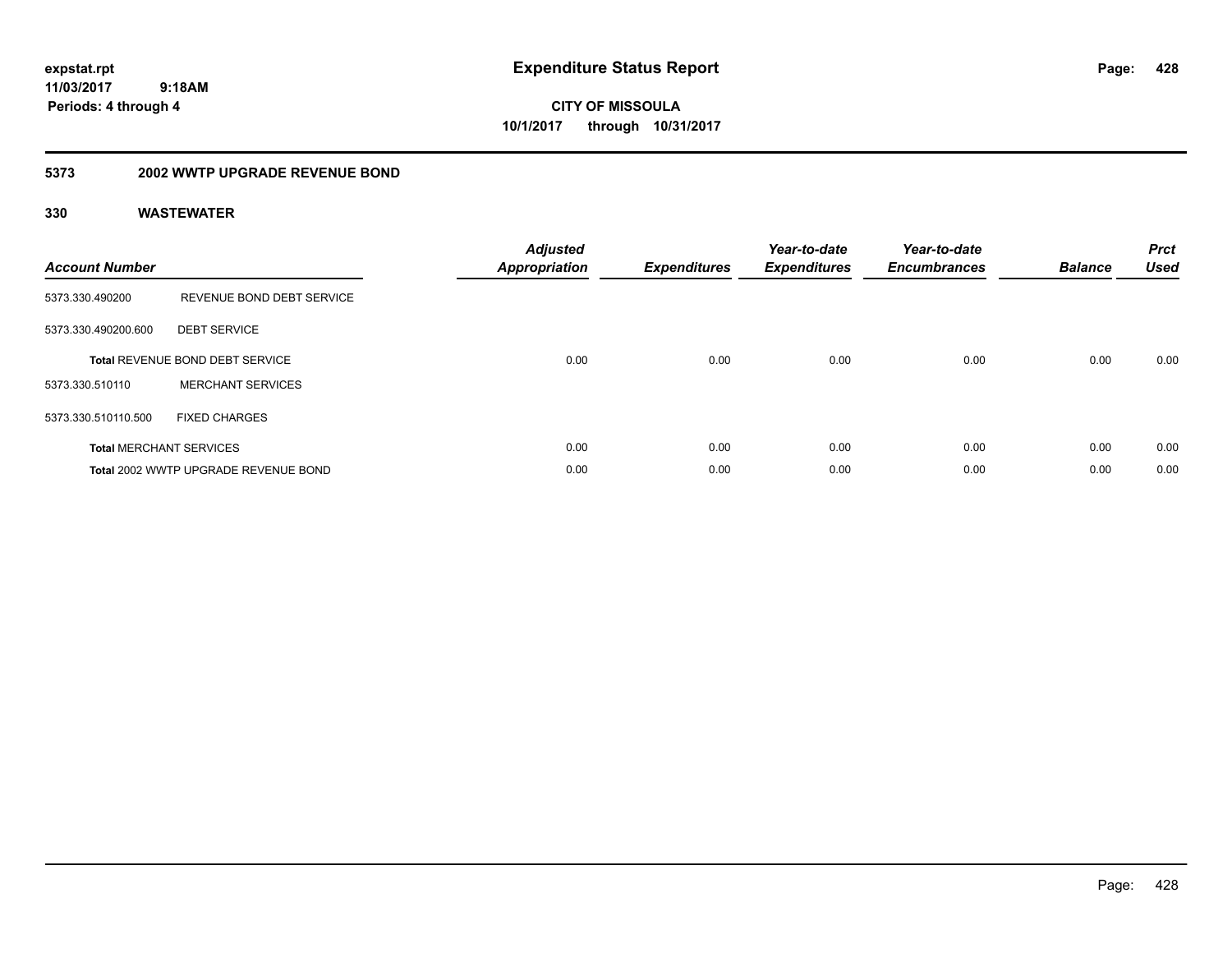expstat.rpt
11/03/2017 9:18AM
Periods: 4 through 4

# Expenditure Status Report

**CITY OF MISSOULA**
**10/1/2017 through 10/31/2017**

## 5373 2002 WWTP UPGRADE REVENUE BOND

### 330 WASTEWATER

| Account Number | | Adjusted Appropriation | Expenditures | Year-to-date Expenditures | Year-to-date Encumbrances | Balance | Prct Used |
|---|---|---|---|---|---|---|---|
| 5373.330.490200 | REVENUE BOND DEBT SERVICE | | | | | | |
| 5373.330.490200.600 | DEBT SERVICE | | | | | | |
| **Total** REVENUE BOND DEBT SERVICE | | 0.00 | 0.00 | 0.00 | 0.00 | 0.00 | 0.00 |
| 5373.330.510110 | MERCHANT SERVICES | | | | | | |
| 5373.330.510110.500 | FIXED CHARGES | | | | | | |
| **Total** MERCHANT SERVICES | | 0.00 | 0.00 | 0.00 | 0.00 | 0.00 | 0.00 |
| **Total** 2002 WWTP UPGRADE REVENUE BOND | | 0.00 | 0.00 | 0.00 | 0.00 | 0.00 | 0.00 |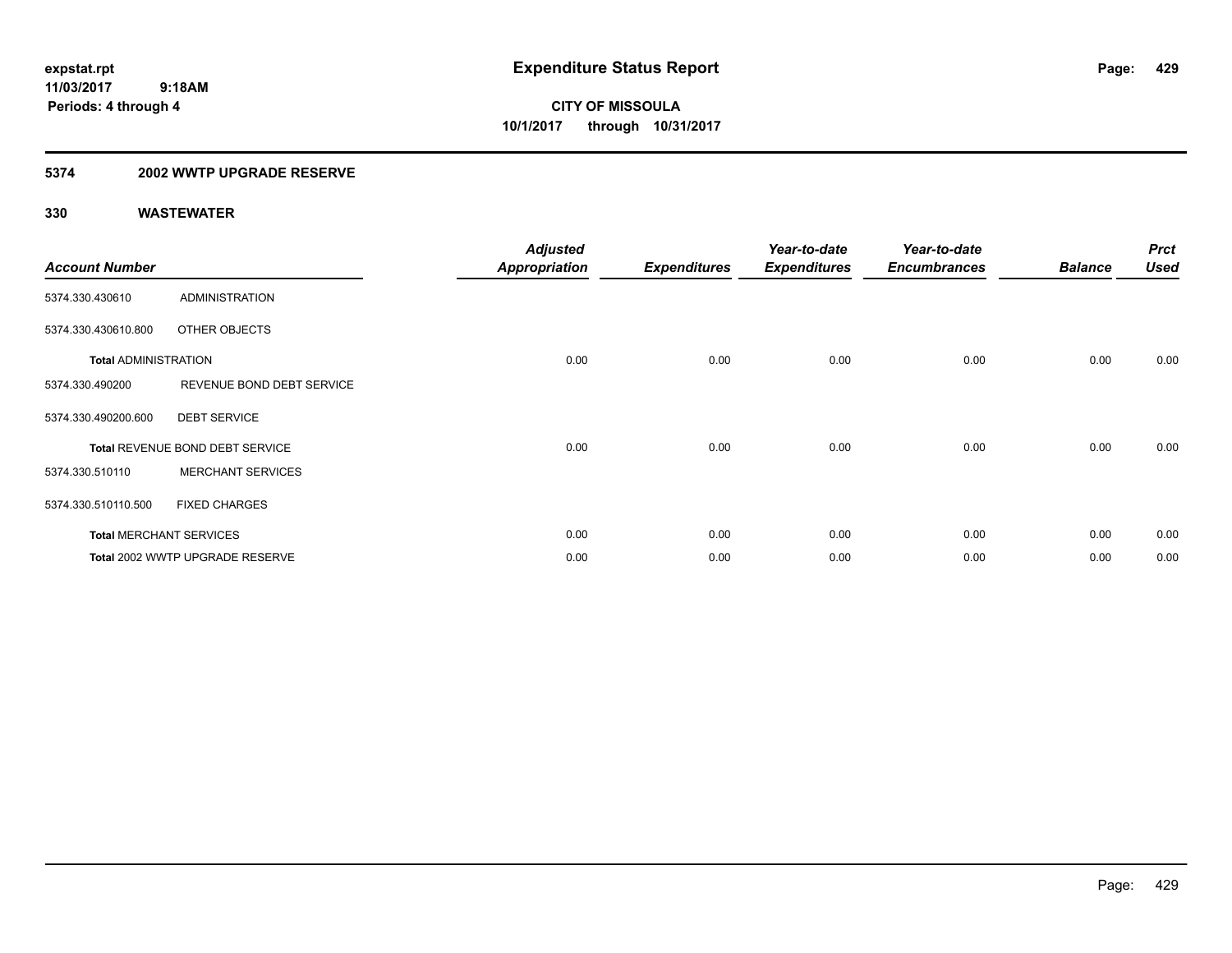**expstat.rpt**
**11/03/2017 9:18AM**
**Periods: 4 through 4**

# Expenditure Status Report

**CITY OF MISSOULA**
**10/1/2017 through 10/31/2017**

## 5374 2002 WWTP UPGRADE RESERVE

### 330 WASTEWATER

| Account Number | | Adjusted Appropriation | Expenditures | Year-to-date Expenditures | Year-to-date Encumbrances | Balance | Prct Used |
|---|---|---|---|---|---|---|---|
| 5374.330.430610 | ADMINISTRATION | | | | | | |
| 5374.330.430610.800 | OTHER OBJECTS | | | | | | |
| **Total** ADMINISTRATION | | 0.00 | 0.00 | 0.00 | 0.00 | 0.00 | 0.00 |
| 5374.330.490200 | REVENUE BOND DEBT SERVICE | | | | | | |
| 5374.330.490200.600 | DEBT SERVICE | | | | | | |
| **Total** REVENUE BOND DEBT SERVICE | | 0.00 | 0.00 | 0.00 | 0.00 | 0.00 | 0.00 |
| 5374.330.510110 | MERCHANT SERVICES | | | | | | |
| 5374.330.510110.500 | FIXED CHARGES | | | | | | |
| **Total** MERCHANT SERVICES | | 0.00 | 0.00 | 0.00 | 0.00 | 0.00 | 0.00 |
| **Total** 2002 WWTP UPGRADE RESERVE | | 0.00 | 0.00 | 0.00 | 0.00 | 0.00 | 0.00 |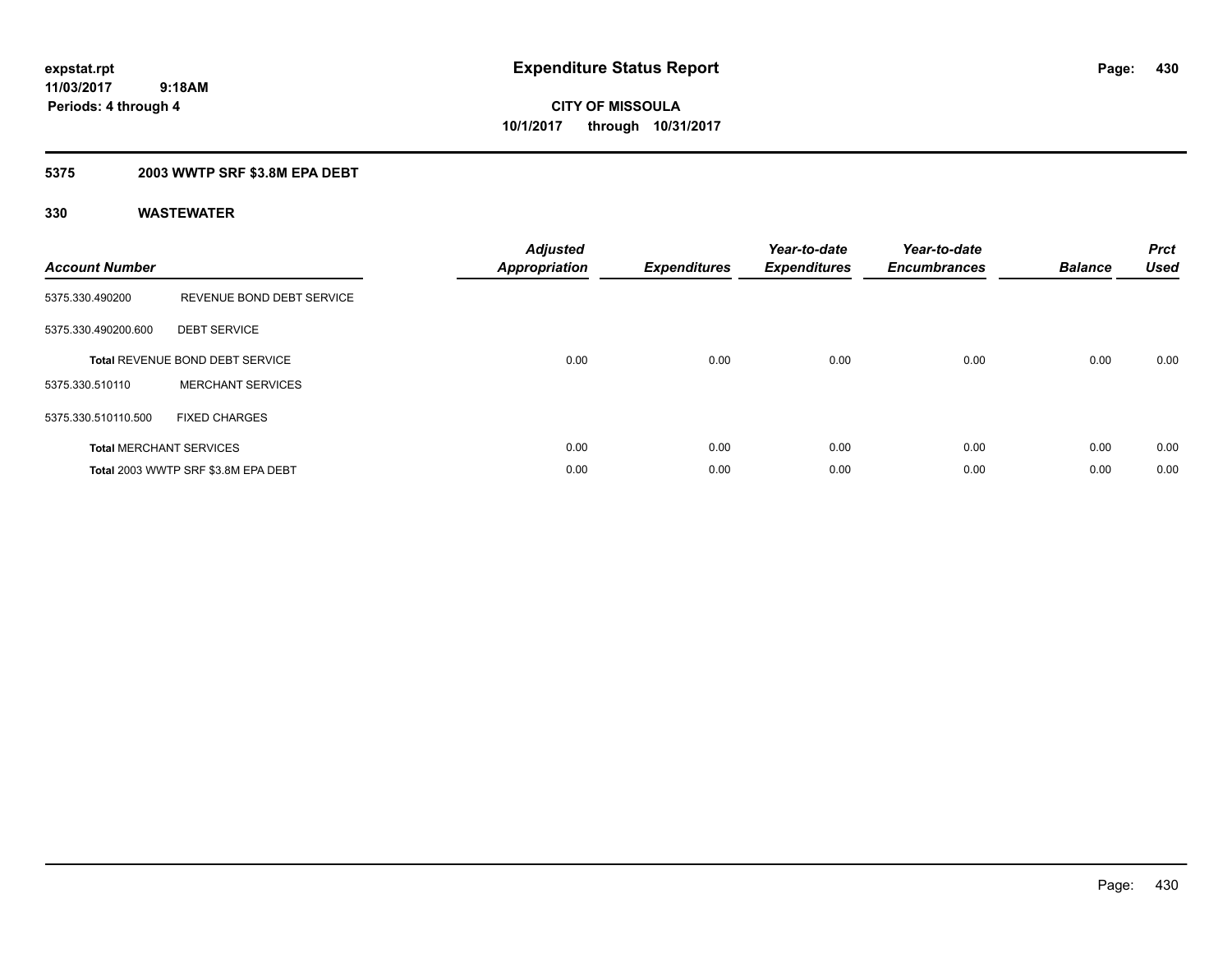**expstat.rpt**
**11/03/2017 9:18AM**
**Periods: 4 through 4**

# Expenditure Status Report

**CITY OF MISSOULA**
**10/1/2017 through 10/31/2017**

## 5375 2003 WWTP SRF $3.8M EPA DEBT

### 330 WASTEWATER

| Account Number | | Adjusted Appropriation | Expenditures | Year-to-date Expenditures | Year-to-date Encumbrances | Balance | Prct Used |
|---|---|---|---|---|---|---|---|
| 5375.330.490200 | REVENUE BOND DEBT SERVICE | | | | | | |
| 5375.330.490200.600 | DEBT SERVICE | | | | | | |
| Total REVENUE BOND DEBT SERVICE | | 0.00 | 0.00 | 0.00 | 0.00 | 0.00 | 0.00 |
| 5375.330.510110 | MERCHANT SERVICES | | | | | | |
| 5375.330.510110.500 | FIXED CHARGES | | | | | | |
| Total MERCHANT SERVICES | | 0.00 | 0.00 | 0.00 | 0.00 | 0.00 | 0.00 |
| Total 2003 WWTP SRF $3.8M EPA DEBT | | 0.00 | 0.00 | 0.00 | 0.00 | 0.00 | 0.00 |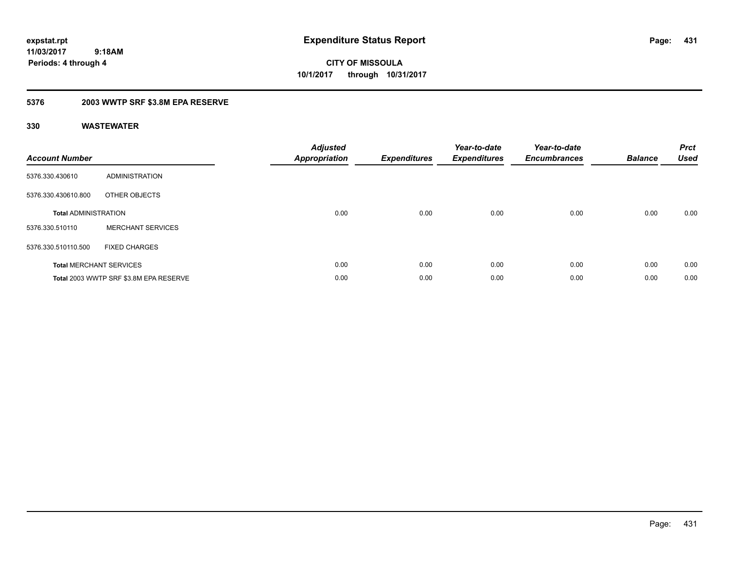expstat.rpt
11/03/2017 9:18AM
Periods: 4 through 4

# Expenditure Status Report

CITY OF MISSOULA
10/1/2017 through 10/31/2017

## 5376 2003 WWTP SRF $3.8M EPA RESERVE

## 330 WASTEWATER

| Account Number | | Adjusted Appropriation | Expenditures | Year-to-date Expenditures | Year-to-date Encumbrances | Balance | Prct Used |
|---|---|---|---|---|---|---|---|
| 5376.330.430610 | ADMINISTRATION | | | | | | |
| 5376.330.430610.800 | OTHER OBJECTS | | | | | | |
| **Total** ADMINISTRATION | | 0.00 | 0.00 | 0.00 | 0.00 | 0.00 | 0.00 |
| 5376.330.510110 | MERCHANT SERVICES | | | | | | |
| 5376.330.510110.500 | FIXED CHARGES | | | | | | |
| **Total** MERCHANT SERVICES | | 0.00 | 0.00 | 0.00 | 0.00 | 0.00 | 0.00 |
| **Total** 2003 WWTP SRF $3.8M EPA RESERVE | | 0.00 | 0.00 | 0.00 | 0.00 | 0.00 | 0.00 |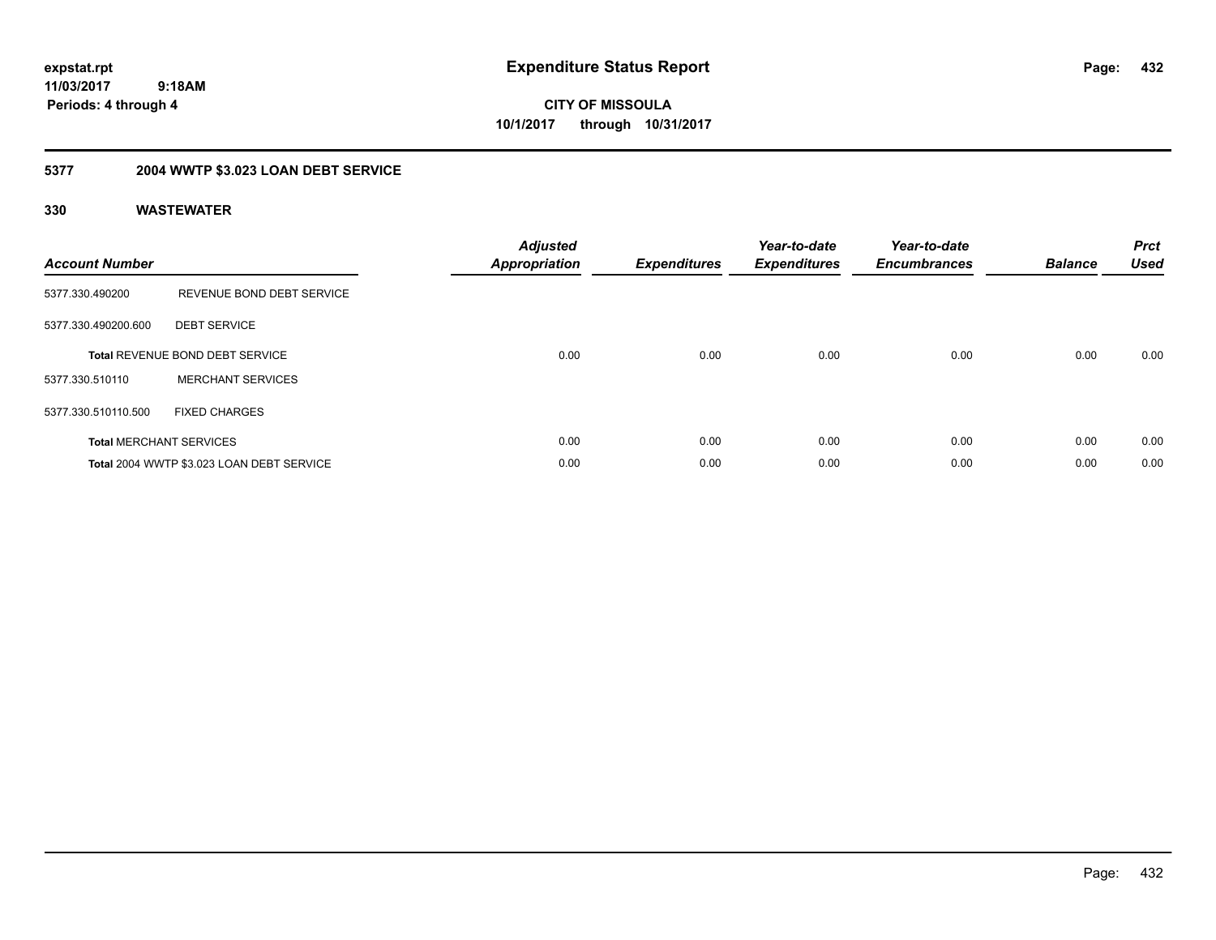expstat.rpt
11/03/2017 9:18AM
Periods: 4 through 4

# Expenditure Status Report

CITY OF MISSOULA
10/1/2017 through 10/31/2017

## 5377 2004 WWTP $3.023 LOAN DEBT SERVICE

### 330 WASTEWATER

| Account Number | | Adjusted Appropriation | Expenditures | Year-to-date Expenditures | Year-to-date Encumbrances | Balance | Prct Used |
|---|---|---|---|---|---|---|---|
| 5377.330.490200 | REVENUE BOND DEBT SERVICE | | | | | | |
| 5377.330.490200.600 | DEBT SERVICE | | | | | | |
| Total REVENUE BOND DEBT SERVICE | | 0.00 | 0.00 | 0.00 | 0.00 | 0.00 | 0.00 |
| 5377.330.510110 | MERCHANT SERVICES | | | | | | |
| 5377.330.510110.500 | FIXED CHARGES | | | | | | |
| Total MERCHANT SERVICES | | 0.00 | 0.00 | 0.00 | 0.00 | 0.00 | 0.00 |
| Total 2004 WWTP $3.023 LOAN DEBT SERVICE | | 0.00 | 0.00 | 0.00 | 0.00 | 0.00 | 0.00 |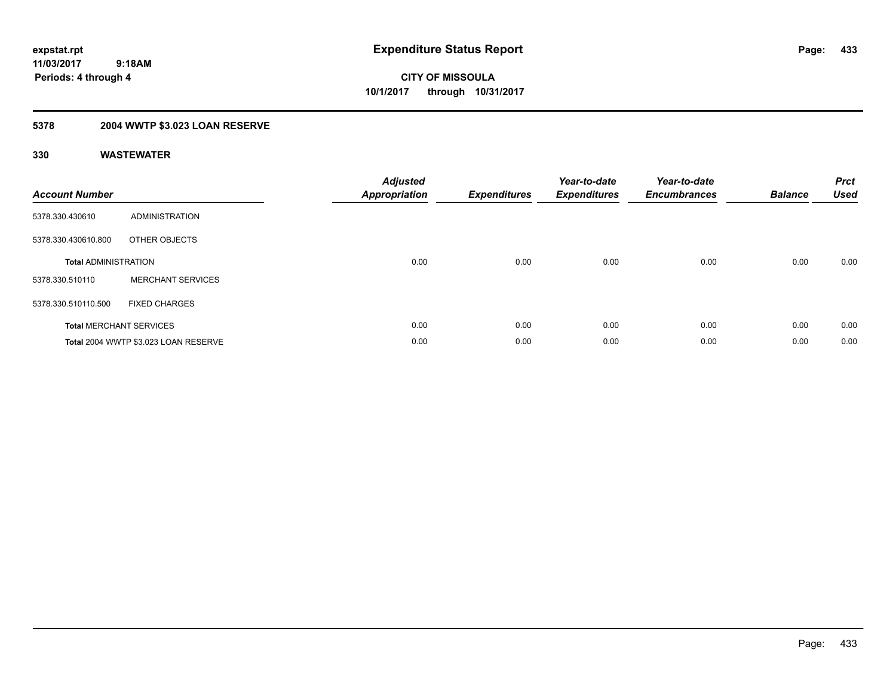# Expenditure Status Report

**CITY OF MISSOULA**
**10/1/2017 through 10/31/2017**

expstat.rpt
11/03/2017 9:18AM
Periods: 4 through 4

## 5378 2004 WWTP $3.023 LOAN RESERVE

### 330 WASTEWATER

| Account Number | | Adjusted Appropriation | Expenditures | Year-to-date Expenditures | Year-to-date Encumbrances | Balance | Prct Used |
|---|---|---|---|---|---|---|---|
| 5378.330.430610 | ADMINISTRATION | | | | | | |
| 5378.330.430610.800 | OTHER OBJECTS | | | | | | |
| **Total** ADMINISTRATION | | 0.00 | 0.00 | 0.00 | 0.00 | 0.00 | 0.00 |
| 5378.330.510110 | MERCHANT SERVICES | | | | | | |
| 5378.330.510110.500 | FIXED CHARGES | | | | | | |
| **Total** MERCHANT SERVICES | | 0.00 | 0.00 | 0.00 | 0.00 | 0.00 | 0.00 |
| **Total** 2004 WWTP $3.023 LOAN RESERVE | | 0.00 | 0.00 | 0.00 | 0.00 | 0.00 | 0.00 |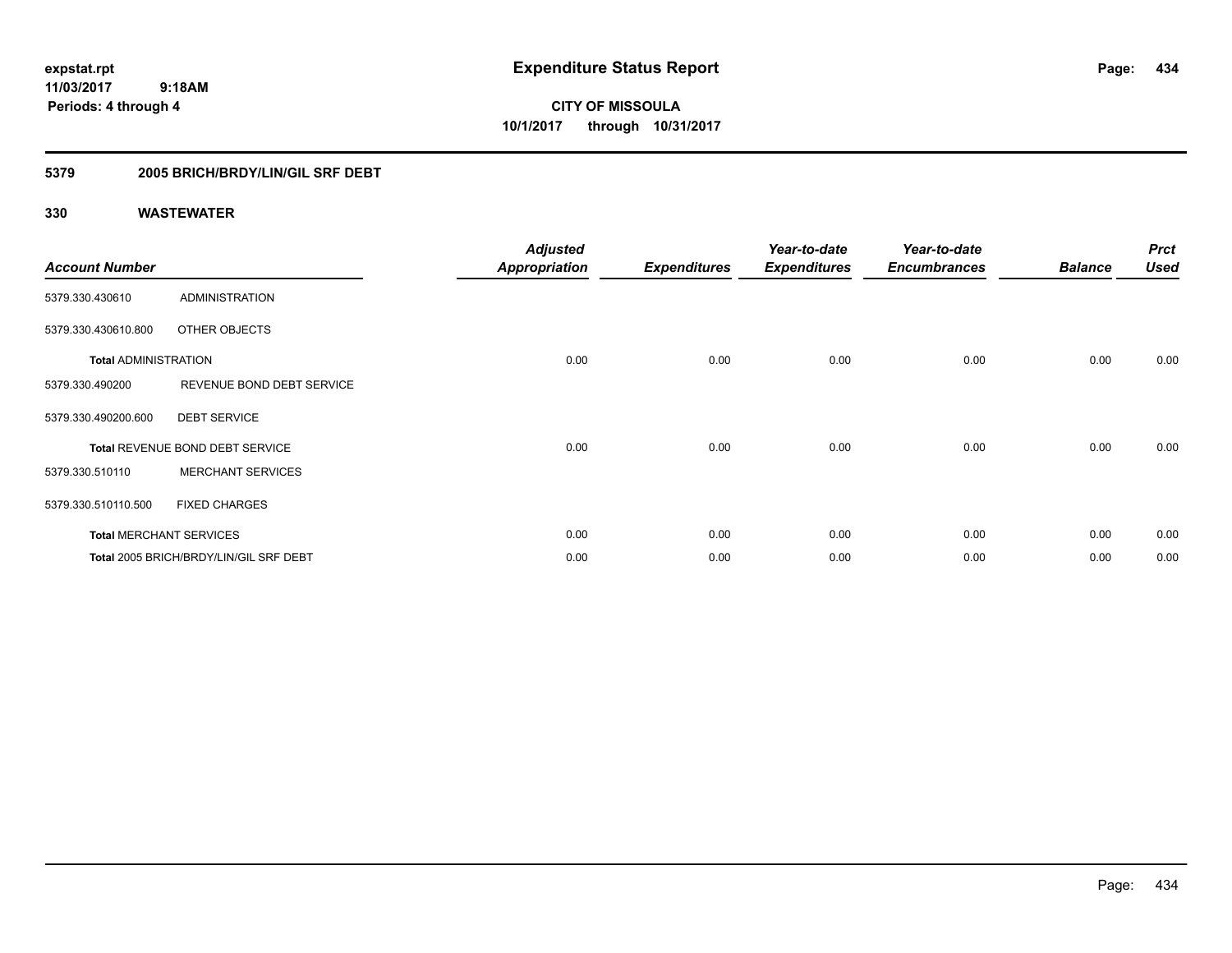# Expenditure Status Report

**CITY OF MISSOULA**
**10/1/2017 through 10/31/2017**

expstat.rpt
11/03/2017 9:18AM
Periods: 4 through 4

## 5379 2005 BRICH/BRDY/LIN/GIL SRF DEBT

## 330 WASTEWATER

| Account Number | | Adjusted Appropriation | Expenditures | Year-to-date Expenditures | Year-to-date Encumbrances | Balance | Prct Used |
|---|---|---|---|---|---|---|---|
| 5379.330.430610 | ADMINISTRATION | | | | | | |
| 5379.330.430610.800 | OTHER OBJECTS | | | | | | |
| **Total** ADMINISTRATION | | 0.00 | 0.00 | 0.00 | 0.00 | 0.00 | 0.00 |
| 5379.330.490200 | REVENUE BOND DEBT SERVICE | | | | | | |
| 5379.330.490200.600 | DEBT SERVICE | | | | | | |
| **Total** REVENUE BOND DEBT SERVICE | | 0.00 | 0.00 | 0.00 | 0.00 | 0.00 | 0.00 |
| 5379.330.510110 | MERCHANT SERVICES | | | | | | |
| 5379.330.510110.500 | FIXED CHARGES | | | | | | |
| **Total** MERCHANT SERVICES | | 0.00 | 0.00 | 0.00 | 0.00 | 0.00 | 0.00 |
| **Total** 2005 BRICH/BRDY/LIN/GIL SRF DEBT | | 0.00 | 0.00 | 0.00 | 0.00 | 0.00 | 0.00 |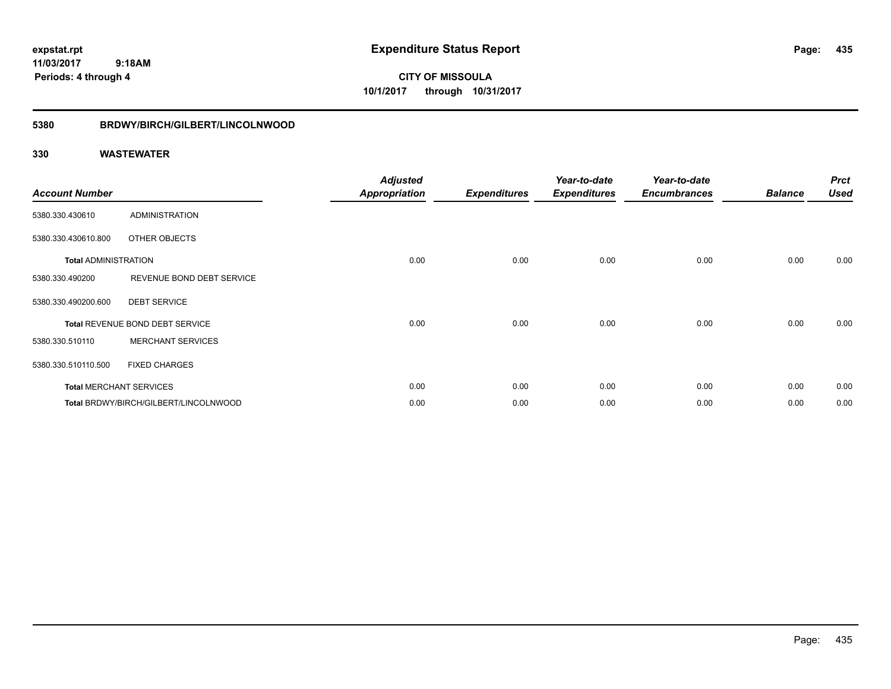**expstat.rpt**
**11/03/2017 9:18AM**
**Periods: 4 through 4**

# Expenditure Status Report

**CITY OF MISSOULA**
**10/1/2017 through 10/31/2017**

## 5380 BRDWY/BIRCH/GILBERT/LINCOLNWOOD

## 330 WASTEWATER

| Account Number | | Adjusted Appropriation | Expenditures | Year-to-date Expenditures | Year-to-date Encumbrances | Balance | Prct Used |
|---|---|---|---|---|---|---|---|
| 5380.330.430610 | ADMINISTRATION | | | | | | |
| 5380.330.430610.800 | OTHER OBJECTS | | | | | | |
| **Total** ADMINISTRATION | | 0.00 | 0.00 | 0.00 | 0.00 | 0.00 | 0.00 |
| 5380.330.490200 | REVENUE BOND DEBT SERVICE | | | | | | |
| 5380.330.490200.600 | DEBT SERVICE | | | | | | |
| **Total** REVENUE BOND DEBT SERVICE | | 0.00 | 0.00 | 0.00 | 0.00 | 0.00 | 0.00 |
| 5380.330.510110 | MERCHANT SERVICES | | | | | | |
| 5380.330.510110.500 | FIXED CHARGES | | | | | | |
| **Total** MERCHANT SERVICES | | 0.00 | 0.00 | 0.00 | 0.00 | 0.00 | 0.00 |
| **Total** BRDWY/BIRCH/GILBERT/LINCOLNWOOD | | 0.00 | 0.00 | 0.00 | 0.00 | 0.00 | 0.00 |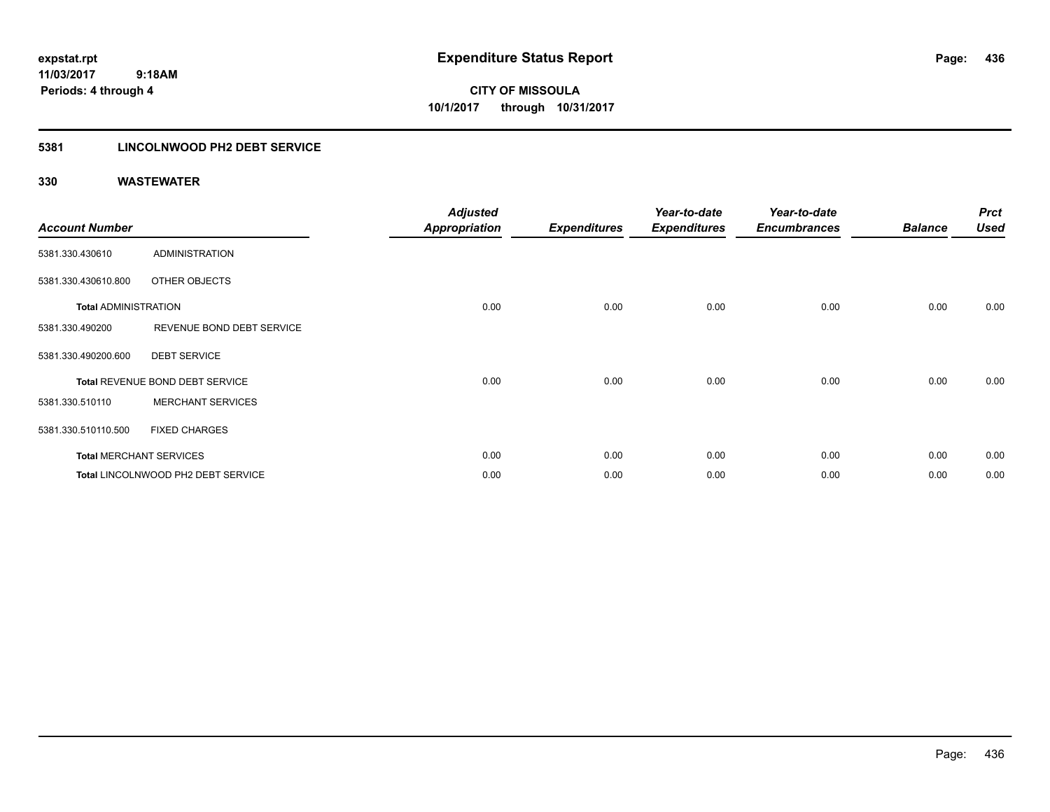expstat.rpt
11/03/2017 9:18AM
Periods: 4 through 4

# Expenditure Status Report

**CITY OF MISSOULA**
**10/1/2017 through 10/31/2017**

## 5381 LINCOLNWOOD PH2 DEBT SERVICE

### 330 WASTEWATER

| Account Number | | Adjusted Appropriation | Expenditures | Year-to-date Expenditures | Year-to-date Encumbrances | Balance | Prct Used |
|---|---|---|---|---|---|---|---|
| 5381.330.430610 | ADMINISTRATION | | | | | | |
| 5381.330.430610.800 | OTHER OBJECTS | | | | | | |
| **Total** ADMINISTRATION | | 0.00 | 0.00 | 0.00 | 0.00 | 0.00 | 0.00 |
| 5381.330.490200 | REVENUE BOND DEBT SERVICE | | | | | | |
| 5381.330.490200.600 | DEBT SERVICE | | | | | | |
| **Total** REVENUE BOND DEBT SERVICE | | 0.00 | 0.00 | 0.00 | 0.00 | 0.00 | 0.00 |
| 5381.330.510110 | MERCHANT SERVICES | | | | | | |
| 5381.330.510110.500 | FIXED CHARGES | | | | | | |
| **Total** MERCHANT SERVICES | | 0.00 | 0.00 | 0.00 | 0.00 | 0.00 | 0.00 |
| **Total** LINCOLNWOOD PH2 DEBT SERVICE | | 0.00 | 0.00 | 0.00 | 0.00 | 0.00 | 0.00 |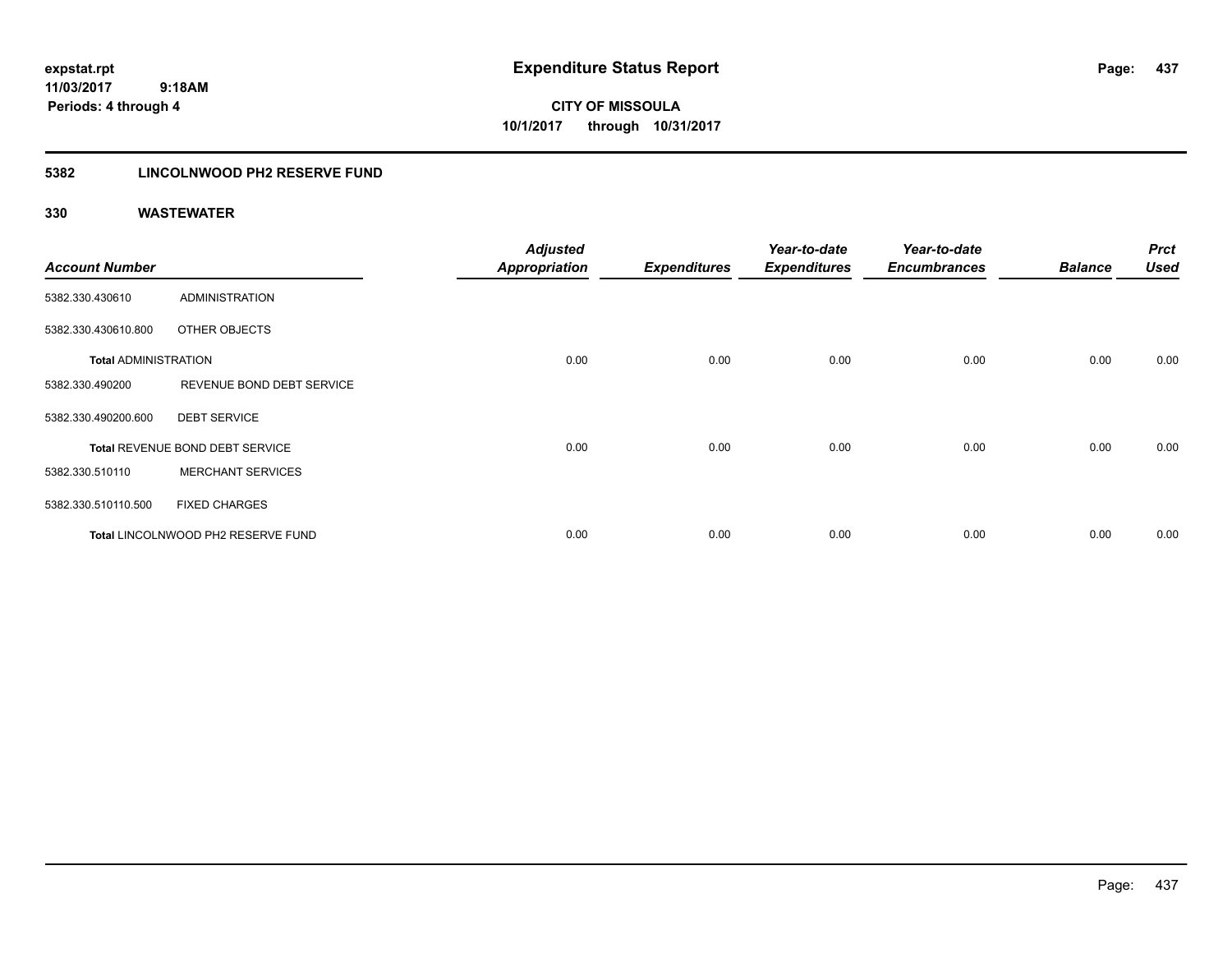**expstat.rpt**
**11/03/2017 9:18AM**
**Periods: 4 through 4**

# Expenditure Status Report

**CITY OF MISSOULA**
**10/1/2017 through 10/31/2017**

## 5382 LINCOLNWOOD PH2 RESERVE FUND

### 330 WASTEWATER

| Account Number | | Adjusted Appropriation | Expenditures | Year-to-date Expenditures | Year-to-date Encumbrances | Balance | Prct Used |
|---|---|---|---|---|---|---|---|
| 5382.330.430610 | ADMINISTRATION | | | | | | |
| 5382.330.430610.800 | OTHER OBJECTS | | | | | | |
| **Total ADMINISTRATION** | | 0.00 | 0.00 | 0.00 | 0.00 | 0.00 | 0.00 |
| 5382.330.490200 | REVENUE BOND DEBT SERVICE | | | | | | |
| 5382.330.490200.600 | DEBT SERVICE | | | | | | |
| **Total** REVENUE BOND DEBT SERVICE | | 0.00 | 0.00 | 0.00 | 0.00 | 0.00 | 0.00 |
| 5382.330.510110 | MERCHANT SERVICES | | | | | | |
| 5382.330.510110.500 | FIXED CHARGES | | | | | | |
| **Total** LINCOLNWOOD PH2 RESERVE FUND | | 0.00 | 0.00 | 0.00 | 0.00 | 0.00 | 0.00 |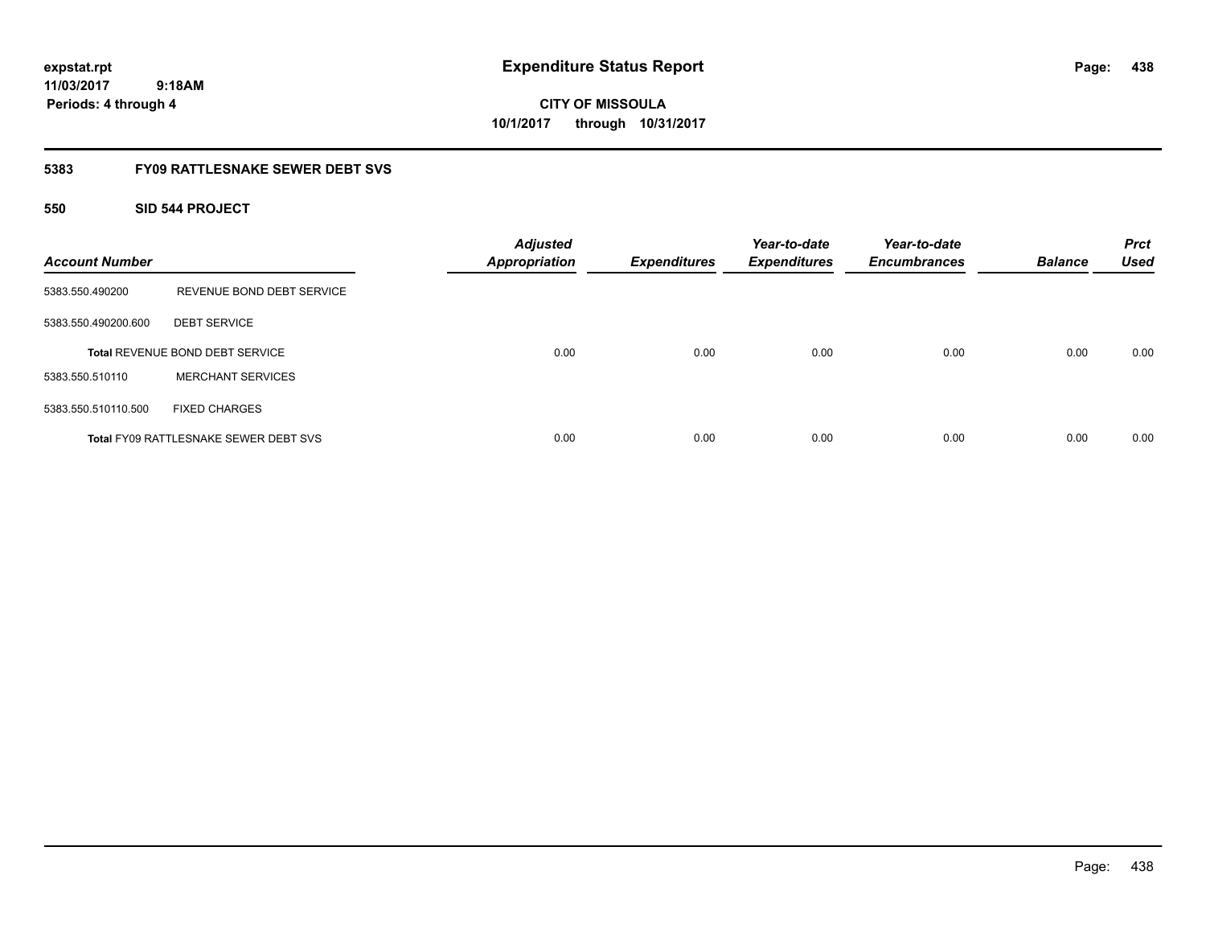**expstat.rpt**
**11/03/2017 9:18AM**
**Periods: 4 through 4**

# Expenditure Status Report

**CITY OF MISSOULA**
**10/1/2017 through 10/31/2017**

## 5383 FY09 RATTLESNAKE SEWER DEBT SVS

### 550 SID 544 PROJECT

| Account Number | | Adjusted Appropriation | Expenditures | Year-to-date Expenditures | Year-to-date Encumbrances | Balance | Prct Used |
|---|---|---|---|---|---|---|---|
| 5383.550.490200 | REVENUE BOND DEBT SERVICE | | | | | | |
| 5383.550.490200.600 | DEBT SERVICE | | | | | | |
| **Total** REVENUE BOND DEBT SERVICE | | 0.00 | 0.00 | 0.00 | 0.00 | 0.00 | 0.00 |
| 5383.550.510110 | MERCHANT SERVICES | | | | | | |
| 5383.550.510110.500 | FIXED CHARGES | | | | | | |
| **Total** FY09 RATTLESNAKE SEWER DEBT SVS | | 0.00 | 0.00 | 0.00 | 0.00 | 0.00 | 0.00 |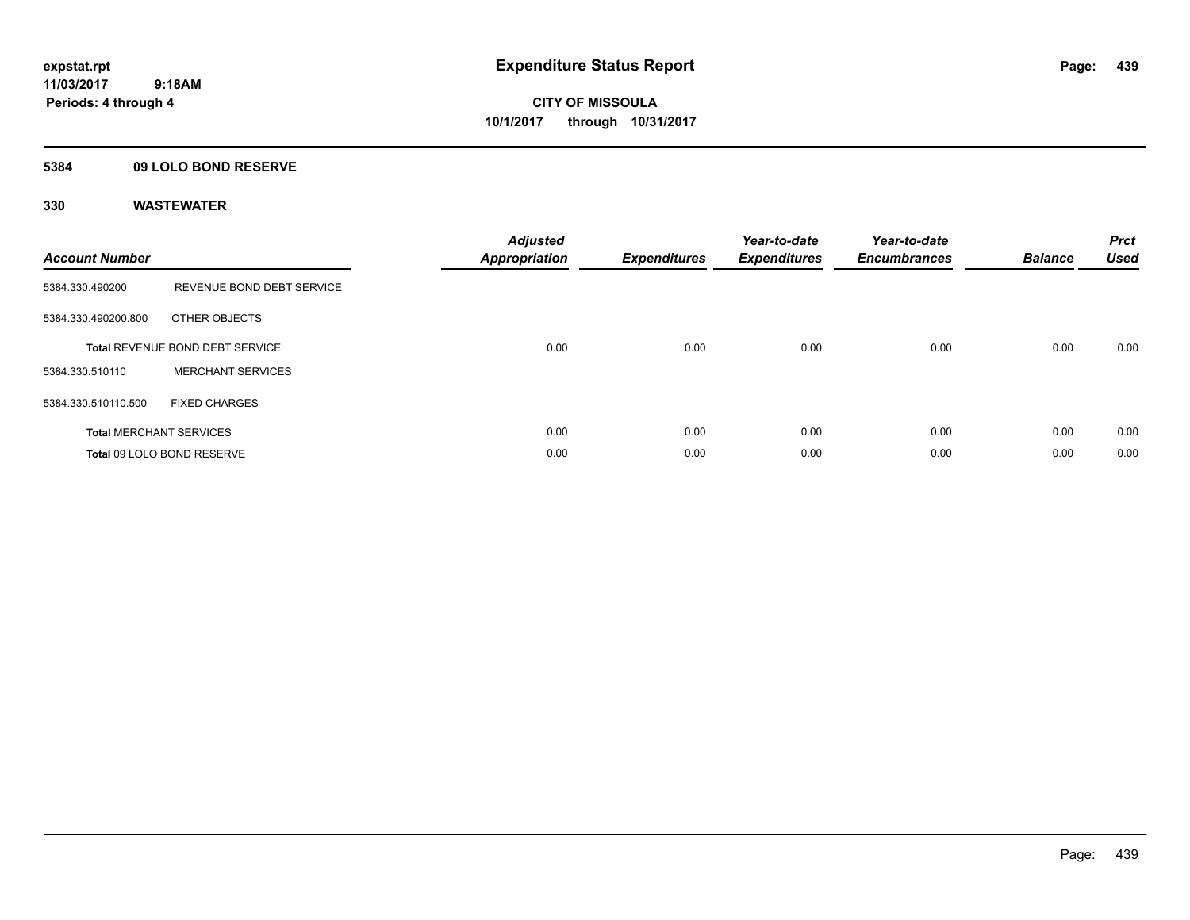# Expenditure Status Report

expstat.rpt
11/03/2017 9:18AM
Periods: 4 through 4

**CITY OF MISSOULA**
**10/1/2017 through 10/31/2017**

## 5384 09 LOLO BOND RESERVE

## 330 WASTEWATER

| Account Number | | Adjusted Appropriation | Expenditures | Year-to-date Expenditures | Year-to-date Encumbrances | Balance | Prct Used |
|---|---|---|---|---|---|---|---|
| 5384.330.490200 | REVENUE BOND DEBT SERVICE | | | | | | |
| 5384.330.490200.800 | OTHER OBJECTS | | | | | | |
| Total REVENUE BOND DEBT SERVICE | | 0.00 | 0.00 | 0.00 | 0.00 | 0.00 | 0.00 |
| 5384.330.510110 | MERCHANT SERVICES | | | | | | |
| 5384.330.510110.500 | FIXED CHARGES | | | | | | |
| Total MERCHANT SERVICES | | 0.00 | 0.00 | 0.00 | 0.00 | 0.00 | 0.00 |
| Total 09 LOLO BOND RESERVE | | 0.00 | 0.00 | 0.00 | 0.00 | 0.00 | 0.00 |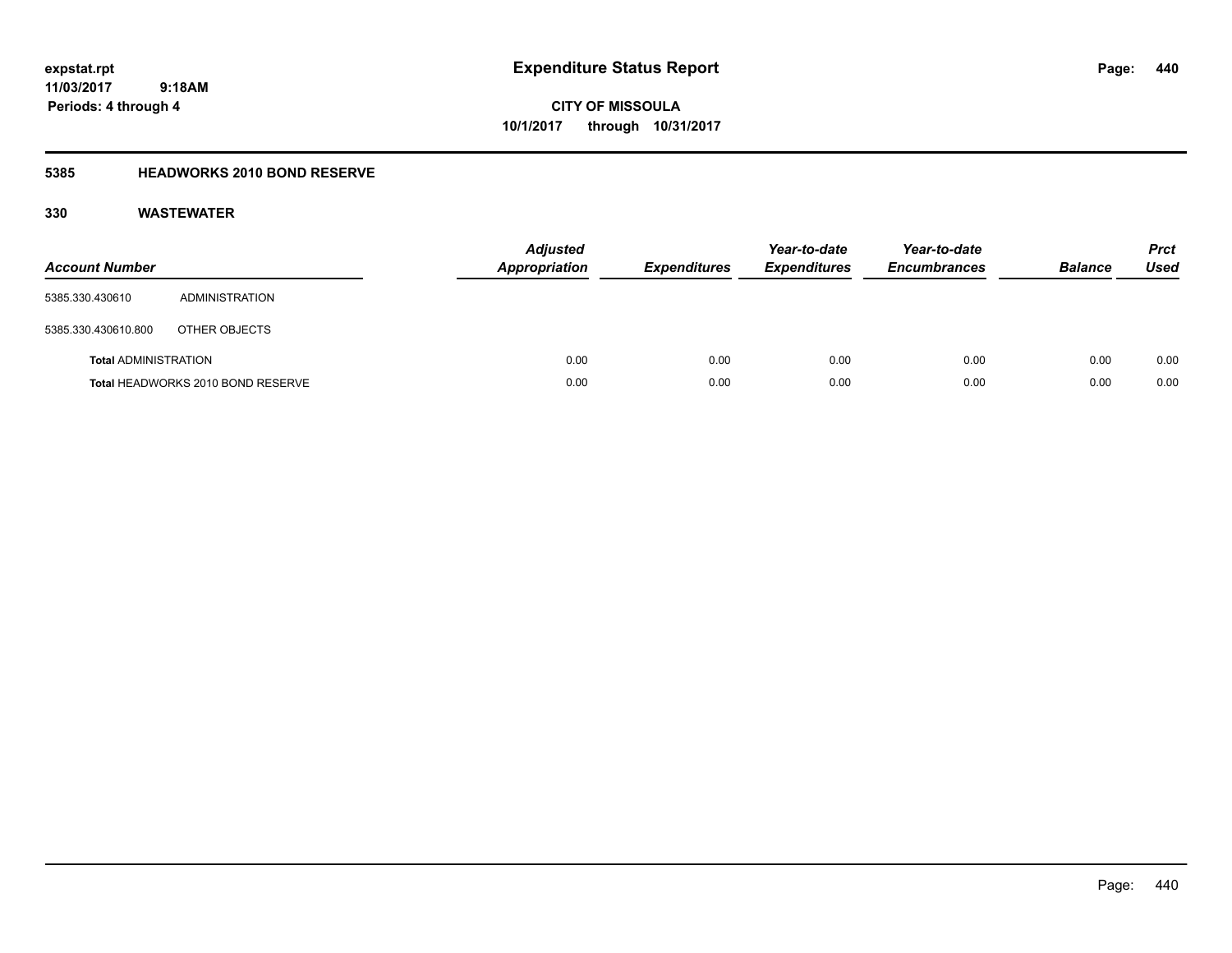expstat.rpt
11/03/2017 9:18AM
Periods: 4 through 4

# Expenditure Status Report

CITY OF MISSOULA
10/1/2017 through 10/31/2017

## 5385 HEADWORKS 2010 BOND RESERVE

### 330 WASTEWATER

| Account Number | | Adjusted Appropriation | Expenditures | Year-to-date Expenditures | Year-to-date Encumbrances | Balance | Prct Used |
|---|---|---|---|---|---|---|---|
| 5385.330.430610 | ADMINISTRATION | | | | | | |
| 5385.330.430610.800 | OTHER OBJECTS | | | | | | |
| **Total** ADMINISTRATION | | 0.00 | 0.00 | 0.00 | 0.00 | 0.00 | 0.00 |
| **Total** HEADWORKS 2010 BOND RESERVE | | 0.00 | 0.00 | 0.00 | 0.00 | 0.00 | 0.00 |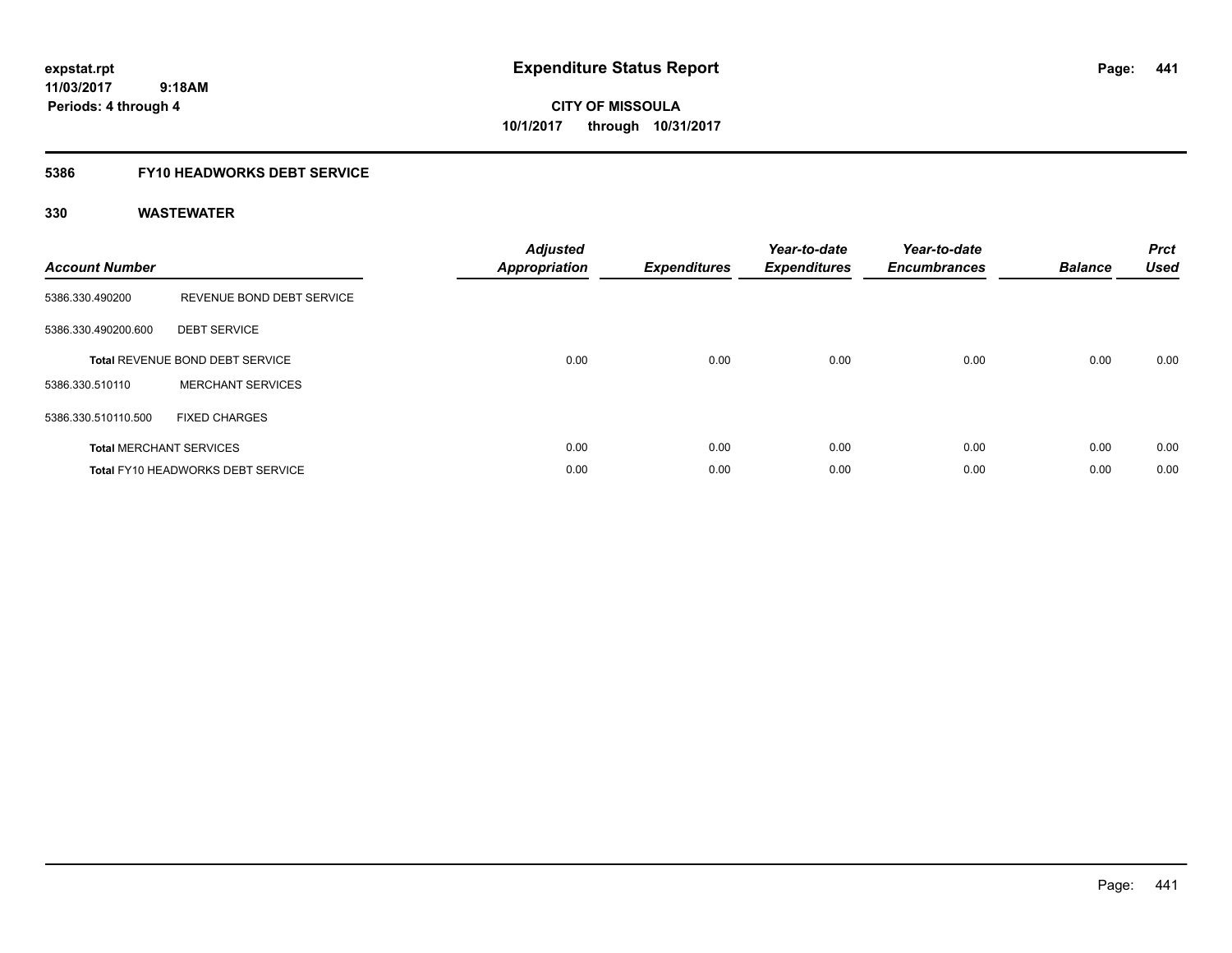**expstat.rpt**
**11/03/2017 9:18AM**
**Periods: 4 through 4**

# Expenditure Status Report

**CITY OF MISSOULA**
**10/1/2017 through 10/31/2017**

## 5386 FY10 HEADWORKS DEBT SERVICE

### 330 WASTEWATER

| Account Number | | Adjusted Appropriation | Expenditures | Year-to-date Expenditures | Year-to-date Encumbrances | Balance | Prct Used |
|---|---|---|---|---|---|---|---|
| 5386.330.490200 | REVENUE BOND DEBT SERVICE | | | | | | |
| 5386.330.490200.600 | DEBT SERVICE | | | | | | |
| **Total** REVENUE BOND DEBT SERVICE | | 0.00 | 0.00 | 0.00 | 0.00 | 0.00 | 0.00 |
| 5386.330.510110 | MERCHANT SERVICES | | | | | | |
| 5386.330.510110.500 | FIXED CHARGES | | | | | | |
| **Total** MERCHANT SERVICES | | 0.00 | 0.00 | 0.00 | 0.00 | 0.00 | 0.00 |
| **Total** FY10 HEADWORKS DEBT SERVICE | | 0.00 | 0.00 | 0.00 | 0.00 | 0.00 | 0.00 |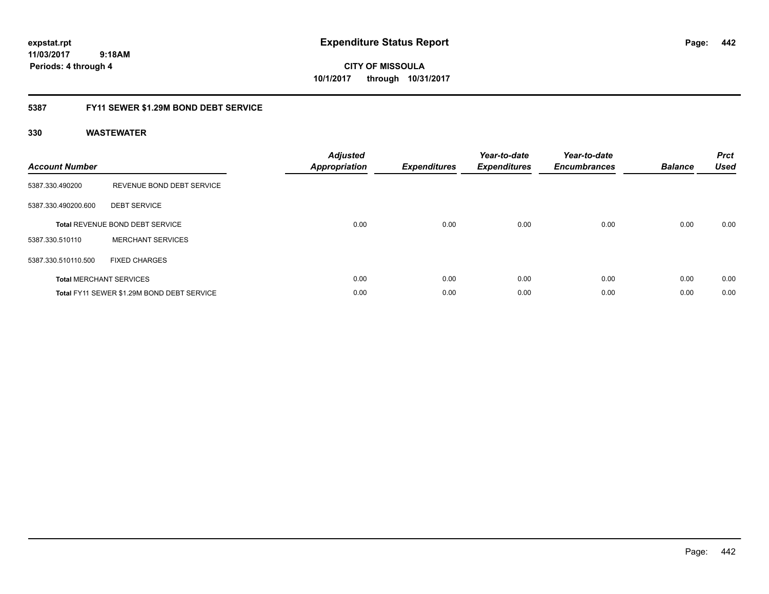expstat.rpt
11/03/2017 9:18AM
Periods: 4 through 4

# Expenditure Status Report

CITY OF MISSOULA
10/1/2017 through 10/31/2017

## 5387 FY11 SEWER $1.29M BOND DEBT SERVICE

### 330 WASTEWATER

| Account Number | | Adjusted Appropriation | Expenditures | Year-to-date Expenditures | Year-to-date Encumbrances | Balance | Prct Used |
|---|---|---|---|---|---|---|---|
| 5387.330.490200 | REVENUE BOND DEBT SERVICE | | | | | | |
| 5387.330.490200.600 | DEBT SERVICE | | | | | | |
| **Total** REVENUE BOND DEBT SERVICE | | 0.00 | 0.00 | 0.00 | 0.00 | 0.00 | 0.00 |
| 5387.330.510110 | MERCHANT SERVICES | | | | | | |
| 5387.330.510110.500 | FIXED CHARGES | | | | | | |
| **Total** MERCHANT SERVICES | | 0.00 | 0.00 | 0.00 | 0.00 | 0.00 | 0.00 |
| **Total** FY11 SEWER $1.29M BOND DEBT SERVICE | | 0.00 | 0.00 | 0.00 | 0.00 | 0.00 | 0.00 |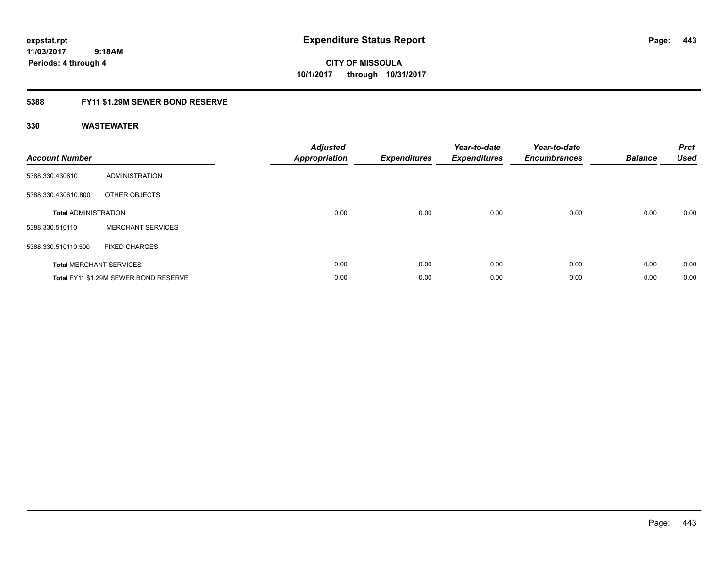**expstat.rpt**
**11/03/2017 9:18AM**
**Periods: 4 through 4**

# Expenditure Status Report

**CITY OF MISSOULA**
**10/1/2017 through 10/31/2017**

## 5388 FY11 $1.29M SEWER BOND RESERVE

### 330 WASTEWATER

| Account Number | | Adjusted Appropriation | Expenditures | Year-to-date Expenditures | Year-to-date Encumbrances | Balance | Prct Used |
|---|---|---|---|---|---|---|---|
| 5388.330.430610 | ADMINISTRATION | | | | | | |
| 5388.330.430610.800 | OTHER OBJECTS | | | | | | |
| **Total ADMINISTRATION** | | 0.00 | 0.00 | 0.00 | 0.00 | 0.00 | 0.00 |
| 5388.330.510110 | MERCHANT SERVICES | | | | | | |
| 5388.330.510110.500 | FIXED CHARGES | | | | | | |
| **Total MERCHANT SERVICES** | | 0.00 | 0.00 | 0.00 | 0.00 | 0.00 | 0.00 |
| **Total FY11 $1.29M SEWER BOND RESERVE** | | 0.00 | 0.00 | 0.00 | 0.00 | 0.00 | 0.00 |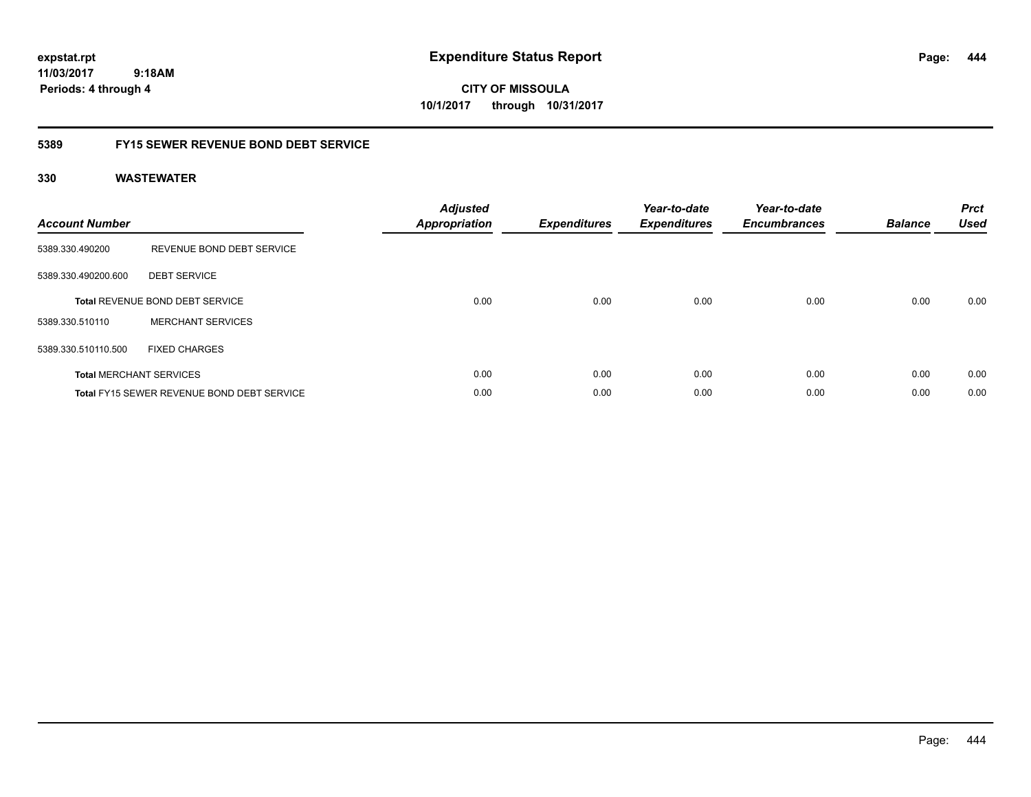# Expenditure Status Report

expstat.rpt
11/03/2017 9:18AM
Periods: 4 through 4

**CITY OF MISSOULA**
**10/1/2017 through 10/31/2017**

## 5389 FY15 SEWER REVENUE BOND DEBT SERVICE

### 330 WASTEWATER

| Account Number | | Adjusted Appropriation | Expenditures | Year-to-date Expenditures | Year-to-date Encumbrances | Balance | Prct Used |
|---|---|---|---|---|---|---|---|
| 5389.330.490200 | REVENUE BOND DEBT SERVICE | | | | | | |
| 5389.330.490200.600 | DEBT SERVICE | | | | | | |
| **Total** REVENUE BOND DEBT SERVICE | | 0.00 | 0.00 | 0.00 | 0.00 | 0.00 | 0.00 |
| 5389.330.510110 | MERCHANT SERVICES | | | | | | |
| 5389.330.510110.500 | FIXED CHARGES | | | | | | |
| **Total** MERCHANT SERVICES | | 0.00 | 0.00 | 0.00 | 0.00 | 0.00 | 0.00 |
| **Total** FY15 SEWER REVENUE BOND DEBT SERVICE | | 0.00 | 0.00 | 0.00 | 0.00 | 0.00 | 0.00 |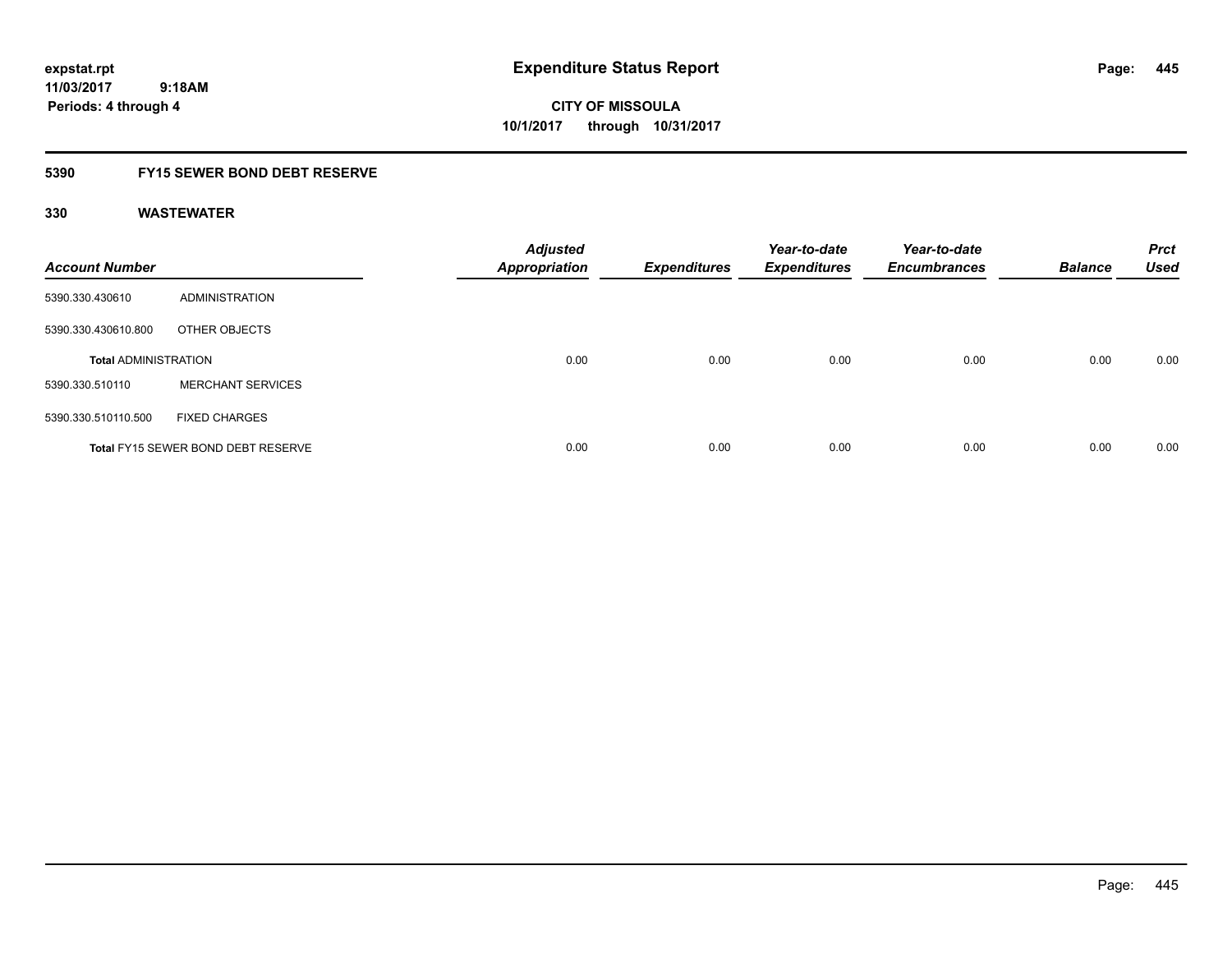expstat.rpt
11/03/2017 9:18AM
Periods: 4 through 4

# Expenditure Status Report

CITY OF MISSOULA
10/1/2017 through 10/31/2017

## 5390 FY15 SEWER BOND DEBT RESERVE

### 330 WASTEWATER

| Account Number | | Adjusted Appropriation | Expenditures | Year-to-date Expenditures | Year-to-date Encumbrances | Balance | Prct Used |
|---|---|---|---|---|---|---|---|
| 5390.330.430610 | ADMINISTRATION | | | | | | |
| 5390.330.430610.800 | OTHER OBJECTS | | | | | | |
| **Total** ADMINISTRATION | | 0.00 | 0.00 | 0.00 | 0.00 | 0.00 | 0.00 |
| 5390.330.510110 | MERCHANT SERVICES | | | | | | |
| 5390.330.510110.500 | FIXED CHARGES | | | | | | |
| **Total** FY15 SEWER BOND DEBT RESERVE | | 0.00 | 0.00 | 0.00 | 0.00 | 0.00 | 0.00 |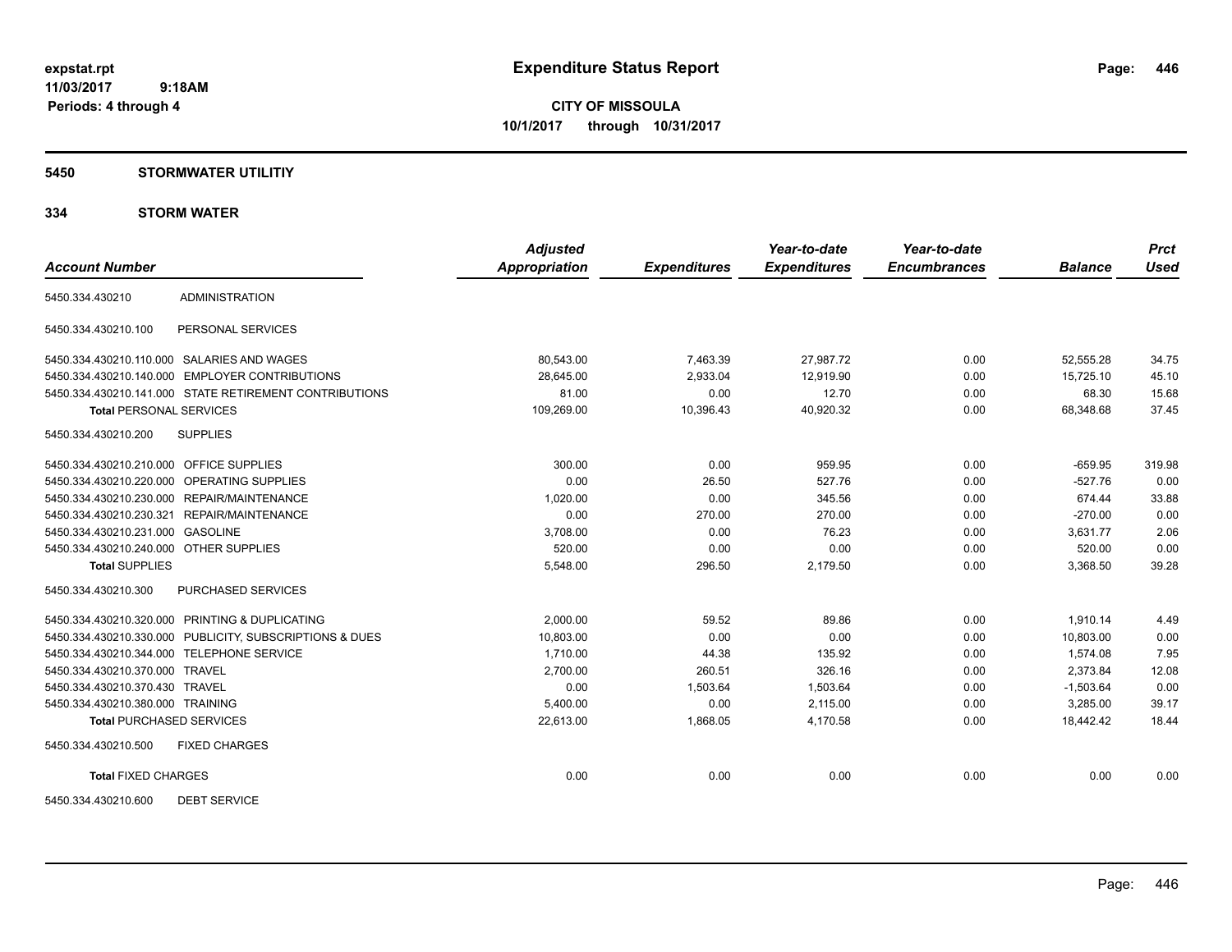# Expenditure Status Report

expstat.rpt
11/03/2017 9:18AM
Periods: 4 through 4

**CITY OF MISSOULA**
**10/1/2017 through 10/31/2017**

## 5450 STORMWATER UTILITIY

### 334 STORM WATER

| Account Number | | Adjusted Appropriation | Expenditures | Year-to-date Expenditures | Year-to-date Encumbrances | Balance | Prct Used |
|---|---|---|---|---|---|---|---|
| 5450.334.430210 | ADMINISTRATION | | | | | | |
| 5450.334.430210.100 | PERSONAL SERVICES | | | | | | |
| 5450.334.430210.110.000 | SALARIES AND WAGES | 80,543.00 | 7,463.39 | 27,987.72 | 0.00 | 52,555.28 | 34.75 |
| 5450.334.430210.140.000 | EMPLOYER CONTRIBUTIONS | 28,645.00 | 2,933.04 | 12,919.90 | 0.00 | 15,725.10 | 45.10 |
| 5450.334.430210.141.000 | STATE RETIREMENT CONTRIBUTIONS | 81.00 | 0.00 | 12.70 | 0.00 | 68.30 | 15.68 |
| **Total** PERSONAL SERVICES | | 109,269.00 | 10,396.43 | 40,920.32 | 0.00 | 68,348.68 | 37.45 |
| 5450.334.430210.200 | SUPPLIES | | | | | | |
| 5450.334.430210.210.000 | OFFICE SUPPLIES | 300.00 | 0.00 | 959.95 | 0.00 | -659.95 | 319.98 |
| 5450.334.430210.220.000 | OPERATING SUPPLIES | 0.00 | 26.50 | 527.76 | 0.00 | -527.76 | 0.00 |
| 5450.334.430210.230.000 | REPAIR/MAINTENANCE | 1,020.00 | 0.00 | 345.56 | 0.00 | 674.44 | 33.88 |
| 5450.334.430210.230.321 | REPAIR/MAINTENANCE | 0.00 | 270.00 | 270.00 | 0.00 | -270.00 | 0.00 |
| 5450.334.430210.231.000 | GASOLINE | 3,708.00 | 0.00 | 76.23 | 0.00 | 3,631.77 | 2.06 |
| 5450.334.430210.240.000 | OTHER SUPPLIES | 520.00 | 0.00 | 0.00 | 0.00 | 520.00 | 0.00 |
| **Total** SUPPLIES | | 5,548.00 | 296.50 | 2,179.50 | 0.00 | 3,368.50 | 39.28 |
| 5450.334.430210.300 | PURCHASED SERVICES | | | | | | |
| 5450.334.430210.320.000 | PRINTING & DUPLICATING | 2,000.00 | 59.52 | 89.86 | 0.00 | 1,910.14 | 4.49 |
| 5450.334.430210.330.000 | PUBLICITY, SUBSCRIPTIONS & DUES | 10,803.00 | 0.00 | 0.00 | 0.00 | 10,803.00 | 0.00 |
| 5450.334.430210.344.000 | TELEPHONE SERVICE | 1,710.00 | 44.38 | 135.92 | 0.00 | 1,574.08 | 7.95 |
| 5450.334.430210.370.000 | TRAVEL | 2,700.00 | 260.51 | 326.16 | 0.00 | 2,373.84 | 12.08 |
| 5450.334.430210.370.430 | TRAVEL | 0.00 | 1,503.64 | 1,503.64 | 0.00 | -1,503.64 | 0.00 |
| 5450.334.430210.380.000 | TRAINING | 5,400.00 | 0.00 | 2,115.00 | 0.00 | 3,285.00 | 39.17 |
| **Total** PURCHASED SERVICES | | 22,613.00 | 1,868.05 | 4,170.58 | 0.00 | 18,442.42 | 18.44 |
| 5450.334.430210.500 | FIXED CHARGES | | | | | | |
| **Total** FIXED CHARGES | | 0.00 | 0.00 | 0.00 | 0.00 | 0.00 | 0.00 |
| 5450.334.430210.600 | DEBT SERVICE | | | | | | |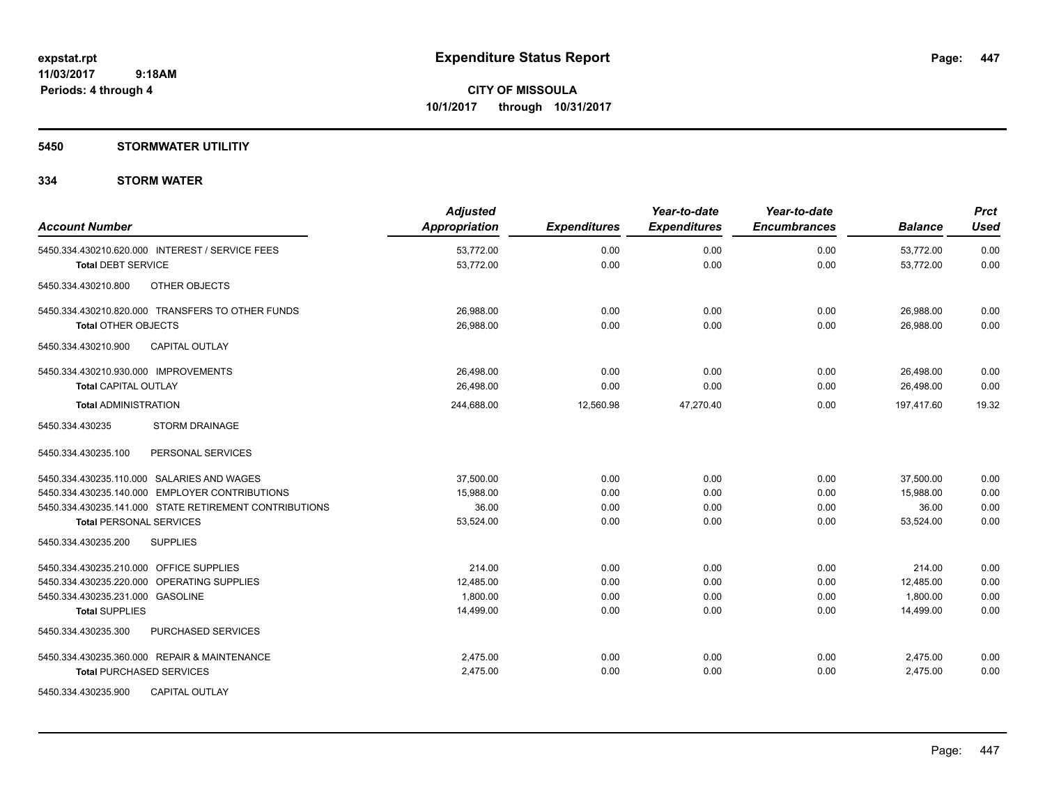# Expenditure Status Report

**CITY OF MISSOULA**
**10/1/2017 through 10/31/2017**

expstat.rpt
11/03/2017 9:18AM
Periods: 4 through 4

## 5450 STORMWATER UTILITIY

## 334 STORM WATER

| Account Number | Adjusted Appropriation | Expenditures | Year-to-date Expenditures | Year-to-date Encumbrances | Balance | Prct Used |
|---|---|---|---|---|---|---|
| 5450.334.430210.620.000 INTEREST / SERVICE FEES | 53,772.00 | 0.00 | 0.00 | 0.00 | 53,772.00 | 0.00 |
| **Total** DEBT SERVICE | 53,772.00 | 0.00 | 0.00 | 0.00 | 53,772.00 | 0.00 |
| 5450.334.430210.800 OTHER OBJECTS | | | | | | |
| 5450.334.430210.820.000 TRANSFERS TO OTHER FUNDS | 26,988.00 | 0.00 | 0.00 | 0.00 | 26,988.00 | 0.00 |
| **Total** OTHER OBJECTS | 26,988.00 | 0.00 | 0.00 | 0.00 | 26,988.00 | 0.00 |
| 5450.334.430210.900 CAPITAL OUTLAY | | | | | | |
| 5450.334.430210.930.000 IMPROVEMENTS | 26,498.00 | 0.00 | 0.00 | 0.00 | 26,498.00 | 0.00 |
| **Total** CAPITAL OUTLAY | 26,498.00 | 0.00 | 0.00 | 0.00 | 26,498.00 | 0.00 |
| **Total** ADMINISTRATION | 244,688.00 | 12,560.98 | 47,270.40 | 0.00 | 197,417.60 | 19.32 |
| 5450.334.430235 STORM DRAINAGE | | | | | | |
| 5450.334.430235.100 PERSONAL SERVICES | | | | | | |
| 5450.334.430235.110.000 SALARIES AND WAGES | 37,500.00 | 0.00 | 0.00 | 0.00 | 37,500.00 | 0.00 |
| 5450.334.430235.140.000 EMPLOYER CONTRIBUTIONS | 15,988.00 | 0.00 | 0.00 | 0.00 | 15,988.00 | 0.00 |
| 5450.334.430235.141.000 STATE RETIREMENT CONTRIBUTIONS | 36.00 | 0.00 | 0.00 | 0.00 | 36.00 | 0.00 |
| **Total** PERSONAL SERVICES | 53,524.00 | 0.00 | 0.00 | 0.00 | 53,524.00 | 0.00 |
| 5450.334.430235.200 SUPPLIES | | | | | | |
| 5450.334.430235.210.000 OFFICE SUPPLIES | 214.00 | 0.00 | 0.00 | 0.00 | 214.00 | 0.00 |
| 5450.334.430235.220.000 OPERATING SUPPLIES | 12,485.00 | 0.00 | 0.00 | 0.00 | 12,485.00 | 0.00 |
| 5450.334.430235.231.000 GASOLINE | 1,800.00 | 0.00 | 0.00 | 0.00 | 1,800.00 | 0.00 |
| **Total** SUPPLIES | 14,499.00 | 0.00 | 0.00 | 0.00 | 14,499.00 | 0.00 |
| 5450.334.430235.300 PURCHASED SERVICES | | | | | | |
| 5450.334.430235.360.000 REPAIR & MAINTENANCE | 2,475.00 | 0.00 | 0.00 | 0.00 | 2,475.00 | 0.00 |
| **Total** PURCHASED SERVICES | 2,475.00 | 0.00 | 0.00 | 0.00 | 2,475.00 | 0.00 |
| 5450.334.430235.900 CAPITAL OUTLAY | | | | | | |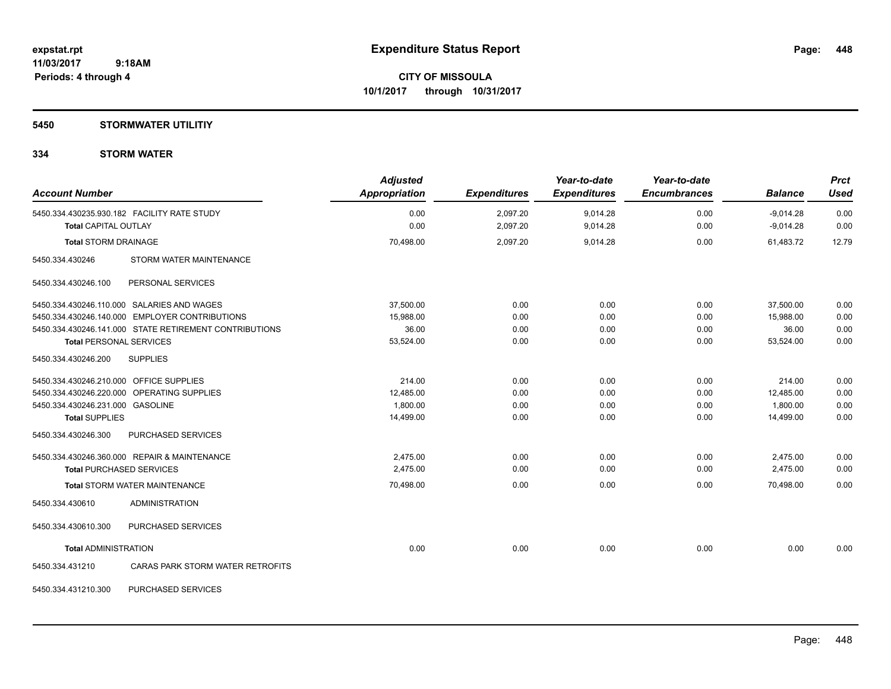expstat.rpt
11/03/2017 9:18AM
Periods: 4 through 4

# Expenditure Status Report

**CITY OF MISSOULA**
**10/1/2017 through 10/31/2017**

## 5450 STORMWATER UTILITIY

## 334 STORM WATER

| Account Number | Adjusted Appropriation | Expenditures | Year-to-date Expenditures | Year-to-date Encumbrances | Balance | Prct Used |
|---|---|---|---|---|---|---|
| 5450.334.430235.930.182 FACILITY RATE STUDY | 0.00 | 2,097.20 | 9,014.28 | 0.00 | -9,014.28 | 0.00 |
| **Total** CAPITAL OUTLAY | 0.00 | 2,097.20 | 9,014.28 | 0.00 | -9,014.28 | 0.00 |
| **Total** STORM DRAINAGE | 70,498.00 | 2,097.20 | 9,014.28 | 0.00 | 61,483.72 | 12.79 |
| 5450.334.430246 STORM WATER MAINTENANCE | | | | | | |
| 5450.334.430246.100 PERSONAL SERVICES | | | | | | |
| 5450.334.430246.110.000 SALARIES AND WAGES | 37,500.00 | 0.00 | 0.00 | 0.00 | 37,500.00 | 0.00 |
| 5450.334.430246.140.000 EMPLOYER CONTRIBUTIONS | 15,988.00 | 0.00 | 0.00 | 0.00 | 15,988.00 | 0.00 |
| 5450.334.430246.141.000 STATE RETIREMENT CONTRIBUTIONS | 36.00 | 0.00 | 0.00 | 0.00 | 36.00 | 0.00 |
| **Total** PERSONAL SERVICES | 53,524.00 | 0.00 | 0.00 | 0.00 | 53,524.00 | 0.00 |
| 5450.334.430246.200 SUPPLIES | | | | | | |
| 5450.334.430246.210.000 OFFICE SUPPLIES | 214.00 | 0.00 | 0.00 | 0.00 | 214.00 | 0.00 |
| 5450.334.430246.220.000 OPERATING SUPPLIES | 12,485.00 | 0.00 | 0.00 | 0.00 | 12,485.00 | 0.00 |
| 5450.334.430246.231.000 GASOLINE | 1,800.00 | 0.00 | 0.00 | 0.00 | 1,800.00 | 0.00 |
| **Total** SUPPLIES | 14,499.00 | 0.00 | 0.00 | 0.00 | 14,499.00 | 0.00 |
| 5450.334.430246.300 PURCHASED SERVICES | | | | | | |
| 5450.334.430246.360.000 REPAIR & MAINTENANCE | 2,475.00 | 0.00 | 0.00 | 0.00 | 2,475.00 | 0.00 |
| **Total** PURCHASED SERVICES | 2,475.00 | 0.00 | 0.00 | 0.00 | 2,475.00 | 0.00 |
| **Total** STORM WATER MAINTENANCE | 70,498.00 | 0.00 | 0.00 | 0.00 | 70,498.00 | 0.00 |
| 5450.334.430610 ADMINISTRATION | | | | | | |
| 5450.334.430610.300 PURCHASED SERVICES | | | | | | |
| **Total** ADMINISTRATION | 0.00 | 0.00 | 0.00 | 0.00 | 0.00 | 0.00 |
| 5450.334.431210 CARAS PARK STORM WATER RETROFITS | | | | | | |
| 5450.334.431210.300 PURCHASED SERVICES | | | | | | |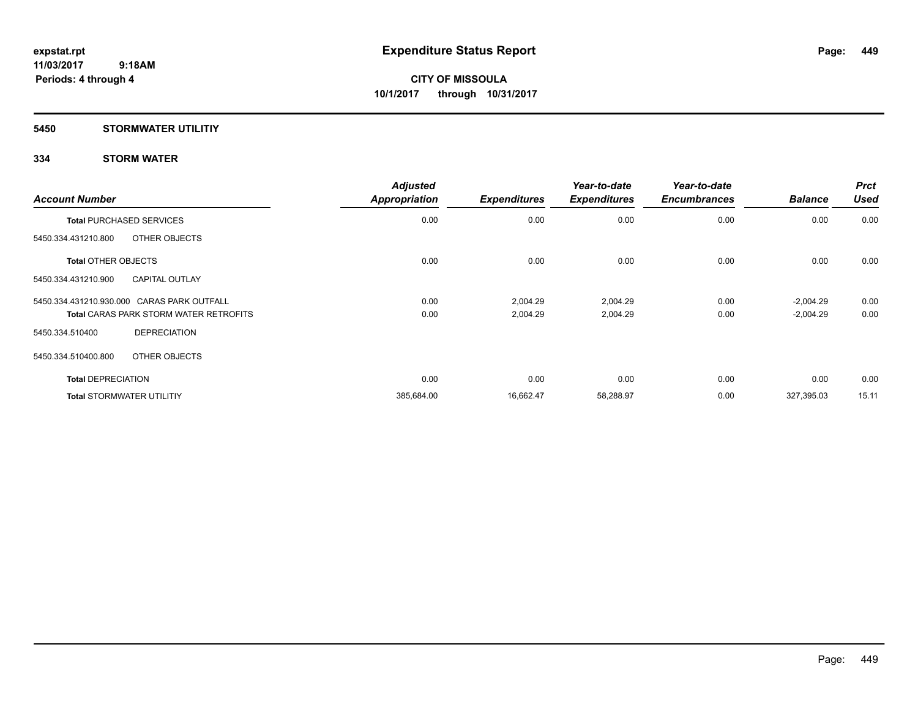# Expenditure Status Report

**CITY OF MISSOULA**
**10/1/2017 through 10/31/2017**

expstat.rpt
11/03/2017 9:18AM
Periods: 4 through 4

## 5450 STORMWATER UTILITIY

### 334 STORM WATER

| Account Number | | Adjusted Appropriation | Expenditures | Year-to-date Expenditures | Year-to-date Encumbrances | Balance | Prct Used |
|---|---|---|---|---|---|---|---|
| **Total** PURCHASED SERVICES | | 0.00 | 0.00 | 0.00 | 0.00 | 0.00 | 0.00 |
| 5450.334.431210.800 | OTHER OBJECTS | | | | | | |
| **Total** OTHER OBJECTS | | 0.00 | 0.00 | 0.00 | 0.00 | 0.00 | 0.00 |
| 5450.334.431210.900 | CAPITAL OUTLAY | | | | | | |
| 5450.334.431210.930.000 | CARAS PARK OUTFALL | 0.00 | 2,004.29 | 2,004.29 | 0.00 | -2,004.29 | 0.00 |
| **Total** CARAS PARK STORM WATER RETROFITS | | 0.00 | 2,004.29 | 2,004.29 | 0.00 | -2,004.29 | 0.00 |
| 5450.334.510400 | DEPRECIATION | | | | | | |
| 5450.334.510400.800 | OTHER OBJECTS | | | | | | |
| **Total** DEPRECIATION | | 0.00 | 0.00 | 0.00 | 0.00 | 0.00 | 0.00 |
| **Total** STORMWATER UTILITIY | | 385,684.00 | 16,662.47 | 58,288.97 | 0.00 | 327,395.03 | 15.11 |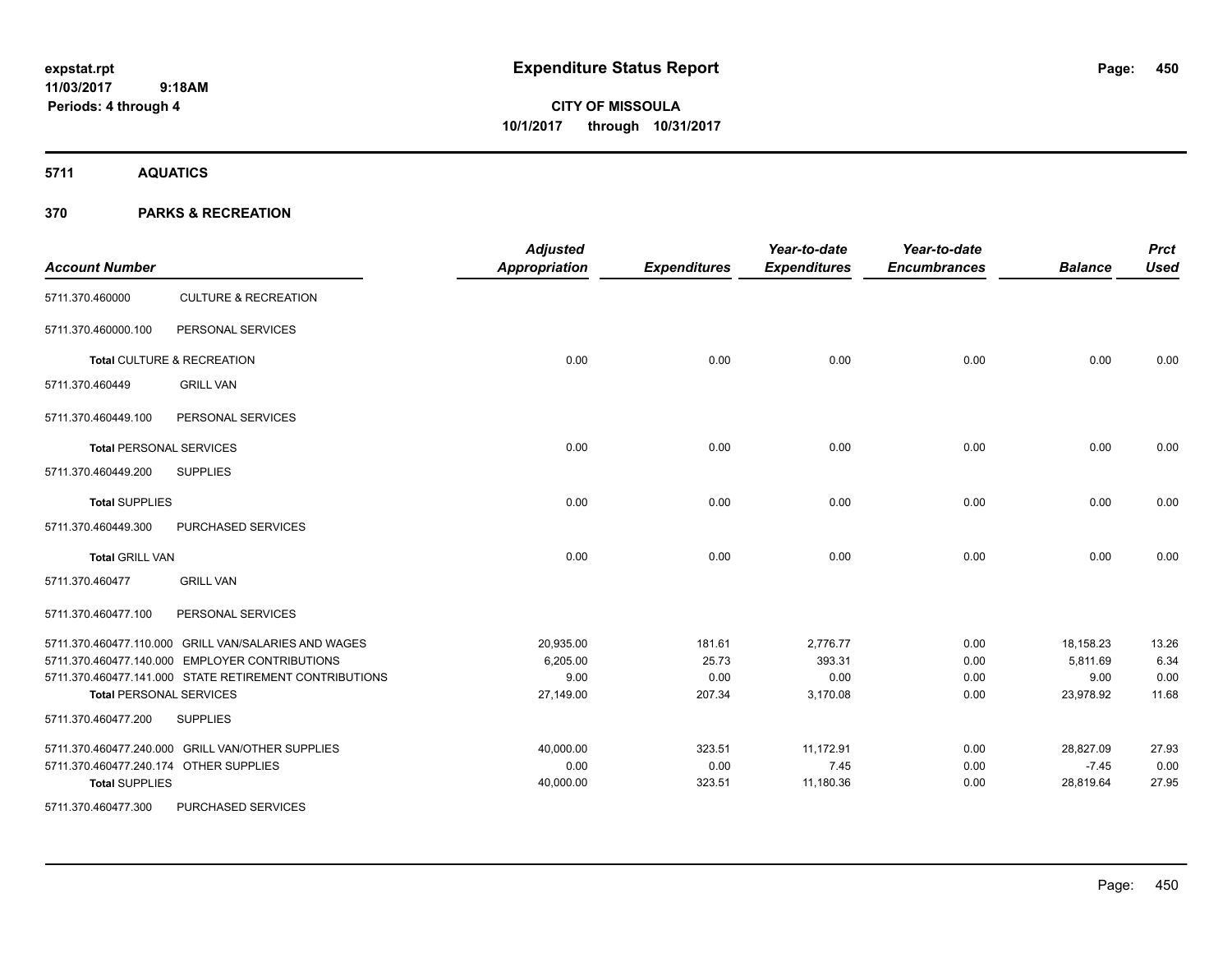# Expenditure Status Report

**expstat.rpt**
**11/03/2017 9:18AM**
**Periods: 4 through 4**

**CITY OF MISSOULA**
**10/1/2017 through 10/31/2017**

## 5711 AQUATICS

## 370 PARKS & RECREATION

| Account Number | | Adjusted Appropriation | Expenditures | Year-to-date Expenditures | Year-to-date Encumbrances | Balance | Prct Used |
|---|---|---|---|---|---|---|---|
| 5711.370.460000 | CULTURE & RECREATION | | | | | | |
| 5711.370.460000.100 | PERSONAL SERVICES | | | | | | |
| **Total** CULTURE & RECREATION | | 0.00 | 0.00 | 0.00 | 0.00 | 0.00 | 0.00 |
| 5711.370.460449 | GRILL VAN | | | | | | |
| 5711.370.460449.100 | PERSONAL SERVICES | | | | | | |
| **Total** PERSONAL SERVICES | | 0.00 | 0.00 | 0.00 | 0.00 | 0.00 | 0.00 |
| 5711.370.460449.200 | SUPPLIES | | | | | | |
| **Total** SUPPLIES | | 0.00 | 0.00 | 0.00 | 0.00 | 0.00 | 0.00 |
| 5711.370.460449.300 | PURCHASED SERVICES | | | | | | |
| **Total** GRILL VAN | | 0.00 | 0.00 | 0.00 | 0.00 | 0.00 | 0.00 |
| 5711.370.460477 | GRILL VAN | | | | | | |
| 5711.370.460477.100 | PERSONAL SERVICES | | | | | | |
| 5711.370.460477.110.000 | GRILL VAN/SALARIES AND WAGES | 20,935.00 | 181.61 | 2,776.77 | 0.00 | 18,158.23 | 13.26 |
| 5711.370.460477.140.000 | EMPLOYER CONTRIBUTIONS | 6,205.00 | 25.73 | 393.31 | 0.00 | 5,811.69 | 6.34 |
| 5711.370.460477.141.000 | STATE RETIREMENT CONTRIBUTIONS | 9.00 | 0.00 | 0.00 | 0.00 | 9.00 | 0.00 |
| **Total** PERSONAL SERVICES | | 27,149.00 | 207.34 | 3,170.08 | 0.00 | 23,978.92 | 11.68 |
| 5711.370.460477.200 | SUPPLIES | | | | | | |
| 5711.370.460477.240.000 | GRILL VAN/OTHER SUPPLIES | 40,000.00 | 323.51 | 11,172.91 | 0.00 | 28,827.09 | 27.93 |
| 5711.370.460477.240.174 | OTHER SUPPLIES | 0.00 | 0.00 | 7.45 | 0.00 | -7.45 | 0.00 |
| **Total** SUPPLIES | | 40,000.00 | 323.51 | 11,180.36 | 0.00 | 28,819.64 | 27.95 |
| 5711.370.460477.300 | PURCHASED SERVICES | | | | | | |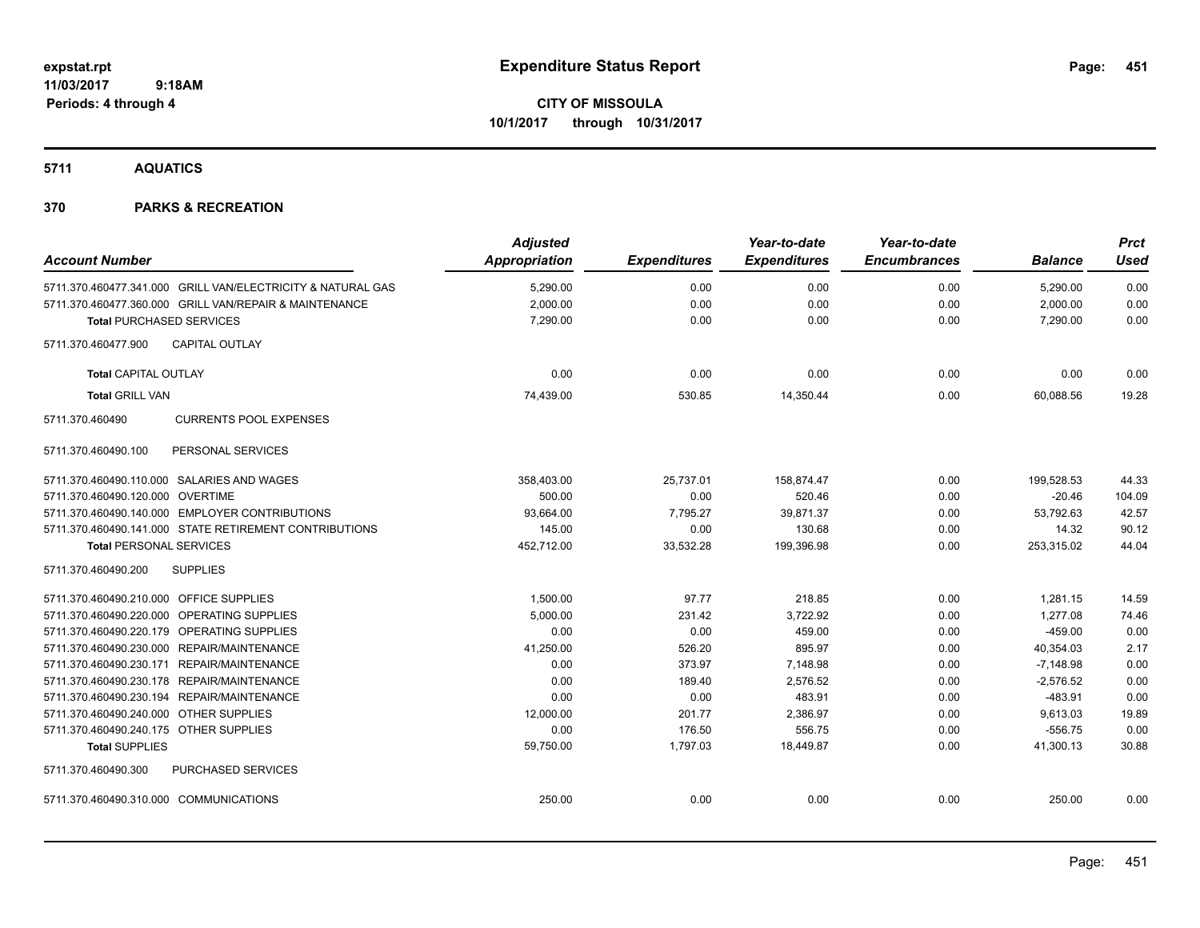# Expenditure Status Report

**CITY OF MISSOULA**
**10/1/2017 through 10/31/2017**

expstat.rpt
11/03/2017 9:18AM
Periods: 4 through 4

## 5711 AQUATICS

## 370 PARKS & RECREATION

| Account Number | Adjusted Appropriation | Expenditures | Year-to-date Expenditures | Year-to-date Encumbrances | Balance | Prct Used |
|---|---|---|---|---|---|---|
| 5711.370.460477.341.000 GRILL VAN/ELECTRICITY & NATURAL GAS | 5,290.00 | 0.00 | 0.00 | 0.00 | 5,290.00 | 0.00 |
| 5711.370.460477.360.000 GRILL VAN/REPAIR & MAINTENANCE | 2,000.00 | 0.00 | 0.00 | 0.00 | 2,000.00 | 0.00 |
| **Total** PURCHASED SERVICES | 7,290.00 | 0.00 | 0.00 | 0.00 | 7,290.00 | 0.00 |
| 5711.370.460477.900 CAPITAL OUTLAY | | | | | | |
| **Total** CAPITAL OUTLAY | 0.00 | 0.00 | 0.00 | 0.00 | 0.00 | 0.00 |
| **Total** GRILL VAN | 74,439.00 | 530.85 | 14,350.44 | 0.00 | 60,088.56 | 19.28 |
| 5711.370.460490 CURRENTS POOL EXPENSES | | | | | | |
| 5711.370.460490.100 PERSONAL SERVICES | | | | | | |
| 5711.370.460490.110.000 SALARIES AND WAGES | 358,403.00 | 25,737.01 | 158,874.47 | 0.00 | 199,528.53 | 44.33 |
| 5711.370.460490.120.000 OVERTIME | 500.00 | 0.00 | 520.46 | 0.00 | -20.46 | 104.09 |
| 5711.370.460490.140.000 EMPLOYER CONTRIBUTIONS | 93,664.00 | 7,795.27 | 39,871.37 | 0.00 | 53,792.63 | 42.57 |
| 5711.370.460490.141.000 STATE RETIREMENT CONTRIBUTIONS | 145.00 | 0.00 | 130.68 | 0.00 | 14.32 | 90.12 |
| **Total** PERSONAL SERVICES | 452,712.00 | 33,532.28 | 199,396.98 | 0.00 | 253,315.02 | 44.04 |
| 5711.370.460490.200 SUPPLIES | | | | | | |
| 5711.370.460490.210.000 OFFICE SUPPLIES | 1,500.00 | 97.77 | 218.85 | 0.00 | 1,281.15 | 14.59 |
| 5711.370.460490.220.000 OPERATING SUPPLIES | 5,000.00 | 231.42 | 3,722.92 | 0.00 | 1,277.08 | 74.46 |
| 5711.370.460490.220.179 OPERATING SUPPLIES | 0.00 | 0.00 | 459.00 | 0.00 | -459.00 | 0.00 |
| 5711.370.460490.230.000 REPAIR/MAINTENANCE | 41,250.00 | 526.20 | 895.97 | 0.00 | 40,354.03 | 2.17 |
| 5711.370.460490.230.171 REPAIR/MAINTENANCE | 0.00 | 373.97 | 7,148.98 | 0.00 | -7,148.98 | 0.00 |
| 5711.370.460490.230.178 REPAIR/MAINTENANCE | 0.00 | 189.40 | 2,576.52 | 0.00 | -2,576.52 | 0.00 |
| 5711.370.460490.230.194 REPAIR/MAINTENANCE | 0.00 | 0.00 | 483.91 | 0.00 | -483.91 | 0.00 |
| 5711.370.460490.240.000 OTHER SUPPLIES | 12,000.00 | 201.77 | 2,386.97 | 0.00 | 9,613.03 | 19.89 |
| 5711.370.460490.240.175 OTHER SUPPLIES | 0.00 | 176.50 | 556.75 | 0.00 | -556.75 | 0.00 |
| **Total** SUPPLIES | 59,750.00 | 1,797.03 | 18,449.87 | 0.00 | 41,300.13 | 30.88 |
| 5711.370.460490.300 PURCHASED SERVICES | | | | | | |
| 5711.370.460490.310.000 COMMUNICATIONS | 250.00 | 0.00 | 0.00 | 0.00 | 250.00 | 0.00 |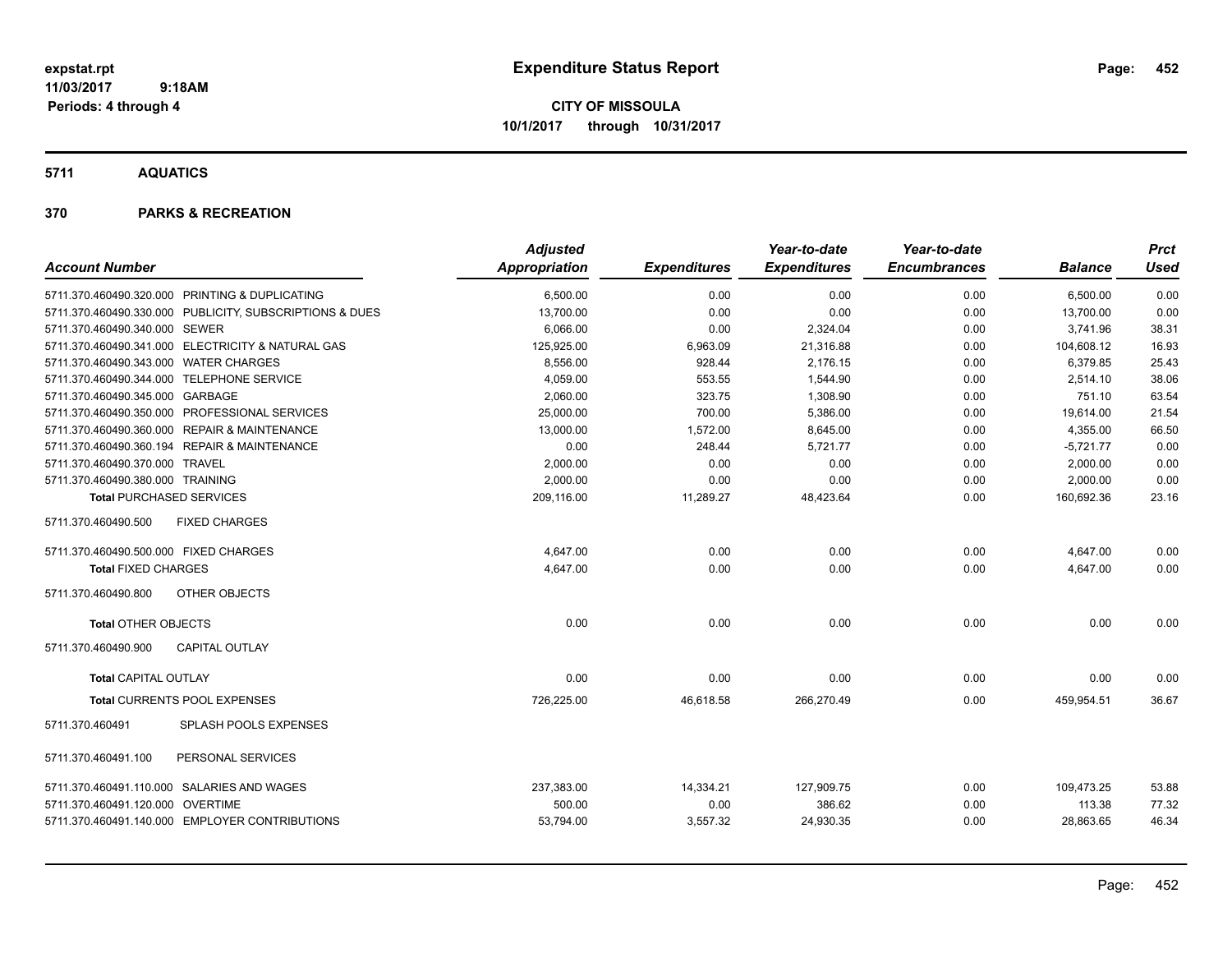# Expenditure Status Report

expstat.rpt
11/03/2017 9:18AM
Periods: 4 through 4

**CITY OF MISSOULA**
**10/1/2017 through 10/31/2017**

## 5711 AQUATICS

### 370 PARKS & RECREATION

| Account Number | Adjusted Appropriation | Expenditures | Year-to-date Expenditures | Year-to-date Encumbrances | Balance | Prct Used |
|---|---|---|---|---|---|---|
| 5711.370.460490.320.000 PRINTING & DUPLICATING | 6,500.00 | 0.00 | 0.00 | 0.00 | 6,500.00 | 0.00 |
| 5711.370.460490.330.000 PUBLICITY, SUBSCRIPTIONS & DUES | 13,700.00 | 0.00 | 0.00 | 0.00 | 13,700.00 | 0.00 |
| 5711.370.460490.340.000 SEWER | 6,066.00 | 0.00 | 2,324.04 | 0.00 | 3,741.96 | 38.31 |
| 5711.370.460490.341.000 ELECTRICITY & NATURAL GAS | 125,925.00 | 6,963.09 | 21,316.88 | 0.00 | 104,608.12 | 16.93 |
| 5711.370.460490.343.000 WATER CHARGES | 8,556.00 | 928.44 | 2,176.15 | 0.00 | 6,379.85 | 25.43 |
| 5711.370.460490.344.000 TELEPHONE SERVICE | 4,059.00 | 553.55 | 1,544.90 | 0.00 | 2,514.10 | 38.06 |
| 5711.370.460490.345.000 GARBAGE | 2,060.00 | 323.75 | 1,308.90 | 0.00 | 751.10 | 63.54 |
| 5711.370.460490.350.000 PROFESSIONAL SERVICES | 25,000.00 | 700.00 | 5,386.00 | 0.00 | 19,614.00 | 21.54 |
| 5711.370.460490.360.000 REPAIR & MAINTENANCE | 13,000.00 | 1,572.00 | 8,645.00 | 0.00 | 4,355.00 | 66.50 |
| 5711.370.460490.360.194 REPAIR & MAINTENANCE | 0.00 | 248.44 | 5,721.77 | 0.00 | -5,721.77 | 0.00 |
| 5711.370.460490.370.000 TRAVEL | 2,000.00 | 0.00 | 0.00 | 0.00 | 2,000.00 | 0.00 |
| 5711.370.460490.380.000 TRAINING | 2,000.00 | 0.00 | 0.00 | 0.00 | 2,000.00 | 0.00 |
| **Total** PURCHASED SERVICES | 209,116.00 | 11,289.27 | 48,423.64 | 0.00 | 160,692.36 | 23.16 |
| 5711.370.460490.500 FIXED CHARGES | | | | | | |
| 5711.370.460490.500.000 FIXED CHARGES | 4,647.00 | 0.00 | 0.00 | 0.00 | 4,647.00 | 0.00 |
| **Total** FIXED CHARGES | 4,647.00 | 0.00 | 0.00 | 0.00 | 4,647.00 | 0.00 |
| 5711.370.460490.800 OTHER OBJECTS | | | | | | |
| **Total** OTHER OBJECTS | 0.00 | 0.00 | 0.00 | 0.00 | 0.00 | 0.00 |
| 5711.370.460490.900 CAPITAL OUTLAY | | | | | | |
| **Total** CAPITAL OUTLAY | 0.00 | 0.00 | 0.00 | 0.00 | 0.00 | 0.00 |
| **Total** CURRENTS POOL EXPENSES | 726,225.00 | 46,618.58 | 266,270.49 | 0.00 | 459,954.51 | 36.67 |
| 5711.370.460491 SPLASH POOLS EXPENSES | | | | | | |
| 5711.370.460491.100 PERSONAL SERVICES | | | | | | |
| 5711.370.460491.110.000 SALARIES AND WAGES | 237,383.00 | 14,334.21 | 127,909.75 | 0.00 | 109,473.25 | 53.88 |
| 5711.370.460491.120.000 OVERTIME | 500.00 | 0.00 | 386.62 | 0.00 | 113.38 | 77.32 |
| 5711.370.460491.140.000 EMPLOYER CONTRIBUTIONS | 53,794.00 | 3,557.32 | 24,930.35 | 0.00 | 28,863.65 | 46.34 |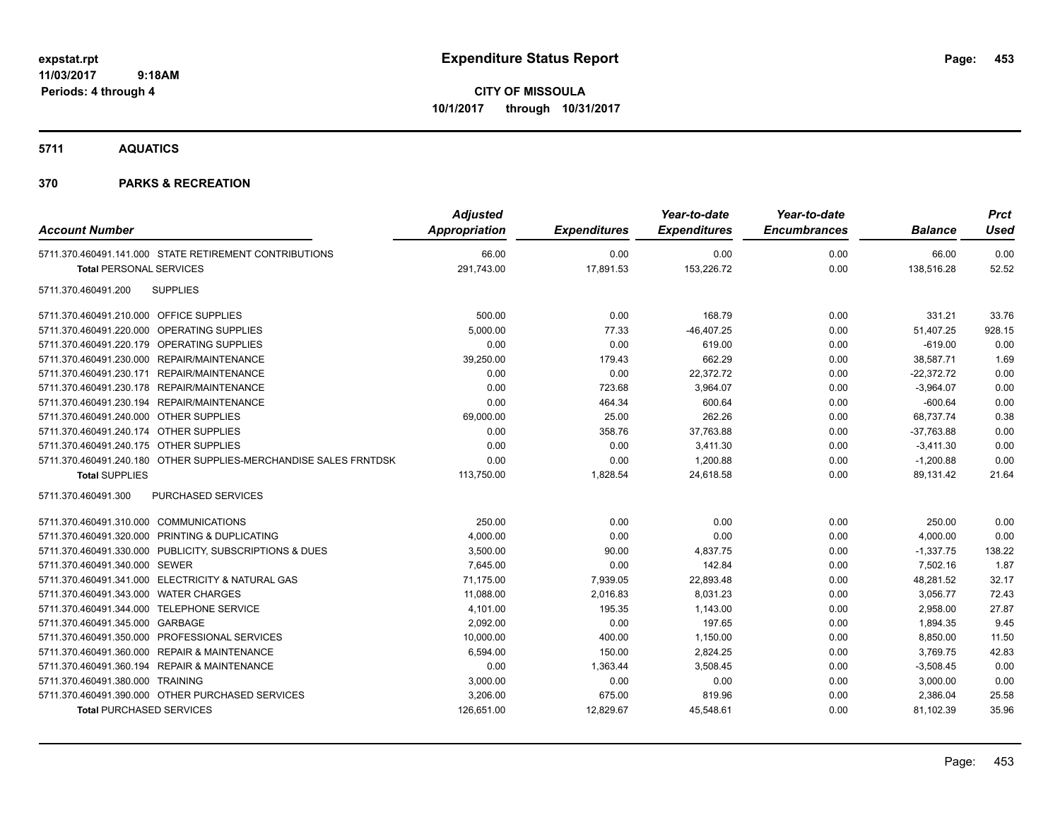# Expenditure Status Report

**CITY OF MISSOULA**
**10/1/2017 through 10/31/2017**

expstat.rpt
11/03/2017 9:18AM
Periods: 4 through 4

## 5711 AQUATICS

## 370 PARKS & RECREATION

| Account Number | Adjusted Appropriation | Expenditures | Year-to-date Expenditures | Year-to-date Encumbrances | Balance | Prct Used |
|---|---|---|---|---|---|---|
| 5711.370.460491.141.000 STATE RETIREMENT CONTRIBUTIONS | 66.00 | 0.00 | 0.00 | 0.00 | 66.00 | 0.00 |
| **Total** PERSONAL SERVICES | 291,743.00 | 17,891.53 | 153,226.72 | 0.00 | 138,516.28 | 52.52 |
| 5711.370.460491.200 SUPPLIES | | | | | | |
| 5711.370.460491.210.000 OFFICE SUPPLIES | 500.00 | 0.00 | 168.79 | 0.00 | 331.21 | 33.76 |
| 5711.370.460491.220.000 OPERATING SUPPLIES | 5,000.00 | 77.33 | -46,407.25 | 0.00 | 51,407.25 | 928.15 |
| 5711.370.460491.220.179 OPERATING SUPPLIES | 0.00 | 0.00 | 619.00 | 0.00 | -619.00 | 0.00 |
| 5711.370.460491.230.000 REPAIR/MAINTENANCE | 39,250.00 | 179.43 | 662.29 | 0.00 | 38,587.71 | 1.69 |
| 5711.370.460491.230.171 REPAIR/MAINTENANCE | 0.00 | 0.00 | 22,372.72 | 0.00 | -22,372.72 | 0.00 |
| 5711.370.460491.230.178 REPAIR/MAINTENANCE | 0.00 | 723.68 | 3,964.07 | 0.00 | -3,964.07 | 0.00 |
| 5711.370.460491.230.194 REPAIR/MAINTENANCE | 0.00 | 464.34 | 600.64 | 0.00 | -600.64 | 0.00 |
| 5711.370.460491.240.000 OTHER SUPPLIES | 69,000.00 | 25.00 | 262.26 | 0.00 | 68,737.74 | 0.38 |
| 5711.370.460491.240.174 OTHER SUPPLIES | 0.00 | 358.76 | 37,763.88 | 0.00 | -37,763.88 | 0.00 |
| 5711.370.460491.240.175 OTHER SUPPLIES | 0.00 | 0.00 | 3,411.30 | 0.00 | -3,411.30 | 0.00 |
| 5711.370.460491.240.180 OTHER SUPPLIES-MERCHANDISE SALES FRNTDSK | 0.00 | 0.00 | 1,200.88 | 0.00 | -1,200.88 | 0.00 |
| **Total** SUPPLIES | 113,750.00 | 1,828.54 | 24,618.58 | 0.00 | 89,131.42 | 21.64 |
| 5711.370.460491.300 PURCHASED SERVICES | | | | | | |
| 5711.370.460491.310.000 COMMUNICATIONS | 250.00 | 0.00 | 0.00 | 0.00 | 250.00 | 0.00 |
| 5711.370.460491.320.000 PRINTING & DUPLICATING | 4,000.00 | 0.00 | 0.00 | 0.00 | 4,000.00 | 0.00 |
| 5711.370.460491.330.000 PUBLICITY, SUBSCRIPTIONS & DUES | 3,500.00 | 90.00 | 4,837.75 | 0.00 | -1,337.75 | 138.22 |
| 5711.370.460491.340.000 SEWER | 7,645.00 | 0.00 | 142.84 | 0.00 | 7,502.16 | 1.87 |
| 5711.370.460491.341.000 ELECTRICITY & NATURAL GAS | 71,175.00 | 7,939.05 | 22,893.48 | 0.00 | 48,281.52 | 32.17 |
| 5711.370.460491.343.000 WATER CHARGES | 11,088.00 | 2,016.83 | 8,031.23 | 0.00 | 3,056.77 | 72.43 |
| 5711.370.460491.344.000 TELEPHONE SERVICE | 4,101.00 | 195.35 | 1,143.00 | 0.00 | 2,958.00 | 27.87 |
| 5711.370.460491.345.000 GARBAGE | 2,092.00 | 0.00 | 197.65 | 0.00 | 1,894.35 | 9.45 |
| 5711.370.460491.350.000 PROFESSIONAL SERVICES | 10,000.00 | 400.00 | 1,150.00 | 0.00 | 8,850.00 | 11.50 |
| 5711.370.460491.360.000 REPAIR & MAINTENANCE | 6,594.00 | 150.00 | 2,824.25 | 0.00 | 3,769.75 | 42.83 |
| 5711.370.460491.360.194 REPAIR & MAINTENANCE | 0.00 | 1,363.44 | 3,508.45 | 0.00 | -3,508.45 | 0.00 |
| 5711.370.460491.380.000 TRAINING | 3,000.00 | 0.00 | 0.00 | 0.00 | 3,000.00 | 0.00 |
| 5711.370.460491.390.000 OTHER PURCHASED SERVICES | 3,206.00 | 675.00 | 819.96 | 0.00 | 2,386.04 | 25.58 |
| **Total** PURCHASED SERVICES | 126,651.00 | 12,829.67 | 45,548.61 | 0.00 | 81,102.39 | 35.96 |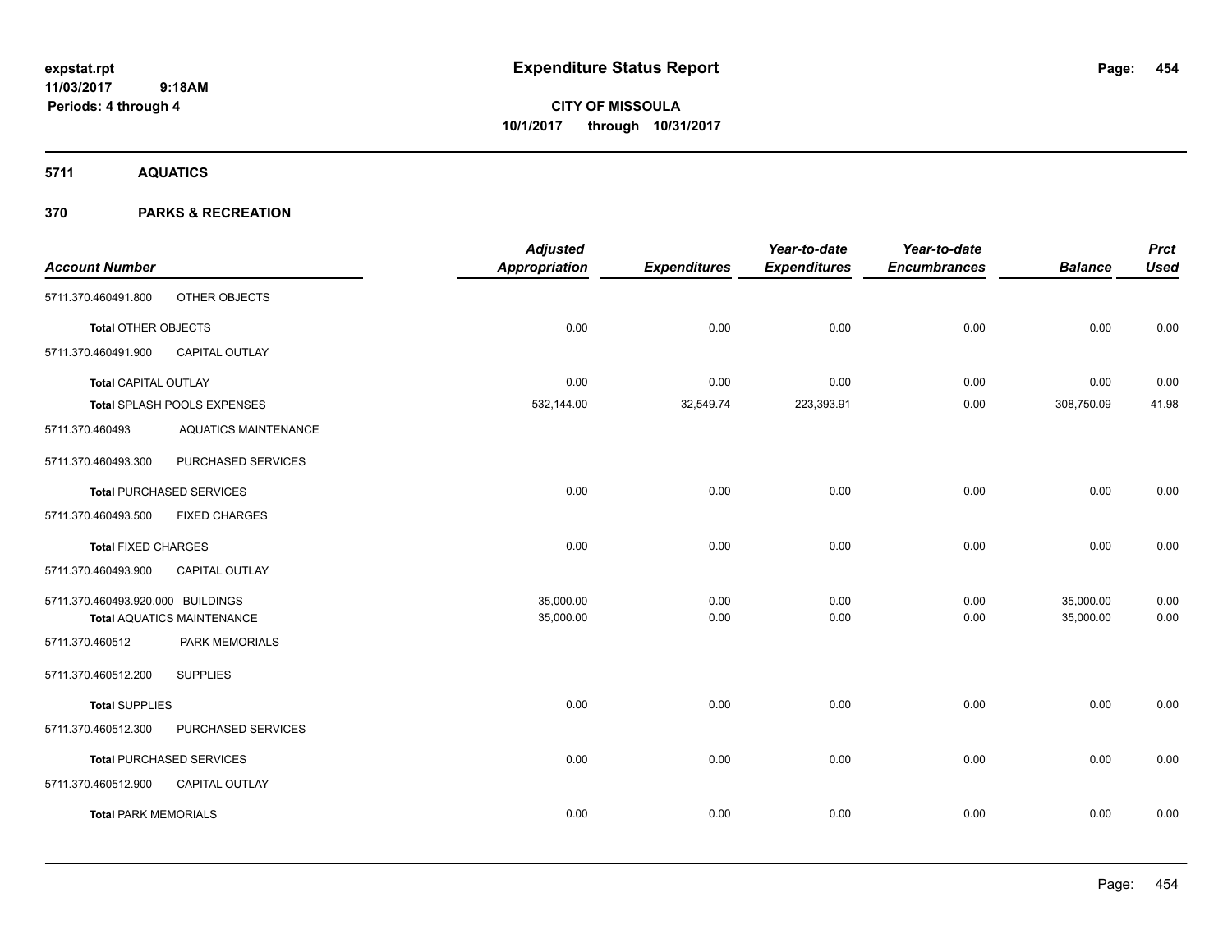# Expenditure Status Report

**CITY OF MISSOULA**
**10/1/2017 through 10/31/2017**

expstat.rpt
11/03/2017 9:18AM
Periods: 4 through 4

## 5711 AQUATICS

## 370 PARKS & RECREATION

| Account Number | | Adjusted Appropriation | Expenditures | Year-to-date Expenditures | Year-to-date Encumbrances | Balance | Prct Used |
|---|---|---|---|---|---|---|---|
| 5711.370.460491.800 | OTHER OBJECTS | | | | | | |
| **Total** OTHER OBJECTS | | 0.00 | 0.00 | 0.00 | 0.00 | 0.00 | 0.00 |
| 5711.370.460491.900 | CAPITAL OUTLAY | | | | | | |
| **Total** CAPITAL OUTLAY | | 0.00 | 0.00 | 0.00 | 0.00 | 0.00 | 0.00 |
| **Total** SPLASH POOLS EXPENSES | | 532,144.00 | 32,549.74 | 223,393.91 | 0.00 | 308,750.09 | 41.98 |
| 5711.370.460493 | AQUATICS MAINTENANCE | | | | | | |
| 5711.370.460493.300 | PURCHASED SERVICES | | | | | | |
| **Total** PURCHASED SERVICES | | 0.00 | 0.00 | 0.00 | 0.00 | 0.00 | 0.00 |
| 5711.370.460493.500 | FIXED CHARGES | | | | | | |
| **Total** FIXED CHARGES | | 0.00 | 0.00 | 0.00 | 0.00 | 0.00 | 0.00 |
| 5711.370.460493.900 | CAPITAL OUTLAY | | | | | | |
| 5711.370.460493.920.000 | BUILDINGS | 35,000.00 | 0.00 | 0.00 | 0.00 | 35,000.00 | 0.00 |
| **Total** AQUATICS MAINTENANCE | | 35,000.00 | 0.00 | 0.00 | 0.00 | 35,000.00 | 0.00 |
| 5711.370.460512 | PARK MEMORIALS | | | | | | |
| 5711.370.460512.200 | SUPPLIES | | | | | | |
| **Total** SUPPLIES | | 0.00 | 0.00 | 0.00 | 0.00 | 0.00 | 0.00 |
| 5711.370.460512.300 | PURCHASED SERVICES | | | | | | |
| **Total** PURCHASED SERVICES | | 0.00 | 0.00 | 0.00 | 0.00 | 0.00 | 0.00 |
| 5711.370.460512.900 | CAPITAL OUTLAY | | | | | | |
| **Total** PARK MEMORIALS | | 0.00 | 0.00 | 0.00 | 0.00 | 0.00 | 0.00 |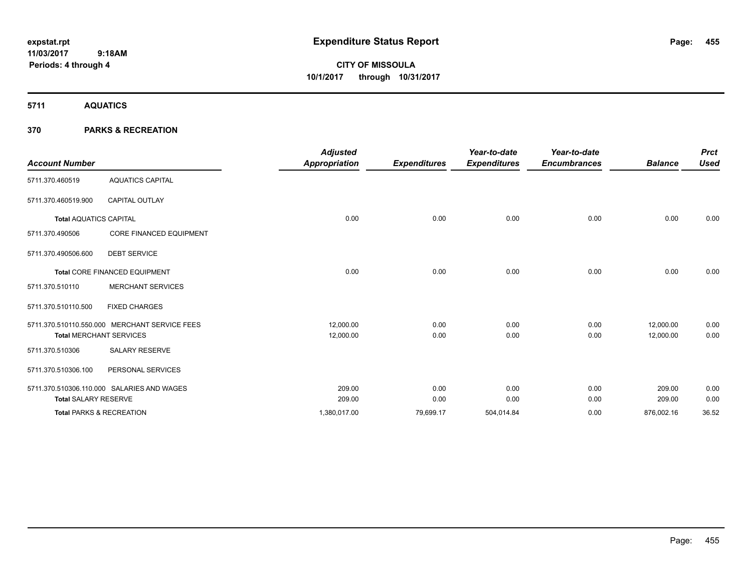# Expenditure Status Report

expstat.rpt
11/03/2017 9:18AM
Periods: 4 through 4

**CITY OF MISSOULA**
**10/1/2017 through 10/31/2017**

## 5711 AQUATICS

### 370 PARKS & RECREATION

| Account Number | | Adjusted Appropriation | Expenditures | Year-to-date Expenditures | Year-to-date Encumbrances | Balance | Prct Used |
|---|---|---|---|---|---|---|---|
| 5711.370.460519 | AQUATICS CAPITAL | | | | | | |
| 5711.370.460519.900 | CAPITAL OUTLAY | | | | | | |
| **Total** AQUATICS CAPITAL | | 0.00 | 0.00 | 0.00 | 0.00 | 0.00 | 0.00 |
| 5711.370.490506 | CORE FINANCED EQUIPMENT | | | | | | |
| 5711.370.490506.600 | DEBT SERVICE | | | | | | |
| **Total** CORE FINANCED EQUIPMENT | | 0.00 | 0.00 | 0.00 | 0.00 | 0.00 | 0.00 |
| 5711.370.510110 | MERCHANT SERVICES | | | | | | |
| 5711.370.510110.500 | FIXED CHARGES | | | | | | |
| 5711.370.510110.550.000 | MERCHANT SERVICE FEES | 12,000.00 | 0.00 | 0.00 | 0.00 | 12,000.00 | 0.00 |
| **Total** MERCHANT SERVICES | | 12,000.00 | 0.00 | 0.00 | 0.00 | 12,000.00 | 0.00 |
| 5711.370.510306 | SALARY RESERVE | | | | | | |
| 5711.370.510306.100 | PERSONAL SERVICES | | | | | | |
| 5711.370.510306.110.000 | SALARIES AND WAGES | 209.00 | 0.00 | 0.00 | 0.00 | 209.00 | 0.00 |
| **Total** SALARY RESERVE | | 209.00 | 0.00 | 0.00 | 0.00 | 209.00 | 0.00 |
| **Total** PARKS & RECREATION | | 1,380,017.00 | 79,699.17 | 504,014.84 | 0.00 | 876,002.16 | 36.52 |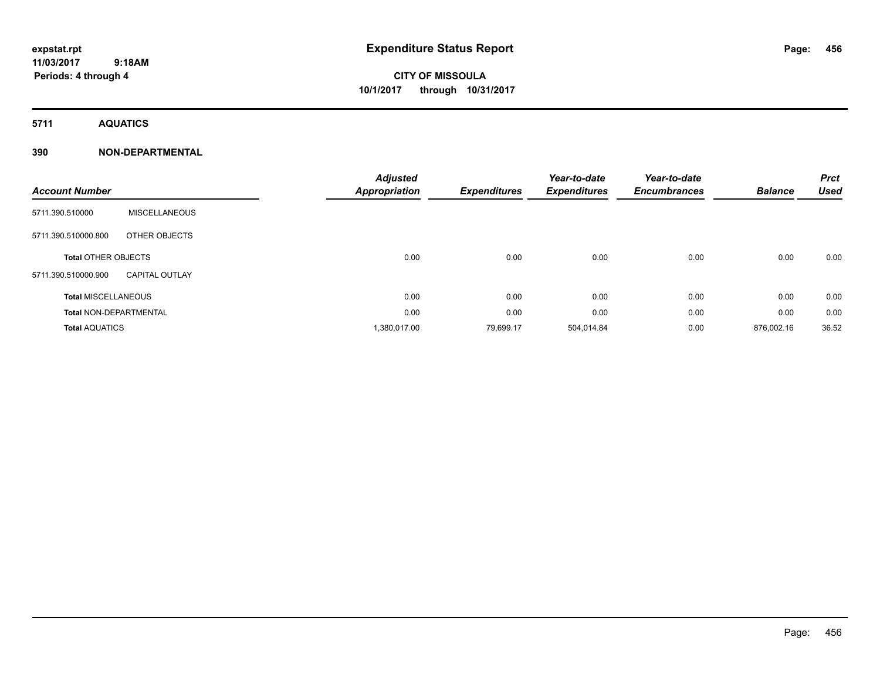**expstat.rpt**
**11/03/2017 9:18AM**
**Periods: 4 through 4**

# Expenditure Status Report

**CITY OF MISSOULA**
**10/1/2017 through 10/31/2017**

## 5711 AQUATICS

## 390 NON-DEPARTMENTAL

| Account Number | | Adjusted Appropriation | Expenditures | Year-to-date Expenditures | Year-to-date Encumbrances | Balance | Prct Used |
|---|---|---|---|---|---|---|---|
| 5711.390.510000 | MISCELLANEOUS | | | | | | |
| 5711.390.510000.800 | OTHER OBJECTS | | | | | | |
| **Total** OTHER OBJECTS | | 0.00 | 0.00 | 0.00 | 0.00 | 0.00 | 0.00 |
| 5711.390.510000.900 | CAPITAL OUTLAY | | | | | | |
| **Total** MISCELLANEOUS | | 0.00 | 0.00 | 0.00 | 0.00 | 0.00 | 0.00 |
| **Total** NON-DEPARTMENTAL | | 0.00 | 0.00 | 0.00 | 0.00 | 0.00 | 0.00 |
| **Total** AQUATICS | | 1,380,017.00 | 79,699.17 | 504,014.84 | 0.00 | 876,002.16 | 36.52 |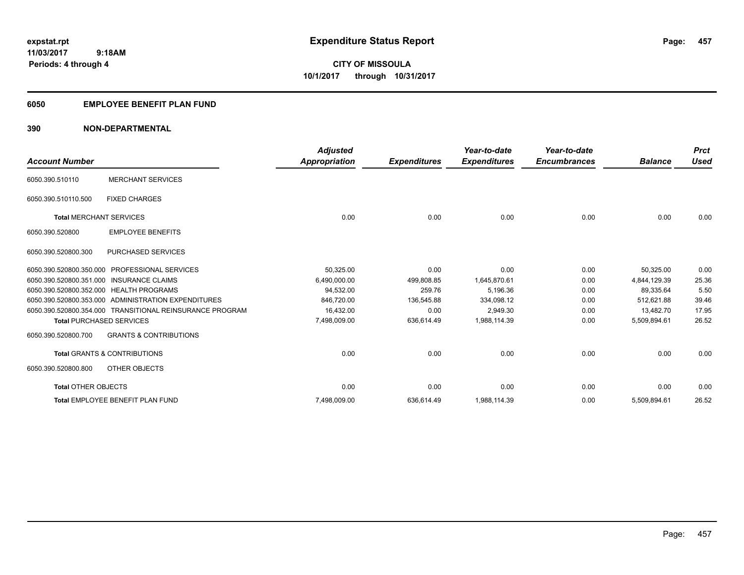**expstat.rpt**
**11/03/2017 9:18AM**
**Periods: 4 through 4**

# Expenditure Status Report

**CITY OF MISSOULA**
**10/1/2017 through 10/31/2017**

## 6050 EMPLOYEE BENEFIT PLAN FUND

## 390 NON-DEPARTMENTAL

| Account Number | | Adjusted Appropriation | Expenditures | Year-to-date Expenditures | Year-to-date Encumbrances | Balance | Prct Used |
|---|---|---|---|---|---|---|---|
| 6050.390.510110 | MERCHANT SERVICES | | | | | | |
| 6050.390.510110.500 | FIXED CHARGES | | | | | | |
| **Total** MERCHANT SERVICES | | 0.00 | 0.00 | 0.00 | 0.00 | 0.00 | 0.00 |
| 6050.390.520800 | EMPLOYEE BENEFITS | | | | | | |
| 6050.390.520800.300 | PURCHASED SERVICES | | | | | | |
| 6050.390.520800.350.000 | PROFESSIONAL SERVICES | 50,325.00 | 0.00 | 0.00 | 0.00 | 50,325.00 | 0.00 |
| 6050.390.520800.351.000 | INSURANCE CLAIMS | 6,490,000.00 | 499,808.85 | 1,645,870.61 | 0.00 | 4,844,129.39 | 25.36 |
| 6050.390.520800.352.000 | HEALTH PROGRAMS | 94,532.00 | 259.76 | 5,196.36 | 0.00 | 89,335.64 | 5.50 |
| 6050.390.520800.353.000 | ADMINISTRATION EXPENDITURES | 846,720.00 | 136,545.88 | 334,098.12 | 0.00 | 512,621.88 | 39.46 |
| 6050.390.520800.354.000 | TRANSITIONAL REINSURANCE PROGRAM | 16,432.00 | 0.00 | 2,949.30 | 0.00 | 13,482.70 | 17.95 |
| **Total** PURCHASED SERVICES | | 7,498,009.00 | 636,614.49 | 1,988,114.39 | 0.00 | 5,509,894.61 | 26.52 |
| 6050.390.520800.700 | GRANTS & CONTRIBUTIONS | | | | | | |
| **Total** GRANTS & CONTRIBUTIONS | | 0.00 | 0.00 | 0.00 | 0.00 | 0.00 | 0.00 |
| 6050.390.520800.800 | OTHER OBJECTS | | | | | | |
| **Total** OTHER OBJECTS | | 0.00 | 0.00 | 0.00 | 0.00 | 0.00 | 0.00 |
| **Total** EMPLOYEE BENEFIT PLAN FUND | | 7,498,009.00 | 636,614.49 | 1,988,114.39 | 0.00 | 5,509,894.61 | 26.52 |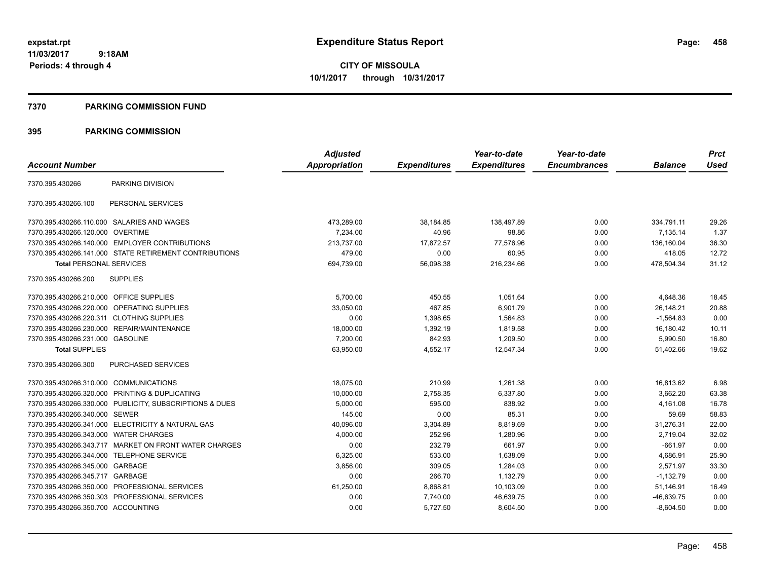expstat.rpt
11/03/2017 9:18AM
Periods: 4 through 4

# Expenditure Status Report

**CITY OF MISSOULA**
**10/1/2017 through 10/31/2017**

## 7370 PARKING COMMISSION FUND

## 395 PARKING COMMISSION

| Account Number | | Adjusted Appropriation | Expenditures | Year-to-date Expenditures | Year-to-date Encumbrances | Balance | Prct Used |
|---|---|---|---|---|---|---|---|
| 7370.395.430266 | PARKING DIVISION | | | | | | |
| 7370.395.430266.100 | PERSONAL SERVICES | | | | | | |
| 7370.395.430266.110.000 | SALARIES AND WAGES | 473,289.00 | 38,184.85 | 138,497.89 | 0.00 | 334,791.11 | 29.26 |
| 7370.395.430266.120.000 | OVERTIME | 7,234.00 | 40.96 | 98.86 | 0.00 | 7,135.14 | 1.37 |
| 7370.395.430266.140.000 | EMPLOYER CONTRIBUTIONS | 213,737.00 | 17,872.57 | 77,576.96 | 0.00 | 136,160.04 | 36.30 |
| 7370.395.430266.141.000 | STATE RETIREMENT CONTRIBUTIONS | 479.00 | 0.00 | 60.95 | 0.00 | 418.05 | 12.72 |
| **Total** PERSONAL SERVICES | | 694,739.00 | 56,098.38 | 216,234.66 | 0.00 | 478,504.34 | 31.12 |
| 7370.395.430266.200 | SUPPLIES | | | | | | |
| 7370.395.430266.210.000 | OFFICE SUPPLIES | 5,700.00 | 450.55 | 1,051.64 | 0.00 | 4,648.36 | 18.45 |
| 7370.395.430266.220.000 | OPERATING SUPPLIES | 33,050.00 | 467.85 | 6,901.79 | 0.00 | 26,148.21 | 20.88 |
| 7370.395.430266.220.311 | CLOTHING SUPPLIES | 0.00 | 1,398.65 | 1,564.83 | 0.00 | -1,564.83 | 0.00 |
| 7370.395.430266.230.000 | REPAIR/MAINTENANCE | 18,000.00 | 1,392.19 | 1,819.58 | 0.00 | 16,180.42 | 10.11 |
| 7370.395.430266.231.000 | GASOLINE | 7,200.00 | 842.93 | 1,209.50 | 0.00 | 5,990.50 | 16.80 |
| **Total** SUPPLIES | | 63,950.00 | 4,552.17 | 12,547.34 | 0.00 | 51,402.66 | 19.62 |
| 7370.395.430266.300 | PURCHASED SERVICES | | | | | | |
| 7370.395.430266.310.000 | COMMUNICATIONS | 18,075.00 | 210.99 | 1,261.38 | 0.00 | 16,813.62 | 6.98 |
| 7370.395.430266.320.000 | PRINTING & DUPLICATING | 10,000.00 | 2,758.35 | 6,337.80 | 0.00 | 3,662.20 | 63.38 |
| 7370.395.430266.330.000 | PUBLICITY, SUBSCRIPTIONS & DUES | 5,000.00 | 595.00 | 838.92 | 0.00 | 4,161.08 | 16.78 |
| 7370.395.430266.340.000 | SEWER | 145.00 | 0.00 | 85.31 | 0.00 | 59.69 | 58.83 |
| 7370.395.430266.341.000 | ELECTRICITY & NATURAL GAS | 40,096.00 | 3,304.89 | 8,819.69 | 0.00 | 31,276.31 | 22.00 |
| 7370.395.430266.343.000 | WATER CHARGES | 4,000.00 | 252.96 | 1,280.96 | 0.00 | 2,719.04 | 32.02 |
| 7370.395.430266.343.717 | MARKET ON FRONT WATER CHARGES | 0.00 | 232.79 | 661.97 | 0.00 | -661.97 | 0.00 |
| 7370.395.430266.344.000 | TELEPHONE SERVICE | 6,325.00 | 533.00 | 1,638.09 | 0.00 | 4,686.91 | 25.90 |
| 7370.395.430266.345.000 | GARBAGE | 3,856.00 | 309.05 | 1,284.03 | 0.00 | 2,571.97 | 33.30 |
| 7370.395.430266.345.717 | GARBAGE | 0.00 | 266.70 | 1,132.79 | 0.00 | -1,132.79 | 0.00 |
| 7370.395.430266.350.000 | PROFESSIONAL SERVICES | 61,250.00 | 8,868.81 | 10,103.09 | 0.00 | 51,146.91 | 16.49 |
| 7370.395.430266.350.303 | PROFESSIONAL SERVICES | 0.00 | 7,740.00 | 46,639.75 | 0.00 | -46,639.75 | 0.00 |
| 7370.395.430266.350.700 | ACCOUNTING | 0.00 | 5,727.50 | 8,604.50 | 0.00 | -8,604.50 | 0.00 |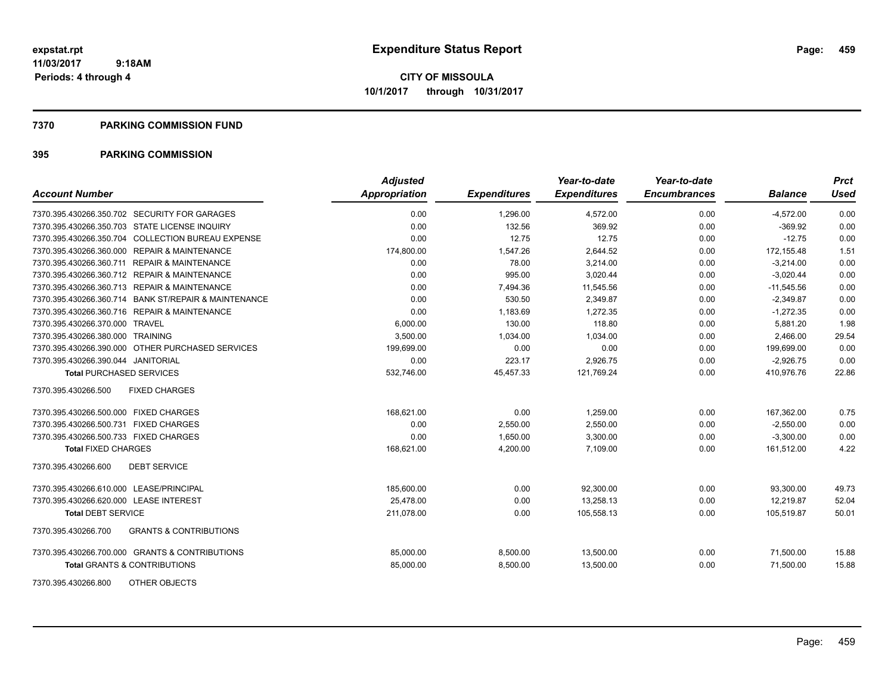**expstat.rpt**
**11/03/2017 9:18AM**
**Periods: 4 through 4**

# Expenditure Status Report

**CITY OF MISSOULA**
**10/1/2017 through 10/31/2017**

## 7370 PARKING COMMISSION FUND

## 395 PARKING COMMISSION

| Account Number | Adjusted Appropriation | Expenditures | Year-to-date Expenditures | Year-to-date Encumbrances | Balance | Prct Used |
|---|---|---|---|---|---|---|
| 7370.395.430266.350.702 SECURITY FOR GARAGES | 0.00 | 1,296.00 | 4,572.00 | 0.00 | -4,572.00 | 0.00 |
| 7370.395.430266.350.703 STATE LICENSE INQUIRY | 0.00 | 132.56 | 369.92 | 0.00 | -369.92 | 0.00 |
| 7370.395.430266.350.704 COLLECTION BUREAU EXPENSE | 0.00 | 12.75 | 12.75 | 0.00 | -12.75 | 0.00 |
| 7370.395.430266.360.000 REPAIR & MAINTENANCE | 174,800.00 | 1,547.26 | 2,644.52 | 0.00 | 172,155.48 | 1.51 |
| 7370.395.430266.360.711 REPAIR & MAINTENANCE | 0.00 | 78.00 | 3,214.00 | 0.00 | -3,214.00 | 0.00 |
| 7370.395.430266.360.712 REPAIR & MAINTENANCE | 0.00 | 995.00 | 3,020.44 | 0.00 | -3,020.44 | 0.00 |
| 7370.395.430266.360.713 REPAIR & MAINTENANCE | 0.00 | 7,494.36 | 11,545.56 | 0.00 | -11,545.56 | 0.00 |
| 7370.395.430266.360.714 BANK ST/REPAIR & MAINTENANCE | 0.00 | 530.50 | 2,349.87 | 0.00 | -2,349.87 | 0.00 |
| 7370.395.430266.360.716 REPAIR & MAINTENANCE | 0.00 | 1,183.69 | 1,272.35 | 0.00 | -1,272.35 | 0.00 |
| 7370.395.430266.370.000 TRAVEL | 6,000.00 | 130.00 | 118.80 | 0.00 | 5,881.20 | 1.98 |
| 7370.395.430266.380.000 TRAINING | 3,500.00 | 1,034.00 | 1,034.00 | 0.00 | 2,466.00 | 29.54 |
| 7370.395.430266.390.000 OTHER PURCHASED SERVICES | 199,699.00 | 0.00 | 0.00 | 0.00 | 199,699.00 | 0.00 |
| 7370.395.430266.390.044 JANITORIAL | 0.00 | 223.17 | 2,926.75 | 0.00 | -2,926.75 | 0.00 |
| **Total PURCHASED SERVICES** | 532,746.00 | 45,457.33 | 121,769.24 | 0.00 | 410,976.76 | 22.86 |
| 7370.395.430266.500 FIXED CHARGES | | | | | | |
| 7370.395.430266.500.000 FIXED CHARGES | 168,621.00 | 0.00 | 1,259.00 | 0.00 | 167,362.00 | 0.75 |
| 7370.395.430266.500.731 FIXED CHARGES | 0.00 | 2,550.00 | 2,550.00 | 0.00 | -2,550.00 | 0.00 |
| 7370.395.430266.500.733 FIXED CHARGES | 0.00 | 1,650.00 | 3,300.00 | 0.00 | -3,300.00 | 0.00 |
| **Total FIXED CHARGES** | 168,621.00 | 4,200.00 | 7,109.00 | 0.00 | 161,512.00 | 4.22 |
| 7370.395.430266.600 DEBT SERVICE | | | | | | |
| 7370.395.430266.610.000 LEASE/PRINCIPAL | 185,600.00 | 0.00 | 92,300.00 | 0.00 | 93,300.00 | 49.73 |
| 7370.395.430266.620.000 LEASE INTEREST | 25,478.00 | 0.00 | 13,258.13 | 0.00 | 12,219.87 | 52.04 |
| **Total DEBT SERVICE** | 211,078.00 | 0.00 | 105,558.13 | 0.00 | 105,519.87 | 50.01 |
| 7370.395.430266.700 GRANTS & CONTRIBUTIONS | | | | | | |
| 7370.395.430266.700.000 GRANTS & CONTRIBUTIONS | 85,000.00 | 8,500.00 | 13,500.00 | 0.00 | 71,500.00 | 15.88 |
| **Total GRANTS & CONTRIBUTIONS** | 85,000.00 | 8,500.00 | 13,500.00 | 0.00 | 71,500.00 | 15.88 |
| 7370.395.430266.800 OTHER OBJECTS | | | | | | |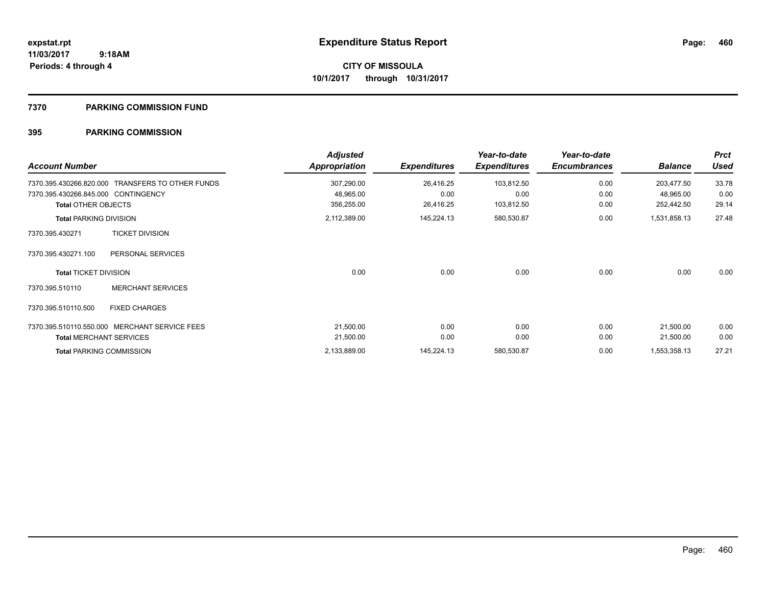**expstat.rpt**
**11/03/2017 9:18AM**
**Periods: 4 through 4**

# Expenditure Status Report

**CITY OF MISSOULA**
**10/1/2017 through 10/31/2017**

## 7370 PARKING COMMISSION FUND

## 395 PARKING COMMISSION

| Account Number | | Adjusted Appropriation | Expenditures | Year-to-date Expenditures | Year-to-date Encumbrances | Balance | Prct Used |
|---|---|---|---|---|---|---|---|
| 7370.395.430266.820.000 | TRANSFERS TO OTHER FUNDS | 307,290.00 | 26,416.25 | 103,812.50 | 0.00 | 203,477.50 | 33.78 |
| 7370.395.430266.845.000 | CONTINGENCY | 48,965.00 | 0.00 | 0.00 | 0.00 | 48,965.00 | 0.00 |
| **Total** OTHER OBJECTS | | 356,255.00 | 26,416.25 | 103,812.50 | 0.00 | 252,442.50 | 29.14 |
| **Total** PARKING DIVISION | | 2,112,389.00 | 145,224.13 | 580,530.87 | 0.00 | 1,531,858.13 | 27.48 |
| 7370.395.430271 | TICKET DIVISION | | | | | | |
| 7370.395.430271.100 | PERSONAL SERVICES | | | | | | |
| **Total** TICKET DIVISION | | 0.00 | 0.00 | 0.00 | 0.00 | 0.00 | 0.00 |
| 7370.395.510110 | MERCHANT SERVICES | | | | | | |
| 7370.395.510110.500 | FIXED CHARGES | | | | | | |
| 7370.395.510110.550.000 | MERCHANT SERVICE FEES | 21,500.00 | 0.00 | 0.00 | 0.00 | 21,500.00 | 0.00 |
| **Total** MERCHANT SERVICES | | 21,500.00 | 0.00 | 0.00 | 0.00 | 21,500.00 | 0.00 |
| **Total** PARKING COMMISSION | | 2,133,889.00 | 145,224.13 | 580,530.87 | 0.00 | 1,553,358.13 | 27.21 |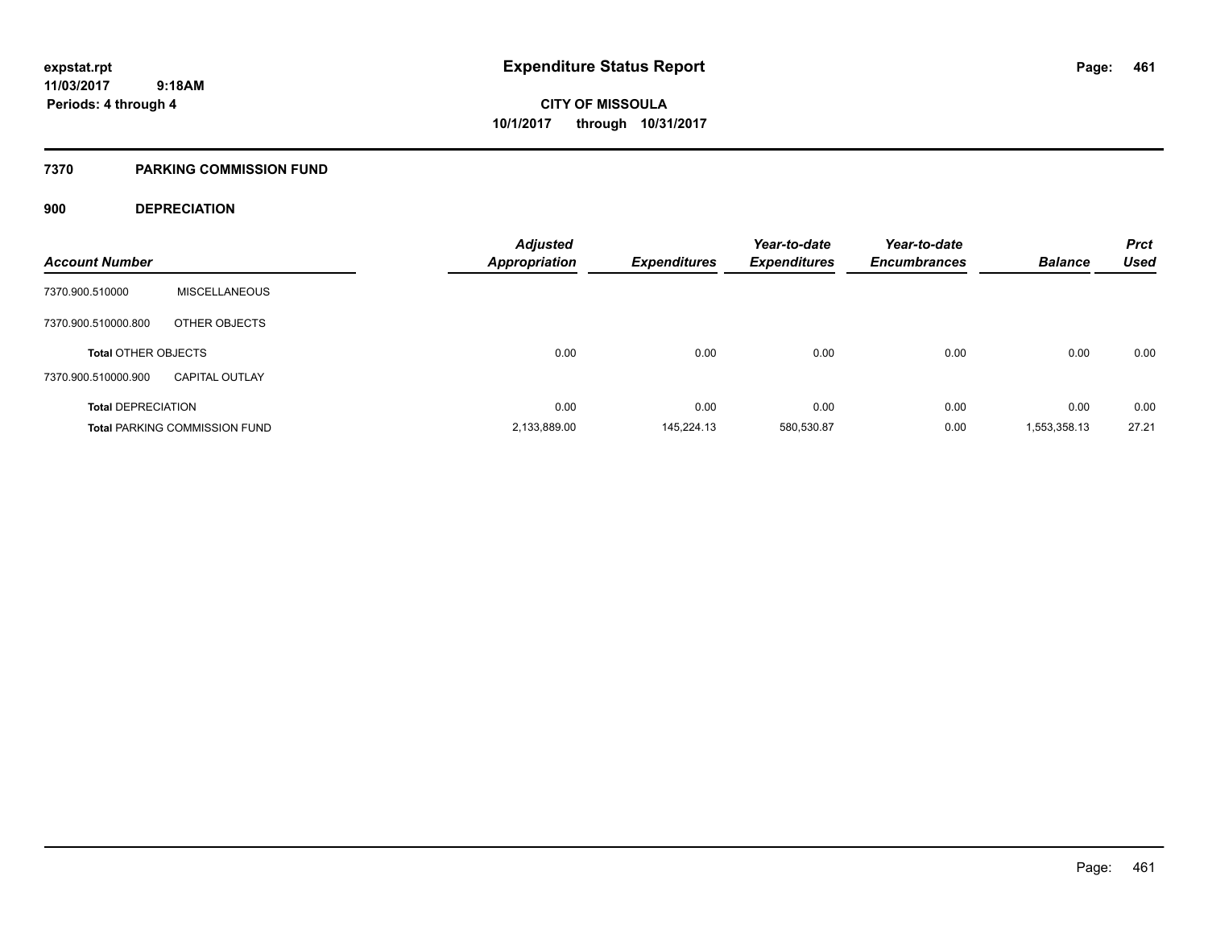# Expenditure Status Report

expstat.rpt
11/03/2017 9:18AM
Periods: 4 through 4

**CITY OF MISSOULA**
**10/1/2017 through 10/31/2017**

## 7370 PARKING COMMISSION FUND

### 900 DEPRECIATION

| Account Number | | Adjusted Appropriation | Expenditures | Year-to-date Expenditures | Year-to-date Encumbrances | Balance | Prct Used |
|---|---|---|---|---|---|---|---|
| 7370.900.510000 | MISCELLANEOUS | | | | | | |
| 7370.900.510000.800 | OTHER OBJECTS | | | | | | |
| **Total** OTHER OBJECTS | | 0.00 | 0.00 | 0.00 | 0.00 | 0.00 | 0.00 |
| 7370.900.510000.900 | CAPITAL OUTLAY | | | | | | |
| **Total** DEPRECIATION | | 0.00 | 0.00 | 0.00 | 0.00 | 0.00 | 0.00 |
| **Total** PARKING COMMISSION FUND | | 2,133,889.00 | 145,224.13 | 580,530.87 | 0.00 | 1,553,358.13 | 27.21 |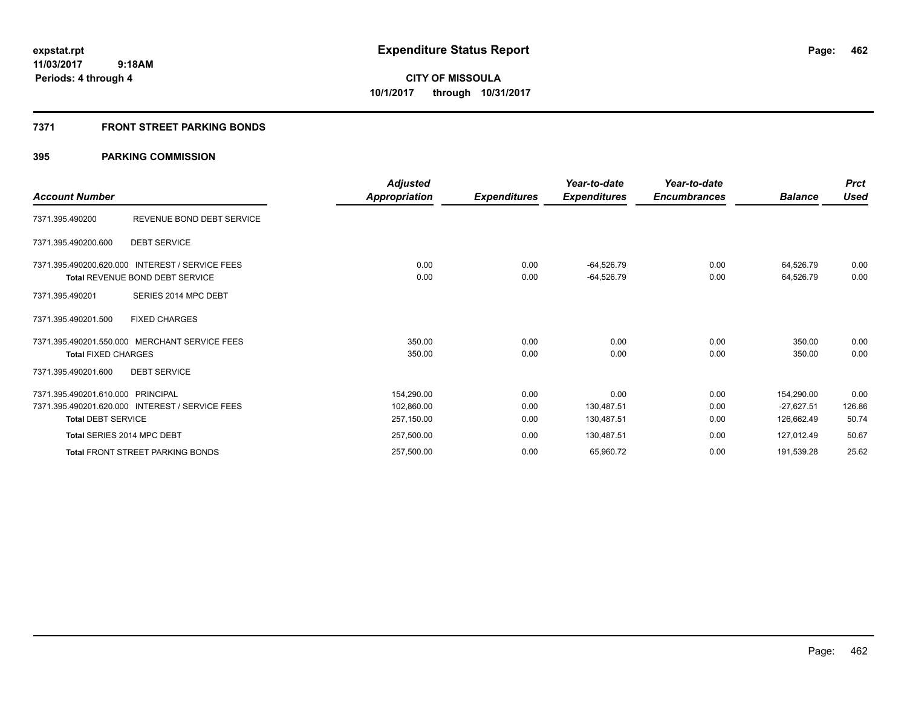# Expenditure Status Report

expstat.rpt
11/03/2017 9:18AM
Periods: 4 through 4

**CITY OF MISSOULA**
**10/1/2017 through 10/31/2017**

## 7371 FRONT STREET PARKING BONDS

### 395 PARKING COMMISSION

| Account Number | | Adjusted Appropriation | Expenditures | Year-to-date Expenditures | Year-to-date Encumbrances | Balance | Prct Used |
|---|---|---|---|---|---|---|---|
| 7371.395.490200 | REVENUE BOND DEBT SERVICE | | | | | | |
| 7371.395.490200.600 | DEBT SERVICE | | | | | | |
| 7371.395.490200.620.000 | INTEREST / SERVICE FEES | 0.00 | 0.00 | -64,526.79 | 0.00 | 64,526.79 | 0.00 |
| **Total** REVENUE BOND DEBT SERVICE | | 0.00 | 0.00 | -64,526.79 | 0.00 | 64,526.79 | 0.00 |
| 7371.395.490201 | SERIES 2014 MPC DEBT | | | | | | |
| 7371.395.490201.500 | FIXED CHARGES | | | | | | |
| 7371.395.490201.550.000 | MERCHANT SERVICE FEES | 350.00 | 0.00 | 0.00 | 0.00 | 350.00 | 0.00 |
| **Total** FIXED CHARGES | | 350.00 | 0.00 | 0.00 | 0.00 | 350.00 | 0.00 |
| 7371.395.490201.600 | DEBT SERVICE | | | | | | |
| 7371.395.490201.610.000 | PRINCIPAL | 154,290.00 | 0.00 | 0.00 | 0.00 | 154,290.00 | 0.00 |
| 7371.395.490201.620.000 | INTEREST / SERVICE FEES | 102,860.00 | 0.00 | 130,487.51 | 0.00 | -27,627.51 | 126.86 |
| **Total** DEBT SERVICE | | 257,150.00 | 0.00 | 130,487.51 | 0.00 | 126,662.49 | 50.74 |
| **Total** SERIES 2014 MPC DEBT | | 257,500.00 | 0.00 | 130,487.51 | 0.00 | 127,012.49 | 50.67 |
| **Total** FRONT STREET PARKING BONDS | | 257,500.00 | 0.00 | 65,960.72 | 0.00 | 191,539.28 | 25.62 |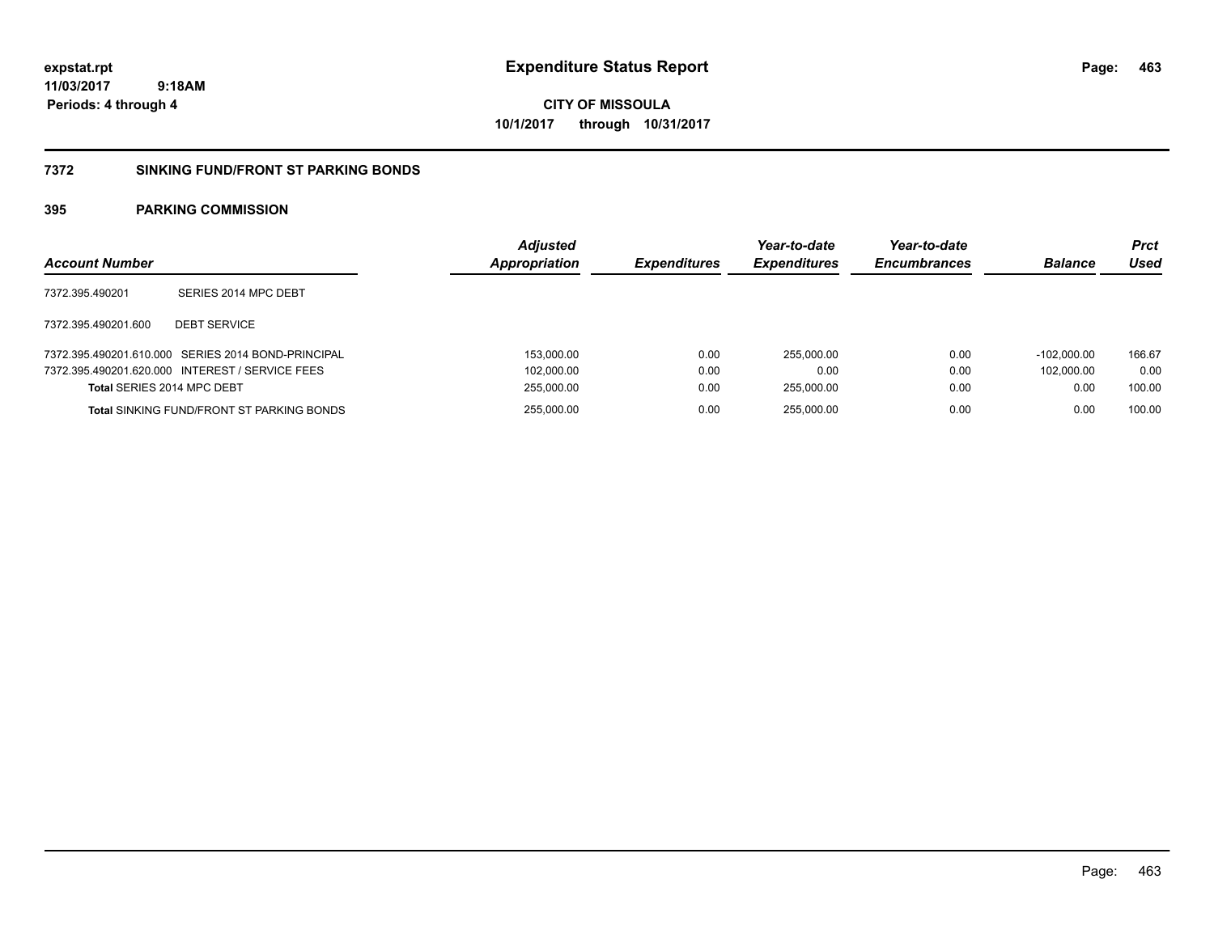**expstat.rpt**
**11/03/2017 9:18AM**
**Periods: 4 through 4**

# Expenditure Status Report

**CITY OF MISSOULA**
**10/1/2017 through 10/31/2017**

## 7372 SINKING FUND/FRONT ST PARKING BONDS

### 395 PARKING COMMISSION

| Account Number | | Adjusted Appropriation | Expenditures | Year-to-date Expenditures | Year-to-date Encumbrances | Balance | Prct Used |
|---|---|---|---|---|---|---|---|
| 7372.395.490201 | SERIES 2014 MPC DEBT | | | | | | |
| 7372.395.490201.600 | DEBT SERVICE | | | | | | |
| 7372.395.490201.610.000 | SERIES 2014 BOND-PRINCIPAL | 153,000.00 | 0.00 | 255,000.00 | 0.00 | -102,000.00 | 166.67 |
| 7372.395.490201.620.000 | INTEREST / SERVICE FEES | 102,000.00 | 0.00 | 0.00 | 0.00 | 102,000.00 | 0.00 |
| **Total** SERIES 2014 MPC DEBT | | 255,000.00 | 0.00 | 255,000.00 | 0.00 | 0.00 | 100.00 |
| **Total** SINKING FUND/FRONT ST PARKING BONDS | | 255,000.00 | 0.00 | 255,000.00 | 0.00 | 0.00 | 100.00 |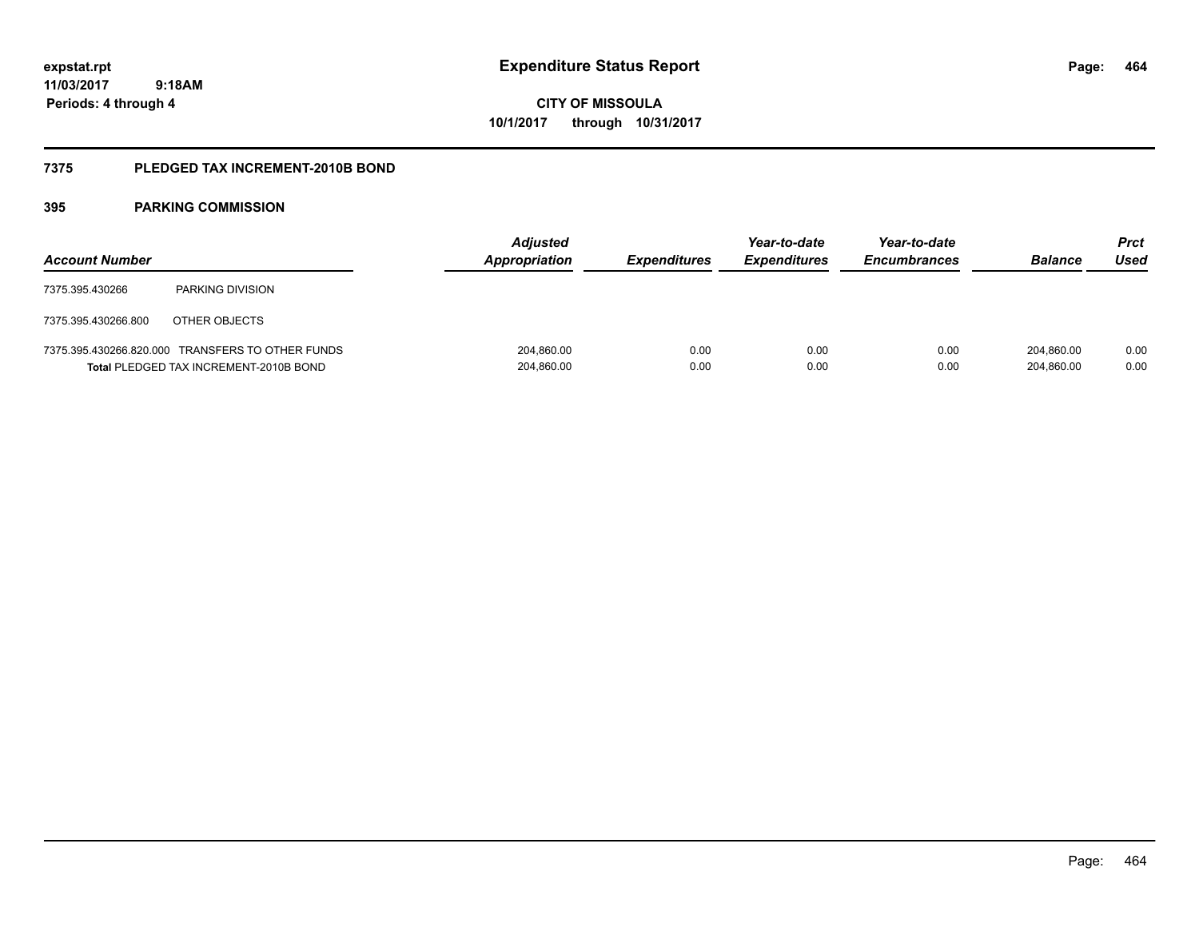expstat.rpt
11/03/2017 9:18AM
Periods: 4 through 4

# Expenditure Status Report

CITY OF MISSOULA
10/1/2017 through 10/31/2017

## 7375 PLEDGED TAX INCREMENT-2010B BOND

### 395 PARKING COMMISSION

| Account Number | | Adjusted Appropriation | Expenditures | Year-to-date Expenditures | Year-to-date Encumbrances | Balance | Prct Used |
|---|---|---|---|---|---|---|---|
| 7375.395.430266 | PARKING DIVISION | | | | | | |
| 7375.395.430266.800 | OTHER OBJECTS | | | | | | |
| 7375.395.430266.820.000 | TRANSFERS TO OTHER FUNDS | 204,860.00 | 0.00 | 0.00 | 0.00 | 204,860.00 | 0.00 |
| **Total** PLEDGED TAX INCREMENT-2010B BOND | | 204,860.00 | 0.00 | 0.00 | 0.00 | 204,860.00 | 0.00 |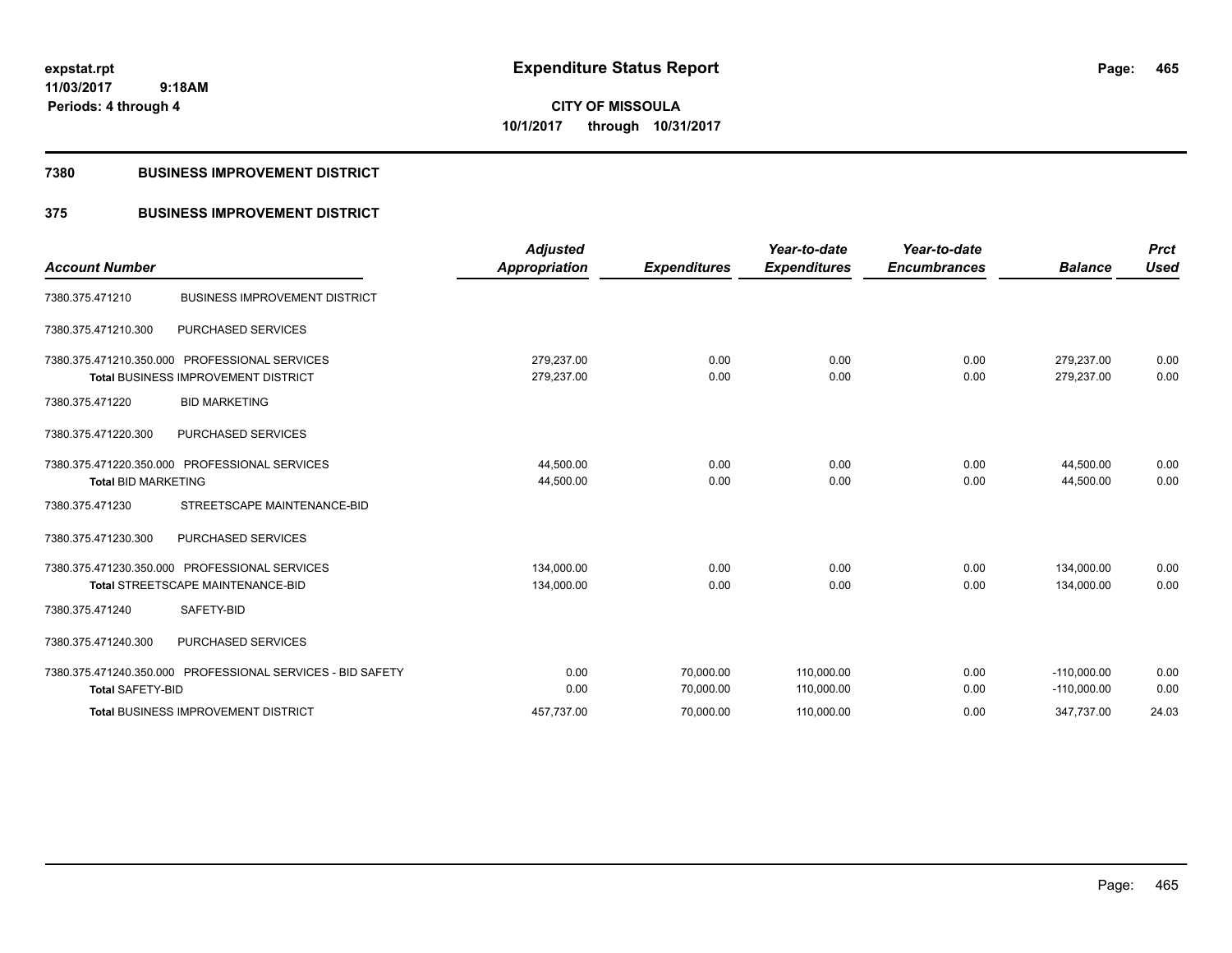# Expenditure Status Report

expstat.rpt
11/03/2017 9:18AM
Periods: 4 through 4

**CITY OF MISSOULA**
**10/1/2017 through 10/31/2017**

## 7380 BUSINESS IMPROVEMENT DISTRICT

## 375 BUSINESS IMPROVEMENT DISTRICT

| Account Number | | Adjusted Appropriation | Expenditures | Year-to-date Expenditures | Year-to-date Encumbrances | Balance | Prct Used |
|---|---|---|---|---|---|---|---|
| 7380.375.471210 | BUSINESS IMPROVEMENT DISTRICT | | | | | | |
| 7380.375.471210.300 | PURCHASED SERVICES | | | | | | |
| 7380.375.471210.350.000 | PROFESSIONAL SERVICES | 279,237.00 | 0.00 | 0.00 | 0.00 | 279,237.00 | 0.00 |
| **Total** BUSINESS IMPROVEMENT DISTRICT | | 279,237.00 | 0.00 | 0.00 | 0.00 | 279,237.00 | 0.00 |
| 7380.375.471220 | BID MARKETING | | | | | | |
| 7380.375.471220.300 | PURCHASED SERVICES | | | | | | |
| 7380.375.471220.350.000 | PROFESSIONAL SERVICES | 44,500.00 | 0.00 | 0.00 | 0.00 | 44,500.00 | 0.00 |
| **Total** BID MARKETING | | 44,500.00 | 0.00 | 0.00 | 0.00 | 44,500.00 | 0.00 |
| 7380.375.471230 | STREETSCAPE MAINTENANCE-BID | | | | | | |
| 7380.375.471230.300 | PURCHASED SERVICES | | | | | | |
| 7380.375.471230.350.000 | PROFESSIONAL SERVICES | 134,000.00 | 0.00 | 0.00 | 0.00 | 134,000.00 | 0.00 |
| **Total** STREETSCAPE MAINTENANCE-BID | | 134,000.00 | 0.00 | 0.00 | 0.00 | 134,000.00 | 0.00 |
| 7380.375.471240 | SAFETY-BID | | | | | | |
| 7380.375.471240.300 | PURCHASED SERVICES | | | | | | |
| 7380.375.471240.350.000 | PROFESSIONAL SERVICES - BID SAFETY | 0.00 | 70,000.00 | 110,000.00 | 0.00 | -110,000.00 | 0.00 |
| **Total** SAFETY-BID | | 0.00 | 70,000.00 | 110,000.00 | 0.00 | -110,000.00 | 0.00 |
| **Total** BUSINESS IMPROVEMENT DISTRICT | | 457,737.00 | 70,000.00 | 110,000.00 | 0.00 | 347,737.00 | 24.03 |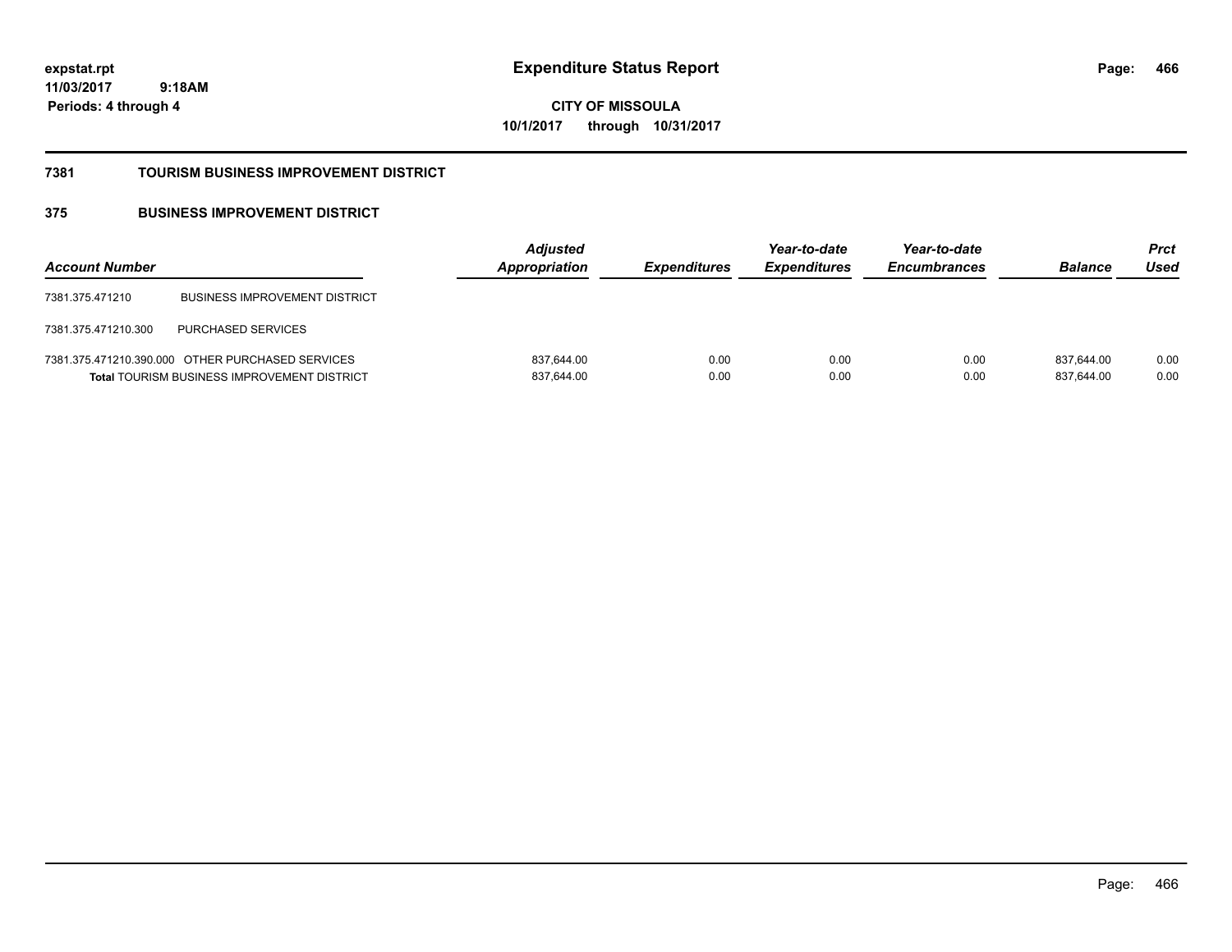# Expenditure Status Report

expstat.rpt
11/03/2017 9:18AM
Periods: 4 through 4

**CITY OF MISSOULA**
**10/1/2017 through 10/31/2017**

## 7381 TOURISM BUSINESS IMPROVEMENT DISTRICT

### 375 BUSINESS IMPROVEMENT DISTRICT

| Account Number | | Adjusted Appropriation | Expenditures | Year-to-date Expenditures | Year-to-date Encumbrances | Balance | Prct Used |
|---|---|---|---|---|---|---|---|
| 7381.375.471210 | BUSINESS IMPROVEMENT DISTRICT | | | | | | |
| 7381.375.471210.300 | PURCHASED SERVICES | | | | | | |
| 7381.375.471210.390.000 | OTHER PURCHASED SERVICES | 837,644.00 | 0.00 | 0.00 | 0.00 | 837,644.00 | 0.00 |
| **Total** TOURISM BUSINESS IMPROVEMENT DISTRICT | | 837,644.00 | 0.00 | 0.00 | 0.00 | 837,644.00 | 0.00 |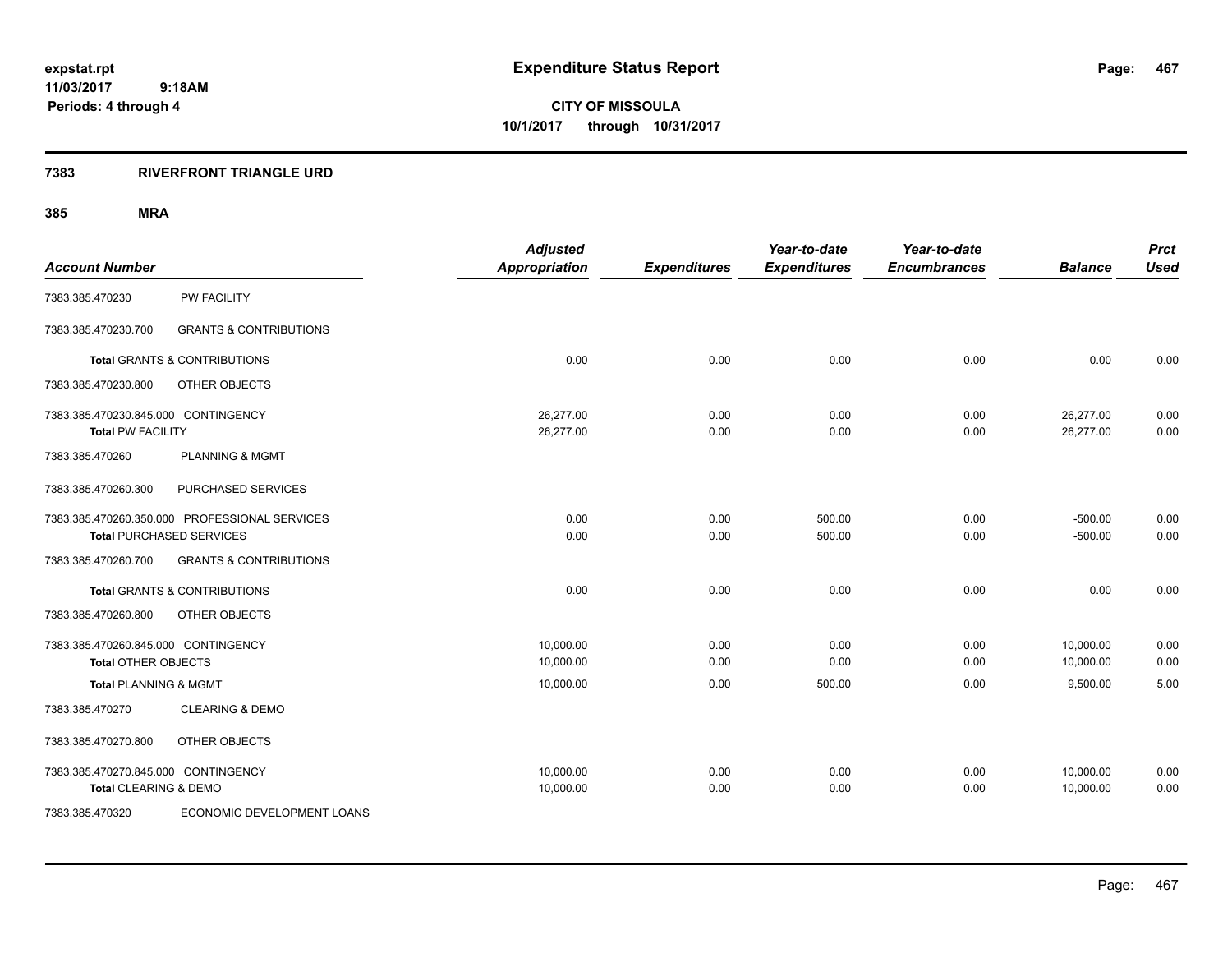# Expenditure Status Report

expstat.rpt
11/03/2017 9:18AM
Periods: 4 through 4

**CITY OF MISSOULA**
**10/1/2017 through 10/31/2017**

## 7383 RIVERFRONT TRIANGLE URD

### 385 MRA

| Account Number | | Adjusted Appropriation | Expenditures | Year-to-date Expenditures | Year-to-date Encumbrances | Balance | Prct Used |
|---|---|---|---|---|---|---|---|
| 7383.385.470230 | PW FACILITY | | | | | | |
| 7383.385.470230.700 | GRANTS & CONTRIBUTIONS | | | | | | |
| **Total** GRANTS & CONTRIBUTIONS | | 0.00 | 0.00 | 0.00 | 0.00 | 0.00 | 0.00 |
| 7383.385.470230.800 | OTHER OBJECTS | | | | | | |
| 7383.385.470230.845.000 CONTINGENCY | | 26,277.00 | 0.00 | 0.00 | 0.00 | 26,277.00 | 0.00 |
| **Total PW FACILITY** | | 26,277.00 | 0.00 | 0.00 | 0.00 | 26,277.00 | 0.00 |
| 7383.385.470260 | PLANNING & MGMT | | | | | | |
| 7383.385.470260.300 | PURCHASED SERVICES | | | | | | |
| 7383.385.470260.350.000 PROFESSIONAL SERVICES | | 0.00 | 0.00 | 500.00 | 0.00 | -500.00 | 0.00 |
| **Total PURCHASED SERVICES** | | 0.00 | 0.00 | 500.00 | 0.00 | -500.00 | 0.00 |
| 7383.385.470260.700 | GRANTS & CONTRIBUTIONS | | | | | | |
| **Total** GRANTS & CONTRIBUTIONS | | 0.00 | 0.00 | 0.00 | 0.00 | 0.00 | 0.00 |
| 7383.385.470260.800 | OTHER OBJECTS | | | | | | |
| 7383.385.470260.845.000 CONTINGENCY | | 10,000.00 | 0.00 | 0.00 | 0.00 | 10,000.00 | 0.00 |
| **Total OTHER OBJECTS** | | 10,000.00 | 0.00 | 0.00 | 0.00 | 10,000.00 | 0.00 |
| **Total** PLANNING & MGMT | | 10,000.00 | 0.00 | 500.00 | 0.00 | 9,500.00 | 5.00 |
| 7383.385.470270 | CLEARING & DEMO | | | | | | |
| 7383.385.470270.800 | OTHER OBJECTS | | | | | | |
| 7383.385.470270.845.000 CONTINGENCY | | 10,000.00 | 0.00 | 0.00 | 0.00 | 10,000.00 | 0.00 |
| **Total** CLEARING & DEMO | | 10,000.00 | 0.00 | 0.00 | 0.00 | 10,000.00 | 0.00 |
| 7383.385.470320 | ECONOMIC DEVELOPMENT LOANS | | | | | | |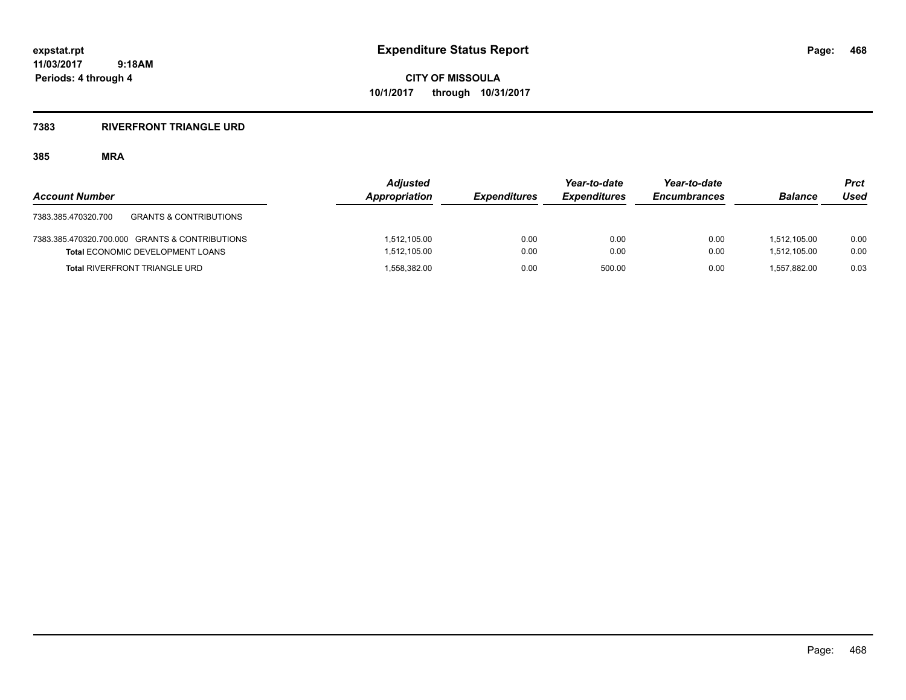expstat.rpt
11/03/2017 9:18AM
Periods: 4 through 4

# Expenditure Status Report

**CITY OF MISSOULA**
**10/1/2017 through 10/31/2017**

## 7383 RIVERFRONT TRIANGLE URD

### 385 MRA

| Account Number | Adjusted Appropriation | Expenditures | Year-to-date Expenditures | Year-to-date Encumbrances | Balance | Prct Used |
|---|---|---|---|---|---|---|
| 7383.385.470320.700 GRANTS & CONTRIBUTIONS | | | | | | |
| 7383.385.470320.700.000 GRANTS & CONTRIBUTIONS | 1,512,105.00 | 0.00 | 0.00 | 0.00 | 1,512,105.00 | 0.00 |
| **Total** ECONOMIC DEVELOPMENT LOANS | 1,512,105.00 | 0.00 | 0.00 | 0.00 | 1,512,105.00 | 0.00 |
| **Total** RIVERFRONT TRIANGLE URD | 1,558,382.00 | 0.00 | 500.00 | 0.00 | 1,557,882.00 | 0.03 |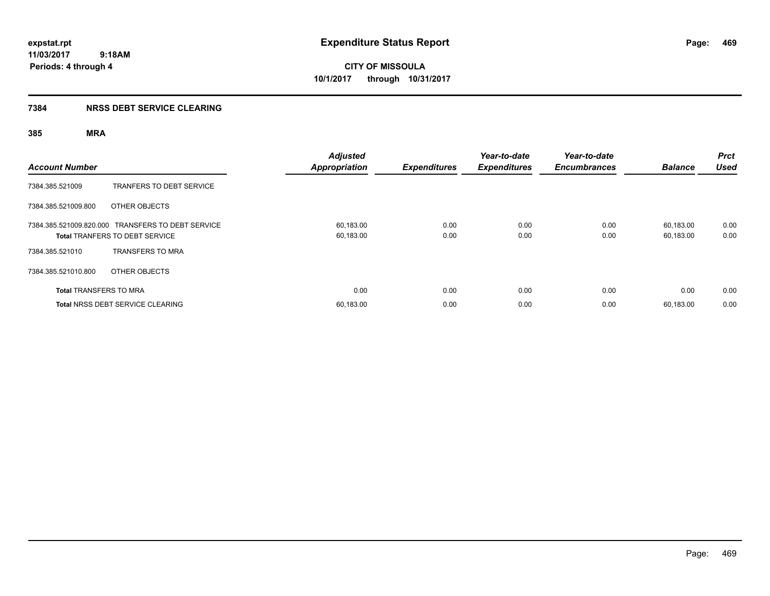# Expenditure Status Report

**CITY OF MISSOULA**
**10/1/2017 through 10/31/2017**

expstat.rpt
11/03/2017 9:18AM
Periods: 4 through 4

## 7384 NRSS DEBT SERVICE CLEARING

### 385 MRA

| Account Number | | Adjusted Appropriation | Expenditures | Year-to-date Expenditures | Year-to-date Encumbrances | Balance | Prct Used |
|---|---|---|---|---|---|---|---|
| 7384.385.521009 | TRANFERS TO DEBT SERVICE | | | | | | |
| 7384.385.521009.800 | OTHER OBJECTS | | | | | | |
| 7384.385.521009.820.000 | TRANSFERS TO DEBT SERVICE | 60,183.00 | 0.00 | 0.00 | 0.00 | 60,183.00 | 0.00 |
| **Total** TRANFERS TO DEBT SERVICE | | 60,183.00 | 0.00 | 0.00 | 0.00 | 60,183.00 | 0.00 |
| 7384.385.521010 | TRANSFERS TO MRA | | | | | | |
| 7384.385.521010.800 | OTHER OBJECTS | | | | | | |
| **Total** TRANSFERS TO MRA | | 0.00 | 0.00 | 0.00 | 0.00 | 0.00 | 0.00 |
| **Total** NRSS DEBT SERVICE CLEARING | | 60,183.00 | 0.00 | 0.00 | 0.00 | 60,183.00 | 0.00 |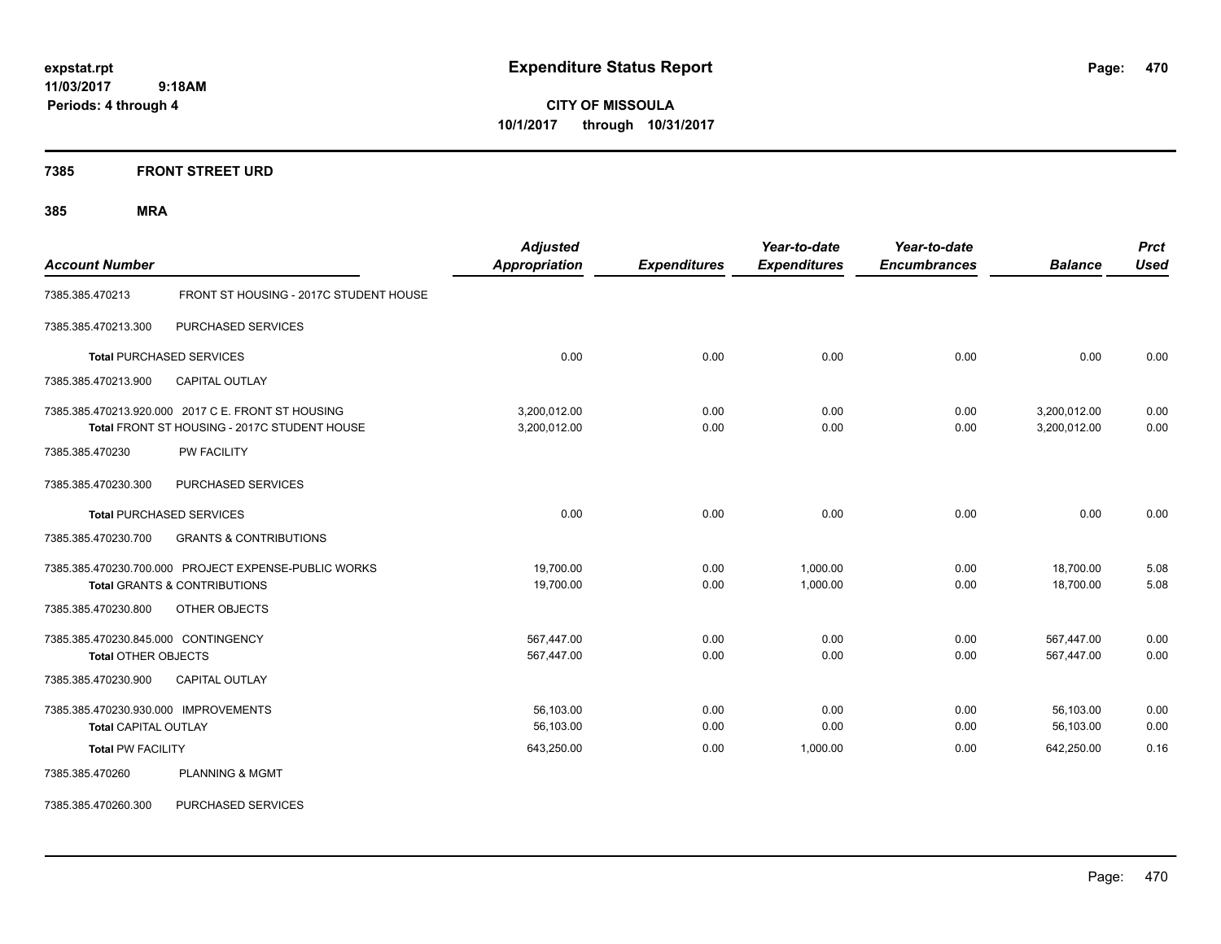**expstat.rpt**
**11/03/2017 9:18AM**
**Periods: 4 through 4**

# Expenditure Status Report

**CITY OF MISSOULA**
**10/1/2017 through 10/31/2017**

## 7385 FRONT STREET URD

## 385 MRA

| Account Number | | Adjusted Appropriation | Expenditures | Year-to-date Expenditures | Year-to-date Encumbrances | Balance | Prct Used |
|---|---|---|---|---|---|---|---|
| 7385.385.470213 | FRONT ST HOUSING - 2017C STUDENT HOUSE | | | | | | |
| 7385.385.470213.300 | PURCHASED SERVICES | | | | | | |
| Total PURCHASED SERVICES | | 0.00 | 0.00 | 0.00 | 0.00 | 0.00 | 0.00 |
| 7385.385.470213.900 | CAPITAL OUTLAY | | | | | | |
| 7385.385.470213.920.000 | 2017 C E. FRONT ST HOUSING | 3,200,012.00 | 0.00 | 0.00 | 0.00 | 3,200,012.00 | 0.00 |
| Total FRONT ST HOUSING - 2017C STUDENT HOUSE | | 3,200,012.00 | 0.00 | 0.00 | 0.00 | 3,200,012.00 | 0.00 |
| 7385.385.470230 | PW FACILITY | | | | | | |
| 7385.385.470230.300 | PURCHASED SERVICES | | | | | | |
| Total PURCHASED SERVICES | | 0.00 | 0.00 | 0.00 | 0.00 | 0.00 | 0.00 |
| 7385.385.470230.700 | GRANTS & CONTRIBUTIONS | | | | | | |
| 7385.385.470230.700.000 | PROJECT EXPENSE-PUBLIC WORKS | 19,700.00 | 0.00 | 1,000.00 | 0.00 | 18,700.00 | 5.08 |
| Total GRANTS & CONTRIBUTIONS | | 19,700.00 | 0.00 | 1,000.00 | 0.00 | 18,700.00 | 5.08 |
| 7385.385.470230.800 | OTHER OBJECTS | | | | | | |
| 7385.385.470230.845.000 | CONTINGENCY | 567,447.00 | 0.00 | 0.00 | 0.00 | 567,447.00 | 0.00 |
| Total OTHER OBJECTS | | 567,447.00 | 0.00 | 0.00 | 0.00 | 567,447.00 | 0.00 |
| 7385.385.470230.900 | CAPITAL OUTLAY | | | | | | |
| 7385.385.470230.930.000 | IMPROVEMENTS | 56,103.00 | 0.00 | 0.00 | 0.00 | 56,103.00 | 0.00 |
| Total CAPITAL OUTLAY | | 56,103.00 | 0.00 | 0.00 | 0.00 | 56,103.00 | 0.00 |
| Total PW FACILITY | | 643,250.00 | 0.00 | 1,000.00 | 0.00 | 642,250.00 | 0.16 |
| 7385.385.470260 | PLANNING & MGMT | | | | | | |
| 7385.385.470260.300 | PURCHASED SERVICES | | | | | | |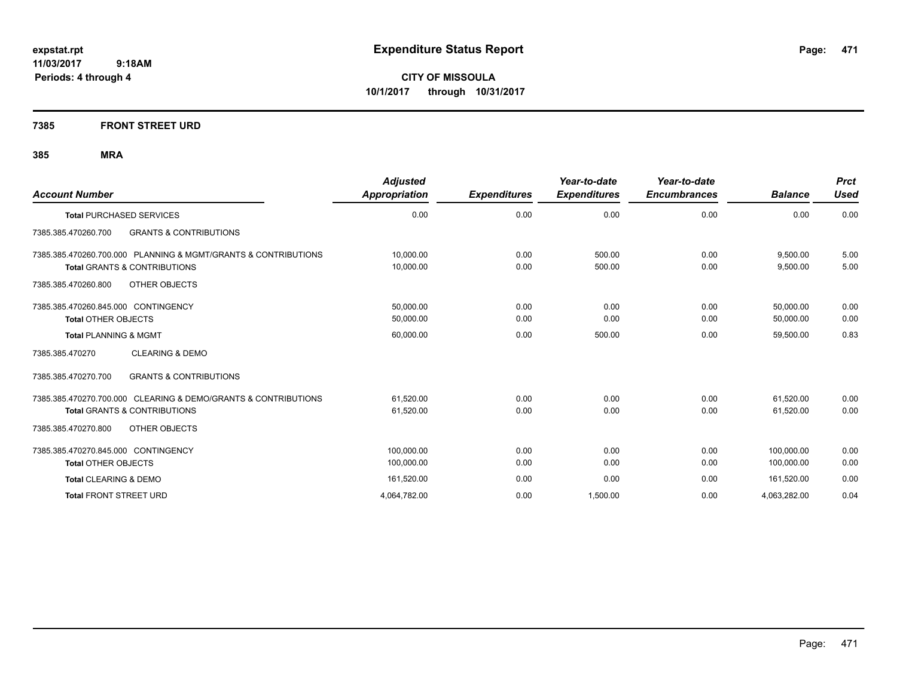# Expenditure Status Report

**CITY OF MISSOULA**
**10/1/2017 through 10/31/2017**

expstat.rpt
11/03/2017 9:18AM
Periods: 4 through 4

## 7385 FRONT STREET URD

### 385 MRA

| Account Number | Adjusted Appropriation | Expenditures | Year-to-date Expenditures | Year-to-date Encumbrances | Balance | Prct Used |
|---|---|---|---|---|---|---|
| **Total** PURCHASED SERVICES | 0.00 | 0.00 | 0.00 | 0.00 | 0.00 | 0.00 |
| 7385.385.470260.700 GRANTS & CONTRIBUTIONS | | | | | | |
| 7385.385.470260.700.000 PLANNING & MGMT/GRANTS & CONTRIBUTIONS | 10,000.00 | 0.00 | 500.00 | 0.00 | 9,500.00 | 5.00 |
| **Total** GRANTS & CONTRIBUTIONS | 10,000.00 | 0.00 | 500.00 | 0.00 | 9,500.00 | 5.00 |
| 7385.385.470260.800 OTHER OBJECTS | | | | | | |
| 7385.385.470260.845.000 CONTINGENCY | 50,000.00 | 0.00 | 0.00 | 0.00 | 50,000.00 | 0.00 |
| **Total** OTHER OBJECTS | 50,000.00 | 0.00 | 0.00 | 0.00 | 50,000.00 | 0.00 |
| **Total** PLANNING & MGMT | 60,000.00 | 0.00 | 500.00 | 0.00 | 59,500.00 | 0.83 |
| 7385.385.470270 CLEARING & DEMO | | | | | | |
| 7385.385.470270.700 GRANTS & CONTRIBUTIONS | | | | | | |
| 7385.385.470270.700.000 CLEARING & DEMO/GRANTS & CONTRIBUTIONS | 61,520.00 | 0.00 | 0.00 | 0.00 | 61,520.00 | 0.00 |
| **Total** GRANTS & CONTRIBUTIONS | 61,520.00 | 0.00 | 0.00 | 0.00 | 61,520.00 | 0.00 |
| 7385.385.470270.800 OTHER OBJECTS | | | | | | |
| 7385.385.470270.845.000 CONTINGENCY | 100,000.00 | 0.00 | 0.00 | 0.00 | 100,000.00 | 0.00 |
| **Total** OTHER OBJECTS | 100,000.00 | 0.00 | 0.00 | 0.00 | 100,000.00 | 0.00 |
| **Total** CLEARING & DEMO | 161,520.00 | 0.00 | 0.00 | 0.00 | 161,520.00 | 0.00 |
| **Total** FRONT STREET URD | 4,064,782.00 | 0.00 | 1,500.00 | 0.00 | 4,063,282.00 | 0.04 |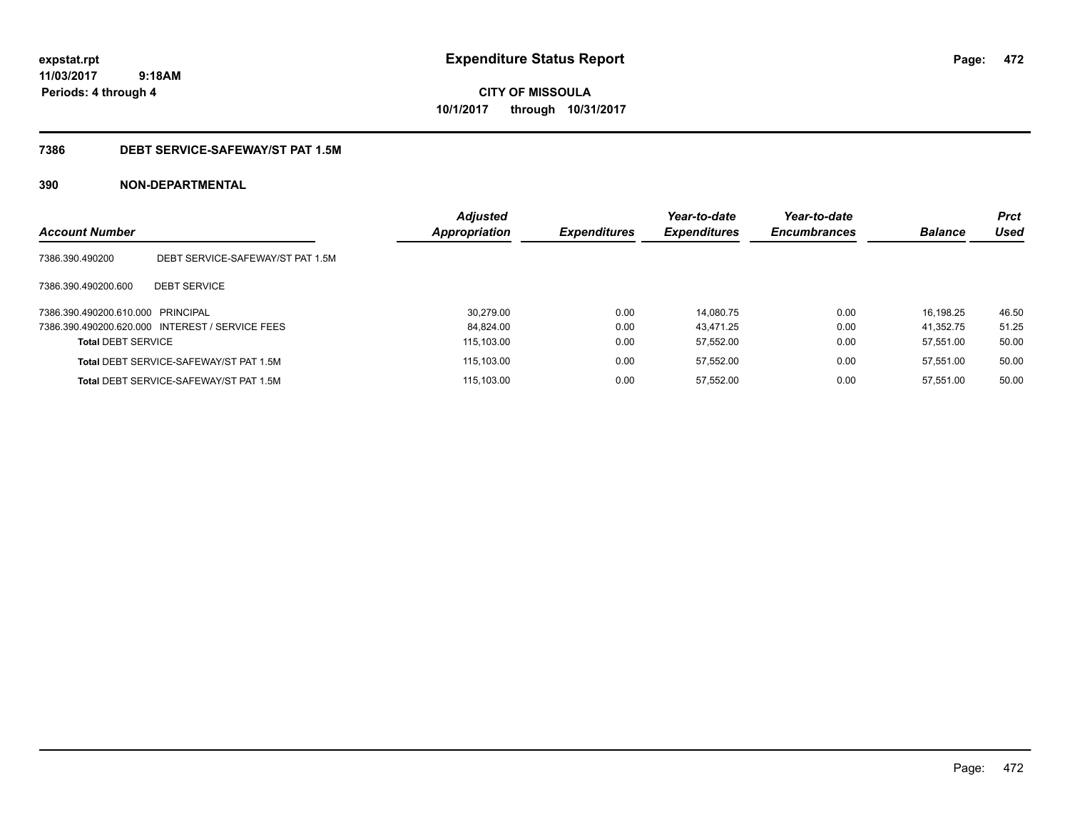expstat.rpt
11/03/2017 9:18AM
Periods: 4 through 4

# Expenditure Status Report

**CITY OF MISSOULA**
**10/1/2017 through 10/31/2017**

## 7386 DEBT SERVICE-SAFEWAY/ST PAT 1.5M

### 390 NON-DEPARTMENTAL

| Account Number | | Adjusted Appropriation | Expenditures | Year-to-date Expenditures | Year-to-date Encumbrances | Balance | Prct Used |
|---|---|---|---|---|---|---|---|
| 7386.390.490200 | DEBT SERVICE-SAFEWAY/ST PAT 1.5M | | | | | | |
| 7386.390.490200.600 | DEBT SERVICE | | | | | | |
| 7386.390.490200.610.000 | PRINCIPAL | 30,279.00 | 0.00 | 14,080.75 | 0.00 | 16,198.25 | 46.50 |
| 7386.390.490200.620.000 | INTEREST / SERVICE FEES | 84,824.00 | 0.00 | 43,471.25 | 0.00 | 41,352.75 | 51.25 |
| **Total** DEBT SERVICE | | 115,103.00 | 0.00 | 57,552.00 | 0.00 | 57,551.00 | 50.00 |
| **Total** DEBT SERVICE-SAFEWAY/ST PAT 1.5M | | 115,103.00 | 0.00 | 57,552.00 | 0.00 | 57,551.00 | 50.00 |
| **Total** DEBT SERVICE-SAFEWAY/ST PAT 1.5M | | 115,103.00 | 0.00 | 57,552.00 | 0.00 | 57,551.00 | 50.00 |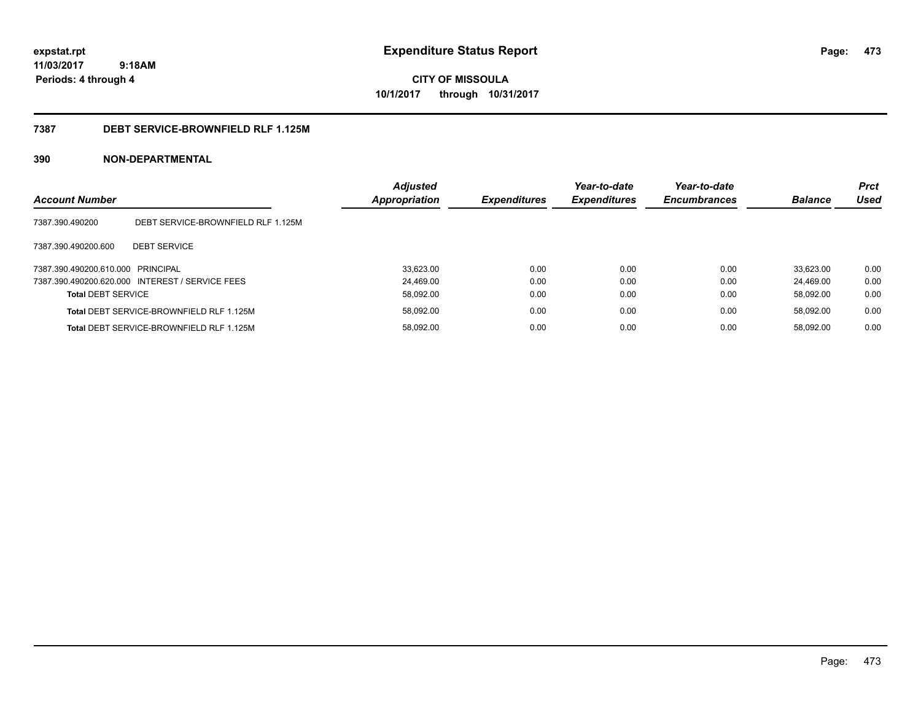**expstat.rpt**
**11/03/2017 9:18AM**
**Periods: 4 through 4**

# Expenditure Status Report

**CITY OF MISSOULA**
**10/1/2017 through 10/31/2017**

## 7387 DEBT SERVICE-BROWNFIELD RLF 1.125M

## 390 NON-DEPARTMENTAL

| Account Number | | Adjusted Appropriation | Expenditures | Year-to-date Expenditures | Year-to-date Encumbrances | Balance | Prct Used |
|---|---|---|---|---|---|---|---|
| 7387.390.490200 | DEBT SERVICE-BROWNFIELD RLF 1.125M | | | | | | |
| 7387.390.490200.600 | DEBT SERVICE | | | | | | |
| 7387.390.490200.610.000 | PRINCIPAL | 33,623.00 | 0.00 | 0.00 | 0.00 | 33,623.00 | 0.00 |
| 7387.390.490200.620.000 | INTEREST / SERVICE FEES | 24,469.00 | 0.00 | 0.00 | 0.00 | 24,469.00 | 0.00 |
| **Total** DEBT SERVICE | | 58,092.00 | 0.00 | 0.00 | 0.00 | 58,092.00 | 0.00 |
| **Total** DEBT SERVICE-BROWNFIELD RLF 1.125M | | 58,092.00 | 0.00 | 0.00 | 0.00 | 58,092.00 | 0.00 |
| **Total** DEBT SERVICE-BROWNFIELD RLF 1.125M | | 58,092.00 | 0.00 | 0.00 | 0.00 | 58,092.00 | 0.00 |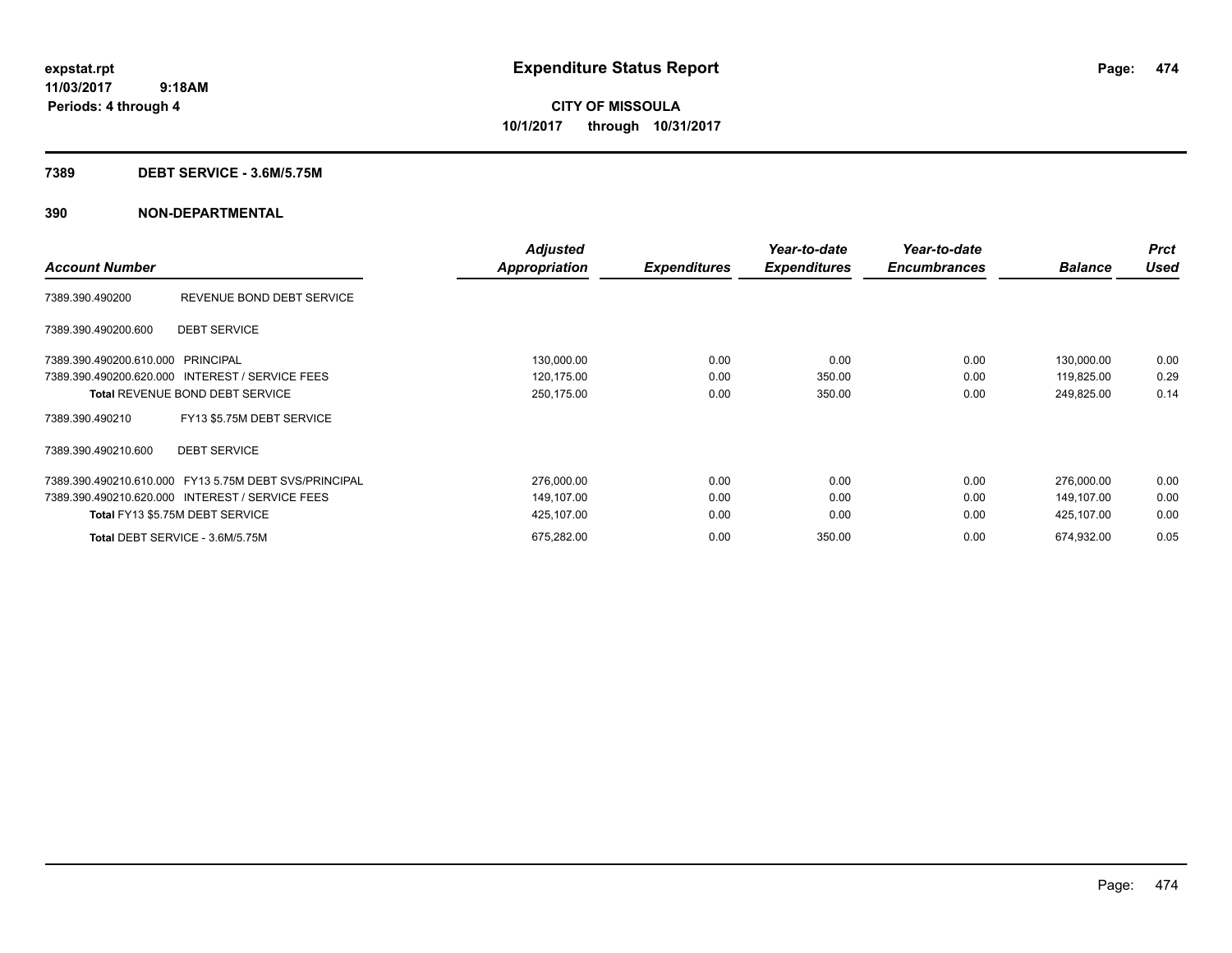**expstat.rpt**
**11/03/2017 9:18AM**
**Periods: 4 through 4**

# Expenditure Status Report

**CITY OF MISSOULA**
**10/1/2017 through 10/31/2017**

## 7389 DEBT SERVICE - 3.6M/5.75M

## 390 NON-DEPARTMENTAL

| Account Number | | Adjusted Appropriation | Expenditures | Year-to-date Expenditures | Year-to-date Encumbrances | Balance | Prct Used |
|---|---|---|---|---|---|---|---|
| 7389.390.490200 | REVENUE BOND DEBT SERVICE | | | | | | |
| 7389.390.490200.600 | DEBT SERVICE | | | | | | |
| 7389.390.490200.610.000 | PRINCIPAL | 130,000.00 | 0.00 | 0.00 | 0.00 | 130,000.00 | 0.00 |
| 7389.390.490200.620.000 | INTEREST / SERVICE FEES | 120,175.00 | 0.00 | 350.00 | 0.00 | 119,825.00 | 0.29 |
| **Total** REVENUE BOND DEBT SERVICE | | 250,175.00 | 0.00 | 350.00 | 0.00 | 249,825.00 | 0.14 |
| 7389.390.490210 | FY13 $5.75M DEBT SERVICE | | | | | | |
| 7389.390.490210.600 | DEBT SERVICE | | | | | | |
| 7389.390.490210.610.000 | FY13 5.75M DEBT SVS/PRINCIPAL | 276,000.00 | 0.00 | 0.00 | 0.00 | 276,000.00 | 0.00 |
| 7389.390.490210.620.000 | INTEREST / SERVICE FEES | 149,107.00 | 0.00 | 0.00 | 0.00 | 149,107.00 | 0.00 |
| **Total** FY13 $5.75M DEBT SERVICE | | 425,107.00 | 0.00 | 0.00 | 0.00 | 425,107.00 | 0.00 |
| **Total** DEBT SERVICE - 3.6M/5.75M | | 675,282.00 | 0.00 | 350.00 | 0.00 | 674,932.00 | 0.05 |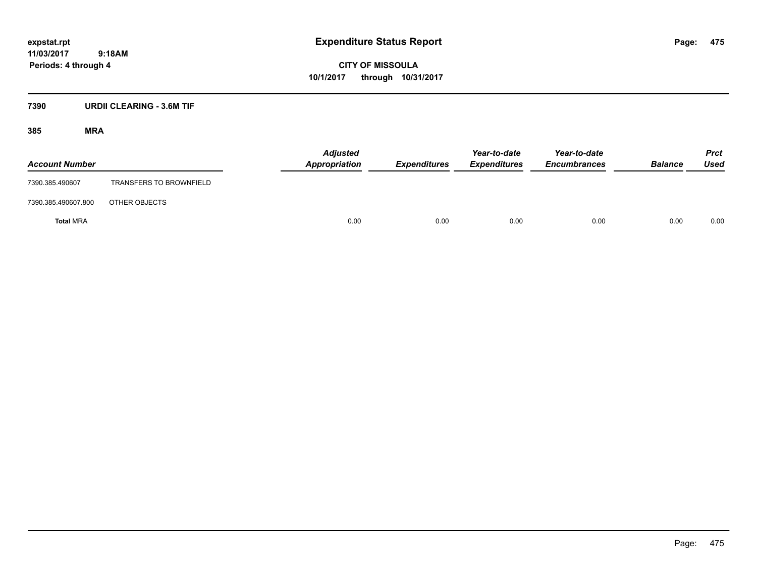# Expenditure Status Report

**CITY OF MISSOULA**

**10/1/2017 through 10/31/2017**

expstat.rpt
11/03/2017 9:18AM
Periods: 4 through 4

## 7390 URDII CLEARING - 3.6M TIF

### 385 MRA

| Account Number | | Adjusted Appropriation | Expenditures | Year-to-date Expenditures | Year-to-date Encumbrances | Balance | Prct Used |
|---|---|---|---|---|---|---|---|
| 7390.385.490607 | TRANSFERS TO BROWNFIELD | | | | | | |
| 7390.385.490607.800 | OTHER OBJECTS | | | | | | |
| **Total** MRA | | 0.00 | 0.00 | 0.00 | 0.00 | 0.00 | 0.00 |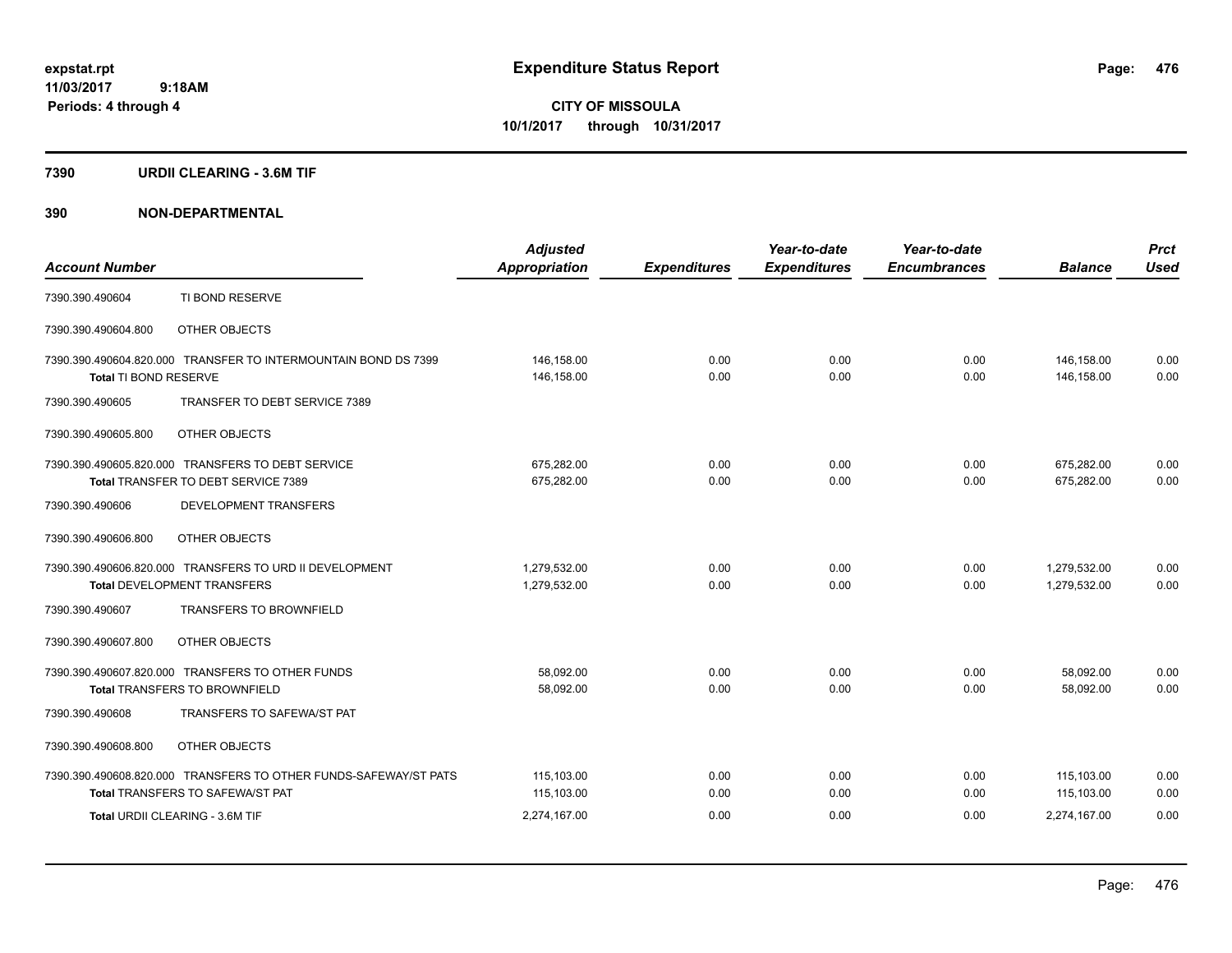**expstat.rpt**
**11/03/2017 9:18AM**
**Periods: 4 through 4**

# Expenditure Status Report

**CITY OF MISSOULA**
**10/1/2017 through 10/31/2017**

## 7390 URDII CLEARING - 3.6M TIF

## 390 NON-DEPARTMENTAL

| Account Number | | Adjusted Appropriation | Expenditures | Year-to-date Expenditures | Year-to-date Encumbrances | Balance | Prct Used |
|---|---|---|---|---|---|---|---|
| 7390.390.490604 | TI BOND RESERVE | | | | | | |
| 7390.390.490604.800 | OTHER OBJECTS | | | | | | |
| 7390.390.490604.820.000 | TRANSFER TO INTERMOUNTAIN BOND DS 7399 | 146,158.00 | 0.00 | 0.00 | 0.00 | 146,158.00 | 0.00 |
| **Total** TI BOND RESERVE | | 146,158.00 | 0.00 | 0.00 | 0.00 | 146,158.00 | 0.00 |
| 7390.390.490605 | TRANSFER TO DEBT SERVICE 7389 | | | | | | |
| 7390.390.490605.800 | OTHER OBJECTS | | | | | | |
| 7390.390.490605.820.000 | TRANSFERS TO DEBT SERVICE | 675,282.00 | 0.00 | 0.00 | 0.00 | 675,282.00 | 0.00 |
| **Total** TRANSFER TO DEBT SERVICE 7389 | | 675,282.00 | 0.00 | 0.00 | 0.00 | 675,282.00 | 0.00 |
| 7390.390.490606 | DEVELOPMENT TRANSFERS | | | | | | |
| 7390.390.490606.800 | OTHER OBJECTS | | | | | | |
| 7390.390.490606.820.000 | TRANSFERS TO URD II DEVELOPMENT | 1,279,532.00 | 0.00 | 0.00 | 0.00 | 1,279,532.00 | 0.00 |
| **Total** DEVELOPMENT TRANSFERS | | 1,279,532.00 | 0.00 | 0.00 | 0.00 | 1,279,532.00 | 0.00 |
| 7390.390.490607 | TRANSFERS TO BROWNFIELD | | | | | | |
| 7390.390.490607.800 | OTHER OBJECTS | | | | | | |
| 7390.390.490607.820.000 | TRANSFERS TO OTHER FUNDS | 58,092.00 | 0.00 | 0.00 | 0.00 | 58,092.00 | 0.00 |
| **Total** TRANSFERS TO BROWNFIELD | | 58,092.00 | 0.00 | 0.00 | 0.00 | 58,092.00 | 0.00 |
| 7390.390.490608 | TRANSFERS TO SAFEWA/ST PAT | | | | | | |
| 7390.390.490608.800 | OTHER OBJECTS | | | | | | |
| 7390.390.490608.820.000 | TRANSFERS TO OTHER FUNDS-SAFEWAY/ST PATS | 115,103.00 | 0.00 | 0.00 | 0.00 | 115,103.00 | 0.00 |
| **Total** TRANSFERS TO SAFEWA/ST PAT | | 115,103.00 | 0.00 | 0.00 | 0.00 | 115,103.00 | 0.00 |
| **Total** URDII CLEARING - 3.6M TIF | | 2,274,167.00 | 0.00 | 0.00 | 0.00 | 2,274,167.00 | 0.00 |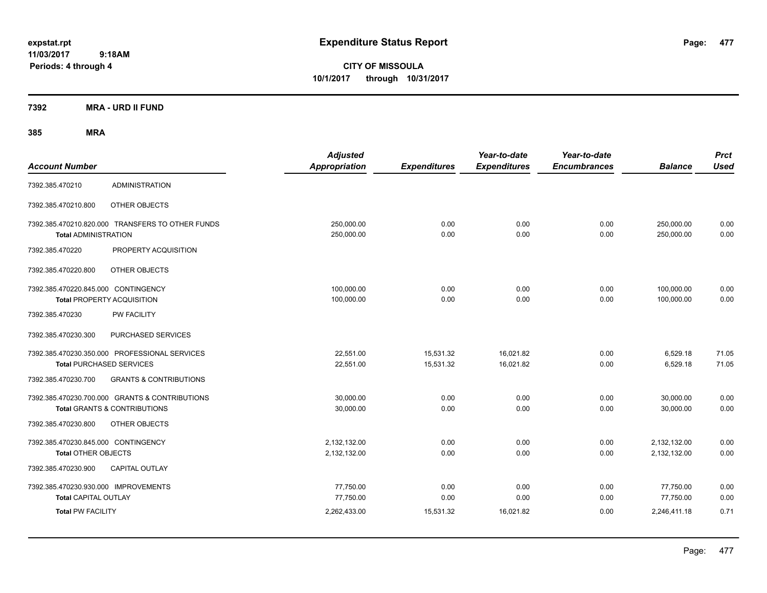# Expenditure Status Report

expstat.rpt
11/03/2017 9:18AM
Periods: 4 through 4

**CITY OF MISSOULA**
**10/1/2017 through 10/31/2017**

**7392 MRA - URD II FUND**

**385 MRA**

| Account Number | | Adjusted Appropriation | Expenditures | Year-to-date Expenditures | Year-to-date Encumbrances | Balance | Prct Used |
|---|---|---|---|---|---|---|---|
| 7392.385.470210 | ADMINISTRATION | | | | | | |
| 7392.385.470210.800 | OTHER OBJECTS | | | | | | |
| 7392.385.470210.820.000 | TRANSFERS TO OTHER FUNDS | 250,000.00 | 0.00 | 0.00 | 0.00 | 250,000.00 | 0.00 |
| **Total ADMINISTRATION** | | 250,000.00 | 0.00 | 0.00 | 0.00 | 250,000.00 | 0.00 |
| 7392.385.470220 | PROPERTY ACQUISITION | | | | | | |
| 7392.385.470220.800 | OTHER OBJECTS | | | | | | |
| 7392.385.470220.845.000 | CONTINGENCY | 100,000.00 | 0.00 | 0.00 | 0.00 | 100,000.00 | 0.00 |
| **Total PROPERTY ACQUISITION** | | 100,000.00 | 0.00 | 0.00 | 0.00 | 100,000.00 | 0.00 |
| 7392.385.470230 | PW FACILITY | | | | | | |
| 7392.385.470230.300 | PURCHASED SERVICES | | | | | | |
| 7392.385.470230.350.000 | PROFESSIONAL SERVICES | 22,551.00 | 15,531.32 | 16,021.82 | 0.00 | 6,529.18 | 71.05 |
| **Total PURCHASED SERVICES** | | 22,551.00 | 15,531.32 | 16,021.82 | 0.00 | 6,529.18 | 71.05 |
| 7392.385.470230.700 | GRANTS & CONTRIBUTIONS | | | | | | |
| 7392.385.470230.700.000 | GRANTS & CONTRIBUTIONS | 30,000.00 | 0.00 | 0.00 | 0.00 | 30,000.00 | 0.00 |
| **Total GRANTS & CONTRIBUTIONS** | | 30,000.00 | 0.00 | 0.00 | 0.00 | 30,000.00 | 0.00 |
| 7392.385.470230.800 | OTHER OBJECTS | | | | | | |
| 7392.385.470230.845.000 | CONTINGENCY | 2,132,132.00 | 0.00 | 0.00 | 0.00 | 2,132,132.00 | 0.00 |
| **Total OTHER OBJECTS** | | 2,132,132.00 | 0.00 | 0.00 | 0.00 | 2,132,132.00 | 0.00 |
| 7392.385.470230.900 | CAPITAL OUTLAY | | | | | | |
| 7392.385.470230.930.000 | IMPROVEMENTS | 77,750.00 | 0.00 | 0.00 | 0.00 | 77,750.00 | 0.00 |
| **Total CAPITAL OUTLAY** | | 77,750.00 | 0.00 | 0.00 | 0.00 | 77,750.00 | 0.00 |
| **Total PW FACILITY** | | 2,262,433.00 | 15,531.32 | 16,021.82 | 0.00 | 2,246,411.18 | 0.71 |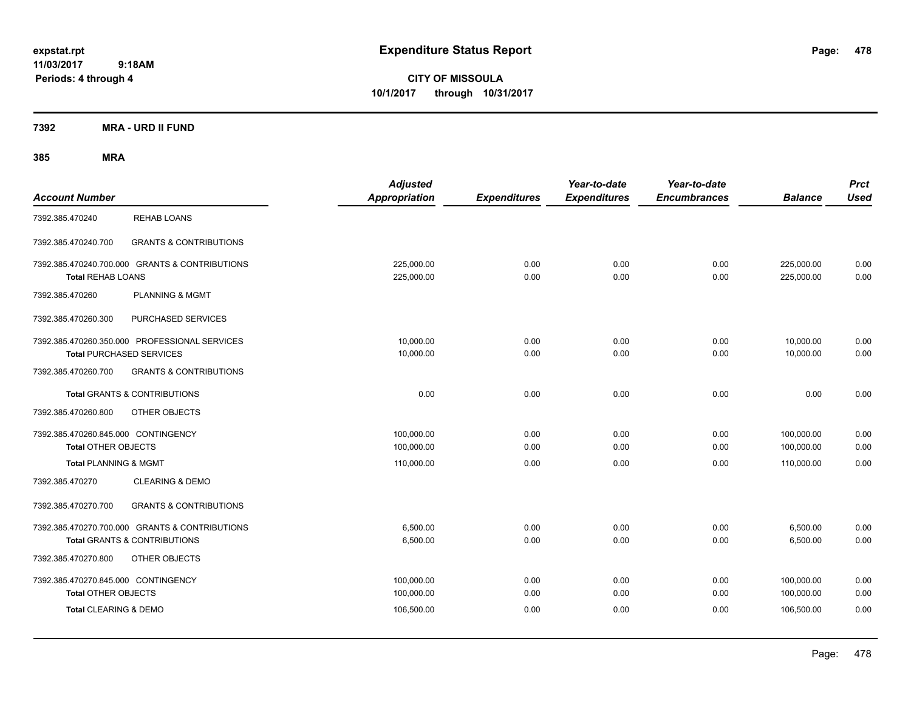**expstat.rpt**
**11/03/2017 9:18AM**
**Periods: 4 through 4**

# Expenditure Status Report

**CITY OF MISSOULA**
**10/1/2017 through 10/31/2017**

**7392 MRA - URD II FUND**

**385 MRA**

| Account Number | | Adjusted Appropriation | Expenditures | Year-to-date Expenditures | Year-to-date Encumbrances | Balance | Prct Used |
|---|---|---|---|---|---|---|---|
| 7392.385.470240 | REHAB LOANS | | | | | | |
| 7392.385.470240.700 | GRANTS & CONTRIBUTIONS | | | | | | |
| 7392.385.470240.700.000 GRANTS & CONTRIBUTIONS | | 225,000.00 | 0.00 | 0.00 | 0.00 | 225,000.00 | 0.00 |
| **Total** REHAB LOANS | | 225,000.00 | 0.00 | 0.00 | 0.00 | 225,000.00 | 0.00 |
| 7392.385.470260 | PLANNING & MGMT | | | | | | |
| 7392.385.470260.300 | PURCHASED SERVICES | | | | | | |
| 7392.385.470260.350.000 PROFESSIONAL SERVICES | | 10,000.00 | 0.00 | 0.00 | 0.00 | 10,000.00 | 0.00 |
| **Total** PURCHASED SERVICES | | 10,000.00 | 0.00 | 0.00 | 0.00 | 10,000.00 | 0.00 |
| 7392.385.470260.700 | GRANTS & CONTRIBUTIONS | | | | | | |
| **Total** GRANTS & CONTRIBUTIONS | | 0.00 | 0.00 | 0.00 | 0.00 | 0.00 | 0.00 |
| 7392.385.470260.800 | OTHER OBJECTS | | | | | | |
| 7392.385.470260.845.000 CONTINGENCY | | 100,000.00 | 0.00 | 0.00 | 0.00 | 100,000.00 | 0.00 |
| **Total** OTHER OBJECTS | | 100,000.00 | 0.00 | 0.00 | 0.00 | 100,000.00 | 0.00 |
| **Total** PLANNING & MGMT | | 110,000.00 | 0.00 | 0.00 | 0.00 | 110,000.00 | 0.00 |
| 7392.385.470270 | CLEARING & DEMO | | | | | | |
| 7392.385.470270.700 | GRANTS & CONTRIBUTIONS | | | | | | |
| 7392.385.470270.700.000 GRANTS & CONTRIBUTIONS | | 6,500.00 | 0.00 | 0.00 | 0.00 | 6,500.00 | 0.00 |
| **Total** GRANTS & CONTRIBUTIONS | | 6,500.00 | 0.00 | 0.00 | 0.00 | 6,500.00 | 0.00 |
| 7392.385.470270.800 | OTHER OBJECTS | | | | | | |
| 7392.385.470270.845.000 CONTINGENCY | | 100,000.00 | 0.00 | 0.00 | 0.00 | 100,000.00 | 0.00 |
| **Total** OTHER OBJECTS | | 100,000.00 | 0.00 | 0.00 | 0.00 | 100,000.00 | 0.00 |
| **Total** CLEARING & DEMO | | 106,500.00 | 0.00 | 0.00 | 0.00 | 106,500.00 | 0.00 |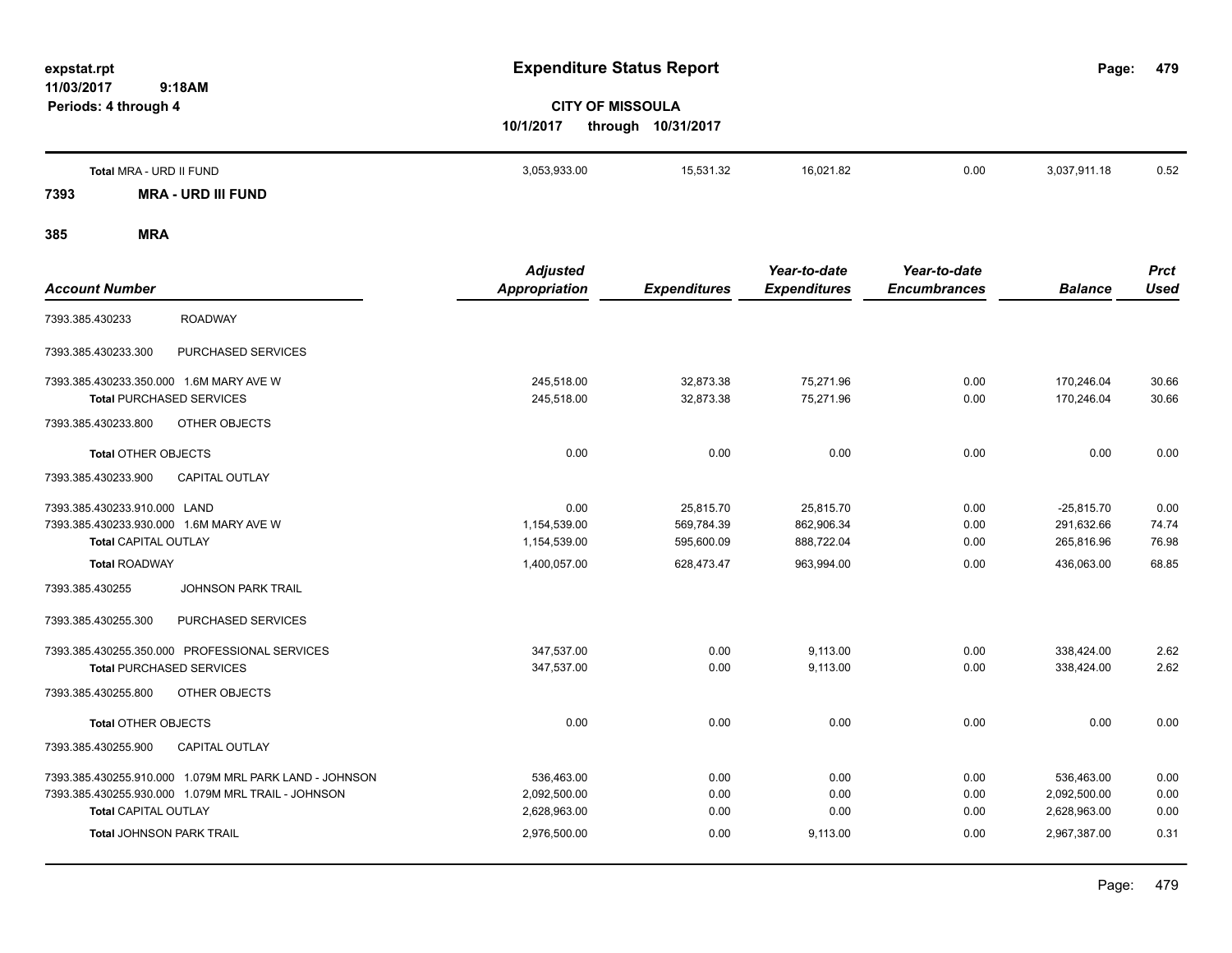**expstat.rpt**
**11/03/2017 9:18AM**
**Periods: 4 through 4**

# Expenditure Status Report

**CITY OF MISSOULA**
**10/1/2017 through 10/31/2017**

| Account Number | | Adjusted Appropriation | Expenditures | Year-to-date Expenditures | Year-to-date Encumbrances | Balance | Prct Used |
|---|---|---|---|---|---|---|---|
| **Total** MRA - URD II FUND | | 3,053,933.00 | 15,531.32 | 16,021.82 | 0.00 | 3,037,911.18 | 0.52 |

## 7393 MRA - URD III FUND

## 385 MRA

| Account Number | | Adjusted Appropriation | Expenditures | Year-to-date Expenditures | Year-to-date Encumbrances | Balance | Prct Used |
|---|---|---|---|---|---|---|---|
| 7393.385.430233 | ROADWAY | | | | | | |
| 7393.385.430233.300 | PURCHASED SERVICES | | | | | | |
| 7393.385.430233.350.000 | 1.6M MARY AVE W | 245,518.00 | 32,873.38 | 75,271.96 | 0.00 | 170,246.04 | 30.66 |
| **Total** PURCHASED SERVICES | | 245,518.00 | 32,873.38 | 75,271.96 | 0.00 | 170,246.04 | 30.66 |
| 7393.385.430233.800 | OTHER OBJECTS | | | | | | |
| **Total** OTHER OBJECTS | | 0.00 | 0.00 | 0.00 | 0.00 | 0.00 | 0.00 |
| 7393.385.430233.900 | CAPITAL OUTLAY | | | | | | |
| 7393.385.430233.910.000 | LAND | 0.00 | 25,815.70 | 25,815.70 | 0.00 | -25,815.70 | 0.00 |
| 7393.385.430233.930.000 | 1.6M MARY AVE W | 1,154,539.00 | 569,784.39 | 862,906.34 | 0.00 | 291,632.66 | 74.74 |
| **Total** CAPITAL OUTLAY | | 1,154,539.00 | 595,600.09 | 888,722.04 | 0.00 | 265,816.96 | 76.98 |
| **Total** ROADWAY | | 1,400,057.00 | 628,473.47 | 963,994.00 | 0.00 | 436,063.00 | 68.85 |
| 7393.385.430255 | JOHNSON PARK TRAIL | | | | | | |
| 7393.385.430255.300 | PURCHASED SERVICES | | | | | | |
| 7393.385.430255.350.000 | PROFESSIONAL SERVICES | 347,537.00 | 0.00 | 9,113.00 | 0.00 | 338,424.00 | 2.62 |
| **Total** PURCHASED SERVICES | | 347,537.00 | 0.00 | 9,113.00 | 0.00 | 338,424.00 | 2.62 |
| 7393.385.430255.800 | OTHER OBJECTS | | | | | | |
| **Total** OTHER OBJECTS | | 0.00 | 0.00 | 0.00 | 0.00 | 0.00 | 0.00 |
| 7393.385.430255.900 | CAPITAL OUTLAY | | | | | | |
| 7393.385.430255.910.000 | 1.079M MRL PARK LAND - JOHNSON | 536,463.00 | 0.00 | 0.00 | 0.00 | 536,463.00 | 0.00 |
| 7393.385.430255.930.000 | 1.079M MRL TRAIL - JOHNSON | 2,092,500.00 | 0.00 | 0.00 | 0.00 | 2,092,500.00 | 0.00 |
| **Total** CAPITAL OUTLAY | | 2,628,963.00 | 0.00 | 0.00 | 0.00 | 2,628,963.00 | 0.00 |
| **Total** JOHNSON PARK TRAIL | | 2,976,500.00 | 0.00 | 9,113.00 | 0.00 | 2,967,387.00 | 0.31 |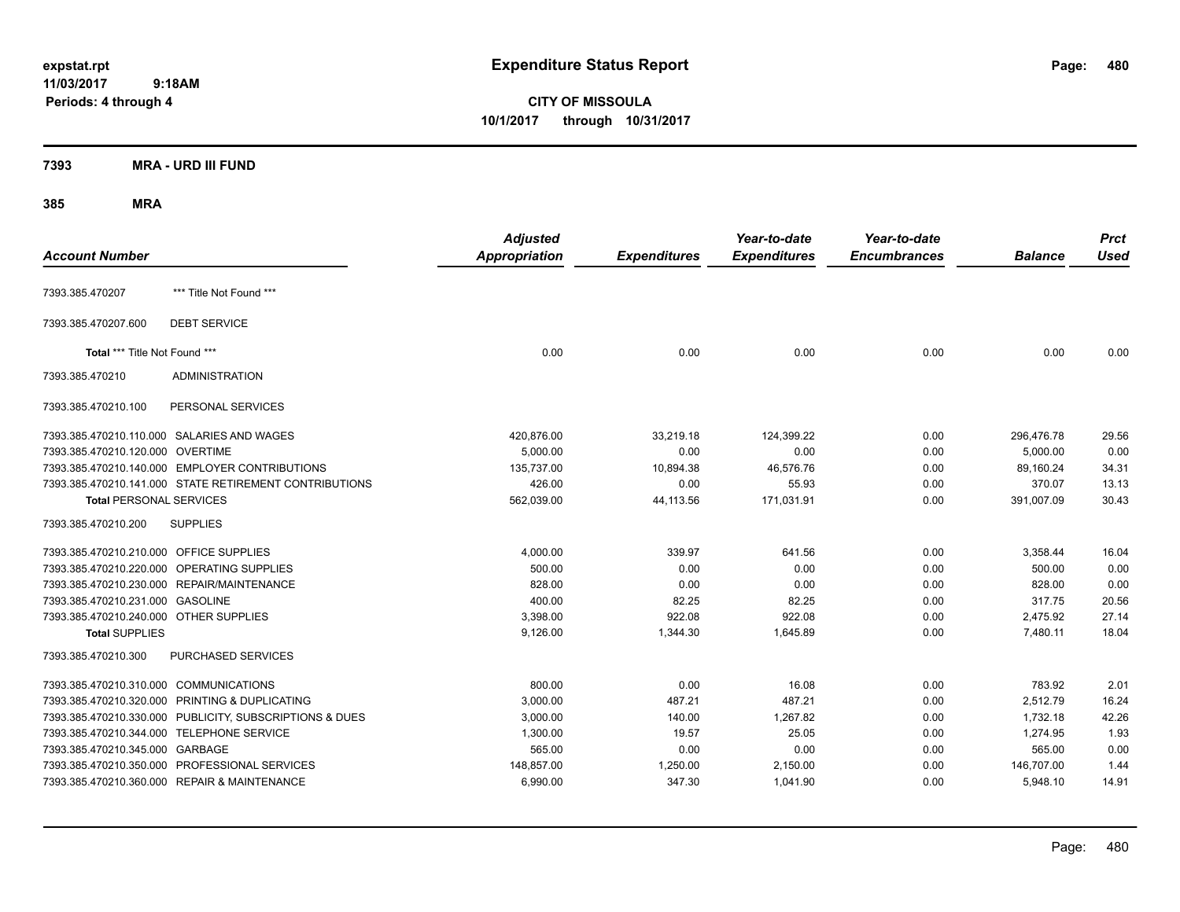**expstat.rpt**
**11/03/2017 9:18AM**
**Periods: 4 through 4**

# Expenditure Status Report

**CITY OF MISSOULA**
**10/1/2017 through 10/31/2017**

## 7393 MRA - URD III FUND

## 385 MRA

| Account Number | | Adjusted Appropriation | Expenditures | Year-to-date Expenditures | Year-to-date Encumbrances | Balance | Prct Used |
|---|---|---|---|---|---|---|---|
| 7393.385.470207 | *** Title Not Found *** | | | | | | |
| 7393.385.470207.600 | DEBT SERVICE | | | | | | |
| **Total** *** Title Not Found *** | | 0.00 | 0.00 | 0.00 | 0.00 | 0.00 | 0.00 |
| 7393.385.470210 | ADMINISTRATION | | | | | | |
| 7393.385.470210.100 | PERSONAL SERVICES | | | | | | |
| 7393.385.470210.110.000 | SALARIES AND WAGES | 420,876.00 | 33,219.18 | 124,399.22 | 0.00 | 296,476.78 | 29.56 |
| 7393.385.470210.120.000 | OVERTIME | 5,000.00 | 0.00 | 0.00 | 0.00 | 5,000.00 | 0.00 |
| 7393.385.470210.140.000 | EMPLOYER CONTRIBUTIONS | 135,737.00 | 10,894.38 | 46,576.76 | 0.00 | 89,160.24 | 34.31 |
| 7393.385.470210.141.000 | STATE RETIREMENT CONTRIBUTIONS | 426.00 | 0.00 | 55.93 | 0.00 | 370.07 | 13.13 |
| **Total** PERSONAL SERVICES | | 562,039.00 | 44,113.56 | 171,031.91 | 0.00 | 391,007.09 | 30.43 |
| 7393.385.470210.200 | SUPPLIES | | | | | | |
| 7393.385.470210.210.000 | OFFICE SUPPLIES | 4,000.00 | 339.97 | 641.56 | 0.00 | 3,358.44 | 16.04 |
| 7393.385.470210.220.000 | OPERATING SUPPLIES | 500.00 | 0.00 | 0.00 | 0.00 | 500.00 | 0.00 |
| 7393.385.470210.230.000 | REPAIR/MAINTENANCE | 828.00 | 0.00 | 0.00 | 0.00 | 828.00 | 0.00 |
| 7393.385.470210.231.000 | GASOLINE | 400.00 | 82.25 | 82.25 | 0.00 | 317.75 | 20.56 |
| 7393.385.470210.240.000 | OTHER SUPPLIES | 3,398.00 | 922.08 | 922.08 | 0.00 | 2,475.92 | 27.14 |
| **Total** SUPPLIES | | 9,126.00 | 1,344.30 | 1,645.89 | 0.00 | 7,480.11 | 18.04 |
| 7393.385.470210.300 | PURCHASED SERVICES | | | | | | |
| 7393.385.470210.310.000 | COMMUNICATIONS | 800.00 | 0.00 | 16.08 | 0.00 | 783.92 | 2.01 |
| 7393.385.470210.320.000 | PRINTING & DUPLICATING | 3,000.00 | 487.21 | 487.21 | 0.00 | 2,512.79 | 16.24 |
| 7393.385.470210.330.000 | PUBLICITY, SUBSCRIPTIONS & DUES | 3,000.00 | 140.00 | 1,267.82 | 0.00 | 1,732.18 | 42.26 |
| 7393.385.470210.344.000 | TELEPHONE SERVICE | 1,300.00 | 19.57 | 25.05 | 0.00 | 1,274.95 | 1.93 |
| 7393.385.470210.345.000 | GARBAGE | 565.00 | 0.00 | 0.00 | 0.00 | 565.00 | 0.00 |
| 7393.385.470210.350.000 | PROFESSIONAL SERVICES | 148,857.00 | 1,250.00 | 2,150.00 | 0.00 | 146,707.00 | 1.44 |
| 7393.385.470210.360.000 | REPAIR & MAINTENANCE | 6,990.00 | 347.30 | 1,041.90 | 0.00 | 5,948.10 | 14.91 |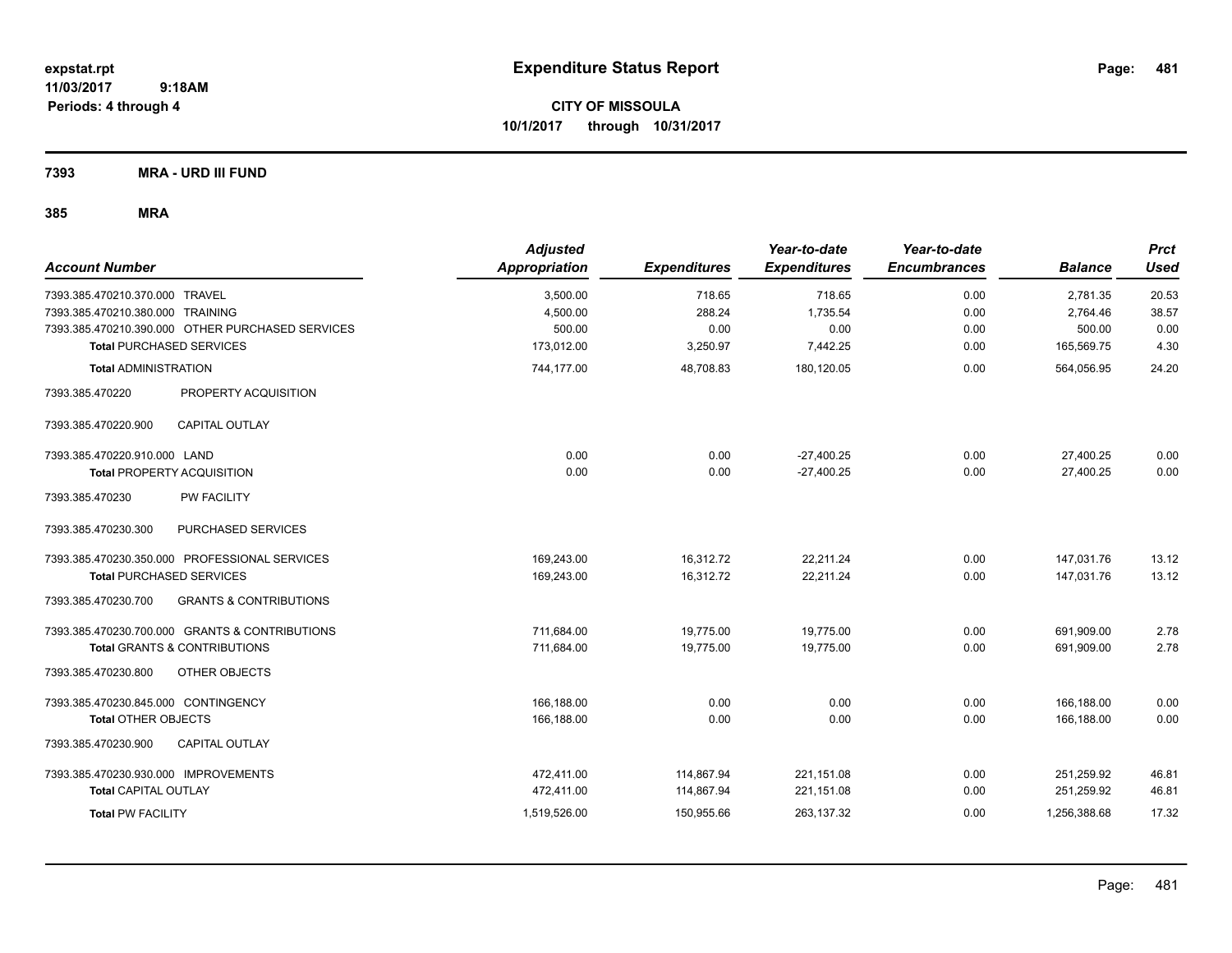**expstat.rpt**
**11/03/2017 9:18AM**
**Periods: 4 through 4**

# Expenditure Status Report

**CITY OF MISSOULA**
**10/1/2017 through 10/31/2017**

**7393 MRA - URD III FUND**

**385 MRA**

| Account Number | Adjusted Appropriation | Expenditures | Year-to-date Expenditures | Year-to-date Encumbrances | Balance | Prct Used |
|---|---|---|---|---|---|---|
| 7393.385.470210.370.000 TRAVEL | 3,500.00 | 718.65 | 718.65 | 0.00 | 2,781.35 | 20.53 |
| 7393.385.470210.380.000 TRAINING | 4,500.00 | 288.24 | 1,735.54 | 0.00 | 2,764.46 | 38.57 |
| 7393.385.470210.390.000 OTHER PURCHASED SERVICES | 500.00 | 0.00 | 0.00 | 0.00 | 500.00 | 0.00 |
| **Total** PURCHASED SERVICES | 173,012.00 | 3,250.97 | 7,442.25 | 0.00 | 165,569.75 | 4.30 |
| **Total** ADMINISTRATION | 744,177.00 | 48,708.83 | 180,120.05 | 0.00 | 564,056.95 | 24.20 |
| 7393.385.470220 PROPERTY ACQUISITION | | | | | | |
| 7393.385.470220.900 CAPITAL OUTLAY | | | | | | |
| 7393.385.470220.910.000 LAND | 0.00 | 0.00 | -27,400.25 | 0.00 | 27,400.25 | 0.00 |
| **Total** PROPERTY ACQUISITION | 0.00 | 0.00 | -27,400.25 | 0.00 | 27,400.25 | 0.00 |
| 7393.385.470230 PW FACILITY | | | | | | |
| 7393.385.470230.300 PURCHASED SERVICES | | | | | | |
| 7393.385.470230.350.000 PROFESSIONAL SERVICES | 169,243.00 | 16,312.72 | 22,211.24 | 0.00 | 147,031.76 | 13.12 |
| **Total** PURCHASED SERVICES | 169,243.00 | 16,312.72 | 22,211.24 | 0.00 | 147,031.76 | 13.12 |
| 7393.385.470230.700 GRANTS & CONTRIBUTIONS | | | | | | |
| 7393.385.470230.700.000 GRANTS & CONTRIBUTIONS | 711,684.00 | 19,775.00 | 19,775.00 | 0.00 | 691,909.00 | 2.78 |
| **Total** GRANTS & CONTRIBUTIONS | 711,684.00 | 19,775.00 | 19,775.00 | 0.00 | 691,909.00 | 2.78 |
| 7393.385.470230.800 OTHER OBJECTS | | | | | | |
| 7393.385.470230.845.000 CONTINGENCY | 166,188.00 | 0.00 | 0.00 | 0.00 | 166,188.00 | 0.00 |
| **Total** OTHER OBJECTS | 166,188.00 | 0.00 | 0.00 | 0.00 | 166,188.00 | 0.00 |
| 7393.385.470230.900 CAPITAL OUTLAY | | | | | | |
| 7393.385.470230.930.000 IMPROVEMENTS | 472,411.00 | 114,867.94 | 221,151.08 | 0.00 | 251,259.92 | 46.81 |
| **Total** CAPITAL OUTLAY | 472,411.00 | 114,867.94 | 221,151.08 | 0.00 | 251,259.92 | 46.81 |
| **Total** PW FACILITY | 1,519,526.00 | 150,955.66 | 263,137.32 | 0.00 | 1,256,388.68 | 17.32 |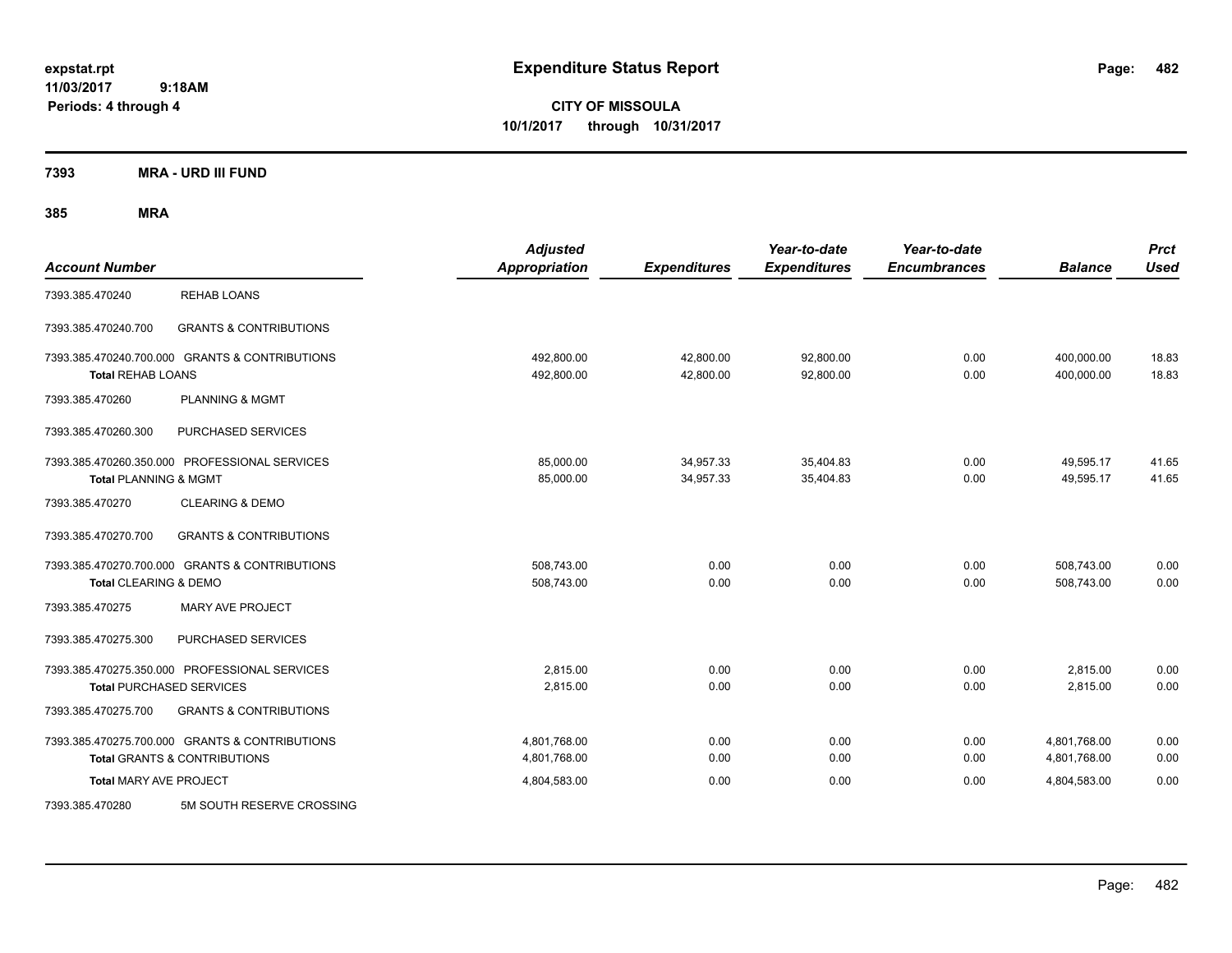expstat.rpt
11/03/2017 9:18AM
Periods: 4 through 4

# Expenditure Status Report

**CITY OF MISSOULA**
**10/1/2017 through 10/31/2017**

**7393 MRA - URD III FUND**

**385 MRA**

| Account Number | | Adjusted Appropriation | Expenditures | Year-to-date Expenditures | Year-to-date Encumbrances | Balance | Prct Used |
|---|---|---|---|---|---|---|---|
| 7393.385.470240 | REHAB LOANS | | | | | | |
| 7393.385.470240.700 | GRANTS & CONTRIBUTIONS | | | | | | |
| 7393.385.470240.700.000 GRANTS & CONTRIBUTIONS | | 492,800.00 | 42,800.00 | 92,800.00 | 0.00 | 400,000.00 | 18.83 |
| Total REHAB LOANS | | 492,800.00 | 42,800.00 | 92,800.00 | 0.00 | 400,000.00 | 18.83 |
| 7393.385.470260 | PLANNING & MGMT | | | | | | |
| 7393.385.470260.300 | PURCHASED SERVICES | | | | | | |
| 7393.385.470260.350.000 PROFESSIONAL SERVICES | | 85,000.00 | 34,957.33 | 35,404.83 | 0.00 | 49,595.17 | 41.65 |
| Total PLANNING & MGMT | | 85,000.00 | 34,957.33 | 35,404.83 | 0.00 | 49,595.17 | 41.65 |
| 7393.385.470270 | CLEARING & DEMO | | | | | | |
| 7393.385.470270.700 | GRANTS & CONTRIBUTIONS | | | | | | |
| 7393.385.470270.700.000 GRANTS & CONTRIBUTIONS | | 508,743.00 | 0.00 | 0.00 | 0.00 | 508,743.00 | 0.00 |
| Total CLEARING & DEMO | | 508,743.00 | 0.00 | 0.00 | 0.00 | 508,743.00 | 0.00 |
| 7393.385.470275 | MARY AVE PROJECT | | | | | | |
| 7393.385.470275.300 | PURCHASED SERVICES | | | | | | |
| 7393.385.470275.350.000 PROFESSIONAL SERVICES | | 2,815.00 | 0.00 | 0.00 | 0.00 | 2,815.00 | 0.00 |
| Total PURCHASED SERVICES | | 2,815.00 | 0.00 | 0.00 | 0.00 | 2,815.00 | 0.00 |
| 7393.385.470275.700 | GRANTS & CONTRIBUTIONS | | | | | | |
| 7393.385.470275.700.000 GRANTS & CONTRIBUTIONS | | 4,801,768.00 | 0.00 | 0.00 | 0.00 | 4,801,768.00 | 0.00 |
| Total GRANTS & CONTRIBUTIONS | | 4,801,768.00 | 0.00 | 0.00 | 0.00 | 4,801,768.00 | 0.00 |
| Total MARY AVE PROJECT | | 4,804,583.00 | 0.00 | 0.00 | 0.00 | 4,804,583.00 | 0.00 |
| 7393.385.470280 | 5M SOUTH RESERVE CROSSING | | | | | | |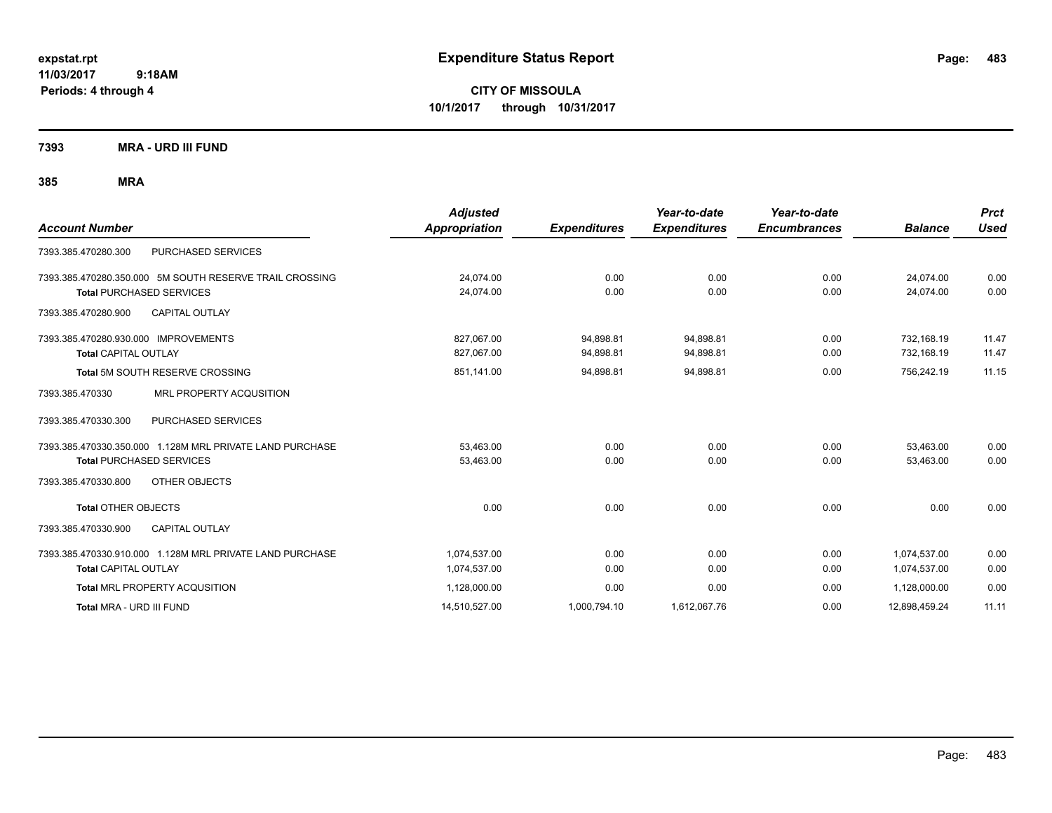**expstat.rpt**
**11/03/2017 9:18AM**
**Periods: 4 through 4**

# Expenditure Status Report

**CITY OF MISSOULA**
**10/1/2017 through 10/31/2017**

**7393 MRA - URD III FUND**

**385 MRA**

| Account Number | Adjusted Appropriation | Expenditures | Year-to-date Expenditures | Year-to-date Encumbrances | Balance | Prct Used |
|---|---|---|---|---|---|---|
| 7393.385.470280.300 PURCHASED SERVICES | | | | | | |
| 7393.385.470280.350.000 5M SOUTH RESERVE TRAIL CROSSING | 24,074.00 | 0.00 | 0.00 | 0.00 | 24,074.00 | 0.00 |
| **Total** PURCHASED SERVICES | 24,074.00 | 0.00 | 0.00 | 0.00 | 24,074.00 | 0.00 |
| 7393.385.470280.900 CAPITAL OUTLAY | | | | | | |
| 7393.385.470280.930.000 IMPROVEMENTS | 827,067.00 | 94,898.81 | 94,898.81 | 0.00 | 732,168.19 | 11.47 |
| **Total** CAPITAL OUTLAY | 827,067.00 | 94,898.81 | 94,898.81 | 0.00 | 732,168.19 | 11.47 |
| **Total** 5M SOUTH RESERVE CROSSING | 851,141.00 | 94,898.81 | 94,898.81 | 0.00 | 756,242.19 | 11.15 |
| 7393.385.470330 MRL PROPERTY ACQUSITION | | | | | | |
| 7393.385.470330.300 PURCHASED SERVICES | | | | | | |
| 7393.385.470330.350.000 1.128M MRL PRIVATE LAND PURCHASE | 53,463.00 | 0.00 | 0.00 | 0.00 | 53,463.00 | 0.00 |
| **Total** PURCHASED SERVICES | 53,463.00 | 0.00 | 0.00 | 0.00 | 53,463.00 | 0.00 |
| 7393.385.470330.800 OTHER OBJECTS | | | | | | |
| **Total** OTHER OBJECTS | 0.00 | 0.00 | 0.00 | 0.00 | 0.00 | 0.00 |
| 7393.385.470330.900 CAPITAL OUTLAY | | | | | | |
| 7393.385.470330.910.000 1.128M MRL PRIVATE LAND PURCHASE | 1,074,537.00 | 0.00 | 0.00 | 0.00 | 1,074,537.00 | 0.00 |
| **Total** CAPITAL OUTLAY | 1,074,537.00 | 0.00 | 0.00 | 0.00 | 1,074,537.00 | 0.00 |
| **Total** MRL PROPERTY ACQUSITION | 1,128,000.00 | 0.00 | 0.00 | 0.00 | 1,128,000.00 | 0.00 |
| **Total** MRA - URD III FUND | 14,510,527.00 | 1,000,794.10 | 1,612,067.76 | 0.00 | 12,898,459.24 | 11.11 |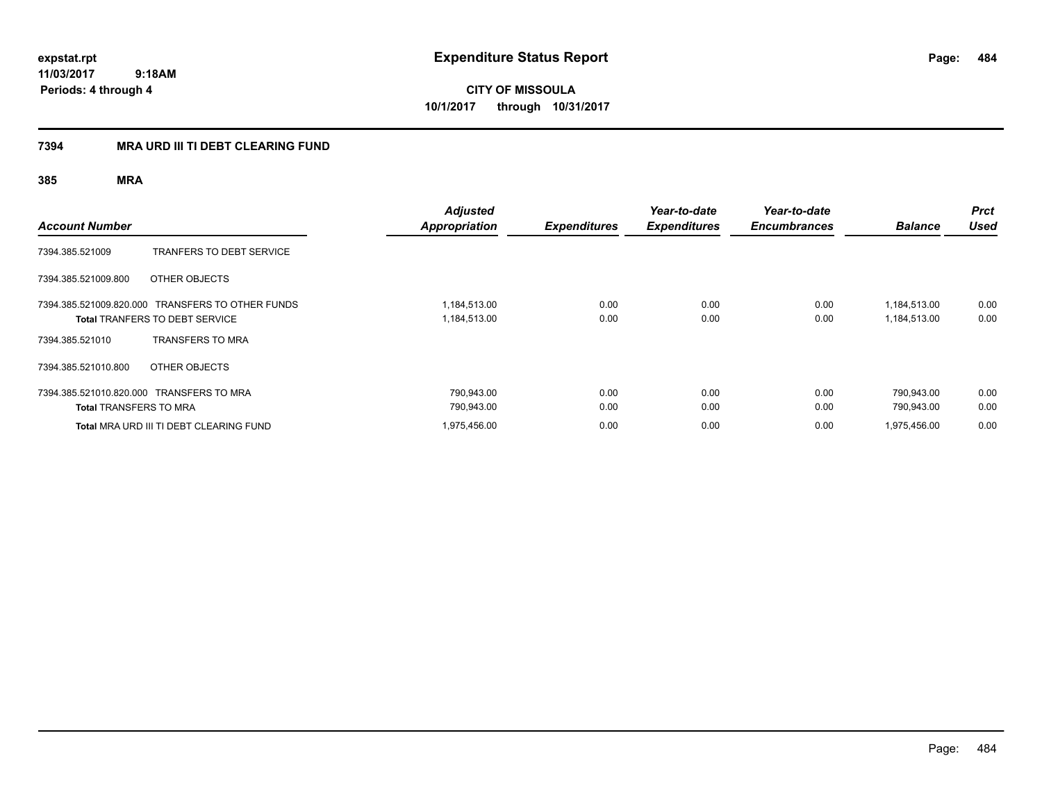# Expenditure Status Report

expstat.rpt
11/03/2017 9:18AM
Periods: 4 through 4

**CITY OF MISSOULA**
**10/1/2017 through 10/31/2017**

## 7394 MRA URD III TI DEBT CLEARING FUND

### 385 MRA

| Account Number | | Adjusted Appropriation | Expenditures | Year-to-date Expenditures | Year-to-date Encumbrances | Balance | Prct Used |
|---|---|---|---|---|---|---|---|
| 7394.385.521009 | TRANFERS TO DEBT SERVICE | | | | | | |
| 7394.385.521009.800 | OTHER OBJECTS | | | | | | |
| 7394.385.521009.820.000 | TRANSFERS TO OTHER FUNDS | 1,184,513.00 | 0.00 | 0.00 | 0.00 | 1,184,513.00 | 0.00 |
| **Total** TRANFERS TO DEBT SERVICE | | 1,184,513.00 | 0.00 | 0.00 | 0.00 | 1,184,513.00 | 0.00 |
| 7394.385.521010 | TRANSFERS TO MRA | | | | | | |
| 7394.385.521010.800 | OTHER OBJECTS | | | | | | |
| 7394.385.521010.820.000 | TRANSFERS TO MRA | 790,943.00 | 0.00 | 0.00 | 0.00 | 790,943.00 | 0.00 |
| **Total** TRANSFERS TO MRA | | 790,943.00 | 0.00 | 0.00 | 0.00 | 790,943.00 | 0.00 |
| **Total** MRA URD III TI DEBT CLEARING FUND | | 1,975,456.00 | 0.00 | 0.00 | 0.00 | 1,975,456.00 | 0.00 |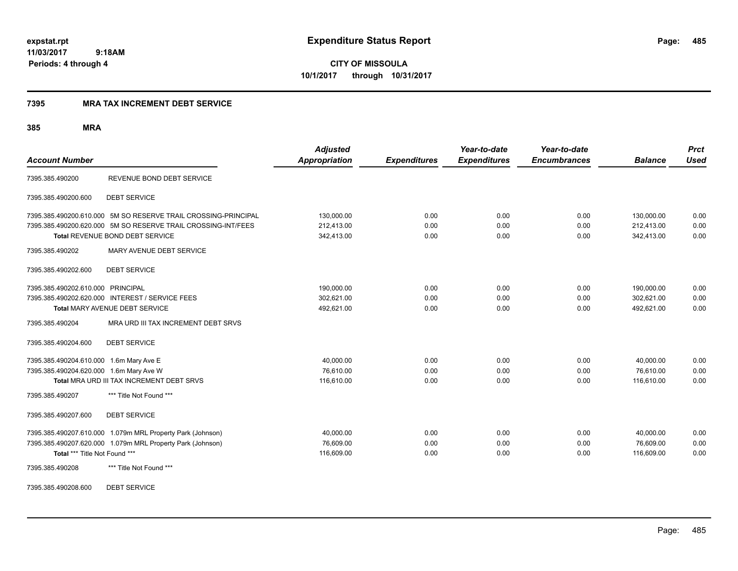**expstat.rpt**
**11/03/2017 9:18AM**
**Periods: 4 through 4**

# Expenditure Status Report

**CITY OF MISSOULA**
**10/1/2017 through 10/31/2017**

## 7395 MRA TAX INCREMENT DEBT SERVICE

### 385 MRA

| Account Number | | Adjusted Appropriation | Expenditures | Year-to-date Expenditures | Year-to-date Encumbrances | Balance | Prct Used |
|---|---|---|---|---|---|---|---|
| 7395.385.490200 | REVENUE BOND DEBT SERVICE | | | | | | |
| 7395.385.490200.600 | DEBT SERVICE | | | | | | |
| 7395.385.490200.610.000 | 5M SO RESERVE TRAIL CROSSING-PRINCIPAL | 130,000.00 | 0.00 | 0.00 | 0.00 | 130,000.00 | 0.00 |
| 7395.385.490200.620.000 | 5M SO RESERVE TRAIL CROSSING-INT/FEES | 212,413.00 | 0.00 | 0.00 | 0.00 | 212,413.00 | 0.00 |
| **Total** REVENUE BOND DEBT SERVICE | | 342,413.00 | 0.00 | 0.00 | 0.00 | 342,413.00 | 0.00 |
| 7395.385.490202 | MARY AVENUE DEBT SERVICE | | | | | | |
| 7395.385.490202.600 | DEBT SERVICE | | | | | | |
| 7395.385.490202.610.000 | PRINCIPAL | 190,000.00 | 0.00 | 0.00 | 0.00 | 190,000.00 | 0.00 |
| 7395.385.490202.620.000 | INTEREST / SERVICE FEES | 302,621.00 | 0.00 | 0.00 | 0.00 | 302,621.00 | 0.00 |
| **Total** MARY AVENUE DEBT SERVICE | | 492,621.00 | 0.00 | 0.00 | 0.00 | 492,621.00 | 0.00 |
| 7395.385.490204 | MRA URD III TAX INCREMENT DEBT SRVS | | | | | | |
| 7395.385.490204.600 | DEBT SERVICE | | | | | | |
| 7395.385.490204.610.000 | 1.6m Mary Ave E | 40,000.00 | 0.00 | 0.00 | 0.00 | 40,000.00 | 0.00 |
| 7395.385.490204.620.000 | 1.6m Mary Ave W | 76,610.00 | 0.00 | 0.00 | 0.00 | 76,610.00 | 0.00 |
| **Total** MRA URD III TAX INCREMENT DEBT SRVS | | 116,610.00 | 0.00 | 0.00 | 0.00 | 116,610.00 | 0.00 |
| 7395.385.490207 | *** Title Not Found *** | | | | | | |
| 7395.385.490207.600 | DEBT SERVICE | | | | | | |
| 7395.385.490207.610.000 | 1.079m MRL Property Park (Johnson) | 40,000.00 | 0.00 | 0.00 | 0.00 | 40,000.00 | 0.00 |
| 7395.385.490207.620.000 | 1.079m MRL Property Park (Johnson) | 76,609.00 | 0.00 | 0.00 | 0.00 | 76,609.00 | 0.00 |
| **Total** *** Title Not Found *** | | 116,609.00 | 0.00 | 0.00 | 0.00 | 116,609.00 | 0.00 |
| 7395.385.490208 | *** Title Not Found *** | | | | | | |
| 7395.385.490208.600 | DEBT SERVICE | | | | | | |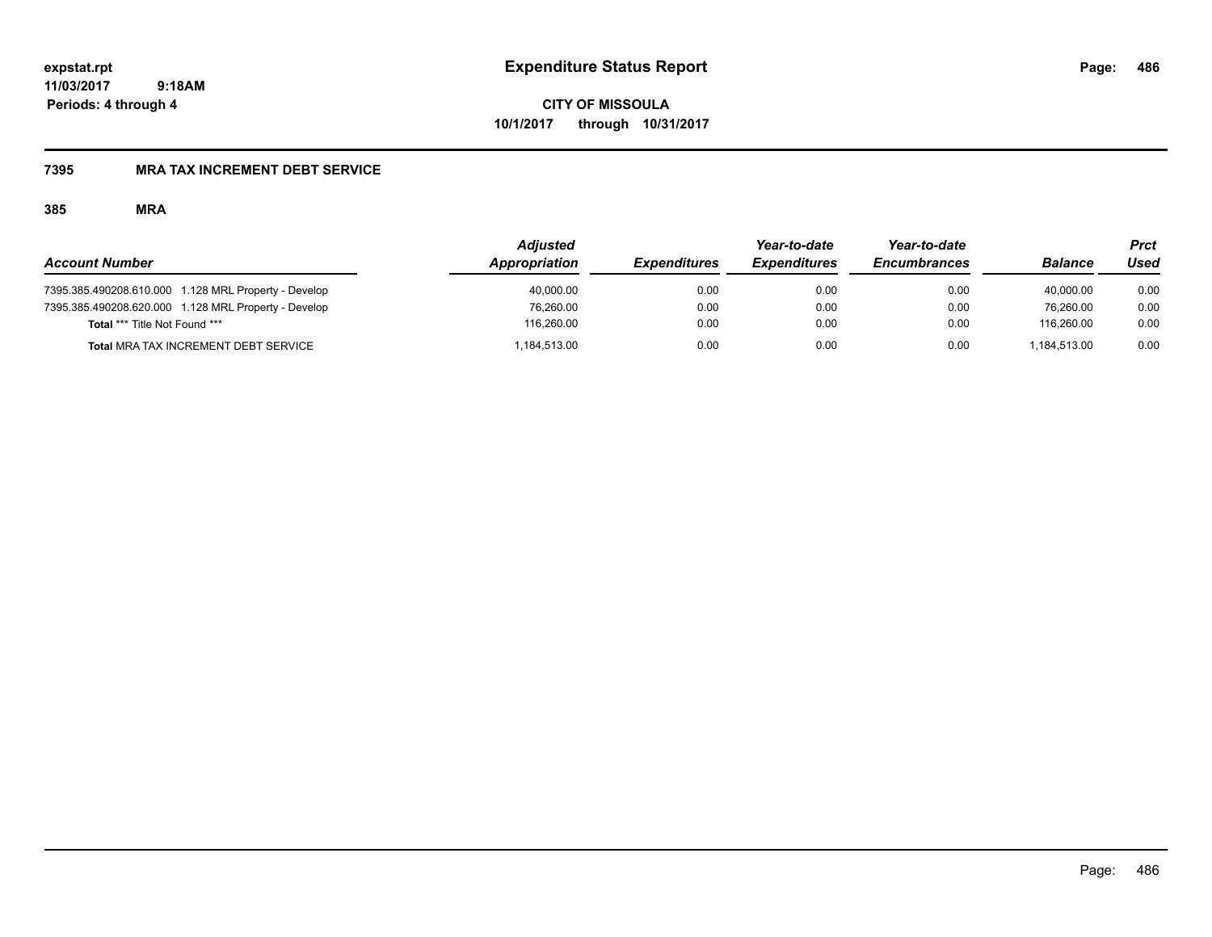**expstat.rpt**
**11/03/2017 9:18AM**
**Periods: 4 through 4**

# Expenditure Status Report

**CITY OF MISSOULA**
**10/1/2017 through 10/31/2017**

## 7395 MRA TAX INCREMENT DEBT SERVICE

### 385 MRA

| *Account Number* | *Adjusted Appropriation* | *Expenditures* | *Year-to-date Expenditures* | *Year-to-date Encumbrances* | *Balance* | *Prct Used* |
|---|---|---|---|---|---|---|
| 7395.385.490208.610.000 1.128 MRL Property - Develop | 40,000.00 | 0.00 | 0.00 | 0.00 | 40,000.00 | 0.00 |
| 7395.385.490208.620.000 1.128 MRL Property - Develop | 76,260.00 | 0.00 | 0.00 | 0.00 | 76,260.00 | 0.00 |
| **Total** *** Title Not Found *** | 116,260.00 | 0.00 | 0.00 | 0.00 | 116,260.00 | 0.00 |
| **Total** MRA TAX INCREMENT DEBT SERVICE | 1,184,513.00 | 0.00 | 0.00 | 0.00 | 1,184,513.00 | 0.00 |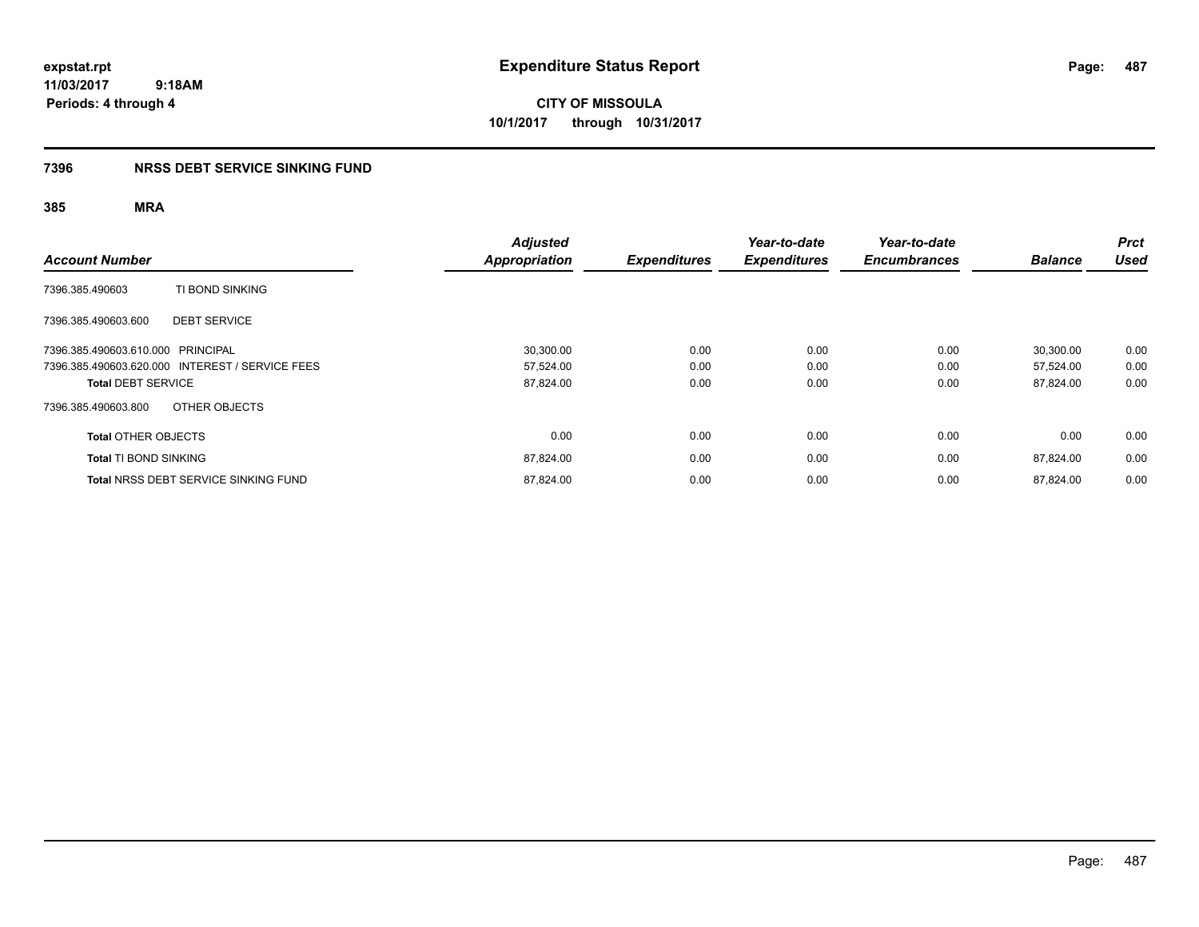expstat.rpt
11/03/2017 9:18AM
Periods: 4 through 4

# Expenditure Status Report

**CITY OF MISSOULA**
**10/1/2017 through 10/31/2017**

## 7396 NRSS DEBT SERVICE SINKING FUND

### 385 MRA

| Account Number | | Adjusted Appropriation | Expenditures | Year-to-date Expenditures | Year-to-date Encumbrances | Balance | Prct Used |
|---|---|---|---|---|---|---|---|
| 7396.385.490603 | TI BOND SINKING | | | | | | |
| 7396.385.490603.600 | DEBT SERVICE | | | | | | |
| 7396.385.490603.610.000 | PRINCIPAL | 30,300.00 | 0.00 | 0.00 | 0.00 | 30,300.00 | 0.00 |
| 7396.385.490603.620.000 | INTEREST / SERVICE FEES | 57,524.00 | 0.00 | 0.00 | 0.00 | 57,524.00 | 0.00 |
| **Total** DEBT SERVICE | | 87,824.00 | 0.00 | 0.00 | 0.00 | 87,824.00 | 0.00 |
| 7396.385.490603.800 | OTHER OBJECTS | | | | | | |
| **Total** OTHER OBJECTS | | 0.00 | 0.00 | 0.00 | 0.00 | 0.00 | 0.00 |
| **Total** TI BOND SINKING | | 87,824.00 | 0.00 | 0.00 | 0.00 | 87,824.00 | 0.00 |
| **Total** NRSS DEBT SERVICE SINKING FUND | | 87,824.00 | 0.00 | 0.00 | 0.00 | 87,824.00 | 0.00 |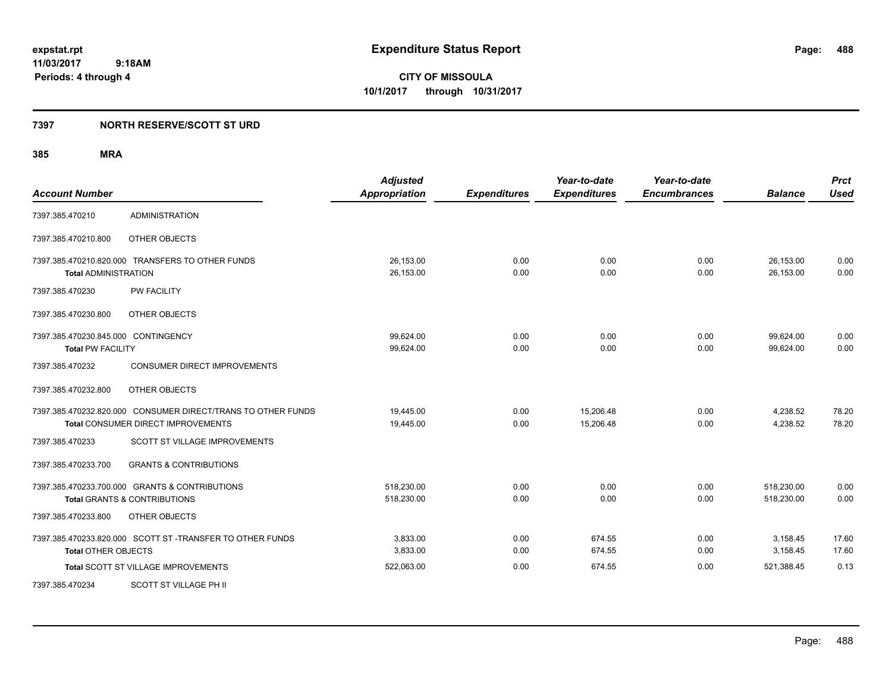# Expenditure Status Report

expstat.rpt
11/03/2017 9:18AM
Periods: 4 through 4

**CITY OF MISSOULA**
**10/1/2017 through 10/31/2017**

## 7397 NORTH RESERVE/SCOTT ST URD

### 385 MRA

| Account Number | | Adjusted Appropriation | Expenditures | Year-to-date Expenditures | Year-to-date Encumbrances | Balance | Prct Used |
|---|---|---|---|---|---|---|---|
| 7397.385.470210 | ADMINISTRATION | | | | | | |
| 7397.385.470210.800 | OTHER OBJECTS | | | | | | |
| 7397.385.470210.820.000 TRANSFERS TO OTHER FUNDS | | 26,153.00 | 0.00 | 0.00 | 0.00 | 26,153.00 | 0.00 |
| **Total** ADMINISTRATION | | 26,153.00 | 0.00 | 0.00 | 0.00 | 26,153.00 | 0.00 |
| 7397.385.470230 | PW FACILITY | | | | | | |
| 7397.385.470230.800 | OTHER OBJECTS | | | | | | |
| 7397.385.470230.845.000 CONTINGENCY | | 99,624.00 | 0.00 | 0.00 | 0.00 | 99,624.00 | 0.00 |
| **Total** PW FACILITY | | 99,624.00 | 0.00 | 0.00 | 0.00 | 99,624.00 | 0.00 |
| 7397.385.470232 | CONSUMER DIRECT IMPROVEMENTS | | | | | | |
| 7397.385.470232.800 | OTHER OBJECTS | | | | | | |
| 7397.385.470232.820.000 CONSUMER DIRECT/TRANS TO OTHER FUNDS | | 19,445.00 | 0.00 | 15,206.48 | 0.00 | 4,238.52 | 78.20 |
| **Total** CONSUMER DIRECT IMPROVEMENTS | | 19,445.00 | 0.00 | 15,206.48 | 0.00 | 4,238.52 | 78.20 |
| 7397.385.470233 | SCOTT ST VILLAGE IMPROVEMENTS | | | | | | |
| 7397.385.470233.700 | GRANTS & CONTRIBUTIONS | | | | | | |
| 7397.385.470233.700.000 GRANTS & CONTRIBUTIONS | | 518,230.00 | 0.00 | 0.00 | 0.00 | 518,230.00 | 0.00 |
| **Total** GRANTS & CONTRIBUTIONS | | 518,230.00 | 0.00 | 0.00 | 0.00 | 518,230.00 | 0.00 |
| 7397.385.470233.800 | OTHER OBJECTS | | | | | | |
| 7397.385.470233.820.000 SCOTT ST -TRANSFER TO OTHER FUNDS | | 3,833.00 | 0.00 | 674.55 | 0.00 | 3,158.45 | 17.60 |
| **Total** OTHER OBJECTS | | 3,833.00 | 0.00 | 674.55 | 0.00 | 3,158.45 | 17.60 |
| **Total** SCOTT ST VILLAGE IMPROVEMENTS | | 522,063.00 | 0.00 | 674.55 | 0.00 | 521,388.45 | 0.13 |
| 7397.385.470234 | SCOTT ST VILLAGE PH II | | | | | | |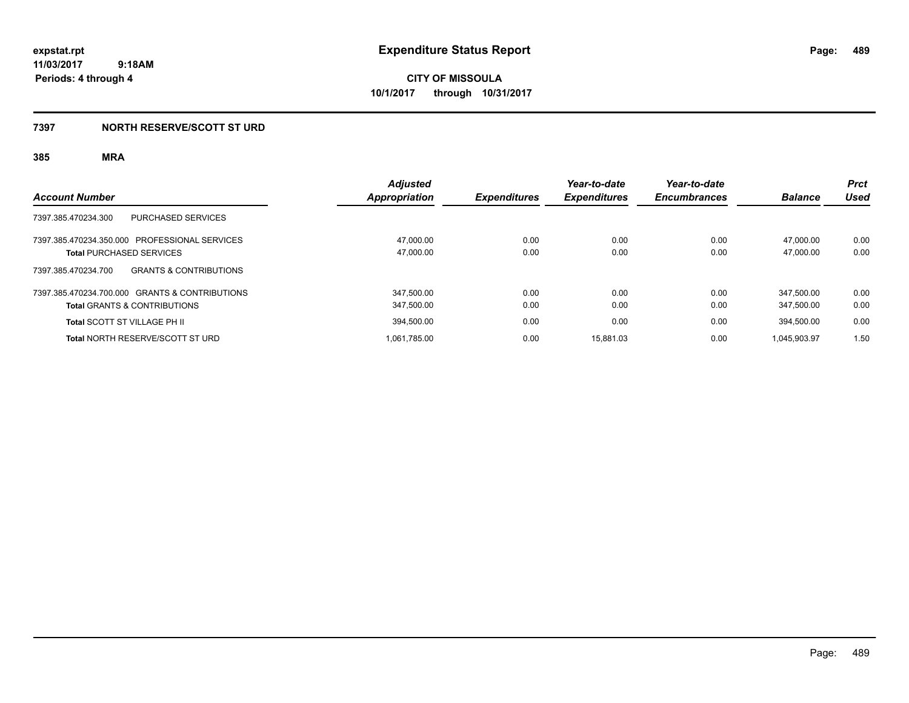# Expenditure Status Report

expstat.rpt
11/03/2017 9:18AM
Periods: 4 through 4

**CITY OF MISSOULA**
**10/1/2017 through 10/31/2017**

## 7397 NORTH RESERVE/SCOTT ST URD

### 385 MRA

| Account Number | Adjusted Appropriation | Expenditures | Year-to-date Expenditures | Year-to-date Encumbrances | Balance | Prct Used |
|---|---|---|---|---|---|---|
| 7397.385.470234.300 PURCHASED SERVICES | | | | | | |
| 7397.385.470234.350.000 PROFESSIONAL SERVICES | 47,000.00 | 0.00 | 0.00 | 0.00 | 47,000.00 | 0.00 |
| **Total** PURCHASED SERVICES | 47,000.00 | 0.00 | 0.00 | 0.00 | 47,000.00 | 0.00 |
| 7397.385.470234.700 GRANTS & CONTRIBUTIONS | | | | | | |
| 7397.385.470234.700.000 GRANTS & CONTRIBUTIONS | 347,500.00 | 0.00 | 0.00 | 0.00 | 347,500.00 | 0.00 |
| **Total** GRANTS & CONTRIBUTIONS | 347,500.00 | 0.00 | 0.00 | 0.00 | 347,500.00 | 0.00 |
| **Total** SCOTT ST VILLAGE PH II | 394,500.00 | 0.00 | 0.00 | 0.00 | 394,500.00 | 0.00 |
| **Total** NORTH RESERVE/SCOTT ST URD | 1,061,785.00 | 0.00 | 15,881.03 | 0.00 | 1,045,903.97 | 1.50 |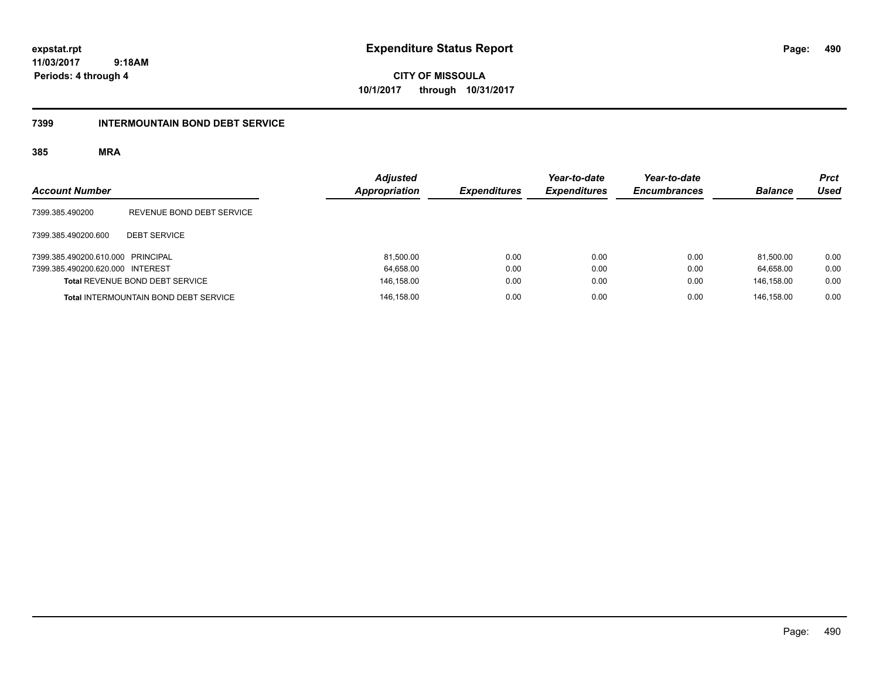**expstat.rpt**
**11/03/2017 9:18AM**
**Periods: 4 through 4**

# Expenditure Status Report

**CITY OF MISSOULA**
**10/1/2017 through 10/31/2017**

## 7399 INTERMOUNTAIN BOND DEBT SERVICE

### 385 MRA

| Account Number | | Adjusted Appropriation | Expenditures | Year-to-date Expenditures | Year-to-date Encumbrances | Balance | Prct Used |
|---|---|---|---|---|---|---|---|
| 7399.385.490200 | REVENUE BOND DEBT SERVICE | | | | | | |
| 7399.385.490200.600 | DEBT SERVICE | | | | | | |
| 7399.385.490200.610.000 | PRINCIPAL | 81,500.00 | 0.00 | 0.00 | 0.00 | 81,500.00 | 0.00 |
| 7399.385.490200.620.000 | INTEREST | 64,658.00 | 0.00 | 0.00 | 0.00 | 64,658.00 | 0.00 |
| **Total** REVENUE BOND DEBT SERVICE | | 146,158.00 | 0.00 | 0.00 | 0.00 | 146,158.00 | 0.00 |
| **Total** INTERMOUNTAIN BOND DEBT SERVICE | | 146,158.00 | 0.00 | 0.00 | 0.00 | 146,158.00 | 0.00 |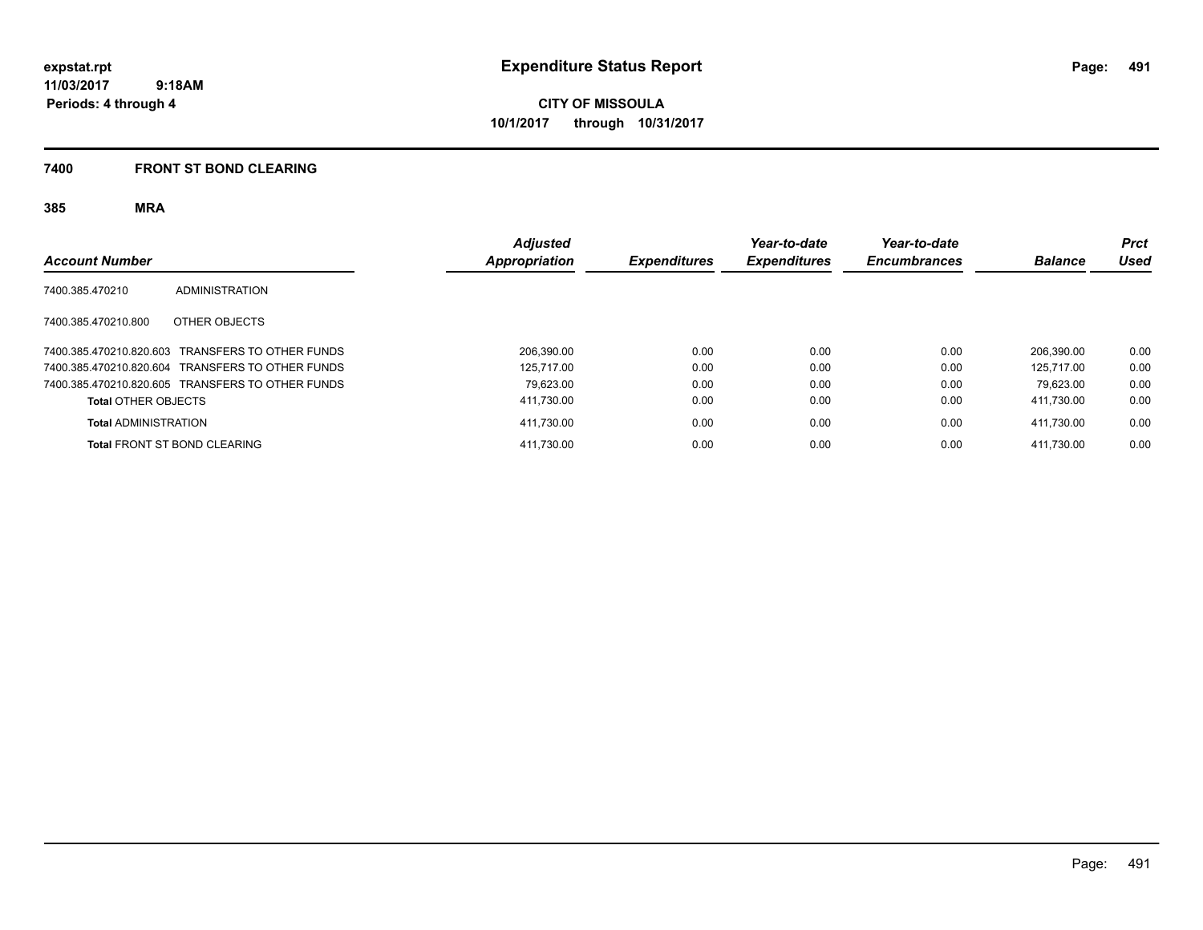**Expenditure Status Report**

**CITY OF MISSOULA**
**10/1/2017 through 10/31/2017**

expstat.rpt
11/03/2017 9:18AM
Periods: 4 through 4

## 7400 FRONT ST BOND CLEARING

### 385 MRA

| Account Number | | Adjusted Appropriation | Expenditures | Year-to-date Expenditures | Year-to-date Encumbrances | Balance | Prct Used |
|---|---|---|---|---|---|---|---|
| 7400.385.470210 | ADMINISTRATION | | | | | | |
| 7400.385.470210.800 | OTHER OBJECTS | | | | | | |
| 7400.385.470210.820.603 | TRANSFERS TO OTHER FUNDS | 206,390.00 | 0.00 | 0.00 | 0.00 | 206,390.00 | 0.00 |
| 7400.385.470210.820.604 | TRANSFERS TO OTHER FUNDS | 125,717.00 | 0.00 | 0.00 | 0.00 | 125,717.00 | 0.00 |
| 7400.385.470210.820.605 | TRANSFERS TO OTHER FUNDS | 79,623.00 | 0.00 | 0.00 | 0.00 | 79,623.00 | 0.00 |
| **Total** OTHER OBJECTS | | 411,730.00 | 0.00 | 0.00 | 0.00 | 411,730.00 | 0.00 |
| **Total** ADMINISTRATION | | 411,730.00 | 0.00 | 0.00 | 0.00 | 411,730.00 | 0.00 |
| **Total** FRONT ST BOND CLEARING | | 411,730.00 | 0.00 | 0.00 | 0.00 | 411,730.00 | 0.00 |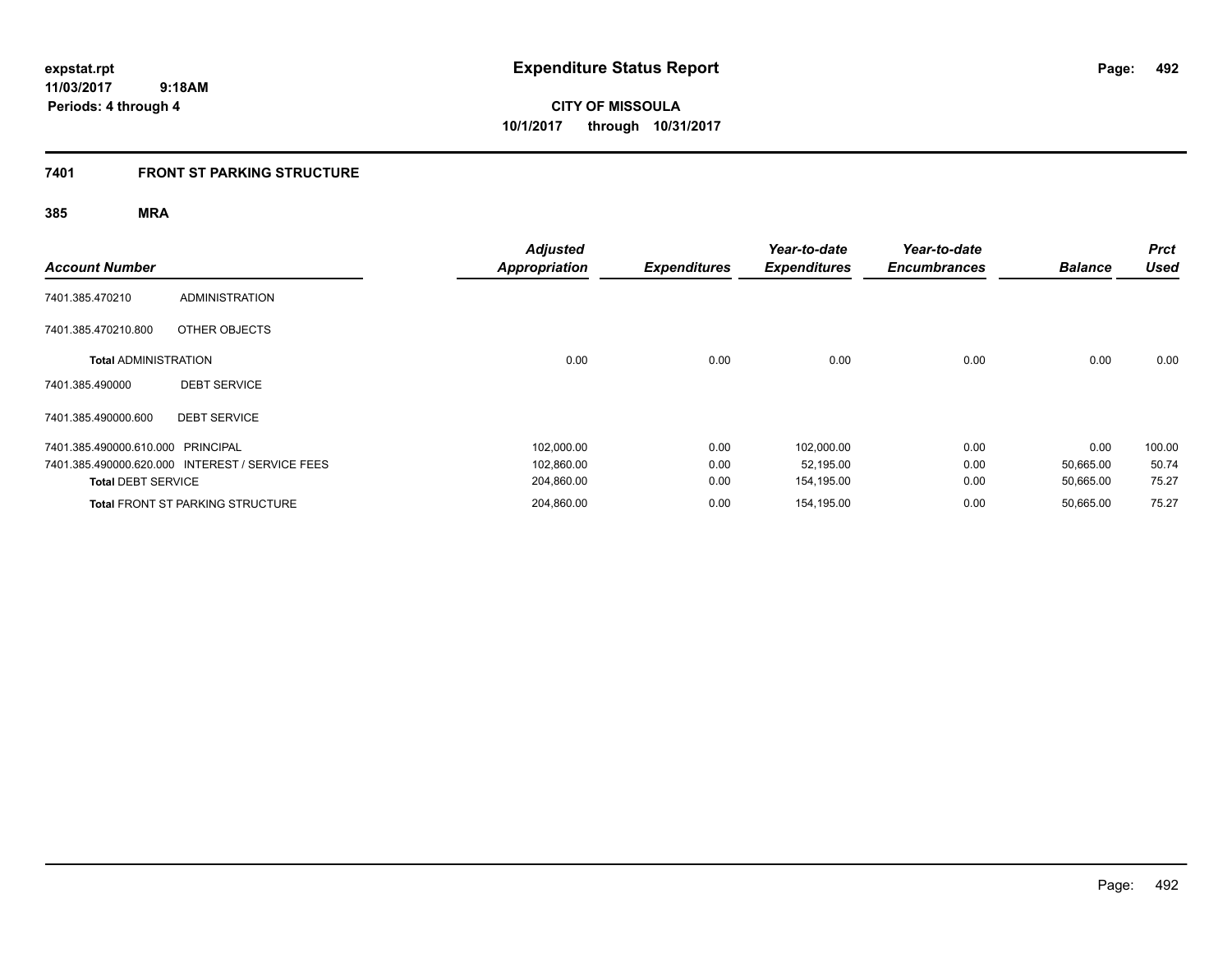expstat.rpt
11/03/2017 9:18AM
Periods: 4 through 4

# Expenditure Status Report

CITY OF MISSOULA
10/1/2017 through 10/31/2017

## 7401 FRONT ST PARKING STRUCTURE

### 385 MRA

| Account Number | | Adjusted Appropriation | Expenditures | Year-to-date Expenditures | Year-to-date Encumbrances | Balance | Prct Used |
|---|---|---|---|---|---|---|---|
| 7401.385.470210 | ADMINISTRATION | | | | | | |
| 7401.385.470210.800 | OTHER OBJECTS | | | | | | |
| **Total** ADMINISTRATION | | 0.00 | 0.00 | 0.00 | 0.00 | 0.00 | 0.00 |
| 7401.385.490000 | DEBT SERVICE | | | | | | |
| 7401.385.490000.600 | DEBT SERVICE | | | | | | |
| 7401.385.490000.610.000 | PRINCIPAL | 102,000.00 | 0.00 | 102,000.00 | 0.00 | 0.00 | 100.00 |
| 7401.385.490000.620.000 | INTEREST / SERVICE FEES | 102,860.00 | 0.00 | 52,195.00 | 0.00 | 50,665.00 | 50.74 |
| **Total** DEBT SERVICE | | 204,860.00 | 0.00 | 154,195.00 | 0.00 | 50,665.00 | 75.27 |
| **Total** FRONT ST PARKING STRUCTURE | | 204,860.00 | 0.00 | 154,195.00 | 0.00 | 50,665.00 | 75.27 |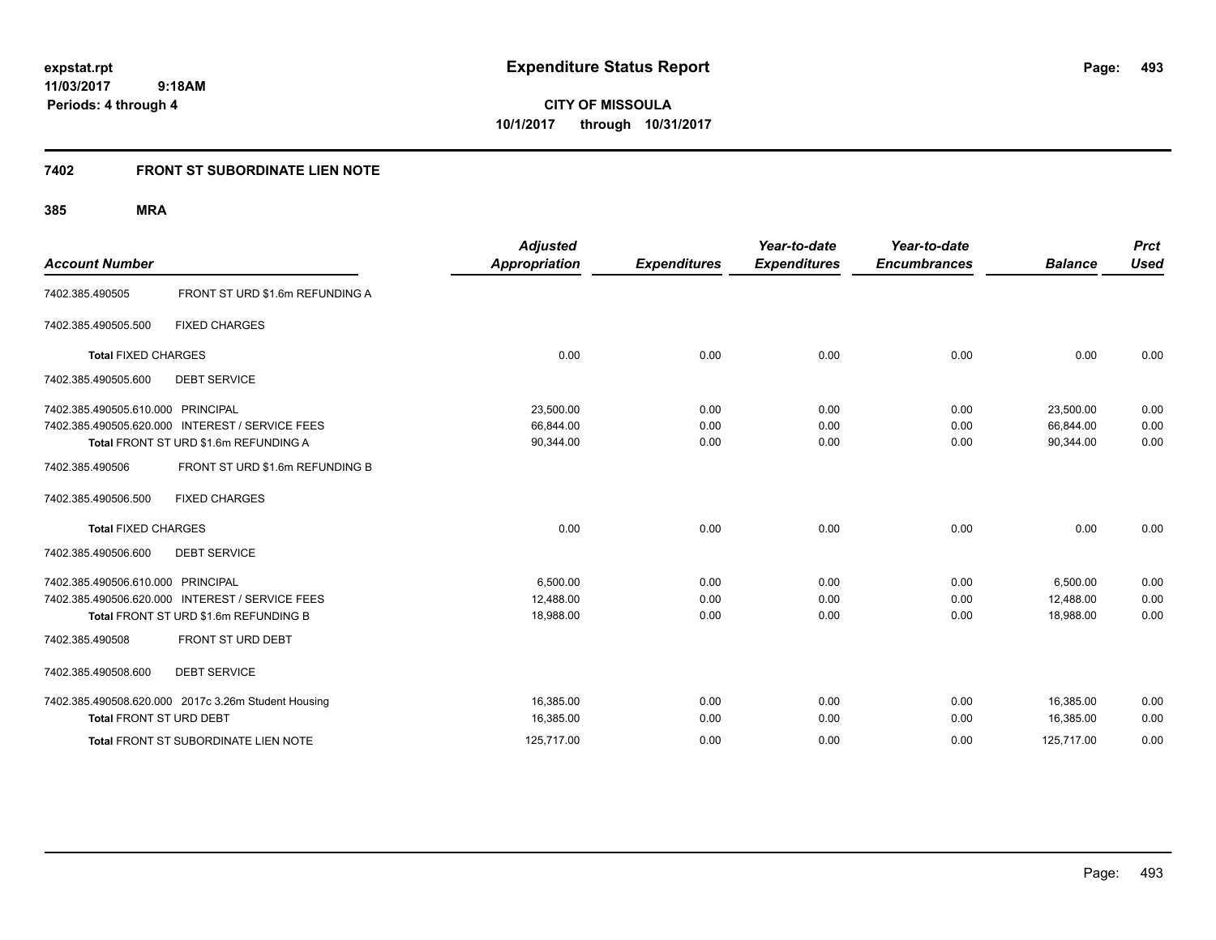**expstat.rpt**
**11/03/2017 9:18AM**
**Periods: 4 through 4**

# Expenditure Status Report

**CITY OF MISSOULA**
**10/1/2017 through 10/31/2017**

## 7402 FRONT ST SUBORDINATE LIEN NOTE

### 385 MRA

| Account Number | | Adjusted Appropriation | Expenditures | Year-to-date Expenditures | Year-to-date Encumbrances | Balance | Prct Used |
|---|---|---|---|---|---|---|---|
| 7402.385.490505 | FRONT ST URD $1.6m REFUNDING A | | | | | | |
| 7402.385.490505.500 | FIXED CHARGES | | | | | | |
| **Total** FIXED CHARGES | | 0.00 | 0.00 | 0.00 | 0.00 | 0.00 | 0.00 |
| 7402.385.490505.600 | DEBT SERVICE | | | | | | |
| 7402.385.490505.610.000 | PRINCIPAL | 23,500.00 | 0.00 | 0.00 | 0.00 | 23,500.00 | 0.00 |
| 7402.385.490505.620.000 | INTEREST / SERVICE FEES | 66,844.00 | 0.00 | 0.00 | 0.00 | 66,844.00 | 0.00 |
| **Total** FRONT ST URD $1.6m REFUNDING A | | 90,344.00 | 0.00 | 0.00 | 0.00 | 90,344.00 | 0.00 |
| 7402.385.490506 | FRONT ST URD $1.6m REFUNDING B | | | | | | |
| 7402.385.490506.500 | FIXED CHARGES | | | | | | |
| **Total** FIXED CHARGES | | 0.00 | 0.00 | 0.00 | 0.00 | 0.00 | 0.00 |
| 7402.385.490506.600 | DEBT SERVICE | | | | | | |
| 7402.385.490506.610.000 | PRINCIPAL | 6,500.00 | 0.00 | 0.00 | 0.00 | 6,500.00 | 0.00 |
| 7402.385.490506.620.000 | INTEREST / SERVICE FEES | 12,488.00 | 0.00 | 0.00 | 0.00 | 12,488.00 | 0.00 |
| **Total** FRONT ST URD $1.6m REFUNDING B | | 18,988.00 | 0.00 | 0.00 | 0.00 | 18,988.00 | 0.00 |
| 7402.385.490508 | FRONT ST URD DEBT | | | | | | |
| 7402.385.490508.600 | DEBT SERVICE | | | | | | |
| 7402.385.490508.620.000 | 2017c 3.26m Student Housing | 16,385.00 | 0.00 | 0.00 | 0.00 | 16,385.00 | 0.00 |
| **Total** FRONT ST URD DEBT | | 16,385.00 | 0.00 | 0.00 | 0.00 | 16,385.00 | 0.00 |
| **Total** FRONT ST SUBORDINATE LIEN NOTE | | 125,717.00 | 0.00 | 0.00 | 0.00 | 125,717.00 | 0.00 |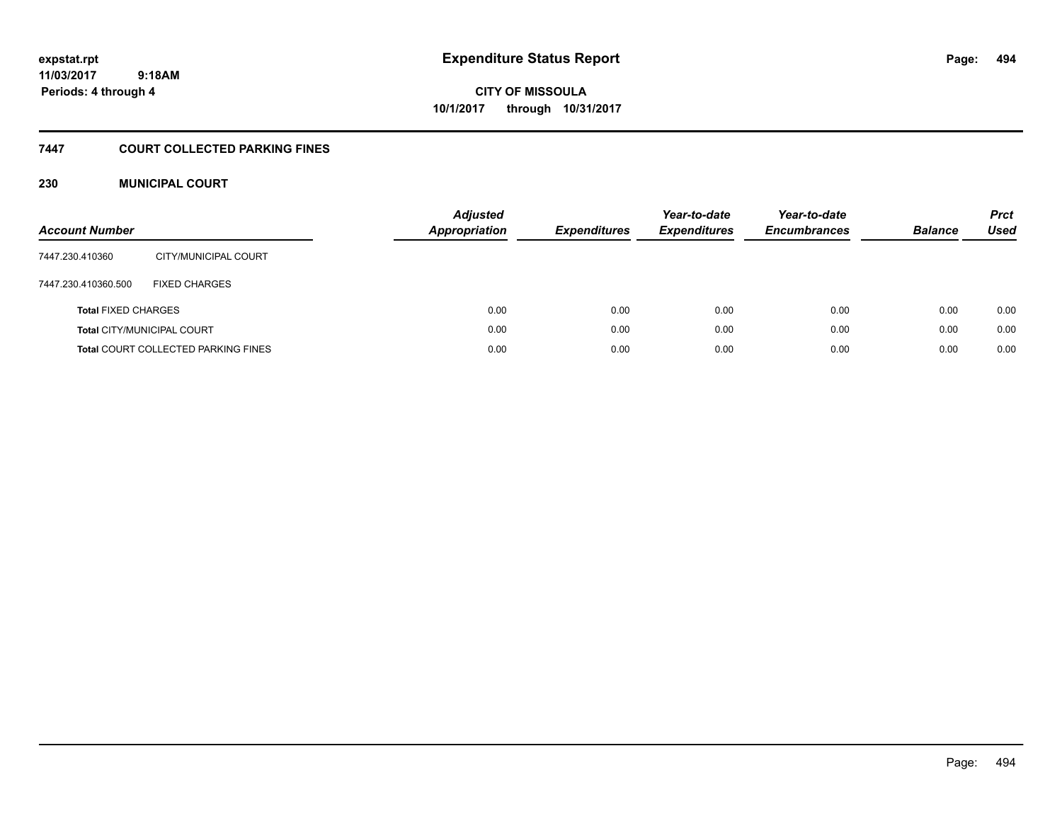expstat.rpt
11/03/2017 9:18AM
Periods: 4 through 4

# Expenditure Status Report

**CITY OF MISSOULA**
**10/1/2017 through 10/31/2017**

## 7447 COURT COLLECTED PARKING FINES

### 230 MUNICIPAL COURT

| Account Number | | Adjusted Appropriation | Expenditures | Year-to-date Expenditures | Year-to-date Encumbrances | Balance | Prct Used |
|---|---|---|---|---|---|---|---|
| 7447.230.410360 | CITY/MUNICIPAL COURT | | | | | | |
| 7447.230.410360.500 | FIXED CHARGES | | | | | | |
| **Total** FIXED CHARGES | | 0.00 | 0.00 | 0.00 | 0.00 | 0.00 | 0.00 |
| **Total** CITY/MUNICIPAL COURT | | 0.00 | 0.00 | 0.00 | 0.00 | 0.00 | 0.00 |
| **Total** COURT COLLECTED PARKING FINES | | 0.00 | 0.00 | 0.00 | 0.00 | 0.00 | 0.00 |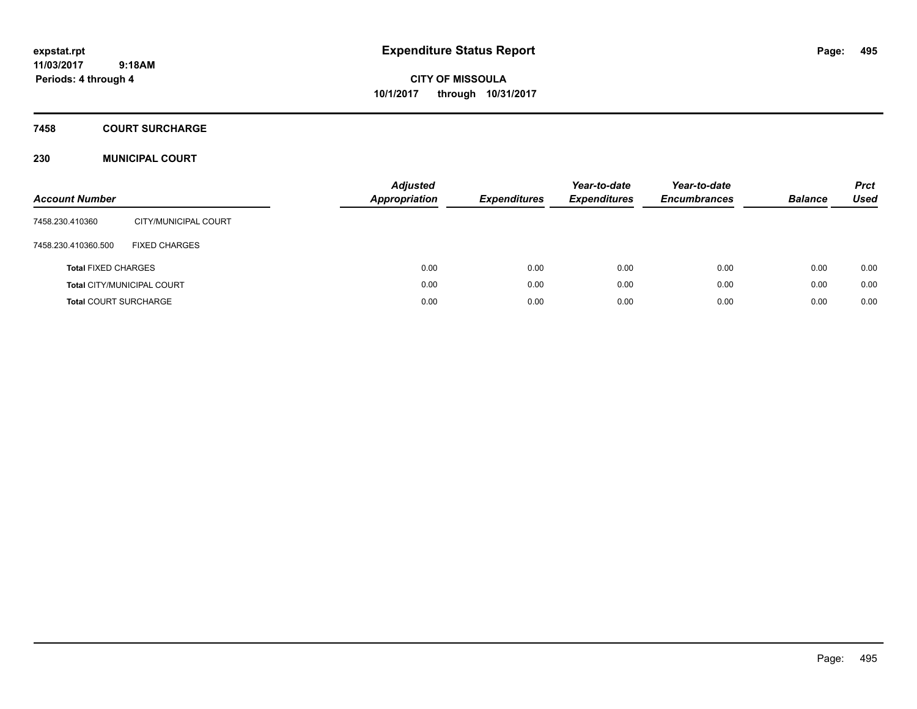expstat.rpt
11/03/2017 9:18AM
Periods: 4 through 4

# Expenditure Status Report

**CITY OF MISSOULA**
**10/1/2017 through 10/31/2017**

## 7458 COURT SURCHARGE

## 230 MUNICIPAL COURT

| Account Number | | Adjusted Appropriation | Expenditures | Year-to-date Expenditures | Year-to-date Encumbrances | Balance | Prct Used |
|---|---|---|---|---|---|---|---|
| 7458.230.410360 | CITY/MUNICIPAL COURT | | | | | | |
| 7458.230.410360.500 | FIXED CHARGES | | | | | | |
| **Total** FIXED CHARGES | | 0.00 | 0.00 | 0.00 | 0.00 | 0.00 | 0.00 |
| **Total** CITY/MUNICIPAL COURT | | 0.00 | 0.00 | 0.00 | 0.00 | 0.00 | 0.00 |
| **Total** COURT SURCHARGE | | 0.00 | 0.00 | 0.00 | 0.00 | 0.00 | 0.00 |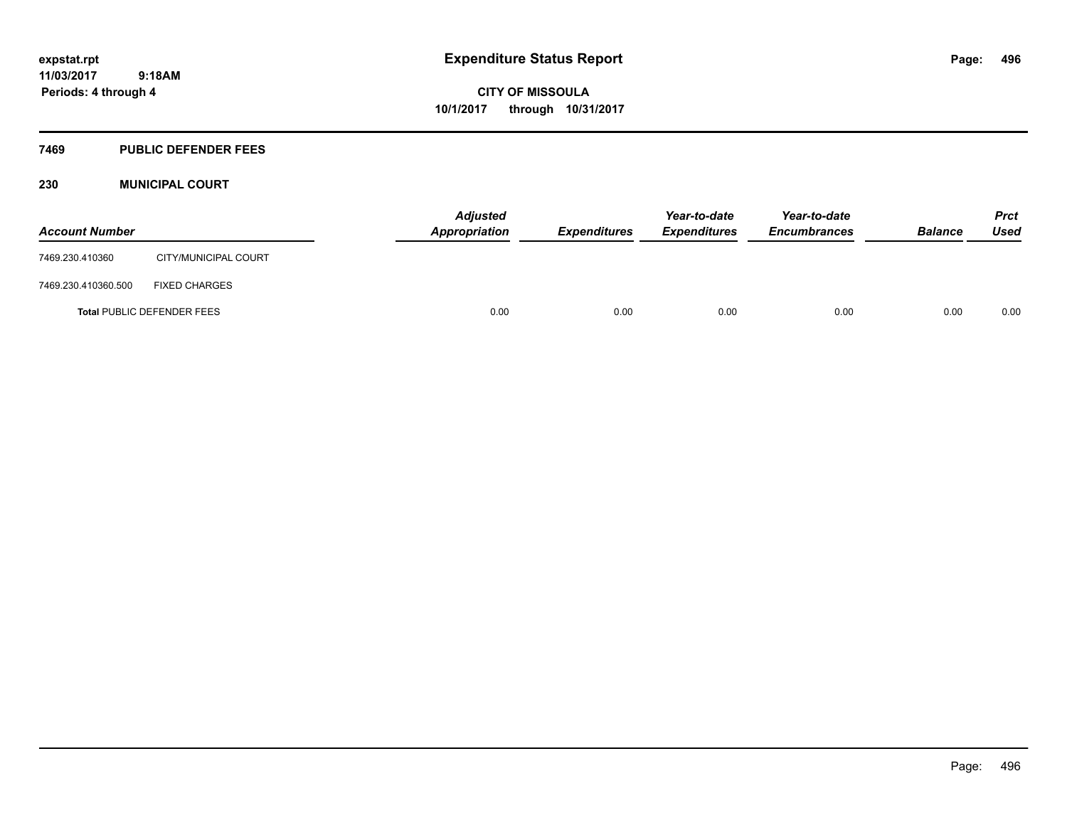expstat.rpt
11/03/2017 9:18AM
Periods: 4 through 4

# Expenditure Status Report

**CITY OF MISSOULA**
**10/1/2017 through 10/31/2017**

## 7469 PUBLIC DEFENDER FEES

### 230 MUNICIPAL COURT

| Account Number | | Adjusted Appropriation | Expenditures | Year-to-date Expenditures | Year-to-date Encumbrances | Balance | Prct Used |
|---|---|---|---|---|---|---|---|
| 7469.230.410360 | CITY/MUNICIPAL COURT | | | | | | |
| 7469.230.410360.500 | FIXED CHARGES | | | | | | |
| **Total** PUBLIC DEFENDER FEES | | 0.00 | 0.00 | 0.00 | 0.00 | 0.00 | 0.00 |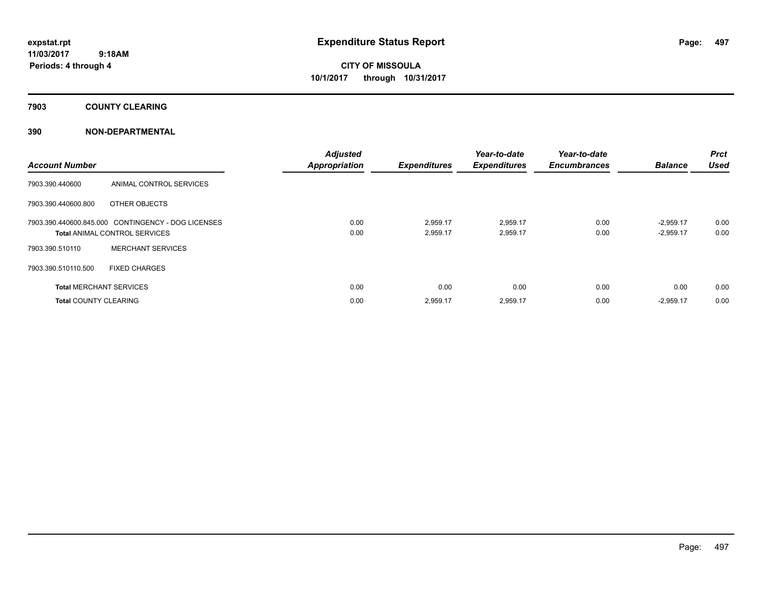expstat.rpt
11/03/2017 9:18AM
Periods: 4 through 4

# Expenditure Status Report

**CITY OF MISSOULA**
**10/1/2017 through 10/31/2017**

## 7903 COUNTY CLEARING

## 390 NON-DEPARTMENTAL

| Account Number | | Adjusted Appropriation | Expenditures | Year-to-date Expenditures | Year-to-date Encumbrances | Balance | Prct Used |
|---|---|---|---|---|---|---|---|
| 7903.390.440600 | ANIMAL CONTROL SERVICES | | | | | | |
| 7903.390.440600.800 | OTHER OBJECTS | | | | | | |
| 7903.390.440600.845.000 | CONTINGENCY - DOG LICENSES | 0.00 | 2,959.17 | 2,959.17 | 0.00 | -2,959.17 | 0.00 |
| **Total** ANIMAL CONTROL SERVICES | | 0.00 | 2,959.17 | 2,959.17 | 0.00 | -2,959.17 | 0.00 |
| 7903.390.510110 | MERCHANT SERVICES | | | | | | |
| 7903.390.510110.500 | FIXED CHARGES | | | | | | |
| **Total** MERCHANT SERVICES | | 0.00 | 0.00 | 0.00 | 0.00 | 0.00 | 0.00 |
| **Total** COUNTY CLEARING | | 0.00 | 2,959.17 | 2,959.17 | 0.00 | -2,959.17 | 0.00 |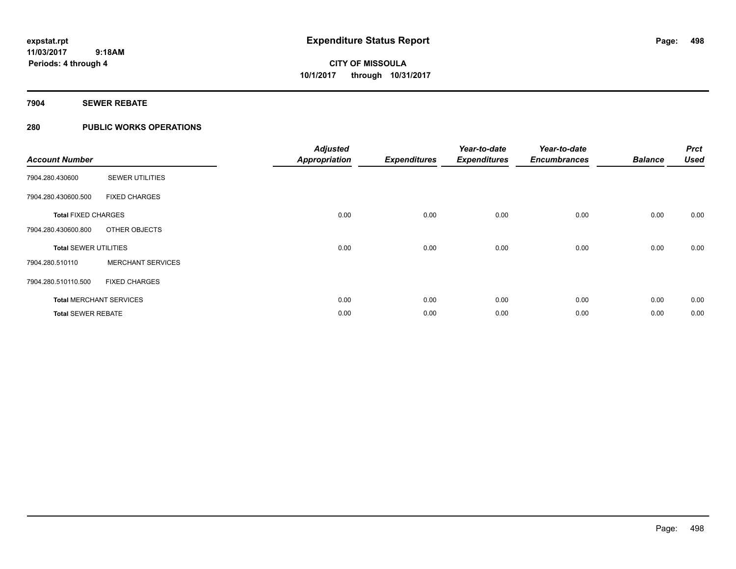expstat.rpt
11/03/2017 9:18AM
Periods: 4 through 4

# Expenditure Status Report

CITY OF MISSOULA
10/1/2017 through 10/31/2017

## 7904 SEWER REBATE

## 280 PUBLIC WORKS OPERATIONS

| Account Number | | Adjusted Appropriation | Expenditures | Year-to-date Expenditures | Year-to-date Encumbrances | Balance | Prct Used |
|---|---|---|---|---|---|---|---|
| 7904.280.430600 | SEWER UTILITIES | | | | | | |
| 7904.280.430600.500 | FIXED CHARGES | | | | | | |
| **Total** FIXED CHARGES | | 0.00 | 0.00 | 0.00 | 0.00 | 0.00 | 0.00 |
| 7904.280.430600.800 | OTHER OBJECTS | | | | | | |
| **Total** SEWER UTILITIES | | 0.00 | 0.00 | 0.00 | 0.00 | 0.00 | 0.00 |
| 7904.280.510110 | MERCHANT SERVICES | | | | | | |
| 7904.280.510110.500 | FIXED CHARGES | | | | | | |
| **Total** MERCHANT SERVICES | | 0.00 | 0.00 | 0.00 | 0.00 | 0.00 | 0.00 |
| **Total** SEWER REBATE | | 0.00 | 0.00 | 0.00 | 0.00 | 0.00 | 0.00 |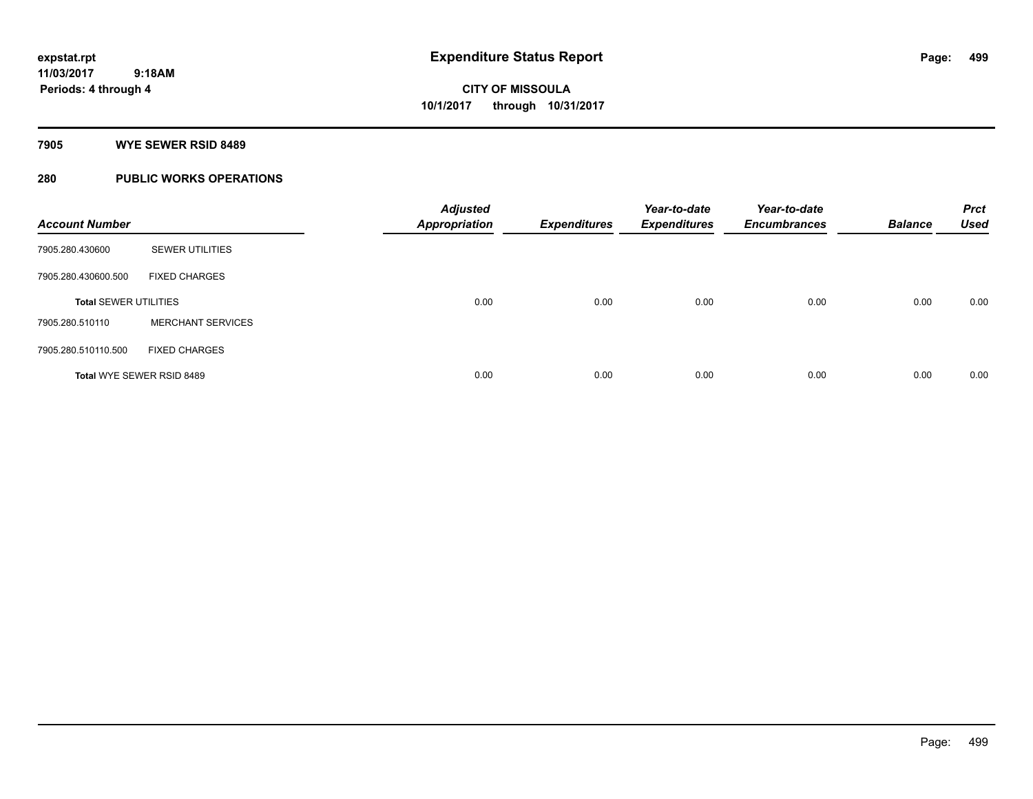**expstat.rpt**
**11/03/2017 9:18AM**
**Periods: 4 through 4**

# Expenditure Status Report

**CITY OF MISSOULA**
**10/1/2017 through 10/31/2017**

## 7905 WYE SEWER RSID 8489

## 280 PUBLIC WORKS OPERATIONS

| Account Number | | Adjusted Appropriation | Expenditures | Year-to-date Expenditures | Year-to-date Encumbrances | Balance | Prct Used |
|---|---|---|---|---|---|---|---|
| 7905.280.430600 | SEWER UTILITIES | | | | | | |
| 7905.280.430600.500 | FIXED CHARGES | | | | | | |
| **Total SEWER UTILITIES** | | 0.00 | 0.00 | 0.00 | 0.00 | 0.00 | 0.00 |
| 7905.280.510110 | MERCHANT SERVICES | | | | | | |
| 7905.280.510110.500 | FIXED CHARGES | | | | | | |
| **Total WYE SEWER RSID 8489** | | 0.00 | 0.00 | 0.00 | 0.00 | 0.00 | 0.00 |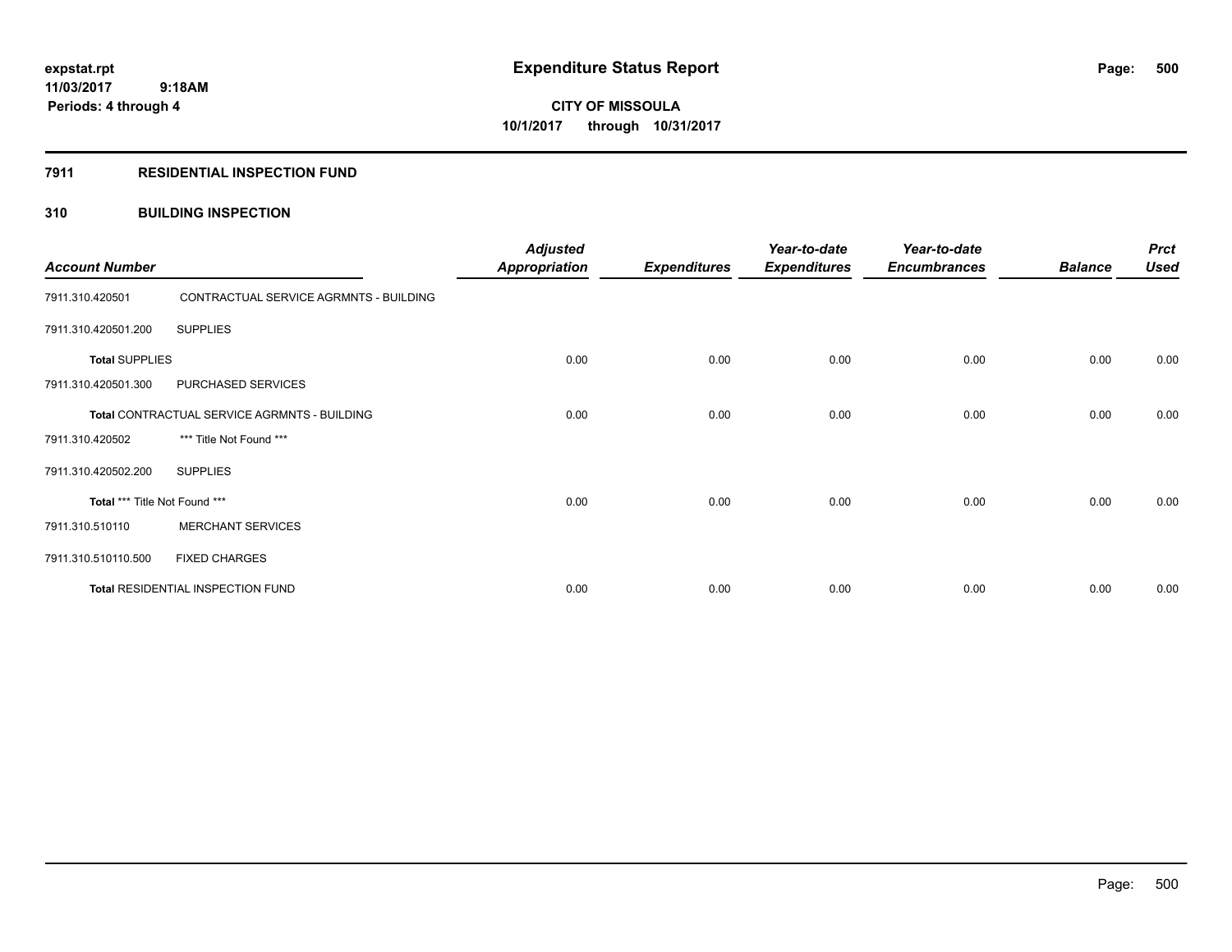# Expenditure Status Report

expstat.rpt
11/03/2017 9:18AM
Periods: 4 through 4

**CITY OF MISSOULA**
**10/1/2017 through 10/31/2017**

## 7911 RESIDENTIAL INSPECTION FUND

### 310 BUILDING INSPECTION

| Account Number | | Adjusted Appropriation | Expenditures | Year-to-date Expenditures | Year-to-date Encumbrances | Balance | Prct Used |
|---|---|---|---|---|---|---|---|
| 7911.310.420501 | CONTRACTUAL SERVICE AGRMNTS - BUILDING | | | | | | |
| 7911.310.420501.200 | SUPPLIES | | | | | | |
| **Total** SUPPLIES | | 0.00 | 0.00 | 0.00 | 0.00 | 0.00 | 0.00 |
| 7911.310.420501.300 | PURCHASED SERVICES | | | | | | |
| **Total** CONTRACTUAL SERVICE AGRMNTS - BUILDING | | 0.00 | 0.00 | 0.00 | 0.00 | 0.00 | 0.00 |
| 7911.310.420502 | *** Title Not Found *** | | | | | | |
| 7911.310.420502.200 | SUPPLIES | | | | | | |
| **Total** *** Title Not Found *** | | 0.00 | 0.00 | 0.00 | 0.00 | 0.00 | 0.00 |
| 7911.310.510110 | MERCHANT SERVICES | | | | | | |
| 7911.310.510110.500 | FIXED CHARGES | | | | | | |
| **Total** RESIDENTIAL INSPECTION FUND | | 0.00 | 0.00 | 0.00 | 0.00 | 0.00 | 0.00 |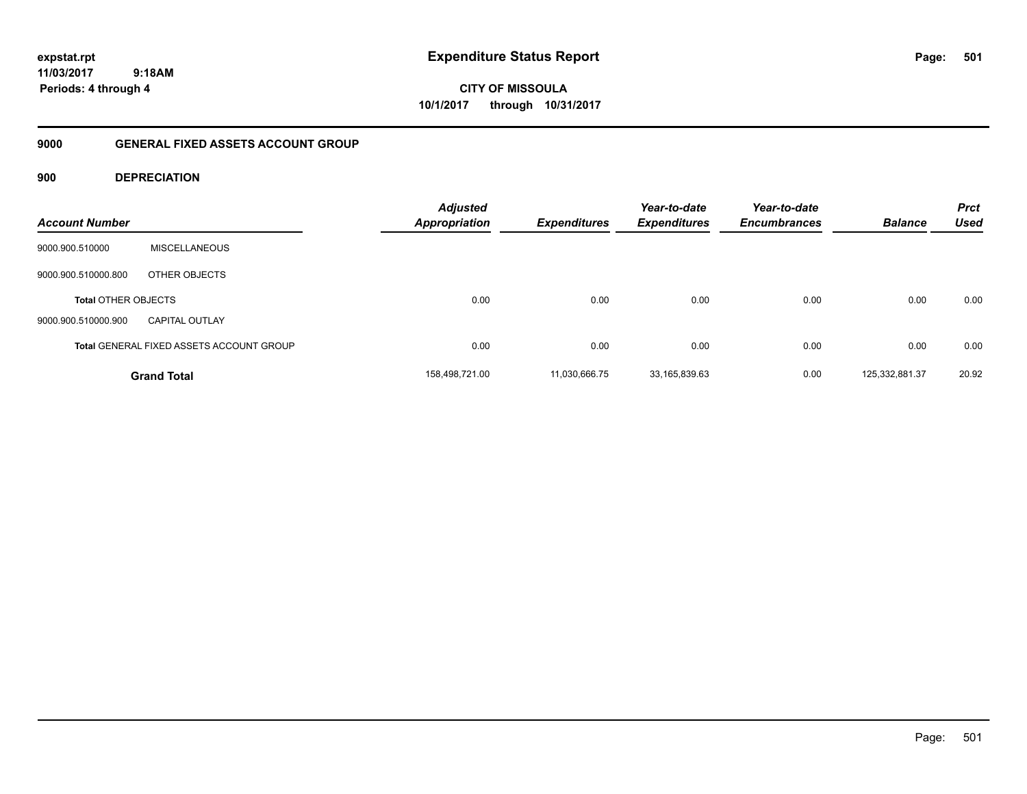expstat.rpt
11/03/2017 9:18AM
Periods: 4 through 4

# Expenditure Status Report

CITY OF MISSOULA
10/1/2017 through 10/31/2017

## 9000 GENERAL FIXED ASSETS ACCOUNT GROUP

### 900 DEPRECIATION

| Account Number | | Adjusted Appropriation | Expenditures | Year-to-date Expenditures | Year-to-date Encumbrances | Balance | Prct Used |
|---|---|---|---|---|---|---|---|
| 9000.900.510000 | MISCELLANEOUS | | | | | | |
| 9000.900.510000.800 | OTHER OBJECTS | | | | | | |
| **Total** OTHER OBJECTS | | 0.00 | 0.00 | 0.00 | 0.00 | 0.00 | 0.00 |
| 9000.900.510000.900 | CAPITAL OUTLAY | | | | | | |
| **Total** GENERAL FIXED ASSETS ACCOUNT GROUP | | 0.00 | 0.00 | 0.00 | 0.00 | 0.00 | 0.00 |
| **Grand Total** | | 158,498,721.00 | 11,030,666.75 | 33,165,839.63 | 0.00 | 125,332,881.37 | 20.92 |